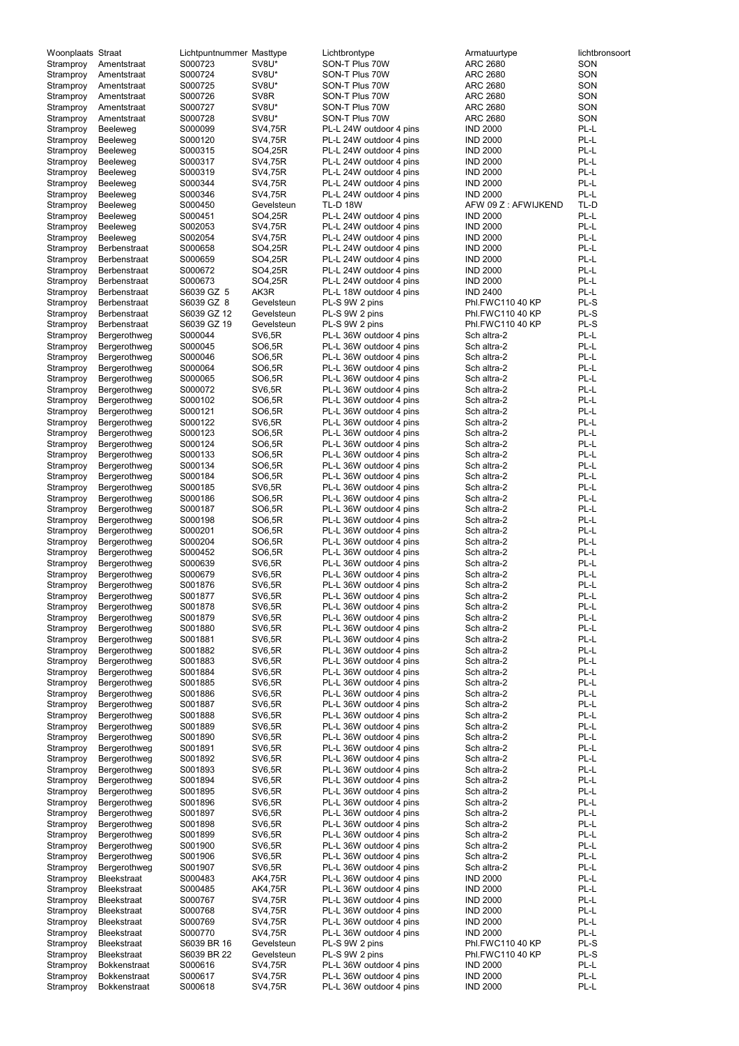| Woonplaats | Straat | Lichtpuntnummer | Masttype | Lichtbrontype | Armatuurtype | lichtbronsoort |
|---|---|---|---|---|---|---|
| Stramproy | Amentstraat | S000723 | SV8U* | SON-T Plus 70W | ARC 2680 | SON |
| Stramproy | Amentstraat | S000724 | SV8U* | SON-T Plus 70W | ARC 2680 | SON |
| Stramproy | Amentstraat | S000725 | SV8U* | SON-T Plus 70W | ARC 2680 | SON |
| Stramproy | Amentstraat | S000726 | SV8R | SON-T Plus 70W | ARC 2680 | SON |
| Stramproy | Amentstraat | S000727 | SV8U* | SON-T Plus 70W | ARC 2680 | SON |
| Stramproy | Amentstraat | S000728 | SV8U* | SON-T Plus 70W | ARC 2680 | SON |
| Stramproy | Beeleweg | S000099 | SV4,75R | PL-L 24W outdoor 4 pins | IND 2000 | PL-L |
| Stramproy | Beeleweg | S000120 | SV4,75R | PL-L 24W outdoor 4 pins | IND 2000 | PL-L |
| Stramproy | Beeleweg | S000315 | SO4,25R | PL-L 24W outdoor 4 pins | IND 2000 | PL-L |
| Stramproy | Beeleweg | S000317 | SV4,75R | PL-L 24W outdoor 4 pins | IND 2000 | PL-L |
| Stramproy | Beeleweg | S000319 | SV4,75R | PL-L 24W outdoor 4 pins | IND 2000 | PL-L |
| Stramproy | Beeleweg | S000344 | SV4,75R | PL-L 24W outdoor 4 pins | IND 2000 | PL-L |
| Stramproy | Beeleweg | S000346 | SV4,75R | PL-L 24W outdoor 4 pins | IND 2000 | PL-L |
| Stramproy | Beeleweg | S000450 | Gevelsteun | TL-D 18W | AFW 09 Z : AFWIJKEND | TL-D |
| Stramproy | Beeleweg | S000451 | SO4,25R | PL-L 24W outdoor 4 pins | IND 2000 | PL-L |
| Stramproy | Beeleweg | S002053 | SV4,75R | PL-L 24W outdoor 4 pins | IND 2000 | PL-L |
| Stramproy | Beeleweg | S002054 | SV4,75R | PL-L 24W outdoor 4 pins | IND 2000 | PL-L |
| Stramproy | Berbenstraat | S000658 | SO4,25R | PL-L 24W outdoor 4 pins | IND 2000 | PL-L |
| Stramproy | Berbenstraat | S000659 | SO4,25R | PL-L 24W outdoor 4 pins | IND 2000 | PL-L |
| Stramproy | Berbenstraat | S000672 | SO4,25R | PL-L 24W outdoor 4 pins | IND 2000 | PL-L |
| Stramproy | Berbenstraat | S000673 | SO4,25R | PL-L 24W outdoor 4 pins | IND 2000 | PL-L |
| Stramproy | Berbenstraat | S6039 GZ 5 | AK3R | PL-L 18W outdoor 4 pins | IND 2400 | PL-L |
| Stramproy | Berbenstraat | S6039 GZ 8 | Gevelsteun | PL-S 9W 2 pins | Phl.FWC110 40 KP | PL-S |
| Stramproy | Berbenstraat | S6039 GZ 12 | Gevelsteun | PL-S 9W 2 pins | Phl.FWC110 40 KP | PL-S |
| Stramproy | Berbenstraat | S6039 GZ 19 | Gevelsteun | PL-S 9W 2 pins | Phl.FWC110 40 KP | PL-S |
| Stramproy | Bergerothweg | S000044 | SV6,5R | PL-L 36W outdoor 4 pins | Sch altra-2 | PL-L |
| Stramproy | Bergerothweg | S000045 | SO6,5R | PL-L 36W outdoor 4 pins | Sch altra-2 | PL-L |
| Stramproy | Bergerothweg | S000046 | SO6,5R | PL-L 36W outdoor 4 pins | Sch altra-2 | PL-L |
| Stramproy | Bergerothweg | S000064 | SO6,5R | PL-L 36W outdoor 4 pins | Sch altra-2 | PL-L |
| Stramproy | Bergerothweg | S000065 | SO6,5R | PL-L 36W outdoor 4 pins | Sch altra-2 | PL-L |
| Stramproy | Bergerothweg | S000072 | SV6,5R | PL-L 36W outdoor 4 pins | Sch altra-2 | PL-L |
| Stramproy | Bergerothweg | S000102 | SO6,5R | PL-L 36W outdoor 4 pins | Sch altra-2 | PL-L |
| Stramproy | Bergerothweg | S000121 | SO6,5R | PL-L 36W outdoor 4 pins | Sch altra-2 | PL-L |
| Stramproy | Bergerothweg | S000122 | SV6,5R | PL-L 36W outdoor 4 pins | Sch altra-2 | PL-L |
| Stramproy | Bergerothweg | S000123 | SO6,5R | PL-L 36W outdoor 4 pins | Sch altra-2 | PL-L |
| Stramproy | Bergerothweg | S000124 | SO6,5R | PL-L 36W outdoor 4 pins | Sch altra-2 | PL-L |
| Stramproy | Bergerothweg | S000133 | SO6,5R | PL-L 36W outdoor 4 pins | Sch altra-2 | PL-L |
| Stramproy | Bergerothweg | S000134 | SO6,5R | PL-L 36W outdoor 4 pins | Sch altra-2 | PL-L |
| Stramproy | Bergerothweg | S000184 | SO6,5R | PL-L 36W outdoor 4 pins | Sch altra-2 | PL-L |
| Stramproy | Bergerothweg | S000185 | SV6,5R | PL-L 36W outdoor 4 pins | Sch altra-2 | PL-L |
| Stramproy | Bergerothweg | S000186 | SO6,5R | PL-L 36W outdoor 4 pins | Sch altra-2 | PL-L |
| Stramproy | Bergerothweg | S000187 | SO6,5R | PL-L 36W outdoor 4 pins | Sch altra-2 | PL-L |
| Stramproy | Bergerothweg | S000198 | SO6,5R | PL-L 36W outdoor 4 pins | Sch altra-2 | PL-L |
| Stramproy | Bergerothweg | S000201 | SO6,5R | PL-L 36W outdoor 4 pins | Sch altra-2 | PL-L |
| Stramproy | Bergerothweg | S000204 | SO6,5R | PL-L 36W outdoor 4 pins | Sch altra-2 | PL-L |
| Stramproy | Bergerothweg | S000452 | SO6,5R | PL-L 36W outdoor 4 pins | Sch altra-2 | PL-L |
| Stramproy | Bergerothweg | S000639 | SV6,5R | PL-L 36W outdoor 4 pins | Sch altra-2 | PL-L |
| Stramproy | Bergerothweg | S000679 | SV6,5R | PL-L 36W outdoor 4 pins | Sch altra-2 | PL-L |
| Stramproy | Bergerothweg | S001876 | SV6,5R | PL-L 36W outdoor 4 pins | Sch altra-2 | PL-L |
| Stramproy | Bergerothweg | S001877 | SV6,5R | PL-L 36W outdoor 4 pins | Sch altra-2 | PL-L |
| Stramproy | Bergerothweg | S001878 | SV6,5R | PL-L 36W outdoor 4 pins | Sch altra-2 | PL-L |
| Stramproy | Bergerothweg | S001879 | SV6,5R | PL-L 36W outdoor 4 pins | Sch altra-2 | PL-L |
| Stramproy | Bergerothweg | S001880 | SV6,5R | PL-L 36W outdoor 4 pins | Sch altra-2 | PL-L |
| Stramproy | Bergerothweg | S001881 | SV6,5R | PL-L 36W outdoor 4 pins | Sch altra-2 | PL-L |
| Stramproy | Bergerothweg | S001882 | SV6,5R | PL-L 36W outdoor 4 pins | Sch altra-2 | PL-L |
| Stramproy | Bergerothweg | S001883 | SV6,5R | PL-L 36W outdoor 4 pins | Sch altra-2 | PL-L |
| Stramproy | Bergerothweg | S001884 | SV6,5R | PL-L 36W outdoor 4 pins | Sch altra-2 | PL-L |
| Stramproy | Bergerothweg | S001885 | SV6,5R | PL-L 36W outdoor 4 pins | Sch altra-2 | PL-L |
| Stramproy | Bergerothweg | S001886 | SV6,5R | PL-L 36W outdoor 4 pins | Sch altra-2 | PL-L |
| Stramproy | Bergerothweg | S001887 | SV6,5R | PL-L 36W outdoor 4 pins | Sch altra-2 | PL-L |
| Stramproy | Bergerothweg | S001888 | SV6,5R | PL-L 36W outdoor 4 pins | Sch altra-2 | PL-L |
| Stramproy | Bergerothweg | S001889 | SV6,5R | PL-L 36W outdoor 4 pins | Sch altra-2 | PL-L |
| Stramproy | Bergerothweg | S001890 | SV6,5R | PL-L 36W outdoor 4 pins | Sch altra-2 | PL-L |
| Stramproy | Bergerothweg | S001891 | SV6,5R | PL-L 36W outdoor 4 pins | Sch altra-2 | PL-L |
| Stramproy | Bergerothweg | S001892 | SV6,5R | PL-L 36W outdoor 4 pins | Sch altra-2 | PL-L |
| Stramproy | Bergerothweg | S001893 | SV6,5R | PL-L 36W outdoor 4 pins | Sch altra-2 | PL-L |
| Stramproy | Bergerothweg | S001894 | SV6,5R | PL-L 36W outdoor 4 pins | Sch altra-2 | PL-L |
| Stramproy | Bergerothweg | S001895 | SV6,5R | PL-L 36W outdoor 4 pins | Sch altra-2 | PL-L |
| Stramproy | Bergerothweg | S001896 | SV6,5R | PL-L 36W outdoor 4 pins | Sch altra-2 | PL-L |
| Stramproy | Bergerothweg | S001897 | SV6,5R | PL-L 36W outdoor 4 pins | Sch altra-2 | PL-L |
| Stramproy | Bergerothweg | S001898 | SV6,5R | PL-L 36W outdoor 4 pins | Sch altra-2 | PL-L |
| Stramproy | Bergerothweg | S001899 | SV6,5R | PL-L 36W outdoor 4 pins | Sch altra-2 | PL-L |
| Stramproy | Bergerothweg | S001900 | SV6,5R | PL-L 36W outdoor 4 pins | Sch altra-2 | PL-L |
| Stramproy | Bergerothweg | S001906 | SV6,5R | PL-L 36W outdoor 4 pins | Sch altra-2 | PL-L |
| Stramproy | Bergerothweg | S001907 | SV6,5R | PL-L 36W outdoor 4 pins | Sch altra-2 | PL-L |
| Stramproy | Bleekstraat | S000483 | AK4,75R | PL-L 36W outdoor 4 pins | IND 2000 | PL-L |
| Stramproy | Bleekstraat | S000485 | AK4,75R | PL-L 36W outdoor 4 pins | IND 2000 | PL-L |
| Stramproy | Bleekstraat | S000767 | SV4,75R | PL-L 36W outdoor 4 pins | IND 2000 | PL-L |
| Stramproy | Bleekstraat | S000768 | SV4,75R | PL-L 36W outdoor 4 pins | IND 2000 | PL-L |
| Stramproy | Bleekstraat | S000769 | SV4,75R | PL-L 36W outdoor 4 pins | IND 2000 | PL-L |
| Stramproy | Bleekstraat | S000770 | SV4,75R | PL-L 36W outdoor 4 pins | IND 2000 | PL-L |
| Stramproy | Bleekstraat | S6039 BR 16 | Gevelsteun | PL-S 9W 2 pins | Phl.FWC110 40 KP | PL-S |
| Stramproy | Bleekstraat | S6039 BR 22 | Gevelsteun | PL-S 9W 2 pins | Phl.FWC110 40 KP | PL-S |
| Stramproy | Bokkenstraat | S000616 | SV4,75R | PL-L 36W outdoor 4 pins | IND 2000 | PL-L |
| Stramproy | Bokkenstraat | S000617 | SV4,75R | PL-L 36W outdoor 4 pins | IND 2000 | PL-L |
| Stramproy | Bokkenstraat | S000618 | SV4,75R | PL-L 36W outdoor 4 pins | IND 2000 | PL-L |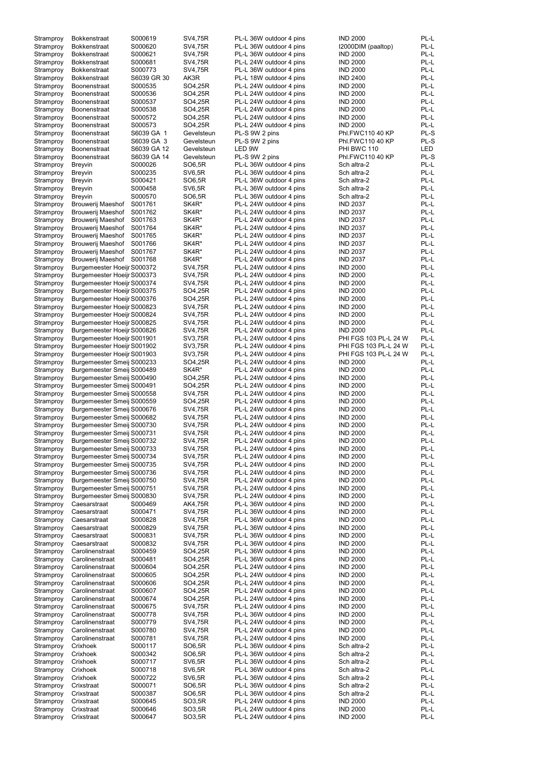| | | | | | | |
|---|---|---|---|---|---|---|
| Stramproy | Bokkenstraat | S000619 | SV4,75R | PL-L 36W outdoor 4 pins | IND 2000 | PL-L |
| Stramproy | Bokkenstraat | S000620 | SV4,75R | PL-L 36W outdoor 4 pins | I2000DIM (paaltop) | PL-L |
| Stramproy | Bokkenstraat | S000621 | SV4,75R | PL-L 36W outdoor 4 pins | IND 2000 | PL-L |
| Stramproy | Bokkenstraat | S000681 | SV4,75R | PL-L 24W outdoor 4 pins | IND 2000 | PL-L |
| Stramproy | Bokkenstraat | S000773 | SV4,75R | PL-L 36W outdoor 4 pins | IND 2000 | PL-L |
| Stramproy | Bokkenstraat | S6039 GR 30 | AK3R | PL-L 18W outdoor 4 pins | IND 2400 | PL-L |
| Stramproy | Boonenstraat | S000535 | SO4,25R | PL-L 24W outdoor 4 pins | IND 2000 | PL-L |
| Stramproy | Boonenstraat | S000536 | SO4,25R | PL-L 24W outdoor 4 pins | IND 2000 | PL-L |
| Stramproy | Boonenstraat | S000537 | SO4,25R | PL-L 24W outdoor 4 pins | IND 2000 | PL-L |
| Stramproy | Boonenstraat | S000538 | SO4,25R | PL-L 24W outdoor 4 pins | IND 2000 | PL-L |
| Stramproy | Boonenstraat | S000572 | SO4,25R | PL-L 24W outdoor 4 pins | IND 2000 | PL-L |
| Stramproy | Boonenstraat | S000573 | SO4,25R | PL-L 24W outdoor 4 pins | IND 2000 | PL-L |
| Stramproy | Boonenstraat | S6039 GA 1 | Gevelsteun | PL-S 9W 2 pins | Phl.FWC110 40 KP | PL-S |
| Stramproy | Boonenstraat | S6039 GA 3 | Gevelsteun | PL-S 9W 2 pins | Phl.FWC110 40 KP | PL-S |
| Stramproy | Boonenstraat | S6039 GA 12 | Gevelsteun | LED 9W | PHI BWC 110 | LED |
| Stramproy | Boonenstraat | S6039 GA 14 | Gevelsteun | PL-S 9W 2 pins | Phl.FWC110 40 KP | PL-S |
| Stramproy | Breyvin | S000026 | SO6,5R | PL-L 36W outdoor 4 pins | Sch altra-2 | PL-L |
| Stramproy | Breyvin | S000235 | SV6,5R | PL-L 36W outdoor 4 pins | Sch altra-2 | PL-L |
| Stramproy | Breyvin | S000421 | SO6,5R | PL-L 36W outdoor 4 pins | Sch altra-2 | PL-L |
| Stramproy | Breyvin | S000458 | SV6,5R | PL-L 36W outdoor 4 pins | Sch altra-2 | PL-L |
| Stramproy | Breyvin | S000570 | SO6,5R | PL-L 36W outdoor 4 pins | Sch altra-2 | PL-L |
| Stramproy | Brouwerij Maeshof | S001761 | SK4R* | PL-L 24W outdoor 4 pins | IND 2037 | PL-L |
| Stramproy | Brouwerij Maeshof | S001762 | SK4R* | PL-L 24W outdoor 4 pins | IND 2037 | PL-L |
| Stramproy | Brouwerij Maeshof | S001763 | SK4R* | PL-L 24W outdoor 4 pins | IND 2037 | PL-L |
| Stramproy | Brouwerij Maeshof | S001764 | SK4R* | PL-L 24W outdoor 4 pins | IND 2037 | PL-L |
| Stramproy | Brouwerij Maeshof | S001765 | SK4R* | PL-L 24W outdoor 4 pins | IND 2037 | PL-L |
| Stramproy | Brouwerij Maeshof | S001766 | SK4R* | PL-L 24W outdoor 4 pins | IND 2037 | PL-L |
| Stramproy | Brouwerij Maeshof | S001767 | SK4R* | PL-L 24W outdoor 4 pins | IND 2037 | PL-L |
| Stramproy | Brouwerij Maeshof | S001768 | SK4R* | PL-L 24W outdoor 4 pins | IND 2037 | PL-L |
| Stramproy | Burgemeester Hoeijr | S000372 | SV4,75R | PL-L 24W outdoor 4 pins | IND 2000 | PL-L |
| Stramproy | Burgemeester Hoeijr | S000373 | SV4,75R | PL-L 24W outdoor 4 pins | IND 2000 | PL-L |
| Stramproy | Burgemeester Hoeijr | S000374 | SV4,75R | PL-L 24W outdoor 4 pins | IND 2000 | PL-L |
| Stramproy | Burgemeester Hoeijr | S000375 | SO4,25R | PL-L 24W outdoor 4 pins | IND 2000 | PL-L |
| Stramproy | Burgemeester Hoeijr | S000376 | SO4,25R | PL-L 24W outdoor 4 pins | IND 2000 | PL-L |
| Stramproy | Burgemeester Hoeijr | S000823 | SV4,75R | PL-L 24W outdoor 4 pins | IND 2000 | PL-L |
| Stramproy | Burgemeester Hoeijr | S000824 | SV4,75R | PL-L 24W outdoor 4 pins | IND 2000 | PL-L |
| Stramproy | Burgemeester Hoeijr | S000825 | SV4,75R | PL-L 24W outdoor 4 pins | IND 2000 | PL-L |
| Stramproy | Burgemeester Hoeijr | S000826 | SV4,75R | PL-L 24W outdoor 4 pins | IND 2000 | PL-L |
| Stramproy | Burgemeester Hoeijr | S001901 | SV3,75R | PL-L 24W outdoor 4 pins | PHI FGS 103 PL-L 24 W | PL-L |
| Stramproy | Burgemeester Hoeijr | S001902 | SV3,75R | PL-L 24W outdoor 4 pins | PHI FGS 103 PL-L 24 W | PL-L |
| Stramproy | Burgemeester Hoeijr | S001903 | SV3,75R | PL-L 24W outdoor 4 pins | PHI FGS 103 PL-L 24 W | PL-L |
| Stramproy | Burgemeester Smeij | S000233 | SO4,25R | PL-L 24W outdoor 4 pins | IND 2000 | PL-L |
| Stramproy | Burgemeester Smeij | S000489 | SK4R* | PL-L 24W outdoor 4 pins | IND 2000 | PL-L |
| Stramproy | Burgemeester Smeij | S000490 | SO4,25R | PL-L 24W outdoor 4 pins | IND 2000 | PL-L |
| Stramproy | Burgemeester Smeij | S000491 | SO4,25R | PL-L 24W outdoor 4 pins | IND 2000 | PL-L |
| Stramproy | Burgemeester Smeij | S000558 | SV4,75R | PL-L 24W outdoor 4 pins | IND 2000 | PL-L |
| Stramproy | Burgemeester Smeij | S000559 | SO4,25R | PL-L 24W outdoor 4 pins | IND 2000 | PL-L |
| Stramproy | Burgemeester Smeij | S000676 | SV4,75R | PL-L 24W outdoor 4 pins | IND 2000 | PL-L |
| Stramproy | Burgemeester Smeij | S000682 | SV4,75R | PL-L 24W outdoor 4 pins | IND 2000 | PL-L |
| Stramproy | Burgemeester Smeij | S000730 | SV4,75R | PL-L 24W outdoor 4 pins | IND 2000 | PL-L |
| Stramproy | Burgemeester Smeij | S000731 | SV4,75R | PL-L 24W outdoor 4 pins | IND 2000 | PL-L |
| Stramproy | Burgemeester Smeij | S000732 | SV4,75R | PL-L 24W outdoor 4 pins | IND 2000 | PL-L |
| Stramproy | Burgemeester Smeij | S000733 | SV4,75R | PL-L 24W outdoor 4 pins | IND 2000 | PL-L |
| Stramproy | Burgemeester Smeij | S000734 | SV4,75R | PL-L 24W outdoor 4 pins | IND 2000 | PL-L |
| Stramproy | Burgemeester Smeij | S000735 | SV4,75R | PL-L 24W outdoor 4 pins | IND 2000 | PL-L |
| Stramproy | Burgemeester Smeij | S000736 | SV4,75R | PL-L 24W outdoor 4 pins | IND 2000 | PL-L |
| Stramproy | Burgemeester Smeij | S000750 | SV4,75R | PL-L 24W outdoor 4 pins | IND 2000 | PL-L |
| Stramproy | Burgemeester Smeij | S000751 | SV4,75R | PL-L 24W outdoor 4 pins | IND 2000 | PL-L |
| Stramproy | Burgemeester Smeij | S000830 | SV4,75R | PL-L 24W outdoor 4 pins | IND 2000 | PL-L |
| Stramproy | Caesarstraat | S000469 | AK4,75R | PL-L 36W outdoor 4 pins | IND 2000 | PL-L |
| Stramproy | Caesarstraat | S000471 | SV4,75R | PL-L 36W outdoor 4 pins | IND 2000 | PL-L |
| Stramproy | Caesarstraat | S000828 | SV4,75R | PL-L 36W outdoor 4 pins | IND 2000 | PL-L |
| Stramproy | Caesarstraat | S000829 | SV4,75R | PL-L 36W outdoor 4 pins | IND 2000 | PL-L |
| Stramproy | Caesarstraat | S000831 | SV4,75R | PL-L 36W outdoor 4 pins | IND 2000 | PL-L |
| Stramproy | Caesarstraat | S000832 | SV4,75R | PL-L 36W outdoor 4 pins | IND 2000 | PL-L |
| Stramproy | Carolinenstraat | S000459 | SO4,25R | PL-L 36W outdoor 4 pins | IND 2000 | PL-L |
| Stramproy | Carolinenstraat | S000481 | SO4,25R | PL-L 36W outdoor 4 pins | IND 2000 | PL-L |
| Stramproy | Carolinenstraat | S000604 | SO4,25R | PL-L 24W outdoor 4 pins | IND 2000 | PL-L |
| Stramproy | Carolinenstraat | S000605 | SO4,25R | PL-L 24W outdoor 4 pins | IND 2000 | PL-L |
| Stramproy | Carolinenstraat | S000606 | SO4,25R | PL-L 24W outdoor 4 pins | IND 2000 | PL-L |
| Stramproy | Carolinenstraat | S000607 | SO4,25R | PL-L 24W outdoor 4 pins | IND 2000 | PL-L |
| Stramproy | Carolinenstraat | S000674 | SO4,25R | PL-L 24W outdoor 4 pins | IND 2000 | PL-L |
| Stramproy | Carolinenstraat | S000675 | SV4,75R | PL-L 24W outdoor 4 pins | IND 2000 | PL-L |
| Stramproy | Carolinenstraat | S000778 | SV4,75R | PL-L 36W outdoor 4 pins | IND 2000 | PL-L |
| Stramproy | Carolinenstraat | S000779 | SV4,75R | PL-L 24W outdoor 4 pins | IND 2000 | PL-L |
| Stramproy | Carolinenstraat | S000780 | SV4,75R | PL-L 24W outdoor 4 pins | IND 2000 | PL-L |
| Stramproy | Carolinenstraat | S000781 | SV4,75R | PL-L 24W outdoor 4 pins | IND 2000 | PL-L |
| Stramproy | Crixhoek | S000117 | SO6,5R | PL-L 36W outdoor 4 pins | Sch altra-2 | PL-L |
| Stramproy | Crixhoek | S000342 | SO6,5R | PL-L 36W outdoor 4 pins | Sch altra-2 | PL-L |
| Stramproy | Crixhoek | S000717 | SV6,5R | PL-L 36W outdoor 4 pins | Sch altra-2 | PL-L |
| Stramproy | Crixhoek | S000718 | SV6,5R | PL-L 36W outdoor 4 pins | Sch altra-2 | PL-L |
| Stramproy | Crixhoek | S000722 | SV6,5R | PL-L 36W outdoor 4 pins | Sch altra-2 | PL-L |
| Stramproy | Crixstraat | S000071 | SO6,5R | PL-L 36W outdoor 4 pins | Sch altra-2 | PL-L |
| Stramproy | Crixstraat | S000387 | SO6,5R | PL-L 36W outdoor 4 pins | Sch altra-2 | PL-L |
| Stramproy | Crixstraat | S000645 | SO3,5R | PL-L 24W outdoor 4 pins | IND 2000 | PL-L |
| Stramproy | Crixstraat | S000646 | SO3,5R | PL-L 24W outdoor 4 pins | IND 2000 | PL-L |
| Stramproy | Crixstraat | S000647 | SO3,5R | PL-L 24W outdoor 4 pins | IND 2000 | PL-L |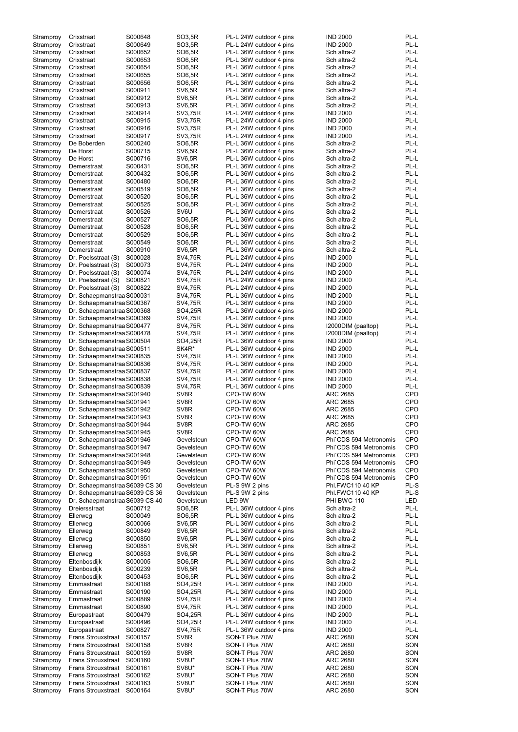| | | | | | | |
|---|---|---|---|---|---|---|
| Stramproy | Crixstraat | S000648 | SO3,5R | PL-L 24W outdoor 4 pins | IND 2000 | PL-L |
| Stramproy | Crixstraat | S000649 | SO3,5R | PL-L 24W outdoor 4 pins | IND 2000 | PL-L |
| Stramproy | Crixstraat | S000652 | SO6,5R | PL-L 36W outdoor 4 pins | Sch altra-2 | PL-L |
| Stramproy | Crixstraat | S000653 | SO6,5R | PL-L 36W outdoor 4 pins | Sch altra-2 | PL-L |
| Stramproy | Crixstraat | S000654 | SO6,5R | PL-L 36W outdoor 4 pins | Sch altra-2 | PL-L |
| Stramproy | Crixstraat | S000655 | SO6,5R | PL-L 36W outdoor 4 pins | Sch altra-2 | PL-L |
| Stramproy | Crixstraat | S000656 | SO6,5R | PL-L 36W outdoor 4 pins | Sch altra-2 | PL-L |
| Stramproy | Crixstraat | S000911 | SV6,5R | PL-L 36W outdoor 4 pins | Sch altra-2 | PL-L |
| Stramproy | Crixstraat | S000912 | SV6,5R | PL-L 36W outdoor 4 pins | Sch altra-2 | PL-L |
| Stramproy | Crixstraat | S000913 | SV6,5R | PL-L 36W outdoor 4 pins | Sch altra-2 | PL-L |
| Stramproy | Crixstraat | S000914 | SV3,75R | PL-L 24W outdoor 4 pins | IND 2000 | PL-L |
| Stramproy | Crixstraat | S000915 | SV3,75R | PL-L 24W outdoor 4 pins | IND 2000 | PL-L |
| Stramproy | Crixstraat | S000916 | SV3,75R | PL-L 24W outdoor 4 pins | IND 2000 | PL-L |
| Stramproy | Crixstraat | S000917 | SV3,75R | PL-L 24W outdoor 4 pins | IND 2000 | PL-L |
| Stramproy | De Boberden | S000240 | SO6,5R | PL-L 36W outdoor 4 pins | Sch altra-2 | PL-L |
| Stramproy | De Horst | S000715 | SV6,5R | PL-L 36W outdoor 4 pins | Sch altra-2 | PL-L |
| Stramproy | De Horst | S000716 | SV6,5R | PL-L 36W outdoor 4 pins | Sch altra-2 | PL-L |
| Stramproy | Demerstraat | S000431 | SO6,5R | PL-L 36W outdoor 4 pins | Sch altra-2 | PL-L |
| Stramproy | Demerstraat | S000432 | SO6,5R | PL-L 36W outdoor 4 pins | Sch altra-2 | PL-L |
| Stramproy | Demerstraat | S000480 | SO6,5R | PL-L 36W outdoor 4 pins | Sch altra-2 | PL-L |
| Stramproy | Demerstraat | S000519 | SO6,5R | PL-L 36W outdoor 4 pins | Sch altra-2 | PL-L |
| Stramproy | Demerstraat | S000520 | SO6,5R | PL-L 36W outdoor 4 pins | Sch altra-2 | PL-L |
| Stramproy | Demerstraat | S000525 | SO6,5R | PL-L 36W outdoor 4 pins | Sch altra-2 | PL-L |
| Stramproy | Demerstraat | S000526 | SV6U | PL-L 36W outdoor 4 pins | Sch altra-2 | PL-L |
| Stramproy | Demerstraat | S000527 | SO6,5R | PL-L 36W outdoor 4 pins | Sch altra-2 | PL-L |
| Stramproy | Demerstraat | S000528 | SO6,5R | PL-L 36W outdoor 4 pins | Sch altra-2 | PL-L |
| Stramproy | Demerstraat | S000529 | SO6,5R | PL-L 36W outdoor 4 pins | Sch altra-2 | PL-L |
| Stramproy | Demerstraat | S000549 | SO6,5R | PL-L 36W outdoor 4 pins | Sch altra-2 | PL-L |
| Stramproy | Demerstraat | S000910 | SV6,5R | PL-L 36W outdoor 4 pins | Sch altra-2 | PL-L |
| Stramproy | Dr. Poelsstraat (S) | S000028 | SV4,75R | PL-L 24W outdoor 4 pins | IND 2000 | PL-L |
| Stramproy | Dr. Poelsstraat (S) | S000073 | SV4,75R | PL-L 24W outdoor 4 pins | IND 2000 | PL-L |
| Stramproy | Dr. Poelsstraat (S) | S000074 | SV4,75R | PL-L 24W outdoor 4 pins | IND 2000 | PL-L |
| Stramproy | Dr. Poelsstraat (S) | S000821 | SV4,75R | PL-L 24W outdoor 4 pins | IND 2000 | PL-L |
| Stramproy | Dr. Poelsstraat (S) | S000822 | SV4,75R | PL-L 24W outdoor 4 pins | IND 2000 | PL-L |
| Stramproy | Dr. Schaepmanstraa | S000031 | SV4,75R | PL-L 36W outdoor 4 pins | IND 2000 | PL-L |
| Stramproy | Dr. Schaepmanstraa | S000367 | SV4,75R | PL-L 36W outdoor 4 pins | IND 2000 | PL-L |
| Stramproy | Dr. Schaepmanstraa | S000368 | SO4,25R | PL-L 36W outdoor 4 pins | IND 2000 | PL-L |
| Stramproy | Dr. Schaepmanstraa | S000369 | SV4,75R | PL-L 36W outdoor 4 pins | IND 2000 | PL-L |
| Stramproy | Dr. Schaepmanstraa | S000477 | SV4,75R | PL-L 36W outdoor 4 pins | I2000DIM (paaltop) | PL-L |
| Stramproy | Dr. Schaepmanstraa | S000478 | SV4,75R | PL-L 36W outdoor 4 pins | I2000DIM (paaltop) | PL-L |
| Stramproy | Dr. Schaepmanstraa | S000504 | SO4,25R | PL-L 36W outdoor 4 pins | IND 2000 | PL-L |
| Stramproy | Dr. Schaepmanstraa | S000511 | SK4R* | PL-L 36W outdoor 4 pins | IND 2000 | PL-L |
| Stramproy | Dr. Schaepmanstraa | S000835 | SV4,75R | PL-L 36W outdoor 4 pins | IND 2000 | PL-L |
| Stramproy | Dr. Schaepmanstraa | S000836 | SV4,75R | PL-L 36W outdoor 4 pins | IND 2000 | PL-L |
| Stramproy | Dr. Schaepmanstraa | S000837 | SV4,75R | PL-L 36W outdoor 4 pins | IND 2000 | PL-L |
| Stramproy | Dr. Schaepmanstraa | S000838 | SV4,75R | PL-L 36W outdoor 4 pins | IND 2000 | PL-L |
| Stramproy | Dr. Schaepmanstraa | S000839 | SV4,75R | PL-L 36W outdoor 4 pins | IND 2000 | PL-L |
| Stramproy | Dr. Schaepmanstraa | S001940 | SV8R | CPO-TW 60W | ARC 2685 | CPO |
| Stramproy | Dr. Schaepmanstraa | S001941 | SV8R | CPO-TW 60W | ARC 2685 | CPO |
| Stramproy | Dr. Schaepmanstraa | S001942 | SV8R | CPO-TW 60W | ARC 2685 | CPO |
| Stramproy | Dr. Schaepmanstraa | S001943 | SV8R | CPO-TW 60W | ARC 2685 | CPO |
| Stramproy | Dr. Schaepmanstraa | S001944 | SV8R | CPO-TW 60W | ARC 2685 | CPO |
| Stramproy | Dr. Schaepmanstraa | S001945 | SV8R | CPO-TW 60W | ARC 2685 | CPO |
| Stramproy | Dr. Schaepmanstraa | S001946 | Gevelsteun | CPO-TW 60W | Phi`CDS 594 Metronomis | CPO |
| Stramproy | Dr. Schaepmanstraa | S001947 | Gevelsteun | CPO-TW 60W | Phi`CDS 594 Metronomis | CPO |
| Stramproy | Dr. Schaepmanstraa | S001948 | Gevelsteun | CPO-TW 60W | Phi`CDS 594 Metronomis | CPO |
| Stramproy | Dr. Schaepmanstraa | S001949 | Gevelsteun | CPO-TW 60W | Phi`CDS 594 Metronomis | CPO |
| Stramproy | Dr. Schaepmanstraa | S001950 | Gevelsteun | CPO-TW 60W | Phi`CDS 594 Metronomis | CPO |
| Stramproy | Dr. Schaepmanstraa | S001951 | Gevelsteun | CPO-TW 60W | Phi`CDS 594 Metronomis | CPO |
| Stramproy | Dr. Schaepmanstraa | S6039 CS 30 | Gevelsteun | PL-S 9W 2 pins | Phl.FWC110 40 KP | PL-S |
| Stramproy | Dr. Schaepmanstraa | S6039 CS 36 | Gevelsteun | PL-S 9W 2 pins | Phl.FWC110 40 KP | PL-S |
| Stramproy | Dr. Schaepmanstraa | S6039 CS 40 | Gevelsteun | LED 9W | PHI BWC 110 | LED |
| Stramproy | Dreiersstraat | S000712 | SO6,5R | PL-L 36W outdoor 4 pins | Sch altra-2 | PL-L |
| Stramproy | Ellerweg | S000049 | SO6,5R | PL-L 36W outdoor 4 pins | Sch altra-2 | PL-L |
| Stramproy | Ellerweg | S000066 | SV6,5R | PL-L 36W outdoor 4 pins | Sch altra-2 | PL-L |
| Stramproy | Ellerweg | S000849 | SV6,5R | PL-L 36W outdoor 4 pins | Sch altra-2 | PL-L |
| Stramproy | Ellerweg | S000850 | SV6,5R | PL-L 36W outdoor 4 pins | Sch altra-2 | PL-L |
| Stramproy | Ellerweg | S000851 | SV6,5R | PL-L 36W outdoor 4 pins | Sch altra-2 | PL-L |
| Stramproy | Ellerweg | S000853 | SV6,5R | PL-L 36W outdoor 4 pins | Sch altra-2 | PL-L |
| Stramproy | Eltenbosdijk | S000005 | SO6,5R | PL-L 36W outdoor 4 pins | Sch altra-2 | PL-L |
| Stramproy | Eltenbosdijk | S000239 | SV6,5R | PL-L 36W outdoor 4 pins | Sch altra-2 | PL-L |
| Stramproy | Eltenbosdijk | S000453 | SO6,5R | PL-L 36W outdoor 4 pins | Sch altra-2 | PL-L |
| Stramproy | Emmastraat | S000188 | SO4,25R | PL-L 36W outdoor 4 pins | IND 2000 | PL-L |
| Stramproy | Emmastraat | S000190 | SO4,25R | PL-L 36W outdoor 4 pins | IND 2000 | PL-L |
| Stramproy | Emmastraat | S000889 | SV4,75R | PL-L 36W outdoor 4 pins | IND 2000 | PL-L |
| Stramproy | Emmastraat | S000890 | SV4,75R | PL-L 36W outdoor 4 pins | IND 2000 | PL-L |
| Stramproy | Europastraat | S000479 | SO4,25R | PL-L 36W outdoor 4 pins | IND 2000 | PL-L |
| Stramproy | Europastraat | S000496 | SO4,25R | PL-L 24W outdoor 4 pins | IND 2000 | PL-L |
| Stramproy | Europastraat | S000827 | SV4,75R | PL-L 36W outdoor 4 pins | IND 2000 | PL-L |
| Stramproy | Frans Strouxstraat | S000157 | SV8R | SON-T Plus 70W | ARC 2680 | SON |
| Stramproy | Frans Strouxstraat | S000158 | SV8R | SON-T Plus 70W | ARC 2680 | SON |
| Stramproy | Frans Strouxstraat | S000159 | SV8R | SON-T Plus 70W | ARC 2680 | SON |
| Stramproy | Frans Strouxstraat | S000160 | SV8U* | SON-T Plus 70W | ARC 2680 | SON |
| Stramproy | Frans Strouxstraat | S000161 | SV8U* | SON-T Plus 70W | ARC 2680 | SON |
| Stramproy | Frans Strouxstraat | S000162 | SV8U* | SON-T Plus 70W | ARC 2680 | SON |
| Stramproy | Frans Strouxstraat | S000163 | SV8U* | SON-T Plus 70W | ARC 2680 | SON |
| Stramproy | Frans Strouxstraat | S000164 | SV8U* | SON-T Plus 70W | ARC 2680 | SON |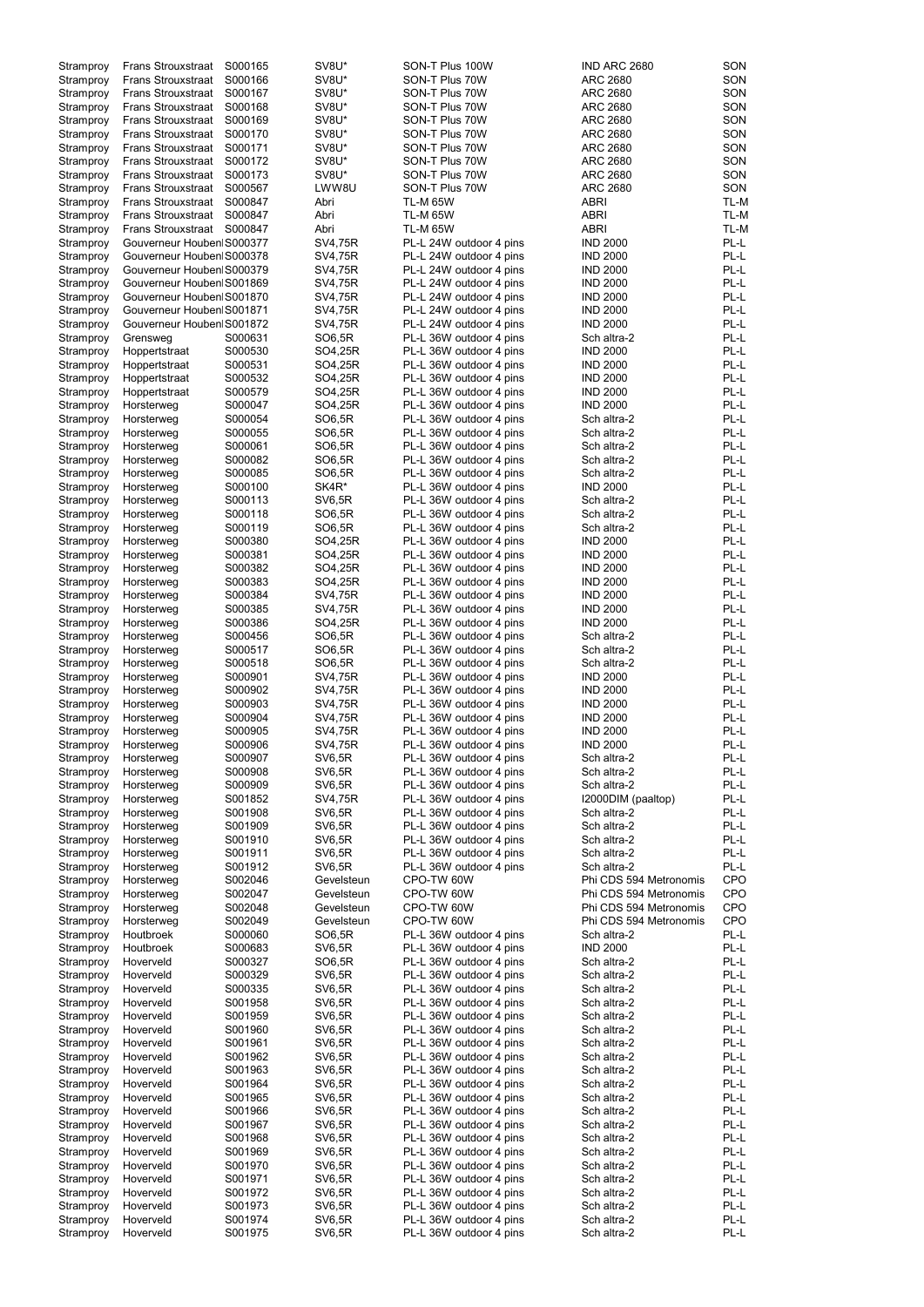| | | | | | | |
|---|---|---|---|---|---|---|
| Stramproy | Frans Strouxstraat | S000165 | SV8U* | SON-T Plus 100W | IND ARC 2680 | SON |
| Stramproy | Frans Strouxstraat | S000166 | SV8U* | SON-T Plus 70W | ARC 2680 | SON |
| Stramproy | Frans Strouxstraat | S000167 | SV8U* | SON-T Plus 70W | ARC 2680 | SON |
| Stramproy | Frans Strouxstraat | S000168 | SV8U* | SON-T Plus 70W | ARC 2680 | SON |
| Stramproy | Frans Strouxstraat | S000169 | SV8U* | SON-T Plus 70W | ARC 2680 | SON |
| Stramproy | Frans Strouxstraat | S000170 | SV8U* | SON-T Plus 70W | ARC 2680 | SON |
| Stramproy | Frans Strouxstraat | S000171 | SV8U* | SON-T Plus 70W | ARC 2680 | SON |
| Stramproy | Frans Strouxstraat | S000172 | SV8U* | SON-T Plus 70W | ARC 2680 | SON |
| Stramproy | Frans Strouxstraat | S000173 | SV8U* | SON-T Plus 70W | ARC 2680 | SON |
| Stramproy | Frans Strouxstraat | S000567 | LWW8U | SON-T Plus 70W | ARC 2680 | SON |
| Stramproy | Frans Strouxstraat | S000847 | Abri | TL-M 65W | ABRI | TL-M |
| Stramproy | Frans Strouxstraat | S000847 | Abri | TL-M 65W | ABRI | TL-M |
| Stramproy | Frans Strouxstraat | S000847 | Abri | TL-M 65W | ABRI | TL-M |
| Stramproy | Gouverneur Houben | S000377 | SV4,75R | PL-L 24W outdoor 4 pins | IND 2000 | PL-L |
| Stramproy | Gouverneur Houben | S000378 | SV4,75R | PL-L 24W outdoor 4 pins | IND 2000 | PL-L |
| Stramproy | Gouverneur Houben | S000379 | SV4,75R | PL-L 24W outdoor 4 pins | IND 2000 | PL-L |
| Stramproy | Gouverneur Houben | S001869 | SV4,75R | PL-L 24W outdoor 4 pins | IND 2000 | PL-L |
| Stramproy | Gouverneur Houben | S001870 | SV4,75R | PL-L 24W outdoor 4 pins | IND 2000 | PL-L |
| Stramproy | Gouverneur Houben | S001871 | SV4,75R | PL-L 24W outdoor 4 pins | IND 2000 | PL-L |
| Stramproy | Gouverneur Houben | S001872 | SV4,75R | PL-L 24W outdoor 4 pins | IND 2000 | PL-L |
| Stramproy | Grensweg | S000631 | SO6,5R | PL-L 36W outdoor 4 pins | Sch altra-2 | PL-L |
| Stramproy | Hoppertstraat | S000530 | SO4,25R | PL-L 36W outdoor 4 pins | IND 2000 | PL-L |
| Stramproy | Hoppertstraat | S000531 | SO4,25R | PL-L 36W outdoor 4 pins | IND 2000 | PL-L |
| Stramproy | Hoppertstraat | S000532 | SO4,25R | PL-L 36W outdoor 4 pins | IND 2000 | PL-L |
| Stramproy | Hoppertstraat | S000579 | SO4,25R | PL-L 36W outdoor 4 pins | IND 2000 | PL-L |
| Stramproy | Horsterweg | S000047 | SO4,25R | PL-L 36W outdoor 4 pins | IND 2000 | PL-L |
| Stramproy | Horsterweg | S000054 | SO6,5R | PL-L 36W outdoor 4 pins | Sch altra-2 | PL-L |
| Stramproy | Horsterweg | S000055 | SO6,5R | PL-L 36W outdoor 4 pins | Sch altra-2 | PL-L |
| Stramproy | Horsterweg | S000061 | SO6,5R | PL-L 36W outdoor 4 pins | Sch altra-2 | PL-L |
| Stramproy | Horsterweg | S000082 | SO6,5R | PL-L 36W outdoor 4 pins | Sch altra-2 | PL-L |
| Stramproy | Horsterweg | S000085 | SO6,5R | PL-L 36W outdoor 4 pins | Sch altra-2 | PL-L |
| Stramproy | Horsterweg | S000100 | SK4R* | PL-L 36W outdoor 4 pins | IND 2000 | PL-L |
| Stramproy | Horsterweg | S000113 | SV6,5R | PL-L 36W outdoor 4 pins | Sch altra-2 | PL-L |
| Stramproy | Horsterweg | S000118 | SO6,5R | PL-L 36W outdoor 4 pins | Sch altra-2 | PL-L |
| Stramproy | Horsterweg | S000119 | SO6,5R | PL-L 36W outdoor 4 pins | Sch altra-2 | PL-L |
| Stramproy | Horsterweg | S000380 | SO4,25R | PL-L 36W outdoor 4 pins | IND 2000 | PL-L |
| Stramproy | Horsterweg | S000381 | SO4,25R | PL-L 36W outdoor 4 pins | IND 2000 | PL-L |
| Stramproy | Horsterweg | S000382 | SO4,25R | PL-L 36W outdoor 4 pins | IND 2000 | PL-L |
| Stramproy | Horsterweg | S000383 | SO4,25R | PL-L 36W outdoor 4 pins | IND 2000 | PL-L |
| Stramproy | Horsterweg | S000384 | SV4,75R | PL-L 36W outdoor 4 pins | IND 2000 | PL-L |
| Stramproy | Horsterweg | S000385 | SV4,75R | PL-L 36W outdoor 4 pins | IND 2000 | PL-L |
| Stramproy | Horsterweg | S000386 | SO4,25R | PL-L 36W outdoor 4 pins | IND 2000 | PL-L |
| Stramproy | Horsterweg | S000456 | SO6,5R | PL-L 36W outdoor 4 pins | Sch altra-2 | PL-L |
| Stramproy | Horsterweg | S000517 | SO6,5R | PL-L 36W outdoor 4 pins | Sch altra-2 | PL-L |
| Stramproy | Horsterweg | S000518 | SO6,5R | PL-L 36W outdoor 4 pins | Sch altra-2 | PL-L |
| Stramproy | Horsterweg | S000901 | SV4,75R | PL-L 36W outdoor 4 pins | IND 2000 | PL-L |
| Stramproy | Horsterweg | S000902 | SV4,75R | PL-L 36W outdoor 4 pins | IND 2000 | PL-L |
| Stramproy | Horsterweg | S000903 | SV4,75R | PL-L 36W outdoor 4 pins | IND 2000 | PL-L |
| Stramproy | Horsterweg | S000904 | SV4,75R | PL-L 36W outdoor 4 pins | IND 2000 | PL-L |
| Stramproy | Horsterweg | S000905 | SV4,75R | PL-L 36W outdoor 4 pins | IND 2000 | PL-L |
| Stramproy | Horsterweg | S000906 | SV4,75R | PL-L 36W outdoor 4 pins | IND 2000 | PL-L |
| Stramproy | Horsterweg | S000907 | SV6,5R | PL-L 36W outdoor 4 pins | Sch altra-2 | PL-L |
| Stramproy | Horsterweg | S000908 | SV6,5R | PL-L 36W outdoor 4 pins | Sch altra-2 | PL-L |
| Stramproy | Horsterweg | S000909 | SV6,5R | PL-L 36W outdoor 4 pins | Sch altra-2 | PL-L |
| Stramproy | Horsterweg | S001852 | SV4,75R | PL-L 36W outdoor 4 pins | I2000DIM (paaltop) | PL-L |
| Stramproy | Horsterweg | S001908 | SV6,5R | PL-L 36W outdoor 4 pins | Sch altra-2 | PL-L |
| Stramproy | Horsterweg | S001909 | SV6,5R | PL-L 36W outdoor 4 pins | Sch altra-2 | PL-L |
| Stramproy | Horsterweg | S001910 | SV6,5R | PL-L 36W outdoor 4 pins | Sch altra-2 | PL-L |
| Stramproy | Horsterweg | S001911 | SV6,5R | PL-L 36W outdoor 4 pins | Sch altra-2 | PL-L |
| Stramproy | Horsterweg | S001912 | SV6,5R | PL-L 36W outdoor 4 pins | Sch altra-2 | PL-L |
| Stramproy | Horsterweg | S002046 | Gevelsteun | CPO-TW 60W | Phi CDS 594 Metronomis | CPO |
| Stramproy | Horsterweg | S002047 | Gevelsteun | CPO-TW 60W | Phi CDS 594 Metronomis | CPO |
| Stramproy | Horsterweg | S002048 | Gevelsteun | CPO-TW 60W | Phi CDS 594 Metronomis | CPO |
| Stramproy | Horsterweg | S002049 | Gevelsteun | CPO-TW 60W | Phi CDS 594 Metronomis | CPO |
| Stramproy | Houtbroek | S000060 | SO6,5R | PL-L 36W outdoor 4 pins | Sch altra-2 | PL-L |
| Stramproy | Houtbroek | S000683 | SV6,5R | PL-L 36W outdoor 4 pins | IND 2000 | PL-L |
| Stramproy | Hoverveld | S000327 | SO6,5R | PL-L 36W outdoor 4 pins | Sch altra-2 | PL-L |
| Stramproy | Hoverveld | S000329 | SV6,5R | PL-L 36W outdoor 4 pins | Sch altra-2 | PL-L |
| Stramproy | Hoverveld | S000335 | SV6,5R | PL-L 36W outdoor 4 pins | Sch altra-2 | PL-L |
| Stramproy | Hoverveld | S001958 | SV6,5R | PL-L 36W outdoor 4 pins | Sch altra-2 | PL-L |
| Stramproy | Hoverveld | S001959 | SV6,5R | PL-L 36W outdoor 4 pins | Sch altra-2 | PL-L |
| Stramproy | Hoverveld | S001960 | SV6,5R | PL-L 36W outdoor 4 pins | Sch altra-2 | PL-L |
| Stramproy | Hoverveld | S001961 | SV6,5R | PL-L 36W outdoor 4 pins | Sch altra-2 | PL-L |
| Stramproy | Hoverveld | S001962 | SV6,5R | PL-L 36W outdoor 4 pins | Sch altra-2 | PL-L |
| Stramproy | Hoverveld | S001963 | SV6,5R | PL-L 36W outdoor 4 pins | Sch altra-2 | PL-L |
| Stramproy | Hoverveld | S001964 | SV6,5R | PL-L 36W outdoor 4 pins | Sch altra-2 | PL-L |
| Stramproy | Hoverveld | S001965 | SV6,5R | PL-L 36W outdoor 4 pins | Sch altra-2 | PL-L |
| Stramproy | Hoverveld | S001966 | SV6,5R | PL-L 36W outdoor 4 pins | Sch altra-2 | PL-L |
| Stramproy | Hoverveld | S001967 | SV6,5R | PL-L 36W outdoor 4 pins | Sch altra-2 | PL-L |
| Stramproy | Hoverveld | S001968 | SV6,5R | PL-L 36W outdoor 4 pins | Sch altra-2 | PL-L |
| Stramproy | Hoverveld | S001969 | SV6,5R | PL-L 36W outdoor 4 pins | Sch altra-2 | PL-L |
| Stramproy | Hoverveld | S001970 | SV6,5R | PL-L 36W outdoor 4 pins | Sch altra-2 | PL-L |
| Stramproy | Hoverveld | S001971 | SV6,5R | PL-L 36W outdoor 4 pins | Sch altra-2 | PL-L |
| Stramproy | Hoverveld | S001972 | SV6,5R | PL-L 36W outdoor 4 pins | Sch altra-2 | PL-L |
| Stramproy | Hoverveld | S001973 | SV6,5R | PL-L 36W outdoor 4 pins | Sch altra-2 | PL-L |
| Stramproy | Hoverveld | S001974 | SV6,5R | PL-L 36W outdoor 4 pins | Sch altra-2 | PL-L |
| Stramproy | Hoverveld | S001975 | SV6,5R | PL-L 36W outdoor 4 pins | Sch altra-2 | PL-L |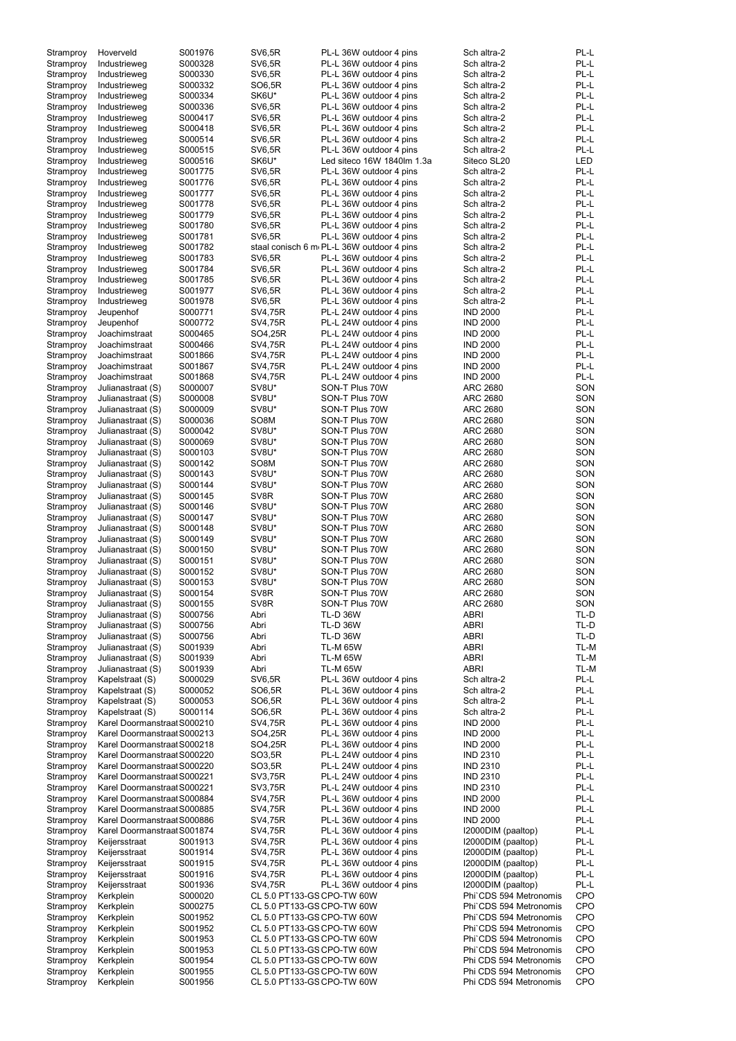| | | | | | | |
|---|---|---|---|---|---|---|
| Stramproy | Hoverveld | S001976 | SV6,5R | PL-L 36W outdoor 4 pins | Sch altra-2 | PL-L |
| Stramproy | Industrieweg | S000328 | SV6,5R | PL-L 36W outdoor 4 pins | Sch altra-2 | PL-L |
| Stramproy | Industrieweg | S000330 | SV6,5R | PL-L 36W outdoor 4 pins | Sch altra-2 | PL-L |
| Stramproy | Industrieweg | S000332 | SO6,5R | PL-L 36W outdoor 4 pins | Sch altra-2 | PL-L |
| Stramproy | Industrieweg | S000334 | SK6U* | PL-L 36W outdoor 4 pins | Sch altra-2 | PL-L |
| Stramproy | Industrieweg | S000336 | SV6,5R | PL-L 36W outdoor 4 pins | Sch altra-2 | PL-L |
| Stramproy | Industrieweg | S000417 | SV6,5R | PL-L 36W outdoor 4 pins | Sch altra-2 | PL-L |
| Stramproy | Industrieweg | S000418 | SV6,5R | PL-L 36W outdoor 4 pins | Sch altra-2 | PL-L |
| Stramproy | Industrieweg | S000514 | SV6,5R | PL-L 36W outdoor 4 pins | Sch altra-2 | PL-L |
| Stramproy | Industrieweg | S000515 | SV6,5R | PL-L 36W outdoor 4 pins | Sch altra-2 | PL-L |
| Stramproy | Industrieweg | S000516 | SK6U* | Led siteco 16W 1840lm 1.3a | Siteco SL20 | LED |
| Stramproy | Industrieweg | S001775 | SV6,5R | PL-L 36W outdoor 4 pins | Sch altra-2 | PL-L |
| Stramproy | Industrieweg | S001776 | SV6,5R | PL-L 36W outdoor 4 pins | Sch altra-2 | PL-L |
| Stramproy | Industrieweg | S001777 | SV6,5R | PL-L 36W outdoor 4 pins | Sch altra-2 | PL-L |
| Stramproy | Industrieweg | S001778 | SV6,5R | PL-L 36W outdoor 4 pins | Sch altra-2 | PL-L |
| Stramproy | Industrieweg | S001779 | SV6,5R | PL-L 36W outdoor 4 pins | Sch altra-2 | PL-L |
| Stramproy | Industrieweg | S001780 | SV6,5R | PL-L 36W outdoor 4 pins | Sch altra-2 | PL-L |
| Stramproy | Industrieweg | S001781 | SV6,5R | PL-L 36W outdoor 4 pins | Sch altra-2 | PL-L |
| Stramproy | Industrieweg | S001782 | staal conisch 6 m | PL-L 36W outdoor 4 pins | Sch altra-2 | PL-L |
| Stramproy | Industrieweg | S001783 | SV6,5R | PL-L 36W outdoor 4 pins | Sch altra-2 | PL-L |
| Stramproy | Industrieweg | S001784 | SV6,5R | PL-L 36W outdoor 4 pins | Sch altra-2 | PL-L |
| Stramproy | Industrieweg | S001785 | SV6,5R | PL-L 36W outdoor 4 pins | Sch altra-2 | PL-L |
| Stramproy | Industrieweg | S001977 | SV6,5R | PL-L 36W outdoor 4 pins | Sch altra-2 | PL-L |
| Stramproy | Industrieweg | S001978 | SV6,5R | PL-L 36W outdoor 4 pins | Sch altra-2 | PL-L |
| Stramproy | Jeupenhof | S000771 | SV4,75R | PL-L 24W outdoor 4 pins | IND 2000 | PL-L |
| Stramproy | Jeupenhof | S000772 | SV4,75R | PL-L 24W outdoor 4 pins | IND 2000 | PL-L |
| Stramproy | Joachimstraat | S000465 | SO4,25R | PL-L 24W outdoor 4 pins | IND 2000 | PL-L |
| Stramproy | Joachimstraat | S000466 | SV4,75R | PL-L 24W outdoor 4 pins | IND 2000 | PL-L |
| Stramproy | Joachimstraat | S001866 | SV4,75R | PL-L 24W outdoor 4 pins | IND 2000 | PL-L |
| Stramproy | Joachimstraat | S001867 | SV4,75R | PL-L 24W outdoor 4 pins | IND 2000 | PL-L |
| Stramproy | Joachimstraat | S001868 | SV4,75R | PL-L 24W outdoor 4 pins | IND 2000 | PL-L |
| Stramproy | Julianastraat (S) | S000007 | SV8U* | SON-T Plus 70W | ARC 2680 | SON |
| Stramproy | Julianastraat (S) | S000008 | SV8U* | SON-T Plus 70W | ARC 2680 | SON |
| Stramproy | Julianastraat (S) | S000009 | SV8U* | SON-T Plus 70W | ARC 2680 | SON |
| Stramproy | Julianastraat (S) | S000036 | SO8M | SON-T Plus 70W | ARC 2680 | SON |
| Stramproy | Julianastraat (S) | S000042 | SV8U* | SON-T Plus 70W | ARC 2680 | SON |
| Stramproy | Julianastraat (S) | S000069 | SV8U* | SON-T Plus 70W | ARC 2680 | SON |
| Stramproy | Julianastraat (S) | S000103 | SV8U* | SON-T Plus 70W | ARC 2680 | SON |
| Stramproy | Julianastraat (S) | S000142 | SO8M | SON-T Plus 70W | ARC 2680 | SON |
| Stramproy | Julianastraat (S) | S000143 | SV8U* | SON-T Plus 70W | ARC 2680 | SON |
| Stramproy | Julianastraat (S) | S000144 | SV8U* | SON-T Plus 70W | ARC 2680 | SON |
| Stramproy | Julianastraat (S) | S000145 | SV8R | SON-T Plus 70W | ARC 2680 | SON |
| Stramproy | Julianastraat (S) | S000146 | SV8U* | SON-T Plus 70W | ARC 2680 | SON |
| Stramproy | Julianastraat (S) | S000147 | SV8U* | SON-T Plus 70W | ARC 2680 | SON |
| Stramproy | Julianastraat (S) | S000148 | SV8U* | SON-T Plus 70W | ARC 2680 | SON |
| Stramproy | Julianastraat (S) | S000149 | SV8U* | SON-T Plus 70W | ARC 2680 | SON |
| Stramproy | Julianastraat (S) | S000150 | SV8U* | SON-T Plus 70W | ARC 2680 | SON |
| Stramproy | Julianastraat (S) | S000151 | SV8U* | SON-T Plus 70W | ARC 2680 | SON |
| Stramproy | Julianastraat (S) | S000152 | SV8U* | SON-T Plus 70W | ARC 2680 | SON |
| Stramproy | Julianastraat (S) | S000153 | SV8U* | SON-T Plus 70W | ARC 2680 | SON |
| Stramproy | Julianastraat (S) | S000154 | SV8R | SON-T Plus 70W | ARC 2680 | SON |
| Stramproy | Julianastraat (S) | S000155 | SV8R | SON-T Plus 70W | ARC 2680 | SON |
| Stramproy | Julianastraat (S) | S000756 | Abri | TL-D 36W | ABRI | TL-D |
| Stramproy | Julianastraat (S) | S000756 | Abri | TL-D 36W | ABRI | TL-D |
| Stramproy | Julianastraat (S) | S000756 | Abri | TL-D 36W | ABRI | TL-D |
| Stramproy | Julianastraat (S) | S001939 | Abri | TL-M 65W | ABRI | TL-M |
| Stramproy | Julianastraat (S) | S001939 | Abri | TL-M 65W | ABRI | TL-M |
| Stramproy | Julianastraat (S) | S001939 | Abri | TL-M 65W | ABRI | TL-M |
| Stramproy | Kapelstraat (S) | S000029 | SV6,5R | PL-L 36W outdoor 4 pins | Sch altra-2 | PL-L |
| Stramproy | Kapelstraat (S) | S000052 | SO6,5R | PL-L 36W outdoor 4 pins | Sch altra-2 | PL-L |
| Stramproy | Kapelstraat (S) | S000053 | SO6,5R | PL-L 36W outdoor 4 pins | Sch altra-2 | PL-L |
| Stramproy | Kapelstraat (S) | S000114 | SO6,5R | PL-L 36W outdoor 4 pins | Sch altra-2 | PL-L |
| Stramproy | Karel Doormanstraat | S000210 | SV4,75R | PL-L 36W outdoor 4 pins | IND 2000 | PL-L |
| Stramproy | Karel Doormanstraat | S000213 | SO4,25R | PL-L 36W outdoor 4 pins | IND 2000 | PL-L |
| Stramproy | Karel Doormanstraat | S000218 | SO4,25R | PL-L 36W outdoor 4 pins | IND 2000 | PL-L |
| Stramproy | Karel Doormanstraat | S000220 | SO3,5R | PL-L 24W outdoor 4 pins | IND 2310 | PL-L |
| Stramproy | Karel Doormanstraat | S000220 | SO3,5R | PL-L 24W outdoor 4 pins | IND 2310 | PL-L |
| Stramproy | Karel Doormanstraat | S000221 | SV3,75R | PL-L 24W outdoor 4 pins | IND 2310 | PL-L |
| Stramproy | Karel Doormanstraat | S000221 | SV3,75R | PL-L 24W outdoor 4 pins | IND 2310 | PL-L |
| Stramproy | Karel Doormanstraat | S000884 | SV4,75R | PL-L 36W outdoor 4 pins | IND 2000 | PL-L |
| Stramproy | Karel Doormanstraat | S000885 | SV4,75R | PL-L 36W outdoor 4 pins | IND 2000 | PL-L |
| Stramproy | Karel Doormanstraat | S000886 | SV4,75R | PL-L 36W outdoor 4 pins | IND 2000 | PL-L |
| Stramproy | Karel Doormanstraat | S001874 | SV4,75R | PL-L 36W outdoor 4 pins | I2000DIM (paaltop) | PL-L |
| Stramproy | Keijersstraat | S001913 | SV4,75R | PL-L 36W outdoor 4 pins | I2000DIM (paaltop) | PL-L |
| Stramproy | Keijersstraat | S001914 | SV4,75R | PL-L 36W outdoor 4 pins | I2000DIM (paaltop) | PL-L |
| Stramproy | Keijersstraat | S001915 | SV4,75R | PL-L 36W outdoor 4 pins | I2000DIM (paaltop) | PL-L |
| Stramproy | Keijersstraat | S001916 | SV4,75R | PL-L 36W outdoor 4 pins | I2000DIM (paaltop) | PL-L |
| Stramproy | Keijersstraat | S001936 | SV4,75R | PL-L 36W outdoor 4 pins | I2000DIM (paaltop) | PL-L |
| Stramproy | Kerkplein | S000020 | CL 5.0 PT133-GS | CPO-TW 60W | Phi`CDS 594 Metronomis | CPO |
| Stramproy | Kerkplein | S000275 | CL 5.0 PT133-GS | CPO-TW 60W | Phi`CDS 594 Metronomis | CPO |
| Stramproy | Kerkplein | S001952 | CL 5.0 PT133-GS | CPO-TW 60W | Phi`CDS 594 Metronomis | CPO |
| Stramproy | Kerkplein | S001952 | CL 5.0 PT133-GS | CPO-TW 60W | Phi`CDS 594 Metronomis | CPO |
| Stramproy | Kerkplein | S001953 | CL 5.0 PT133-GS | CPO-TW 60W | Phi`CDS 594 Metronomis | CPO |
| Stramproy | Kerkplein | S001953 | CL 5.0 PT133-GS | CPO-TW 60W | Phi`CDS 594 Metronomis | CPO |
| Stramproy | Kerkplein | S001954 | CL 5.0 PT133-GS | CPO-TW 60W | Phi CDS 594 Metronomis | CPO |
| Stramproy | Kerkplein | S001955 | CL 5.0 PT133-GS | CPO-TW 60W | Phi CDS 594 Metronomis | CPO |
| Stramproy | Kerkplein | S001956 | CL 5.0 PT133-GS | CPO-TW 60W | Phi CDS 594 Metronomis | CPO |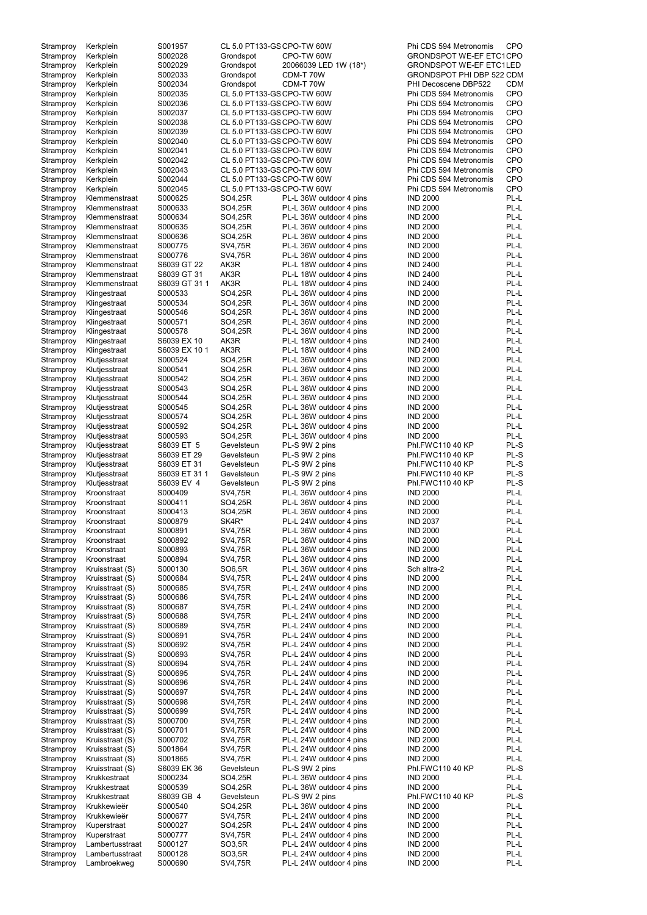| | | | | | | |
|---|---|---|---|---|---|---|
| Stramproy | Kerkplein | S001957 | CL 5.0 PT133-GS | CPO-TW 60W | Phi CDS 594 Metronomis | CPO |
| Stramproy | Kerkplein | S002028 | Grondspot | CPO-TW 60W | GRONDSPOT WE-EF ETC1 | CPO |
| Stramproy | Kerkplein | S002029 | Grondspot | 20066039 LED 1W (18*) | GRONDSPOT WE-EF ETC1 | LED |
| Stramproy | Kerkplein | S002033 | Grondspot | CDM-T 70W | GRONDSPOT PHI DBP 522 | CDM |
| Stramproy | Kerkplein | S002034 | Grondspot | CDM-T 70W | PHI Decoscene DBP522 | CDM |
| Stramproy | Kerkplein | S002035 | CL 5.0 PT133-GS | CPO-TW 60W | Phi CDS 594 Metronomis | CPO |
| Stramproy | Kerkplein | S002036 | CL 5.0 PT133-GS | CPO-TW 60W | Phi CDS 594 Metronomis | CPO |
| Stramproy | Kerkplein | S002037 | CL 5.0 PT133-GS | CPO-TW 60W | Phi CDS 594 Metronomis | CPO |
| Stramproy | Kerkplein | S002038 | CL 5.0 PT133-GS | CPO-TW 60W | Phi CDS 594 Metronomis | CPO |
| Stramproy | Kerkplein | S002039 | CL 5.0 PT133-GS | CPO-TW 60W | Phi CDS 594 Metronomis | CPO |
| Stramproy | Kerkplein | S002040 | CL 5.0 PT133-GS | CPO-TW 60W | Phi CDS 594 Metronomis | CPO |
| Stramproy | Kerkplein | S002041 | CL 5.0 PT133-GS | CPO-TW 60W | Phi CDS 594 Metronomis | CPO |
| Stramproy | Kerkplein | S002042 | CL 5.0 PT133-GS | CPO-TW 60W | Phi CDS 594 Metronomis | CPO |
| Stramproy | Kerkplein | S002043 | CL 5.0 PT133-GS | CPO-TW 60W | Phi CDS 594 Metronomis | CPO |
| Stramproy | Kerkplein | S002044 | CL 5.0 PT133-GS | CPO-TW 60W | Phi CDS 594 Metronomis | CPO |
| Stramproy | Kerkplein | S002045 | CL 5.0 PT133-GS | CPO-TW 60W | Phi CDS 594 Metronomis | CPO |
| Stramproy | Klemmenstraat | S000625 | SO4,25R | PL-L 36W outdoor 4 pins | IND 2000 | PL-L |
| Stramproy | Klemmenstraat | S000633 | SO4,25R | PL-L 36W outdoor 4 pins | IND 2000 | PL-L |
| Stramproy | Klemmenstraat | S000634 | SO4,25R | PL-L 36W outdoor 4 pins | IND 2000 | PL-L |
| Stramproy | Klemmenstraat | S000635 | SO4,25R | PL-L 36W outdoor 4 pins | IND 2000 | PL-L |
| Stramproy | Klemmenstraat | S000636 | SO4,25R | PL-L 36W outdoor 4 pins | IND 2000 | PL-L |
| Stramproy | Klemmenstraat | S000775 | SV4,75R | PL-L 36W outdoor 4 pins | IND 2000 | PL-L |
| Stramproy | Klemmenstraat | S000776 | SV4,75R | PL-L 36W outdoor 4 pins | IND 2000 | PL-L |
| Stramproy | Klemmenstraat | S6039 GT 22 | AK3R | PL-L 18W outdoor 4 pins | IND 2400 | PL-L |
| Stramproy | Klemmenstraat | S6039 GT 31 | AK3R | PL-L 18W outdoor 4 pins | IND 2400 | PL-L |
| Stramproy | Klemmenstraat | S6039 GT 31 1 | AK3R | PL-L 18W outdoor 4 pins | IND 2400 | PL-L |
| Stramproy | Klingestraat | S000533 | SO4,25R | PL-L 36W outdoor 4 pins | IND 2000 | PL-L |
| Stramproy | Klingestraat | S000534 | SO4,25R | PL-L 36W outdoor 4 pins | IND 2000 | PL-L |
| Stramproy | Klingestraat | S000546 | SO4,25R | PL-L 36W outdoor 4 pins | IND 2000 | PL-L |
| Stramproy | Klingestraat | S000571 | SO4,25R | PL-L 36W outdoor 4 pins | IND 2000 | PL-L |
| Stramproy | Klingestraat | S000578 | SO4,25R | PL-L 36W outdoor 4 pins | IND 2000 | PL-L |
| Stramproy | Klingestraat | S6039 EX 10 | AK3R | PL-L 18W outdoor 4 pins | IND 2400 | PL-L |
| Stramproy | Klingestraat | S6039 EX 10 1 | AK3R | PL-L 18W outdoor 4 pins | IND 2400 | PL-L |
| Stramproy | Klutjesstraat | S000524 | SO4,25R | PL-L 36W outdoor 4 pins | IND 2000 | PL-L |
| Stramproy | Klutjesstraat | S000541 | SO4,25R | PL-L 36W outdoor 4 pins | IND 2000 | PL-L |
| Stramproy | Klutjesstraat | S000542 | SO4,25R | PL-L 36W outdoor 4 pins | IND 2000 | PL-L |
| Stramproy | Klutjesstraat | S000543 | SO4,25R | PL-L 36W outdoor 4 pins | IND 2000 | PL-L |
| Stramproy | Klutjesstraat | S000544 | SO4,25R | PL-L 36W outdoor 4 pins | IND 2000 | PL-L |
| Stramproy | Klutjesstraat | S000545 | SO4,25R | PL-L 36W outdoor 4 pins | IND 2000 | PL-L |
| Stramproy | Klutjesstraat | S000574 | SO4,25R | PL-L 36W outdoor 4 pins | IND 2000 | PL-L |
| Stramproy | Klutjesstraat | S000592 | SO4,25R | PL-L 36W outdoor 4 pins | IND 2000 | PL-L |
| Stramproy | Klutjesstraat | S000593 | SO4,25R | PL-L 36W outdoor 4 pins | IND 2000 | PL-L |
| Stramproy | Klutjesstraat | S6039 ET 5 | Gevelsteun | PL-S 9W 2 pins | Phl.FWC110 40 KP | PL-S |
| Stramproy | Klutjesstraat | S6039 ET 29 | Gevelsteun | PL-S 9W 2 pins | Phl.FWC110 40 KP | PL-S |
| Stramproy | Klutjesstraat | S6039 ET 31 | Gevelsteun | PL-S 9W 2 pins | Phl.FWC110 40 KP | PL-S |
| Stramproy | Klutjesstraat | S6039 ET 31 1 | Gevelsteun | PL-S 9W 2 pins | Phl.FWC110 40 KP | PL-S |
| Stramproy | Klutjesstraat | S6039 EV 4 | Gevelsteun | PL-S 9W 2 pins | Phl.FWC110 40 KP | PL-S |
| Stramproy | Kroonstraat | S000409 | SV4,75R | PL-L 36W outdoor 4 pins | IND 2000 | PL-L |
| Stramproy | Kroonstraat | S000411 | SO4,25R | PL-L 36W outdoor 4 pins | IND 2000 | PL-L |
| Stramproy | Kroonstraat | S000413 | SO4,25R | PL-L 36W outdoor 4 pins | IND 2000 | PL-L |
| Stramproy | Kroonstraat | S000879 | SK4R* | PL-L 24W outdoor 4 pins | IND 2037 | PL-L |
| Stramproy | Kroonstraat | S000891 | SV4,75R | PL-L 36W outdoor 4 pins | IND 2000 | PL-L |
| Stramproy | Kroonstraat | S000892 | SV4,75R | PL-L 36W outdoor 4 pins | IND 2000 | PL-L |
| Stramproy | Kroonstraat | S000893 | SV4,75R | PL-L 36W outdoor 4 pins | IND 2000 | PL-L |
| Stramproy | Kroonstraat | S000894 | SV4,75R | PL-L 36W outdoor 4 pins | IND 2000 | PL-L |
| Stramproy | Kruisstraat (S) | S000130 | SO6,5R | PL-L 36W outdoor 4 pins | Sch altra-2 | PL-L |
| Stramproy | Kruisstraat (S) | S000684 | SV4,75R | PL-L 24W outdoor 4 pins | IND 2000 | PL-L |
| Stramproy | Kruisstraat (S) | S000685 | SV4,75R | PL-L 24W outdoor 4 pins | IND 2000 | PL-L |
| Stramproy | Kruisstraat (S) | S000686 | SV4,75R | PL-L 24W outdoor 4 pins | IND 2000 | PL-L |
| Stramproy | Kruisstraat (S) | S000687 | SV4,75R | PL-L 24W outdoor 4 pins | IND 2000 | PL-L |
| Stramproy | Kruisstraat (S) | S000688 | SV4,75R | PL-L 24W outdoor 4 pins | IND 2000 | PL-L |
| Stramproy | Kruisstraat (S) | S000689 | SV4,75R | PL-L 24W outdoor 4 pins | IND 2000 | PL-L |
| Stramproy | Kruisstraat (S) | S000691 | SV4,75R | PL-L 24W outdoor 4 pins | IND 2000 | PL-L |
| Stramproy | Kruisstraat (S) | S000692 | SV4,75R | PL-L 24W outdoor 4 pins | IND 2000 | PL-L |
| Stramproy | Kruisstraat (S) | S000693 | SV4,75R | PL-L 24W outdoor 4 pins | IND 2000 | PL-L |
| Stramproy | Kruisstraat (S) | S000694 | SV4,75R | PL-L 24W outdoor 4 pins | IND 2000 | PL-L |
| Stramproy | Kruisstraat (S) | S000695 | SV4,75R | PL-L 24W outdoor 4 pins | IND 2000 | PL-L |
| Stramproy | Kruisstraat (S) | S000696 | SV4,75R | PL-L 24W outdoor 4 pins | IND 2000 | PL-L |
| Stramproy | Kruisstraat (S) | S000697 | SV4,75R | PL-L 24W outdoor 4 pins | IND 2000 | PL-L |
| Stramproy | Kruisstraat (S) | S000698 | SV4,75R | PL-L 24W outdoor 4 pins | IND 2000 | PL-L |
| Stramproy | Kruisstraat (S) | S000699 | SV4,75R | PL-L 24W outdoor 4 pins | IND 2000 | PL-L |
| Stramproy | Kruisstraat (S) | S000700 | SV4,75R | PL-L 24W outdoor 4 pins | IND 2000 | PL-L |
| Stramproy | Kruisstraat (S) | S000701 | SV4,75R | PL-L 24W outdoor 4 pins | IND 2000 | PL-L |
| Stramproy | Kruisstraat (S) | S000702 | SV4,75R | PL-L 24W outdoor 4 pins | IND 2000 | PL-L |
| Stramproy | Kruisstraat (S) | S001864 | SV4,75R | PL-L 24W outdoor 4 pins | IND 2000 | PL-L |
| Stramproy | Kruisstraat (S) | S001865 | SV4,75R | PL-L 24W outdoor 4 pins | IND 2000 | PL-L |
| Stramproy | Kruisstraat (S) | S6039 EK 36 | Gevelsteun | PL-S 9W 2 pins | Phl.FWC110 40 KP | PL-S |
| Stramproy | Krukkestraat | S000234 | SO4,25R | PL-L 36W outdoor 4 pins | IND 2000 | PL-L |
| Stramproy | Krukkestraat | S000539 | SO4,25R | PL-L 36W outdoor 4 pins | IND 2000 | PL-L |
| Stramproy | Krukkestraat | S6039 GB 4 | Gevelsteun | PL-S 9W 2 pins | Phl.FWC110 40 KP | PL-S |
| Stramproy | Krukkewieër | S000540 | SO4,25R | PL-L 36W outdoor 4 pins | IND 2000 | PL-L |
| Stramproy | Krukkewieër | S000677 | SV4,75R | PL-L 24W outdoor 4 pins | IND 2000 | PL-L |
| Stramproy | Kuperstraat | S000027 | SO4,25R | PL-L 24W outdoor 4 pins | IND 2000 | PL-L |
| Stramproy | Kuperstraat | S000777 | SV4,75R | PL-L 24W outdoor 4 pins | IND 2000 | PL-L |
| Stramproy | Lambertusstraat | S000127 | SO3,5R | PL-L 24W outdoor 4 pins | IND 2000 | PL-L |
| Stramproy | Lambertusstraat | S000128 | SO3,5R | PL-L 24W outdoor 4 pins | IND 2000 | PL-L |
| Stramproy | Lambroekweg | S000690 | SV4,75R | PL-L 24W outdoor 4 pins | IND 2000 | PL-L |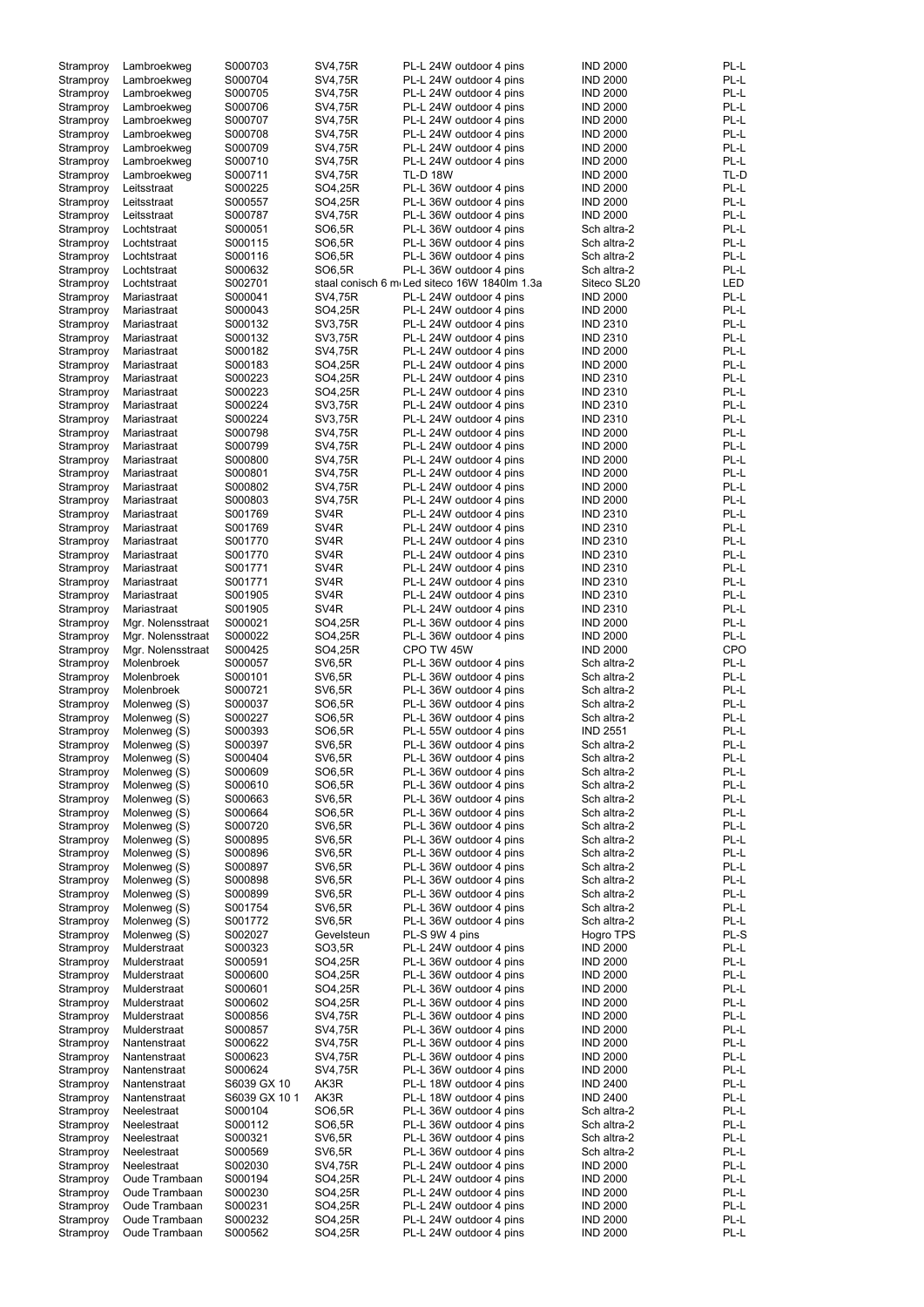| | | | | | | |
|---|---|---|---|---|---|---|
| Stramproy | Lambroekweg | S000703 | SV4,75R | PL-L 24W outdoor 4 pins | IND 2000 | PL-L |
| Stramproy | Lambroekweg | S000704 | SV4,75R | PL-L 24W outdoor 4 pins | IND 2000 | PL-L |
| Stramproy | Lambroekweg | S000705 | SV4,75R | PL-L 24W outdoor 4 pins | IND 2000 | PL-L |
| Stramproy | Lambroekweg | S000706 | SV4,75R | PL-L 24W outdoor 4 pins | IND 2000 | PL-L |
| Stramproy | Lambroekweg | S000707 | SV4,75R | PL-L 24W outdoor 4 pins | IND 2000 | PL-L |
| Stramproy | Lambroekweg | S000708 | SV4,75R | PL-L 24W outdoor 4 pins | IND 2000 | PL-L |
| Stramproy | Lambroekweg | S000709 | SV4,75R | PL-L 24W outdoor 4 pins | IND 2000 | PL-L |
| Stramproy | Lambroekweg | S000710 | SV4,75R | PL-L 24W outdoor 4 pins | IND 2000 | PL-L |
| Stramproy | Lambroekweg | S000711 | SV4,75R | TL-D 18W | IND 2000 | TL-D |
| Stramproy | Leitsstraat | S000225 | SO4,25R | PL-L 36W outdoor 4 pins | IND 2000 | PL-L |
| Stramproy | Leitsstraat | S000557 | SO4,25R | PL-L 36W outdoor 4 pins | IND 2000 | PL-L |
| Stramproy | Leitsstraat | S000787 | SV4,75R | PL-L 36W outdoor 4 pins | IND 2000 | PL-L |
| Stramproy | Lochtstraat | S000051 | SO6,5R | PL-L 36W outdoor 4 pins | Sch altra-2 | PL-L |
| Stramproy | Lochtstraat | S000115 | SO6,5R | PL-L 36W outdoor 4 pins | Sch altra-2 | PL-L |
| Stramproy | Lochtstraat | S000116 | SO6,5R | PL-L 36W outdoor 4 pins | Sch altra-2 | PL-L |
| Stramproy | Lochtstraat | S000632 | SO6,5R | PL-L 36W outdoor 4 pins | Sch altra-2 | PL-L |
| Stramproy | Lochtstraat | S002701 | staal conisch 6 m | Led siteco 16W 1840lm 1.3a | Siteco SL20 | LED |
| Stramproy | Mariastraat | S000041 | SV4,75R | PL-L 24W outdoor 4 pins | IND 2000 | PL-L |
| Stramproy | Mariastraat | S000043 | SO4,25R | PL-L 24W outdoor 4 pins | IND 2000 | PL-L |
| Stramproy | Mariastraat | S000132 | SV3,75R | PL-L 24W outdoor 4 pins | IND 2310 | PL-L |
| Stramproy | Mariastraat | S000132 | SV3,75R | PL-L 24W outdoor 4 pins | IND 2310 | PL-L |
| Stramproy | Mariastraat | S000182 | SV4,75R | PL-L 24W outdoor 4 pins | IND 2000 | PL-L |
| Stramproy | Mariastraat | S000183 | SO4,25R | PL-L 24W outdoor 4 pins | IND 2000 | PL-L |
| Stramproy | Mariastraat | S000223 | SO4,25R | PL-L 24W outdoor 4 pins | IND 2310 | PL-L |
| Stramproy | Mariastraat | S000223 | SO4,25R | PL-L 24W outdoor 4 pins | IND 2310 | PL-L |
| Stramproy | Mariastraat | S000224 | SV3,75R | PL-L 24W outdoor 4 pins | IND 2310 | PL-L |
| Stramproy | Mariastraat | S000224 | SV3,75R | PL-L 24W outdoor 4 pins | IND 2310 | PL-L |
| Stramproy | Mariastraat | S000798 | SV4,75R | PL-L 24W outdoor 4 pins | IND 2000 | PL-L |
| Stramproy | Mariastraat | S000799 | SV4,75R | PL-L 24W outdoor 4 pins | IND 2000 | PL-L |
| Stramproy | Mariastraat | S000800 | SV4,75R | PL-L 24W outdoor 4 pins | IND 2000 | PL-L |
| Stramproy | Mariastraat | S000801 | SV4,75R | PL-L 24W outdoor 4 pins | IND 2000 | PL-L |
| Stramproy | Mariastraat | S000802 | SV4,75R | PL-L 24W outdoor 4 pins | IND 2000 | PL-L |
| Stramproy | Mariastraat | S000803 | SV4,75R | PL-L 24W outdoor 4 pins | IND 2000 | PL-L |
| Stramproy | Mariastraat | S001769 | SV4R | PL-L 24W outdoor 4 pins | IND 2310 | PL-L |
| Stramproy | Mariastraat | S001769 | SV4R | PL-L 24W outdoor 4 pins | IND 2310 | PL-L |
| Stramproy | Mariastraat | S001770 | SV4R | PL-L 24W outdoor 4 pins | IND 2310 | PL-L |
| Stramproy | Mariastraat | S001770 | SV4R | PL-L 24W outdoor 4 pins | IND 2310 | PL-L |
| Stramproy | Mariastraat | S001771 | SV4R | PL-L 24W outdoor 4 pins | IND 2310 | PL-L |
| Stramproy | Mariastraat | S001771 | SV4R | PL-L 24W outdoor 4 pins | IND 2310 | PL-L |
| Stramproy | Mariastraat | S001905 | SV4R | PL-L 24W outdoor 4 pins | IND 2310 | PL-L |
| Stramproy | Mariastraat | S001905 | SV4R | PL-L 24W outdoor 4 pins | IND 2310 | PL-L |
| Stramproy | Mgr. Nolensstraat | S000021 | SO4,25R | PL-L 36W outdoor 4 pins | IND 2000 | PL-L |
| Stramproy | Mgr. Nolensstraat | S000022 | SO4,25R | PL-L 36W outdoor 4 pins | IND 2000 | PL-L |
| Stramproy | Mgr. Nolensstraat | S000425 | SO4,25R | CPO TW 45W | IND 2000 | CPO |
| Stramproy | Molenbroek | S000057 | SV6,5R | PL-L 36W outdoor 4 pins | Sch altra-2 | PL-L |
| Stramproy | Molenbroek | S000101 | SV6,5R | PL-L 36W outdoor 4 pins | Sch altra-2 | PL-L |
| Stramproy | Molenbroek | S000721 | SV6,5R | PL-L 36W outdoor 4 pins | Sch altra-2 | PL-L |
| Stramproy | Molenweg (S) | S000037 | SO6,5R | PL-L 36W outdoor 4 pins | Sch altra-2 | PL-L |
| Stramproy | Molenweg (S) | S000227 | SO6,5R | PL-L 36W outdoor 4 pins | Sch altra-2 | PL-L |
| Stramproy | Molenweg (S) | S000393 | SO6,5R | PL-L 55W outdoor 4 pins | IND 2551 | PL-L |
| Stramproy | Molenweg (S) | S000397 | SV6,5R | PL-L 36W outdoor 4 pins | Sch altra-2 | PL-L |
| Stramproy | Molenweg (S) | S000404 | SV6,5R | PL-L 36W outdoor 4 pins | Sch altra-2 | PL-L |
| Stramproy | Molenweg (S) | S000609 | SO6,5R | PL-L 36W outdoor 4 pins | Sch altra-2 | PL-L |
| Stramproy | Molenweg (S) | S000610 | SO6,5R | PL-L 36W outdoor 4 pins | Sch altra-2 | PL-L |
| Stramproy | Molenweg (S) | S000663 | SV6,5R | PL-L 36W outdoor 4 pins | Sch altra-2 | PL-L |
| Stramproy | Molenweg (S) | S000664 | SO6,5R | PL-L 36W outdoor 4 pins | Sch altra-2 | PL-L |
| Stramproy | Molenweg (S) | S000720 | SV6,5R | PL-L 36W outdoor 4 pins | Sch altra-2 | PL-L |
| Stramproy | Molenweg (S) | S000895 | SV6,5R | PL-L 36W outdoor 4 pins | Sch altra-2 | PL-L |
| Stramproy | Molenweg (S) | S000896 | SV6,5R | PL-L 36W outdoor 4 pins | Sch altra-2 | PL-L |
| Stramproy | Molenweg (S) | S000897 | SV6,5R | PL-L 36W outdoor 4 pins | Sch altra-2 | PL-L |
| Stramproy | Molenweg (S) | S000898 | SV6,5R | PL-L 36W outdoor 4 pins | Sch altra-2 | PL-L |
| Stramproy | Molenweg (S) | S000899 | SV6,5R | PL-L 36W outdoor 4 pins | Sch altra-2 | PL-L |
| Stramproy | Molenweg (S) | S001754 | SV6,5R | PL-L 36W outdoor 4 pins | Sch altra-2 | PL-L |
| Stramproy | Molenweg (S) | S001772 | SV6,5R | PL-L 36W outdoor 4 pins | Sch altra-2 | PL-L |
| Stramproy | Molenweg (S) | S002027 | Gevelsteun | PL-S 9W 4 pins | Hogro TPS | PL-S |
| Stramproy | Mulderstraat | S000323 | SO3,5R | PL-L 24W outdoor 4 pins | IND 2000 | PL-L |
| Stramproy | Mulderstraat | S000591 | SO4,25R | PL-L 36W outdoor 4 pins | IND 2000 | PL-L |
| Stramproy | Mulderstraat | S000600 | SO4,25R | PL-L 36W outdoor 4 pins | IND 2000 | PL-L |
| Stramproy | Mulderstraat | S000601 | SO4,25R | PL-L 36W outdoor 4 pins | IND 2000 | PL-L |
| Stramproy | Mulderstraat | S000602 | SO4,25R | PL-L 36W outdoor 4 pins | IND 2000 | PL-L |
| Stramproy | Mulderstraat | S000856 | SV4,75R | PL-L 36W outdoor 4 pins | IND 2000 | PL-L |
| Stramproy | Mulderstraat | S000857 | SV4,75R | PL-L 36W outdoor 4 pins | IND 2000 | PL-L |
| Stramproy | Nantenstraat | S000622 | SV4,75R | PL-L 36W outdoor 4 pins | IND 2000 | PL-L |
| Stramproy | Nantenstraat | S000623 | SV4,75R | PL-L 36W outdoor 4 pins | IND 2000 | PL-L |
| Stramproy | Nantenstraat | S000624 | SV4,75R | PL-L 36W outdoor 4 pins | IND 2000 | PL-L |
| Stramproy | Nantenstraat | S6039 GX 10 | AK3R | PL-L 18W outdoor 4 pins | IND 2400 | PL-L |
| Stramproy | Nantenstraat | S6039 GX 10 1 | AK3R | PL-L 18W outdoor 4 pins | IND 2400 | PL-L |
| Stramproy | Neelestraat | S000104 | SO6,5R | PL-L 36W outdoor 4 pins | Sch altra-2 | PL-L |
| Stramproy | Neelestraat | S000112 | SO6,5R | PL-L 36W outdoor 4 pins | Sch altra-2 | PL-L |
| Stramproy | Neelestraat | S000321 | SV6,5R | PL-L 36W outdoor 4 pins | Sch altra-2 | PL-L |
| Stramproy | Neelestraat | S000569 | SV6,5R | PL-L 36W outdoor 4 pins | Sch altra-2 | PL-L |
| Stramproy | Neelestraat | S002030 | SV4,75R | PL-L 24W outdoor 4 pins | IND 2000 | PL-L |
| Stramproy | Oude Trambaan | S000194 | SO4,25R | PL-L 24W outdoor 4 pins | IND 2000 | PL-L |
| Stramproy | Oude Trambaan | S000230 | SO4,25R | PL-L 24W outdoor 4 pins | IND 2000 | PL-L |
| Stramproy | Oude Trambaan | S000231 | SO4,25R | PL-L 24W outdoor 4 pins | IND 2000 | PL-L |
| Stramproy | Oude Trambaan | S000232 | SO4,25R | PL-L 24W outdoor 4 pins | IND 2000 | PL-L |
| Stramproy | Oude Trambaan | S000562 | SO4,25R | PL-L 24W outdoor 4 pins | IND 2000 | PL-L |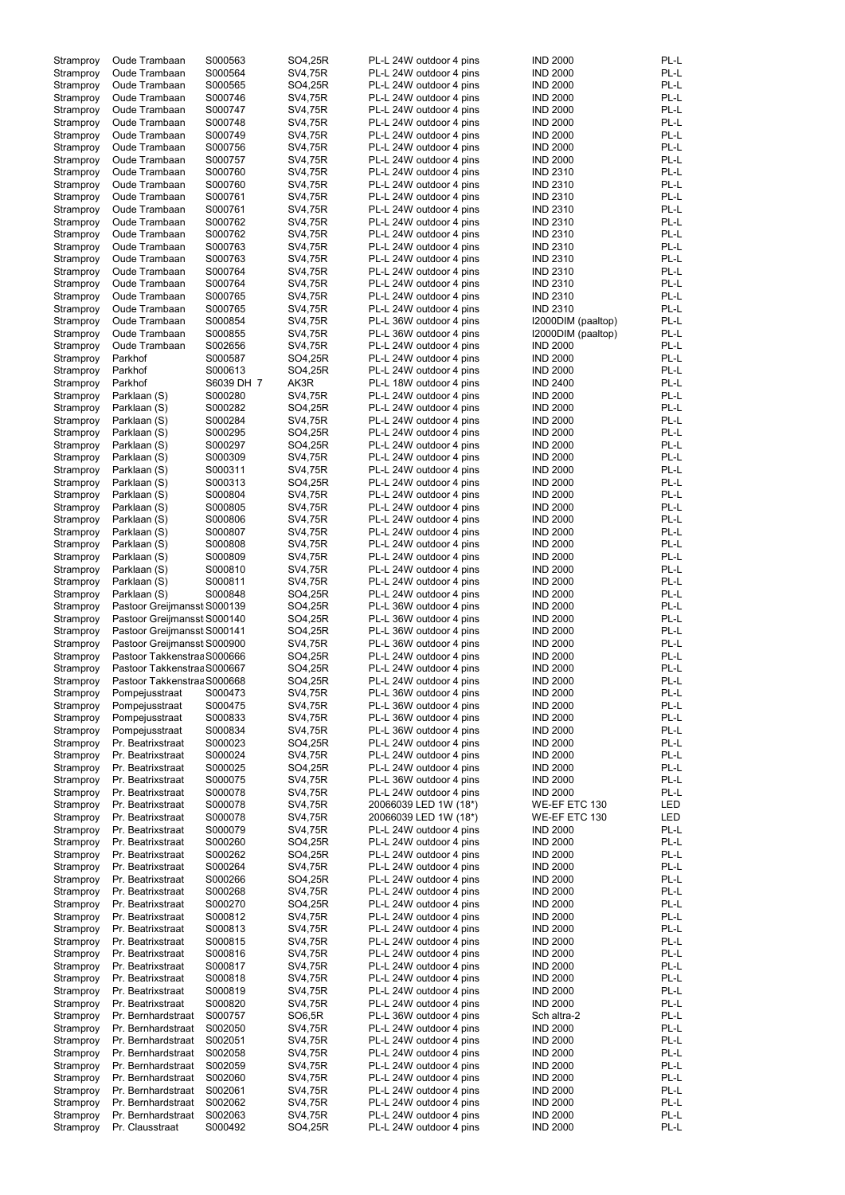| | | | | | | |
|---|---|---|---|---|---|---|
| Stramproy | Oude Trambaan | S000563 | SO4,25R | PL-L 24W outdoor 4 pins | IND 2000 | PL-L |
| Stramproy | Oude Trambaan | S000564 | SV4,75R | PL-L 24W outdoor 4 pins | IND 2000 | PL-L |
| Stramproy | Oude Trambaan | S000565 | SO4,25R | PL-L 24W outdoor 4 pins | IND 2000 | PL-L |
| Stramproy | Oude Trambaan | S000746 | SV4,75R | PL-L 24W outdoor 4 pins | IND 2000 | PL-L |
| Stramproy | Oude Trambaan | S000747 | SV4,75R | PL-L 24W outdoor 4 pins | IND 2000 | PL-L |
| Stramproy | Oude Trambaan | S000748 | SV4,75R | PL-L 24W outdoor 4 pins | IND 2000 | PL-L |
| Stramproy | Oude Trambaan | S000749 | SV4,75R | PL-L 24W outdoor 4 pins | IND 2000 | PL-L |
| Stramproy | Oude Trambaan | S000756 | SV4,75R | PL-L 24W outdoor 4 pins | IND 2000 | PL-L |
| Stramproy | Oude Trambaan | S000757 | SV4,75R | PL-L 24W outdoor 4 pins | IND 2000 | PL-L |
| Stramproy | Oude Trambaan | S000760 | SV4,75R | PL-L 24W outdoor 4 pins | IND 2310 | PL-L |
| Stramproy | Oude Trambaan | S000760 | SV4,75R | PL-L 24W outdoor 4 pins | IND 2310 | PL-L |
| Stramproy | Oude Trambaan | S000761 | SV4,75R | PL-L 24W outdoor 4 pins | IND 2310 | PL-L |
| Stramproy | Oude Trambaan | S000761 | SV4,75R | PL-L 24W outdoor 4 pins | IND 2310 | PL-L |
| Stramproy | Oude Trambaan | S000762 | SV4,75R | PL-L 24W outdoor 4 pins | IND 2310 | PL-L |
| Stramproy | Oude Trambaan | S000762 | SV4,75R | PL-L 24W outdoor 4 pins | IND 2310 | PL-L |
| Stramproy | Oude Trambaan | S000763 | SV4,75R | PL-L 24W outdoor 4 pins | IND 2310 | PL-L |
| Stramproy | Oude Trambaan | S000763 | SV4,75R | PL-L 24W outdoor 4 pins | IND 2310 | PL-L |
| Stramproy | Oude Trambaan | S000764 | SV4,75R | PL-L 24W outdoor 4 pins | IND 2310 | PL-L |
| Stramproy | Oude Trambaan | S000764 | SV4,75R | PL-L 24W outdoor 4 pins | IND 2310 | PL-L |
| Stramproy | Oude Trambaan | S000765 | SV4,75R | PL-L 24W outdoor 4 pins | IND 2310 | PL-L |
| Stramproy | Oude Trambaan | S000765 | SV4,75R | PL-L 24W outdoor 4 pins | IND 2310 | PL-L |
| Stramproy | Oude Trambaan | S000854 | SV4,75R | PL-L 36W outdoor 4 pins | I2000DIM (paaltop) | PL-L |
| Stramproy | Oude Trambaan | S000855 | SV4,75R | PL-L 36W outdoor 4 pins | I2000DIM (paaltop) | PL-L |
| Stramproy | Oude Trambaan | S002656 | SV4,75R | PL-L 24W outdoor 4 pins | IND 2000 | PL-L |
| Stramproy | Parkhof | S000587 | SO4,25R | PL-L 24W outdoor 4 pins | IND 2000 | PL-L |
| Stramproy | Parkhof | S000613 | SO4,25R | PL-L 24W outdoor 4 pins | IND 2000 | PL-L |
| Stramproy | Parkhof | S6039 DH 7 | AK3R | PL-L 18W outdoor 4 pins | IND 2400 | PL-L |
| Stramproy | Parklaan (S) | S000280 | SV4,75R | PL-L 24W outdoor 4 pins | IND 2000 | PL-L |
| Stramproy | Parklaan (S) | S000282 | SO4,25R | PL-L 24W outdoor 4 pins | IND 2000 | PL-L |
| Stramproy | Parklaan (S) | S000284 | SV4,75R | PL-L 24W outdoor 4 pins | IND 2000 | PL-L |
| Stramproy | Parklaan (S) | S000295 | SO4,25R | PL-L 24W outdoor 4 pins | IND 2000 | PL-L |
| Stramproy | Parklaan (S) | S000297 | SO4,25R | PL-L 24W outdoor 4 pins | IND 2000 | PL-L |
| Stramproy | Parklaan (S) | S000309 | SV4,75R | PL-L 24W outdoor 4 pins | IND 2000 | PL-L |
| Stramproy | Parklaan (S) | S000311 | SV4,75R | PL-L 24W outdoor 4 pins | IND 2000 | PL-L |
| Stramproy | Parklaan (S) | S000313 | SO4,25R | PL-L 24W outdoor 4 pins | IND 2000 | PL-L |
| Stramproy | Parklaan (S) | S000804 | SV4,75R | PL-L 24W outdoor 4 pins | IND 2000 | PL-L |
| Stramproy | Parklaan (S) | S000805 | SV4,75R | PL-L 24W outdoor 4 pins | IND 2000 | PL-L |
| Stramproy | Parklaan (S) | S000806 | SV4,75R | PL-L 24W outdoor 4 pins | IND 2000 | PL-L |
| Stramproy | Parklaan (S) | S000807 | SV4,75R | PL-L 24W outdoor 4 pins | IND 2000 | PL-L |
| Stramproy | Parklaan (S) | S000808 | SV4,75R | PL-L 24W outdoor 4 pins | IND 2000 | PL-L |
| Stramproy | Parklaan (S) | S000809 | SV4,75R | PL-L 24W outdoor 4 pins | IND 2000 | PL-L |
| Stramproy | Parklaan (S) | S000810 | SV4,75R | PL-L 24W outdoor 4 pins | IND 2000 | PL-L |
| Stramproy | Parklaan (S) | S000811 | SV4,75R | PL-L 24W outdoor 4 pins | IND 2000 | PL-L |
| Stramproy | Parklaan (S) | S000848 | SO4,25R | PL-L 24W outdoor 4 pins | IND 2000 | PL-L |
| Stramproy | Pastoor Greijmansst | S000139 | SO4,25R | PL-L 36W outdoor 4 pins | IND 2000 | PL-L |
| Stramproy | Pastoor Greijmansst | S000140 | SO4,25R | PL-L 36W outdoor 4 pins | IND 2000 | PL-L |
| Stramproy | Pastoor Greijmansst | S000141 | SO4,25R | PL-L 36W outdoor 4 pins | IND 2000 | PL-L |
| Stramproy | Pastoor Greijmansst | S000900 | SV4,75R | PL-L 36W outdoor 4 pins | IND 2000 | PL-L |
| Stramproy | Pastoor Takkenstraa | S000666 | SO4,25R | PL-L 24W outdoor 4 pins | IND 2000 | PL-L |
| Stramproy | Pastoor Takkenstraa | S000667 | SO4,25R | PL-L 24W outdoor 4 pins | IND 2000 | PL-L |
| Stramproy | Pastoor Takkenstraa | S000668 | SO4,25R | PL-L 24W outdoor 4 pins | IND 2000 | PL-L |
| Stramproy | Pompejusstraat | S000473 | SV4,75R | PL-L 36W outdoor 4 pins | IND 2000 | PL-L |
| Stramproy | Pompejusstraat | S000475 | SV4,75R | PL-L 36W outdoor 4 pins | IND 2000 | PL-L |
| Stramproy | Pompejusstraat | S000833 | SV4,75R | PL-L 36W outdoor 4 pins | IND 2000 | PL-L |
| Stramproy | Pompejusstraat | S000834 | SV4,75R | PL-L 36W outdoor 4 pins | IND 2000 | PL-L |
| Stramproy | Pr. Beatrixstraat | S000023 | SO4,25R | PL-L 24W outdoor 4 pins | IND 2000 | PL-L |
| Stramproy | Pr. Beatrixstraat | S000024 | SV4,75R | PL-L 24W outdoor 4 pins | IND 2000 | PL-L |
| Stramproy | Pr. Beatrixstraat | S000025 | SO4,25R | PL-L 24W outdoor 4 pins | IND 2000 | PL-L |
| Stramproy | Pr. Beatrixstraat | S000075 | SV4,75R | PL-L 36W outdoor 4 pins | IND 2000 | PL-L |
| Stramproy | Pr. Beatrixstraat | S000078 | SV4,75R | PL-L 24W outdoor 4 pins | IND 2000 | PL-L |
| Stramproy | Pr. Beatrixstraat | S000078 | SV4,75R | 20066039 LED 1W (18*) | WE-EF ETC 130 | LED |
| Stramproy | Pr. Beatrixstraat | S000078 | SV4,75R | 20066039 LED 1W (18*) | WE-EF ETC 130 | LED |
| Stramproy | Pr. Beatrixstraat | S000079 | SV4,75R | PL-L 24W outdoor 4 pins | IND 2000 | PL-L |
| Stramproy | Pr. Beatrixstraat | S000260 | SO4,25R | PL-L 24W outdoor 4 pins | IND 2000 | PL-L |
| Stramproy | Pr. Beatrixstraat | S000262 | SO4,25R | PL-L 24W outdoor 4 pins | IND 2000 | PL-L |
| Stramproy | Pr. Beatrixstraat | S000264 | SV4,75R | PL-L 24W outdoor 4 pins | IND 2000 | PL-L |
| Stramproy | Pr. Beatrixstraat | S000266 | SO4,25R | PL-L 24W outdoor 4 pins | IND 2000 | PL-L |
| Stramproy | Pr. Beatrixstraat | S000268 | SV4,75R | PL-L 24W outdoor 4 pins | IND 2000 | PL-L |
| Stramproy | Pr. Beatrixstraat | S000270 | SO4,25R | PL-L 24W outdoor 4 pins | IND 2000 | PL-L |
| Stramproy | Pr. Beatrixstraat | S000812 | SV4,75R | PL-L 24W outdoor 4 pins | IND 2000 | PL-L |
| Stramproy | Pr. Beatrixstraat | S000813 | SV4,75R | PL-L 24W outdoor 4 pins | IND 2000 | PL-L |
| Stramproy | Pr. Beatrixstraat | S000815 | SV4,75R | PL-L 24W outdoor 4 pins | IND 2000 | PL-L |
| Stramproy | Pr. Beatrixstraat | S000816 | SV4,75R | PL-L 24W outdoor 4 pins | IND 2000 | PL-L |
| Stramproy | Pr. Beatrixstraat | S000817 | SV4,75R | PL-L 24W outdoor 4 pins | IND 2000 | PL-L |
| Stramproy | Pr. Beatrixstraat | S000818 | SV4,75R | PL-L 24W outdoor 4 pins | IND 2000 | PL-L |
| Stramproy | Pr. Beatrixstraat | S000819 | SV4,75R | PL-L 24W outdoor 4 pins | IND 2000 | PL-L |
| Stramproy | Pr. Beatrixstraat | S000820 | SV4,75R | PL-L 24W outdoor 4 pins | IND 2000 | PL-L |
| Stramproy | Pr. Bernhardstraat | S000757 | SO6,5R | PL-L 36W outdoor 4 pins | Sch altra-2 | PL-L |
| Stramproy | Pr. Bernhardstraat | S002050 | SV4,75R | PL-L 24W outdoor 4 pins | IND 2000 | PL-L |
| Stramproy | Pr. Bernhardstraat | S002051 | SV4,75R | PL-L 24W outdoor 4 pins | IND 2000 | PL-L |
| Stramproy | Pr. Bernhardstraat | S002058 | SV4,75R | PL-L 24W outdoor 4 pins | IND 2000 | PL-L |
| Stramproy | Pr. Bernhardstraat | S002059 | SV4,75R | PL-L 24W outdoor 4 pins | IND 2000 | PL-L |
| Stramproy | Pr. Bernhardstraat | S002060 | SV4,75R | PL-L 24W outdoor 4 pins | IND 2000 | PL-L |
| Stramproy | Pr. Bernhardstraat | S002061 | SV4,75R | PL-L 24W outdoor 4 pins | IND 2000 | PL-L |
| Stramproy | Pr. Bernhardstraat | S002062 | SV4,75R | PL-L 24W outdoor 4 pins | IND 2000 | PL-L |
| Stramproy | Pr. Bernhardstraat | S002063 | SV4,75R | PL-L 24W outdoor 4 pins | IND 2000 | PL-L |
| Stramproy | Pr. Clausstraat | S000492 | SO4,25R | PL-L 24W outdoor 4 pins | IND 2000 | PL-L |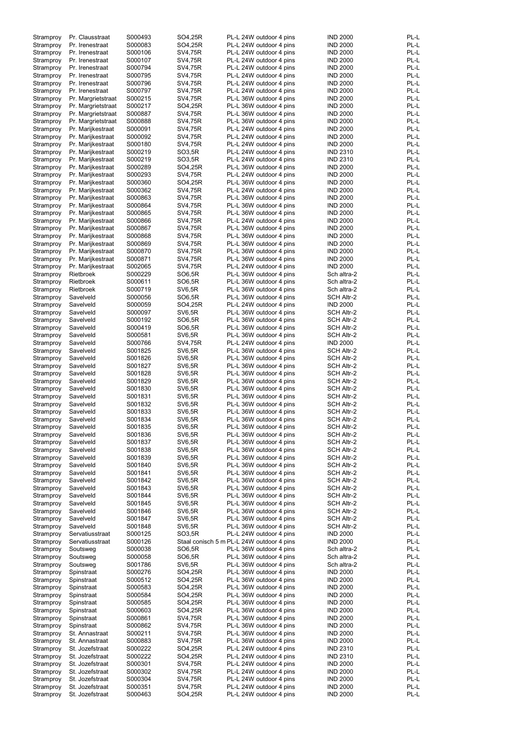| | | | | | | |
|---|---|---|---|---|---|---|
| Stramproy | Pr. Clausstraat | S000493 | SO4,25R | PL-L 24W outdoor 4 pins | IND 2000 | PL-L |
| Stramproy | Pr. Irenestraat | S000083 | SO4,25R | PL-L 24W outdoor 4 pins | IND 2000 | PL-L |
| Stramproy | Pr. Irenestraat | S000106 | SV4,75R | PL-L 24W outdoor 4 pins | IND 2000 | PL-L |
| Stramproy | Pr. Irenestraat | S000107 | SV4,75R | PL-L 24W outdoor 4 pins | IND 2000 | PL-L |
| Stramproy | Pr. Irenestraat | S000794 | SV4,75R | PL-L 24W outdoor 4 pins | IND 2000 | PL-L |
| Stramproy | Pr. Irenestraat | S000795 | SV4,75R | PL-L 24W outdoor 4 pins | IND 2000 | PL-L |
| Stramproy | Pr. Irenestraat | S000796 | SV4,75R | PL-L 24W outdoor 4 pins | IND 2000 | PL-L |
| Stramproy | Pr. Irenestraat | S000797 | SV4,75R | PL-L 24W outdoor 4 pins | IND 2000 | PL-L |
| Stramproy | Pr. Margrietstraat | S000215 | SV4,75R | PL-L 36W outdoor 4 pins | IND 2000 | PL-L |
| Stramproy | Pr. Margrietstraat | S000217 | SO4,25R | PL-L 36W outdoor 4 pins | IND 2000 | PL-L |
| Stramproy | Pr. Margrietstraat | S000887 | SV4,75R | PL-L 36W outdoor 4 pins | IND 2000 | PL-L |
| Stramproy | Pr. Margrietstraat | S000888 | SV4,75R | PL-L 36W outdoor 4 pins | IND 2000 | PL-L |
| Stramproy | Pr. Marijkestraat | S000091 | SV4,75R | PL-L 24W outdoor 4 pins | IND 2000 | PL-L |
| Stramproy | Pr. Marijkestraat | S000092 | SV4,75R | PL-L 24W outdoor 4 pins | IND 2000 | PL-L |
| Stramproy | Pr. Marijkestraat | S000180 | SV4,75R | PL-L 24W outdoor 4 pins | IND 2000 | PL-L |
| Stramproy | Pr. Marijkestraat | S000219 | SO3,5R | PL-L 24W outdoor 4 pins | IND 2310 | PL-L |
| Stramproy | Pr. Marijkestraat | S000219 | SO3,5R | PL-L 24W outdoor 4 pins | IND 2310 | PL-L |
| Stramproy | Pr. Marijkestraat | S000289 | SO4,25R | PL-L 36W outdoor 4 pins | IND 2000 | PL-L |
| Stramproy | Pr. Marijkestraat | S000293 | SV4,75R | PL-L 24W outdoor 4 pins | IND 2000 | PL-L |
| Stramproy | Pr. Marijkestraat | S000360 | SO4,25R | PL-L 36W outdoor 4 pins | IND 2000 | PL-L |
| Stramproy | Pr. Marijkestraat | S000362 | SV4,75R | PL-L 24W outdoor 4 pins | IND 2000 | PL-L |
| Stramproy | Pr. Marijkestraat | S000863 | SV4,75R | PL-L 36W outdoor 4 pins | IND 2000 | PL-L |
| Stramproy | Pr. Marijkestraat | S000864 | SV4,75R | PL-L 36W outdoor 4 pins | IND 2000 | PL-L |
| Stramproy | Pr. Marijkestraat | S000865 | SV4,75R | PL-L 36W outdoor 4 pins | IND 2000 | PL-L |
| Stramproy | Pr. Marijkestraat | S000866 | SV4,75R | PL-L 24W outdoor 4 pins | IND 2000 | PL-L |
| Stramproy | Pr. Marijkestraat | S000867 | SV4,75R | PL-L 36W outdoor 4 pins | IND 2000 | PL-L |
| Stramproy | Pr. Marijkestraat | S000868 | SV4,75R | PL-L 36W outdoor 4 pins | IND 2000 | PL-L |
| Stramproy | Pr. Marijkestraat | S000869 | SV4,75R | PL-L 36W outdoor 4 pins | IND 2000 | PL-L |
| Stramproy | Pr. Marijkestraat | S000870 | SV4,75R | PL-L 36W outdoor 4 pins | IND 2000 | PL-L |
| Stramproy | Pr. Marijkestraat | S000871 | SV4,75R | PL-L 36W outdoor 4 pins | IND 2000 | PL-L |
| Stramproy | Pr. Marijkestraat | S002065 | SV4,75R | PL-L 24W outdoor 4 pins | IND 2000 | PL-L |
| Stramproy | Rietbroek | S000229 | SO6,5R | PL-L 36W outdoor 4 pins | Sch altra-2 | PL-L |
| Stramproy | Rietbroek | S000611 | SO6,5R | PL-L 36W outdoor 4 pins | Sch altra-2 | PL-L |
| Stramproy | Rietbroek | S000719 | SV6,5R | PL-L 36W outdoor 4 pins | Sch altra-2 | PL-L |
| Stramproy | Savelveld | S000056 | SO6,5R | PL-L 36W outdoor 4 pins | SCH Altr-2 | PL-L |
| Stramproy | Savelveld | S000059 | SO4,25R | PL-L 24W outdoor 4 pins | IND 2000 | PL-L |
| Stramproy | Savelveld | S000097 | SV6,5R | PL-L 36W outdoor 4 pins | SCH Altr-2 | PL-L |
| Stramproy | Savelveld | S000192 | SO6,5R | PL-L 36W outdoor 4 pins | SCH Altr-2 | PL-L |
| Stramproy | Savelveld | S000419 | SO6,5R | PL-L 36W outdoor 4 pins | SCH Altr-2 | PL-L |
| Stramproy | Savelveld | S000581 | SV6,5R | PL-L 36W outdoor 4 pins | SCH Altr-2 | PL-L |
| Stramproy | Savelveld | S000766 | SV4,75R | PL-L 24W outdoor 4 pins | IND 2000 | PL-L |
| Stramproy | Savelveld | S001825 | SV6,5R | PL-L 36W outdoor 4 pins | SCH Altr-2 | PL-L |
| Stramproy | Savelveld | S001826 | SV6,5R | PL-L 36W outdoor 4 pins | SCH Altr-2 | PL-L |
| Stramproy | Savelveld | S001827 | SV6,5R | PL-L 36W outdoor 4 pins | SCH Altr-2 | PL-L |
| Stramproy | Savelveld | S001828 | SV6,5R | PL-L 36W outdoor 4 pins | SCH Altr-2 | PL-L |
| Stramproy | Savelveld | S001829 | SV6,5R | PL-L 36W outdoor 4 pins | SCH Altr-2 | PL-L |
| Stramproy | Savelveld | S001830 | SV6,5R | PL-L 36W outdoor 4 pins | SCH Altr-2 | PL-L |
| Stramproy | Savelveld | S001831 | SV6,5R | PL-L 36W outdoor 4 pins | SCH Altr-2 | PL-L |
| Stramproy | Savelveld | S001832 | SV6,5R | PL-L 36W outdoor 4 pins | SCH Altr-2 | PL-L |
| Stramproy | Savelveld | S001833 | SV6,5R | PL-L 36W outdoor 4 pins | SCH Altr-2 | PL-L |
| Stramproy | Savelveld | S001834 | SV6,5R | PL-L 36W outdoor 4 pins | SCH Altr-2 | PL-L |
| Stramproy | Savelveld | S001835 | SV6,5R | PL-L 36W outdoor 4 pins | SCH Altr-2 | PL-L |
| Stramproy | Savelveld | S001836 | SV6,5R | PL-L 36W outdoor 4 pins | SCH Altr-2 | PL-L |
| Stramproy | Savelveld | S001837 | SV6,5R | PL-L 36W outdoor 4 pins | SCH Altr-2 | PL-L |
| Stramproy | Savelveld | S001838 | SV6,5R | PL-L 36W outdoor 4 pins | SCH Altr-2 | PL-L |
| Stramproy | Savelveld | S001839 | SV6,5R | PL-L 36W outdoor 4 pins | SCH Altr-2 | PL-L |
| Stramproy | Savelveld | S001840 | SV6,5R | PL-L 36W outdoor 4 pins | SCH Altr-2 | PL-L |
| Stramproy | Savelveld | S001841 | SV6,5R | PL-L 36W outdoor 4 pins | SCH Altr-2 | PL-L |
| Stramproy | Savelveld | S001842 | SV6,5R | PL-L 36W outdoor 4 pins | SCH Altr-2 | PL-L |
| Stramproy | Savelveld | S001843 | SV6,5R | PL-L 36W outdoor 4 pins | SCH Altr-2 | PL-L |
| Stramproy | Savelveld | S001844 | SV6,5R | PL-L 36W outdoor 4 pins | SCH Altr-2 | PL-L |
| Stramproy | Savelveld | S001845 | SV6,5R | PL-L 36W outdoor 4 pins | SCH Altr-2 | PL-L |
| Stramproy | Savelveld | S001846 | SV6,5R | PL-L 36W outdoor 4 pins | SCH Altr-2 | PL-L |
| Stramproy | Savelveld | S001847 | SV6,5R | PL-L 36W outdoor 4 pins | SCH Altr-2 | PL-L |
| Stramproy | Savelveld | S001848 | SV6,5R | PL-L 36W outdoor 4 pins | SCH Altr-2 | PL-L |
| Stramproy | Servatiusstraat | S000125 | SO3,5R | PL-L 24W outdoor 4 pins | IND 2000 | PL-L |
| Stramproy | Servatiusstraat | S000126 | Staal conisch 5 m | PL-L 24W outdoor 4 pins | IND 2000 | PL-L |
| Stramproy | Soutsweg | S000038 | SO6,5R | PL-L 36W outdoor 4 pins | Sch altra-2 | PL-L |
| Stramproy | Soutsweg | S000058 | SO6,5R | PL-L 36W outdoor 4 pins | Sch altra-2 | PL-L |
| Stramproy | Soutsweg | S001786 | SV6,5R | PL-L 36W outdoor 4 pins | Sch altra-2 | PL-L |
| Stramproy | Spinstraat | S000276 | SO4,25R | PL-L 36W outdoor 4 pins | IND 2000 | PL-L |
| Stramproy | Spinstraat | S000512 | SO4,25R | PL-L 36W outdoor 4 pins | IND 2000 | PL-L |
| Stramproy | Spinstraat | S000583 | SO4,25R | PL-L 36W outdoor 4 pins | IND 2000 | PL-L |
| Stramproy | Spinstraat | S000584 | SO4,25R | PL-L 36W outdoor 4 pins | IND 2000 | PL-L |
| Stramproy | Spinstraat | S000585 | SO4,25R | PL-L 36W outdoor 4 pins | IND 2000 | PL-L |
| Stramproy | Spinstraat | S000603 | SO4,25R | PL-L 36W outdoor 4 pins | IND 2000 | PL-L |
| Stramproy | Spinstraat | S000861 | SV4,75R | PL-L 36W outdoor 4 pins | IND 2000 | PL-L |
| Stramproy | Spinstraat | S000862 | SV4,75R | PL-L 36W outdoor 4 pins | IND 2000 | PL-L |
| Stramproy | St. Annastraat | S000211 | SV4,75R | PL-L 36W outdoor 4 pins | IND 2000 | PL-L |
| Stramproy | St. Annastraat | S000883 | SV4,75R | PL-L 36W outdoor 4 pins | IND 2000 | PL-L |
| Stramproy | St. Jozefstraat | S000222 | SO4,25R | PL-L 24W outdoor 4 pins | IND 2310 | PL-L |
| Stramproy | St. Jozefstraat | S000222 | SO4,25R | PL-L 24W outdoor 4 pins | IND 2310 | PL-L |
| Stramproy | St. Jozefstraat | S000301 | SV4,75R | PL-L 24W outdoor 4 pins | IND 2000 | PL-L |
| Stramproy | St. Jozefstraat | S000302 | SV4,75R | PL-L 24W outdoor 4 pins | IND 2000 | PL-L |
| Stramproy | St. Jozefstraat | S000304 | SV4,75R | PL-L 24W outdoor 4 pins | IND 2000 | PL-L |
| Stramproy | St. Jozefstraat | S000351 | SV4,75R | PL-L 24W outdoor 4 pins | IND 2000 | PL-L |
| Stramproy | St. Jozefstraat | S000463 | SO4,25R | PL-L 24W outdoor 4 pins | IND 2000 | PL-L |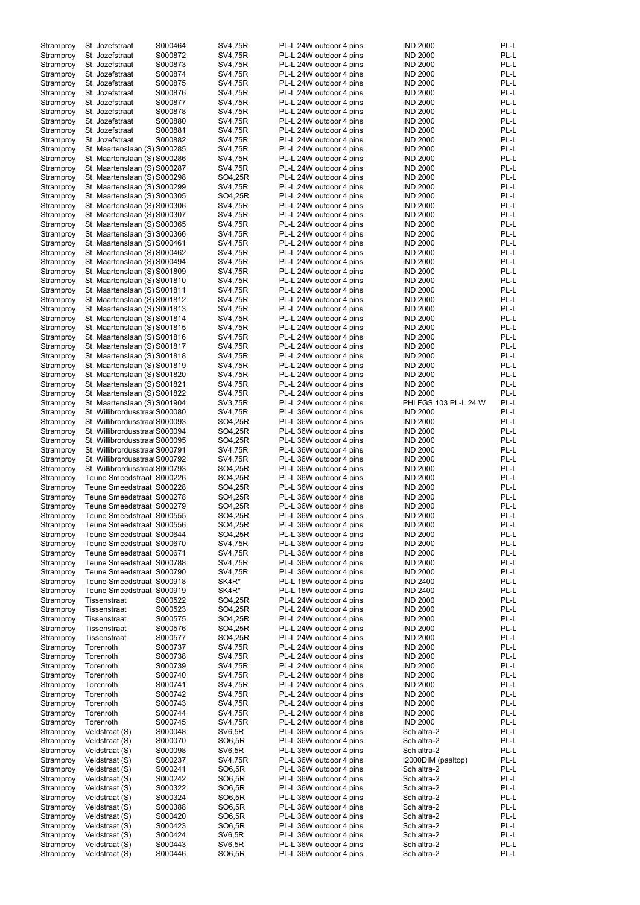| | | | | | | |
|---|---|---|---|---|---|---|
| Stramproy | St. Jozefstraat | S000464 | SV4,75R | PL-L 24W outdoor 4 pins | IND 2000 | PL-L |
| Stramproy | St. Jozefstraat | S000872 | SV4,75R | PL-L 24W outdoor 4 pins | IND 2000 | PL-L |
| Stramproy | St. Jozefstraat | S000873 | SV4,75R | PL-L 24W outdoor 4 pins | IND 2000 | PL-L |
| Stramproy | St. Jozefstraat | S000874 | SV4,75R | PL-L 24W outdoor 4 pins | IND 2000 | PL-L |
| Stramproy | St. Jozefstraat | S000875 | SV4,75R | PL-L 24W outdoor 4 pins | IND 2000 | PL-L |
| Stramproy | St. Jozefstraat | S000876 | SV4,75R | PL-L 24W outdoor 4 pins | IND 2000 | PL-L |
| Stramproy | St. Jozefstraat | S000877 | SV4,75R | PL-L 24W outdoor 4 pins | IND 2000 | PL-L |
| Stramproy | St. Jozefstraat | S000878 | SV4,75R | PL-L 24W outdoor 4 pins | IND 2000 | PL-L |
| Stramproy | St. Jozefstraat | S000880 | SV4,75R | PL-L 24W outdoor 4 pins | IND 2000 | PL-L |
| Stramproy | St. Jozefstraat | S000881 | SV4,75R | PL-L 24W outdoor 4 pins | IND 2000 | PL-L |
| Stramproy | St. Jozefstraat | S000882 | SV4,75R | PL-L 24W outdoor 4 pins | IND 2000 | PL-L |
| Stramproy | St. Maartenslaan (S) | S000285 | SV4,75R | PL-L 24W outdoor 4 pins | IND 2000 | PL-L |
| Stramproy | St. Maartenslaan (S) | S000286 | SV4,75R | PL-L 24W outdoor 4 pins | IND 2000 | PL-L |
| Stramproy | St. Maartenslaan (S) | S000287 | SV4,75R | PL-L 24W outdoor 4 pins | IND 2000 | PL-L |
| Stramproy | St. Maartenslaan (S) | S000298 | SO4,25R | PL-L 24W outdoor 4 pins | IND 2000 | PL-L |
| Stramproy | St. Maartenslaan (S) | S000299 | SV4,75R | PL-L 24W outdoor 4 pins | IND 2000 | PL-L |
| Stramproy | St. Maartenslaan (S) | S000305 | SO4,25R | PL-L 24W outdoor 4 pins | IND 2000 | PL-L |
| Stramproy | St. Maartenslaan (S) | S000306 | SV4,75R | PL-L 24W outdoor 4 pins | IND 2000 | PL-L |
| Stramproy | St. Maartenslaan (S) | S000307 | SV4,75R | PL-L 24W outdoor 4 pins | IND 2000 | PL-L |
| Stramproy | St. Maartenslaan (S) | S000365 | SV4,75R | PL-L 24W outdoor 4 pins | IND 2000 | PL-L |
| Stramproy | St. Maartenslaan (S) | S000366 | SV4,75R | PL-L 24W outdoor 4 pins | IND 2000 | PL-L |
| Stramproy | St. Maartenslaan (S) | S000461 | SV4,75R | PL-L 24W outdoor 4 pins | IND 2000 | PL-L |
| Stramproy | St. Maartenslaan (S) | S000462 | SV4,75R | PL-L 24W outdoor 4 pins | IND 2000 | PL-L |
| Stramproy | St. Maartenslaan (S) | S000494 | SV4,75R | PL-L 24W outdoor 4 pins | IND 2000 | PL-L |
| Stramproy | St. Maartenslaan (S) | S001809 | SV4,75R | PL-L 24W outdoor 4 pins | IND 2000 | PL-L |
| Stramproy | St. Maartenslaan (S) | S001810 | SV4,75R | PL-L 24W outdoor 4 pins | IND 2000 | PL-L |
| Stramproy | St. Maartenslaan (S) | S001811 | SV4,75R | PL-L 24W outdoor 4 pins | IND 2000 | PL-L |
| Stramproy | St. Maartenslaan (S) | S001812 | SV4,75R | PL-L 24W outdoor 4 pins | IND 2000 | PL-L |
| Stramproy | St. Maartenslaan (S) | S001813 | SV4,75R | PL-L 24W outdoor 4 pins | IND 2000 | PL-L |
| Stramproy | St. Maartenslaan (S) | S001814 | SV4,75R | PL-L 24W outdoor 4 pins | IND 2000 | PL-L |
| Stramproy | St. Maartenslaan (S) | S001815 | SV4,75R | PL-L 24W outdoor 4 pins | IND 2000 | PL-L |
| Stramproy | St. Maartenslaan (S) | S001816 | SV4,75R | PL-L 24W outdoor 4 pins | IND 2000 | PL-L |
| Stramproy | St. Maartenslaan (S) | S001817 | SV4,75R | PL-L 24W outdoor 4 pins | IND 2000 | PL-L |
| Stramproy | St. Maartenslaan (S) | S001818 | SV4,75R | PL-L 24W outdoor 4 pins | IND 2000 | PL-L |
| Stramproy | St. Maartenslaan (S) | S001819 | SV4,75R | PL-L 24W outdoor 4 pins | IND 2000 | PL-L |
| Stramproy | St. Maartenslaan (S) | S001820 | SV4,75R | PL-L 24W outdoor 4 pins | IND 2000 | PL-L |
| Stramproy | St. Maartenslaan (S) | S001821 | SV4,75R | PL-L 24W outdoor 4 pins | IND 2000 | PL-L |
| Stramproy | St. Maartenslaan (S) | S001822 | SV4,75R | PL-L 24W outdoor 4 pins | IND 2000 | PL-L |
| Stramproy | St. Maartenslaan (S) | S001904 | SV3,75R | PL-L 24W outdoor 4 pins | PHI FGS 103 PL-L 24 W | PL-L |
| Stramproy | St. Willibrordusstraat | S000080 | SV4,75R | PL-L 36W outdoor 4 pins | IND 2000 | PL-L |
| Stramproy | St. Willibrordusstraat | S000093 | SO4,25R | PL-L 36W outdoor 4 pins | IND 2000 | PL-L |
| Stramproy | St. Willibrordusstraat | S000094 | SO4,25R | PL-L 36W outdoor 4 pins | IND 2000 | PL-L |
| Stramproy | St. Willibrordusstraat | S000095 | SO4,25R | PL-L 36W outdoor 4 pins | IND 2000 | PL-L |
| Stramproy | St. Willibrordusstraat | S000791 | SV4,75R | PL-L 36W outdoor 4 pins | IND 2000 | PL-L |
| Stramproy | St. Willibrordusstraat | S000792 | SV4,75R | PL-L 36W outdoor 4 pins | IND 2000 | PL-L |
| Stramproy | St. Willibrordusstraat | S000793 | SO4,25R | PL-L 36W outdoor 4 pins | IND 2000 | PL-L |
| Stramproy | Teune Smeedstraat | S000226 | SO4,25R | PL-L 36W outdoor 4 pins | IND 2000 | PL-L |
| Stramproy | Teune Smeedstraat | S000228 | SO4,25R | PL-L 36W outdoor 4 pins | IND 2000 | PL-L |
| Stramproy | Teune Smeedstraat | S000278 | SO4,25R | PL-L 36W outdoor 4 pins | IND 2000 | PL-L |
| Stramproy | Teune Smeedstraat | S000279 | SO4,25R | PL-L 36W outdoor 4 pins | IND 2000 | PL-L |
| Stramproy | Teune Smeedstraat | S000555 | SO4,25R | PL-L 36W outdoor 4 pins | IND 2000 | PL-L |
| Stramproy | Teune Smeedstraat | S000556 | SO4,25R | PL-L 36W outdoor 4 pins | IND 2000 | PL-L |
| Stramproy | Teune Smeedstraat | S000644 | SO4,25R | PL-L 36W outdoor 4 pins | IND 2000 | PL-L |
| Stramproy | Teune Smeedstraat | S000670 | SV4,75R | PL-L 36W outdoor 4 pins | IND 2000 | PL-L |
| Stramproy | Teune Smeedstraat | S000671 | SV4,75R | PL-L 36W outdoor 4 pins | IND 2000 | PL-L |
| Stramproy | Teune Smeedstraat | S000788 | SV4,75R | PL-L 36W outdoor 4 pins | IND 2000 | PL-L |
| Stramproy | Teune Smeedstraat | S000790 | SV4,75R | PL-L 36W outdoor 4 pins | IND 2000 | PL-L |
| Stramproy | Teune Smeedstraat | S000918 | SK4R* | PL-L 18W outdoor 4 pins | IND 2400 | PL-L |
| Stramproy | Teune Smeedstraat | S000919 | SK4R* | PL-L 18W outdoor 4 pins | IND 2400 | PL-L |
| Stramproy | Tissenstraat | S000522 | SO4,25R | PL-L 24W outdoor 4 pins | IND 2000 | PL-L |
| Stramproy | Tissenstraat | S000523 | SO4,25R | PL-L 24W outdoor 4 pins | IND 2000 | PL-L |
| Stramproy | Tissenstraat | S000575 | SO4,25R | PL-L 24W outdoor 4 pins | IND 2000 | PL-L |
| Stramproy | Tissenstraat | S000576 | SO4,25R | PL-L 24W outdoor 4 pins | IND 2000 | PL-L |
| Stramproy | Tissenstraat | S000577 | SO4,25R | PL-L 24W outdoor 4 pins | IND 2000 | PL-L |
| Stramproy | Torenroth | S000737 | SV4,75R | PL-L 24W outdoor 4 pins | IND 2000 | PL-L |
| Stramproy | Torenroth | S000738 | SV4,75R | PL-L 24W outdoor 4 pins | IND 2000 | PL-L |
| Stramproy | Torenroth | S000739 | SV4,75R | PL-L 24W outdoor 4 pins | IND 2000 | PL-L |
| Stramproy | Torenroth | S000740 | SV4,75R | PL-L 24W outdoor 4 pins | IND 2000 | PL-L |
| Stramproy | Torenroth | S000741 | SV4,75R | PL-L 24W outdoor 4 pins | IND 2000 | PL-L |
| Stramproy | Torenroth | S000742 | SV4,75R | PL-L 24W outdoor 4 pins | IND 2000 | PL-L |
| Stramproy | Torenroth | S000743 | SV4,75R | PL-L 24W outdoor 4 pins | IND 2000 | PL-L |
| Stramproy | Torenroth | S000744 | SV4,75R | PL-L 24W outdoor 4 pins | IND 2000 | PL-L |
| Stramproy | Torenroth | S000745 | SV4,75R | PL-L 24W outdoor 4 pins | IND 2000 | PL-L |
| Stramproy | Veldstraat (S) | S000048 | SV6,5R | PL-L 36W outdoor 4 pins | Sch altra-2 | PL-L |
| Stramproy | Veldstraat (S) | S000070 | SO6,5R | PL-L 36W outdoor 4 pins | Sch altra-2 | PL-L |
| Stramproy | Veldstraat (S) | S000098 | SV6,5R | PL-L 36W outdoor 4 pins | Sch altra-2 | PL-L |
| Stramproy | Veldstraat (S) | S000237 | SV4,75R | PL-L 36W outdoor 4 pins | I2000DIM (paaltop) | PL-L |
| Stramproy | Veldstraat (S) | S000241 | SO6,5R | PL-L 36W outdoor 4 pins | Sch altra-2 | PL-L |
| Stramproy | Veldstraat (S) | S000242 | SO6,5R | PL-L 36W outdoor 4 pins | Sch altra-2 | PL-L |
| Stramproy | Veldstraat (S) | S000322 | SO6,5R | PL-L 36W outdoor 4 pins | Sch altra-2 | PL-L |
| Stramproy | Veldstraat (S) | S000324 | SO6,5R | PL-L 36W outdoor 4 pins | Sch altra-2 | PL-L |
| Stramproy | Veldstraat (S) | S000388 | SO6,5R | PL-L 36W outdoor 4 pins | Sch altra-2 | PL-L |
| Stramproy | Veldstraat (S) | S000420 | SO6,5R | PL-L 36W outdoor 4 pins | Sch altra-2 | PL-L |
| Stramproy | Veldstraat (S) | S000423 | SO6,5R | PL-L 36W outdoor 4 pins | Sch altra-2 | PL-L |
| Stramproy | Veldstraat (S) | S000424 | SV6,5R | PL-L 36W outdoor 4 pins | Sch altra-2 | PL-L |
| Stramproy | Veldstraat (S) | S000443 | SV6,5R | PL-L 36W outdoor 4 pins | Sch altra-2 | PL-L |
| Stramproy | Veldstraat (S) | S000446 | SO6,5R | PL-L 36W outdoor 4 pins | Sch altra-2 | PL-L |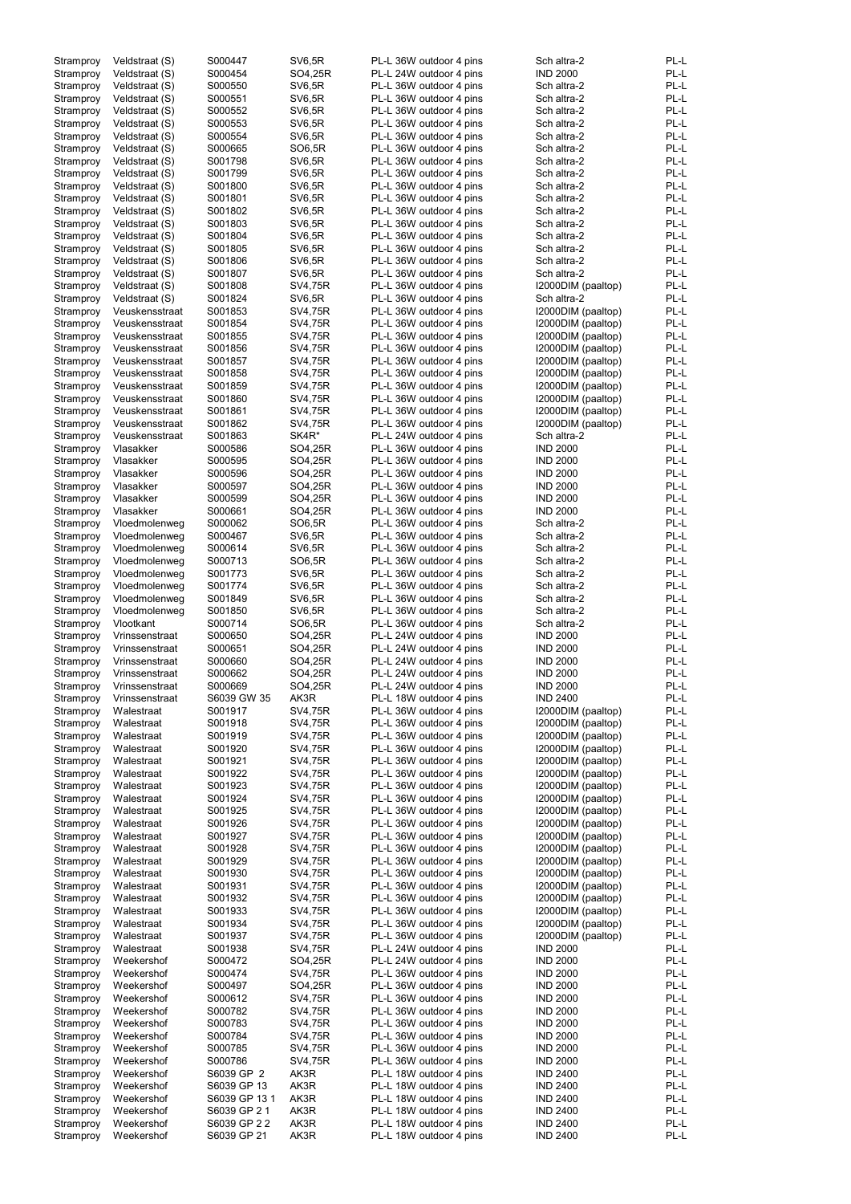| | | | | | | |
|---|---|---|---|---|---|---|
| Stramproy | Veldstraat (S) | S000447 | SV6,5R | PL-L 36W outdoor 4 pins | Sch altra-2 | PL-L |
| Stramproy | Veldstraat (S) | S000454 | SO4,25R | PL-L 24W outdoor 4 pins | IND 2000 | PL-L |
| Stramproy | Veldstraat (S) | S000550 | SV6,5R | PL-L 36W outdoor 4 pins | Sch altra-2 | PL-L |
| Stramproy | Veldstraat (S) | S000551 | SV6,5R | PL-L 36W outdoor 4 pins | Sch altra-2 | PL-L |
| Stramproy | Veldstraat (S) | S000552 | SV6,5R | PL-L 36W outdoor 4 pins | Sch altra-2 | PL-L |
| Stramproy | Veldstraat (S) | S000553 | SV6,5R | PL-L 36W outdoor 4 pins | Sch altra-2 | PL-L |
| Stramproy | Veldstraat (S) | S000554 | SV6,5R | PL-L 36W outdoor 4 pins | Sch altra-2 | PL-L |
| Stramproy | Veldstraat (S) | S000665 | SO6,5R | PL-L 36W outdoor 4 pins | Sch altra-2 | PL-L |
| Stramproy | Veldstraat (S) | S001798 | SV6,5R | PL-L 36W outdoor 4 pins | Sch altra-2 | PL-L |
| Stramproy | Veldstraat (S) | S001799 | SV6,5R | PL-L 36W outdoor 4 pins | Sch altra-2 | PL-L |
| Stramproy | Veldstraat (S) | S001800 | SV6,5R | PL-L 36W outdoor 4 pins | Sch altra-2 | PL-L |
| Stramproy | Veldstraat (S) | S001801 | SV6,5R | PL-L 36W outdoor 4 pins | Sch altra-2 | PL-L |
| Stramproy | Veldstraat (S) | S001802 | SV6,5R | PL-L 36W outdoor 4 pins | Sch altra-2 | PL-L |
| Stramproy | Veldstraat (S) | S001803 | SV6,5R | PL-L 36W outdoor 4 pins | Sch altra-2 | PL-L |
| Stramproy | Veldstraat (S) | S001804 | SV6,5R | PL-L 36W outdoor 4 pins | Sch altra-2 | PL-L |
| Stramproy | Veldstraat (S) | S001805 | SV6,5R | PL-L 36W outdoor 4 pins | Sch altra-2 | PL-L |
| Stramproy | Veldstraat (S) | S001806 | SV6,5R | PL-L 36W outdoor 4 pins | Sch altra-2 | PL-L |
| Stramproy | Veldstraat (S) | S001807 | SV6,5R | PL-L 36W outdoor 4 pins | Sch altra-2 | PL-L |
| Stramproy | Veldstraat (S) | S001808 | SV4,75R | PL-L 36W outdoor 4 pins | I2000DIM (paaltop) | PL-L |
| Stramproy | Veldstraat (S) | S001824 | SV6,5R | PL-L 36W outdoor 4 pins | Sch altra-2 | PL-L |
| Stramproy | Veuskensstraat | S001853 | SV4,75R | PL-L 36W outdoor 4 pins | I2000DIM (paaltop) | PL-L |
| Stramproy | Veuskensstraat | S001854 | SV4,75R | PL-L 36W outdoor 4 pins | I2000DIM (paaltop) | PL-L |
| Stramproy | Veuskensstraat | S001855 | SV4,75R | PL-L 36W outdoor 4 pins | I2000DIM (paaltop) | PL-L |
| Stramproy | Veuskensstraat | S001856 | SV4,75R | PL-L 36W outdoor 4 pins | I2000DIM (paaltop) | PL-L |
| Stramproy | Veuskensstraat | S001857 | SV4,75R | PL-L 36W outdoor 4 pins | I2000DIM (paaltop) | PL-L |
| Stramproy | Veuskensstraat | S001858 | SV4,75R | PL-L 36W outdoor 4 pins | I2000DIM (paaltop) | PL-L |
| Stramproy | Veuskensstraat | S001859 | SV4,75R | PL-L 36W outdoor 4 pins | I2000DIM (paaltop) | PL-L |
| Stramproy | Veuskensstraat | S001860 | SV4,75R | PL-L 36W outdoor 4 pins | I2000DIM (paaltop) | PL-L |
| Stramproy | Veuskensstraat | S001861 | SV4,75R | PL-L 36W outdoor 4 pins | I2000DIM (paaltop) | PL-L |
| Stramproy | Veuskensstraat | S001862 | SV4,75R | PL-L 36W outdoor 4 pins | I2000DIM (paaltop) | PL-L |
| Stramproy | Veuskensstraat | S001863 | SK4R* | PL-L 24W outdoor 4 pins | Sch altra-2 | PL-L |
| Stramproy | Vlasakker | S000586 | SO4,25R | PL-L 36W outdoor 4 pins | IND 2000 | PL-L |
| Stramproy | Vlasakker | S000595 | SO4,25R | PL-L 36W outdoor 4 pins | IND 2000 | PL-L |
| Stramproy | Vlasakker | S000596 | SO4,25R | PL-L 36W outdoor 4 pins | IND 2000 | PL-L |
| Stramproy | Vlasakker | S000597 | SO4,25R | PL-L 36W outdoor 4 pins | IND 2000 | PL-L |
| Stramproy | Vlasakker | S000599 | SO4,25R | PL-L 36W outdoor 4 pins | IND 2000 | PL-L |
| Stramproy | Vlasakker | S000661 | SO4,25R | PL-L 36W outdoor 4 pins | IND 2000 | PL-L |
| Stramproy | Vloedmolenweg | S000062 | SO6,5R | PL-L 36W outdoor 4 pins | Sch altra-2 | PL-L |
| Stramproy | Vloedmolenweg | S000467 | SV6,5R | PL-L 36W outdoor 4 pins | Sch altra-2 | PL-L |
| Stramproy | Vloedmolenweg | S000614 | SV6,5R | PL-L 36W outdoor 4 pins | Sch altra-2 | PL-L |
| Stramproy | Vloedmolenweg | S000713 | SO6,5R | PL-L 36W outdoor 4 pins | Sch altra-2 | PL-L |
| Stramproy | Vloedmolenweg | S001773 | SV6,5R | PL-L 36W outdoor 4 pins | Sch altra-2 | PL-L |
| Stramproy | Vloedmolenweg | S001774 | SV6,5R | PL-L 36W outdoor 4 pins | Sch altra-2 | PL-L |
| Stramproy | Vloedmolenweg | S001849 | SV6,5R | PL-L 36W outdoor 4 pins | Sch altra-2 | PL-L |
| Stramproy | Vloedmolenweg | S001850 | SV6,5R | PL-L 36W outdoor 4 pins | Sch altra-2 | PL-L |
| Stramproy | Vlootkant | S000714 | SO6,5R | PL-L 36W outdoor 4 pins | Sch altra-2 | PL-L |
| Stramproy | Vrinssenstraat | S000650 | SO4,25R | PL-L 24W outdoor 4 pins | IND 2000 | PL-L |
| Stramproy | Vrinssenstraat | S000651 | SO4,25R | PL-L 24W outdoor 4 pins | IND 2000 | PL-L |
| Stramproy | Vrinssenstraat | S000660 | SO4,25R | PL-L 24W outdoor 4 pins | IND 2000 | PL-L |
| Stramproy | Vrinssenstraat | S000662 | SO4,25R | PL-L 24W outdoor 4 pins | IND 2000 | PL-L |
| Stramproy | Vrinssenstraat | S000669 | SO4,25R | PL-L 24W outdoor 4 pins | IND 2000 | PL-L |
| Stramproy | Vrinssenstraat | S6039 GW 35 | AK3R | PL-L 18W outdoor 4 pins | IND 2400 | PL-L |
| Stramproy | Walestraat | S001917 | SV4,75R | PL-L 36W outdoor 4 pins | I2000DIM (paaltop) | PL-L |
| Stramproy | Walestraat | S001918 | SV4,75R | PL-L 36W outdoor 4 pins | I2000DIM (paaltop) | PL-L |
| Stramproy | Walestraat | S001919 | SV4,75R | PL-L 36W outdoor 4 pins | I2000DIM (paaltop) | PL-L |
| Stramproy | Walestraat | S001920 | SV4,75R | PL-L 36W outdoor 4 pins | I2000DIM (paaltop) | PL-L |
| Stramproy | Walestraat | S001921 | SV4,75R | PL-L 36W outdoor 4 pins | I2000DIM (paaltop) | PL-L |
| Stramproy | Walestraat | S001922 | SV4,75R | PL-L 36W outdoor 4 pins | I2000DIM (paaltop) | PL-L |
| Stramproy | Walestraat | S001923 | SV4,75R | PL-L 36W outdoor 4 pins | I2000DIM (paaltop) | PL-L |
| Stramproy | Walestraat | S001924 | SV4,75R | PL-L 36W outdoor 4 pins | I2000DIM (paaltop) | PL-L |
| Stramproy | Walestraat | S001925 | SV4,75R | PL-L 36W outdoor 4 pins | I2000DIM (paaltop) | PL-L |
| Stramproy | Walestraat | S001926 | SV4,75R | PL-L 36W outdoor 4 pins | I2000DIM (paaltop) | PL-L |
| Stramproy | Walestraat | S001927 | SV4,75R | PL-L 36W outdoor 4 pins | I2000DIM (paaltop) | PL-L |
| Stramproy | Walestraat | S001928 | SV4,75R | PL-L 36W outdoor 4 pins | I2000DIM (paaltop) | PL-L |
| Stramproy | Walestraat | S001929 | SV4,75R | PL-L 36W outdoor 4 pins | I2000DIM (paaltop) | PL-L |
| Stramproy | Walestraat | S001930 | SV4,75R | PL-L 36W outdoor 4 pins | I2000DIM (paaltop) | PL-L |
| Stramproy | Walestraat | S001931 | SV4,75R | PL-L 36W outdoor 4 pins | I2000DIM (paaltop) | PL-L |
| Stramproy | Walestraat | S001932 | SV4,75R | PL-L 36W outdoor 4 pins | I2000DIM (paaltop) | PL-L |
| Stramproy | Walestraat | S001933 | SV4,75R | PL-L 36W outdoor 4 pins | I2000DIM (paaltop) | PL-L |
| Stramproy | Walestraat | S001934 | SV4,75R | PL-L 36W outdoor 4 pins | I2000DIM (paaltop) | PL-L |
| Stramproy | Walestraat | S001937 | SV4,75R | PL-L 36W outdoor 4 pins | I2000DIM (paaltop) | PL-L |
| Stramproy | Walestraat | S001938 | SV4,75R | PL-L 24W outdoor 4 pins | IND 2000 | PL-L |
| Stramproy | Weekershof | S000472 | SO4,25R | PL-L 24W outdoor 4 pins | IND 2000 | PL-L |
| Stramproy | Weekershof | S000474 | SV4,75R | PL-L 36W outdoor 4 pins | IND 2000 | PL-L |
| Stramproy | Weekershof | S000497 | SO4,25R | PL-L 36W outdoor 4 pins | IND 2000 | PL-L |
| Stramproy | Weekershof | S000612 | SV4,75R | PL-L 36W outdoor 4 pins | IND 2000 | PL-L |
| Stramproy | Weekershof | S000782 | SV4,75R | PL-L 36W outdoor 4 pins | IND 2000 | PL-L |
| Stramproy | Weekershof | S000783 | SV4,75R | PL-L 36W outdoor 4 pins | IND 2000 | PL-L |
| Stramproy | Weekershof | S000784 | SV4,75R | PL-L 36W outdoor 4 pins | IND 2000 | PL-L |
| Stramproy | Weekershof | S000785 | SV4,75R | PL-L 36W outdoor 4 pins | IND 2000 | PL-L |
| Stramproy | Weekershof | S000786 | SV4,75R | PL-L 36W outdoor 4 pins | IND 2000 | PL-L |
| Stramproy | Weekershof | S6039 GP 2 | AK3R | PL-L 18W outdoor 4 pins | IND 2400 | PL-L |
| Stramproy | Weekershof | S6039 GP 13 | AK3R | PL-L 18W outdoor 4 pins | IND 2400 | PL-L |
| Stramproy | Weekershof | S6039 GP 13 1 | AK3R | PL-L 18W outdoor 4 pins | IND 2400 | PL-L |
| Stramproy | Weekershof | S6039 GP 2 1 | AK3R | PL-L 18W outdoor 4 pins | IND 2400 | PL-L |
| Stramproy | Weekershof | S6039 GP 2 2 | AK3R | PL-L 18W outdoor 4 pins | IND 2400 | PL-L |
| Stramproy | Weekershof | S6039 GP 21 | AK3R | PL-L 18W outdoor 4 pins | IND 2400 | PL-L |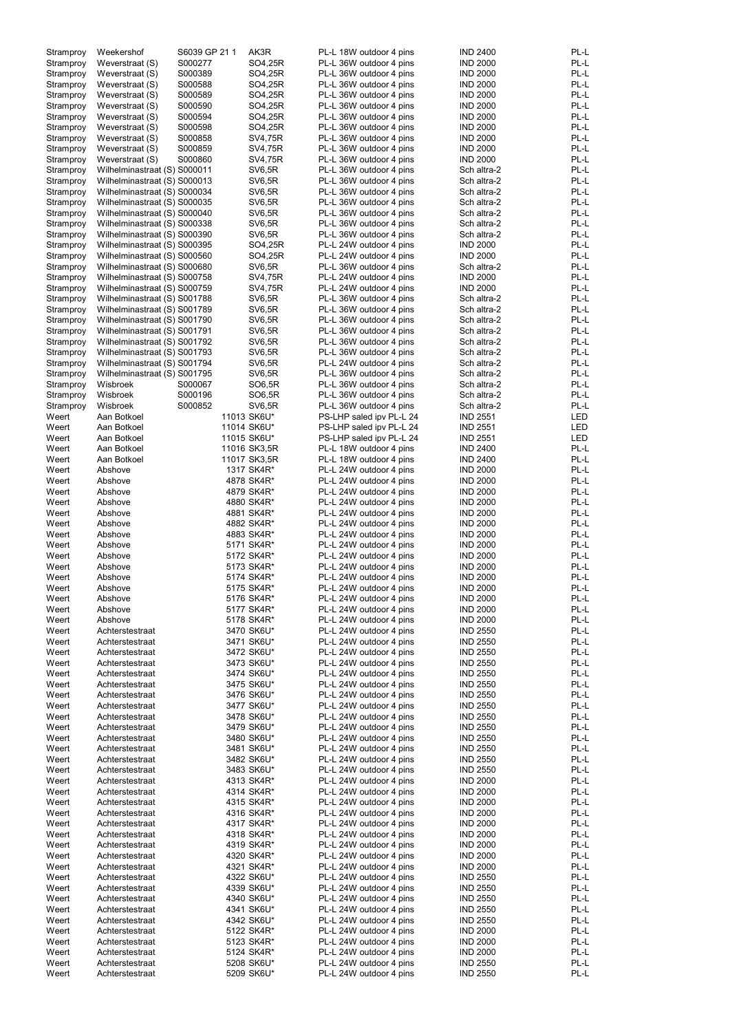| | | | | | | |
|---|---|---|---|---|---|---|
| Stramproy | Weekershof | S6039 GP 21 1 | AK3R | PL-L 18W outdoor 4 pins | IND 2400 | PL-L |
| Stramproy | Weverstraat (S) | S000277 | SO4,25R | PL-L 36W outdoor 4 pins | IND 2000 | PL-L |
| Stramproy | Weverstraat (S) | S000389 | SO4,25R | PL-L 36W outdoor 4 pins | IND 2000 | PL-L |
| Stramproy | Weverstraat (S) | S000588 | SO4,25R | PL-L 36W outdoor 4 pins | IND 2000 | PL-L |
| Stramproy | Weverstraat (S) | S000589 | SO4,25R | PL-L 36W outdoor 4 pins | IND 2000 | PL-L |
| Stramproy | Weverstraat (S) | S000590 | SO4,25R | PL-L 36W outdoor 4 pins | IND 2000 | PL-L |
| Stramproy | Weverstraat (S) | S000594 | SO4,25R | PL-L 36W outdoor 4 pins | IND 2000 | PL-L |
| Stramproy | Weverstraat (S) | S000598 | SO4,25R | PL-L 36W outdoor 4 pins | IND 2000 | PL-L |
| Stramproy | Weverstraat (S) | S000858 | SV4,75R | PL-L 36W outdoor 4 pins | IND 2000 | PL-L |
| Stramproy | Weverstraat (S) | S000859 | SV4,75R | PL-L 36W outdoor 4 pins | IND 2000 | PL-L |
| Stramproy | Weverstraat (S) | S000860 | SV4,75R | PL-L 36W outdoor 4 pins | IND 2000 | PL-L |
| Stramproy | Wilhelminastraat (S) | S000011 | SV6,5R | PL-L 36W outdoor 4 pins | Sch altra-2 | PL-L |
| Stramproy | Wilhelminastraat (S) | S000013 | SV6,5R | PL-L 36W outdoor 4 pins | Sch altra-2 | PL-L |
| Stramproy | Wilhelminastraat (S) | S000034 | SV6,5R | PL-L 36W outdoor 4 pins | Sch altra-2 | PL-L |
| Stramproy | Wilhelminastraat (S) | S000035 | SV6,5R | PL-L 36W outdoor 4 pins | Sch altra-2 | PL-L |
| Stramproy | Wilhelminastraat (S) | S000040 | SV6,5R | PL-L 36W outdoor 4 pins | Sch altra-2 | PL-L |
| Stramproy | Wilhelminastraat (S) | S000338 | SV6,5R | PL-L 36W outdoor 4 pins | Sch altra-2 | PL-L |
| Stramproy | Wilhelminastraat (S) | S000390 | SV6,5R | PL-L 36W outdoor 4 pins | Sch altra-2 | PL-L |
| Stramproy | Wilhelminastraat (S) | S000395 | SO4,25R | PL-L 24W outdoor 4 pins | IND 2000 | PL-L |
| Stramproy | Wilhelminastraat (S) | S000560 | SO4,25R | PL-L 24W outdoor 4 pins | IND 2000 | PL-L |
| Stramproy | Wilhelminastraat (S) | S000680 | SV6,5R | PL-L 36W outdoor 4 pins | Sch altra-2 | PL-L |
| Stramproy | Wilhelminastraat (S) | S000758 | SV4,75R | PL-L 24W outdoor 4 pins | IND 2000 | PL-L |
| Stramproy | Wilhelminastraat (S) | S000759 | SV4,75R | PL-L 24W outdoor 4 pins | IND 2000 | PL-L |
| Stramproy | Wilhelminastraat (S) | S001788 | SV6,5R | PL-L 36W outdoor 4 pins | Sch altra-2 | PL-L |
| Stramproy | Wilhelminastraat (S) | S001789 | SV6,5R | PL-L 36W outdoor 4 pins | Sch altra-2 | PL-L |
| Stramproy | Wilhelminastraat (S) | S001790 | SV6,5R | PL-L 36W outdoor 4 pins | Sch altra-2 | PL-L |
| Stramproy | Wilhelminastraat (S) | S001791 | SV6,5R | PL-L 36W outdoor 4 pins | Sch altra-2 | PL-L |
| Stramproy | Wilhelminastraat (S) | S001792 | SV6,5R | PL-L 36W outdoor 4 pins | Sch altra-2 | PL-L |
| Stramproy | Wilhelminastraat (S) | S001793 | SV6,5R | PL-L 36W outdoor 4 pins | Sch altra-2 | PL-L |
| Stramproy | Wilhelminastraat (S) | S001794 | SV6,5R | PL-L 24W outdoor 4 pins | Sch altra-2 | PL-L |
| Stramproy | Wilhelminastraat (S) | S001795 | SV6,5R | PL-L 36W outdoor 4 pins | Sch altra-2 | PL-L |
| Stramproy | Wisbroek | S000067 | SO6,5R | PL-L 36W outdoor 4 pins | Sch altra-2 | PL-L |
| Stramproy | Wisbroek | S000196 | SO6,5R | PL-L 36W outdoor 4 pins | Sch altra-2 | PL-L |
| Stramproy | Wisbroek | S000852 | SV6,5R | PL-L 36W outdoor 4 pins | Sch altra-2 | PL-L |
| Weert | Aan Botkoel | 11013 | SK6U* | PS-LHP saled ipv PL-L 24 | IND 2551 | LED |
| Weert | Aan Botkoel | 11014 | SK6U* | PS-LHP saled ipv PL-L 24 | IND 2551 | LED |
| Weert | Aan Botkoel | 11015 | SK6U* | PS-LHP saled ipv PL-L 24 | IND 2551 | LED |
| Weert | Aan Botkoel | 11016 | SK3,5R | PL-L 18W outdoor 4 pins | IND 2400 | PL-L |
| Weert | Aan Botkoel | 11017 | SK3,5R | PL-L 18W outdoor 4 pins | IND 2400 | PL-L |
| Weert | Abshove | 1317 | SK4R* | PL-L 24W outdoor 4 pins | IND 2000 | PL-L |
| Weert | Abshove | 4878 | SK4R* | PL-L 24W outdoor 4 pins | IND 2000 | PL-L |
| Weert | Abshove | 4879 | SK4R* | PL-L 24W outdoor 4 pins | IND 2000 | PL-L |
| Weert | Abshove | 4880 | SK4R* | PL-L 24W outdoor 4 pins | IND 2000 | PL-L |
| Weert | Abshove | 4881 | SK4R* | PL-L 24W outdoor 4 pins | IND 2000 | PL-L |
| Weert | Abshove | 4882 | SK4R* | PL-L 24W outdoor 4 pins | IND 2000 | PL-L |
| Weert | Abshove | 4883 | SK4R* | PL-L 24W outdoor 4 pins | IND 2000 | PL-L |
| Weert | Abshove | 5171 | SK4R* | PL-L 24W outdoor 4 pins | IND 2000 | PL-L |
| Weert | Abshove | 5172 | SK4R* | PL-L 24W outdoor 4 pins | IND 2000 | PL-L |
| Weert | Abshove | 5173 | SK4R* | PL-L 24W outdoor 4 pins | IND 2000 | PL-L |
| Weert | Abshove | 5174 | SK4R* | PL-L 24W outdoor 4 pins | IND 2000 | PL-L |
| Weert | Abshove | 5175 | SK4R* | PL-L 24W outdoor 4 pins | IND 2000 | PL-L |
| Weert | Abshove | 5176 | SK4R* | PL-L 24W outdoor 4 pins | IND 2000 | PL-L |
| Weert | Abshove | 5177 | SK4R* | PL-L 24W outdoor 4 pins | IND 2000 | PL-L |
| Weert | Abshove | 5178 | SK4R* | PL-L 24W outdoor 4 pins | IND 2000 | PL-L |
| Weert | Achterstestraat | 3470 | SK6U* | PL-L 24W outdoor 4 pins | IND 2550 | PL-L |
| Weert | Achterstestraat | 3471 | SK6U* | PL-L 24W outdoor 4 pins | IND 2550 | PL-L |
| Weert | Achterstestraat | 3472 | SK6U* | PL-L 24W outdoor 4 pins | IND 2550 | PL-L |
| Weert | Achterstestraat | 3473 | SK6U* | PL-L 24W outdoor 4 pins | IND 2550 | PL-L |
| Weert | Achterstestraat | 3474 | SK6U* | PL-L 24W outdoor 4 pins | IND 2550 | PL-L |
| Weert | Achterstestraat | 3475 | SK6U* | PL-L 24W outdoor 4 pins | IND 2550 | PL-L |
| Weert | Achterstestraat | 3476 | SK6U* | PL-L 24W outdoor 4 pins | IND 2550 | PL-L |
| Weert | Achterstestraat | 3477 | SK6U* | PL-L 24W outdoor 4 pins | IND 2550 | PL-L |
| Weert | Achterstestraat | 3478 | SK6U* | PL-L 24W outdoor 4 pins | IND 2550 | PL-L |
| Weert | Achterstestraat | 3479 | SK6U* | PL-L 24W outdoor 4 pins | IND 2550 | PL-L |
| Weert | Achterstestraat | 3480 | SK6U* | PL-L 24W outdoor 4 pins | IND 2550 | PL-L |
| Weert | Achterstestraat | 3481 | SK6U* | PL-L 24W outdoor 4 pins | IND 2550 | PL-L |
| Weert | Achterstestraat | 3482 | SK6U* | PL-L 24W outdoor 4 pins | IND 2550 | PL-L |
| Weert | Achterstestraat | 3483 | SK6U* | PL-L 24W outdoor 4 pins | IND 2550 | PL-L |
| Weert | Achterstestraat | 4313 | SK4R* | PL-L 24W outdoor 4 pins | IND 2000 | PL-L |
| Weert | Achterstestraat | 4314 | SK4R* | PL-L 24W outdoor 4 pins | IND 2000 | PL-L |
| Weert | Achterstestraat | 4315 | SK4R* | PL-L 24W outdoor 4 pins | IND 2000 | PL-L |
| Weert | Achterstestraat | 4316 | SK4R* | PL-L 24W outdoor 4 pins | IND 2000 | PL-L |
| Weert | Achterstestraat | 4317 | SK4R* | PL-L 24W outdoor 4 pins | IND 2000 | PL-L |
| Weert | Achterstestraat | 4318 | SK4R* | PL-L 24W outdoor 4 pins | IND 2000 | PL-L |
| Weert | Achterstestraat | 4319 | SK4R* | PL-L 24W outdoor 4 pins | IND 2000 | PL-L |
| Weert | Achterstestraat | 4320 | SK4R* | PL-L 24W outdoor 4 pins | IND 2000 | PL-L |
| Weert | Achterstestraat | 4321 | SK4R* | PL-L 24W outdoor 4 pins | IND 2000 | PL-L |
| Weert | Achterstestraat | 4322 | SK6U* | PL-L 24W outdoor 4 pins | IND 2550 | PL-L |
| Weert | Achterstestraat | 4339 | SK6U* | PL-L 24W outdoor 4 pins | IND 2550 | PL-L |
| Weert | Achterstestraat | 4340 | SK6U* | PL-L 24W outdoor 4 pins | IND 2550 | PL-L |
| Weert | Achterstestraat | 4341 | SK6U* | PL-L 24W outdoor 4 pins | IND 2550 | PL-L |
| Weert | Achterstestraat | 4342 | SK6U* | PL-L 24W outdoor 4 pins | IND 2550 | PL-L |
| Weert | Achterstestraat | 5122 | SK4R* | PL-L 24W outdoor 4 pins | IND 2000 | PL-L |
| Weert | Achterstestraat | 5123 | SK4R* | PL-L 24W outdoor 4 pins | IND 2000 | PL-L |
| Weert | Achterstestraat | 5124 | SK4R* | PL-L 24W outdoor 4 pins | IND 2000 | PL-L |
| Weert | Achterstestraat | 5208 | SK6U* | PL-L 24W outdoor 4 pins | IND 2550 | PL-L |
| Weert | Achterstestraat | 5209 | SK6U* | PL-L 24W outdoor 4 pins | IND 2550 | PL-L |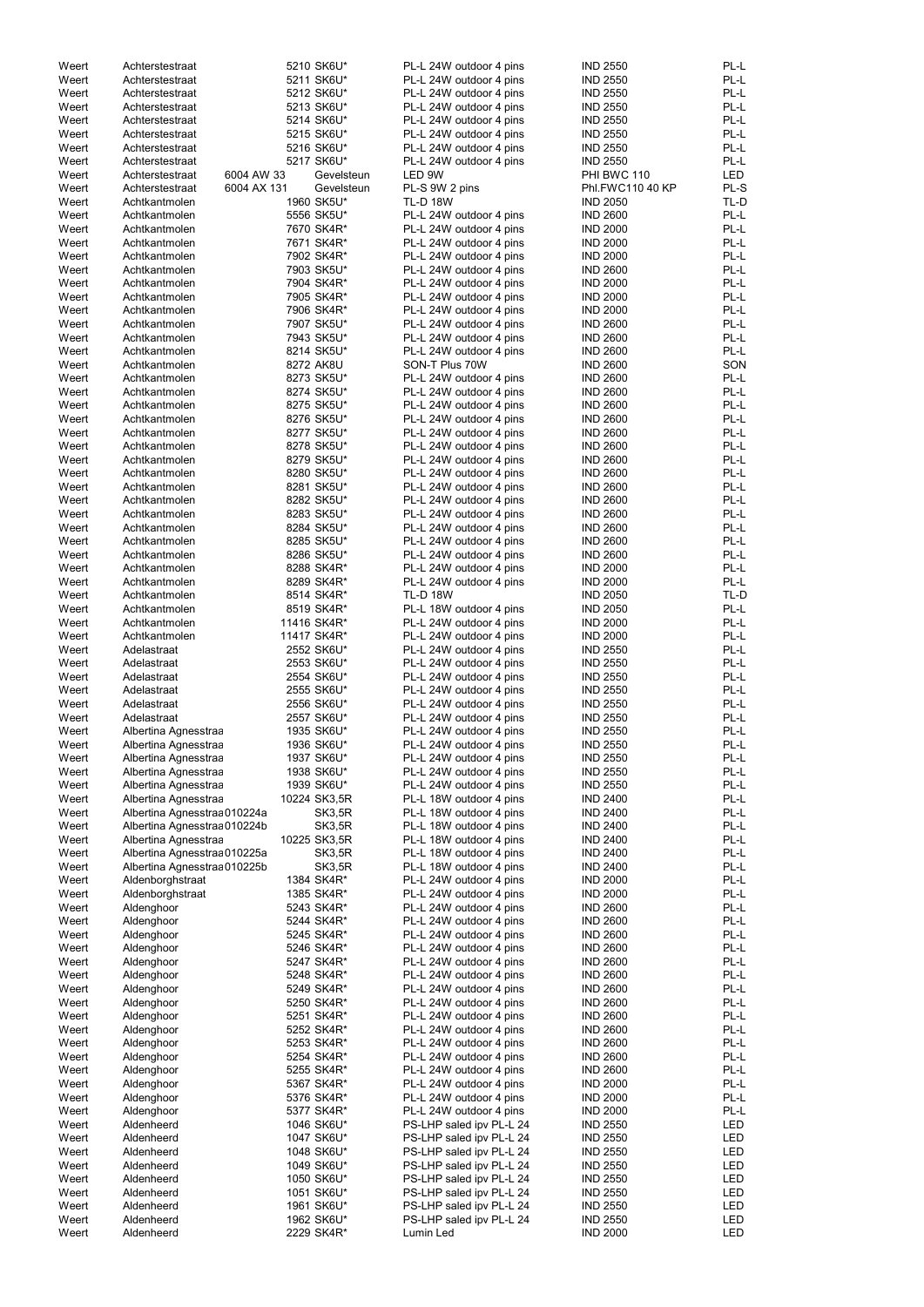| Weert | Achterstestraat | | 5210 SK6U* | PL-L 24W outdoor 4 pins | IND 2550 | PL-L |
|---|---|---|---|---|---|---|
| Weert | Achterstestraat | | 5211 SK6U* | PL-L 24W outdoor 4 pins | IND 2550 | PL-L |
| Weert | Achterstestraat | | 5212 SK6U* | PL-L 24W outdoor 4 pins | IND 2550 | PL-L |
| Weert | Achterstestraat | | 5213 SK6U* | PL-L 24W outdoor 4 pins | IND 2550 | PL-L |
| Weert | Achterstestraat | | 5214 SK6U* | PL-L 24W outdoor 4 pins | IND 2550 | PL-L |
| Weert | Achterstestraat | | 5215 SK6U* | PL-L 24W outdoor 4 pins | IND 2550 | PL-L |
| Weert | Achterstestraat | | 5216 SK6U* | PL-L 24W outdoor 4 pins | IND 2550 | PL-L |
| Weert | Achterstestraat | | 5217 SK6U* | PL-L 24W outdoor 4 pins | IND 2550 | PL-L |
| Weert | Achterstestraat | 6004 AW 33 | Gevelsteun | LED 9W | PHI BWC 110 | LED |
| Weert | Achterstestraat | 6004 AX 131 | Gevelsteun | PL-S 9W 2 pins | Phl.FWC110 40 KP | PL-S |
| Weert | Achtkantmolen | | 1960 SK5U* | TL-D 18W | IND 2050 | TL-D |
| Weert | Achtkantmolen | | 5556 SK5U* | PL-L 24W outdoor 4 pins | IND 2600 | PL-L |
| Weert | Achtkantmolen | | 7670 SK4R* | PL-L 24W outdoor 4 pins | IND 2000 | PL-L |
| Weert | Achtkantmolen | | 7671 SK4R* | PL-L 24W outdoor 4 pins | IND 2000 | PL-L |
| Weert | Achtkantmolen | | 7902 SK4R* | PL-L 24W outdoor 4 pins | IND 2000 | PL-L |
| Weert | Achtkantmolen | | 7903 SK5U* | PL-L 24W outdoor 4 pins | IND 2600 | PL-L |
| Weert | Achtkantmolen | | 7904 SK4R* | PL-L 24W outdoor 4 pins | IND 2000 | PL-L |
| Weert | Achtkantmolen | | 7905 SK4R* | PL-L 24W outdoor 4 pins | IND 2000 | PL-L |
| Weert | Achtkantmolen | | 7906 SK4R* | PL-L 24W outdoor 4 pins | IND 2000 | PL-L |
| Weert | Achtkantmolen | | 7907 SK5U* | PL-L 24W outdoor 4 pins | IND 2600 | PL-L |
| Weert | Achtkantmolen | | 7943 SK5U* | PL-L 24W outdoor 4 pins | IND 2600 | PL-L |
| Weert | Achtkantmolen | | 8214 SK5U* | PL-L 24W outdoor 4 pins | IND 2600 | PL-L |
| Weert | Achtkantmolen | | 8272 AK8U | SON-T Plus 70W | IND 2600 | SON |
| Weert | Achtkantmolen | | 8273 SK5U* | PL-L 24W outdoor 4 pins | IND 2600 | PL-L |
| Weert | Achtkantmolen | | 8274 SK5U* | PL-L 24W outdoor 4 pins | IND 2600 | PL-L |
| Weert | Achtkantmolen | | 8275 SK5U* | PL-L 24W outdoor 4 pins | IND 2600 | PL-L |
| Weert | Achtkantmolen | | 8276 SK5U* | PL-L 24W outdoor 4 pins | IND 2600 | PL-L |
| Weert | Achtkantmolen | | 8277 SK5U* | PL-L 24W outdoor 4 pins | IND 2600 | PL-L |
| Weert | Achtkantmolen | | 8278 SK5U* | PL-L 24W outdoor 4 pins | IND 2600 | PL-L |
| Weert | Achtkantmolen | | 8279 SK5U* | PL-L 24W outdoor 4 pins | IND 2600 | PL-L |
| Weert | Achtkantmolen | | 8280 SK5U* | PL-L 24W outdoor 4 pins | IND 2600 | PL-L |
| Weert | Achtkantmolen | | 8281 SK5U* | PL-L 24W outdoor 4 pins | IND 2600 | PL-L |
| Weert | Achtkantmolen | | 8282 SK5U* | PL-L 24W outdoor 4 pins | IND 2600 | PL-L |
| Weert | Achtkantmolen | | 8283 SK5U* | PL-L 24W outdoor 4 pins | IND 2600 | PL-L |
| Weert | Achtkantmolen | | 8284 SK5U* | PL-L 24W outdoor 4 pins | IND 2600 | PL-L |
| Weert | Achtkantmolen | | 8285 SK5U* | PL-L 24W outdoor 4 pins | IND 2600 | PL-L |
| Weert | Achtkantmolen | | 8286 SK5U* | PL-L 24W outdoor 4 pins | IND 2600 | PL-L |
| Weert | Achtkantmolen | | 8288 SK4R* | PL-L 24W outdoor 4 pins | IND 2000 | PL-L |
| Weert | Achtkantmolen | | 8289 SK4R* | PL-L 24W outdoor 4 pins | IND 2000 | PL-L |
| Weert | Achtkantmolen | | 8514 SK4R* | TL-D 18W | IND 2050 | TL-D |
| Weert | Achtkantmolen | | 8519 SK4R* | PL-L 18W outdoor 4 pins | IND 2050 | PL-L |
| Weert | Achtkantmolen | | 11416 SK4R* | PL-L 24W outdoor 4 pins | IND 2000 | PL-L |
| Weert | Achtkantmolen | | 11417 SK4R* | PL-L 24W outdoor 4 pins | IND 2000 | PL-L |
| Weert | Adelastraat | | 2552 SK6U* | PL-L 24W outdoor 4 pins | IND 2550 | PL-L |
| Weert | Adelastraat | | 2553 SK6U* | PL-L 24W outdoor 4 pins | IND 2550 | PL-L |
| Weert | Adelastraat | | 2554 SK6U* | PL-L 24W outdoor 4 pins | IND 2550 | PL-L |
| Weert | Adelastraat | | 2555 SK6U* | PL-L 24W outdoor 4 pins | IND 2550 | PL-L |
| Weert | Adelastraat | | 2556 SK6U* | PL-L 24W outdoor 4 pins | IND 2550 | PL-L |
| Weert | Adelastraat | | 2557 SK6U* | PL-L 24W outdoor 4 pins | IND 2550 | PL-L |
| Weert | Albertina Agnesstraa | | 1935 SK6U* | PL-L 24W outdoor 4 pins | IND 2550 | PL-L |
| Weert | Albertina Agnesstraa | | 1936 SK6U* | PL-L 24W outdoor 4 pins | IND 2550 | PL-L |
| Weert | Albertina Agnesstraa | | 1937 SK6U* | PL-L 24W outdoor 4 pins | IND 2550 | PL-L |
| Weert | Albertina Agnesstraa | | 1938 SK6U* | PL-L 24W outdoor 4 pins | IND 2550 | PL-L |
| Weert | Albertina Agnesstraa | | 1939 SK6U* | PL-L 24W outdoor 4 pins | IND 2550 | PL-L |
| Weert | Albertina Agnesstraa | | 10224 SK3,5R | PL-L 18W outdoor 4 pins | IND 2400 | PL-L |
| Weert | Albertina Agnesstraa | 010224a | SK3,5R | PL-L 18W outdoor 4 pins | IND 2400 | PL-L |
| Weert | Albertina Agnesstraa | 010224b | SK3,5R | PL-L 18W outdoor 4 pins | IND 2400 | PL-L |
| Weert | Albertina Agnesstraa | | 10225 SK3,5R | PL-L 18W outdoor 4 pins | IND 2400 | PL-L |
| Weert | Albertina Agnesstraa | 010225a | SK3,5R | PL-L 18W outdoor 4 pins | IND 2400 | PL-L |
| Weert | Albertina Agnesstraa | 010225b | SK3,5R | PL-L 18W outdoor 4 pins | IND 2400 | PL-L |
| Weert | Aldenborghstraat | | 1384 SK4R* | PL-L 24W outdoor 4 pins | IND 2000 | PL-L |
| Weert | Aldenborghstraat | | 1385 SK4R* | PL-L 24W outdoor 4 pins | IND 2000 | PL-L |
| Weert | Aldenghoor | | 5243 SK4R* | PL-L 24W outdoor 4 pins | IND 2600 | PL-L |
| Weert | Aldenghoor | | 5244 SK4R* | PL-L 24W outdoor 4 pins | IND 2600 | PL-L |
| Weert | Aldenghoor | | 5245 SK4R* | PL-L 24W outdoor 4 pins | IND 2600 | PL-L |
| Weert | Aldenghoor | | 5246 SK4R* | PL-L 24W outdoor 4 pins | IND 2600 | PL-L |
| Weert | Aldenghoor | | 5247 SK4R* | PL-L 24W outdoor 4 pins | IND 2600 | PL-L |
| Weert | Aldenghoor | | 5248 SK4R* | PL-L 24W outdoor 4 pins | IND 2600 | PL-L |
| Weert | Aldenghoor | | 5249 SK4R* | PL-L 24W outdoor 4 pins | IND 2600 | PL-L |
| Weert | Aldenghoor | | 5250 SK4R* | PL-L 24W outdoor 4 pins | IND 2600 | PL-L |
| Weert | Aldenghoor | | 5251 SK4R* | PL-L 24W outdoor 4 pins | IND 2600 | PL-L |
| Weert | Aldenghoor | | 5252 SK4R* | PL-L 24W outdoor 4 pins | IND 2600 | PL-L |
| Weert | Aldenghoor | | 5253 SK4R* | PL-L 24W outdoor 4 pins | IND 2600 | PL-L |
| Weert | Aldenghoor | | 5254 SK4R* | PL-L 24W outdoor 4 pins | IND 2600 | PL-L |
| Weert | Aldenghoor | | 5255 SK4R* | PL-L 24W outdoor 4 pins | IND 2600 | PL-L |
| Weert | Aldenghoor | | 5367 SK4R* | PL-L 24W outdoor 4 pins | IND 2000 | PL-L |
| Weert | Aldenghoor | | 5376 SK4R* | PL-L 24W outdoor 4 pins | IND 2000 | PL-L |
| Weert | Aldenghoor | | 5377 SK4R* | PL-L 24W outdoor 4 pins | IND 2000 | PL-L |
| Weert | Aldenheerd | | 1046 SK6U* | PS-LHP saled ipv PL-L 24 | IND 2550 | LED |
| Weert | Aldenheerd | | 1047 SK6U* | PS-LHP saled ipv PL-L 24 | IND 2550 | LED |
| Weert | Aldenheerd | | 1048 SK6U* | PS-LHP saled ipv PL-L 24 | IND 2550 | LED |
| Weert | Aldenheerd | | 1049 SK6U* | PS-LHP saled ipv PL-L 24 | IND 2550 | LED |
| Weert | Aldenheerd | | 1050 SK6U* | PS-LHP saled ipv PL-L 24 | IND 2550 | LED |
| Weert | Aldenheerd | | 1051 SK6U* | PS-LHP saled ipv PL-L 24 | IND 2550 | LED |
| Weert | Aldenheerd | | 1961 SK6U* | PS-LHP saled ipv PL-L 24 | IND 2550 | LED |
| Weert | Aldenheerd | | 1962 SK6U* | PS-LHP saled ipv PL-L 24 | IND 2550 | LED |
| Weert | Aldenheerd | | 2229 SK4R* | Lumin Led | IND 2000 | LED |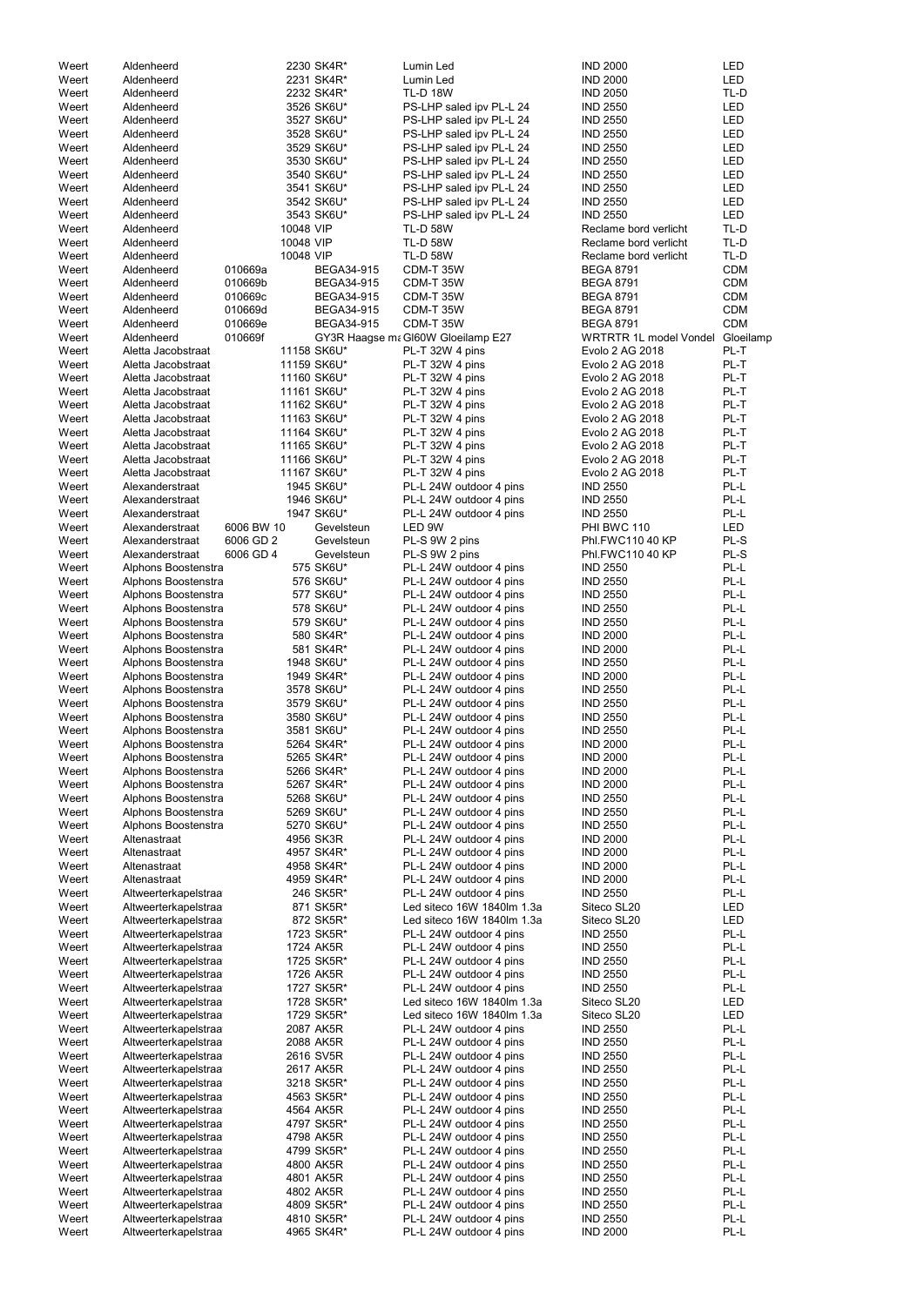| | | | | | | | |
|---|---|---|---|---|---|---|---|
| Weert | Aldenheerd | | 2230 | SK4R* | Lumin Led | IND 2000 | LED |
| Weert | Aldenheerd | | 2231 | SK4R* | Lumin Led | IND 2000 | LED |
| Weert | Aldenheerd | | 2232 | SK4R* | TL-D 18W | IND 2050 | TL-D |
| Weert | Aldenheerd | | 3526 | SK6U* | PS-LHP saled ipv PL-L 24 | IND 2550 | LED |
| Weert | Aldenheerd | | 3527 | SK6U* | PS-LHP saled ipv PL-L 24 | IND 2550 | LED |
| Weert | Aldenheerd | | 3528 | SK6U* | PS-LHP saled ipv PL-L 24 | IND 2550 | LED |
| Weert | Aldenheerd | | 3529 | SK6U* | PS-LHP saled ipv PL-L 24 | IND 2550 | LED |
| Weert | Aldenheerd | | 3530 | SK6U* | PS-LHP saled ipv PL-L 24 | IND 2550 | LED |
| Weert | Aldenheerd | | 3540 | SK6U* | PS-LHP saled ipv PL-L 24 | IND 2550 | LED |
| Weert | Aldenheerd | | 3541 | SK6U* | PS-LHP saled ipv PL-L 24 | IND 2550 | LED |
| Weert | Aldenheerd | | 3542 | SK6U* | PS-LHP saled ipv PL-L 24 | IND 2550 | LED |
| Weert | Aldenheerd | | 3543 | SK6U* | PS-LHP saled ipv PL-L 24 | IND 2550 | LED |
| Weert | Aldenheerd | | 10048 | VIP | TL-D 58W | Reclame bord verlicht | TL-D |
| Weert | Aldenheerd | | 10048 | VIP | TL-D 58W | Reclame bord verlicht | TL-D |
| Weert | Aldenheerd | | 10048 | VIP | TL-D 58W | Reclame bord verlicht | TL-D |
| Weert | Aldenheerd | 010669a | | BEGA34-915 | CDM-T 35W | BEGA 8791 | CDM |
| Weert | Aldenheerd | 010669b | | BEGA34-915 | CDM-T 35W | BEGA 8791 | CDM |
| Weert | Aldenheerd | 010669c | | BEGA34-915 | CDM-T 35W | BEGA 8791 | CDM |
| Weert | Aldenheerd | 010669d | | BEGA34-915 | CDM-T 35W | BEGA 8791 | CDM |
| Weert | Aldenheerd | 010669e | | BEGA34-915 | CDM-T 35W | BEGA 8791 | CDM |
| Weert | Aldenheerd | 010669f | | GY3R Haagse ma | Gl60W Gloeilamp E27 | WRTRTR 1L model Vondel | Gloeilamp |
| Weert | Aletta Jacobstraat | | 11158 | SK6U* | PL-T 32W 4 pins | Evolo 2 AG 2018 | PL-T |
| Weert | Aletta Jacobstraat | | 11159 | SK6U* | PL-T 32W 4 pins | Evolo 2 AG 2018 | PL-T |
| Weert | Aletta Jacobstraat | | 11160 | SK6U* | PL-T 32W 4 pins | Evolo 2 AG 2018 | PL-T |
| Weert | Aletta Jacobstraat | | 11161 | SK6U* | PL-T 32W 4 pins | Evolo 2 AG 2018 | PL-T |
| Weert | Aletta Jacobstraat | | 11162 | SK6U* | PL-T 32W 4 pins | Evolo 2 AG 2018 | PL-T |
| Weert | Aletta Jacobstraat | | 11163 | SK6U* | PL-T 32W 4 pins | Evolo 2 AG 2018 | PL-T |
| Weert | Aletta Jacobstraat | | 11164 | SK6U* | PL-T 32W 4 pins | Evolo 2 AG 2018 | PL-T |
| Weert | Aletta Jacobstraat | | 11165 | SK6U* | PL-T 32W 4 pins | Evolo 2 AG 2018 | PL-T |
| Weert | Aletta Jacobstraat | | 11166 | SK6U* | PL-T 32W 4 pins | Evolo 2 AG 2018 | PL-T |
| Weert | Aletta Jacobstraat | | 11167 | SK6U* | PL-T 32W 4 pins | Evolo 2 AG 2018 | PL-T |
| Weert | Alexanderstraat | | 1945 | SK6U* | PL-L 24W outdoor 4 pins | IND 2550 | PL-L |
| Weert | Alexanderstraat | | 1946 | SK6U* | PL-L 24W outdoor 4 pins | IND 2550 | PL-L |
| Weert | Alexanderstraat | | 1947 | SK6U* | PL-L 24W outdoor 4 pins | IND 2550 | PL-L |
| Weert | Alexanderstraat | 6006 BW 10 | | Gevelsteun | LED 9W | PHI BWC 110 | LED |
| Weert | Alexanderstraat | 6006 GD 2 | | Gevelsteun | PL-S 9W 2 pins | Phl.FWC110 40 KP | PL-S |
| Weert | Alexanderstraat | 6006 GD 4 | | Gevelsteun | PL-S 9W 2 pins | Phl.FWC110 40 KP | PL-S |
| Weert | Alphons Boostenstra | | 575 | SK6U* | PL-L 24W outdoor 4 pins | IND 2550 | PL-L |
| Weert | Alphons Boostenstra | | 576 | SK6U* | PL-L 24W outdoor 4 pins | IND 2550 | PL-L |
| Weert | Alphons Boostenstra | | 577 | SK6U* | PL-L 24W outdoor 4 pins | IND 2550 | PL-L |
| Weert | Alphons Boostenstra | | 578 | SK6U* | PL-L 24W outdoor 4 pins | IND 2550 | PL-L |
| Weert | Alphons Boostenstra | | 579 | SK6U* | PL-L 24W outdoor 4 pins | IND 2550 | PL-L |
| Weert | Alphons Boostenstra | | 580 | SK4R* | PL-L 24W outdoor 4 pins | IND 2000 | PL-L |
| Weert | Alphons Boostenstra | | 581 | SK4R* | PL-L 24W outdoor 4 pins | IND 2000 | PL-L |
| Weert | Alphons Boostenstra | | 1948 | SK6U* | PL-L 24W outdoor 4 pins | IND 2550 | PL-L |
| Weert | Alphons Boostenstra | | 1949 | SK4R* | PL-L 24W outdoor 4 pins | IND 2000 | PL-L |
| Weert | Alphons Boostenstra | | 3578 | SK6U* | PL-L 24W outdoor 4 pins | IND 2550 | PL-L |
| Weert | Alphons Boostenstra | | 3579 | SK6U* | PL-L 24W outdoor 4 pins | IND 2550 | PL-L |
| Weert | Alphons Boostenstra | | 3580 | SK6U* | PL-L 24W outdoor 4 pins | IND 2550 | PL-L |
| Weert | Alphons Boostenstra | | 3581 | SK6U* | PL-L 24W outdoor 4 pins | IND 2550 | PL-L |
| Weert | Alphons Boostenstra | | 5264 | SK4R* | PL-L 24W outdoor 4 pins | IND 2000 | PL-L |
| Weert | Alphons Boostenstra | | 5265 | SK4R* | PL-L 24W outdoor 4 pins | IND 2000 | PL-L |
| Weert | Alphons Boostenstra | | 5266 | SK4R* | PL-L 24W outdoor 4 pins | IND 2000 | PL-L |
| Weert | Alphons Boostenstra | | 5267 | SK4R* | PL-L 24W outdoor 4 pins | IND 2000 | PL-L |
| Weert | Alphons Boostenstra | | 5268 | SK6U* | PL-L 24W outdoor 4 pins | IND 2550 | PL-L |
| Weert | Alphons Boostenstra | | 5269 | SK6U* | PL-L 24W outdoor 4 pins | IND 2550 | PL-L |
| Weert | Alphons Boostenstra | | 5270 | SK6U* | PL-L 24W outdoor 4 pins | IND 2550 | PL-L |
| Weert | Altenastraat | | 4956 | SK3R | PL-L 24W outdoor 4 pins | IND 2000 | PL-L |
| Weert | Altenastraat | | 4957 | SK4R* | PL-L 24W outdoor 4 pins | IND 2000 | PL-L |
| Weert | Altenastraat | | 4958 | SK4R* | PL-L 24W outdoor 4 pins | IND 2000 | PL-L |
| Weert | Altenastraat | | 4959 | SK4R* | PL-L 24W outdoor 4 pins | IND 2000 | PL-L |
| Weert | Altweerterkapelstraa | | 246 | SK5R* | PL-L 24W outdoor 4 pins | IND 2550 | PL-L |
| Weert | Altweerterkapelstraa | | 871 | SK5R* | Led siteco 16W 1840lm 1.3a | Siteco SL20 | LED |
| Weert | Altweerterkapelstraa | | 872 | SK5R* | Led siteco 16W 1840lm 1.3a | Siteco SL20 | LED |
| Weert | Altweerterkapelstraa | | 1723 | SK5R* | PL-L 24W outdoor 4 pins | IND 2550 | PL-L |
| Weert | Altweerterkapelstraa | | 1724 | AK5R | PL-L 24W outdoor 4 pins | IND 2550 | PL-L |
| Weert | Altweerterkapelstraa | | 1725 | SK5R* | PL-L 24W outdoor 4 pins | IND 2550 | PL-L |
| Weert | Altweerterkapelstraa | | 1726 | AK5R | PL-L 24W outdoor 4 pins | IND 2550 | PL-L |
| Weert | Altweerterkapelstraa | | 1727 | SK5R* | PL-L 24W outdoor 4 pins | IND 2550 | PL-L |
| Weert | Altweerterkapelstraa | | 1728 | SK5R* | Led siteco 16W 1840lm 1.3a | Siteco SL20 | LED |
| Weert | Altweerterkapelstraa | | 1729 | SK5R* | Led siteco 16W 1840lm 1.3a | Siteco SL20 | LED |
| Weert | Altweerterkapelstraa | | 2087 | AK5R | PL-L 24W outdoor 4 pins | IND 2550 | PL-L |
| Weert | Altweerterkapelstraa | | 2088 | AK5R | PL-L 24W outdoor 4 pins | IND 2550 | PL-L |
| Weert | Altweerterkapelstraa | | 2616 | SV5R | PL-L 24W outdoor 4 pins | IND 2550 | PL-L |
| Weert | Altweerterkapelstraa | | 2617 | AK5R | PL-L 24W outdoor 4 pins | IND 2550 | PL-L |
| Weert | Altweerterkapelstraa | | 3218 | SK5R* | PL-L 24W outdoor 4 pins | IND 2550 | PL-L |
| Weert | Altweerterkapelstraa | | 4563 | SK5R* | PL-L 24W outdoor 4 pins | IND 2550 | PL-L |
| Weert | Altweerterkapelstraa | | 4564 | AK5R | PL-L 24W outdoor 4 pins | IND 2550 | PL-L |
| Weert | Altweerterkapelstraa | | 4797 | SK5R* | PL-L 24W outdoor 4 pins | IND 2550 | PL-L |
| Weert | Altweerterkapelstraa | | 4798 | AK5R | PL-L 24W outdoor 4 pins | IND 2550 | PL-L |
| Weert | Altweerterkapelstraa | | 4799 | SK5R* | PL-L 24W outdoor 4 pins | IND 2550 | PL-L |
| Weert | Altweerterkapelstraa | | 4800 | AK5R | PL-L 24W outdoor 4 pins | IND 2550 | PL-L |
| Weert | Altweerterkapelstraa | | 4801 | AK5R | PL-L 24W outdoor 4 pins | IND 2550 | PL-L |
| Weert | Altweerterkapelstraa | | 4802 | AK5R | PL-L 24W outdoor 4 pins | IND 2550 | PL-L |
| Weert | Altweerterkapelstraa | | 4809 | SK5R* | PL-L 24W outdoor 4 pins | IND 2550 | PL-L |
| Weert | Altweerterkapelstraa | | 4810 | SK5R* | PL-L 24W outdoor 4 pins | IND 2550 | PL-L |
| Weert | Altweerterkapelstraa | | 4965 | SK4R* | PL-L 24W outdoor 4 pins | IND 2000 | PL-L |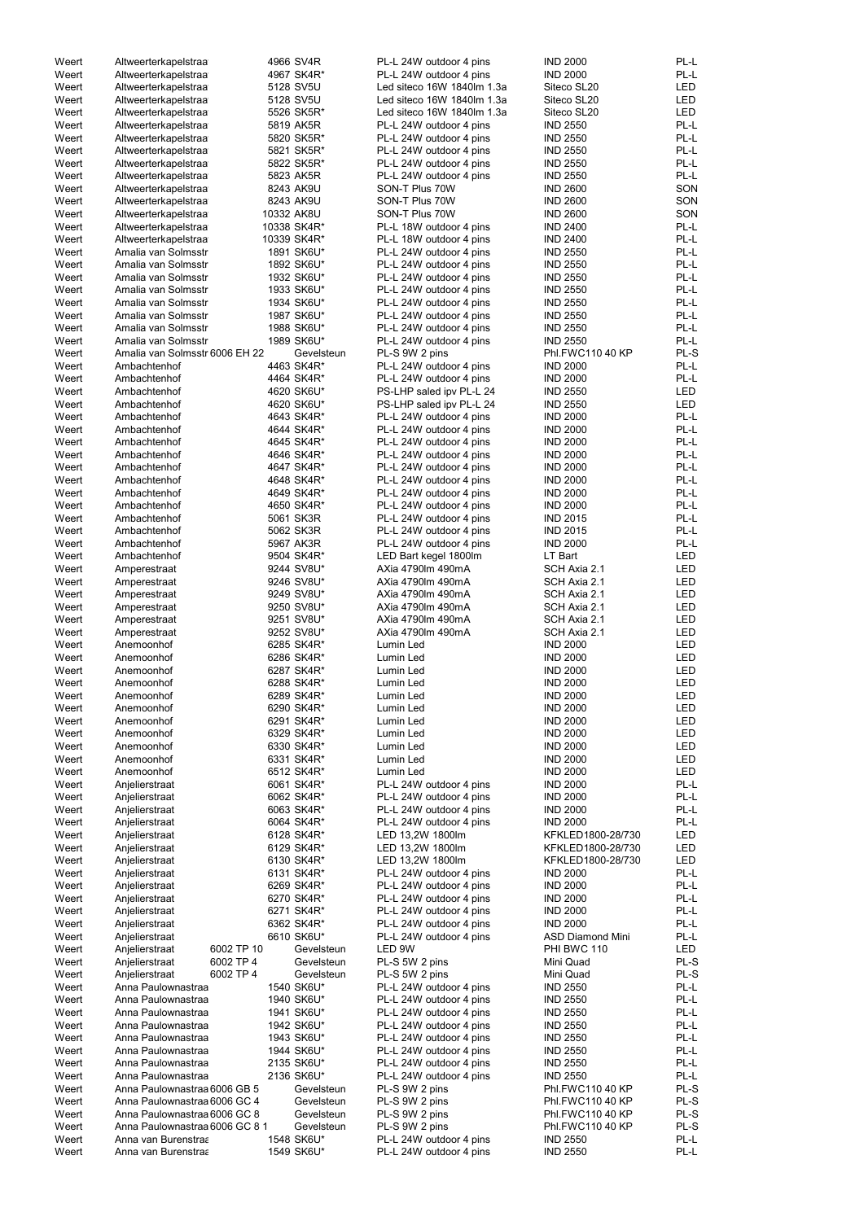| | | | | | | |
|---|---|---|---|---|---|---|
| Weert | Altweerterkapelstraa | 4966 SV4R | | PL-L 24W outdoor 4 pins | IND 2000 | PL-L |
| Weert | Altweerterkapelstraa | 4967 SK4R* | | PL-L 24W outdoor 4 pins | IND 2000 | PL-L |
| Weert | Altweerterkapelstraa | 5128 SV5U | | Led siteco 16W 1840lm 1.3a | Siteco SL20 | LED |
| Weert | Altweerterkapelstraa | 5128 SV5U | | Led siteco 16W 1840lm 1.3a | Siteco SL20 | LED |
| Weert | Altweerterkapelstraa | 5526 SK5R* | | Led siteco 16W 1840lm 1.3a | Siteco SL20 | LED |
| Weert | Altweerterkapelstraa | 5819 AK5R | | PL-L 24W outdoor 4 pins | IND 2550 | PL-L |
| Weert | Altweerterkapelstraa | 5820 SK5R* | | PL-L 24W outdoor 4 pins | IND 2550 | PL-L |
| Weert | Altweerterkapelstraa | 5821 SK5R* | | PL-L 24W outdoor 4 pins | IND 2550 | PL-L |
| Weert | Altweerterkapelstraa | 5822 SK5R* | | PL-L 24W outdoor 4 pins | IND 2550 | PL-L |
| Weert | Altweerterkapelstraa | 5823 AK5R | | PL-L 24W outdoor 4 pins | IND 2550 | PL-L |
| Weert | Altweerterkapelstraa | 8243 AK9U | | SON-T Plus 70W | IND 2600 | SON |
| Weert | Altweerterkapelstraa | 8243 AK9U | | SON-T Plus 70W | IND 2600 | SON |
| Weert | Altweerterkapelstraa | 10332 AK8U | | SON-T Plus 70W | IND 2600 | SON |
| Weert | Altweerterkapelstraa | 10338 SK4R* | | PL-L 18W outdoor 4 pins | IND 2400 | PL-L |
| Weert | Altweerterkapelstraa | 10339 SK4R* | | PL-L 18W outdoor 4 pins | IND 2400 | PL-L |
| Weert | Amalia van Solmsstr | 1891 SK6U* | | PL-L 24W outdoor 4 pins | IND 2550 | PL-L |
| Weert | Amalia van Solmsstr | 1892 SK6U* | | PL-L 24W outdoor 4 pins | IND 2550 | PL-L |
| Weert | Amalia van Solmsstr | 1932 SK6U* | | PL-L 24W outdoor 4 pins | IND 2550 | PL-L |
| Weert | Amalia van Solmsstr | 1933 SK6U* | | PL-L 24W outdoor 4 pins | IND 2550 | PL-L |
| Weert | Amalia van Solmsstr | 1934 SK6U* | | PL-L 24W outdoor 4 pins | IND 2550 | PL-L |
| Weert | Amalia van Solmsstr | 1987 SK6U* | | PL-L 24W outdoor 4 pins | IND 2550 | PL-L |
| Weert | Amalia van Solmsstr | 1988 SK6U* | | PL-L 24W outdoor 4 pins | IND 2550 | PL-L |
| Weert | Amalia van Solmsstr | 1989 SK6U* | | PL-L 24W outdoor 4 pins | IND 2550 | PL-L |
| Weert | Amalia van Solmsstr | 6006 EH 22 | Gevelsteun | PL-S 9W 2 pins | Phl.FWC110 40 KP | PL-S |
| Weert | Ambachtenhof | 4463 SK4R* | | PL-L 24W outdoor 4 pins | IND 2000 | PL-L |
| Weert | Ambachtenhof | 4464 SK4R* | | PL-L 24W outdoor 4 pins | IND 2000 | PL-L |
| Weert | Ambachtenhof | 4620 SK6U* | | PS-LHP saled ipv PL-L 24 | IND 2550 | LED |
| Weert | Ambachtenhof | 4620 SK6U* | | PS-LHP saled ipv PL-L 24 | IND 2550 | LED |
| Weert | Ambachtenhof | 4643 SK4R* | | PL-L 24W outdoor 4 pins | IND 2000 | PL-L |
| Weert | Ambachtenhof | 4644 SK4R* | | PL-L 24W outdoor 4 pins | IND 2000 | PL-L |
| Weert | Ambachtenhof | 4645 SK4R* | | PL-L 24W outdoor 4 pins | IND 2000 | PL-L |
| Weert | Ambachtenhof | 4646 SK4R* | | PL-L 24W outdoor 4 pins | IND 2000 | PL-L |
| Weert | Ambachtenhof | 4647 SK4R* | | PL-L 24W outdoor 4 pins | IND 2000 | PL-L |
| Weert | Ambachtenhof | 4648 SK4R* | | PL-L 24W outdoor 4 pins | IND 2000 | PL-L |
| Weert | Ambachtenhof | 4649 SK4R* | | PL-L 24W outdoor 4 pins | IND 2000 | PL-L |
| Weert | Ambachtenhof | 4650 SK4R* | | PL-L 24W outdoor 4 pins | IND 2000 | PL-L |
| Weert | Ambachtenhof | 5061 SK3R | | PL-L 24W outdoor 4 pins | IND 2015 | PL-L |
| Weert | Ambachtenhof | 5062 SK3R | | PL-L 24W outdoor 4 pins | IND 2015 | PL-L |
| Weert | Ambachtenhof | 5967 AK3R | | PL-L 24W outdoor 4 pins | IND 2000 | PL-L |
| Weert | Ambachtenhof | 9504 SK4R* | | LED Bart kegel 1800lm | LT Bart | LED |
| Weert | Amperestraat | 9244 SV8U* | | AXia 4790lm 490mA | SCH Axia 2.1 | LED |
| Weert | Amperestraat | 9246 SV8U* | | AXia 4790lm 490mA | SCH Axia 2.1 | LED |
| Weert | Amperestraat | 9249 SV8U* | | AXia 4790lm 490mA | SCH Axia 2.1 | LED |
| Weert | Amperestraat | 9250 SV8U* | | AXia 4790lm 490mA | SCH Axia 2.1 | LED |
| Weert | Amperestraat | 9251 SV8U* | | AXia 4790lm 490mA | SCH Axia 2.1 | LED |
| Weert | Amperestraat | 9252 SV8U* | | AXia 4790lm 490mA | SCH Axia 2.1 | LED |
| Weert | Anemoonhof | 6285 SK4R* | | Lumin Led | IND 2000 | LED |
| Weert | Anemoonhof | 6286 SK4R* | | Lumin Led | IND 2000 | LED |
| Weert | Anemoonhof | 6287 SK4R* | | Lumin Led | IND 2000 | LED |
| Weert | Anemoonhof | 6288 SK4R* | | Lumin Led | IND 2000 | LED |
| Weert | Anemoonhof | 6289 SK4R* | | Lumin Led | IND 2000 | LED |
| Weert | Anemoonhof | 6290 SK4R* | | Lumin Led | IND 2000 | LED |
| Weert | Anemoonhof | 6291 SK4R* | | Lumin Led | IND 2000 | LED |
| Weert | Anemoonhof | 6329 SK4R* | | Lumin Led | IND 2000 | LED |
| Weert | Anemoonhof | 6330 SK4R* | | Lumin Led | IND 2000 | LED |
| Weert | Anemoonhof | 6331 SK4R* | | Lumin Led | IND 2000 | LED |
| Weert | Anemoonhof | 6512 SK4R* | | Lumin Led | IND 2000 | LED |
| Weert | Anjelierstraat | 6061 SK4R* | | PL-L 24W outdoor 4 pins | IND 2000 | PL-L |
| Weert | Anjelierstraat | 6062 SK4R* | | PL-L 24W outdoor 4 pins | IND 2000 | PL-L |
| Weert | Anjelierstraat | 6063 SK4R* | | PL-L 24W outdoor 4 pins | IND 2000 | PL-L |
| Weert | Anjelierstraat | 6064 SK4R* | | PL-L 24W outdoor 4 pins | IND 2000 | PL-L |
| Weert | Anjelierstraat | 6128 SK4R* | | LED 13,2W 1800lm | KFKLED1800-28/730 | LED |
| Weert | Anjelierstraat | 6129 SK4R* | | LED 13,2W 1800lm | KFKLED1800-28/730 | LED |
| Weert | Anjelierstraat | 6130 SK4R* | | LED 13,2W 1800lm | KFKLED1800-28/730 | LED |
| Weert | Anjelierstraat | 6131 SK4R* | | PL-L 24W outdoor 4 pins | IND 2000 | PL-L |
| Weert | Anjelierstraat | 6269 SK4R* | | PL-L 24W outdoor 4 pins | IND 2000 | PL-L |
| Weert | Anjelierstraat | 6270 SK4R* | | PL-L 24W outdoor 4 pins | IND 2000 | PL-L |
| Weert | Anjelierstraat | 6271 SK4R* | | PL-L 24W outdoor 4 pins | IND 2000 | PL-L |
| Weert | Anjelierstraat | 6362 SK4R* | | PL-L 24W outdoor 4 pins | IND 2000 | PL-L |
| Weert | Anjelierstraat | 6610 SK6U* | | PL-L 24W outdoor 4 pins | ASD Diamond Mini | PL-L |
| Weert | Anjelierstraat | 6002 TP 10 | Gevelsteun | LED 9W | PHI BWC 110 | LED |
| Weert | Anjelierstraat | 6002 TP 4 | Gevelsteun | PL-S 5W 2 pins | Mini Quad | PL-S |
| Weert | Anjelierstraat | 6002 TP 4 | Gevelsteun | PL-S 5W 2 pins | Mini Quad | PL-S |
| Weert | Anna Paulownastraa | 1540 SK6U* | | PL-L 24W outdoor 4 pins | IND 2550 | PL-L |
| Weert | Anna Paulownastraa | 1940 SK6U* | | PL-L 24W outdoor 4 pins | IND 2550 | PL-L |
| Weert | Anna Paulownastraa | 1941 SK6U* | | PL-L 24W outdoor 4 pins | IND 2550 | PL-L |
| Weert | Anna Paulownastraa | 1942 SK6U* | | PL-L 24W outdoor 4 pins | IND 2550 | PL-L |
| Weert | Anna Paulownastraa | 1943 SK6U* | | PL-L 24W outdoor 4 pins | IND 2550 | PL-L |
| Weert | Anna Paulownastraa | 1944 SK6U* | | PL-L 24W outdoor 4 pins | IND 2550 | PL-L |
| Weert | Anna Paulownastraa | 2135 SK6U* | | PL-L 24W outdoor 4 pins | IND 2550 | PL-L |
| Weert | Anna Paulownastraa | 2136 SK6U* | | PL-L 24W outdoor 4 pins | IND 2550 | PL-L |
| Weert | Anna Paulownastraa | 6006 GB 5 | Gevelsteun | PL-S 9W 2 pins | Phl.FWC110 40 KP | PL-S |
| Weert | Anna Paulownastraa | 6006 GC 4 | Gevelsteun | PL-S 9W 2 pins | Phl.FWC110 40 KP | PL-S |
| Weert | Anna Paulownastraa | 6006 GC 8 | Gevelsteun | PL-S 9W 2 pins | Phl.FWC110 40 KP | PL-S |
| Weert | Anna Paulownastraa | 6006 GC 8 1 | Gevelsteun | PL-S 9W 2 pins | Phl.FWC110 40 KP | PL-S |
| Weert | Anna van Burenstraa | 1548 SK6U* | | PL-L 24W outdoor 4 pins | IND 2550 | PL-L |
| Weert | Anna van Burenstraa | 1549 SK6U* | | PL-L 24W outdoor 4 pins | IND 2550 | PL-L |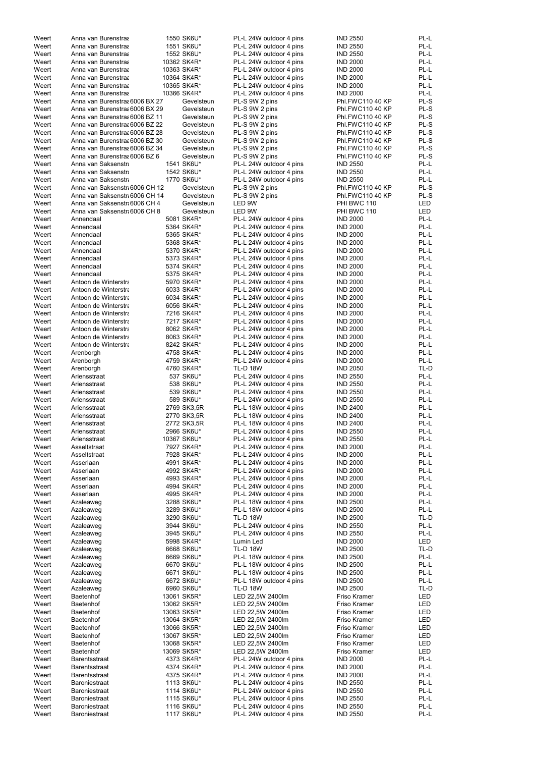| | | | | | | |
|---|---|---|---|---|---|---|
| Weert | Anna van Burenstraa | 1550 | SK6U* | PL-L 24W outdoor 4 pins | IND 2550 | PL-L |
| Weert | Anna van Burenstraa | 1551 | SK6U* | PL-L 24W outdoor 4 pins | IND 2550 | PL-L |
| Weert | Anna van Burenstraa | 1552 | SK6U* | PL-L 24W outdoor 4 pins | IND 2550 | PL-L |
| Weert | Anna van Burenstraa | 10362 | SK4R* | PL-L 24W outdoor 4 pins | IND 2000 | PL-L |
| Weert | Anna van Burenstraa | 10363 | SK4R* | PL-L 24W outdoor 4 pins | IND 2000 | PL-L |
| Weert | Anna van Burenstraa | 10364 | SK4R* | PL-L 24W outdoor 4 pins | IND 2000 | PL-L |
| Weert | Anna van Burenstraa | 10365 | SK4R* | PL-L 24W outdoor 4 pins | IND 2000 | PL-L |
| Weert | Anna van Burenstraa | 10366 | SK4R* | PL-L 24W outdoor 4 pins | IND 2000 | PL-L |
| Weert | Anna van Burenstraa 6006 BX 27 | | Gevelsteun | PL-S 9W 2 pins | Phl.FWC110 40 KP | PL-S |
| Weert | Anna van Burenstraa 6006 BX 29 | | Gevelsteun | PL-S 9W 2 pins | Phl.FWC110 40 KP | PL-S |
| Weert | Anna van Burenstraa 6006 BZ 11 | | Gevelsteun | PL-S 9W 2 pins | Phl.FWC110 40 KP | PL-S |
| Weert | Anna van Burenstraa 6006 BZ 22 | | Gevelsteun | PL-S 9W 2 pins | Phl.FWC110 40 KP | PL-S |
| Weert | Anna van Burenstraa 6006 BZ 28 | | Gevelsteun | PL-S 9W 2 pins | Phl.FWC110 40 KP | PL-S |
| Weert | Anna van Burenstraa 6006 BZ 30 | | Gevelsteun | PL-S 9W 2 pins | Phl.FWC110 40 KP | PL-S |
| Weert | Anna van Burenstraa 6006 BZ 34 | | Gevelsteun | PL-S 9W 2 pins | Phl.FWC110 40 KP | PL-S |
| Weert | Anna van Burenstraa 6006 BZ 6 | | Gevelsteun | PL-S 9W 2 pins | Phl.FWC110 40 KP | PL-S |
| Weert | Anna van Saksenstra | 1541 | SK6U* | PL-L 24W outdoor 4 pins | IND 2550 | PL-L |
| Weert | Anna van Saksenstra | 1542 | SK6U* | PL-L 24W outdoor 4 pins | IND 2550 | PL-L |
| Weert | Anna van Saksenstra | 1770 | SK6U* | PL-L 24W outdoor 4 pins | IND 2550 | PL-L |
| Weert | Anna van Saksenstra 6006 CH 12 | | Gevelsteun | PL-S 9W 2 pins | Phl.FWC110 40 KP | PL-S |
| Weert | Anna van Saksenstra 6006 CH 14 | | Gevelsteun | PL-S 9W 2 pins | Phl.FWC110 40 KP | PL-S |
| Weert | Anna van Saksenstra 6006 CH 4 | | Gevelsteun | LED 9W | PHI BWC 110 | LED |
| Weert | Anna van Saksenstra 6006 CH 8 | | Gevelsteun | LED 9W | PHI BWC 110 | LED |
| Weert | Annendaal | 5081 | SK4R* | PL-L 24W outdoor 4 pins | IND 2000 | PL-L |
| Weert | Annendaal | 5364 | SK4R* | PL-L 24W outdoor 4 pins | IND 2000 | PL-L |
| Weert | Annendaal | 5365 | SK4R* | PL-L 24W outdoor 4 pins | IND 2000 | PL-L |
| Weert | Annendaal | 5368 | SK4R* | PL-L 24W outdoor 4 pins | IND 2000 | PL-L |
| Weert | Annendaal | 5370 | SK4R* | PL-L 24W outdoor 4 pins | IND 2000 | PL-L |
| Weert | Annendaal | 5373 | SK4R* | PL-L 24W outdoor 4 pins | IND 2000 | PL-L |
| Weert | Annendaal | 5374 | SK4R* | PL-L 24W outdoor 4 pins | IND 2000 | PL-L |
| Weert | Annendaal | 5375 | SK4R* | PL-L 24W outdoor 4 pins | IND 2000 | PL-L |
| Weert | Antoon de Winterstra | 5970 | SK4R* | PL-L 24W outdoor 4 pins | IND 2000 | PL-L |
| Weert | Antoon de Winterstra | 6033 | SK4R* | PL-L 24W outdoor 4 pins | IND 2000 | PL-L |
| Weert | Antoon de Winterstra | 6034 | SK4R* | PL-L 24W outdoor 4 pins | IND 2000 | PL-L |
| Weert | Antoon de Winterstra | 6056 | SK4R* | PL-L 24W outdoor 4 pins | IND 2000 | PL-L |
| Weert | Antoon de Winterstra | 7216 | SK4R* | PL-L 24W outdoor 4 pins | IND 2000 | PL-L |
| Weert | Antoon de Winterstra | 7217 | SK4R* | PL-L 24W outdoor 4 pins | IND 2000 | PL-L |
| Weert | Antoon de Winterstra | 8062 | SK4R* | PL-L 24W outdoor 4 pins | IND 2000 | PL-L |
| Weert | Antoon de Winterstra | 8063 | SK4R* | PL-L 24W outdoor 4 pins | IND 2000 | PL-L |
| Weert | Antoon de Winterstra | 8242 | SK4R* | PL-L 24W outdoor 4 pins | IND 2000 | PL-L |
| Weert | Arenborgh | 4758 | SK4R* | PL-L 24W outdoor 4 pins | IND 2000 | PL-L |
| Weert | Arenborgh | 4759 | SK4R* | PL-L 24W outdoor 4 pins | IND 2000 | PL-L |
| Weert | Arenborgh | 4760 | SK4R* | TL-D 18W | IND 2050 | TL-D |
| Weert | Ariensstraat | 537 | SK6U* | PL-L 24W outdoor 4 pins | IND 2550 | PL-L |
| Weert | Ariensstraat | 538 | SK6U* | PL-L 24W outdoor 4 pins | IND 2550 | PL-L |
| Weert | Ariensstraat | 539 | SK6U* | PL-L 24W outdoor 4 pins | IND 2550 | PL-L |
| Weert | Ariensstraat | 589 | SK6U* | PL-L 24W outdoor 4 pins | IND 2550 | PL-L |
| Weert | Ariensstraat | 2769 | SK3,5R | PL-L 18W outdoor 4 pins | IND 2400 | PL-L |
| Weert | Ariensstraat | 2770 | SK3,5R | PL-L 18W outdoor 4 pins | IND 2400 | PL-L |
| Weert | Ariensstraat | 2772 | SK3,5R | PL-L 18W outdoor 4 pins | IND 2400 | PL-L |
| Weert | Ariensstraat | 2966 | SK6U* | PL-L 24W outdoor 4 pins | IND 2550 | PL-L |
| Weert | Ariensstraat | 10367 | SK6U* | PL-L 24W outdoor 4 pins | IND 2550 | PL-L |
| Weert | Asseltstraat | 7927 | SK4R* | PL-L 24W outdoor 4 pins | IND 2000 | PL-L |
| Weert | Asseltstraat | 7928 | SK4R* | PL-L 24W outdoor 4 pins | IND 2000 | PL-L |
| Weert | Asserlaan | 4991 | SK4R* | PL-L 24W outdoor 4 pins | IND 2000 | PL-L |
| Weert | Asserlaan | 4992 | SK4R* | PL-L 24W outdoor 4 pins | IND 2000 | PL-L |
| Weert | Asserlaan | 4993 | SK4R* | PL-L 24W outdoor 4 pins | IND 2000 | PL-L |
| Weert | Asserlaan | 4994 | SK4R* | PL-L 24W outdoor 4 pins | IND 2000 | PL-L |
| Weert | Asserlaan | 4995 | SK4R* | PL-L 24W outdoor 4 pins | IND 2000 | PL-L |
| Weert | Azaleaweg | 3288 | SK6U* | PL-L 18W outdoor 4 pins | IND 2500 | PL-L |
| Weert | Azaleaweg | 3289 | SK6U* | PL-L 18W outdoor 4 pins | IND 2500 | PL-L |
| Weert | Azaleaweg | 3290 | SK6U* | TL-D 18W | IND 2500 | TL-D |
| Weert | Azaleaweg | 3944 | SK6U* | PL-L 24W outdoor 4 pins | IND 2550 | PL-L |
| Weert | Azaleaweg | 3945 | SK6U* | PL-L 24W outdoor 4 pins | IND 2550 | PL-L |
| Weert | Azaleaweg | 5998 | SK4R* | Lumin Led | IND 2000 | LED |
| Weert | Azaleaweg | 6668 | SK6U* | TL-D 18W | IND 2500 | TL-D |
| Weert | Azaleaweg | 6669 | SK6U* | PL-L 18W outdoor 4 pins | IND 2500 | PL-L |
| Weert | Azaleaweg | 6670 | SK6U* | PL-L 18W outdoor 4 pins | IND 2500 | PL-L |
| Weert | Azaleaweg | 6671 | SK6U* | PL-L 18W outdoor 4 pins | IND 2500 | PL-L |
| Weert | Azaleaweg | 6672 | SK6U* | PL-L 18W outdoor 4 pins | IND 2500 | PL-L |
| Weert | Azaleaweg | 6960 | SK6U* | TL-D 18W | IND 2500 | TL-D |
| Weert | Baetenhof | 13061 | SK5R* | LED 22,5W 2400lm | Friso Kramer | LED |
| Weert | Baetenhof | 13062 | SK5R* | LED 22,5W 2400lm | Friso Kramer | LED |
| Weert | Baetenhof | 13063 | SK5R* | LED 22,5W 2400lm | Friso Kramer | LED |
| Weert | Baetenhof | 13064 | SK5R* | LED 22,5W 2400lm | Friso Kramer | LED |
| Weert | Baetenhof | 13066 | SK5R* | LED 22,5W 2400lm | Friso Kramer | LED |
| Weert | Baetenhof | 13067 | SK5R* | LED 22,5W 2400lm | Friso Kramer | LED |
| Weert | Baetenhof | 13068 | SK5R* | LED 22,5W 2400lm | Friso Kramer | LED |
| Weert | Baetenhof | 13069 | SK5R* | LED 22,5W 2400lm | Friso Kramer | LED |
| Weert | Barentsstraat | 4373 | SK4R* | PL-L 24W outdoor 4 pins | IND 2000 | PL-L |
| Weert | Barentsstraat | 4374 | SK4R* | PL-L 24W outdoor 4 pins | IND 2000 | PL-L |
| Weert | Barentsstraat | 4375 | SK4R* | PL-L 24W outdoor 4 pins | IND 2000 | PL-L |
| Weert | Baroniestraat | 1113 | SK6U* | PL-L 24W outdoor 4 pins | IND 2550 | PL-L |
| Weert | Baroniestraat | 1114 | SK6U* | PL-L 24W outdoor 4 pins | IND 2550 | PL-L |
| Weert | Baroniestraat | 1115 | SK6U* | PL-L 24W outdoor 4 pins | IND 2550 | PL-L |
| Weert | Baroniestraat | 1116 | SK6U* | PL-L 24W outdoor 4 pins | IND 2550 | PL-L |
| Weert | Baroniestraat | 1117 | SK6U* | PL-L 24W outdoor 4 pins | IND 2550 | PL-L |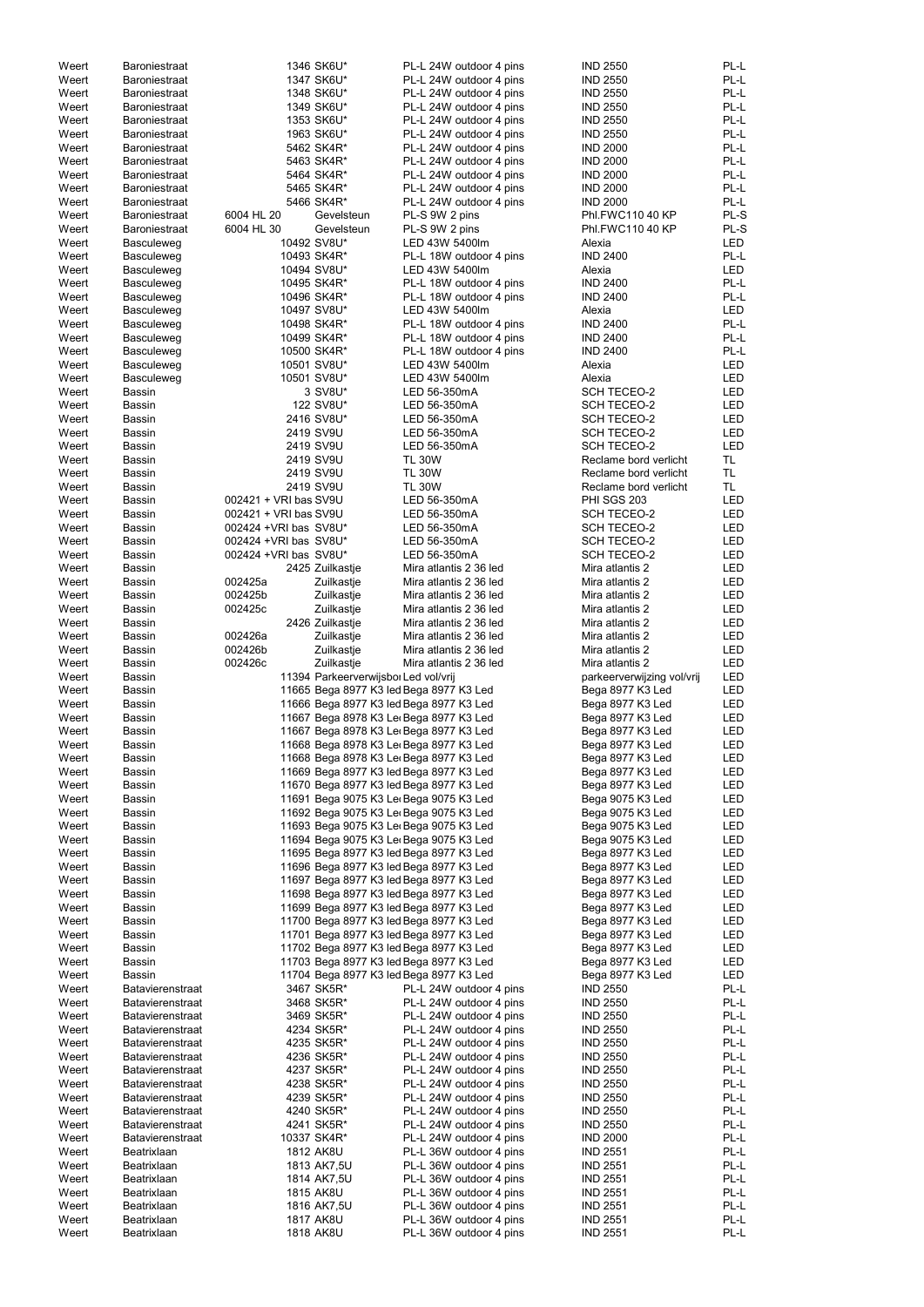| | | | | | | |
|---|---|---|---|---|---|---|
| Weert | Baroniestraat | 1346 | SK6U* | PL-L 24W outdoor 4 pins | IND 2550 | PL-L |
| Weert | Baroniestraat | 1347 | SK6U* | PL-L 24W outdoor 4 pins | IND 2550 | PL-L |
| Weert | Baroniestraat | 1348 | SK6U* | PL-L 24W outdoor 4 pins | IND 2550 | PL-L |
| Weert | Baroniestraat | 1349 | SK6U* | PL-L 24W outdoor 4 pins | IND 2550 | PL-L |
| Weert | Baroniestraat | 1353 | SK6U* | PL-L 24W outdoor 4 pins | IND 2550 | PL-L |
| Weert | Baroniestraat | 1963 | SK6U* | PL-L 24W outdoor 4 pins | IND 2550 | PL-L |
| Weert | Baroniestraat | 5462 | SK4R* | PL-L 24W outdoor 4 pins | IND 2000 | PL-L |
| Weert | Baroniestraat | 5463 | SK4R* | PL-L 24W outdoor 4 pins | IND 2000 | PL-L |
| Weert | Baroniestraat | 5464 | SK4R* | PL-L 24W outdoor 4 pins | IND 2000 | PL-L |
| Weert | Baroniestraat | 5465 | SK4R* | PL-L 24W outdoor 4 pins | IND 2000 | PL-L |
| Weert | Baroniestraat | 5466 | SK4R* | PL-L 24W outdoor 4 pins | IND 2000 | PL-L |
| Weert | Baroniestraat | 6004 HL 20 | Gevelsteun | PL-S 9W 2 pins | Phl.FWC110 40 KP | PL-S |
| Weert | Baroniestraat | 6004 HL 30 | Gevelsteun | PL-S 9W 2 pins | Phl.FWC110 40 KP | PL-S |
| Weert | Basculeweg | 10492 | SV8U* | LED 43W 5400lm | Alexia | LED |
| Weert | Basculeweg | 10493 | SK4R* | PL-L 18W outdoor 4 pins | IND 2400 | PL-L |
| Weert | Basculeweg | 10494 | SV8U* | LED 43W 5400lm | Alexia | LED |
| Weert | Basculeweg | 10495 | SK4R* | PL-L 18W outdoor 4 pins | IND 2400 | PL-L |
| Weert | Basculeweg | 10496 | SK4R* | PL-L 18W outdoor 4 pins | IND 2400 | PL-L |
| Weert | Basculeweg | 10497 | SV8U* | LED 43W 5400lm | Alexia | LED |
| Weert | Basculeweg | 10498 | SK4R* | PL-L 18W outdoor 4 pins | IND 2400 | PL-L |
| Weert | Basculeweg | 10499 | SK4R* | PL-L 18W outdoor 4 pins | IND 2400 | PL-L |
| Weert | Basculeweg | 10500 | SK4R* | PL-L 18W outdoor 4 pins | IND 2400 | PL-L |
| Weert | Basculeweg | 10501 | SV8U* | LED 43W 5400lm | Alexia | LED |
| Weert | Basculeweg | 10501 | SV8U* | LED 43W 5400lm | Alexia | LED |
| Weert | Bassin | 3 | SV8U* | LED 56-350mA | SCH TECEO-2 | LED |
| Weert | Bassin | 122 | SV8U* | LED 56-350mA | SCH TECEO-2 | LED |
| Weert | Bassin | 2416 | SV8U* | LED 56-350mA | SCH TECEO-2 | LED |
| Weert | Bassin | 2419 | SV9U | LED 56-350mA | SCH TECEO-2 | LED |
| Weert | Bassin | 2419 | SV9U | LED 56-350mA | SCH TECEO-2 | LED |
| Weert | Bassin | 2419 | SV9U | TL 30W | Reclame bord verlicht | TL |
| Weert | Bassin | 2419 | SV9U | TL 30W | Reclame bord verlicht | TL |
| Weert | Bassin | 2419 | SV9U | TL 30W | Reclame bord verlicht | TL |
| Weert | Bassin | 002421 + VRI bas | SV9U | LED 56-350mA | PHI SGS 203 | LED |
| Weert | Bassin | 002421 + VRI bas | SV9U | LED 56-350mA | SCH TECEO-2 | LED |
| Weert | Bassin | 002424 +VRI bas | SV8U* | LED 56-350mA | SCH TECEO-2 | LED |
| Weert | Bassin | 002424 +VRI bas | SV8U* | LED 56-350mA | SCH TECEO-2 | LED |
| Weert | Bassin | 002424 +VRI bas | SV8U* | LED 56-350mA | SCH TECEO-2 | LED |
| Weert | Bassin | 2425 | Zuilkastje | Mira atlantis 2 36 led | Mira atlantis 2 | LED |
| Weert | Bassin | 002425a | Zuilkastje | Mira atlantis 2 36 led | Mira atlantis 2 | LED |
| Weert | Bassin | 002425b | Zuilkastje | Mira atlantis 2 36 led | Mira atlantis 2 | LED |
| Weert | Bassin | 002425c | Zuilkastje | Mira atlantis 2 36 led | Mira atlantis 2 | LED |
| Weert | Bassin | 2426 | Zuilkastje | Mira atlantis 2 36 led | Mira atlantis 2 | LED |
| Weert | Bassin | 002426a | Zuilkastje | Mira atlantis 2 36 led | Mira atlantis 2 | LED |
| Weert | Bassin | 002426b | Zuilkastje | Mira atlantis 2 36 led | Mira atlantis 2 | LED |
| Weert | Bassin | 002426c | Zuilkastje | Mira atlantis 2 36 led | Mira atlantis 2 | LED |
| Weert | Bassin | 11394 | Parkeerverwijsbor | Led vol/vrij | parkeerverwijzing vol/vrij | LED |
| Weert | Bassin | 11665 | Bega 8977 K3 led | Bega 8977 K3 Led | Bega 8977 K3 Led | LED |
| Weert | Bassin | 11666 | Bega 8977 K3 led | Bega 8977 K3 Led | Bega 8977 K3 Led | LED |
| Weert | Bassin | 11667 | Bega 8978 K3 Le | Bega 8977 K3 Led | Bega 8977 K3 Led | LED |
| Weert | Bassin | 11667 | Bega 8978 K3 Le | Bega 8977 K3 Led | Bega 8977 K3 Led | LED |
| Weert | Bassin | 11668 | Bega 8978 K3 Le | Bega 8977 K3 Led | Bega 8977 K3 Led | LED |
| Weert | Bassin | 11668 | Bega 8978 K3 Le | Bega 8977 K3 Led | Bega 8977 K3 Led | LED |
| Weert | Bassin | 11669 | Bega 8977 K3 led | Bega 8977 K3 Led | Bega 8977 K3 Led | LED |
| Weert | Bassin | 11670 | Bega 8977 K3 led | Bega 8977 K3 Led | Bega 8977 K3 Led | LED |
| Weert | Bassin | 11691 | Bega 9075 K3 Le | Bega 9075 K3 Led | Bega 9075 K3 Led | LED |
| Weert | Bassin | 11692 | Bega 9075 K3 Le | Bega 9075 K3 Led | Bega 9075 K3 Led | LED |
| Weert | Bassin | 11693 | Bega 9075 K3 Le | Bega 9075 K3 Led | Bega 9075 K3 Led | LED |
| Weert | Bassin | 11694 | Bega 9075 K3 Le | Bega 9075 K3 Led | Bega 9075 K3 Led | LED |
| Weert | Bassin | 11695 | Bega 8977 K3 led | Bega 8977 K3 Led | Bega 8977 K3 Led | LED |
| Weert | Bassin | 11696 | Bega 8977 K3 led | Bega 8977 K3 Led | Bega 8977 K3 Led | LED |
| Weert | Bassin | 11697 | Bega 8977 K3 led | Bega 8977 K3 Led | Bega 8977 K3 Led | LED |
| Weert | Bassin | 11698 | Bega 8977 K3 led | Bega 8977 K3 Led | Bega 8977 K3 Led | LED |
| Weert | Bassin | 11699 | Bega 8977 K3 led | Bega 8977 K3 Led | Bega 8977 K3 Led | LED |
| Weert | Bassin | 11700 | Bega 8977 K3 led | Bega 8977 K3 Led | Bega 8977 K3 Led | LED |
| Weert | Bassin | 11701 | Bega 8977 K3 led | Bega 8977 K3 Led | Bega 8977 K3 Led | LED |
| Weert | Bassin | 11702 | Bega 8977 K3 led | Bega 8977 K3 Led | Bega 8977 K3 Led | LED |
| Weert | Bassin | 11703 | Bega 8977 K3 led | Bega 8977 K3 Led | Bega 8977 K3 Led | LED |
| Weert | Bassin | 11704 | Bega 8977 K3 led | Bega 8977 K3 Led | Bega 8977 K3 Led | LED |
| Weert | Batavierenstraat | 3467 | SK5R* | PL-L 24W outdoor 4 pins | IND 2550 | PL-L |
| Weert | Batavierenstraat | 3468 | SK5R* | PL-L 24W outdoor 4 pins | IND 2550 | PL-L |
| Weert | Batavierenstraat | 3469 | SK5R* | PL-L 24W outdoor 4 pins | IND 2550 | PL-L |
| Weert | Batavierenstraat | 4234 | SK5R* | PL-L 24W outdoor 4 pins | IND 2550 | PL-L |
| Weert | Batavierenstraat | 4235 | SK5R* | PL-L 24W outdoor 4 pins | IND 2550 | PL-L |
| Weert | Batavierenstraat | 4236 | SK5R* | PL-L 24W outdoor 4 pins | IND 2550 | PL-L |
| Weert | Batavierenstraat | 4237 | SK5R* | PL-L 24W outdoor 4 pins | IND 2550 | PL-L |
| Weert | Batavierenstraat | 4238 | SK5R* | PL-L 24W outdoor 4 pins | IND 2550 | PL-L |
| Weert | Batavierenstraat | 4239 | SK5R* | PL-L 24W outdoor 4 pins | IND 2550 | PL-L |
| Weert | Batavierenstraat | 4240 | SK5R* | PL-L 24W outdoor 4 pins | IND 2550 | PL-L |
| Weert | Batavierenstraat | 4241 | SK5R* | PL-L 24W outdoor 4 pins | IND 2550 | PL-L |
| Weert | Batavierenstraat | 10337 | SK4R* | PL-L 24W outdoor 4 pins | IND 2000 | PL-L |
| Weert | Beatrixlaan | 1812 | AK8U | PL-L 36W outdoor 4 pins | IND 2551 | PL-L |
| Weert | Beatrixlaan | 1813 | AK7,5U | PL-L 36W outdoor 4 pins | IND 2551 | PL-L |
| Weert | Beatrixlaan | 1814 | AK7,5U | PL-L 36W outdoor 4 pins | IND 2551 | PL-L |
| Weert | Beatrixlaan | 1815 | AK8U | PL-L 36W outdoor 4 pins | IND 2551 | PL-L |
| Weert | Beatrixlaan | 1816 | AK7,5U | PL-L 36W outdoor 4 pins | IND 2551 | PL-L |
| Weert | Beatrixlaan | 1817 | AK8U | PL-L 36W outdoor 4 pins | IND 2551 | PL-L |
| Weert | Beatrixlaan | 1818 | AK8U | PL-L 36W outdoor 4 pins | IND 2551 | PL-L |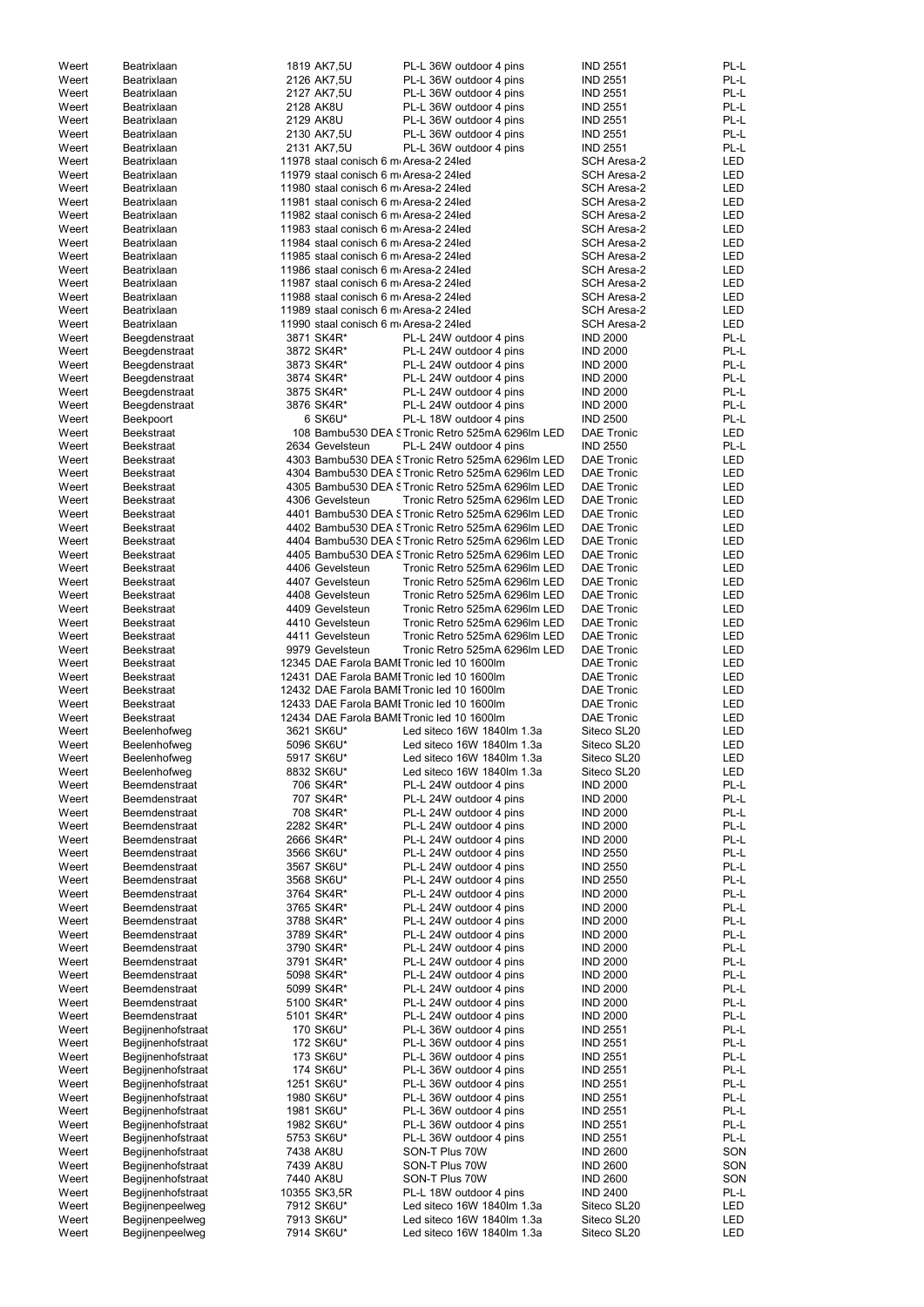| Weert | Beatrixlaan | 1819 AK7,5U | PL-L 36W outdoor 4 pins | IND 2551 | PL-L |
|---|---|---|---|---|---|
| Weert | Beatrixlaan | 2126 AK7,5U | PL-L 36W outdoor 4 pins | IND 2551 | PL-L |
| Weert | Beatrixlaan | 2127 AK7,5U | PL-L 36W outdoor 4 pins | IND 2551 | PL-L |
| Weert | Beatrixlaan | 2128 AK8U | PL-L 36W outdoor 4 pins | IND 2551 | PL-L |
| Weert | Beatrixlaan | 2129 AK8U | PL-L 36W outdoor 4 pins | IND 2551 | PL-L |
| Weert | Beatrixlaan | 2130 AK7,5U | PL-L 36W outdoor 4 pins | IND 2551 | PL-L |
| Weert | Beatrixlaan | 2131 AK7,5U | PL-L 36W outdoor 4 pins | IND 2551 | PL-L |
| Weert | Beatrixlaan | 11978 staal conisch 6 m | Aresa-2 24led | SCH Aresa-2 | LED |
| Weert | Beatrixlaan | 11979 staal conisch 6 m | Aresa-2 24led | SCH Aresa-2 | LED |
| Weert | Beatrixlaan | 11980 staal conisch 6 m | Aresa-2 24led | SCH Aresa-2 | LED |
| Weert | Beatrixlaan | 11981 staal conisch 6 m | Aresa-2 24led | SCH Aresa-2 | LED |
| Weert | Beatrixlaan | 11982 staal conisch 6 m | Aresa-2 24led | SCH Aresa-2 | LED |
| Weert | Beatrixlaan | 11983 staal conisch 6 m | Aresa-2 24led | SCH Aresa-2 | LED |
| Weert | Beatrixlaan | 11984 staal conisch 6 m | Aresa-2 24led | SCH Aresa-2 | LED |
| Weert | Beatrixlaan | 11985 staal conisch 6 m | Aresa-2 24led | SCH Aresa-2 | LED |
| Weert | Beatrixlaan | 11986 staal conisch 6 m | Aresa-2 24led | SCH Aresa-2 | LED |
| Weert | Beatrixlaan | 11987 staal conisch 6 m | Aresa-2 24led | SCH Aresa-2 | LED |
| Weert | Beatrixlaan | 11988 staal conisch 6 m | Aresa-2 24led | SCH Aresa-2 | LED |
| Weert | Beatrixlaan | 11989 staal conisch 6 m | Aresa-2 24led | SCH Aresa-2 | LED |
| Weert | Beatrixlaan | 11990 staal conisch 6 m | Aresa-2 24led | SCH Aresa-2 | LED |
| Weert | Beegdenstraat | 3871 SK4R* | PL-L 24W outdoor 4 pins | IND 2000 | PL-L |
| Weert | Beegdenstraat | 3872 SK4R* | PL-L 24W outdoor 4 pins | IND 2000 | PL-L |
| Weert | Beegdenstraat | 3873 SK4R* | PL-L 24W outdoor 4 pins | IND 2000 | PL-L |
| Weert | Beegdenstraat | 3874 SK4R* | PL-L 24W outdoor 4 pins | IND 2000 | PL-L |
| Weert | Beegdenstraat | 3875 SK4R* | PL-L 24W outdoor 4 pins | IND 2000 | PL-L |
| Weert | Beegdenstraat | 3876 SK4R* | PL-L 24W outdoor 4 pins | IND 2000 | PL-L |
| Weert | Beekpoort | 6 SK6U* | PL-L 18W outdoor 4 pins | IND 2500 | PL-L |
| Weert | Beekstraat | 108 Bambu530 DEA S | Tronic Retro 525mA 6296lm LED | DAE Tronic | LED |
| Weert | Beekstraat | 2634 Gevelsteun | PL-L 24W outdoor 4 pins | IND 2550 | PL-L |
| Weert | Beekstraat | 4303 Bambu530 DEA S | Tronic Retro 525mA 6296lm LED | DAE Tronic | LED |
| Weert | Beekstraat | 4304 Bambu530 DEA S | Tronic Retro 525mA 6296lm LED | DAE Tronic | LED |
| Weert | Beekstraat | 4305 Bambu530 DEA S | Tronic Retro 525mA 6296lm LED | DAE Tronic | LED |
| Weert | Beekstraat | 4306 Gevelsteun | Tronic Retro 525mA 6296lm LED | DAE Tronic | LED |
| Weert | Beekstraat | 4401 Bambu530 DEA S | Tronic Retro 525mA 6296lm LED | DAE Tronic | LED |
| Weert | Beekstraat | 4402 Bambu530 DEA S | Tronic Retro 525mA 6296lm LED | DAE Tronic | LED |
| Weert | Beekstraat | 4404 Bambu530 DEA S | Tronic Retro 525mA 6296lm LED | DAE Tronic | LED |
| Weert | Beekstraat | 4405 Bambu530 DEA S | Tronic Retro 525mA 6296lm LED | DAE Tronic | LED |
| Weert | Beekstraat | 4406 Gevelsteun | Tronic Retro 525mA 6296lm LED | DAE Tronic | LED |
| Weert | Beekstraat | 4407 Gevelsteun | Tronic Retro 525mA 6296lm LED | DAE Tronic | LED |
| Weert | Beekstraat | 4408 Gevelsteun | Tronic Retro 525mA 6296lm LED | DAE Tronic | LED |
| Weert | Beekstraat | 4409 Gevelsteun | Tronic Retro 525mA 6296lm LED | DAE Tronic | LED |
| Weert | Beekstraat | 4410 Gevelsteun | Tronic Retro 525mA 6296lm LED | DAE Tronic | LED |
| Weert | Beekstraat | 4411 Gevelsteun | Tronic Retro 525mA 6296lm LED | DAE Tronic | LED |
| Weert | Beekstraat | 9979 Gevelsteun | Tronic Retro 525mA 6296lm LED | DAE Tronic | LED |
| Weert | Beekstraat | 12345 DAE Farola BAMI | Tronic led 10 1600lm | DAE Tronic | LED |
| Weert | Beekstraat | 12431 DAE Farola BAMI | Tronic led 10 1600lm | DAE Tronic | LED |
| Weert | Beekstraat | 12432 DAE Farola BAMI | Tronic led 10 1600lm | DAE Tronic | LED |
| Weert | Beekstraat | 12433 DAE Farola BAMI | Tronic led 10 1600lm | DAE Tronic | LED |
| Weert | Beekstraat | 12434 DAE Farola BAMI | Tronic led 10 1600lm | DAE Tronic | LED |
| Weert | Beelenhofweg | 3621 SK6U* | Led siteco 16W 1840lm 1.3a | Siteco SL20 | LED |
| Weert | Beelenhofweg | 5096 SK6U* | Led siteco 16W 1840lm 1.3a | Siteco SL20 | LED |
| Weert | Beelenhofweg | 5917 SK6U* | Led siteco 16W 1840lm 1.3a | Siteco SL20 | LED |
| Weert | Beelenhofweg | 8832 SK6U* | Led siteco 16W 1840lm 1.3a | Siteco SL20 | LED |
| Weert | Beemdenstraat | 706 SK4R* | PL-L 24W outdoor 4 pins | IND 2000 | PL-L |
| Weert | Beemdenstraat | 707 SK4R* | PL-L 24W outdoor 4 pins | IND 2000 | PL-L |
| Weert | Beemdenstraat | 708 SK4R* | PL-L 24W outdoor 4 pins | IND 2000 | PL-L |
| Weert | Beemdenstraat | 2282 SK4R* | PL-L 24W outdoor 4 pins | IND 2000 | PL-L |
| Weert | Beemdenstraat | 2666 SK4R* | PL-L 24W outdoor 4 pins | IND 2000 | PL-L |
| Weert | Beemdenstraat | 3566 SK6U* | PL-L 24W outdoor 4 pins | IND 2550 | PL-L |
| Weert | Beemdenstraat | 3567 SK6U* | PL-L 24W outdoor 4 pins | IND 2550 | PL-L |
| Weert | Beemdenstraat | 3568 SK6U* | PL-L 24W outdoor 4 pins | IND 2550 | PL-L |
| Weert | Beemdenstraat | 3764 SK4R* | PL-L 24W outdoor 4 pins | IND 2000 | PL-L |
| Weert | Beemdenstraat | 3765 SK4R* | PL-L 24W outdoor 4 pins | IND 2000 | PL-L |
| Weert | Beemdenstraat | 3788 SK4R* | PL-L 24W outdoor 4 pins | IND 2000 | PL-L |
| Weert | Beemdenstraat | 3789 SK4R* | PL-L 24W outdoor 4 pins | IND 2000 | PL-L |
| Weert | Beemdenstraat | 3790 SK4R* | PL-L 24W outdoor 4 pins | IND 2000 | PL-L |
| Weert | Beemdenstraat | 3791 SK4R* | PL-L 24W outdoor 4 pins | IND 2000 | PL-L |
| Weert | Beemdenstraat | 5098 SK4R* | PL-L 24W outdoor 4 pins | IND 2000 | PL-L |
| Weert | Beemdenstraat | 5099 SK4R* | PL-L 24W outdoor 4 pins | IND 2000 | PL-L |
| Weert | Beemdenstraat | 5100 SK4R* | PL-L 24W outdoor 4 pins | IND 2000 | PL-L |
| Weert | Beemdenstraat | 5101 SK4R* | PL-L 24W outdoor 4 pins | IND 2000 | PL-L |
| Weert | Begijnenhofstraat | 170 SK6U* | PL-L 36W outdoor 4 pins | IND 2551 | PL-L |
| Weert | Begijnenhofstraat | 172 SK6U* | PL-L 36W outdoor 4 pins | IND 2551 | PL-L |
| Weert | Begijnenhofstraat | 173 SK6U* | PL-L 36W outdoor 4 pins | IND 2551 | PL-L |
| Weert | Begijnenhofstraat | 174 SK6U* | PL-L 36W outdoor 4 pins | IND 2551 | PL-L |
| Weert | Begijnenhofstraat | 1251 SK6U* | PL-L 36W outdoor 4 pins | IND 2551 | PL-L |
| Weert | Begijnenhofstraat | 1980 SK6U* | PL-L 36W outdoor 4 pins | IND 2551 | PL-L |
| Weert | Begijnenhofstraat | 1981 SK6U* | PL-L 36W outdoor 4 pins | IND 2551 | PL-L |
| Weert | Begijnenhofstraat | 1982 SK6U* | PL-L 36W outdoor 4 pins | IND 2551 | PL-L |
| Weert | Begijnenhofstraat | 5753 SK6U* | PL-L 36W outdoor 4 pins | IND 2551 | PL-L |
| Weert | Begijnenhofstraat | 7438 AK8U | SON-T Plus 70W | IND 2600 | SON |
| Weert | Begijnenhofstraat | 7439 AK8U | SON-T Plus 70W | IND 2600 | SON |
| Weert | Begijnenhofstraat | 7440 AK8U | SON-T Plus 70W | IND 2600 | SON |
| Weert | Begijnenhofstraat | 10355 SK3,5R | PL-L 18W outdoor 4 pins | IND 2400 | PL-L |
| Weert | Begijnenpeelweg | 7912 SK6U* | Led siteco 16W 1840lm 1.3a | Siteco SL20 | LED |
| Weert | Begijnenpeelweg | 7913 SK6U* | Led siteco 16W 1840lm 1.3a | Siteco SL20 | LED |
| Weert | Begijnenpeelweg | 7914 SK6U* | Led siteco 16W 1840lm 1.3a | Siteco SL20 | LED |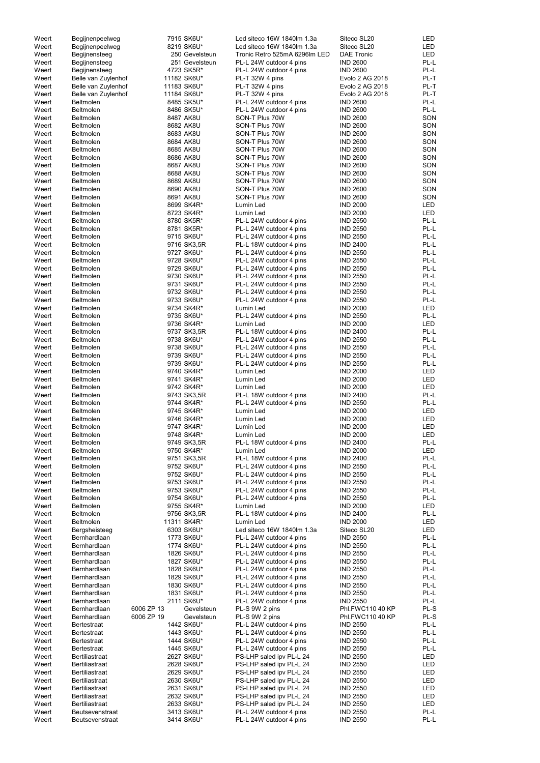| | | | | | | |
|---|---|---|---|---|---|---|
| Weert | Begijnenpeelweg | | 7915 SK6U* | Led siteco 16W 1840lm 1.3a | Siteco SL20 | LED |
| Weert | Begijnenpeelweg | | 8219 SK6U* | Led siteco 16W 1840lm 1.3a | Siteco SL20 | LED |
| Weert | Begijnensteeg | | 250 Gevelsteun | Tronic Retro 525mA 6296lm LED | DAE Tronic | LED |
| Weert | Begijnensteeg | | 251 Gevelsteun | PL-L 24W outdoor 4 pins | IND 2600 | PL-L |
| Weert | Begijnensteeg | | 4723 SK5R* | PL-L 24W outdoor 4 pins | IND 2600 | PL-L |
| Weert | Belle van Zuylenhof | | 11182 SK6U* | PL-T 32W 4 pins | Evolo 2 AG 2018 | PL-T |
| Weert | Belle van Zuylenhof | | 11183 SK6U* | PL-T 32W 4 pins | Evolo 2 AG 2018 | PL-T |
| Weert | Belle van Zuylenhof | | 11184 SK6U* | PL-T 32W 4 pins | Evolo 2 AG 2018 | PL-T |
| Weert | Beltmolen | | 8485 SK5U* | PL-L 24W outdoor 4 pins | IND 2600 | PL-L |
| Weert | Beltmolen | | 8486 SK5U* | PL-L 24W outdoor 4 pins | IND 2600 | PL-L |
| Weert | Beltmolen | | 8487 AK8U | SON-T Plus 70W | IND 2600 | SON |
| Weert | Beltmolen | | 8682 AK8U | SON-T Plus 70W | IND 2600 | SON |
| Weert | Beltmolen | | 8683 AK8U | SON-T Plus 70W | IND 2600 | SON |
| Weert | Beltmolen | | 8684 AK8U | SON-T Plus 70W | IND 2600 | SON |
| Weert | Beltmolen | | 8685 AK8U | SON-T Plus 70W | IND 2600 | SON |
| Weert | Beltmolen | | 8686 AK8U | SON-T Plus 70W | IND 2600 | SON |
| Weert | Beltmolen | | 8687 AK8U | SON-T Plus 70W | IND 2600 | SON |
| Weert | Beltmolen | | 8688 AK8U | SON-T Plus 70W | IND 2600 | SON |
| Weert | Beltmolen | | 8689 AK8U | SON-T Plus 70W | IND 2600 | SON |
| Weert | Beltmolen | | 8690 AK8U | SON-T Plus 70W | IND 2600 | SON |
| Weert | Beltmolen | | 8691 AK8U | SON-T Plus 70W | IND 2600 | SON |
| Weert | Beltmolen | | 8699 SK4R* | Lumin Led | IND 2000 | LED |
| Weert | Beltmolen | | 8723 SK4R* | Lumin Led | IND 2000 | LED |
| Weert | Beltmolen | | 8780 SK5R* | PL-L 24W outdoor 4 pins | IND 2550 | PL-L |
| Weert | Beltmolen | | 8781 SK5R* | PL-L 24W outdoor 4 pins | IND 2550 | PL-L |
| Weert | Beltmolen | | 9715 SK6U* | PL-L 24W outdoor 4 pins | IND 2550 | PL-L |
| Weert | Beltmolen | | 9716 SK3,5R | PL-L 18W outdoor 4 pins | IND 2400 | PL-L |
| Weert | Beltmolen | | 9727 SK6U* | PL-L 24W outdoor 4 pins | IND 2550 | PL-L |
| Weert | Beltmolen | | 9728 SK6U* | PL-L 24W outdoor 4 pins | IND 2550 | PL-L |
| Weert | Beltmolen | | 9729 SK6U* | PL-L 24W outdoor 4 pins | IND 2550 | PL-L |
| Weert | Beltmolen | | 9730 SK6U* | PL-L 24W outdoor 4 pins | IND 2550 | PL-L |
| Weert | Beltmolen | | 9731 SK6U* | PL-L 24W outdoor 4 pins | IND 2550 | PL-L |
| Weert | Beltmolen | | 9732 SK6U* | PL-L 24W outdoor 4 pins | IND 2550 | PL-L |
| Weert | Beltmolen | | 9733 SK6U* | PL-L 24W outdoor 4 pins | IND 2550 | PL-L |
| Weert | Beltmolen | | 9734 SK4R* | Lumin Led | IND 2000 | LED |
| Weert | Beltmolen | | 9735 SK6U* | PL-L 24W outdoor 4 pins | IND 2550 | PL-L |
| Weert | Beltmolen | | 9736 SK4R* | Lumin Led | IND 2000 | LED |
| Weert | Beltmolen | | 9737 SK3,5R | PL-L 18W outdoor 4 pins | IND 2400 | PL-L |
| Weert | Beltmolen | | 9738 SK6U* | PL-L 24W outdoor 4 pins | IND 2550 | PL-L |
| Weert | Beltmolen | | 9738 SK6U* | PL-L 24W outdoor 4 pins | IND 2550 | PL-L |
| Weert | Beltmolen | | 9739 SK6U* | PL-L 24W outdoor 4 pins | IND 2550 | PL-L |
| Weert | Beltmolen | | 9739 SK6U* | PL-L 24W outdoor 4 pins | IND 2550 | PL-L |
| Weert | Beltmolen | | 9740 SK4R* | Lumin Led | IND 2000 | LED |
| Weert | Beltmolen | | 9741 SK4R* | Lumin Led | IND 2000 | LED |
| Weert | Beltmolen | | 9742 SK4R* | Lumin Led | IND 2000 | LED |
| Weert | Beltmolen | | 9743 SK3,5R | PL-L 18W outdoor 4 pins | IND 2400 | PL-L |
| Weert | Beltmolen | | 9744 SK6U* | PL-L 24W outdoor 4 pins | IND 2550 | PL-L |
| Weert | Beltmolen | | 9745 SK4R* | Lumin Led | IND 2000 | LED |
| Weert | Beltmolen | | 9746 SK4R* | Lumin Led | IND 2000 | LED |
| Weert | Beltmolen | | 9747 SK4R* | Lumin Led | IND 2000 | LED |
| Weert | Beltmolen | | 9748 SK4R* | Lumin Led | IND 2000 | LED |
| Weert | Beltmolen | | 9749 SK3,5R | PL-L 18W outdoor 4 pins | IND 2400 | PL-L |
| Weert | Beltmolen | | 9750 SK4R* | Lumin Led | IND 2000 | LED |
| Weert | Beltmolen | | 9751 SK3,5R | PL-L 18W outdoor 4 pins | IND 2400 | PL-L |
| Weert | Beltmolen | | 9752 SK6U* | PL-L 24W outdoor 4 pins | IND 2550 | PL-L |
| Weert | Beltmolen | | 9752 SK6U* | PL-L 24W outdoor 4 pins | IND 2550 | PL-L |
| Weert | Beltmolen | | 9753 SK6U* | PL-L 24W outdoor 4 pins | IND 2550 | PL-L |
| Weert | Beltmolen | | 9753 SK6U* | PL-L 24W outdoor 4 pins | IND 2550 | PL-L |
| Weert | Beltmolen | | 9754 SK6U* | PL-L 24W outdoor 4 pins | IND 2550 | PL-L |
| Weert | Beltmolen | | 9755 SK4R* | Lumin Led | IND 2000 | LED |
| Weert | Beltmolen | | 9756 SK3,5R | PL-L 18W outdoor 4 pins | IND 2400 | PL-L |
| Weert | Beltmolen | | 11311 SK4R* | Lumin Led | IND 2000 | LED |
| Weert | Bergsheisteeg | | 6303 SK6U* | Led siteco 16W 1840lm 1.3a | Siteco SL20 | LED |
| Weert | Bernhardlaan | | 1773 SK6U* | PL-L 24W outdoor 4 pins | IND 2550 | PL-L |
| Weert | Bernhardlaan | | 1774 SK6U* | PL-L 24W outdoor 4 pins | IND 2550 | PL-L |
| Weert | Bernhardlaan | | 1826 SK6U* | PL-L 24W outdoor 4 pins | IND 2550 | PL-L |
| Weert | Bernhardlaan | | 1827 SK6U* | PL-L 24W outdoor 4 pins | IND 2550 | PL-L |
| Weert | Bernhardlaan | | 1828 SK6U* | PL-L 24W outdoor 4 pins | IND 2550 | PL-L |
| Weert | Bernhardlaan | | 1829 SK6U* | PL-L 24W outdoor 4 pins | IND 2550 | PL-L |
| Weert | Bernhardlaan | | 1830 SK6U* | PL-L 24W outdoor 4 pins | IND 2550 | PL-L |
| Weert | Bernhardlaan | | 1831 SK6U* | PL-L 24W outdoor 4 pins | IND 2550 | PL-L |
| Weert | Bernhardlaan | | 2111 SK6U* | PL-L 24W outdoor 4 pins | IND 2550 | PL-L |
| Weert | Bernhardlaan | 6006 ZP 13 | Gevelsteun | PL-S 9W 2 pins | Phl.FWC110 40 KP | PL-S |
| Weert | Bernhardlaan | 6006 ZP 19 | Gevelsteun | PL-S 9W 2 pins | Phl.FWC110 40 KP | PL-S |
| Weert | Bertestraat | | 1442 SK6U* | PL-L 24W outdoor 4 pins | IND 2550 | PL-L |
| Weert | Bertestraat | | 1443 SK6U* | PL-L 24W outdoor 4 pins | IND 2550 | PL-L |
| Weert | Bertestraat | | 1444 SK6U* | PL-L 24W outdoor 4 pins | IND 2550 | PL-L |
| Weert | Bertestraat | | 1445 SK6U* | PL-L 24W outdoor 4 pins | IND 2550 | PL-L |
| Weert | Bertiliastraat | | 2627 SK6U* | PS-LHP saled ipv PL-L 24 | IND 2550 | LED |
| Weert | Bertiliastraat | | 2628 SK6U* | PS-LHP saled ipv PL-L 24 | IND 2550 | LED |
| Weert | Bertiliastraat | | 2629 SK6U* | PS-LHP saled ipv PL-L 24 | IND 2550 | LED |
| Weert | Bertiliastraat | | 2630 SK6U* | PS-LHP saled ipv PL-L 24 | IND 2550 | LED |
| Weert | Bertiliastraat | | 2631 SK6U* | PS-LHP saled ipv PL-L 24 | IND 2550 | LED |
| Weert | Bertiliastraat | | 2632 SK6U* | PS-LHP saled ipv PL-L 24 | IND 2550 | LED |
| Weert | Bertiliastraat | | 2633 SK6U* | PS-LHP saled ipv PL-L 24 | IND 2550 | LED |
| Weert | Beutsevenstraat | | 3413 SK6U* | PL-L 24W outdoor 4 pins | IND 2550 | PL-L |
| Weert | Beutsevenstraat | | 3414 SK6U* | PL-L 24W outdoor 4 pins | IND 2550 | PL-L |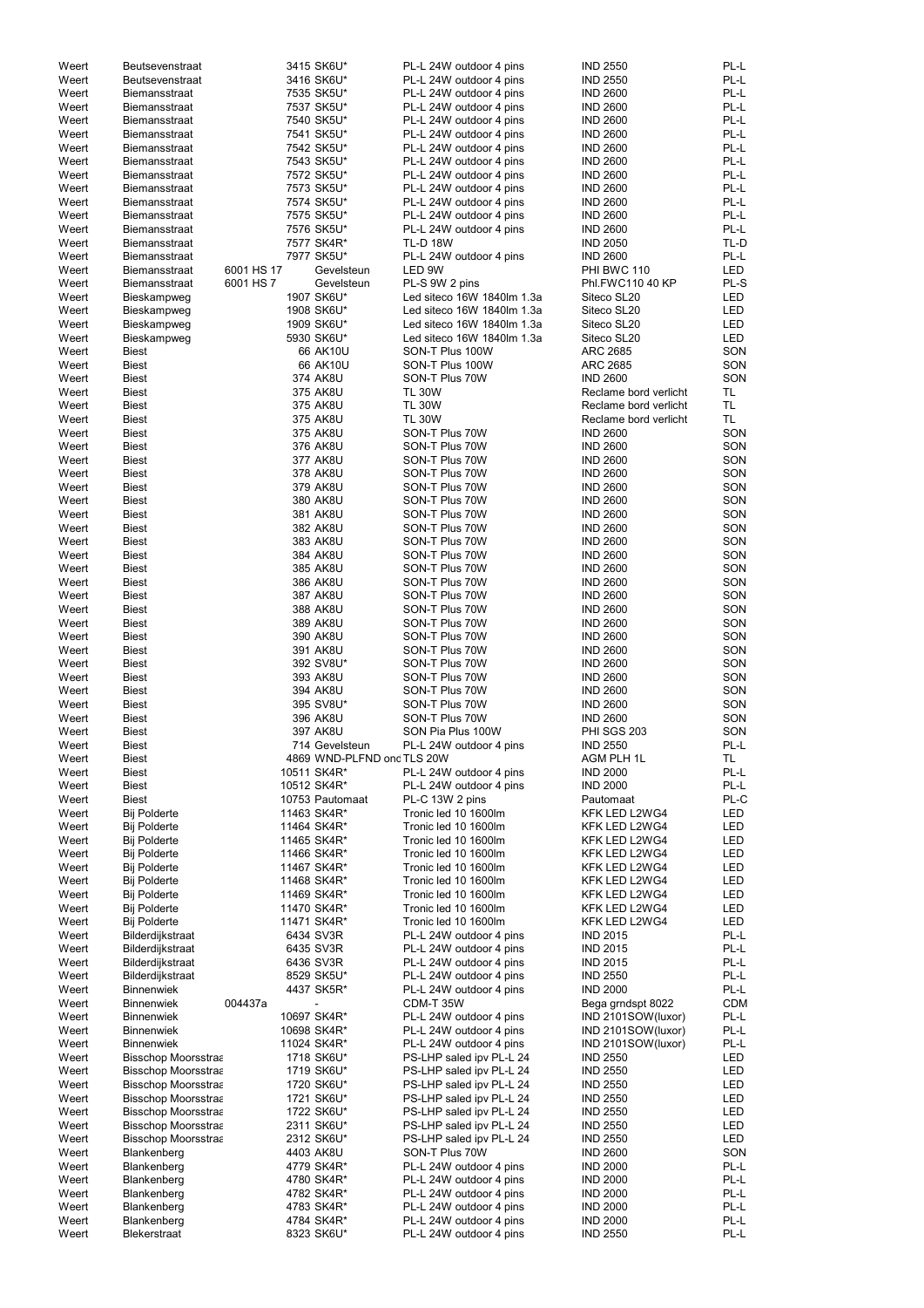| | | | | | | |
|---|---|---|---|---|---|---|
| Weert | Beutsevenstraat | | 3415 SK6U* | PL-L 24W outdoor 4 pins | IND 2550 | PL-L |
| Weert | Beutsevenstraat | | 3416 SK6U* | PL-L 24W outdoor 4 pins | IND 2550 | PL-L |
| Weert | Biemansstraat | | 7535 SK5U* | PL-L 24W outdoor 4 pins | IND 2600 | PL-L |
| Weert | Biemansstraat | | 7537 SK5U* | PL-L 24W outdoor 4 pins | IND 2600 | PL-L |
| Weert | Biemansstraat | | 7540 SK5U* | PL-L 24W outdoor 4 pins | IND 2600 | PL-L |
| Weert | Biemansstraat | | 7541 SK5U* | PL-L 24W outdoor 4 pins | IND 2600 | PL-L |
| Weert | Biemansstraat | | 7542 SK5U* | PL-L 24W outdoor 4 pins | IND 2600 | PL-L |
| Weert | Biemansstraat | | 7543 SK5U* | PL-L 24W outdoor 4 pins | IND 2600 | PL-L |
| Weert | Biemansstraat | | 7572 SK5U* | PL-L 24W outdoor 4 pins | IND 2600 | PL-L |
| Weert | Biemansstraat | | 7573 SK5U* | PL-L 24W outdoor 4 pins | IND 2600 | PL-L |
| Weert | Biemansstraat | | 7574 SK5U* | PL-L 24W outdoor 4 pins | IND 2600 | PL-L |
| Weert | Biemansstraat | | 7575 SK5U* | PL-L 24W outdoor 4 pins | IND 2600 | PL-L |
| Weert | Biemansstraat | | 7576 SK5U* | PL-L 24W outdoor 4 pins | IND 2600 | PL-L |
| Weert | Biemansstraat | | 7577 SK4R* | TL-D 18W | IND 2050 | TL-D |
| Weert | Biemansstraat | | 7977 SK5U* | PL-L 24W outdoor 4 pins | IND 2600 | PL-L |
| Weert | Biemansstraat | 6001 HS 17 | Gevelsteun | LED 9W | PHI BWC 110 | LED |
| Weert | Biemansstraat | 6001 HS 7 | Gevelsteun | PL-S 9W 2 pins | Phl.FWC110 40 KP | PL-S |
| Weert | Bieskampweg | | 1907 SK6U* | Led siteco 16W 1840lm 1.3a | Siteco SL20 | LED |
| Weert | Bieskampweg | | 1908 SK6U* | Led siteco 16W 1840lm 1.3a | Siteco SL20 | LED |
| Weert | Bieskampweg | | 1909 SK6U* | Led siteco 16W 1840lm 1.3a | Siteco SL20 | LED |
| Weert | Bieskampweg | | 5930 SK6U* | Led siteco 16W 1840lm 1.3a | Siteco SL20 | LED |
| Weert | Biest | | 66 AK10U | SON-T Plus 100W | ARC 2685 | SON |
| Weert | Biest | | 66 AK10U | SON-T Plus 100W | ARC 2685 | SON |
| Weert | Biest | | 374 AK8U | SON-T Plus 70W | IND 2600 | SON |
| Weert | Biest | | 375 AK8U | TL 30W | Reclame bord verlicht | TL |
| Weert | Biest | | 375 AK8U | TL 30W | Reclame bord verlicht | TL |
| Weert | Biest | | 375 AK8U | TL 30W | Reclame bord verlicht | TL |
| Weert | Biest | | 375 AK8U | SON-T Plus 70W | IND 2600 | SON |
| Weert | Biest | | 376 AK8U | SON-T Plus 70W | IND 2600 | SON |
| Weert | Biest | | 377 AK8U | SON-T Plus 70W | IND 2600 | SON |
| Weert | Biest | | 378 AK8U | SON-T Plus 70W | IND 2600 | SON |
| Weert | Biest | | 379 AK8U | SON-T Plus 70W | IND 2600 | SON |
| Weert | Biest | | 380 AK8U | SON-T Plus 70W | IND 2600 | SON |
| Weert | Biest | | 381 AK8U | SON-T Plus 70W | IND 2600 | SON |
| Weert | Biest | | 382 AK8U | SON-T Plus 70W | IND 2600 | SON |
| Weert | Biest | | 383 AK8U | SON-T Plus 70W | IND 2600 | SON |
| Weert | Biest | | 384 AK8U | SON-T Plus 70W | IND 2600 | SON |
| Weert | Biest | | 385 AK8U | SON-T Plus 70W | IND 2600 | SON |
| Weert | Biest | | 386 AK8U | SON-T Plus 70W | IND 2600 | SON |
| Weert | Biest | | 387 AK8U | SON-T Plus 70W | IND 2600 | SON |
| Weert | Biest | | 388 AK8U | SON-T Plus 70W | IND 2600 | SON |
| Weert | Biest | | 389 AK8U | SON-T Plus 70W | IND 2600 | SON |
| Weert | Biest | | 390 AK8U | SON-T Plus 70W | IND 2600 | SON |
| Weert | Biest | | 391 AK8U | SON-T Plus 70W | IND 2600 | SON |
| Weert | Biest | | 392 SV8U* | SON-T Plus 70W | IND 2600 | SON |
| Weert | Biest | | 393 AK8U | SON-T Plus 70W | IND 2600 | SON |
| Weert | Biest | | 394 AK8U | SON-T Plus 70W | IND 2600 | SON |
| Weert | Biest | | 395 SV8U* | SON-T Plus 70W | IND 2600 | SON |
| Weert | Biest | | 396 AK8U | SON-T Plus 70W | IND 2600 | SON |
| Weert | Biest | | 397 AK8U | SON Pia Plus 100W | PHI SGS 203 | SON |
| Weert | Biest | | 714 Gevelsteun | PL-L 24W outdoor 4 pins | IND 2550 | PL-L |
| Weert | Biest | | 4869 WND-PLFND ond | TLS 20W | AGM PLH 1L | TL |
| Weert | Biest | | 10511 SK4R* | PL-L 24W outdoor 4 pins | IND 2000 | PL-L |
| Weert | Biest | | 10512 SK4R* | PL-L 24W outdoor 4 pins | IND 2000 | PL-L |
| Weert | Biest | | 10753 Pautomaat | PL-C 13W 2 pins | Pautomaat | PL-C |
| Weert | Bij Polderte | | 11463 SK4R* | Tronic led 10 1600lm | KFK LED L2WG4 | LED |
| Weert | Bij Polderte | | 11464 SK4R* | Tronic led 10 1600lm | KFK LED L2WG4 | LED |
| Weert | Bij Polderte | | 11465 SK4R* | Tronic led 10 1600lm | KFK LED L2WG4 | LED |
| Weert | Bij Polderte | | 11466 SK4R* | Tronic led 10 1600lm | KFK LED L2WG4 | LED |
| Weert | Bij Polderte | | 11467 SK4R* | Tronic led 10 1600lm | KFK LED L2WG4 | LED |
| Weert | Bij Polderte | | 11468 SK4R* | Tronic led 10 1600lm | KFK LED L2WG4 | LED |
| Weert | Bij Polderte | | 11469 SK4R* | Tronic led 10 1600lm | KFK LED L2WG4 | LED |
| Weert | Bij Polderte | | 11470 SK4R* | Tronic led 10 1600lm | KFK LED L2WG4 | LED |
| Weert | Bij Polderte | | 11471 SK4R* | Tronic led 10 1600lm | KFK LED L2WG4 | LED |
| Weert | Bilderdijkstraat | | 6434 SV3R | PL-L 24W outdoor 4 pins | IND 2015 | PL-L |
| Weert | Bilderdijkstraat | | 6435 SV3R | PL-L 24W outdoor 4 pins | IND 2015 | PL-L |
| Weert | Bilderdijkstraat | | 6436 SV3R | PL-L 24W outdoor 4 pins | IND 2015 | PL-L |
| Weert | Bilderdijkstraat | | 8529 SK5U* | PL-L 24W outdoor 4 pins | IND 2550 | PL-L |
| Weert | Binnenwiek | | 4437 SK5R* | PL-L 24W outdoor 4 pins | IND 2000 | PL-L |
| Weert | Binnenwiek | 004437a | - | CDM-T 35W | Bega grndspt 8022 | CDM |
| Weert | Binnenwiek | | 10697 SK4R* | PL-L 24W outdoor 4 pins | IND 2101SOW(luxor) | PL-L |
| Weert | Binnenwiek | | 10698 SK4R* | PL-L 24W outdoor 4 pins | IND 2101SOW(luxor) | PL-L |
| Weert | Binnenwiek | | 11024 SK4R* | PL-L 24W outdoor 4 pins | IND 2101SOW(luxor) | PL-L |
| Weert | Bisschop Moorsstraa | | 1718 SK6U* | PS-LHP saled ipv PL-L 24 | IND 2550 | LED |
| Weert | Bisschop Moorsstraa | | 1719 SK6U* | PS-LHP saled ipv PL-L 24 | IND 2550 | LED |
| Weert | Bisschop Moorsstraa | | 1720 SK6U* | PS-LHP saled ipv PL-L 24 | IND 2550 | LED |
| Weert | Bisschop Moorsstraa | | 1721 SK6U* | PS-LHP saled ipv PL-L 24 | IND 2550 | LED |
| Weert | Bisschop Moorsstraa | | 1722 SK6U* | PS-LHP saled ipv PL-L 24 | IND 2550 | LED |
| Weert | Bisschop Moorsstraa | | 2311 SK6U* | PS-LHP saled ipv PL-L 24 | IND 2550 | LED |
| Weert | Bisschop Moorsstraa | | 2312 SK6U* | PS-LHP saled ipv PL-L 24 | IND 2550 | LED |
| Weert | Blankenberg | | 4403 AK8U | SON-T Plus 70W | IND 2600 | SON |
| Weert | Blankenberg | | 4779 SK4R* | PL-L 24W outdoor 4 pins | IND 2000 | PL-L |
| Weert | Blankenberg | | 4780 SK4R* | PL-L 24W outdoor 4 pins | IND 2000 | PL-L |
| Weert | Blankenberg | | 4782 SK4R* | PL-L 24W outdoor 4 pins | IND 2000 | PL-L |
| Weert | Blankenberg | | 4783 SK4R* | PL-L 24W outdoor 4 pins | IND 2000 | PL-L |
| Weert | Blankenberg | | 4784 SK4R* | PL-L 24W outdoor 4 pins | IND 2000 | PL-L |
| Weert | Blekerstraat | | 8323 SK6U* | PL-L 24W outdoor 4 pins | IND 2550 | PL-L |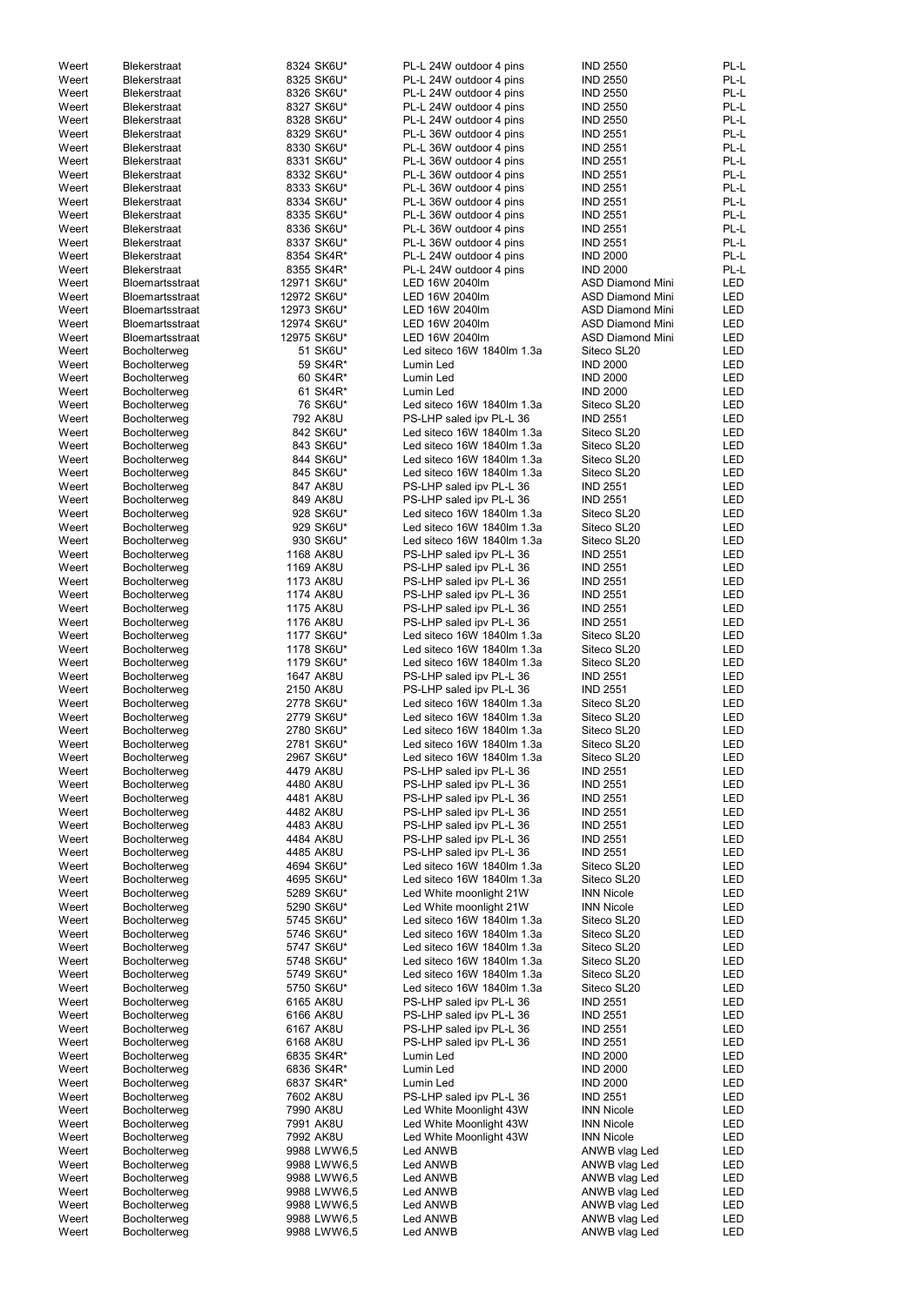| | | | | | |
|---|---|---|---|---|---|
| Weert | Blekerstraat | 8324 SK6U* | PL-L 24W outdoor 4 pins | IND 2550 | PL-L |
| Weert | Blekerstraat | 8325 SK6U* | PL-L 24W outdoor 4 pins | IND 2550 | PL-L |
| Weert | Blekerstraat | 8326 SK6U* | PL-L 24W outdoor 4 pins | IND 2550 | PL-L |
| Weert | Blekerstraat | 8327 SK6U* | PL-L 24W outdoor 4 pins | IND 2550 | PL-L |
| Weert | Blekerstraat | 8328 SK6U* | PL-L 24W outdoor 4 pins | IND 2550 | PL-L |
| Weert | Blekerstraat | 8329 SK6U* | PL-L 36W outdoor 4 pins | IND 2551 | PL-L |
| Weert | Blekerstraat | 8330 SK6U* | PL-L 36W outdoor 4 pins | IND 2551 | PL-L |
| Weert | Blekerstraat | 8331 SK6U* | PL-L 36W outdoor 4 pins | IND 2551 | PL-L |
| Weert | Blekerstraat | 8332 SK6U* | PL-L 36W outdoor 4 pins | IND 2551 | PL-L |
| Weert | Blekerstraat | 8333 SK6U* | PL-L 36W outdoor 4 pins | IND 2551 | PL-L |
| Weert | Blekerstraat | 8334 SK6U* | PL-L 36W outdoor 4 pins | IND 2551 | PL-L |
| Weert | Blekerstraat | 8335 SK6U* | PL-L 36W outdoor 4 pins | IND 2551 | PL-L |
| Weert | Blekerstraat | 8336 SK6U* | PL-L 36W outdoor 4 pins | IND 2551 | PL-L |
| Weert | Blekerstraat | 8337 SK6U* | PL-L 36W outdoor 4 pins | IND 2551 | PL-L |
| Weert | Blekerstraat | 8354 SK4R* | PL-L 24W outdoor 4 pins | IND 2000 | PL-L |
| Weert | Blekerstraat | 8355 SK4R* | PL-L 24W outdoor 4 pins | IND 2000 | PL-L |
| Weert | Bloemartsstraat | 12971 SK6U* | LED 16W 2040lm | ASD Diamond Mini | LED |
| Weert | Bloemartsstraat | 12972 SK6U* | LED 16W 2040lm | ASD Diamond Mini | LED |
| Weert | Bloemartsstraat | 12973 SK6U* | LED 16W 2040lm | ASD Diamond Mini | LED |
| Weert | Bloemartsstraat | 12974 SK6U* | LED 16W 2040lm | ASD Diamond Mini | LED |
| Weert | Bloemartsstraat | 12975 SK6U* | LED 16W 2040lm | ASD Diamond Mini | LED |
| Weert | Bocholterweg | 51 SK6U* | Led siteco 16W 1840lm 1.3a | Siteco SL20 | LED |
| Weert | Bocholterweg | 59 SK4R* | Lumin Led | IND 2000 | LED |
| Weert | Bocholterweg | 60 SK4R* | Lumin Led | IND 2000 | LED |
| Weert | Bocholterweg | 61 SK4R* | Lumin Led | IND 2000 | LED |
| Weert | Bocholterweg | 76 SK6U* | Led siteco 16W 1840lm 1.3a | Siteco SL20 | LED |
| Weert | Bocholterweg | 792 AK8U | PS-LHP saled ipv PL-L 36 | IND 2551 | LED |
| Weert | Bocholterweg | 842 SK6U* | Led siteco 16W 1840lm 1.3a | Siteco SL20 | LED |
| Weert | Bocholterweg | 843 SK6U* | Led siteco 16W 1840lm 1.3a | Siteco SL20 | LED |
| Weert | Bocholterweg | 844 SK6U* | Led siteco 16W 1840lm 1.3a | Siteco SL20 | LED |
| Weert | Bocholterweg | 845 SK6U* | Led siteco 16W 1840lm 1.3a | Siteco SL20 | LED |
| Weert | Bocholterweg | 847 AK8U | PS-LHP saled ipv PL-L 36 | IND 2551 | LED |
| Weert | Bocholterweg | 849 AK8U | PS-LHP saled ipv PL-L 36 | IND 2551 | LED |
| Weert | Bocholterweg | 928 SK6U* | Led siteco 16W 1840lm 1.3a | Siteco SL20 | LED |
| Weert | Bocholterweg | 929 SK6U* | Led siteco 16W 1840lm 1.3a | Siteco SL20 | LED |
| Weert | Bocholterweg | 930 SK6U* | Led siteco 16W 1840lm 1.3a | Siteco SL20 | LED |
| Weert | Bocholterweg | 1168 AK8U | PS-LHP saled ipv PL-L 36 | IND 2551 | LED |
| Weert | Bocholterweg | 1169 AK8U | PS-LHP saled ipv PL-L 36 | IND 2551 | LED |
| Weert | Bocholterweg | 1173 AK8U | PS-LHP saled ipv PL-L 36 | IND 2551 | LED |
| Weert | Bocholterweg | 1174 AK8U | PS-LHP saled ipv PL-L 36 | IND 2551 | LED |
| Weert | Bocholterweg | 1175 AK8U | PS-LHP saled ipv PL-L 36 | IND 2551 | LED |
| Weert | Bocholterweg | 1176 AK8U | PS-LHP saled ipv PL-L 36 | IND 2551 | LED |
| Weert | Bocholterweg | 1177 SK6U* | Led siteco 16W 1840lm 1.3a | Siteco SL20 | LED |
| Weert | Bocholterweg | 1178 SK6U* | Led siteco 16W 1840lm 1.3a | Siteco SL20 | LED |
| Weert | Bocholterweg | 1179 SK6U* | Led siteco 16W 1840lm 1.3a | Siteco SL20 | LED |
| Weert | Bocholterweg | 1647 AK8U | PS-LHP saled ipv PL-L 36 | IND 2551 | LED |
| Weert | Bocholterweg | 2150 AK8U | PS-LHP saled ipv PL-L 36 | IND 2551 | LED |
| Weert | Bocholterweg | 2778 SK6U* | Led siteco 16W 1840lm 1.3a | Siteco SL20 | LED |
| Weert | Bocholterweg | 2779 SK6U* | Led siteco 16W 1840lm 1.3a | Siteco SL20 | LED |
| Weert | Bocholterweg | 2780 SK6U* | Led siteco 16W 1840lm 1.3a | Siteco SL20 | LED |
| Weert | Bocholterweg | 2781 SK6U* | Led siteco 16W 1840lm 1.3a | Siteco SL20 | LED |
| Weert | Bocholterweg | 2967 SK6U* | Led siteco 16W 1840lm 1.3a | Siteco SL20 | LED |
| Weert | Bocholterweg | 4479 AK8U | PS-LHP saled ipv PL-L 36 | IND 2551 | LED |
| Weert | Bocholterweg | 4480 AK8U | PS-LHP saled ipv PL-L 36 | IND 2551 | LED |
| Weert | Bocholterweg | 4481 AK8U | PS-LHP saled ipv PL-L 36 | IND 2551 | LED |
| Weert | Bocholterweg | 4482 AK8U | PS-LHP saled ipv PL-L 36 | IND 2551 | LED |
| Weert | Bocholterweg | 4483 AK8U | PS-LHP saled ipv PL-L 36 | IND 2551 | LED |
| Weert | Bocholterweg | 4484 AK8U | PS-LHP saled ipv PL-L 36 | IND 2551 | LED |
| Weert | Bocholterweg | 4485 AK8U | PS-LHP saled ipv PL-L 36 | IND 2551 | LED |
| Weert | Bocholterweg | 4694 SK6U* | Led siteco 16W 1840lm 1.3a | Siteco SL20 | LED |
| Weert | Bocholterweg | 4695 SK6U* | Led siteco 16W 1840lm 1.3a | Siteco SL20 | LED |
| Weert | Bocholterweg | 5289 SK6U* | Led White moonlight 21W | INN Nicole | LED |
| Weert | Bocholterweg | 5290 SK6U* | Led White moonlight 21W | INN Nicole | LED |
| Weert | Bocholterweg | 5745 SK6U* | Led siteco 16W 1840lm 1.3a | Siteco SL20 | LED |
| Weert | Bocholterweg | 5746 SK6U* | Led siteco 16W 1840lm 1.3a | Siteco SL20 | LED |
| Weert | Bocholterweg | 5747 SK6U* | Led siteco 16W 1840lm 1.3a | Siteco SL20 | LED |
| Weert | Bocholterweg | 5748 SK6U* | Led siteco 16W 1840lm 1.3a | Siteco SL20 | LED |
| Weert | Bocholterweg | 5749 SK6U* | Led siteco 16W 1840lm 1.3a | Siteco SL20 | LED |
| Weert | Bocholterweg | 5750 SK6U* | Led siteco 16W 1840lm 1.3a | Siteco SL20 | LED |
| Weert | Bocholterweg | 6165 AK8U | PS-LHP saled ipv PL-L 36 | IND 2551 | LED |
| Weert | Bocholterweg | 6166 AK8U | PS-LHP saled ipv PL-L 36 | IND 2551 | LED |
| Weert | Bocholterweg | 6167 AK8U | PS-LHP saled ipv PL-L 36 | IND 2551 | LED |
| Weert | Bocholterweg | 6168 AK8U | PS-LHP saled ipv PL-L 36 | IND 2551 | LED |
| Weert | Bocholterweg | 6835 SK4R* | Lumin Led | IND 2000 | LED |
| Weert | Bocholterweg | 6836 SK4R* | Lumin Led | IND 2000 | LED |
| Weert | Bocholterweg | 6837 SK4R* | Lumin Led | IND 2000 | LED |
| Weert | Bocholterweg | 7602 AK8U | PS-LHP saled ipv PL-L 36 | IND 2551 | LED |
| Weert | Bocholterweg | 7990 AK8U | Led White Moonlight 43W | INN Nicole | LED |
| Weert | Bocholterweg | 7991 AK8U | Led White Moonlight 43W | INN Nicole | LED |
| Weert | Bocholterweg | 7992 AK8U | Led White Moonlight 43W | INN Nicole | LED |
| Weert | Bocholterweg | 9988 LWW6,5 | Led ANWB | ANWB vlag Led | LED |
| Weert | Bocholterweg | 9988 LWW6,5 | Led ANWB | ANWB vlag Led | LED |
| Weert | Bocholterweg | 9988 LWW6,5 | Led ANWB | ANWB vlag Led | LED |
| Weert | Bocholterweg | 9988 LWW6,5 | Led ANWB | ANWB vlag Led | LED |
| Weert | Bocholterweg | 9988 LWW6,5 | Led ANWB | ANWB vlag Led | LED |
| Weert | Bocholterweg | 9988 LWW6,5 | Led ANWB | ANWB vlag Led | LED |
| Weert | Bocholterweg | 9988 LWW6,5 | Led ANWB | ANWB vlag Led | LED |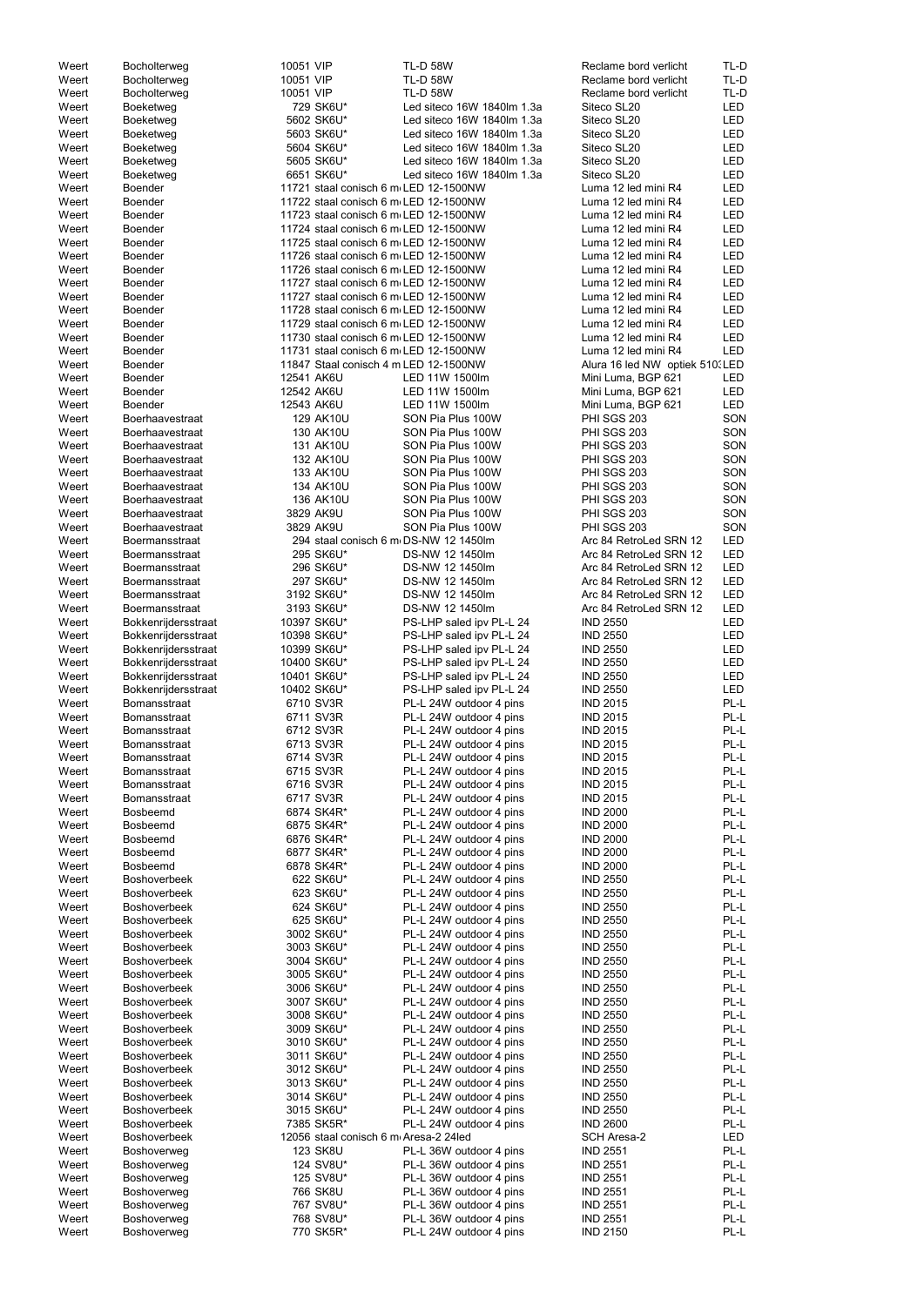| | | | | | |
|---|---|---|---|---|---|
| Weert | Bocholterweg | 10051 VIP | TL-D 58W | Reclame bord verlicht | TL-D |
| Weert | Bocholterweg | 10051 VIP | TL-D 58W | Reclame bord verlicht | TL-D |
| Weert | Bocholterweg | 10051 VIP | TL-D 58W | Reclame bord verlicht | TL-D |
| Weert | Boeketweg | 729 SK6U* | Led siteco 16W 1840lm 1.3a | Siteco SL20 | LED |
| Weert | Boeketweg | 5602 SK6U* | Led siteco 16W 1840lm 1.3a | Siteco SL20 | LED |
| Weert | Boeketweg | 5603 SK6U* | Led siteco 16W 1840lm 1.3a | Siteco SL20 | LED |
| Weert | Boeketweg | 5604 SK6U* | Led siteco 16W 1840lm 1.3a | Siteco SL20 | LED |
| Weert | Boeketweg | 5605 SK6U* | Led siteco 16W 1840lm 1.3a | Siteco SL20 | LED |
| Weert | Boeketweg | 6651 SK6U* | Led siteco 16W 1840lm 1.3a | Siteco SL20 | LED |
| Weert | Boender | 11721 staal conisch 6 m | LED 12-1500NW | Luma 12 led mini R4 | LED |
| Weert | Boender | 11722 staal conisch 6 m | LED 12-1500NW | Luma 12 led mini R4 | LED |
| Weert | Boender | 11723 staal conisch 6 m | LED 12-1500NW | Luma 12 led mini R4 | LED |
| Weert | Boender | 11724 staal conisch 6 m | LED 12-1500NW | Luma 12 led mini R4 | LED |
| Weert | Boender | 11725 staal conisch 6 m | LED 12-1500NW | Luma 12 led mini R4 | LED |
| Weert | Boender | 11726 staal conisch 6 m | LED 12-1500NW | Luma 12 led mini R4 | LED |
| Weert | Boender | 11726 staal conisch 6 m | LED 12-1500NW | Luma 12 led mini R4 | LED |
| Weert | Boender | 11727 staal conisch 6 m | LED 12-1500NW | Luma 12 led mini R4 | LED |
| Weert | Boender | 11727 staal conisch 6 m | LED 12-1500NW | Luma 12 led mini R4 | LED |
| Weert | Boender | 11728 staal conisch 6 m | LED 12-1500NW | Luma 12 led mini R4 | LED |
| Weert | Boender | 11729 staal conisch 6 m | LED 12-1500NW | Luma 12 led mini R4 | LED |
| Weert | Boender | 11730 staal conisch 6 m | LED 12-1500NW | Luma 12 led mini R4 | LED |
| Weert | Boender | 11731 staal conisch 6 m | LED 12-1500NW | Luma 12 led mini R4 | LED |
| Weert | Boender | 11847 Staal conisch 4 m | LED 12-1500NW | Alura 16 led NW optiek 510 | LED |
| Weert | Boender | 12541 AK6U | LED 11W 1500lm | Mini Luma, BGP 621 | LED |
| Weert | Boender | 12542 AK6U | LED 11W 1500lm | Mini Luma, BGP 621 | LED |
| Weert | Boender | 12543 AK6U | LED 11W 1500lm | Mini Luma, BGP 621 | LED |
| Weert | Boerhaavestraat | 129 AK10U | SON Pia Plus 100W | PHI SGS 203 | SON |
| Weert | Boerhaavestraat | 130 AK10U | SON Pia Plus 100W | PHI SGS 203 | SON |
| Weert | Boerhaavestraat | 131 AK10U | SON Pia Plus 100W | PHI SGS 203 | SON |
| Weert | Boerhaavestraat | 132 AK10U | SON Pia Plus 100W | PHI SGS 203 | SON |
| Weert | Boerhaavestraat | 133 AK10U | SON Pia Plus 100W | PHI SGS 203 | SON |
| Weert | Boerhaavestraat | 134 AK10U | SON Pia Plus 100W | PHI SGS 203 | SON |
| Weert | Boerhaavestraat | 136 AK10U | SON Pia Plus 100W | PHI SGS 203 | SON |
| Weert | Boerhaavestraat | 3829 AK9U | SON Pia Plus 100W | PHI SGS 203 | SON |
| Weert | Boerhaavestraat | 3829 AK9U | SON Pia Plus 100W | PHI SGS 203 | SON |
| Weert | Boermansstraat | 294 staal conisch 6 m | DS-NW 12 1450lm | Arc 84 RetroLed SRN 12 | LED |
| Weert | Boermansstraat | 295 SK6U* | DS-NW 12 1450lm | Arc 84 RetroLed SRN 12 | LED |
| Weert | Boermansstraat | 296 SK6U* | DS-NW 12 1450lm | Arc 84 RetroLed SRN 12 | LED |
| Weert | Boermansstraat | 297 SK6U* | DS-NW 12 1450lm | Arc 84 RetroLed SRN 12 | LED |
| Weert | Boermansstraat | 3192 SK6U* | DS-NW 12 1450lm | Arc 84 RetroLed SRN 12 | LED |
| Weert | Boermansstraat | 3193 SK6U* | DS-NW 12 1450lm | Arc 84 RetroLed SRN 12 | LED |
| Weert | Bokkenrijdersstraat | 10397 SK6U* | PS-LHP saled ipv PL-L 24 | IND 2550 | LED |
| Weert | Bokkenrijdersstraat | 10398 SK6U* | PS-LHP saled ipv PL-L 24 | IND 2550 | LED |
| Weert | Bokkenrijdersstraat | 10399 SK6U* | PS-LHP saled ipv PL-L 24 | IND 2550 | LED |
| Weert | Bokkenrijdersstraat | 10400 SK6U* | PS-LHP saled ipv PL-L 24 | IND 2550 | LED |
| Weert | Bokkenrijdersstraat | 10401 SK6U* | PS-LHP saled ipv PL-L 24 | IND 2550 | LED |
| Weert | Bokkenrijdersstraat | 10402 SK6U* | PS-LHP saled ipv PL-L 24 | IND 2550 | LED |
| Weert | Bomansstraat | 6710 SV3R | PL-L 24W outdoor 4 pins | IND 2015 | PL-L |
| Weert | Bomansstraat | 6711 SV3R | PL-L 24W outdoor 4 pins | IND 2015 | PL-L |
| Weert | Bomansstraat | 6712 SV3R | PL-L 24W outdoor 4 pins | IND 2015 | PL-L |
| Weert | Bomansstraat | 6713 SV3R | PL-L 24W outdoor 4 pins | IND 2015 | PL-L |
| Weert | Bomansstraat | 6714 SV3R | PL-L 24W outdoor 4 pins | IND 2015 | PL-L |
| Weert | Bomansstraat | 6715 SV3R | PL-L 24W outdoor 4 pins | IND 2015 | PL-L |
| Weert | Bomansstraat | 6716 SV3R | PL-L 24W outdoor 4 pins | IND 2015 | PL-L |
| Weert | Bomansstraat | 6717 SV3R | PL-L 24W outdoor 4 pins | IND 2015 | PL-L |
| Weert | Bosbeemd | 6874 SK4R* | PL-L 24W outdoor 4 pins | IND 2000 | PL-L |
| Weert | Bosbeemd | 6875 SK4R* | PL-L 24W outdoor 4 pins | IND 2000 | PL-L |
| Weert | Bosbeemd | 6876 SK4R* | PL-L 24W outdoor 4 pins | IND 2000 | PL-L |
| Weert | Bosbeemd | 6877 SK4R* | PL-L 24W outdoor 4 pins | IND 2000 | PL-L |
| Weert | Bosbeemd | 6878 SK4R* | PL-L 24W outdoor 4 pins | IND 2000 | PL-L |
| Weert | Boshoverbeek | 622 SK6U* | PL-L 24W outdoor 4 pins | IND 2550 | PL-L |
| Weert | Boshoverbeek | 623 SK6U* | PL-L 24W outdoor 4 pins | IND 2550 | PL-L |
| Weert | Boshoverbeek | 624 SK6U* | PL-L 24W outdoor 4 pins | IND 2550 | PL-L |
| Weert | Boshoverbeek | 625 SK6U* | PL-L 24W outdoor 4 pins | IND 2550 | PL-L |
| Weert | Boshoverbeek | 3002 SK6U* | PL-L 24W outdoor 4 pins | IND 2550 | PL-L |
| Weert | Boshoverbeek | 3003 SK6U* | PL-L 24W outdoor 4 pins | IND 2550 | PL-L |
| Weert | Boshoverbeek | 3004 SK6U* | PL-L 24W outdoor 4 pins | IND 2550 | PL-L |
| Weert | Boshoverbeek | 3005 SK6U* | PL-L 24W outdoor 4 pins | IND 2550 | PL-L |
| Weert | Boshoverbeek | 3006 SK6U* | PL-L 24W outdoor 4 pins | IND 2550 | PL-L |
| Weert | Boshoverbeek | 3007 SK6U* | PL-L 24W outdoor 4 pins | IND 2550 | PL-L |
| Weert | Boshoverbeek | 3008 SK6U* | PL-L 24W outdoor 4 pins | IND 2550 | PL-L |
| Weert | Boshoverbeek | 3009 SK6U* | PL-L 24W outdoor 4 pins | IND 2550 | PL-L |
| Weert | Boshoverbeek | 3010 SK6U* | PL-L 24W outdoor 4 pins | IND 2550 | PL-L |
| Weert | Boshoverbeek | 3011 SK6U* | PL-L 24W outdoor 4 pins | IND 2550 | PL-L |
| Weert | Boshoverbeek | 3012 SK6U* | PL-L 24W outdoor 4 pins | IND 2550 | PL-L |
| Weert | Boshoverbeek | 3013 SK6U* | PL-L 24W outdoor 4 pins | IND 2550 | PL-L |
| Weert | Boshoverbeek | 3014 SK6U* | PL-L 24W outdoor 4 pins | IND 2550 | PL-L |
| Weert | Boshoverbeek | 3015 SK6U* | PL-L 24W outdoor 4 pins | IND 2550 | PL-L |
| Weert | Boshoverbeek | 7385 SK5R* | PL-L 24W outdoor 4 pins | IND 2600 | PL-L |
| Weert | Boshoverbeek | 12056 staal conisch 6 m | Aresa-2 24led | SCH Aresa-2 | LED |
| Weert | Boshoverweg | 123 SK8U | PL-L 36W outdoor 4 pins | IND 2551 | PL-L |
| Weert | Boshoverweg | 124 SV8U* | PL-L 36W outdoor 4 pins | IND 2551 | PL-L |
| Weert | Boshoverweg | 125 SV8U* | PL-L 36W outdoor 4 pins | IND 2551 | PL-L |
| Weert | Boshoverweg | 766 SK8U | PL-L 36W outdoor 4 pins | IND 2551 | PL-L |
| Weert | Boshoverweg | 767 SV8U* | PL-L 36W outdoor 4 pins | IND 2551 | PL-L |
| Weert | Boshoverweg | 768 SV8U* | PL-L 36W outdoor 4 pins | IND 2551 | PL-L |
| Weert | Boshoverweg | 770 SK5R* | PL-L 24W outdoor 4 pins | IND 2150 | PL-L |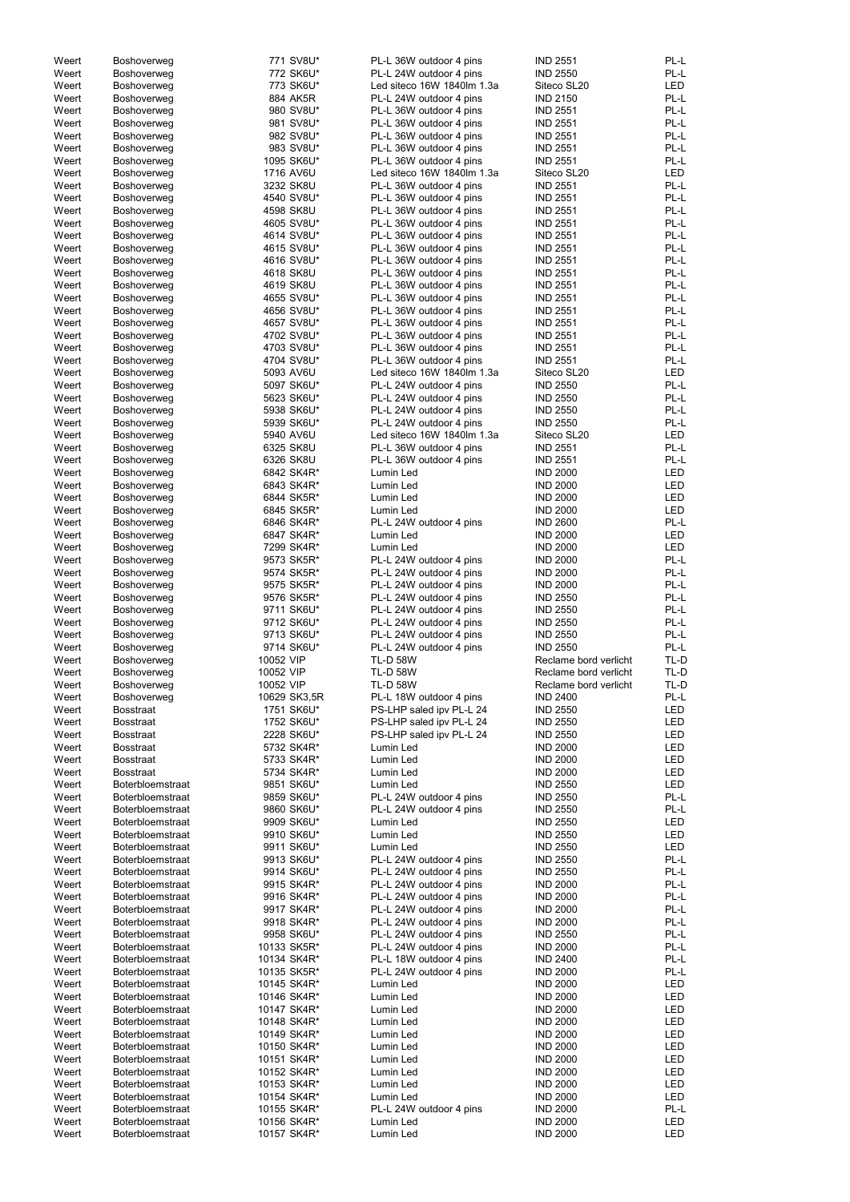| | | | | | |
|---|---|---|---|---|---|
| Weert | Boshoverweg | 771 SV8U* | PL-L 36W outdoor 4 pins | IND 2551 | PL-L |
| Weert | Boshoverweg | 772 SK6U* | PL-L 24W outdoor 4 pins | IND 2550 | PL-L |
| Weert | Boshoverweg | 773 SK6U* | Led siteco 16W 1840lm 1.3a | Siteco SL20 | LED |
| Weert | Boshoverweg | 884 AK5R | PL-L 24W outdoor 4 pins | IND 2150 | PL-L |
| Weert | Boshoverweg | 980 SV8U* | PL-L 36W outdoor 4 pins | IND 2551 | PL-L |
| Weert | Boshoverweg | 981 SV8U* | PL-L 36W outdoor 4 pins | IND 2551 | PL-L |
| Weert | Boshoverweg | 982 SV8U* | PL-L 36W outdoor 4 pins | IND 2551 | PL-L |
| Weert | Boshoverweg | 983 SV8U* | PL-L 36W outdoor 4 pins | IND 2551 | PL-L |
| Weert | Boshoverweg | 1095 SK6U* | PL-L 36W outdoor 4 pins | IND 2551 | PL-L |
| Weert | Boshoverweg | 1716 AV6U | Led siteco 16W 1840lm 1.3a | Siteco SL20 | LED |
| Weert | Boshoverweg | 3232 SK8U | PL-L 36W outdoor 4 pins | IND 2551 | PL-L |
| Weert | Boshoverweg | 4540 SV8U* | PL-L 36W outdoor 4 pins | IND 2551 | PL-L |
| Weert | Boshoverweg | 4598 SK8U | PL-L 36W outdoor 4 pins | IND 2551 | PL-L |
| Weert | Boshoverweg | 4605 SV8U* | PL-L 36W outdoor 4 pins | IND 2551 | PL-L |
| Weert | Boshoverweg | 4614 SV8U* | PL-L 36W outdoor 4 pins | IND 2551 | PL-L |
| Weert | Boshoverweg | 4615 SV8U* | PL-L 36W outdoor 4 pins | IND 2551 | PL-L |
| Weert | Boshoverweg | 4616 SV8U* | PL-L 36W outdoor 4 pins | IND 2551 | PL-L |
| Weert | Boshoverweg | 4618 SK8U | PL-L 36W outdoor 4 pins | IND 2551 | PL-L |
| Weert | Boshoverweg | 4619 SK8U | PL-L 36W outdoor 4 pins | IND 2551 | PL-L |
| Weert | Boshoverweg | 4655 SV8U* | PL-L 36W outdoor 4 pins | IND 2551 | PL-L |
| Weert | Boshoverweg | 4656 SV8U* | PL-L 36W outdoor 4 pins | IND 2551 | PL-L |
| Weert | Boshoverweg | 4657 SV8U* | PL-L 36W outdoor 4 pins | IND 2551 | PL-L |
| Weert | Boshoverweg | 4702 SV8U* | PL-L 36W outdoor 4 pins | IND 2551 | PL-L |
| Weert | Boshoverweg | 4703 SV8U* | PL-L 36W outdoor 4 pins | IND 2551 | PL-L |
| Weert | Boshoverweg | 4704 SV8U* | PL-L 36W outdoor 4 pins | IND 2551 | PL-L |
| Weert | Boshoverweg | 5093 AV6U | Led siteco 16W 1840lm 1.3a | Siteco SL20 | LED |
| Weert | Boshoverweg | 5097 SK6U* | PL-L 24W outdoor 4 pins | IND 2550 | PL-L |
| Weert | Boshoverweg | 5623 SK6U* | PL-L 24W outdoor 4 pins | IND 2550 | PL-L |
| Weert | Boshoverweg | 5938 SK6U* | PL-L 24W outdoor 4 pins | IND 2550 | PL-L |
| Weert | Boshoverweg | 5939 SK6U* | PL-L 24W outdoor 4 pins | IND 2550 | PL-L |
| Weert | Boshoverweg | 5940 AV6U | Led siteco 16W 1840lm 1.3a | Siteco SL20 | LED |
| Weert | Boshoverweg | 6325 SK8U | PL-L 36W outdoor 4 pins | IND 2551 | PL-L |
| Weert | Boshoverweg | 6326 SK8U | PL-L 36W outdoor 4 pins | IND 2551 | PL-L |
| Weert | Boshoverweg | 6842 SK4R* | Lumin Led | IND 2000 | LED |
| Weert | Boshoverweg | 6843 SK4R* | Lumin Led | IND 2000 | LED |
| Weert | Boshoverweg | 6844 SK5R* | Lumin Led | IND 2000 | LED |
| Weert | Boshoverweg | 6845 SK5R* | Lumin Led | IND 2000 | LED |
| Weert | Boshoverweg | 6846 SK4R* | PL-L 24W outdoor 4 pins | IND 2600 | PL-L |
| Weert | Boshoverweg | 6847 SK4R* | Lumin Led | IND 2000 | LED |
| Weert | Boshoverweg | 7299 SK4R* | Lumin Led | IND 2000 | LED |
| Weert | Boshoverweg | 9573 SK5R* | PL-L 24W outdoor 4 pins | IND 2000 | PL-L |
| Weert | Boshoverweg | 9574 SK5R* | PL-L 24W outdoor 4 pins | IND 2000 | PL-L |
| Weert | Boshoverweg | 9575 SK5R* | PL-L 24W outdoor 4 pins | IND 2000 | PL-L |
| Weert | Boshoverweg | 9576 SK5R* | PL-L 24W outdoor 4 pins | IND 2550 | PL-L |
| Weert | Boshoverweg | 9711 SK6U* | PL-L 24W outdoor 4 pins | IND 2550 | PL-L |
| Weert | Boshoverweg | 9712 SK6U* | PL-L 24W outdoor 4 pins | IND 2550 | PL-L |
| Weert | Boshoverweg | 9713 SK6U* | PL-L 24W outdoor 4 pins | IND 2550 | PL-L |
| Weert | Boshoverweg | 9714 SK6U* | PL-L 24W outdoor 4 pins | IND 2550 | PL-L |
| Weert | Boshoverweg | 10052 VIP | TL-D 58W | Reclame bord verlicht | TL-D |
| Weert | Boshoverweg | 10052 VIP | TL-D 58W | Reclame bord verlicht | TL-D |
| Weert | Boshoverweg | 10052 VIP | TL-D 58W | Reclame bord verlicht | TL-D |
| Weert | Boshoverweg | 10629 SK3,5R | PL-L 18W outdoor 4 pins | IND 2400 | PL-L |
| Weert | Bosstraat | 1751 SK6U* | PS-LHP saled ipv PL-L 24 | IND 2550 | LED |
| Weert | Bosstraat | 1752 SK6U* | PS-LHP saled ipv PL-L 24 | IND 2550 | LED |
| Weert | Bosstraat | 2228 SK6U* | PS-LHP saled ipv PL-L 24 | IND 2550 | LED |
| Weert | Bosstraat | 5732 SK4R* | Lumin Led | IND 2000 | LED |
| Weert | Bosstraat | 5733 SK4R* | Lumin Led | IND 2000 | LED |
| Weert | Bosstraat | 5734 SK4R* | Lumin Led | IND 2000 | LED |
| Weert | Boterbloemstraat | 9851 SK6U* | Lumin Led | IND 2550 | LED |
| Weert | Boterbloemstraat | 9859 SK6U* | PL-L 24W outdoor 4 pins | IND 2550 | PL-L |
| Weert | Boterbloemstraat | 9860 SK6U* | PL-L 24W outdoor 4 pins | IND 2550 | PL-L |
| Weert | Boterbloemstraat | 9909 SK6U* | Lumin Led | IND 2550 | LED |
| Weert | Boterbloemstraat | 9910 SK6U* | Lumin Led | IND 2550 | LED |
| Weert | Boterbloemstraat | 9911 SK6U* | Lumin Led | IND 2550 | LED |
| Weert | Boterbloemstraat | 9913 SK6U* | PL-L 24W outdoor 4 pins | IND 2550 | PL-L |
| Weert | Boterbloemstraat | 9914 SK6U* | PL-L 24W outdoor 4 pins | IND 2550 | PL-L |
| Weert | Boterbloemstraat | 9915 SK4R* | PL-L 24W outdoor 4 pins | IND 2000 | PL-L |
| Weert | Boterbloemstraat | 9916 SK4R* | PL-L 24W outdoor 4 pins | IND 2000 | PL-L |
| Weert | Boterbloemstraat | 9917 SK4R* | PL-L 24W outdoor 4 pins | IND 2000 | PL-L |
| Weert | Boterbloemstraat | 9918 SK4R* | PL-L 24W outdoor 4 pins | IND 2000 | PL-L |
| Weert | Boterbloemstraat | 9958 SK6U* | PL-L 24W outdoor 4 pins | IND 2550 | PL-L |
| Weert | Boterbloemstraat | 10133 SK5R* | PL-L 24W outdoor 4 pins | IND 2000 | PL-L |
| Weert | Boterbloemstraat | 10134 SK4R* | PL-L 18W outdoor 4 pins | IND 2400 | PL-L |
| Weert | Boterbloemstraat | 10135 SK5R* | PL-L 24W outdoor 4 pins | IND 2000 | PL-L |
| Weert | Boterbloemstraat | 10145 SK4R* | Lumin Led | IND 2000 | LED |
| Weert | Boterbloemstraat | 10146 SK4R* | Lumin Led | IND 2000 | LED |
| Weert | Boterbloemstraat | 10147 SK4R* | Lumin Led | IND 2000 | LED |
| Weert | Boterbloemstraat | 10148 SK4R* | Lumin Led | IND 2000 | LED |
| Weert | Boterbloemstraat | 10149 SK4R* | Lumin Led | IND 2000 | LED |
| Weert | Boterbloemstraat | 10150 SK4R* | Lumin Led | IND 2000 | LED |
| Weert | Boterbloemstraat | 10151 SK4R* | Lumin Led | IND 2000 | LED |
| Weert | Boterbloemstraat | 10152 SK4R* | Lumin Led | IND 2000 | LED |
| Weert | Boterbloemstraat | 10153 SK4R* | Lumin Led | IND 2000 | LED |
| Weert | Boterbloemstraat | 10154 SK4R* | Lumin Led | IND 2000 | LED |
| Weert | Boterbloemstraat | 10155 SK4R* | PL-L 24W outdoor 4 pins | IND 2000 | PL-L |
| Weert | Boterbloemstraat | 10156 SK4R* | Lumin Led | IND 2000 | LED |
| Weert | Boterbloemstraat | 10157 SK4R* | Lumin Led | IND 2000 | LED |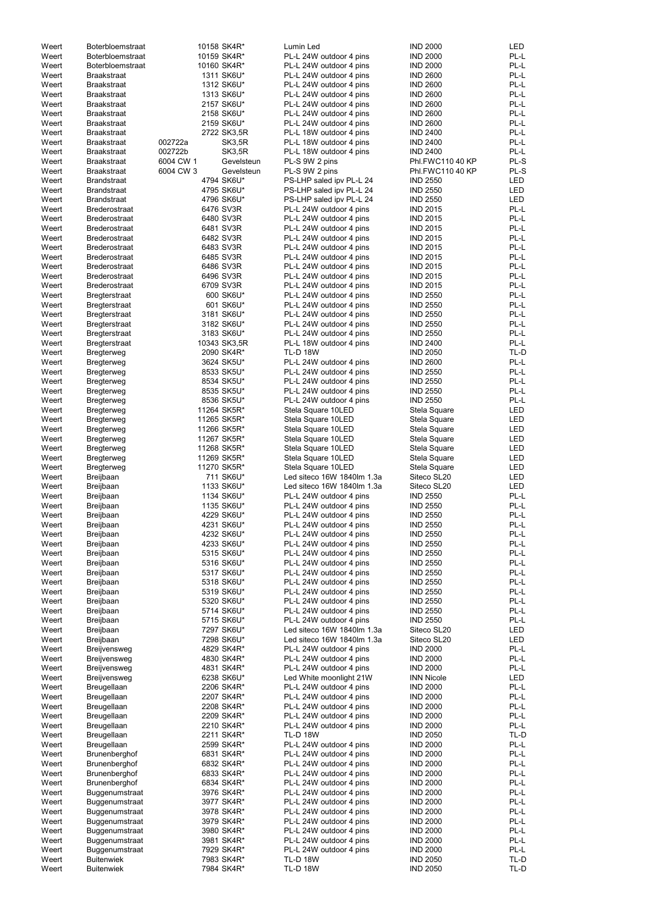| | | | | | | |
|---|---|---|---|---|---|---|
| Weert | Boterbloemstraat | | 10158 SK4R* | Lumin Led | IND 2000 | LED |
| Weert | Boterbloemstraat | | 10159 SK4R* | PL-L 24W outdoor 4 pins | IND 2000 | PL-L |
| Weert | Boterbloemstraat | | 10160 SK4R* | PL-L 24W outdoor 4 pins | IND 2000 | PL-L |
| Weert | Braakstraat | | 1311 SK6U* | PL-L 24W outdoor 4 pins | IND 2600 | PL-L |
| Weert | Braakstraat | | 1312 SK6U* | PL-L 24W outdoor 4 pins | IND 2600 | PL-L |
| Weert | Braakstraat | | 1313 SK6U* | PL-L 24W outdoor 4 pins | IND 2600 | PL-L |
| Weert | Braakstraat | | 2157 SK6U* | PL-L 24W outdoor 4 pins | IND 2600 | PL-L |
| Weert | Braakstraat | | 2158 SK6U* | PL-L 24W outdoor 4 pins | IND 2600 | PL-L |
| Weert | Braakstraat | | 2159 SK6U* | PL-L 24W outdoor 4 pins | IND 2600 | PL-L |
| Weert | Braakstraat | | 2722 SK3,5R | PL-L 18W outdoor 4 pins | IND 2400 | PL-L |
| Weert | Braakstraat | 002722a | SK3,5R | PL-L 18W outdoor 4 pins | IND 2400 | PL-L |
| Weert | Braakstraat | 002722b | SK3,5R | PL-L 18W outdoor 4 pins | IND 2400 | PL-L |
| Weert | Braakstraat | 6004 CW 1 | Gevelsteun | PL-S 9W 2 pins | Phl.FWC110 40 KP | PL-S |
| Weert | Braakstraat | 6004 CW 3 | Gevelsteun | PL-S 9W 2 pins | Phl.FWC110 40 KP | PL-S |
| Weert | Brandstraat | | 4794 SK6U* | PS-LHP saled ipv PL-L 24 | IND 2550 | LED |
| Weert | Brandstraat | | 4795 SK6U* | PS-LHP saled ipv PL-L 24 | IND 2550 | LED |
| Weert | Brandstraat | | 4796 SK6U* | PS-LHP saled ipv PL-L 24 | IND 2550 | LED |
| Weert | Brederostraat | | 6476 SV3R | PL-L 24W outdoor 4 pins | IND 2015 | PL-L |
| Weert | Brederostraat | | 6480 SV3R | PL-L 24W outdoor 4 pins | IND 2015 | PL-L |
| Weert | Brederostraat | | 6481 SV3R | PL-L 24W outdoor 4 pins | IND 2015 | PL-L |
| Weert | Brederostraat | | 6482 SV3R | PL-L 24W outdoor 4 pins | IND 2015 | PL-L |
| Weert | Brederostraat | | 6483 SV3R | PL-L 24W outdoor 4 pins | IND 2015 | PL-L |
| Weert | Brederostraat | | 6485 SV3R | PL-L 24W outdoor 4 pins | IND 2015 | PL-L |
| Weert | Brederostraat | | 6486 SV3R | PL-L 24W outdoor 4 pins | IND 2015 | PL-L |
| Weert | Brederostraat | | 6496 SV3R | PL-L 24W outdoor 4 pins | IND 2015 | PL-L |
| Weert | Brederostraat | | 6709 SV3R | PL-L 24W outdoor 4 pins | IND 2015 | PL-L |
| Weert | Bregterstraat | | 600 SK6U* | PL-L 24W outdoor 4 pins | IND 2550 | PL-L |
| Weert | Bregterstraat | | 601 SK6U* | PL-L 24W outdoor 4 pins | IND 2550 | PL-L |
| Weert | Bregterstraat | | 3181 SK6U* | PL-L 24W outdoor 4 pins | IND 2550 | PL-L |
| Weert | Bregterstraat | | 3182 SK6U* | PL-L 24W outdoor 4 pins | IND 2550 | PL-L |
| Weert | Bregterstraat | | 3183 SK6U* | PL-L 24W outdoor 4 pins | IND 2550 | PL-L |
| Weert | Bregterstraat | | 10343 SK3,5R | PL-L 18W outdoor 4 pins | IND 2400 | PL-L |
| Weert | Bregterweg | | 2090 SK4R* | TL-D 18W | IND 2050 | TL-D |
| Weert | Bregterweg | | 3624 SK5U* | PL-L 24W outdoor 4 pins | IND 2600 | PL-L |
| Weert | Bregterweg | | 8533 SK5U* | PL-L 24W outdoor 4 pins | IND 2550 | PL-L |
| Weert | Bregterweg | | 8534 SK5U* | PL-L 24W outdoor 4 pins | IND 2550 | PL-L |
| Weert | Bregterweg | | 8535 SK5U* | PL-L 24W outdoor 4 pins | IND 2550 | PL-L |
| Weert | Bregterweg | | 8536 SK5U* | PL-L 24W outdoor 4 pins | IND 2550 | PL-L |
| Weert | Bregterweg | | 11264 SK5R* | Stela Square 10LED | Stela Square | LED |
| Weert | Bregterweg | | 11265 SK5R* | Stela Square 10LED | Stela Square | LED |
| Weert | Bregterweg | | 11266 SK5R* | Stela Square 10LED | Stela Square | LED |
| Weert | Bregterweg | | 11267 SK5R* | Stela Square 10LED | Stela Square | LED |
| Weert | Bregterweg | | 11268 SK5R* | Stela Square 10LED | Stela Square | LED |
| Weert | Bregterweg | | 11269 SK5R* | Stela Square 10LED | Stela Square | LED |
| Weert | Bregterweg | | 11270 SK5R* | Stela Square 10LED | Stela Square | LED |
| Weert | Breijbaan | | 711 SK6U* | Led siteco 16W 1840lm 1.3a | Siteco SL20 | LED |
| Weert | Breijbaan | | 1133 SK6U* | Led siteco 16W 1840lm 1.3a | Siteco SL20 | LED |
| Weert | Breijbaan | | 1134 SK6U* | PL-L 24W outdoor 4 pins | IND 2550 | PL-L |
| Weert | Breijbaan | | 1135 SK6U* | PL-L 24W outdoor 4 pins | IND 2550 | PL-L |
| Weert | Breijbaan | | 4229 SK6U* | PL-L 24W outdoor 4 pins | IND 2550 | PL-L |
| Weert | Breijbaan | | 4231 SK6U* | PL-L 24W outdoor 4 pins | IND 2550 | PL-L |
| Weert | Breijbaan | | 4232 SK6U* | PL-L 24W outdoor 4 pins | IND 2550 | PL-L |
| Weert | Breijbaan | | 4233 SK6U* | PL-L 24W outdoor 4 pins | IND 2550 | PL-L |
| Weert | Breijbaan | | 5315 SK6U* | PL-L 24W outdoor 4 pins | IND 2550 | PL-L |
| Weert | Breijbaan | | 5316 SK6U* | PL-L 24W outdoor 4 pins | IND 2550 | PL-L |
| Weert | Breijbaan | | 5317 SK6U* | PL-L 24W outdoor 4 pins | IND 2550 | PL-L |
| Weert | Breijbaan | | 5318 SK6U* | PL-L 24W outdoor 4 pins | IND 2550 | PL-L |
| Weert | Breijbaan | | 5319 SK6U* | PL-L 24W outdoor 4 pins | IND 2550 | PL-L |
| Weert | Breijbaan | | 5320 SK6U* | PL-L 24W outdoor 4 pins | IND 2550 | PL-L |
| Weert | Breijbaan | | 5714 SK6U* | PL-L 24W outdoor 4 pins | IND 2550 | PL-L |
| Weert | Breijbaan | | 5715 SK6U* | PL-L 24W outdoor 4 pins | IND 2550 | PL-L |
| Weert | Breijbaan | | 7297 SK6U* | Led siteco 16W 1840lm 1.3a | Siteco SL20 | LED |
| Weert | Breijbaan | | 7298 SK6U* | Led siteco 16W 1840lm 1.3a | Siteco SL20 | LED |
| Weert | Breijvensweg | | 4829 SK4R* | PL-L 24W outdoor 4 pins | IND 2000 | PL-L |
| Weert | Breijvensweg | | 4830 SK4R* | PL-L 24W outdoor 4 pins | IND 2000 | PL-L |
| Weert | Breijvensweg | | 4831 SK4R* | PL-L 24W outdoor 4 pins | IND 2000 | PL-L |
| Weert | Breijvensweg | | 6238 SK6U* | Led White moonlight 21W | INN Nicole | LED |
| Weert | Breugellaan | | 2206 SK4R* | PL-L 24W outdoor 4 pins | IND 2000 | PL-L |
| Weert | Breugellaan | | 2207 SK4R* | PL-L 24W outdoor 4 pins | IND 2000 | PL-L |
| Weert | Breugellaan | | 2208 SK4R* | PL-L 24W outdoor 4 pins | IND 2000 | PL-L |
| Weert | Breugellaan | | 2209 SK4R* | PL-L 24W outdoor 4 pins | IND 2000 | PL-L |
| Weert | Breugellaan | | 2210 SK4R* | PL-L 24W outdoor 4 pins | IND 2000 | PL-L |
| Weert | Breugellaan | | 2211 SK4R* | TL-D 18W | IND 2050 | TL-D |
| Weert | Breugellaan | | 2599 SK4R* | PL-L 24W outdoor 4 pins | IND 2000 | PL-L |
| Weert | Brunenberghof | | 6831 SK4R* | PL-L 24W outdoor 4 pins | IND 2000 | PL-L |
| Weert | Brunenberghof | | 6832 SK4R* | PL-L 24W outdoor 4 pins | IND 2000 | PL-L |
| Weert | Brunenberghof | | 6833 SK4R* | PL-L 24W outdoor 4 pins | IND 2000 | PL-L |
| Weert | Brunenberghof | | 6834 SK4R* | PL-L 24W outdoor 4 pins | IND 2000 | PL-L |
| Weert | Buggenumstraat | | 3976 SK4R* | PL-L 24W outdoor 4 pins | IND 2000 | PL-L |
| Weert | Buggenumstraat | | 3977 SK4R* | PL-L 24W outdoor 4 pins | IND 2000 | PL-L |
| Weert | Buggenumstraat | | 3978 SK4R* | PL-L 24W outdoor 4 pins | IND 2000 | PL-L |
| Weert | Buggenumstraat | | 3979 SK4R* | PL-L 24W outdoor 4 pins | IND 2000 | PL-L |
| Weert | Buggenumstraat | | 3980 SK4R* | PL-L 24W outdoor 4 pins | IND 2000 | PL-L |
| Weert | Buggenumstraat | | 3981 SK4R* | PL-L 24W outdoor 4 pins | IND 2000 | PL-L |
| Weert | Buggenumstraat | | 7929 SK4R* | PL-L 24W outdoor 4 pins | IND 2000 | PL-L |
| Weert | Buitenwiek | | 7983 SK4R* | TL-D 18W | IND 2050 | TL-D |
| Weert | Buitenwiek | | 7984 SK4R* | TL-D 18W | IND 2050 | TL-D |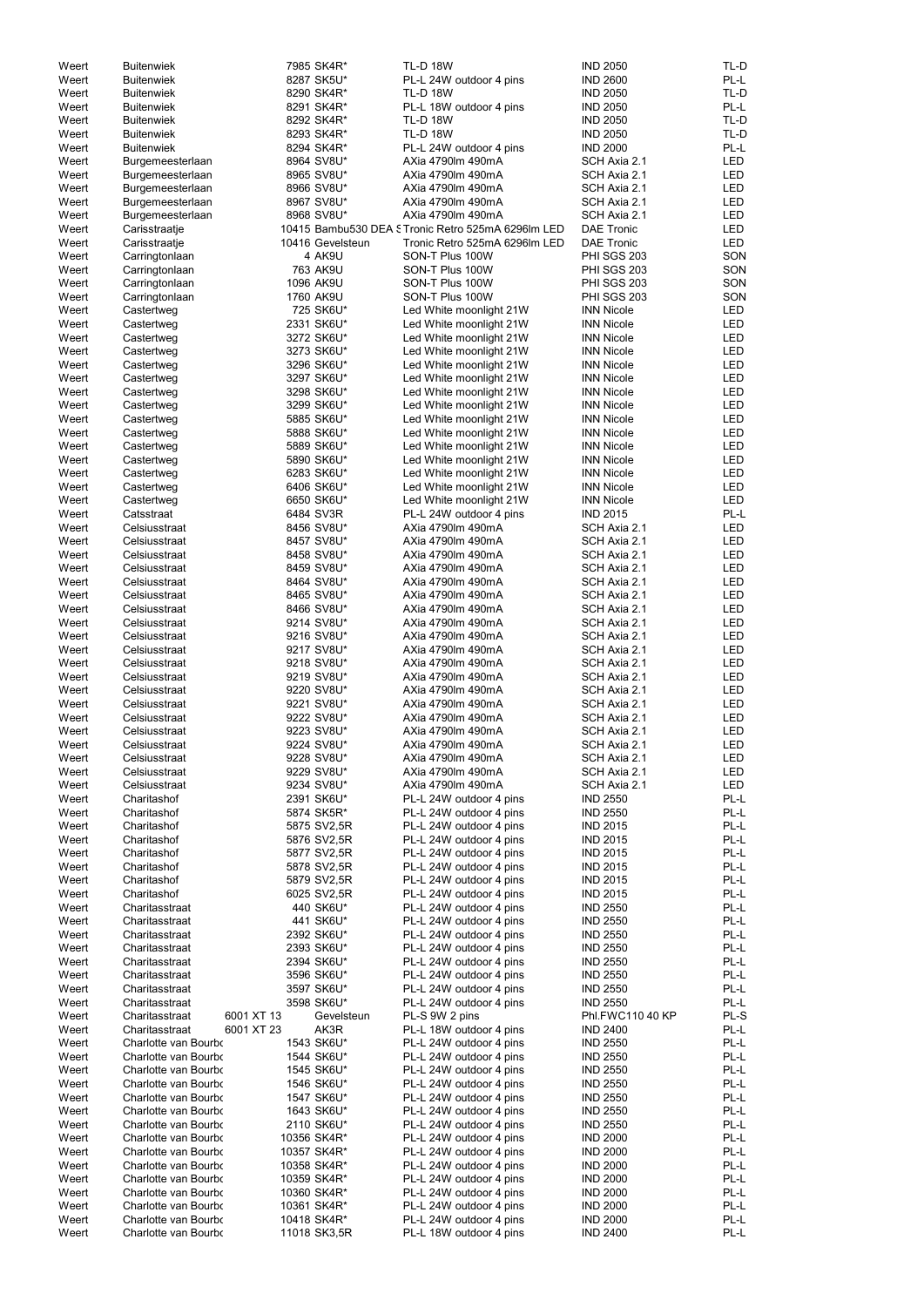| | | | | | | |
|---|---|---|---|---|---|---|
| Weert | Buitenwiek | | 7985 SK4R* | TL-D 18W | IND 2050 | TL-D |
| Weert | Buitenwiek | | 8287 SK5U* | PL-L 24W outdoor 4 pins | IND 2600 | PL-L |
| Weert | Buitenwiek | | 8290 SK4R* | TL-D 18W | IND 2050 | TL-D |
| Weert | Buitenwiek | | 8291 SK4R* | PL-L 18W outdoor 4 pins | IND 2050 | PL-L |
| Weert | Buitenwiek | | 8292 SK4R* | TL-D 18W | IND 2050 | TL-D |
| Weert | Buitenwiek | | 8293 SK4R* | TL-D 18W | IND 2050 | TL-D |
| Weert | Buitenwiek | | 8294 SK4R* | PL-L 24W outdoor 4 pins | IND 2000 | PL-L |
| Weert | Burgemeesterlaan | | 8964 SV8U* | AXia 4790lm 490mA | SCH Axia 2.1 | LED |
| Weert | Burgemeesterlaan | | 8965 SV8U* | AXia 4790lm 490mA | SCH Axia 2.1 | LED |
| Weert | Burgemeesterlaan | | 8966 SV8U* | AXia 4790lm 490mA | SCH Axia 2.1 | LED |
| Weert | Burgemeesterlaan | | 8967 SV8U* | AXia 4790lm 490mA | SCH Axia 2.1 | LED |
| Weert | Burgemeesterlaan | | 8968 SV8U* | AXia 4790lm 490mA | SCH Axia 2.1 | LED |
| Weert | Carisstraatje | | 10415 Bambu530 DEA S | Tronic Retro 525mA 6296lm LED | DAE Tronic | LED |
| Weert | Carisstraatje | | 10416 Gevelsteun | Tronic Retro 525mA 6296lm LED | DAE Tronic | LED |
| Weert | Carringtonlaan | | 4 AK9U | SON-T Plus 100W | PHI SGS 203 | SON |
| Weert | Carringtonlaan | | 763 AK9U | SON-T Plus 100W | PHI SGS 203 | SON |
| Weert | Carringtonlaan | | 1096 AK9U | SON-T Plus 100W | PHI SGS 203 | SON |
| Weert | Carringtonlaan | | 1760 AK9U | SON-T Plus 100W | PHI SGS 203 | SON |
| Weert | Castertweg | | 725 SK6U* | Led White moonlight 21W | INN Nicole | LED |
| Weert | Castertweg | | 2331 SK6U* | Led White moonlight 21W | INN Nicole | LED |
| Weert | Castertweg | | 3272 SK6U* | Led White moonlight 21W | INN Nicole | LED |
| Weert | Castertweg | | 3273 SK6U* | Led White moonlight 21W | INN Nicole | LED |
| Weert | Castertweg | | 3296 SK6U* | Led White moonlight 21W | INN Nicole | LED |
| Weert | Castertweg | | 3297 SK6U* | Led White moonlight 21W | INN Nicole | LED |
| Weert | Castertweg | | 3298 SK6U* | Led White moonlight 21W | INN Nicole | LED |
| Weert | Castertweg | | 3299 SK6U* | Led White moonlight 21W | INN Nicole | LED |
| Weert | Castertweg | | 5885 SK6U* | Led White moonlight 21W | INN Nicole | LED |
| Weert | Castertweg | | 5888 SK6U* | Led White moonlight 21W | INN Nicole | LED |
| Weert | Castertweg | | 5889 SK6U* | Led White moonlight 21W | INN Nicole | LED |
| Weert | Castertweg | | 5890 SK6U* | Led White moonlight 21W | INN Nicole | LED |
| Weert | Castertweg | | 6283 SK6U* | Led White moonlight 21W | INN Nicole | LED |
| Weert | Castertweg | | 6406 SK6U* | Led White moonlight 21W | INN Nicole | LED |
| Weert | Castertweg | | 6650 SK6U* | Led White moonlight 21W | INN Nicole | LED |
| Weert | Catsstraat | | 6484 SV3R | PL-L 24W outdoor 4 pins | IND 2015 | PL-L |
| Weert | Celsiusstraat | | 8456 SV8U* | AXia 4790lm 490mA | SCH Axia 2.1 | LED |
| Weert | Celsiusstraat | | 8457 SV8U* | AXia 4790lm 490mA | SCH Axia 2.1 | LED |
| Weert | Celsiusstraat | | 8458 SV8U* | AXia 4790lm 490mA | SCH Axia 2.1 | LED |
| Weert | Celsiusstraat | | 8459 SV8U* | AXia 4790lm 490mA | SCH Axia 2.1 | LED |
| Weert | Celsiusstraat | | 8464 SV8U* | AXia 4790lm 490mA | SCH Axia 2.1 | LED |
| Weert | Celsiusstraat | | 8465 SV8U* | AXia 4790lm 490mA | SCH Axia 2.1 | LED |
| Weert | Celsiusstraat | | 8466 SV8U* | AXia 4790lm 490mA | SCH Axia 2.1 | LED |
| Weert | Celsiusstraat | | 9214 SV8U* | AXia 4790lm 490mA | SCH Axia 2.1 | LED |
| Weert | Celsiusstraat | | 9216 SV8U* | AXia 4790lm 490mA | SCH Axia 2.1 | LED |
| Weert | Celsiusstraat | | 9217 SV8U* | AXia 4790lm 490mA | SCH Axia 2.1 | LED |
| Weert | Celsiusstraat | | 9218 SV8U* | AXia 4790lm 490mA | SCH Axia 2.1 | LED |
| Weert | Celsiusstraat | | 9219 SV8U* | AXia 4790lm 490mA | SCH Axia 2.1 | LED |
| Weert | Celsiusstraat | | 9220 SV8U* | AXia 4790lm 490mA | SCH Axia 2.1 | LED |
| Weert | Celsiusstraat | | 9221 SV8U* | AXia 4790lm 490mA | SCH Axia 2.1 | LED |
| Weert | Celsiusstraat | | 9222 SV8U* | AXia 4790lm 490mA | SCH Axia 2.1 | LED |
| Weert | Celsiusstraat | | 9223 SV8U* | AXia 4790lm 490mA | SCH Axia 2.1 | LED |
| Weert | Celsiusstraat | | 9224 SV8U* | AXia 4790lm 490mA | SCH Axia 2.1 | LED |
| Weert | Celsiusstraat | | 9228 SV8U* | AXia 4790lm 490mA | SCH Axia 2.1 | LED |
| Weert | Celsiusstraat | | 9229 SV8U* | AXia 4790lm 490mA | SCH Axia 2.1 | LED |
| Weert | Celsiusstraat | | 9234 SV8U* | AXia 4790lm 490mA | SCH Axia 2.1 | LED |
| Weert | Charitashof | | 2391 SK6U* | PL-L 24W outdoor 4 pins | IND 2550 | PL-L |
| Weert | Charitashof | | 5874 SK5R* | PL-L 24W outdoor 4 pins | IND 2550 | PL-L |
| Weert | Charitashof | | 5875 SV2,5R | PL-L 24W outdoor 4 pins | IND 2015 | PL-L |
| Weert | Charitashof | | 5876 SV2,5R | PL-L 24W outdoor 4 pins | IND 2015 | PL-L |
| Weert | Charitashof | | 5877 SV2,5R | PL-L 24W outdoor 4 pins | IND 2015 | PL-L |
| Weert | Charitashof | | 5878 SV2,5R | PL-L 24W outdoor 4 pins | IND 2015 | PL-L |
| Weert | Charitashof | | 5879 SV2,5R | PL-L 24W outdoor 4 pins | IND 2015 | PL-L |
| Weert | Charitashof | | 6025 SV2,5R | PL-L 24W outdoor 4 pins | IND 2015 | PL-L |
| Weert | Charitasstraat | | 440 SK6U* | PL-L 24W outdoor 4 pins | IND 2550 | PL-L |
| Weert | Charitasstraat | | 441 SK6U* | PL-L 24W outdoor 4 pins | IND 2550 | PL-L |
| Weert | Charitasstraat | | 2392 SK6U* | PL-L 24W outdoor 4 pins | IND 2550 | PL-L |
| Weert | Charitasstraat | | 2393 SK6U* | PL-L 24W outdoor 4 pins | IND 2550 | PL-L |
| Weert | Charitasstraat | | 2394 SK6U* | PL-L 24W outdoor 4 pins | IND 2550 | PL-L |
| Weert | Charitasstraat | | 3596 SK6U* | PL-L 24W outdoor 4 pins | IND 2550 | PL-L |
| Weert | Charitasstraat | | 3597 SK6U* | PL-L 24W outdoor 4 pins | IND 2550 | PL-L |
| Weert | Charitasstraat | | 3598 SK6U* | PL-L 24W outdoor 4 pins | IND 2550 | PL-L |
| Weert | Charitasstraat | 6001 XT 13 | Gevelsteun | PL-S 9W 2 pins | Phl.FWC110 40 KP | PL-S |
| Weert | Charitasstraat | 6001 XT 23 | AK3R | PL-L 18W outdoor 4 pins | IND 2400 | PL-L |
| Weert | Charlotte van Bourbo | | 1543 SK6U* | PL-L 24W outdoor 4 pins | IND 2550 | PL-L |
| Weert | Charlotte van Bourbo | | 1544 SK6U* | PL-L 24W outdoor 4 pins | IND 2550 | PL-L |
| Weert | Charlotte van Bourbo | | 1545 SK6U* | PL-L 24W outdoor 4 pins | IND 2550 | PL-L |
| Weert | Charlotte van Bourbo | | 1546 SK6U* | PL-L 24W outdoor 4 pins | IND 2550 | PL-L |
| Weert | Charlotte van Bourbo | | 1547 SK6U* | PL-L 24W outdoor 4 pins | IND 2550 | PL-L |
| Weert | Charlotte van Bourbo | | 1643 SK6U* | PL-L 24W outdoor 4 pins | IND 2550 | PL-L |
| Weert | Charlotte van Bourbo | | 2110 SK6U* | PL-L 24W outdoor 4 pins | IND 2550 | PL-L |
| Weert | Charlotte van Bourbo | | 10356 SK4R* | PL-L 24W outdoor 4 pins | IND 2000 | PL-L |
| Weert | Charlotte van Bourbo | | 10357 SK4R* | PL-L 24W outdoor 4 pins | IND 2000 | PL-L |
| Weert | Charlotte van Bourbo | | 10358 SK4R* | PL-L 24W outdoor 4 pins | IND 2000 | PL-L |
| Weert | Charlotte van Bourbo | | 10359 SK4R* | PL-L 24W outdoor 4 pins | IND 2000 | PL-L |
| Weert | Charlotte van Bourbo | | 10360 SK4R* | PL-L 24W outdoor 4 pins | IND 2000 | PL-L |
| Weert | Charlotte van Bourbo | | 10361 SK4R* | PL-L 24W outdoor 4 pins | IND 2000 | PL-L |
| Weert | Charlotte van Bourbo | | 10418 SK4R* | PL-L 24W outdoor 4 pins | IND 2000 | PL-L |
| Weert | Charlotte van Bourbo | | 11018 SK3,5R | PL-L 18W outdoor 4 pins | IND 2400 | PL-L |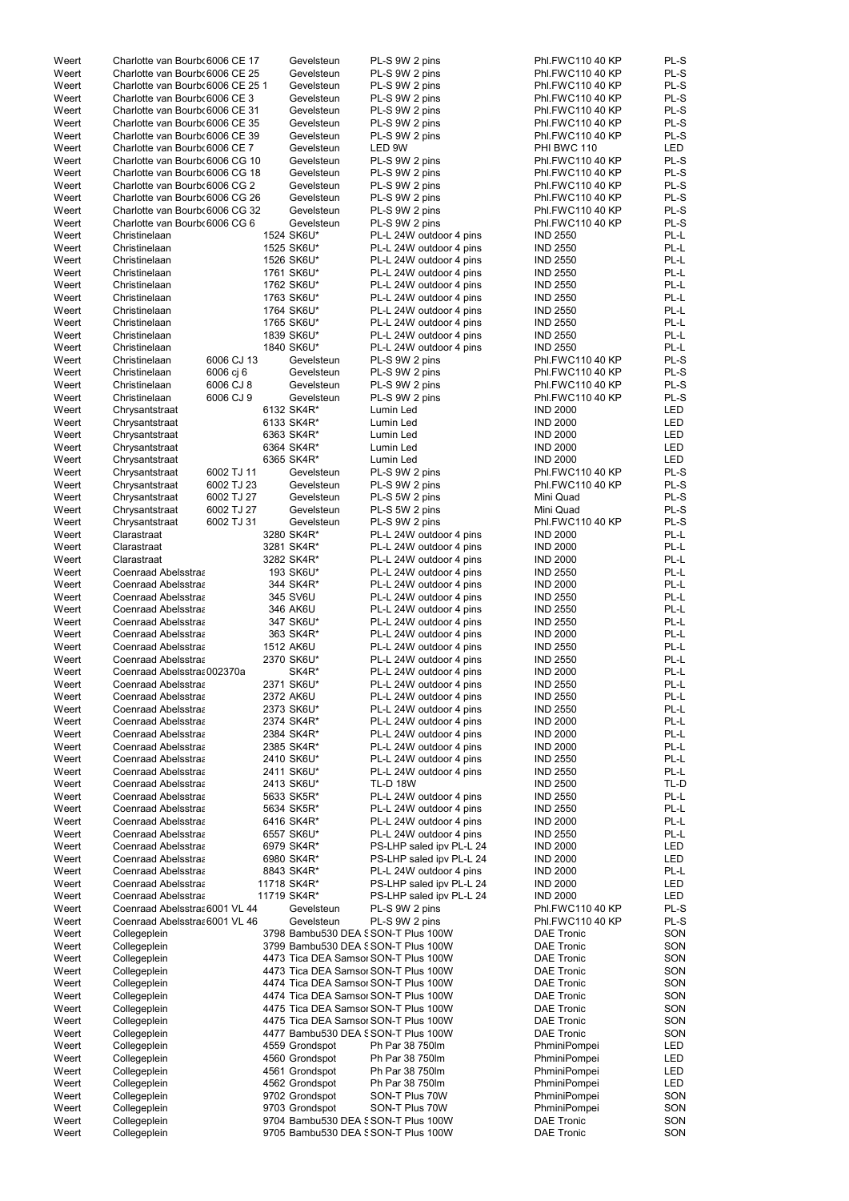| | | | | | | |
|---|---|---|---|---|---|---|
| Weert | Charlotte van Bourbo 6006 CE 17 | | Gevelsteun | PL-S 9W 2 pins | Phl.FWC110 40 KP | PL-S |
| Weert | Charlotte van Bourbo 6006 CE 25 | | Gevelsteun | PL-S 9W 2 pins | Phl.FWC110 40 KP | PL-S |
| Weert | Charlotte van Bourbo 6006 CE 25 1 | | Gevelsteun | PL-S 9W 2 pins | Phl.FWC110 40 KP | PL-S |
| Weert | Charlotte van Bourbo 6006 CE 3 | | Gevelsteun | PL-S 9W 2 pins | Phl.FWC110 40 KP | PL-S |
| Weert | Charlotte van Bourbo 6006 CE 31 | | Gevelsteun | PL-S 9W 2 pins | Phl.FWC110 40 KP | PL-S |
| Weert | Charlotte van Bourbo 6006 CE 35 | | Gevelsteun | PL-S 9W 2 pins | Phl.FWC110 40 KP | PL-S |
| Weert | Charlotte van Bourbo 6006 CE 39 | | Gevelsteun | PL-S 9W 2 pins | Phl.FWC110 40 KP | PL-S |
| Weert | Charlotte van Bourbo 6006 CE 7 | | Gevelsteun | LED 9W | PHI BWC 110 | LED |
| Weert | Charlotte van Bourbo 6006 CG 10 | | Gevelsteun | PL-S 9W 2 pins | Phl.FWC110 40 KP | PL-S |
| Weert | Charlotte van Bourbo 6006 CG 18 | | Gevelsteun | PL-S 9W 2 pins | Phl.FWC110 40 KP | PL-S |
| Weert | Charlotte van Bourbo 6006 CG 2 | | Gevelsteun | PL-S 9W 2 pins | Phl.FWC110 40 KP | PL-S |
| Weert | Charlotte van Bourbo 6006 CG 26 | | Gevelsteun | PL-S 9W 2 pins | Phl.FWC110 40 KP | PL-S |
| Weert | Charlotte van Bourbo 6006 CG 32 | | Gevelsteun | PL-S 9W 2 pins | Phl.FWC110 40 KP | PL-S |
| Weert | Charlotte van Bourbo 6006 CG 6 | | Gevelsteun | PL-S 9W 2 pins | Phl.FWC110 40 KP | PL-S |
| Weert | Christinelaan | 1524 | SK6U* | PL-L 24W outdoor 4 pins | IND 2550 | PL-L |
| Weert | Christinelaan | 1525 | SK6U* | PL-L 24W outdoor 4 pins | IND 2550 | PL-L |
| Weert | Christinelaan | 1526 | SK6U* | PL-L 24W outdoor 4 pins | IND 2550 | PL-L |
| Weert | Christinelaan | 1761 | SK6U* | PL-L 24W outdoor 4 pins | IND 2550 | PL-L |
| Weert | Christinelaan | 1762 | SK6U* | PL-L 24W outdoor 4 pins | IND 2550 | PL-L |
| Weert | Christinelaan | 1763 | SK6U* | PL-L 24W outdoor 4 pins | IND 2550 | PL-L |
| Weert | Christinelaan | 1764 | SK6U* | PL-L 24W outdoor 4 pins | IND 2550 | PL-L |
| Weert | Christinelaan | 1765 | SK6U* | PL-L 24W outdoor 4 pins | IND 2550 | PL-L |
| Weert | Christinelaan | 1839 | SK6U* | PL-L 24W outdoor 4 pins | IND 2550 | PL-L |
| Weert | Christinelaan | 1840 | SK6U* | PL-L 24W outdoor 4 pins | IND 2550 | PL-L |
| Weert | Christinelaan 6006 CJ 13 | | Gevelsteun | PL-S 9W 2 pins | Phl.FWC110 40 KP | PL-S |
| Weert | Christinelaan 6006 cj 6 | | Gevelsteun | PL-S 9W 2 pins | Phl.FWC110 40 KP | PL-S |
| Weert | Christinelaan 6006 CJ 8 | | Gevelsteun | PL-S 9W 2 pins | Phl.FWC110 40 KP | PL-S |
| Weert | Christinelaan 6006 CJ 9 | | Gevelsteun | PL-S 9W 2 pins | Phl.FWC110 40 KP | PL-S |
| Weert | Chrysantstraat | 6132 | SK4R* | Lumin Led | IND 2000 | LED |
| Weert | Chrysantstraat | 6133 | SK4R* | Lumin Led | IND 2000 | LED |
| Weert | Chrysantstraat | 6363 | SK4R* | Lumin Led | IND 2000 | LED |
| Weert | Chrysantstraat | 6364 | SK4R* | Lumin Led | IND 2000 | LED |
| Weert | Chrysantstraat | 6365 | SK4R* | Lumin Led | IND 2000 | LED |
| Weert | Chrysantstraat 6002 TJ 11 | | Gevelsteun | PL-S 9W 2 pins | Phl.FWC110 40 KP | PL-S |
| Weert | Chrysantstraat 6002 TJ 23 | | Gevelsteun | PL-S 9W 2 pins | Phl.FWC110 40 KP | PL-S |
| Weert | Chrysantstraat 6002 TJ 27 | | Gevelsteun | PL-S 5W 2 pins | Mini Quad | PL-S |
| Weert | Chrysantstraat 6002 TJ 27 | | Gevelsteun | PL-S 5W 2 pins | Mini Quad | PL-S |
| Weert | Chrysantstraat 6002 TJ 31 | | Gevelsteun | PL-S 9W 2 pins | Phl.FWC110 40 KP | PL-S |
| Weert | Clarastraat | 3280 | SK4R* | PL-L 24W outdoor 4 pins | IND 2000 | PL-L |
| Weert | Clarastraat | 3281 | SK4R* | PL-L 24W outdoor 4 pins | IND 2000 | PL-L |
| Weert | Clarastraat | 3282 | SK4R* | PL-L 24W outdoor 4 pins | IND 2000 | PL-L |
| Weert | Coenraad Abelsstraa | 193 | SK6U* | PL-L 24W outdoor 4 pins | IND 2550 | PL-L |
| Weert | Coenraad Abelsstraa | 344 | SK4R* | PL-L 24W outdoor 4 pins | IND 2000 | PL-L |
| Weert | Coenraad Abelsstraa | 345 | SV6U | PL-L 24W outdoor 4 pins | IND 2550 | PL-L |
| Weert | Coenraad Abelsstraa | 346 | AK6U | PL-L 24W outdoor 4 pins | IND 2550 | PL-L |
| Weert | Coenraad Abelsstraa | 347 | SK6U* | PL-L 24W outdoor 4 pins | IND 2550 | PL-L |
| Weert | Coenraad Abelsstraa | 363 | SK4R* | PL-L 24W outdoor 4 pins | IND 2000 | PL-L |
| Weert | Coenraad Abelsstraa | 1512 | AK6U | PL-L 24W outdoor 4 pins | IND 2550 | PL-L |
| Weert | Coenraad Abelsstraa | 2370 | SK6U* | PL-L 24W outdoor 4 pins | IND 2550 | PL-L |
| Weert | Coenraad Abelsstraa 002370a | | SK4R* | PL-L 24W outdoor 4 pins | IND 2000 | PL-L |
| Weert | Coenraad Abelsstraa | 2371 | SK6U* | PL-L 24W outdoor 4 pins | IND 2550 | PL-L |
| Weert | Coenraad Abelsstraa | 2372 | AK6U | PL-L 24W outdoor 4 pins | IND 2550 | PL-L |
| Weert | Coenraad Abelsstraa | 2373 | SK6U* | PL-L 24W outdoor 4 pins | IND 2550 | PL-L |
| Weert | Coenraad Abelsstraa | 2374 | SK4R* | PL-L 24W outdoor 4 pins | IND 2000 | PL-L |
| Weert | Coenraad Abelsstraa | 2384 | SK4R* | PL-L 24W outdoor 4 pins | IND 2000 | PL-L |
| Weert | Coenraad Abelsstraa | 2385 | SK4R* | PL-L 24W outdoor 4 pins | IND 2000 | PL-L |
| Weert | Coenraad Abelsstraa | 2410 | SK6U* | PL-L 24W outdoor 4 pins | IND 2550 | PL-L |
| Weert | Coenraad Abelsstraa | 2411 | SK6U* | PL-L 24W outdoor 4 pins | IND 2550 | PL-L |
| Weert | Coenraad Abelsstraa | 2413 | SK6U* | TL-D 18W | IND 2500 | TL-D |
| Weert | Coenraad Abelsstraa | 5633 | SK5R* | PL-L 24W outdoor 4 pins | IND 2550 | PL-L |
| Weert | Coenraad Abelsstraa | 5634 | SK5R* | PL-L 24W outdoor 4 pins | IND 2550 | PL-L |
| Weert | Coenraad Abelsstraa | 6416 | SK4R* | PL-L 24W outdoor 4 pins | IND 2000 | PL-L |
| Weert | Coenraad Abelsstraa | 6557 | SK6U* | PL-L 24W outdoor 4 pins | IND 2550 | PL-L |
| Weert | Coenraad Abelsstraa | 6979 | SK4R* | PS-LHP saled ipv PL-L 24 | IND 2000 | LED |
| Weert | Coenraad Abelsstraa | 6980 | SK4R* | PS-LHP saled ipv PL-L 24 | IND 2000 | LED |
| Weert | Coenraad Abelsstraa | 8843 | SK4R* | PL-L 24W outdoor 4 pins | IND 2000 | PL-L |
| Weert | Coenraad Abelsstraa | 11718 | SK4R* | PS-LHP saled ipv PL-L 24 | IND 2000 | LED |
| Weert | Coenraad Abelsstraa | 11719 | SK4R* | PS-LHP saled ipv PL-L 24 | IND 2000 | LED |
| Weert | Coenraad Abelsstraa 6001 VL 44 | | Gevelsteun | PL-S 9W 2 pins | Phl.FWC110 40 KP | PL-S |
| Weert | Coenraad Abelsstraa 6001 VL 46 | | Gevelsteun | PL-S 9W 2 pins | Phl.FWC110 40 KP | PL-S |
| Weert | Collegeplein | 3798 | Bambu530 DEA S | SON-T Plus 100W | DAE Tronic | SON |
| Weert | Collegeplein | 3799 | Bambu530 DEA S | SON-T Plus 100W | DAE Tronic | SON |
| Weert | Collegeplein | 4473 | Tica DEA Samsor | SON-T Plus 100W | DAE Tronic | SON |
| Weert | Collegeplein | 4473 | Tica DEA Samsor | SON-T Plus 100W | DAE Tronic | SON |
| Weert | Collegeplein | 4474 | Tica DEA Samsor | SON-T Plus 100W | DAE Tronic | SON |
| Weert | Collegeplein | 4474 | Tica DEA Samsor | SON-T Plus 100W | DAE Tronic | SON |
| Weert | Collegeplein | 4475 | Tica DEA Samsor | SON-T Plus 100W | DAE Tronic | SON |
| Weert | Collegeplein | 4475 | Tica DEA Samsor | SON-T Plus 100W | DAE Tronic | SON |
| Weert | Collegeplein | 4477 | Bambu530 DEA S | SON-T Plus 100W | DAE Tronic | SON |
| Weert | Collegeplein | 4559 | Grondspot | Ph Par 38 750lm | PhminiPompei | LED |
| Weert | Collegeplein | 4560 | Grondspot | Ph Par 38 750lm | PhminiPompei | LED |
| Weert | Collegeplein | 4561 | Grondspot | Ph Par 38 750lm | PhminiPompei | LED |
| Weert | Collegeplein | 4562 | Grondspot | Ph Par 38 750lm | PhminiPompei | LED |
| Weert | Collegeplein | 9702 | Grondspot | SON-T Plus 70W | PhminiPompei | SON |
| Weert | Collegeplein | 9703 | Grondspot | SON-T Plus 70W | PhminiPompei | SON |
| Weert | Collegeplein | 9704 | Bambu530 DEA S | SON-T Plus 100W | DAE Tronic | SON |
| Weert | Collegeplein | 9705 | Bambu530 DEA S | SON-T Plus 100W | DAE Tronic | SON |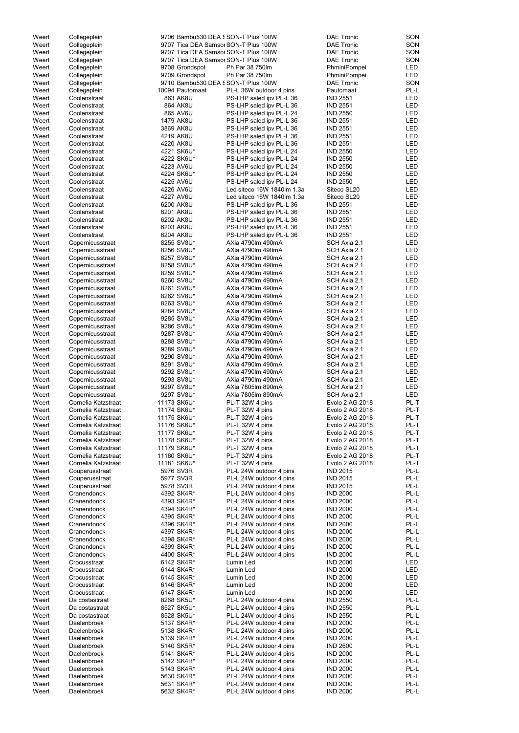| | | | | | | |
|---|---|---|---|---|---|---|
| Weert | Collegeplein | 9706 | Bambu530 DEA S | SON-T Plus 100W | DAE Tronic | SON |
| Weert | Collegeplein | 9707 | Tica DEA Samsor | SON-T Plus 100W | DAE Tronic | SON |
| Weert | Collegeplein | 9707 | Tica DEA Samsor | SON-T Plus 100W | DAE Tronic | SON |
| Weert | Collegeplein | 9707 | Tica DEA Samsor | SON-T Plus 100W | DAE Tronic | SON |
| Weert | Collegeplein | 9708 | Grondspot | Ph Par 38 750lm | PhminiPompei | LED |
| Weert | Collegeplein | 9709 | Grondspot | Ph Par 38 750lm | PhminiPompei | LED |
| Weert | Collegeplein | 9710 | Bambu530 DEA S | SON-T Plus 100W | DAE Tronic | SON |
| Weert | Collegeplein | 10094 | Pautomaat | PL-L 36W outdoor 4 pins | Pautomaat | PL-L |
| Weert | Coolenstraat | 863 | AK8U | PS-LHP saled ipv PL-L 36 | IND 2551 | LED |
| Weert | Coolenstraat | 864 | AK8U | PS-LHP saled ipv PL-L 36 | IND 2551 | LED |
| Weert | Coolenstraat | 865 | AV6U | PS-LHP saled ipv PL-L 24 | IND 2550 | LED |
| Weert | Coolenstraat | 1479 | AK8U | PS-LHP saled ipv PL-L 36 | IND 2551 | LED |
| Weert | Coolenstraat | 3869 | AK8U | PS-LHP saled ipv PL-L 36 | IND 2551 | LED |
| Weert | Coolenstraat | 4219 | AK8U | PS-LHP saled ipv PL-L 36 | IND 2551 | LED |
| Weert | Coolenstraat | 4220 | AK8U | PS-LHP saled ipv PL-L 36 | IND 2551 | LED |
| Weert | Coolenstraat | 4221 | SK6U* | PS-LHP saled ipv PL-L 24 | IND 2550 | LED |
| Weert | Coolenstraat | 4222 | SK6U* | PS-LHP saled ipv PL-L 24 | IND 2550 | LED |
| Weert | Coolenstraat | 4223 | AV6U | PS-LHP saled ipv PL-L 24 | IND 2550 | LED |
| Weert | Coolenstraat | 4224 | SK6U* | PS-LHP saled ipv PL-L 24 | IND 2550 | LED |
| Weert | Coolenstraat | 4225 | AV6U | PS-LHP saled ipv PL-L 24 | IND 2550 | LED |
| Weert | Coolenstraat | 4226 | AV6U | Led siteco 16W 1840lm 1.3a | Siteco SL20 | LED |
| Weert | Coolenstraat | 4227 | AV6U | Led siteco 16W 1840lm 1.3a | Siteco SL20 | LED |
| Weert | Coolenstraat | 6200 | AK8U | PS-LHP saled ipv PL-L 36 | IND 2551 | LED |
| Weert | Coolenstraat | 6201 | AK8U | PS-LHP saled ipv PL-L 36 | IND 2551 | LED |
| Weert | Coolenstraat | 6202 | AK8U | PS-LHP saled ipv PL-L 36 | IND 2551 | LED |
| Weert | Coolenstraat | 6203 | AK8U | PS-LHP saled ipv PL-L 36 | IND 2551 | LED |
| Weert | Coolenstraat | 6204 | AK8U | PS-LHP saled ipv PL-L 36 | IND 2551 | LED |
| Weert | Copernicusstraat | 8255 | SV8U* | AXia 4790lm 490mA | SCH Axia 2.1 | LED |
| Weert | Copernicusstraat | 8256 | SV8U* | AXia 4790lm 490mA | SCH Axia 2.1 | LED |
| Weert | Copernicusstraat | 8257 | SV8U* | AXia 4790lm 490mA | SCH Axia 2.1 | LED |
| Weert | Copernicusstraat | 8258 | SV8U* | AXia 4790lm 490mA | SCH Axia 2.1 | LED |
| Weert | Copernicusstraat | 8259 | SV8U* | AXia 4790lm 490mA | SCH Axia 2.1 | LED |
| Weert | Copernicusstraat | 8260 | SV8U* | AXia 4790lm 490mA | SCH Axia 2.1 | LED |
| Weert | Copernicusstraat | 8261 | SV8U* | AXia 4790lm 490mA | SCH Axia 2.1 | LED |
| Weert | Copernicusstraat | 8262 | SV8U* | AXia 4790lm 490mA | SCH Axia 2.1 | LED |
| Weert | Copernicusstraat | 8263 | SV8U* | AXia 4790lm 490mA | SCH Axia 2.1 | LED |
| Weert | Copernicusstraat | 9284 | SV8U* | AXia 4790lm 490mA | SCH Axia 2.1 | LED |
| Weert | Copernicusstraat | 9285 | SV8U* | AXia 4790lm 490mA | SCH Axia 2.1 | LED |
| Weert | Copernicusstraat | 9286 | SV8U* | AXia 4790lm 490mA | SCH Axia 2.1 | LED |
| Weert | Copernicusstraat | 9287 | SV8U* | AXia 4790lm 490mA | SCH Axia 2.1 | LED |
| Weert | Copernicusstraat | 9288 | SV8U* | AXia 4790lm 490mA | SCH Axia 2.1 | LED |
| Weert | Copernicusstraat | 9289 | SV8U* | AXia 4790lm 490mA | SCH Axia 2.1 | LED |
| Weert | Copernicusstraat | 9290 | SV8U* | AXia 4790lm 490mA | SCH Axia 2.1 | LED |
| Weert | Copernicusstraat | 9291 | SV8U* | AXia 4790lm 490mA | SCH Axia 2.1 | LED |
| Weert | Copernicusstraat | 9292 | SV8U* | AXia 4790lm 490mA | SCH Axia 2.1 | LED |
| Weert | Copernicusstraat | 9293 | SV8U* | AXia 4790lm 490mA | SCH Axia 2.1 | LED |
| Weert | Copernicusstraat | 9297 | SV8U* | AXia 7805lm 890mA | SCH Axia 2.1 | LED |
| Weert | Copernicusstraat | 9297 | SV8U* | AXia 7805lm 890mA | SCH Axia 2.1 | LED |
| Weert | Cornelia Katzstraat | 11173 | SK6U* | PL-T 32W 4 pins | Evolo 2 AG 2018 | PL-T |
| Weert | Cornelia Katzstraat | 11174 | SK6U* | PL-T 32W 4 pins | Evolo 2 AG 2018 | PL-T |
| Weert | Cornelia Katzstraat | 11175 | SK6U* | PL-T 32W 4 pins | Evolo 2 AG 2018 | PL-T |
| Weert | Cornelia Katzstraat | 11176 | SK6U* | PL-T 32W 4 pins | Evolo 2 AG 2018 | PL-T |
| Weert | Cornelia Katzstraat | 11177 | SK6U* | PL-T 32W 4 pins | Evolo 2 AG 2018 | PL-T |
| Weert | Cornelia Katzstraat | 11178 | SK6U* | PL-T 32W 4 pins | Evolo 2 AG 2018 | PL-T |
| Weert | Cornelia Katzstraat | 11179 | SK6U* | PL-T 32W 4 pins | Evolo 2 AG 2018 | PL-T |
| Weert | Cornelia Katzstraat | 11180 | SK6U* | PL-T 32W 4 pins | Evolo 2 AG 2018 | PL-T |
| Weert | Cornelia Katzstraat | 11181 | SK6U* | PL-T 32W 4 pins | Evolo 2 AG 2018 | PL-T |
| Weert | Couperusstraat | 5976 | SV3R | PL-L 24W outdoor 4 pins | IND 2015 | PL-L |
| Weert | Couperusstraat | 5977 | SV3R | PL-L 24W outdoor 4 pins | IND 2015 | PL-L |
| Weert | Couperusstraat | 5978 | SV3R | PL-L 24W outdoor 4 pins | IND 2015 | PL-L |
| Weert | Cranendonck | 4392 | SK4R* | PL-L 24W outdoor 4 pins | IND 2000 | PL-L |
| Weert | Cranendonck | 4393 | SK4R* | PL-L 24W outdoor 4 pins | IND 2000 | PL-L |
| Weert | Cranendonck | 4394 | SK4R* | PL-L 24W outdoor 4 pins | IND 2000 | PL-L |
| Weert | Cranendonck | 4395 | SK4R* | PL-L 24W outdoor 4 pins | IND 2000 | PL-L |
| Weert | Cranendonck | 4396 | SK4R* | PL-L 24W outdoor 4 pins | IND 2000 | PL-L |
| Weert | Cranendonck | 4397 | SK4R* | PL-L 24W outdoor 4 pins | IND 2000 | PL-L |
| Weert | Cranendonck | 4398 | SK4R* | PL-L 24W outdoor 4 pins | IND 2000 | PL-L |
| Weert | Cranendonck | 4399 | SK4R* | PL-L 24W outdoor 4 pins | IND 2000 | PL-L |
| Weert | Cranendonck | 4400 | SK4R* | PL-L 24W outdoor 4 pins | IND 2000 | PL-L |
| Weert | Crocusstraat | 6142 | SK4R* | Lumin Led | IND 2000 | LED |
| Weert | Crocusstraat | 6144 | SK4R* | Lumin Led | IND 2000 | LED |
| Weert | Crocusstraat | 6145 | SK4R* | Lumin Led | IND 2000 | LED |
| Weert | Crocusstraat | 6146 | SK4R* | Lumin Led | IND 2000 | LED |
| Weert | Crocusstraat | 6147 | SK4R* | Lumin Led | IND 2000 | LED |
| Weert | Da costastraat | 8268 | SK5U* | PL-L 24W outdoor 4 pins | IND 2550 | PL-L |
| Weert | Da costastraat | 8527 | SK5U* | PL-L 24W outdoor 4 pins | IND 2550 | PL-L |
| Weert | Da costastraat | 8528 | SK5U* | PL-L 24W outdoor 4 pins | IND 2550 | PL-L |
| Weert | Daelenbroek | 5137 | SK4R* | PL-L 24W outdoor 4 pins | IND 2000 | PL-L |
| Weert | Daelenbroek | 5138 | SK4R* | PL-L 24W outdoor 4 pins | IND 2000 | PL-L |
| Weert | Daelenbroek | 5139 | SK4R* | PL-L 24W outdoor 4 pins | IND 2000 | PL-L |
| Weert | Daelenbroek | 5140 | SK5R* | PL-L 24W outdoor 4 pins | IND 2600 | PL-L |
| Weert | Daelenbroek | 5141 | SK4R* | PL-L 24W outdoor 4 pins | IND 2000 | PL-L |
| Weert | Daelenbroek | 5142 | SK4R* | PL-L 24W outdoor 4 pins | IND 2000 | PL-L |
| Weert | Daelenbroek | 5143 | SK4R* | PL-L 24W outdoor 4 pins | IND 2000 | PL-L |
| Weert | Daelenbroek | 5630 | SK4R* | PL-L 24W outdoor 4 pins | IND 2000 | PL-L |
| Weert | Daelenbroek | 5631 | SK4R* | PL-L 24W outdoor 4 pins | IND 2000 | PL-L |
| Weert | Daelenbroek | 5632 | SK4R* | PL-L 24W outdoor 4 pins | IND 2000 | PL-L |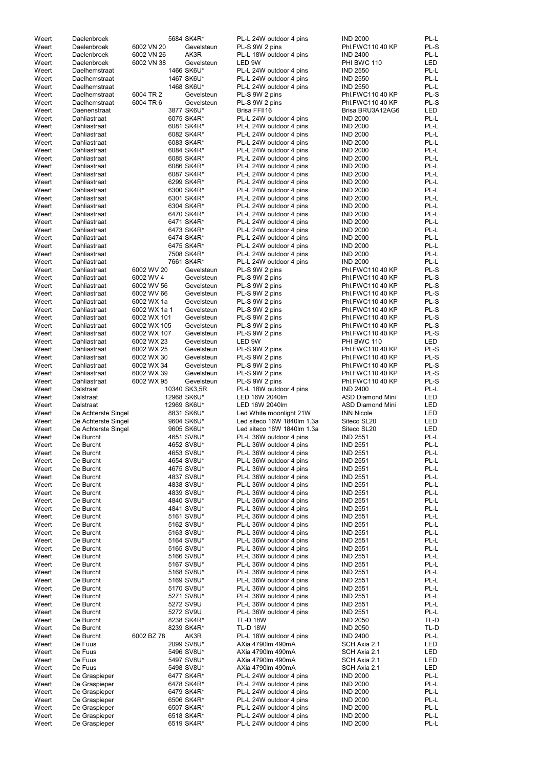| Weert | Daelenbroek | | 5684 SK4R* | PL-L 24W outdoor 4 pins | IND 2000 | PL-L |
|---|---|---|---|---|---|---|
| Weert | Daelenbroek | 6002 VN 20 | Gevelsteun | PL-S 9W 2 pins | Phl.FWC110 40 KP | PL-S |
| Weert | Daelenbroek | 6002 VN 26 | AK3R | PL-L 18W outdoor 4 pins | IND 2400 | PL-L |
| Weert | Daelenbroek | 6002 VN 38 | Gevelsteun | LED 9W | PHI BWC 110 | LED |
| Weert | Daelhemstraat | | 1466 SK6U* | PL-L 24W outdoor 4 pins | IND 2550 | PL-L |
| Weert | Daelhemstraat | | 1467 SK6U* | PL-L 24W outdoor 4 pins | IND 2550 | PL-L |
| Weert | Daelhemstraat | | 1468 SK6U* | PL-L 24W outdoor 4 pins | IND 2550 | PL-L |
| Weert | Daelhemstraat | 6004 TR 2 | Gevelsteun | PL-S 9W 2 pins | Phl.FWC110 40 KP | PL-S |
| Weert | Daelhemstraat | 6004 TR 6 | Gevelsteun | PL-S 9W 2 pins | Phl.FWC110 40 KP | PL-S |
| Weert | Daenenstraat | | 3877 SK6U* | Brisa FFII16 | Brisa BRU3A12AG6 | LED |
| Weert | Dahliastraat | | 6075 SK4R* | PL-L 24W outdoor 4 pins | IND 2000 | PL-L |
| Weert | Dahliastraat | | 6081 SK4R* | PL-L 24W outdoor 4 pins | IND 2000 | PL-L |
| Weert | Dahliastraat | | 6082 SK4R* | PL-L 24W outdoor 4 pins | IND 2000 | PL-L |
| Weert | Dahliastraat | | 6083 SK4R* | PL-L 24W outdoor 4 pins | IND 2000 | PL-L |
| Weert | Dahliastraat | | 6084 SK4R* | PL-L 24W outdoor 4 pins | IND 2000 | PL-L |
| Weert | Dahliastraat | | 6085 SK4R* | PL-L 24W outdoor 4 pins | IND 2000 | PL-L |
| Weert | Dahliastraat | | 6086 SK4R* | PL-L 24W outdoor 4 pins | IND 2000 | PL-L |
| Weert | Dahliastraat | | 6087 SK4R* | PL-L 24W outdoor 4 pins | IND 2000 | PL-L |
| Weert | Dahliastraat | | 6299 SK4R* | PL-L 24W outdoor 4 pins | IND 2000 | PL-L |
| Weert | Dahliastraat | | 6300 SK4R* | PL-L 24W outdoor 4 pins | IND 2000 | PL-L |
| Weert | Dahliastraat | | 6301 SK4R* | PL-L 24W outdoor 4 pins | IND 2000 | PL-L |
| Weert | Dahliastraat | | 6304 SK4R* | PL-L 24W outdoor 4 pins | IND 2000 | PL-L |
| Weert | Dahliastraat | | 6470 SK4R* | PL-L 24W outdoor 4 pins | IND 2000 | PL-L |
| Weert | Dahliastraat | | 6471 SK4R* | PL-L 24W outdoor 4 pins | IND 2000 | PL-L |
| Weert | Dahliastraat | | 6473 SK4R* | PL-L 24W outdoor 4 pins | IND 2000 | PL-L |
| Weert | Dahliastraat | | 6474 SK4R* | PL-L 24W outdoor 4 pins | IND 2000 | PL-L |
| Weert | Dahliastraat | | 6475 SK4R* | PL-L 24W outdoor 4 pins | IND 2000 | PL-L |
| Weert | Dahliastraat | | 7508 SK4R* | PL-L 24W outdoor 4 pins | IND 2000 | PL-L |
| Weert | Dahliastraat | | 7661 SK4R* | PL-L 24W outdoor 4 pins | IND 2000 | PL-L |
| Weert | Dahliastraat | 6002 WV 20 | Gevelsteun | PL-S 9W 2 pins | Phl.FWC110 40 KP | PL-S |
| Weert | Dahliastraat | 6002 WV 4 | Gevelsteun | PL-S 9W 2 pins | Phl.FWC110 40 KP | PL-S |
| Weert | Dahliastraat | 6002 WV 56 | Gevelsteun | PL-S 9W 2 pins | Phl.FWC110 40 KP | PL-S |
| Weert | Dahliastraat | 6002 WV 66 | Gevelsteun | PL-S 9W 2 pins | Phl.FWC110 40 KP | PL-S |
| Weert | Dahliastraat | 6002 WX 1a | Gevelsteun | PL-S 9W 2 pins | Phl.FWC110 40 KP | PL-S |
| Weert | Dahliastraat | 6002 WX 1a 1 | Gevelsteun | PL-S 9W 2 pins | Phl.FWC110 40 KP | PL-S |
| Weert | Dahliastraat | 6002 WX 101 | Gevelsteun | PL-S 9W 2 pins | Phl.FWC110 40 KP | PL-S |
| Weert | Dahliastraat | 6002 WX 105 | Gevelsteun | PL-S 9W 2 pins | Phl.FWC110 40 KP | PL-S |
| Weert | Dahliastraat | 6002 WX 107 | Gevelsteun | PL-S 9W 2 pins | Phl.FWC110 40 KP | PL-S |
| Weert | Dahliastraat | 6002 WX 23 | Gevelsteun | LED 9W | PHI BWC 110 | LED |
| Weert | Dahliastraat | 6002 WX 25 | Gevelsteun | PL-S 9W 2 pins | Phl.FWC110 40 KP | PL-S |
| Weert | Dahliastraat | 6002 WX 30 | Gevelsteun | PL-S 9W 2 pins | Phl.FWC110 40 KP | PL-S |
| Weert | Dahliastraat | 6002 WX 34 | Gevelsteun | PL-S 9W 2 pins | Phl.FWC110 40 KP | PL-S |
| Weert | Dahliastraat | 6002 WX 39 | Gevelsteun | PL-S 9W 2 pins | Phl.FWC110 40 KP | PL-S |
| Weert | Dahliastraat | 6002 WX 95 | Gevelsteun | PL-S 9W 2 pins | Phl.FWC110 40 KP | PL-S |
| Weert | Dalstraat | | 10340 SK3,5R | PL-L 18W outdoor 4 pins | IND 2400 | PL-L |
| Weert | Dalstraat | | 12968 SK6U* | LED 16W 2040lm | ASD Diamond Mini | LED |
| Weert | Dalstraat | | 12969 SK6U* | LED 16W 2040lm | ASD Diamond Mini | LED |
| Weert | De Achterste Singel | | 8831 SK6U* | Led White moonlight 21W | INN Nicole | LED |
| Weert | De Achterste Singel | | 9604 SK6U* | Led siteco 16W 1840lm 1.3a | Siteco SL20 | LED |
| Weert | De Achterste Singel | | 9605 SK6U* | Led siteco 16W 1840lm 1.3a | Siteco SL20 | LED |
| Weert | De Burcht | | 4651 SV8U* | PL-L 36W outdoor 4 pins | IND 2551 | PL-L |
| Weert | De Burcht | | 4652 SV8U* | PL-L 36W outdoor 4 pins | IND 2551 | PL-L |
| Weert | De Burcht | | 4653 SV8U* | PL-L 36W outdoor 4 pins | IND 2551 | PL-L |
| Weert | De Burcht | | 4654 SV8U* | PL-L 36W outdoor 4 pins | IND 2551 | PL-L |
| Weert | De Burcht | | 4675 SV8U* | PL-L 36W outdoor 4 pins | IND 2551 | PL-L |
| Weert | De Burcht | | 4837 SV8U* | PL-L 36W outdoor 4 pins | IND 2551 | PL-L |
| Weert | De Burcht | | 4838 SV8U* | PL-L 36W outdoor 4 pins | IND 2551 | PL-L |
| Weert | De Burcht | | 4839 SV8U* | PL-L 36W outdoor 4 pins | IND 2551 | PL-L |
| Weert | De Burcht | | 4840 SV8U* | PL-L 36W outdoor 4 pins | IND 2551 | PL-L |
| Weert | De Burcht | | 4841 SV8U* | PL-L 36W outdoor 4 pins | IND 2551 | PL-L |
| Weert | De Burcht | | 5161 SV8U* | PL-L 36W outdoor 4 pins | IND 2551 | PL-L |
| Weert | De Burcht | | 5162 SV8U* | PL-L 36W outdoor 4 pins | IND 2551 | PL-L |
| Weert | De Burcht | | 5163 SV8U* | PL-L 36W outdoor 4 pins | IND 2551 | PL-L |
| Weert | De Burcht | | 5164 SV8U* | PL-L 36W outdoor 4 pins | IND 2551 | PL-L |
| Weert | De Burcht | | 5165 SV8U* | PL-L 36W outdoor 4 pins | IND 2551 | PL-L |
| Weert | De Burcht | | 5166 SV8U* | PL-L 36W outdoor 4 pins | IND 2551 | PL-L |
| Weert | De Burcht | | 5167 SV8U* | PL-L 36W outdoor 4 pins | IND 2551 | PL-L |
| Weert | De Burcht | | 5168 SV8U* | PL-L 36W outdoor 4 pins | IND 2551 | PL-L |
| Weert | De Burcht | | 5169 SV8U* | PL-L 36W outdoor 4 pins | IND 2551 | PL-L |
| Weert | De Burcht | | 5170 SV8U* | PL-L 36W outdoor 4 pins | IND 2551 | PL-L |
| Weert | De Burcht | | 5271 SV8U* | PL-L 36W outdoor 4 pins | IND 2551 | PL-L |
| Weert | De Burcht | | 5272 SV9U | PL-L 36W outdoor 4 pins | IND 2551 | PL-L |
| Weert | De Burcht | | 5272 SV9U | PL-L 36W outdoor 4 pins | IND 2551 | PL-L |
| Weert | De Burcht | | 8238 SK4R* | TL-D 18W | IND 2050 | TL-D |
| Weert | De Burcht | | 8239 SK4R* | TL-D 18W | IND 2050 | TL-D |
| Weert | De Burcht | 6002 BZ 78 | AK3R | PL-L 18W outdoor 4 pins | IND 2400 | PL-L |
| Weert | De Fuus | | 2099 SV8U* | AXia 4790lm 490mA | SCH Axia 2.1 | LED |
| Weert | De Fuus | | 5496 SV8U* | AXia 4790lm 490mA | SCH Axia 2.1 | LED |
| Weert | De Fuus | | 5497 SV8U* | AXia 4790lm 490mA | SCH Axia 2.1 | LED |
| Weert | De Fuus | | 5498 SV8U* | AXia 4790lm 490mA | SCH Axia 2.1 | LED |
| Weert | De Graspieper | | 6477 SK4R* | PL-L 24W outdoor 4 pins | IND 2000 | PL-L |
| Weert | De Graspieper | | 6478 SK4R* | PL-L 24W outdoor 4 pins | IND 2000 | PL-L |
| Weert | De Graspieper | | 6479 SK4R* | PL-L 24W outdoor 4 pins | IND 2000 | PL-L |
| Weert | De Graspieper | | 6506 SK4R* | PL-L 24W outdoor 4 pins | IND 2000 | PL-L |
| Weert | De Graspieper | | 6507 SK4R* | PL-L 24W outdoor 4 pins | IND 2000 | PL-L |
| Weert | De Graspieper | | 6518 SK4R* | PL-L 24W outdoor 4 pins | IND 2000 | PL-L |
| Weert | De Graspieper | | 6519 SK4R* | PL-L 24W outdoor 4 pins | IND 2000 | PL-L |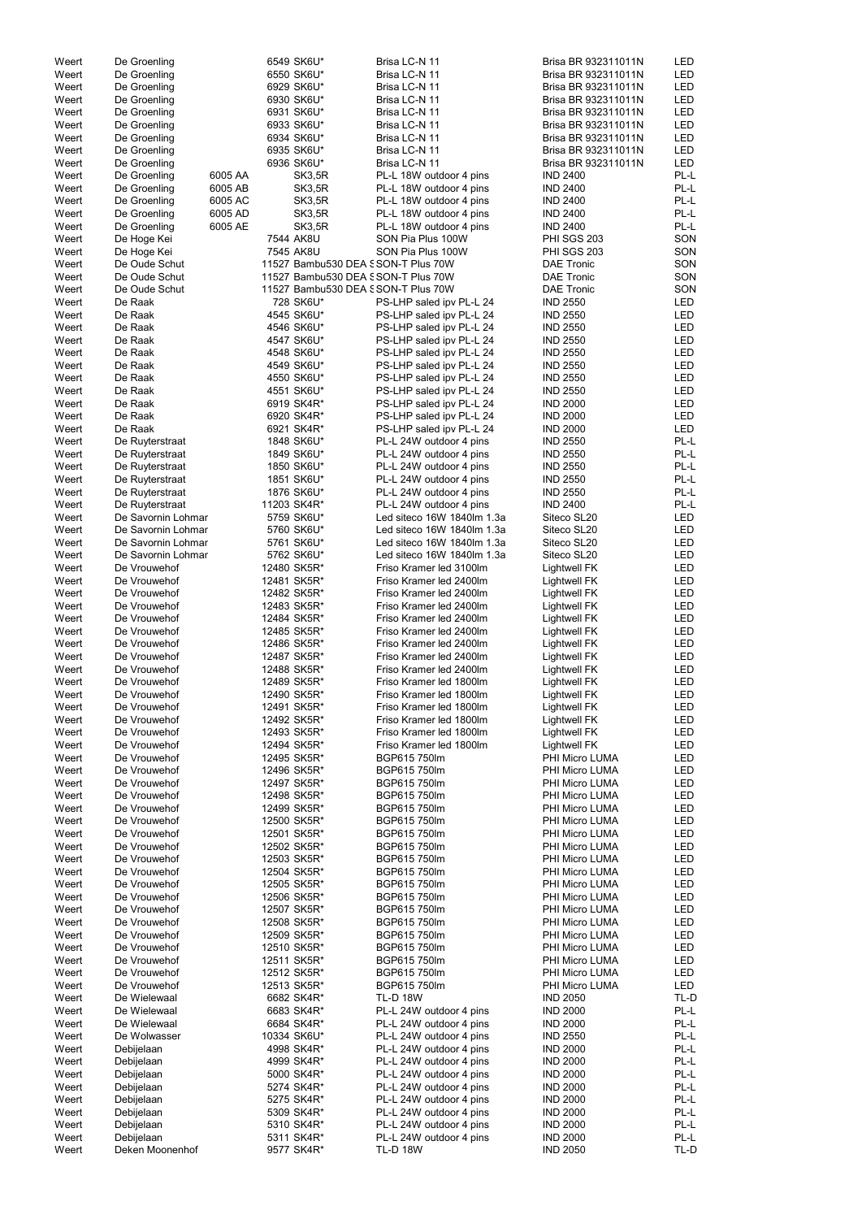| | | | | | | |
|---|---|---|---|---|---|---|
| Weert | De Groenling | | 6549 SK6U* | Brisa LC-N 11 | Brisa BR 932311011N | LED |
| Weert | De Groenling | | 6550 SK6U* | Brisa LC-N 11 | Brisa BR 932311011N | LED |
| Weert | De Groenling | | 6929 SK6U* | Brisa LC-N 11 | Brisa BR 932311011N | LED |
| Weert | De Groenling | | 6930 SK6U* | Brisa LC-N 11 | Brisa BR 932311011N | LED |
| Weert | De Groenling | | 6931 SK6U* | Brisa LC-N 11 | Brisa BR 932311011N | LED |
| Weert | De Groenling | | 6933 SK6U* | Brisa LC-N 11 | Brisa BR 932311011N | LED |
| Weert | De Groenling | | 6934 SK6U* | Brisa LC-N 11 | Brisa BR 932311011N | LED |
| Weert | De Groenling | | 6935 SK6U* | Brisa LC-N 11 | Brisa BR 932311011N | LED |
| Weert | De Groenling | | 6936 SK6U* | Brisa LC-N 11 | Brisa BR 932311011N | LED |
| Weert | De Groenling | 6005 AA | SK3,5R | PL-L 18W outdoor 4 pins | IND 2400 | PL-L |
| Weert | De Groenling | 6005 AB | SK3,5R | PL-L 18W outdoor 4 pins | IND 2400 | PL-L |
| Weert | De Groenling | 6005 AC | SK3,5R | PL-L 18W outdoor 4 pins | IND 2400 | PL-L |
| Weert | De Groenling | 6005 AD | SK3,5R | PL-L 18W outdoor 4 pins | IND 2400 | PL-L |
| Weert | De Groenling | 6005 AE | SK3,5R | PL-L 18W outdoor 4 pins | IND 2400 | PL-L |
| Weert | De Hoge Kei | | 7544 AK8U | SON Pia Plus 100W | PHI SGS 203 | SON |
| Weert | De Hoge Kei | | 7545 AK8U | SON Pia Plus 100W | PHI SGS 203 | SON |
| Weert | De Oude Schut | | 11527 Bambu530 DEA S | SON-T Plus 70W | DAE Tronic | SON |
| Weert | De Oude Schut | | 11527 Bambu530 DEA S | SON-T Plus 70W | DAE Tronic | SON |
| Weert | De Oude Schut | | 11527 Bambu530 DEA S | SON-T Plus 70W | DAE Tronic | SON |
| Weert | De Raak | | 728 SK6U* | PS-LHP saled ipv PL-L 24 | IND 2550 | LED |
| Weert | De Raak | | 4545 SK6U* | PS-LHP saled ipv PL-L 24 | IND 2550 | LED |
| Weert | De Raak | | 4546 SK6U* | PS-LHP saled ipv PL-L 24 | IND 2550 | LED |
| Weert | De Raak | | 4547 SK6U* | PS-LHP saled ipv PL-L 24 | IND 2550 | LED |
| Weert | De Raak | | 4548 SK6U* | PS-LHP saled ipv PL-L 24 | IND 2550 | LED |
| Weert | De Raak | | 4549 SK6U* | PS-LHP saled ipv PL-L 24 | IND 2550 | LED |
| Weert | De Raak | | 4550 SK6U* | PS-LHP saled ipv PL-L 24 | IND 2550 | LED |
| Weert | De Raak | | 4551 SK6U* | PS-LHP saled ipv PL-L 24 | IND 2550 | LED |
| Weert | De Raak | | 6919 SK4R* | PS-LHP saled ipv PL-L 24 | IND 2000 | LED |
| Weert | De Raak | | 6920 SK4R* | PS-LHP saled ipv PL-L 24 | IND 2000 | LED |
| Weert | De Raak | | 6921 SK4R* | PS-LHP saled ipv PL-L 24 | IND 2000 | LED |
| Weert | De Ruyterstraat | | 1848 SK6U* | PL-L 24W outdoor 4 pins | IND 2550 | PL-L |
| Weert | De Ruyterstraat | | 1849 SK6U* | PL-L 24W outdoor 4 pins | IND 2550 | PL-L |
| Weert | De Ruyterstraat | | 1850 SK6U* | PL-L 24W outdoor 4 pins | IND 2550 | PL-L |
| Weert | De Ruyterstraat | | 1851 SK6U* | PL-L 24W outdoor 4 pins | IND 2550 | PL-L |
| Weert | De Ruyterstraat | | 1876 SK6U* | PL-L 24W outdoor 4 pins | IND 2550 | PL-L |
| Weert | De Ruyterstraat | | 11203 SK4R* | PL-L 24W outdoor 4 pins | IND 2400 | PL-L |
| Weert | De Savornin Lohmar | | 5759 SK6U* | Led siteco 16W 1840lm 1.3a | Siteco SL20 | LED |
| Weert | De Savornin Lohmar | | 5760 SK6U* | Led siteco 16W 1840lm 1.3a | Siteco SL20 | LED |
| Weert | De Savornin Lohmar | | 5761 SK6U* | Led siteco 16W 1840lm 1.3a | Siteco SL20 | LED |
| Weert | De Savornin Lohmar | | 5762 SK6U* | Led siteco 16W 1840lm 1.3a | Siteco SL20 | LED |
| Weert | De Vrouwehof | | 12480 SK5R* | Friso Kramer led 3100lm | Lightwell FK | LED |
| Weert | De Vrouwehof | | 12481 SK5R* | Friso Kramer led 2400lm | Lightwell FK | LED |
| Weert | De Vrouwehof | | 12482 SK5R* | Friso Kramer led 2400lm | Lightwell FK | LED |
| Weert | De Vrouwehof | | 12483 SK5R* | Friso Kramer led 2400lm | Lightwell FK | LED |
| Weert | De Vrouwehof | | 12484 SK5R* | Friso Kramer led 2400lm | Lightwell FK | LED |
| Weert | De Vrouwehof | | 12485 SK5R* | Friso Kramer led 2400lm | Lightwell FK | LED |
| Weert | De Vrouwehof | | 12486 SK5R* | Friso Kramer led 2400lm | Lightwell FK | LED |
| Weert | De Vrouwehof | | 12487 SK5R* | Friso Kramer led 2400lm | Lightwell FK | LED |
| Weert | De Vrouwehof | | 12488 SK5R* | Friso Kramer led 2400lm | Lightwell FK | LED |
| Weert | De Vrouwehof | | 12489 SK5R* | Friso Kramer led 1800lm | Lightwell FK | LED |
| Weert | De Vrouwehof | | 12490 SK5R* | Friso Kramer led 1800lm | Lightwell FK | LED |
| Weert | De Vrouwehof | | 12491 SK5R* | Friso Kramer led 1800lm | Lightwell FK | LED |
| Weert | De Vrouwehof | | 12492 SK5R* | Friso Kramer led 1800lm | Lightwell FK | LED |
| Weert | De Vrouwehof | | 12493 SK5R* | Friso Kramer led 1800lm | Lightwell FK | LED |
| Weert | De Vrouwehof | | 12494 SK5R* | Friso Kramer led 1800lm | Lightwell FK | LED |
| Weert | De Vrouwehof | | 12495 SK5R* | BGP615 750lm | PHI Micro LUMA | LED |
| Weert | De Vrouwehof | | 12496 SK5R* | BGP615 750lm | PHI Micro LUMA | LED |
| Weert | De Vrouwehof | | 12497 SK5R* | BGP615 750lm | PHI Micro LUMA | LED |
| Weert | De Vrouwehof | | 12498 SK5R* | BGP615 750lm | PHI Micro LUMA | LED |
| Weert | De Vrouwehof | | 12499 SK5R* | BGP615 750lm | PHI Micro LUMA | LED |
| Weert | De Vrouwehof | | 12500 SK5R* | BGP615 750lm | PHI Micro LUMA | LED |
| Weert | De Vrouwehof | | 12501 SK5R* | BGP615 750lm | PHI Micro LUMA | LED |
| Weert | De Vrouwehof | | 12502 SK5R* | BGP615 750lm | PHI Micro LUMA | LED |
| Weert | De Vrouwehof | | 12503 SK5R* | BGP615 750lm | PHI Micro LUMA | LED |
| Weert | De Vrouwehof | | 12504 SK5R* | BGP615 750lm | PHI Micro LUMA | LED |
| Weert | De Vrouwehof | | 12505 SK5R* | BGP615 750lm | PHI Micro LUMA | LED |
| Weert | De Vrouwehof | | 12506 SK5R* | BGP615 750lm | PHI Micro LUMA | LED |
| Weert | De Vrouwehof | | 12507 SK5R* | BGP615 750lm | PHI Micro LUMA | LED |
| Weert | De Vrouwehof | | 12508 SK5R* | BGP615 750lm | PHI Micro LUMA | LED |
| Weert | De Vrouwehof | | 12509 SK5R* | BGP615 750lm | PHI Micro LUMA | LED |
| Weert | De Vrouwehof | | 12510 SK5R* | BGP615 750lm | PHI Micro LUMA | LED |
| Weert | De Vrouwehof | | 12511 SK5R* | BGP615 750lm | PHI Micro LUMA | LED |
| Weert | De Vrouwehof | | 12512 SK5R* | BGP615 750lm | PHI Micro LUMA | LED |
| Weert | De Vrouwehof | | 12513 SK5R* | BGP615 750lm | PHI Micro LUMA | LED |
| Weert | De Wielewaal | | 6682 SK4R* | TL-D 18W | IND 2050 | TL-D |
| Weert | De Wielewaal | | 6683 SK4R* | PL-L 24W outdoor 4 pins | IND 2000 | PL-L |
| Weert | De Wielewaal | | 6684 SK4R* | PL-L 24W outdoor 4 pins | IND 2000 | PL-L |
| Weert | De Wolwasser | | 10334 SK6U* | PL-L 24W outdoor 4 pins | IND 2550 | PL-L |
| Weert | Debijelaan | | 4998 SK4R* | PL-L 24W outdoor 4 pins | IND 2000 | PL-L |
| Weert | Debijelaan | | 4999 SK4R* | PL-L 24W outdoor 4 pins | IND 2000 | PL-L |
| Weert | Debijelaan | | 5000 SK4R* | PL-L 24W outdoor 4 pins | IND 2000 | PL-L |
| Weert | Debijelaan | | 5274 SK4R* | PL-L 24W outdoor 4 pins | IND 2000 | PL-L |
| Weert | Debijelaan | | 5275 SK4R* | PL-L 24W outdoor 4 pins | IND 2000 | PL-L |
| Weert | Debijelaan | | 5309 SK4R* | PL-L 24W outdoor 4 pins | IND 2000 | PL-L |
| Weert | Debijelaan | | 5310 SK4R* | PL-L 24W outdoor 4 pins | IND 2000 | PL-L |
| Weert | Debijelaan | | 5311 SK4R* | PL-L 24W outdoor 4 pins | IND 2000 | PL-L |
| Weert | Deken Moonenhof | | 9577 SK4R* | TL-D 18W | IND 2050 | TL-D |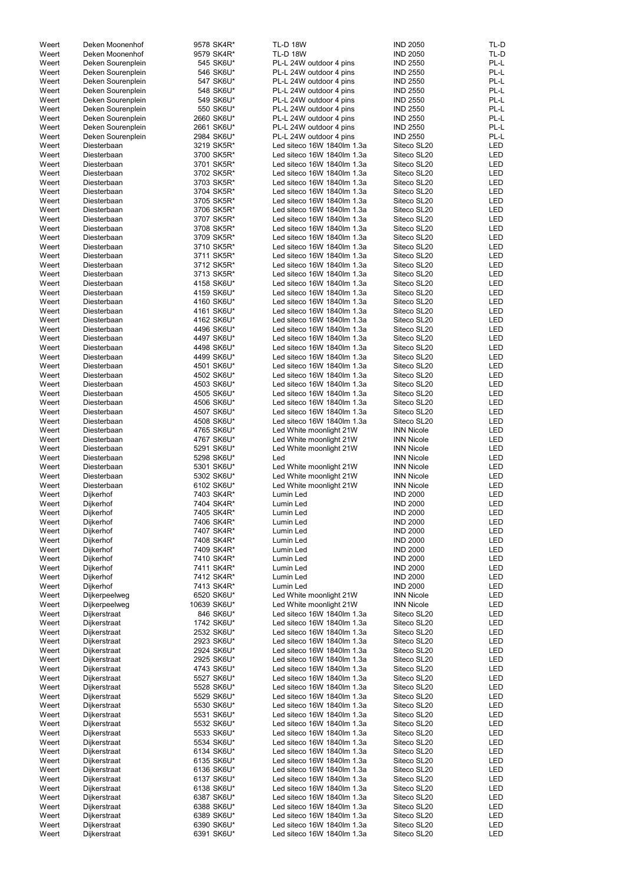| | | | | | |
|---|---|---|---|---|---|
| Weert | Deken Moonenhof | 9578 SK4R* | TL-D 18W | IND 2050 | TL-D |
| Weert | Deken Moonenhof | 9579 SK4R* | TL-D 18W | IND 2050 | TL-D |
| Weert | Deken Sourenplein | 545 SK6U* | PL-L 24W outdoor 4 pins | IND 2550 | PL-L |
| Weert | Deken Sourenplein | 546 SK6U* | PL-L 24W outdoor 4 pins | IND 2550 | PL-L |
| Weert | Deken Sourenplein | 547 SK6U* | PL-L 24W outdoor 4 pins | IND 2550 | PL-L |
| Weert | Deken Sourenplein | 548 SK6U* | PL-L 24W outdoor 4 pins | IND 2550 | PL-L |
| Weert | Deken Sourenplein | 549 SK6U* | PL-L 24W outdoor 4 pins | IND 2550 | PL-L |
| Weert | Deken Sourenplein | 550 SK6U* | PL-L 24W outdoor 4 pins | IND 2550 | PL-L |
| Weert | Deken Sourenplein | 2660 SK6U* | PL-L 24W outdoor 4 pins | IND 2550 | PL-L |
| Weert | Deken Sourenplein | 2661 SK6U* | PL-L 24W outdoor 4 pins | IND 2550 | PL-L |
| Weert | Deken Sourenplein | 2984 SK6U* | PL-L 24W outdoor 4 pins | IND 2550 | PL-L |
| Weert | Diesterbaan | 3219 SK5R* | Led siteco 16W 1840lm 1.3a | Siteco SL20 | LED |
| Weert | Diesterbaan | 3700 SK5R* | Led siteco 16W 1840lm 1.3a | Siteco SL20 | LED |
| Weert | Diesterbaan | 3701 SK5R* | Led siteco 16W 1840lm 1.3a | Siteco SL20 | LED |
| Weert | Diesterbaan | 3702 SK5R* | Led siteco 16W 1840lm 1.3a | Siteco SL20 | LED |
| Weert | Diesterbaan | 3703 SK5R* | Led siteco 16W 1840lm 1.3a | Siteco SL20 | LED |
| Weert | Diesterbaan | 3704 SK5R* | Led siteco 16W 1840lm 1.3a | Siteco SL20 | LED |
| Weert | Diesterbaan | 3705 SK5R* | Led siteco 16W 1840lm 1.3a | Siteco SL20 | LED |
| Weert | Diesterbaan | 3706 SK5R* | Led siteco 16W 1840lm 1.3a | Siteco SL20 | LED |
| Weert | Diesterbaan | 3707 SK5R* | Led siteco 16W 1840lm 1.3a | Siteco SL20 | LED |
| Weert | Diesterbaan | 3708 SK5R* | Led siteco 16W 1840lm 1.3a | Siteco SL20 | LED |
| Weert | Diesterbaan | 3709 SK5R* | Led siteco 16W 1840lm 1.3a | Siteco SL20 | LED |
| Weert | Diesterbaan | 3710 SK5R* | Led siteco 16W 1840lm 1.3a | Siteco SL20 | LED |
| Weert | Diesterbaan | 3711 SK5R* | Led siteco 16W 1840lm 1.3a | Siteco SL20 | LED |
| Weert | Diesterbaan | 3712 SK5R* | Led siteco 16W 1840lm 1.3a | Siteco SL20 | LED |
| Weert | Diesterbaan | 3713 SK5R* | Led siteco 16W 1840lm 1.3a | Siteco SL20 | LED |
| Weert | Diesterbaan | 4158 SK6U* | Led siteco 16W 1840lm 1.3a | Siteco SL20 | LED |
| Weert | Diesterbaan | 4159 SK6U* | Led siteco 16W 1840lm 1.3a | Siteco SL20 | LED |
| Weert | Diesterbaan | 4160 SK6U* | Led siteco 16W 1840lm 1.3a | Siteco SL20 | LED |
| Weert | Diesterbaan | 4161 SK6U* | Led siteco 16W 1840lm 1.3a | Siteco SL20 | LED |
| Weert | Diesterbaan | 4162 SK6U* | Led siteco 16W 1840lm 1.3a | Siteco SL20 | LED |
| Weert | Diesterbaan | 4496 SK6U* | Led siteco 16W 1840lm 1.3a | Siteco SL20 | LED |
| Weert | Diesterbaan | 4497 SK6U* | Led siteco 16W 1840lm 1.3a | Siteco SL20 | LED |
| Weert | Diesterbaan | 4498 SK6U* | Led siteco 16W 1840lm 1.3a | Siteco SL20 | LED |
| Weert | Diesterbaan | 4499 SK6U* | Led siteco 16W 1840lm 1.3a | Siteco SL20 | LED |
| Weert | Diesterbaan | 4501 SK6U* | Led siteco 16W 1840lm 1.3a | Siteco SL20 | LED |
| Weert | Diesterbaan | 4502 SK6U* | Led siteco 16W 1840lm 1.3a | Siteco SL20 | LED |
| Weert | Diesterbaan | 4503 SK6U* | Led siteco 16W 1840lm 1.3a | Siteco SL20 | LED |
| Weert | Diesterbaan | 4505 SK6U* | Led siteco 16W 1840lm 1.3a | Siteco SL20 | LED |
| Weert | Diesterbaan | 4506 SK6U* | Led siteco 16W 1840lm 1.3a | Siteco SL20 | LED |
| Weert | Diesterbaan | 4507 SK6U* | Led siteco 16W 1840lm 1.3a | Siteco SL20 | LED |
| Weert | Diesterbaan | 4508 SK6U* | Led siteco 16W 1840lm 1.3a | Siteco SL20 | LED |
| Weert | Diesterbaan | 4765 SK6U* | Led White moonlight 21W | INN Nicole | LED |
| Weert | Diesterbaan | 4767 SK6U* | Led White moonlight 21W | INN Nicole | LED |
| Weert | Diesterbaan | 5291 SK6U* | Led White moonlight 21W | INN Nicole | LED |
| Weert | Diesterbaan | 5298 SK6U* | Led | INN Nicole | LED |
| Weert | Diesterbaan | 5301 SK6U* | Led White moonlight 21W | INN Nicole | LED |
| Weert | Diesterbaan | 5302 SK6U* | Led White moonlight 21W | INN Nicole | LED |
| Weert | Diesterbaan | 6102 SK6U* | Led White moonlight 21W | INN Nicole | LED |
| Weert | Dijkerhof | 7403 SK4R* | Lumin Led | IND 2000 | LED |
| Weert | Dijkerhof | 7404 SK4R* | Lumin Led | IND 2000 | LED |
| Weert | Dijkerhof | 7405 SK4R* | Lumin Led | IND 2000 | LED |
| Weert | Dijkerhof | 7406 SK4R* | Lumin Led | IND 2000 | LED |
| Weert | Dijkerhof | 7407 SK4R* | Lumin Led | IND 2000 | LED |
| Weert | Dijkerhof | 7408 SK4R* | Lumin Led | IND 2000 | LED |
| Weert | Dijkerhof | 7409 SK4R* | Lumin Led | IND 2000 | LED |
| Weert | Dijkerhof | 7410 SK4R* | Lumin Led | IND 2000 | LED |
| Weert | Dijkerhof | 7411 SK4R* | Lumin Led | IND 2000 | LED |
| Weert | Dijkerhof | 7412 SK4R* | Lumin Led | IND 2000 | LED |
| Weert | Dijkerhof | 7413 SK4R* | Lumin Led | IND 2000 | LED |
| Weert | Dijkerpeelweg | 6520 SK6U* | Led White moonlight 21W | INN Nicole | LED |
| Weert | Dijkerpeelweg | 10639 SK6U* | Led White moonlight 21W | INN Nicole | LED |
| Weert | Dijkerstraat | 846 SK6U* | Led siteco 16W 1840lm 1.3a | Siteco SL20 | LED |
| Weert | Dijkerstraat | 1742 SK6U* | Led siteco 16W 1840lm 1.3a | Siteco SL20 | LED |
| Weert | Dijkerstraat | 2532 SK6U* | Led siteco 16W 1840lm 1.3a | Siteco SL20 | LED |
| Weert | Dijkerstraat | 2923 SK6U* | Led siteco 16W 1840lm 1.3a | Siteco SL20 | LED |
| Weert | Dijkerstraat | 2924 SK6U* | Led siteco 16W 1840lm 1.3a | Siteco SL20 | LED |
| Weert | Dijkerstraat | 2925 SK6U* | Led siteco 16W 1840lm 1.3a | Siteco SL20 | LED |
| Weert | Dijkerstraat | 4743 SK6U* | Led siteco 16W 1840lm 1.3a | Siteco SL20 | LED |
| Weert | Dijkerstraat | 5527 SK6U* | Led siteco 16W 1840lm 1.3a | Siteco SL20 | LED |
| Weert | Dijkerstraat | 5528 SK6U* | Led siteco 16W 1840lm 1.3a | Siteco SL20 | LED |
| Weert | Dijkerstraat | 5529 SK6U* | Led siteco 16W 1840lm 1.3a | Siteco SL20 | LED |
| Weert | Dijkerstraat | 5530 SK6U* | Led siteco 16W 1840lm 1.3a | Siteco SL20 | LED |
| Weert | Dijkerstraat | 5531 SK6U* | Led siteco 16W 1840lm 1.3a | Siteco SL20 | LED |
| Weert | Dijkerstraat | 5532 SK6U* | Led siteco 16W 1840lm 1.3a | Siteco SL20 | LED |
| Weert | Dijkerstraat | 5533 SK6U* | Led siteco 16W 1840lm 1.3a | Siteco SL20 | LED |
| Weert | Dijkerstraat | 5534 SK6U* | Led siteco 16W 1840lm 1.3a | Siteco SL20 | LED |
| Weert | Dijkerstraat | 6134 SK6U* | Led siteco 16W 1840lm 1.3a | Siteco SL20 | LED |
| Weert | Dijkerstraat | 6135 SK6U* | Led siteco 16W 1840lm 1.3a | Siteco SL20 | LED |
| Weert | Dijkerstraat | 6136 SK6U* | Led siteco 16W 1840lm 1.3a | Siteco SL20 | LED |
| Weert | Dijkerstraat | 6137 SK6U* | Led siteco 16W 1840lm 1.3a | Siteco SL20 | LED |
| Weert | Dijkerstraat | 6138 SK6U* | Led siteco 16W 1840lm 1.3a | Siteco SL20 | LED |
| Weert | Dijkerstraat | 6387 SK6U* | Led siteco 16W 1840lm 1.3a | Siteco SL20 | LED |
| Weert | Dijkerstraat | 6388 SK6U* | Led siteco 16W 1840lm 1.3a | Siteco SL20 | LED |
| Weert | Dijkerstraat | 6389 SK6U* | Led siteco 16W 1840lm 1.3a | Siteco SL20 | LED |
| Weert | Dijkerstraat | 6390 SK6U* | Led siteco 16W 1840lm 1.3a | Siteco SL20 | LED |
| Weert | Dijkerstraat | 6391 SK6U* | Led siteco 16W 1840lm 1.3a | Siteco SL20 | LED |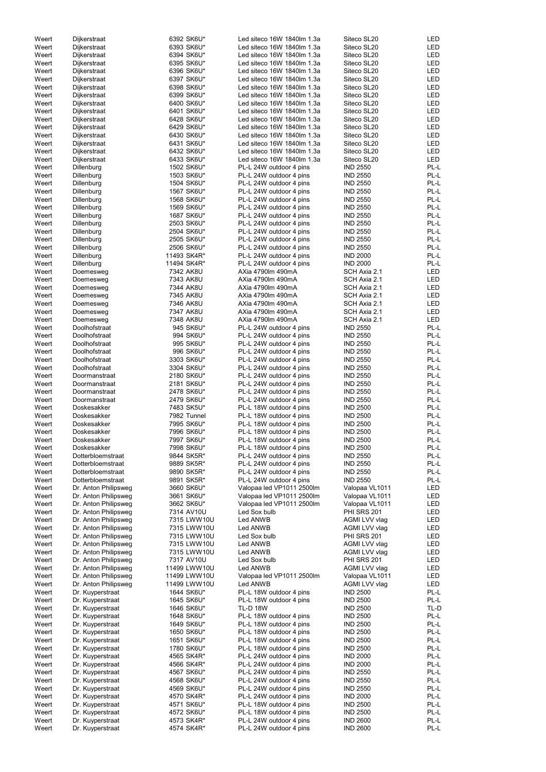| Weert | Dijkerstraat | 6392 SK6U* | Led siteco 16W 1840lm 1.3a | Siteco SL20 | LED |
|---|---|---|---|---|---|
| Weert | Dijkerstraat | 6393 SK6U* | Led siteco 16W 1840lm 1.3a | Siteco SL20 | LED |
| Weert | Dijkerstraat | 6394 SK6U* | Led siteco 16W 1840lm 1.3a | Siteco SL20 | LED |
| Weert | Dijkerstraat | 6395 SK6U* | Led siteco 16W 1840lm 1.3a | Siteco SL20 | LED |
| Weert | Dijkerstraat | 6396 SK6U* | Led siteco 16W 1840lm 1.3a | Siteco SL20 | LED |
| Weert | Dijkerstraat | 6397 SK6U* | Led siteco 16W 1840lm 1.3a | Siteco SL20 | LED |
| Weert | Dijkerstraat | 6398 SK6U* | Led siteco 16W 1840lm 1.3a | Siteco SL20 | LED |
| Weert | Dijkerstraat | 6399 SK6U* | Led siteco 16W 1840lm 1.3a | Siteco SL20 | LED |
| Weert | Dijkerstraat | 6400 SK6U* | Led siteco 16W 1840lm 1.3a | Siteco SL20 | LED |
| Weert | Dijkerstraat | 6401 SK6U* | Led siteco 16W 1840lm 1.3a | Siteco SL20 | LED |
| Weert | Dijkerstraat | 6428 SK6U* | Led siteco 16W 1840lm 1.3a | Siteco SL20 | LED |
| Weert | Dijkerstraat | 6429 SK6U* | Led siteco 16W 1840lm 1.3a | Siteco SL20 | LED |
| Weert | Dijkerstraat | 6430 SK6U* | Led siteco 16W 1840lm 1.3a | Siteco SL20 | LED |
| Weert | Dijkerstraat | 6431 SK6U* | Led siteco 16W 1840lm 1.3a | Siteco SL20 | LED |
| Weert | Dijkerstraat | 6432 SK6U* | Led siteco 16W 1840lm 1.3a | Siteco SL20 | LED |
| Weert | Dijkerstraat | 6433 SK6U* | Led siteco 16W 1840lm 1.3a | Siteco SL20 | LED |
| Weert | Dillenburg | 1502 SK6U* | PL-L 24W outdoor 4 pins | IND 2550 | PL-L |
| Weert | Dillenburg | 1503 SK6U* | PL-L 24W outdoor 4 pins | IND 2550 | PL-L |
| Weert | Dillenburg | 1504 SK6U* | PL-L 24W outdoor 4 pins | IND 2550 | PL-L |
| Weert | Dillenburg | 1567 SK6U* | PL-L 24W outdoor 4 pins | IND 2550 | PL-L |
| Weert | Dillenburg | 1568 SK6U* | PL-L 24W outdoor 4 pins | IND 2550 | PL-L |
| Weert | Dillenburg | 1569 SK6U* | PL-L 24W outdoor 4 pins | IND 2550 | PL-L |
| Weert | Dillenburg | 1687 SK6U* | PL-L 24W outdoor 4 pins | IND 2550 | PL-L |
| Weert | Dillenburg | 2503 SK6U* | PL-L 24W outdoor 4 pins | IND 2550 | PL-L |
| Weert | Dillenburg | 2504 SK6U* | PL-L 24W outdoor 4 pins | IND 2550 | PL-L |
| Weert | Dillenburg | 2505 SK6U* | PL-L 24W outdoor 4 pins | IND 2550 | PL-L |
| Weert | Dillenburg | 2506 SK6U* | PL-L 24W outdoor 4 pins | IND 2550 | PL-L |
| Weert | Dillenburg | 11493 SK4R* | PL-L 24W outdoor 4 pins | IND 2000 | PL-L |
| Weert | Dillenburg | 11494 SK4R* | PL-L 24W outdoor 4 pins | IND 2000 | PL-L |
| Weert | Doemesweg | 7342 AK8U | AXia 4790lm 490mA | SCH Axia 2.1 | LED |
| Weert | Doemesweg | 7343 AK8U | AXia 4790lm 490mA | SCH Axia 2.1 | LED |
| Weert | Doemesweg | 7344 AK8U | AXia 4790lm 490mA | SCH Axia 2.1 | LED |
| Weert | Doemesweg | 7345 AK8U | AXia 4790lm 490mA | SCH Axia 2.1 | LED |
| Weert | Doemesweg | 7346 AK8U | AXia 4790lm 490mA | SCH Axia 2.1 | LED |
| Weert | Doemesweg | 7347 AK8U | AXia 4790lm 490mA | SCH Axia 2.1 | LED |
| Weert | Doemesweg | 7348 AK8U | AXia 4790lm 490mA | SCH Axia 2.1 | LED |
| Weert | Doolhofstraat | 945 SK6U* | PL-L 24W outdoor 4 pins | IND 2550 | PL-L |
| Weert | Doolhofstraat | 994 SK6U* | PL-L 24W outdoor 4 pins | IND 2550 | PL-L |
| Weert | Doolhofstraat | 995 SK6U* | PL-L 24W outdoor 4 pins | IND 2550 | PL-L |
| Weert | Doolhofstraat | 996 SK6U* | PL-L 24W outdoor 4 pins | IND 2550 | PL-L |
| Weert | Doolhofstraat | 3303 SK6U* | PL-L 24W outdoor 4 pins | IND 2550 | PL-L |
| Weert | Doolhofstraat | 3304 SK6U* | PL-L 24W outdoor 4 pins | IND 2550 | PL-L |
| Weert | Doormanstraat | 2180 SK6U* | PL-L 24W outdoor 4 pins | IND 2550 | PL-L |
| Weert | Doormanstraat | 2181 SK6U* | PL-L 24W outdoor 4 pins | IND 2550 | PL-L |
| Weert | Doormanstraat | 2478 SK6U* | PL-L 24W outdoor 4 pins | IND 2550 | PL-L |
| Weert | Doormanstraat | 2479 SK6U* | PL-L 24W outdoor 4 pins | IND 2550 | PL-L |
| Weert | Doskesakker | 7483 SK5U* | PL-L 18W outdoor 4 pins | IND 2500 | PL-L |
| Weert | Doskesakker | 7982 Tunnel | PL-L 18W outdoor 4 pins | IND 2500 | PL-L |
| Weert | Doskesakker | 7995 SK6U* | PL-L 18W outdoor 4 pins | IND 2500 | PL-L |
| Weert | Doskesakker | 7996 SK6U* | PL-L 18W outdoor 4 pins | IND 2500 | PL-L |
| Weert | Doskesakker | 7997 SK6U* | PL-L 18W outdoor 4 pins | IND 2500 | PL-L |
| Weert | Doskesakker | 7998 SK6U* | PL-L 18W outdoor 4 pins | IND 2500 | PL-L |
| Weert | Dotterbloemstraat | 9844 SK5R* | PL-L 24W outdoor 4 pins | IND 2550 | PL-L |
| Weert | Dotterbloemstraat | 9889 SK5R* | PL-L 24W outdoor 4 pins | IND 2550 | PL-L |
| Weert | Dotterbloemstraat | 9890 SK5R* | PL-L 24W outdoor 4 pins | IND 2550 | PL-L |
| Weert | Dotterbloemstraat | 9891 SK5R* | PL-L 24W outdoor 4 pins | IND 2550 | PL-L |
| Weert | Dr. Anton Philipsweg | 3660 SK6U* | Valopaa led VP1011 2500lm | Valopaa VL1011 | LED |
| Weert | Dr. Anton Philipsweg | 3661 SK6U* | Valopaa led VP1011 2500lm | Valopaa VL1011 | LED |
| Weert | Dr. Anton Philipsweg | 3662 SK6U* | Valopaa led VP1011 2500lm | Valopaa VL1011 | LED |
| Weert | Dr. Anton Philipsweg | 7314 AV10U | Led Sox bulb | PHI SRS 201 | LED |
| Weert | Dr. Anton Philipsweg | 7315 LWW10U | Led ANWB | AGMI LVV vlag | LED |
| Weert | Dr. Anton Philipsweg | 7315 LWW10U | Led ANWB | AGMI LVV vlag | LED |
| Weert | Dr. Anton Philipsweg | 7315 LWW10U | Led Sox bulb | PHI SRS 201 | LED |
| Weert | Dr. Anton Philipsweg | 7315 LWW10U | Led ANWB | AGMI LVV vlag | LED |
| Weert | Dr. Anton Philipsweg | 7315 LWW10U | Led ANWB | AGMI LVV vlag | LED |
| Weert | Dr. Anton Philipsweg | 7317 AV10U | Led Sox bulb | PHI SRS 201 | LED |
| Weert | Dr. Anton Philipsweg | 11499 LWW10U | Led ANWB | AGMI LVV vlag | LED |
| Weert | Dr. Anton Philipsweg | 11499 LWW10U | Valopaa led VP1011 2500lm | Valopaa VL1011 | LED |
| Weert | Dr. Anton Philipsweg | 11499 LWW10U | Led ANWB | AGMI LVV vlag | LED |
| Weert | Dr. Kuyperstraat | 1644 SK6U* | PL-L 18W outdoor 4 pins | IND 2500 | PL-L |
| Weert | Dr. Kuyperstraat | 1645 SK6U* | PL-L 18W outdoor 4 pins | IND 2500 | PL-L |
| Weert | Dr. Kuyperstraat | 1646 SK6U* | TL-D 18W | IND 2500 | TL-D |
| Weert | Dr. Kuyperstraat | 1648 SK6U* | PL-L 18W outdoor 4 pins | IND 2500 | PL-L |
| Weert | Dr. Kuyperstraat | 1649 SK6U* | PL-L 18W outdoor 4 pins | IND 2500 | PL-L |
| Weert | Dr. Kuyperstraat | 1650 SK6U* | PL-L 18W outdoor 4 pins | IND 2500 | PL-L |
| Weert | Dr. Kuyperstraat | 1651 SK6U* | PL-L 18W outdoor 4 pins | IND 2500 | PL-L |
| Weert | Dr. Kuyperstraat | 1780 SK6U* | PL-L 18W outdoor 4 pins | IND 2500 | PL-L |
| Weert | Dr. Kuyperstraat | 4565 SK4R* | PL-L 24W outdoor 4 pins | IND 2000 | PL-L |
| Weert | Dr. Kuyperstraat | 4566 SK4R* | PL-L 24W outdoor 4 pins | IND 2000 | PL-L |
| Weert | Dr. Kuyperstraat | 4567 SK6U* | PL-L 24W outdoor 4 pins | IND 2550 | PL-L |
| Weert | Dr. Kuyperstraat | 4568 SK6U* | PL-L 24W outdoor 4 pins | IND 2550 | PL-L |
| Weert | Dr. Kuyperstraat | 4569 SK6U* | PL-L 24W outdoor 4 pins | IND 2550 | PL-L |
| Weert | Dr. Kuyperstraat | 4570 SK4R* | PL-L 24W outdoor 4 pins | IND 2000 | PL-L |
| Weert | Dr. Kuyperstraat | 4571 SK6U* | PL-L 18W outdoor 4 pins | IND 2500 | PL-L |
| Weert | Dr. Kuyperstraat | 4572 SK6U* | PL-L 18W outdoor 4 pins | IND 2500 | PL-L |
| Weert | Dr. Kuyperstraat | 4573 SK4R* | PL-L 24W outdoor 4 pins | IND 2600 | PL-L |
| Weert | Dr. Kuyperstraat | 4574 SK4R* | PL-L 24W outdoor 4 pins | IND 2600 | PL-L |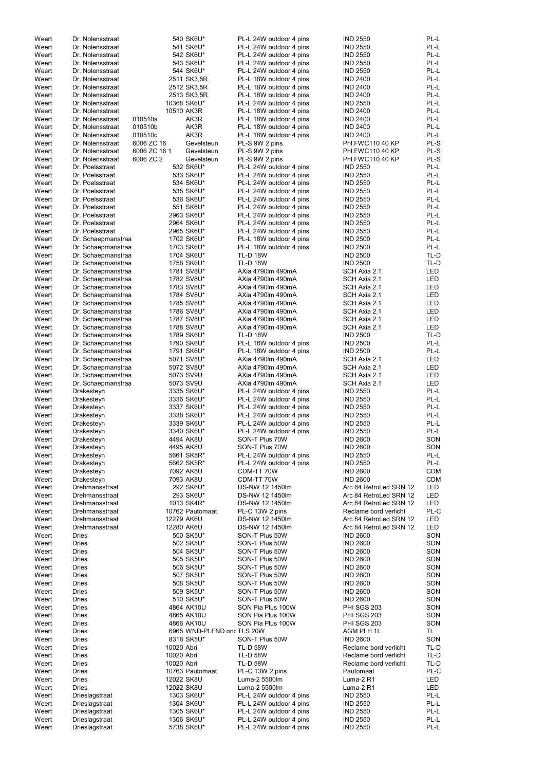| Weert | Dr. Nolensstraat | | 540 | SK6U* | PL-L 24W outdoor 4 pins | IND 2550 | PL-L |
|---|---|---|---|---|---|---|---|
| Weert | Dr. Nolensstraat | | 541 | SK6U* | PL-L 24W outdoor 4 pins | IND 2550 | PL-L |
| Weert | Dr. Nolensstraat | | 542 | SK6U* | PL-L 24W outdoor 4 pins | IND 2550 | PL-L |
| Weert | Dr. Nolensstraat | | 543 | SK6U* | PL-L 24W outdoor 4 pins | IND 2550 | PL-L |
| Weert | Dr. Nolensstraat | | 544 | SK6U* | PL-L 24W outdoor 4 pins | IND 2550 | PL-L |
| Weert | Dr. Nolensstraat | | 2511 | SK3,5R | PL-L 18W outdoor 4 pins | IND 2400 | PL-L |
| Weert | Dr. Nolensstraat | | 2512 | SK3,5R | PL-L 18W outdoor 4 pins | IND 2400 | PL-L |
| Weert | Dr. Nolensstraat | | 2513 | SK3,5R | PL-L 18W outdoor 4 pins | IND 2400 | PL-L |
| Weert | Dr. Nolensstraat | | 10368 | SK6U* | PL-L 24W outdoor 4 pins | IND 2550 | PL-L |
| Weert | Dr. Nolensstraat | | 10510 | AK3R | PL-L 18W outdoor 4 pins | IND 2400 | PL-L |
| Weert | Dr. Nolensstraat | 010510a | | AK3R | PL-L 18W outdoor 4 pins | IND 2400 | PL-L |
| Weert | Dr. Nolensstraat | 010510b | | AK3R | PL-L 18W outdoor 4 pins | IND 2400 | PL-L |
| Weert | Dr. Nolensstraat | 010510c | | AK3R | PL-L 18W outdoor 4 pins | IND 2400 | PL-L |
| Weert | Dr. Nolensstraat | 6006 ZC 16 | | Gevelsteun | PL-S 9W 2 pins | Phl.FWC110 40 KP | PL-S |
| Weert | Dr. Nolensstraat | 6006 ZC 16 1 | | Gevelsteun | PL-S 9W 2 pins | Phl.FWC110 40 KP | PL-S |
| Weert | Dr. Nolensstraat | 6006 ZC 2 | | Gevelsteun | PL-S 9W 2 pins | Phl.FWC110 40 KP | PL-S |
| Weert | Dr. Poelsstraat | | 532 | SK6U* | PL-L 24W outdoor 4 pins | IND 2550 | PL-L |
| Weert | Dr. Poelsstraat | | 533 | SK6U* | PL-L 24W outdoor 4 pins | IND 2550 | PL-L |
| Weert | Dr. Poelsstraat | | 534 | SK6U* | PL-L 24W outdoor 4 pins | IND 2550 | PL-L |
| Weert | Dr. Poelsstraat | | 535 | SK6U* | PL-L 24W outdoor 4 pins | IND 2550 | PL-L |
| Weert | Dr. Poelsstraat | | 536 | SK6U* | PL-L 24W outdoor 4 pins | IND 2550 | PL-L |
| Weert | Dr. Poelsstraat | | 551 | SK6U* | PL-L 24W outdoor 4 pins | IND 2550 | PL-L |
| Weert | Dr. Poelsstraat | | 2963 | SK6U* | PL-L 24W outdoor 4 pins | IND 2550 | PL-L |
| Weert | Dr. Poelsstraat | | 2964 | SK6U* | PL-L 24W outdoor 4 pins | IND 2550 | PL-L |
| Weert | Dr. Poelsstraat | | 2965 | SK6U* | PL-L 24W outdoor 4 pins | IND 2550 | PL-L |
| Weert | Dr. Schaepmanstraa | | 1702 | SK6U* | PL-L 18W outdoor 4 pins | IND 2500 | PL-L |
| Weert | Dr. Schaepmanstraa | | 1703 | SK6U* | PL-L 18W outdoor 4 pins | IND 2500 | PL-L |
| Weert | Dr. Schaepmanstraa | | 1704 | SK6U* | TL-D 18W | IND 2500 | TL-D |
| Weert | Dr. Schaepmanstraa | | 1758 | SK6U* | TL-D 18W | IND 2500 | TL-D |
| Weert | Dr. Schaepmanstraa | | 1781 | SV8U* | AXia 4790lm 490mA | SCH Axia 2.1 | LED |
| Weert | Dr. Schaepmanstraa | | 1782 | SV8U* | AXia 4790lm 490mA | SCH Axia 2.1 | LED |
| Weert | Dr. Schaepmanstraa | | 1783 | SV8U* | AXia 4790lm 490mA | SCH Axia 2.1 | LED |
| Weert | Dr. Schaepmanstraa | | 1784 | SV8U* | AXia 4790lm 490mA | SCH Axia 2.1 | LED |
| Weert | Dr. Schaepmanstraa | | 1785 | SV8U* | AXia 4790lm 490mA | SCH Axia 2.1 | LED |
| Weert | Dr. Schaepmanstraa | | 1786 | SV8U* | AXia 4790lm 490mA | SCH Axia 2.1 | LED |
| Weert | Dr. Schaepmanstraa | | 1787 | SV8U* | AXia 4790lm 490mA | SCH Axia 2.1 | LED |
| Weert | Dr. Schaepmanstraa | | 1788 | SV8U* | AXia 4790lm 490mA | SCH Axia 2.1 | LED |
| Weert | Dr. Schaepmanstraa | | 1789 | SK6U* | TL-D 18W | IND 2500 | TL-D |
| Weert | Dr. Schaepmanstraa | | 1790 | SK6U* | PL-L 18W outdoor 4 pins | IND 2500 | PL-L |
| Weert | Dr. Schaepmanstraa | | 1791 | SK6U* | PL-L 18W outdoor 4 pins | IND 2500 | PL-L |
| Weert | Dr. Schaepmanstraa | | 5071 | SV8U* | AXia 4790lm 490mA | SCH Axia 2.1 | LED |
| Weert | Dr. Schaepmanstraa | | 5072 | SV8U* | AXia 4790lm 490mA | SCH Axia 2.1 | LED |
| Weert | Dr. Schaepmanstraa | | 5073 | SV9U | AXia 4790lm 490mA | SCH Axia 2.1 | LED |
| Weert | Dr. Schaepmanstraa | | 5073 | SV9U | AXia 4790lm 490mA | SCH Axia 2.1 | LED |
| Weert | Drakesteyn | | 3335 | SK6U* | PL-L 24W outdoor 4 pins | IND 2550 | PL-L |
| Weert | Drakesteyn | | 3336 | SK6U* | PL-L 24W outdoor 4 pins | IND 2550 | PL-L |
| Weert | Drakesteyn | | 3337 | SK6U* | PL-L 24W outdoor 4 pins | IND 2550 | PL-L |
| Weert | Drakesteyn | | 3338 | SK6U* | PL-L 24W outdoor 4 pins | IND 2550 | PL-L |
| Weert | Drakesteyn | | 3339 | SK6U* | PL-L 24W outdoor 4 pins | IND 2550 | PL-L |
| Weert | Drakesteyn | | 3340 | SK6U* | PL-L 24W outdoor 4 pins | IND 2550 | PL-L |
| Weert | Drakesteyn | | 4494 | AK8U | SON-T Plus 70W | IND 2600 | SON |
| Weert | Drakesteyn | | 4495 | AK8U | SON-T Plus 70W | IND 2600 | SON |
| Weert | Drakesteyn | | 5661 | SK5R* | PL-L 24W outdoor 4 pins | IND 2550 | PL-L |
| Weert | Drakesteyn | | 5662 | SK5R* | PL-L 24W outdoor 4 pins | IND 2550 | PL-L |
| Weert | Drakesteyn | | 7092 | AK8U | CDM-TT 70W | IND 2600 | CDM |
| Weert | Drakesteyn | | 7093 | AK8U | CDM-TT 70W | IND 2600 | CDM |
| Weert | Drehmansstraat | | 292 | SK6U* | DS-NW 12 1450lm | Arc 84 RetroLed SRN 12 | LED |
| Weert | Drehmansstraat | | 293 | SK6U* | DS-NW 12 1450lm | Arc 84 RetroLed SRN 12 | LED |
| Weert | Drehmansstraat | | 1013 | SK4R* | DS-NW 12 1450lm | Arc 84 RetroLed SRN 12 | LED |
| Weert | Drehmansstraat | | 10762 | Pautomaat | PL-C 13W 2 pins | Reclame bord verlicht | PL-C |
| Weert | Drehmansstraat | | 12279 | AK6U | DS-NW 12 1450lm | Arc 84 RetroLed SRN 12 | LED |
| Weert | Drehmansstraat | | 12280 | AK6U | DS-NW 12 1450lm | Arc 84 RetroLed SRN 12 | LED |
| Weert | Dries | | 500 | SK5U* | SON-T Plus 50W | IND 2600 | SON |
| Weert | Dries | | 502 | SK5U* | SON-T Plus 50W | IND 2600 | SON |
| Weert | Dries | | 504 | SK5U* | SON-T Plus 50W | IND 2600 | SON |
| Weert | Dries | | 505 | SK5U* | SON-T Plus 50W | IND 2600 | SON |
| Weert | Dries | | 506 | SK5U* | SON-T Plus 50W | IND 2600 | SON |
| Weert | Dries | | 507 | SK5U* | SON-T Plus 50W | IND 2600 | SON |
| Weert | Dries | | 508 | SK5U* | SON-T Plus 50W | IND 2600 | SON |
| Weert | Dries | | 509 | SK5U* | SON-T Plus 50W | IND 2600 | SON |
| Weert | Dries | | 510 | SK5U* | SON-T Plus 50W | IND 2600 | SON |
| Weert | Dries | | 4864 | AK10U | SON Pia Plus 100W | PHI SGS 203 | SON |
| Weert | Dries | | 4865 | AK10U | SON Pia Plus 100W | PHI SGS 203 | SON |
| Weert | Dries | | 4866 | AK10U | SON Pia Plus 100W | PHI SGS 203 | SON |
| Weert | Dries | | 6965 | WND-PLFND ond | TLS 20W | AGM PLH 1L | TL |
| Weert | Dries | | 8318 | SK5U* | SON-T Plus 50W | IND 2600 | SON |
| Weert | Dries | | 10020 | Abri | TL-D 58W | Reclame bord verlicht | TL-D |
| Weert | Dries | | 10020 | Abri | TL-D 58W | Reclame bord verlicht | TL-D |
| Weert | Dries | | 10020 | Abri | TL-D 58W | Reclame bord verlicht | TL-D |
| Weert | Dries | | 10763 | Pautomaat | PL-C 13W 2 pins | Pautomaat | PL-C |
| Weert | Dries | | 12022 | SK8U | Luma-2 5500lm | Luma-2 R1 | LED |
| Weert | Dries | | 12022 | SK8U | Luma-2 5500lm | Luma-2 R1 | LED |
| Weert | Drieslagstraat | | 1303 | SK6U* | PL-L 24W outdoor 4 pins | IND 2550 | PL-L |
| Weert | Drieslagstraat | | 1304 | SK6U* | PL-L 24W outdoor 4 pins | IND 2550 | PL-L |
| Weert | Drieslagstraat | | 1305 | SK6U* | PL-L 24W outdoor 4 pins | IND 2550 | PL-L |
| Weert | Drieslagstraat | | 1306 | SK6U* | PL-L 24W outdoor 4 pins | IND 2550 | PL-L |
| Weert | Drieslagstraat | | 5738 | SK6U* | PL-L 24W outdoor 4 pins | IND 2550 | PL-L |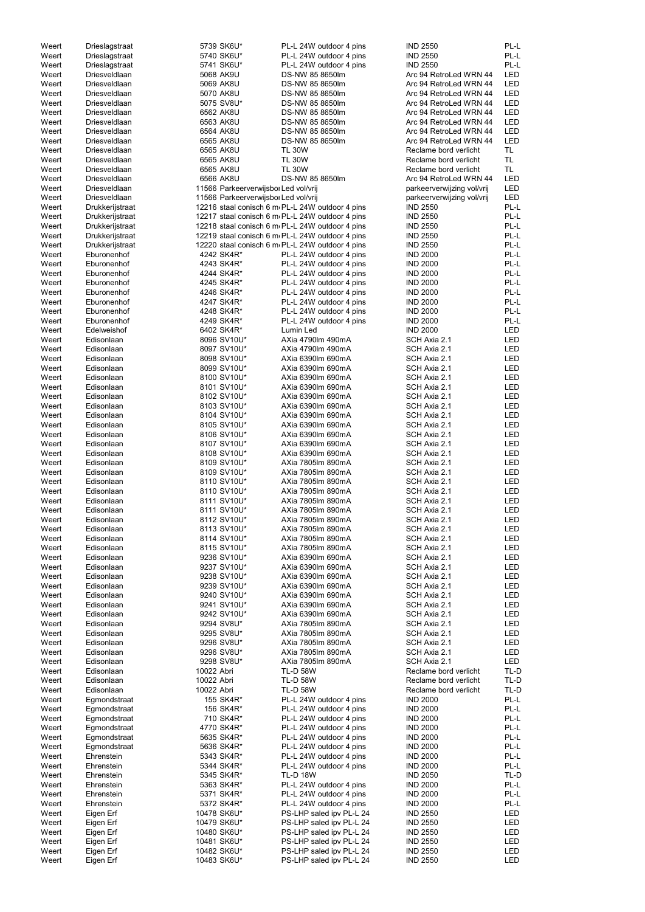| | | | | | |
|---|---|---|---|---|---|
| Weert | Drieslagstraat | 5739 SK6U* | PL-L 24W outdoor 4 pins | IND 2550 | PL-L |
| Weert | Drieslagstraat | 5740 SK6U* | PL-L 24W outdoor 4 pins | IND 2550 | PL-L |
| Weert | Drieslagstraat | 5741 SK6U* | PL-L 24W outdoor 4 pins | IND 2550 | PL-L |
| Weert | Driesveldlaan | 5068 AK9U | DS-NW 85 8650lm | Arc 94 RetroLed WRN 44 | LED |
| Weert | Driesveldlaan | 5069 AK8U | DS-NW 85 8650lm | Arc 94 RetroLed WRN 44 | LED |
| Weert | Driesveldlaan | 5070 AK8U | DS-NW 85 8650lm | Arc 94 RetroLed WRN 44 | LED |
| Weert | Driesveldlaan | 5075 SV8U* | DS-NW 85 8650lm | Arc 94 RetroLed WRN 44 | LED |
| Weert | Driesveldlaan | 6562 AK8U | DS-NW 85 8650lm | Arc 94 RetroLed WRN 44 | LED |
| Weert | Driesveldlaan | 6563 AK8U | DS-NW 85 8650lm | Arc 94 RetroLed WRN 44 | LED |
| Weert | Driesveldlaan | 6564 AK8U | DS-NW 85 8650lm | Arc 94 RetroLed WRN 44 | LED |
| Weert | Driesveldlaan | 6565 AK8U | DS-NW 85 8650lm | Arc 94 RetroLed WRN 44 | LED |
| Weert | Driesveldlaan | 6565 AK8U | TL 30W | Reclame bord verlicht | TL |
| Weert | Driesveldlaan | 6565 AK8U | TL 30W | Reclame bord verlicht | TL |
| Weert | Driesveldlaan | 6565 AK8U | TL 30W | Reclame bord verlicht | TL |
| Weert | Driesveldlaan | 6566 AK8U | DS-NW 85 8650lm | Arc 94 RetroLed WRN 44 | LED |
| Weert | Driesveldlaan | 11566 Parkeerverwijsbor | Led vol/vrij | parkeerverwijzing vol/vrij | LED |
| Weert | Driesveldlaan | 11566 Parkeerverwijsbor | Led vol/vrij | parkeerverwijzing vol/vrij | LED |
| Weert | Drukkerijstraat | 12216 staal conisch 6 m | PL-L 24W outdoor 4 pins | IND 2550 | PL-L |
| Weert | Drukkerijstraat | 12217 staal conisch 6 m | PL-L 24W outdoor 4 pins | IND 2550 | PL-L |
| Weert | Drukkerijstraat | 12218 staal conisch 6 m | PL-L 24W outdoor 4 pins | IND 2550 | PL-L |
| Weert | Drukkerijstraat | 12219 staal conisch 6 m | PL-L 24W outdoor 4 pins | IND 2550 | PL-L |
| Weert | Drukkerijstraat | 12220 staal conisch 6 m | PL-L 24W outdoor 4 pins | IND 2550 | PL-L |
| Weert | Eburonenhof | 4242 SK4R* | PL-L 24W outdoor 4 pins | IND 2000 | PL-L |
| Weert | Eburonenhof | 4243 SK4R* | PL-L 24W outdoor 4 pins | IND 2000 | PL-L |
| Weert | Eburonenhof | 4244 SK4R* | PL-L 24W outdoor 4 pins | IND 2000 | PL-L |
| Weert | Eburonenhof | 4245 SK4R* | PL-L 24W outdoor 4 pins | IND 2000 | PL-L |
| Weert | Eburonenhof | 4246 SK4R* | PL-L 24W outdoor 4 pins | IND 2000 | PL-L |
| Weert | Eburonenhof | 4247 SK4R* | PL-L 24W outdoor 4 pins | IND 2000 | PL-L |
| Weert | Eburonenhof | 4248 SK4R* | PL-L 24W outdoor 4 pins | IND 2000 | PL-L |
| Weert | Eburonenhof | 4249 SK4R* | PL-L 24W outdoor 4 pins | IND 2000 | PL-L |
| Weert | Edelweishof | 6402 SK4R* | Lumin Led | IND 2000 | LED |
| Weert | Edisonlaan | 8096 SV10U* | AXia 4790lm 490mA | SCH Axia 2.1 | LED |
| Weert | Edisonlaan | 8097 SV10U* | AXia 4790lm 490mA | SCH Axia 2.1 | LED |
| Weert | Edisonlaan | 8098 SV10U* | AXia 6390lm 690mA | SCH Axia 2.1 | LED |
| Weert | Edisonlaan | 8099 SV10U* | AXia 6390lm 690mA | SCH Axia 2.1 | LED |
| Weert | Edisonlaan | 8100 SV10U* | AXia 6390lm 690mA | SCH Axia 2.1 | LED |
| Weert | Edisonlaan | 8101 SV10U* | AXia 6390lm 690mA | SCH Axia 2.1 | LED |
| Weert | Edisonlaan | 8102 SV10U* | AXia 6390lm 690mA | SCH Axia 2.1 | LED |
| Weert | Edisonlaan | 8103 SV10U* | AXia 6390lm 690mA | SCH Axia 2.1 | LED |
| Weert | Edisonlaan | 8104 SV10U* | AXia 6390lm 690mA | SCH Axia 2.1 | LED |
| Weert | Edisonlaan | 8105 SV10U* | AXia 6390lm 690mA | SCH Axia 2.1 | LED |
| Weert | Edisonlaan | 8106 SV10U* | AXia 6390lm 690mA | SCH Axia 2.1 | LED |
| Weert | Edisonlaan | 8107 SV10U* | AXia 6390lm 690mA | SCH Axia 2.1 | LED |
| Weert | Edisonlaan | 8108 SV10U* | AXia 6390lm 690mA | SCH Axia 2.1 | LED |
| Weert | Edisonlaan | 8109 SV10U* | AXia 7805lm 890mA | SCH Axia 2.1 | LED |
| Weert | Edisonlaan | 8109 SV10U* | AXia 7805lm 890mA | SCH Axia 2.1 | LED |
| Weert | Edisonlaan | 8110 SV10U* | AXia 7805lm 890mA | SCH Axia 2.1 | LED |
| Weert | Edisonlaan | 8110 SV10U* | AXia 7805lm 890mA | SCH Axia 2.1 | LED |
| Weert | Edisonlaan | 8111 SV10U* | AXia 7805lm 890mA | SCH Axia 2.1 | LED |
| Weert | Edisonlaan | 8111 SV10U* | AXia 7805lm 890mA | SCH Axia 2.1 | LED |
| Weert | Edisonlaan | 8112 SV10U* | AXia 7805lm 890mA | SCH Axia 2.1 | LED |
| Weert | Edisonlaan | 8113 SV10U* | AXia 7805lm 890mA | SCH Axia 2.1 | LED |
| Weert | Edisonlaan | 8114 SV10U* | AXia 7805lm 890mA | SCH Axia 2.1 | LED |
| Weert | Edisonlaan | 8115 SV10U* | AXia 7805lm 890mA | SCH Axia 2.1 | LED |
| Weert | Edisonlaan | 9236 SV10U* | AXia 6390lm 690mA | SCH Axia 2.1 | LED |
| Weert | Edisonlaan | 9237 SV10U* | AXia 6390lm 690mA | SCH Axia 2.1 | LED |
| Weert | Edisonlaan | 9238 SV10U* | AXia 6390lm 690mA | SCH Axia 2.1 | LED |
| Weert | Edisonlaan | 9239 SV10U* | AXia 6390lm 690mA | SCH Axia 2.1 | LED |
| Weert | Edisonlaan | 9240 SV10U* | AXia 6390lm 690mA | SCH Axia 2.1 | LED |
| Weert | Edisonlaan | 9241 SV10U* | AXia 6390lm 690mA | SCH Axia 2.1 | LED |
| Weert | Edisonlaan | 9242 SV10U* | AXia 6390lm 690mA | SCH Axia 2.1 | LED |
| Weert | Edisonlaan | 9294 SV8U* | AXia 7805lm 890mA | SCH Axia 2.1 | LED |
| Weert | Edisonlaan | 9295 SV8U* | AXia 7805lm 890mA | SCH Axia 2.1 | LED |
| Weert | Edisonlaan | 9296 SV8U* | AXia 7805lm 890mA | SCH Axia 2.1 | LED |
| Weert | Edisonlaan | 9296 SV8U* | AXia 7805lm 890mA | SCH Axia 2.1 | LED |
| Weert | Edisonlaan | 9298 SV8U* | AXia 7805lm 890mA | SCH Axia 2.1 | LED |
| Weert | Edisonlaan | 10022 Abri | TL-D 58W | Reclame bord verlicht | TL-D |
| Weert | Edisonlaan | 10022 Abri | TL-D 58W | Reclame bord verlicht | TL-D |
| Weert | Edisonlaan | 10022 Abri | TL-D 58W | Reclame bord verlicht | TL-D |
| Weert | Egmondstraat | 155 SK4R* | PL-L 24W outdoor 4 pins | IND 2000 | PL-L |
| Weert | Egmondstraat | 156 SK4R* | PL-L 24W outdoor 4 pins | IND 2000 | PL-L |
| Weert | Egmondstraat | 710 SK4R* | PL-L 24W outdoor 4 pins | IND 2000 | PL-L |
| Weert | Egmondstraat | 4770 SK4R* | PL-L 24W outdoor 4 pins | IND 2000 | PL-L |
| Weert | Egmondstraat | 5635 SK4R* | PL-L 24W outdoor 4 pins | IND 2000 | PL-L |
| Weert | Egmondstraat | 5636 SK4R* | PL-L 24W outdoor 4 pins | IND 2000 | PL-L |
| Weert | Ehrenstein | 5343 SK4R* | PL-L 24W outdoor 4 pins | IND 2000 | PL-L |
| Weert | Ehrenstein | 5344 SK4R* | PL-L 24W outdoor 4 pins | IND 2000 | PL-L |
| Weert | Ehrenstein | 5345 SK4R* | TL-D 18W | IND 2050 | TL-D |
| Weert | Ehrenstein | 5363 SK4R* | PL-L 24W outdoor 4 pins | IND 2000 | PL-L |
| Weert | Ehrenstein | 5371 SK4R* | PL-L 24W outdoor 4 pins | IND 2000 | PL-L |
| Weert | Ehrenstein | 5372 SK4R* | PL-L 24W outdoor 4 pins | IND 2000 | PL-L |
| Weert | Eigen Erf | 10478 SK6U* | PS-LHP saled ipv PL-L 24 | IND 2550 | LED |
| Weert | Eigen Erf | 10479 SK6U* | PS-LHP saled ipv PL-L 24 | IND 2550 | LED |
| Weert | Eigen Erf | 10480 SK6U* | PS-LHP saled ipv PL-L 24 | IND 2550 | LED |
| Weert | Eigen Erf | 10481 SK6U* | PS-LHP saled ipv PL-L 24 | IND 2550 | LED |
| Weert | Eigen Erf | 10482 SK6U* | PS-LHP saled ipv PL-L 24 | IND 2550 | LED |
| Weert | Eigen Erf | 10483 SK6U* | PS-LHP saled ipv PL-L 24 | IND 2550 | LED |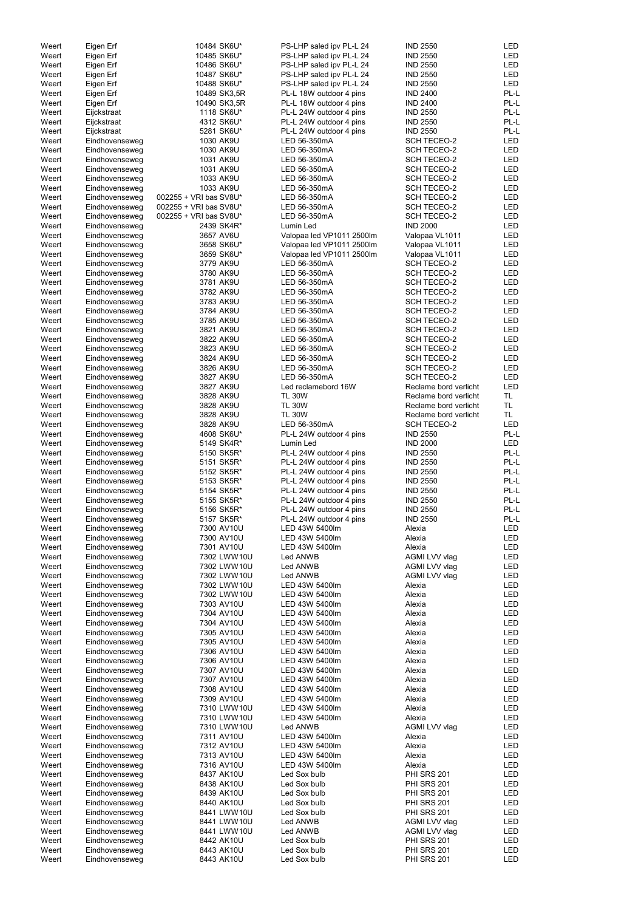| | | | | | |
|---|---|---|---|---|---|
| Weert | Eigen Erf | 10484 SK6U* | PS-LHP saled ipv PL-L 24 | IND 2550 | LED |
| Weert | Eigen Erf | 10485 SK6U* | PS-LHP saled ipv PL-L 24 | IND 2550 | LED |
| Weert | Eigen Erf | 10486 SK6U* | PS-LHP saled ipv PL-L 24 | IND 2550 | LED |
| Weert | Eigen Erf | 10487 SK6U* | PS-LHP saled ipv PL-L 24 | IND 2550 | LED |
| Weert | Eigen Erf | 10488 SK6U* | PS-LHP saled ipv PL-L 24 | IND 2550 | LED |
| Weert | Eigen Erf | 10489 SK3,5R | PL-L 18W outdoor 4 pins | IND 2400 | PL-L |
| Weert | Eigen Erf | 10490 SK3,5R | PL-L 18W outdoor 4 pins | IND 2400 | PL-L |
| Weert | Eijckstraat | 1118 SK6U* | PL-L 24W outdoor 4 pins | IND 2550 | PL-L |
| Weert | Eijckstraat | 4312 SK6U* | PL-L 24W outdoor 4 pins | IND 2550 | PL-L |
| Weert | Eijckstraat | 5281 SK6U* | PL-L 24W outdoor 4 pins | IND 2550 | PL-L |
| Weert | Eindhovenseweg | 1030 AK9U | LED 56-350mA | SCH TECEO-2 | LED |
| Weert | Eindhovenseweg | 1030 AK9U | LED 56-350mA | SCH TECEO-2 | LED |
| Weert | Eindhovenseweg | 1031 AK9U | LED 56-350mA | SCH TECEO-2 | LED |
| Weert | Eindhovenseweg | 1031 AK9U | LED 56-350mA | SCH TECEO-2 | LED |
| Weert | Eindhovenseweg | 1033 AK9U | LED 56-350mA | SCH TECEO-2 | LED |
| Weert | Eindhovenseweg | 1033 AK9U | LED 56-350mA | SCH TECEO-2 | LED |
| Weert | Eindhovenseweg | 002255 + VRI bas SV8U* | LED 56-350mA | SCH TECEO-2 | LED |
| Weert | Eindhovenseweg | 002255 + VRI bas SV8U* | LED 56-350mA | SCH TECEO-2 | LED |
| Weert | Eindhovenseweg | 002255 + VRI bas SV8U* | LED 56-350mA | SCH TECEO-2 | LED |
| Weert | Eindhovenseweg | 2439 SK4R* | Lumin Led | IND 2000 | LED |
| Weert | Eindhovenseweg | 3657 AV6U | Valopaa led VP1011 2500lm | Valopaa VL1011 | LED |
| Weert | Eindhovenseweg | 3658 SK6U* | Valopaa led VP1011 2500lm | Valopaa VL1011 | LED |
| Weert | Eindhovenseweg | 3659 SK6U* | Valopaa led VP1011 2500lm | Valopaa VL1011 | LED |
| Weert | Eindhovenseweg | 3779 AK9U | LED 56-350mA | SCH TECEO-2 | LED |
| Weert | Eindhovenseweg | 3780 AK9U | LED 56-350mA | SCH TECEO-2 | LED |
| Weert | Eindhovenseweg | 3781 AK9U | LED 56-350mA | SCH TECEO-2 | LED |
| Weert | Eindhovenseweg | 3782 AK9U | LED 56-350mA | SCH TECEO-2 | LED |
| Weert | Eindhovenseweg | 3783 AK9U | LED 56-350mA | SCH TECEO-2 | LED |
| Weert | Eindhovenseweg | 3784 AK9U | LED 56-350mA | SCH TECEO-2 | LED |
| Weert | Eindhovenseweg | 3785 AK9U | LED 56-350mA | SCH TECEO-2 | LED |
| Weert | Eindhovenseweg | 3821 AK9U | LED 56-350mA | SCH TECEO-2 | LED |
| Weert | Eindhovenseweg | 3822 AK9U | LED 56-350mA | SCH TECEO-2 | LED |
| Weert | Eindhovenseweg | 3823 AK9U | LED 56-350mA | SCH TECEO-2 | LED |
| Weert | Eindhovenseweg | 3824 AK9U | LED 56-350mA | SCH TECEO-2 | LED |
| Weert | Eindhovenseweg | 3826 AK9U | LED 56-350mA | SCH TECEO-2 | LED |
| Weert | Eindhovenseweg | 3827 AK9U | LED 56-350mA | SCH TECEO-2 | LED |
| Weert | Eindhovenseweg | 3827 AK9U | Led reclamebord 16W | Reclame bord verlicht | LED |
| Weert | Eindhovenseweg | 3828 AK9U | TL 30W | Reclame bord verlicht | TL |
| Weert | Eindhovenseweg | 3828 AK9U | TL 30W | Reclame bord verlicht | TL |
| Weert | Eindhovenseweg | 3828 AK9U | TL 30W | Reclame bord verlicht | TL |
| Weert | Eindhovenseweg | 3828 AK9U | LED 56-350mA | SCH TECEO-2 | LED |
| Weert | Eindhovenseweg | 4608 SK6U* | PL-L 24W outdoor 4 pins | IND 2550 | PL-L |
| Weert | Eindhovenseweg | 5149 SK4R* | Lumin Led | IND 2000 | LED |
| Weert | Eindhovenseweg | 5150 SK5R* | PL-L 24W outdoor 4 pins | IND 2550 | PL-L |
| Weert | Eindhovenseweg | 5151 SK5R* | PL-L 24W outdoor 4 pins | IND 2550 | PL-L |
| Weert | Eindhovenseweg | 5152 SK5R* | PL-L 24W outdoor 4 pins | IND 2550 | PL-L |
| Weert | Eindhovenseweg | 5153 SK5R* | PL-L 24W outdoor 4 pins | IND 2550 | PL-L |
| Weert | Eindhovenseweg | 5154 SK5R* | PL-L 24W outdoor 4 pins | IND 2550 | PL-L |
| Weert | Eindhovenseweg | 5155 SK5R* | PL-L 24W outdoor 4 pins | IND 2550 | PL-L |
| Weert | Eindhovenseweg | 5156 SK5R* | PL-L 24W outdoor 4 pins | IND 2550 | PL-L |
| Weert | Eindhovenseweg | 5157 SK5R* | PL-L 24W outdoor 4 pins | IND 2550 | PL-L |
| Weert | Eindhovenseweg | 7300 AV10U | LED 43W 5400lm | Alexia | LED |
| Weert | Eindhovenseweg | 7300 AV10U | LED 43W 5400lm | Alexia | LED |
| Weert | Eindhovenseweg | 7301 AV10U | LED 43W 5400lm | Alexia | LED |
| Weert | Eindhovenseweg | 7302 LWW10U | Led ANWB | AGMI LVV vlag | LED |
| Weert | Eindhovenseweg | 7302 LWW10U | Led ANWB | AGMI LVV vlag | LED |
| Weert | Eindhovenseweg | 7302 LWW10U | Led ANWB | AGMI LVV vlag | LED |
| Weert | Eindhovenseweg | 7302 LWW10U | LED 43W 5400lm | Alexia | LED |
| Weert | Eindhovenseweg | 7302 LWW10U | LED 43W 5400lm | Alexia | LED |
| Weert | Eindhovenseweg | 7303 AV10U | LED 43W 5400lm | Alexia | LED |
| Weert | Eindhovenseweg | 7304 AV10U | LED 43W 5400lm | Alexia | LED |
| Weert | Eindhovenseweg | 7304 AV10U | LED 43W 5400lm | Alexia | LED |
| Weert | Eindhovenseweg | 7305 AV10U | LED 43W 5400lm | Alexia | LED |
| Weert | Eindhovenseweg | 7305 AV10U | LED 43W 5400lm | Alexia | LED |
| Weert | Eindhovenseweg | 7306 AV10U | LED 43W 5400lm | Alexia | LED |
| Weert | Eindhovenseweg | 7306 AV10U | LED 43W 5400lm | Alexia | LED |
| Weert | Eindhovenseweg | 7307 AV10U | LED 43W 5400lm | Alexia | LED |
| Weert | Eindhovenseweg | 7307 AV10U | LED 43W 5400lm | Alexia | LED |
| Weert | Eindhovenseweg | 7308 AV10U | LED 43W 5400lm | Alexia | LED |
| Weert | Eindhovenseweg | 7309 AV10U | LED 43W 5400lm | Alexia | LED |
| Weert | Eindhovenseweg | 7310 LWW10U | LED 43W 5400lm | Alexia | LED |
| Weert | Eindhovenseweg | 7310 LWW10U | LED 43W 5400lm | Alexia | LED |
| Weert | Eindhovenseweg | 7310 LWW10U | Led ANWB | AGMI LVV vlag | LED |
| Weert | Eindhovenseweg | 7311 AV10U | LED 43W 5400lm | Alexia | LED |
| Weert | Eindhovenseweg | 7312 AV10U | LED 43W 5400lm | Alexia | LED |
| Weert | Eindhovenseweg | 7313 AV10U | LED 43W 5400lm | Alexia | LED |
| Weert | Eindhovenseweg | 7316 AV10U | LED 43W 5400lm | Alexia | LED |
| Weert | Eindhovenseweg | 8437 AK10U | Led Sox bulb | PHI SRS 201 | LED |
| Weert | Eindhovenseweg | 8438 AK10U | Led Sox bulb | PHI SRS 201 | LED |
| Weert | Eindhovenseweg | 8439 AK10U | Led Sox bulb | PHI SRS 201 | LED |
| Weert | Eindhovenseweg | 8440 AK10U | Led Sox bulb | PHI SRS 201 | LED |
| Weert | Eindhovenseweg | 8441 LWW10U | Led Sox bulb | PHI SRS 201 | LED |
| Weert | Eindhovenseweg | 8441 LWW10U | Led ANWB | AGMI LVV vlag | LED |
| Weert | Eindhovenseweg | 8441 LWW10U | Led ANWB | AGMI LVV vlag | LED |
| Weert | Eindhovenseweg | 8442 AK10U | Led Sox bulb | PHI SRS 201 | LED |
| Weert | Eindhovenseweg | 8443 AK10U | Led Sox bulb | PHI SRS 201 | LED |
| Weert | Eindhovenseweg | 8443 AK10U | Led Sox bulb | PHI SRS 201 | LED |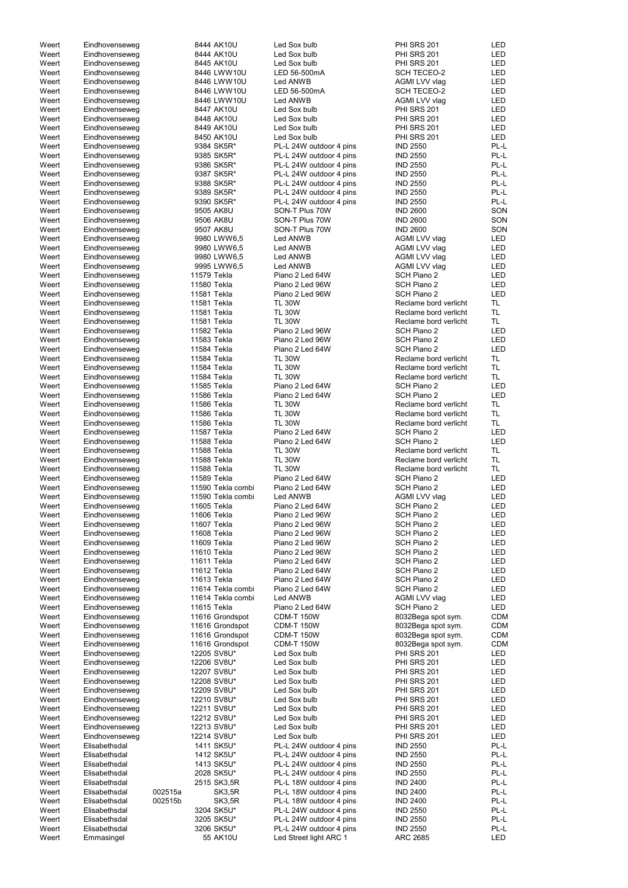| | | | | | | |
|---|---|---|---|---|---|---|
| Weert | Eindhovenseweg | | 8444 AK10U | Led Sox bulb | PHI SRS 201 | LED |
| Weert | Eindhovenseweg | | 8444 AK10U | Led Sox bulb | PHI SRS 201 | LED |
| Weert | Eindhovenseweg | | 8445 AK10U | Led Sox bulb | PHI SRS 201 | LED |
| Weert | Eindhovenseweg | | 8446 LWW10U | LED 56-500mA | SCH TECEO-2 | LED |
| Weert | Eindhovenseweg | | 8446 LWW10U | Led ANWB | AGMI LVV vlag | LED |
| Weert | Eindhovenseweg | | 8446 LWW10U | LED 56-500mA | SCH TECEO-2 | LED |
| Weert | Eindhovenseweg | | 8446 LWW10U | Led ANWB | AGMI LVV vlag | LED |
| Weert | Eindhovenseweg | | 8447 AK10U | Led Sox bulb | PHI SRS 201 | LED |
| Weert | Eindhovenseweg | | 8448 AK10U | Led Sox bulb | PHI SRS 201 | LED |
| Weert | Eindhovenseweg | | 8449 AK10U | Led Sox bulb | PHI SRS 201 | LED |
| Weert | Eindhovenseweg | | 8450 AK10U | Led Sox bulb | PHI SRS 201 | LED |
| Weert | Eindhovenseweg | | 9384 SK5R* | PL-L 24W outdoor 4 pins | IND 2550 | PL-L |
| Weert | Eindhovenseweg | | 9385 SK5R* | PL-L 24W outdoor 4 pins | IND 2550 | PL-L |
| Weert | Eindhovenseweg | | 9386 SK5R* | PL-L 24W outdoor 4 pins | IND 2550 | PL-L |
| Weert | Eindhovenseweg | | 9387 SK5R* | PL-L 24W outdoor 4 pins | IND 2550 | PL-L |
| Weert | Eindhovenseweg | | 9388 SK5R* | PL-L 24W outdoor 4 pins | IND 2550 | PL-L |
| Weert | Eindhovenseweg | | 9389 SK5R* | PL-L 24W outdoor 4 pins | IND 2550 | PL-L |
| Weert | Eindhovenseweg | | 9390 SK5R* | PL-L 24W outdoor 4 pins | IND 2550 | PL-L |
| Weert | Eindhovenseweg | | 9505 AK8U | SON-T Plus 70W | IND 2600 | SON |
| Weert | Eindhovenseweg | | 9506 AK8U | SON-T Plus 70W | IND 2600 | SON |
| Weert | Eindhovenseweg | | 9507 AK8U | SON-T Plus 70W | IND 2600 | SON |
| Weert | Eindhovenseweg | | 9980 LWW6,5 | Led ANWB | AGMI LVV vlag | LED |
| Weert | Eindhovenseweg | | 9980 LWW6,5 | Led ANWB | AGMI LVV vlag | LED |
| Weert | Eindhovenseweg | | 9980 LWW6,5 | Led ANWB | AGMI LVV vlag | LED |
| Weert | Eindhovenseweg | | 9995 LWW6,5 | Led ANWB | AGMI LVV vlag | LED |
| Weert | Eindhovenseweg | | 11579 Tekla | Piano 2 Led 64W | SCH Piano 2 | LED |
| Weert | Eindhovenseweg | | 11580 Tekla | Piano 2 Led 96W | SCH Piano 2 | LED |
| Weert | Eindhovenseweg | | 11581 Tekla | Piano 2 Led 96W | SCH Piano 2 | LED |
| Weert | Eindhovenseweg | | 11581 Tekla | TL 30W | Reclame bord verlicht | TL |
| Weert | Eindhovenseweg | | 11581 Tekla | TL 30W | Reclame bord verlicht | TL |
| Weert | Eindhovenseweg | | 11581 Tekla | TL 30W | Reclame bord verlicht | TL |
| Weert | Eindhovenseweg | | 11582 Tekla | Piano 2 Led 96W | SCH Piano 2 | LED |
| Weert | Eindhovenseweg | | 11583 Tekla | Piano 2 Led 96W | SCH Piano 2 | LED |
| Weert | Eindhovenseweg | | 11584 Tekla | Piano 2 Led 64W | SCH Piano 2 | LED |
| Weert | Eindhovenseweg | | 11584 Tekla | TL 30W | Reclame bord verlicht | TL |
| Weert | Eindhovenseweg | | 11584 Tekla | TL 30W | Reclame bord verlicht | TL |
| Weert | Eindhovenseweg | | 11584 Tekla | TL 30W | Reclame bord verlicht | TL |
| Weert | Eindhovenseweg | | 11585 Tekla | Piano 2 Led 64W | SCH Piano 2 | LED |
| Weert | Eindhovenseweg | | 11586 Tekla | Piano 2 Led 64W | SCH Piano 2 | LED |
| Weert | Eindhovenseweg | | 11586 Tekla | TL 30W | Reclame bord verlicht | TL |
| Weert | Eindhovenseweg | | 11586 Tekla | TL 30W | Reclame bord verlicht | TL |
| Weert | Eindhovenseweg | | 11586 Tekla | TL 30W | Reclame bord verlicht | TL |
| Weert | Eindhovenseweg | | 11587 Tekla | Piano 2 Led 64W | SCH Piano 2 | LED |
| Weert | Eindhovenseweg | | 11588 Tekla | Piano 2 Led 64W | SCH Piano 2 | LED |
| Weert | Eindhovenseweg | | 11588 Tekla | TL 30W | Reclame bord verlicht | TL |
| Weert | Eindhovenseweg | | 11588 Tekla | TL 30W | Reclame bord verlicht | TL |
| Weert | Eindhovenseweg | | 11588 Tekla | TL 30W | Reclame bord verlicht | TL |
| Weert | Eindhovenseweg | | 11589 Tekla | Piano 2 Led 64W | SCH Piano 2 | LED |
| Weert | Eindhovenseweg | | 11590 Tekla combi | Piano 2 Led 64W | SCH Piano 2 | LED |
| Weert | Eindhovenseweg | | 11590 Tekla combi | Led ANWB | AGMI LVV vlag | LED |
| Weert | Eindhovenseweg | | 11605 Tekla | Piano 2 Led 64W | SCH Piano 2 | LED |
| Weert | Eindhovenseweg | | 11606 Tekla | Piano 2 Led 96W | SCH Piano 2 | LED |
| Weert | Eindhovenseweg | | 11607 Tekla | Piano 2 Led 96W | SCH Piano 2 | LED |
| Weert | Eindhovenseweg | | 11608 Tekla | Piano 2 Led 96W | SCH Piano 2 | LED |
| Weert | Eindhovenseweg | | 11609 Tekla | Piano 2 Led 96W | SCH Piano 2 | LED |
| Weert | Eindhovenseweg | | 11610 Tekla | Piano 2 Led 96W | SCH Piano 2 | LED |
| Weert | Eindhovenseweg | | 11611 Tekla | Piano 2 Led 64W | SCH Piano 2 | LED |
| Weert | Eindhovenseweg | | 11612 Tekla | Piano 2 Led 64W | SCH Piano 2 | LED |
| Weert | Eindhovenseweg | | 11613 Tekla | Piano 2 Led 64W | SCH Piano 2 | LED |
| Weert | Eindhovenseweg | | 11614 Tekla combi | Piano 2 Led 64W | SCH Piano 2 | LED |
| Weert | Eindhovenseweg | | 11614 Tekla combi | Led ANWB | AGMI LVV vlag | LED |
| Weert | Eindhovenseweg | | 11615 Tekla | Piano 2 Led 64W | SCH Piano 2 | LED |
| Weert | Eindhovenseweg | | 11616 Grondspot | CDM-T 150W | 8032Bega spot sym. | CDM |
| Weert | Eindhovenseweg | | 11616 Grondspot | CDM-T 150W | 8032Bega spot sym. | CDM |
| Weert | Eindhovenseweg | | 11616 Grondspot | CDM-T 150W | 8032Bega spot sym. | CDM |
| Weert | Eindhovenseweg | | 11616 Grondspot | CDM-T 150W | 8032Bega spot sym. | CDM |
| Weert | Eindhovenseweg | | 12205 SV8U* | Led Sox bulb | PHI SRS 201 | LED |
| Weert | Eindhovenseweg | | 12206 SV8U* | Led Sox bulb | PHI SRS 201 | LED |
| Weert | Eindhovenseweg | | 12207 SV8U* | Led Sox bulb | PHI SRS 201 | LED |
| Weert | Eindhovenseweg | | 12208 SV8U* | Led Sox bulb | PHI SRS 201 | LED |
| Weert | Eindhovenseweg | | 12209 SV8U* | Led Sox bulb | PHI SRS 201 | LED |
| Weert | Eindhovenseweg | | 12210 SV8U* | Led Sox bulb | PHI SRS 201 | LED |
| Weert | Eindhovenseweg | | 12211 SV8U* | Led Sox bulb | PHI SRS 201 | LED |
| Weert | Eindhovenseweg | | 12212 SV8U* | Led Sox bulb | PHI SRS 201 | LED |
| Weert | Eindhovenseweg | | 12213 SV8U* | Led Sox bulb | PHI SRS 201 | LED |
| Weert | Eindhovenseweg | | 12214 SV8U* | Led Sox bulb | PHI SRS 201 | LED |
| Weert | Elisabethsdal | | 1411 SK5U* | PL-L 24W outdoor 4 pins | IND 2550 | PL-L |
| Weert | Elisabethsdal | | 1412 SK5U* | PL-L 24W outdoor 4 pins | IND 2550 | PL-L |
| Weert | Elisabethsdal | | 1413 SK5U* | PL-L 24W outdoor 4 pins | IND 2550 | PL-L |
| Weert | Elisabethsdal | | 2028 SK5U* | PL-L 24W outdoor 4 pins | IND 2550 | PL-L |
| Weert | Elisabethsdal | | 2515 SK3,5R | PL-L 18W outdoor 4 pins | IND 2400 | PL-L |
| Weert | Elisabethsdal | 002515a | SK3,5R | PL-L 18W outdoor 4 pins | IND 2400 | PL-L |
| Weert | Elisabethsdal | 002515b | SK3,5R | PL-L 18W outdoor 4 pins | IND 2400 | PL-L |
| Weert | Elisabethsdal | | 3204 SK5U* | PL-L 24W outdoor 4 pins | IND 2550 | PL-L |
| Weert | Elisabethsdal | | 3205 SK5U* | PL-L 24W outdoor 4 pins | IND 2550 | PL-L |
| Weert | Elisabethsdal | | 3206 SK5U* | PL-L 24W outdoor 4 pins | IND 2550 | PL-L |
| Weert | Emmasingel | | 55 AK10U | Led Street light ARC 1 | ARC 2685 | LED |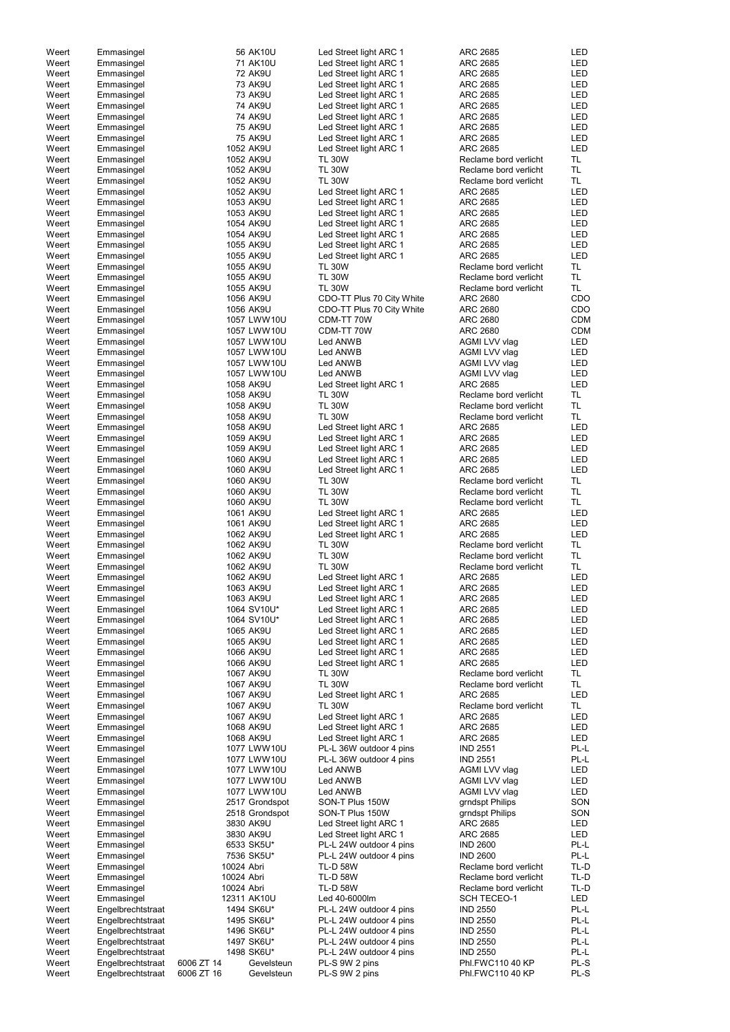| | | | | | | |
|---|---|---|---|---|---|---|
| Weert | Emmasingel | | 56 AK10U | Led Street light ARC 1 | ARC 2685 | LED |
| Weert | Emmasingel | | 71 AK10U | Led Street light ARC 1 | ARC 2685 | LED |
| Weert | Emmasingel | | 72 AK9U | Led Street light ARC 1 | ARC 2685 | LED |
| Weert | Emmasingel | | 73 AK9U | Led Street light ARC 1 | ARC 2685 | LED |
| Weert | Emmasingel | | 73 AK9U | Led Street light ARC 1 | ARC 2685 | LED |
| Weert | Emmasingel | | 74 AK9U | Led Street light ARC 1 | ARC 2685 | LED |
| Weert | Emmasingel | | 74 AK9U | Led Street light ARC 1 | ARC 2685 | LED |
| Weert | Emmasingel | | 75 AK9U | Led Street light ARC 1 | ARC 2685 | LED |
| Weert | Emmasingel | | 75 AK9U | Led Street light ARC 1 | ARC 2685 | LED |
| Weert | Emmasingel | | 1052 AK9U | Led Street light ARC 1 | ARC 2685 | LED |
| Weert | Emmasingel | | 1052 AK9U | TL 30W | Reclame bord verlicht | TL |
| Weert | Emmasingel | | 1052 AK9U | TL 30W | Reclame bord verlicht | TL |
| Weert | Emmasingel | | 1052 AK9U | TL 30W | Reclame bord verlicht | TL |
| Weert | Emmasingel | | 1052 AK9U | Led Street light ARC 1 | ARC 2685 | LED |
| Weert | Emmasingel | | 1053 AK9U | Led Street light ARC 1 | ARC 2685 | LED |
| Weert | Emmasingel | | 1053 AK9U | Led Street light ARC 1 | ARC 2685 | LED |
| Weert | Emmasingel | | 1054 AK9U | Led Street light ARC 1 | ARC 2685 | LED |
| Weert | Emmasingel | | 1054 AK9U | Led Street light ARC 1 | ARC 2685 | LED |
| Weert | Emmasingel | | 1055 AK9U | Led Street light ARC 1 | ARC 2685 | LED |
| Weert | Emmasingel | | 1055 AK9U | Led Street light ARC 1 | ARC 2685 | LED |
| Weert | Emmasingel | | 1055 AK9U | TL 30W | Reclame bord verlicht | TL |
| Weert | Emmasingel | | 1055 AK9U | TL 30W | Reclame bord verlicht | TL |
| Weert | Emmasingel | | 1055 AK9U | TL 30W | Reclame bord verlicht | TL |
| Weert | Emmasingel | | 1056 AK9U | CDO-TT Plus 70 City White | ARC 2680 | CDO |
| Weert | Emmasingel | | 1056 AK9U | CDO-TT Plus 70 City White | ARC 2680 | CDO |
| Weert | Emmasingel | | 1057 LWW10U | CDM-TT 70W | ARC 2680 | CDM |
| Weert | Emmasingel | | 1057 LWW10U | CDM-TT 70W | ARC 2680 | CDM |
| Weert | Emmasingel | | 1057 LWW10U | Led ANWB | AGMI LVV vlag | LED |
| Weert | Emmasingel | | 1057 LWW10U | Led ANWB | AGMI LVV vlag | LED |
| Weert | Emmasingel | | 1057 LWW10U | Led ANWB | AGMI LVV vlag | LED |
| Weert | Emmasingel | | 1057 LWW10U | Led ANWB | AGMI LVV vlag | LED |
| Weert | Emmasingel | | 1058 AK9U | Led Street light ARC 1 | ARC 2685 | LED |
| Weert | Emmasingel | | 1058 AK9U | TL 30W | Reclame bord verlicht | TL |
| Weert | Emmasingel | | 1058 AK9U | TL 30W | Reclame bord verlicht | TL |
| Weert | Emmasingel | | 1058 AK9U | TL 30W | Reclame bord verlicht | TL |
| Weert | Emmasingel | | 1058 AK9U | Led Street light ARC 1 | ARC 2685 | LED |
| Weert | Emmasingel | | 1059 AK9U | Led Street light ARC 1 | ARC 2685 | LED |
| Weert | Emmasingel | | 1059 AK9U | Led Street light ARC 1 | ARC 2685 | LED |
| Weert | Emmasingel | | 1060 AK9U | Led Street light ARC 1 | ARC 2685 | LED |
| Weert | Emmasingel | | 1060 AK9U | Led Street light ARC 1 | ARC 2685 | LED |
| Weert | Emmasingel | | 1060 AK9U | TL 30W | Reclame bord verlicht | TL |
| Weert | Emmasingel | | 1060 AK9U | TL 30W | Reclame bord verlicht | TL |
| Weert | Emmasingel | | 1060 AK9U | TL 30W | Reclame bord verlicht | TL |
| Weert | Emmasingel | | 1061 AK9U | Led Street light ARC 1 | ARC 2685 | LED |
| Weert | Emmasingel | | 1061 AK9U | Led Street light ARC 1 | ARC 2685 | LED |
| Weert | Emmasingel | | 1062 AK9U | Led Street light ARC 1 | ARC 2685 | LED |
| Weert | Emmasingel | | 1062 AK9U | TL 30W | Reclame bord verlicht | TL |
| Weert | Emmasingel | | 1062 AK9U | TL 30W | Reclame bord verlicht | TL |
| Weert | Emmasingel | | 1062 AK9U | TL 30W | Reclame bord verlicht | TL |
| Weert | Emmasingel | | 1062 AK9U | Led Street light ARC 1 | ARC 2685 | LED |
| Weert | Emmasingel | | 1063 AK9U | Led Street light ARC 1 | ARC 2685 | LED |
| Weert | Emmasingel | | 1063 AK9U | Led Street light ARC 1 | ARC 2685 | LED |
| Weert | Emmasingel | | 1064 SV10U* | Led Street light ARC 1 | ARC 2685 | LED |
| Weert | Emmasingel | | 1064 SV10U* | Led Street light ARC 1 | ARC 2685 | LED |
| Weert | Emmasingel | | 1065 AK9U | Led Street light ARC 1 | ARC 2685 | LED |
| Weert | Emmasingel | | 1065 AK9U | Led Street light ARC 1 | ARC 2685 | LED |
| Weert | Emmasingel | | 1066 AK9U | Led Street light ARC 1 | ARC 2685 | LED |
| Weert | Emmasingel | | 1066 AK9U | Led Street light ARC 1 | ARC 2685 | LED |
| Weert | Emmasingel | | 1067 AK9U | TL 30W | Reclame bord verlicht | TL |
| Weert | Emmasingel | | 1067 AK9U | TL 30W | Reclame bord verlicht | TL |
| Weert | Emmasingel | | 1067 AK9U | Led Street light ARC 1 | ARC 2685 | LED |
| Weert | Emmasingel | | 1067 AK9U | TL 30W | Reclame bord verlicht | TL |
| Weert | Emmasingel | | 1067 AK9U | Led Street light ARC 1 | ARC 2685 | LED |
| Weert | Emmasingel | | 1068 AK9U | Led Street light ARC 1 | ARC 2685 | LED |
| Weert | Emmasingel | | 1068 AK9U | Led Street light ARC 1 | ARC 2685 | LED |
| Weert | Emmasingel | | 1077 LWW10U | PL-L 36W outdoor 4 pins | IND 2551 | PL-L |
| Weert | Emmasingel | | 1077 LWW10U | PL-L 36W outdoor 4 pins | IND 2551 | PL-L |
| Weert | Emmasingel | | 1077 LWW10U | Led ANWB | AGMI LVV vlag | LED |
| Weert | Emmasingel | | 1077 LWW10U | Led ANWB | AGMI LVV vlag | LED |
| Weert | Emmasingel | | 1077 LWW10U | Led ANWB | AGMI LVV vlag | LED |
| Weert | Emmasingel | | 2517 Grondspot | SON-T Plus 150W | grndspt Philips | SON |
| Weert | Emmasingel | | 2518 Grondspot | SON-T Plus 150W | grndspt Philips | SON |
| Weert | Emmasingel | | 3830 AK9U | Led Street light ARC 1 | ARC 2685 | LED |
| Weert | Emmasingel | | 3830 AK9U | Led Street light ARC 1 | ARC 2685 | LED |
| Weert | Emmasingel | | 6533 SK5U* | PL-L 24W outdoor 4 pins | IND 2600 | PL-L |
| Weert | Emmasingel | | 7536 SK5U* | PL-L 24W outdoor 4 pins | IND 2600 | PL-L |
| Weert | Emmasingel | | 10024 Abri | TL-D 58W | Reclame bord verlicht | TL-D |
| Weert | Emmasingel | | 10024 Abri | TL-D 58W | Reclame bord verlicht | TL-D |
| Weert | Emmasingel | | 10024 Abri | TL-D 58W | Reclame bord verlicht | TL-D |
| Weert | Emmasingel | | 12311 AK10U | Led 40-6000lm | SCH TECEO-1 | LED |
| Weert | Engelbrechtstraat | | 1494 SK6U* | PL-L 24W outdoor 4 pins | IND 2550 | PL-L |
| Weert | Engelbrechtstraat | | 1495 SK6U* | PL-L 24W outdoor 4 pins | IND 2550 | PL-L |
| Weert | Engelbrechtstraat | | 1496 SK6U* | PL-L 24W outdoor 4 pins | IND 2550 | PL-L |
| Weert | Engelbrechtstraat | | 1497 SK6U* | PL-L 24W outdoor 4 pins | IND 2550 | PL-L |
| Weert | Engelbrechtstraat | | 1498 SK6U* | PL-L 24W outdoor 4 pins | IND 2550 | PL-L |
| Weert | Engelbrechtstraat | 6006 ZT 14 | Gevelsteun | PL-S 9W 2 pins | Phl.FWC110 40 KP | PL-S |
| Weert | Engelbrechtstraat | 6006 ZT 16 | Gevelsteun | PL-S 9W 2 pins | Phl.FWC110 40 KP | PL-S |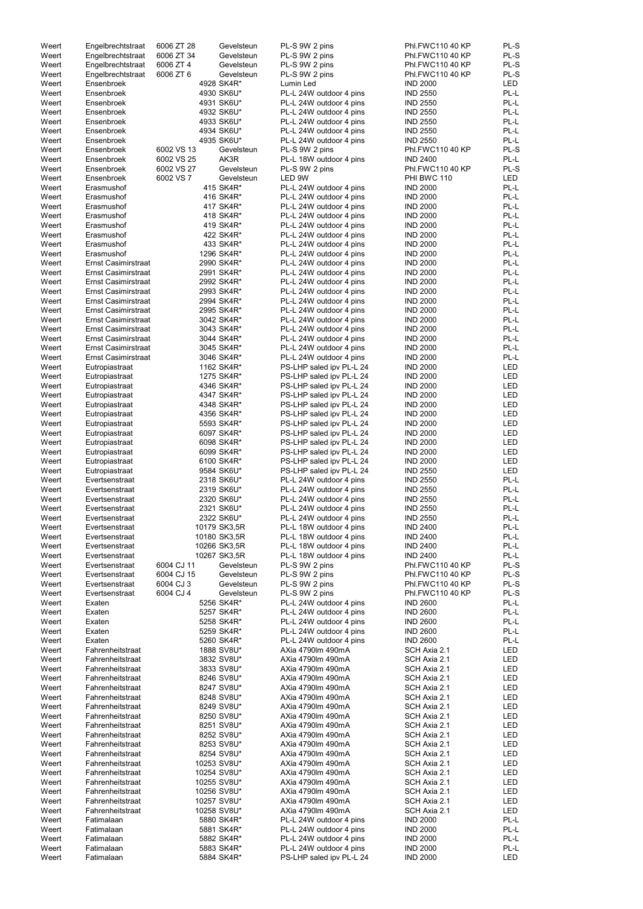| | | | | | | |
|---|---|---|---|---|---|---|
| Weert | Engelbrechtstraat | 6006 ZT 28 | Gevelsteun | PL-S 9W 2 pins | Phl.FWC110 40 KP | PL-S |
| Weert | Engelbrechtstraat | 6006 ZT 34 | Gevelsteun | PL-S 9W 2 pins | Phl.FWC110 40 KP | PL-S |
| Weert | Engelbrechtstraat | 6006 ZT 4 | Gevelsteun | PL-S 9W 2 pins | Phl.FWC110 40 KP | PL-S |
| Weert | Engelbrechtstraat | 6006 ZT 6 | Gevelsteun | PL-S 9W 2 pins | Phl.FWC110 40 KP | PL-S |
| Weert | Ensenbroek | | 4928 SK4R* | Lumin Led | IND 2000 | LED |
| Weert | Ensenbroek | | 4930 SK6U* | PL-L 24W outdoor 4 pins | IND 2550 | PL-L |
| Weert | Ensenbroek | | 4931 SK6U* | PL-L 24W outdoor 4 pins | IND 2550 | PL-L |
| Weert | Ensenbroek | | 4932 SK6U* | PL-L 24W outdoor 4 pins | IND 2550 | PL-L |
| Weert | Ensenbroek | | 4933 SK6U* | PL-L 24W outdoor 4 pins | IND 2550 | PL-L |
| Weert | Ensenbroek | | 4934 SK6U* | PL-L 24W outdoor 4 pins | IND 2550 | PL-L |
| Weert | Ensenbroek | | 4935 SK6U* | PL-L 24W outdoor 4 pins | IND 2550 | PL-L |
| Weert | Ensenbroek | 6002 VS 13 | Gevelsteun | PL-S 9W 2 pins | Phl.FWC110 40 KP | PL-S |
| Weert | Ensenbroek | 6002 VS 25 | AK3R | PL-L 18W outdoor 4 pins | IND 2400 | PL-L |
| Weert | Ensenbroek | 6002 VS 27 | Gevelsteun | PL-S 9W 2 pins | Phl.FWC110 40 KP | PL-S |
| Weert | Ensenbroek | 6002 VS 7 | Gevelsteun | LED 9W | PHI BWC 110 | LED |
| Weert | Erasmushof | | 415 SK4R* | PL-L 24W outdoor 4 pins | IND 2000 | PL-L |
| Weert | Erasmushof | | 416 SK4R* | PL-L 24W outdoor 4 pins | IND 2000 | PL-L |
| Weert | Erasmushof | | 417 SK4R* | PL-L 24W outdoor 4 pins | IND 2000 | PL-L |
| Weert | Erasmushof | | 418 SK4R* | PL-L 24W outdoor 4 pins | IND 2000 | PL-L |
| Weert | Erasmushof | | 419 SK4R* | PL-L 24W outdoor 4 pins | IND 2000 | PL-L |
| Weert | Erasmushof | | 422 SK4R* | PL-L 24W outdoor 4 pins | IND 2000 | PL-L |
| Weert | Erasmushof | | 433 SK4R* | PL-L 24W outdoor 4 pins | IND 2000 | PL-L |
| Weert | Erasmushof | | 1296 SK4R* | PL-L 24W outdoor 4 pins | IND 2000 | PL-L |
| Weert | Ernst Casimirstraat | | 2990 SK4R* | PL-L 24W outdoor 4 pins | IND 2000 | PL-L |
| Weert | Ernst Casimirstraat | | 2991 SK4R* | PL-L 24W outdoor 4 pins | IND 2000 | PL-L |
| Weert | Ernst Casimirstraat | | 2992 SK4R* | PL-L 24W outdoor 4 pins | IND 2000 | PL-L |
| Weert | Ernst Casimirstraat | | 2993 SK4R* | PL-L 24W outdoor 4 pins | IND 2000 | PL-L |
| Weert | Ernst Casimirstraat | | 2994 SK4R* | PL-L 24W outdoor 4 pins | IND 2000 | PL-L |
| Weert | Ernst Casimirstraat | | 2995 SK4R* | PL-L 24W outdoor 4 pins | IND 2000 | PL-L |
| Weert | Ernst Casimirstraat | | 3042 SK4R* | PL-L 24W outdoor 4 pins | IND 2000 | PL-L |
| Weert | Ernst Casimirstraat | | 3043 SK4R* | PL-L 24W outdoor 4 pins | IND 2000 | PL-L |
| Weert | Ernst Casimirstraat | | 3044 SK4R* | PL-L 24W outdoor 4 pins | IND 2000 | PL-L |
| Weert | Ernst Casimirstraat | | 3045 SK4R* | PL-L 24W outdoor 4 pins | IND 2000 | PL-L |
| Weert | Ernst Casimirstraat | | 3046 SK4R* | PL-L 24W outdoor 4 pins | IND 2000 | PL-L |
| Weert | Eutropiastraat | | 1162 SK4R* | PS-LHP saled ipv PL-L 24 | IND 2000 | LED |
| Weert | Eutropiastraat | | 1275 SK4R* | PS-LHP saled ipv PL-L 24 | IND 2000 | LED |
| Weert | Eutropiastraat | | 4346 SK4R* | PS-LHP saled ipv PL-L 24 | IND 2000 | LED |
| Weert | Eutropiastraat | | 4347 SK4R* | PS-LHP saled ipv PL-L 24 | IND 2000 | LED |
| Weert | Eutropiastraat | | 4348 SK4R* | PS-LHP saled ipv PL-L 24 | IND 2000 | LED |
| Weert | Eutropiastraat | | 4356 SK4R* | PS-LHP saled ipv PL-L 24 | IND 2000 | LED |
| Weert | Eutropiastraat | | 5593 SK4R* | PS-LHP saled ipv PL-L 24 | IND 2000 | LED |
| Weert | Eutropiastraat | | 6097 SK4R* | PS-LHP saled ipv PL-L 24 | IND 2000 | LED |
| Weert | Eutropiastraat | | 6098 SK4R* | PS-LHP saled ipv PL-L 24 | IND 2000 | LED |
| Weert | Eutropiastraat | | 6099 SK4R* | PS-LHP saled ipv PL-L 24 | IND 2000 | LED |
| Weert | Eutropiastraat | | 6100 SK4R* | PS-LHP saled ipv PL-L 24 | IND 2000 | LED |
| Weert | Eutropiastraat | | 9584 SK6U* | PS-LHP saled ipv PL-L 24 | IND 2550 | LED |
| Weert | Evertsenstraat | | 2318 SK6U* | PL-L 24W outdoor 4 pins | IND 2550 | PL-L |
| Weert | Evertsenstraat | | 2319 SK6U* | PL-L 24W outdoor 4 pins | IND 2550 | PL-L |
| Weert | Evertsenstraat | | 2320 SK6U* | PL-L 24W outdoor 4 pins | IND 2550 | PL-L |
| Weert | Evertsenstraat | | 2321 SK6U* | PL-L 24W outdoor 4 pins | IND 2550 | PL-L |
| Weert | Evertsenstraat | | 2322 SK6U* | PL-L 24W outdoor 4 pins | IND 2550 | PL-L |
| Weert | Evertsenstraat | | 10179 SK3,5R | PL-L 18W outdoor 4 pins | IND 2400 | PL-L |
| Weert | Evertsenstraat | | 10180 SK3,5R | PL-L 18W outdoor 4 pins | IND 2400 | PL-L |
| Weert | Evertsenstraat | | 10266 SK3,5R | PL-L 18W outdoor 4 pins | IND 2400 | PL-L |
| Weert | Evertsenstraat | | 10267 SK3,5R | PL-L 18W outdoor 4 pins | IND 2400 | PL-L |
| Weert | Evertsenstraat | 6004 CJ 11 | Gevelsteun | PL-S 9W 2 pins | Phl.FWC110 40 KP | PL-S |
| Weert | Evertsenstraat | 6004 CJ 15 | Gevelsteun | PL-S 9W 2 pins | Phl.FWC110 40 KP | PL-S |
| Weert | Evertsenstraat | 6004 CJ 3 | Gevelsteun | PL-S 9W 2 pins | Phl.FWC110 40 KP | PL-S |
| Weert | Evertsenstraat | 6004 CJ 4 | Gevelsteun | PL-S 9W 2 pins | Phl.FWC110 40 KP | PL-S |
| Weert | Exaten | | 5256 SK4R* | PL-L 24W outdoor 4 pins | IND 2600 | PL-L |
| Weert | Exaten | | 5257 SK4R* | PL-L 24W outdoor 4 pins | IND 2600 | PL-L |
| Weert | Exaten | | 5258 SK4R* | PL-L 24W outdoor 4 pins | IND 2600 | PL-L |
| Weert | Exaten | | 5259 SK4R* | PL-L 24W outdoor 4 pins | IND 2600 | PL-L |
| Weert | Exaten | | 5260 SK4R* | PL-L 24W outdoor 4 pins | IND 2600 | PL-L |
| Weert | Fahrenheitstraat | | 1888 SV8U* | AXia 4790lm 490mA | SCH Axia 2.1 | LED |
| Weert | Fahrenheitstraat | | 3832 SV8U* | AXia 4790lm 490mA | SCH Axia 2.1 | LED |
| Weert | Fahrenheitstraat | | 3833 SV8U* | AXia 4790lm 490mA | SCH Axia 2.1 | LED |
| Weert | Fahrenheitstraat | | 8246 SV8U* | AXia 4790lm 490mA | SCH Axia 2.1 | LED |
| Weert | Fahrenheitstraat | | 8247 SV8U* | AXia 4790lm 490mA | SCH Axia 2.1 | LED |
| Weert | Fahrenheitstraat | | 8248 SV8U* | AXia 4790lm 490mA | SCH Axia 2.1 | LED |
| Weert | Fahrenheitstraat | | 8249 SV8U* | AXia 4790lm 490mA | SCH Axia 2.1 | LED |
| Weert | Fahrenheitstraat | | 8250 SV8U* | AXia 4790lm 490mA | SCH Axia 2.1 | LED |
| Weert | Fahrenheitstraat | | 8251 SV8U* | AXia 4790lm 490mA | SCH Axia 2.1 | LED |
| Weert | Fahrenheitstraat | | 8252 SV8U* | AXia 4790lm 490mA | SCH Axia 2.1 | LED |
| Weert | Fahrenheitstraat | | 8253 SV8U* | AXia 4790lm 490mA | SCH Axia 2.1 | LED |
| Weert | Fahrenheitstraat | | 8254 SV8U* | AXia 4790lm 490mA | SCH Axia 2.1 | LED |
| Weert | Fahrenheitstraat | | 10253 SV8U* | AXia 4790lm 490mA | SCH Axia 2.1 | LED |
| Weert | Fahrenheitstraat | | 10254 SV8U* | AXia 4790lm 490mA | SCH Axia 2.1 | LED |
| Weert | Fahrenheitstraat | | 10255 SV8U* | AXia 4790lm 490mA | SCH Axia 2.1 | LED |
| Weert | Fahrenheitstraat | | 10256 SV8U* | AXia 4790lm 490mA | SCH Axia 2.1 | LED |
| Weert | Fahrenheitstraat | | 10257 SV8U* | AXia 4790lm 490mA | SCH Axia 2.1 | LED |
| Weert | Fahrenheitstraat | | 10258 SV8U* | AXia 4790lm 490mA | SCH Axia 2.1 | LED |
| Weert | Fatimalaan | | 5880 SK4R* | PL-L 24W outdoor 4 pins | IND 2000 | PL-L |
| Weert | Fatimalaan | | 5881 SK4R* | PL-L 24W outdoor 4 pins | IND 2000 | PL-L |
| Weert | Fatimalaan | | 5882 SK4R* | PL-L 24W outdoor 4 pins | IND 2000 | PL-L |
| Weert | Fatimalaan | | 5883 SK4R* | PL-L 24W outdoor 4 pins | IND 2000 | PL-L |
| Weert | Fatimalaan | | 5884 SK4R* | PS-LHP saled ipv PL-L 24 | IND 2000 | LED |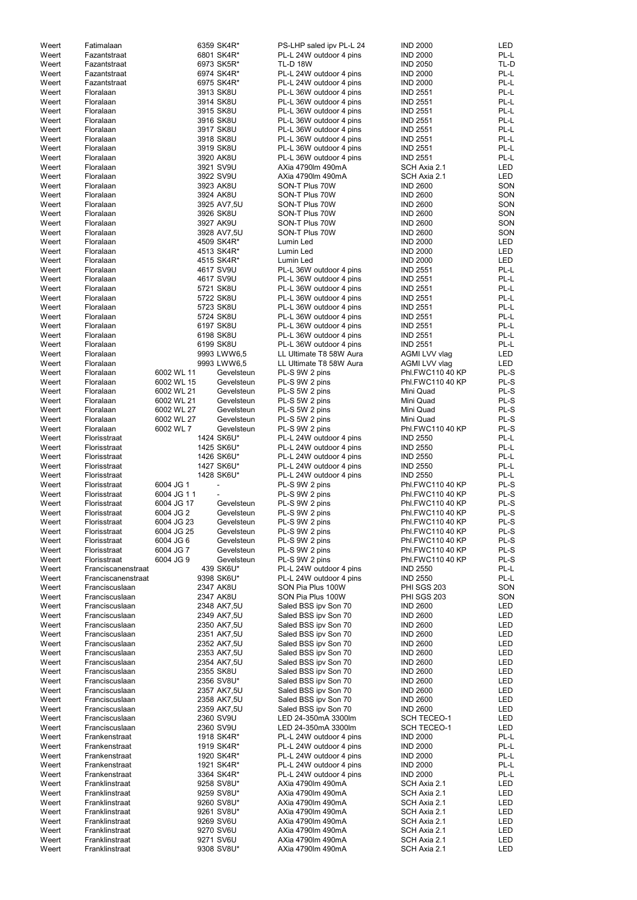| | | | | | | |
|---|---|---|---|---|---|---|
| Weert | Fatimalaan | | 6359 SK4R* | PS-LHP saled ipv PL-L 24 | IND 2000 | LED |
| Weert | Fazantstraat | | 6801 SK4R* | PL-L 24W outdoor 4 pins | IND 2000 | PL-L |
| Weert | Fazantstraat | | 6973 SK5R* | TL-D 18W | IND 2050 | TL-D |
| Weert | Fazantstraat | | 6974 SK4R* | PL-L 24W outdoor 4 pins | IND 2000 | PL-L |
| Weert | Fazantstraat | | 6975 SK4R* | PL-L 24W outdoor 4 pins | IND 2000 | PL-L |
| Weert | Floralaan | | 3913 SK8U | PL-L 36W outdoor 4 pins | IND 2551 | PL-L |
| Weert | Floralaan | | 3914 SK8U | PL-L 36W outdoor 4 pins | IND 2551 | PL-L |
| Weert | Floralaan | | 3915 SK8U | PL-L 36W outdoor 4 pins | IND 2551 | PL-L |
| Weert | Floralaan | | 3916 SK8U | PL-L 36W outdoor 4 pins | IND 2551 | PL-L |
| Weert | Floralaan | | 3917 SK8U | PL-L 36W outdoor 4 pins | IND 2551 | PL-L |
| Weert | Floralaan | | 3918 SK8U | PL-L 36W outdoor 4 pins | IND 2551 | PL-L |
| Weert | Floralaan | | 3919 SK8U | PL-L 36W outdoor 4 pins | IND 2551 | PL-L |
| Weert | Floralaan | | 3920 AK8U | PL-L 36W outdoor 4 pins | IND 2551 | PL-L |
| Weert | Floralaan | | 3921 SV9U | AXia 4790lm 490mA | SCH Axia 2.1 | LED |
| Weert | Floralaan | | 3922 SV9U | AXia 4790lm 490mA | SCH Axia 2.1 | LED |
| Weert | Floralaan | | 3923 AK8U | SON-T Plus 70W | IND 2600 | SON |
| Weert | Floralaan | | 3924 AK8U | SON-T Plus 70W | IND 2600 | SON |
| Weert | Floralaan | | 3925 AV7,5U | SON-T Plus 70W | IND 2600 | SON |
| Weert | Floralaan | | 3926 SK8U | SON-T Plus 70W | IND 2600 | SON |
| Weert | Floralaan | | 3927 AK9U | SON-T Plus 70W | IND 2600 | SON |
| Weert | Floralaan | | 3928 AV7,5U | SON-T Plus 70W | IND 2600 | SON |
| Weert | Floralaan | | 4509 SK4R* | Lumin Led | IND 2000 | LED |
| Weert | Floralaan | | 4513 SK4R* | Lumin Led | IND 2000 | LED |
| Weert | Floralaan | | 4515 SK4R* | Lumin Led | IND 2000 | LED |
| Weert | Floralaan | | 4617 SV9U | PL-L 36W outdoor 4 pins | IND 2551 | PL-L |
| Weert | Floralaan | | 4617 SV9U | PL-L 36W outdoor 4 pins | IND 2551 | PL-L |
| Weert | Floralaan | | 5721 SK8U | PL-L 36W outdoor 4 pins | IND 2551 | PL-L |
| Weert | Floralaan | | 5722 SK8U | PL-L 36W outdoor 4 pins | IND 2551 | PL-L |
| Weert | Floralaan | | 5723 SK8U | PL-L 36W outdoor 4 pins | IND 2551 | PL-L |
| Weert | Floralaan | | 5724 SK8U | PL-L 36W outdoor 4 pins | IND 2551 | PL-L |
| Weert | Floralaan | | 6197 SK8U | PL-L 36W outdoor 4 pins | IND 2551 | PL-L |
| Weert | Floralaan | | 6198 SK8U | PL-L 36W outdoor 4 pins | IND 2551 | PL-L |
| Weert | Floralaan | | 6199 SK8U | PL-L 36W outdoor 4 pins | IND 2551 | PL-L |
| Weert | Floralaan | | 9993 LWW6,5 | LL Ultimate T8 58W Aura | AGMI LVV vlag | LED |
| Weert | Floralaan | | 9993 LWW6,5 | LL Ultimate T8 58W Aura | AGMI LVV vlag | LED |
| Weert | Floralaan | 6002 WL 11 | Gevelsteun | PL-S 9W 2 pins | Phl.FWC110 40 KP | PL-S |
| Weert | Floralaan | 6002 WL 15 | Gevelsteun | PL-S 9W 2 pins | Phl.FWC110 40 KP | PL-S |
| Weert | Floralaan | 6002 WL 21 | Gevelsteun | PL-S 5W 2 pins | Mini Quad | PL-S |
| Weert | Floralaan | 6002 WL 21 | Gevelsteun | PL-S 5W 2 pins | Mini Quad | PL-S |
| Weert | Floralaan | 6002 WL 27 | Gevelsteun | PL-S 5W 2 pins | Mini Quad | PL-S |
| Weert | Floralaan | 6002 WL 27 | Gevelsteun | PL-S 5W 2 pins | Mini Quad | PL-S |
| Weert | Floralaan | 6002 WL 7 | Gevelsteun | PL-S 9W 2 pins | Phl.FWC110 40 KP | PL-S |
| Weert | Florisstraat | | 1424 SK6U* | PL-L 24W outdoor 4 pins | IND 2550 | PL-L |
| Weert | Florisstraat | | 1425 SK6U* | PL-L 24W outdoor 4 pins | IND 2550 | PL-L |
| Weert | Florisstraat | | 1426 SK6U* | PL-L 24W outdoor 4 pins | IND 2550 | PL-L |
| Weert | Florisstraat | | 1427 SK6U* | PL-L 24W outdoor 4 pins | IND 2550 | PL-L |
| Weert | Florisstraat | | 1428 SK6U* | PL-L 24W outdoor 4 pins | IND 2550 | PL-L |
| Weert | Florisstraat | 6004 JG 1 | - | PL-S 9W 2 pins | Phl.FWC110 40 KP | PL-S |
| Weert | Florisstraat | 6004 JG 1 1 | - | PL-S 9W 2 pins | Phl.FWC110 40 KP | PL-S |
| Weert | Florisstraat | 6004 JG 17 | Gevelsteun | PL-S 9W 2 pins | Phl.FWC110 40 KP | PL-S |
| Weert | Florisstraat | 6004 JG 2 | Gevelsteun | PL-S 9W 2 pins | Phl.FWC110 40 KP | PL-S |
| Weert | Florisstraat | 6004 JG 23 | Gevelsteun | PL-S 9W 2 pins | Phl.FWC110 40 KP | PL-S |
| Weert | Florisstraat | 6004 JG 25 | Gevelsteun | PL-S 9W 2 pins | Phl.FWC110 40 KP | PL-S |
| Weert | Florisstraat | 6004 JG 6 | Gevelsteun | PL-S 9W 2 pins | Phl.FWC110 40 KP | PL-S |
| Weert | Florisstraat | 6004 JG 7 | Gevelsteun | PL-S 9W 2 pins | Phl.FWC110 40 KP | PL-S |
| Weert | Florisstraat | 6004 JG 9 | Gevelsteun | PL-S 9W 2 pins | Phl.FWC110 40 KP | PL-S |
| Weert | Franciscanenstraat | | 439 SK6U* | PL-L 24W outdoor 4 pins | IND 2550 | PL-L |
| Weert | Franciscanenstraat | | 9398 SK6U* | PL-L 24W outdoor 4 pins | IND 2550 | PL-L |
| Weert | Franciscuslaan | | 2347 AK8U | SON Pia Plus 100W | PHI SGS 203 | SON |
| Weert | Franciscuslaan | | 2347 AK8U | SON Pia Plus 100W | PHI SGS 203 | SON |
| Weert | Franciscuslaan | | 2348 AK7,5U | Saled BSS ipv Son 70 | IND 2600 | LED |
| Weert | Franciscuslaan | | 2349 AK7,5U | Saled BSS ipv Son 70 | IND 2600 | LED |
| Weert | Franciscuslaan | | 2350 AK7,5U | Saled BSS ipv Son 70 | IND 2600 | LED |
| Weert | Franciscuslaan | | 2351 AK7,5U | Saled BSS ipv Son 70 | IND 2600 | LED |
| Weert | Franciscuslaan | | 2352 AK7,5U | Saled BSS ipv Son 70 | IND 2600 | LED |
| Weert | Franciscuslaan | | 2353 AK7,5U | Saled BSS ipv Son 70 | IND 2600 | LED |
| Weert | Franciscuslaan | | 2354 AK7,5U | Saled BSS ipv Son 70 | IND 2600 | LED |
| Weert | Franciscuslaan | | 2355 SK8U | Saled BSS ipv Son 70 | IND 2600 | LED |
| Weert | Franciscuslaan | | 2356 SV8U* | Saled BSS ipv Son 70 | IND 2600 | LED |
| Weert | Franciscuslaan | | 2357 AK7,5U | Saled BSS ipv Son 70 | IND 2600 | LED |
| Weert | Franciscuslaan | | 2358 AK7,5U | Saled BSS ipv Son 70 | IND 2600 | LED |
| Weert | Franciscuslaan | | 2359 AK7,5U | Saled BSS ipv Son 70 | IND 2600 | LED |
| Weert | Franciscuslaan | | 2360 SV9U | LED 24-350mA 3300lm | SCH TECEO-1 | LED |
| Weert | Franciscuslaan | | 2360 SV9U | LED 24-350mA 3300lm | SCH TECEO-1 | LED |
| Weert | Frankenstraat | | 1918 SK4R* | PL-L 24W outdoor 4 pins | IND 2000 | PL-L |
| Weert | Frankenstraat | | 1919 SK4R* | PL-L 24W outdoor 4 pins | IND 2000 | PL-L |
| Weert | Frankenstraat | | 1920 SK4R* | PL-L 24W outdoor 4 pins | IND 2000 | PL-L |
| Weert | Frankenstraat | | 1921 SK4R* | PL-L 24W outdoor 4 pins | IND 2000 | PL-L |
| Weert | Frankenstraat | | 3364 SK4R* | PL-L 24W outdoor 4 pins | IND 2000 | PL-L |
| Weert | Franklinstraat | | 9258 SV8U* | AXia 4790lm 490mA | SCH Axia 2.1 | LED |
| Weert | Franklinstraat | | 9259 SV8U* | AXia 4790lm 490mA | SCH Axia 2.1 | LED |
| Weert | Franklinstraat | | 9260 SV8U* | AXia 4790lm 490mA | SCH Axia 2.1 | LED |
| Weert | Franklinstraat | | 9261 SV8U* | AXia 4790lm 490mA | SCH Axia 2.1 | LED |
| Weert | Franklinstraat | | 9269 SV6U | AXia 4790lm 490mA | SCH Axia 2.1 | LED |
| Weert | Franklinstraat | | 9270 SV6U | AXia 4790lm 490mA | SCH Axia 2.1 | LED |
| Weert | Franklinstraat | | 9271 SV6U | AXia 4790lm 490mA | SCH Axia 2.1 | LED |
| Weert | Franklinstraat | | 9308 SV8U* | AXia 4790lm 490mA | SCH Axia 2.1 | LED |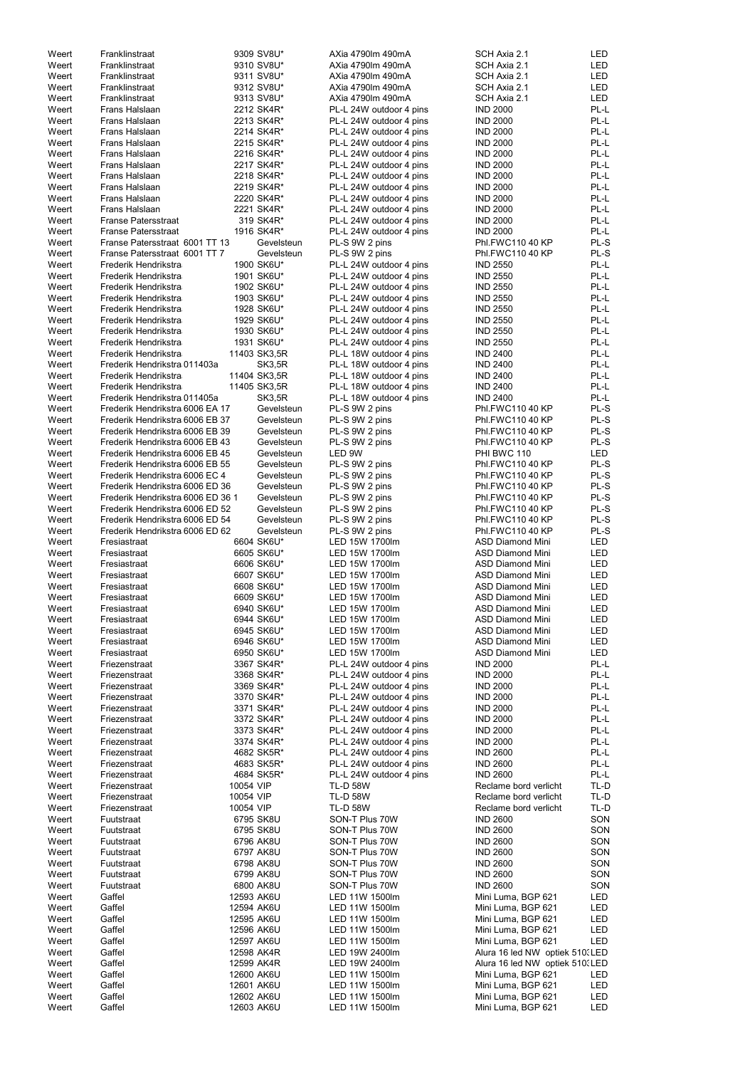| | | | | | |
|---|---|---|---|---|---|
| Weert | Franklinstraat | 9309 SV8U* | AXia 4790lm 490mA | SCH Axia 2.1 | LED |
| Weert | Franklinstraat | 9310 SV8U* | AXia 4790lm 490mA | SCH Axia 2.1 | LED |
| Weert | Franklinstraat | 9311 SV8U* | AXia 4790lm 490mA | SCH Axia 2.1 | LED |
| Weert | Franklinstraat | 9312 SV8U* | AXia 4790lm 490mA | SCH Axia 2.1 | LED |
| Weert | Franklinstraat | 9313 SV8U* | AXia 4790lm 490mA | SCH Axia 2.1 | LED |
| Weert | Frans Halslaan | 2212 SK4R* | PL-L 24W outdoor 4 pins | IND 2000 | PL-L |
| Weert | Frans Halslaan | 2213 SK4R* | PL-L 24W outdoor 4 pins | IND 2000 | PL-L |
| Weert | Frans Halslaan | 2214 SK4R* | PL-L 24W outdoor 4 pins | IND 2000 | PL-L |
| Weert | Frans Halslaan | 2215 SK4R* | PL-L 24W outdoor 4 pins | IND 2000 | PL-L |
| Weert | Frans Halslaan | 2216 SK4R* | PL-L 24W outdoor 4 pins | IND 2000 | PL-L |
| Weert | Frans Halslaan | 2217 SK4R* | PL-L 24W outdoor 4 pins | IND 2000 | PL-L |
| Weert | Frans Halslaan | 2218 SK4R* | PL-L 24W outdoor 4 pins | IND 2000 | PL-L |
| Weert | Frans Halslaan | 2219 SK4R* | PL-L 24W outdoor 4 pins | IND 2000 | PL-L |
| Weert | Frans Halslaan | 2220 SK4R* | PL-L 24W outdoor 4 pins | IND 2000 | PL-L |
| Weert | Frans Halslaan | 2221 SK4R* | PL-L 24W outdoor 4 pins | IND 2000 | PL-L |
| Weert | Franse Patersstraat | 319 SK4R* | PL-L 24W outdoor 4 pins | IND 2000 | PL-L |
| Weert | Franse Patersstraat | 1916 SK4R* | PL-L 24W outdoor 4 pins | IND 2000 | PL-L |
| Weert | Franse Patersstraat 6001 TT 13 | Gevelsteun | PL-S 9W 2 pins | Phl.FWC110 40 KP | PL-S |
| Weert | Franse Patersstraat 6001 TT 7 | Gevelsteun | PL-S 9W 2 pins | Phl.FWC110 40 KP | PL-S |
| Weert | Frederik Hendrikstra | 1900 SK6U* | PL-L 24W outdoor 4 pins | IND 2550 | PL-L |
| Weert | Frederik Hendrikstra | 1901 SK6U* | PL-L 24W outdoor 4 pins | IND 2550 | PL-L |
| Weert | Frederik Hendrikstra | 1902 SK6U* | PL-L 24W outdoor 4 pins | IND 2550 | PL-L |
| Weert | Frederik Hendrikstra | 1903 SK6U* | PL-L 24W outdoor 4 pins | IND 2550 | PL-L |
| Weert | Frederik Hendrikstra | 1928 SK6U* | PL-L 24W outdoor 4 pins | IND 2550 | PL-L |
| Weert | Frederik Hendrikstra | 1929 SK6U* | PL-L 24W outdoor 4 pins | IND 2550 | PL-L |
| Weert | Frederik Hendrikstra | 1930 SK6U* | PL-L 24W outdoor 4 pins | IND 2550 | PL-L |
| Weert | Frederik Hendrikstra | 1931 SK6U* | PL-L 24W outdoor 4 pins | IND 2550 | PL-L |
| Weert | Frederik Hendrikstra | 11403 SK3,5R | PL-L 18W outdoor 4 pins | IND 2400 | PL-L |
| Weert | Frederik Hendrikstra 011403a | SK3,5R | PL-L 18W outdoor 4 pins | IND 2400 | PL-L |
| Weert | Frederik Hendrikstra | 11404 SK3,5R | PL-L 18W outdoor 4 pins | IND 2400 | PL-L |
| Weert | Frederik Hendrikstra | 11405 SK3,5R | PL-L 18W outdoor 4 pins | IND 2400 | PL-L |
| Weert | Frederik Hendrikstra 011405a | SK3,5R | PL-L 18W outdoor 4 pins | IND 2400 | PL-L |
| Weert | Frederik Hendrikstra 6006 EA 17 | Gevelsteun | PL-S 9W 2 pins | Phl.FWC110 40 KP | PL-S |
| Weert | Frederik Hendrikstra 6006 EB 37 | Gevelsteun | PL-S 9W 2 pins | Phl.FWC110 40 KP | PL-S |
| Weert | Frederik Hendrikstra 6006 EB 39 | Gevelsteun | PL-S 9W 2 pins | Phl.FWC110 40 KP | PL-S |
| Weert | Frederik Hendrikstra 6006 EB 43 | Gevelsteun | PL-S 9W 2 pins | Phl.FWC110 40 KP | PL-S |
| Weert | Frederik Hendrikstra 6006 EB 45 | Gevelsteun | LED 9W | PHI BWC 110 | LED |
| Weert | Frederik Hendrikstra 6006 EB 55 | Gevelsteun | PL-S 9W 2 pins | Phl.FWC110 40 KP | PL-S |
| Weert | Frederik Hendrikstra 6006 EC 4 | Gevelsteun | PL-S 9W 2 pins | Phl.FWC110 40 KP | PL-S |
| Weert | Frederik Hendrikstra 6006 ED 36 | Gevelsteun | PL-S 9W 2 pins | Phl.FWC110 40 KP | PL-S |
| Weert | Frederik Hendrikstra 6006 ED 36 1 | Gevelsteun | PL-S 9W 2 pins | Phl.FWC110 40 KP | PL-S |
| Weert | Frederik Hendrikstra 6006 ED 52 | Gevelsteun | PL-S 9W 2 pins | Phl.FWC110 40 KP | PL-S |
| Weert | Frederik Hendrikstra 6006 ED 54 | Gevelsteun | PL-S 9W 2 pins | Phl.FWC110 40 KP | PL-S |
| Weert | Frederik Hendrikstra 6006 ED 62 | Gevelsteun | PL-S 9W 2 pins | Phl.FWC110 40 KP | PL-S |
| Weert | Fresiastraat | 6604 SK6U* | LED 15W 1700lm | ASD Diamond Mini | LED |
| Weert | Fresiastraat | 6605 SK6U* | LED 15W 1700lm | ASD Diamond Mini | LED |
| Weert | Fresiastraat | 6606 SK6U* | LED 15W 1700lm | ASD Diamond Mini | LED |
| Weert | Fresiastraat | 6607 SK6U* | LED 15W 1700lm | ASD Diamond Mini | LED |
| Weert | Fresiastraat | 6608 SK6U* | LED 15W 1700lm | ASD Diamond Mini | LED |
| Weert | Fresiastraat | 6609 SK6U* | LED 15W 1700lm | ASD Diamond Mini | LED |
| Weert | Fresiastraat | 6940 SK6U* | LED 15W 1700lm | ASD Diamond Mini | LED |
| Weert | Fresiastraat | 6944 SK6U* | LED 15W 1700lm | ASD Diamond Mini | LED |
| Weert | Fresiastraat | 6945 SK6U* | LED 15W 1700lm | ASD Diamond Mini | LED |
| Weert | Fresiastraat | 6946 SK6U* | LED 15W 1700lm | ASD Diamond Mini | LED |
| Weert | Fresiastraat | 6950 SK6U* | LED 15W 1700lm | ASD Diamond Mini | LED |
| Weert | Friezenstraat | 3367 SK4R* | PL-L 24W outdoor 4 pins | IND 2000 | PL-L |
| Weert | Friezenstraat | 3368 SK4R* | PL-L 24W outdoor 4 pins | IND 2000 | PL-L |
| Weert | Friezenstraat | 3369 SK4R* | PL-L 24W outdoor 4 pins | IND 2000 | PL-L |
| Weert | Friezenstraat | 3370 SK4R* | PL-L 24W outdoor 4 pins | IND 2000 | PL-L |
| Weert | Friezenstraat | 3371 SK4R* | PL-L 24W outdoor 4 pins | IND 2000 | PL-L |
| Weert | Friezenstraat | 3372 SK4R* | PL-L 24W outdoor 4 pins | IND 2000 | PL-L |
| Weert | Friezenstraat | 3373 SK4R* | PL-L 24W outdoor 4 pins | IND 2000 | PL-L |
| Weert | Friezenstraat | 3374 SK4R* | PL-L 24W outdoor 4 pins | IND 2000 | PL-L |
| Weert | Friezenstraat | 4682 SK5R* | PL-L 24W outdoor 4 pins | IND 2600 | PL-L |
| Weert | Friezenstraat | 4683 SK5R* | PL-L 24W outdoor 4 pins | IND 2600 | PL-L |
| Weert | Friezenstraat | 4684 SK5R* | PL-L 24W outdoor 4 pins | IND 2600 | PL-L |
| Weert | Friezenstraat | 10054 VIP | TL-D 58W | Reclame bord verlicht | TL-D |
| Weert | Friezenstraat | 10054 VIP | TL-D 58W | Reclame bord verlicht | TL-D |
| Weert | Friezenstraat | 10054 VIP | TL-D 58W | Reclame bord verlicht | TL-D |
| Weert | Fuutstraat | 6795 SK8U | SON-T Plus 70W | IND 2600 | SON |
| Weert | Fuutstraat | 6795 SK8U | SON-T Plus 70W | IND 2600 | SON |
| Weert | Fuutstraat | 6796 AK8U | SON-T Plus 70W | IND 2600 | SON |
| Weert | Fuutstraat | 6797 AK8U | SON-T Plus 70W | IND 2600 | SON |
| Weert | Fuutstraat | 6798 AK8U | SON-T Plus 70W | IND 2600 | SON |
| Weert | Fuutstraat | 6799 AK8U | SON-T Plus 70W | IND 2600 | SON |
| Weert | Fuutstraat | 6800 AK8U | SON-T Plus 70W | IND 2600 | SON |
| Weert | Gaffel | 12593 AK6U | LED 11W 1500lm | Mini Luma, BGP 621 | LED |
| Weert | Gaffel | 12594 AK6U | LED 11W 1500lm | Mini Luma, BGP 621 | LED |
| Weert | Gaffel | 12595 AK6U | LED 11W 1500lm | Mini Luma, BGP 621 | LED |
| Weert | Gaffel | 12596 AK6U | LED 11W 1500lm | Mini Luma, BGP 621 | LED |
| Weert | Gaffel | 12597 AK6U | LED 11W 1500lm | Mini Luma, BGP 621 | LED |
| Weert | Gaffel | 12598 AK4R | LED 19W 2400lm | Alura 16 led NW optiek 510 | LED |
| Weert | Gaffel | 12599 AK4R | LED 19W 2400lm | Alura 16 led NW optiek 510 | LED |
| Weert | Gaffel | 12600 AK6U | LED 11W 1500lm | Mini Luma, BGP 621 | LED |
| Weert | Gaffel | 12601 AK6U | LED 11W 1500lm | Mini Luma, BGP 621 | LED |
| Weert | Gaffel | 12602 AK6U | LED 11W 1500lm | Mini Luma, BGP 621 | LED |
| Weert | Gaffel | 12603 AK6U | LED 11W 1500lm | Mini Luma, BGP 621 | LED |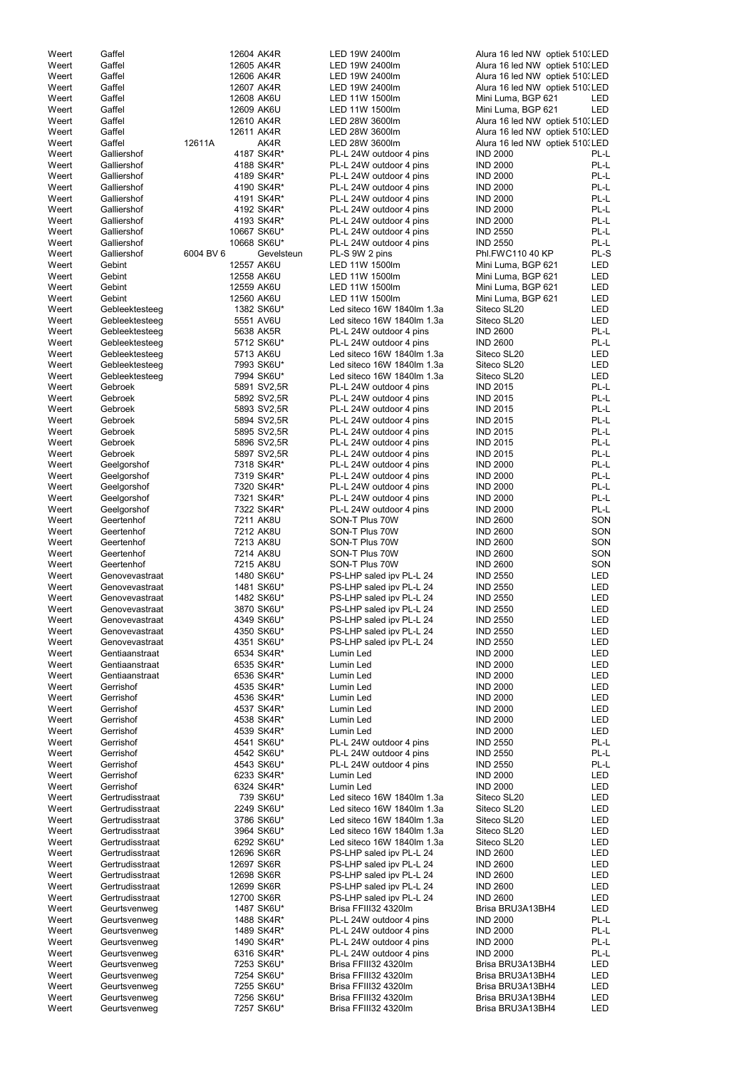| | | | | | | |
|---|---|---|---|---|---|---|
| Weert | Gaffel | | 12604 AK4R | LED 19W 2400lm | Alura 16 led NW optiek 510:LED | |
| Weert | Gaffel | | 12605 AK4R | LED 19W 2400lm | Alura 16 led NW optiek 510:LED | |
| Weert | Gaffel | | 12606 AK4R | LED 19W 2400lm | Alura 16 led NW optiek 510:LED | |
| Weert | Gaffel | | 12607 AK4R | LED 19W 2400lm | Alura 16 led NW optiek 510:LED | |
| Weert | Gaffel | | 12608 AK6U | LED 11W 1500lm | Mini Luma, BGP 621 | LED |
| Weert | Gaffel | | 12609 AK6U | LED 11W 1500lm | Mini Luma, BGP 621 | LED |
| Weert | Gaffel | | 12610 AK4R | LED 28W 3600lm | Alura 16 led NW optiek 510:LED | |
| Weert | Gaffel | | 12611 AK4R | LED 28W 3600lm | Alura 16 led NW optiek 510:LED | |
| Weert | Gaffel | 12611A | AK4R | LED 28W 3600lm | Alura 16 led NW optiek 510:LED | |
| Weert | Galliershof | | 4187 SK4R* | PL-L 24W outdoor 4 pins | IND 2000 | PL-L |
| Weert | Galliershof | | 4188 SK4R* | PL-L 24W outdoor 4 pins | IND 2000 | PL-L |
| Weert | Galliershof | | 4189 SK4R* | PL-L 24W outdoor 4 pins | IND 2000 | PL-L |
| Weert | Galliershof | | 4190 SK4R* | PL-L 24W outdoor 4 pins | IND 2000 | PL-L |
| Weert | Galliershof | | 4191 SK4R* | PL-L 24W outdoor 4 pins | IND 2000 | PL-L |
| Weert | Galliershof | | 4192 SK4R* | PL-L 24W outdoor 4 pins | IND 2000 | PL-L |
| Weert | Galliershof | | 4193 SK4R* | PL-L 24W outdoor 4 pins | IND 2000 | PL-L |
| Weert | Galliershof | | 10667 SK6U* | PL-L 24W outdoor 4 pins | IND 2550 | PL-L |
| Weert | Galliershof | | 10668 SK6U* | PL-L 24W outdoor 4 pins | IND 2550 | PL-L |
| Weert | Galliershof | 6004 BV 6 | Gevelsteun | PL-S 9W 2 pins | Phl.FWC110 40 KP | PL-S |
| Weert | Gebint | | 12557 AK6U | LED 11W 1500lm | Mini Luma, BGP 621 | LED |
| Weert | Gebint | | 12558 AK6U | LED 11W 1500lm | Mini Luma, BGP 621 | LED |
| Weert | Gebint | | 12559 AK6U | LED 11W 1500lm | Mini Luma, BGP 621 | LED |
| Weert | Gebint | | 12560 AK6U | LED 11W 1500lm | Mini Luma, BGP 621 | LED |
| Weert | Gebleektesteeg | | 1382 SK6U* | Led siteco 16W 1840lm 1.3a | Siteco SL20 | LED |
| Weert | Gebleektesteeg | | 5551 AV6U | Led siteco 16W 1840lm 1.3a | Siteco SL20 | LED |
| Weert | Gebleektesteeg | | 5638 AK5R | PL-L 24W outdoor 4 pins | IND 2600 | PL-L |
| Weert | Gebleektesteeg | | 5712 SK6U* | PL-L 24W outdoor 4 pins | IND 2600 | PL-L |
| Weert | Gebleektesteeg | | 5713 AK6U | Led siteco 16W 1840lm 1.3a | Siteco SL20 | LED |
| Weert | Gebleektesteeg | | 7993 SK6U* | Led siteco 16W 1840lm 1.3a | Siteco SL20 | LED |
| Weert | Gebleektesteeg | | 7994 SK6U* | Led siteco 16W 1840lm 1.3a | Siteco SL20 | LED |
| Weert | Gebroek | | 5891 SV2,5R | PL-L 24W outdoor 4 pins | IND 2015 | PL-L |
| Weert | Gebroek | | 5892 SV2,5R | PL-L 24W outdoor 4 pins | IND 2015 | PL-L |
| Weert | Gebroek | | 5893 SV2,5R | PL-L 24W outdoor 4 pins | IND 2015 | PL-L |
| Weert | Gebroek | | 5894 SV2,5R | PL-L 24W outdoor 4 pins | IND 2015 | PL-L |
| Weert | Gebroek | | 5895 SV2,5R | PL-L 24W outdoor 4 pins | IND 2015 | PL-L |
| Weert | Gebroek | | 5896 SV2,5R | PL-L 24W outdoor 4 pins | IND 2015 | PL-L |
| Weert | Gebroek | | 5897 SV2,5R | PL-L 24W outdoor 4 pins | IND 2015 | PL-L |
| Weert | Geelgorshof | | 7318 SK4R* | PL-L 24W outdoor 4 pins | IND 2000 | PL-L |
| Weert | Geelgorshof | | 7319 SK4R* | PL-L 24W outdoor 4 pins | IND 2000 | PL-L |
| Weert | Geelgorshof | | 7320 SK4R* | PL-L 24W outdoor 4 pins | IND 2000 | PL-L |
| Weert | Geelgorshof | | 7321 SK4R* | PL-L 24W outdoor 4 pins | IND 2000 | PL-L |
| Weert | Geelgorshof | | 7322 SK4R* | PL-L 24W outdoor 4 pins | IND 2000 | PL-L |
| Weert | Geertenhof | | 7211 AK8U | SON-T Plus 70W | IND 2600 | SON |
| Weert | Geertenhof | | 7212 AK8U | SON-T Plus 70W | IND 2600 | SON |
| Weert | Geertenhof | | 7213 AK8U | SON-T Plus 70W | IND 2600 | SON |
| Weert | Geertenhof | | 7214 AK8U | SON-T Plus 70W | IND 2600 | SON |
| Weert | Geertenhof | | 7215 AK8U | SON-T Plus 70W | IND 2600 | SON |
| Weert | Genovevastraat | | 1480 SK6U* | PS-LHP saled ipv PL-L 24 | IND 2550 | LED |
| Weert | Genovevastraat | | 1481 SK6U* | PS-LHP saled ipv PL-L 24 | IND 2550 | LED |
| Weert | Genovevastraat | | 1482 SK6U* | PS-LHP saled ipv PL-L 24 | IND 2550 | LED |
| Weert | Genovevastraat | | 3870 SK6U* | PS-LHP saled ipv PL-L 24 | IND 2550 | LED |
| Weert | Genovevastraat | | 4349 SK6U* | PS-LHP saled ipv PL-L 24 | IND 2550 | LED |
| Weert | Genovevastraat | | 4350 SK6U* | PS-LHP saled ipv PL-L 24 | IND 2550 | LED |
| Weert | Genovevastraat | | 4351 SK6U* | PS-LHP saled ipv PL-L 24 | IND 2550 | LED |
| Weert | Gentiaanstraat | | 6534 SK4R* | Lumin Led | IND 2000 | LED |
| Weert | Gentiaanstraat | | 6535 SK4R* | Lumin Led | IND 2000 | LED |
| Weert | Gentiaanstraat | | 6536 SK4R* | Lumin Led | IND 2000 | LED |
| Weert | Gerrishof | | 4535 SK4R* | Lumin Led | IND 2000 | LED |
| Weert | Gerrishof | | 4536 SK4R* | Lumin Led | IND 2000 | LED |
| Weert | Gerrishof | | 4537 SK4R* | Lumin Led | IND 2000 | LED |
| Weert | Gerrishof | | 4538 SK4R* | Lumin Led | IND 2000 | LED |
| Weert | Gerrishof | | 4539 SK4R* | Lumin Led | IND 2000 | LED |
| Weert | Gerrishof | | 4541 SK6U* | PL-L 24W outdoor 4 pins | IND 2550 | PL-L |
| Weert | Gerrishof | | 4542 SK6U* | PL-L 24W outdoor 4 pins | IND 2550 | PL-L |
| Weert | Gerrishof | | 4543 SK6U* | PL-L 24W outdoor 4 pins | IND 2550 | PL-L |
| Weert | Gerrishof | | 6233 SK4R* | Lumin Led | IND 2000 | LED |
| Weert | Gerrishof | | 6324 SK4R* | Lumin Led | IND 2000 | LED |
| Weert | Gertrudisstraat | | 739 SK6U* | Led siteco 16W 1840lm 1.3a | Siteco SL20 | LED |
| Weert | Gertrudisstraat | | 2249 SK6U* | Led siteco 16W 1840lm 1.3a | Siteco SL20 | LED |
| Weert | Gertrudisstraat | | 3786 SK6U* | Led siteco 16W 1840lm 1.3a | Siteco SL20 | LED |
| Weert | Gertrudisstraat | | 3964 SK6U* | Led siteco 16W 1840lm 1.3a | Siteco SL20 | LED |
| Weert | Gertrudisstraat | | 6292 SK6U* | Led siteco 16W 1840lm 1.3a | Siteco SL20 | LED |
| Weert | Gertrudisstraat | | 12696 SK6R | PS-LHP saled ipv PL-L 24 | IND 2600 | LED |
| Weert | Gertrudisstraat | | 12697 SK6R | PS-LHP saled ipv PL-L 24 | IND 2600 | LED |
| Weert | Gertrudisstraat | | 12698 SK6R | PS-LHP saled ipv PL-L 24 | IND 2600 | LED |
| Weert | Gertrudisstraat | | 12699 SK6R | PS-LHP saled ipv PL-L 24 | IND 2600 | LED |
| Weert | Gertrudisstraat | | 12700 SK6R | PS-LHP saled ipv PL-L 24 | IND 2600 | LED |
| Weert | Geurtsvenweg | | 1487 SK6U* | Brisa FFIII32 4320lm | Brisa BRU3A13BH4 | LED |
| Weert | Geurtsvenweg | | 1488 SK4R* | PL-L 24W outdoor 4 pins | IND 2000 | PL-L |
| Weert | Geurtsvenweg | | 1489 SK4R* | PL-L 24W outdoor 4 pins | IND 2000 | PL-L |
| Weert | Geurtsvenweg | | 1490 SK4R* | PL-L 24W outdoor 4 pins | IND 2000 | PL-L |
| Weert | Geurtsvenweg | | 6316 SK4R* | PL-L 24W outdoor 4 pins | IND 2000 | PL-L |
| Weert | Geurtsvenweg | | 7253 SK6U* | Brisa FFIII32 4320lm | Brisa BRU3A13BH4 | LED |
| Weert | Geurtsvenweg | | 7254 SK6U* | Brisa FFIII32 4320lm | Brisa BRU3A13BH4 | LED |
| Weert | Geurtsvenweg | | 7255 SK6U* | Brisa FFIII32 4320lm | Brisa BRU3A13BH4 | LED |
| Weert | Geurtsvenweg | | 7256 SK6U* | Brisa FFIII32 4320lm | Brisa BRU3A13BH4 | LED |
| Weert | Geurtsvenweg | | 7257 SK6U* | Brisa FFIII32 4320lm | Brisa BRU3A13BH4 | LED |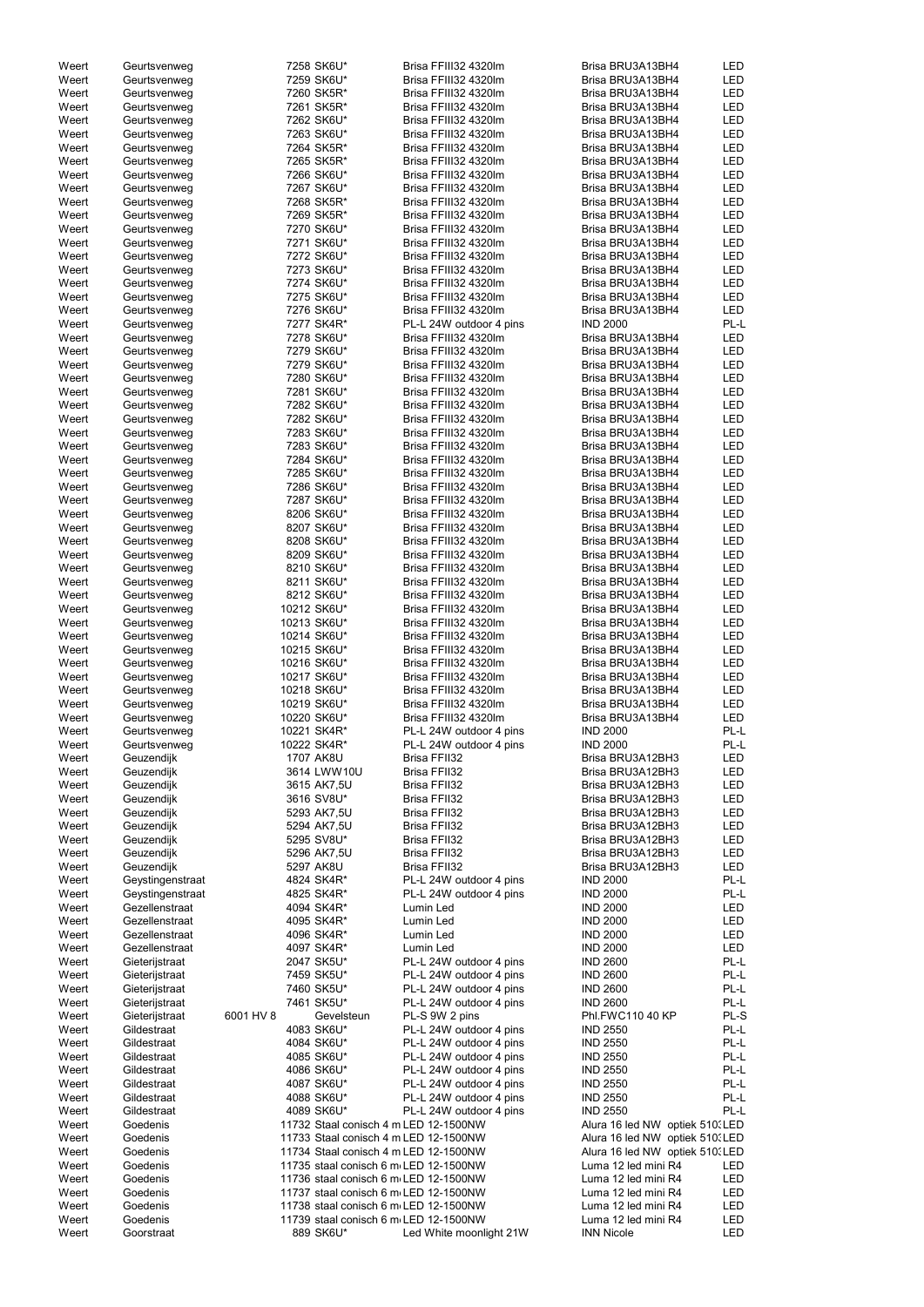| | | | | | | |
|---|---|---|---|---|---|---|
| Weert | Geurtsvenweg | | 7258 SK6U* | Brisa FFIII32 4320lm | Brisa BRU3A13BH4 | LED |
| Weert | Geurtsvenweg | | 7259 SK6U* | Brisa FFIII32 4320lm | Brisa BRU3A13BH4 | LED |
| Weert | Geurtsvenweg | | 7260 SK5R* | Brisa FFIII32 4320lm | Brisa BRU3A13BH4 | LED |
| Weert | Geurtsvenweg | | 7261 SK5R* | Brisa FFIII32 4320lm | Brisa BRU3A13BH4 | LED |
| Weert | Geurtsvenweg | | 7262 SK6U* | Brisa FFIII32 4320lm | Brisa BRU3A13BH4 | LED |
| Weert | Geurtsvenweg | | 7263 SK6U* | Brisa FFIII32 4320lm | Brisa BRU3A13BH4 | LED |
| Weert | Geurtsvenweg | | 7264 SK5R* | Brisa FFIII32 4320lm | Brisa BRU3A13BH4 | LED |
| Weert | Geurtsvenweg | | 7265 SK5R* | Brisa FFIII32 4320lm | Brisa BRU3A13BH4 | LED |
| Weert | Geurtsvenweg | | 7266 SK6U* | Brisa FFIII32 4320lm | Brisa BRU3A13BH4 | LED |
| Weert | Geurtsvenweg | | 7267 SK6U* | Brisa FFIII32 4320lm | Brisa BRU3A13BH4 | LED |
| Weert | Geurtsvenweg | | 7268 SK5R* | Brisa FFIII32 4320lm | Brisa BRU3A13BH4 | LED |
| Weert | Geurtsvenweg | | 7269 SK5R* | Brisa FFIII32 4320lm | Brisa BRU3A13BH4 | LED |
| Weert | Geurtsvenweg | | 7270 SK6U* | Brisa FFIII32 4320lm | Brisa BRU3A13BH4 | LED |
| Weert | Geurtsvenweg | | 7271 SK6U* | Brisa FFIII32 4320lm | Brisa BRU3A13BH4 | LED |
| Weert | Geurtsvenweg | | 7272 SK6U* | Brisa FFIII32 4320lm | Brisa BRU3A13BH4 | LED |
| Weert | Geurtsvenweg | | 7273 SK6U* | Brisa FFIII32 4320lm | Brisa BRU3A13BH4 | LED |
| Weert | Geurtsvenweg | | 7274 SK6U* | Brisa FFIII32 4320lm | Brisa BRU3A13BH4 | LED |
| Weert | Geurtsvenweg | | 7275 SK6U* | Brisa FFIII32 4320lm | Brisa BRU3A13BH4 | LED |
| Weert | Geurtsvenweg | | 7276 SK6U* | Brisa FFIII32 4320lm | Brisa BRU3A13BH4 | LED |
| Weert | Geurtsvenweg | | 7277 SK4R* | PL-L 24W outdoor 4 pins | IND 2000 | PL-L |
| Weert | Geurtsvenweg | | 7278 SK6U* | Brisa FFIII32 4320lm | Brisa BRU3A13BH4 | LED |
| Weert | Geurtsvenweg | | 7279 SK6U* | Brisa FFIII32 4320lm | Brisa BRU3A13BH4 | LED |
| Weert | Geurtsvenweg | | 7279 SK6U* | Brisa FFIII32 4320lm | Brisa BRU3A13BH4 | LED |
| Weert | Geurtsvenweg | | 7280 SK6U* | Brisa FFIII32 4320lm | Brisa BRU3A13BH4 | LED |
| Weert | Geurtsvenweg | | 7281 SK6U* | Brisa FFIII32 4320lm | Brisa BRU3A13BH4 | LED |
| Weert | Geurtsvenweg | | 7282 SK6U* | Brisa FFIII32 4320lm | Brisa BRU3A13BH4 | LED |
| Weert | Geurtsvenweg | | 7282 SK6U* | Brisa FFIII32 4320lm | Brisa BRU3A13BH4 | LED |
| Weert | Geurtsvenweg | | 7283 SK6U* | Brisa FFIII32 4320lm | Brisa BRU3A13BH4 | LED |
| Weert | Geurtsvenweg | | 7283 SK6U* | Brisa FFIII32 4320lm | Brisa BRU3A13BH4 | LED |
| Weert | Geurtsvenweg | | 7284 SK6U* | Brisa FFIII32 4320lm | Brisa BRU3A13BH4 | LED |
| Weert | Geurtsvenweg | | 7285 SK6U* | Brisa FFIII32 4320lm | Brisa BRU3A13BH4 | LED |
| Weert | Geurtsvenweg | | 7286 SK6U* | Brisa FFIII32 4320lm | Brisa BRU3A13BH4 | LED |
| Weert | Geurtsvenweg | | 7287 SK6U* | Brisa FFIII32 4320lm | Brisa BRU3A13BH4 | LED |
| Weert | Geurtsvenweg | | 8206 SK6U* | Brisa FFIII32 4320lm | Brisa BRU3A13BH4 | LED |
| Weert | Geurtsvenweg | | 8207 SK6U* | Brisa FFIII32 4320lm | Brisa BRU3A13BH4 | LED |
| Weert | Geurtsvenweg | | 8208 SK6U* | Brisa FFIII32 4320lm | Brisa BRU3A13BH4 | LED |
| Weert | Geurtsvenweg | | 8209 SK6U* | Brisa FFIII32 4320lm | Brisa BRU3A13BH4 | LED |
| Weert | Geurtsvenweg | | 8210 SK6U* | Brisa FFIII32 4320lm | Brisa BRU3A13BH4 | LED |
| Weert | Geurtsvenweg | | 8211 SK6U* | Brisa FFIII32 4320lm | Brisa BRU3A13BH4 | LED |
| Weert | Geurtsvenweg | | 8212 SK6U* | Brisa FFIII32 4320lm | Brisa BRU3A13BH4 | LED |
| Weert | Geurtsvenweg | | 10212 SK6U* | Brisa FFIII32 4320lm | Brisa BRU3A13BH4 | LED |
| Weert | Geurtsvenweg | | 10213 SK6U* | Brisa FFIII32 4320lm | Brisa BRU3A13BH4 | LED |
| Weert | Geurtsvenweg | | 10214 SK6U* | Brisa FFIII32 4320lm | Brisa BRU3A13BH4 | LED |
| Weert | Geurtsvenweg | | 10215 SK6U* | Brisa FFIII32 4320lm | Brisa BRU3A13BH4 | LED |
| Weert | Geurtsvenweg | | 10216 SK6U* | Brisa FFIII32 4320lm | Brisa BRU3A13BH4 | LED |
| Weert | Geurtsvenweg | | 10217 SK6U* | Brisa FFIII32 4320lm | Brisa BRU3A13BH4 | LED |
| Weert | Geurtsvenweg | | 10218 SK6U* | Brisa FFIII32 4320lm | Brisa BRU3A13BH4 | LED |
| Weert | Geurtsvenweg | | 10219 SK6U* | Brisa FFIII32 4320lm | Brisa BRU3A13BH4 | LED |
| Weert | Geurtsvenweg | | 10220 SK6U* | Brisa FFIII32 4320lm | Brisa BRU3A13BH4 | LED |
| Weert | Geurtsvenweg | | 10221 SK4R* | PL-L 24W outdoor 4 pins | IND 2000 | PL-L |
| Weert | Geurtsvenweg | | 10222 SK4R* | PL-L 24W outdoor 4 pins | IND 2000 | PL-L |
| Weert | Geuzendijk | | 1707 AK8U | Brisa FFII32 | Brisa BRU3A12BH3 | LED |
| Weert | Geuzendijk | | 3614 LWW10U | Brisa FFII32 | Brisa BRU3A12BH3 | LED |
| Weert | Geuzendijk | | 3615 AK7,5U | Brisa FFII32 | Brisa BRU3A12BH3 | LED |
| Weert | Geuzendijk | | 3616 SV8U* | Brisa FFII32 | Brisa BRU3A12BH3 | LED |
| Weert | Geuzendijk | | 5293 AK7,5U | Brisa FFII32 | Brisa BRU3A12BH3 | LED |
| Weert | Geuzendijk | | 5294 AK7,5U | Brisa FFII32 | Brisa BRU3A12BH3 | LED |
| Weert | Geuzendijk | | 5295 SV8U* | Brisa FFII32 | Brisa BRU3A12BH3 | LED |
| Weert | Geuzendijk | | 5296 AK7,5U | Brisa FFII32 | Brisa BRU3A12BH3 | LED |
| Weert | Geuzendijk | | 5297 AK8U | Brisa FFII32 | Brisa BRU3A12BH3 | LED |
| Weert | Geystingenstraat | | 4824 SK4R* | PL-L 24W outdoor 4 pins | IND 2000 | PL-L |
| Weert | Geystingenstraat | | 4825 SK4R* | PL-L 24W outdoor 4 pins | IND 2000 | PL-L |
| Weert | Gezellenstraat | | 4094 SK4R* | Lumin Led | IND 2000 | LED |
| Weert | Gezellenstraat | | 4095 SK4R* | Lumin Led | IND 2000 | LED |
| Weert | Gezellenstraat | | 4096 SK4R* | Lumin Led | IND 2000 | LED |
| Weert | Gezellenstraat | | 4097 SK4R* | Lumin Led | IND 2000 | LED |
| Weert | Gieterijstraat | | 2047 SK5U* | PL-L 24W outdoor 4 pins | IND 2600 | PL-L |
| Weert | Gieterijstraat | | 7459 SK5U* | PL-L 24W outdoor 4 pins | IND 2600 | PL-L |
| Weert | Gieterijstraat | | 7460 SK5U* | PL-L 24W outdoor 4 pins | IND 2600 | PL-L |
| Weert | Gieterijstraat | | 7461 SK5U* | PL-L 24W outdoor 4 pins | IND 2600 | PL-L |
| Weert | Gieterijstraat | 6001 HV 8 | Gevelsteun | PL-S 9W 2 pins | Phl.FWC110 40 KP | PL-S |
| Weert | Gildestraat | | 4083 SK6U* | PL-L 24W outdoor 4 pins | IND 2550 | PL-L |
| Weert | Gildestraat | | 4084 SK6U* | PL-L 24W outdoor 4 pins | IND 2550 | PL-L |
| Weert | Gildestraat | | 4085 SK6U* | PL-L 24W outdoor 4 pins | IND 2550 | PL-L |
| Weert | Gildestraat | | 4086 SK6U* | PL-L 24W outdoor 4 pins | IND 2550 | PL-L |
| Weert | Gildestraat | | 4087 SK6U* | PL-L 24W outdoor 4 pins | IND 2550 | PL-L |
| Weert | Gildestraat | | 4088 SK6U* | PL-L 24W outdoor 4 pins | IND 2550 | PL-L |
| Weert | Gildestraat | | 4089 SK6U* | PL-L 24W outdoor 4 pins | IND 2550 | PL-L |
| Weert | Goedenis | | 11732 Staal conisch 4 m | LED 12-1500NW | Alura 16 led NW optiek 510 | LED |
| Weert | Goedenis | | 11733 Staal conisch 4 m | LED 12-1500NW | Alura 16 led NW optiek 510 | LED |
| Weert | Goedenis | | 11734 Staal conisch 4 m | LED 12-1500NW | Alura 16 led NW optiek 510 | LED |
| Weert | Goedenis | | 11735 staal conisch 6 m | LED 12-1500NW | Luma 12 led mini R4 | LED |
| Weert | Goedenis | | 11736 staal conisch 6 m | LED 12-1500NW | Luma 12 led mini R4 | LED |
| Weert | Goedenis | | 11737 staal conisch 6 m | LED 12-1500NW | Luma 12 led mini R4 | LED |
| Weert | Goedenis | | 11738 staal conisch 6 m | LED 12-1500NW | Luma 12 led mini R4 | LED |
| Weert | Goedenis | | 11739 staal conisch 6 m | LED 12-1500NW | Luma 12 led mini R4 | LED |
| Weert | Goorstraat | | 889 SK6U* | Led White moonlight 21W | INN Nicole | LED |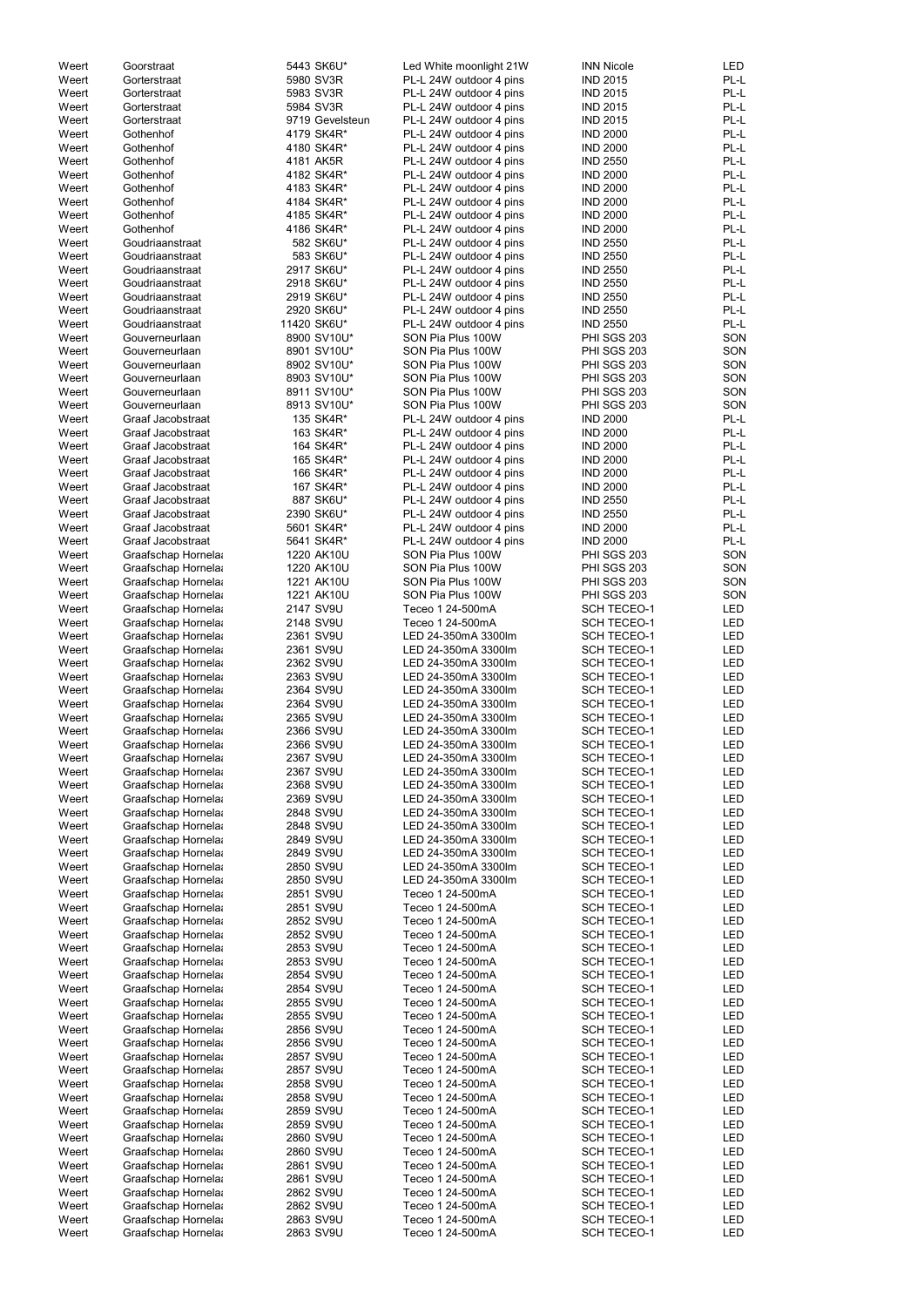| | | | | | |
|---|---|---|---|---|---|
| Weert | Goorstraat | 5443 SK6U* | Led White moonlight 21W | INN Nicole | LED |
| Weert | Gorterstraat | 5980 SV3R | PL-L 24W outdoor 4 pins | IND 2015 | PL-L |
| Weert | Gorterstraat | 5983 SV3R | PL-L 24W outdoor 4 pins | IND 2015 | PL-L |
| Weert | Gorterstraat | 5984 SV3R | PL-L 24W outdoor 4 pins | IND 2015 | PL-L |
| Weert | Gorterstraat | 9719 Gevelsteun | PL-L 24W outdoor 4 pins | IND 2015 | PL-L |
| Weert | Gothenhof | 4179 SK4R* | PL-L 24W outdoor 4 pins | IND 2000 | PL-L |
| Weert | Gothenhof | 4180 SK4R* | PL-L 24W outdoor 4 pins | IND 2000 | PL-L |
| Weert | Gothenhof | 4181 AK5R | PL-L 24W outdoor 4 pins | IND 2550 | PL-L |
| Weert | Gothenhof | 4182 SK4R* | PL-L 24W outdoor 4 pins | IND 2000 | PL-L |
| Weert | Gothenhof | 4183 SK4R* | PL-L 24W outdoor 4 pins | IND 2000 | PL-L |
| Weert | Gothenhof | 4184 SK4R* | PL-L 24W outdoor 4 pins | IND 2000 | PL-L |
| Weert | Gothenhof | 4185 SK4R* | PL-L 24W outdoor 4 pins | IND 2000 | PL-L |
| Weert | Gothenhof | 4186 SK4R* | PL-L 24W outdoor 4 pins | IND 2000 | PL-L |
| Weert | Goudriaanstraat | 582 SK6U* | PL-L 24W outdoor 4 pins | IND 2550 | PL-L |
| Weert | Goudriaanstraat | 583 SK6U* | PL-L 24W outdoor 4 pins | IND 2550 | PL-L |
| Weert | Goudriaanstraat | 2917 SK6U* | PL-L 24W outdoor 4 pins | IND 2550 | PL-L |
| Weert | Goudriaanstraat | 2918 SK6U* | PL-L 24W outdoor 4 pins | IND 2550 | PL-L |
| Weert | Goudriaanstraat | 2919 SK6U* | PL-L 24W outdoor 4 pins | IND 2550 | PL-L |
| Weert | Goudriaanstraat | 2920 SK6U* | PL-L 24W outdoor 4 pins | IND 2550 | PL-L |
| Weert | Goudriaanstraat | 11420 SK6U* | PL-L 24W outdoor 4 pins | IND 2550 | PL-L |
| Weert | Gouverneurlaan | 8900 SV10U* | SON Pia Plus 100W | PHI SGS 203 | SON |
| Weert | Gouverneurlaan | 8901 SV10U* | SON Pia Plus 100W | PHI SGS 203 | SON |
| Weert | Gouverneurlaan | 8902 SV10U* | SON Pia Plus 100W | PHI SGS 203 | SON |
| Weert | Gouverneurlaan | 8903 SV10U* | SON Pia Plus 100W | PHI SGS 203 | SON |
| Weert | Gouverneurlaan | 8911 SV10U* | SON Pia Plus 100W | PHI SGS 203 | SON |
| Weert | Gouverneurlaan | 8913 SV10U* | SON Pia Plus 100W | PHI SGS 203 | SON |
| Weert | Graaf Jacobstraat | 135 SK4R* | PL-L 24W outdoor 4 pins | IND 2000 | PL-L |
| Weert | Graaf Jacobstraat | 163 SK4R* | PL-L 24W outdoor 4 pins | IND 2000 | PL-L |
| Weert | Graaf Jacobstraat | 164 SK4R* | PL-L 24W outdoor 4 pins | IND 2000 | PL-L |
| Weert | Graaf Jacobstraat | 165 SK4R* | PL-L 24W outdoor 4 pins | IND 2000 | PL-L |
| Weert | Graaf Jacobstraat | 166 SK4R* | PL-L 24W outdoor 4 pins | IND 2000 | PL-L |
| Weert | Graaf Jacobstraat | 167 SK4R* | PL-L 24W outdoor 4 pins | IND 2000 | PL-L |
| Weert | Graaf Jacobstraat | 887 SK6U* | PL-L 24W outdoor 4 pins | IND 2550 | PL-L |
| Weert | Graaf Jacobstraat | 2390 SK6U* | PL-L 24W outdoor 4 pins | IND 2550 | PL-L |
| Weert | Graaf Jacobstraat | 5601 SK4R* | PL-L 24W outdoor 4 pins | IND 2000 | PL-L |
| Weert | Graaf Jacobstraat | 5641 SK4R* | PL-L 24W outdoor 4 pins | IND 2000 | PL-L |
| Weert | Graafschap Hornela | 1220 AK10U | SON Pia Plus 100W | PHI SGS 203 | SON |
| Weert | Graafschap Hornela | 1220 AK10U | SON Pia Plus 100W | PHI SGS 203 | SON |
| Weert | Graafschap Hornela | 1221 AK10U | SON Pia Plus 100W | PHI SGS 203 | SON |
| Weert | Graafschap Hornela | 1221 AK10U | SON Pia Plus 100W | PHI SGS 203 | SON |
| Weert | Graafschap Hornela | 2147 SV9U | Teceo 1 24-500mA | SCH TECEO-1 | LED |
| Weert | Graafschap Hornela | 2148 SV9U | Teceo 1 24-500mA | SCH TECEO-1 | LED |
| Weert | Graafschap Hornela | 2361 SV9U | LED 24-350mA 3300lm | SCH TECEO-1 | LED |
| Weert | Graafschap Hornela | 2361 SV9U | LED 24-350mA 3300lm | SCH TECEO-1 | LED |
| Weert | Graafschap Hornela | 2362 SV9U | LED 24-350mA 3300lm | SCH TECEO-1 | LED |
| Weert | Graafschap Hornela | 2363 SV9U | LED 24-350mA 3300lm | SCH TECEO-1 | LED |
| Weert | Graafschap Hornela | 2364 SV9U | LED 24-350mA 3300lm | SCH TECEO-1 | LED |
| Weert | Graafschap Hornela | 2364 SV9U | LED 24-350mA 3300lm | SCH TECEO-1 | LED |
| Weert | Graafschap Hornela | 2365 SV9U | LED 24-350mA 3300lm | SCH TECEO-1 | LED |
| Weert | Graafschap Hornela | 2366 SV9U | LED 24-350mA 3300lm | SCH TECEO-1 | LED |
| Weert | Graafschap Hornela | 2366 SV9U | LED 24-350mA 3300lm | SCH TECEO-1 | LED |
| Weert | Graafschap Hornela | 2367 SV9U | LED 24-350mA 3300lm | SCH TECEO-1 | LED |
| Weert | Graafschap Hornela | 2367 SV9U | LED 24-350mA 3300lm | SCH TECEO-1 | LED |
| Weert | Graafschap Hornela | 2368 SV9U | LED 24-350mA 3300lm | SCH TECEO-1 | LED |
| Weert | Graafschap Hornela | 2369 SV9U | LED 24-350mA 3300lm | SCH TECEO-1 | LED |
| Weert | Graafschap Hornela | 2848 SV9U | LED 24-350mA 3300lm | SCH TECEO-1 | LED |
| Weert | Graafschap Hornela | 2848 SV9U | LED 24-350mA 3300lm | SCH TECEO-1 | LED |
| Weert | Graafschap Hornela | 2849 SV9U | LED 24-350mA 3300lm | SCH TECEO-1 | LED |
| Weert | Graafschap Hornela | 2849 SV9U | LED 24-350mA 3300lm | SCH TECEO-1 | LED |
| Weert | Graafschap Hornela | 2850 SV9U | LED 24-350mA 3300lm | SCH TECEO-1 | LED |
| Weert | Graafschap Hornela | 2850 SV9U | LED 24-350mA 3300lm | SCH TECEO-1 | LED |
| Weert | Graafschap Hornela | 2851 SV9U | Teceo 1 24-500mA | SCH TECEO-1 | LED |
| Weert | Graafschap Hornela | 2851 SV9U | Teceo 1 24-500mA | SCH TECEO-1 | LED |
| Weert | Graafschap Hornela | 2852 SV9U | Teceo 1 24-500mA | SCH TECEO-1 | LED |
| Weert | Graafschap Hornela | 2852 SV9U | Teceo 1 24-500mA | SCH TECEO-1 | LED |
| Weert | Graafschap Hornela | 2853 SV9U | Teceo 1 24-500mA | SCH TECEO-1 | LED |
| Weert | Graafschap Hornela | 2853 SV9U | Teceo 1 24-500mA | SCH TECEO-1 | LED |
| Weert | Graafschap Hornela | 2854 SV9U | Teceo 1 24-500mA | SCH TECEO-1 | LED |
| Weert | Graafschap Hornela | 2854 SV9U | Teceo 1 24-500mA | SCH TECEO-1 | LED |
| Weert | Graafschap Hornela | 2855 SV9U | Teceo 1 24-500mA | SCH TECEO-1 | LED |
| Weert | Graafschap Hornela | 2855 SV9U | Teceo 1 24-500mA | SCH TECEO-1 | LED |
| Weert | Graafschap Hornela | 2856 SV9U | Teceo 1 24-500mA | SCH TECEO-1 | LED |
| Weert | Graafschap Hornela | 2856 SV9U | Teceo 1 24-500mA | SCH TECEO-1 | LED |
| Weert | Graafschap Hornela | 2857 SV9U | Teceo 1 24-500mA | SCH TECEO-1 | LED |
| Weert | Graafschap Hornela | 2857 SV9U | Teceo 1 24-500mA | SCH TECEO-1 | LED |
| Weert | Graafschap Hornela | 2858 SV9U | Teceo 1 24-500mA | SCH TECEO-1 | LED |
| Weert | Graafschap Hornela | 2858 SV9U | Teceo 1 24-500mA | SCH TECEO-1 | LED |
| Weert | Graafschap Hornela | 2859 SV9U | Teceo 1 24-500mA | SCH TECEO-1 | LED |
| Weert | Graafschap Hornela | 2859 SV9U | Teceo 1 24-500mA | SCH TECEO-1 | LED |
| Weert | Graafschap Hornela | 2860 SV9U | Teceo 1 24-500mA | SCH TECEO-1 | LED |
| Weert | Graafschap Hornela | 2860 SV9U | Teceo 1 24-500mA | SCH TECEO-1 | LED |
| Weert | Graafschap Hornela | 2861 SV9U | Teceo 1 24-500mA | SCH TECEO-1 | LED |
| Weert | Graafschap Hornela | 2861 SV9U | Teceo 1 24-500mA | SCH TECEO-1 | LED |
| Weert | Graafschap Hornela | 2862 SV9U | Teceo 1 24-500mA | SCH TECEO-1 | LED |
| Weert | Graafschap Hornela | 2862 SV9U | Teceo 1 24-500mA | SCH TECEO-1 | LED |
| Weert | Graafschap Hornela | 2863 SV9U | Teceo 1 24-500mA | SCH TECEO-1 | LED |
| Weert | Graafschap Hornela | 2863 SV9U | Teceo 1 24-500mA | SCH TECEO-1 | LED |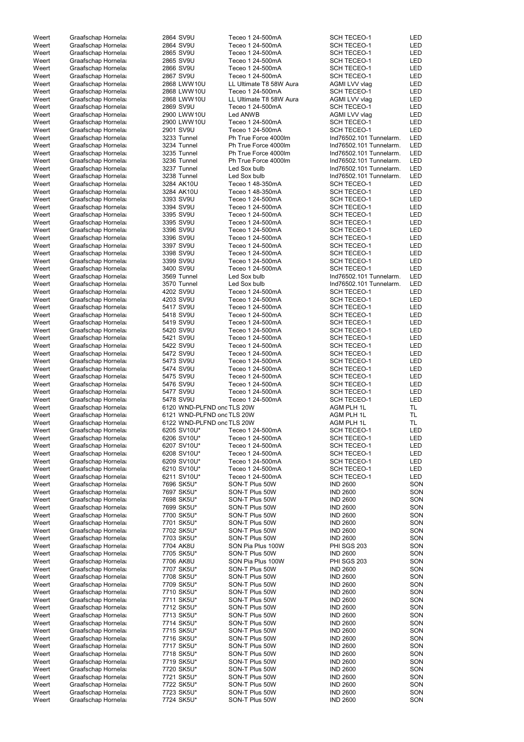| | | | | | |
|---|---|---|---|---|---|
| Weert | Graafschap Hornela | 2864 SV9U | Teceo 1 24-500mA | SCH TECEO-1 | LED |
| Weert | Graafschap Hornela | 2864 SV9U | Teceo 1 24-500mA | SCH TECEO-1 | LED |
| Weert | Graafschap Hornela | 2865 SV9U | Teceo 1 24-500mA | SCH TECEO-1 | LED |
| Weert | Graafschap Hornela | 2865 SV9U | Teceo 1 24-500mA | SCH TECEO-1 | LED |
| Weert | Graafschap Hornela | 2866 SV9U | Teceo 1 24-500mA | SCH TECEO-1 | LED |
| Weert | Graafschap Hornela | 2867 SV9U | Teceo 1 24-500mA | SCH TECEO-1 | LED |
| Weert | Graafschap Hornela | 2868 LWW10U | LL Ultimate T8 58W Aura | AGMI LVV vlag | LED |
| Weert | Graafschap Hornela | 2868 LWW10U | Teceo 1 24-500mA | SCH TECEO-1 | LED |
| Weert | Graafschap Hornela | 2868 LWW10U | LL Ultimate T8 58W Aura | AGMI LVV vlag | LED |
| Weert | Graafschap Hornela | 2869 SV9U | Teceo 1 24-500mA | SCH TECEO-1 | LED |
| Weert | Graafschap Hornela | 2900 LWW10U | Led ANWB | AGMI LVV vlag | LED |
| Weert | Graafschap Hornela | 2900 LWW10U | Teceo 1 24-500mA | SCH TECEO-1 | LED |
| Weert | Graafschap Hornela | 2901 SV9U | Teceo 1 24-500mA | SCH TECEO-1 | LED |
| Weert | Graafschap Hornela | 3233 Tunnel | Ph True Force 4000lm | Ind76502.101 Tunnelarm. | LED |
| Weert | Graafschap Hornela | 3234 Tunnel | Ph True Force 4000lm | Ind76502.101 Tunnelarm. | LED |
| Weert | Graafschap Hornela | 3235 Tunnel | Ph True Force 4000lm | Ind76502.101 Tunnelarm. | LED |
| Weert | Graafschap Hornela | 3236 Tunnel | Ph True Force 4000lm | Ind76502.101 Tunnelarm. | LED |
| Weert | Graafschap Hornela | 3237 Tunnel | Led Sox bulb | Ind76502.101 Tunnelarm. | LED |
| Weert | Graafschap Hornela | 3238 Tunnel | Led Sox bulb | Ind76502.101 Tunnelarm. | LED |
| Weert | Graafschap Hornela | 3284 AK10U | Teceo 1 48-350mA | SCH TECEO-1 | LED |
| Weert | Graafschap Hornela | 3284 AK10U | Teceo 1 48-350mA | SCH TECEO-1 | LED |
| Weert | Graafschap Hornela | 3393 SV9U | Teceo 1 24-500mA | SCH TECEO-1 | LED |
| Weert | Graafschap Hornela | 3394 SV9U | Teceo 1 24-500mA | SCH TECEO-1 | LED |
| Weert | Graafschap Hornela | 3395 SV9U | Teceo 1 24-500mA | SCH TECEO-1 | LED |
| Weert | Graafschap Hornela | 3395 SV9U | Teceo 1 24-500mA | SCH TECEO-1 | LED |
| Weert | Graafschap Hornela | 3396 SV9U | Teceo 1 24-500mA | SCH TECEO-1 | LED |
| Weert | Graafschap Hornela | 3396 SV9U | Teceo 1 24-500mA | SCH TECEO-1 | LED |
| Weert | Graafschap Hornela | 3397 SV9U | Teceo 1 24-500mA | SCH TECEO-1 | LED |
| Weert | Graafschap Hornela | 3398 SV9U | Teceo 1 24-500mA | SCH TECEO-1 | LED |
| Weert | Graafschap Hornela | 3399 SV9U | Teceo 1 24-500mA | SCH TECEO-1 | LED |
| Weert | Graafschap Hornela | 3400 SV9U | Teceo 1 24-500mA | SCH TECEO-1 | LED |
| Weert | Graafschap Hornela | 3569 Tunnel | Led Sox bulb | Ind76502.101 Tunnelarm. | LED |
| Weert | Graafschap Hornela | 3570 Tunnel | Led Sox bulb | Ind76502.101 Tunnelarm. | LED |
| Weert | Graafschap Hornela | 4202 SV9U | Teceo 1 24-500mA | SCH TECEO-1 | LED |
| Weert | Graafschap Hornela | 4203 SV9U | Teceo 1 24-500mA | SCH TECEO-1 | LED |
| Weert | Graafschap Hornela | 5417 SV9U | Teceo 1 24-500mA | SCH TECEO-1 | LED |
| Weert | Graafschap Hornela | 5418 SV9U | Teceo 1 24-500mA | SCH TECEO-1 | LED |
| Weert | Graafschap Hornela | 5419 SV9U | Teceo 1 24-500mA | SCH TECEO-1 | LED |
| Weert | Graafschap Hornela | 5420 SV9U | Teceo 1 24-500mA | SCH TECEO-1 | LED |
| Weert | Graafschap Hornela | 5421 SV9U | Teceo 1 24-500mA | SCH TECEO-1 | LED |
| Weert | Graafschap Hornela | 5422 SV9U | Teceo 1 24-500mA | SCH TECEO-1 | LED |
| Weert | Graafschap Hornela | 5472 SV9U | Teceo 1 24-500mA | SCH TECEO-1 | LED |
| Weert | Graafschap Hornela | 5473 SV9U | Teceo 1 24-500mA | SCH TECEO-1 | LED |
| Weert | Graafschap Hornela | 5474 SV9U | Teceo 1 24-500mA | SCH TECEO-1 | LED |
| Weert | Graafschap Hornela | 5475 SV9U | Teceo 1 24-500mA | SCH TECEO-1 | LED |
| Weert | Graafschap Hornela | 5476 SV9U | Teceo 1 24-500mA | SCH TECEO-1 | LED |
| Weert | Graafschap Hornela | 5477 SV9U | Teceo 1 24-500mA | SCH TECEO-1 | LED |
| Weert | Graafschap Hornela | 5478 SV9U | Teceo 1 24-500mA | SCH TECEO-1 | LED |
| Weert | Graafschap Hornela | 6120 WND-PLFND ond | TLS 20W | AGM PLH 1L | TL |
| Weert | Graafschap Hornela | 6121 WND-PLFND ond | TLS 20W | AGM PLH 1L | TL |
| Weert | Graafschap Hornela | 6122 WND-PLFND ond | TLS 20W | AGM PLH 1L | TL |
| Weert | Graafschap Hornela | 6205 SV10U* | Teceo 1 24-500mA | SCH TECEO-1 | LED |
| Weert | Graafschap Hornela | 6206 SV10U* | Teceo 1 24-500mA | SCH TECEO-1 | LED |
| Weert | Graafschap Hornela | 6207 SV10U* | Teceo 1 24-500mA | SCH TECEO-1 | LED |
| Weert | Graafschap Hornela | 6208 SV10U* | Teceo 1 24-500mA | SCH TECEO-1 | LED |
| Weert | Graafschap Hornela | 6209 SV10U* | Teceo 1 24-500mA | SCH TECEO-1 | LED |
| Weert | Graafschap Hornela | 6210 SV10U* | Teceo 1 24-500mA | SCH TECEO-1 | LED |
| Weert | Graafschap Hornela | 6211 SV10U* | Teceo 1 24-500mA | SCH TECEO-1 | LED |
| Weert | Graafschap Hornela | 7696 SK5U* | SON-T Plus 50W | IND 2600 | SON |
| Weert | Graafschap Hornela | 7697 SK5U* | SON-T Plus 50W | IND 2600 | SON |
| Weert | Graafschap Hornela | 7698 SK5U* | SON-T Plus 50W | IND 2600 | SON |
| Weert | Graafschap Hornela | 7699 SK5U* | SON-T Plus 50W | IND 2600 | SON |
| Weert | Graafschap Hornela | 7700 SK5U* | SON-T Plus 50W | IND 2600 | SON |
| Weert | Graafschap Hornela | 7701 SK5U* | SON-T Plus 50W | IND 2600 | SON |
| Weert | Graafschap Hornela | 7702 SK5U* | SON-T Plus 50W | IND 2600 | SON |
| Weert | Graafschap Hornela | 7703 SK5U* | SON-T Plus 50W | IND 2600 | SON |
| Weert | Graafschap Hornela | 7704 AK8U | SON Pia Plus 100W | PHI SGS 203 | SON |
| Weert | Graafschap Hornela | 7705 SK5U* | SON-T Plus 50W | IND 2600 | SON |
| Weert | Graafschap Hornela | 7706 AK8U | SON Pia Plus 100W | PHI SGS 203 | SON |
| Weert | Graafschap Hornela | 7707 SK5U* | SON-T Plus 50W | IND 2600 | SON |
| Weert | Graafschap Hornela | 7708 SK5U* | SON-T Plus 50W | IND 2600 | SON |
| Weert | Graafschap Hornela | 7709 SK5U* | SON-T Plus 50W | IND 2600 | SON |
| Weert | Graafschap Hornela | 7710 SK5U* | SON-T Plus 50W | IND 2600 | SON |
| Weert | Graafschap Hornela | 7711 SK5U* | SON-T Plus 50W | IND 2600 | SON |
| Weert | Graafschap Hornela | 7712 SK5U* | SON-T Plus 50W | IND 2600 | SON |
| Weert | Graafschap Hornela | 7713 SK5U* | SON-T Plus 50W | IND 2600 | SON |
| Weert | Graafschap Hornela | 7714 SK5U* | SON-T Plus 50W | IND 2600 | SON |
| Weert | Graafschap Hornela | 7715 SK5U* | SON-T Plus 50W | IND 2600 | SON |
| Weert | Graafschap Hornela | 7716 SK5U* | SON-T Plus 50W | IND 2600 | SON |
| Weert | Graafschap Hornela | 7717 SK5U* | SON-T Plus 50W | IND 2600 | SON |
| Weert | Graafschap Hornela | 7718 SK5U* | SON-T Plus 50W | IND 2600 | SON |
| Weert | Graafschap Hornela | 7719 SK5U* | SON-T Plus 50W | IND 2600 | SON |
| Weert | Graafschap Hornela | 7720 SK5U* | SON-T Plus 50W | IND 2600 | SON |
| Weert | Graafschap Hornela | 7721 SK5U* | SON-T Plus 50W | IND 2600 | SON |
| Weert | Graafschap Hornela | 7722 SK5U* | SON-T Plus 50W | IND 2600 | SON |
| Weert | Graafschap Hornela | 7723 SK5U* | SON-T Plus 50W | IND 2600 | SON |
| Weert | Graafschap Hornela | 7724 SK5U* | SON-T Plus 50W | IND 2600 | SON |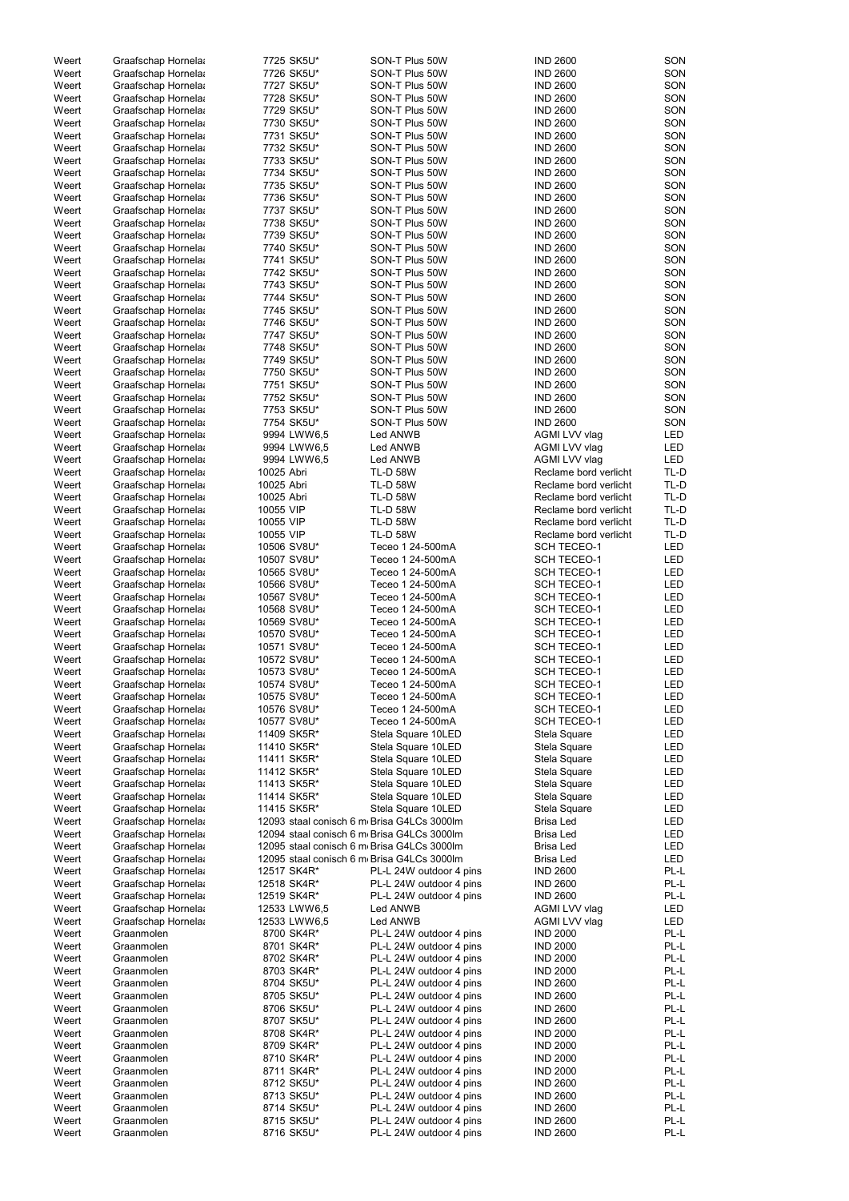| | | | | | |
|---|---|---|---|---|---|
| Weert | Graafschap Hornela | 7725 SK5U* | SON-T Plus 50W | IND 2600 | SON |
| Weert | Graafschap Hornela | 7726 SK5U* | SON-T Plus 50W | IND 2600 | SON |
| Weert | Graafschap Hornela | 7727 SK5U* | SON-T Plus 50W | IND 2600 | SON |
| Weert | Graafschap Hornela | 7728 SK5U* | SON-T Plus 50W | IND 2600 | SON |
| Weert | Graafschap Hornela | 7729 SK5U* | SON-T Plus 50W | IND 2600 | SON |
| Weert | Graafschap Hornela | 7730 SK5U* | SON-T Plus 50W | IND 2600 | SON |
| Weert | Graafschap Hornela | 7731 SK5U* | SON-T Plus 50W | IND 2600 | SON |
| Weert | Graafschap Hornela | 7732 SK5U* | SON-T Plus 50W | IND 2600 | SON |
| Weert | Graafschap Hornela | 7733 SK5U* | SON-T Plus 50W | IND 2600 | SON |
| Weert | Graafschap Hornela | 7734 SK5U* | SON-T Plus 50W | IND 2600 | SON |
| Weert | Graafschap Hornela | 7735 SK5U* | SON-T Plus 50W | IND 2600 | SON |
| Weert | Graafschap Hornela | 7736 SK5U* | SON-T Plus 50W | IND 2600 | SON |
| Weert | Graafschap Hornela | 7737 SK5U* | SON-T Plus 50W | IND 2600 | SON |
| Weert | Graafschap Hornela | 7738 SK5U* | SON-T Plus 50W | IND 2600 | SON |
| Weert | Graafschap Hornela | 7739 SK5U* | SON-T Plus 50W | IND 2600 | SON |
| Weert | Graafschap Hornela | 7740 SK5U* | SON-T Plus 50W | IND 2600 | SON |
| Weert | Graafschap Hornela | 7741 SK5U* | SON-T Plus 50W | IND 2600 | SON |
| Weert | Graafschap Hornela | 7742 SK5U* | SON-T Plus 50W | IND 2600 | SON |
| Weert | Graafschap Hornela | 7743 SK5U* | SON-T Plus 50W | IND 2600 | SON |
| Weert | Graafschap Hornela | 7744 SK5U* | SON-T Plus 50W | IND 2600 | SON |
| Weert | Graafschap Hornela | 7745 SK5U* | SON-T Plus 50W | IND 2600 | SON |
| Weert | Graafschap Hornela | 7746 SK5U* | SON-T Plus 50W | IND 2600 | SON |
| Weert | Graafschap Hornela | 7747 SK5U* | SON-T Plus 50W | IND 2600 | SON |
| Weert | Graafschap Hornela | 7748 SK5U* | SON-T Plus 50W | IND 2600 | SON |
| Weert | Graafschap Hornela | 7749 SK5U* | SON-T Plus 50W | IND 2600 | SON |
| Weert | Graafschap Hornela | 7750 SK5U* | SON-T Plus 50W | IND 2600 | SON |
| Weert | Graafschap Hornela | 7751 SK5U* | SON-T Plus 50W | IND 2600 | SON |
| Weert | Graafschap Hornela | 7752 SK5U* | SON-T Plus 50W | IND 2600 | SON |
| Weert | Graafschap Hornela | 7753 SK5U* | SON-T Plus 50W | IND 2600 | SON |
| Weert | Graafschap Hornela | 7754 SK5U* | SON-T Plus 50W | IND 2600 | SON |
| Weert | Graafschap Hornela | 9994 LWW6,5 | Led ANWB | AGMI LVV vlag | LED |
| Weert | Graafschap Hornela | 9994 LWW6,5 | Led ANWB | AGMI LVV vlag | LED |
| Weert | Graafschap Hornela | 9994 LWW6,5 | Led ANWB | AGMI LVV vlag | LED |
| Weert | Graafschap Hornela | 10025 Abri | TL-D 58W | Reclame bord verlicht | TL-D |
| Weert | Graafschap Hornela | 10025 Abri | TL-D 58W | Reclame bord verlicht | TL-D |
| Weert | Graafschap Hornela | 10025 Abri | TL-D 58W | Reclame bord verlicht | TL-D |
| Weert | Graafschap Hornela | 10055 VIP | TL-D 58W | Reclame bord verlicht | TL-D |
| Weert | Graafschap Hornela | 10055 VIP | TL-D 58W | Reclame bord verlicht | TL-D |
| Weert | Graafschap Hornela | 10055 VIP | TL-D 58W | Reclame bord verlicht | TL-D |
| Weert | Graafschap Hornela | 10506 SV8U* | Teceo 1 24-500mA | SCH TECEO-1 | LED |
| Weert | Graafschap Hornela | 10507 SV8U* | Teceo 1 24-500mA | SCH TECEO-1 | LED |
| Weert | Graafschap Hornela | 10565 SV8U* | Teceo 1 24-500mA | SCH TECEO-1 | LED |
| Weert | Graafschap Hornela | 10566 SV8U* | Teceo 1 24-500mA | SCH TECEO-1 | LED |
| Weert | Graafschap Hornela | 10567 SV8U* | Teceo 1 24-500mA | SCH TECEO-1 | LED |
| Weert | Graafschap Hornela | 10568 SV8U* | Teceo 1 24-500mA | SCH TECEO-1 | LED |
| Weert | Graafschap Hornela | 10569 SV8U* | Teceo 1 24-500mA | SCH TECEO-1 | LED |
| Weert | Graafschap Hornela | 10570 SV8U* | Teceo 1 24-500mA | SCH TECEO-1 | LED |
| Weert | Graafschap Hornela | 10571 SV8U* | Teceo 1 24-500mA | SCH TECEO-1 | LED |
| Weert | Graafschap Hornela | 10572 SV8U* | Teceo 1 24-500mA | SCH TECEO-1 | LED |
| Weert | Graafschap Hornela | 10573 SV8U* | Teceo 1 24-500mA | SCH TECEO-1 | LED |
| Weert | Graafschap Hornela | 10574 SV8U* | Teceo 1 24-500mA | SCH TECEO-1 | LED |
| Weert | Graafschap Hornela | 10575 SV8U* | Teceo 1 24-500mA | SCH TECEO-1 | LED |
| Weert | Graafschap Hornela | 10576 SV8U* | Teceo 1 24-500mA | SCH TECEO-1 | LED |
| Weert | Graafschap Hornela | 10577 SV8U* | Teceo 1 24-500mA | SCH TECEO-1 | LED |
| Weert | Graafschap Hornela | 11409 SK5R* | Stela Square 10LED | Stela Square | LED |
| Weert | Graafschap Hornela | 11410 SK5R* | Stela Square 10LED | Stela Square | LED |
| Weert | Graafschap Hornela | 11411 SK5R* | Stela Square 10LED | Stela Square | LED |
| Weert | Graafschap Hornela | 11412 SK5R* | Stela Square 10LED | Stela Square | LED |
| Weert | Graafschap Hornela | 11413 SK5R* | Stela Square 10LED | Stela Square | LED |
| Weert | Graafschap Hornela | 11414 SK5R* | Stela Square 10LED | Stela Square | LED |
| Weert | Graafschap Hornela | 11415 SK5R* | Stela Square 10LED | Stela Square | LED |
| Weert | Graafschap Hornela | 12093 staal conisch 6 m | Brisa G4LCs 3000lm | Brisa Led | LED |
| Weert | Graafschap Hornela | 12094 staal conisch 6 m | Brisa G4LCs 3000lm | Brisa Led | LED |
| Weert | Graafschap Hornela | 12095 staal conisch 6 m | Brisa G4LCs 3000lm | Brisa Led | LED |
| Weert | Graafschap Hornela | 12095 staal conisch 6 m | Brisa G4LCs 3000lm | Brisa Led | LED |
| Weert | Graafschap Hornela | 12517 SK4R* | PL-L 24W outdoor 4 pins | IND 2600 | PL-L |
| Weert | Graafschap Hornela | 12518 SK4R* | PL-L 24W outdoor 4 pins | IND 2600 | PL-L |
| Weert | Graafschap Hornela | 12519 SK4R* | PL-L 24W outdoor 4 pins | IND 2600 | PL-L |
| Weert | Graafschap Hornela | 12533 LWW6,5 | Led ANWB | AGMI LVV vlag | LED |
| Weert | Graafschap Hornela | 12533 LWW6,5 | Led ANWB | AGMI LVV vlag | LED |
| Weert | Graanmolen | 8700 SK4R* | PL-L 24W outdoor 4 pins | IND 2000 | PL-L |
| Weert | Graanmolen | 8701 SK4R* | PL-L 24W outdoor 4 pins | IND 2000 | PL-L |
| Weert | Graanmolen | 8702 SK4R* | PL-L 24W outdoor 4 pins | IND 2000 | PL-L |
| Weert | Graanmolen | 8703 SK4R* | PL-L 24W outdoor 4 pins | IND 2000 | PL-L |
| Weert | Graanmolen | 8704 SK5U* | PL-L 24W outdoor 4 pins | IND 2600 | PL-L |
| Weert | Graanmolen | 8705 SK5U* | PL-L 24W outdoor 4 pins | IND 2600 | PL-L |
| Weert | Graanmolen | 8706 SK5U* | PL-L 24W outdoor 4 pins | IND 2600 | PL-L |
| Weert | Graanmolen | 8707 SK5U* | PL-L 24W outdoor 4 pins | IND 2600 | PL-L |
| Weert | Graanmolen | 8708 SK4R* | PL-L 24W outdoor 4 pins | IND 2000 | PL-L |
| Weert | Graanmolen | 8709 SK4R* | PL-L 24W outdoor 4 pins | IND 2000 | PL-L |
| Weert | Graanmolen | 8710 SK4R* | PL-L 24W outdoor 4 pins | IND 2000 | PL-L |
| Weert | Graanmolen | 8711 SK4R* | PL-L 24W outdoor 4 pins | IND 2000 | PL-L |
| Weert | Graanmolen | 8712 SK5U* | PL-L 24W outdoor 4 pins | IND 2600 | PL-L |
| Weert | Graanmolen | 8713 SK5U* | PL-L 24W outdoor 4 pins | IND 2600 | PL-L |
| Weert | Graanmolen | 8714 SK5U* | PL-L 24W outdoor 4 pins | IND 2600 | PL-L |
| Weert | Graanmolen | 8715 SK5U* | PL-L 24W outdoor 4 pins | IND 2600 | PL-L |
| Weert | Graanmolen | 8716 SK5U* | PL-L 24W outdoor 4 pins | IND 2600 | PL-L |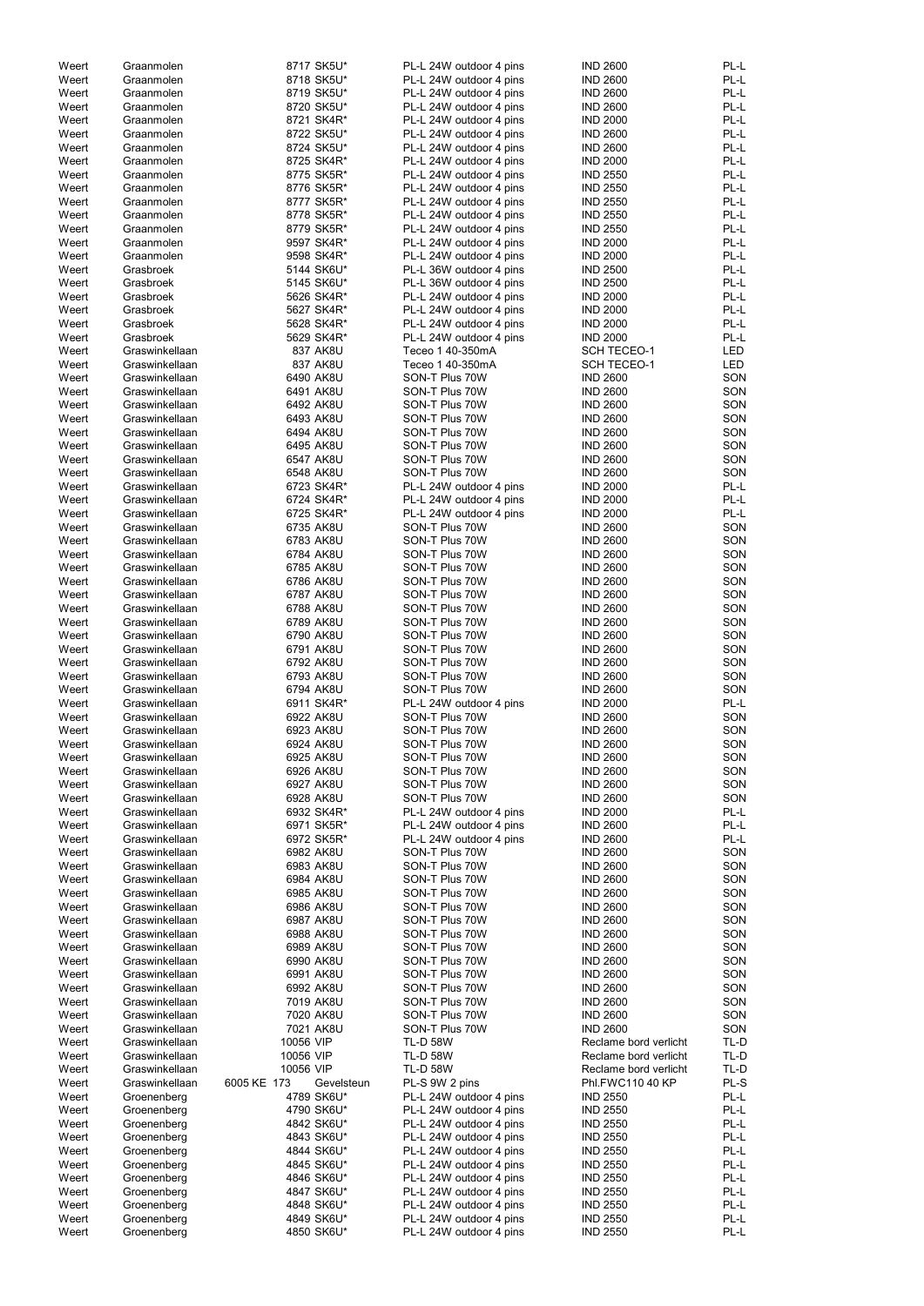| | | | | | | |
|---|---|---|---|---|---|---|
| Weert | Graanmolen | | 8717 SK5U* | PL-L 24W outdoor 4 pins | IND 2600 | PL-L |
| Weert | Graanmolen | | 8718 SK5U* | PL-L 24W outdoor 4 pins | IND 2600 | PL-L |
| Weert | Graanmolen | | 8719 SK5U* | PL-L 24W outdoor 4 pins | IND 2600 | PL-L |
| Weert | Graanmolen | | 8720 SK5U* | PL-L 24W outdoor 4 pins | IND 2600 | PL-L |
| Weert | Graanmolen | | 8721 SK4R* | PL-L 24W outdoor 4 pins | IND 2000 | PL-L |
| Weert | Graanmolen | | 8722 SK5U* | PL-L 24W outdoor 4 pins | IND 2600 | PL-L |
| Weert | Graanmolen | | 8724 SK5U* | PL-L 24W outdoor 4 pins | IND 2600 | PL-L |
| Weert | Graanmolen | | 8725 SK4R* | PL-L 24W outdoor 4 pins | IND 2000 | PL-L |
| Weert | Graanmolen | | 8775 SK5R* | PL-L 24W outdoor 4 pins | IND 2550 | PL-L |
| Weert | Graanmolen | | 8776 SK5R* | PL-L 24W outdoor 4 pins | IND 2550 | PL-L |
| Weert | Graanmolen | | 8777 SK5R* | PL-L 24W outdoor 4 pins | IND 2550 | PL-L |
| Weert | Graanmolen | | 8778 SK5R* | PL-L 24W outdoor 4 pins | IND 2550 | PL-L |
| Weert | Graanmolen | | 8779 SK5R* | PL-L 24W outdoor 4 pins | IND 2550 | PL-L |
| Weert | Graanmolen | | 9597 SK4R* | PL-L 24W outdoor 4 pins | IND 2000 | PL-L |
| Weert | Graanmolen | | 9598 SK4R* | PL-L 24W outdoor 4 pins | IND 2000 | PL-L |
| Weert | Grasbroek | | 5144 SK6U* | PL-L 36W outdoor 4 pins | IND 2500 | PL-L |
| Weert | Grasbroek | | 5145 SK6U* | PL-L 36W outdoor 4 pins | IND 2500 | PL-L |
| Weert | Grasbroek | | 5626 SK4R* | PL-L 24W outdoor 4 pins | IND 2000 | PL-L |
| Weert | Grasbroek | | 5627 SK4R* | PL-L 24W outdoor 4 pins | IND 2000 | PL-L |
| Weert | Grasbroek | | 5628 SK4R* | PL-L 24W outdoor 4 pins | IND 2000 | PL-L |
| Weert | Grasbroek | | 5629 SK4R* | PL-L 24W outdoor 4 pins | IND 2000 | PL-L |
| Weert | Graswinkellaan | | 837 AK8U | Teceo 1 40-350mA | SCH TECEO-1 | LED |
| Weert | Graswinkellaan | | 837 AK8U | Teceo 1 40-350mA | SCH TECEO-1 | LED |
| Weert | Graswinkellaan | | 6490 AK8U | SON-T Plus 70W | IND 2600 | SON |
| Weert | Graswinkellaan | | 6491 AK8U | SON-T Plus 70W | IND 2600 | SON |
| Weert | Graswinkellaan | | 6492 AK8U | SON-T Plus 70W | IND 2600 | SON |
| Weert | Graswinkellaan | | 6493 AK8U | SON-T Plus 70W | IND 2600 | SON |
| Weert | Graswinkellaan | | 6494 AK8U | SON-T Plus 70W | IND 2600 | SON |
| Weert | Graswinkellaan | | 6495 AK8U | SON-T Plus 70W | IND 2600 | SON |
| Weert | Graswinkellaan | | 6547 AK8U | SON-T Plus 70W | IND 2600 | SON |
| Weert | Graswinkellaan | | 6548 AK8U | SON-T Plus 70W | IND 2600 | SON |
| Weert | Graswinkellaan | | 6723 SK4R* | PL-L 24W outdoor 4 pins | IND 2000 | PL-L |
| Weert | Graswinkellaan | | 6724 SK4R* | PL-L 24W outdoor 4 pins | IND 2000 | PL-L |
| Weert | Graswinkellaan | | 6725 SK4R* | PL-L 24W outdoor 4 pins | IND 2000 | PL-L |
| Weert | Graswinkellaan | | 6735 AK8U | SON-T Plus 70W | IND 2600 | SON |
| Weert | Graswinkellaan | | 6783 AK8U | SON-T Plus 70W | IND 2600 | SON |
| Weert | Graswinkellaan | | 6784 AK8U | SON-T Plus 70W | IND 2600 | SON |
| Weert | Graswinkellaan | | 6785 AK8U | SON-T Plus 70W | IND 2600 | SON |
| Weert | Graswinkellaan | | 6786 AK8U | SON-T Plus 70W | IND 2600 | SON |
| Weert | Graswinkellaan | | 6787 AK8U | SON-T Plus 70W | IND 2600 | SON |
| Weert | Graswinkellaan | | 6788 AK8U | SON-T Plus 70W | IND 2600 | SON |
| Weert | Graswinkellaan | | 6789 AK8U | SON-T Plus 70W | IND 2600 | SON |
| Weert | Graswinkellaan | | 6790 AK8U | SON-T Plus 70W | IND 2600 | SON |
| Weert | Graswinkellaan | | 6791 AK8U | SON-T Plus 70W | IND 2600 | SON |
| Weert | Graswinkellaan | | 6792 AK8U | SON-T Plus 70W | IND 2600 | SON |
| Weert | Graswinkellaan | | 6793 AK8U | SON-T Plus 70W | IND 2600 | SON |
| Weert | Graswinkellaan | | 6794 AK8U | SON-T Plus 70W | IND 2600 | SON |
| Weert | Graswinkellaan | | 6911 SK4R* | PL-L 24W outdoor 4 pins | IND 2000 | PL-L |
| Weert | Graswinkellaan | | 6922 AK8U | SON-T Plus 70W | IND 2600 | SON |
| Weert | Graswinkellaan | | 6923 AK8U | SON-T Plus 70W | IND 2600 | SON |
| Weert | Graswinkellaan | | 6924 AK8U | SON-T Plus 70W | IND 2600 | SON |
| Weert | Graswinkellaan | | 6925 AK8U | SON-T Plus 70W | IND 2600 | SON |
| Weert | Graswinkellaan | | 6926 AK8U | SON-T Plus 70W | IND 2600 | SON |
| Weert | Graswinkellaan | | 6927 AK8U | SON-T Plus 70W | IND 2600 | SON |
| Weert | Graswinkellaan | | 6928 AK8U | SON-T Plus 70W | IND 2600 | SON |
| Weert | Graswinkellaan | | 6932 SK4R* | PL-L 24W outdoor 4 pins | IND 2000 | PL-L |
| Weert | Graswinkellaan | | 6971 SK5R* | PL-L 24W outdoor 4 pins | IND 2600 | PL-L |
| Weert | Graswinkellaan | | 6972 SK5R* | PL-L 24W outdoor 4 pins | IND 2600 | PL-L |
| Weert | Graswinkellaan | | 6982 AK8U | SON-T Plus 70W | IND 2600 | SON |
| Weert | Graswinkellaan | | 6983 AK8U | SON-T Plus 70W | IND 2600 | SON |
| Weert | Graswinkellaan | | 6984 AK8U | SON-T Plus 70W | IND 2600 | SON |
| Weert | Graswinkellaan | | 6985 AK8U | SON-T Plus 70W | IND 2600 | SON |
| Weert | Graswinkellaan | | 6986 AK8U | SON-T Plus 70W | IND 2600 | SON |
| Weert | Graswinkellaan | | 6987 AK8U | SON-T Plus 70W | IND 2600 | SON |
| Weert | Graswinkellaan | | 6988 AK8U | SON-T Plus 70W | IND 2600 | SON |
| Weert | Graswinkellaan | | 6989 AK8U | SON-T Plus 70W | IND 2600 | SON |
| Weert | Graswinkellaan | | 6990 AK8U | SON-T Plus 70W | IND 2600 | SON |
| Weert | Graswinkellaan | | 6991 AK8U | SON-T Plus 70W | IND 2600 | SON |
| Weert | Graswinkellaan | | 6992 AK8U | SON-T Plus 70W | IND 2600 | SON |
| Weert | Graswinkellaan | | 7019 AK8U | SON-T Plus 70W | IND 2600 | SON |
| Weert | Graswinkellaan | | 7020 AK8U | SON-T Plus 70W | IND 2600 | SON |
| Weert | Graswinkellaan | | 7021 AK8U | SON-T Plus 70W | IND 2600 | SON |
| Weert | Graswinkellaan | | 10056 VIP | TL-D 58W | Reclame bord verlicht | TL-D |
| Weert | Graswinkellaan | | 10056 VIP | TL-D 58W | Reclame bord verlicht | TL-D |
| Weert | Graswinkellaan | | 10056 VIP | TL-D 58W | Reclame bord verlicht | TL-D |
| Weert | Graswinkellaan | 6005 KE 173 | Gevelsteun | PL-S 9W 2 pins | Phl.FWC110 40 KP | PL-S |
| Weert | Groenenberg | | 4789 SK6U* | PL-L 24W outdoor 4 pins | IND 2550 | PL-L |
| Weert | Groenenberg | | 4790 SK6U* | PL-L 24W outdoor 4 pins | IND 2550 | PL-L |
| Weert | Groenenberg | | 4842 SK6U* | PL-L 24W outdoor 4 pins | IND 2550 | PL-L |
| Weert | Groenenberg | | 4843 SK6U* | PL-L 24W outdoor 4 pins | IND 2550 | PL-L |
| Weert | Groenenberg | | 4844 SK6U* | PL-L 24W outdoor 4 pins | IND 2550 | PL-L |
| Weert | Groenenberg | | 4845 SK6U* | PL-L 24W outdoor 4 pins | IND 2550 | PL-L |
| Weert | Groenenberg | | 4846 SK6U* | PL-L 24W outdoor 4 pins | IND 2550 | PL-L |
| Weert | Groenenberg | | 4847 SK6U* | PL-L 24W outdoor 4 pins | IND 2550 | PL-L |
| Weert | Groenenberg | | 4848 SK6U* | PL-L 24W outdoor 4 pins | IND 2550 | PL-L |
| Weert | Groenenberg | | 4849 SK6U* | PL-L 24W outdoor 4 pins | IND 2550 | PL-L |
| Weert | Groenenberg | | 4850 SK6U* | PL-L 24W outdoor 4 pins | IND 2550 | PL-L |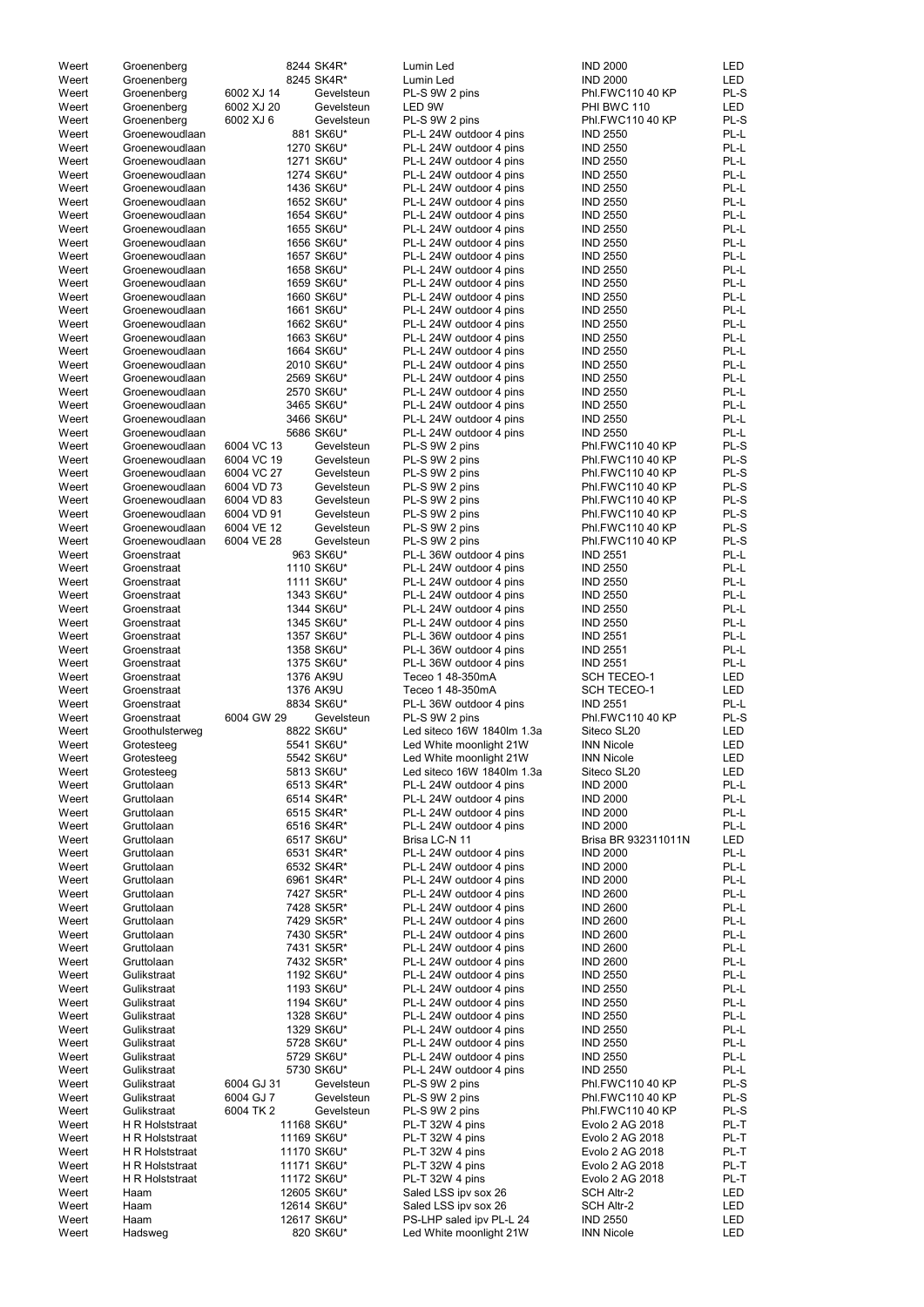| | | | | | | |
|---|---|---|---|---|---|---|
| Weert | Groenenberg | | 8244 SK4R* | Lumin Led | IND 2000 | LED |
| Weert | Groenenberg | | 8245 SK4R* | Lumin Led | IND 2000 | LED |
| Weert | Groenenberg | 6002 XJ 14 | Gevelsteun | PL-S 9W 2 pins | Phl.FWC110 40 KP | PL-S |
| Weert | Groenenberg | 6002 XJ 20 | Gevelsteun | LED 9W | PHI BWC 110 | LED |
| Weert | Groenenberg | 6002 XJ 6 | Gevelsteun | PL-S 9W 2 pins | Phl.FWC110 40 KP | PL-S |
| Weert | Groenewoudlaan | | 881 SK6U* | PL-L 24W outdoor 4 pins | IND 2550 | PL-L |
| Weert | Groenewoudlaan | | 1270 SK6U* | PL-L 24W outdoor 4 pins | IND 2550 | PL-L |
| Weert | Groenewoudlaan | | 1271 SK6U* | PL-L 24W outdoor 4 pins | IND 2550 | PL-L |
| Weert | Groenewoudlaan | | 1274 SK6U* | PL-L 24W outdoor 4 pins | IND 2550 | PL-L |
| Weert | Groenewoudlaan | | 1436 SK6U* | PL-L 24W outdoor 4 pins | IND 2550 | PL-L |
| Weert | Groenewoudlaan | | 1652 SK6U* | PL-L 24W outdoor 4 pins | IND 2550 | PL-L |
| Weert | Groenewoudlaan | | 1654 SK6U* | PL-L 24W outdoor 4 pins | IND 2550 | PL-L |
| Weert | Groenewoudlaan | | 1655 SK6U* | PL-L 24W outdoor 4 pins | IND 2550 | PL-L |
| Weert | Groenewoudlaan | | 1656 SK6U* | PL-L 24W outdoor 4 pins | IND 2550 | PL-L |
| Weert | Groenewoudlaan | | 1657 SK6U* | PL-L 24W outdoor 4 pins | IND 2550 | PL-L |
| Weert | Groenewoudlaan | | 1658 SK6U* | PL-L 24W outdoor 4 pins | IND 2550 | PL-L |
| Weert | Groenewoudlaan | | 1659 SK6U* | PL-L 24W outdoor 4 pins | IND 2550 | PL-L |
| Weert | Groenewoudlaan | | 1660 SK6U* | PL-L 24W outdoor 4 pins | IND 2550 | PL-L |
| Weert | Groenewoudlaan | | 1661 SK6U* | PL-L 24W outdoor 4 pins | IND 2550 | PL-L |
| Weert | Groenewoudlaan | | 1662 SK6U* | PL-L 24W outdoor 4 pins | IND 2550 | PL-L |
| Weert | Groenewoudlaan | | 1663 SK6U* | PL-L 24W outdoor 4 pins | IND 2550 | PL-L |
| Weert | Groenewoudlaan | | 1664 SK6U* | PL-L 24W outdoor 4 pins | IND 2550 | PL-L |
| Weert | Groenewoudlaan | | 2010 SK6U* | PL-L 24W outdoor 4 pins | IND 2550 | PL-L |
| Weert | Groenewoudlaan | | 2569 SK6U* | PL-L 24W outdoor 4 pins | IND 2550 | PL-L |
| Weert | Groenewoudlaan | | 2570 SK6U* | PL-L 24W outdoor 4 pins | IND 2550 | PL-L |
| Weert | Groenewoudlaan | | 3465 SK6U* | PL-L 24W outdoor 4 pins | IND 2550 | PL-L |
| Weert | Groenewoudlaan | | 3466 SK6U* | PL-L 24W outdoor 4 pins | IND 2550 | PL-L |
| Weert | Groenewoudlaan | | 5686 SK6U* | PL-L 24W outdoor 4 pins | IND 2550 | PL-L |
| Weert | Groenewoudlaan | 6004 VC 13 | Gevelsteun | PL-S 9W 2 pins | Phl.FWC110 40 KP | PL-S |
| Weert | Groenewoudlaan | 6004 VC 19 | Gevelsteun | PL-S 9W 2 pins | Phl.FWC110 40 KP | PL-S |
| Weert | Groenewoudlaan | 6004 VC 27 | Gevelsteun | PL-S 9W 2 pins | Phl.FWC110 40 KP | PL-S |
| Weert | Groenewoudlaan | 6004 VD 73 | Gevelsteun | PL-S 9W 2 pins | Phl.FWC110 40 KP | PL-S |
| Weert | Groenewoudlaan | 6004 VD 83 | Gevelsteun | PL-S 9W 2 pins | Phl.FWC110 40 KP | PL-S |
| Weert | Groenewoudlaan | 6004 VD 91 | Gevelsteun | PL-S 9W 2 pins | Phl.FWC110 40 KP | PL-S |
| Weert | Groenewoudlaan | 6004 VE 12 | Gevelsteun | PL-S 9W 2 pins | Phl.FWC110 40 KP | PL-S |
| Weert | Groenewoudlaan | 6004 VE 28 | Gevelsteun | PL-S 9W 2 pins | Phl.FWC110 40 KP | PL-S |
| Weert | Groenstraat | | 963 SK6U* | PL-L 36W outdoor 4 pins | IND 2551 | PL-L |
| Weert | Groenstraat | | 1110 SK6U* | PL-L 24W outdoor 4 pins | IND 2550 | PL-L |
| Weert | Groenstraat | | 1111 SK6U* | PL-L 24W outdoor 4 pins | IND 2550 | PL-L |
| Weert | Groenstraat | | 1343 SK6U* | PL-L 24W outdoor 4 pins | IND 2550 | PL-L |
| Weert | Groenstraat | | 1344 SK6U* | PL-L 24W outdoor 4 pins | IND 2550 | PL-L |
| Weert | Groenstraat | | 1345 SK6U* | PL-L 24W outdoor 4 pins | IND 2550 | PL-L |
| Weert | Groenstraat | | 1357 SK6U* | PL-L 36W outdoor 4 pins | IND 2551 | PL-L |
| Weert | Groenstraat | | 1358 SK6U* | PL-L 36W outdoor 4 pins | IND 2551 | PL-L |
| Weert | Groenstraat | | 1375 SK6U* | PL-L 36W outdoor 4 pins | IND 2551 | PL-L |
| Weert | Groenstraat | | 1376 AK9U | Teceo 1 48-350mA | SCH TECEO-1 | LED |
| Weert | Groenstraat | | 1376 AK9U | Teceo 1 48-350mA | SCH TECEO-1 | LED |
| Weert | Groenstraat | | 8834 SK6U* | PL-L 36W outdoor 4 pins | IND 2551 | PL-L |
| Weert | Groenstraat | 6004 GW 29 | Gevelsteun | PL-S 9W 2 pins | Phl.FWC110 40 KP | PL-S |
| Weert | Groothulsterweg | | 8822 SK6U* | Led siteco 16W 1840lm 1.3a | Siteco SL20 | LED |
| Weert | Grotesteeg | | 5541 SK6U* | Led White moonlight 21W | INN Nicole | LED |
| Weert | Grotesteeg | | 5542 SK6U* | Led White moonlight 21W | INN Nicole | LED |
| Weert | Grotesteeg | | 5813 SK6U* | Led siteco 16W 1840lm 1.3a | Siteco SL20 | LED |
| Weert | Gruttolaan | | 6513 SK4R* | PL-L 24W outdoor 4 pins | IND 2000 | PL-L |
| Weert | Gruttolaan | | 6514 SK4R* | PL-L 24W outdoor 4 pins | IND 2000 | PL-L |
| Weert | Gruttolaan | | 6515 SK4R* | PL-L 24W outdoor 4 pins | IND 2000 | PL-L |
| Weert | Gruttolaan | | 6516 SK4R* | PL-L 24W outdoor 4 pins | IND 2000 | PL-L |
| Weert | Gruttolaan | | 6517 SK6U* | Brisa LC-N 11 | Brisa BR 932311011N | LED |
| Weert | Gruttolaan | | 6531 SK4R* | PL-L 24W outdoor 4 pins | IND 2000 | PL-L |
| Weert | Gruttolaan | | 6532 SK4R* | PL-L 24W outdoor 4 pins | IND 2000 | PL-L |
| Weert | Gruttolaan | | 6961 SK4R* | PL-L 24W outdoor 4 pins | IND 2000 | PL-L |
| Weert | Gruttolaan | | 7427 SK5R* | PL-L 24W outdoor 4 pins | IND 2600 | PL-L |
| Weert | Gruttolaan | | 7428 SK5R* | PL-L 24W outdoor 4 pins | IND 2600 | PL-L |
| Weert | Gruttolaan | | 7429 SK5R* | PL-L 24W outdoor 4 pins | IND 2600 | PL-L |
| Weert | Gruttolaan | | 7430 SK5R* | PL-L 24W outdoor 4 pins | IND 2600 | PL-L |
| Weert | Gruttolaan | | 7431 SK5R* | PL-L 24W outdoor 4 pins | IND 2600 | PL-L |
| Weert | Gruttolaan | | 7432 SK5R* | PL-L 24W outdoor 4 pins | IND 2600 | PL-L |
| Weert | Gulikstraat | | 1192 SK6U* | PL-L 24W outdoor 4 pins | IND 2550 | PL-L |
| Weert | Gulikstraat | | 1193 SK6U* | PL-L 24W outdoor 4 pins | IND 2550 | PL-L |
| Weert | Gulikstraat | | 1194 SK6U* | PL-L 24W outdoor 4 pins | IND 2550 | PL-L |
| Weert | Gulikstraat | | 1328 SK6U* | PL-L 24W outdoor 4 pins | IND 2550 | PL-L |
| Weert | Gulikstraat | | 1329 SK6U* | PL-L 24W outdoor 4 pins | IND 2550 | PL-L |
| Weert | Gulikstraat | | 5728 SK6U* | PL-L 24W outdoor 4 pins | IND 2550 | PL-L |
| Weert | Gulikstraat | | 5729 SK6U* | PL-L 24W outdoor 4 pins | IND 2550 | PL-L |
| Weert | Gulikstraat | | 5730 SK6U* | PL-L 24W outdoor 4 pins | IND 2550 | PL-L |
| Weert | Gulikstraat | 6004 GJ 31 | Gevelsteun | PL-S 9W 2 pins | Phl.FWC110 40 KP | PL-S |
| Weert | Gulikstraat | 6004 GJ 7 | Gevelsteun | PL-S 9W 2 pins | Phl.FWC110 40 KP | PL-S |
| Weert | Gulikstraat | 6004 TK 2 | Gevelsteun | PL-S 9W 2 pins | Phl.FWC110 40 KP | PL-S |
| Weert | H R Holststraat | | 11168 SK6U* | PL-T 32W 4 pins | Evolo 2 AG 2018 | PL-T |
| Weert | H R Holststraat | | 11169 SK6U* | PL-T 32W 4 pins | Evolo 2 AG 2018 | PL-T |
| Weert | H R Holststraat | | 11170 SK6U* | PL-T 32W 4 pins | Evolo 2 AG 2018 | PL-T |
| Weert | H R Holststraat | | 11171 SK6U* | PL-T 32W 4 pins | Evolo 2 AG 2018 | PL-T |
| Weert | H R Holststraat | | 11172 SK6U* | PL-T 32W 4 pins | Evolo 2 AG 2018 | PL-T |
| Weert | Haam | | 12605 SK6U* | Saled LSS ipv sox 26 | SCH Altr-2 | LED |
| Weert | Haam | | 12614 SK6U* | Saled LSS ipv sox 26 | SCH Altr-2 | LED |
| Weert | Haam | | 12617 SK6U* | PS-LHP saled ipv PL-L 24 | IND 2550 | LED |
| Weert | Hadsweg | | 820 SK6U* | Led White moonlight 21W | INN Nicole | LED |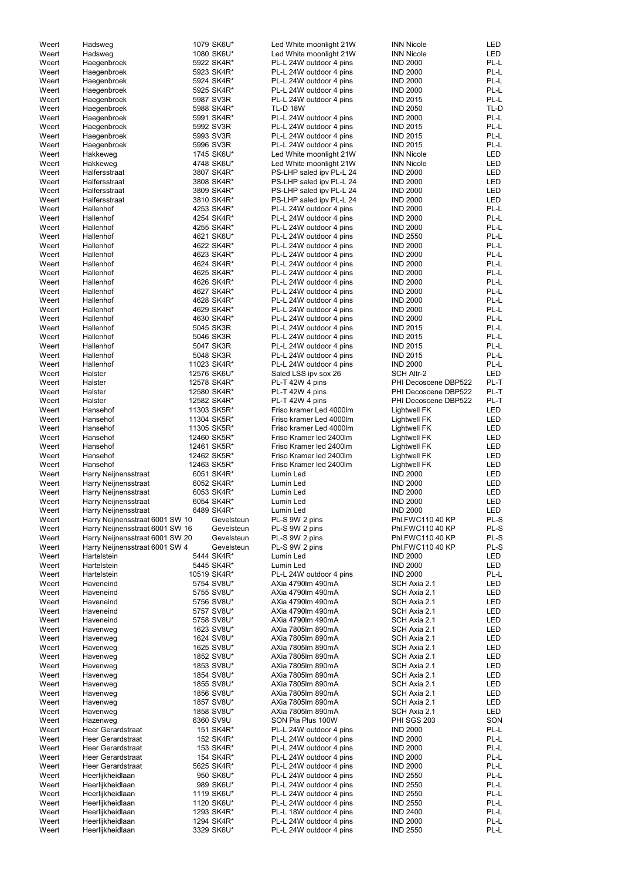| | | | | | |
|---|---|---|---|---|---|
| Weert | Hadsweg | 1079 SK6U* | Led White moonlight 21W | INN Nicole | LED |
| Weert | Hadsweg | 1080 SK6U* | Led White moonlight 21W | INN Nicole | LED |
| Weert | Haegenbroek | 5922 SK4R* | PL-L 24W outdoor 4 pins | IND 2000 | PL-L |
| Weert | Haegenbroek | 5923 SK4R* | PL-L 24W outdoor 4 pins | IND 2000 | PL-L |
| Weert | Haegenbroek | 5924 SK4R* | PL-L 24W outdoor 4 pins | IND 2000 | PL-L |
| Weert | Haegenbroek | 5925 SK4R* | PL-L 24W outdoor 4 pins | IND 2000 | PL-L |
| Weert | Haegenbroek | 5987 SV3R | PL-L 24W outdoor 4 pins | IND 2015 | PL-L |
| Weert | Haegenbroek | 5988 SK4R* | TL-D 18W | IND 2050 | TL-D |
| Weert | Haegenbroek | 5991 SK4R* | PL-L 24W outdoor 4 pins | IND 2000 | PL-L |
| Weert | Haegenbroek | 5992 SV3R | PL-L 24W outdoor 4 pins | IND 2015 | PL-L |
| Weert | Haegenbroek | 5993 SV3R | PL-L 24W outdoor 4 pins | IND 2015 | PL-L |
| Weert | Haegenbroek | 5996 SV3R | PL-L 24W outdoor 4 pins | IND 2015 | PL-L |
| Weert | Hakkeweg | 1745 SK6U* | Led White moonlight 21W | INN Nicole | LED |
| Weert | Hakkeweg | 4748 SK6U* | Led White moonlight 21W | INN Nicole | LED |
| Weert | Halfersstraat | 3807 SK4R* | PS-LHP saled ipv PL-L 24 | IND 2000 | LED |
| Weert | Halfersstraat | 3808 SK4R* | PS-LHP saled ipv PL-L 24 | IND 2000 | LED |
| Weert | Halfersstraat | 3809 SK4R* | PS-LHP saled ipv PL-L 24 | IND 2000 | LED |
| Weert | Halfersstraat | 3810 SK4R* | PS-LHP saled ipv PL-L 24 | IND 2000 | LED |
| Weert | Hallenhof | 4253 SK4R* | PL-L 24W outdoor 4 pins | IND 2000 | PL-L |
| Weert | Hallenhof | 4254 SK4R* | PL-L 24W outdoor 4 pins | IND 2000 | PL-L |
| Weert | Hallenhof | 4255 SK4R* | PL-L 24W outdoor 4 pins | IND 2000 | PL-L |
| Weert | Hallenhof | 4621 SK6U* | PL-L 24W outdoor 4 pins | IND 2550 | PL-L |
| Weert | Hallenhof | 4622 SK4R* | PL-L 24W outdoor 4 pins | IND 2000 | PL-L |
| Weert | Hallenhof | 4623 SK4R* | PL-L 24W outdoor 4 pins | IND 2000 | PL-L |
| Weert | Hallenhof | 4624 SK4R* | PL-L 24W outdoor 4 pins | IND 2000 | PL-L |
| Weert | Hallenhof | 4625 SK4R* | PL-L 24W outdoor 4 pins | IND 2000 | PL-L |
| Weert | Hallenhof | 4626 SK4R* | PL-L 24W outdoor 4 pins | IND 2000 | PL-L |
| Weert | Hallenhof | 4627 SK4R* | PL-L 24W outdoor 4 pins | IND 2000 | PL-L |
| Weert | Hallenhof | 4628 SK4R* | PL-L 24W outdoor 4 pins | IND 2000 | PL-L |
| Weert | Hallenhof | 4629 SK4R* | PL-L 24W outdoor 4 pins | IND 2000 | PL-L |
| Weert | Hallenhof | 4630 SK4R* | PL-L 24W outdoor 4 pins | IND 2000 | PL-L |
| Weert | Hallenhof | 5045 SK3R | PL-L 24W outdoor 4 pins | IND 2015 | PL-L |
| Weert | Hallenhof | 5046 SK3R | PL-L 24W outdoor 4 pins | IND 2015 | PL-L |
| Weert | Hallenhof | 5047 SK3R | PL-L 24W outdoor 4 pins | IND 2015 | PL-L |
| Weert | Hallenhof | 5048 SK3R | PL-L 24W outdoor 4 pins | IND 2015 | PL-L |
| Weert | Hallenhof | 11023 SK4R* | PL-L 24W outdoor 4 pins | IND 2000 | PL-L |
| Weert | Halster | 12576 SK6U* | Saled LSS ipv sox 26 | SCH Altr-2 | LED |
| Weert | Halster | 12578 SK4R* | PL-T 42W 4 pins | PHI Decoscene DBP522 | PL-T |
| Weert | Halster | 12580 SK4R* | PL-T 42W 4 pins | PHI Decoscene DBP522 | PL-T |
| Weert | Halster | 12582 SK4R* | PL-T 42W 4 pins | PHI Decoscene DBP522 | PL-T |
| Weert | Hansehof | 11303 SK5R* | Friso kramer Led 4000lm | Lightwell FK | LED |
| Weert | Hansehof | 11304 SK5R* | Friso kramer Led 4000lm | Lightwell FK | LED |
| Weert | Hansehof | 11305 SK5R* | Friso kramer Led 4000lm | Lightwell FK | LED |
| Weert | Hansehof | 12460 SK5R* | Friso Kramer led 2400lm | Lightwell FK | LED |
| Weert | Hansehof | 12461 SK5R* | Friso Kramer led 2400lm | Lightwell FK | LED |
| Weert | Hansehof | 12462 SK5R* | Friso Kramer led 2400lm | Lightwell FK | LED |
| Weert | Hansehof | 12463 SK5R* | Friso Kramer led 2400lm | Lightwell FK | LED |
| Weert | Harry Neijnensstraat | 6051 SK4R* | Lumin Led | IND 2000 | LED |
| Weert | Harry Neijnensstraat | 6052 SK4R* | Lumin Led | IND 2000 | LED |
| Weert | Harry Neijnensstraat | 6053 SK4R* | Lumin Led | IND 2000 | LED |
| Weert | Harry Neijnensstraat | 6054 SK4R* | Lumin Led | IND 2000 | LED |
| Weert | Harry Neijnensstraat | 6489 SK4R* | Lumin Led | IND 2000 | LED |
| Weert | Harry Neijnensstraat 6001 SW 10 | Gevelsteun | PL-S 9W 2 pins | Phl.FWC110 40 KP | PL-S |
| Weert | Harry Neijnensstraat 6001 SW 16 | Gevelsteun | PL-S 9W 2 pins | Phl.FWC110 40 KP | PL-S |
| Weert | Harry Neijnensstraat 6001 SW 20 | Gevelsteun | PL-S 9W 2 pins | Phl.FWC110 40 KP | PL-S |
| Weert | Harry Neijnensstraat 6001 SW 4 | Gevelsteun | PL-S 9W 2 pins | Phl.FWC110 40 KP | PL-S |
| Weert | Hartelstein | 5444 SK4R* | Lumin Led | IND 2000 | LED |
| Weert | Hartelstein | 5445 SK4R* | Lumin Led | IND 2000 | LED |
| Weert | Hartelstein | 10519 SK4R* | PL-L 24W outdoor 4 pins | IND 2000 | PL-L |
| Weert | Haveneind | 5754 SV8U* | AXia 4790lm 490mA | SCH Axia 2.1 | LED |
| Weert | Haveneind | 5755 SV8U* | AXia 4790lm 490mA | SCH Axia 2.1 | LED |
| Weert | Haveneind | 5756 SV8U* | AXia 4790lm 490mA | SCH Axia 2.1 | LED |
| Weert | Haveneind | 5757 SV8U* | AXia 4790lm 490mA | SCH Axia 2.1 | LED |
| Weert | Haveneind | 5758 SV8U* | AXia 4790lm 490mA | SCH Axia 2.1 | LED |
| Weert | Havenweg | 1623 SV8U* | AXia 7805lm 890mA | SCH Axia 2.1 | LED |
| Weert | Havenweg | 1624 SV8U* | AXia 7805lm 890mA | SCH Axia 2.1 | LED |
| Weert | Havenweg | 1625 SV8U* | AXia 7805lm 890mA | SCH Axia 2.1 | LED |
| Weert | Havenweg | 1852 SV8U* | AXia 7805lm 890mA | SCH Axia 2.1 | LED |
| Weert | Havenweg | 1853 SV8U* | AXia 7805lm 890mA | SCH Axia 2.1 | LED |
| Weert | Havenweg | 1854 SV8U* | AXia 7805lm 890mA | SCH Axia 2.1 | LED |
| Weert | Havenweg | 1855 SV8U* | AXia 7805lm 890mA | SCH Axia 2.1 | LED |
| Weert | Havenweg | 1856 SV8U* | AXia 7805lm 890mA | SCH Axia 2.1 | LED |
| Weert | Havenweg | 1857 SV8U* | AXia 7805lm 890mA | SCH Axia 2.1 | LED |
| Weert | Havenweg | 1858 SV8U* | AXia 7805lm 890mA | SCH Axia 2.1 | LED |
| Weert | Hazenweg | 6360 SV9U | SON Pia Plus 100W | PHI SGS 203 | SON |
| Weert | Heer Gerardstraat | 151 SK4R* | PL-L 24W outdoor 4 pins | IND 2000 | PL-L |
| Weert | Heer Gerardstraat | 152 SK4R* | PL-L 24W outdoor 4 pins | IND 2000 | PL-L |
| Weert | Heer Gerardstraat | 153 SK4R* | PL-L 24W outdoor 4 pins | IND 2000 | PL-L |
| Weert | Heer Gerardstraat | 154 SK4R* | PL-L 24W outdoor 4 pins | IND 2000 | PL-L |
| Weert | Heer Gerardstraat | 5625 SK4R* | PL-L 24W outdoor 4 pins | IND 2000 | PL-L |
| Weert | Heerlijkheidlaan | 950 SK6U* | PL-L 24W outdoor 4 pins | IND 2550 | PL-L |
| Weert | Heerlijkheidlaan | 989 SK6U* | PL-L 24W outdoor 4 pins | IND 2550 | PL-L |
| Weert | Heerlijkheidlaan | 1119 SK6U* | PL-L 24W outdoor 4 pins | IND 2550 | PL-L |
| Weert | Heerlijkheidlaan | 1120 SK6U* | PL-L 24W outdoor 4 pins | IND 2550 | PL-L |
| Weert | Heerlijkheidlaan | 1293 SK4R* | PL-L 18W outdoor 4 pins | IND 2400 | PL-L |
| Weert | Heerlijkheidlaan | 1294 SK4R* | PL-L 24W outdoor 4 pins | IND 2000 | PL-L |
| Weert | Heerlijkheidlaan | 3329 SK6U* | PL-L 24W outdoor 4 pins | IND 2550 | PL-L |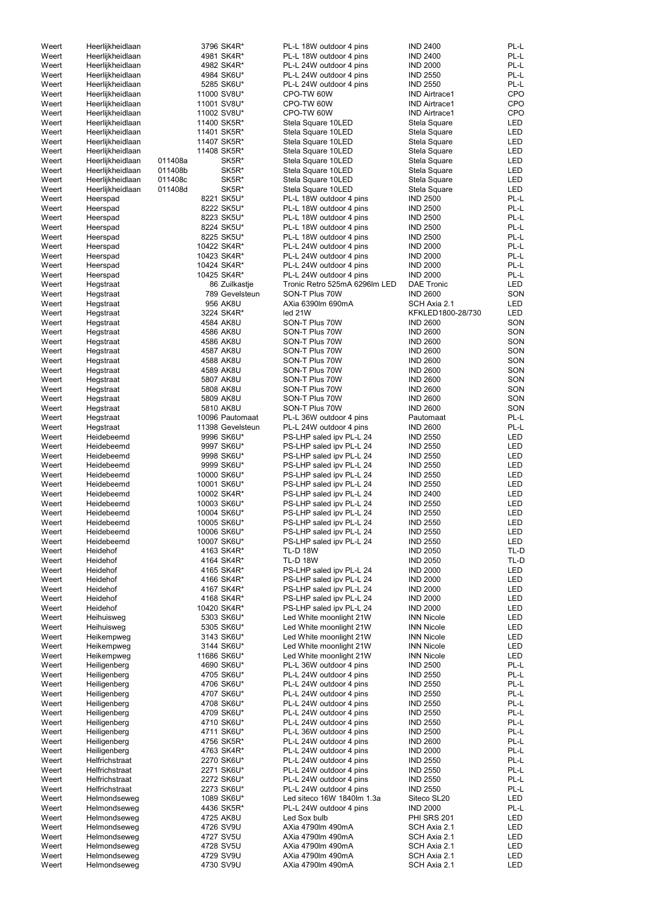| | | | | | | |
|---|---|---|---|---|---|---|
| Weert | Heerlijkheidlaan | | 3796 SK4R* | PL-L 18W outdoor 4 pins | IND 2400 | PL-L |
| Weert | Heerlijkheidlaan | | 4981 SK4R* | PL-L 18W outdoor 4 pins | IND 2400 | PL-L |
| Weert | Heerlijkheidlaan | | 4982 SK4R* | PL-L 24W outdoor 4 pins | IND 2000 | PL-L |
| Weert | Heerlijkheidlaan | | 4984 SK6U* | PL-L 24W outdoor 4 pins | IND 2550 | PL-L |
| Weert | Heerlijkheidlaan | | 5285 SK6U* | PL-L 24W outdoor 4 pins | IND 2550 | PL-L |
| Weert | Heerlijkheidlaan | | 11000 SV8U* | CPO-TW 60W | IND Airtrace1 | CPO |
| Weert | Heerlijkheidlaan | | 11001 SV8U* | CPO-TW 60W | IND Airtrace1 | CPO |
| Weert | Heerlijkheidlaan | | 11002 SV8U* | CPO-TW 60W | IND Airtrace1 | CPO |
| Weert | Heerlijkheidlaan | | 11400 SK5R* | Stela Square 10LED | Stela Square | LED |
| Weert | Heerlijkheidlaan | | 11401 SK5R* | Stela Square 10LED | Stela Square | LED |
| Weert | Heerlijkheidlaan | | 11407 SK5R* | Stela Square 10LED | Stela Square | LED |
| Weert | Heerlijkheidlaan | | 11408 SK5R* | Stela Square 10LED | Stela Square | LED |
| Weert | Heerlijkheidlaan | 011408a | SK5R* | Stela Square 10LED | Stela Square | LED |
| Weert | Heerlijkheidlaan | 011408b | SK5R* | Stela Square 10LED | Stela Square | LED |
| Weert | Heerlijkheidlaan | 011408c | SK5R* | Stela Square 10LED | Stela Square | LED |
| Weert | Heerlijkheidlaan | 011408d | SK5R* | Stela Square 10LED | Stela Square | LED |
| Weert | Heerspad | | 8221 SK5U* | PL-L 18W outdoor 4 pins | IND 2500 | PL-L |
| Weert | Heerspad | | 8222 SK5U* | PL-L 18W outdoor 4 pins | IND 2500 | PL-L |
| Weert | Heerspad | | 8223 SK5U* | PL-L 18W outdoor 4 pins | IND 2500 | PL-L |
| Weert | Heerspad | | 8224 SK5U* | PL-L 18W outdoor 4 pins | IND 2500 | PL-L |
| Weert | Heerspad | | 8225 SK5U* | PL-L 18W outdoor 4 pins | IND 2500 | PL-L |
| Weert | Heerspad | | 10422 SK4R* | PL-L 24W outdoor 4 pins | IND 2000 | PL-L |
| Weert | Heerspad | | 10423 SK4R* | PL-L 24W outdoor 4 pins | IND 2000 | PL-L |
| Weert | Heerspad | | 10424 SK4R* | PL-L 24W outdoor 4 pins | IND 2000 | PL-L |
| Weert | Heerspad | | 10425 SK4R* | PL-L 24W outdoor 4 pins | IND 2000 | PL-L |
| Weert | Hegstraat | | 86 Zuilkastje | Tronic Retro 525mA 6296lm LED | DAE Tronic | LED |
| Weert | Hegstraat | | 789 Gevelsteun | SON-T Plus 70W | IND 2600 | SON |
| Weert | Hegstraat | | 956 AK8U | AXia 6390lm 690mA | SCH Axia 2.1 | LED |
| Weert | Hegstraat | | 3224 SK4R* | led 21W | KFKLED1800-28/730 | LED |
| Weert | Hegstraat | | 4584 AK8U | SON-T Plus 70W | IND 2600 | SON |
| Weert | Hegstraat | | 4586 AK8U | SON-T Plus 70W | IND 2600 | SON |
| Weert | Hegstraat | | 4586 AK8U | SON-T Plus 70W | IND 2600 | SON |
| Weert | Hegstraat | | 4587 AK8U | SON-T Plus 70W | IND 2600 | SON |
| Weert | Hegstraat | | 4588 AK8U | SON-T Plus 70W | IND 2600 | SON |
| Weert | Hegstraat | | 4589 AK8U | SON-T Plus 70W | IND 2600 | SON |
| Weert | Hegstraat | | 5807 AK8U | SON-T Plus 70W | IND 2600 | SON |
| Weert | Hegstraat | | 5808 AK8U | SON-T Plus 70W | IND 2600 | SON |
| Weert | Hegstraat | | 5809 AK8U | SON-T Plus 70W | IND 2600 | SON |
| Weert | Hegstraat | | 5810 AK8U | SON-T Plus 70W | IND 2600 | SON |
| Weert | Hegstraat | | 10096 Pautomaat | PL-L 36W outdoor 4 pins | Pautomaat | PL-L |
| Weert | Hegstraat | | 11398 Gevelsteun | PL-L 24W outdoor 4 pins | IND 2600 | PL-L |
| Weert | Heidebeemd | | 9996 SK6U* | PS-LHP saled ipv PL-L 24 | IND 2550 | LED |
| Weert | Heidebeemd | | 9997 SK6U* | PS-LHP saled ipv PL-L 24 | IND 2550 | LED |
| Weert | Heidebeemd | | 9998 SK6U* | PS-LHP saled ipv PL-L 24 | IND 2550 | LED |
| Weert | Heidebeemd | | 9999 SK6U* | PS-LHP saled ipv PL-L 24 | IND 2550 | LED |
| Weert | Heidebeemd | | 10000 SK6U* | PS-LHP saled ipv PL-L 24 | IND 2550 | LED |
| Weert | Heidebeemd | | 10001 SK6U* | PS-LHP saled ipv PL-L 24 | IND 2550 | LED |
| Weert | Heidebeemd | | 10002 SK4R* | PS-LHP saled ipv PL-L 24 | IND 2400 | LED |
| Weert | Heidebeemd | | 10003 SK6U* | PS-LHP saled ipv PL-L 24 | IND 2550 | LED |
| Weert | Heidebeemd | | 10004 SK6U* | PS-LHP saled ipv PL-L 24 | IND 2550 | LED |
| Weert | Heidebeemd | | 10005 SK6U* | PS-LHP saled ipv PL-L 24 | IND 2550 | LED |
| Weert | Heidebeemd | | 10006 SK6U* | PS-LHP saled ipv PL-L 24 | IND 2550 | LED |
| Weert | Heidebeemd | | 10007 SK6U* | PS-LHP saled ipv PL-L 24 | IND 2550 | LED |
| Weert | Heidehof | | 4163 SK4R* | TL-D 18W | IND 2050 | TL-D |
| Weert | Heidehof | | 4164 SK4R* | TL-D 18W | IND 2050 | TL-D |
| Weert | Heidehof | | 4165 SK4R* | PS-LHP saled ipv PL-L 24 | IND 2000 | LED |
| Weert | Heidehof | | 4166 SK4R* | PS-LHP saled ipv PL-L 24 | IND 2000 | LED |
| Weert | Heidehof | | 4167 SK4R* | PS-LHP saled ipv PL-L 24 | IND 2000 | LED |
| Weert | Heidehof | | 4168 SK4R* | PS-LHP saled ipv PL-L 24 | IND 2000 | LED |
| Weert | Heidehof | | 10420 SK4R* | PS-LHP saled ipv PL-L 24 | IND 2000 | LED |
| Weert | Heihuisweg | | 5303 SK6U* | Led White moonlight 21W | INN Nicole | LED |
| Weert | Heihuisweg | | 5305 SK6U* | Led White moonlight 21W | INN Nicole | LED |
| Weert | Heikempweg | | 3143 SK6U* | Led White moonlight 21W | INN Nicole | LED |
| Weert | Heikempweg | | 3144 SK6U* | Led White moonlight 21W | INN Nicole | LED |
| Weert | Heikempweg | | 11686 SK6U* | Led White moonlight 21W | INN Nicole | LED |
| Weert | Heiligenberg | | 4690 SK6U* | PL-L 36W outdoor 4 pins | IND 2500 | PL-L |
| Weert | Heiligenberg | | 4705 SK6U* | PL-L 24W outdoor 4 pins | IND 2550 | PL-L |
| Weert | Heiligenberg | | 4706 SK6U* | PL-L 24W outdoor 4 pins | IND 2550 | PL-L |
| Weert | Heiligenberg | | 4707 SK6U* | PL-L 24W outdoor 4 pins | IND 2550 | PL-L |
| Weert | Heiligenberg | | 4708 SK6U* | PL-L 24W outdoor 4 pins | IND 2550 | PL-L |
| Weert | Heiligenberg | | 4709 SK6U* | PL-L 24W outdoor 4 pins | IND 2550 | PL-L |
| Weert | Heiligenberg | | 4710 SK6U* | PL-L 24W outdoor 4 pins | IND 2550 | PL-L |
| Weert | Heiligenberg | | 4711 SK6U* | PL-L 36W outdoor 4 pins | IND 2500 | PL-L |
| Weert | Heiligenberg | | 4756 SK5R* | PL-L 24W outdoor 4 pins | IND 2600 | PL-L |
| Weert | Heiligenberg | | 4763 SK4R* | PL-L 24W outdoor 4 pins | IND 2000 | PL-L |
| Weert | Helfrichstraat | | 2270 SK6U* | PL-L 24W outdoor 4 pins | IND 2550 | PL-L |
| Weert | Helfrichstraat | | 2271 SK6U* | PL-L 24W outdoor 4 pins | IND 2550 | PL-L |
| Weert | Helfrichstraat | | 2272 SK6U* | PL-L 24W outdoor 4 pins | IND 2550 | PL-L |
| Weert | Helfrichstraat | | 2273 SK6U* | PL-L 24W outdoor 4 pins | IND 2550 | PL-L |
| Weert | Helmondseweg | | 1089 SK6U* | Led siteco 16W 1840lm 1.3a | Siteco SL20 | LED |
| Weert | Helmondseweg | | 4436 SK5R* | PL-L 24W outdoor 4 pins | IND 2000 | PL-L |
| Weert | Helmondseweg | | 4725 AK8U | Led Sox bulb | PHI SRS 201 | LED |
| Weert | Helmondseweg | | 4726 SV9U | AXia 4790lm 490mA | SCH Axia 2.1 | LED |
| Weert | Helmondseweg | | 4727 SV5U | AXia 4790lm 490mA | SCH Axia 2.1 | LED |
| Weert | Helmondseweg | | 4728 SV5U | AXia 4790lm 490mA | SCH Axia 2.1 | LED |
| Weert | Helmondseweg | | 4729 SV9U | AXia 4790lm 490mA | SCH Axia 2.1 | LED |
| Weert | Helmondseweg | | 4730 SV9U | AXia 4790lm 490mA | SCH Axia 2.1 | LED |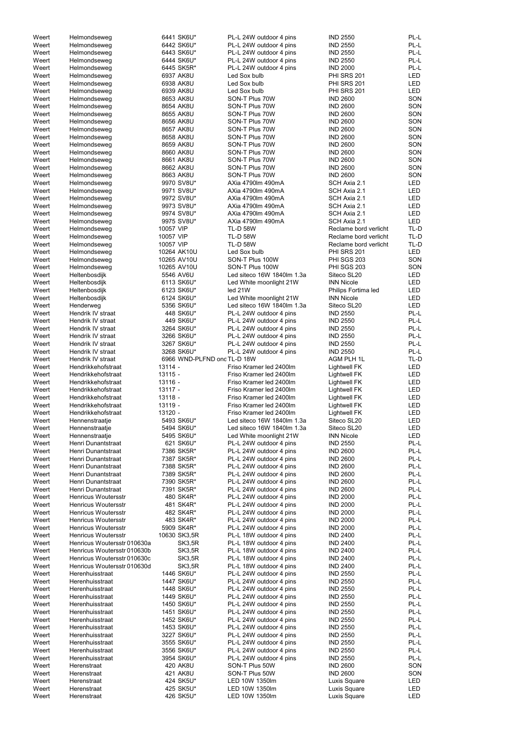| | | | | | |
|---|---|---|---|---|---|
| Weert | Helmondseweg | 6441 SK6U* | PL-L 24W outdoor 4 pins | IND 2550 | PL-L |
| Weert | Helmondseweg | 6442 SK6U* | PL-L 24W outdoor 4 pins | IND 2550 | PL-L |
| Weert | Helmondseweg | 6443 SK6U* | PL-L 24W outdoor 4 pins | IND 2550 | PL-L |
| Weert | Helmondseweg | 6444 SK6U* | PL-L 24W outdoor 4 pins | IND 2550 | PL-L |
| Weert | Helmondseweg | 6445 SK5R* | PL-L 24W outdoor 4 pins | IND 2000 | PL-L |
| Weert | Helmondseweg | 6937 AK8U | Led Sox bulb | PHI SRS 201 | LED |
| Weert | Helmondseweg | 6938 AK8U | Led Sox bulb | PHI SRS 201 | LED |
| Weert | Helmondseweg | 6939 AK8U | Led Sox bulb | PHI SRS 201 | LED |
| Weert | Helmondseweg | 8653 AK8U | SON-T Plus 70W | IND 2600 | SON |
| Weert | Helmondseweg | 8654 AK8U | SON-T Plus 70W | IND 2600 | SON |
| Weert | Helmondseweg | 8655 AK8U | SON-T Plus 70W | IND 2600 | SON |
| Weert | Helmondseweg | 8656 AK8U | SON-T Plus 70W | IND 2600 | SON |
| Weert | Helmondseweg | 8657 AK8U | SON-T Plus 70W | IND 2600 | SON |
| Weert | Helmondseweg | 8658 AK8U | SON-T Plus 70W | IND 2600 | SON |
| Weert | Helmondseweg | 8659 AK8U | SON-T Plus 70W | IND 2600 | SON |
| Weert | Helmondseweg | 8660 AK8U | SON-T Plus 70W | IND 2600 | SON |
| Weert | Helmondseweg | 8661 AK8U | SON-T Plus 70W | IND 2600 | SON |
| Weert | Helmondseweg | 8662 AK8U | SON-T Plus 70W | IND 2600 | SON |
| Weert | Helmondseweg | 8663 AK8U | SON-T Plus 70W | IND 2600 | SON |
| Weert | Helmondseweg | 9970 SV8U* | AXia 4790lm 490mA | SCH Axia 2.1 | LED |
| Weert | Helmondseweg | 9971 SV8U* | AXia 4790lm 490mA | SCH Axia 2.1 | LED |
| Weert | Helmondseweg | 9972 SV8U* | AXia 4790lm 490mA | SCH Axia 2.1 | LED |
| Weert | Helmondseweg | 9973 SV8U* | AXia 4790lm 490mA | SCH Axia 2.1 | LED |
| Weert | Helmondseweg | 9974 SV8U* | AXia 4790lm 490mA | SCH Axia 2.1 | LED |
| Weert | Helmondseweg | 9975 SV8U* | AXia 4790lm 490mA | SCH Axia 2.1 | LED |
| Weert | Helmondseweg | 10057 VIP | TL-D 58W | Reclame bord verlicht | TL-D |
| Weert | Helmondseweg | 10057 VIP | TL-D 58W | Reclame bord verlicht | TL-D |
| Weert | Helmondseweg | 10057 VIP | TL-D 58W | Reclame bord verlicht | TL-D |
| Weert | Helmondseweg | 10264 AK10U | Led Sox bulb | PHI SRS 201 | LED |
| Weert | Helmondseweg | 10265 AV10U | SON-T Plus 100W | PHI SGS 203 | SON |
| Weert | Helmondseweg | 10265 AV10U | SON-T Plus 100W | PHI SGS 203 | SON |
| Weert | Heltenbosdijk | 5546 AV6U | Led siteco 16W 1840lm 1.3a | Siteco SL20 | LED |
| Weert | Heltenbosdijk | 6113 SK6U* | Led White moonlight 21W | INN Nicole | LED |
| Weert | Heltenbosdijk | 6123 SK6U* | led 21W | Philips Fortima led | LED |
| Weert | Heltenbosdijk | 6124 SK6U* | Led White moonlight 21W | INN Nicole | LED |
| Weert | Henderweg | 5356 SK6U* | Led siteco 16W 1840lm 1.3a | Siteco SL20 | LED |
| Weert | Hendrik IV straat | 448 SK6U* | PL-L 24W outdoor 4 pins | IND 2550 | PL-L |
| Weert | Hendrik IV straat | 449 SK6U* | PL-L 24W outdoor 4 pins | IND 2550 | PL-L |
| Weert | Hendrik IV straat | 3264 SK6U* | PL-L 24W outdoor 4 pins | IND 2550 | PL-L |
| Weert | Hendrik IV straat | 3266 SK6U* | PL-L 24W outdoor 4 pins | IND 2550 | PL-L |
| Weert | Hendrik IV straat | 3267 SK6U* | PL-L 24W outdoor 4 pins | IND 2550 | PL-L |
| Weert | Hendrik IV straat | 3268 SK6U* | PL-L 24W outdoor 4 pins | IND 2550 | PL-L |
| Weert | Hendrik IV straat | 6966 WND-PLFND ond | TL-D 18W | AGM PLH 1L | TL-D |
| Weert | Hendrikkehofstraat | 13114 - | Friso Kramer led 2400lm | Lightwell FK | LED |
| Weert | Hendrikkehofstraat | 13115 - | Friso Kramer led 2400lm | Lightwell FK | LED |
| Weert | Hendrikkehofstraat | 13116 - | Friso Kramer led 2400lm | Lightwell FK | LED |
| Weert | Hendrikkehofstraat | 13117 - | Friso Kramer led 2400lm | Lightwell FK | LED |
| Weert | Hendrikkehofstraat | 13118 - | Friso Kramer led 2400lm | Lightwell FK | LED |
| Weert | Hendrikkehofstraat | 13119 - | Friso Kramer led 2400lm | Lightwell FK | LED |
| Weert | Hendrikkehofstraat | 13120 - | Friso Kramer led 2400lm | Lightwell FK | LED |
| Weert | Hennenstraatje | 5493 SK6U* | Led siteco 16W 1840lm 1.3a | Siteco SL20 | LED |
| Weert | Hennenstraatje | 5494 SK6U* | Led siteco 16W 1840lm 1.3a | Siteco SL20 | LED |
| Weert | Hennenstraatje | 5495 SK6U* | Led White moonlight 21W | INN Nicole | LED |
| Weert | Henri Dunantstraat | 621 SK6U* | PL-L 24W outdoor 4 pins | IND 2550 | PL-L |
| Weert | Henri Dunantstraat | 7386 SK5R* | PL-L 24W outdoor 4 pins | IND 2600 | PL-L |
| Weert | Henri Dunantstraat | 7387 SK5R* | PL-L 24W outdoor 4 pins | IND 2600 | PL-L |
| Weert | Henri Dunantstraat | 7388 SK5R* | PL-L 24W outdoor 4 pins | IND 2600 | PL-L |
| Weert | Henri Dunantstraat | 7389 SK5R* | PL-L 24W outdoor 4 pins | IND 2600 | PL-L |
| Weert | Henri Dunantstraat | 7390 SK5R* | PL-L 24W outdoor 4 pins | IND 2600 | PL-L |
| Weert | Henri Dunantstraat | 7391 SK5R* | PL-L 24W outdoor 4 pins | IND 2600 | PL-L |
| Weert | Henricus Woutersstr | 480 SK4R* | PL-L 24W outdoor 4 pins | IND 2000 | PL-L |
| Weert | Henricus Woutersstr | 481 SK4R* | PL-L 24W outdoor 4 pins | IND 2000 | PL-L |
| Weert | Henricus Woutersstr | 482 SK4R* | PL-L 24W outdoor 4 pins | IND 2000 | PL-L |
| Weert | Henricus Woutersstr | 483 SK4R* | PL-L 24W outdoor 4 pins | IND 2000 | PL-L |
| Weert | Henricus Woutersstr | 5909 SK4R* | PL-L 24W outdoor 4 pins | IND 2000 | PL-L |
| Weert | Henricus Woutersstr | 10630 SK3,5R | PL-L 18W outdoor 4 pins | IND 2400 | PL-L |
| Weert | Henricus Woutersstr 010630a | SK3,5R | PL-L 18W outdoor 4 pins | IND 2400 | PL-L |
| Weert | Henricus Woutersstr 010630b | SK3,5R | PL-L 18W outdoor 4 pins | IND 2400 | PL-L |
| Weert | Henricus Woutersstr 010630c | SK3,5R | PL-L 18W outdoor 4 pins | IND 2400 | PL-L |
| Weert | Henricus Woutersstr 010630d | SK3,5R | PL-L 18W outdoor 4 pins | IND 2400 | PL-L |
| Weert | Herenhuisstraat | 1446 SK6U* | PL-L 24W outdoor 4 pins | IND 2550 | PL-L |
| Weert | Herenhuisstraat | 1447 SK6U* | PL-L 24W outdoor 4 pins | IND 2550 | PL-L |
| Weert | Herenhuisstraat | 1448 SK6U* | PL-L 24W outdoor 4 pins | IND 2550 | PL-L |
| Weert | Herenhuisstraat | 1449 SK6U* | PL-L 24W outdoor 4 pins | IND 2550 | PL-L |
| Weert | Herenhuisstraat | 1450 SK6U* | PL-L 24W outdoor 4 pins | IND 2550 | PL-L |
| Weert | Herenhuisstraat | 1451 SK6U* | PL-L 24W outdoor 4 pins | IND 2550 | PL-L |
| Weert | Herenhuisstraat | 1452 SK6U* | PL-L 24W outdoor 4 pins | IND 2550 | PL-L |
| Weert | Herenhuisstraat | 1453 SK6U* | PL-L 24W outdoor 4 pins | IND 2550 | PL-L |
| Weert | Herenhuisstraat | 3227 SK6U* | PL-L 24W outdoor 4 pins | IND 2550 | PL-L |
| Weert | Herenhuisstraat | 3555 SK6U* | PL-L 24W outdoor 4 pins | IND 2550 | PL-L |
| Weert | Herenhuisstraat | 3556 SK6U* | PL-L 24W outdoor 4 pins | IND 2550 | PL-L |
| Weert | Herenhuisstraat | 3954 SK6U* | PL-L 24W outdoor 4 pins | IND 2550 | PL-L |
| Weert | Herenstraat | 420 AK8U | SON-T Plus 50W | IND 2600 | SON |
| Weert | Herenstraat | 421 AK8U | SON-T Plus 50W | IND 2600 | SON |
| Weert | Herenstraat | 424 SK5U* | LED 10W 1350lm | Luxis Square | LED |
| Weert | Herenstraat | 425 SK5U* | LED 10W 1350lm | Luxis Square | LED |
| Weert | Herenstraat | 426 SK5U* | LED 10W 1350lm | Luxis Square | LED |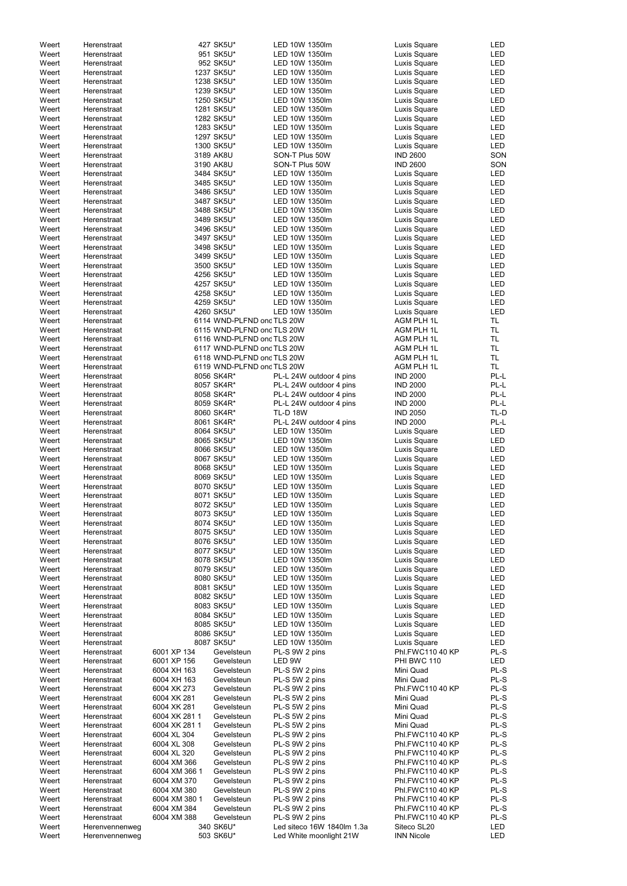| | | | | | | |
|---|---|---|---|---|---|---|
| Weert | Herenstraat | 427 | SK5U* | LED 10W 1350lm | Luxis Square | LED |
| Weert | Herenstraat | 951 | SK5U* | LED 10W 1350lm | Luxis Square | LED |
| Weert | Herenstraat | 952 | SK5U* | LED 10W 1350lm | Luxis Square | LED |
| Weert | Herenstraat | 1237 | SK5U* | LED 10W 1350lm | Luxis Square | LED |
| Weert | Herenstraat | 1238 | SK5U* | LED 10W 1350lm | Luxis Square | LED |
| Weert | Herenstraat | 1239 | SK5U* | LED 10W 1350lm | Luxis Square | LED |
| Weert | Herenstraat | 1250 | SK5U* | LED 10W 1350lm | Luxis Square | LED |
| Weert | Herenstraat | 1281 | SK5U* | LED 10W 1350lm | Luxis Square | LED |
| Weert | Herenstraat | 1282 | SK5U* | LED 10W 1350lm | Luxis Square | LED |
| Weert | Herenstraat | 1283 | SK5U* | LED 10W 1350lm | Luxis Square | LED |
| Weert | Herenstraat | 1297 | SK5U* | LED 10W 1350lm | Luxis Square | LED |
| Weert | Herenstraat | 1300 | SK5U* | LED 10W 1350lm | Luxis Square | LED |
| Weert | Herenstraat | 3189 | AK8U | SON-T Plus 50W | IND 2600 | SON |
| Weert | Herenstraat | 3190 | AK8U | SON-T Plus 50W | IND 2600 | SON |
| Weert | Herenstraat | 3484 | SK5U* | LED 10W 1350lm | Luxis Square | LED |
| Weert | Herenstraat | 3485 | SK5U* | LED 10W 1350lm | Luxis Square | LED |
| Weert | Herenstraat | 3486 | SK5U* | LED 10W 1350lm | Luxis Square | LED |
| Weert | Herenstraat | 3487 | SK5U* | LED 10W 1350lm | Luxis Square | LED |
| Weert | Herenstraat | 3488 | SK5U* | LED 10W 1350lm | Luxis Square | LED |
| Weert | Herenstraat | 3489 | SK5U* | LED 10W 1350lm | Luxis Square | LED |
| Weert | Herenstraat | 3496 | SK5U* | LED 10W 1350lm | Luxis Square | LED |
| Weert | Herenstraat | 3497 | SK5U* | LED 10W 1350lm | Luxis Square | LED |
| Weert | Herenstraat | 3498 | SK5U* | LED 10W 1350lm | Luxis Square | LED |
| Weert | Herenstraat | 3499 | SK5U* | LED 10W 1350lm | Luxis Square | LED |
| Weert | Herenstraat | 3500 | SK5U* | LED 10W 1350lm | Luxis Square | LED |
| Weert | Herenstraat | 4256 | SK5U* | LED 10W 1350lm | Luxis Square | LED |
| Weert | Herenstraat | 4257 | SK5U* | LED 10W 1350lm | Luxis Square | LED |
| Weert | Herenstraat | 4258 | SK5U* | LED 10W 1350lm | Luxis Square | LED |
| Weert | Herenstraat | 4259 | SK5U* | LED 10W 1350lm | Luxis Square | LED |
| Weert | Herenstraat | 4260 | SK5U* | LED 10W 1350lm | Luxis Square | LED |
| Weert | Herenstraat | 6114 | WND-PLFND ond | TLS 20W | AGM PLH 1L | TL |
| Weert | Herenstraat | 6115 | WND-PLFND ond | TLS 20W | AGM PLH 1L | TL |
| Weert | Herenstraat | 6116 | WND-PLFND ond | TLS 20W | AGM PLH 1L | TL |
| Weert | Herenstraat | 6117 | WND-PLFND ond | TLS 20W | AGM PLH 1L | TL |
| Weert | Herenstraat | 6118 | WND-PLFND ond | TLS 20W | AGM PLH 1L | TL |
| Weert | Herenstraat | 6119 | WND-PLFND ond | TLS 20W | AGM PLH 1L | TL |
| Weert | Herenstraat | 8056 | SK4R* | PL-L 24W outdoor 4 pins | IND 2000 | PL-L |
| Weert | Herenstraat | 8057 | SK4R* | PL-L 24W outdoor 4 pins | IND 2000 | PL-L |
| Weert | Herenstraat | 8058 | SK4R* | PL-L 24W outdoor 4 pins | IND 2000 | PL-L |
| Weert | Herenstraat | 8059 | SK4R* | PL-L 24W outdoor 4 pins | IND 2000 | PL-L |
| Weert | Herenstraat | 8060 | SK4R* | TL-D 18W | IND 2050 | TL-D |
| Weert | Herenstraat | 8061 | SK4R* | PL-L 24W outdoor 4 pins | IND 2000 | PL-L |
| Weert | Herenstraat | 8064 | SK5U* | LED 10W 1350lm | Luxis Square | LED |
| Weert | Herenstraat | 8065 | SK5U* | LED 10W 1350lm | Luxis Square | LED |
| Weert | Herenstraat | 8066 | SK5U* | LED 10W 1350lm | Luxis Square | LED |
| Weert | Herenstraat | 8067 | SK5U* | LED 10W 1350lm | Luxis Square | LED |
| Weert | Herenstraat | 8068 | SK5U* | LED 10W 1350lm | Luxis Square | LED |
| Weert | Herenstraat | 8069 | SK5U* | LED 10W 1350lm | Luxis Square | LED |
| Weert | Herenstraat | 8070 | SK5U* | LED 10W 1350lm | Luxis Square | LED |
| Weert | Herenstraat | 8071 | SK5U* | LED 10W 1350lm | Luxis Square | LED |
| Weert | Herenstraat | 8072 | SK5U* | LED 10W 1350lm | Luxis Square | LED |
| Weert | Herenstraat | 8073 | SK5U* | LED 10W 1350lm | Luxis Square | LED |
| Weert | Herenstraat | 8074 | SK5U* | LED 10W 1350lm | Luxis Square | LED |
| Weert | Herenstraat | 8075 | SK5U* | LED 10W 1350lm | Luxis Square | LED |
| Weert | Herenstraat | 8076 | SK5U* | LED 10W 1350lm | Luxis Square | LED |
| Weert | Herenstraat | 8077 | SK5U* | LED 10W 1350lm | Luxis Square | LED |
| Weert | Herenstraat | 8078 | SK5U* | LED 10W 1350lm | Luxis Square | LED |
| Weert | Herenstraat | 8079 | SK5U* | LED 10W 1350lm | Luxis Square | LED |
| Weert | Herenstraat | 8080 | SK5U* | LED 10W 1350lm | Luxis Square | LED |
| Weert | Herenstraat | 8081 | SK5U* | LED 10W 1350lm | Luxis Square | LED |
| Weert | Herenstraat | 8082 | SK5U* | LED 10W 1350lm | Luxis Square | LED |
| Weert | Herenstraat | 8083 | SK5U* | LED 10W 1350lm | Luxis Square | LED |
| Weert | Herenstraat | 8084 | SK5U* | LED 10W 1350lm | Luxis Square | LED |
| Weert | Herenstraat | 8085 | SK5U* | LED 10W 1350lm | Luxis Square | LED |
| Weert | Herenstraat | 8086 | SK5U* | LED 10W 1350lm | Luxis Square | LED |
| Weert | Herenstraat | 8087 | SK5U* | LED 10W 1350lm | Luxis Square | LED |
| Weert | Herenstraat | 6001 XP 134 | Gevelsteun | PL-S 9W 2 pins | Phl.FWC110 40 KP | PL-S |
| Weert | Herenstraat | 6001 XP 156 | Gevelsteun | LED 9W | PHI BWC 110 | LED |
| Weert | Herenstraat | 6004 XH 163 | Gevelsteun | PL-S 5W 2 pins | Mini Quad | PL-S |
| Weert | Herenstraat | 6004 XH 163 | Gevelsteun | PL-S 5W 2 pins | Mini Quad | PL-S |
| Weert | Herenstraat | 6004 XK 273 | Gevelsteun | PL-S 9W 2 pins | Phl.FWC110 40 KP | PL-S |
| Weert | Herenstraat | 6004 XK 281 | Gevelsteun | PL-S 5W 2 pins | Mini Quad | PL-S |
| Weert | Herenstraat | 6004 XK 281 | Gevelsteun | PL-S 5W 2 pins | Mini Quad | PL-S |
| Weert | Herenstraat | 6004 XK 281 1 | Gevelsteun | PL-S 5W 2 pins | Mini Quad | PL-S |
| Weert | Herenstraat | 6004 XK 281 1 | Gevelsteun | PL-S 5W 2 pins | Mini Quad | PL-S |
| Weert | Herenstraat | 6004 XL 304 | Gevelsteun | PL-S 9W 2 pins | Phl.FWC110 40 KP | PL-S |
| Weert | Herenstraat | 6004 XL 308 | Gevelsteun | PL-S 9W 2 pins | Phl.FWC110 40 KP | PL-S |
| Weert | Herenstraat | 6004 XL 320 | Gevelsteun | PL-S 9W 2 pins | Phl.FWC110 40 KP | PL-S |
| Weert | Herenstraat | 6004 XM 366 | Gevelsteun | PL-S 9W 2 pins | Phl.FWC110 40 KP | PL-S |
| Weert | Herenstraat | 6004 XM 366 1 | Gevelsteun | PL-S 9W 2 pins | Phl.FWC110 40 KP | PL-S |
| Weert | Herenstraat | 6004 XM 370 | Gevelsteun | PL-S 9W 2 pins | Phl.FWC110 40 KP | PL-S |
| Weert | Herenstraat | 6004 XM 380 | Gevelsteun | PL-S 9W 2 pins | Phl.FWC110 40 KP | PL-S |
| Weert | Herenstraat | 6004 XM 380 1 | Gevelsteun | PL-S 9W 2 pins | Phl.FWC110 40 KP | PL-S |
| Weert | Herenstraat | 6004 XM 384 | Gevelsteun | PL-S 9W 2 pins | Phl.FWC110 40 KP | PL-S |
| Weert | Herenstraat | 6004 XM 388 | Gevelsteun | PL-S 9W 2 pins | Phl.FWC110 40 KP | PL-S |
| Weert | Herenvennenweg | 340 | SK6U* | Led siteco 16W 1840lm 1.3a | Siteco SL20 | LED |
| Weert | Herenvennenweg | 503 | SK6U* | Led White moonlight 21W | INN Nicole | LED |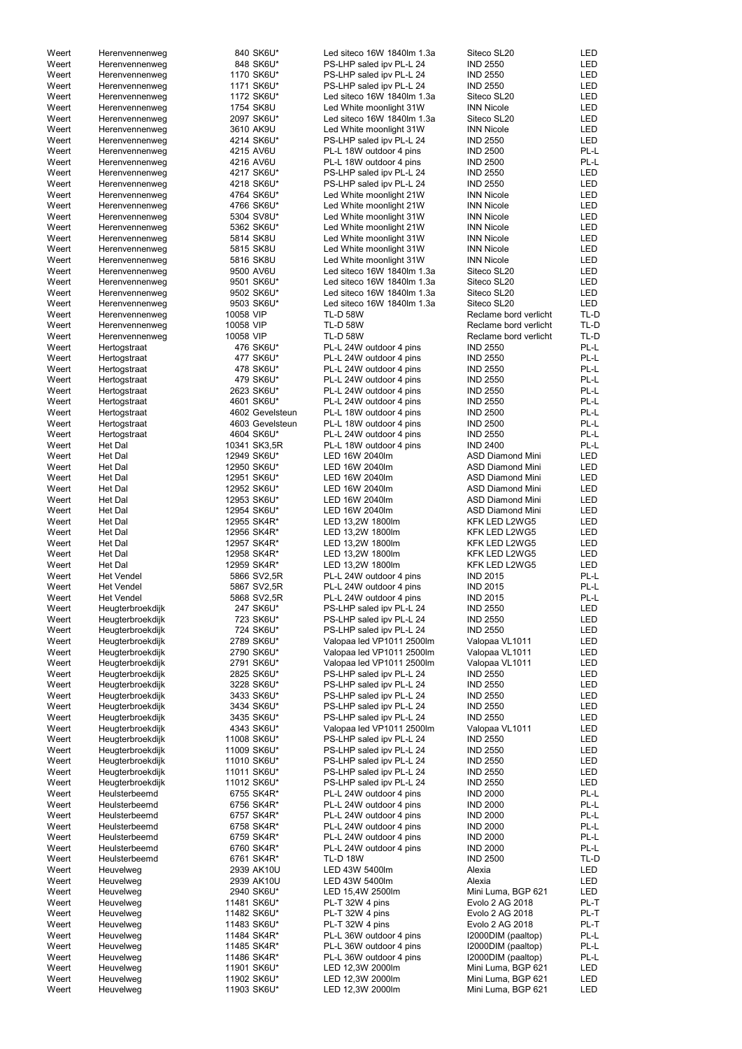| | | | | | |
|---|---|---|---|---|---|
| Weert | Herenvennenweg | 840 SK6U* | Led siteco 16W 1840lm 1.3a | Siteco SL20 | LED |
| Weert | Herenvennenweg | 848 SK6U* | PS-LHP saled ipv PL-L 24 | IND 2550 | LED |
| Weert | Herenvennenweg | 1170 SK6U* | PS-LHP saled ipv PL-L 24 | IND 2550 | LED |
| Weert | Herenvennenweg | 1171 SK6U* | PS-LHP saled ipv PL-L 24 | IND 2550 | LED |
| Weert | Herenvennenweg | 1172 SK6U* | Led siteco 16W 1840lm 1.3a | Siteco SL20 | LED |
| Weert | Herenvennenweg | 1754 SK8U | Led White moonlight 31W | INN Nicole | LED |
| Weert | Herenvennenweg | 2097 SK6U* | Led siteco 16W 1840lm 1.3a | Siteco SL20 | LED |
| Weert | Herenvennenweg | 3610 AK9U | Led White moonlight 31W | INN Nicole | LED |
| Weert | Herenvennenweg | 4214 SK6U* | PS-LHP saled ipv PL-L 24 | IND 2550 | LED |
| Weert | Herenvennenweg | 4215 AV6U | PL-L 18W outdoor 4 pins | IND 2500 | PL-L |
| Weert | Herenvennenweg | 4216 AV6U | PL-L 18W outdoor 4 pins | IND 2500 | PL-L |
| Weert | Herenvennenweg | 4217 SK6U* | PS-LHP saled ipv PL-L 24 | IND 2550 | LED |
| Weert | Herenvennenweg | 4218 SK6U* | PS-LHP saled ipv PL-L 24 | IND 2550 | LED |
| Weert | Herenvennenweg | 4764 SK6U* | Led White moonlight 21W | INN Nicole | LED |
| Weert | Herenvennenweg | 4766 SK6U* | Led White moonlight 21W | INN Nicole | LED |
| Weert | Herenvennenweg | 5304 SV8U* | Led White moonlight 31W | INN Nicole | LED |
| Weert | Herenvennenweg | 5362 SK6U* | Led White moonlight 21W | INN Nicole | LED |
| Weert | Herenvennenweg | 5814 SK8U | Led White moonlight 31W | INN Nicole | LED |
| Weert | Herenvennenweg | 5815 SK8U | Led White moonlight 31W | INN Nicole | LED |
| Weert | Herenvennenweg | 5816 SK8U | Led White moonlight 31W | INN Nicole | LED |
| Weert | Herenvennenweg | 9500 AV6U | Led siteco 16W 1840lm 1.3a | Siteco SL20 | LED |
| Weert | Herenvennenweg | 9501 SK6U* | Led siteco 16W 1840lm 1.3a | Siteco SL20 | LED |
| Weert | Herenvennenweg | 9502 SK6U* | Led siteco 16W 1840lm 1.3a | Siteco SL20 | LED |
| Weert | Herenvennenweg | 9503 SK6U* | Led siteco 16W 1840lm 1.3a | Siteco SL20 | LED |
| Weert | Herenvennenweg | 10058 VIP | TL-D 58W | Reclame bord verlicht | TL-D |
| Weert | Herenvennenweg | 10058 VIP | TL-D 58W | Reclame bord verlicht | TL-D |
| Weert | Herenvennenweg | 10058 VIP | TL-D 58W | Reclame bord verlicht | TL-D |
| Weert | Hertogstraat | 476 SK6U* | PL-L 24W outdoor 4 pins | IND 2550 | PL-L |
| Weert | Hertogstraat | 477 SK6U* | PL-L 24W outdoor 4 pins | IND 2550 | PL-L |
| Weert | Hertogstraat | 478 SK6U* | PL-L 24W outdoor 4 pins | IND 2550 | PL-L |
| Weert | Hertogstraat | 479 SK6U* | PL-L 24W outdoor 4 pins | IND 2550 | PL-L |
| Weert | Hertogstraat | 2623 SK6U* | PL-L 24W outdoor 4 pins | IND 2550 | PL-L |
| Weert | Hertogstraat | 4601 SK6U* | PL-L 24W outdoor 4 pins | IND 2550 | PL-L |
| Weert | Hertogstraat | 4602 Gevelsteun | PL-L 18W outdoor 4 pins | IND 2500 | PL-L |
| Weert | Hertogstraat | 4603 Gevelsteun | PL-L 18W outdoor 4 pins | IND 2500 | PL-L |
| Weert | Hertogstraat | 4604 SK6U* | PL-L 24W outdoor 4 pins | IND 2550 | PL-L |
| Weert | Het Dal | 10341 SK3,5R | PL-L 18W outdoor 4 pins | IND 2400 | PL-L |
| Weert | Het Dal | 12949 SK6U* | LED 16W 2040lm | ASD Diamond Mini | LED |
| Weert | Het Dal | 12950 SK6U* | LED 16W 2040lm | ASD Diamond Mini | LED |
| Weert | Het Dal | 12951 SK6U* | LED 16W 2040lm | ASD Diamond Mini | LED |
| Weert | Het Dal | 12952 SK6U* | LED 16W 2040lm | ASD Diamond Mini | LED |
| Weert | Het Dal | 12953 SK6U* | LED 16W 2040lm | ASD Diamond Mini | LED |
| Weert | Het Dal | 12954 SK6U* | LED 16W 2040lm | ASD Diamond Mini | LED |
| Weert | Het Dal | 12955 SK4R* | LED 13,2W 1800lm | KFK LED L2WG5 | LED |
| Weert | Het Dal | 12956 SK4R* | LED 13,2W 1800lm | KFK LED L2WG5 | LED |
| Weert | Het Dal | 12957 SK4R* | LED 13,2W 1800lm | KFK LED L2WG5 | LED |
| Weert | Het Dal | 12958 SK4R* | LED 13,2W 1800lm | KFK LED L2WG5 | LED |
| Weert | Het Dal | 12959 SK4R* | LED 13,2W 1800lm | KFK LED L2WG5 | LED |
| Weert | Het Vendel | 5866 SV2,5R | PL-L 24W outdoor 4 pins | IND 2015 | PL-L |
| Weert | Het Vendel | 5867 SV2,5R | PL-L 24W outdoor 4 pins | IND 2015 | PL-L |
| Weert | Het Vendel | 5868 SV2,5R | PL-L 24W outdoor 4 pins | IND 2015 | PL-L |
| Weert | Heugterbroekdijk | 247 SK6U* | PS-LHP saled ipv PL-L 24 | IND 2550 | LED |
| Weert | Heugterbroekdijk | 723 SK6U* | PS-LHP saled ipv PL-L 24 | IND 2550 | LED |
| Weert | Heugterbroekdijk | 724 SK6U* | PS-LHP saled ipv PL-L 24 | IND 2550 | LED |
| Weert | Heugterbroekdijk | 2789 SK6U* | Valopaa led VP1011 2500lm | Valopaa VL1011 | LED |
| Weert | Heugterbroekdijk | 2790 SK6U* | Valopaa led VP1011 2500lm | Valopaa VL1011 | LED |
| Weert | Heugterbroekdijk | 2791 SK6U* | Valopaa led VP1011 2500lm | Valopaa VL1011 | LED |
| Weert | Heugterbroekdijk | 2825 SK6U* | PS-LHP saled ipv PL-L 24 | IND 2550 | LED |
| Weert | Heugterbroekdijk | 3228 SK6U* | PS-LHP saled ipv PL-L 24 | IND 2550 | LED |
| Weert | Heugterbroekdijk | 3433 SK6U* | PS-LHP saled ipv PL-L 24 | IND 2550 | LED |
| Weert | Heugterbroekdijk | 3434 SK6U* | PS-LHP saled ipv PL-L 24 | IND 2550 | LED |
| Weert | Heugterbroekdijk | 3435 SK6U* | PS-LHP saled ipv PL-L 24 | IND 2550 | LED |
| Weert | Heugterbroekdijk | 4343 SK6U* | Valopaa led VP1011 2500lm | Valopaa VL1011 | LED |
| Weert | Heugterbroekdijk | 11008 SK6U* | PS-LHP saled ipv PL-L 24 | IND 2550 | LED |
| Weert | Heugterbroekdijk | 11009 SK6U* | PS-LHP saled ipv PL-L 24 | IND 2550 | LED |
| Weert | Heugterbroekdijk | 11010 SK6U* | PS-LHP saled ipv PL-L 24 | IND 2550 | LED |
| Weert | Heugterbroekdijk | 11011 SK6U* | PS-LHP saled ipv PL-L 24 | IND 2550 | LED |
| Weert | Heugterbroekdijk | 11012 SK6U* | PS-LHP saled ipv PL-L 24 | IND 2550 | LED |
| Weert | Heulsterbeemd | 6755 SK4R* | PL-L 24W outdoor 4 pins | IND 2000 | PL-L |
| Weert | Heulsterbeemd | 6756 SK4R* | PL-L 24W outdoor 4 pins | IND 2000 | PL-L |
| Weert | Heulsterbeemd | 6757 SK4R* | PL-L 24W outdoor 4 pins | IND 2000 | PL-L |
| Weert | Heulsterbeemd | 6758 SK4R* | PL-L 24W outdoor 4 pins | IND 2000 | PL-L |
| Weert | Heulsterbeemd | 6759 SK4R* | PL-L 24W outdoor 4 pins | IND 2000 | PL-L |
| Weert | Heulsterbeemd | 6760 SK4R* | PL-L 24W outdoor 4 pins | IND 2000 | PL-L |
| Weert | Heulsterbeemd | 6761 SK4R* | TL-D 18W | IND 2500 | TL-D |
| Weert | Heuvelweg | 2939 AK10U | LED 43W 5400lm | Alexia | LED |
| Weert | Heuvelweg | 2939 AK10U | LED 43W 5400lm | Alexia | LED |
| Weert | Heuvelweg | 2940 SK6U* | LED 15,4W 2500lm | Mini Luma, BGP 621 | LED |
| Weert | Heuvelweg | 11481 SK6U* | PL-T 32W 4 pins | Evolo 2 AG 2018 | PL-T |
| Weert | Heuvelweg | 11482 SK6U* | PL-T 32W 4 pins | Evolo 2 AG 2018 | PL-T |
| Weert | Heuvelweg | 11483 SK6U* | PL-T 32W 4 pins | Evolo 2 AG 2018 | PL-T |
| Weert | Heuvelweg | 11484 SK4R* | PL-L 36W outdoor 4 pins | I2000DIM (paaltop) | PL-L |
| Weert | Heuvelweg | 11485 SK4R* | PL-L 36W outdoor 4 pins | I2000DIM (paaltop) | PL-L |
| Weert | Heuvelweg | 11486 SK4R* | PL-L 36W outdoor 4 pins | I2000DIM (paaltop) | PL-L |
| Weert | Heuvelweg | 11901 SK6U* | LED 12,3W 2000lm | Mini Luma, BGP 621 | LED |
| Weert | Heuvelweg | 11902 SK6U* | LED 12,3W 2000lm | Mini Luma, BGP 621 | LED |
| Weert | Heuvelweg | 11903 SK6U* | LED 12,3W 2000lm | Mini Luma, BGP 621 | LED |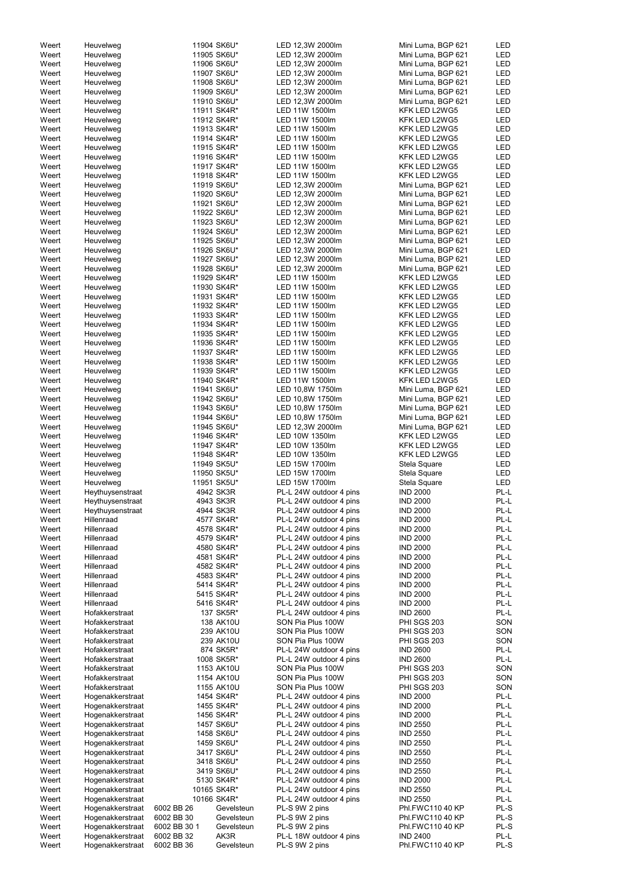| | | | | | | |
|---|---|---|---|---|---|---|
| Weert | Heuvelweg | | 11904 SK6U* | LED 12,3W 2000lm | Mini Luma, BGP 621 | LED |
| Weert | Heuvelweg | | 11905 SK6U* | LED 12,3W 2000lm | Mini Luma, BGP 621 | LED |
| Weert | Heuvelweg | | 11906 SK6U* | LED 12,3W 2000lm | Mini Luma, BGP 621 | LED |
| Weert | Heuvelweg | | 11907 SK6U* | LED 12,3W 2000lm | Mini Luma, BGP 621 | LED |
| Weert | Heuvelweg | | 11908 SK6U* | LED 12,3W 2000lm | Mini Luma, BGP 621 | LED |
| Weert | Heuvelweg | | 11909 SK6U* | LED 12,3W 2000lm | Mini Luma, BGP 621 | LED |
| Weert | Heuvelweg | | 11910 SK6U* | LED 12,3W 2000lm | Mini Luma, BGP 621 | LED |
| Weert | Heuvelweg | | 11911 SK4R* | LED 11W 1500lm | KFK LED L2WG5 | LED |
| Weert | Heuvelweg | | 11912 SK4R* | LED 11W 1500lm | KFK LED L2WG5 | LED |
| Weert | Heuvelweg | | 11913 SK4R* | LED 11W 1500lm | KFK LED L2WG5 | LED |
| Weert | Heuvelweg | | 11914 SK4R* | LED 11W 1500lm | KFK LED L2WG5 | LED |
| Weert | Heuvelweg | | 11915 SK4R* | LED 11W 1500lm | KFK LED L2WG5 | LED |
| Weert | Heuvelweg | | 11916 SK4R* | LED 11W 1500lm | KFK LED L2WG5 | LED |
| Weert | Heuvelweg | | 11917 SK4R* | LED 11W 1500lm | KFK LED L2WG5 | LED |
| Weert | Heuvelweg | | 11918 SK4R* | LED 11W 1500lm | KFK LED L2WG5 | LED |
| Weert | Heuvelweg | | 11919 SK6U* | LED 12,3W 2000lm | Mini Luma, BGP 621 | LED |
| Weert | Heuvelweg | | 11920 SK6U* | LED 12,3W 2000lm | Mini Luma, BGP 621 | LED |
| Weert | Heuvelweg | | 11921 SK6U* | LED 12,3W 2000lm | Mini Luma, BGP 621 | LED |
| Weert | Heuvelweg | | 11922 SK6U* | LED 12,3W 2000lm | Mini Luma, BGP 621 | LED |
| Weert | Heuvelweg | | 11923 SK6U* | LED 12,3W 2000lm | Mini Luma, BGP 621 | LED |
| Weert | Heuvelweg | | 11924 SK6U* | LED 12,3W 2000lm | Mini Luma, BGP 621 | LED |
| Weert | Heuvelweg | | 11925 SK6U* | LED 12,3W 2000lm | Mini Luma, BGP 621 | LED |
| Weert | Heuvelweg | | 11926 SK6U* | LED 12,3W 2000lm | Mini Luma, BGP 621 | LED |
| Weert | Heuvelweg | | 11927 SK6U* | LED 12,3W 2000lm | Mini Luma, BGP 621 | LED |
| Weert | Heuvelweg | | 11928 SK6U* | LED 12,3W 2000lm | Mini Luma, BGP 621 | LED |
| Weert | Heuvelweg | | 11929 SK4R* | LED 11W 1500lm | KFK LED L2WG5 | LED |
| Weert | Heuvelweg | | 11930 SK4R* | LED 11W 1500lm | KFK LED L2WG5 | LED |
| Weert | Heuvelweg | | 11931 SK4R* | LED 11W 1500lm | KFK LED L2WG5 | LED |
| Weert | Heuvelweg | | 11932 SK4R* | LED 11W 1500lm | KFK LED L2WG5 | LED |
| Weert | Heuvelweg | | 11933 SK4R* | LED 11W 1500lm | KFK LED L2WG5 | LED |
| Weert | Heuvelweg | | 11934 SK4R* | LED 11W 1500lm | KFK LED L2WG5 | LED |
| Weert | Heuvelweg | | 11935 SK4R* | LED 11W 1500lm | KFK LED L2WG5 | LED |
| Weert | Heuvelweg | | 11936 SK4R* | LED 11W 1500lm | KFK LED L2WG5 | LED |
| Weert | Heuvelweg | | 11937 SK4R* | LED 11W 1500lm | KFK LED L2WG5 | LED |
| Weert | Heuvelweg | | 11938 SK4R* | LED 11W 1500lm | KFK LED L2WG5 | LED |
| Weert | Heuvelweg | | 11939 SK4R* | LED 11W 1500lm | KFK LED L2WG5 | LED |
| Weert | Heuvelweg | | 11940 SK4R* | LED 11W 1500lm | KFK LED L2WG5 | LED |
| Weert | Heuvelweg | | 11941 SK6U* | LED 10,8W 1750lm | Mini Luma, BGP 621 | LED |
| Weert | Heuvelweg | | 11942 SK6U* | LED 10,8W 1750lm | Mini Luma, BGP 621 | LED |
| Weert | Heuvelweg | | 11943 SK6U* | LED 10,8W 1750lm | Mini Luma, BGP 621 | LED |
| Weert | Heuvelweg | | 11944 SK6U* | LED 10,8W 1750lm | Mini Luma, BGP 621 | LED |
| Weert | Heuvelweg | | 11945 SK6U* | LED 12,3W 2000lm | Mini Luma, BGP 621 | LED |
| Weert | Heuvelweg | | 11946 SK4R* | LED 10W 1350lm | KFK LED L2WG5 | LED |
| Weert | Heuvelweg | | 11947 SK4R* | LED 10W 1350lm | KFK LED L2WG5 | LED |
| Weert | Heuvelweg | | 11948 SK4R* | LED 10W 1350lm | KFK LED L2WG5 | LED |
| Weert | Heuvelweg | | 11949 SK5U* | LED 15W 1700lm | Stela Square | LED |
| Weert | Heuvelweg | | 11950 SK5U* | LED 15W 1700lm | Stela Square | LED |
| Weert | Heuvelweg | | 11951 SK5U* | LED 15W 1700lm | Stela Square | LED |
| Weert | Heythuysenstraat | | 4942 SK3R | PL-L 24W outdoor 4 pins | IND 2000 | PL-L |
| Weert | Heythuysenstraat | | 4943 SK3R | PL-L 24W outdoor 4 pins | IND 2000 | PL-L |
| Weert | Heythuysenstraat | | 4944 SK3R | PL-L 24W outdoor 4 pins | IND 2000 | PL-L |
| Weert | Hillenraad | | 4577 SK4R* | PL-L 24W outdoor 4 pins | IND 2000 | PL-L |
| Weert | Hillenraad | | 4578 SK4R* | PL-L 24W outdoor 4 pins | IND 2000 | PL-L |
| Weert | Hillenraad | | 4579 SK4R* | PL-L 24W outdoor 4 pins | IND 2000 | PL-L |
| Weert | Hillenraad | | 4580 SK4R* | PL-L 24W outdoor 4 pins | IND 2000 | PL-L |
| Weert | Hillenraad | | 4581 SK4R* | PL-L 24W outdoor 4 pins | IND 2000 | PL-L |
| Weert | Hillenraad | | 4582 SK4R* | PL-L 24W outdoor 4 pins | IND 2000 | PL-L |
| Weert | Hillenraad | | 4583 SK4R* | PL-L 24W outdoor 4 pins | IND 2000 | PL-L |
| Weert | Hillenraad | | 5414 SK4R* | PL-L 24W outdoor 4 pins | IND 2000 | PL-L |
| Weert | Hillenraad | | 5415 SK4R* | PL-L 24W outdoor 4 pins | IND 2000 | PL-L |
| Weert | Hillenraad | | 5416 SK4R* | PL-L 24W outdoor 4 pins | IND 2000 | PL-L |
| Weert | Hofakkerstraat | | 137 SK5R* | PL-L 24W outdoor 4 pins | IND 2600 | PL-L |
| Weert | Hofakkerstraat | | 138 AK10U | SON Pia Plus 100W | PHI SGS 203 | SON |
| Weert | Hofakkerstraat | | 239 AK10U | SON Pia Plus 100W | PHI SGS 203 | SON |
| Weert | Hofakkerstraat | | 239 AK10U | SON Pia Plus 100W | PHI SGS 203 | SON |
| Weert | Hofakkerstraat | | 874 SK5R* | PL-L 24W outdoor 4 pins | IND 2600 | PL-L |
| Weert | Hofakkerstraat | | 1008 SK5R* | PL-L 24W outdoor 4 pins | IND 2600 | PL-L |
| Weert | Hofakkerstraat | | 1153 AK10U | SON Pia Plus 100W | PHI SGS 203 | SON |
| Weert | Hofakkerstraat | | 1154 AK10U | SON Pia Plus 100W | PHI SGS 203 | SON |
| Weert | Hofakkerstraat | | 1155 AK10U | SON Pia Plus 100W | PHI SGS 203 | SON |
| Weert | Hogenakkerstraat | | 1454 SK4R* | PL-L 24W outdoor 4 pins | IND 2000 | PL-L |
| Weert | Hogenakkerstraat | | 1455 SK4R* | PL-L 24W outdoor 4 pins | IND 2000 | PL-L |
| Weert | Hogenakkerstraat | | 1456 SK4R* | PL-L 24W outdoor 4 pins | IND 2000 | PL-L |
| Weert | Hogenakkerstraat | | 1457 SK6U* | PL-L 24W outdoor 4 pins | IND 2550 | PL-L |
| Weert | Hogenakkerstraat | | 1458 SK6U* | PL-L 24W outdoor 4 pins | IND 2550 | PL-L |
| Weert | Hogenakkerstraat | | 1459 SK6U* | PL-L 24W outdoor 4 pins | IND 2550 | PL-L |
| Weert | Hogenakkerstraat | | 3417 SK6U* | PL-L 24W outdoor 4 pins | IND 2550 | PL-L |
| Weert | Hogenakkerstraat | | 3418 SK6U* | PL-L 24W outdoor 4 pins | IND 2550 | PL-L |
| Weert | Hogenakkerstraat | | 3419 SK6U* | PL-L 24W outdoor 4 pins | IND 2550 | PL-L |
| Weert | Hogenakkerstraat | | 5130 SK4R* | PL-L 24W outdoor 4 pins | IND 2000 | PL-L |
| Weert | Hogenakkerstraat | | 10165 SK4R* | PL-L 24W outdoor 4 pins | IND 2550 | PL-L |
| Weert | Hogenakkerstraat | | 10166 SK4R* | PL-L 24W outdoor 4 pins | IND 2550 | PL-L |
| Weert | Hogenakkerstraat | 6002 BB 26 | Gevelsteun | PL-S 9W 2 pins | Phl.FWC110 40 KP | PL-S |
| Weert | Hogenakkerstraat | 6002 BB 30 | Gevelsteun | PL-S 9W 2 pins | Phl.FWC110 40 KP | PL-S |
| Weert | Hogenakkerstraat | 6002 BB 30 1 | Gevelsteun | PL-S 9W 2 pins | Phl.FWC110 40 KP | PL-S |
| Weert | Hogenakkerstraat | 6002 BB 32 | AK3R | PL-L 18W outdoor 4 pins | IND 2400 | PL-L |
| Weert | Hogenakkerstraat | 6002 BB 36 | Gevelsteun | PL-S 9W 2 pins | Phl.FWC110 40 KP | PL-S |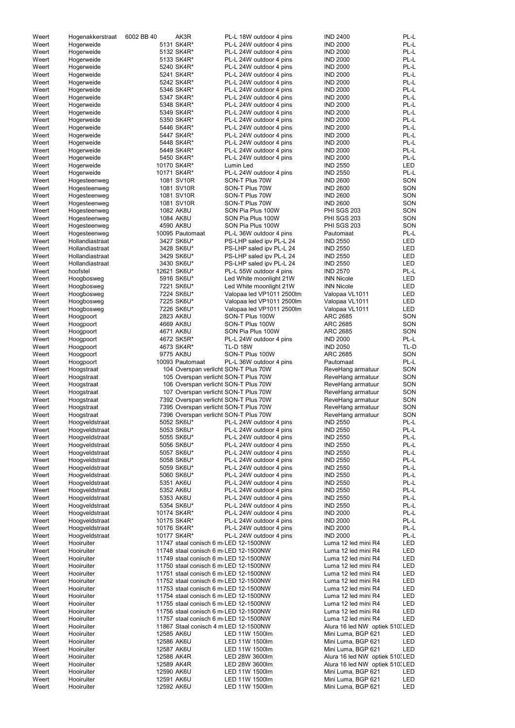| | | | | | | |
|---|---|---|---|---|---|---|
| Weert | Hogenakkerstraat | 6002 BB 40 | AK3R | PL-L 18W outdoor 4 pins | IND 2400 | PL-L |
| Weert | Hogerweide | 5131 | SK4R* | PL-L 24W outdoor 4 pins | IND 2000 | PL-L |
| Weert | Hogerweide | 5132 | SK4R* | PL-L 24W outdoor 4 pins | IND 2000 | PL-L |
| Weert | Hogerweide | 5133 | SK4R* | PL-L 24W outdoor 4 pins | IND 2000 | PL-L |
| Weert | Hogerweide | 5240 | SK4R* | PL-L 24W outdoor 4 pins | IND 2000 | PL-L |
| Weert | Hogerweide | 5241 | SK4R* | PL-L 24W outdoor 4 pins | IND 2000 | PL-L |
| Weert | Hogerweide | 5242 | SK4R* | PL-L 24W outdoor 4 pins | IND 2000 | PL-L |
| Weert | Hogerweide | 5346 | SK4R* | PL-L 24W outdoor 4 pins | IND 2000 | PL-L |
| Weert | Hogerweide | 5347 | SK4R* | PL-L 24W outdoor 4 pins | IND 2000 | PL-L |
| Weert | Hogerweide | 5348 | SK4R* | PL-L 24W outdoor 4 pins | IND 2000 | PL-L |
| Weert | Hogerweide | 5349 | SK4R* | PL-L 24W outdoor 4 pins | IND 2000 | PL-L |
| Weert | Hogerweide | 5350 | SK4R* | PL-L 24W outdoor 4 pins | IND 2000 | PL-L |
| Weert | Hogerweide | 5446 | SK4R* | PL-L 24W outdoor 4 pins | IND 2000 | PL-L |
| Weert | Hogerweide | 5447 | SK4R* | PL-L 24W outdoor 4 pins | IND 2000 | PL-L |
| Weert | Hogerweide | 5448 | SK4R* | PL-L 24W outdoor 4 pins | IND 2000 | PL-L |
| Weert | Hogerweide | 5449 | SK4R* | PL-L 24W outdoor 4 pins | IND 2000 | PL-L |
| Weert | Hogerweide | 5450 | SK4R* | PL-L 24W outdoor 4 pins | IND 2000 | PL-L |
| Weert | Hogerweide | 10170 | SK4R* | Lumin Led | IND 2550 | LED |
| Weert | Hogerweide | 10171 | SK4R* | PL-L 24W outdoor 4 pins | IND 2550 | PL-L |
| Weert | Hogesteenweg | 1081 | SV10R | SON-T Plus 70W | IND 2600 | SON |
| Weert | Hogesteenweg | 1081 | SV10R | SON-T Plus 70W | IND 2600 | SON |
| Weert | Hogesteenweg | 1081 | SV10R | SON-T Plus 70W | IND 2600 | SON |
| Weert | Hogesteenweg | 1081 | SV10R | SON-T Plus 70W | IND 2600 | SON |
| Weert | Hogesteenweg | 1082 | AK8U | SON Pia Plus 100W | PHI SGS 203 | SON |
| Weert | Hogesteenweg | 1084 | AK8U | SON Pia Plus 100W | PHI SGS 203 | SON |
| Weert | Hogesteenweg | 4590 | AK8U | SON Pia Plus 100W | PHI SGS 203 | SON |
| Weert | Hogesteenweg | 10095 | Pautomaat | PL-L 36W outdoor 4 pins | Pautomaat | PL-L |
| Weert | Hollandiastraat | 3427 | SK6U* | PS-LHP saled ipv PL-L 24 | IND 2550 | LED |
| Weert | Hollandiastraat | 3428 | SK6U* | PS-LHP saled ipv PL-L 24 | IND 2550 | LED |
| Weert | Hollandiastraat | 3429 | SK6U* | PS-LHP saled ipv PL-L 24 | IND 2550 | LED |
| Weert | Hollandiastraat | 3430 | SK6U* | PS-LHP saled ipv PL-L 24 | IND 2550 | LED |
| Weert | hoofstel | 12621 | SK6U* | PL-L 55W outdoor 4 pins | IND 2570 | PL-L |
| Weert | Hoogbosweg | 5916 | SK6U* | Led White moonlight 21W | INN Nicole | LED |
| Weert | Hoogbosweg | 7221 | SK6U* | Led White moonlight 21W | INN Nicole | LED |
| Weert | Hoogbosweg | 7224 | SK6U* | Valopaa led VP1011 2500lm | Valopaa VL1011 | LED |
| Weert | Hoogbosweg | 7225 | SK6U* | Valopaa led VP1011 2500lm | Valopaa VL1011 | LED |
| Weert | Hoogbosweg | 7226 | SK6U* | Valopaa led VP1011 2500lm | Valopaa VL1011 | LED |
| Weert | Hoogpoort | 2823 | AK8U | SON-T Plus 100W | ARC 2685 | SON |
| Weert | Hoogpoort | 4669 | AK8U | SON-T Plus 100W | ARC 2685 | SON |
| Weert | Hoogpoort | 4671 | AK8U | SON Pia Plus 100W | ARC 2685 | SON |
| Weert | Hoogpoort | 4672 | SK5R* | PL-L 24W outdoor 4 pins | IND 2000 | PL-L |
| Weert | Hoogpoort | 4673 | SK4R* | TL-D 18W | IND 2050 | TL-D |
| Weert | Hoogpoort | 9775 | AK8U | SON-T Plus 100W | ARC 2685 | SON |
| Weert | Hoogpoort | 10093 | Pautomaat | PL-L 36W outdoor 4 pins | Pautomaat | PL-L |
| Weert | Hoogstraat | 104 | Overspan verlicht | SON-T Plus 70W | ReveHang armatuur | SON |
| Weert | Hoogstraat | 105 | Overspan verlicht | SON-T Plus 70W | ReveHang armatuur | SON |
| Weert | Hoogstraat | 106 | Overspan verlicht | SON-T Plus 70W | ReveHang armatuur | SON |
| Weert | Hoogstraat | 107 | Overspan verlicht | SON-T Plus 70W | ReveHang armatuur | SON |
| Weert | Hoogstraat | 7392 | Overspan verlicht | SON-T Plus 70W | ReveHang armatuur | SON |
| Weert | Hoogstraat | 7395 | Overspan verlicht | SON-T Plus 70W | ReveHang armatuur | SON |
| Weert | Hoogstraat | 7396 | Overspan verlicht | SON-T Plus 70W | ReveHang armatuur | SON |
| Weert | Hoogveldstraat | 5052 | SK6U* | PL-L 24W outdoor 4 pins | IND 2550 | PL-L |
| Weert | Hoogveldstraat | 5053 | SK6U* | PL-L 24W outdoor 4 pins | IND 2550 | PL-L |
| Weert | Hoogveldstraat | 5055 | SK6U* | PL-L 24W outdoor 4 pins | IND 2550 | PL-L |
| Weert | Hoogveldstraat | 5056 | SK6U* | PL-L 24W outdoor 4 pins | IND 2550 | PL-L |
| Weert | Hoogveldstraat | 5057 | SK6U* | PL-L 24W outdoor 4 pins | IND 2550 | PL-L |
| Weert | Hoogveldstraat | 5058 | SK6U* | PL-L 24W outdoor 4 pins | IND 2550 | PL-L |
| Weert | Hoogveldstraat | 5059 | SK6U* | PL-L 24W outdoor 4 pins | IND 2550 | PL-L |
| Weert | Hoogveldstraat | 5060 | SK6U* | PL-L 24W outdoor 4 pins | IND 2550 | PL-L |
| Weert | Hoogveldstraat | 5351 | AK6U | PL-L 24W outdoor 4 pins | IND 2550 | PL-L |
| Weert | Hoogveldstraat | 5352 | AK6U | PL-L 24W outdoor 4 pins | IND 2550 | PL-L |
| Weert | Hoogveldstraat | 5353 | AK6U | PL-L 24W outdoor 4 pins | IND 2550 | PL-L |
| Weert | Hoogveldstraat | 5354 | SK6U* | PL-L 24W outdoor 4 pins | IND 2550 | PL-L |
| Weert | Hoogveldstraat | 10174 | SK4R* | PL-L 24W outdoor 4 pins | IND 2000 | PL-L |
| Weert | Hoogveldstraat | 10175 | SK4R* | PL-L 24W outdoor 4 pins | IND 2000 | PL-L |
| Weert | Hoogveldstraat | 10176 | SK4R* | PL-L 24W outdoor 4 pins | IND 2000 | PL-L |
| Weert | Hoogveldstraat | 10177 | SK4R* | PL-L 24W outdoor 4 pins | IND 2000 | PL-L |
| Weert | Hooiruiter | 11747 | staal conisch 6 m | LED 12-1500NW | Luma 12 led mini R4 | LED |
| Weert | Hooiruiter | 11748 | staal conisch 6 m | LED 12-1500NW | Luma 12 led mini R4 | LED |
| Weert | Hooiruiter | 11749 | staal conisch 6 m | LED 12-1500NW | Luma 12 led mini R4 | LED |
| Weert | Hooiruiter | 11750 | staal conisch 6 m | LED 12-1500NW | Luma 12 led mini R4 | LED |
| Weert | Hooiruiter | 11751 | staal conisch 6 m | LED 12-1500NW | Luma 12 led mini R4 | LED |
| Weert | Hooiruiter | 11752 | staal conisch 6 m | LED 12-1500NW | Luma 12 led mini R4 | LED |
| Weert | Hooiruiter | 11753 | staal conisch 6 m | LED 12-1500NW | Luma 12 led mini R4 | LED |
| Weert | Hooiruiter | 11754 | staal conisch 6 m | LED 12-1500NW | Luma 12 led mini R4 | LED |
| Weert | Hooiruiter | 11755 | staal conisch 6 m | LED 12-1500NW | Luma 12 led mini R4 | LED |
| Weert | Hooiruiter | 11756 | staal conisch 6 m | LED 12-1500NW | Luma 12 led mini R4 | LED |
| Weert | Hooiruiter | 11757 | staal conisch 6 m | LED 12-1500NW | Luma 12 led mini R4 | LED |
| Weert | Hooiruiter | 11867 | Staal conisch 4 m | LED 12-1500NW | Alura 16 led NW optiek 510 | LED |
| Weert | Hooiruiter | 12585 | AK6U | LED 11W 1500lm | Mini Luma, BGP 621 | LED |
| Weert | Hooiruiter | 12586 | AK6U | LED 11W 1500lm | Mini Luma, BGP 621 | LED |
| Weert | Hooiruiter | 12587 | AK6U | LED 11W 1500lm | Mini Luma, BGP 621 | LED |
| Weert | Hooiruiter | 12588 | AK4R | LED 28W 3600lm | Alura 16 led NW optiek 510 | LED |
| Weert | Hooiruiter | 12589 | AK4R | LED 28W 3600lm | Alura 16 led NW optiek 510 | LED |
| Weert | Hooiruiter | 12590 | AK6U | LED 11W 1500lm | Mini Luma, BGP 621 | LED |
| Weert | Hooiruiter | 12591 | AK6U | LED 11W 1500lm | Mini Luma, BGP 621 | LED |
| Weert | Hooiruiter | 12592 | AK6U | LED 11W 1500lm | Mini Luma, BGP 621 | LED |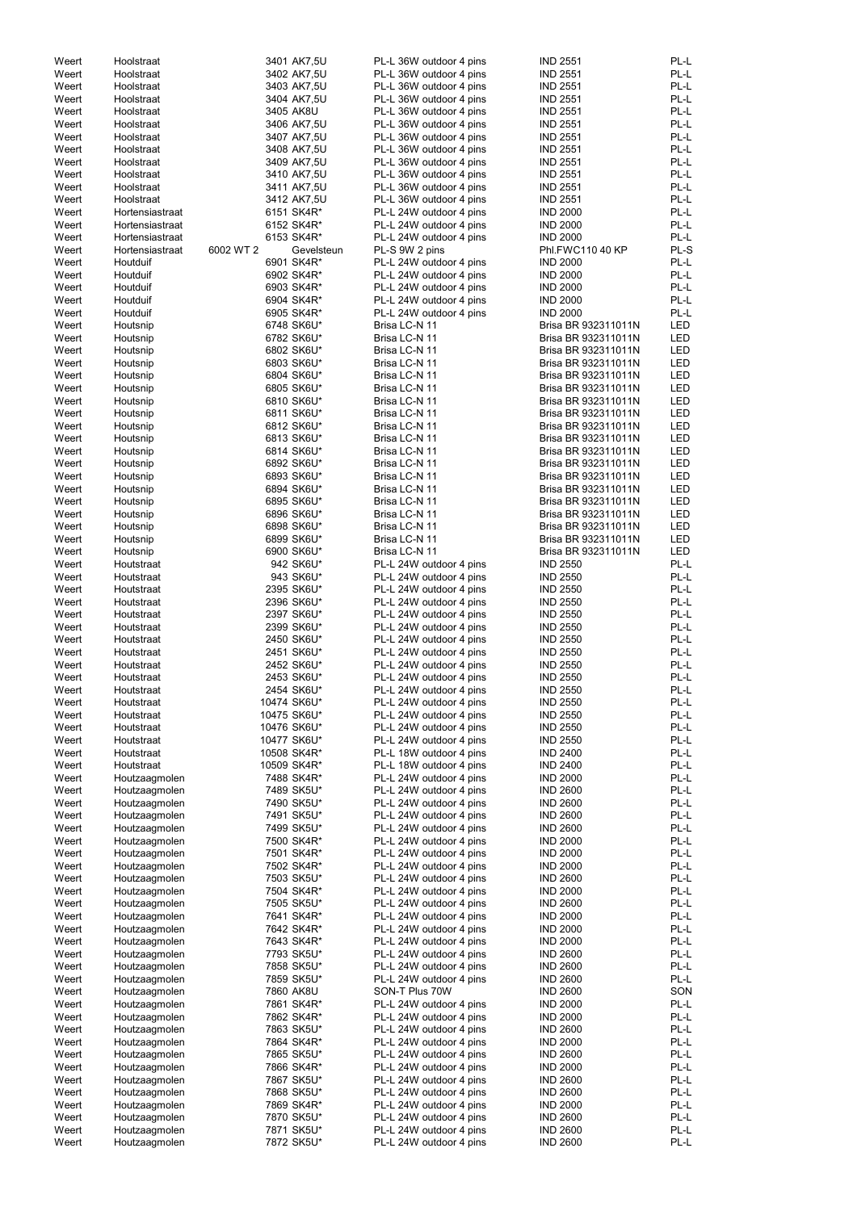| | | | | | | |
|---|---|---|---|---|---|---|
| Weert | Hoolstraat | | 3401 AK7,5U | PL-L 36W outdoor 4 pins | IND 2551 | PL-L |
| Weert | Hoolstraat | | 3402 AK7,5U | PL-L 36W outdoor 4 pins | IND 2551 | PL-L |
| Weert | Hoolstraat | | 3403 AK7,5U | PL-L 36W outdoor 4 pins | IND 2551 | PL-L |
| Weert | Hoolstraat | | 3404 AK7,5U | PL-L 36W outdoor 4 pins | IND 2551 | PL-L |
| Weert | Hoolstraat | | 3405 AK8U | PL-L 36W outdoor 4 pins | IND 2551 | PL-L |
| Weert | Hoolstraat | | 3406 AK7,5U | PL-L 36W outdoor 4 pins | IND 2551 | PL-L |
| Weert | Hoolstraat | | 3407 AK7,5U | PL-L 36W outdoor 4 pins | IND 2551 | PL-L |
| Weert | Hoolstraat | | 3408 AK7,5U | PL-L 36W outdoor 4 pins | IND 2551 | PL-L |
| Weert | Hoolstraat | | 3409 AK7,5U | PL-L 36W outdoor 4 pins | IND 2551 | PL-L |
| Weert | Hoolstraat | | 3410 AK7,5U | PL-L 36W outdoor 4 pins | IND 2551 | PL-L |
| Weert | Hoolstraat | | 3411 AK7,5U | PL-L 36W outdoor 4 pins | IND 2551 | PL-L |
| Weert | Hoolstraat | | 3412 AK7,5U | PL-L 36W outdoor 4 pins | IND 2551 | PL-L |
| Weert | Hortensiastraat | | 6151 SK4R* | PL-L 24W outdoor 4 pins | IND 2000 | PL-L |
| Weert | Hortensiastraat | | 6152 SK4R* | PL-L 24W outdoor 4 pins | IND 2000 | PL-L |
| Weert | Hortensiastraat | | 6153 SK4R* | PL-L 24W outdoor 4 pins | IND 2000 | PL-L |
| Weert | Hortensiastraat | 6002 WT 2 | Gevelsteun | PL-S 9W 2 pins | Phl.FWC110 40 KP | PL-S |
| Weert | Houtduif | | 6901 SK4R* | PL-L 24W outdoor 4 pins | IND 2000 | PL-L |
| Weert | Houtduif | | 6902 SK4R* | PL-L 24W outdoor 4 pins | IND 2000 | PL-L |
| Weert | Houtduif | | 6903 SK4R* | PL-L 24W outdoor 4 pins | IND 2000 | PL-L |
| Weert | Houtduif | | 6904 SK4R* | PL-L 24W outdoor 4 pins | IND 2000 | PL-L |
| Weert | Houtduif | | 6905 SK4R* | PL-L 24W outdoor 4 pins | IND 2000 | PL-L |
| Weert | Houtsnip | | 6748 SK6U* | Brisa LC-N 11 | Brisa BR 932311011N | LED |
| Weert | Houtsnip | | 6782 SK6U* | Brisa LC-N 11 | Brisa BR 932311011N | LED |
| Weert | Houtsnip | | 6802 SK6U* | Brisa LC-N 11 | Brisa BR 932311011N | LED |
| Weert | Houtsnip | | 6803 SK6U* | Brisa LC-N 11 | Brisa BR 932311011N | LED |
| Weert | Houtsnip | | 6804 SK6U* | Brisa LC-N 11 | Brisa BR 932311011N | LED |
| Weert | Houtsnip | | 6805 SK6U* | Brisa LC-N 11 | Brisa BR 932311011N | LED |
| Weert | Houtsnip | | 6810 SK6U* | Brisa LC-N 11 | Brisa BR 932311011N | LED |
| Weert | Houtsnip | | 6811 SK6U* | Brisa LC-N 11 | Brisa BR 932311011N | LED |
| Weert | Houtsnip | | 6812 SK6U* | Brisa LC-N 11 | Brisa BR 932311011N | LED |
| Weert | Houtsnip | | 6813 SK6U* | Brisa LC-N 11 | Brisa BR 932311011N | LED |
| Weert | Houtsnip | | 6814 SK6U* | Brisa LC-N 11 | Brisa BR 932311011N | LED |
| Weert | Houtsnip | | 6892 SK6U* | Brisa LC-N 11 | Brisa BR 932311011N | LED |
| Weert | Houtsnip | | 6893 SK6U* | Brisa LC-N 11 | Brisa BR 932311011N | LED |
| Weert | Houtsnip | | 6894 SK6U* | Brisa LC-N 11 | Brisa BR 932311011N | LED |
| Weert | Houtsnip | | 6895 SK6U* | Brisa LC-N 11 | Brisa BR 932311011N | LED |
| Weert | Houtsnip | | 6896 SK6U* | Brisa LC-N 11 | Brisa BR 932311011N | LED |
| Weert | Houtsnip | | 6898 SK6U* | Brisa LC-N 11 | Brisa BR 932311011N | LED |
| Weert | Houtsnip | | 6899 SK6U* | Brisa LC-N 11 | Brisa BR 932311011N | LED |
| Weert | Houtsnip | | 6900 SK6U* | Brisa LC-N 11 | Brisa BR 932311011N | LED |
| Weert | Houtstraat | | 942 SK6U* | PL-L 24W outdoor 4 pins | IND 2550 | PL-L |
| Weert | Houtstraat | | 943 SK6U* | PL-L 24W outdoor 4 pins | IND 2550 | PL-L |
| Weert | Houtstraat | | 2395 SK6U* | PL-L 24W outdoor 4 pins | IND 2550 | PL-L |
| Weert | Houtstraat | | 2396 SK6U* | PL-L 24W outdoor 4 pins | IND 2550 | PL-L |
| Weert | Houtstraat | | 2397 SK6U* | PL-L 24W outdoor 4 pins | IND 2550 | PL-L |
| Weert | Houtstraat | | 2399 SK6U* | PL-L 24W outdoor 4 pins | IND 2550 | PL-L |
| Weert | Houtstraat | | 2450 SK6U* | PL-L 24W outdoor 4 pins | IND 2550 | PL-L |
| Weert | Houtstraat | | 2451 SK6U* | PL-L 24W outdoor 4 pins | IND 2550 | PL-L |
| Weert | Houtstraat | | 2452 SK6U* | PL-L 24W outdoor 4 pins | IND 2550 | PL-L |
| Weert | Houtstraat | | 2453 SK6U* | PL-L 24W outdoor 4 pins | IND 2550 | PL-L |
| Weert | Houtstraat | | 2454 SK6U* | PL-L 24W outdoor 4 pins | IND 2550 | PL-L |
| Weert | Houtstraat | | 10474 SK6U* | PL-L 24W outdoor 4 pins | IND 2550 | PL-L |
| Weert | Houtstraat | | 10475 SK6U* | PL-L 24W outdoor 4 pins | IND 2550 | PL-L |
| Weert | Houtstraat | | 10476 SK6U* | PL-L 24W outdoor 4 pins | IND 2550 | PL-L |
| Weert | Houtstraat | | 10477 SK6U* | PL-L 24W outdoor 4 pins | IND 2550 | PL-L |
| Weert | Houtstraat | | 10508 SK4R* | PL-L 18W outdoor 4 pins | IND 2400 | PL-L |
| Weert | Houtstraat | | 10509 SK4R* | PL-L 18W outdoor 4 pins | IND 2400 | PL-L |
| Weert | Houtzaagmolen | | 7488 SK4R* | PL-L 24W outdoor 4 pins | IND 2000 | PL-L |
| Weert | Houtzaagmolen | | 7489 SK5U* | PL-L 24W outdoor 4 pins | IND 2600 | PL-L |
| Weert | Houtzaagmolen | | 7490 SK5U* | PL-L 24W outdoor 4 pins | IND 2600 | PL-L |
| Weert | Houtzaagmolen | | 7491 SK5U* | PL-L 24W outdoor 4 pins | IND 2600 | PL-L |
| Weert | Houtzaagmolen | | 7499 SK5U* | PL-L 24W outdoor 4 pins | IND 2600 | PL-L |
| Weert | Houtzaagmolen | | 7500 SK4R* | PL-L 24W outdoor 4 pins | IND 2000 | PL-L |
| Weert | Houtzaagmolen | | 7501 SK4R* | PL-L 24W outdoor 4 pins | IND 2000 | PL-L |
| Weert | Houtzaagmolen | | 7502 SK4R* | PL-L 24W outdoor 4 pins | IND 2000 | PL-L |
| Weert | Houtzaagmolen | | 7503 SK5U* | PL-L 24W outdoor 4 pins | IND 2600 | PL-L |
| Weert | Houtzaagmolen | | 7504 SK4R* | PL-L 24W outdoor 4 pins | IND 2000 | PL-L |
| Weert | Houtzaagmolen | | 7505 SK5U* | PL-L 24W outdoor 4 pins | IND 2600 | PL-L |
| Weert | Houtzaagmolen | | 7641 SK4R* | PL-L 24W outdoor 4 pins | IND 2000 | PL-L |
| Weert | Houtzaagmolen | | 7642 SK4R* | PL-L 24W outdoor 4 pins | IND 2000 | PL-L |
| Weert | Houtzaagmolen | | 7643 SK4R* | PL-L 24W outdoor 4 pins | IND 2000 | PL-L |
| Weert | Houtzaagmolen | | 7793 SK5U* | PL-L 24W outdoor 4 pins | IND 2600 | PL-L |
| Weert | Houtzaagmolen | | 7858 SK5U* | PL-L 24W outdoor 4 pins | IND 2600 | PL-L |
| Weert | Houtzaagmolen | | 7859 SK5U* | PL-L 24W outdoor 4 pins | IND 2600 | PL-L |
| Weert | Houtzaagmolen | | 7860 AK8U | SON-T Plus 70W | IND 2600 | SON |
| Weert | Houtzaagmolen | | 7861 SK4R* | PL-L 24W outdoor 4 pins | IND 2000 | PL-L |
| Weert | Houtzaagmolen | | 7862 SK4R* | PL-L 24W outdoor 4 pins | IND 2000 | PL-L |
| Weert | Houtzaagmolen | | 7863 SK5U* | PL-L 24W outdoor 4 pins | IND 2600 | PL-L |
| Weert | Houtzaagmolen | | 7864 SK4R* | PL-L 24W outdoor 4 pins | IND 2000 | PL-L |
| Weert | Houtzaagmolen | | 7865 SK5U* | PL-L 24W outdoor 4 pins | IND 2600 | PL-L |
| Weert | Houtzaagmolen | | 7866 SK4R* | PL-L 24W outdoor 4 pins | IND 2000 | PL-L |
| Weert | Houtzaagmolen | | 7867 SK5U* | PL-L 24W outdoor 4 pins | IND 2600 | PL-L |
| Weert | Houtzaagmolen | | 7868 SK5U* | PL-L 24W outdoor 4 pins | IND 2600 | PL-L |
| Weert | Houtzaagmolen | | 7869 SK4R* | PL-L 24W outdoor 4 pins | IND 2000 | PL-L |
| Weert | Houtzaagmolen | | 7870 SK5U* | PL-L 24W outdoor 4 pins | IND 2600 | PL-L |
| Weert | Houtzaagmolen | | 7871 SK5U* | PL-L 24W outdoor 4 pins | IND 2600 | PL-L |
| Weert | Houtzaagmolen | | 7872 SK5U* | PL-L 24W outdoor 4 pins | IND 2600 | PL-L |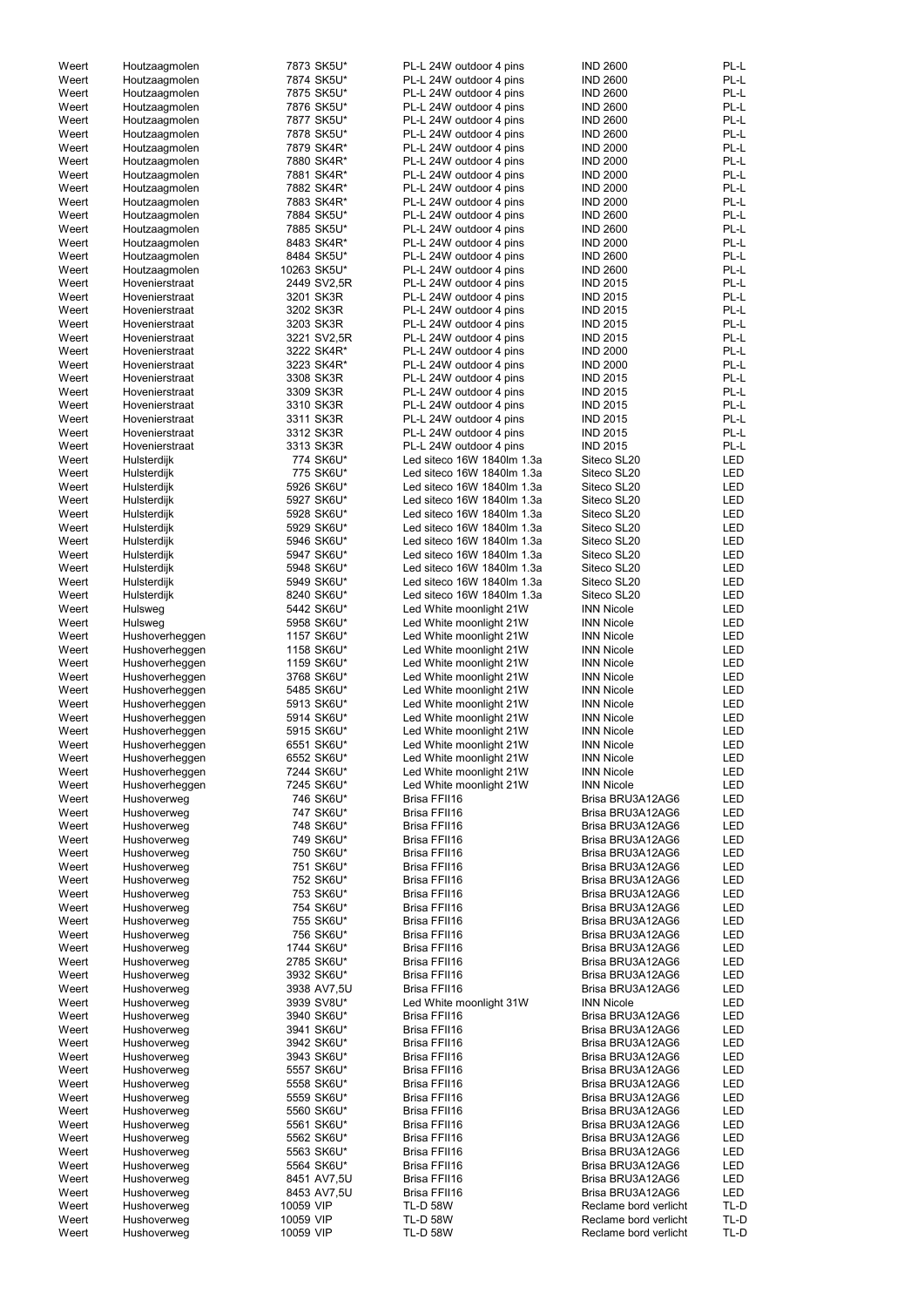| | | | | | |
|---|---|---|---|---|---|
| Weert | Houtzaagmolen | 7873 SK5U* | PL-L 24W outdoor 4 pins | IND 2600 | PL-L |
| Weert | Houtzaagmolen | 7874 SK5U* | PL-L 24W outdoor 4 pins | IND 2600 | PL-L |
| Weert | Houtzaagmolen | 7875 SK5U* | PL-L 24W outdoor 4 pins | IND 2600 | PL-L |
| Weert | Houtzaagmolen | 7876 SK5U* | PL-L 24W outdoor 4 pins | IND 2600 | PL-L |
| Weert | Houtzaagmolen | 7877 SK5U* | PL-L 24W outdoor 4 pins | IND 2600 | PL-L |
| Weert | Houtzaagmolen | 7878 SK5U* | PL-L 24W outdoor 4 pins | IND 2600 | PL-L |
| Weert | Houtzaagmolen | 7879 SK4R* | PL-L 24W outdoor 4 pins | IND 2000 | PL-L |
| Weert | Houtzaagmolen | 7880 SK4R* | PL-L 24W outdoor 4 pins | IND 2000 | PL-L |
| Weert | Houtzaagmolen | 7881 SK4R* | PL-L 24W outdoor 4 pins | IND 2000 | PL-L |
| Weert | Houtzaagmolen | 7882 SK4R* | PL-L 24W outdoor 4 pins | IND 2000 | PL-L |
| Weert | Houtzaagmolen | 7883 SK4R* | PL-L 24W outdoor 4 pins | IND 2000 | PL-L |
| Weert | Houtzaagmolen | 7884 SK5U* | PL-L 24W outdoor 4 pins | IND 2600 | PL-L |
| Weert | Houtzaagmolen | 7885 SK5U* | PL-L 24W outdoor 4 pins | IND 2600 | PL-L |
| Weert | Houtzaagmolen | 8483 SK4R* | PL-L 24W outdoor 4 pins | IND 2000 | PL-L |
| Weert | Houtzaagmolen | 8484 SK5U* | PL-L 24W outdoor 4 pins | IND 2600 | PL-L |
| Weert | Houtzaagmolen | 10263 SK5U* | PL-L 24W outdoor 4 pins | IND 2600 | PL-L |
| Weert | Hovenierstraat | 2449 SV2,5R | PL-L 24W outdoor 4 pins | IND 2015 | PL-L |
| Weert | Hovenierstraat | 3201 SK3R | PL-L 24W outdoor 4 pins | IND 2015 | PL-L |
| Weert | Hovenierstraat | 3202 SK3R | PL-L 24W outdoor 4 pins | IND 2015 | PL-L |
| Weert | Hovenierstraat | 3203 SK3R | PL-L 24W outdoor 4 pins | IND 2015 | PL-L |
| Weert | Hovenierstraat | 3221 SV2,5R | PL-L 24W outdoor 4 pins | IND 2015 | PL-L |
| Weert | Hovenierstraat | 3222 SK4R* | PL-L 24W outdoor 4 pins | IND 2000 | PL-L |
| Weert | Hovenierstraat | 3223 SK4R* | PL-L 24W outdoor 4 pins | IND 2000 | PL-L |
| Weert | Hovenierstraat | 3308 SK3R | PL-L 24W outdoor 4 pins | IND 2015 | PL-L |
| Weert | Hovenierstraat | 3309 SK3R | PL-L 24W outdoor 4 pins | IND 2015 | PL-L |
| Weert | Hovenierstraat | 3310 SK3R | PL-L 24W outdoor 4 pins | IND 2015 | PL-L |
| Weert | Hovenierstraat | 3311 SK3R | PL-L 24W outdoor 4 pins | IND 2015 | PL-L |
| Weert | Hovenierstraat | 3312 SK3R | PL-L 24W outdoor 4 pins | IND 2015 | PL-L |
| Weert | Hovenierstraat | 3313 SK3R | PL-L 24W outdoor 4 pins | IND 2015 | PL-L |
| Weert | Hulsterdijk | 774 SK6U* | Led siteco 16W 1840lm 1.3a | Siteco SL20 | LED |
| Weert | Hulsterdijk | 775 SK6U* | Led siteco 16W 1840lm 1.3a | Siteco SL20 | LED |
| Weert | Hulsterdijk | 5926 SK6U* | Led siteco 16W 1840lm 1.3a | Siteco SL20 | LED |
| Weert | Hulsterdijk | 5927 SK6U* | Led siteco 16W 1840lm 1.3a | Siteco SL20 | LED |
| Weert | Hulsterdijk | 5928 SK6U* | Led siteco 16W 1840lm 1.3a | Siteco SL20 | LED |
| Weert | Hulsterdijk | 5929 SK6U* | Led siteco 16W 1840lm 1.3a | Siteco SL20 | LED |
| Weert | Hulsterdijk | 5946 SK6U* | Led siteco 16W 1840lm 1.3a | Siteco SL20 | LED |
| Weert | Hulsterdijk | 5947 SK6U* | Led siteco 16W 1840lm 1.3a | Siteco SL20 | LED |
| Weert | Hulsterdijk | 5948 SK6U* | Led siteco 16W 1840lm 1.3a | Siteco SL20 | LED |
| Weert | Hulsterdijk | 5949 SK6U* | Led siteco 16W 1840lm 1.3a | Siteco SL20 | LED |
| Weert | Hulsterdijk | 8240 SK6U* | Led siteco 16W 1840lm 1.3a | Siteco SL20 | LED |
| Weert | Hulsweg | 5442 SK6U* | Led White moonlight 21W | INN Nicole | LED |
| Weert | Hulsweg | 5958 SK6U* | Led White moonlight 21W | INN Nicole | LED |
| Weert | Hushoverheggen | 1157 SK6U* | Led White moonlight 21W | INN Nicole | LED |
| Weert | Hushoverheggen | 1158 SK6U* | Led White moonlight 21W | INN Nicole | LED |
| Weert | Hushoverheggen | 1159 SK6U* | Led White moonlight 21W | INN Nicole | LED |
| Weert | Hushoverheggen | 3768 SK6U* | Led White moonlight 21W | INN Nicole | LED |
| Weert | Hushoverheggen | 5485 SK6U* | Led White moonlight 21W | INN Nicole | LED |
| Weert | Hushoverheggen | 5913 SK6U* | Led White moonlight 21W | INN Nicole | LED |
| Weert | Hushoverheggen | 5914 SK6U* | Led White moonlight 21W | INN Nicole | LED |
| Weert | Hushoverheggen | 5915 SK6U* | Led White moonlight 21W | INN Nicole | LED |
| Weert | Hushoverheggen | 6551 SK6U* | Led White moonlight 21W | INN Nicole | LED |
| Weert | Hushoverheggen | 6552 SK6U* | Led White moonlight 21W | INN Nicole | LED |
| Weert | Hushoverheggen | 7244 SK6U* | Led White moonlight 21W | INN Nicole | LED |
| Weert | Hushoverheggen | 7245 SK6U* | Led White moonlight 21W | INN Nicole | LED |
| Weert | Hushoverweg | 746 SK6U* | Brisa FFII16 | Brisa BRU3A12AG6 | LED |
| Weert | Hushoverweg | 747 SK6U* | Brisa FFII16 | Brisa BRU3A12AG6 | LED |
| Weert | Hushoverweg | 748 SK6U* | Brisa FFII16 | Brisa BRU3A12AG6 | LED |
| Weert | Hushoverweg | 749 SK6U* | Brisa FFII16 | Brisa BRU3A12AG6 | LED |
| Weert | Hushoverweg | 750 SK6U* | Brisa FFII16 | Brisa BRU3A12AG6 | LED |
| Weert | Hushoverweg | 751 SK6U* | Brisa FFII16 | Brisa BRU3A12AG6 | LED |
| Weert | Hushoverweg | 752 SK6U* | Brisa FFII16 | Brisa BRU3A12AG6 | LED |
| Weert | Hushoverweg | 753 SK6U* | Brisa FFII16 | Brisa BRU3A12AG6 | LED |
| Weert | Hushoverweg | 754 SK6U* | Brisa FFII16 | Brisa BRU3A12AG6 | LED |
| Weert | Hushoverweg | 755 SK6U* | Brisa FFII16 | Brisa BRU3A12AG6 | LED |
| Weert | Hushoverweg | 756 SK6U* | Brisa FFII16 | Brisa BRU3A12AG6 | LED |
| Weert | Hushoverweg | 1744 SK6U* | Brisa FFII16 | Brisa BRU3A12AG6 | LED |
| Weert | Hushoverweg | 2785 SK6U* | Brisa FFII16 | Brisa BRU3A12AG6 | LED |
| Weert | Hushoverweg | 3932 SK6U* | Brisa FFII16 | Brisa BRU3A12AG6 | LED |
| Weert | Hushoverweg | 3938 AV7,5U | Brisa FFII16 | Brisa BRU3A12AG6 | LED |
| Weert | Hushoverweg | 3939 SV8U* | Led White moonlight 31W | INN Nicole | LED |
| Weert | Hushoverweg | 3940 SK6U* | Brisa FFII16 | Brisa BRU3A12AG6 | LED |
| Weert | Hushoverweg | 3941 SK6U* | Brisa FFII16 | Brisa BRU3A12AG6 | LED |
| Weert | Hushoverweg | 3942 SK6U* | Brisa FFII16 | Brisa BRU3A12AG6 | LED |
| Weert | Hushoverweg | 3943 SK6U* | Brisa FFII16 | Brisa BRU3A12AG6 | LED |
| Weert | Hushoverweg | 5557 SK6U* | Brisa FFII16 | Brisa BRU3A12AG6 | LED |
| Weert | Hushoverweg | 5558 SK6U* | Brisa FFII16 | Brisa BRU3A12AG6 | LED |
| Weert | Hushoverweg | 5559 SK6U* | Brisa FFII16 | Brisa BRU3A12AG6 | LED |
| Weert | Hushoverweg | 5560 SK6U* | Brisa FFII16 | Brisa BRU3A12AG6 | LED |
| Weert | Hushoverweg | 5561 SK6U* | Brisa FFII16 | Brisa BRU3A12AG6 | LED |
| Weert | Hushoverweg | 5562 SK6U* | Brisa FFII16 | Brisa BRU3A12AG6 | LED |
| Weert | Hushoverweg | 5563 SK6U* | Brisa FFII16 | Brisa BRU3A12AG6 | LED |
| Weert | Hushoverweg | 5564 SK6U* | Brisa FFII16 | Brisa BRU3A12AG6 | LED |
| Weert | Hushoverweg | 8451 AV7,5U | Brisa FFII16 | Brisa BRU3A12AG6 | LED |
| Weert | Hushoverweg | 8453 AV7,5U | Brisa FFII16 | Brisa BRU3A12AG6 | LED |
| Weert | Hushoverweg | 10059 VIP | TL-D 58W | Reclame bord verlicht | TL-D |
| Weert | Hushoverweg | 10059 VIP | TL-D 58W | Reclame bord verlicht | TL-D |
| Weert | Hushoverweg | 10059 VIP | TL-D 58W | Reclame bord verlicht | TL-D |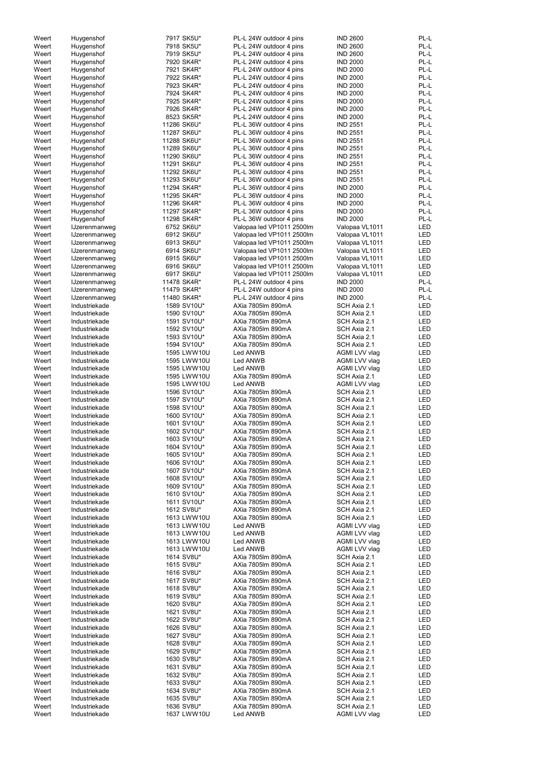| | | | | | |
|---|---|---|---|---|---|
| Weert | Huygenshof | 7917 SK5U* | PL-L 24W outdoor 4 pins | IND 2600 | PL-L |
| Weert | Huygenshof | 7918 SK5U* | PL-L 24W outdoor 4 pins | IND 2600 | PL-L |
| Weert | Huygenshof | 7919 SK5U* | PL-L 24W outdoor 4 pins | IND 2600 | PL-L |
| Weert | Huygenshof | 7920 SK4R* | PL-L 24W outdoor 4 pins | IND 2000 | PL-L |
| Weert | Huygenshof | 7921 SK4R* | PL-L 24W outdoor 4 pins | IND 2000 | PL-L |
| Weert | Huygenshof | 7922 SK4R* | PL-L 24W outdoor 4 pins | IND 2000 | PL-L |
| Weert | Huygenshof | 7923 SK4R* | PL-L 24W outdoor 4 pins | IND 2000 | PL-L |
| Weert | Huygenshof | 7924 SK4R* | PL-L 24W outdoor 4 pins | IND 2000 | PL-L |
| Weert | Huygenshof | 7925 SK4R* | PL-L 24W outdoor 4 pins | IND 2000 | PL-L |
| Weert | Huygenshof | 7926 SK4R* | PL-L 24W outdoor 4 pins | IND 2000 | PL-L |
| Weert | Huygenshof | 8523 SK5R* | PL-L 24W outdoor 4 pins | IND 2000 | PL-L |
| Weert | Huygenshof | 11286 SK6U* | PL-L 36W outdoor 4 pins | IND 2551 | PL-L |
| Weert | Huygenshof | 11287 SK6U* | PL-L 36W outdoor 4 pins | IND 2551 | PL-L |
| Weert | Huygenshof | 11288 SK6U* | PL-L 36W outdoor 4 pins | IND 2551 | PL-L |
| Weert | Huygenshof | 11289 SK6U* | PL-L 36W outdoor 4 pins | IND 2551 | PL-L |
| Weert | Huygenshof | 11290 SK6U* | PL-L 36W outdoor 4 pins | IND 2551 | PL-L |
| Weert | Huygenshof | 11291 SK6U* | PL-L 36W outdoor 4 pins | IND 2551 | PL-L |
| Weert | Huygenshof | 11292 SK6U* | PL-L 36W outdoor 4 pins | IND 2551 | PL-L |
| Weert | Huygenshof | 11293 SK6U* | PL-L 36W outdoor 4 pins | IND 2551 | PL-L |
| Weert | Huygenshof | 11294 SK4R* | PL-L 36W outdoor 4 pins | IND 2000 | PL-L |
| Weert | Huygenshof | 11295 SK4R* | PL-L 36W outdoor 4 pins | IND 2000 | PL-L |
| Weert | Huygenshof | 11296 SK4R* | PL-L 36W outdoor 4 pins | IND 2000 | PL-L |
| Weert | Huygenshof | 11297 SK4R* | PL-L 36W outdoor 4 pins | IND 2000 | PL-L |
| Weert | Huygenshof | 11298 SK4R* | PL-L 36W outdoor 4 pins | IND 2000 | PL-L |
| Weert | IJzerenmanweg | 6752 SK6U* | Valopaa led VP1011 2500lm | Valopaa VL1011 | LED |
| Weert | IJzerenmanweg | 6912 SK6U* | Valopaa led VP1011 2500lm | Valopaa VL1011 | LED |
| Weert | IJzerenmanweg | 6913 SK6U* | Valopaa led VP1011 2500lm | Valopaa VL1011 | LED |
| Weert | IJzerenmanweg | 6914 SK6U* | Valopaa led VP1011 2500lm | Valopaa VL1011 | LED |
| Weert | IJzerenmanweg | 6915 SK6U* | Valopaa led VP1011 2500lm | Valopaa VL1011 | LED |
| Weert | IJzerenmanweg | 6916 SK6U* | Valopaa led VP1011 2500lm | Valopaa VL1011 | LED |
| Weert | IJzerenmanweg | 6917 SK6U* | Valopaa led VP1011 2500lm | Valopaa VL1011 | LED |
| Weert | IJzerenmanweg | 11478 SK4R* | PL-L 24W outdoor 4 pins | IND 2000 | PL-L |
| Weert | IJzerenmanweg | 11479 SK4R* | PL-L 24W outdoor 4 pins | IND 2000 | PL-L |
| Weert | IJzerenmanweg | 11480 SK4R* | PL-L 24W outdoor 4 pins | IND 2000 | PL-L |
| Weert | Industriekade | 1589 SV10U* | AXia 7805lm 890mA | SCH Axia 2.1 | LED |
| Weert | Industriekade | 1590 SV10U* | AXia 7805lm 890mA | SCH Axia 2.1 | LED |
| Weert | Industriekade | 1591 SV10U* | AXia 7805lm 890mA | SCH Axia 2.1 | LED |
| Weert | Industriekade | 1592 SV10U* | AXia 7805lm 890mA | SCH Axia 2.1 | LED |
| Weert | Industriekade | 1593 SV10U* | AXia 7805lm 890mA | SCH Axia 2.1 | LED |
| Weert | Industriekade | 1594 SV10U* | AXia 7805lm 890mA | SCH Axia 2.1 | LED |
| Weert | Industriekade | 1595 LWW10U | Led ANWB | AGMI LVV vlag | LED |
| Weert | Industriekade | 1595 LWW10U | Led ANWB | AGMI LVV vlag | LED |
| Weert | Industriekade | 1595 LWW10U | Led ANWB | AGMI LVV vlag | LED |
| Weert | Industriekade | 1595 LWW10U | AXia 7805lm 890mA | SCH Axia 2.1 | LED |
| Weert | Industriekade | 1595 LWW10U | Led ANWB | AGMI LVV vlag | LED |
| Weert | Industriekade | 1596 SV10U* | AXia 7805lm 890mA | SCH Axia 2.1 | LED |
| Weert | Industriekade | 1597 SV10U* | AXia 7805lm 890mA | SCH Axia 2.1 | LED |
| Weert | Industriekade | 1598 SV10U* | AXia 7805lm 890mA | SCH Axia 2.1 | LED |
| Weert | Industriekade | 1600 SV10U* | AXia 7805lm 890mA | SCH Axia 2.1 | LED |
| Weert | Industriekade | 1601 SV10U* | AXia 7805lm 890mA | SCH Axia 2.1 | LED |
| Weert | Industriekade | 1602 SV10U* | AXia 7805lm 890mA | SCH Axia 2.1 | LED |
| Weert | Industriekade | 1603 SV10U* | AXia 7805lm 890mA | SCH Axia 2.1 | LED |
| Weert | Industriekade | 1604 SV10U* | AXia 7805lm 890mA | SCH Axia 2.1 | LED |
| Weert | Industriekade | 1605 SV10U* | AXia 7805lm 890mA | SCH Axia 2.1 | LED |
| Weert | Industriekade | 1606 SV10U* | AXia 7805lm 890mA | SCH Axia 2.1 | LED |
| Weert | Industriekade | 1607 SV10U* | AXia 7805lm 890mA | SCH Axia 2.1 | LED |
| Weert | Industriekade | 1608 SV10U* | AXia 7805lm 890mA | SCH Axia 2.1 | LED |
| Weert | Industriekade | 1609 SV10U* | AXia 7805lm 890mA | SCH Axia 2.1 | LED |
| Weert | Industriekade | 1610 SV10U* | AXia 7805lm 890mA | SCH Axia 2.1 | LED |
| Weert | Industriekade | 1611 SV10U* | AXia 7805lm 890mA | SCH Axia 2.1 | LED |
| Weert | Industriekade | 1612 SV8U* | AXia 7805lm 890mA | SCH Axia 2.1 | LED |
| Weert | Industriekade | 1613 LWW10U | AXia 7805lm 890mA | SCH Axia 2.1 | LED |
| Weert | Industriekade | 1613 LWW10U | Led ANWB | AGMI LVV vlag | LED |
| Weert | Industriekade | 1613 LWW10U | Led ANWB | AGMI LVV vlag | LED |
| Weert | Industriekade | 1613 LWW10U | Led ANWB | AGMI LVV vlag | LED |
| Weert | Industriekade | 1613 LWW10U | Led ANWB | AGMI LVV vlag | LED |
| Weert | Industriekade | 1614 SV8U* | AXia 7805lm 890mA | SCH Axia 2.1 | LED |
| Weert | Industriekade | 1615 SV8U* | AXia 7805lm 890mA | SCH Axia 2.1 | LED |
| Weert | Industriekade | 1616 SV8U* | AXia 7805lm 890mA | SCH Axia 2.1 | LED |
| Weert | Industriekade | 1617 SV8U* | AXia 7805lm 890mA | SCH Axia 2.1 | LED |
| Weert | Industriekade | 1618 SV8U* | AXia 7805lm 890mA | SCH Axia 2.1 | LED |
| Weert | Industriekade | 1619 SV8U* | AXia 7805lm 890mA | SCH Axia 2.1 | LED |
| Weert | Industriekade | 1620 SV8U* | AXia 7805lm 890mA | SCH Axia 2.1 | LED |
| Weert | Industriekade | 1621 SV8U* | AXia 7805lm 890mA | SCH Axia 2.1 | LED |
| Weert | Industriekade | 1622 SV8U* | AXia 7805lm 890mA | SCH Axia 2.1 | LED |
| Weert | Industriekade | 1626 SV8U* | AXia 7805lm 890mA | SCH Axia 2.1 | LED |
| Weert | Industriekade | 1627 SV8U* | AXia 7805lm 890mA | SCH Axia 2.1 | LED |
| Weert | Industriekade | 1628 SV8U* | AXia 7805lm 890mA | SCH Axia 2.1 | LED |
| Weert | Industriekade | 1629 SV8U* | AXia 7805lm 890mA | SCH Axia 2.1 | LED |
| Weert | Industriekade | 1630 SV8U* | AXia 7805lm 890mA | SCH Axia 2.1 | LED |
| Weert | Industriekade | 1631 SV8U* | AXia 7805lm 890mA | SCH Axia 2.1 | LED |
| Weert | Industriekade | 1632 SV8U* | AXia 7805lm 890mA | SCH Axia 2.1 | LED |
| Weert | Industriekade | 1633 SV8U* | AXia 7805lm 890mA | SCH Axia 2.1 | LED |
| Weert | Industriekade | 1634 SV8U* | AXia 7805lm 890mA | SCH Axia 2.1 | LED |
| Weert | Industriekade | 1635 SV8U* | AXia 7805lm 890mA | SCH Axia 2.1 | LED |
| Weert | Industriekade | 1636 SV8U* | AXia 7805lm 890mA | SCH Axia 2.1 | LED |
| Weert | Industriekade | 1637 LWW10U | Led ANWB | AGMI LVV vlag | LED |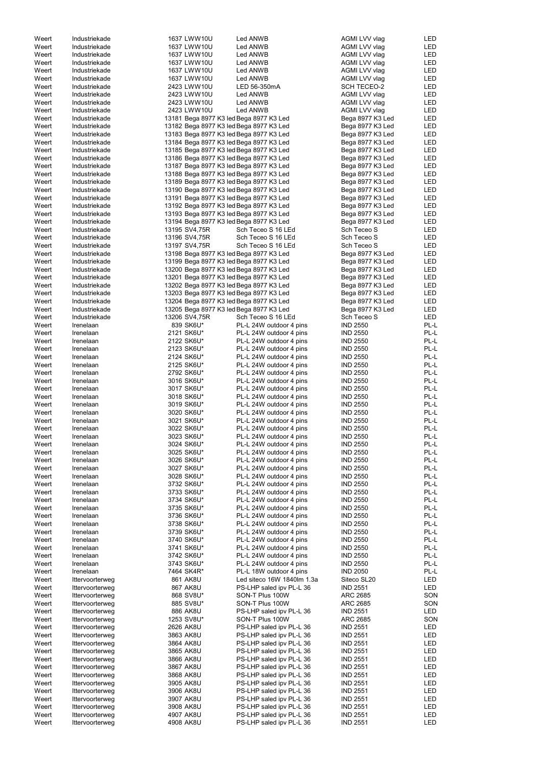| | | | | | |
|---|---|---|---|---|---|
| Weert | Industriekade | 1637 LWW10U | Led ANWB | AGMI LVV vlag | LED |
| Weert | Industriekade | 1637 LWW10U | Led ANWB | AGMI LVV vlag | LED |
| Weert | Industriekade | 1637 LWW10U | Led ANWB | AGMI LVV vlag | LED |
| Weert | Industriekade | 1637 LWW10U | Led ANWB | AGMI LVV vlag | LED |
| Weert | Industriekade | 1637 LWW10U | Led ANWB | AGMI LVV vlag | LED |
| Weert | Industriekade | 1637 LWW10U | Led ANWB | AGMI LVV vlag | LED |
| Weert | Industriekade | 2423 LWW10U | LED 56-350mA | SCH TECEO-2 | LED |
| Weert | Industriekade | 2423 LWW10U | Led ANWB | AGMI LVV vlag | LED |
| Weert | Industriekade | 2423 LWW10U | Led ANWB | AGMI LVV vlag | LED |
| Weert | Industriekade | 2423 LWW10U | Led ANWB | AGMI LVV vlag | LED |
| Weert | Industriekade | 13181 Bega 8977 K3 led | Bega 8977 K3 Led | Bega 8977 K3 Led | LED |
| Weert | Industriekade | 13182 Bega 8977 K3 led | Bega 8977 K3 Led | Bega 8977 K3 Led | LED |
| Weert | Industriekade | 13183 Bega 8977 K3 led | Bega 8977 K3 Led | Bega 8977 K3 Led | LED |
| Weert | Industriekade | 13184 Bega 8977 K3 led | Bega 8977 K3 Led | Bega 8977 K3 Led | LED |
| Weert | Industriekade | 13185 Bega 8977 K3 led | Bega 8977 K3 Led | Bega 8977 K3 Led | LED |
| Weert | Industriekade | 13186 Bega 8977 K3 led | Bega 8977 K3 Led | Bega 8977 K3 Led | LED |
| Weert | Industriekade | 13187 Bega 8977 K3 led | Bega 8977 K3 Led | Bega 8977 K3 Led | LED |
| Weert | Industriekade | 13188 Bega 8977 K3 led | Bega 8977 K3 Led | Bega 8977 K3 Led | LED |
| Weert | Industriekade | 13189 Bega 8977 K3 led | Bega 8977 K3 Led | Bega 8977 K3 Led | LED |
| Weert | Industriekade | 13190 Bega 8977 K3 led | Bega 8977 K3 Led | Bega 8977 K3 Led | LED |
| Weert | Industriekade | 13191 Bega 8977 K3 led | Bega 8977 K3 Led | Bega 8977 K3 Led | LED |
| Weert | Industriekade | 13192 Bega 8977 K3 led | Bega 8977 K3 Led | Bega 8977 K3 Led | LED |
| Weert | Industriekade | 13193 Bega 8977 K3 led | Bega 8977 K3 Led | Bega 8977 K3 Led | LED |
| Weert | Industriekade | 13194 Bega 8977 K3 led | Bega 8977 K3 Led | Bega 8977 K3 Led | LED |
| Weert | Industriekade | 13195 SV4,75R | Sch Teceo S 16 LEd | Sch Teceo S | LED |
| Weert | Industriekade | 13196 SV4,75R | Sch Teceo S 16 LEd | Sch Teceo S | LED |
| Weert | Industriekade | 13197 SV4,75R | Sch Teceo S 16 LEd | Sch Teceo S | LED |
| Weert | Industriekade | 13198 Bega 8977 K3 led | Bega 8977 K3 Led | Bega 8977 K3 Led | LED |
| Weert | Industriekade | 13199 Bega 8977 K3 led | Bega 8977 K3 Led | Bega 8977 K3 Led | LED |
| Weert | Industriekade | 13200 Bega 8977 K3 led | Bega 8977 K3 Led | Bega 8977 K3 Led | LED |
| Weert | Industriekade | 13201 Bega 8977 K3 led | Bega 8977 K3 Led | Bega 8977 K3 Led | LED |
| Weert | Industriekade | 13202 Bega 8977 K3 led | Bega 8977 K3 Led | Bega 8977 K3 Led | LED |
| Weert | Industriekade | 13203 Bega 8977 K3 led | Bega 8977 K3 Led | Bega 8977 K3 Led | LED |
| Weert | Industriekade | 13204 Bega 8977 K3 led | Bega 8977 K3 Led | Bega 8977 K3 Led | LED |
| Weert | Industriekade | 13205 Bega 8977 K3 led | Bega 8977 K3 Led | Bega 8977 K3 Led | LED |
| Weert | Industriekade | 13206 SV4,75R | Sch Teceo S 16 LEd | Sch Teceo S | LED |
| Weert | Irenelaan | 839 SK6U* | PL-L 24W outdoor 4 pins | IND 2550 | PL-L |
| Weert | Irenelaan | 2121 SK6U* | PL-L 24W outdoor 4 pins | IND 2550 | PL-L |
| Weert | Irenelaan | 2122 SK6U* | PL-L 24W outdoor 4 pins | IND 2550 | PL-L |
| Weert | Irenelaan | 2123 SK6U* | PL-L 24W outdoor 4 pins | IND 2550 | PL-L |
| Weert | Irenelaan | 2124 SK6U* | PL-L 24W outdoor 4 pins | IND 2550 | PL-L |
| Weert | Irenelaan | 2125 SK6U* | PL-L 24W outdoor 4 pins | IND 2550 | PL-L |
| Weert | Irenelaan | 2792 SK6U* | PL-L 24W outdoor 4 pins | IND 2550 | PL-L |
| Weert | Irenelaan | 3016 SK6U* | PL-L 24W outdoor 4 pins | IND 2550 | PL-L |
| Weert | Irenelaan | 3017 SK6U* | PL-L 24W outdoor 4 pins | IND 2550 | PL-L |
| Weert | Irenelaan | 3018 SK6U* | PL-L 24W outdoor 4 pins | IND 2550 | PL-L |
| Weert | Irenelaan | 3019 SK6U* | PL-L 24W outdoor 4 pins | IND 2550 | PL-L |
| Weert | Irenelaan | 3020 SK6U* | PL-L 24W outdoor 4 pins | IND 2550 | PL-L |
| Weert | Irenelaan | 3021 SK6U* | PL-L 24W outdoor 4 pins | IND 2550 | PL-L |
| Weert | Irenelaan | 3022 SK6U* | PL-L 24W outdoor 4 pins | IND 2550 | PL-L |
| Weert | Irenelaan | 3023 SK6U* | PL-L 24W outdoor 4 pins | IND 2550 | PL-L |
| Weert | Irenelaan | 3024 SK6U* | PL-L 24W outdoor 4 pins | IND 2550 | PL-L |
| Weert | Irenelaan | 3025 SK6U* | PL-L 24W outdoor 4 pins | IND 2550 | PL-L |
| Weert | Irenelaan | 3026 SK6U* | PL-L 24W outdoor 4 pins | IND 2550 | PL-L |
| Weert | Irenelaan | 3027 SK6U* | PL-L 24W outdoor 4 pins | IND 2550 | PL-L |
| Weert | Irenelaan | 3028 SK6U* | PL-L 24W outdoor 4 pins | IND 2550 | PL-L |
| Weert | Irenelaan | 3732 SK6U* | PL-L 24W outdoor 4 pins | IND 2550 | PL-L |
| Weert | Irenelaan | 3733 SK6U* | PL-L 24W outdoor 4 pins | IND 2550 | PL-L |
| Weert | Irenelaan | 3734 SK6U* | PL-L 24W outdoor 4 pins | IND 2550 | PL-L |
| Weert | Irenelaan | 3735 SK6U* | PL-L 24W outdoor 4 pins | IND 2550 | PL-L |
| Weert | Irenelaan | 3736 SK6U* | PL-L 24W outdoor 4 pins | IND 2550 | PL-L |
| Weert | Irenelaan | 3738 SK6U* | PL-L 24W outdoor 4 pins | IND 2550 | PL-L |
| Weert | Irenelaan | 3739 SK6U* | PL-L 24W outdoor 4 pins | IND 2550 | PL-L |
| Weert | Irenelaan | 3740 SK6U* | PL-L 24W outdoor 4 pins | IND 2550 | PL-L |
| Weert | Irenelaan | 3741 SK6U* | PL-L 24W outdoor 4 pins | IND 2550 | PL-L |
| Weert | Irenelaan | 3742 SK6U* | PL-L 24W outdoor 4 pins | IND 2550 | PL-L |
| Weert | Irenelaan | 3743 SK6U* | PL-L 24W outdoor 4 pins | IND 2550 | PL-L |
| Weert | Irenelaan | 7464 SK4R* | PL-L 18W outdoor 4 pins | IND 2050 | PL-L |
| Weert | Ittervoorterweg | 861 AK8U | Led siteco 16W 1840lm 1.3a | Siteco SL20 | LED |
| Weert | Ittervoorterweg | 867 AK8U | PS-LHP saled ipv PL-L 36 | IND 2551 | LED |
| Weert | Ittervoorterweg | 868 SV8U* | SON-T Plus 100W | ARC 2685 | SON |
| Weert | Ittervoorterweg | 885 SV8U* | SON-T Plus 100W | ARC 2685 | SON |
| Weert | Ittervoorterweg | 886 AK8U | PS-LHP saled ipv PL-L 36 | IND 2551 | LED |
| Weert | Ittervoorterweg | 1253 SV8U* | SON-T Plus 100W | ARC 2685 | SON |
| Weert | Ittervoorterweg | 2626 AK8U | PS-LHP saled ipv PL-L 36 | IND 2551 | LED |
| Weert | Ittervoorterweg | 3863 AK8U | PS-LHP saled ipv PL-L 36 | IND 2551 | LED |
| Weert | Ittervoorterweg | 3864 AK8U | PS-LHP saled ipv PL-L 36 | IND 2551 | LED |
| Weert | Ittervoorterweg | 3865 AK8U | PS-LHP saled ipv PL-L 36 | IND 2551 | LED |
| Weert | Ittervoorterweg | 3866 AK8U | PS-LHP saled ipv PL-L 36 | IND 2551 | LED |
| Weert | Ittervoorterweg | 3867 AK8U | PS-LHP saled ipv PL-L 36 | IND 2551 | LED |
| Weert | Ittervoorterweg | 3868 AK8U | PS-LHP saled ipv PL-L 36 | IND 2551 | LED |
| Weert | Ittervoorterweg | 3905 AK8U | PS-LHP saled ipv PL-L 36 | IND 2551 | LED |
| Weert | Ittervoorterweg | 3906 AK8U | PS-LHP saled ipv PL-L 36 | IND 2551 | LED |
| Weert | Ittervoorterweg | 3907 AK8U | PS-LHP saled ipv PL-L 36 | IND 2551 | LED |
| Weert | Ittervoorterweg | 3908 AK8U | PS-LHP saled ipv PL-L 36 | IND 2551 | LED |
| Weert | Ittervoorterweg | 4907 AK8U | PS-LHP saled ipv PL-L 36 | IND 2551 | LED |
| Weert | Ittervoorterweg | 4908 AK8U | PS-LHP saled ipv PL-L 36 | IND 2551 | LED |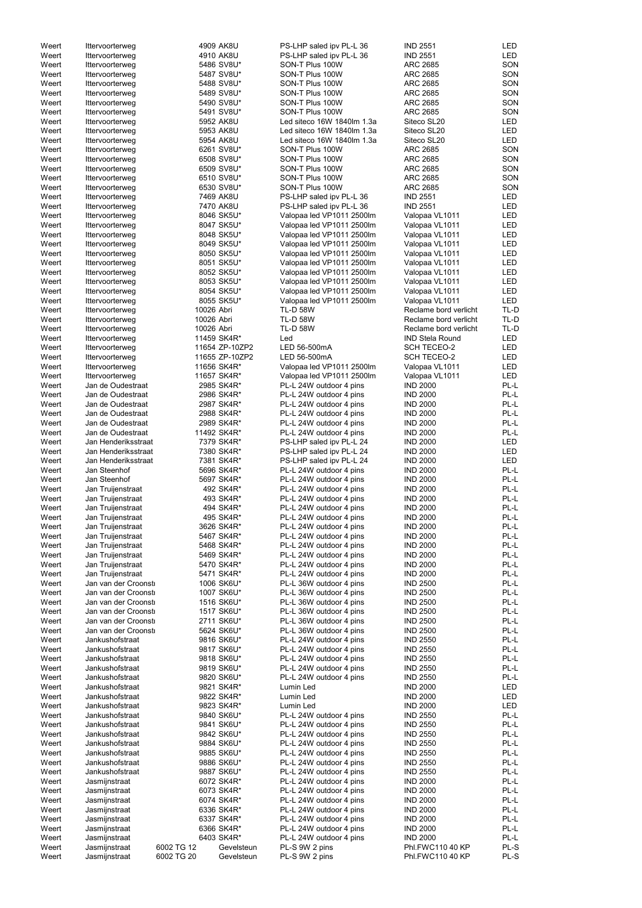| | | | | | | |
|---|---|---|---|---|---|---|
| Weert | Ittervoorterweg | | 4909 AK8U | PS-LHP saled ipv PL-L 36 | IND 2551 | LED |
| Weert | Ittervoorterweg | | 4910 AK8U | PS-LHP saled ipv PL-L 36 | IND 2551 | LED |
| Weert | Ittervoorterweg | | 5486 SV8U* | SON-T Plus 100W | ARC 2685 | SON |
| Weert | Ittervoorterweg | | 5487 SV8U* | SON-T Plus 100W | ARC 2685 | SON |
| Weert | Ittervoorterweg | | 5488 SV8U* | SON-T Plus 100W | ARC 2685 | SON |
| Weert | Ittervoorterweg | | 5489 SV8U* | SON-T Plus 100W | ARC 2685 | SON |
| Weert | Ittervoorterweg | | 5490 SV8U* | SON-T Plus 100W | ARC 2685 | SON |
| Weert | Ittervoorterweg | | 5491 SV8U* | SON-T Plus 100W | ARC 2685 | SON |
| Weert | Ittervoorterweg | | 5952 AK8U | Led siteco 16W 1840lm 1.3a | Siteco SL20 | LED |
| Weert | Ittervoorterweg | | 5953 AK8U | Led siteco 16W 1840lm 1.3a | Siteco SL20 | LED |
| Weert | Ittervoorterweg | | 5954 AK8U | Led siteco 16W 1840lm 1.3a | Siteco SL20 | LED |
| Weert | Ittervoorterweg | | 6261 SV8U* | SON-T Plus 100W | ARC 2685 | SON |
| Weert | Ittervoorterweg | | 6508 SV8U* | SON-T Plus 100W | ARC 2685 | SON |
| Weert | Ittervoorterweg | | 6509 SV8U* | SON-T Plus 100W | ARC 2685 | SON |
| Weert | Ittervoorterweg | | 6510 SV8U* | SON-T Plus 100W | ARC 2685 | SON |
| Weert | Ittervoorterweg | | 6530 SV8U* | SON-T Plus 100W | ARC 2685 | SON |
| Weert | Ittervoorterweg | | 7469 AK8U | PS-LHP saled ipv PL-L 36 | IND 2551 | LED |
| Weert | Ittervoorterweg | | 7470 AK8U | PS-LHP saled ipv PL-L 36 | IND 2551 | LED |
| Weert | Ittervoorterweg | | 8046 SK5U* | Valopaa led VP1011 2500lm | Valopaa VL1011 | LED |
| Weert | Ittervoorterweg | | 8047 SK5U* | Valopaa led VP1011 2500lm | Valopaa VL1011 | LED |
| Weert | Ittervoorterweg | | 8048 SK5U* | Valopaa led VP1011 2500lm | Valopaa VL1011 | LED |
| Weert | Ittervoorterweg | | 8049 SK5U* | Valopaa led VP1011 2500lm | Valopaa VL1011 | LED |
| Weert | Ittervoorterweg | | 8050 SK5U* | Valopaa led VP1011 2500lm | Valopaa VL1011 | LED |
| Weert | Ittervoorterweg | | 8051 SK5U* | Valopaa led VP1011 2500lm | Valopaa VL1011 | LED |
| Weert | Ittervoorterweg | | 8052 SK5U* | Valopaa led VP1011 2500lm | Valopaa VL1011 | LED |
| Weert | Ittervoorterweg | | 8053 SK5U* | Valopaa led VP1011 2500lm | Valopaa VL1011 | LED |
| Weert | Ittervoorterweg | | 8054 SK5U* | Valopaa led VP1011 2500lm | Valopaa VL1011 | LED |
| Weert | Ittervoorterweg | | 8055 SK5U* | Valopaa led VP1011 2500lm | Valopaa VL1011 | LED |
| Weert | Ittervoorterweg | | 10026 Abri | TL-D 58W | Reclame bord verlicht | TL-D |
| Weert | Ittervoorterweg | | 10026 Abri | TL-D 58W | Reclame bord verlicht | TL-D |
| Weert | Ittervoorterweg | | 10026 Abri | TL-D 58W | Reclame bord verlicht | TL-D |
| Weert | Ittervoorterweg | | 11459 SK4R* | Led | IND Stela Round | LED |
| Weert | Ittervoorterweg | | 11654 ZP-10ZP2 | LED 56-500mA | SCH TECEO-2 | LED |
| Weert | Ittervoorterweg | | 11655 ZP-10ZP2 | LED 56-500mA | SCH TECEO-2 | LED |
| Weert | Ittervoorterweg | | 11656 SK4R* | Valopaa led VP1011 2500lm | Valopaa VL1011 | LED |
| Weert | Ittervoorterweg | | 11657 SK4R* | Valopaa led VP1011 2500lm | Valopaa VL1011 | LED |
| Weert | Jan de Oudestraat | | 2985 SK4R* | PL-L 24W outdoor 4 pins | IND 2000 | PL-L |
| Weert | Jan de Oudestraat | | 2986 SK4R* | PL-L 24W outdoor 4 pins | IND 2000 | PL-L |
| Weert | Jan de Oudestraat | | 2987 SK4R* | PL-L 24W outdoor 4 pins | IND 2000 | PL-L |
| Weert | Jan de Oudestraat | | 2988 SK4R* | PL-L 24W outdoor 4 pins | IND 2000 | PL-L |
| Weert | Jan de Oudestraat | | 2989 SK4R* | PL-L 24W outdoor 4 pins | IND 2000 | PL-L |
| Weert | Jan de Oudestraat | | 11492 SK4R* | PL-L 24W outdoor 4 pins | IND 2000 | PL-L |
| Weert | Jan Henderiksstraat | | 7379 SK4R* | PS-LHP saled ipv PL-L 24 | IND 2000 | LED |
| Weert | Jan Henderiksstraat | | 7380 SK4R* | PS-LHP saled ipv PL-L 24 | IND 2000 | LED |
| Weert | Jan Henderiksstraat | | 7381 SK4R* | PS-LHP saled ipv PL-L 24 | IND 2000 | LED |
| Weert | Jan Steenhof | | 5696 SK4R* | PL-L 24W outdoor 4 pins | IND 2000 | PL-L |
| Weert | Jan Steenhof | | 5697 SK4R* | PL-L 24W outdoor 4 pins | IND 2000 | PL-L |
| Weert | Jan Truijenstraat | | 492 SK4R* | PL-L 24W outdoor 4 pins | IND 2000 | PL-L |
| Weert | Jan Truijenstraat | | 493 SK4R* | PL-L 24W outdoor 4 pins | IND 2000 | PL-L |
| Weert | Jan Truijenstraat | | 494 SK4R* | PL-L 24W outdoor 4 pins | IND 2000 | PL-L |
| Weert | Jan Truijenstraat | | 495 SK4R* | PL-L 24W outdoor 4 pins | IND 2000 | PL-L |
| Weert | Jan Truijenstraat | | 3626 SK4R* | PL-L 24W outdoor 4 pins | IND 2000 | PL-L |
| Weert | Jan Truijenstraat | | 5467 SK4R* | PL-L 24W outdoor 4 pins | IND 2000 | PL-L |
| Weert | Jan Truijenstraat | | 5468 SK4R* | PL-L 24W outdoor 4 pins | IND 2000 | PL-L |
| Weert | Jan Truijenstraat | | 5469 SK4R* | PL-L 24W outdoor 4 pins | IND 2000 | PL-L |
| Weert | Jan Truijenstraat | | 5470 SK4R* | PL-L 24W outdoor 4 pins | IND 2000 | PL-L |
| Weert | Jan Truijenstraat | | 5471 SK4R* | PL-L 24W outdoor 4 pins | IND 2000 | PL-L |
| Weert | Jan van der Croonstı | | 1006 SK6U* | PL-L 36W outdoor 4 pins | IND 2500 | PL-L |
| Weert | Jan van der Croonstı | | 1007 SK6U* | PL-L 36W outdoor 4 pins | IND 2500 | PL-L |
| Weert | Jan van der Croonstı | | 1516 SK6U* | PL-L 36W outdoor 4 pins | IND 2500 | PL-L |
| Weert | Jan van der Croonstı | | 1517 SK6U* | PL-L 36W outdoor 4 pins | IND 2500 | PL-L |
| Weert | Jan van der Croonstı | | 2711 SK6U* | PL-L 36W outdoor 4 pins | IND 2500 | PL-L |
| Weert | Jan van der Croonstı | | 5624 SK6U* | PL-L 36W outdoor 4 pins | IND 2500 | PL-L |
| Weert | Jankushofstraat | | 9816 SK6U* | PL-L 24W outdoor 4 pins | IND 2550 | PL-L |
| Weert | Jankushofstraat | | 9817 SK6U* | PL-L 24W outdoor 4 pins | IND 2550 | PL-L |
| Weert | Jankushofstraat | | 9818 SK6U* | PL-L 24W outdoor 4 pins | IND 2550 | PL-L |
| Weert | Jankushofstraat | | 9819 SK6U* | PL-L 24W outdoor 4 pins | IND 2550 | PL-L |
| Weert | Jankushofstraat | | 9820 SK6U* | PL-L 24W outdoor 4 pins | IND 2550 | PL-L |
| Weert | Jankushofstraat | | 9821 SK4R* | Lumin Led | IND 2000 | LED |
| Weert | Jankushofstraat | | 9822 SK4R* | Lumin Led | IND 2000 | LED |
| Weert | Jankushofstraat | | 9823 SK4R* | Lumin Led | IND 2000 | LED |
| Weert | Jankushofstraat | | 9840 SK6U* | PL-L 24W outdoor 4 pins | IND 2550 | PL-L |
| Weert | Jankushofstraat | | 9841 SK6U* | PL-L 24W outdoor 4 pins | IND 2550 | PL-L |
| Weert | Jankushofstraat | | 9842 SK6U* | PL-L 24W outdoor 4 pins | IND 2550 | PL-L |
| Weert | Jankushofstraat | | 9884 SK6U* | PL-L 24W outdoor 4 pins | IND 2550 | PL-L |
| Weert | Jankushofstraat | | 9885 SK6U* | PL-L 24W outdoor 4 pins | IND 2550 | PL-L |
| Weert | Jankushofstraat | | 9886 SK6U* | PL-L 24W outdoor 4 pins | IND 2550 | PL-L |
| Weert | Jankushofstraat | | 9887 SK6U* | PL-L 24W outdoor 4 pins | IND 2550 | PL-L |
| Weert | Jasmijnstraat | | 6072 SK4R* | PL-L 24W outdoor 4 pins | IND 2000 | PL-L |
| Weert | Jasmijnstraat | | 6073 SK4R* | PL-L 24W outdoor 4 pins | IND 2000 | PL-L |
| Weert | Jasmijnstraat | | 6074 SK4R* | PL-L 24W outdoor 4 pins | IND 2000 | PL-L |
| Weert | Jasmijnstraat | | 6336 SK4R* | PL-L 24W outdoor 4 pins | IND 2000 | PL-L |
| Weert | Jasmijnstraat | | 6337 SK4R* | PL-L 24W outdoor 4 pins | IND 2000 | PL-L |
| Weert | Jasmijnstraat | | 6366 SK4R* | PL-L 24W outdoor 4 pins | IND 2000 | PL-L |
| Weert | Jasmijnstraat | | 6403 SK4R* | PL-L 24W outdoor 4 pins | IND 2000 | PL-L |
| Weert | Jasmijnstraat | 6002 TG 12 | Gevelsteun | PL-S 9W 2 pins | Phl.FWC110 40 KP | PL-S |
| Weert | Jasmijnstraat | 6002 TG 20 | Gevelsteun | PL-S 9W 2 pins | Phl.FWC110 40 KP | PL-S |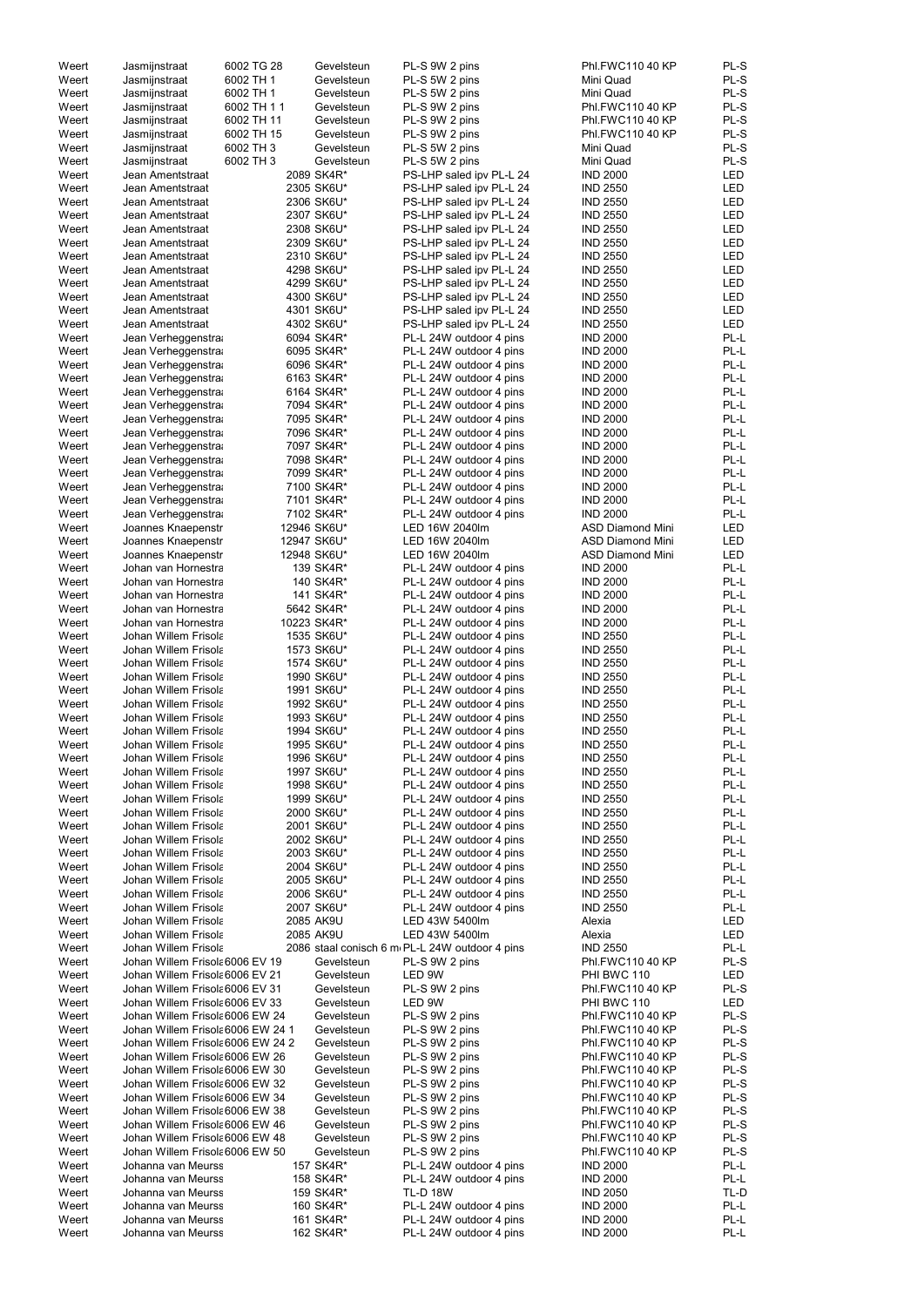| | | | | | | |
|---|---|---|---|---|---|---|
| Weert | Jasmijnstraat | 6002 TG 28 | Gevelsteun | PL-S 9W 2 pins | Phl.FWC110 40 KP | PL-S |
| Weert | Jasmijnstraat | 6002 TH 1 | Gevelsteun | PL-S 5W 2 pins | Mini Quad | PL-S |
| Weert | Jasmijnstraat | 6002 TH 1 | Gevelsteun | PL-S 5W 2 pins | Mini Quad | PL-S |
| Weert | Jasmijnstraat | 6002 TH 1 1 | Gevelsteun | PL-S 9W 2 pins | Phl.FWC110 40 KP | PL-S |
| Weert | Jasmijnstraat | 6002 TH 11 | Gevelsteun | PL-S 9W 2 pins | Phl.FWC110 40 KP | PL-S |
| Weert | Jasmijnstraat | 6002 TH 15 | Gevelsteun | PL-S 9W 2 pins | Phl.FWC110 40 KP | PL-S |
| Weert | Jasmijnstraat | 6002 TH 3 | Gevelsteun | PL-S 5W 2 pins | Mini Quad | PL-S |
| Weert | Jasmijnstraat | 6002 TH 3 | Gevelsteun | PL-S 5W 2 pins | Mini Quad | PL-S |
| Weert | Jean Amentstraat | | 2089 SK4R* | PS-LHP saled ipv PL-L 24 | IND 2000 | LED |
| Weert | Jean Amentstraat | | 2305 SK6U* | PS-LHP saled ipv PL-L 24 | IND 2550 | LED |
| Weert | Jean Amentstraat | | 2306 SK6U* | PS-LHP saled ipv PL-L 24 | IND 2550 | LED |
| Weert | Jean Amentstraat | | 2307 SK6U* | PS-LHP saled ipv PL-L 24 | IND 2550 | LED |
| Weert | Jean Amentstraat | | 2308 SK6U* | PS-LHP saled ipv PL-L 24 | IND 2550 | LED |
| Weert | Jean Amentstraat | | 2309 SK6U* | PS-LHP saled ipv PL-L 24 | IND 2550 | LED |
| Weert | Jean Amentstraat | | 2310 SK6U* | PS-LHP saled ipv PL-L 24 | IND 2550 | LED |
| Weert | Jean Amentstraat | | 4298 SK6U* | PS-LHP saled ipv PL-L 24 | IND 2550 | LED |
| Weert | Jean Amentstraat | | 4299 SK6U* | PS-LHP saled ipv PL-L 24 | IND 2550 | LED |
| Weert | Jean Amentstraat | | 4300 SK6U* | PS-LHP saled ipv PL-L 24 | IND 2550 | LED |
| Weert | Jean Amentstraat | | 4301 SK6U* | PS-LHP saled ipv PL-L 24 | IND 2550 | LED |
| Weert | Jean Amentstraat | | 4302 SK6U* | PS-LHP saled ipv PL-L 24 | IND 2550 | LED |
| Weert | Jean Verheggenstra | | 6094 SK4R* | PL-L 24W outdoor 4 pins | IND 2000 | PL-L |
| Weert | Jean Verheggenstra | | 6095 SK4R* | PL-L 24W outdoor 4 pins | IND 2000 | PL-L |
| Weert | Jean Verheggenstra | | 6096 SK4R* | PL-L 24W outdoor 4 pins | IND 2000 | PL-L |
| Weert | Jean Verheggenstra | | 6163 SK4R* | PL-L 24W outdoor 4 pins | IND 2000 | PL-L |
| Weert | Jean Verheggenstra | | 6164 SK4R* | PL-L 24W outdoor 4 pins | IND 2000 | PL-L |
| Weert | Jean Verheggenstra | | 7094 SK4R* | PL-L 24W outdoor 4 pins | IND 2000 | PL-L |
| Weert | Jean Verheggenstra | | 7095 SK4R* | PL-L 24W outdoor 4 pins | IND 2000 | PL-L |
| Weert | Jean Verheggenstra | | 7096 SK4R* | PL-L 24W outdoor 4 pins | IND 2000 | PL-L |
| Weert | Jean Verheggenstra | | 7097 SK4R* | PL-L 24W outdoor 4 pins | IND 2000 | PL-L |
| Weert | Jean Verheggenstra | | 7098 SK4R* | PL-L 24W outdoor 4 pins | IND 2000 | PL-L |
| Weert | Jean Verheggenstra | | 7099 SK4R* | PL-L 24W outdoor 4 pins | IND 2000 | PL-L |
| Weert | Jean Verheggenstra | | 7100 SK4R* | PL-L 24W outdoor 4 pins | IND 2000 | PL-L |
| Weert | Jean Verheggenstra | | 7101 SK4R* | PL-L 24W outdoor 4 pins | IND 2000 | PL-L |
| Weert | Jean Verheggenstra | | 7102 SK4R* | PL-L 24W outdoor 4 pins | IND 2000 | PL-L |
| Weert | Joannes Knaepenstr | | 12946 SK6U* | LED 16W 2040lm | ASD Diamond Mini | LED |
| Weert | Joannes Knaepenstr | | 12947 SK6U* | LED 16W 2040lm | ASD Diamond Mini | LED |
| Weert | Joannes Knaepenstr | | 12948 SK6U* | LED 16W 2040lm | ASD Diamond Mini | LED |
| Weert | Johan van Hornestra | | 139 SK4R* | PL-L 24W outdoor 4 pins | IND 2000 | PL-L |
| Weert | Johan van Hornestra | | 140 SK4R* | PL-L 24W outdoor 4 pins | IND 2000 | PL-L |
| Weert | Johan van Hornestra | | 141 SK4R* | PL-L 24W outdoor 4 pins | IND 2000 | PL-L |
| Weert | Johan van Hornestra | | 5642 SK4R* | PL-L 24W outdoor 4 pins | IND 2000 | PL-L |
| Weert | Johan van Hornestra | | 10223 SK4R* | PL-L 24W outdoor 4 pins | IND 2000 | PL-L |
| Weert | Johan Willem Frisola | | 1535 SK6U* | PL-L 24W outdoor 4 pins | IND 2550 | PL-L |
| Weert | Johan Willem Frisola | | 1573 SK6U* | PL-L 24W outdoor 4 pins | IND 2550 | PL-L |
| Weert | Johan Willem Frisola | | 1574 SK6U* | PL-L 24W outdoor 4 pins | IND 2550 | PL-L |
| Weert | Johan Willem Frisola | | 1990 SK6U* | PL-L 24W outdoor 4 pins | IND 2550 | PL-L |
| Weert | Johan Willem Frisola | | 1991 SK6U* | PL-L 24W outdoor 4 pins | IND 2550 | PL-L |
| Weert | Johan Willem Frisola | | 1992 SK6U* | PL-L 24W outdoor 4 pins | IND 2550 | PL-L |
| Weert | Johan Willem Frisola | | 1993 SK6U* | PL-L 24W outdoor 4 pins | IND 2550 | PL-L |
| Weert | Johan Willem Frisola | | 1994 SK6U* | PL-L 24W outdoor 4 pins | IND 2550 | PL-L |
| Weert | Johan Willem Frisola | | 1995 SK6U* | PL-L 24W outdoor 4 pins | IND 2550 | PL-L |
| Weert | Johan Willem Frisola | | 1996 SK6U* | PL-L 24W outdoor 4 pins | IND 2550 | PL-L |
| Weert | Johan Willem Frisola | | 1997 SK6U* | PL-L 24W outdoor 4 pins | IND 2550 | PL-L |
| Weert | Johan Willem Frisola | | 1998 SK6U* | PL-L 24W outdoor 4 pins | IND 2550 | PL-L |
| Weert | Johan Willem Frisola | | 1999 SK6U* | PL-L 24W outdoor 4 pins | IND 2550 | PL-L |
| Weert | Johan Willem Frisola | | 2000 SK6U* | PL-L 24W outdoor 4 pins | IND 2550 | PL-L |
| Weert | Johan Willem Frisola | | 2001 SK6U* | PL-L 24W outdoor 4 pins | IND 2550 | PL-L |
| Weert | Johan Willem Frisola | | 2002 SK6U* | PL-L 24W outdoor 4 pins | IND 2550 | PL-L |
| Weert | Johan Willem Frisola | | 2003 SK6U* | PL-L 24W outdoor 4 pins | IND 2550 | PL-L |
| Weert | Johan Willem Frisola | | 2004 SK6U* | PL-L 24W outdoor 4 pins | IND 2550 | PL-L |
| Weert | Johan Willem Frisola | | 2005 SK6U* | PL-L 24W outdoor 4 pins | IND 2550 | PL-L |
| Weert | Johan Willem Frisola | | 2006 SK6U* | PL-L 24W outdoor 4 pins | IND 2550 | PL-L |
| Weert | Johan Willem Frisola | | 2007 SK6U* | PL-L 24W outdoor 4 pins | IND 2550 | PL-L |
| Weert | Johan Willem Frisola | | 2085 AK9U | LED 43W 5400lm | Alexia | LED |
| Weert | Johan Willem Frisola | | 2085 AK9U | LED 43W 5400lm | Alexia | LED |
| Weert | Johan Willem Frisola | | 2086 staal conisch 6 m | PL-L 24W outdoor 4 pins | IND 2550 | PL-L |
| Weert | Johan Willem Frisola | 6006 EV 19 | Gevelsteun | PL-S 9W 2 pins | Phl.FWC110 40 KP | PL-S |
| Weert | Johan Willem Frisola | 6006 EV 21 | Gevelsteun | LED 9W | PHI BWC 110 | LED |
| Weert | Johan Willem Frisola | 6006 EV 31 | Gevelsteun | PL-S 9W 2 pins | Phl.FWC110 40 KP | PL-S |
| Weert | Johan Willem Frisola | 6006 EV 33 | Gevelsteun | LED 9W | PHI BWC 110 | LED |
| Weert | Johan Willem Frisola | 6006 EW 24 | Gevelsteun | PL-S 9W 2 pins | Phl.FWC110 40 KP | PL-S |
| Weert | Johan Willem Frisola | 6006 EW 24 1 | Gevelsteun | PL-S 9W 2 pins | Phl.FWC110 40 KP | PL-S |
| Weert | Johan Willem Frisola | 6006 EW 24 2 | Gevelsteun | PL-S 9W 2 pins | Phl.FWC110 40 KP | PL-S |
| Weert | Johan Willem Frisola | 6006 EW 26 | Gevelsteun | PL-S 9W 2 pins | Phl.FWC110 40 KP | PL-S |
| Weert | Johan Willem Frisola | 6006 EW 30 | Gevelsteun | PL-S 9W 2 pins | Phl.FWC110 40 KP | PL-S |
| Weert | Johan Willem Frisola | 6006 EW 32 | Gevelsteun | PL-S 9W 2 pins | Phl.FWC110 40 KP | PL-S |
| Weert | Johan Willem Frisola | 6006 EW 34 | Gevelsteun | PL-S 9W 2 pins | Phl.FWC110 40 KP | PL-S |
| Weert | Johan Willem Frisola | 6006 EW 38 | Gevelsteun | PL-S 9W 2 pins | Phl.FWC110 40 KP | PL-S |
| Weert | Johan Willem Frisola | 6006 EW 46 | Gevelsteun | PL-S 9W 2 pins | Phl.FWC110 40 KP | PL-S |
| Weert | Johan Willem Frisola | 6006 EW 48 | Gevelsteun | PL-S 9W 2 pins | Phl.FWC110 40 KP | PL-S |
| Weert | Johan Willem Frisola | 6006 EW 50 | Gevelsteun | PL-S 9W 2 pins | Phl.FWC110 40 KP | PL-S |
| Weert | Johanna van Meurss | | 157 SK4R* | PL-L 24W outdoor 4 pins | IND 2000 | PL-L |
| Weert | Johanna van Meurss | | 158 SK4R* | PL-L 24W outdoor 4 pins | IND 2000 | PL-L |
| Weert | Johanna van Meurss | | 159 SK4R* | TL-D 18W | IND 2050 | TL-D |
| Weert | Johanna van Meurss | | 160 SK4R* | PL-L 24W outdoor 4 pins | IND 2000 | PL-L |
| Weert | Johanna van Meurss | | 161 SK4R* | PL-L 24W outdoor 4 pins | IND 2000 | PL-L |
| Weert | Johanna van Meurss | | 162 SK4R* | PL-L 24W outdoor 4 pins | IND 2000 | PL-L |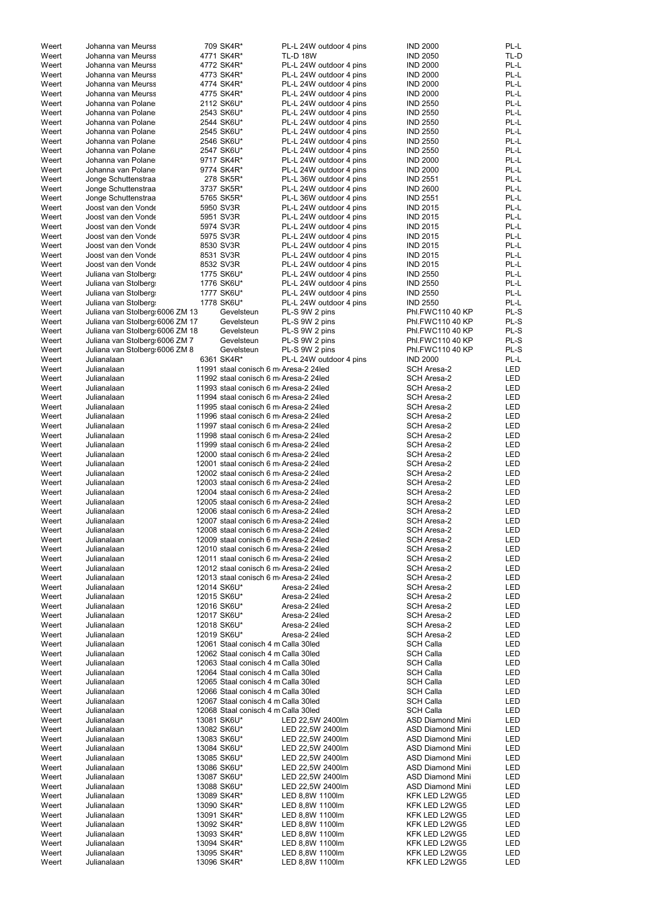| | | | | | | |
|---|---|---|---|---|---|---|
| Weert | Johanna van Meurss | 709 | SK4R* | PL-L 24W outdoor 4 pins | IND 2000 | PL-L |
| Weert | Johanna van Meurss | 4771 | SK4R* | TL-D 18W | IND 2050 | TL-D |
| Weert | Johanna van Meurss | 4772 | SK4R* | PL-L 24W outdoor 4 pins | IND 2000 | PL-L |
| Weert | Johanna van Meurss | 4773 | SK4R* | PL-L 24W outdoor 4 pins | IND 2000 | PL-L |
| Weert | Johanna van Meurss | 4774 | SK4R* | PL-L 24W outdoor 4 pins | IND 2000 | PL-L |
| Weert | Johanna van Meurss | 4775 | SK4R* | PL-L 24W outdoor 4 pins | IND 2000 | PL-L |
| Weert | Johanna van Polane | 2112 | SK6U* | PL-L 24W outdoor 4 pins | IND 2550 | PL-L |
| Weert | Johanna van Polane | 2543 | SK6U* | PL-L 24W outdoor 4 pins | IND 2550 | PL-L |
| Weert | Johanna van Polane | 2544 | SK6U* | PL-L 24W outdoor 4 pins | IND 2550 | PL-L |
| Weert | Johanna van Polane | 2545 | SK6U* | PL-L 24W outdoor 4 pins | IND 2550 | PL-L |
| Weert | Johanna van Polane | 2546 | SK6U* | PL-L 24W outdoor 4 pins | IND 2550 | PL-L |
| Weert | Johanna van Polane | 2547 | SK6U* | PL-L 24W outdoor 4 pins | IND 2550 | PL-L |
| Weert | Johanna van Polane | 9717 | SK4R* | PL-L 24W outdoor 4 pins | IND 2000 | PL-L |
| Weert | Johanna van Polane | 9774 | SK4R* | PL-L 24W outdoor 4 pins | IND 2000 | PL-L |
| Weert | Jonge Schuttenstraa | 278 | SK5R* | PL-L 36W outdoor 4 pins | IND 2551 | PL-L |
| Weert | Jonge Schuttenstraa | 3737 | SK5R* | PL-L 24W outdoor 4 pins | IND 2600 | PL-L |
| Weert | Jonge Schuttenstraa | 5765 | SK5R* | PL-L 36W outdoor 4 pins | IND 2551 | PL-L |
| Weert | Joost van den Vonde | 5950 | SV3R | PL-L 24W outdoor 4 pins | IND 2015 | PL-L |
| Weert | Joost van den Vonde | 5951 | SV3R | PL-L 24W outdoor 4 pins | IND 2015 | PL-L |
| Weert | Joost van den Vonde | 5974 | SV3R | PL-L 24W outdoor 4 pins | IND 2015 | PL-L |
| Weert | Joost van den Vonde | 5975 | SV3R | PL-L 24W outdoor 4 pins | IND 2015 | PL-L |
| Weert | Joost van den Vonde | 8530 | SV3R | PL-L 24W outdoor 4 pins | IND 2015 | PL-L |
| Weert | Joost van den Vonde | 8531 | SV3R | PL-L 24W outdoor 4 pins | IND 2015 | PL-L |
| Weert | Joost van den Vonde | 8532 | SV3R | PL-L 24W outdoor 4 pins | IND 2015 | PL-L |
| Weert | Juliana van Stolberg | 1775 | SK6U* | PL-L 24W outdoor 4 pins | IND 2550 | PL-L |
| Weert | Juliana van Stolberg | 1776 | SK6U* | PL-L 24W outdoor 4 pins | IND 2550 | PL-L |
| Weert | Juliana van Stolberg | 1777 | SK6U* | PL-L 24W outdoor 4 pins | IND 2550 | PL-L |
| Weert | Juliana van Stolberg | 1778 | SK6U* | PL-L 24W outdoor 4 pins | IND 2550 | PL-L |
| Weert | Juliana van Stolberg 6006 ZM 13 | | Gevelsteun | PL-S 9W 2 pins | Phl.FWC110 40 KP | PL-S |
| Weert | Juliana van Stolberg 6006 ZM 17 | | Gevelsteun | PL-S 9W 2 pins | Phl.FWC110 40 KP | PL-S |
| Weert | Juliana van Stolberg 6006 ZM 18 | | Gevelsteun | PL-S 9W 2 pins | Phl.FWC110 40 KP | PL-S |
| Weert | Juliana van Stolberg 6006 ZM 7 | | Gevelsteun | PL-S 9W 2 pins | Phl.FWC110 40 KP | PL-S |
| Weert | Juliana van Stolberg 6006 ZM 8 | | Gevelsteun | PL-S 9W 2 pins | Phl.FWC110 40 KP | PL-S |
| Weert | Julianalaan | 6361 | SK4R* | PL-L 24W outdoor 4 pins | IND 2000 | PL-L |
| Weert | Julianalaan | 11991 | staal conisch 6 m | Aresa-2 24led | SCH Aresa-2 | LED |
| Weert | Julianalaan | 11992 | staal conisch 6 m | Aresa-2 24led | SCH Aresa-2 | LED |
| Weert | Julianalaan | 11993 | staal conisch 6 m | Aresa-2 24led | SCH Aresa-2 | LED |
| Weert | Julianalaan | 11994 | staal conisch 6 m | Aresa-2 24led | SCH Aresa-2 | LED |
| Weert | Julianalaan | 11995 | staal conisch 6 m | Aresa-2 24led | SCH Aresa-2 | LED |
| Weert | Julianalaan | 11996 | staal conisch 6 m | Aresa-2 24led | SCH Aresa-2 | LED |
| Weert | Julianalaan | 11997 | staal conisch 6 m | Aresa-2 24led | SCH Aresa-2 | LED |
| Weert | Julianalaan | 11998 | staal conisch 6 m | Aresa-2 24led | SCH Aresa-2 | LED |
| Weert | Julianalaan | 11999 | staal conisch 6 m | Aresa-2 24led | SCH Aresa-2 | LED |
| Weert | Julianalaan | 12000 | staal conisch 6 m | Aresa-2 24led | SCH Aresa-2 | LED |
| Weert | Julianalaan | 12001 | staal conisch 6 m | Aresa-2 24led | SCH Aresa-2 | LED |
| Weert | Julianalaan | 12002 | staal conisch 6 m | Aresa-2 24led | SCH Aresa-2 | LED |
| Weert | Julianalaan | 12003 | staal conisch 6 m | Aresa-2 24led | SCH Aresa-2 | LED |
| Weert | Julianalaan | 12004 | staal conisch 6 m | Aresa-2 24led | SCH Aresa-2 | LED |
| Weert | Julianalaan | 12005 | staal conisch 6 m | Aresa-2 24led | SCH Aresa-2 | LED |
| Weert | Julianalaan | 12006 | staal conisch 6 m | Aresa-2 24led | SCH Aresa-2 | LED |
| Weert | Julianalaan | 12007 | staal conisch 6 m | Aresa-2 24led | SCH Aresa-2 | LED |
| Weert | Julianalaan | 12008 | staal conisch 6 m | Aresa-2 24led | SCH Aresa-2 | LED |
| Weert | Julianalaan | 12009 | staal conisch 6 m | Aresa-2 24led | SCH Aresa-2 | LED |
| Weert | Julianalaan | 12010 | staal conisch 6 m | Aresa-2 24led | SCH Aresa-2 | LED |
| Weert | Julianalaan | 12011 | staal conisch 6 m | Aresa-2 24led | SCH Aresa-2 | LED |
| Weert | Julianalaan | 12012 | staal conisch 6 m | Aresa-2 24led | SCH Aresa-2 | LED |
| Weert | Julianalaan | 12013 | staal conisch 6 m | Aresa-2 24led | SCH Aresa-2 | LED |
| Weert | Julianalaan | 12014 | SK6U* | Aresa-2 24led | SCH Aresa-2 | LED |
| Weert | Julianalaan | 12015 | SK6U* | Aresa-2 24led | SCH Aresa-2 | LED |
| Weert | Julianalaan | 12016 | SK6U* | Aresa-2 24led | SCH Aresa-2 | LED |
| Weert | Julianalaan | 12017 | SK6U* | Aresa-2 24led | SCH Aresa-2 | LED |
| Weert | Julianalaan | 12018 | SK6U* | Aresa-2 24led | SCH Aresa-2 | LED |
| Weert | Julianalaan | 12019 | SK6U* | Aresa-2 24led | SCH Aresa-2 | LED |
| Weert | Julianalaan | 12061 | Staal conisch 4 m | Calla 30led | SCH Calla | LED |
| Weert | Julianalaan | 12062 | Staal conisch 4 m | Calla 30led | SCH Calla | LED |
| Weert | Julianalaan | 12063 | Staal conisch 4 m | Calla 30led | SCH Calla | LED |
| Weert | Julianalaan | 12064 | Staal conisch 4 m | Calla 30led | SCH Calla | LED |
| Weert | Julianalaan | 12065 | Staal conisch 4 m | Calla 30led | SCH Calla | LED |
| Weert | Julianalaan | 12066 | Staal conisch 4 m | Calla 30led | SCH Calla | LED |
| Weert | Julianalaan | 12067 | Staal conisch 4 m | Calla 30led | SCH Calla | LED |
| Weert | Julianalaan | 12068 | Staal conisch 4 m | Calla 30led | SCH Calla | LED |
| Weert | Julianalaan | 13081 | SK6U* | LED 22,5W 2400lm | ASD Diamond Mini | LED |
| Weert | Julianalaan | 13082 | SK6U* | LED 22,5W 2400lm | ASD Diamond Mini | LED |
| Weert | Julianalaan | 13083 | SK6U* | LED 22,5W 2400lm | ASD Diamond Mini | LED |
| Weert | Julianalaan | 13084 | SK6U* | LED 22,5W 2400lm | ASD Diamond Mini | LED |
| Weert | Julianalaan | 13085 | SK6U* | LED 22,5W 2400lm | ASD Diamond Mini | LED |
| Weert | Julianalaan | 13086 | SK6U* | LED 22,5W 2400lm | ASD Diamond Mini | LED |
| Weert | Julianalaan | 13087 | SK6U* | LED 22,5W 2400lm | ASD Diamond Mini | LED |
| Weert | Julianalaan | 13088 | SK6U* | LED 22,5W 2400lm | ASD Diamond Mini | LED |
| Weert | Julianalaan | 13089 | SK4R* | LED 8,8W 1100lm | KFK LED L2WG5 | LED |
| Weert | Julianalaan | 13090 | SK4R* | LED 8,8W 1100lm | KFK LED L2WG5 | LED |
| Weert | Julianalaan | 13091 | SK4R* | LED 8,8W 1100lm | KFK LED L2WG5 | LED |
| Weert | Julianalaan | 13092 | SK4R* | LED 8,8W 1100lm | KFK LED L2WG5 | LED |
| Weert | Julianalaan | 13093 | SK4R* | LED 8,8W 1100lm | KFK LED L2WG5 | LED |
| Weert | Julianalaan | 13094 | SK4R* | LED 8,8W 1100lm | KFK LED L2WG5 | LED |
| Weert | Julianalaan | 13095 | SK4R* | LED 8,8W 1100lm | KFK LED L2WG5 | LED |
| Weert | Julianalaan | 13096 | SK4R* | LED 8,8W 1100lm | KFK LED L2WG5 | LED |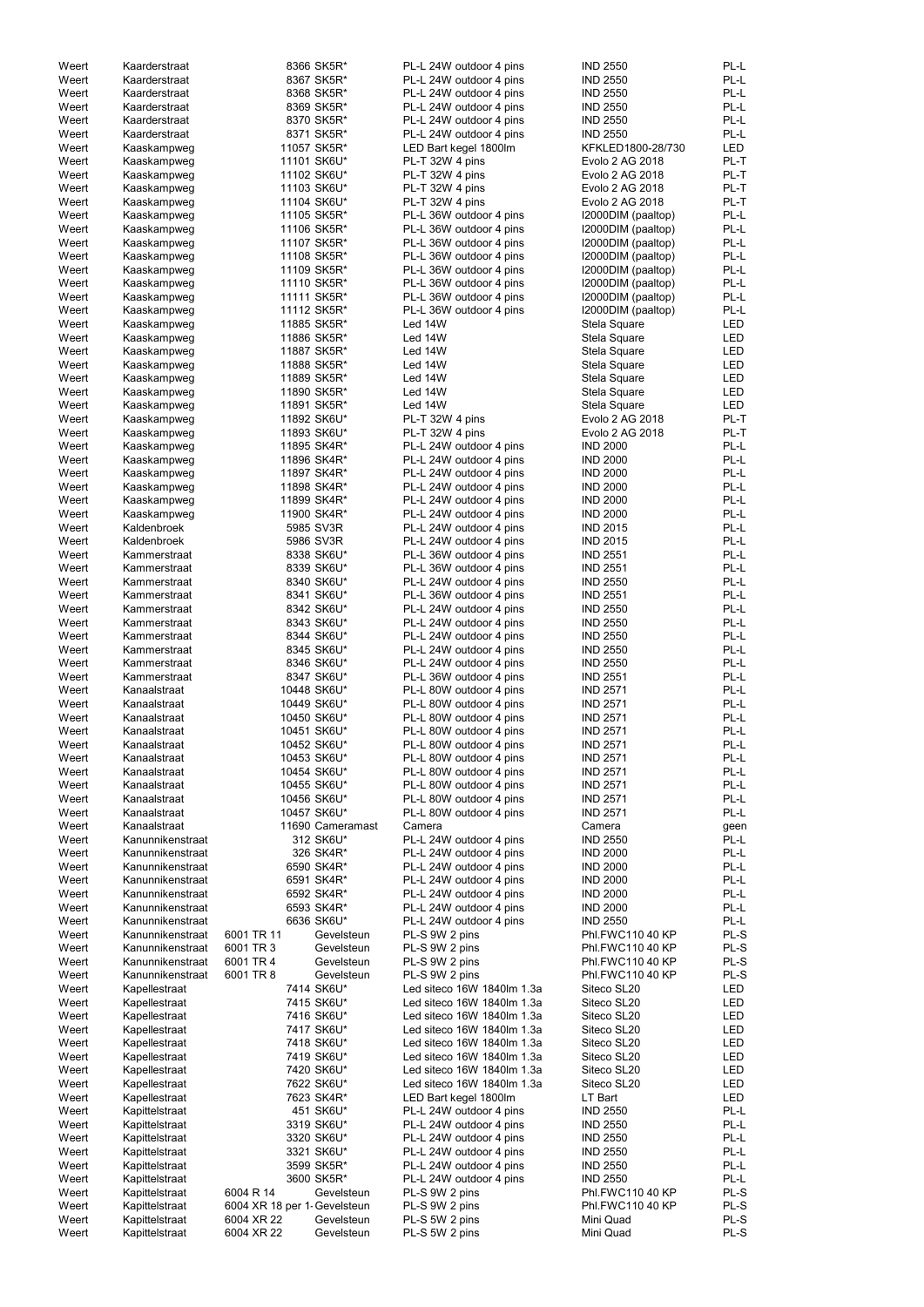| | | | | | | |
|---|---|---|---|---|---|---|
| Weert | Kaarderstraat | | 8366 SK5R* | PL-L 24W outdoor 4 pins | IND 2550 | PL-L |
| Weert | Kaarderstraat | | 8367 SK5R* | PL-L 24W outdoor 4 pins | IND 2550 | PL-L |
| Weert | Kaarderstraat | | 8368 SK5R* | PL-L 24W outdoor 4 pins | IND 2550 | PL-L |
| Weert | Kaarderstraat | | 8369 SK5R* | PL-L 24W outdoor 4 pins | IND 2550 | PL-L |
| Weert | Kaarderstraat | | 8370 SK5R* | PL-L 24W outdoor 4 pins | IND 2550 | PL-L |
| Weert | Kaarderstraat | | 8371 SK5R* | PL-L 24W outdoor 4 pins | IND 2550 | PL-L |
| Weert | Kaaskampweg | | 11057 SK5R* | LED Bart kegel 1800lm | KFKLED1800-28/730 | LED |
| Weert | Kaaskampweg | | 11101 SK6U* | PL-T 32W 4 pins | Evolo 2 AG 2018 | PL-T |
| Weert | Kaaskampweg | | 11102 SK6U* | PL-T 32W 4 pins | Evolo 2 AG 2018 | PL-T |
| Weert | Kaaskampweg | | 11103 SK6U* | PL-T 32W 4 pins | Evolo 2 AG 2018 | PL-T |
| Weert | Kaaskampweg | | 11104 SK6U* | PL-T 32W 4 pins | Evolo 2 AG 2018 | PL-T |
| Weert | Kaaskampweg | | 11105 SK5R* | PL-L 36W outdoor 4 pins | I2000DIM (paaltop) | PL-L |
| Weert | Kaaskampweg | | 11106 SK5R* | PL-L 36W outdoor 4 pins | I2000DIM (paaltop) | PL-L |
| Weert | Kaaskampweg | | 11107 SK5R* | PL-L 36W outdoor 4 pins | I2000DIM (paaltop) | PL-L |
| Weert | Kaaskampweg | | 11108 SK5R* | PL-L 36W outdoor 4 pins | I2000DIM (paaltop) | PL-L |
| Weert | Kaaskampweg | | 11109 SK5R* | PL-L 36W outdoor 4 pins | I2000DIM (paaltop) | PL-L |
| Weert | Kaaskampweg | | 11110 SK5R* | PL-L 36W outdoor 4 pins | I2000DIM (paaltop) | PL-L |
| Weert | Kaaskampweg | | 11111 SK5R* | PL-L 36W outdoor 4 pins | I2000DIM (paaltop) | PL-L |
| Weert | Kaaskampweg | | 11112 SK5R* | PL-L 36W outdoor 4 pins | I2000DIM (paaltop) | PL-L |
| Weert | Kaaskampweg | | 11885 SK5R* | Led 14W | Stela Square | LED |
| Weert | Kaaskampweg | | 11886 SK5R* | Led 14W | Stela Square | LED |
| Weert | Kaaskampweg | | 11887 SK5R* | Led 14W | Stela Square | LED |
| Weert | Kaaskampweg | | 11888 SK5R* | Led 14W | Stela Square | LED |
| Weert | Kaaskampweg | | 11889 SK5R* | Led 14W | Stela Square | LED |
| Weert | Kaaskampweg | | 11890 SK5R* | Led 14W | Stela Square | LED |
| Weert | Kaaskampweg | | 11891 SK5R* | Led 14W | Stela Square | LED |
| Weert | Kaaskampweg | | 11892 SK6U* | PL-T 32W 4 pins | Evolo 2 AG 2018 | PL-T |
| Weert | Kaaskampweg | | 11893 SK6U* | PL-T 32W 4 pins | Evolo 2 AG 2018 | PL-T |
| Weert | Kaaskampweg | | 11895 SK4R* | PL-L 24W outdoor 4 pins | IND 2000 | PL-L |
| Weert | Kaaskampweg | | 11896 SK4R* | PL-L 24W outdoor 4 pins | IND 2000 | PL-L |
| Weert | Kaaskampweg | | 11897 SK4R* | PL-L 24W outdoor 4 pins | IND 2000 | PL-L |
| Weert | Kaaskampweg | | 11898 SK4R* | PL-L 24W outdoor 4 pins | IND 2000 | PL-L |
| Weert | Kaaskampweg | | 11899 SK4R* | PL-L 24W outdoor 4 pins | IND 2000 | PL-L |
| Weert | Kaaskampweg | | 11900 SK4R* | PL-L 24W outdoor 4 pins | IND 2000 | PL-L |
| Weert | Kaldenbroek | | 5985 SV3R | PL-L 24W outdoor 4 pins | IND 2015 | PL-L |
| Weert | Kaldenbroek | | 5986 SV3R | PL-L 24W outdoor 4 pins | IND 2015 | PL-L |
| Weert | Kammerstraat | | 8338 SK6U* | PL-L 36W outdoor 4 pins | IND 2551 | PL-L |
| Weert | Kammerstraat | | 8339 SK6U* | PL-L 36W outdoor 4 pins | IND 2551 | PL-L |
| Weert | Kammerstraat | | 8340 SK6U* | PL-L 24W outdoor 4 pins | IND 2550 | PL-L |
| Weert | Kammerstraat | | 8341 SK6U* | PL-L 36W outdoor 4 pins | IND 2551 | PL-L |
| Weert | Kammerstraat | | 8342 SK6U* | PL-L 24W outdoor 4 pins | IND 2550 | PL-L |
| Weert | Kammerstraat | | 8343 SK6U* | PL-L 24W outdoor 4 pins | IND 2550 | PL-L |
| Weert | Kammerstraat | | 8344 SK6U* | PL-L 24W outdoor 4 pins | IND 2550 | PL-L |
| Weert | Kammerstraat | | 8345 SK6U* | PL-L 24W outdoor 4 pins | IND 2550 | PL-L |
| Weert | Kammerstraat | | 8346 SK6U* | PL-L 24W outdoor 4 pins | IND 2550 | PL-L |
| Weert | Kammerstraat | | 8347 SK6U* | PL-L 36W outdoor 4 pins | IND 2551 | PL-L |
| Weert | Kanaalstraat | | 10448 SK6U* | PL-L 80W outdoor 4 pins | IND 2571 | PL-L |
| Weert | Kanaalstraat | | 10449 SK6U* | PL-L 80W outdoor 4 pins | IND 2571 | PL-L |
| Weert | Kanaalstraat | | 10450 SK6U* | PL-L 80W outdoor 4 pins | IND 2571 | PL-L |
| Weert | Kanaalstraat | | 10451 SK6U* | PL-L 80W outdoor 4 pins | IND 2571 | PL-L |
| Weert | Kanaalstraat | | 10452 SK6U* | PL-L 80W outdoor 4 pins | IND 2571 | PL-L |
| Weert | Kanaalstraat | | 10453 SK6U* | PL-L 80W outdoor 4 pins | IND 2571 | PL-L |
| Weert | Kanaalstraat | | 10454 SK6U* | PL-L 80W outdoor 4 pins | IND 2571 | PL-L |
| Weert | Kanaalstraat | | 10455 SK6U* | PL-L 80W outdoor 4 pins | IND 2571 | PL-L |
| Weert | Kanaalstraat | | 10456 SK6U* | PL-L 80W outdoor 4 pins | IND 2571 | PL-L |
| Weert | Kanaalstraat | | 10457 SK6U* | PL-L 80W outdoor 4 pins | IND 2571 | PL-L |
| Weert | Kanaalstraat | | 11690 Cameramast | Camera | Camera | geen |
| Weert | Kanunnikenstraat | | 312 SK6U* | PL-L 24W outdoor 4 pins | IND 2550 | PL-L |
| Weert | Kanunnikenstraat | | 326 SK4R* | PL-L 24W outdoor 4 pins | IND 2000 | PL-L |
| Weert | Kanunnikenstraat | | 6590 SK4R* | PL-L 24W outdoor 4 pins | IND 2000 | PL-L |
| Weert | Kanunnikenstraat | | 6591 SK4R* | PL-L 24W outdoor 4 pins | IND 2000 | PL-L |
| Weert | Kanunnikenstraat | | 6592 SK4R* | PL-L 24W outdoor 4 pins | IND 2000 | PL-L |
| Weert | Kanunnikenstraat | | 6593 SK4R* | PL-L 24W outdoor 4 pins | IND 2000 | PL-L |
| Weert | Kanunnikenstraat | | 6636 SK6U* | PL-L 24W outdoor 4 pins | IND 2550 | PL-L |
| Weert | Kanunnikenstraat | 6001 TR 11 | Gevelsteun | PL-S 9W 2 pins | Phl.FWC110 40 KP | PL-S |
| Weert | Kanunnikenstraat | 6001 TR 3 | Gevelsteun | PL-S 9W 2 pins | Phl.FWC110 40 KP | PL-S |
| Weert | Kanunnikenstraat | 6001 TR 4 | Gevelsteun | PL-S 9W 2 pins | Phl.FWC110 40 KP | PL-S |
| Weert | Kanunnikenstraat | 6001 TR 8 | Gevelsteun | PL-S 9W 2 pins | Phl.FWC110 40 KP | PL-S |
| Weert | Kapellestraat | | 7414 SK6U* | Led siteco 16W 1840lm 1.3a | Siteco SL20 | LED |
| Weert | Kapellestraat | | 7415 SK6U* | Led siteco 16W 1840lm 1.3a | Siteco SL20 | LED |
| Weert | Kapellestraat | | 7416 SK6U* | Led siteco 16W 1840lm 1.3a | Siteco SL20 | LED |
| Weert | Kapellestraat | | 7417 SK6U* | Led siteco 16W 1840lm 1.3a | Siteco SL20 | LED |
| Weert | Kapellestraat | | 7418 SK6U* | Led siteco 16W 1840lm 1.3a | Siteco SL20 | LED |
| Weert | Kapellestraat | | 7419 SK6U* | Led siteco 16W 1840lm 1.3a | Siteco SL20 | LED |
| Weert | Kapellestraat | | 7420 SK6U* | Led siteco 16W 1840lm 1.3a | Siteco SL20 | LED |
| Weert | Kapellestraat | | 7622 SK6U* | Led siteco 16W 1840lm 1.3a | Siteco SL20 | LED |
| Weert | Kapellestraat | | 7623 SK4R* | LED Bart kegel 1800lm | LT Bart | LED |
| Weert | Kapittelstraat | | 451 SK6U* | PL-L 24W outdoor 4 pins | IND 2550 | PL-L |
| Weert | Kapittelstraat | | 3319 SK6U* | PL-L 24W outdoor 4 pins | IND 2550 | PL-L |
| Weert | Kapittelstraat | | 3320 SK6U* | PL-L 24W outdoor 4 pins | IND 2550 | PL-L |
| Weert | Kapittelstraat | | 3321 SK6U* | PL-L 24W outdoor 4 pins | IND 2550 | PL-L |
| Weert | Kapittelstraat | | 3599 SK5R* | PL-L 24W outdoor 4 pins | IND 2550 | PL-L |
| Weert | Kapittelstraat | | 3600 SK5R* | PL-L 24W outdoor 4 pins | IND 2550 | PL-L |
| Weert | Kapittelstraat | 6004 R 14 | Gevelsteun | PL-S 9W 2 pins | Phl.FWC110 40 KP | PL-S |
| Weert | Kapittelstraat | 6004 XR 18 per 1· | Gevelsteun | PL-S 9W 2 pins | Phl.FWC110 40 KP | PL-S |
| Weert | Kapittelstraat | 6004 XR 22 | Gevelsteun | PL-S 5W 2 pins | Mini Quad | PL-S |
| Weert | Kapittelstraat | 6004 XR 22 | Gevelsteun | PL-S 5W 2 pins | Mini Quad | PL-S |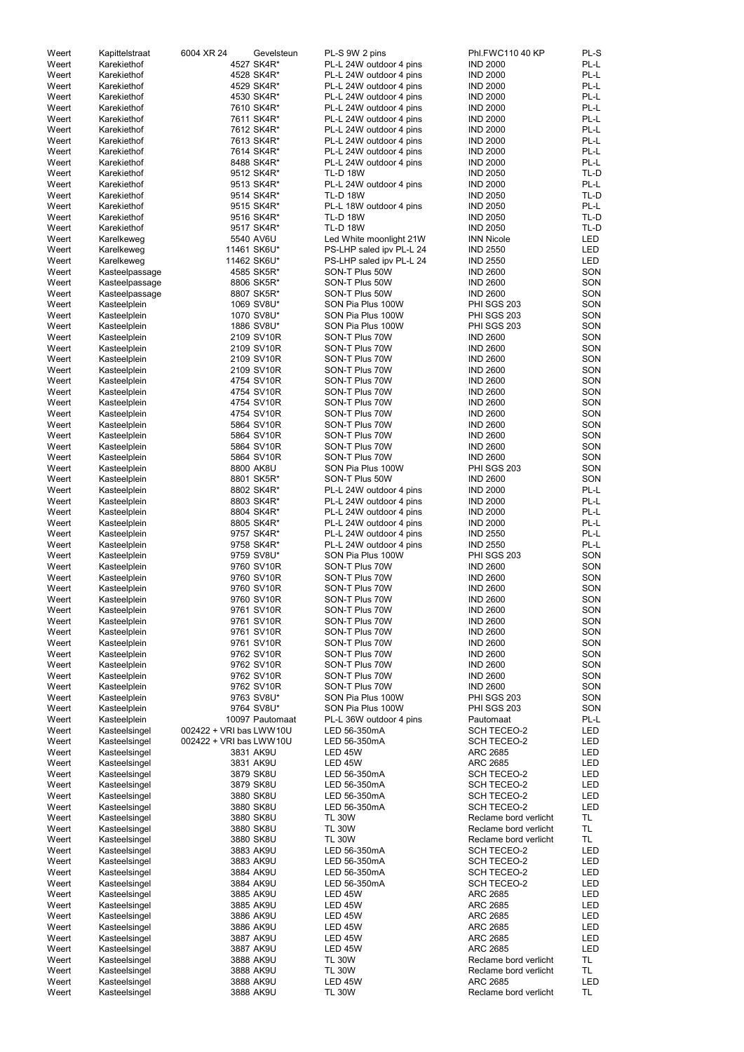| | | | | | | |
|---|---|---|---|---|---|---|
| Weert | Kapittelstraat | 6004 XR 24 | Gevelsteun | PL-S 9W 2 pins | Phl.FWC110 40 KP | PL-S |
| Weert | Karekiethof | | 4527 SK4R* | PL-L 24W outdoor 4 pins | IND 2000 | PL-L |
| Weert | Karekiethof | | 4528 SK4R* | PL-L 24W outdoor 4 pins | IND 2000 | PL-L |
| Weert | Karekiethof | | 4529 SK4R* | PL-L 24W outdoor 4 pins | IND 2000 | PL-L |
| Weert | Karekiethof | | 4530 SK4R* | PL-L 24W outdoor 4 pins | IND 2000 | PL-L |
| Weert | Karekiethof | | 7610 SK4R* | PL-L 24W outdoor 4 pins | IND 2000 | PL-L |
| Weert | Karekiethof | | 7611 SK4R* | PL-L 24W outdoor 4 pins | IND 2000 | PL-L |
| Weert | Karekiethof | | 7612 SK4R* | PL-L 24W outdoor 4 pins | IND 2000 | PL-L |
| Weert | Karekiethof | | 7613 SK4R* | PL-L 24W outdoor 4 pins | IND 2000 | PL-L |
| Weert | Karekiethof | | 7614 SK4R* | PL-L 24W outdoor 4 pins | IND 2000 | PL-L |
| Weert | Karekiethof | | 8488 SK4R* | PL-L 24W outdoor 4 pins | IND 2000 | PL-L |
| Weert | Karekiethof | | 9512 SK4R* | TL-D 18W | IND 2050 | TL-D |
| Weert | Karekiethof | | 9513 SK4R* | PL-L 24W outdoor 4 pins | IND 2000 | PL-L |
| Weert | Karekiethof | | 9514 SK4R* | TL-D 18W | IND 2050 | TL-D |
| Weert | Karekiethof | | 9515 SK4R* | PL-L 18W outdoor 4 pins | IND 2050 | PL-L |
| Weert | Karekiethof | | 9516 SK4R* | TL-D 18W | IND 2050 | TL-D |
| Weert | Karekiethof | | 9517 SK4R* | TL-D 18W | IND 2050 | TL-D |
| Weert | Karelkeweg | | 5540 AV6U | Led White moonlight 21W | INN Nicole | LED |
| Weert | Karelkeweg | | 11461 SK6U* | PS-LHP saled ipv PL-L 24 | IND 2550 | LED |
| Weert | Karelkeweg | | 11462 SK6U* | PS-LHP saled ipv PL-L 24 | IND 2550 | LED |
| Weert | Kasteelpassage | | 4585 SK5R* | SON-T Plus 50W | IND 2600 | SON |
| Weert | Kasteelpassage | | 8806 SK5R* | SON-T Plus 50W | IND 2600 | SON |
| Weert | Kasteelpassage | | 8807 SK5R* | SON-T Plus 50W | IND 2600 | SON |
| Weert | Kasteelplein | | 1069 SV8U* | SON Pia Plus 100W | PHI SGS 203 | SON |
| Weert | Kasteelplein | | 1070 SV8U* | SON Pia Plus 100W | PHI SGS 203 | SON |
| Weert | Kasteelplein | | 1886 SV8U* | SON Pia Plus 100W | PHI SGS 203 | SON |
| Weert | Kasteelplein | | 2109 SV10R | SON-T Plus 70W | IND 2600 | SON |
| Weert | Kasteelplein | | 2109 SV10R | SON-T Plus 70W | IND 2600 | SON |
| Weert | Kasteelplein | | 2109 SV10R | SON-T Plus 70W | IND 2600 | SON |
| Weert | Kasteelplein | | 2109 SV10R | SON-T Plus 70W | IND 2600 | SON |
| Weert | Kasteelplein | | 4754 SV10R | SON-T Plus 70W | IND 2600 | SON |
| Weert | Kasteelplein | | 4754 SV10R | SON-T Plus 70W | IND 2600 | SON |
| Weert | Kasteelplein | | 4754 SV10R | SON-T Plus 70W | IND 2600 | SON |
| Weert | Kasteelplein | | 4754 SV10R | SON-T Plus 70W | IND 2600 | SON |
| Weert | Kasteelplein | | 5864 SV10R | SON-T Plus 70W | IND 2600 | SON |
| Weert | Kasteelplein | | 5864 SV10R | SON-T Plus 70W | IND 2600 | SON |
| Weert | Kasteelplein | | 5864 SV10R | SON-T Plus 70W | IND 2600 | SON |
| Weert | Kasteelplein | | 5864 SV10R | SON-T Plus 70W | IND 2600 | SON |
| Weert | Kasteelplein | | 8800 AK8U | SON Pia Plus 100W | PHI SGS 203 | SON |
| Weert | Kasteelplein | | 8801 SK5R* | SON-T Plus 50W | IND 2600 | SON |
| Weert | Kasteelplein | | 8802 SK4R* | PL-L 24W outdoor 4 pins | IND 2000 | PL-L |
| Weert | Kasteelplein | | 8803 SK4R* | PL-L 24W outdoor 4 pins | IND 2000 | PL-L |
| Weert | Kasteelplein | | 8804 SK4R* | PL-L 24W outdoor 4 pins | IND 2000 | PL-L |
| Weert | Kasteelplein | | 8805 SK4R* | PL-L 24W outdoor 4 pins | IND 2000 | PL-L |
| Weert | Kasteelplein | | 9757 SK4R* | PL-L 24W outdoor 4 pins | IND 2550 | PL-L |
| Weert | Kasteelplein | | 9758 SK4R* | PL-L 24W outdoor 4 pins | IND 2550 | PL-L |
| Weert | Kasteelplein | | 9759 SV8U* | SON Pia Plus 100W | PHI SGS 203 | SON |
| Weert | Kasteelplein | | 9760 SV10R | SON-T Plus 70W | IND 2600 | SON |
| Weert | Kasteelplein | | 9760 SV10R | SON-T Plus 70W | IND 2600 | SON |
| Weert | Kasteelplein | | 9760 SV10R | SON-T Plus 70W | IND 2600 | SON |
| Weert | Kasteelplein | | 9760 SV10R | SON-T Plus 70W | IND 2600 | SON |
| Weert | Kasteelplein | | 9761 SV10R | SON-T Plus 70W | IND 2600 | SON |
| Weert | Kasteelplein | | 9761 SV10R | SON-T Plus 70W | IND 2600 | SON |
| Weert | Kasteelplein | | 9761 SV10R | SON-T Plus 70W | IND 2600 | SON |
| Weert | Kasteelplein | | 9761 SV10R | SON-T Plus 70W | IND 2600 | SON |
| Weert | Kasteelplein | | 9762 SV10R | SON-T Plus 70W | IND 2600 | SON |
| Weert | Kasteelplein | | 9762 SV10R | SON-T Plus 70W | IND 2600 | SON |
| Weert | Kasteelplein | | 9762 SV10R | SON-T Plus 70W | IND 2600 | SON |
| Weert | Kasteelplein | | 9762 SV10R | SON-T Plus 70W | IND 2600 | SON |
| Weert | Kasteelplein | | 9763 SV8U* | SON Pia Plus 100W | PHI SGS 203 | SON |
| Weert | Kasteelplein | | 9764 SV8U* | SON Pia Plus 100W | PHI SGS 203 | SON |
| Weert | Kasteelplein | | 10097 Pautomaat | PL-L 36W outdoor 4 pins | Pautomaat | PL-L |
| Weert | Kasteelsingel | 002422 + VRI bas LWW10U | | LED 56-350mA | SCH TECEO-2 | LED |
| Weert | Kasteelsingel | 002422 + VRI bas LWW10U | | LED 56-350mA | SCH TECEO-2 | LED |
| Weert | Kasteelsingel | | 3831 AK9U | LED 45W | ARC 2685 | LED |
| Weert | Kasteelsingel | | 3831 AK9U | LED 45W | ARC 2685 | LED |
| Weert | Kasteelsingel | | 3879 SK8U | LED 56-350mA | SCH TECEO-2 | LED |
| Weert | Kasteelsingel | | 3879 SK8U | LED 56-350mA | SCH TECEO-2 | LED |
| Weert | Kasteelsingel | | 3880 SK8U | LED 56-350mA | SCH TECEO-2 | LED |
| Weert | Kasteelsingel | | 3880 SK8U | LED 56-350mA | SCH TECEO-2 | LED |
| Weert | Kasteelsingel | | 3880 SK8U | TL 30W | Reclame bord verlicht | TL |
| Weert | Kasteelsingel | | 3880 SK8U | TL 30W | Reclame bord verlicht | TL |
| Weert | Kasteelsingel | | 3880 SK8U | TL 30W | Reclame bord verlicht | TL |
| Weert | Kasteelsingel | | 3883 AK9U | LED 56-350mA | SCH TECEO-2 | LED |
| Weert | Kasteelsingel | | 3883 AK9U | LED 56-350mA | SCH TECEO-2 | LED |
| Weert | Kasteelsingel | | 3884 AK9U | LED 56-350mA | SCH TECEO-2 | LED |
| Weert | Kasteelsingel | | 3884 AK9U | LED 56-350mA | SCH TECEO-2 | LED |
| Weert | Kasteelsingel | | 3885 AK9U | LED 45W | ARC 2685 | LED |
| Weert | Kasteelsingel | | 3885 AK9U | LED 45W | ARC 2685 | LED |
| Weert | Kasteelsingel | | 3886 AK9U | LED 45W | ARC 2685 | LED |
| Weert | Kasteelsingel | | 3886 AK9U | LED 45W | ARC 2685 | LED |
| Weert | Kasteelsingel | | 3887 AK9U | LED 45W | ARC 2685 | LED |
| Weert | Kasteelsingel | | 3887 AK9U | LED 45W | ARC 2685 | LED |
| Weert | Kasteelsingel | | 3888 AK9U | TL 30W | Reclame bord verlicht | TL |
| Weert | Kasteelsingel | | 3888 AK9U | TL 30W | Reclame bord verlicht | TL |
| Weert | Kasteelsingel | | 3888 AK9U | LED 45W | ARC 2685 | LED |
| Weert | Kasteelsingel | | 3888 AK9U | TL 30W | Reclame bord verlicht | TL |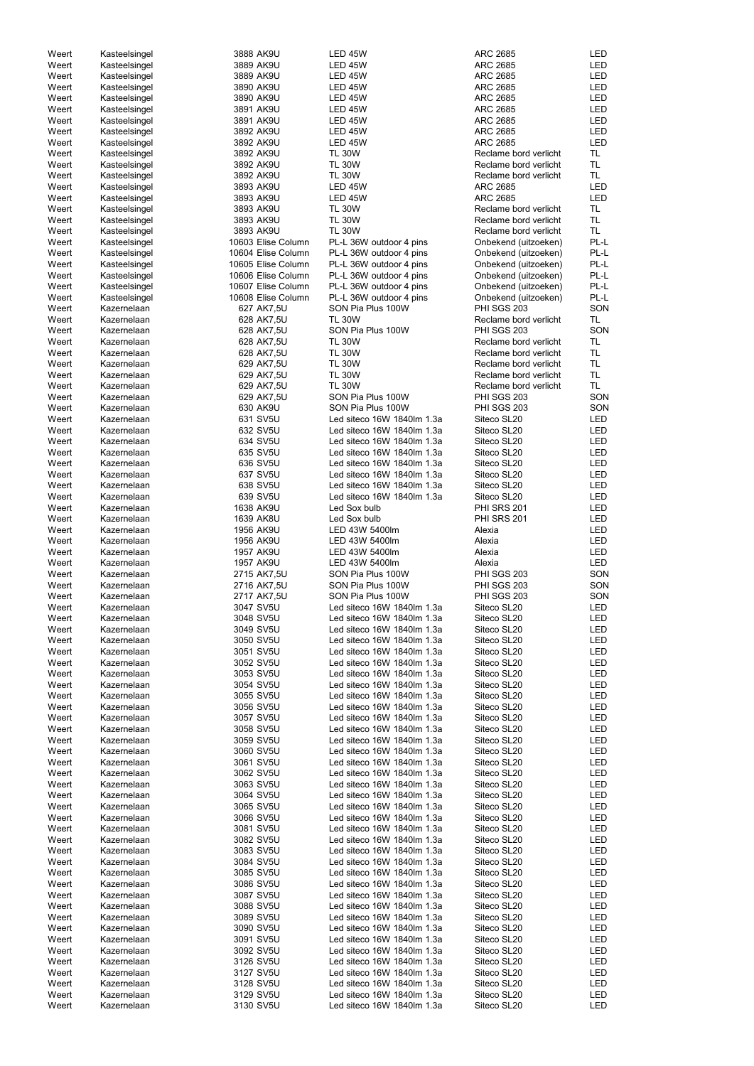| | | | | | |
|---|---|---|---|---|---|
| Weert | Kasteelsingel | 3888 AK9U | LED 45W | ARC 2685 | LED |
| Weert | Kasteelsingel | 3889 AK9U | LED 45W | ARC 2685 | LED |
| Weert | Kasteelsingel | 3889 AK9U | LED 45W | ARC 2685 | LED |
| Weert | Kasteelsingel | 3890 AK9U | LED 45W | ARC 2685 | LED |
| Weert | Kasteelsingel | 3890 AK9U | LED 45W | ARC 2685 | LED |
| Weert | Kasteelsingel | 3891 AK9U | LED 45W | ARC 2685 | LED |
| Weert | Kasteelsingel | 3891 AK9U | LED 45W | ARC 2685 | LED |
| Weert | Kasteelsingel | 3892 AK9U | LED 45W | ARC 2685 | LED |
| Weert | Kasteelsingel | 3892 AK9U | LED 45W | ARC 2685 | LED |
| Weert | Kasteelsingel | 3892 AK9U | TL 30W | Reclame bord verlicht | TL |
| Weert | Kasteelsingel | 3892 AK9U | TL 30W | Reclame bord verlicht | TL |
| Weert | Kasteelsingel | 3892 AK9U | TL 30W | Reclame bord verlicht | TL |
| Weert | Kasteelsingel | 3893 AK9U | LED 45W | ARC 2685 | LED |
| Weert | Kasteelsingel | 3893 AK9U | LED 45W | ARC 2685 | LED |
| Weert | Kasteelsingel | 3893 AK9U | TL 30W | Reclame bord verlicht | TL |
| Weert | Kasteelsingel | 3893 AK9U | TL 30W | Reclame bord verlicht | TL |
| Weert | Kasteelsingel | 3893 AK9U | TL 30W | Reclame bord verlicht | TL |
| Weert | Kasteelsingel | 10603 Elise Column | PL-L 36W outdoor 4 pins | Onbekend (uitzoeken) | PL-L |
| Weert | Kasteelsingel | 10604 Elise Column | PL-L 36W outdoor 4 pins | Onbekend (uitzoeken) | PL-L |
| Weert | Kasteelsingel | 10605 Elise Column | PL-L 36W outdoor 4 pins | Onbekend (uitzoeken) | PL-L |
| Weert | Kasteelsingel | 10606 Elise Column | PL-L 36W outdoor 4 pins | Onbekend (uitzoeken) | PL-L |
| Weert | Kasteelsingel | 10607 Elise Column | PL-L 36W outdoor 4 pins | Onbekend (uitzoeken) | PL-L |
| Weert | Kasteelsingel | 10608 Elise Column | PL-L 36W outdoor 4 pins | Onbekend (uitzoeken) | PL-L |
| Weert | Kazernelaan | 627 AK7,5U | SON Pia Plus 100W | PHI SGS 203 | SON |
| Weert | Kazernelaan | 628 AK7,5U | TL 30W | Reclame bord verlicht | TL |
| Weert | Kazernelaan | 628 AK7,5U | SON Pia Plus 100W | PHI SGS 203 | SON |
| Weert | Kazernelaan | 628 AK7,5U | TL 30W | Reclame bord verlicht | TL |
| Weert | Kazernelaan | 628 AK7,5U | TL 30W | Reclame bord verlicht | TL |
| Weert | Kazernelaan | 629 AK7,5U | TL 30W | Reclame bord verlicht | TL |
| Weert | Kazernelaan | 629 AK7,5U | TL 30W | Reclame bord verlicht | TL |
| Weert | Kazernelaan | 629 AK7,5U | TL 30W | Reclame bord verlicht | TL |
| Weert | Kazernelaan | 629 AK7,5U | SON Pia Plus 100W | PHI SGS 203 | SON |
| Weert | Kazernelaan | 630 AK9U | SON Pia Plus 100W | PHI SGS 203 | SON |
| Weert | Kazernelaan | 631 SV5U | Led siteco 16W 1840lm 1.3a | Siteco SL20 | LED |
| Weert | Kazernelaan | 632 SV5U | Led siteco 16W 1840lm 1.3a | Siteco SL20 | LED |
| Weert | Kazernelaan | 634 SV5U | Led siteco 16W 1840lm 1.3a | Siteco SL20 | LED |
| Weert | Kazernelaan | 635 SV5U | Led siteco 16W 1840lm 1.3a | Siteco SL20 | LED |
| Weert | Kazernelaan | 636 SV5U | Led siteco 16W 1840lm 1.3a | Siteco SL20 | LED |
| Weert | Kazernelaan | 637 SV5U | Led siteco 16W 1840lm 1.3a | Siteco SL20 | LED |
| Weert | Kazernelaan | 638 SV5U | Led siteco 16W 1840lm 1.3a | Siteco SL20 | LED |
| Weert | Kazernelaan | 639 SV5U | Led siteco 16W 1840lm 1.3a | Siteco SL20 | LED |
| Weert | Kazernelaan | 1638 AK9U | Led Sox bulb | PHI SRS 201 | LED |
| Weert | Kazernelaan | 1639 AK8U | Led Sox bulb | PHI SRS 201 | LED |
| Weert | Kazernelaan | 1956 AK9U | LED 43W 5400lm | Alexia | LED |
| Weert | Kazernelaan | 1956 AK9U | LED 43W 5400lm | Alexia | LED |
| Weert | Kazernelaan | 1957 AK9U | LED 43W 5400lm | Alexia | LED |
| Weert | Kazernelaan | 1957 AK9U | LED 43W 5400lm | Alexia | LED |
| Weert | Kazernelaan | 2715 AK7,5U | SON Pia Plus 100W | PHI SGS 203 | SON |
| Weert | Kazernelaan | 2716 AK7,5U | SON Pia Plus 100W | PHI SGS 203 | SON |
| Weert | Kazernelaan | 2717 AK7,5U | SON Pia Plus 100W | PHI SGS 203 | SON |
| Weert | Kazernelaan | 3047 SV5U | Led siteco 16W 1840lm 1.3a | Siteco SL20 | LED |
| Weert | Kazernelaan | 3048 SV5U | Led siteco 16W 1840lm 1.3a | Siteco SL20 | LED |
| Weert | Kazernelaan | 3049 SV5U | Led siteco 16W 1840lm 1.3a | Siteco SL20 | LED |
| Weert | Kazernelaan | 3050 SV5U | Led siteco 16W 1840lm 1.3a | Siteco SL20 | LED |
| Weert | Kazernelaan | 3051 SV5U | Led siteco 16W 1840lm 1.3a | Siteco SL20 | LED |
| Weert | Kazernelaan | 3052 SV5U | Led siteco 16W 1840lm 1.3a | Siteco SL20 | LED |
| Weert | Kazernelaan | 3053 SV5U | Led siteco 16W 1840lm 1.3a | Siteco SL20 | LED |
| Weert | Kazernelaan | 3054 SV5U | Led siteco 16W 1840lm 1.3a | Siteco SL20 | LED |
| Weert | Kazernelaan | 3055 SV5U | Led siteco 16W 1840lm 1.3a | Siteco SL20 | LED |
| Weert | Kazernelaan | 3056 SV5U | Led siteco 16W 1840lm 1.3a | Siteco SL20 | LED |
| Weert | Kazernelaan | 3057 SV5U | Led siteco 16W 1840lm 1.3a | Siteco SL20 | LED |
| Weert | Kazernelaan | 3058 SV5U | Led siteco 16W 1840lm 1.3a | Siteco SL20 | LED |
| Weert | Kazernelaan | 3059 SV5U | Led siteco 16W 1840lm 1.3a | Siteco SL20 | LED |
| Weert | Kazernelaan | 3060 SV5U | Led siteco 16W 1840lm 1.3a | Siteco SL20 | LED |
| Weert | Kazernelaan | 3061 SV5U | Led siteco 16W 1840lm 1.3a | Siteco SL20 | LED |
| Weert | Kazernelaan | 3062 SV5U | Led siteco 16W 1840lm 1.3a | Siteco SL20 | LED |
| Weert | Kazernelaan | 3063 SV5U | Led siteco 16W 1840lm 1.3a | Siteco SL20 | LED |
| Weert | Kazernelaan | 3064 SV5U | Led siteco 16W 1840lm 1.3a | Siteco SL20 | LED |
| Weert | Kazernelaan | 3065 SV5U | Led siteco 16W 1840lm 1.3a | Siteco SL20 | LED |
| Weert | Kazernelaan | 3066 SV5U | Led siteco 16W 1840lm 1.3a | Siteco SL20 | LED |
| Weert | Kazernelaan | 3081 SV5U | Led siteco 16W 1840lm 1.3a | Siteco SL20 | LED |
| Weert | Kazernelaan | 3082 SV5U | Led siteco 16W 1840lm 1.3a | Siteco SL20 | LED |
| Weert | Kazernelaan | 3083 SV5U | Led siteco 16W 1840lm 1.3a | Siteco SL20 | LED |
| Weert | Kazernelaan | 3084 SV5U | Led siteco 16W 1840lm 1.3a | Siteco SL20 | LED |
| Weert | Kazernelaan | 3085 SV5U | Led siteco 16W 1840lm 1.3a | Siteco SL20 | LED |
| Weert | Kazernelaan | 3086 SV5U | Led siteco 16W 1840lm 1.3a | Siteco SL20 | LED |
| Weert | Kazernelaan | 3087 SV5U | Led siteco 16W 1840lm 1.3a | Siteco SL20 | LED |
| Weert | Kazernelaan | 3088 SV5U | Led siteco 16W 1840lm 1.3a | Siteco SL20 | LED |
| Weert | Kazernelaan | 3089 SV5U | Led siteco 16W 1840lm 1.3a | Siteco SL20 | LED |
| Weert | Kazernelaan | 3090 SV5U | Led siteco 16W 1840lm 1.3a | Siteco SL20 | LED |
| Weert | Kazernelaan | 3091 SV5U | Led siteco 16W 1840lm 1.3a | Siteco SL20 | LED |
| Weert | Kazernelaan | 3092 SV5U | Led siteco 16W 1840lm 1.3a | Siteco SL20 | LED |
| Weert | Kazernelaan | 3126 SV5U | Led siteco 16W 1840lm 1.3a | Siteco SL20 | LED |
| Weert | Kazernelaan | 3127 SV5U | Led siteco 16W 1840lm 1.3a | Siteco SL20 | LED |
| Weert | Kazernelaan | 3128 SV5U | Led siteco 16W 1840lm 1.3a | Siteco SL20 | LED |
| Weert | Kazernelaan | 3129 SV5U | Led siteco 16W 1840lm 1.3a | Siteco SL20 | LED |
| Weert | Kazernelaan | 3130 SV5U | Led siteco 16W 1840lm 1.3a | Siteco SL20 | LED |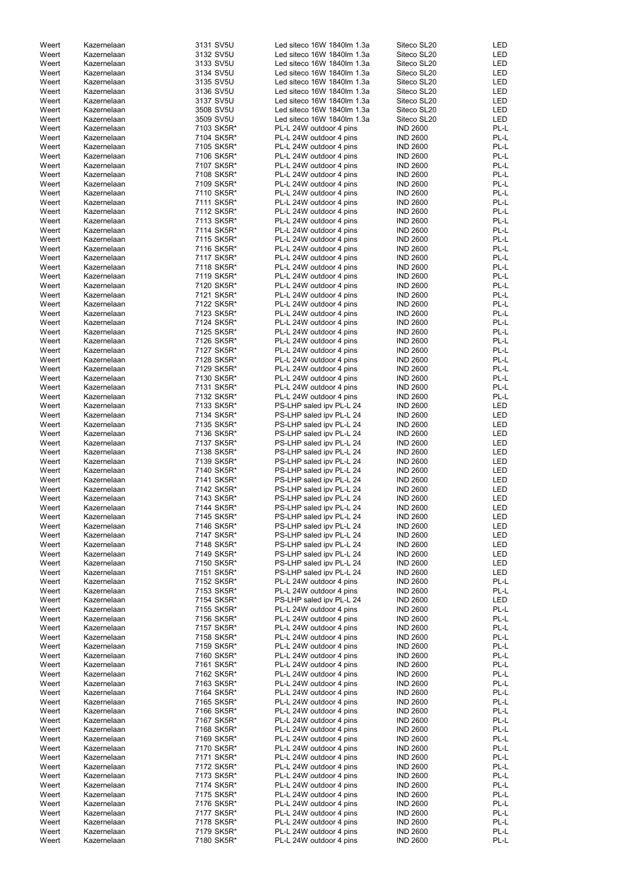| | | | | | |
|---|---|---|---|---|---|
| Weert | Kazernelaan | 3131 SV5U | Led siteco 16W 1840lm 1.3a | Siteco SL20 | LED |
| Weert | Kazernelaan | 3132 SV5U | Led siteco 16W 1840lm 1.3a | Siteco SL20 | LED |
| Weert | Kazernelaan | 3133 SV5U | Led siteco 16W 1840lm 1.3a | Siteco SL20 | LED |
| Weert | Kazernelaan | 3134 SV5U | Led siteco 16W 1840lm 1.3a | Siteco SL20 | LED |
| Weert | Kazernelaan | 3135 SV5U | Led siteco 16W 1840lm 1.3a | Siteco SL20 | LED |
| Weert | Kazernelaan | 3136 SV5U | Led siteco 16W 1840lm 1.3a | Siteco SL20 | LED |
| Weert | Kazernelaan | 3137 SV5U | Led siteco 16W 1840lm 1.3a | Siteco SL20 | LED |
| Weert | Kazernelaan | 3508 SV5U | Led siteco 16W 1840lm 1.3a | Siteco SL20 | LED |
| Weert | Kazernelaan | 3509 SV5U | Led siteco 16W 1840lm 1.3a | Siteco SL20 | LED |
| Weert | Kazernelaan | 7103 SK5R* | PL-L 24W outdoor 4 pins | IND 2600 | PL-L |
| Weert | Kazernelaan | 7104 SK5R* | PL-L 24W outdoor 4 pins | IND 2600 | PL-L |
| Weert | Kazernelaan | 7105 SK5R* | PL-L 24W outdoor 4 pins | IND 2600 | PL-L |
| Weert | Kazernelaan | 7106 SK5R* | PL-L 24W outdoor 4 pins | IND 2600 | PL-L |
| Weert | Kazernelaan | 7107 SK5R* | PL-L 24W outdoor 4 pins | IND 2600 | PL-L |
| Weert | Kazernelaan | 7108 SK5R* | PL-L 24W outdoor 4 pins | IND 2600 | PL-L |
| Weert | Kazernelaan | 7109 SK5R* | PL-L 24W outdoor 4 pins | IND 2600 | PL-L |
| Weert | Kazernelaan | 7110 SK5R* | PL-L 24W outdoor 4 pins | IND 2600 | PL-L |
| Weert | Kazernelaan | 7111 SK5R* | PL-L 24W outdoor 4 pins | IND 2600 | PL-L |
| Weert | Kazernelaan | 7112 SK5R* | PL-L 24W outdoor 4 pins | IND 2600 | PL-L |
| Weert | Kazernelaan | 7113 SK5R* | PL-L 24W outdoor 4 pins | IND 2600 | PL-L |
| Weert | Kazernelaan | 7114 SK5R* | PL-L 24W outdoor 4 pins | IND 2600 | PL-L |
| Weert | Kazernelaan | 7115 SK5R* | PL-L 24W outdoor 4 pins | IND 2600 | PL-L |
| Weert | Kazernelaan | 7116 SK5R* | PL-L 24W outdoor 4 pins | IND 2600 | PL-L |
| Weert | Kazernelaan | 7117 SK5R* | PL-L 24W outdoor 4 pins | IND 2600 | PL-L |
| Weert | Kazernelaan | 7118 SK5R* | PL-L 24W outdoor 4 pins | IND 2600 | PL-L |
| Weert | Kazernelaan | 7119 SK5R* | PL-L 24W outdoor 4 pins | IND 2600 | PL-L |
| Weert | Kazernelaan | 7120 SK5R* | PL-L 24W outdoor 4 pins | IND 2600 | PL-L |
| Weert | Kazernelaan | 7121 SK5R* | PL-L 24W outdoor 4 pins | IND 2600 | PL-L |
| Weert | Kazernelaan | 7122 SK5R* | PL-L 24W outdoor 4 pins | IND 2600 | PL-L |
| Weert | Kazernelaan | 7123 SK5R* | PL-L 24W outdoor 4 pins | IND 2600 | PL-L |
| Weert | Kazernelaan | 7124 SK5R* | PL-L 24W outdoor 4 pins | IND 2600 | PL-L |
| Weert | Kazernelaan | 7125 SK5R* | PL-L 24W outdoor 4 pins | IND 2600 | PL-L |
| Weert | Kazernelaan | 7126 SK5R* | PL-L 24W outdoor 4 pins | IND 2600 | PL-L |
| Weert | Kazernelaan | 7127 SK5R* | PL-L 24W outdoor 4 pins | IND 2600 | PL-L |
| Weert | Kazernelaan | 7128 SK5R* | PL-L 24W outdoor 4 pins | IND 2600 | PL-L |
| Weert | Kazernelaan | 7129 SK5R* | PL-L 24W outdoor 4 pins | IND 2600 | PL-L |
| Weert | Kazernelaan | 7130 SK5R* | PL-L 24W outdoor 4 pins | IND 2600 | PL-L |
| Weert | Kazernelaan | 7131 SK5R* | PL-L 24W outdoor 4 pins | IND 2600 | PL-L |
| Weert | Kazernelaan | 7132 SK5R* | PL-L 24W outdoor 4 pins | IND 2600 | PL-L |
| Weert | Kazernelaan | 7133 SK5R* | PS-LHP saled ipv PL-L 24 | IND 2600 | LED |
| Weert | Kazernelaan | 7134 SK5R* | PS-LHP saled ipv PL-L 24 | IND 2600 | LED |
| Weert | Kazernelaan | 7135 SK5R* | PS-LHP saled ipv PL-L 24 | IND 2600 | LED |
| Weert | Kazernelaan | 7136 SK5R* | PS-LHP saled ipv PL-L 24 | IND 2600 | LED |
| Weert | Kazernelaan | 7137 SK5R* | PS-LHP saled ipv PL-L 24 | IND 2600 | LED |
| Weert | Kazernelaan | 7138 SK5R* | PS-LHP saled ipv PL-L 24 | IND 2600 | LED |
| Weert | Kazernelaan | 7139 SK5R* | PS-LHP saled ipv PL-L 24 | IND 2600 | LED |
| Weert | Kazernelaan | 7140 SK5R* | PS-LHP saled ipv PL-L 24 | IND 2600 | LED |
| Weert | Kazernelaan | 7141 SK5R* | PS-LHP saled ipv PL-L 24 | IND 2600 | LED |
| Weert | Kazernelaan | 7142 SK5R* | PS-LHP saled ipv PL-L 24 | IND 2600 | LED |
| Weert | Kazernelaan | 7143 SK5R* | PS-LHP saled ipv PL-L 24 | IND 2600 | LED |
| Weert | Kazernelaan | 7144 SK5R* | PS-LHP saled ipv PL-L 24 | IND 2600 | LED |
| Weert | Kazernelaan | 7145 SK5R* | PS-LHP saled ipv PL-L 24 | IND 2600 | LED |
| Weert | Kazernelaan | 7146 SK5R* | PS-LHP saled ipv PL-L 24 | IND 2600 | LED |
| Weert | Kazernelaan | 7147 SK5R* | PS-LHP saled ipv PL-L 24 | IND 2600 | LED |
| Weert | Kazernelaan | 7148 SK5R* | PS-LHP saled ipv PL-L 24 | IND 2600 | LED |
| Weert | Kazernelaan | 7149 SK5R* | PS-LHP saled ipv PL-L 24 | IND 2600 | LED |
| Weert | Kazernelaan | 7150 SK5R* | PS-LHP saled ipv PL-L 24 | IND 2600 | LED |
| Weert | Kazernelaan | 7151 SK5R* | PS-LHP saled ipv PL-L 24 | IND 2600 | LED |
| Weert | Kazernelaan | 7152 SK5R* | PL-L 24W outdoor 4 pins | IND 2600 | PL-L |
| Weert | Kazernelaan | 7153 SK5R* | PL-L 24W outdoor 4 pins | IND 2600 | PL-L |
| Weert | Kazernelaan | 7154 SK5R* | PS-LHP saled ipv PL-L 24 | IND 2600 | LED |
| Weert | Kazernelaan | 7155 SK5R* | PL-L 24W outdoor 4 pins | IND 2600 | PL-L |
| Weert | Kazernelaan | 7156 SK5R* | PL-L 24W outdoor 4 pins | IND 2600 | PL-L |
| Weert | Kazernelaan | 7157 SK5R* | PL-L 24W outdoor 4 pins | IND 2600 | PL-L |
| Weert | Kazernelaan | 7158 SK5R* | PL-L 24W outdoor 4 pins | IND 2600 | PL-L |
| Weert | Kazernelaan | 7159 SK5R* | PL-L 24W outdoor 4 pins | IND 2600 | PL-L |
| Weert | Kazernelaan | 7160 SK5R* | PL-L 24W outdoor 4 pins | IND 2600 | PL-L |
| Weert | Kazernelaan | 7161 SK5R* | PL-L 24W outdoor 4 pins | IND 2600 | PL-L |
| Weert | Kazernelaan | 7162 SK5R* | PL-L 24W outdoor 4 pins | IND 2600 | PL-L |
| Weert | Kazernelaan | 7163 SK5R* | PL-L 24W outdoor 4 pins | IND 2600 | PL-L |
| Weert | Kazernelaan | 7164 SK5R* | PL-L 24W outdoor 4 pins | IND 2600 | PL-L |
| Weert | Kazernelaan | 7165 SK5R* | PL-L 24W outdoor 4 pins | IND 2600 | PL-L |
| Weert | Kazernelaan | 7166 SK5R* | PL-L 24W outdoor 4 pins | IND 2600 | PL-L |
| Weert | Kazernelaan | 7167 SK5R* | PL-L 24W outdoor 4 pins | IND 2600 | PL-L |
| Weert | Kazernelaan | 7168 SK5R* | PL-L 24W outdoor 4 pins | IND 2600 | PL-L |
| Weert | Kazernelaan | 7169 SK5R* | PL-L 24W outdoor 4 pins | IND 2600 | PL-L |
| Weert | Kazernelaan | 7170 SK5R* | PL-L 24W outdoor 4 pins | IND 2600 | PL-L |
| Weert | Kazernelaan | 7171 SK5R* | PL-L 24W outdoor 4 pins | IND 2600 | PL-L |
| Weert | Kazernelaan | 7172 SK5R* | PL-L 24W outdoor 4 pins | IND 2600 | PL-L |
| Weert | Kazernelaan | 7173 SK5R* | PL-L 24W outdoor 4 pins | IND 2600 | PL-L |
| Weert | Kazernelaan | 7174 SK5R* | PL-L 24W outdoor 4 pins | IND 2600 | PL-L |
| Weert | Kazernelaan | 7175 SK5R* | PL-L 24W outdoor 4 pins | IND 2600 | PL-L |
| Weert | Kazernelaan | 7176 SK5R* | PL-L 24W outdoor 4 pins | IND 2600 | PL-L |
| Weert | Kazernelaan | 7177 SK5R* | PL-L 24W outdoor 4 pins | IND 2600 | PL-L |
| Weert | Kazernelaan | 7178 SK5R* | PL-L 24W outdoor 4 pins | IND 2600 | PL-L |
| Weert | Kazernelaan | 7179 SK5R* | PL-L 24W outdoor 4 pins | IND 2600 | PL-L |
| Weert | Kazernelaan | 7180 SK5R* | PL-L 24W outdoor 4 pins | IND 2600 | PL-L |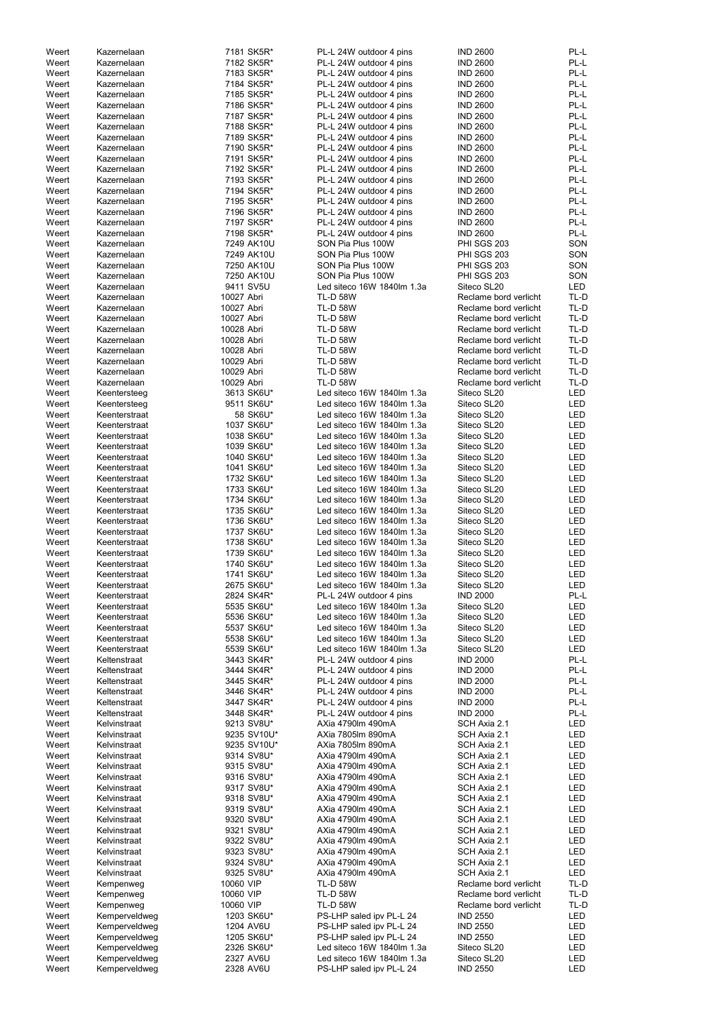| | | | | | |
|---|---|---|---|---|---|
| Weert | Kazernelaan | 7181 SK5R* | PL-L 24W outdoor 4 pins | IND 2600 | PL-L |
| Weert | Kazernelaan | 7182 SK5R* | PL-L 24W outdoor 4 pins | IND 2600 | PL-L |
| Weert | Kazernelaan | 7183 SK5R* | PL-L 24W outdoor 4 pins | IND 2600 | PL-L |
| Weert | Kazernelaan | 7184 SK5R* | PL-L 24W outdoor 4 pins | IND 2600 | PL-L |
| Weert | Kazernelaan | 7185 SK5R* | PL-L 24W outdoor 4 pins | IND 2600 | PL-L |
| Weert | Kazernelaan | 7186 SK5R* | PL-L 24W outdoor 4 pins | IND 2600 | PL-L |
| Weert | Kazernelaan | 7187 SK5R* | PL-L 24W outdoor 4 pins | IND 2600 | PL-L |
| Weert | Kazernelaan | 7188 SK5R* | PL-L 24W outdoor 4 pins | IND 2600 | PL-L |
| Weert | Kazernelaan | 7189 SK5R* | PL-L 24W outdoor 4 pins | IND 2600 | PL-L |
| Weert | Kazernelaan | 7190 SK5R* | PL-L 24W outdoor 4 pins | IND 2600 | PL-L |
| Weert | Kazernelaan | 7191 SK5R* | PL-L 24W outdoor 4 pins | IND 2600 | PL-L |
| Weert | Kazernelaan | 7192 SK5R* | PL-L 24W outdoor 4 pins | IND 2600 | PL-L |
| Weert | Kazernelaan | 7193 SK5R* | PL-L 24W outdoor 4 pins | IND 2600 | PL-L |
| Weert | Kazernelaan | 7194 SK5R* | PL-L 24W outdoor 4 pins | IND 2600 | PL-L |
| Weert | Kazernelaan | 7195 SK5R* | PL-L 24W outdoor 4 pins | IND 2600 | PL-L |
| Weert | Kazernelaan | 7196 SK5R* | PL-L 24W outdoor 4 pins | IND 2600 | PL-L |
| Weert | Kazernelaan | 7197 SK5R* | PL-L 24W outdoor 4 pins | IND 2600 | PL-L |
| Weert | Kazernelaan | 7198 SK5R* | PL-L 24W outdoor 4 pins | IND 2600 | PL-L |
| Weert | Kazernelaan | 7249 AK10U | SON Pia Plus 100W | PHI SGS 203 | SON |
| Weert | Kazernelaan | 7249 AK10U | SON Pia Plus 100W | PHI SGS 203 | SON |
| Weert | Kazernelaan | 7250 AK10U | SON Pia Plus 100W | PHI SGS 203 | SON |
| Weert | Kazernelaan | 7250 AK10U | SON Pia Plus 100W | PHI SGS 203 | SON |
| Weert | Kazernelaan | 9411 SV5U | Led siteco 16W 1840lm 1.3a | Siteco SL20 | LED |
| Weert | Kazernelaan | 10027 Abri | TL-D 58W | Reclame bord verlicht | TL-D |
| Weert | Kazernelaan | 10027 Abri | TL-D 58W | Reclame bord verlicht | TL-D |
| Weert | Kazernelaan | 10027 Abri | TL-D 58W | Reclame bord verlicht | TL-D |
| Weert | Kazernelaan | 10028 Abri | TL-D 58W | Reclame bord verlicht | TL-D |
| Weert | Kazernelaan | 10028 Abri | TL-D 58W | Reclame bord verlicht | TL-D |
| Weert | Kazernelaan | 10028 Abri | TL-D 58W | Reclame bord verlicht | TL-D |
| Weert | Kazernelaan | 10029 Abri | TL-D 58W | Reclame bord verlicht | TL-D |
| Weert | Kazernelaan | 10029 Abri | TL-D 58W | Reclame bord verlicht | TL-D |
| Weert | Kazernelaan | 10029 Abri | TL-D 58W | Reclame bord verlicht | TL-D |
| Weert | Keentersteeg | 3613 SK6U* | Led siteco 16W 1840lm 1.3a | Siteco SL20 | LED |
| Weert | Keentersteeg | 9511 SK6U* | Led siteco 16W 1840lm 1.3a | Siteco SL20 | LED |
| Weert | Keenterstraat | 58 SK6U* | Led siteco 16W 1840lm 1.3a | Siteco SL20 | LED |
| Weert | Keenterstraat | 1037 SK6U* | Led siteco 16W 1840lm 1.3a | Siteco SL20 | LED |
| Weert | Keenterstraat | 1038 SK6U* | Led siteco 16W 1840lm 1.3a | Siteco SL20 | LED |
| Weert | Keenterstraat | 1039 SK6U* | Led siteco 16W 1840lm 1.3a | Siteco SL20 | LED |
| Weert | Keenterstraat | 1040 SK6U* | Led siteco 16W 1840lm 1.3a | Siteco SL20 | LED |
| Weert | Keenterstraat | 1041 SK6U* | Led siteco 16W 1840lm 1.3a | Siteco SL20 | LED |
| Weert | Keenterstraat | 1732 SK6U* | Led siteco 16W 1840lm 1.3a | Siteco SL20 | LED |
| Weert | Keenterstraat | 1733 SK6U* | Led siteco 16W 1840lm 1.3a | Siteco SL20 | LED |
| Weert | Keenterstraat | 1734 SK6U* | Led siteco 16W 1840lm 1.3a | Siteco SL20 | LED |
| Weert | Keenterstraat | 1735 SK6U* | Led siteco 16W 1840lm 1.3a | Siteco SL20 | LED |
| Weert | Keenterstraat | 1736 SK6U* | Led siteco 16W 1840lm 1.3a | Siteco SL20 | LED |
| Weert | Keenterstraat | 1737 SK6U* | Led siteco 16W 1840lm 1.3a | Siteco SL20 | LED |
| Weert | Keenterstraat | 1738 SK6U* | Led siteco 16W 1840lm 1.3a | Siteco SL20 | LED |
| Weert | Keenterstraat | 1739 SK6U* | Led siteco 16W 1840lm 1.3a | Siteco SL20 | LED |
| Weert | Keenterstraat | 1740 SK6U* | Led siteco 16W 1840lm 1.3a | Siteco SL20 | LED |
| Weert | Keenterstraat | 1741 SK6U* | Led siteco 16W 1840lm 1.3a | Siteco SL20 | LED |
| Weert | Keenterstraat | 2675 SK6U* | Led siteco 16W 1840lm 1.3a | Siteco SL20 | LED |
| Weert | Keenterstraat | 2824 SK4R* | PL-L 24W outdoor 4 pins | IND 2000 | PL-L |
| Weert | Keenterstraat | 5535 SK6U* | Led siteco 16W 1840lm 1.3a | Siteco SL20 | LED |
| Weert | Keenterstraat | 5536 SK6U* | Led siteco 16W 1840lm 1.3a | Siteco SL20 | LED |
| Weert | Keenterstraat | 5537 SK6U* | Led siteco 16W 1840lm 1.3a | Siteco SL20 | LED |
| Weert | Keenterstraat | 5538 SK6U* | Led siteco 16W 1840lm 1.3a | Siteco SL20 | LED |
| Weert | Keenterstraat | 5539 SK6U* | Led siteco 16W 1840lm 1.3a | Siteco SL20 | LED |
| Weert | Keltenstraat | 3443 SK4R* | PL-L 24W outdoor 4 pins | IND 2000 | PL-L |
| Weert | Keltenstraat | 3444 SK4R* | PL-L 24W outdoor 4 pins | IND 2000 | PL-L |
| Weert | Keltenstraat | 3445 SK4R* | PL-L 24W outdoor 4 pins | IND 2000 | PL-L |
| Weert | Keltenstraat | 3446 SK4R* | PL-L 24W outdoor 4 pins | IND 2000 | PL-L |
| Weert | Keltenstraat | 3447 SK4R* | PL-L 24W outdoor 4 pins | IND 2000 | PL-L |
| Weert | Keltenstraat | 3448 SK4R* | PL-L 24W outdoor 4 pins | IND 2000 | PL-L |
| Weert | Kelvinstraat | 9213 SV8U* | AXia 4790lm 490mA | SCH Axia 2.1 | LED |
| Weert | Kelvinstraat | 9235 SV10U* | AXia 7805lm 890mA | SCH Axia 2.1 | LED |
| Weert | Kelvinstraat | 9235 SV10U* | AXia 7805lm 890mA | SCH Axia 2.1 | LED |
| Weert | Kelvinstraat | 9314 SV8U* | AXia 4790lm 490mA | SCH Axia 2.1 | LED |
| Weert | Kelvinstraat | 9315 SV8U* | AXia 4790lm 490mA | SCH Axia 2.1 | LED |
| Weert | Kelvinstraat | 9316 SV8U* | AXia 4790lm 490mA | SCH Axia 2.1 | LED |
| Weert | Kelvinstraat | 9317 SV8U* | AXia 4790lm 490mA | SCH Axia 2.1 | LED |
| Weert | Kelvinstraat | 9318 SV8U* | AXia 4790lm 490mA | SCH Axia 2.1 | LED |
| Weert | Kelvinstraat | 9319 SV8U* | AXia 4790lm 490mA | SCH Axia 2.1 | LED |
| Weert | Kelvinstraat | 9320 SV8U* | AXia 4790lm 490mA | SCH Axia 2.1 | LED |
| Weert | Kelvinstraat | 9321 SV8U* | AXia 4790lm 490mA | SCH Axia 2.1 | LED |
| Weert | Kelvinstraat | 9322 SV8U* | AXia 4790lm 490mA | SCH Axia 2.1 | LED |
| Weert | Kelvinstraat | 9323 SV8U* | AXia 4790lm 490mA | SCH Axia 2.1 | LED |
| Weert | Kelvinstraat | 9324 SV8U* | AXia 4790lm 490mA | SCH Axia 2.1 | LED |
| Weert | Kelvinstraat | 9325 SV8U* | AXia 4790lm 490mA | SCH Axia 2.1 | LED |
| Weert | Kempenweg | 10060 VIP | TL-D 58W | Reclame bord verlicht | TL-D |
| Weert | Kempenweg | 10060 VIP | TL-D 58W | Reclame bord verlicht | TL-D |
| Weert | Kempenweg | 10060 VIP | TL-D 58W | Reclame bord verlicht | TL-D |
| Weert | Kemperveldweg | 1203 SK6U* | PS-LHP saled ipv PL-L 24 | IND 2550 | LED |
| Weert | Kemperveldweg | 1204 AV6U | PS-LHP saled ipv PL-L 24 | IND 2550 | LED |
| Weert | Kemperveldweg | 1205 SK6U* | PS-LHP saled ipv PL-L 24 | IND 2550 | LED |
| Weert | Kemperveldweg | 2326 SK6U* | Led siteco 16W 1840lm 1.3a | Siteco SL20 | LED |
| Weert | Kemperveldweg | 2327 AV6U | Led siteco 16W 1840lm 1.3a | Siteco SL20 | LED |
| Weert | Kemperveldweg | 2328 AV6U | PS-LHP saled ipv PL-L 24 | IND 2550 | LED |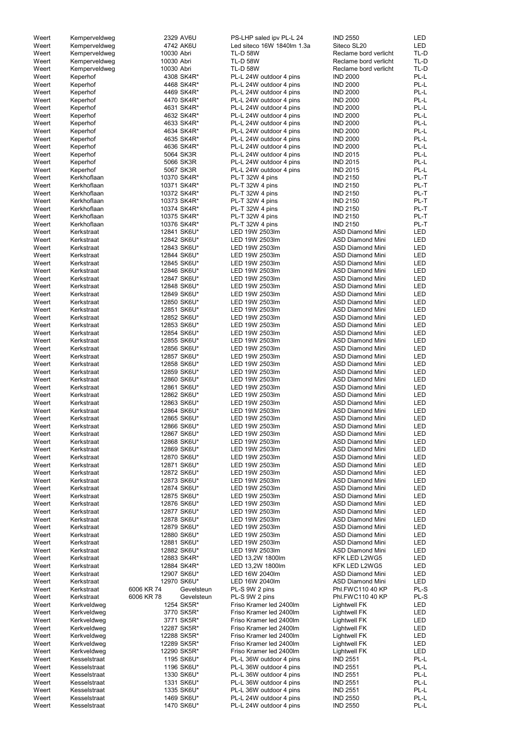| | | | | | | |
|---|---|---|---|---|---|---|
| Weert | Kemperveldweg | | 2329 AV6U | PS-LHP saled ipv PL-L 24 | IND 2550 | LED |
| Weert | Kemperveldweg | | 4742 AK6U | Led siteco 16W 1840lm 1.3a | Siteco SL20 | LED |
| Weert | Kemperveldweg | | 10030 Abri | TL-D 58W | Reclame bord verlicht | TL-D |
| Weert | Kemperveldweg | | 10030 Abri | TL-D 58W | Reclame bord verlicht | TL-D |
| Weert | Kemperveldweg | | 10030 Abri | TL-D 58W | Reclame bord verlicht | TL-D |
| Weert | Keperhof | | 4308 SK4R* | PL-L 24W outdoor 4 pins | IND 2000 | PL-L |
| Weert | Keperhof | | 4468 SK4R* | PL-L 24W outdoor 4 pins | IND 2000 | PL-L |
| Weert | Keperhof | | 4469 SK4R* | PL-L 24W outdoor 4 pins | IND 2000 | PL-L |
| Weert | Keperhof | | 4470 SK4R* | PL-L 24W outdoor 4 pins | IND 2000 | PL-L |
| Weert | Keperhof | | 4631 SK4R* | PL-L 24W outdoor 4 pins | IND 2000 | PL-L |
| Weert | Keperhof | | 4632 SK4R* | PL-L 24W outdoor 4 pins | IND 2000 | PL-L |
| Weert | Keperhof | | 4633 SK4R* | PL-L 24W outdoor 4 pins | IND 2000 | PL-L |
| Weert | Keperhof | | 4634 SK4R* | PL-L 24W outdoor 4 pins | IND 2000 | PL-L |
| Weert | Keperhof | | 4635 SK4R* | PL-L 24W outdoor 4 pins | IND 2000 | PL-L |
| Weert | Keperhof | | 4636 SK4R* | PL-L 24W outdoor 4 pins | IND 2000 | PL-L |
| Weert | Keperhof | | 5064 SK3R | PL-L 24W outdoor 4 pins | IND 2015 | PL-L |
| Weert | Keperhof | | 5066 SK3R | PL-L 24W outdoor 4 pins | IND 2015 | PL-L |
| Weert | Keperhof | | 5067 SK3R | PL-L 24W outdoor 4 pins | IND 2015 | PL-L |
| Weert | Kerkhoflaan | | 10370 SK4R* | PL-T 32W 4 pins | IND 2150 | PL-T |
| Weert | Kerkhoflaan | | 10371 SK4R* | PL-T 32W 4 pins | IND 2150 | PL-T |
| Weert | Kerkhoflaan | | 10372 SK4R* | PL-T 32W 4 pins | IND 2150 | PL-T |
| Weert | Kerkhoflaan | | 10373 SK4R* | PL-T 32W 4 pins | IND 2150 | PL-T |
| Weert | Kerkhoflaan | | 10374 SK4R* | PL-T 32W 4 pins | IND 2150 | PL-T |
| Weert | Kerkhoflaan | | 10375 SK4R* | PL-T 32W 4 pins | IND 2150 | PL-T |
| Weert | Kerkhoflaan | | 10376 SK4R* | PL-T 32W 4 pins | IND 2150 | PL-T |
| Weert | Kerkstraat | | 12841 SK6U* | LED 19W 2503lm | ASD Diamond Mini | LED |
| Weert | Kerkstraat | | 12842 SK6U* | LED 19W 2503lm | ASD Diamond Mini | LED |
| Weert | Kerkstraat | | 12843 SK6U* | LED 19W 2503lm | ASD Diamond Mini | LED |
| Weert | Kerkstraat | | 12844 SK6U* | LED 19W 2503lm | ASD Diamond Mini | LED |
| Weert | Kerkstraat | | 12845 SK6U* | LED 19W 2503lm | ASD Diamond Mini | LED |
| Weert | Kerkstraat | | 12846 SK6U* | LED 19W 2503lm | ASD Diamond Mini | LED |
| Weert | Kerkstraat | | 12847 SK6U* | LED 19W 2503lm | ASD Diamond Mini | LED |
| Weert | Kerkstraat | | 12848 SK6U* | LED 19W 2503lm | ASD Diamond Mini | LED |
| Weert | Kerkstraat | | 12849 SK6U* | LED 19W 2503lm | ASD Diamond Mini | LED |
| Weert | Kerkstraat | | 12850 SK6U* | LED 19W 2503lm | ASD Diamond Mini | LED |
| Weert | Kerkstraat | | 12851 SK6U* | LED 19W 2503lm | ASD Diamond Mini | LED |
| Weert | Kerkstraat | | 12852 SK6U* | LED 19W 2503lm | ASD Diamond Mini | LED |
| Weert | Kerkstraat | | 12853 SK6U* | LED 19W 2503lm | ASD Diamond Mini | LED |
| Weert | Kerkstraat | | 12854 SK6U* | LED 19W 2503lm | ASD Diamond Mini | LED |
| Weert | Kerkstraat | | 12855 SK6U* | LED 19W 2503lm | ASD Diamond Mini | LED |
| Weert | Kerkstraat | | 12856 SK6U* | LED 19W 2503lm | ASD Diamond Mini | LED |
| Weert | Kerkstraat | | 12857 SK6U* | LED 19W 2503lm | ASD Diamond Mini | LED |
| Weert | Kerkstraat | | 12858 SK6U* | LED 19W 2503lm | ASD Diamond Mini | LED |
| Weert | Kerkstraat | | 12859 SK6U* | LED 19W 2503lm | ASD Diamond Mini | LED |
| Weert | Kerkstraat | | 12860 SK6U* | LED 19W 2503lm | ASD Diamond Mini | LED |
| Weert | Kerkstraat | | 12861 SK6U* | LED 19W 2503lm | ASD Diamond Mini | LED |
| Weert | Kerkstraat | | 12862 SK6U* | LED 19W 2503lm | ASD Diamond Mini | LED |
| Weert | Kerkstraat | | 12863 SK6U* | LED 19W 2503lm | ASD Diamond Mini | LED |
| Weert | Kerkstraat | | 12864 SK6U* | LED 19W 2503lm | ASD Diamond Mini | LED |
| Weert | Kerkstraat | | 12865 SK6U* | LED 19W 2503lm | ASD Diamond Mini | LED |
| Weert | Kerkstraat | | 12866 SK6U* | LED 19W 2503lm | ASD Diamond Mini | LED |
| Weert | Kerkstraat | | 12867 SK6U* | LED 19W 2503lm | ASD Diamond Mini | LED |
| Weert | Kerkstraat | | 12868 SK6U* | LED 19W 2503lm | ASD Diamond Mini | LED |
| Weert | Kerkstraat | | 12869 SK6U* | LED 19W 2503lm | ASD Diamond Mini | LED |
| Weert | Kerkstraat | | 12870 SK6U* | LED 19W 2503lm | ASD Diamond Mini | LED |
| Weert | Kerkstraat | | 12871 SK6U* | LED 19W 2503lm | ASD Diamond Mini | LED |
| Weert | Kerkstraat | | 12872 SK6U* | LED 19W 2503lm | ASD Diamond Mini | LED |
| Weert | Kerkstraat | | 12873 SK6U* | LED 19W 2503lm | ASD Diamond Mini | LED |
| Weert | Kerkstraat | | 12874 SK6U* | LED 19W 2503lm | ASD Diamond Mini | LED |
| Weert | Kerkstraat | | 12875 SK6U* | LED 19W 2503lm | ASD Diamond Mini | LED |
| Weert | Kerkstraat | | 12876 SK6U* | LED 19W 2503lm | ASD Diamond Mini | LED |
| Weert | Kerkstraat | | 12877 SK6U* | LED 19W 2503lm | ASD Diamond Mini | LED |
| Weert | Kerkstraat | | 12878 SK6U* | LED 19W 2503lm | ASD Diamond Mini | LED |
| Weert | Kerkstraat | | 12879 SK6U* | LED 19W 2503lm | ASD Diamond Mini | LED |
| Weert | Kerkstraat | | 12880 SK6U* | LED 19W 2503lm | ASD Diamond Mini | LED |
| Weert | Kerkstraat | | 12881 SK6U* | LED 19W 2503lm | ASD Diamond Mini | LED |
| Weert | Kerkstraat | | 12882 SK6U* | LED 19W 2503lm | ASD Diamond Mini | LED |
| Weert | Kerkstraat | | 12883 SK4R* | LED 13,2W 1800lm | KFK LED L2WG5 | LED |
| Weert | Kerkstraat | | 12884 SK4R* | LED 13,2W 1800lm | KFK LED L2WG5 | LED |
| Weert | Kerkstraat | | 12907 SK6U* | LED 16W 2040lm | ASD Diamond Mini | LED |
| Weert | Kerkstraat | | 12970 SK6U* | LED 16W 2040lm | ASD Diamond Mini | LED |
| Weert | Kerkstraat | 6006 KR 74 | Gevelsteun | PL-S 9W 2 pins | Phl.FWC110 40 KP | PL-S |
| Weert | Kerkstraat | 6006 KR 78 | Gevelsteun | PL-S 9W 2 pins | Phl.FWC110 40 KP | PL-S |
| Weert | Kerkveldweg | | 1254 SK5R* | Friso Kramer led 2400lm | Lightwell FK | LED |
| Weert | Kerkveldweg | | 3770 SK5R* | Friso Kramer led 2400lm | Lightwell FK | LED |
| Weert | Kerkveldweg | | 3771 SK5R* | Friso Kramer led 2400lm | Lightwell FK | LED |
| Weert | Kerkveldweg | | 12287 SK5R* | Friso Kramer led 2400lm | Lightwell FK | LED |
| Weert | Kerkveldweg | | 12288 SK5R* | Friso Kramer led 2400lm | Lightwell FK | LED |
| Weert | Kerkveldweg | | 12289 SK5R* | Friso Kramer led 2400lm | Lightwell FK | LED |
| Weert | Kerkveldweg | | 12290 SK5R* | Friso Kramer led 2400lm | Lightwell FK | LED |
| Weert | Kesselstraat | | 1195 SK6U* | PL-L 36W outdoor 4 pins | IND 2551 | PL-L |
| Weert | Kesselstraat | | 1196 SK6U* | PL-L 36W outdoor 4 pins | IND 2551 | PL-L |
| Weert | Kesselstraat | | 1330 SK6U* | PL-L 36W outdoor 4 pins | IND 2551 | PL-L |
| Weert | Kesselstraat | | 1331 SK6U* | PL-L 36W outdoor 4 pins | IND 2551 | PL-L |
| Weert | Kesselstraat | | 1335 SK6U* | PL-L 36W outdoor 4 pins | IND 2551 | PL-L |
| Weert | Kesselstraat | | 1469 SK6U* | PL-L 24W outdoor 4 pins | IND 2550 | PL-L |
| Weert | Kesselstraat | | 1470 SK6U* | PL-L 24W outdoor 4 pins | IND 2550 | PL-L |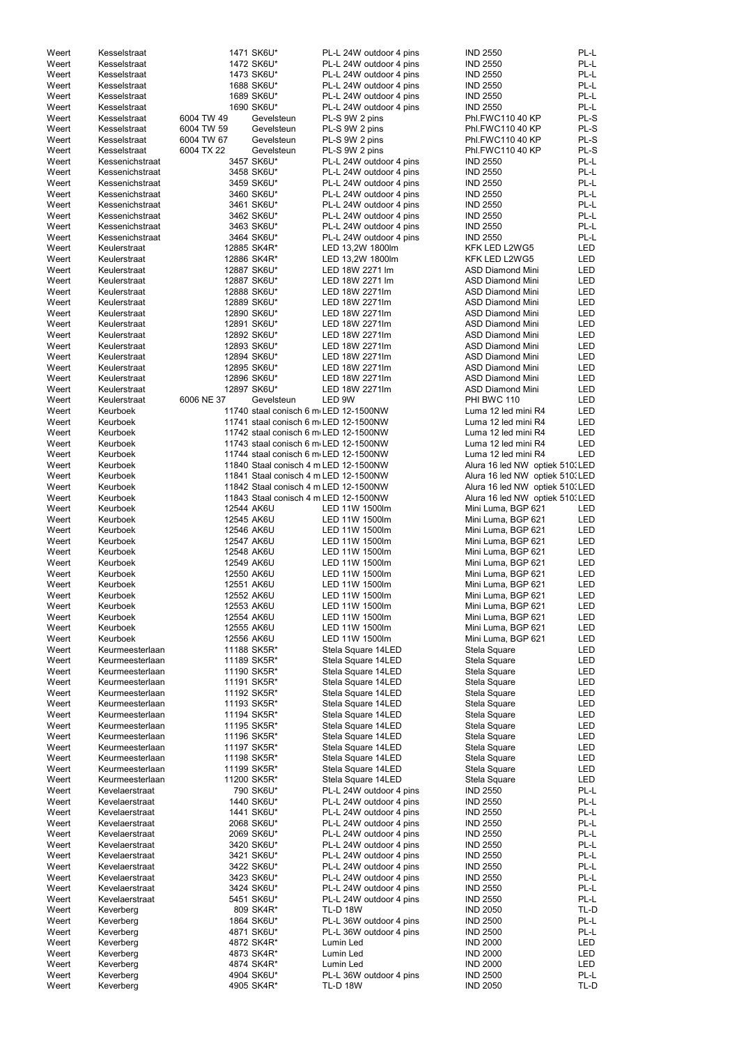| | | | | | | |
|---|---|---|---|---|---|---|
| Weert | Kesselstraat | | 1471 SK6U* | PL-L 24W outdoor 4 pins | IND 2550 | PL-L |
| Weert | Kesselstraat | | 1472 SK6U* | PL-L 24W outdoor 4 pins | IND 2550 | PL-L |
| Weert | Kesselstraat | | 1473 SK6U* | PL-L 24W outdoor 4 pins | IND 2550 | PL-L |
| Weert | Kesselstraat | | 1688 SK6U* | PL-L 24W outdoor 4 pins | IND 2550 | PL-L |
| Weert | Kesselstraat | | 1689 SK6U* | PL-L 24W outdoor 4 pins | IND 2550 | PL-L |
| Weert | Kesselstraat | | 1690 SK6U* | PL-L 24W outdoor 4 pins | IND 2550 | PL-L |
| Weert | Kesselstraat | 6004 TW 49 | Gevelsteun | PL-S 9W 2 pins | Phl.FWC110 40 KP | PL-S |
| Weert | Kesselstraat | 6004 TW 59 | Gevelsteun | PL-S 9W 2 pins | Phl.FWC110 40 KP | PL-S |
| Weert | Kesselstraat | 6004 TW 67 | Gevelsteun | PL-S 9W 2 pins | Phl.FWC110 40 KP | PL-S |
| Weert | Kesselstraat | 6004 TX 22 | Gevelsteun | PL-S 9W 2 pins | Phl.FWC110 40 KP | PL-S |
| Weert | Kessenichstraat | | 3457 SK6U* | PL-L 24W outdoor 4 pins | IND 2550 | PL-L |
| Weert | Kessenichstraat | | 3458 SK6U* | PL-L 24W outdoor 4 pins | IND 2550 | PL-L |
| Weert | Kessenichstraat | | 3459 SK6U* | PL-L 24W outdoor 4 pins | IND 2550 | PL-L |
| Weert | Kessenichstraat | | 3460 SK6U* | PL-L 24W outdoor 4 pins | IND 2550 | PL-L |
| Weert | Kessenichstraat | | 3461 SK6U* | PL-L 24W outdoor 4 pins | IND 2550 | PL-L |
| Weert | Kessenichstraat | | 3462 SK6U* | PL-L 24W outdoor 4 pins | IND 2550 | PL-L |
| Weert | Kessenichstraat | | 3463 SK6U* | PL-L 24W outdoor 4 pins | IND 2550 | PL-L |
| Weert | Kessenichstraat | | 3464 SK6U* | PL-L 24W outdoor 4 pins | IND 2550 | PL-L |
| Weert | Keulerstraat | | 12885 SK4R* | LED 13,2W 1800lm | KFK LED L2WG5 | LED |
| Weert | Keulerstraat | | 12886 SK4R* | LED 13,2W 1800lm | KFK LED L2WG5 | LED |
| Weert | Keulerstraat | | 12887 SK6U* | LED 18W 2271 lm | ASD Diamond Mini | LED |
| Weert | Keulerstraat | | 12887 SK6U* | LED 18W 2271 lm | ASD Diamond Mini | LED |
| Weert | Keulerstraat | | 12888 SK6U* | LED 18W 2271lm | ASD Diamond Mini | LED |
| Weert | Keulerstraat | | 12889 SK6U* | LED 18W 2271lm | ASD Diamond Mini | LED |
| Weert | Keulerstraat | | 12890 SK6U* | LED 18W 2271lm | ASD Diamond Mini | LED |
| Weert | Keulerstraat | | 12891 SK6U* | LED 18W 2271lm | ASD Diamond Mini | LED |
| Weert | Keulerstraat | | 12892 SK6U* | LED 18W 2271lm | ASD Diamond Mini | LED |
| Weert | Keulerstraat | | 12893 SK6U* | LED 18W 2271lm | ASD Diamond Mini | LED |
| Weert | Keulerstraat | | 12894 SK6U* | LED 18W 2271lm | ASD Diamond Mini | LED |
| Weert | Keulerstraat | | 12895 SK6U* | LED 18W 2271lm | ASD Diamond Mini | LED |
| Weert | Keulerstraat | | 12896 SK6U* | LED 18W 2271lm | ASD Diamond Mini | LED |
| Weert | Keulerstraat | | 12897 SK6U* | LED 18W 2271lm | ASD Diamond Mini | LED |
| Weert | Keulerstraat | 6006 NE 37 | Gevelsteun | LED 9W | PHI BWC 110 | LED |
| Weert | Keurboek | | 11740 staal conisch 6 m | LED 12-1500NW | Luma 12 led mini R4 | LED |
| Weert | Keurboek | | 11741 staal conisch 6 m | LED 12-1500NW | Luma 12 led mini R4 | LED |
| Weert | Keurboek | | 11742 staal conisch 6 m | LED 12-1500NW | Luma 12 led mini R4 | LED |
| Weert | Keurboek | | 11743 staal conisch 6 m | LED 12-1500NW | Luma 12 led mini R4 | LED |
| Weert | Keurboek | | 11744 staal conisch 6 m | LED 12-1500NW | Luma 12 led mini R4 | LED |
| Weert | Keurboek | | 11840 Staal conisch 4 m | LED 12-1500NW | Alura 16 led NW optiek 510 | LED |
| Weert | Keurboek | | 11841 Staal conisch 4 m | LED 12-1500NW | Alura 16 led NW optiek 510 | LED |
| Weert | Keurboek | | 11842 Staal conisch 4 m | LED 12-1500NW | Alura 16 led NW optiek 510 | LED |
| Weert | Keurboek | | 11843 Staal conisch 4 m | LED 12-1500NW | Alura 16 led NW optiek 510 | LED |
| Weert | Keurboek | | 12544 AK6U | LED 11W 1500lm | Mini Luma, BGP 621 | LED |
| Weert | Keurboek | | 12545 AK6U | LED 11W 1500lm | Mini Luma, BGP 621 | LED |
| Weert | Keurboek | | 12546 AK6U | LED 11W 1500lm | Mini Luma, BGP 621 | LED |
| Weert | Keurboek | | 12547 AK6U | LED 11W 1500lm | Mini Luma, BGP 621 | LED |
| Weert | Keurboek | | 12548 AK6U | LED 11W 1500lm | Mini Luma, BGP 621 | LED |
| Weert | Keurboek | | 12549 AK6U | LED 11W 1500lm | Mini Luma, BGP 621 | LED |
| Weert | Keurboek | | 12550 AK6U | LED 11W 1500lm | Mini Luma, BGP 621 | LED |
| Weert | Keurboek | | 12551 AK6U | LED 11W 1500lm | Mini Luma, BGP 621 | LED |
| Weert | Keurboek | | 12552 AK6U | LED 11W 1500lm | Mini Luma, BGP 621 | LED |
| Weert | Keurboek | | 12553 AK6U | LED 11W 1500lm | Mini Luma, BGP 621 | LED |
| Weert | Keurboek | | 12554 AK6U | LED 11W 1500lm | Mini Luma, BGP 621 | LED |
| Weert | Keurboek | | 12555 AK6U | LED 11W 1500lm | Mini Luma, BGP 621 | LED |
| Weert | Keurboek | | 12556 AK6U | LED 11W 1500lm | Mini Luma, BGP 621 | LED |
| Weert | Keurmeesterlaan | | 11188 SK5R* | Stela Square 14LED | Stela Square | LED |
| Weert | Keurmeesterlaan | | 11189 SK5R* | Stela Square 14LED | Stela Square | LED |
| Weert | Keurmeesterlaan | | 11190 SK5R* | Stela Square 14LED | Stela Square | LED |
| Weert | Keurmeesterlaan | | 11191 SK5R* | Stela Square 14LED | Stela Square | LED |
| Weert | Keurmeesterlaan | | 11192 SK5R* | Stela Square 14LED | Stela Square | LED |
| Weert | Keurmeesterlaan | | 11193 SK5R* | Stela Square 14LED | Stela Square | LED |
| Weert | Keurmeesterlaan | | 11194 SK5R* | Stela Square 14LED | Stela Square | LED |
| Weert | Keurmeesterlaan | | 11195 SK5R* | Stela Square 14LED | Stela Square | LED |
| Weert | Keurmeesterlaan | | 11196 SK5R* | Stela Square 14LED | Stela Square | LED |
| Weert | Keurmeesterlaan | | 11197 SK5R* | Stela Square 14LED | Stela Square | LED |
| Weert | Keurmeesterlaan | | 11198 SK5R* | Stela Square 14LED | Stela Square | LED |
| Weert | Keurmeesterlaan | | 11199 SK5R* | Stela Square 14LED | Stela Square | LED |
| Weert | Keurmeesterlaan | | 11200 SK5R* | Stela Square 14LED | Stela Square | LED |
| Weert | Kevelaerstraat | | 790 SK6U* | PL-L 24W outdoor 4 pins | IND 2550 | PL-L |
| Weert | Kevelaerstraat | | 1440 SK6U* | PL-L 24W outdoor 4 pins | IND 2550 | PL-L |
| Weert | Kevelaerstraat | | 1441 SK6U* | PL-L 24W outdoor 4 pins | IND 2550 | PL-L |
| Weert | Kevelaerstraat | | 2068 SK6U* | PL-L 24W outdoor 4 pins | IND 2550 | PL-L |
| Weert | Kevelaerstraat | | 2069 SK6U* | PL-L 24W outdoor 4 pins | IND 2550 | PL-L |
| Weert | Kevelaerstraat | | 3420 SK6U* | PL-L 24W outdoor 4 pins | IND 2550 | PL-L |
| Weert | Kevelaerstraat | | 3421 SK6U* | PL-L 24W outdoor 4 pins | IND 2550 | PL-L |
| Weert | Kevelaerstraat | | 3422 SK6U* | PL-L 24W outdoor 4 pins | IND 2550 | PL-L |
| Weert | Kevelaerstraat | | 3423 SK6U* | PL-L 24W outdoor 4 pins | IND 2550 | PL-L |
| Weert | Kevelaerstraat | | 3424 SK6U* | PL-L 24W outdoor 4 pins | IND 2550 | PL-L |
| Weert | Kevelaerstraat | | 5451 SK6U* | PL-L 24W outdoor 4 pins | IND 2550 | PL-L |
| Weert | Keverberg | | 809 SK4R* | TL-D 18W | IND 2050 | TL-D |
| Weert | Keverberg | | 1864 SK6U* | PL-L 36W outdoor 4 pins | IND 2500 | PL-L |
| Weert | Keverberg | | 4871 SK6U* | PL-L 36W outdoor 4 pins | IND 2500 | PL-L |
| Weert | Keverberg | | 4872 SK4R* | Lumin Led | IND 2000 | LED |
| Weert | Keverberg | | 4873 SK4R* | Lumin Led | IND 2000 | LED |
| Weert | Keverberg | | 4874 SK4R* | Lumin Led | IND 2000 | LED |
| Weert | Keverberg | | 4904 SK6U* | PL-L 36W outdoor 4 pins | IND 2500 | PL-L |
| Weert | Keverberg | | 4905 SK4R* | TL-D 18W | IND 2050 | TL-D |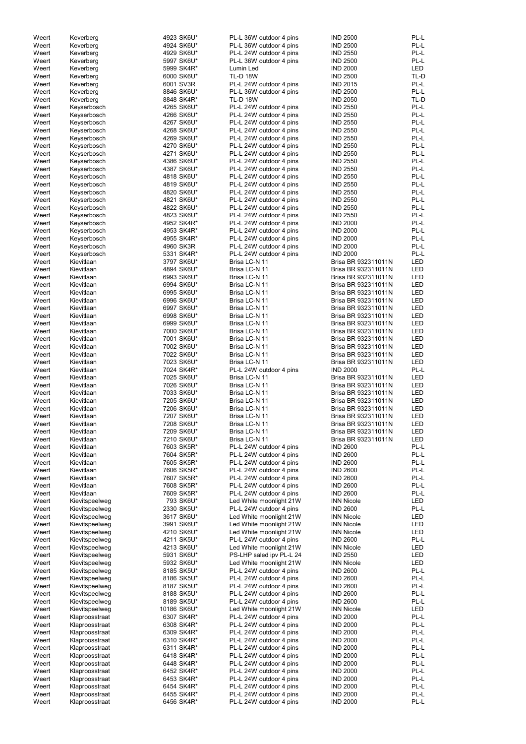| | | | | | |
|---|---|---|---|---|---|
| Weert | Keverberg | 4923 SK6U* | PL-L 36W outdoor 4 pins | IND 2500 | PL-L |
| Weert | Keverberg | 4924 SK6U* | PL-L 36W outdoor 4 pins | IND 2500 | PL-L |
| Weert | Keverberg | 4929 SK6U* | PL-L 24W outdoor 4 pins | IND 2550 | PL-L |
| Weert | Keverberg | 5997 SK6U* | PL-L 36W outdoor 4 pins | IND 2500 | PL-L |
| Weert | Keverberg | 5999 SK4R* | Lumin Led | IND 2000 | LED |
| Weert | Keverberg | 6000 SK6U* | TL-D 18W | IND 2500 | TL-D |
| Weert | Keverberg | 6001 SV3R | PL-L 24W outdoor 4 pins | IND 2015 | PL-L |
| Weert | Keverberg | 8846 SK6U* | PL-L 36W outdoor 4 pins | IND 2500 | PL-L |
| Weert | Keverberg | 8848 SK4R* | TL-D 18W | IND 2050 | TL-D |
| Weert | Keyserbosch | 4265 SK6U* | PL-L 24W outdoor 4 pins | IND 2550 | PL-L |
| Weert | Keyserbosch | 4266 SK6U* | PL-L 24W outdoor 4 pins | IND 2550 | PL-L |
| Weert | Keyserbosch | 4267 SK6U* | PL-L 24W outdoor 4 pins | IND 2550 | PL-L |
| Weert | Keyserbosch | 4268 SK6U* | PL-L 24W outdoor 4 pins | IND 2550 | PL-L |
| Weert | Keyserbosch | 4269 SK6U* | PL-L 24W outdoor 4 pins | IND 2550 | PL-L |
| Weert | Keyserbosch | 4270 SK6U* | PL-L 24W outdoor 4 pins | IND 2550 | PL-L |
| Weert | Keyserbosch | 4271 SK6U* | PL-L 24W outdoor 4 pins | IND 2550 | PL-L |
| Weert | Keyserbosch | 4386 SK6U* | PL-L 24W outdoor 4 pins | IND 2550 | PL-L |
| Weert | Keyserbosch | 4387 SK6U* | PL-L 24W outdoor 4 pins | IND 2550 | PL-L |
| Weert | Keyserbosch | 4818 SK6U* | PL-L 24W outdoor 4 pins | IND 2550 | PL-L |
| Weert | Keyserbosch | 4819 SK6U* | PL-L 24W outdoor 4 pins | IND 2550 | PL-L |
| Weert | Keyserbosch | 4820 SK6U* | PL-L 24W outdoor 4 pins | IND 2550 | PL-L |
| Weert | Keyserbosch | 4821 SK6U* | PL-L 24W outdoor 4 pins | IND 2550 | PL-L |
| Weert | Keyserbosch | 4822 SK6U* | PL-L 24W outdoor 4 pins | IND 2550 | PL-L |
| Weert | Keyserbosch | 4823 SK6U* | PL-L 24W outdoor 4 pins | IND 2550 | PL-L |
| Weert | Keyserbosch | 4952 SK4R* | PL-L 24W outdoor 4 pins | IND 2000 | PL-L |
| Weert | Keyserbosch | 4953 SK4R* | PL-L 24W outdoor 4 pins | IND 2000 | PL-L |
| Weert | Keyserbosch | 4955 SK4R* | PL-L 24W outdoor 4 pins | IND 2000 | PL-L |
| Weert | Keyserbosch | 4960 SK3R | PL-L 24W outdoor 4 pins | IND 2000 | PL-L |
| Weert | Keyserbosch | 5331 SK4R* | PL-L 24W outdoor 4 pins | IND 2000 | PL-L |
| Weert | Kievitlaan | 3797 SK6U* | Brisa LC-N 11 | Brisa BR 932311011N | LED |
| Weert | Kievitlaan | 4894 SK6U* | Brisa LC-N 11 | Brisa BR 932311011N | LED |
| Weert | Kievitlaan | 6993 SK6U* | Brisa LC-N 11 | Brisa BR 932311011N | LED |
| Weert | Kievitlaan | 6994 SK6U* | Brisa LC-N 11 | Brisa BR 932311011N | LED |
| Weert | Kievitlaan | 6995 SK6U* | Brisa LC-N 11 | Brisa BR 932311011N | LED |
| Weert | Kievitlaan | 6996 SK6U* | Brisa LC-N 11 | Brisa BR 932311011N | LED |
| Weert | Kievitlaan | 6997 SK6U* | Brisa LC-N 11 | Brisa BR 932311011N | LED |
| Weert | Kievitlaan | 6998 SK6U* | Brisa LC-N 11 | Brisa BR 932311011N | LED |
| Weert | Kievitlaan | 6999 SK6U* | Brisa LC-N 11 | Brisa BR 932311011N | LED |
| Weert | Kievitlaan | 7000 SK6U* | Brisa LC-N 11 | Brisa BR 932311011N | LED |
| Weert | Kievitlaan | 7001 SK6U* | Brisa LC-N 11 | Brisa BR 932311011N | LED |
| Weert | Kievitlaan | 7002 SK6U* | Brisa LC-N 11 | Brisa BR 932311011N | LED |
| Weert | Kievitlaan | 7022 SK6U* | Brisa LC-N 11 | Brisa BR 932311011N | LED |
| Weert | Kievitlaan | 7023 SK6U* | Brisa LC-N 11 | Brisa BR 932311011N | LED |
| Weert | Kievitlaan | 7024 SK4R* | PL-L 24W outdoor 4 pins | IND 2000 | PL-L |
| Weert | Kievitlaan | 7025 SK6U* | Brisa LC-N 11 | Brisa BR 932311011N | LED |
| Weert | Kievitlaan | 7026 SK6U* | Brisa LC-N 11 | Brisa BR 932311011N | LED |
| Weert | Kievitlaan | 7033 SK6U* | Brisa LC-N 11 | Brisa BR 932311011N | LED |
| Weert | Kievitlaan | 7205 SK6U* | Brisa LC-N 11 | Brisa BR 932311011N | LED |
| Weert | Kievitlaan | 7206 SK6U* | Brisa LC-N 11 | Brisa BR 932311011N | LED |
| Weert | Kievitlaan | 7207 SK6U* | Brisa LC-N 11 | Brisa BR 932311011N | LED |
| Weert | Kievitlaan | 7208 SK6U* | Brisa LC-N 11 | Brisa BR 932311011N | LED |
| Weert | Kievitlaan | 7209 SK6U* | Brisa LC-N 11 | Brisa BR 932311011N | LED |
| Weert | Kievitlaan | 7210 SK6U* | Brisa LC-N 11 | Brisa BR 932311011N | LED |
| Weert | Kievitlaan | 7603 SK5R* | PL-L 24W outdoor 4 pins | IND 2600 | PL-L |
| Weert | Kievitlaan | 7604 SK5R* | PL-L 24W outdoor 4 pins | IND 2600 | PL-L |
| Weert | Kievitlaan | 7605 SK5R* | PL-L 24W outdoor 4 pins | IND 2600 | PL-L |
| Weert | Kievitlaan | 7606 SK5R* | PL-L 24W outdoor 4 pins | IND 2600 | PL-L |
| Weert | Kievitlaan | 7607 SK5R* | PL-L 24W outdoor 4 pins | IND 2600 | PL-L |
| Weert | Kievitlaan | 7608 SK5R* | PL-L 24W outdoor 4 pins | IND 2600 | PL-L |
| Weert | Kievitlaan | 7609 SK5R* | PL-L 24W outdoor 4 pins | IND 2600 | PL-L |
| Weert | Kievitspeelweg | 793 SK6U* | Led White moonlight 21W | INN Nicole | LED |
| Weert | Kievitspeelweg | 2330 SK5U* | PL-L 24W outdoor 4 pins | IND 2600 | PL-L |
| Weert | Kievitspeelweg | 3617 SK6U* | Led White moonlight 21W | INN Nicole | LED |
| Weert | Kievitspeelweg | 3991 SK6U* | Led White moonlight 21W | INN Nicole | LED |
| Weert | Kievitspeelweg | 4210 SK6U* | Led White moonlight 21W | INN Nicole | LED |
| Weert | Kievitspeelweg | 4211 SK5U* | PL-L 24W outdoor 4 pins | IND 2600 | PL-L |
| Weert | Kievitspeelweg | 4213 SK6U* | Led White moonlight 21W | INN Nicole | LED |
| Weert | Kievitspeelweg | 5931 SK6U* | PS-LHP saled ipv PL-L 24 | IND 2550 | LED |
| Weert | Kievitspeelweg | 5932 SK6U* | Led White moonlight 21W | INN Nicole | LED |
| Weert | Kievitspeelweg | 8185 SK5U* | PL-L 24W outdoor 4 pins | IND 2600 | PL-L |
| Weert | Kievitspeelweg | 8186 SK5U* | PL-L 24W outdoor 4 pins | IND 2600 | PL-L |
| Weert | Kievitspeelweg | 8187 SK5U* | PL-L 24W outdoor 4 pins | IND 2600 | PL-L |
| Weert | Kievitspeelweg | 8188 SK5U* | PL-L 24W outdoor 4 pins | IND 2600 | PL-L |
| Weert | Kievitspeelweg | 8189 SK5U* | PL-L 24W outdoor 4 pins | IND 2600 | PL-L |
| Weert | Kievitspeelweg | 10186 SK6U* | Led White moonlight 21W | INN Nicole | LED |
| Weert | Klaproosstraat | 6307 SK4R* | PL-L 24W outdoor 4 pins | IND 2000 | PL-L |
| Weert | Klaproosstraat | 6308 SK4R* | PL-L 24W outdoor 4 pins | IND 2000 | PL-L |
| Weert | Klaproosstraat | 6309 SK4R* | PL-L 24W outdoor 4 pins | IND 2000 | PL-L |
| Weert | Klaproosstraat | 6310 SK4R* | PL-L 24W outdoor 4 pins | IND 2000 | PL-L |
| Weert | Klaproosstraat | 6311 SK4R* | PL-L 24W outdoor 4 pins | IND 2000 | PL-L |
| Weert | Klaproosstraat | 6418 SK4R* | PL-L 24W outdoor 4 pins | IND 2000 | PL-L |
| Weert | Klaproosstraat | 6448 SK4R* | PL-L 24W outdoor 4 pins | IND 2000 | PL-L |
| Weert | Klaproosstraat | 6452 SK4R* | PL-L 24W outdoor 4 pins | IND 2000 | PL-L |
| Weert | Klaproosstraat | 6453 SK4R* | PL-L 24W outdoor 4 pins | IND 2000 | PL-L |
| Weert | Klaproosstraat | 6454 SK4R* | PL-L 24W outdoor 4 pins | IND 2000 | PL-L |
| Weert | Klaproosstraat | 6455 SK4R* | PL-L 24W outdoor 4 pins | IND 2000 | PL-L |
| Weert | Klaproosstraat | 6456 SK4R* | PL-L 24W outdoor 4 pins | IND 2000 | PL-L |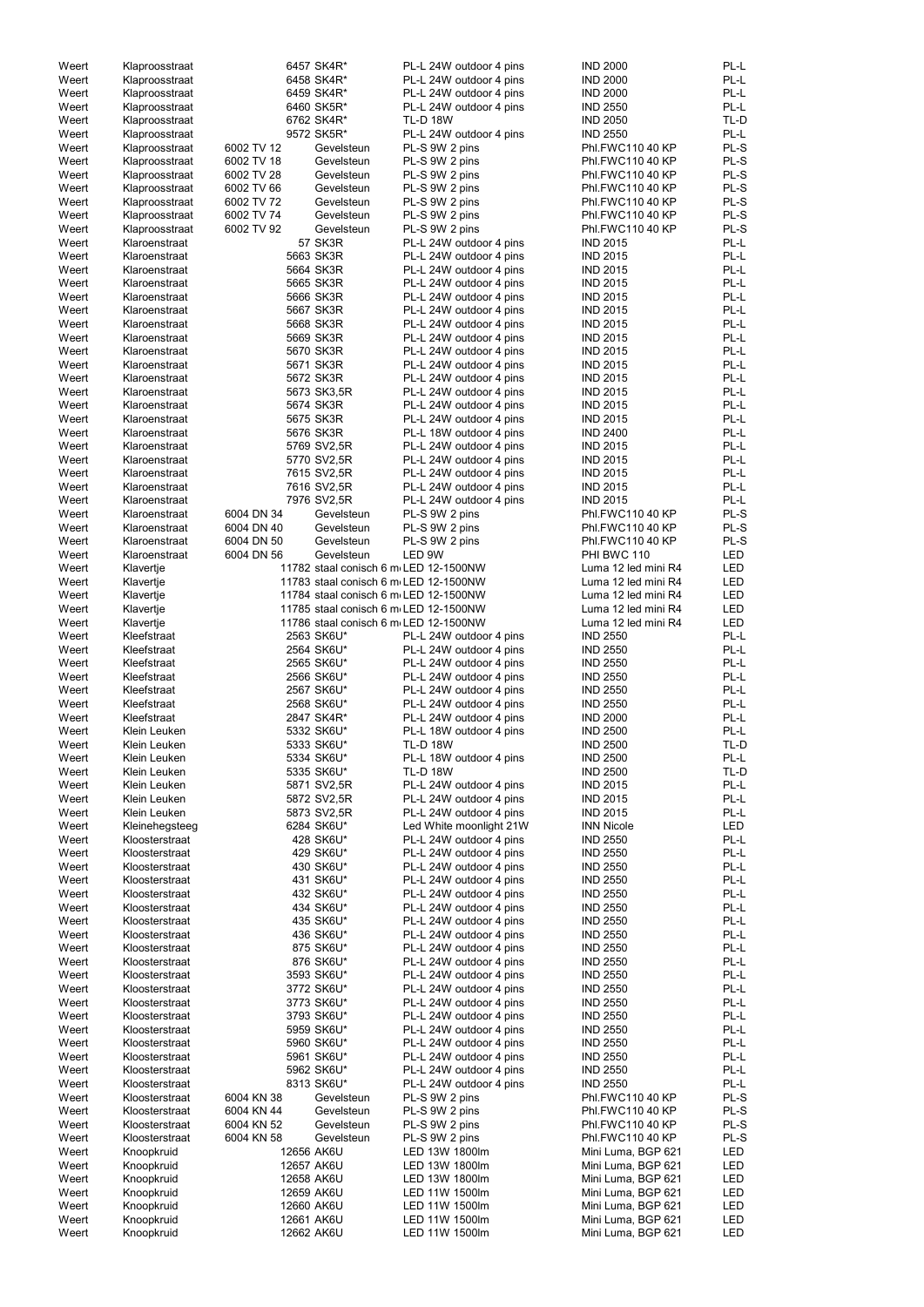| | | | | | | |
|---|---|---|---|---|---|---|
| Weert | Klaproosstraat | | 6457 SK4R* | PL-L 24W outdoor 4 pins | IND 2000 | PL-L |
| Weert | Klaproosstraat | | 6458 SK4R* | PL-L 24W outdoor 4 pins | IND 2000 | PL-L |
| Weert | Klaproosstraat | | 6459 SK4R* | PL-L 24W outdoor 4 pins | IND 2000 | PL-L |
| Weert | Klaproosstraat | | 6460 SK5R* | PL-L 24W outdoor 4 pins | IND 2550 | PL-L |
| Weert | Klaproosstraat | | 6762 SK4R* | TL-D 18W | IND 2050 | TL-D |
| Weert | Klaproosstraat | | 9572 SK5R* | PL-L 24W outdoor 4 pins | IND 2550 | PL-L |
| Weert | Klaproosstraat | 6002 TV 12 | Gevelsteun | PL-S 9W 2 pins | Phl.FWC110 40 KP | PL-S |
| Weert | Klaproosstraat | 6002 TV 18 | Gevelsteun | PL-S 9W 2 pins | Phl.FWC110 40 KP | PL-S |
| Weert | Klaproosstraat | 6002 TV 28 | Gevelsteun | PL-S 9W 2 pins | Phl.FWC110 40 KP | PL-S |
| Weert | Klaproosstraat | 6002 TV 66 | Gevelsteun | PL-S 9W 2 pins | Phl.FWC110 40 KP | PL-S |
| Weert | Klaproosstraat | 6002 TV 72 | Gevelsteun | PL-S 9W 2 pins | Phl.FWC110 40 KP | PL-S |
| Weert | Klaproosstraat | 6002 TV 74 | Gevelsteun | PL-S 9W 2 pins | Phl.FWC110 40 KP | PL-S |
| Weert | Klaproosstraat | 6002 TV 92 | Gevelsteun | PL-S 9W 2 pins | Phl.FWC110 40 KP | PL-S |
| Weert | Klaroenstraat | | 57 SK3R | PL-L 24W outdoor 4 pins | IND 2015 | PL-L |
| Weert | Klaroenstraat | | 5663 SK3R | PL-L 24W outdoor 4 pins | IND 2015 | PL-L |
| Weert | Klaroenstraat | | 5664 SK3R | PL-L 24W outdoor 4 pins | IND 2015 | PL-L |
| Weert | Klaroenstraat | | 5665 SK3R | PL-L 24W outdoor 4 pins | IND 2015 | PL-L |
| Weert | Klaroenstraat | | 5666 SK3R | PL-L 24W outdoor 4 pins | IND 2015 | PL-L |
| Weert | Klaroenstraat | | 5667 SK3R | PL-L 24W outdoor 4 pins | IND 2015 | PL-L |
| Weert | Klaroenstraat | | 5668 SK3R | PL-L 24W outdoor 4 pins | IND 2015 | PL-L |
| Weert | Klaroenstraat | | 5669 SK3R | PL-L 24W outdoor 4 pins | IND 2015 | PL-L |
| Weert | Klaroenstraat | | 5670 SK3R | PL-L 24W outdoor 4 pins | IND 2015 | PL-L |
| Weert | Klaroenstraat | | 5671 SK3R | PL-L 24W outdoor 4 pins | IND 2015 | PL-L |
| Weert | Klaroenstraat | | 5672 SK3R | PL-L 24W outdoor 4 pins | IND 2015 | PL-L |
| Weert | Klaroenstraat | | 5673 SK3,5R | PL-L 24W outdoor 4 pins | IND 2015 | PL-L |
| Weert | Klaroenstraat | | 5674 SK3R | PL-L 24W outdoor 4 pins | IND 2015 | PL-L |
| Weert | Klaroenstraat | | 5675 SK3R | PL-L 24W outdoor 4 pins | IND 2015 | PL-L |
| Weert | Klaroenstraat | | 5676 SK3R | PL-L 18W outdoor 4 pins | IND 2400 | PL-L |
| Weert | Klaroenstraat | | 5769 SV2,5R | PL-L 24W outdoor 4 pins | IND 2015 | PL-L |
| Weert | Klaroenstraat | | 5770 SV2,5R | PL-L 24W outdoor 4 pins | IND 2015 | PL-L |
| Weert | Klaroenstraat | | 7615 SV2,5R | PL-L 24W outdoor 4 pins | IND 2015 | PL-L |
| Weert | Klaroenstraat | | 7616 SV2,5R | PL-L 24W outdoor 4 pins | IND 2015 | PL-L |
| Weert | Klaroenstraat | | 7976 SV2,5R | PL-L 24W outdoor 4 pins | IND 2015 | PL-L |
| Weert | Klaroenstraat | 6004 DN 34 | Gevelsteun | PL-S 9W 2 pins | Phl.FWC110 40 KP | PL-S |
| Weert | Klaroenstraat | 6004 DN 40 | Gevelsteun | PL-S 9W 2 pins | Phl.FWC110 40 KP | PL-S |
| Weert | Klaroenstraat | 6004 DN 50 | Gevelsteun | PL-S 9W 2 pins | Phl.FWC110 40 KP | PL-S |
| Weert | Klaroenstraat | 6004 DN 56 | Gevelsteun | LED 9W | PHI BWC 110 | LED |
| Weert | Klavertje | | 11782 staal conisch 6 m | LED 12-1500NW | Luma 12 led mini R4 | LED |
| Weert | Klavertje | | 11783 staal conisch 6 m | LED 12-1500NW | Luma 12 led mini R4 | LED |
| Weert | Klavertje | | 11784 staal conisch 6 m | LED 12-1500NW | Luma 12 led mini R4 | LED |
| Weert | Klavertje | | 11785 staal conisch 6 m | LED 12-1500NW | Luma 12 led mini R4 | LED |
| Weert | Klavertje | | 11786 staal conisch 6 m | LED 12-1500NW | Luma 12 led mini R4 | LED |
| Weert | Kleefstraat | | 2563 SK6U* | PL-L 24W outdoor 4 pins | IND 2550 | PL-L |
| Weert | Kleefstraat | | 2564 SK6U* | PL-L 24W outdoor 4 pins | IND 2550 | PL-L |
| Weert | Kleefstraat | | 2565 SK6U* | PL-L 24W outdoor 4 pins | IND 2550 | PL-L |
| Weert | Kleefstraat | | 2566 SK6U* | PL-L 24W outdoor 4 pins | IND 2550 | PL-L |
| Weert | Kleefstraat | | 2567 SK6U* | PL-L 24W outdoor 4 pins | IND 2550 | PL-L |
| Weert | Kleefstraat | | 2568 SK6U* | PL-L 24W outdoor 4 pins | IND 2550 | PL-L |
| Weert | Kleefstraat | | 2847 SK4R* | PL-L 24W outdoor 4 pins | IND 2000 | PL-L |
| Weert | Klein Leuken | | 5332 SK6U* | PL-L 18W outdoor 4 pins | IND 2500 | PL-L |
| Weert | Klein Leuken | | 5333 SK6U* | TL-D 18W | IND 2500 | TL-D |
| Weert | Klein Leuken | | 5334 SK6U* | PL-L 18W outdoor 4 pins | IND 2500 | PL-L |
| Weert | Klein Leuken | | 5335 SK6U* | TL-D 18W | IND 2500 | TL-D |
| Weert | Klein Leuken | | 5871 SV2,5R | PL-L 24W outdoor 4 pins | IND 2015 | PL-L |
| Weert | Klein Leuken | | 5872 SV2,5R | PL-L 24W outdoor 4 pins | IND 2015 | PL-L |
| Weert | Klein Leuken | | 5873 SV2,5R | PL-L 24W outdoor 4 pins | IND 2015 | PL-L |
| Weert | Kleinehegsteeg | | 6284 SK6U* | Led White moonlight 21W | INN Nicole | LED |
| Weert | Kloosterstraat | | 428 SK6U* | PL-L 24W outdoor 4 pins | IND 2550 | PL-L |
| Weert | Kloosterstraat | | 429 SK6U* | PL-L 24W outdoor 4 pins | IND 2550 | PL-L |
| Weert | Kloosterstraat | | 430 SK6U* | PL-L 24W outdoor 4 pins | IND 2550 | PL-L |
| Weert | Kloosterstraat | | 431 SK6U* | PL-L 24W outdoor 4 pins | IND 2550 | PL-L |
| Weert | Kloosterstraat | | 432 SK6U* | PL-L 24W outdoor 4 pins | IND 2550 | PL-L |
| Weert | Kloosterstraat | | 434 SK6U* | PL-L 24W outdoor 4 pins | IND 2550 | PL-L |
| Weert | Kloosterstraat | | 435 SK6U* | PL-L 24W outdoor 4 pins | IND 2550 | PL-L |
| Weert | Kloosterstraat | | 436 SK6U* | PL-L 24W outdoor 4 pins | IND 2550 | PL-L |
| Weert | Kloosterstraat | | 875 SK6U* | PL-L 24W outdoor 4 pins | IND 2550 | PL-L |
| Weert | Kloosterstraat | | 876 SK6U* | PL-L 24W outdoor 4 pins | IND 2550 | PL-L |
| Weert | Kloosterstraat | | 3593 SK6U* | PL-L 24W outdoor 4 pins | IND 2550 | PL-L |
| Weert | Kloosterstraat | | 3772 SK6U* | PL-L 24W outdoor 4 pins | IND 2550 | PL-L |
| Weert | Kloosterstraat | | 3773 SK6U* | PL-L 24W outdoor 4 pins | IND 2550 | PL-L |
| Weert | Kloosterstraat | | 3793 SK6U* | PL-L 24W outdoor 4 pins | IND 2550 | PL-L |
| Weert | Kloosterstraat | | 5959 SK6U* | PL-L 24W outdoor 4 pins | IND 2550 | PL-L |
| Weert | Kloosterstraat | | 5960 SK6U* | PL-L 24W outdoor 4 pins | IND 2550 | PL-L |
| Weert | Kloosterstraat | | 5961 SK6U* | PL-L 24W outdoor 4 pins | IND 2550 | PL-L |
| Weert | Kloosterstraat | | 5962 SK6U* | PL-L 24W outdoor 4 pins | IND 2550 | PL-L |
| Weert | Kloosterstraat | | 8313 SK6U* | PL-L 24W outdoor 4 pins | IND 2550 | PL-L |
| Weert | Kloosterstraat | 6004 KN 38 | Gevelsteun | PL-S 9W 2 pins | Phl.FWC110 40 KP | PL-S |
| Weert | Kloosterstraat | 6004 KN 44 | Gevelsteun | PL-S 9W 2 pins | Phl.FWC110 40 KP | PL-S |
| Weert | Kloosterstraat | 6004 KN 52 | Gevelsteun | PL-S 9W 2 pins | Phl.FWC110 40 KP | PL-S |
| Weert | Kloosterstraat | 6004 KN 58 | Gevelsteun | PL-S 9W 2 pins | Phl.FWC110 40 KP | PL-S |
| Weert | Knoopkruid | | 12656 AK6U | LED 13W 1800lm | Mini Luma, BGP 621 | LED |
| Weert | Knoopkruid | | 12657 AK6U | LED 13W 1800lm | Mini Luma, BGP 621 | LED |
| Weert | Knoopkruid | | 12658 AK6U | LED 13W 1800lm | Mini Luma, BGP 621 | LED |
| Weert | Knoopkruid | | 12659 AK6U | LED 11W 1500lm | Mini Luma, BGP 621 | LED |
| Weert | Knoopkruid | | 12660 AK6U | LED 11W 1500lm | Mini Luma, BGP 621 | LED |
| Weert | Knoopkruid | | 12661 AK6U | LED 11W 1500lm | Mini Luma, BGP 621 | LED |
| Weert | Knoopkruid | | 12662 AK6U | LED 11W 1500lm | Mini Luma, BGP 621 | LED |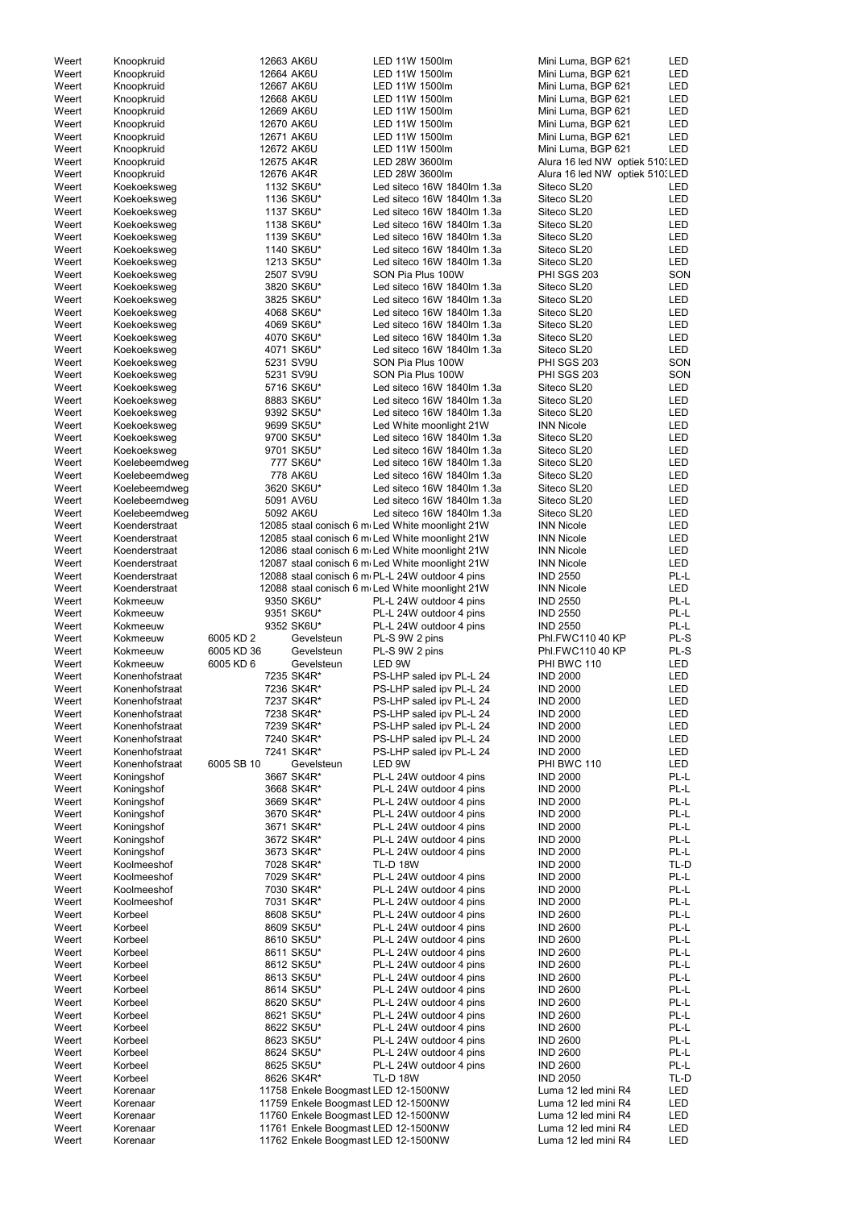| | | | | | | |
|---|---|---|---|---|---|---|
| Weert | Knoopkruid | | 12663 AK6U | LED 11W 1500lm | Mini Luma, BGP 621 | LED |
| Weert | Knoopkruid | | 12664 AK6U | LED 11W 1500lm | Mini Luma, BGP 621 | LED |
| Weert | Knoopkruid | | 12667 AK6U | LED 11W 1500lm | Mini Luma, BGP 621 | LED |
| Weert | Knoopkruid | | 12668 AK6U | LED 11W 1500lm | Mini Luma, BGP 621 | LED |
| Weert | Knoopkruid | | 12669 AK6U | LED 11W 1500lm | Mini Luma, BGP 621 | LED |
| Weert | Knoopkruid | | 12670 AK6U | LED 11W 1500lm | Mini Luma, BGP 621 | LED |
| Weert | Knoopkruid | | 12671 AK6U | LED 11W 1500lm | Mini Luma, BGP 621 | LED |
| Weert | Knoopkruid | | 12672 AK6U | LED 11W 1500lm | Mini Luma, BGP 621 | LED |
| Weert | Knoopkruid | | 12675 AK4R | LED 28W 3600lm | Alura 16 led NW optiek 5103 | LED |
| Weert | Knoopkruid | | 12676 AK4R | LED 28W 3600lm | Alura 16 led NW optiek 5103 | LED |
| Weert | Koekoeksweg | | 1132 SK6U* | Led siteco 16W 1840lm 1.3a | Siteco SL20 | LED |
| Weert | Koekoeksweg | | 1136 SK6U* | Led siteco 16W 1840lm 1.3a | Siteco SL20 | LED |
| Weert | Koekoeksweg | | 1137 SK6U* | Led siteco 16W 1840lm 1.3a | Siteco SL20 | LED |
| Weert | Koekoeksweg | | 1138 SK6U* | Led siteco 16W 1840lm 1.3a | Siteco SL20 | LED |
| Weert | Koekoeksweg | | 1139 SK6U* | Led siteco 16W 1840lm 1.3a | Siteco SL20 | LED |
| Weert | Koekoeksweg | | 1140 SK6U* | Led siteco 16W 1840lm 1.3a | Siteco SL20 | LED |
| Weert | Koekoeksweg | | 1213 SK5U* | Led siteco 16W 1840lm 1.3a | Siteco SL20 | LED |
| Weert | Koekoeksweg | | 2507 SV9U | SON Pia Plus 100W | PHI SGS 203 | SON |
| Weert | Koekoeksweg | | 3820 SK6U* | Led siteco 16W 1840lm 1.3a | Siteco SL20 | LED |
| Weert | Koekoeksweg | | 3825 SK6U* | Led siteco 16W 1840lm 1.3a | Siteco SL20 | LED |
| Weert | Koekoeksweg | | 4068 SK6U* | Led siteco 16W 1840lm 1.3a | Siteco SL20 | LED |
| Weert | Koekoeksweg | | 4069 SK6U* | Led siteco 16W 1840lm 1.3a | Siteco SL20 | LED |
| Weert | Koekoeksweg | | 4070 SK6U* | Led siteco 16W 1840lm 1.3a | Siteco SL20 | LED |
| Weert | Koekoeksweg | | 4071 SK6U* | Led siteco 16W 1840lm 1.3a | Siteco SL20 | LED |
| Weert | Koekoeksweg | | 5231 SV9U | SON Pia Plus 100W | PHI SGS 203 | SON |
| Weert | Koekoeksweg | | 5231 SV9U | SON Pia Plus 100W | PHI SGS 203 | SON |
| Weert | Koekoeksweg | | 5716 SK6U* | Led siteco 16W 1840lm 1.3a | Siteco SL20 | LED |
| Weert | Koekoeksweg | | 8883 SK6U* | Led siteco 16W 1840lm 1.3a | Siteco SL20 | LED |
| Weert | Koekoeksweg | | 9392 SK5U* | Led siteco 16W 1840lm 1.3a | Siteco SL20 | LED |
| Weert | Koekoeksweg | | 9699 SK5U* | Led White moonlight 21W | INN Nicole | LED |
| Weert | Koekoeksweg | | 9700 SK5U* | Led siteco 16W 1840lm 1.3a | Siteco SL20 | LED |
| Weert | Koekoeksweg | | 9701 SK5U* | Led siteco 16W 1840lm 1.3a | Siteco SL20 | LED |
| Weert | Koelebeemdweg | | 777 SK6U* | Led siteco 16W 1840lm 1.3a | Siteco SL20 | LED |
| Weert | Koelebeemdweg | | 778 AK6U | Led siteco 16W 1840lm 1.3a | Siteco SL20 | LED |
| Weert | Koelebeemdweg | | 3620 SK6U* | Led siteco 16W 1840lm 1.3a | Siteco SL20 | LED |
| Weert | Koelebeemdweg | | 5091 AV6U | Led siteco 16W 1840lm 1.3a | Siteco SL20 | LED |
| Weert | Koelebeemdweg | | 5092 AK6U | Led siteco 16W 1840lm 1.3a | Siteco SL20 | LED |
| Weert | Koenderstraat | | 12085 staal conisch 6 m | Led White moonlight 21W | INN Nicole | LED |
| Weert | Koenderstraat | | 12085 staal conisch 6 m | Led White moonlight 21W | INN Nicole | LED |
| Weert | Koenderstraat | | 12086 staal conisch 6 m | Led White moonlight 21W | INN Nicole | LED |
| Weert | Koenderstraat | | 12087 staal conisch 6 m | Led White moonlight 21W | INN Nicole | LED |
| Weert | Koenderstraat | | 12088 staal conisch 6 m | PL-L 24W outdoor 4 pins | IND 2550 | PL-L |
| Weert | Koenderstraat | | 12088 staal conisch 6 m | Led White moonlight 21W | INN Nicole | LED |
| Weert | Kokmeeuw | | 9350 SK6U* | PL-L 24W outdoor 4 pins | IND 2550 | PL-L |
| Weert | Kokmeeuw | | 9351 SK6U* | PL-L 24W outdoor 4 pins | IND 2550 | PL-L |
| Weert | Kokmeeuw | | 9352 SK6U* | PL-L 24W outdoor 4 pins | IND 2550 | PL-L |
| Weert | Kokmeeuw | 6005 KD 2 | Gevelsteun | PL-S 9W 2 pins | Phl.FWC110 40 KP | PL-S |
| Weert | Kokmeeuw | 6005 KD 36 | Gevelsteun | PL-S 9W 2 pins | Phl.FWC110 40 KP | PL-S |
| Weert | Kokmeeuw | 6005 KD 6 | Gevelsteun | LED 9W | PHI BWC 110 | LED |
| Weert | Konenhofstraat | | 7235 SK4R* | PS-LHP saled ipv PL-L 24 | IND 2000 | LED |
| Weert | Konenhofstraat | | 7236 SK4R* | PS-LHP saled ipv PL-L 24 | IND 2000 | LED |
| Weert | Konenhofstraat | | 7237 SK4R* | PS-LHP saled ipv PL-L 24 | IND 2000 | LED |
| Weert | Konenhofstraat | | 7238 SK4R* | PS-LHP saled ipv PL-L 24 | IND 2000 | LED |
| Weert | Konenhofstraat | | 7239 SK4R* | PS-LHP saled ipv PL-L 24 | IND 2000 | LED |
| Weert | Konenhofstraat | | 7240 SK4R* | PS-LHP saled ipv PL-L 24 | IND 2000 | LED |
| Weert | Konenhofstraat | | 7241 SK4R* | PS-LHP saled ipv PL-L 24 | IND 2000 | LED |
| Weert | Konenhofstraat | 6005 SB 10 | Gevelsteun | LED 9W | PHI BWC 110 | LED |
| Weert | Koningshof | | 3667 SK4R* | PL-L 24W outdoor 4 pins | IND 2000 | PL-L |
| Weert | Koningshof | | 3668 SK4R* | PL-L 24W outdoor 4 pins | IND 2000 | PL-L |
| Weert | Koningshof | | 3669 SK4R* | PL-L 24W outdoor 4 pins | IND 2000 | PL-L |
| Weert | Koningshof | | 3670 SK4R* | PL-L 24W outdoor 4 pins | IND 2000 | PL-L |
| Weert | Koningshof | | 3671 SK4R* | PL-L 24W outdoor 4 pins | IND 2000 | PL-L |
| Weert | Koningshof | | 3672 SK4R* | PL-L 24W outdoor 4 pins | IND 2000 | PL-L |
| Weert | Koningshof | | 3673 SK4R* | PL-L 24W outdoor 4 pins | IND 2000 | PL-L |
| Weert | Koolmeeshof | | 7028 SK4R* | TL-D 18W | IND 2000 | TL-D |
| Weert | Koolmeeshof | | 7029 SK4R* | PL-L 24W outdoor 4 pins | IND 2000 | PL-L |
| Weert | Koolmeeshof | | 7030 SK4R* | PL-L 24W outdoor 4 pins | IND 2000 | PL-L |
| Weert | Koolmeeshof | | 7031 SK4R* | PL-L 24W outdoor 4 pins | IND 2000 | PL-L |
| Weert | Korbeel | | 8608 SK5U* | PL-L 24W outdoor 4 pins | IND 2600 | PL-L |
| Weert | Korbeel | | 8609 SK5U* | PL-L 24W outdoor 4 pins | IND 2600 | PL-L |
| Weert | Korbeel | | 8610 SK5U* | PL-L 24W outdoor 4 pins | IND 2600 | PL-L |
| Weert | Korbeel | | 8611 SK5U* | PL-L 24W outdoor 4 pins | IND 2600 | PL-L |
| Weert | Korbeel | | 8612 SK5U* | PL-L 24W outdoor 4 pins | IND 2600 | PL-L |
| Weert | Korbeel | | 8613 SK5U* | PL-L 24W outdoor 4 pins | IND 2600 | PL-L |
| Weert | Korbeel | | 8614 SK5U* | PL-L 24W outdoor 4 pins | IND 2600 | PL-L |
| Weert | Korbeel | | 8620 SK5U* | PL-L 24W outdoor 4 pins | IND 2600 | PL-L |
| Weert | Korbeel | | 8621 SK5U* | PL-L 24W outdoor 4 pins | IND 2600 | PL-L |
| Weert | Korbeel | | 8622 SK5U* | PL-L 24W outdoor 4 pins | IND 2600 | PL-L |
| Weert | Korbeel | | 8623 SK5U* | PL-L 24W outdoor 4 pins | IND 2600 | PL-L |
| Weert | Korbeel | | 8624 SK5U* | PL-L 24W outdoor 4 pins | IND 2600 | PL-L |
| Weert | Korbeel | | 8625 SK5U* | PL-L 24W outdoor 4 pins | IND 2600 | PL-L |
| Weert | Korbeel | | 8626 SK4R* | TL-D 18W | IND 2050 | TL-D |
| Weert | Korenaar | | 11758 Enkele Boogmast | LED 12-1500NW | Luma 12 led mini R4 | LED |
| Weert | Korenaar | | 11759 Enkele Boogmast | LED 12-1500NW | Luma 12 led mini R4 | LED |
| Weert | Korenaar | | 11760 Enkele Boogmast | LED 12-1500NW | Luma 12 led mini R4 | LED |
| Weert | Korenaar | | 11761 Enkele Boogmast | LED 12-1500NW | Luma 12 led mini R4 | LED |
| Weert | Korenaar | | 11762 Enkele Boogmast | LED 12-1500NW | Luma 12 led mini R4 | LED |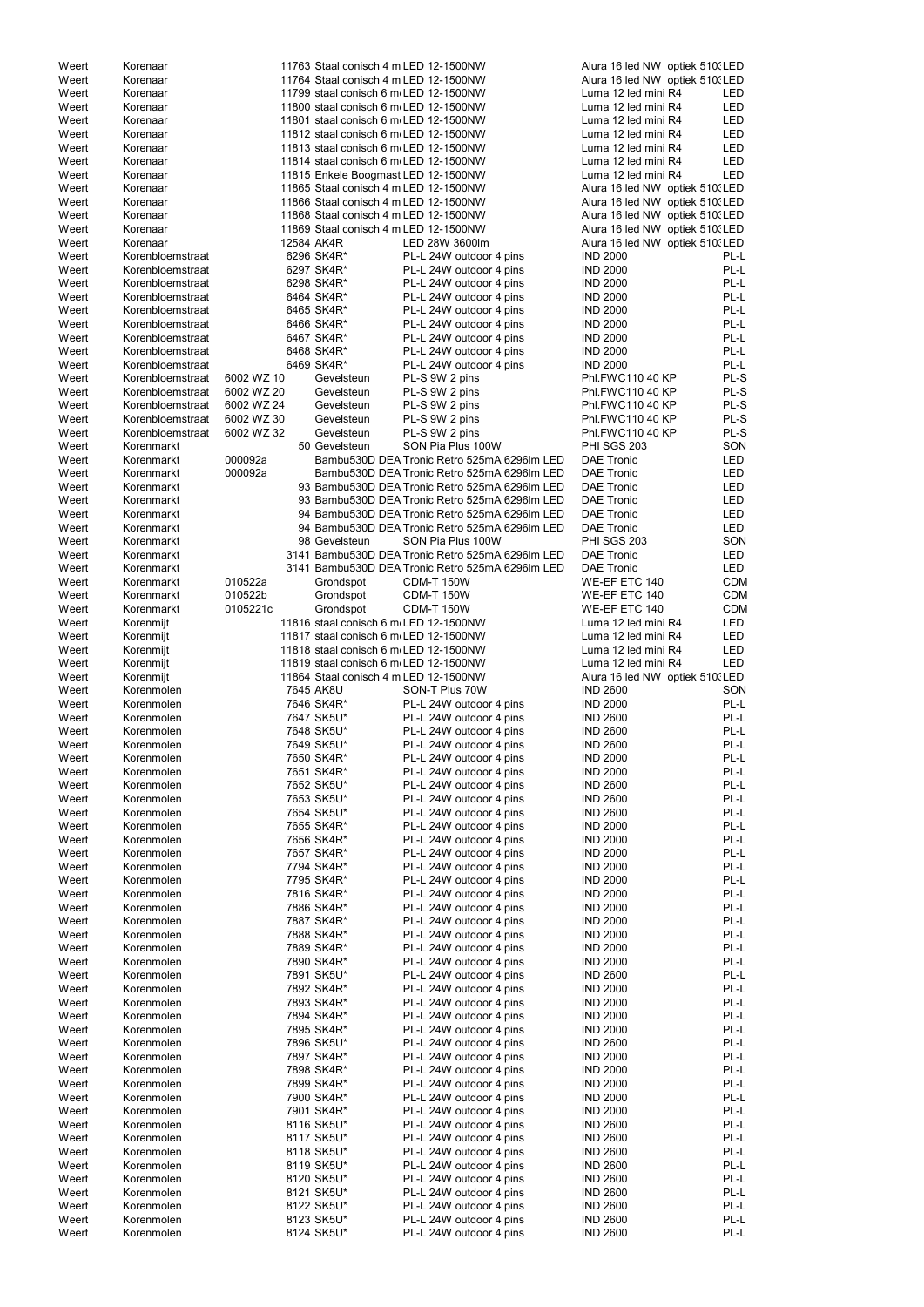| | | | | | | | |
|---|---|---|---|---|---|---|---|
| Weert | Korenaar | | 11763 | Staal conisch 4 m | LED 12-1500NW | Alura 16 led NW optiek 510 | LED |
| Weert | Korenaar | | 11764 | Staal conisch 4 m | LED 12-1500NW | Alura 16 led NW optiek 510 | LED |
| Weert | Korenaar | | 11799 | staal conisch 6 m | LED 12-1500NW | Luma 12 led mini R4 | LED |
| Weert | Korenaar | | 11800 | staal conisch 6 m | LED 12-1500NW | Luma 12 led mini R4 | LED |
| Weert | Korenaar | | 11801 | staal conisch 6 m | LED 12-1500NW | Luma 12 led mini R4 | LED |
| Weert | Korenaar | | 11812 | staal conisch 6 m | LED 12-1500NW | Luma 12 led mini R4 | LED |
| Weert | Korenaar | | 11813 | staal conisch 6 m | LED 12-1500NW | Luma 12 led mini R4 | LED |
| Weert | Korenaar | | 11814 | staal conisch 6 m | LED 12-1500NW | Luma 12 led mini R4 | LED |
| Weert | Korenaar | | 11815 | Enkele Boogmast | LED 12-1500NW | Luma 12 led mini R4 | LED |
| Weert | Korenaar | | 11865 | Staal conisch 4 m | LED 12-1500NW | Alura 16 led NW optiek 510 | LED |
| Weert | Korenaar | | 11866 | Staal conisch 4 m | LED 12-1500NW | Alura 16 led NW optiek 510 | LED |
| Weert | Korenaar | | 11868 | Staal conisch 4 m | LED 12-1500NW | Alura 16 led NW optiek 510 | LED |
| Weert | Korenaar | | 11869 | Staal conisch 4 m | LED 12-1500NW | Alura 16 led NW optiek 510 | LED |
| Weert | Korenaar | | 12584 | AK4R | LED 28W 3600lm | Alura 16 led NW optiek 510 | LED |
| Weert | Korenbloemstraat | | 6296 | SK4R* | PL-L 24W outdoor 4 pins | IND 2000 | PL-L |
| Weert | Korenbloemstraat | | 6297 | SK4R* | PL-L 24W outdoor 4 pins | IND 2000 | PL-L |
| Weert | Korenbloemstraat | | 6298 | SK4R* | PL-L 24W outdoor 4 pins | IND 2000 | PL-L |
| Weert | Korenbloemstraat | | 6464 | SK4R* | PL-L 24W outdoor 4 pins | IND 2000 | PL-L |
| Weert | Korenbloemstraat | | 6465 | SK4R* | PL-L 24W outdoor 4 pins | IND 2000 | PL-L |
| Weert | Korenbloemstraat | | 6466 | SK4R* | PL-L 24W outdoor 4 pins | IND 2000 | PL-L |
| Weert | Korenbloemstraat | | 6467 | SK4R* | PL-L 24W outdoor 4 pins | IND 2000 | PL-L |
| Weert | Korenbloemstraat | | 6468 | SK4R* | PL-L 24W outdoor 4 pins | IND 2000 | PL-L |
| Weert | Korenbloemstraat | | 6469 | SK4R* | PL-L 24W outdoor 4 pins | IND 2000 | PL-L |
| Weert | Korenbloemstraat | 6002 WZ 10 | | Gevelsteun | PL-S 9W 2 pins | Phl.FWC110 40 KP | PL-S |
| Weert | Korenbloemstraat | 6002 WZ 20 | | Gevelsteun | PL-S 9W 2 pins | Phl.FWC110 40 KP | PL-S |
| Weert | Korenbloemstraat | 6002 WZ 24 | | Gevelsteun | PL-S 9W 2 pins | Phl.FWC110 40 KP | PL-S |
| Weert | Korenbloemstraat | 6002 WZ 30 | | Gevelsteun | PL-S 9W 2 pins | Phl.FWC110 40 KP | PL-S |
| Weert | Korenbloemstraat | 6002 WZ 32 | | Gevelsteun | PL-S 9W 2 pins | Phl.FWC110 40 KP | PL-S |
| Weert | Korenmarkt | | 50 | Gevelsteun | SON Pia Plus 100W | PHI SGS 203 | SON |
| Weert | Korenmarkt | 000092a | | Bambu530D | DEA Tronic Retro 525mA 6296lm LED | DAE Tronic | LED |
| Weert | Korenmarkt | 000092a | | Bambu530D | DEA Tronic Retro 525mA 6296lm LED | DAE Tronic | LED |
| Weert | Korenmarkt | | 93 | Bambu530D | DEA Tronic Retro 525mA 6296lm LED | DAE Tronic | LED |
| Weert | Korenmarkt | | 93 | Bambu530D | DEA Tronic Retro 525mA 6296lm LED | DAE Tronic | LED |
| Weert | Korenmarkt | | 94 | Bambu530D | DEA Tronic Retro 525mA 6296lm LED | DAE Tronic | LED |
| Weert | Korenmarkt | | 94 | Bambu530D | DEA Tronic Retro 525mA 6296lm LED | DAE Tronic | LED |
| Weert | Korenmarkt | | 98 | Gevelsteun | SON Pia Plus 100W | PHI SGS 203 | SON |
| Weert | Korenmarkt | | 3141 | Bambu530D | DEA Tronic Retro 525mA 6296lm LED | DAE Tronic | LED |
| Weert | Korenmarkt | | 3141 | Bambu530D | DEA Tronic Retro 525mA 6296lm LED | DAE Tronic | LED |
| Weert | Korenmarkt | 010522a | | Grondspot | CDM-T 150W | WE-EF ETC 140 | CDM |
| Weert | Korenmarkt | 010522b | | Grondspot | CDM-T 150W | WE-EF ETC 140 | CDM |
| Weert | Korenmarkt | 0105221c | | Grondspot | CDM-T 150W | WE-EF ETC 140 | CDM |
| Weert | Korenmijt | | 11816 | staal conisch 6 m | LED 12-1500NW | Luma 12 led mini R4 | LED |
| Weert | Korenmijt | | 11817 | staal conisch 6 m | LED 12-1500NW | Luma 12 led mini R4 | LED |
| Weert | Korenmijt | | 11818 | staal conisch 6 m | LED 12-1500NW | Luma 12 led mini R4 | LED |
| Weert | Korenmijt | | 11819 | staal conisch 6 m | LED 12-1500NW | Luma 12 led mini R4 | LED |
| Weert | Korenmijt | | 11864 | Staal conisch 4 m | LED 12-1500NW | Alura 16 led NW optiek 510 | LED |
| Weert | Korenmolen | | 7645 | AK8U | SON-T Plus 70W | IND 2600 | SON |
| Weert | Korenmolen | | 7646 | SK4R* | PL-L 24W outdoor 4 pins | IND 2000 | PL-L |
| Weert | Korenmolen | | 7647 | SK5U* | PL-L 24W outdoor 4 pins | IND 2600 | PL-L |
| Weert | Korenmolen | | 7648 | SK5U* | PL-L 24W outdoor 4 pins | IND 2600 | PL-L |
| Weert | Korenmolen | | 7649 | SK5U* | PL-L 24W outdoor 4 pins | IND 2600 | PL-L |
| Weert | Korenmolen | | 7650 | SK4R* | PL-L 24W outdoor 4 pins | IND 2000 | PL-L |
| Weert | Korenmolen | | 7651 | SK4R* | PL-L 24W outdoor 4 pins | IND 2000 | PL-L |
| Weert | Korenmolen | | 7652 | SK5U* | PL-L 24W outdoor 4 pins | IND 2600 | PL-L |
| Weert | Korenmolen | | 7653 | SK5U* | PL-L 24W outdoor 4 pins | IND 2600 | PL-L |
| Weert | Korenmolen | | 7654 | SK5U* | PL-L 24W outdoor 4 pins | IND 2600 | PL-L |
| Weert | Korenmolen | | 7655 | SK4R* | PL-L 24W outdoor 4 pins | IND 2000 | PL-L |
| Weert | Korenmolen | | 7656 | SK4R* | PL-L 24W outdoor 4 pins | IND 2000 | PL-L |
| Weert | Korenmolen | | 7657 | SK4R* | PL-L 24W outdoor 4 pins | IND 2000 | PL-L |
| Weert | Korenmolen | | 7794 | SK4R* | PL-L 24W outdoor 4 pins | IND 2000 | PL-L |
| Weert | Korenmolen | | 7795 | SK4R* | PL-L 24W outdoor 4 pins | IND 2000 | PL-L |
| Weert | Korenmolen | | 7816 | SK4R* | PL-L 24W outdoor 4 pins | IND 2000 | PL-L |
| Weert | Korenmolen | | 7886 | SK4R* | PL-L 24W outdoor 4 pins | IND 2000 | PL-L |
| Weert | Korenmolen | | 7887 | SK4R* | PL-L 24W outdoor 4 pins | IND 2000 | PL-L |
| Weert | Korenmolen | | 7888 | SK4R* | PL-L 24W outdoor 4 pins | IND 2000 | PL-L |
| Weert | Korenmolen | | 7889 | SK4R* | PL-L 24W outdoor 4 pins | IND 2000 | PL-L |
| Weert | Korenmolen | | 7890 | SK4R* | PL-L 24W outdoor 4 pins | IND 2000 | PL-L |
| Weert | Korenmolen | | 7891 | SK5U* | PL-L 24W outdoor 4 pins | IND 2600 | PL-L |
| Weert | Korenmolen | | 7892 | SK4R* | PL-L 24W outdoor 4 pins | IND 2000 | PL-L |
| Weert | Korenmolen | | 7893 | SK4R* | PL-L 24W outdoor 4 pins | IND 2000 | PL-L |
| Weert | Korenmolen | | 7894 | SK4R* | PL-L 24W outdoor 4 pins | IND 2000 | PL-L |
| Weert | Korenmolen | | 7895 | SK4R* | PL-L 24W outdoor 4 pins | IND 2000 | PL-L |
| Weert | Korenmolen | | 7896 | SK5U* | PL-L 24W outdoor 4 pins | IND 2600 | PL-L |
| Weert | Korenmolen | | 7897 | SK4R* | PL-L 24W outdoor 4 pins | IND 2000 | PL-L |
| Weert | Korenmolen | | 7898 | SK4R* | PL-L 24W outdoor 4 pins | IND 2000 | PL-L |
| Weert | Korenmolen | | 7899 | SK4R* | PL-L 24W outdoor 4 pins | IND 2000 | PL-L |
| Weert | Korenmolen | | 7900 | SK4R* | PL-L 24W outdoor 4 pins | IND 2000 | PL-L |
| Weert | Korenmolen | | 7901 | SK4R* | PL-L 24W outdoor 4 pins | IND 2000 | PL-L |
| Weert | Korenmolen | | 8116 | SK5U* | PL-L 24W outdoor 4 pins | IND 2600 | PL-L |
| Weert | Korenmolen | | 8117 | SK5U* | PL-L 24W outdoor 4 pins | IND 2600 | PL-L |
| Weert | Korenmolen | | 8118 | SK5U* | PL-L 24W outdoor 4 pins | IND 2600 | PL-L |
| Weert | Korenmolen | | 8119 | SK5U* | PL-L 24W outdoor 4 pins | IND 2600 | PL-L |
| Weert | Korenmolen | | 8120 | SK5U* | PL-L 24W outdoor 4 pins | IND 2600 | PL-L |
| Weert | Korenmolen | | 8121 | SK5U* | PL-L 24W outdoor 4 pins | IND 2600 | PL-L |
| Weert | Korenmolen | | 8122 | SK5U* | PL-L 24W outdoor 4 pins | IND 2600 | PL-L |
| Weert | Korenmolen | | 8123 | SK5U* | PL-L 24W outdoor 4 pins | IND 2600 | PL-L |
| Weert | Korenmolen | | 8124 | SK5U* | PL-L 24W outdoor 4 pins | IND 2600 | PL-L |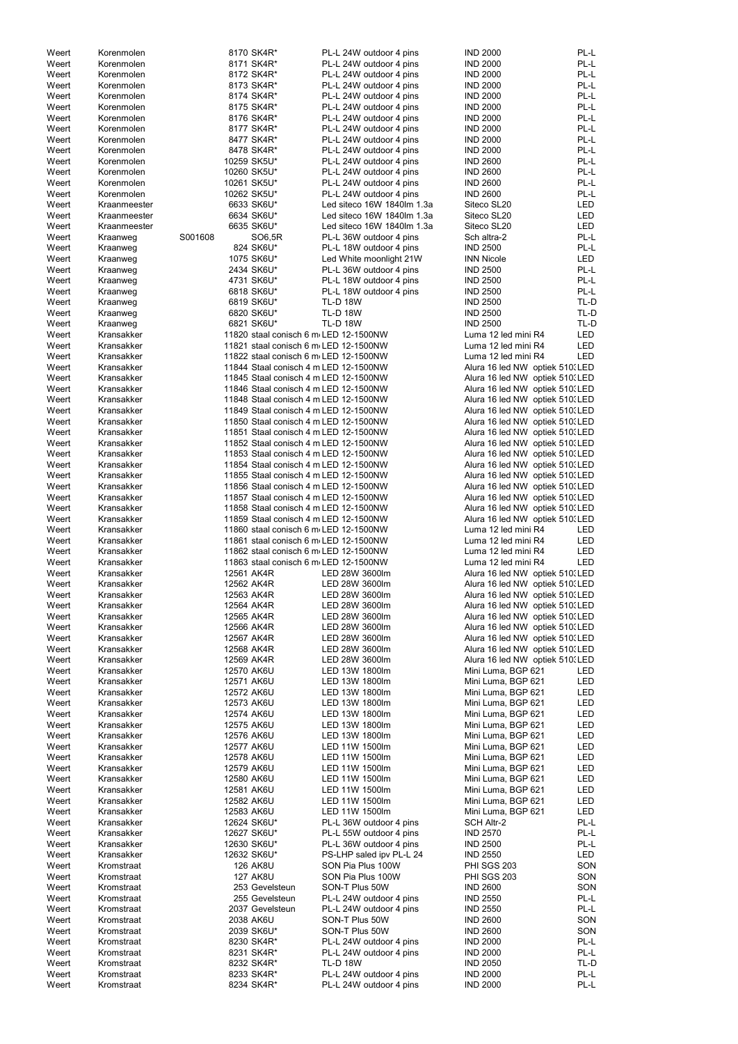| | | | | | | |
|---|---|---|---|---|---|---|
| Weert | Korenmolen | | 8170 SK4R* | PL-L 24W outdoor 4 pins | IND 2000 | PL-L |
| Weert | Korenmolen | | 8171 SK4R* | PL-L 24W outdoor 4 pins | IND 2000 | PL-L |
| Weert | Korenmolen | | 8172 SK4R* | PL-L 24W outdoor 4 pins | IND 2000 | PL-L |
| Weert | Korenmolen | | 8173 SK4R* | PL-L 24W outdoor 4 pins | IND 2000 | PL-L |
| Weert | Korenmolen | | 8174 SK4R* | PL-L 24W outdoor 4 pins | IND 2000 | PL-L |
| Weert | Korenmolen | | 8175 SK4R* | PL-L 24W outdoor 4 pins | IND 2000 | PL-L |
| Weert | Korenmolen | | 8176 SK4R* | PL-L 24W outdoor 4 pins | IND 2000 | PL-L |
| Weert | Korenmolen | | 8177 SK4R* | PL-L 24W outdoor 4 pins | IND 2000 | PL-L |
| Weert | Korenmolen | | 8477 SK4R* | PL-L 24W outdoor 4 pins | IND 2000 | PL-L |
| Weert | Korenmolen | | 8478 SK4R* | PL-L 24W outdoor 4 pins | IND 2000 | PL-L |
| Weert | Korenmolen | | 10259 SK5U* | PL-L 24W outdoor 4 pins | IND 2600 | PL-L |
| Weert | Korenmolen | | 10260 SK5U* | PL-L 24W outdoor 4 pins | IND 2600 | PL-L |
| Weert | Korenmolen | | 10261 SK5U* | PL-L 24W outdoor 4 pins | IND 2600 | PL-L |
| Weert | Korenmolen | | 10262 SK5U* | PL-L 24W outdoor 4 pins | IND 2600 | PL-L |
| Weert | Kraanmeester | | 6633 SK6U* | Led siteco 16W 1840lm 1.3a | Siteco SL20 | LED |
| Weert | Kraanmeester | | 6634 SK6U* | Led siteco 16W 1840lm 1.3a | Siteco SL20 | LED |
| Weert | Kraanmeester | | 6635 SK6U* | Led siteco 16W 1840lm 1.3a | Siteco SL20 | LED |
| Weert | Kraanweg | S001608 | SO6,5R | PL-L 36W outdoor 4 pins | Sch altra-2 | PL-L |
| Weert | Kraanweg | | 824 SK6U* | PL-L 18W outdoor 4 pins | IND 2500 | PL-L |
| Weert | Kraanweg | | 1075 SK6U* | Led White moonlight 21W | INN Nicole | LED |
| Weert | Kraanweg | | 2434 SK6U* | PL-L 36W outdoor 4 pins | IND 2500 | PL-L |
| Weert | Kraanweg | | 4731 SK6U* | PL-L 18W outdoor 4 pins | IND 2500 | PL-L |
| Weert | Kraanweg | | 6818 SK6U* | PL-L 18W outdoor 4 pins | IND 2500 | PL-L |
| Weert | Kraanweg | | 6819 SK6U* | TL-D 18W | IND 2500 | TL-D |
| Weert | Kraanweg | | 6820 SK6U* | TL-D 18W | IND 2500 | TL-D |
| Weert | Kraanweg | | 6821 SK6U* | TL-D 18W | IND 2500 | TL-D |
| Weert | Kransakker | | 11820 staal conisch 6 m | LED 12-1500NW | Luma 12 led mini R4 | LED |
| Weert | Kransakker | | 11821 staal conisch 6 m | LED 12-1500NW | Luma 12 led mini R4 | LED |
| Weert | Kransakker | | 11822 staal conisch 6 m | LED 12-1500NW | Luma 12 led mini R4 | LED |
| Weert | Kransakker | | 11844 Staal conisch 4 m | LED 12-1500NW | Alura 16 led NW optiek 510 | LED |
| Weert | Kransakker | | 11845 Staal conisch 4 m | LED 12-1500NW | Alura 16 led NW optiek 510 | LED |
| Weert | Kransakker | | 11846 Staal conisch 4 m | LED 12-1500NW | Alura 16 led NW optiek 510 | LED |
| Weert | Kransakker | | 11848 Staal conisch 4 m | LED 12-1500NW | Alura 16 led NW optiek 510 | LED |
| Weert | Kransakker | | 11849 Staal conisch 4 m | LED 12-1500NW | Alura 16 led NW optiek 510 | LED |
| Weert | Kransakker | | 11850 Staal conisch 4 m | LED 12-1500NW | Alura 16 led NW optiek 510 | LED |
| Weert | Kransakker | | 11851 Staal conisch 4 m | LED 12-1500NW | Alura 16 led NW optiek 510 | LED |
| Weert | Kransakker | | 11852 Staal conisch 4 m | LED 12-1500NW | Alura 16 led NW optiek 510 | LED |
| Weert | Kransakker | | 11853 Staal conisch 4 m | LED 12-1500NW | Alura 16 led NW optiek 510 | LED |
| Weert | Kransakker | | 11854 Staal conisch 4 m | LED 12-1500NW | Alura 16 led NW optiek 510 | LED |
| Weert | Kransakker | | 11855 Staal conisch 4 m | LED 12-1500NW | Alura 16 led NW optiek 510 | LED |
| Weert | Kransakker | | 11856 Staal conisch 4 m | LED 12-1500NW | Alura 16 led NW optiek 510 | LED |
| Weert | Kransakker | | 11857 Staal conisch 4 m | LED 12-1500NW | Alura 16 led NW optiek 510 | LED |
| Weert | Kransakker | | 11858 Staal conisch 4 m | LED 12-1500NW | Alura 16 led NW optiek 510 | LED |
| Weert | Kransakker | | 11859 Staal conisch 4 m | LED 12-1500NW | Alura 16 led NW optiek 510 | LED |
| Weert | Kransakker | | 11860 staal conisch 6 m | LED 12-1500NW | Luma 12 led mini R4 | LED |
| Weert | Kransakker | | 11861 staal conisch 6 m | LED 12-1500NW | Luma 12 led mini R4 | LED |
| Weert | Kransakker | | 11862 staal conisch 6 m | LED 12-1500NW | Luma 12 led mini R4 | LED |
| Weert | Kransakker | | 11863 staal conisch 6 m | LED 12-1500NW | Luma 12 led mini R4 | LED |
| Weert | Kransakker | | 12561 AK4R | LED 28W 3600lm | Alura 16 led NW optiek 510 | LED |
| Weert | Kransakker | | 12562 AK4R | LED 28W 3600lm | Alura 16 led NW optiek 510 | LED |
| Weert | Kransakker | | 12563 AK4R | LED 28W 3600lm | Alura 16 led NW optiek 510 | LED |
| Weert | Kransakker | | 12564 AK4R | LED 28W 3600lm | Alura 16 led NW optiek 510 | LED |
| Weert | Kransakker | | 12565 AK4R | LED 28W 3600lm | Alura 16 led NW optiek 510 | LED |
| Weert | Kransakker | | 12566 AK4R | LED 28W 3600lm | Alura 16 led NW optiek 510 | LED |
| Weert | Kransakker | | 12567 AK4R | LED 28W 3600lm | Alura 16 led NW optiek 510 | LED |
| Weert | Kransakker | | 12568 AK4R | LED 28W 3600lm | Alura 16 led NW optiek 510 | LED |
| Weert | Kransakker | | 12569 AK4R | LED 28W 3600lm | Alura 16 led NW optiek 510 | LED |
| Weert | Kransakker | | 12570 AK6U | LED 13W 1800lm | Mini Luma, BGP 621 | LED |
| Weert | Kransakker | | 12571 AK6U | LED 13W 1800lm | Mini Luma, BGP 621 | LED |
| Weert | Kransakker | | 12572 AK6U | LED 13W 1800lm | Mini Luma, BGP 621 | LED |
| Weert | Kransakker | | 12573 AK6U | LED 13W 1800lm | Mini Luma, BGP 621 | LED |
| Weert | Kransakker | | 12574 AK6U | LED 13W 1800lm | Mini Luma, BGP 621 | LED |
| Weert | Kransakker | | 12575 AK6U | LED 13W 1800lm | Mini Luma, BGP 621 | LED |
| Weert | Kransakker | | 12576 AK6U | LED 13W 1800lm | Mini Luma, BGP 621 | LED |
| Weert | Kransakker | | 12577 AK6U | LED 11W 1500lm | Mini Luma, BGP 621 | LED |
| Weert | Kransakker | | 12578 AK6U | LED 11W 1500lm | Mini Luma, BGP 621 | LED |
| Weert | Kransakker | | 12579 AK6U | LED 11W 1500lm | Mini Luma, BGP 621 | LED |
| Weert | Kransakker | | 12580 AK6U | LED 11W 1500lm | Mini Luma, BGP 621 | LED |
| Weert | Kransakker | | 12581 AK6U | LED 11W 1500lm | Mini Luma, BGP 621 | LED |
| Weert | Kransakker | | 12582 AK6U | LED 11W 1500lm | Mini Luma, BGP 621 | LED |
| Weert | Kransakker | | 12583 AK6U | LED 11W 1500lm | Mini Luma, BGP 621 | LED |
| Weert | Kransakker | | 12624 SK6U* | PL-L 36W outdoor 4 pins | SCH Altr-2 | PL-L |
| Weert | Kransakker | | 12627 SK6U* | PL-L 55W outdoor 4 pins | IND 2570 | PL-L |
| Weert | Kransakker | | 12630 SK6U* | PL-L 36W outdoor 4 pins | IND 2500 | PL-L |
| Weert | Kransakker | | 12632 SK6U* | PS-LHP saled ipv PL-L 24 | IND 2550 | LED |
| Weert | Kromstraat | | 126 AK8U | SON Pia Plus 100W | PHI SGS 203 | SON |
| Weert | Kromstraat | | 127 AK8U | SON Pia Plus 100W | PHI SGS 203 | SON |
| Weert | Kromstraat | | 253 Gevelsteun | SON-T Plus 50W | IND 2600 | SON |
| Weert | Kromstraat | | 255 Gevelsteun | PL-L 24W outdoor 4 pins | IND 2550 | PL-L |
| Weert | Kromstraat | | 2037 Gevelsteun | PL-L 24W outdoor 4 pins | IND 2550 | PL-L |
| Weert | Kromstraat | | 2038 AK6U | SON-T Plus 50W | IND 2600 | SON |
| Weert | Kromstraat | | 2039 SK6U* | SON-T Plus 50W | IND 2600 | SON |
| Weert | Kromstraat | | 8230 SK4R* | PL-L 24W outdoor 4 pins | IND 2000 | PL-L |
| Weert | Kromstraat | | 8231 SK4R* | PL-L 24W outdoor 4 pins | IND 2000 | PL-L |
| Weert | Kromstraat | | 8232 SK4R* | TL-D 18W | IND 2050 | TL-D |
| Weert | Kromstraat | | 8233 SK4R* | PL-L 24W outdoor 4 pins | IND 2000 | PL-L |
| Weert | Kromstraat | | 8234 SK4R* | PL-L 24W outdoor 4 pins | IND 2000 | PL-L |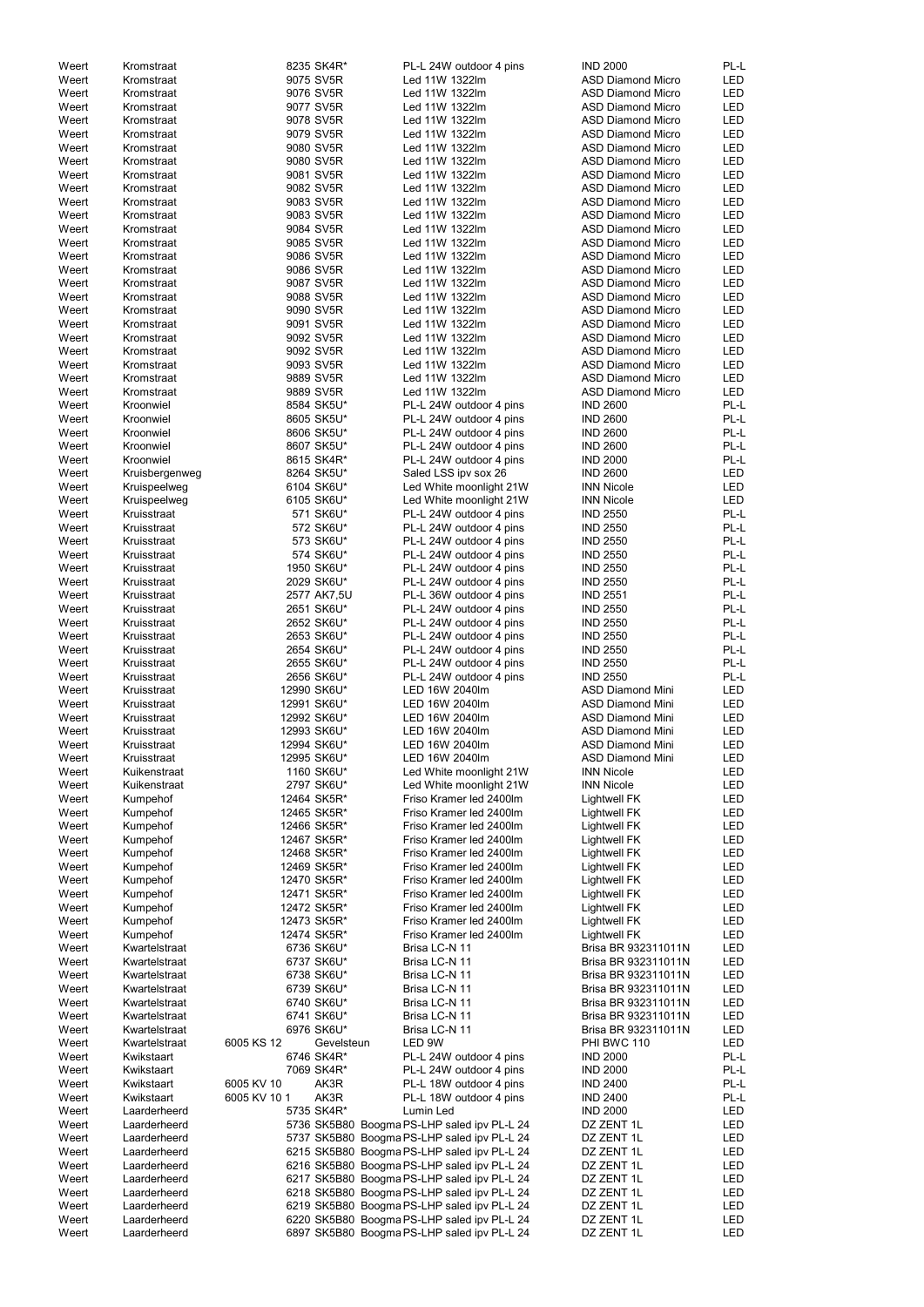| | | | | | | |
|---|---|---|---|---|---|---|
| Weert | Kromstraat | | 8235 SK4R* | PL-L 24W outdoor 4 pins | IND 2000 | PL-L |
| Weert | Kromstraat | | 9075 SV5R | Led 11W 1322lm | ASD Diamond Micro | LED |
| Weert | Kromstraat | | 9076 SV5R | Led 11W 1322lm | ASD Diamond Micro | LED |
| Weert | Kromstraat | | 9077 SV5R | Led 11W 1322lm | ASD Diamond Micro | LED |
| Weert | Kromstraat | | 9078 SV5R | Led 11W 1322lm | ASD Diamond Micro | LED |
| Weert | Kromstraat | | 9079 SV5R | Led 11W 1322lm | ASD Diamond Micro | LED |
| Weert | Kromstraat | | 9080 SV5R | Led 11W 1322lm | ASD Diamond Micro | LED |
| Weert | Kromstraat | | 9080 SV5R | Led 11W 1322lm | ASD Diamond Micro | LED |
| Weert | Kromstraat | | 9081 SV5R | Led 11W 1322lm | ASD Diamond Micro | LED |
| Weert | Kromstraat | | 9082 SV5R | Led 11W 1322lm | ASD Diamond Micro | LED |
| Weert | Kromstraat | | 9083 SV5R | Led 11W 1322lm | ASD Diamond Micro | LED |
| Weert | Kromstraat | | 9083 SV5R | Led 11W 1322lm | ASD Diamond Micro | LED |
| Weert | Kromstraat | | 9084 SV5R | Led 11W 1322lm | ASD Diamond Micro | LED |
| Weert | Kromstraat | | 9085 SV5R | Led 11W 1322lm | ASD Diamond Micro | LED |
| Weert | Kromstraat | | 9086 SV5R | Led 11W 1322lm | ASD Diamond Micro | LED |
| Weert | Kromstraat | | 9086 SV5R | Led 11W 1322lm | ASD Diamond Micro | LED |
| Weert | Kromstraat | | 9087 SV5R | Led 11W 1322lm | ASD Diamond Micro | LED |
| Weert | Kromstraat | | 9088 SV5R | Led 11W 1322lm | ASD Diamond Micro | LED |
| Weert | Kromstraat | | 9090 SV5R | Led 11W 1322lm | ASD Diamond Micro | LED |
| Weert | Kromstraat | | 9091 SV5R | Led 11W 1322lm | ASD Diamond Micro | LED |
| Weert | Kromstraat | | 9092 SV5R | Led 11W 1322lm | ASD Diamond Micro | LED |
| Weert | Kromstraat | | 9092 SV5R | Led 11W 1322lm | ASD Diamond Micro | LED |
| Weert | Kromstraat | | 9093 SV5R | Led 11W 1322lm | ASD Diamond Micro | LED |
| Weert | Kromstraat | | 9889 SV5R | Led 11W 1322lm | ASD Diamond Micro | LED |
| Weert | Kromstraat | | 9889 SV5R | Led 11W 1322lm | ASD Diamond Micro | LED |
| Weert | Kroonwiel | | 8584 SK5U* | PL-L 24W outdoor 4 pins | IND 2600 | PL-L |
| Weert | Kroonwiel | | 8605 SK5U* | PL-L 24W outdoor 4 pins | IND 2600 | PL-L |
| Weert | Kroonwiel | | 8606 SK5U* | PL-L 24W outdoor 4 pins | IND 2600 | PL-L |
| Weert | Kroonwiel | | 8607 SK5U* | PL-L 24W outdoor 4 pins | IND 2600 | PL-L |
| Weert | Kroonwiel | | 8615 SK4R* | PL-L 24W outdoor 4 pins | IND 2000 | PL-L |
| Weert | Kruisbergenweg | | 8264 SK5U* | Saled LSS ipv sox 26 | IND 2600 | LED |
| Weert | Kruispeelweg | | 6104 SK6U* | Led White moonlight 21W | INN Nicole | LED |
| Weert | Kruispeelweg | | 6105 SK6U* | Led White moonlight 21W | INN Nicole | LED |
| Weert | Kruisstraat | | 571 SK6U* | PL-L 24W outdoor 4 pins | IND 2550 | PL-L |
| Weert | Kruisstraat | | 572 SK6U* | PL-L 24W outdoor 4 pins | IND 2550 | PL-L |
| Weert | Kruisstraat | | 573 SK6U* | PL-L 24W outdoor 4 pins | IND 2550 | PL-L |
| Weert | Kruisstraat | | 574 SK6U* | PL-L 24W outdoor 4 pins | IND 2550 | PL-L |
| Weert | Kruisstraat | | 1950 SK6U* | PL-L 24W outdoor 4 pins | IND 2550 | PL-L |
| Weert | Kruisstraat | | 2029 SK6U* | PL-L 24W outdoor 4 pins | IND 2550 | PL-L |
| Weert | Kruisstraat | | 2577 AK7,5U | PL-L 36W outdoor 4 pins | IND 2551 | PL-L |
| Weert | Kruisstraat | | 2651 SK6U* | PL-L 24W outdoor 4 pins | IND 2550 | PL-L |
| Weert | Kruisstraat | | 2652 SK6U* | PL-L 24W outdoor 4 pins | IND 2550 | PL-L |
| Weert | Kruisstraat | | 2653 SK6U* | PL-L 24W outdoor 4 pins | IND 2550 | PL-L |
| Weert | Kruisstraat | | 2654 SK6U* | PL-L 24W outdoor 4 pins | IND 2550 | PL-L |
| Weert | Kruisstraat | | 2655 SK6U* | PL-L 24W outdoor 4 pins | IND 2550 | PL-L |
| Weert | Kruisstraat | | 2656 SK6U* | PL-L 24W outdoor 4 pins | IND 2550 | PL-L |
| Weert | Kruisstraat | | 12990 SK6U* | LED 16W 2040lm | ASD Diamond Mini | LED |
| Weert | Kruisstraat | | 12991 SK6U* | LED 16W 2040lm | ASD Diamond Mini | LED |
| Weert | Kruisstraat | | 12992 SK6U* | LED 16W 2040lm | ASD Diamond Mini | LED |
| Weert | Kruisstraat | | 12993 SK6U* | LED 16W 2040lm | ASD Diamond Mini | LED |
| Weert | Kruisstraat | | 12994 SK6U* | LED 16W 2040lm | ASD Diamond Mini | LED |
| Weert | Kruisstraat | | 12995 SK6U* | LED 16W 2040lm | ASD Diamond Mini | LED |
| Weert | Kuikenstraat | | 1160 SK6U* | Led White moonlight 21W | INN Nicole | LED |
| Weert | Kuikenstraat | | 2797 SK6U* | Led White moonlight 21W | INN Nicole | LED |
| Weert | Kumpehof | | 12464 SK5R* | Friso Kramer led 2400lm | Lightwell FK | LED |
| Weert | Kumpehof | | 12465 SK5R* | Friso Kramer led 2400lm | Lightwell FK | LED |
| Weert | Kumpehof | | 12466 SK5R* | Friso Kramer led 2400lm | Lightwell FK | LED |
| Weert | Kumpehof | | 12467 SK5R* | Friso Kramer led 2400lm | Lightwell FK | LED |
| Weert | Kumpehof | | 12468 SK5R* | Friso Kramer led 2400lm | Lightwell FK | LED |
| Weert | Kumpehof | | 12469 SK5R* | Friso Kramer led 2400lm | Lightwell FK | LED |
| Weert | Kumpehof | | 12470 SK5R* | Friso Kramer led 2400lm | Lightwell FK | LED |
| Weert | Kumpehof | | 12471 SK5R* | Friso Kramer led 2400lm | Lightwell FK | LED |
| Weert | Kumpehof | | 12472 SK5R* | Friso Kramer led 2400lm | Lightwell FK | LED |
| Weert | Kumpehof | | 12473 SK5R* | Friso Kramer led 2400lm | Lightwell FK | LED |
| Weert | Kumpehof | | 12474 SK5R* | Friso Kramer led 2400lm | Lightwell FK | LED |
| Weert | Kwartelstraat | | 6736 SK6U* | Brisa LC-N 11 | Brisa BR 932311011N | LED |
| Weert | Kwartelstraat | | 6737 SK6U* | Brisa LC-N 11 | Brisa BR 932311011N | LED |
| Weert | Kwartelstraat | | 6738 SK6U* | Brisa LC-N 11 | Brisa BR 932311011N | LED |
| Weert | Kwartelstraat | | 6739 SK6U* | Brisa LC-N 11 | Brisa BR 932311011N | LED |
| Weert | Kwartelstraat | | 6740 SK6U* | Brisa LC-N 11 | Brisa BR 932311011N | LED |
| Weert | Kwartelstraat | | 6741 SK6U* | Brisa LC-N 11 | Brisa BR 932311011N | LED |
| Weert | Kwartelstraat | | 6976 SK6U* | Brisa LC-N 11 | Brisa BR 932311011N | LED |
| Weert | Kwartelstraat | 6005 KS 12 | Gevelsteun | LED 9W | PHI BWC 110 | LED |
| Weert | Kwikstaart | | 6746 SK4R* | PL-L 24W outdoor 4 pins | IND 2000 | PL-L |
| Weert | Kwikstaart | | 7069 SK4R* | PL-L 24W outdoor 4 pins | IND 2000 | PL-L |
| Weert | Kwikstaart | 6005 KV 10 | AK3R | PL-L 18W outdoor 4 pins | IND 2400 | PL-L |
| Weert | Kwikstaart | 6005 KV 10 1 | AK3R | PL-L 18W outdoor 4 pins | IND 2400 | PL-L |
| Weert | Laarderheerd | | 5735 SK4R* | Lumin Led | IND 2000 | LED |
| Weert | Laarderheerd | | 5736 SK5B80 Boogma | PS-LHP saled ipv PL-L 24 | DZ ZENT 1L | LED |
| Weert | Laarderheerd | | 5737 SK5B80 Boogma | PS-LHP saled ipv PL-L 24 | DZ ZENT 1L | LED |
| Weert | Laarderheerd | | 6215 SK5B80 Boogma | PS-LHP saled ipv PL-L 24 | DZ ZENT 1L | LED |
| Weert | Laarderheerd | | 6216 SK5B80 Boogma | PS-LHP saled ipv PL-L 24 | DZ ZENT 1L | LED |
| Weert | Laarderheerd | | 6217 SK5B80 Boogma | PS-LHP saled ipv PL-L 24 | DZ ZENT 1L | LED |
| Weert | Laarderheerd | | 6218 SK5B80 Boogma | PS-LHP saled ipv PL-L 24 | DZ ZENT 1L | LED |
| Weert | Laarderheerd | | 6219 SK5B80 Boogma | PS-LHP saled ipv PL-L 24 | DZ ZENT 1L | LED |
| Weert | Laarderheerd | | 6220 SK5B80 Boogma | PS-LHP saled ipv PL-L 24 | DZ ZENT 1L | LED |
| Weert | Laarderheerd | | 6897 SK5B80 Boogma | PS-LHP saled ipv PL-L 24 | DZ ZENT 1L | LED |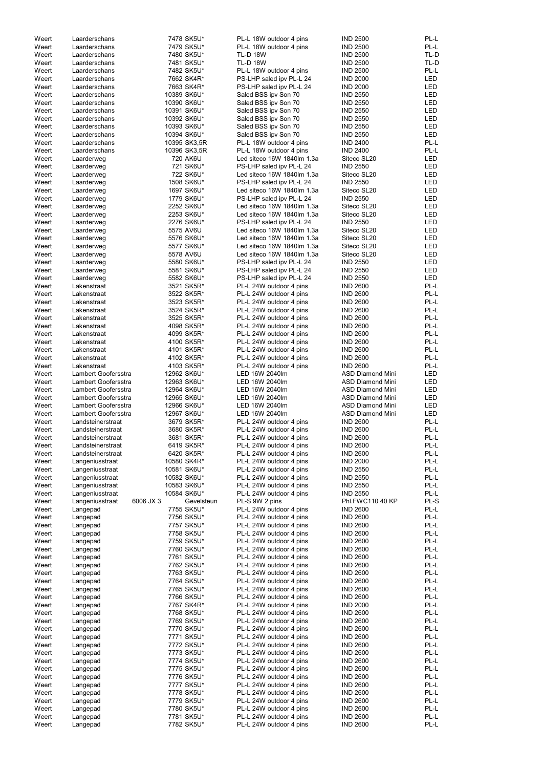| | | | | | | |
|---|---|---|---|---|---|---|
| Weert | Laarderschans | | 7478 SK5U* | PL-L 18W outdoor 4 pins | IND 2500 | PL-L |
| Weert | Laarderschans | | 7479 SK5U* | PL-L 18W outdoor 4 pins | IND 2500 | PL-L |
| Weert | Laarderschans | | 7480 SK5U* | TL-D 18W | IND 2500 | TL-D |
| Weert | Laarderschans | | 7481 SK5U* | TL-D 18W | IND 2500 | TL-D |
| Weert | Laarderschans | | 7482 SK5U* | PL-L 18W outdoor 4 pins | IND 2500 | PL-L |
| Weert | Laarderschans | | 7662 SK4R* | PS-LHP saled ipv PL-L 24 | IND 2000 | LED |
| Weert | Laarderschans | | 7663 SK4R* | PS-LHP saled ipv PL-L 24 | IND 2000 | LED |
| Weert | Laarderschans | | 10389 SK6U* | Saled BSS ipv Son 70 | IND 2550 | LED |
| Weert | Laarderschans | | 10390 SK6U* | Saled BSS ipv Son 70 | IND 2550 | LED |
| Weert | Laarderschans | | 10391 SK6U* | Saled BSS ipv Son 70 | IND 2550 | LED |
| Weert | Laarderschans | | 10392 SK6U* | Saled BSS ipv Son 70 | IND 2550 | LED |
| Weert | Laarderschans | | 10393 SK6U* | Saled BSS ipv Son 70 | IND 2550 | LED |
| Weert | Laarderschans | | 10394 SK6U* | Saled BSS ipv Son 70 | IND 2550 | LED |
| Weert | Laarderschans | | 10395 SK3,5R | PL-L 18W outdoor 4 pins | IND 2400 | PL-L |
| Weert | Laarderschans | | 10396 SK3,5R | PL-L 18W outdoor 4 pins | IND 2400 | PL-L |
| Weert | Laarderweg | | 720 AK6U | Led siteco 16W 1840lm 1.3a | Siteco SL20 | LED |
| Weert | Laarderweg | | 721 SK6U* | PS-LHP saled ipv PL-L 24 | IND 2550 | LED |
| Weert | Laarderweg | | 722 SK6U* | Led siteco 16W 1840lm 1.3a | Siteco SL20 | LED |
| Weert | Laarderweg | | 1508 SK6U* | PS-LHP saled ipv PL-L 24 | IND 2550 | LED |
| Weert | Laarderweg | | 1697 SK6U* | Led siteco 16W 1840lm 1.3a | Siteco SL20 | LED |
| Weert | Laarderweg | | 1779 SK6U* | PS-LHP saled ipv PL-L 24 | IND 2550 | LED |
| Weert | Laarderweg | | 2252 SK6U* | Led siteco 16W 1840lm 1.3a | Siteco SL20 | LED |
| Weert | Laarderweg | | 2253 SK6U* | Led siteco 16W 1840lm 1.3a | Siteco SL20 | LED |
| Weert | Laarderweg | | 2276 SK6U* | PS-LHP saled ipv PL-L 24 | IND 2550 | LED |
| Weert | Laarderweg | | 5575 AV6U | Led siteco 16W 1840lm 1.3a | Siteco SL20 | LED |
| Weert | Laarderweg | | 5576 SK6U* | Led siteco 16W 1840lm 1.3a | Siteco SL20 | LED |
| Weert | Laarderweg | | 5577 SK6U* | Led siteco 16W 1840lm 1.3a | Siteco SL20 | LED |
| Weert | Laarderweg | | 5578 AV6U | Led siteco 16W 1840lm 1.3a | Siteco SL20 | LED |
| Weert | Laarderweg | | 5580 SK6U* | PS-LHP saled ipv PL-L 24 | IND 2550 | LED |
| Weert | Laarderweg | | 5581 SK6U* | PS-LHP saled ipv PL-L 24 | IND 2550 | LED |
| Weert | Laarderweg | | 5582 SK6U* | PS-LHP saled ipv PL-L 24 | IND 2550 | LED |
| Weert | Lakenstraat | | 3521 SK5R* | PL-L 24W outdoor 4 pins | IND 2600 | PL-L |
| Weert | Lakenstraat | | 3522 SK5R* | PL-L 24W outdoor 4 pins | IND 2600 | PL-L |
| Weert | Lakenstraat | | 3523 SK5R* | PL-L 24W outdoor 4 pins | IND 2600 | PL-L |
| Weert | Lakenstraat | | 3524 SK5R* | PL-L 24W outdoor 4 pins | IND 2600 | PL-L |
| Weert | Lakenstraat | | 3525 SK5R* | PL-L 24W outdoor 4 pins | IND 2600 | PL-L |
| Weert | Lakenstraat | | 4098 SK5R* | PL-L 24W outdoor 4 pins | IND 2600 | PL-L |
| Weert | Lakenstraat | | 4099 SK5R* | PL-L 24W outdoor 4 pins | IND 2600 | PL-L |
| Weert | Lakenstraat | | 4100 SK5R* | PL-L 24W outdoor 4 pins | IND 2600 | PL-L |
| Weert | Lakenstraat | | 4101 SK5R* | PL-L 24W outdoor 4 pins | IND 2600 | PL-L |
| Weert | Lakenstraat | | 4102 SK5R* | PL-L 24W outdoor 4 pins | IND 2600 | PL-L |
| Weert | Lakenstraat | | 4103 SK5R* | PL-L 24W outdoor 4 pins | IND 2600 | PL-L |
| Weert | Lambert Goofersstra | | 12962 SK6U* | LED 16W 2040lm | ASD Diamond Mini | LED |
| Weert | Lambert Goofersstra | | 12963 SK6U* | LED 16W 2040lm | ASD Diamond Mini | LED |
| Weert | Lambert Goofersstra | | 12964 SK6U* | LED 16W 2040lm | ASD Diamond Mini | LED |
| Weert | Lambert Goofersstra | | 12965 SK6U* | LED 16W 2040lm | ASD Diamond Mini | LED |
| Weert | Lambert Goofersstra | | 12966 SK6U* | LED 16W 2040lm | ASD Diamond Mini | LED |
| Weert | Lambert Goofersstra | | 12967 SK6U* | LED 16W 2040lm | ASD Diamond Mini | LED |
| Weert | Landsteinerstraat | | 3679 SK5R* | PL-L 24W outdoor 4 pins | IND 2600 | PL-L |
| Weert | Landsteinerstraat | | 3680 SK5R* | PL-L 24W outdoor 4 pins | IND 2600 | PL-L |
| Weert | Landsteinerstraat | | 3681 SK5R* | PL-L 24W outdoor 4 pins | IND 2600 | PL-L |
| Weert | Landsteinerstraat | | 6419 SK5R* | PL-L 24W outdoor 4 pins | IND 2600 | PL-L |
| Weert | Landsteinerstraat | | 6420 SK5R* | PL-L 24W outdoor 4 pins | IND 2600 | PL-L |
| Weert | Langeniusstraat | | 10580 SK4R* | PL-L 24W outdoor 4 pins | IND 2000 | PL-L |
| Weert | Langeniusstraat | | 10581 SK6U* | PL-L 24W outdoor 4 pins | IND 2550 | PL-L |
| Weert | Langeniusstraat | | 10582 SK6U* | PL-L 24W outdoor 4 pins | IND 2550 | PL-L |
| Weert | Langeniusstraat | | 10583 SK6U* | PL-L 24W outdoor 4 pins | IND 2550 | PL-L |
| Weert | Langeniusstraat | | 10584 SK6U* | PL-L 24W outdoor 4 pins | IND 2550 | PL-L |
| Weert | Langeniusstraat | 6006 JX 3 | Gevelsteun | PL-S 9W 2 pins | Phl.FWC110 40 KP | PL-S |
| Weert | Langepad | | 7755 SK5U* | PL-L 24W outdoor 4 pins | IND 2600 | PL-L |
| Weert | Langepad | | 7756 SK5U* | PL-L 24W outdoor 4 pins | IND 2600 | PL-L |
| Weert | Langepad | | 7757 SK5U* | PL-L 24W outdoor 4 pins | IND 2600 | PL-L |
| Weert | Langepad | | 7758 SK5U* | PL-L 24W outdoor 4 pins | IND 2600 | PL-L |
| Weert | Langepad | | 7759 SK5U* | PL-L 24W outdoor 4 pins | IND 2600 | PL-L |
| Weert | Langepad | | 7760 SK5U* | PL-L 24W outdoor 4 pins | IND 2600 | PL-L |
| Weert | Langepad | | 7761 SK5U* | PL-L 24W outdoor 4 pins | IND 2600 | PL-L |
| Weert | Langepad | | 7762 SK5U* | PL-L 24W outdoor 4 pins | IND 2600 | PL-L |
| Weert | Langepad | | 7763 SK5U* | PL-L 24W outdoor 4 pins | IND 2600 | PL-L |
| Weert | Langepad | | 7764 SK5U* | PL-L 24W outdoor 4 pins | IND 2600 | PL-L |
| Weert | Langepad | | 7765 SK5U* | PL-L 24W outdoor 4 pins | IND 2600 | PL-L |
| Weert | Langepad | | 7766 SK5U* | PL-L 24W outdoor 4 pins | IND 2600 | PL-L |
| Weert | Langepad | | 7767 SK4R* | PL-L 24W outdoor 4 pins | IND 2000 | PL-L |
| Weert | Langepad | | 7768 SK5U* | PL-L 24W outdoor 4 pins | IND 2600 | PL-L |
| Weert | Langepad | | 7769 SK5U* | PL-L 24W outdoor 4 pins | IND 2600 | PL-L |
| Weert | Langepad | | 7770 SK5U* | PL-L 24W outdoor 4 pins | IND 2600 | PL-L |
| Weert | Langepad | | 7771 SK5U* | PL-L 24W outdoor 4 pins | IND 2600 | PL-L |
| Weert | Langepad | | 7772 SK5U* | PL-L 24W outdoor 4 pins | IND 2600 | PL-L |
| Weert | Langepad | | 7773 SK5U* | PL-L 24W outdoor 4 pins | IND 2600 | PL-L |
| Weert | Langepad | | 7774 SK5U* | PL-L 24W outdoor 4 pins | IND 2600 | PL-L |
| Weert | Langepad | | 7775 SK5U* | PL-L 24W outdoor 4 pins | IND 2600 | PL-L |
| Weert | Langepad | | 7776 SK5U* | PL-L 24W outdoor 4 pins | IND 2600 | PL-L |
| Weert | Langepad | | 7777 SK5U* | PL-L 24W outdoor 4 pins | IND 2600 | PL-L |
| Weert | Langepad | | 7778 SK5U* | PL-L 24W outdoor 4 pins | IND 2600 | PL-L |
| Weert | Langepad | | 7779 SK5U* | PL-L 24W outdoor 4 pins | IND 2600 | PL-L |
| Weert | Langepad | | 7780 SK5U* | PL-L 24W outdoor 4 pins | IND 2600 | PL-L |
| Weert | Langepad | | 7781 SK5U* | PL-L 24W outdoor 4 pins | IND 2600 | PL-L |
| Weert | Langepad | | 7782 SK5U* | PL-L 24W outdoor 4 pins | IND 2600 | PL-L |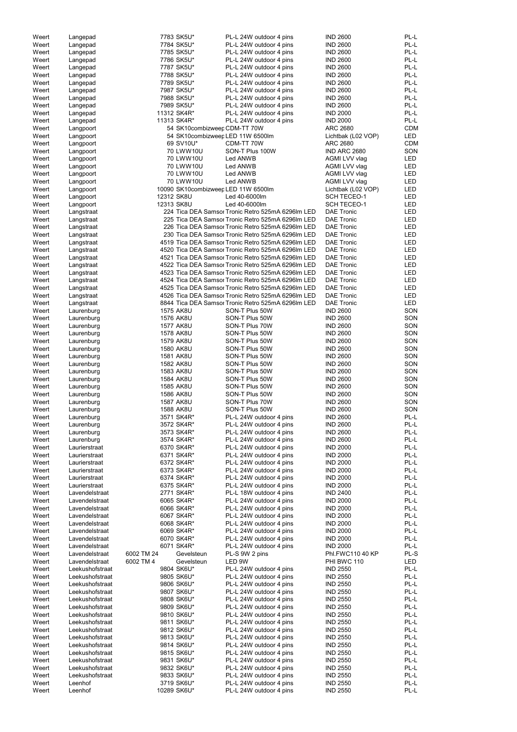| | | | | | | |
|---|---|---|---|---|---|---|
| Weert | Langepad | | 7783 SK5U* | PL-L 24W outdoor 4 pins | IND 2600 | PL-L |
| Weert | Langepad | | 7784 SK5U* | PL-L 24W outdoor 4 pins | IND 2600 | PL-L |
| Weert | Langepad | | 7785 SK5U* | PL-L 24W outdoor 4 pins | IND 2600 | PL-L |
| Weert | Langepad | | 7786 SK5U* | PL-L 24W outdoor 4 pins | IND 2600 | PL-L |
| Weert | Langepad | | 7787 SK5U* | PL-L 24W outdoor 4 pins | IND 2600 | PL-L |
| Weert | Langepad | | 7788 SK5U* | PL-L 24W outdoor 4 pins | IND 2600 | PL-L |
| Weert | Langepad | | 7789 SK5U* | PL-L 24W outdoor 4 pins | IND 2600 | PL-L |
| Weert | Langepad | | 7987 SK5U* | PL-L 24W outdoor 4 pins | IND 2600 | PL-L |
| Weert | Langepad | | 7988 SK5U* | PL-L 24W outdoor 4 pins | IND 2600 | PL-L |
| Weert | Langepad | | 7989 SK5U* | PL-L 24W outdoor 4 pins | IND 2600 | PL-L |
| Weert | Langepad | | 11312 SK4R* | PL-L 24W outdoor 4 pins | IND 2000 | PL-L |
| Weert | Langepad | | 11313 SK4R* | PL-L 24W outdoor 4 pins | IND 2000 | PL-L |
| Weert | Langpoort | | 54 SK10combizweep | CDM-TT 70W | ARC 2680 | CDM |
| Weert | Langpoort | | 54 SK10combizweep | LED 11W 6500lm | Lichtbak (L02 VOP) | LED |
| Weert | Langpoort | | 69 SV10U* | CDM-TT 70W | ARC 2680 | CDM |
| Weert | Langpoort | | 70 LWW10U | SON-T Plus 100W | IND ARC 2680 | SON |
| Weert | Langpoort | | 70 LWW10U | Led ANWB | AGMI LVV vlag | LED |
| Weert | Langpoort | | 70 LWW10U | Led ANWB | AGMI LVV vlag | LED |
| Weert | Langpoort | | 70 LWW10U | Led ANWB | AGMI LVV vlag | LED |
| Weert | Langpoort | | 70 LWW10U | Led ANWB | AGMI LVV vlag | LED |
| Weert | Langpoort | | 10090 SK10combizweep | LED 11W 6500lm | Lichtbak (L02 VOP) | LED |
| Weert | Langpoort | | 12312 SK8U | Led 40-6000lm | SCH TECEO-1 | LED |
| Weert | Langpoort | | 12313 SK8U | Led 40-6000lm | SCH TECEO-1 | LED |
| Weert | Langstraat | | 224 Tica DEA Samsor | Tronic Retro 525mA 6296lm LED | DAE Tronic | LED |
| Weert | Langstraat | | 225 Tica DEA Samsor | Tronic Retro 525mA 6296lm LED | DAE Tronic | LED |
| Weert | Langstraat | | 226 Tica DEA Samsor | Tronic Retro 525mA 6296lm LED | DAE Tronic | LED |
| Weert | Langstraat | | 230 Tica DEA Samsor | Tronic Retro 525mA 6296lm LED | DAE Tronic | LED |
| Weert | Langstraat | | 4519 Tica DEA Samsor | Tronic Retro 525mA 6296lm LED | DAE Tronic | LED |
| Weert | Langstraat | | 4520 Tica DEA Samsor | Tronic Retro 525mA 6296lm LED | DAE Tronic | LED |
| Weert | Langstraat | | 4521 Tica DEA Samsor | Tronic Retro 525mA 6296lm LED | DAE Tronic | LED |
| Weert | Langstraat | | 4522 Tica DEA Samsor | Tronic Retro 525mA 6296lm LED | DAE Tronic | LED |
| Weert | Langstraat | | 4523 Tica DEA Samsor | Tronic Retro 525mA 6296lm LED | DAE Tronic | LED |
| Weert | Langstraat | | 4524 Tica DEA Samsor | Tronic Retro 525mA 6296lm LED | DAE Tronic | LED |
| Weert | Langstraat | | 4525 Tica DEA Samsor | Tronic Retro 525mA 6296lm LED | DAE Tronic | LED |
| Weert | Langstraat | | 4526 Tica DEA Samsor | Tronic Retro 525mA 6296lm LED | DAE Tronic | LED |
| Weert | Langstraat | | 8844 Tica DEA Samsor | Tronic Retro 525mA 6296lm LED | DAE Tronic | LED |
| Weert | Laurenburg | | 1575 AK8U | SON-T Plus 50W | IND 2600 | SON |
| Weert | Laurenburg | | 1576 AK8U | SON-T Plus 50W | IND 2600 | SON |
| Weert | Laurenburg | | 1577 AK8U | SON-T Plus 70W | IND 2600 | SON |
| Weert | Laurenburg | | 1578 AK8U | SON-T Plus 50W | IND 2600 | SON |
| Weert | Laurenburg | | 1579 AK8U | SON-T Plus 50W | IND 2600 | SON |
| Weert | Laurenburg | | 1580 AK8U | SON-T Plus 50W | IND 2600 | SON |
| Weert | Laurenburg | | 1581 AK8U | SON-T Plus 50W | IND 2600 | SON |
| Weert | Laurenburg | | 1582 AK8U | SON-T Plus 50W | IND 2600 | SON |
| Weert | Laurenburg | | 1583 AK8U | SON-T Plus 50W | IND 2600 | SON |
| Weert | Laurenburg | | 1584 AK8U | SON-T Plus 50W | IND 2600 | SON |
| Weert | Laurenburg | | 1585 AK8U | SON-T Plus 50W | IND 2600 | SON |
| Weert | Laurenburg | | 1586 AK8U | SON-T Plus 50W | IND 2600 | SON |
| Weert | Laurenburg | | 1587 AK8U | SON-T Plus 70W | IND 2600 | SON |
| Weert | Laurenburg | | 1588 AK8U | SON-T Plus 50W | IND 2600 | SON |
| Weert | Laurenburg | | 3571 SK4R* | PL-L 24W outdoor 4 pins | IND 2600 | PL-L |
| Weert | Laurenburg | | 3572 SK4R* | PL-L 24W outdoor 4 pins | IND 2600 | PL-L |
| Weert | Laurenburg | | 3573 SK4R* | PL-L 24W outdoor 4 pins | IND 2600 | PL-L |
| Weert | Laurenburg | | 3574 SK4R* | PL-L 24W outdoor 4 pins | IND 2600 | PL-L |
| Weert | Laurierstraat | | 6370 SK4R* | PL-L 24W outdoor 4 pins | IND 2000 | PL-L |
| Weert | Laurierstraat | | 6371 SK4R* | PL-L 24W outdoor 4 pins | IND 2000 | PL-L |
| Weert | Laurierstraat | | 6372 SK4R* | PL-L 24W outdoor 4 pins | IND 2000 | PL-L |
| Weert | Laurierstraat | | 6373 SK4R* | PL-L 24W outdoor 4 pins | IND 2000 | PL-L |
| Weert | Laurierstraat | | 6374 SK4R* | PL-L 24W outdoor 4 pins | IND 2000 | PL-L |
| Weert | Laurierstraat | | 6375 SK4R* | PL-L 24W outdoor 4 pins | IND 2000 | PL-L |
| Weert | Lavendelstraat | | 2771 SK4R* | PL-L 18W outdoor 4 pins | IND 2400 | PL-L |
| Weert | Lavendelstraat | | 6065 SK4R* | PL-L 24W outdoor 4 pins | IND 2000 | PL-L |
| Weert | Lavendelstraat | | 6066 SK4R* | PL-L 24W outdoor 4 pins | IND 2000 | PL-L |
| Weert | Lavendelstraat | | 6067 SK4R* | PL-L 24W outdoor 4 pins | IND 2000 | PL-L |
| Weert | Lavendelstraat | | 6068 SK4R* | PL-L 24W outdoor 4 pins | IND 2000 | PL-L |
| Weert | Lavendelstraat | | 6069 SK4R* | PL-L 24W outdoor 4 pins | IND 2000 | PL-L |
| Weert | Lavendelstraat | | 6070 SK4R* | PL-L 24W outdoor 4 pins | IND 2000 | PL-L |
| Weert | Lavendelstraat | | 6071 SK4R* | PL-L 24W outdoor 4 pins | IND 2000 | PL-L |
| Weert | Lavendelstraat | 6002 TM 24 | Gevelsteun | PL-S 9W 2 pins | Phl.FWC110 40 KP | PL-S |
| Weert | Lavendelstraat | 6002 TM 4 | Gevelsteun | LED 9W | PHI BWC 110 | LED |
| Weert | Leekushofstraat | | 9804 SK6U* | PL-L 24W outdoor 4 pins | IND 2550 | PL-L |
| Weert | Leekushofstraat | | 9805 SK6U* | PL-L 24W outdoor 4 pins | IND 2550 | PL-L |
| Weert | Leekushofstraat | | 9806 SK6U* | PL-L 24W outdoor 4 pins | IND 2550 | PL-L |
| Weert | Leekushofstraat | | 9807 SK6U* | PL-L 24W outdoor 4 pins | IND 2550 | PL-L |
| Weert | Leekushofstraat | | 9808 SK6U* | PL-L 24W outdoor 4 pins | IND 2550 | PL-L |
| Weert | Leekushofstraat | | 9809 SK6U* | PL-L 24W outdoor 4 pins | IND 2550 | PL-L |
| Weert | Leekushofstraat | | 9810 SK6U* | PL-L 24W outdoor 4 pins | IND 2550 | PL-L |
| Weert | Leekushofstraat | | 9811 SK6U* | PL-L 24W outdoor 4 pins | IND 2550 | PL-L |
| Weert | Leekushofstraat | | 9812 SK6U* | PL-L 24W outdoor 4 pins | IND 2550 | PL-L |
| Weert | Leekushofstraat | | 9813 SK6U* | PL-L 24W outdoor 4 pins | IND 2550 | PL-L |
| Weert | Leekushofstraat | | 9814 SK6U* | PL-L 24W outdoor 4 pins | IND 2550 | PL-L |
| Weert | Leekushofstraat | | 9815 SK6U* | PL-L 24W outdoor 4 pins | IND 2550 | PL-L |
| Weert | Leekushofstraat | | 9831 SK6U* | PL-L 24W outdoor 4 pins | IND 2550 | PL-L |
| Weert | Leekushofstraat | | 9832 SK6U* | PL-L 24W outdoor 4 pins | IND 2550 | PL-L |
| Weert | Leekushofstraat | | 9833 SK6U* | PL-L 24W outdoor 4 pins | IND 2550 | PL-L |
| Weert | Leenhof | | 3719 SK6U* | PL-L 24W outdoor 4 pins | IND 2550 | PL-L |
| Weert | Leenhof | | 10289 SK6U* | PL-L 24W outdoor 4 pins | IND 2550 | PL-L |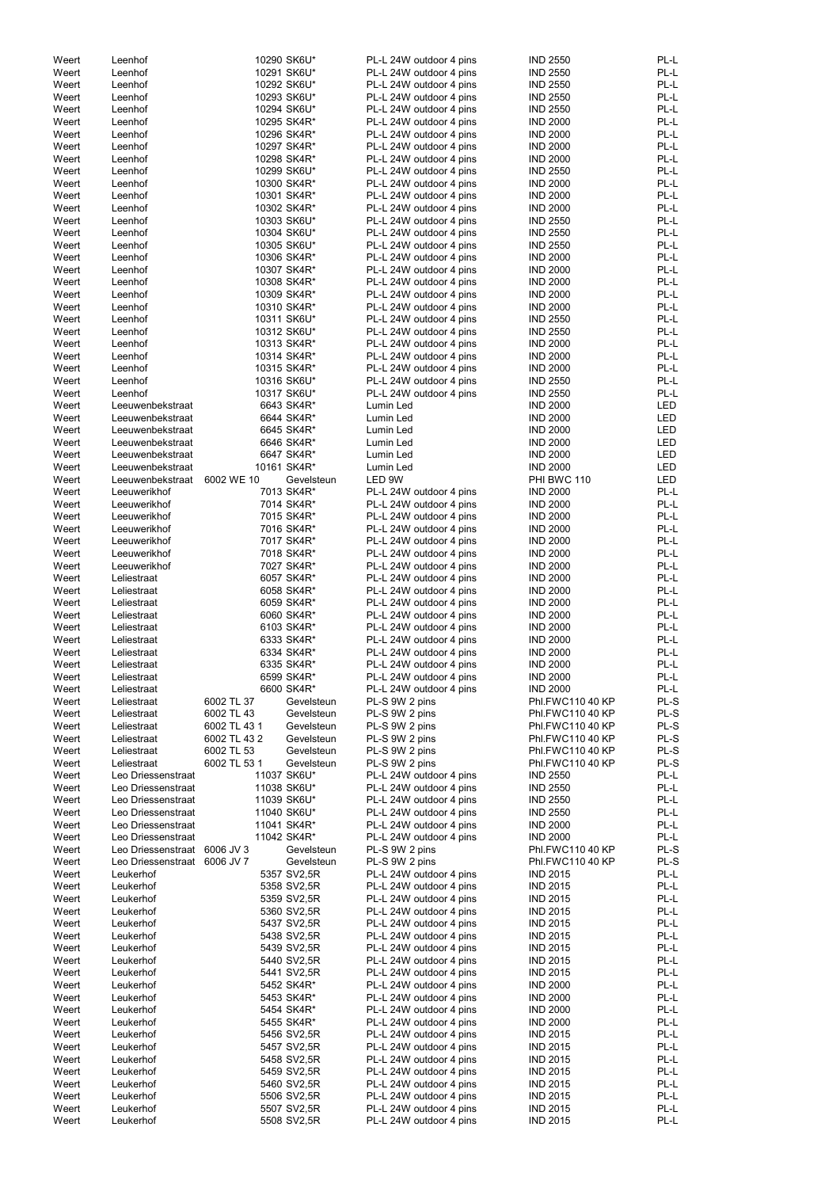| | | | | | | |
|---|---|---|---|---|---|---|
| Weert | Leenhof | | 10290 SK6U* | PL-L 24W outdoor 4 pins | IND 2550 | PL-L |
| Weert | Leenhof | | 10291 SK6U* | PL-L 24W outdoor 4 pins | IND 2550 | PL-L |
| Weert | Leenhof | | 10292 SK6U* | PL-L 24W outdoor 4 pins | IND 2550 | PL-L |
| Weert | Leenhof | | 10293 SK6U* | PL-L 24W outdoor 4 pins | IND 2550 | PL-L |
| Weert | Leenhof | | 10294 SK6U* | PL-L 24W outdoor 4 pins | IND 2550 | PL-L |
| Weert | Leenhof | | 10295 SK4R* | PL-L 24W outdoor 4 pins | IND 2000 | PL-L |
| Weert | Leenhof | | 10296 SK4R* | PL-L 24W outdoor 4 pins | IND 2000 | PL-L |
| Weert | Leenhof | | 10297 SK4R* | PL-L 24W outdoor 4 pins | IND 2000 | PL-L |
| Weert | Leenhof | | 10298 SK4R* | PL-L 24W outdoor 4 pins | IND 2000 | PL-L |
| Weert | Leenhof | | 10299 SK6U* | PL-L 24W outdoor 4 pins | IND 2550 | PL-L |
| Weert | Leenhof | | 10300 SK4R* | PL-L 24W outdoor 4 pins | IND 2000 | PL-L |
| Weert | Leenhof | | 10301 SK4R* | PL-L 24W outdoor 4 pins | IND 2000 | PL-L |
| Weert | Leenhof | | 10302 SK4R* | PL-L 24W outdoor 4 pins | IND 2000 | PL-L |
| Weert | Leenhof | | 10303 SK6U* | PL-L 24W outdoor 4 pins | IND 2550 | PL-L |
| Weert | Leenhof | | 10304 SK6U* | PL-L 24W outdoor 4 pins | IND 2550 | PL-L |
| Weert | Leenhof | | 10305 SK6U* | PL-L 24W outdoor 4 pins | IND 2550 | PL-L |
| Weert | Leenhof | | 10306 SK4R* | PL-L 24W outdoor 4 pins | IND 2000 | PL-L |
| Weert | Leenhof | | 10307 SK4R* | PL-L 24W outdoor 4 pins | IND 2000 | PL-L |
| Weert | Leenhof | | 10308 SK4R* | PL-L 24W outdoor 4 pins | IND 2000 | PL-L |
| Weert | Leenhof | | 10309 SK4R* | PL-L 24W outdoor 4 pins | IND 2000 | PL-L |
| Weert | Leenhof | | 10310 SK4R* | PL-L 24W outdoor 4 pins | IND 2000 | PL-L |
| Weert | Leenhof | | 10311 SK6U* | PL-L 24W outdoor 4 pins | IND 2550 | PL-L |
| Weert | Leenhof | | 10312 SK6U* | PL-L 24W outdoor 4 pins | IND 2550 | PL-L |
| Weert | Leenhof | | 10313 SK4R* | PL-L 24W outdoor 4 pins | IND 2000 | PL-L |
| Weert | Leenhof | | 10314 SK4R* | PL-L 24W outdoor 4 pins | IND 2000 | PL-L |
| Weert | Leenhof | | 10315 SK4R* | PL-L 24W outdoor 4 pins | IND 2000 | PL-L |
| Weert | Leenhof | | 10316 SK6U* | PL-L 24W outdoor 4 pins | IND 2550 | PL-L |
| Weert | Leenhof | | 10317 SK6U* | PL-L 24W outdoor 4 pins | IND 2550 | PL-L |
| Weert | Leeuwenbekstraat | | 6643 SK4R* | Lumin Led | IND 2000 | LED |
| Weert | Leeuwenbekstraat | | 6644 SK4R* | Lumin Led | IND 2000 | LED |
| Weert | Leeuwenbekstraat | | 6645 SK4R* | Lumin Led | IND 2000 | LED |
| Weert | Leeuwenbekstraat | | 6646 SK4R* | Lumin Led | IND 2000 | LED |
| Weert | Leeuwenbekstraat | | 6647 SK4R* | Lumin Led | IND 2000 | LED |
| Weert | Leeuwenbekstraat | | 10161 SK4R* | Lumin Led | IND 2000 | LED |
| Weert | Leeuwenbekstraat | 6002 WE 10 | Gevelsteun | LED 9W | PHI BWC 110 | LED |
| Weert | Leeuwerikhof | | 7013 SK4R* | PL-L 24W outdoor 4 pins | IND 2000 | PL-L |
| Weert | Leeuwerikhof | | 7014 SK4R* | PL-L 24W outdoor 4 pins | IND 2000 | PL-L |
| Weert | Leeuwerikhof | | 7015 SK4R* | PL-L 24W outdoor 4 pins | IND 2000 | PL-L |
| Weert | Leeuwerikhof | | 7016 SK4R* | PL-L 24W outdoor 4 pins | IND 2000 | PL-L |
| Weert | Leeuwerikhof | | 7017 SK4R* | PL-L 24W outdoor 4 pins | IND 2000 | PL-L |
| Weert | Leeuwerikhof | | 7018 SK4R* | PL-L 24W outdoor 4 pins | IND 2000 | PL-L |
| Weert | Leeuwerikhof | | 7027 SK4R* | PL-L 24W outdoor 4 pins | IND 2000 | PL-L |
| Weert | Leliestraat | | 6057 SK4R* | PL-L 24W outdoor 4 pins | IND 2000 | PL-L |
| Weert | Leliestraat | | 6058 SK4R* | PL-L 24W outdoor 4 pins | IND 2000 | PL-L |
| Weert | Leliestraat | | 6059 SK4R* | PL-L 24W outdoor 4 pins | IND 2000 | PL-L |
| Weert | Leliestraat | | 6060 SK4R* | PL-L 24W outdoor 4 pins | IND 2000 | PL-L |
| Weert | Leliestraat | | 6103 SK4R* | PL-L 24W outdoor 4 pins | IND 2000 | PL-L |
| Weert | Leliestraat | | 6333 SK4R* | PL-L 24W outdoor 4 pins | IND 2000 | PL-L |
| Weert | Leliestraat | | 6334 SK4R* | PL-L 24W outdoor 4 pins | IND 2000 | PL-L |
| Weert | Leliestraat | | 6335 SK4R* | PL-L 24W outdoor 4 pins | IND 2000 | PL-L |
| Weert | Leliestraat | | 6599 SK4R* | PL-L 24W outdoor 4 pins | IND 2000 | PL-L |
| Weert | Leliestraat | | 6600 SK4R* | PL-L 24W outdoor 4 pins | IND 2000 | PL-L |
| Weert | Leliestraat | 6002 TL 37 | Gevelsteun | PL-S 9W 2 pins | Phl.FWC110 40 KP | PL-S |
| Weert | Leliestraat | 6002 TL 43 | Gevelsteun | PL-S 9W 2 pins | Phl.FWC110 40 KP | PL-S |
| Weert | Leliestraat | 6002 TL 43 1 | Gevelsteun | PL-S 9W 2 pins | Phl.FWC110 40 KP | PL-S |
| Weert | Leliestraat | 6002 TL 43 2 | Gevelsteun | PL-S 9W 2 pins | Phl.FWC110 40 KP | PL-S |
| Weert | Leliestraat | 6002 TL 53 | Gevelsteun | PL-S 9W 2 pins | Phl.FWC110 40 KP | PL-S |
| Weert | Leliestraat | 6002 TL 53 1 | Gevelsteun | PL-S 9W 2 pins | Phl.FWC110 40 KP | PL-S |
| Weert | Leo Driessenstraat | | 11037 SK6U* | PL-L 24W outdoor 4 pins | IND 2550 | PL-L |
| Weert | Leo Driessenstraat | | 11038 SK6U* | PL-L 24W outdoor 4 pins | IND 2550 | PL-L |
| Weert | Leo Driessenstraat | | 11039 SK6U* | PL-L 24W outdoor 4 pins | IND 2550 | PL-L |
| Weert | Leo Driessenstraat | | 11040 SK6U* | PL-L 24W outdoor 4 pins | IND 2550 | PL-L |
| Weert | Leo Driessenstraat | | 11041 SK4R* | PL-L 24W outdoor 4 pins | IND 2000 | PL-L |
| Weert | Leo Driessenstraat | | 11042 SK4R* | PL-L 24W outdoor 4 pins | IND 2000 | PL-L |
| Weert | Leo Driessenstraat | 6006 JV 3 | Gevelsteun | PL-S 9W 2 pins | Phl.FWC110 40 KP | PL-S |
| Weert | Leo Driessenstraat | 6006 JV 7 | Gevelsteun | PL-S 9W 2 pins | Phl.FWC110 40 KP | PL-S |
| Weert | Leukerhof | | 5357 SV2,5R | PL-L 24W outdoor 4 pins | IND 2015 | PL-L |
| Weert | Leukerhof | | 5358 SV2,5R | PL-L 24W outdoor 4 pins | IND 2015 | PL-L |
| Weert | Leukerhof | | 5359 SV2,5R | PL-L 24W outdoor 4 pins | IND 2015 | PL-L |
| Weert | Leukerhof | | 5360 SV2,5R | PL-L 24W outdoor 4 pins | IND 2015 | PL-L |
| Weert | Leukerhof | | 5437 SV2,5R | PL-L 24W outdoor 4 pins | IND 2015 | PL-L |
| Weert | Leukerhof | | 5438 SV2,5R | PL-L 24W outdoor 4 pins | IND 2015 | PL-L |
| Weert | Leukerhof | | 5439 SV2,5R | PL-L 24W outdoor 4 pins | IND 2015 | PL-L |
| Weert | Leukerhof | | 5440 SV2,5R | PL-L 24W outdoor 4 pins | IND 2015 | PL-L |
| Weert | Leukerhof | | 5441 SV2,5R | PL-L 24W outdoor 4 pins | IND 2015 | PL-L |
| Weert | Leukerhof | | 5452 SK4R* | PL-L 24W outdoor 4 pins | IND 2000 | PL-L |
| Weert | Leukerhof | | 5453 SK4R* | PL-L 24W outdoor 4 pins | IND 2000 | PL-L |
| Weert | Leukerhof | | 5454 SK4R* | PL-L 24W outdoor 4 pins | IND 2000 | PL-L |
| Weert | Leukerhof | | 5455 SK4R* | PL-L 24W outdoor 4 pins | IND 2000 | PL-L |
| Weert | Leukerhof | | 5456 SV2,5R | PL-L 24W outdoor 4 pins | IND 2015 | PL-L |
| Weert | Leukerhof | | 5457 SV2,5R | PL-L 24W outdoor 4 pins | IND 2015 | PL-L |
| Weert | Leukerhof | | 5458 SV2,5R | PL-L 24W outdoor 4 pins | IND 2015 | PL-L |
| Weert | Leukerhof | | 5459 SV2,5R | PL-L 24W outdoor 4 pins | IND 2015 | PL-L |
| Weert | Leukerhof | | 5460 SV2,5R | PL-L 24W outdoor 4 pins | IND 2015 | PL-L |
| Weert | Leukerhof | | 5506 SV2,5R | PL-L 24W outdoor 4 pins | IND 2015 | PL-L |
| Weert | Leukerhof | | 5507 SV2,5R | PL-L 24W outdoor 4 pins | IND 2015 | PL-L |
| Weert | Leukerhof | | 5508 SV2,5R | PL-L 24W outdoor 4 pins | IND 2015 | PL-L |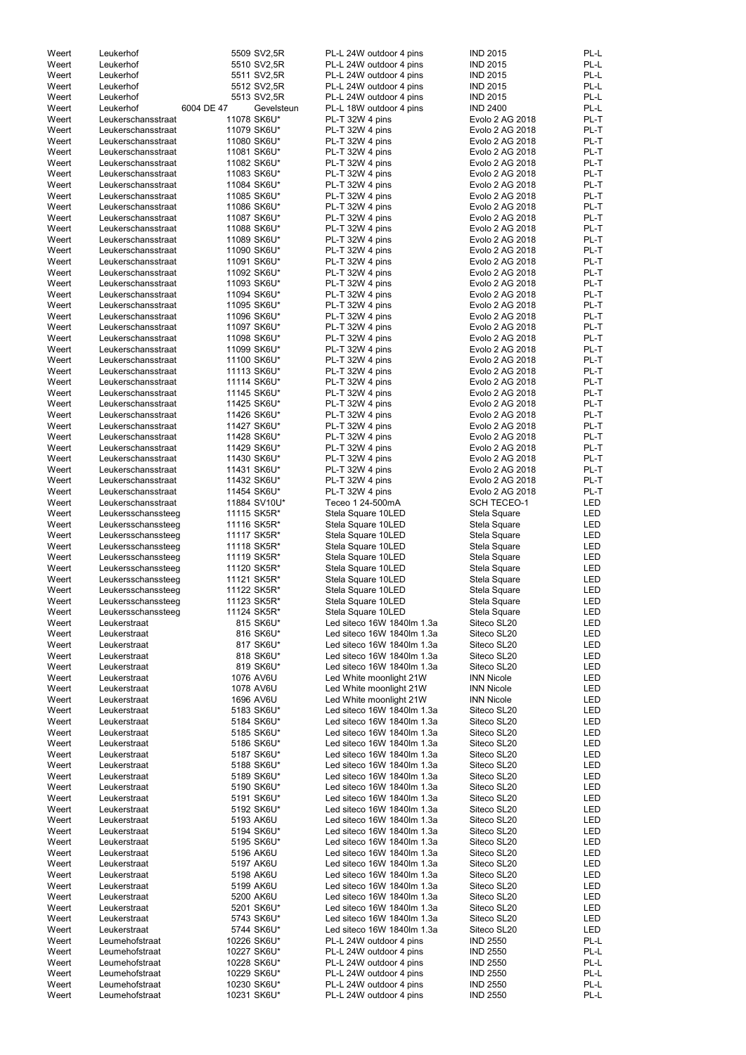| | | | | | |
|---|---|---|---|---|---|
| Weert | Leukerhof | 5509 SV2,5R | PL-L 24W outdoor 4 pins | IND 2015 | PL-L |
| Weert | Leukerhof | 5510 SV2,5R | PL-L 24W outdoor 4 pins | IND 2015 | PL-L |
| Weert | Leukerhof | 5511 SV2,5R | PL-L 24W outdoor 4 pins | IND 2015 | PL-L |
| Weert | Leukerhof | 5512 SV2,5R | PL-L 24W outdoor 4 pins | IND 2015 | PL-L |
| Weert | Leukerhof | 5513 SV2,5R | PL-L 24W outdoor 4 pins | IND 2015 | PL-L |
| Weert | Leukerhof | 6004 DE 47 Gevelsteun | PL-L 18W outdoor 4 pins | IND 2400 | PL-L |
| Weert | Leukerschansstraat | 11078 SK6U* | PL-T 32W 4 pins | Evolo 2 AG 2018 | PL-T |
| Weert | Leukerschansstraat | 11079 SK6U* | PL-T 32W 4 pins | Evolo 2 AG 2018 | PL-T |
| Weert | Leukerschansstraat | 11080 SK6U* | PL-T 32W 4 pins | Evolo 2 AG 2018 | PL-T |
| Weert | Leukerschansstraat | 11081 SK6U* | PL-T 32W 4 pins | Evolo 2 AG 2018 | PL-T |
| Weert | Leukerschansstraat | 11082 SK6U* | PL-T 32W 4 pins | Evolo 2 AG 2018 | PL-T |
| Weert | Leukerschansstraat | 11083 SK6U* | PL-T 32W 4 pins | Evolo 2 AG 2018 | PL-T |
| Weert | Leukerschansstraat | 11084 SK6U* | PL-T 32W 4 pins | Evolo 2 AG 2018 | PL-T |
| Weert | Leukerschansstraat | 11085 SK6U* | PL-T 32W 4 pins | Evolo 2 AG 2018 | PL-T |
| Weert | Leukerschansstraat | 11086 SK6U* | PL-T 32W 4 pins | Evolo 2 AG 2018 | PL-T |
| Weert | Leukerschansstraat | 11087 SK6U* | PL-T 32W 4 pins | Evolo 2 AG 2018 | PL-T |
| Weert | Leukerschansstraat | 11088 SK6U* | PL-T 32W 4 pins | Evolo 2 AG 2018 | PL-T |
| Weert | Leukerschansstraat | 11089 SK6U* | PL-T 32W 4 pins | Evolo 2 AG 2018 | PL-T |
| Weert | Leukerschansstraat | 11090 SK6U* | PL-T 32W 4 pins | Evolo 2 AG 2018 | PL-T |
| Weert | Leukerschansstraat | 11091 SK6U* | PL-T 32W 4 pins | Evolo 2 AG 2018 | PL-T |
| Weert | Leukerschansstraat | 11092 SK6U* | PL-T 32W 4 pins | Evolo 2 AG 2018 | PL-T |
| Weert | Leukerschansstraat | 11093 SK6U* | PL-T 32W 4 pins | Evolo 2 AG 2018 | PL-T |
| Weert | Leukerschansstraat | 11094 SK6U* | PL-T 32W 4 pins | Evolo 2 AG 2018 | PL-T |
| Weert | Leukerschansstraat | 11095 SK6U* | PL-T 32W 4 pins | Evolo 2 AG 2018 | PL-T |
| Weert | Leukerschansstraat | 11096 SK6U* | PL-T 32W 4 pins | Evolo 2 AG 2018 | PL-T |
| Weert | Leukerschansstraat | 11097 SK6U* | PL-T 32W 4 pins | Evolo 2 AG 2018 | PL-T |
| Weert | Leukerschansstraat | 11098 SK6U* | PL-T 32W 4 pins | Evolo 2 AG 2018 | PL-T |
| Weert | Leukerschansstraat | 11099 SK6U* | PL-T 32W 4 pins | Evolo 2 AG 2018 | PL-T |
| Weert | Leukerschansstraat | 11100 SK6U* | PL-T 32W 4 pins | Evolo 2 AG 2018 | PL-T |
| Weert | Leukerschansstraat | 11113 SK6U* | PL-T 32W 4 pins | Evolo 2 AG 2018 | PL-T |
| Weert | Leukerschansstraat | 11114 SK6U* | PL-T 32W 4 pins | Evolo 2 AG 2018 | PL-T |
| Weert | Leukerschansstraat | 11145 SK6U* | PL-T 32W 4 pins | Evolo 2 AG 2018 | PL-T |
| Weert | Leukerschansstraat | 11425 SK6U* | PL-T 32W 4 pins | Evolo 2 AG 2018 | PL-T |
| Weert | Leukerschansstraat | 11426 SK6U* | PL-T 32W 4 pins | Evolo 2 AG 2018 | PL-T |
| Weert | Leukerschansstraat | 11427 SK6U* | PL-T 32W 4 pins | Evolo 2 AG 2018 | PL-T |
| Weert | Leukerschansstraat | 11428 SK6U* | PL-T 32W 4 pins | Evolo 2 AG 2018 | PL-T |
| Weert | Leukerschansstraat | 11429 SK6U* | PL-T 32W 4 pins | Evolo 2 AG 2018 | PL-T |
| Weert | Leukerschansstraat | 11430 SK6U* | PL-T 32W 4 pins | Evolo 2 AG 2018 | PL-T |
| Weert | Leukerschansstraat | 11431 SK6U* | PL-T 32W 4 pins | Evolo 2 AG 2018 | PL-T |
| Weert | Leukerschansstraat | 11432 SK6U* | PL-T 32W 4 pins | Evolo 2 AG 2018 | PL-T |
| Weert | Leukerschansstraat | 11454 SK6U* | PL-T 32W 4 pins | Evolo 2 AG 2018 | PL-T |
| Weert | Leukerschansstraat | 11884 SV10U* | Teceo 1 24-500mA | SCH TECEO-1 | LED |
| Weert | Leukersschanssteeg | 11115 SK5R* | Stela Square 10LED | Stela Square | LED |
| Weert | Leukersschanssteeg | 11116 SK5R* | Stela Square 10LED | Stela Square | LED |
| Weert | Leukersschanssteeg | 11117 SK5R* | Stela Square 10LED | Stela Square | LED |
| Weert | Leukersschanssteeg | 11118 SK5R* | Stela Square 10LED | Stela Square | LED |
| Weert | Leukersschanssteeg | 11119 SK5R* | Stela Square 10LED | Stela Square | LED |
| Weert | Leukersschanssteeg | 11120 SK5R* | Stela Square 10LED | Stela Square | LED |
| Weert | Leukersschanssteeg | 11121 SK5R* | Stela Square 10LED | Stela Square | LED |
| Weert | Leukersschanssteeg | 11122 SK5R* | Stela Square 10LED | Stela Square | LED |
| Weert | Leukersschanssteeg | 11123 SK5R* | Stela Square 10LED | Stela Square | LED |
| Weert | Leukersschanssteeg | 11124 SK5R* | Stela Square 10LED | Stela Square | LED |
| Weert | Leukerstraat | 815 SK6U* | Led siteco 16W 1840lm 1.3a | Siteco SL20 | LED |
| Weert | Leukerstraat | 816 SK6U* | Led siteco 16W 1840lm 1.3a | Siteco SL20 | LED |
| Weert | Leukerstraat | 817 SK6U* | Led siteco 16W 1840lm 1.3a | Siteco SL20 | LED |
| Weert | Leukerstraat | 818 SK6U* | Led siteco 16W 1840lm 1.3a | Siteco SL20 | LED |
| Weert | Leukerstraat | 819 SK6U* | Led siteco 16W 1840lm 1.3a | Siteco SL20 | LED |
| Weert | Leukerstraat | 1076 AV6U | Led White moonlight 21W | INN Nicole | LED |
| Weert | Leukerstraat | 1078 AV6U | Led White moonlight 21W | INN Nicole | LED |
| Weert | Leukerstraat | 1696 AV6U | Led White moonlight 21W | INN Nicole | LED |
| Weert | Leukerstraat | 5183 SK6U* | Led siteco 16W 1840lm 1.3a | Siteco SL20 | LED |
| Weert | Leukerstraat | 5184 SK6U* | Led siteco 16W 1840lm 1.3a | Siteco SL20 | LED |
| Weert | Leukerstraat | 5185 SK6U* | Led siteco 16W 1840lm 1.3a | Siteco SL20 | LED |
| Weert | Leukerstraat | 5186 SK6U* | Led siteco 16W 1840lm 1.3a | Siteco SL20 | LED |
| Weert | Leukerstraat | 5187 SK6U* | Led siteco 16W 1840lm 1.3a | Siteco SL20 | LED |
| Weert | Leukerstraat | 5188 SK6U* | Led siteco 16W 1840lm 1.3a | Siteco SL20 | LED |
| Weert | Leukerstraat | 5189 SK6U* | Led siteco 16W 1840lm 1.3a | Siteco SL20 | LED |
| Weert | Leukerstraat | 5190 SK6U* | Led siteco 16W 1840lm 1.3a | Siteco SL20 | LED |
| Weert | Leukerstraat | 5191 SK6U* | Led siteco 16W 1840lm 1.3a | Siteco SL20 | LED |
| Weert | Leukerstraat | 5192 SK6U* | Led siteco 16W 1840lm 1.3a | Siteco SL20 | LED |
| Weert | Leukerstraat | 5193 AK6U | Led siteco 16W 1840lm 1.3a | Siteco SL20 | LED |
| Weert | Leukerstraat | 5194 SK6U* | Led siteco 16W 1840lm 1.3a | Siteco SL20 | LED |
| Weert | Leukerstraat | 5195 SK6U* | Led siteco 16W 1840lm 1.3a | Siteco SL20 | LED |
| Weert | Leukerstraat | 5196 AK6U | Led siteco 16W 1840lm 1.3a | Siteco SL20 | LED |
| Weert | Leukerstraat | 5197 AK6U | Led siteco 16W 1840lm 1.3a | Siteco SL20 | LED |
| Weert | Leukerstraat | 5198 AK6U | Led siteco 16W 1840lm 1.3a | Siteco SL20 | LED |
| Weert | Leukerstraat | 5199 AK6U | Led siteco 16W 1840lm 1.3a | Siteco SL20 | LED |
| Weert | Leukerstraat | 5200 AK6U | Led siteco 16W 1840lm 1.3a | Siteco SL20 | LED |
| Weert | Leukerstraat | 5201 SK6U* | Led siteco 16W 1840lm 1.3a | Siteco SL20 | LED |
| Weert | Leukerstraat | 5743 SK6U* | Led siteco 16W 1840lm 1.3a | Siteco SL20 | LED |
| Weert | Leukerstraat | 5744 SK6U* | Led siteco 16W 1840lm 1.3a | Siteco SL20 | LED |
| Weert | Leumehofstraat | 10226 SK6U* | PL-L 24W outdoor 4 pins | IND 2550 | PL-L |
| Weert | Leumehofstraat | 10227 SK6U* | PL-L 24W outdoor 4 pins | IND 2550 | PL-L |
| Weert | Leumehofstraat | 10228 SK6U* | PL-L 24W outdoor 4 pins | IND 2550 | PL-L |
| Weert | Leumehofstraat | 10229 SK6U* | PL-L 24W outdoor 4 pins | IND 2550 | PL-L |
| Weert | Leumehofstraat | 10230 SK6U* | PL-L 24W outdoor 4 pins | IND 2550 | PL-L |
| Weert | Leumehofstraat | 10231 SK6U* | PL-L 24W outdoor 4 pins | IND 2550 | PL-L |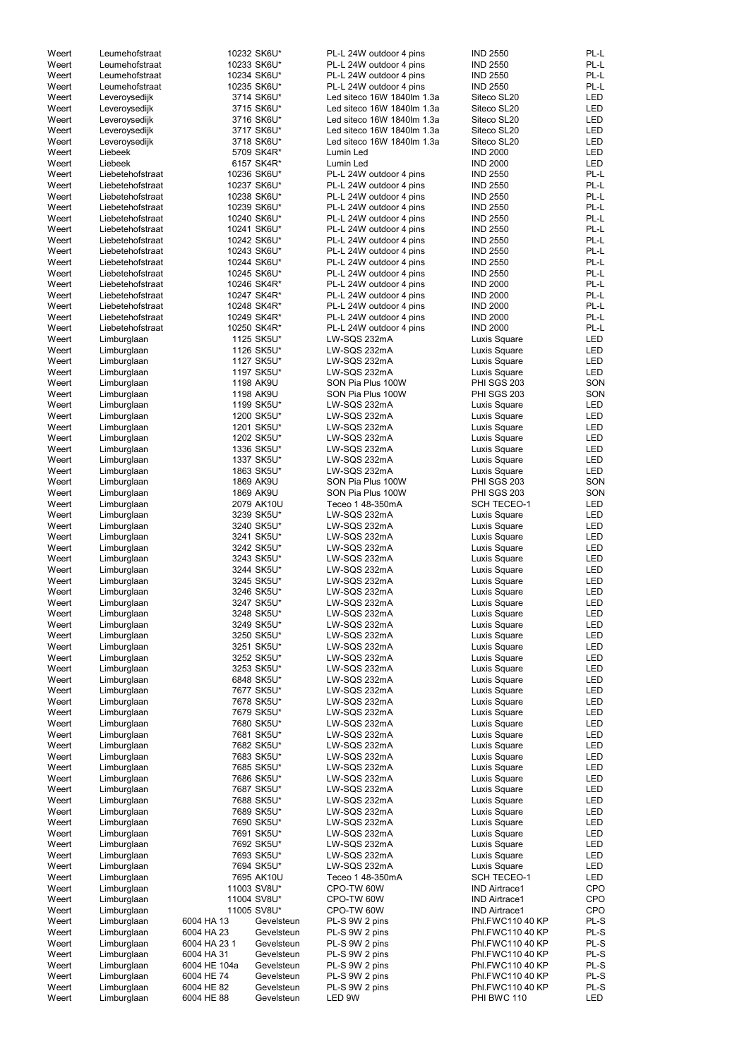| | | | | | | |
|---|---|---|---|---|---|---|
| Weert | Leumehofstraat | | 10232 SK6U* | PL-L 24W outdoor 4 pins | IND 2550 | PL-L |
| Weert | Leumehofstraat | | 10233 SK6U* | PL-L 24W outdoor 4 pins | IND 2550 | PL-L |
| Weert | Leumehofstraat | | 10234 SK6U* | PL-L 24W outdoor 4 pins | IND 2550 | PL-L |
| Weert | Leumehofstraat | | 10235 SK6U* | PL-L 24W outdoor 4 pins | IND 2550 | PL-L |
| Weert | Leveroysedijk | | 3714 SK6U* | Led siteco 16W 1840lm 1.3a | Siteco SL20 | LED |
| Weert | Leveroysedijk | | 3715 SK6U* | Led siteco 16W 1840lm 1.3a | Siteco SL20 | LED |
| Weert | Leveroysedijk | | 3716 SK6U* | Led siteco 16W 1840lm 1.3a | Siteco SL20 | LED |
| Weert | Leveroysedijk | | 3717 SK6U* | Led siteco 16W 1840lm 1.3a | Siteco SL20 | LED |
| Weert | Leveroysedijk | | 3718 SK6U* | Led siteco 16W 1840lm 1.3a | Siteco SL20 | LED |
| Weert | Liebeek | | 5709 SK4R* | Lumin Led | IND 2000 | LED |
| Weert | Liebeek | | 6157 SK4R* | Lumin Led | IND 2000 | LED |
| Weert | Liebetehofstraat | | 10236 SK6U* | PL-L 24W outdoor 4 pins | IND 2550 | PL-L |
| Weert | Liebetehofstraat | | 10237 SK6U* | PL-L 24W outdoor 4 pins | IND 2550 | PL-L |
| Weert | Liebetehofstraat | | 10238 SK6U* | PL-L 24W outdoor 4 pins | IND 2550 | PL-L |
| Weert | Liebetehofstraat | | 10239 SK6U* | PL-L 24W outdoor 4 pins | IND 2550 | PL-L |
| Weert | Liebetehofstraat | | 10240 SK6U* | PL-L 24W outdoor 4 pins | IND 2550 | PL-L |
| Weert | Liebetehofstraat | | 10241 SK6U* | PL-L 24W outdoor 4 pins | IND 2550 | PL-L |
| Weert | Liebetehofstraat | | 10242 SK6U* | PL-L 24W outdoor 4 pins | IND 2550 | PL-L |
| Weert | Liebetehofstraat | | 10243 SK6U* | PL-L 24W outdoor 4 pins | IND 2550 | PL-L |
| Weert | Liebetehofstraat | | 10244 SK6U* | PL-L 24W outdoor 4 pins | IND 2550 | PL-L |
| Weert | Liebetehofstraat | | 10245 SK6U* | PL-L 24W outdoor 4 pins | IND 2550 | PL-L |
| Weert | Liebetehofstraat | | 10246 SK4R* | PL-L 24W outdoor 4 pins | IND 2000 | PL-L |
| Weert | Liebetehofstraat | | 10247 SK4R* | PL-L 24W outdoor 4 pins | IND 2000 | PL-L |
| Weert | Liebetehofstraat | | 10248 SK4R* | PL-L 24W outdoor 4 pins | IND 2000 | PL-L |
| Weert | Liebetehofstraat | | 10249 SK4R* | PL-L 24W outdoor 4 pins | IND 2000 | PL-L |
| Weert | Liebetehofstraat | | 10250 SK4R* | PL-L 24W outdoor 4 pins | IND 2000 | PL-L |
| Weert | Limburglaan | | 1125 SK5U* | LW-SQS 232mA | Luxis Square | LED |
| Weert | Limburglaan | | 1126 SK5U* | LW-SQS 232mA | Luxis Square | LED |
| Weert | Limburglaan | | 1127 SK5U* | LW-SQS 232mA | Luxis Square | LED |
| Weert | Limburglaan | | 1197 SK5U* | LW-SQS 232mA | Luxis Square | LED |
| Weert | Limburglaan | | 1198 AK9U | SON Pia Plus 100W | PHI SGS 203 | SON |
| Weert | Limburglaan | | 1198 AK9U | SON Pia Plus 100W | PHI SGS 203 | SON |
| Weert | Limburglaan | | 1199 SK5U* | LW-SQS 232mA | Luxis Square | LED |
| Weert | Limburglaan | | 1200 SK5U* | LW-SQS 232mA | Luxis Square | LED |
| Weert | Limburglaan | | 1201 SK5U* | LW-SQS 232mA | Luxis Square | LED |
| Weert | Limburglaan | | 1202 SK5U* | LW-SQS 232mA | Luxis Square | LED |
| Weert | Limburglaan | | 1336 SK5U* | LW-SQS 232mA | Luxis Square | LED |
| Weert | Limburglaan | | 1337 SK5U* | LW-SQS 232mA | Luxis Square | LED |
| Weert | Limburglaan | | 1863 SK5U* | LW-SQS 232mA | Luxis Square | LED |
| Weert | Limburglaan | | 1869 AK9U | SON Pia Plus 100W | PHI SGS 203 | SON |
| Weert | Limburglaan | | 1869 AK9U | SON Pia Plus 100W | PHI SGS 203 | SON |
| Weert | Limburglaan | | 2079 AK10U | Teceo 1 48-350mA | SCH TECEO-1 | LED |
| Weert | Limburglaan | | 3239 SK5U* | LW-SQS 232mA | Luxis Square | LED |
| Weert | Limburglaan | | 3240 SK5U* | LW-SQS 232mA | Luxis Square | LED |
| Weert | Limburglaan | | 3241 SK5U* | LW-SQS 232mA | Luxis Square | LED |
| Weert | Limburglaan | | 3242 SK5U* | LW-SQS 232mA | Luxis Square | LED |
| Weert | Limburglaan | | 3243 SK5U* | LW-SQS 232mA | Luxis Square | LED |
| Weert | Limburglaan | | 3244 SK5U* | LW-SQS 232mA | Luxis Square | LED |
| Weert | Limburglaan | | 3245 SK5U* | LW-SQS 232mA | Luxis Square | LED |
| Weert | Limburglaan | | 3246 SK5U* | LW-SQS 232mA | Luxis Square | LED |
| Weert | Limburglaan | | 3247 SK5U* | LW-SQS 232mA | Luxis Square | LED |
| Weert | Limburglaan | | 3248 SK5U* | LW-SQS 232mA | Luxis Square | LED |
| Weert | Limburglaan | | 3249 SK5U* | LW-SQS 232mA | Luxis Square | LED |
| Weert | Limburglaan | | 3250 SK5U* | LW-SQS 232mA | Luxis Square | LED |
| Weert | Limburglaan | | 3251 SK5U* | LW-SQS 232mA | Luxis Square | LED |
| Weert | Limburglaan | | 3252 SK5U* | LW-SQS 232mA | Luxis Square | LED |
| Weert | Limburglaan | | 3253 SK5U* | LW-SQS 232mA | Luxis Square | LED |
| Weert | Limburglaan | | 6848 SK5U* | LW-SQS 232mA | Luxis Square | LED |
| Weert | Limburglaan | | 7677 SK5U* | LW-SQS 232mA | Luxis Square | LED |
| Weert | Limburglaan | | 7678 SK5U* | LW-SQS 232mA | Luxis Square | LED |
| Weert | Limburglaan | | 7679 SK5U* | LW-SQS 232mA | Luxis Square | LED |
| Weert | Limburglaan | | 7680 SK5U* | LW-SQS 232mA | Luxis Square | LED |
| Weert | Limburglaan | | 7681 SK5U* | LW-SQS 232mA | Luxis Square | LED |
| Weert | Limburglaan | | 7682 SK5U* | LW-SQS 232mA | Luxis Square | LED |
| Weert | Limburglaan | | 7683 SK5U* | LW-SQS 232mA | Luxis Square | LED |
| Weert | Limburglaan | | 7685 SK5U* | LW-SQS 232mA | Luxis Square | LED |
| Weert | Limburglaan | | 7686 SK5U* | LW-SQS 232mA | Luxis Square | LED |
| Weert | Limburglaan | | 7687 SK5U* | LW-SQS 232mA | Luxis Square | LED |
| Weert | Limburglaan | | 7688 SK5U* | LW-SQS 232mA | Luxis Square | LED |
| Weert | Limburglaan | | 7689 SK5U* | LW-SQS 232mA | Luxis Square | LED |
| Weert | Limburglaan | | 7690 SK5U* | LW-SQS 232mA | Luxis Square | LED |
| Weert | Limburglaan | | 7691 SK5U* | LW-SQS 232mA | Luxis Square | LED |
| Weert | Limburglaan | | 7692 SK5U* | LW-SQS 232mA | Luxis Square | LED |
| Weert | Limburglaan | | 7693 SK5U* | LW-SQS 232mA | Luxis Square | LED |
| Weert | Limburglaan | | 7694 SK5U* | LW-SQS 232mA | Luxis Square | LED |
| Weert | Limburglaan | | 7695 AK10U | Teceo 1 48-350mA | SCH TECEO-1 | LED |
| Weert | Limburglaan | | 11003 SV8U* | CPO-TW 60W | IND Airtrace1 | CPO |
| Weert | Limburglaan | | 11004 SV8U* | CPO-TW 60W | IND Airtrace1 | CPO |
| Weert | Limburglaan | | 11005 SV8U* | CPO-TW 60W | IND Airtrace1 | CPO |
| Weert | Limburglaan | 6004 HA 13 | Gevelsteun | PL-S 9W 2 pins | Phl.FWC110 40 KP | PL-S |
| Weert | Limburglaan | 6004 HA 23 | Gevelsteun | PL-S 9W 2 pins | Phl.FWC110 40 KP | PL-S |
| Weert | Limburglaan | 6004 HA 23 1 | Gevelsteun | PL-S 9W 2 pins | Phl.FWC110 40 KP | PL-S |
| Weert | Limburglaan | 6004 HA 31 | Gevelsteun | PL-S 9W 2 pins | Phl.FWC110 40 KP | PL-S |
| Weert | Limburglaan | 6004 HE 104a | Gevelsteun | PL-S 9W 2 pins | Phl.FWC110 40 KP | PL-S |
| Weert | Limburglaan | 6004 HE 74 | Gevelsteun | PL-S 9W 2 pins | Phl.FWC110 40 KP | PL-S |
| Weert | Limburglaan | 6004 HE 82 | Gevelsteun | PL-S 9W 2 pins | Phl.FWC110 40 KP | PL-S |
| Weert | Limburglaan | 6004 HE 88 | Gevelsteun | LED 9W | PHI BWC 110 | LED |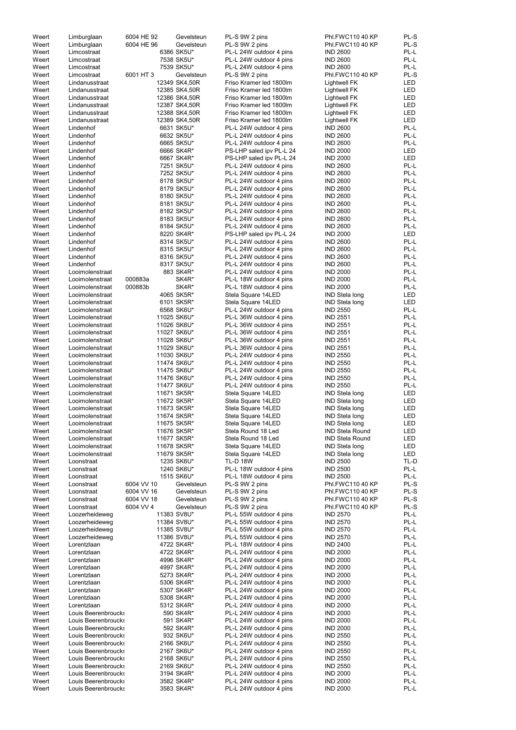| | | | | | | |
|---|---|---|---|---|---|---|
| Weert | Limburglaan | 6004 HE 92 | Gevelsteun | PL-S 9W 2 pins | Phl.FWC110 40 KP | PL-S |
| Weert | Limburglaan | 6004 HE 96 | Gevelsteun | PL-S 9W 2 pins | Phl.FWC110 40 KP | PL-S |
| Weert | Limcostraat | | 6386 SK5U* | PL-L 24W outdoor 4 pins | IND 2600 | PL-L |
| Weert | Limcostraat | | 7538 SK5U* | PL-L 24W outdoor 4 pins | IND 2600 | PL-L |
| Weert | Limcostraat | | 7539 SK5U* | PL-L 24W outdoor 4 pins | IND 2600 | PL-L |
| Weert | Limcostraat | 6001 HT 3 | Gevelsteun | PL-S 9W 2 pins | Phl.FWC110 40 KP | PL-S |
| Weert | Lindanusstraat | | 12349 SK4,50R | Friso Kramer led 1800lm | Lightwell FK | LED |
| Weert | Lindanusstraat | | 12385 SK4,50R | Friso Kramer led 1800lm | Lightwell FK | LED |
| Weert | Lindanusstraat | | 12386 SK4,50R | Friso Kramer led 1800lm | Lightwell FK | LED |
| Weert | Lindanusstraat | | 12387 SK4,50R | Friso Kramer led 1800lm | Lightwell FK | LED |
| Weert | Lindanusstraat | | 12388 SK4,50R | Friso Kramer led 1800lm | Lightwell FK | LED |
| Weert | Lindanusstraat | | 12389 SK4,50R | Friso Kramer led 1800lm | Lightwell FK | LED |
| Weert | Lindenhof | | 6631 SK5U* | PL-L 24W outdoor 4 pins | IND 2600 | PL-L |
| Weert | Lindenhof | | 6632 SK5U* | PL-L 24W outdoor 4 pins | IND 2600 | PL-L |
| Weert | Lindenhof | | 6665 SK5U* | PL-L 24W outdoor 4 pins | IND 2600 | PL-L |
| Weert | Lindenhof | | 6666 SK4R* | PS-LHP saled ipv PL-L 24 | IND 2000 | LED |
| Weert | Lindenhof | | 6667 SK4R* | PS-LHP saled ipv PL-L 24 | IND 2000 | LED |
| Weert | Lindenhof | | 7251 SK5U* | PL-L 24W outdoor 4 pins | IND 2600 | PL-L |
| Weert | Lindenhof | | 7252 SK5U* | PL-L 24W outdoor 4 pins | IND 2600 | PL-L |
| Weert | Lindenhof | | 8178 SK5U* | PL-L 24W outdoor 4 pins | IND 2600 | PL-L |
| Weert | Lindenhof | | 8179 SK5U* | PL-L 24W outdoor 4 pins | IND 2600 | PL-L |
| Weert | Lindenhof | | 8180 SK5U* | PL-L 24W outdoor 4 pins | IND 2600 | PL-L |
| Weert | Lindenhof | | 8181 SK5U* | PL-L 24W outdoor 4 pins | IND 2600 | PL-L |
| Weert | Lindenhof | | 8182 SK5U* | PL-L 24W outdoor 4 pins | IND 2600 | PL-L |
| Weert | Lindenhof | | 8183 SK5U* | PL-L 24W outdoor 4 pins | IND 2600 | PL-L |
| Weert | Lindenhof | | 8184 SK5U* | PL-L 24W outdoor 4 pins | IND 2600 | PL-L |
| Weert | Lindenhof | | 8220 SK4R* | PS-LHP saled ipv PL-L 24 | IND 2000 | LED |
| Weert | Lindenhof | | 8314 SK5U* | PL-L 24W outdoor 4 pins | IND 2600 | PL-L |
| Weert | Lindenhof | | 8315 SK5U* | PL-L 24W outdoor 4 pins | IND 2600 | PL-L |
| Weert | Lindenhof | | 8316 SK5U* | PL-L 24W outdoor 4 pins | IND 2600 | PL-L |
| Weert | Lindenhof | | 8317 SK5U* | PL-L 24W outdoor 4 pins | IND 2600 | PL-L |
| Weert | Looimolenstraat | | 883 SK4R* | PL-L 24W outdoor 4 pins | IND 2000 | PL-L |
| Weert | Looimolenstraat | 000883a | SK4R* | PL-L 18W outdoor 4 pins | IND 2000 | PL-L |
| Weert | Looimolenstraat | 000883b | SK4R* | PL-L 18W outdoor 4 pins | IND 2000 | PL-L |
| Weert | Looimolenstraat | | 4065 SK5R* | Stela Square 14LED | IND Stela long | LED |
| Weert | Looimolenstraat | | 6101 SK5R* | Stela Square 14LED | IND Stela long | LED |
| Weert | Looimolenstraat | | 6568 SK6U* | PL-L 24W outdoor 4 pins | IND 2550 | PL-L |
| Weert | Looimolenstraat | | 11025 SK6U* | PL-L 36W outdoor 4 pins | IND 2551 | PL-L |
| Weert | Looimolenstraat | | 11026 SK6U* | PL-L 36W outdoor 4 pins | IND 2551 | PL-L |
| Weert | Looimolenstraat | | 11027 SK6U* | PL-L 36W outdoor 4 pins | IND 2551 | PL-L |
| Weert | Looimolenstraat | | 11028 SK6U* | PL-L 36W outdoor 4 pins | IND 2551 | PL-L |
| Weert | Looimolenstraat | | 11029 SK6U* | PL-L 36W outdoor 4 pins | IND 2551 | PL-L |
| Weert | Looimolenstraat | | 11030 SK6U* | PL-L 24W outdoor 4 pins | IND 2550 | PL-L |
| Weert | Looimolenstraat | | 11474 SK6U* | PL-L 24W outdoor 4 pins | IND 2550 | PL-L |
| Weert | Looimolenstraat | | 11475 SK6U* | PL-L 24W outdoor 4 pins | IND 2550 | PL-L |
| Weert | Looimolenstraat | | 11476 SK6U* | PL-L 24W outdoor 4 pins | IND 2550 | PL-L |
| Weert | Looimolenstraat | | 11477 SK6U* | PL-L 24W outdoor 4 pins | IND 2550 | PL-L |
| Weert | Looimolenstraat | | 11671 SK5R* | Stela Square 14LED | IND Stela long | LED |
| Weert | Looimolenstraat | | 11672 SK5R* | Stela Square 14LED | IND Stela long | LED |
| Weert | Looimolenstraat | | 11673 SK5R* | Stela Square 14LED | IND Stela long | LED |
| Weert | Looimolenstraat | | 11674 SK5R* | Stela Square 14LED | IND Stela long | LED |
| Weert | Looimolenstraat | | 11675 SK5R* | Stela Square 14LED | IND Stela long | LED |
| Weert | Looimolenstraat | | 11676 SK5R* | Stela Round 18 Led | IND Stela Round | LED |
| Weert | Looimolenstraat | | 11677 SK5R* | Stela Round 18 Led | IND Stela Round | LED |
| Weert | Looimolenstraat | | 11678 SK5R* | Stela Square 14LED | IND Stela long | LED |
| Weert | Looimolenstraat | | 11679 SK5R* | Stela Square 14LED | IND Stela long | LED |
| Weert | Loonstraat | | 1235 SK6U* | TL-D 18W | IND 2500 | TL-D |
| Weert | Loonstraat | | 1240 SK6U* | PL-L 18W outdoor 4 pins | IND 2500 | PL-L |
| Weert | Loonstraat | | 1515 SK6U* | PL-L 18W outdoor 4 pins | IND 2500 | PL-L |
| Weert | Loonstraat | 6004 VV 10 | Gevelsteun | PL-S 9W 2 pins | Phl.FWC110 40 KP | PL-S |
| Weert | Loonstraat | 6004 VV 16 | Gevelsteun | PL-S 9W 2 pins | Phl.FWC110 40 KP | PL-S |
| Weert | Loonstraat | 6004 VV 18 | Gevelsteun | PL-S 9W 2 pins | Phl.FWC110 40 KP | PL-S |
| Weert | Loonstraat | 6004 VV 4 | Gevelsteun | PL-S 9W 2 pins | Phl.FWC110 40 KP | PL-S |
| Weert | Loozerheideweg | | 11383 SV8U* | PL-L 55W outdoor 4 pins | IND 2570 | PL-L |
| Weert | Loozerheideweg | | 11384 SV8U* | PL-L 55W outdoor 4 pins | IND 2570 | PL-L |
| Weert | Loozerheideweg | | 11385 SV8U* | PL-L 55W outdoor 4 pins | IND 2570 | PL-L |
| Weert | Loozerheideweg | | 11386 SV8U* | PL-L 55W outdoor 4 pins | IND 2570 | PL-L |
| Weert | Lorentzlaan | | 4722 SK4R* | PL-L 18W outdoor 4 pins | IND 2400 | PL-L |
| Weert | Lorentzlaan | | 4722 SK4R* | PL-L 24W outdoor 4 pins | IND 2000 | PL-L |
| Weert | Lorentzlaan | | 4996 SK4R* | PL-L 24W outdoor 4 pins | IND 2000 | PL-L |
| Weert | Lorentzlaan | | 4997 SK4R* | PL-L 24W outdoor 4 pins | IND 2000 | PL-L |
| Weert | Lorentzlaan | | 5273 SK4R* | PL-L 24W outdoor 4 pins | IND 2000 | PL-L |
| Weert | Lorentzlaan | | 5306 SK4R* | PL-L 24W outdoor 4 pins | IND 2000 | PL-L |
| Weert | Lorentzlaan | | 5307 SK4R* | PL-L 24W outdoor 4 pins | IND 2000 | PL-L |
| Weert | Lorentzlaan | | 5308 SK4R* | PL-L 24W outdoor 4 pins | IND 2000 | PL-L |
| Weert | Lorentzlaan | | 5312 SK4R* | PL-L 24W outdoor 4 pins | IND 2000 | PL-L |
| Weert | Louis Beerenbroucks | | 590 SK4R* | PL-L 24W outdoor 4 pins | IND 2000 | PL-L |
| Weert | Louis Beerenbroucks | | 591 SK4R* | PL-L 24W outdoor 4 pins | IND 2000 | PL-L |
| Weert | Louis Beerenbroucks | | 592 SK4R* | PL-L 24W outdoor 4 pins | IND 2000 | PL-L |
| Weert | Louis Beerenbroucks | | 932 SK6U* | PL-L 24W outdoor 4 pins | IND 2550 | PL-L |
| Weert | Louis Beerenbroucks | | 2166 SK6U* | PL-L 24W outdoor 4 pins | IND 2550 | PL-L |
| Weert | Louis Beerenbroucks | | 2167 SK6U* | PL-L 24W outdoor 4 pins | IND 2550 | PL-L |
| Weert | Louis Beerenbroucks | | 2168 SK6U* | PL-L 24W outdoor 4 pins | IND 2550 | PL-L |
| Weert | Louis Beerenbroucks | | 2169 SK6U* | PL-L 24W outdoor 4 pins | IND 2550 | PL-L |
| Weert | Louis Beerenbroucks | | 3194 SK4R* | PL-L 24W outdoor 4 pins | IND 2000 | PL-L |
| Weert | Louis Beerenbroucks | | 3582 SK4R* | PL-L 24W outdoor 4 pins | IND 2000 | PL-L |
| Weert | Louis Beerenbroucks | | 3583 SK4R* | PL-L 24W outdoor 4 pins | IND 2000 | PL-L |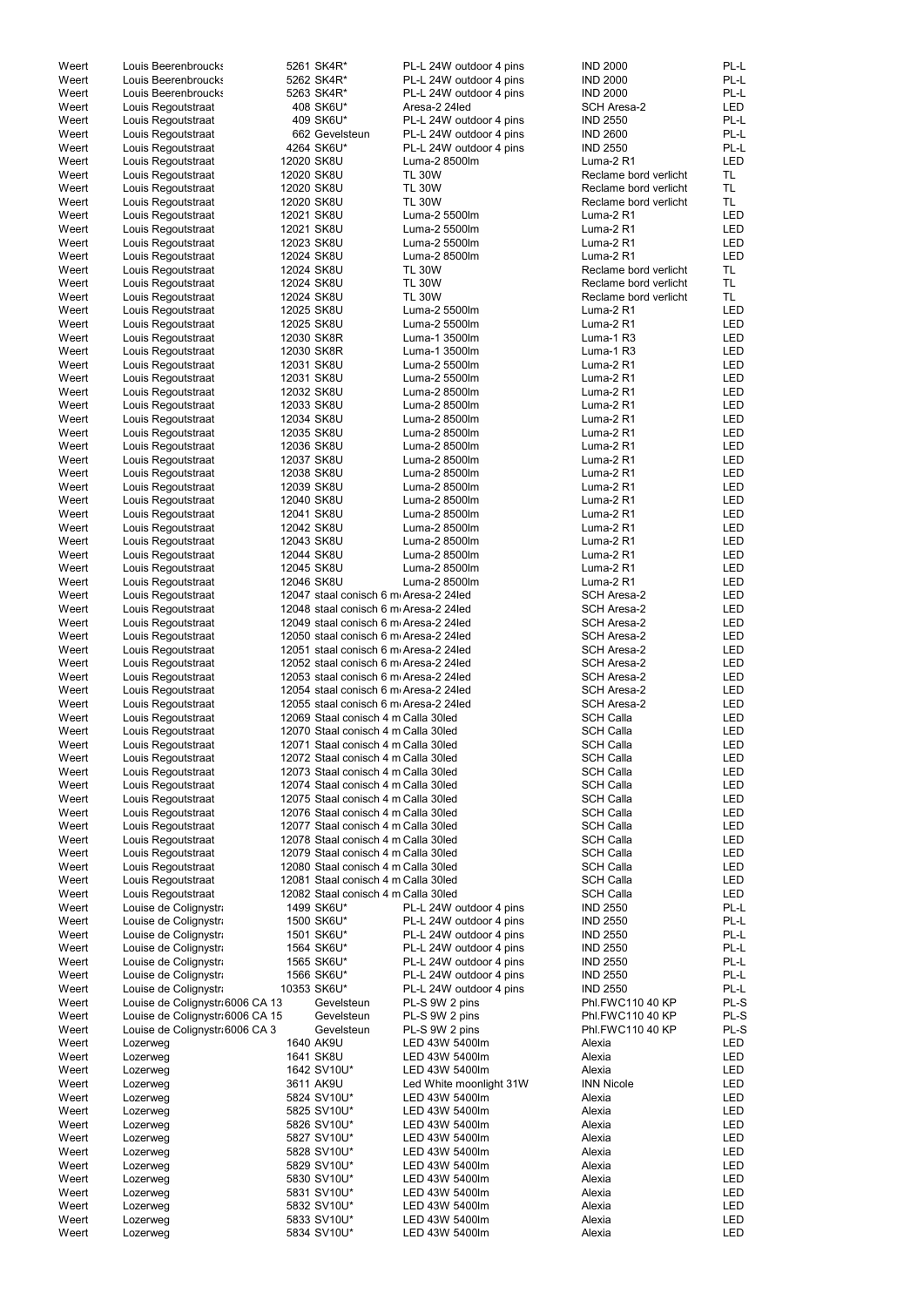| | | | | | |
|---|---|---|---|---|---|
| Weert | Louis Beerenbroucks | 5261 SK4R* | PL-L 24W outdoor 4 pins | IND 2000 | PL-L |
| Weert | Louis Beerenbroucks | 5262 SK4R* | PL-L 24W outdoor 4 pins | IND 2000 | PL-L |
| Weert | Louis Beerenbroucks | 5263 SK4R* | PL-L 24W outdoor 4 pins | IND 2000 | PL-L |
| Weert | Louis Regoutstraat | 408 SK6U* | Aresa-2 24led | SCH Aresa-2 | LED |
| Weert | Louis Regoutstraat | 409 SK6U* | PL-L 24W outdoor 4 pins | IND 2550 | PL-L |
| Weert | Louis Regoutstraat | 662 Gevelsteun | PL-L 24W outdoor 4 pins | IND 2600 | PL-L |
| Weert | Louis Regoutstraat | 4264 SK6U* | PL-L 24W outdoor 4 pins | IND 2550 | PL-L |
| Weert | Louis Regoutstraat | 12020 SK8U | Luma-2 8500lm | Luma-2 R1 | LED |
| Weert | Louis Regoutstraat | 12020 SK8U | TL 30W | Reclame bord verlicht | TL |
| Weert | Louis Regoutstraat | 12020 SK8U | TL 30W | Reclame bord verlicht | TL |
| Weert | Louis Regoutstraat | 12020 SK8U | TL 30W | Reclame bord verlicht | TL |
| Weert | Louis Regoutstraat | 12021 SK8U | Luma-2 5500lm | Luma-2 R1 | LED |
| Weert | Louis Regoutstraat | 12021 SK8U | Luma-2 5500lm | Luma-2 R1 | LED |
| Weert | Louis Regoutstraat | 12023 SK8U | Luma-2 5500lm | Luma-2 R1 | LED |
| Weert | Louis Regoutstraat | 12024 SK8U | Luma-2 8500lm | Luma-2 R1 | LED |
| Weert | Louis Regoutstraat | 12024 SK8U | TL 30W | Reclame bord verlicht | TL |
| Weert | Louis Regoutstraat | 12024 SK8U | TL 30W | Reclame bord verlicht | TL |
| Weert | Louis Regoutstraat | 12024 SK8U | TL 30W | Reclame bord verlicht | TL |
| Weert | Louis Regoutstraat | 12025 SK8U | Luma-2 5500lm | Luma-2 R1 | LED |
| Weert | Louis Regoutstraat | 12025 SK8U | Luma-2 5500lm | Luma-2 R1 | LED |
| Weert | Louis Regoutstraat | 12030 SK8R | Luma-1 3500lm | Luma-1 R3 | LED |
| Weert | Louis Regoutstraat | 12030 SK8R | Luma-1 3500lm | Luma-1 R3 | LED |
| Weert | Louis Regoutstraat | 12031 SK8U | Luma-2 5500lm | Luma-2 R1 | LED |
| Weert | Louis Regoutstraat | 12031 SK8U | Luma-2 5500lm | Luma-2 R1 | LED |
| Weert | Louis Regoutstraat | 12032 SK8U | Luma-2 8500lm | Luma-2 R1 | LED |
| Weert | Louis Regoutstraat | 12033 SK8U | Luma-2 8500lm | Luma-2 R1 | LED |
| Weert | Louis Regoutstraat | 12034 SK8U | Luma-2 8500lm | Luma-2 R1 | LED |
| Weert | Louis Regoutstraat | 12035 SK8U | Luma-2 8500lm | Luma-2 R1 | LED |
| Weert | Louis Regoutstraat | 12036 SK8U | Luma-2 8500lm | Luma-2 R1 | LED |
| Weert | Louis Regoutstraat | 12037 SK8U | Luma-2 8500lm | Luma-2 R1 | LED |
| Weert | Louis Regoutstraat | 12038 SK8U | Luma-2 8500lm | Luma-2 R1 | LED |
| Weert | Louis Regoutstraat | 12039 SK8U | Luma-2 8500lm | Luma-2 R1 | LED |
| Weert | Louis Regoutstraat | 12040 SK8U | Luma-2 8500lm | Luma-2 R1 | LED |
| Weert | Louis Regoutstraat | 12041 SK8U | Luma-2 8500lm | Luma-2 R1 | LED |
| Weert | Louis Regoutstraat | 12042 SK8U | Luma-2 8500lm | Luma-2 R1 | LED |
| Weert | Louis Regoutstraat | 12043 SK8U | Luma-2 8500lm | Luma-2 R1 | LED |
| Weert | Louis Regoutstraat | 12044 SK8U | Luma-2 8500lm | Luma-2 R1 | LED |
| Weert | Louis Regoutstraat | 12045 SK8U | Luma-2 8500lm | Luma-2 R1 | LED |
| Weert | Louis Regoutstraat | 12046 SK8U | Luma-2 8500lm | Luma-2 R1 | LED |
| Weert | Louis Regoutstraat | 12047 staal conisch 6 m | Aresa-2 24led | SCH Aresa-2 | LED |
| Weert | Louis Regoutstraat | 12048 staal conisch 6 m | Aresa-2 24led | SCH Aresa-2 | LED |
| Weert | Louis Regoutstraat | 12049 staal conisch 6 m | Aresa-2 24led | SCH Aresa-2 | LED |
| Weert | Louis Regoutstraat | 12050 staal conisch 6 m | Aresa-2 24led | SCH Aresa-2 | LED |
| Weert | Louis Regoutstraat | 12051 staal conisch 6 m | Aresa-2 24led | SCH Aresa-2 | LED |
| Weert | Louis Regoutstraat | 12052 staal conisch 6 m | Aresa-2 24led | SCH Aresa-2 | LED |
| Weert | Louis Regoutstraat | 12053 staal conisch 6 m | Aresa-2 24led | SCH Aresa-2 | LED |
| Weert | Louis Regoutstraat | 12054 staal conisch 6 m | Aresa-2 24led | SCH Aresa-2 | LED |
| Weert | Louis Regoutstraat | 12055 staal conisch 6 m | Aresa-2 24led | SCH Aresa-2 | LED |
| Weert | Louis Regoutstraat | 12069 Staal conisch 4 m | Calla 30led | SCH Calla | LED |
| Weert | Louis Regoutstraat | 12070 Staal conisch 4 m | Calla 30led | SCH Calla | LED |
| Weert | Louis Regoutstraat | 12071 Staal conisch 4 m | Calla 30led | SCH Calla | LED |
| Weert | Louis Regoutstraat | 12072 Staal conisch 4 m | Calla 30led | SCH Calla | LED |
| Weert | Louis Regoutstraat | 12073 Staal conisch 4 m | Calla 30led | SCH Calla | LED |
| Weert | Louis Regoutstraat | 12074 Staal conisch 4 m | Calla 30led | SCH Calla | LED |
| Weert | Louis Regoutstraat | 12075 Staal conisch 4 m | Calla 30led | SCH Calla | LED |
| Weert | Louis Regoutstraat | 12076 Staal conisch 4 m | Calla 30led | SCH Calla | LED |
| Weert | Louis Regoutstraat | 12077 Staal conisch 4 m | Calla 30led | SCH Calla | LED |
| Weert | Louis Regoutstraat | 12078 Staal conisch 4 m | Calla 30led | SCH Calla | LED |
| Weert | Louis Regoutstraat | 12079 Staal conisch 4 m | Calla 30led | SCH Calla | LED |
| Weert | Louis Regoutstraat | 12080 Staal conisch 4 m | Calla 30led | SCH Calla | LED |
| Weert | Louis Regoutstraat | 12081 Staal conisch 4 m | Calla 30led | SCH Calla | LED |
| Weert | Louis Regoutstraat | 12082 Staal conisch 4 m | Calla 30led | SCH Calla | LED |
| Weert | Louise de Colignystra | 1499 SK6U* | PL-L 24W outdoor 4 pins | IND 2550 | PL-L |
| Weert | Louise de Colignystra | 1500 SK6U* | PL-L 24W outdoor 4 pins | IND 2550 | PL-L |
| Weert | Louise de Colignystra | 1501 SK6U* | PL-L 24W outdoor 4 pins | IND 2550 | PL-L |
| Weert | Louise de Colignystra | 1564 SK6U* | PL-L 24W outdoor 4 pins | IND 2550 | PL-L |
| Weert | Louise de Colignystra | 1565 SK6U* | PL-L 24W outdoor 4 pins | IND 2550 | PL-L |
| Weert | Louise de Colignystra | 1566 SK6U* | PL-L 24W outdoor 4 pins | IND 2550 | PL-L |
| Weert | Louise de Colignystra | 10353 SK6U* | PL-L 24W outdoor 4 pins | IND 2550 | PL-L |
| Weert | Louise de Colignystra 6006 CA 13 | Gevelsteun | PL-S 9W 2 pins | Phl.FWC110 40 KP | PL-S |
| Weert | Louise de Colignystra 6006 CA 15 | Gevelsteun | PL-S 9W 2 pins | Phl.FWC110 40 KP | PL-S |
| Weert | Louise de Colignystra 6006 CA 3 | Gevelsteun | PL-S 9W 2 pins | Phl.FWC110 40 KP | PL-S |
| Weert | Lozerweg | 1640 AK9U | LED 43W 5400lm | Alexia | LED |
| Weert | Lozerweg | 1641 SK8U | LED 43W 5400lm | Alexia | LED |
| Weert | Lozerweg | 1642 SV10U* | LED 43W 5400lm | Alexia | LED |
| Weert | Lozerweg | 3611 AK9U | Led White moonlight 31W | INN Nicole | LED |
| Weert | Lozerweg | 5824 SV10U* | LED 43W 5400lm | Alexia | LED |
| Weert | Lozerweg | 5825 SV10U* | LED 43W 5400lm | Alexia | LED |
| Weert | Lozerweg | 5826 SV10U* | LED 43W 5400lm | Alexia | LED |
| Weert | Lozerweg | 5827 SV10U* | LED 43W 5400lm | Alexia | LED |
| Weert | Lozerweg | 5828 SV10U* | LED 43W 5400lm | Alexia | LED |
| Weert | Lozerweg | 5829 SV10U* | LED 43W 5400lm | Alexia | LED |
| Weert | Lozerweg | 5830 SV10U* | LED 43W 5400lm | Alexia | LED |
| Weert | Lozerweg | 5831 SV10U* | LED 43W 5400lm | Alexia | LED |
| Weert | Lozerweg | 5832 SV10U* | LED 43W 5400lm | Alexia | LED |
| Weert | Lozerweg | 5833 SV10U* | LED 43W 5400lm | Alexia | LED |
| Weert | Lozerweg | 5834 SV10U* | LED 43W 5400lm | Alexia | LED |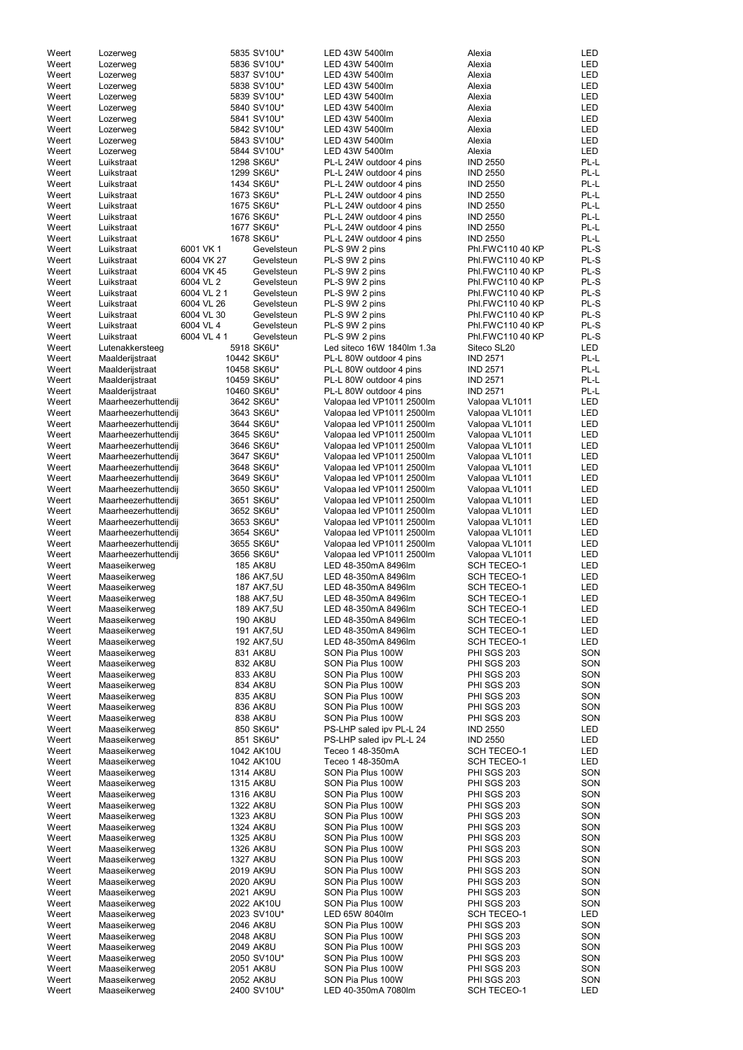| | | | | | | |
|---|---|---|---|---|---|---|
| Weert | Lozerweg | | 5835 SV10U* | LED 43W 5400lm | Alexia | LED |
| Weert | Lozerweg | | 5836 SV10U* | LED 43W 5400lm | Alexia | LED |
| Weert | Lozerweg | | 5837 SV10U* | LED 43W 5400lm | Alexia | LED |
| Weert | Lozerweg | | 5838 SV10U* | LED 43W 5400lm | Alexia | LED |
| Weert | Lozerweg | | 5839 SV10U* | LED 43W 5400lm | Alexia | LED |
| Weert | Lozerweg | | 5840 SV10U* | LED 43W 5400lm | Alexia | LED |
| Weert | Lozerweg | | 5841 SV10U* | LED 43W 5400lm | Alexia | LED |
| Weert | Lozerweg | | 5842 SV10U* | LED 43W 5400lm | Alexia | LED |
| Weert | Lozerweg | | 5843 SV10U* | LED 43W 5400lm | Alexia | LED |
| Weert | Lozerweg | | 5844 SV10U* | LED 43W 5400lm | Alexia | LED |
| Weert | Luikstraat | | 1298 SK6U* | PL-L 24W outdoor 4 pins | IND 2550 | PL-L |
| Weert | Luikstraat | | 1299 SK6U* | PL-L 24W outdoor 4 pins | IND 2550 | PL-L |
| Weert | Luikstraat | | 1434 SK6U* | PL-L 24W outdoor 4 pins | IND 2550 | PL-L |
| Weert | Luikstraat | | 1673 SK6U* | PL-L 24W outdoor 4 pins | IND 2550 | PL-L |
| Weert | Luikstraat | | 1675 SK6U* | PL-L 24W outdoor 4 pins | IND 2550 | PL-L |
| Weert | Luikstraat | | 1676 SK6U* | PL-L 24W outdoor 4 pins | IND 2550 | PL-L |
| Weert | Luikstraat | | 1677 SK6U* | PL-L 24W outdoor 4 pins | IND 2550 | PL-L |
| Weert | Luikstraat | | 1678 SK6U* | PL-L 24W outdoor 4 pins | IND 2550 | PL-L |
| Weert | Luikstraat | 6001 VK 1 | Gevelsteun | PL-S 9W 2 pins | Phl.FWC110 40 KP | PL-S |
| Weert | Luikstraat | 6004 VK 27 | Gevelsteun | PL-S 9W 2 pins | Phl.FWC110 40 KP | PL-S |
| Weert | Luikstraat | 6004 VK 45 | Gevelsteun | PL-S 9W 2 pins | Phl.FWC110 40 KP | PL-S |
| Weert | Luikstraat | 6004 VL 2 | Gevelsteun | PL-S 9W 2 pins | Phl.FWC110 40 KP | PL-S |
| Weert | Luikstraat | 6004 VL 2 1 | Gevelsteun | PL-S 9W 2 pins | Phl.FWC110 40 KP | PL-S |
| Weert | Luikstraat | 6004 VL 26 | Gevelsteun | PL-S 9W 2 pins | Phl.FWC110 40 KP | PL-S |
| Weert | Luikstraat | 6004 VL 30 | Gevelsteun | PL-S 9W 2 pins | Phl.FWC110 40 KP | PL-S |
| Weert | Luikstraat | 6004 VL 4 | Gevelsteun | PL-S 9W 2 pins | Phl.FWC110 40 KP | PL-S |
| Weert | Luikstraat | 6004 VL 4 1 | Gevelsteun | PL-S 9W 2 pins | Phl.FWC110 40 KP | PL-S |
| Weert | Lutenakkersteeg | | 5918 SK6U* | Led siteco 16W 1840lm 1.3a | Siteco SL20 | LED |
| Weert | Maalderijstraat | | 10442 SK6U* | PL-L 80W outdoor 4 pins | IND 2571 | PL-L |
| Weert | Maalderijstraat | | 10458 SK6U* | PL-L 80W outdoor 4 pins | IND 2571 | PL-L |
| Weert | Maalderijstraat | | 10459 SK6U* | PL-L 80W outdoor 4 pins | IND 2571 | PL-L |
| Weert | Maalderijstraat | | 10460 SK6U* | PL-L 80W outdoor 4 pins | IND 2571 | PL-L |
| Weert | Maarheezerhuttendij | | 3642 SK6U* | Valopaa led VP1011 2500lm | Valopaa VL1011 | LED |
| Weert | Maarheezerhuttendij | | 3643 SK6U* | Valopaa led VP1011 2500lm | Valopaa VL1011 | LED |
| Weert | Maarheezerhuttendij | | 3644 SK6U* | Valopaa led VP1011 2500lm | Valopaa VL1011 | LED |
| Weert | Maarheezerhuttendij | | 3645 SK6U* | Valopaa led VP1011 2500lm | Valopaa VL1011 | LED |
| Weert | Maarheezerhuttendij | | 3646 SK6U* | Valopaa led VP1011 2500lm | Valopaa VL1011 | LED |
| Weert | Maarheezerhuttendij | | 3647 SK6U* | Valopaa led VP1011 2500lm | Valopaa VL1011 | LED |
| Weert | Maarheezerhuttendij | | 3648 SK6U* | Valopaa led VP1011 2500lm | Valopaa VL1011 | LED |
| Weert | Maarheezerhuttendij | | 3649 SK6U* | Valopaa led VP1011 2500lm | Valopaa VL1011 | LED |
| Weert | Maarheezerhuttendij | | 3650 SK6U* | Valopaa led VP1011 2500lm | Valopaa VL1011 | LED |
| Weert | Maarheezerhuttendij | | 3651 SK6U* | Valopaa led VP1011 2500lm | Valopaa VL1011 | LED |
| Weert | Maarheezerhuttendij | | 3652 SK6U* | Valopaa led VP1011 2500lm | Valopaa VL1011 | LED |
| Weert | Maarheezerhuttendij | | 3653 SK6U* | Valopaa led VP1011 2500lm | Valopaa VL1011 | LED |
| Weert | Maarheezerhuttendij | | 3654 SK6U* | Valopaa led VP1011 2500lm | Valopaa VL1011 | LED |
| Weert | Maarheezerhuttendij | | 3655 SK6U* | Valopaa led VP1011 2500lm | Valopaa VL1011 | LED |
| Weert | Maarheezerhuttendij | | 3656 SK6U* | Valopaa led VP1011 2500lm | Valopaa VL1011 | LED |
| Weert | Maaseikerweg | | 185 AK8U | LED 48-350mA 8496lm | SCH TECEO-1 | LED |
| Weert | Maaseikerweg | | 186 AK7,5U | LED 48-350mA 8496lm | SCH TECEO-1 | LED |
| Weert | Maaseikerweg | | 187 AK7,5U | LED 48-350mA 8496lm | SCH TECEO-1 | LED |
| Weert | Maaseikerweg | | 188 AK7,5U | LED 48-350mA 8496lm | SCH TECEO-1 | LED |
| Weert | Maaseikerweg | | 189 AK7,5U | LED 48-350mA 8496lm | SCH TECEO-1 | LED |
| Weert | Maaseikerweg | | 190 AK8U | LED 48-350mA 8496lm | SCH TECEO-1 | LED |
| Weert | Maaseikerweg | | 191 AK7,5U | LED 48-350mA 8496lm | SCH TECEO-1 | LED |
| Weert | Maaseikerweg | | 192 AK7,5U | LED 48-350mA 8496lm | SCH TECEO-1 | LED |
| Weert | Maaseikerweg | | 831 AK8U | SON Pia Plus 100W | PHI SGS 203 | SON |
| Weert | Maaseikerweg | | 832 AK8U | SON Pia Plus 100W | PHI SGS 203 | SON |
| Weert | Maaseikerweg | | 833 AK8U | SON Pia Plus 100W | PHI SGS 203 | SON |
| Weert | Maaseikerweg | | 834 AK8U | SON Pia Plus 100W | PHI SGS 203 | SON |
| Weert | Maaseikerweg | | 835 AK8U | SON Pia Plus 100W | PHI SGS 203 | SON |
| Weert | Maaseikerweg | | 836 AK8U | SON Pia Plus 100W | PHI SGS 203 | SON |
| Weert | Maaseikerweg | | 838 AK8U | SON Pia Plus 100W | PHI SGS 203 | SON |
| Weert | Maaseikerweg | | 850 SK6U* | PS-LHP saled ipv PL-L 24 | IND 2550 | LED |
| Weert | Maaseikerweg | | 851 SK6U* | PS-LHP saled ipv PL-L 24 | IND 2550 | LED |
| Weert | Maaseikerweg | | 1042 AK10U | Teceo 1 48-350mA | SCH TECEO-1 | LED |
| Weert | Maaseikerweg | | 1042 AK10U | Teceo 1 48-350mA | SCH TECEO-1 | LED |
| Weert | Maaseikerweg | | 1314 AK8U | SON Pia Plus 100W | PHI SGS 203 | SON |
| Weert | Maaseikerweg | | 1315 AK8U | SON Pia Plus 100W | PHI SGS 203 | SON |
| Weert | Maaseikerweg | | 1316 AK8U | SON Pia Plus 100W | PHI SGS 203 | SON |
| Weert | Maaseikerweg | | 1322 AK8U | SON Pia Plus 100W | PHI SGS 203 | SON |
| Weert | Maaseikerweg | | 1323 AK8U | SON Pia Plus 100W | PHI SGS 203 | SON |
| Weert | Maaseikerweg | | 1324 AK8U | SON Pia Plus 100W | PHI SGS 203 | SON |
| Weert | Maaseikerweg | | 1325 AK8U | SON Pia Plus 100W | PHI SGS 203 | SON |
| Weert | Maaseikerweg | | 1326 AK8U | SON Pia Plus 100W | PHI SGS 203 | SON |
| Weert | Maaseikerweg | | 1327 AK8U | SON Pia Plus 100W | PHI SGS 203 | SON |
| Weert | Maaseikerweg | | 2019 AK9U | SON Pia Plus 100W | PHI SGS 203 | SON |
| Weert | Maaseikerweg | | 2020 AK9U | SON Pia Plus 100W | PHI SGS 203 | SON |
| Weert | Maaseikerweg | | 2021 AK9U | SON Pia Plus 100W | PHI SGS 203 | SON |
| Weert | Maaseikerweg | | 2022 AK10U | SON Pia Plus 100W | PHI SGS 203 | SON |
| Weert | Maaseikerweg | | 2023 SV10U* | LED 65W 8040lm | SCH TECEO-1 | LED |
| Weert | Maaseikerweg | | 2046 AK8U | SON Pia Plus 100W | PHI SGS 203 | SON |
| Weert | Maaseikerweg | | 2048 AK8U | SON Pia Plus 100W | PHI SGS 203 | SON |
| Weert | Maaseikerweg | | 2049 AK8U | SON Pia Plus 100W | PHI SGS 203 | SON |
| Weert | Maaseikerweg | | 2050 SV10U* | SON Pia Plus 100W | PHI SGS 203 | SON |
| Weert | Maaseikerweg | | 2051 AK8U | SON Pia Plus 100W | PHI SGS 203 | SON |
| Weert | Maaseikerweg | | 2052 AK8U | SON Pia Plus 100W | PHI SGS 203 | SON |
| Weert | Maaseikerweg | | 2400 SV10U* | LED 40-350mA 7080lm | SCH TECEO-1 | LED |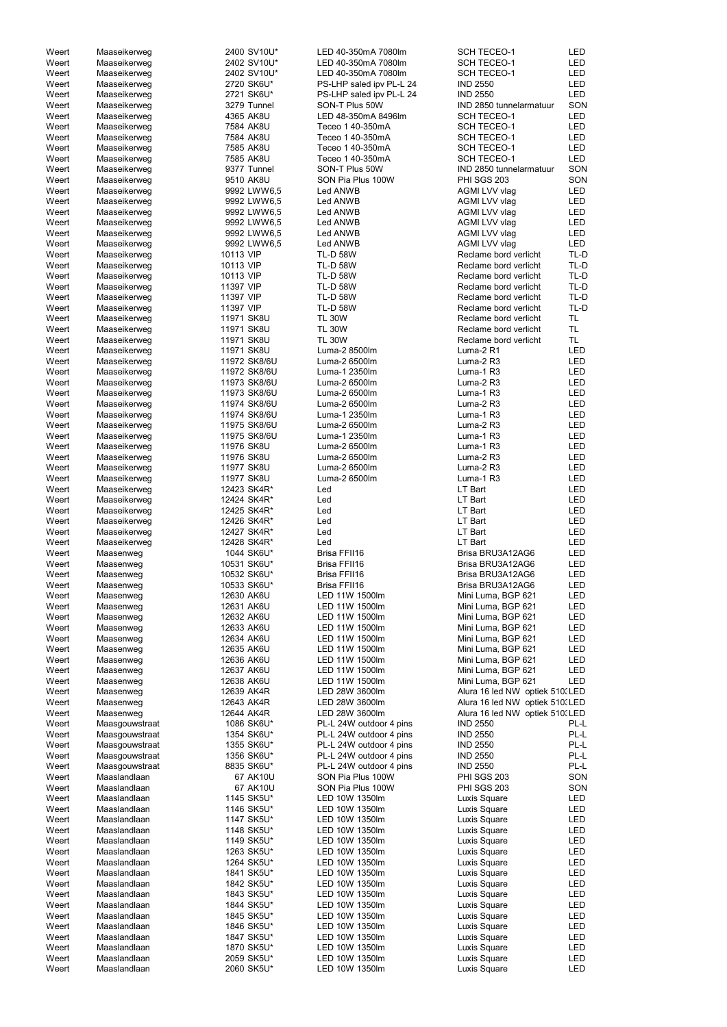| | | | | | |
|---|---|---|---|---|---|
| Weert | Maaseikerweg | 2400 SV10U* | LED 40-350mA 7080lm | SCH TECEO-1 | LED |
| Weert | Maaseikerweg | 2402 SV10U* | LED 40-350mA 7080lm | SCH TECEO-1 | LED |
| Weert | Maaseikerweg | 2402 SV10U* | LED 40-350mA 7080lm | SCH TECEO-1 | LED |
| Weert | Maaseikerweg | 2720 SK6U* | PS-LHP saled ipv PL-L 24 | IND 2550 | LED |
| Weert | Maaseikerweg | 2721 SK6U* | PS-LHP saled ipv PL-L 24 | IND 2550 | LED |
| Weert | Maaseikerweg | 3279 Tunnel | SON-T Plus 50W | IND 2850 tunnelarmatuur | SON |
| Weert | Maaseikerweg | 4365 AK8U | LED 48-350mA 8496lm | SCH TECEO-1 | LED |
| Weert | Maaseikerweg | 7584 AK8U | Teceo 1 40-350mA | SCH TECEO-1 | LED |
| Weert | Maaseikerweg | 7584 AK8U | Teceo 1 40-350mA | SCH TECEO-1 | LED |
| Weert | Maaseikerweg | 7585 AK8U | Teceo 1 40-350mA | SCH TECEO-1 | LED |
| Weert | Maaseikerweg | 7585 AK8U | Teceo 1 40-350mA | SCH TECEO-1 | LED |
| Weert | Maaseikerweg | 9377 Tunnel | SON-T Plus 50W | IND 2850 tunnelarmatuur | SON |
| Weert | Maaseikerweg | 9510 AK8U | SON Pia Plus 100W | PHI SGS 203 | SON |
| Weert | Maaseikerweg | 9992 LWW6,5 | Led ANWB | AGMI LVV vlag | LED |
| Weert | Maaseikerweg | 9992 LWW6,5 | Led ANWB | AGMI LVV vlag | LED |
| Weert | Maaseikerweg | 9992 LWW6,5 | Led ANWB | AGMI LVV vlag | LED |
| Weert | Maaseikerweg | 9992 LWW6,5 | Led ANWB | AGMI LVV vlag | LED |
| Weert | Maaseikerweg | 9992 LWW6,5 | Led ANWB | AGMI LVV vlag | LED |
| Weert | Maaseikerweg | 9992 LWW6,5 | Led ANWB | AGMI LVV vlag | LED |
| Weert | Maaseikerweg | 10113 VIP | TL-D 58W | Reclame bord verlicht | TL-D |
| Weert | Maaseikerweg | 10113 VIP | TL-D 58W | Reclame bord verlicht | TL-D |
| Weert | Maaseikerweg | 10113 VIP | TL-D 58W | Reclame bord verlicht | TL-D |
| Weert | Maaseikerweg | 11397 VIP | TL-D 58W | Reclame bord verlicht | TL-D |
| Weert | Maaseikerweg | 11397 VIP | TL-D 58W | Reclame bord verlicht | TL-D |
| Weert | Maaseikerweg | 11397 VIP | TL-D 58W | Reclame bord verlicht | TL-D |
| Weert | Maaseikerweg | 11971 SK8U | TL 30W | Reclame bord verlicht | TL |
| Weert | Maaseikerweg | 11971 SK8U | TL 30W | Reclame bord verlicht | TL |
| Weert | Maaseikerweg | 11971 SK8U | TL 30W | Reclame bord verlicht | TL |
| Weert | Maaseikerweg | 11971 SK8U | Luma-2 8500lm | Luma-2 R1 | LED |
| Weert | Maaseikerweg | 11972 SK8/6U | Luma-2 6500lm | Luma-2 R3 | LED |
| Weert | Maaseikerweg | 11972 SK8/6U | Luma-1 2350lm | Luma-1 R3 | LED |
| Weert | Maaseikerweg | 11973 SK8/6U | Luma-2 6500lm | Luma-2 R3 | LED |
| Weert | Maaseikerweg | 11973 SK8/6U | Luma-2 6500lm | Luma-1 R3 | LED |
| Weert | Maaseikerweg | 11974 SK8/6U | Luma-2 6500lm | Luma-2 R3 | LED |
| Weert | Maaseikerweg | 11974 SK8/6U | Luma-1 2350lm | Luma-1 R3 | LED |
| Weert | Maaseikerweg | 11975 SK8/6U | Luma-2 6500lm | Luma-2 R3 | LED |
| Weert | Maaseikerweg | 11975 SK8/6U | Luma-1 2350lm | Luma-1 R3 | LED |
| Weert | Maaseikerweg | 11976 SK8U | Luma-2 6500lm | Luma-1 R3 | LED |
| Weert | Maaseikerweg | 11976 SK8U | Luma-2 6500lm | Luma-2 R3 | LED |
| Weert | Maaseikerweg | 11977 SK8U | Luma-2 6500lm | Luma-2 R3 | LED |
| Weert | Maaseikerweg | 11977 SK8U | Luma-2 6500lm | Luma-1 R3 | LED |
| Weert | Maaseikerweg | 12423 SK4R* | Led | LT Bart | LED |
| Weert | Maaseikerweg | 12424 SK4R* | Led | LT Bart | LED |
| Weert | Maaseikerweg | 12425 SK4R* | Led | LT Bart | LED |
| Weert | Maaseikerweg | 12426 SK4R* | Led | LT Bart | LED |
| Weert | Maaseikerweg | 12427 SK4R* | Led | LT Bart | LED |
| Weert | Maaseikerweg | 12428 SK4R* | Led | LT Bart | LED |
| Weert | Maasenweg | 1044 SK6U* | Brisa FFII16 | Brisa BRU3A12AG6 | LED |
| Weert | Maasenweg | 10531 SK6U* | Brisa FFII16 | Brisa BRU3A12AG6 | LED |
| Weert | Maasenweg | 10532 SK6U* | Brisa FFII16 | Brisa BRU3A12AG6 | LED |
| Weert | Maasenweg | 10533 SK6U* | Brisa FFII16 | Brisa BRU3A12AG6 | LED |
| Weert | Maasenweg | 12630 AK6U | LED 11W 1500lm | Mini Luma, BGP 621 | LED |
| Weert | Maasenweg | 12631 AK6U | LED 11W 1500lm | Mini Luma, BGP 621 | LED |
| Weert | Maasenweg | 12632 AK6U | LED 11W 1500lm | Mini Luma, BGP 621 | LED |
| Weert | Maasenweg | 12633 AK6U | LED 11W 1500lm | Mini Luma, BGP 621 | LED |
| Weert | Maasenweg | 12634 AK6U | LED 11W 1500lm | Mini Luma, BGP 621 | LED |
| Weert | Maasenweg | 12635 AK6U | LED 11W 1500lm | Mini Luma, BGP 621 | LED |
| Weert | Maasenweg | 12636 AK6U | LED 11W 1500lm | Mini Luma, BGP 621 | LED |
| Weert | Maasenweg | 12637 AK6U | LED 11W 1500lm | Mini Luma, BGP 621 | LED |
| Weert | Maasenweg | 12638 AK6U | LED 11W 1500lm | Mini Luma, BGP 621 | LED |
| Weert | Maasenweg | 12639 AK4R | LED 28W 3600lm | Alura 16 led NW optiek 510: | LED |
| Weert | Maasenweg | 12643 AK4R | LED 28W 3600lm | Alura 16 led NW optiek 510: | LED |
| Weert | Maasenweg | 12644 AK4R | LED 28W 3600lm | Alura 16 led NW optiek 510: | LED |
| Weert | Maasgouwstraat | 1086 SK6U* | PL-L 24W outdoor 4 pins | IND 2550 | PL-L |
| Weert | Maasgouwstraat | 1354 SK6U* | PL-L 24W outdoor 4 pins | IND 2550 | PL-L |
| Weert | Maasgouwstraat | 1355 SK6U* | PL-L 24W outdoor 4 pins | IND 2550 | PL-L |
| Weert | Maasgouwstraat | 1356 SK6U* | PL-L 24W outdoor 4 pins | IND 2550 | PL-L |
| Weert | Maasgouwstraat | 8835 SK6U* | PL-L 24W outdoor 4 pins | IND 2550 | PL-L |
| Weert | Maaslandlaan | 67 AK10U | SON Pia Plus 100W | PHI SGS 203 | SON |
| Weert | Maaslandlaan | 67 AK10U | SON Pia Plus 100W | PHI SGS 203 | SON |
| Weert | Maaslandlaan | 1145 SK5U* | LED 10W 1350lm | Luxis Square | LED |
| Weert | Maaslandlaan | 1146 SK5U* | LED 10W 1350lm | Luxis Square | LED |
| Weert | Maaslandlaan | 1147 SK5U* | LED 10W 1350lm | Luxis Square | LED |
| Weert | Maaslandlaan | 1148 SK5U* | LED 10W 1350lm | Luxis Square | LED |
| Weert | Maaslandlaan | 1149 SK5U* | LED 10W 1350lm | Luxis Square | LED |
| Weert | Maaslandlaan | 1263 SK5U* | LED 10W 1350lm | Luxis Square | LED |
| Weert | Maaslandlaan | 1264 SK5U* | LED 10W 1350lm | Luxis Square | LED |
| Weert | Maaslandlaan | 1841 SK5U* | LED 10W 1350lm | Luxis Square | LED |
| Weert | Maaslandlaan | 1842 SK5U* | LED 10W 1350lm | Luxis Square | LED |
| Weert | Maaslandlaan | 1843 SK5U* | LED 10W 1350lm | Luxis Square | LED |
| Weert | Maaslandlaan | 1844 SK5U* | LED 10W 1350lm | Luxis Square | LED |
| Weert | Maaslandlaan | 1845 SK5U* | LED 10W 1350lm | Luxis Square | LED |
| Weert | Maaslandlaan | 1846 SK5U* | LED 10W 1350lm | Luxis Square | LED |
| Weert | Maaslandlaan | 1847 SK5U* | LED 10W 1350lm | Luxis Square | LED |
| Weert | Maaslandlaan | 1870 SK5U* | LED 10W 1350lm | Luxis Square | LED |
| Weert | Maaslandlaan | 2059 SK5U* | LED 10W 1350lm | Luxis Square | LED |
| Weert | Maaslandlaan | 2060 SK5U* | LED 10W 1350lm | Luxis Square | LED |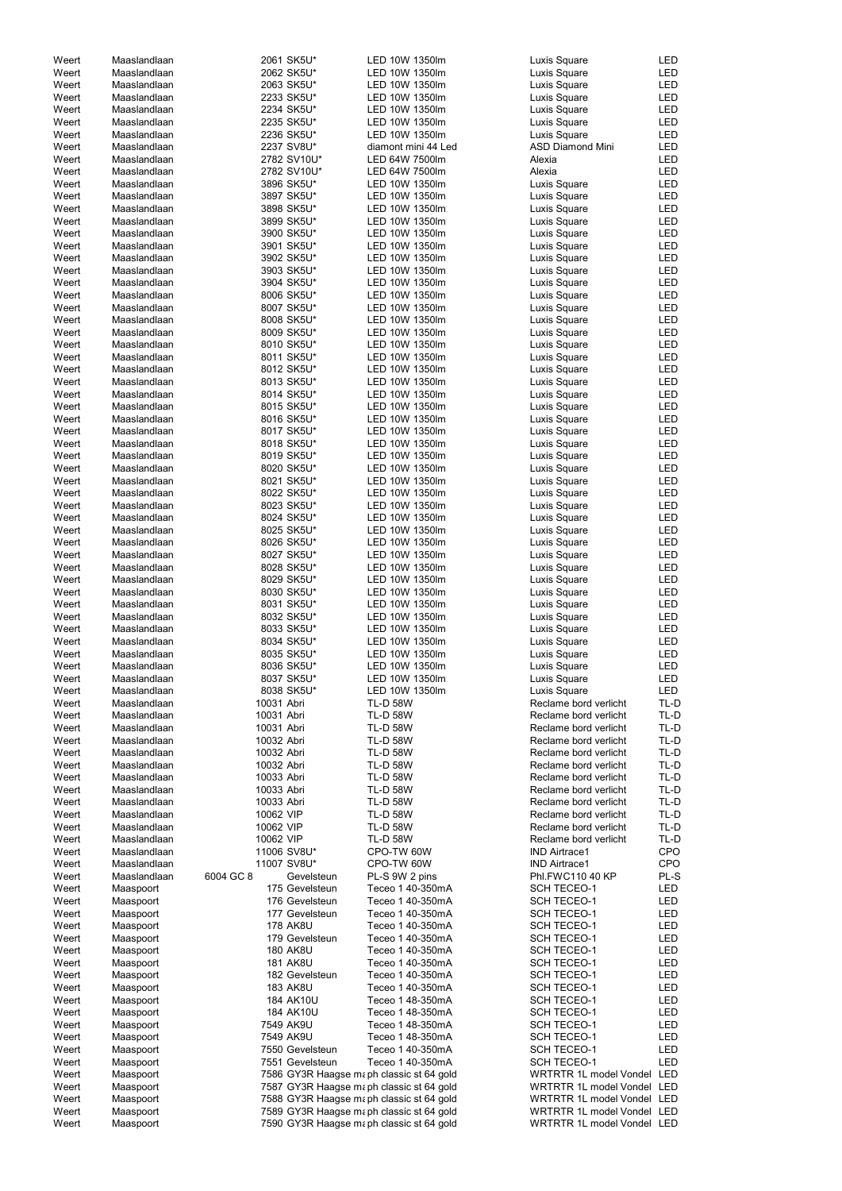| | | | | | |
|---|---|---|---|---|---|
| Weert | Maaslandlaan | 2061 SK5U* | LED 10W 1350lm | Luxis Square | LED |
| Weert | Maaslandlaan | 2062 SK5U* | LED 10W 1350lm | Luxis Square | LED |
| Weert | Maaslandlaan | 2063 SK5U* | LED 10W 1350lm | Luxis Square | LED |
| Weert | Maaslandlaan | 2233 SK5U* | LED 10W 1350lm | Luxis Square | LED |
| Weert | Maaslandlaan | 2234 SK5U* | LED 10W 1350lm | Luxis Square | LED |
| Weert | Maaslandlaan | 2235 SK5U* | LED 10W 1350lm | Luxis Square | LED |
| Weert | Maaslandlaan | 2236 SK5U* | LED 10W 1350lm | Luxis Square | LED |
| Weert | Maaslandlaan | 2237 SV8U* | diamont mini 44 Led | ASD Diamond Mini | LED |
| Weert | Maaslandlaan | 2782 SV10U* | LED 64W 7500lm | Alexia | LED |
| Weert | Maaslandlaan | 2782 SV10U* | LED 64W 7500lm | Alexia | LED |
| Weert | Maaslandlaan | 3896 SK5U* | LED 10W 1350lm | Luxis Square | LED |
| Weert | Maaslandlaan | 3897 SK5U* | LED 10W 1350lm | Luxis Square | LED |
| Weert | Maaslandlaan | 3898 SK5U* | LED 10W 1350lm | Luxis Square | LED |
| Weert | Maaslandlaan | 3899 SK5U* | LED 10W 1350lm | Luxis Square | LED |
| Weert | Maaslandlaan | 3900 SK5U* | LED 10W 1350lm | Luxis Square | LED |
| Weert | Maaslandlaan | 3901 SK5U* | LED 10W 1350lm | Luxis Square | LED |
| Weert | Maaslandlaan | 3902 SK5U* | LED 10W 1350lm | Luxis Square | LED |
| Weert | Maaslandlaan | 3903 SK5U* | LED 10W 1350lm | Luxis Square | LED |
| Weert | Maaslandlaan | 3904 SK5U* | LED 10W 1350lm | Luxis Square | LED |
| Weert | Maaslandlaan | 8006 SK5U* | LED 10W 1350lm | Luxis Square | LED |
| Weert | Maaslandlaan | 8007 SK5U* | LED 10W 1350lm | Luxis Square | LED |
| Weert | Maaslandlaan | 8008 SK5U* | LED 10W 1350lm | Luxis Square | LED |
| Weert | Maaslandlaan | 8009 SK5U* | LED 10W 1350lm | Luxis Square | LED |
| Weert | Maaslandlaan | 8010 SK5U* | LED 10W 1350lm | Luxis Square | LED |
| Weert | Maaslandlaan | 8011 SK5U* | LED 10W 1350lm | Luxis Square | LED |
| Weert | Maaslandlaan | 8012 SK5U* | LED 10W 1350lm | Luxis Square | LED |
| Weert | Maaslandlaan | 8013 SK5U* | LED 10W 1350lm | Luxis Square | LED |
| Weert | Maaslandlaan | 8014 SK5U* | LED 10W 1350lm | Luxis Square | LED |
| Weert | Maaslandlaan | 8015 SK5U* | LED 10W 1350lm | Luxis Square | LED |
| Weert | Maaslandlaan | 8016 SK5U* | LED 10W 1350lm | Luxis Square | LED |
| Weert | Maaslandlaan | 8017 SK5U* | LED 10W 1350lm | Luxis Square | LED |
| Weert | Maaslandlaan | 8018 SK5U* | LED 10W 1350lm | Luxis Square | LED |
| Weert | Maaslandlaan | 8019 SK5U* | LED 10W 1350lm | Luxis Square | LED |
| Weert | Maaslandlaan | 8020 SK5U* | LED 10W 1350lm | Luxis Square | LED |
| Weert | Maaslandlaan | 8021 SK5U* | LED 10W 1350lm | Luxis Square | LED |
| Weert | Maaslandlaan | 8022 SK5U* | LED 10W 1350lm | Luxis Square | LED |
| Weert | Maaslandlaan | 8023 SK5U* | LED 10W 1350lm | Luxis Square | LED |
| Weert | Maaslandlaan | 8024 SK5U* | LED 10W 1350lm | Luxis Square | LED |
| Weert | Maaslandlaan | 8025 SK5U* | LED 10W 1350lm | Luxis Square | LED |
| Weert | Maaslandlaan | 8026 SK5U* | LED 10W 1350lm | Luxis Square | LED |
| Weert | Maaslandlaan | 8027 SK5U* | LED 10W 1350lm | Luxis Square | LED |
| Weert | Maaslandlaan | 8028 SK5U* | LED 10W 1350lm | Luxis Square | LED |
| Weert | Maaslandlaan | 8029 SK5U* | LED 10W 1350lm | Luxis Square | LED |
| Weert | Maaslandlaan | 8030 SK5U* | LED 10W 1350lm | Luxis Square | LED |
| Weert | Maaslandlaan | 8031 SK5U* | LED 10W 1350lm | Luxis Square | LED |
| Weert | Maaslandlaan | 8032 SK5U* | LED 10W 1350lm | Luxis Square | LED |
| Weert | Maaslandlaan | 8033 SK5U* | LED 10W 1350lm | Luxis Square | LED |
| Weert | Maaslandlaan | 8034 SK5U* | LED 10W 1350lm | Luxis Square | LED |
| Weert | Maaslandlaan | 8035 SK5U* | LED 10W 1350lm | Luxis Square | LED |
| Weert | Maaslandlaan | 8036 SK5U* | LED 10W 1350lm | Luxis Square | LED |
| Weert | Maaslandlaan | 8037 SK5U* | LED 10W 1350lm | Luxis Square | LED |
| Weert | Maaslandlaan | 8038 SK5U* | LED 10W 1350lm | Luxis Square | LED |
| Weert | Maaslandlaan | 10031 Abri | TL-D 58W | Reclame bord verlicht | TL-D |
| Weert | Maaslandlaan | 10031 Abri | TL-D 58W | Reclame bord verlicht | TL-D |
| Weert | Maaslandlaan | 10031 Abri | TL-D 58W | Reclame bord verlicht | TL-D |
| Weert | Maaslandlaan | 10032 Abri | TL-D 58W | Reclame bord verlicht | TL-D |
| Weert | Maaslandlaan | 10032 Abri | TL-D 58W | Reclame bord verlicht | TL-D |
| Weert | Maaslandlaan | 10032 Abri | TL-D 58W | Reclame bord verlicht | TL-D |
| Weert | Maaslandlaan | 10033 Abri | TL-D 58W | Reclame bord verlicht | TL-D |
| Weert | Maaslandlaan | 10033 Abri | TL-D 58W | Reclame bord verlicht | TL-D |
| Weert | Maaslandlaan | 10033 Abri | TL-D 58W | Reclame bord verlicht | TL-D |
| Weert | Maaslandlaan | 10062 VIP | TL-D 58W | Reclame bord verlicht | TL-D |
| Weert | Maaslandlaan | 10062 VIP | TL-D 58W | Reclame bord verlicht | TL-D |
| Weert | Maaslandlaan | 10062 VIP | TL-D 58W | Reclame bord verlicht | TL-D |
| Weert | Maaslandlaan | 11006 SV8U* | CPO-TW 60W | IND Airtrace1 | CPO |
| Weert | Maaslandlaan | 11007 SV8U* | CPO-TW 60W | IND Airtrace1 | CPO |
| Weert | Maaslandlaan | 6004 GC 8 Gevelsteun | PL-S 9W 2 pins | Phl.FWC110 40 KP | PL-S |
| Weert | Maaspoort | 175 Gevelsteun | Teceo 1 40-350mA | SCH TECEO-1 | LED |
| Weert | Maaspoort | 176 Gevelsteun | Teceo 1 40-350mA | SCH TECEO-1 | LED |
| Weert | Maaspoort | 177 Gevelsteun | Teceo 1 40-350mA | SCH TECEO-1 | LED |
| Weert | Maaspoort | 178 AK8U | Teceo 1 40-350mA | SCH TECEO-1 | LED |
| Weert | Maaspoort | 179 Gevelsteun | Teceo 1 40-350mA | SCH TECEO-1 | LED |
| Weert | Maaspoort | 180 AK8U | Teceo 1 40-350mA | SCH TECEO-1 | LED |
| Weert | Maaspoort | 181 AK8U | Teceo 1 40-350mA | SCH TECEO-1 | LED |
| Weert | Maaspoort | 182 Gevelsteun | Teceo 1 40-350mA | SCH TECEO-1 | LED |
| Weert | Maaspoort | 183 AK8U | Teceo 1 40-350mA | SCH TECEO-1 | LED |
| Weert | Maaspoort | 184 AK10U | Teceo 1 48-350mA | SCH TECEO-1 | LED |
| Weert | Maaspoort | 184 AK10U | Teceo 1 48-350mA | SCH TECEO-1 | LED |
| Weert | Maaspoort | 7549 AK9U | Teceo 1 48-350mA | SCH TECEO-1 | LED |
| Weert | Maaspoort | 7549 AK9U | Teceo 1 48-350mA | SCH TECEO-1 | LED |
| Weert | Maaspoort | 7550 Gevelsteun | Teceo 1 40-350mA | SCH TECEO-1 | LED |
| Weert | Maaspoort | 7551 Gevelsteun | Teceo 1 40-350mA | SCH TECEO-1 | LED |
| Weert | Maaspoort | 7586 GY3R Haagse ma | ph classic st 64 gold | WRTRTR 1L model Vondel | LED |
| Weert | Maaspoort | 7587 GY3R Haagse ma | ph classic st 64 gold | WRTRTR 1L model Vondel | LED |
| Weert | Maaspoort | 7588 GY3R Haagse ma | ph classic st 64 gold | WRTRTR 1L model Vondel | LED |
| Weert | Maaspoort | 7589 GY3R Haagse ma | ph classic st 64 gold | WRTRTR 1L model Vondel | LED |
| Weert | Maaspoort | 7590 GY3R Haagse ma | ph classic st 64 gold | WRTRTR 1L model Vondel | LED |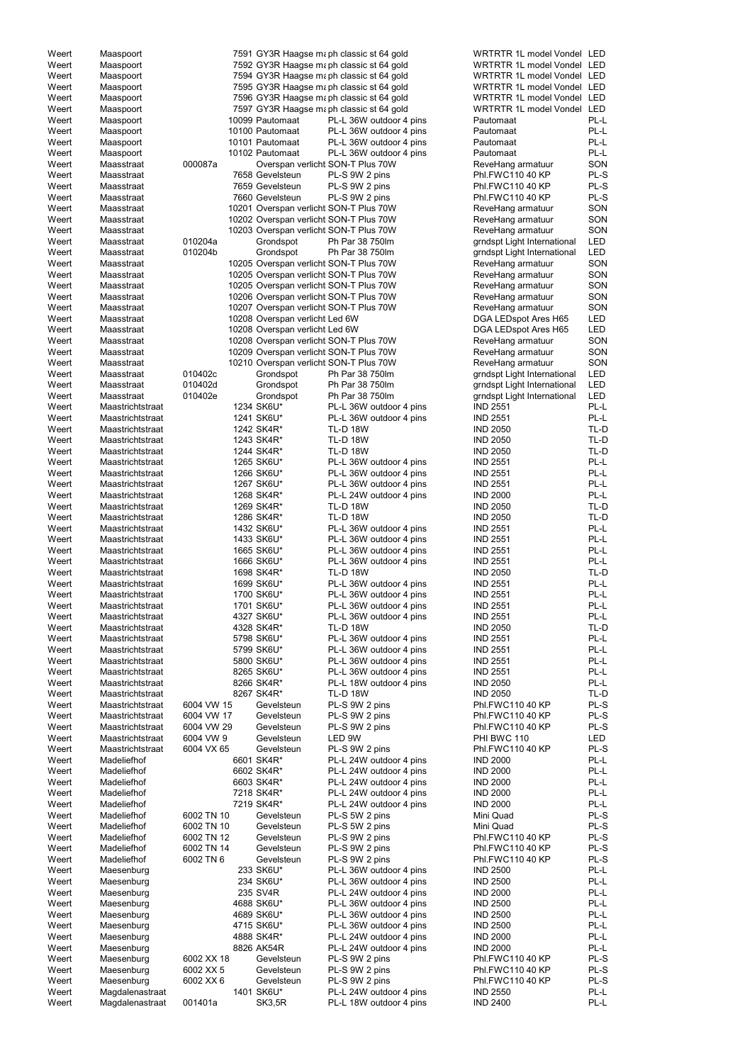| Weert | Maaspoort | | 7591 GY3R Haagse ma | ph classic st 64 gold | WRTRTR 1L model Vondel | LED |
|---|---|---|---|---|---|---|
| Weert | Maaspoort | | 7592 GY3R Haagse ma | ph classic st 64 gold | WRTRTR 1L model Vondel | LED |
| Weert | Maaspoort | | 7594 GY3R Haagse ma | ph classic st 64 gold | WRTRTR 1L model Vondel | LED |
| Weert | Maaspoort | | 7595 GY3R Haagse ma | ph classic st 64 gold | WRTRTR 1L model Vondel | LED |
| Weert | Maaspoort | | 7596 GY3R Haagse ma | ph classic st 64 gold | WRTRTR 1L model Vondel | LED |
| Weert | Maaspoort | | 7597 GY3R Haagse ma | ph classic st 64 gold | WRTRTR 1L model Vondel | LED |
| Weert | Maaspoort | | 10099 Pautomaat | PL-L 36W outdoor 4 pins | Pautomaat | PL-L |
| Weert | Maaspoort | | 10100 Pautomaat | PL-L 36W outdoor 4 pins | Pautomaat | PL-L |
| Weert | Maaspoort | | 10101 Pautomaat | PL-L 36W outdoor 4 pins | Pautomaat | PL-L |
| Weert | Maaspoort | | 10102 Pautomaat | PL-L 36W outdoor 4 pins | Pautomaat | PL-L |
| Weert | Maasstraat | 000087a | Overspan verlicht | SON-T Plus 70W | ReveHang armatuur | SON |
| Weert | Maasstraat | | 7658 Gevelsteun | PL-S 9W 2 pins | Phl.FWC110 40 KP | PL-S |
| Weert | Maasstraat | | 7659 Gevelsteun | PL-S 9W 2 pins | Phl.FWC110 40 KP | PL-S |
| Weert | Maasstraat | | 7660 Gevelsteun | PL-S 9W 2 pins | Phl.FWC110 40 KP | PL-S |
| Weert | Maasstraat | | 10201 Overspan verlicht | SON-T Plus 70W | ReveHang armatuur | SON |
| Weert | Maasstraat | | 10202 Overspan verlicht | SON-T Plus 70W | ReveHang armatuur | SON |
| Weert | Maasstraat | | 10203 Overspan verlicht | SON-T Plus 70W | ReveHang armatuur | SON |
| Weert | Maasstraat | 010204a | Grondspot | Ph Par 38 750lm | grndspt Light International | LED |
| Weert | Maasstraat | 010204b | Grondspot | Ph Par 38 750lm | grndspt Light International | LED |
| Weert | Maasstraat | | 10205 Overspan verlicht | SON-T Plus 70W | ReveHang armatuur | SON |
| Weert | Maasstraat | | 10205 Overspan verlicht | SON-T Plus 70W | ReveHang armatuur | SON |
| Weert | Maasstraat | | 10205 Overspan verlicht | SON-T Plus 70W | ReveHang armatuur | SON |
| Weert | Maasstraat | | 10206 Overspan verlicht | SON-T Plus 70W | ReveHang armatuur | SON |
| Weert | Maasstraat | | 10207 Overspan verlicht | SON-T Plus 70W | ReveHang armatuur | SON |
| Weert | Maasstraat | | 10208 Overspan verlicht | Led 6W | DGA LEDspot Ares H65 | LED |
| Weert | Maasstraat | | 10208 Overspan verlicht | Led 6W | DGA LEDspot Ares H65 | LED |
| Weert | Maasstraat | | 10208 Overspan verlicht | SON-T Plus 70W | ReveHang armatuur | SON |
| Weert | Maasstraat | | 10209 Overspan verlicht | SON-T Plus 70W | ReveHang armatuur | SON |
| Weert | Maasstraat | | 10210 Overspan verlicht | SON-T Plus 70W | ReveHang armatuur | SON |
| Weert | Maasstraat | 010402c | Grondspot | Ph Par 38 750lm | grndspt Light International | LED |
| Weert | Maasstraat | 010402d | Grondspot | Ph Par 38 750lm | grndspt Light International | LED |
| Weert | Maasstraat | 010402e | Grondspot | Ph Par 38 750lm | grndspt Light International | LED |
| Weert | Maastrichtstraat | | 1234 SK6U* | PL-L 36W outdoor 4 pins | IND 2551 | PL-L |
| Weert | Maastrichtstraat | | 1241 SK6U* | PL-L 36W outdoor 4 pins | IND 2551 | PL-L |
| Weert | Maastrichtstraat | | 1242 SK4R* | TL-D 18W | IND 2050 | TL-D |
| Weert | Maastrichtstraat | | 1243 SK4R* | TL-D 18W | IND 2050 | TL-D |
| Weert | Maastrichtstraat | | 1244 SK4R* | TL-D 18W | IND 2050 | TL-D |
| Weert | Maastrichtstraat | | 1265 SK6U* | PL-L 36W outdoor 4 pins | IND 2551 | PL-L |
| Weert | Maastrichtstraat | | 1266 SK6U* | PL-L 36W outdoor 4 pins | IND 2551 | PL-L |
| Weert | Maastrichtstraat | | 1267 SK6U* | PL-L 36W outdoor 4 pins | IND 2551 | PL-L |
| Weert | Maastrichtstraat | | 1268 SK4R* | PL-L 24W outdoor 4 pins | IND 2000 | PL-L |
| Weert | Maastrichtstraat | | 1269 SK4R* | TL-D 18W | IND 2050 | TL-D |
| Weert | Maastrichtstraat | | 1286 SK4R* | TL-D 18W | IND 2050 | TL-D |
| Weert | Maastrichtstraat | | 1432 SK6U* | PL-L 36W outdoor 4 pins | IND 2551 | PL-L |
| Weert | Maastrichtstraat | | 1433 SK6U* | PL-L 36W outdoor 4 pins | IND 2551 | PL-L |
| Weert | Maastrichtstraat | | 1665 SK6U* | PL-L 36W outdoor 4 pins | IND 2551 | PL-L |
| Weert | Maastrichtstraat | | 1666 SK6U* | PL-L 36W outdoor 4 pins | IND 2551 | PL-L |
| Weert | Maastrichtstraat | | 1698 SK4R* | TL-D 18W | IND 2050 | TL-D |
| Weert | Maastrichtstraat | | 1699 SK6U* | PL-L 36W outdoor 4 pins | IND 2551 | PL-L |
| Weert | Maastrichtstraat | | 1700 SK6U* | PL-L 36W outdoor 4 pins | IND 2551 | PL-L |
| Weert | Maastrichtstraat | | 1701 SK6U* | PL-L 36W outdoor 4 pins | IND 2551 | PL-L |
| Weert | Maastrichtstraat | | 4327 SK6U* | PL-L 36W outdoor 4 pins | IND 2551 | PL-L |
| Weert | Maastrichtstraat | | 4328 SK4R* | TL-D 18W | IND 2050 | TL-D |
| Weert | Maastrichtstraat | | 5798 SK6U* | PL-L 36W outdoor 4 pins | IND 2551 | PL-L |
| Weert | Maastrichtstraat | | 5799 SK6U* | PL-L 36W outdoor 4 pins | IND 2551 | PL-L |
| Weert | Maastrichtstraat | | 5800 SK6U* | PL-L 36W outdoor 4 pins | IND 2551 | PL-L |
| Weert | Maastrichtstraat | | 8265 SK6U* | PL-L 36W outdoor 4 pins | IND 2551 | PL-L |
| Weert | Maastrichtstraat | | 8266 SK4R* | PL-L 18W outdoor 4 pins | IND 2050 | PL-L |
| Weert | Maastrichtstraat | | 8267 SK4R* | TL-D 18W | IND 2050 | TL-D |
| Weert | Maastrichtstraat | 6004 VW 15 | Gevelsteun | PL-S 9W 2 pins | Phl.FWC110 40 KP | PL-S |
| Weert | Maastrichtstraat | 6004 VW 17 | Gevelsteun | PL-S 9W 2 pins | Phl.FWC110 40 KP | PL-S |
| Weert | Maastrichtstraat | 6004 VW 29 | Gevelsteun | PL-S 9W 2 pins | Phl.FWC110 40 KP | PL-S |
| Weert | Maastrichtstraat | 6004 VW 9 | Gevelsteun | LED 9W | PHI BWC 110 | LED |
| Weert | Maastrichtstraat | 6004 VX 65 | Gevelsteun | PL-S 9W 2 pins | Phl.FWC110 40 KP | PL-S |
| Weert | Madeliefhof | | 6601 SK4R* | PL-L 24W outdoor 4 pins | IND 2000 | PL-L |
| Weert | Madeliefhof | | 6602 SK4R* | PL-L 24W outdoor 4 pins | IND 2000 | PL-L |
| Weert | Madeliefhof | | 6603 SK4R* | PL-L 24W outdoor 4 pins | IND 2000 | PL-L |
| Weert | Madeliefhof | | 7218 SK4R* | PL-L 24W outdoor 4 pins | IND 2000 | PL-L |
| Weert | Madeliefhof | | 7219 SK4R* | PL-L 24W outdoor 4 pins | IND 2000 | PL-L |
| Weert | Madeliefhof | 6002 TN 10 | Gevelsteun | PL-S 5W 2 pins | Mini Quad | PL-S |
| Weert | Madeliefhof | 6002 TN 10 | Gevelsteun | PL-S 5W 2 pins | Mini Quad | PL-S |
| Weert | Madeliefhof | 6002 TN 12 | Gevelsteun | PL-S 9W 2 pins | Phl.FWC110 40 KP | PL-S |
| Weert | Madeliefhof | 6002 TN 14 | Gevelsteun | PL-S 9W 2 pins | Phl.FWC110 40 KP | PL-S |
| Weert | Madeliefhof | 6002 TN 6 | Gevelsteun | PL-S 9W 2 pins | Phl.FWC110 40 KP | PL-S |
| Weert | Maesenburg | | 233 SK6U* | PL-L 36W outdoor 4 pins | IND 2500 | PL-L |
| Weert | Maesenburg | | 234 SK6U* | PL-L 36W outdoor 4 pins | IND 2500 | PL-L |
| Weert | Maesenburg | | 235 SV4R | PL-L 24W outdoor 4 pins | IND 2000 | PL-L |
| Weert | Maesenburg | | 4688 SK6U* | PL-L 36W outdoor 4 pins | IND 2500 | PL-L |
| Weert | Maesenburg | | 4689 SK6U* | PL-L 36W outdoor 4 pins | IND 2500 | PL-L |
| Weert | Maesenburg | | 4715 SK6U* | PL-L 36W outdoor 4 pins | IND 2500 | PL-L |
| Weert | Maesenburg | | 4888 SK4R* | PL-L 24W outdoor 4 pins | IND 2000 | PL-L |
| Weert | Maesenburg | | 8826 AK54R | PL-L 24W outdoor 4 pins | IND 2000 | PL-L |
| Weert | Maesenburg | 6002 XX 18 | Gevelsteun | PL-S 9W 2 pins | Phl.FWC110 40 KP | PL-S |
| Weert | Maesenburg | 6002 XX 5 | Gevelsteun | PL-S 9W 2 pins | Phl.FWC110 40 KP | PL-S |
| Weert | Maesenburg | 6002 XX 6 | Gevelsteun | PL-S 9W 2 pins | Phl.FWC110 40 KP | PL-S |
| Weert | Magdalenastraat | | 1401 SK6U* | PL-L 24W outdoor 4 pins | IND 2550 | PL-L |
| Weert | Magdalenastraat | 001401a | SK3,5R | PL-L 18W outdoor 4 pins | IND 2400 | PL-L |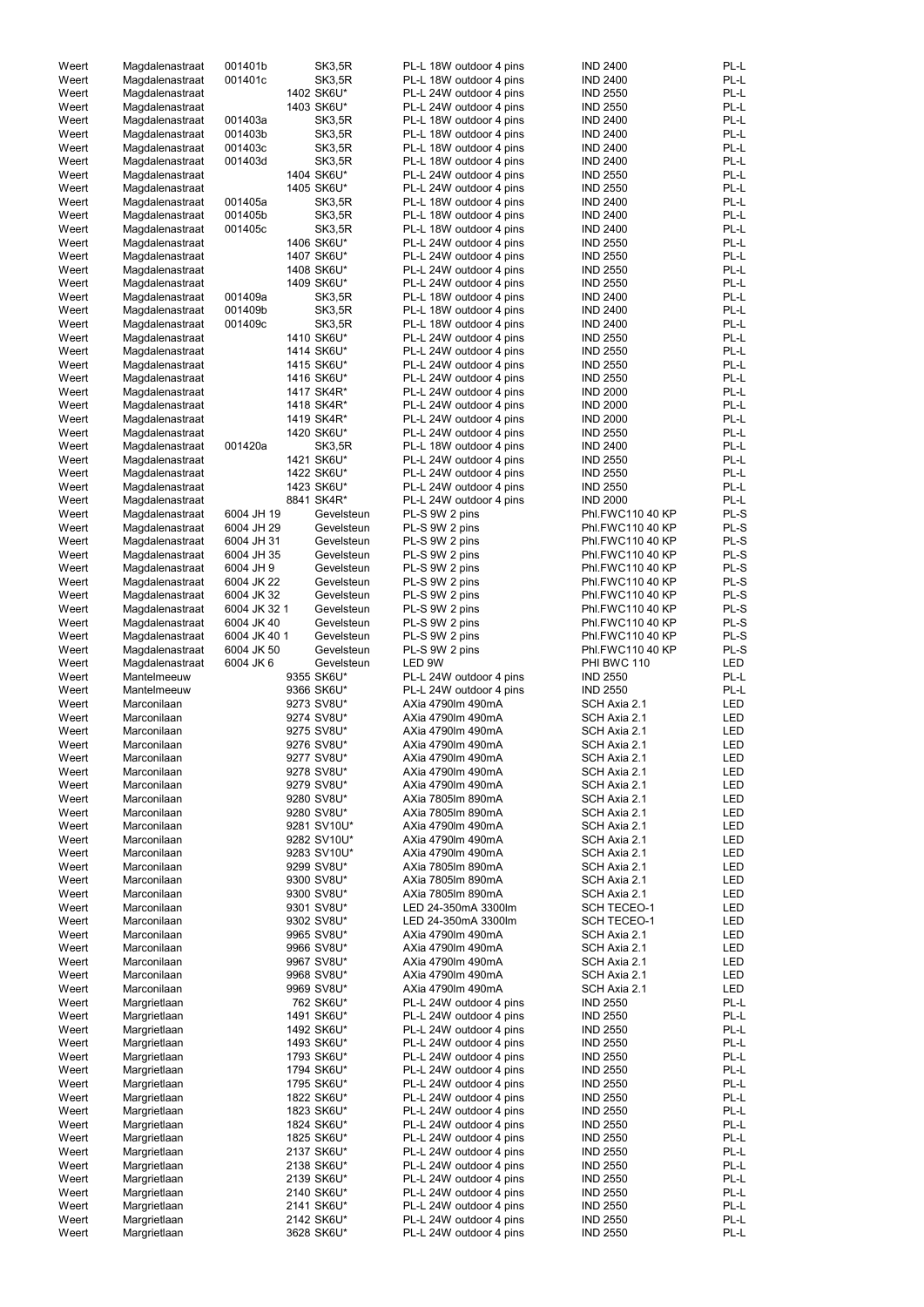| | | | | | | |
|---|---|---|---|---|---|---|
| Weert | Magdalenastraat | 001401b | SK3,5R | PL-L 18W outdoor 4 pins | IND 2400 | PL-L |
| Weert | Magdalenastraat | 001401c | SK3,5R | PL-L 18W outdoor 4 pins | IND 2400 | PL-L |
| Weert | Magdalenastraat | | 1402 SK6U* | PL-L 24W outdoor 4 pins | IND 2550 | PL-L |
| Weert | Magdalenastraat | | 1403 SK6U* | PL-L 24W outdoor 4 pins | IND 2550 | PL-L |
| Weert | Magdalenastraat | 001403a | SK3,5R | PL-L 18W outdoor 4 pins | IND 2400 | PL-L |
| Weert | Magdalenastraat | 001403b | SK3,5R | PL-L 18W outdoor 4 pins | IND 2400 | PL-L |
| Weert | Magdalenastraat | 001403c | SK3,5R | PL-L 18W outdoor 4 pins | IND 2400 | PL-L |
| Weert | Magdalenastraat | 001403d | SK3,5R | PL-L 18W outdoor 4 pins | IND 2400 | PL-L |
| Weert | Magdalenastraat | | 1404 SK6U* | PL-L 24W outdoor 4 pins | IND 2550 | PL-L |
| Weert | Magdalenastraat | | 1405 SK6U* | PL-L 24W outdoor 4 pins | IND 2550 | PL-L |
| Weert | Magdalenastraat | 001405a | SK3,5R | PL-L 18W outdoor 4 pins | IND 2400 | PL-L |
| Weert | Magdalenastraat | 001405b | SK3,5R | PL-L 18W outdoor 4 pins | IND 2400 | PL-L |
| Weert | Magdalenastraat | 001405c | SK3,5R | PL-L 18W outdoor 4 pins | IND 2400 | PL-L |
| Weert | Magdalenastraat | | 1406 SK6U* | PL-L 24W outdoor 4 pins | IND 2550 | PL-L |
| Weert | Magdalenastraat | | 1407 SK6U* | PL-L 24W outdoor 4 pins | IND 2550 | PL-L |
| Weert | Magdalenastraat | | 1408 SK6U* | PL-L 24W outdoor 4 pins | IND 2550 | PL-L |
| Weert | Magdalenastraat | | 1409 SK6U* | PL-L 24W outdoor 4 pins | IND 2550 | PL-L |
| Weert | Magdalenastraat | 001409a | SK3,5R | PL-L 18W outdoor 4 pins | IND 2400 | PL-L |
| Weert | Magdalenastraat | 001409b | SK3,5R | PL-L 18W outdoor 4 pins | IND 2400 | PL-L |
| Weert | Magdalenastraat | 001409c | SK3,5R | PL-L 18W outdoor 4 pins | IND 2400 | PL-L |
| Weert | Magdalenastraat | | 1410 SK6U* | PL-L 24W outdoor 4 pins | IND 2550 | PL-L |
| Weert | Magdalenastraat | | 1414 SK6U* | PL-L 24W outdoor 4 pins | IND 2550 | PL-L |
| Weert | Magdalenastraat | | 1415 SK6U* | PL-L 24W outdoor 4 pins | IND 2550 | PL-L |
| Weert | Magdalenastraat | | 1416 SK6U* | PL-L 24W outdoor 4 pins | IND 2550 | PL-L |
| Weert | Magdalenastraat | | 1417 SK4R* | PL-L 24W outdoor 4 pins | IND 2000 | PL-L |
| Weert | Magdalenastraat | | 1418 SK4R* | PL-L 24W outdoor 4 pins | IND 2000 | PL-L |
| Weert | Magdalenastraat | | 1419 SK4R* | PL-L 24W outdoor 4 pins | IND 2000 | PL-L |
| Weert | Magdalenastraat | | 1420 SK6U* | PL-L 24W outdoor 4 pins | IND 2550 | PL-L |
| Weert | Magdalenastraat | 001420a | SK3,5R | PL-L 18W outdoor 4 pins | IND 2400 | PL-L |
| Weert | Magdalenastraat | | 1421 SK6U* | PL-L 24W outdoor 4 pins | IND 2550 | PL-L |
| Weert | Magdalenastraat | | 1422 SK6U* | PL-L 24W outdoor 4 pins | IND 2550 | PL-L |
| Weert | Magdalenastraat | | 1423 SK6U* | PL-L 24W outdoor 4 pins | IND 2550 | PL-L |
| Weert | Magdalenastraat | | 8841 SK4R* | PL-L 24W outdoor 4 pins | IND 2000 | PL-L |
| Weert | Magdalenastraat | 6004 JH 19 | Gevelsteun | PL-S 9W 2 pins | Phl.FWC110 40 KP | PL-S |
| Weert | Magdalenastraat | 6004 JH 29 | Gevelsteun | PL-S 9W 2 pins | Phl.FWC110 40 KP | PL-S |
| Weert | Magdalenastraat | 6004 JH 31 | Gevelsteun | PL-S 9W 2 pins | Phl.FWC110 40 KP | PL-S |
| Weert | Magdalenastraat | 6004 JH 35 | Gevelsteun | PL-S 9W 2 pins | Phl.FWC110 40 KP | PL-S |
| Weert | Magdalenastraat | 6004 JH 9 | Gevelsteun | PL-S 9W 2 pins | Phl.FWC110 40 KP | PL-S |
| Weert | Magdalenastraat | 6004 JK 22 | Gevelsteun | PL-S 9W 2 pins | Phl.FWC110 40 KP | PL-S |
| Weert | Magdalenastraat | 6004 JK 32 | Gevelsteun | PL-S 9W 2 pins | Phl.FWC110 40 KP | PL-S |
| Weert | Magdalenastraat | 6004 JK 32 1 | Gevelsteun | PL-S 9W 2 pins | Phl.FWC110 40 KP | PL-S |
| Weert | Magdalenastraat | 6004 JK 40 | Gevelsteun | PL-S 9W 2 pins | Phl.FWC110 40 KP | PL-S |
| Weert | Magdalenastraat | 6004 JK 40 1 | Gevelsteun | PL-S 9W 2 pins | Phl.FWC110 40 KP | PL-S |
| Weert | Magdalenastraat | 6004 JK 50 | Gevelsteun | PL-S 9W 2 pins | Phl.FWC110 40 KP | PL-S |
| Weert | Magdalenastraat | 6004 JK 6 | Gevelsteun | LED 9W | PHI BWC 110 | LED |
| Weert | Mantelmeeuw | | 9355 SK6U* | PL-L 24W outdoor 4 pins | IND 2550 | PL-L |
| Weert | Mantelmeeuw | | 9366 SK6U* | PL-L 24W outdoor 4 pins | IND 2550 | PL-L |
| Weert | Marconilaan | | 9273 SV8U* | AXia 4790lm 490mA | SCH Axia 2.1 | LED |
| Weert | Marconilaan | | 9274 SV8U* | AXia 4790lm 490mA | SCH Axia 2.1 | LED |
| Weert | Marconilaan | | 9275 SV8U* | AXia 4790lm 490mA | SCH Axia 2.1 | LED |
| Weert | Marconilaan | | 9276 SV8U* | AXia 4790lm 490mA | SCH Axia 2.1 | LED |
| Weert | Marconilaan | | 9277 SV8U* | AXia 4790lm 490mA | SCH Axia 2.1 | LED |
| Weert | Marconilaan | | 9278 SV8U* | AXia 4790lm 490mA | SCH Axia 2.1 | LED |
| Weert | Marconilaan | | 9279 SV8U* | AXia 4790lm 490mA | SCH Axia 2.1 | LED |
| Weert | Marconilaan | | 9280 SV8U* | AXia 7805lm 890mA | SCH Axia 2.1 | LED |
| Weert | Marconilaan | | 9280 SV8U* | AXia 7805lm 890mA | SCH Axia 2.1 | LED |
| Weert | Marconilaan | | 9281 SV10U* | AXia 4790lm 490mA | SCH Axia 2.1 | LED |
| Weert | Marconilaan | | 9282 SV10U* | AXia 4790lm 490mA | SCH Axia 2.1 | LED |
| Weert | Marconilaan | | 9283 SV10U* | AXia 4790lm 490mA | SCH Axia 2.1 | LED |
| Weert | Marconilaan | | 9299 SV8U* | AXia 7805lm 890mA | SCH Axia 2.1 | LED |
| Weert | Marconilaan | | 9300 SV8U* | AXia 7805lm 890mA | SCH Axia 2.1 | LED |
| Weert | Marconilaan | | 9300 SV8U* | AXia 7805lm 890mA | SCH Axia 2.1 | LED |
| Weert | Marconilaan | | 9301 SV8U* | LED 24-350mA 3300lm | SCH TECEO-1 | LED |
| Weert | Marconilaan | | 9302 SV8U* | LED 24-350mA 3300lm | SCH TECEO-1 | LED |
| Weert | Marconilaan | | 9965 SV8U* | AXia 4790lm 490mA | SCH Axia 2.1 | LED |
| Weert | Marconilaan | | 9966 SV8U* | AXia 4790lm 490mA | SCH Axia 2.1 | LED |
| Weert | Marconilaan | | 9967 SV8U* | AXia 4790lm 490mA | SCH Axia 2.1 | LED |
| Weert | Marconilaan | | 9968 SV8U* | AXia 4790lm 490mA | SCH Axia 2.1 | LED |
| Weert | Marconilaan | | 9969 SV8U* | AXia 4790lm 490mA | SCH Axia 2.1 | LED |
| Weert | Margrietlaan | | 762 SK6U* | PL-L 24W outdoor 4 pins | IND 2550 | PL-L |
| Weert | Margrietlaan | | 1491 SK6U* | PL-L 24W outdoor 4 pins | IND 2550 | PL-L |
| Weert | Margrietlaan | | 1492 SK6U* | PL-L 24W outdoor 4 pins | IND 2550 | PL-L |
| Weert | Margrietlaan | | 1493 SK6U* | PL-L 24W outdoor 4 pins | IND 2550 | PL-L |
| Weert | Margrietlaan | | 1793 SK6U* | PL-L 24W outdoor 4 pins | IND 2550 | PL-L |
| Weert | Margrietlaan | | 1794 SK6U* | PL-L 24W outdoor 4 pins | IND 2550 | PL-L |
| Weert | Margrietlaan | | 1795 SK6U* | PL-L 24W outdoor 4 pins | IND 2550 | PL-L |
| Weert | Margrietlaan | | 1822 SK6U* | PL-L 24W outdoor 4 pins | IND 2550 | PL-L |
| Weert | Margrietlaan | | 1823 SK6U* | PL-L 24W outdoor 4 pins | IND 2550 | PL-L |
| Weert | Margrietlaan | | 1824 SK6U* | PL-L 24W outdoor 4 pins | IND 2550 | PL-L |
| Weert | Margrietlaan | | 1825 SK6U* | PL-L 24W outdoor 4 pins | IND 2550 | PL-L |
| Weert | Margrietlaan | | 2137 SK6U* | PL-L 24W outdoor 4 pins | IND 2550 | PL-L |
| Weert | Margrietlaan | | 2138 SK6U* | PL-L 24W outdoor 4 pins | IND 2550 | PL-L |
| Weert | Margrietlaan | | 2139 SK6U* | PL-L 24W outdoor 4 pins | IND 2550 | PL-L |
| Weert | Margrietlaan | | 2140 SK6U* | PL-L 24W outdoor 4 pins | IND 2550 | PL-L |
| Weert | Margrietlaan | | 2141 SK6U* | PL-L 24W outdoor 4 pins | IND 2550 | PL-L |
| Weert | Margrietlaan | | 2142 SK6U* | PL-L 24W outdoor 4 pins | IND 2550 | PL-L |
| Weert | Margrietlaan | | 3628 SK6U* | PL-L 24W outdoor 4 pins | IND 2550 | PL-L |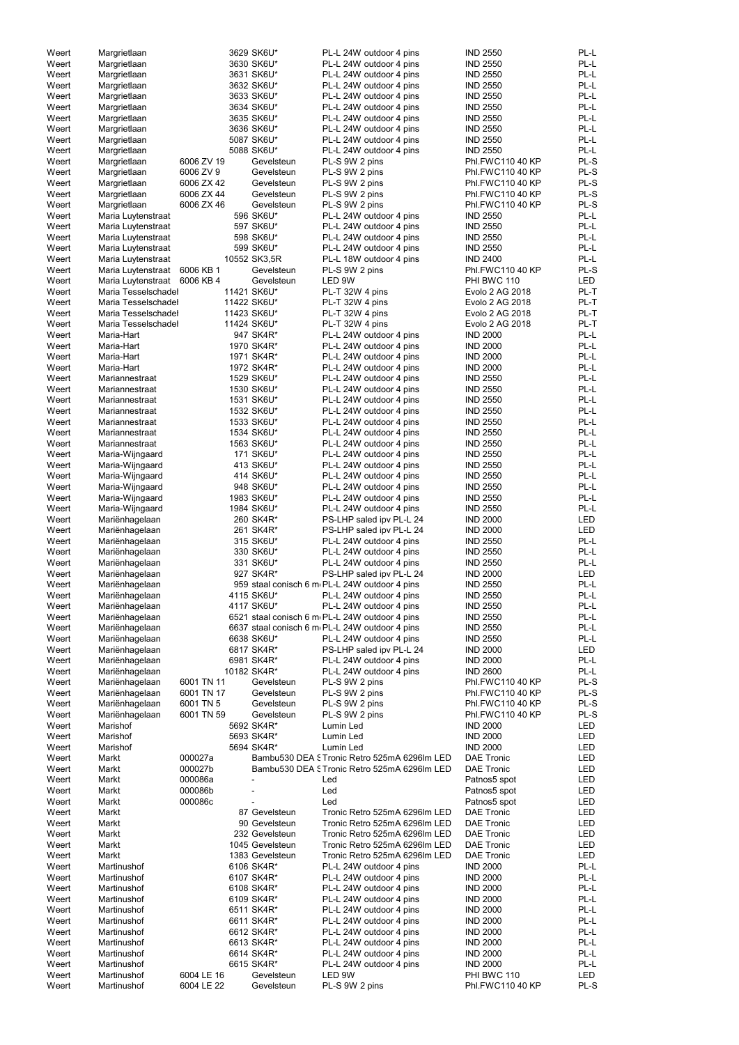| | | | | | | |
|---|---|---|---|---|---|---|
| Weert | Margrietlaan | | 3629 SK6U* | PL-L 24W outdoor 4 pins | IND 2550 | PL-L |
| Weert | Margrietlaan | | 3630 SK6U* | PL-L 24W outdoor 4 pins | IND 2550 | PL-L |
| Weert | Margrietlaan | | 3631 SK6U* | PL-L 24W outdoor 4 pins | IND 2550 | PL-L |
| Weert | Margrietlaan | | 3632 SK6U* | PL-L 24W outdoor 4 pins | IND 2550 | PL-L |
| Weert | Margrietlaan | | 3633 SK6U* | PL-L 24W outdoor 4 pins | IND 2550 | PL-L |
| Weert | Margrietlaan | | 3634 SK6U* | PL-L 24W outdoor 4 pins | IND 2550 | PL-L |
| Weert | Margrietlaan | | 3635 SK6U* | PL-L 24W outdoor 4 pins | IND 2550 | PL-L |
| Weert | Margrietlaan | | 3636 SK6U* | PL-L 24W outdoor 4 pins | IND 2550 | PL-L |
| Weert | Margrietlaan | | 5087 SK6U* | PL-L 24W outdoor 4 pins | IND 2550 | PL-L |
| Weert | Margrietlaan | | 5088 SK6U* | PL-L 24W outdoor 4 pins | IND 2550 | PL-L |
| Weert | Margrietlaan | 6006 ZV 19 | Gevelsteun | PL-S 9W 2 pins | Phl.FWC110 40 KP | PL-S |
| Weert | Margrietlaan | 6006 ZV 9 | Gevelsteun | PL-S 9W 2 pins | Phl.FWC110 40 KP | PL-S |
| Weert | Margrietlaan | 6006 ZX 42 | Gevelsteun | PL-S 9W 2 pins | Phl.FWC110 40 KP | PL-S |
| Weert | Margrietlaan | 6006 ZX 44 | Gevelsteun | PL-S 9W 2 pins | Phl.FWC110 40 KP | PL-S |
| Weert | Margrietlaan | 6006 ZX 46 | Gevelsteun | PL-S 9W 2 pins | Phl.FWC110 40 KP | PL-S |
| Weert | Maria Luytenstraat | | 596 SK6U* | PL-L 24W outdoor 4 pins | IND 2550 | PL-L |
| Weert | Maria Luytenstraat | | 597 SK6U* | PL-L 24W outdoor 4 pins | IND 2550 | PL-L |
| Weert | Maria Luytenstraat | | 598 SK6U* | PL-L 24W outdoor 4 pins | IND 2550 | PL-L |
| Weert | Maria Luytenstraat | | 599 SK6U* | PL-L 24W outdoor 4 pins | IND 2550 | PL-L |
| Weert | Maria Luytenstraat | | 10552 SK3,5R | PL-L 18W outdoor 4 pins | IND 2400 | PL-L |
| Weert | Maria Luytenstraat | 6006 KB 1 | Gevelsteun | PL-S 9W 2 pins | Phl.FWC110 40 KP | PL-S |
| Weert | Maria Luytenstraat | 6006 KB 4 | Gevelsteun | LED 9W | PHI BWC 110 | LED |
| Weert | Maria Tesselschadel | | 11421 SK6U* | PL-T 32W 4 pins | Evolo 2 AG 2018 | PL-T |
| Weert | Maria Tesselschadel | | 11422 SK6U* | PL-T 32W 4 pins | Evolo 2 AG 2018 | PL-T |
| Weert | Maria Tesselschadel | | 11423 SK6U* | PL-T 32W 4 pins | Evolo 2 AG 2018 | PL-T |
| Weert | Maria Tesselschadel | | 11424 SK6U* | PL-T 32W 4 pins | Evolo 2 AG 2018 | PL-T |
| Weert | Maria-Hart | | 947 SK4R* | PL-L 24W outdoor 4 pins | IND 2000 | PL-L |
| Weert | Maria-Hart | | 1970 SK4R* | PL-L 24W outdoor 4 pins | IND 2000 | PL-L |
| Weert | Maria-Hart | | 1971 SK4R* | PL-L 24W outdoor 4 pins | IND 2000 | PL-L |
| Weert | Maria-Hart | | 1972 SK4R* | PL-L 24W outdoor 4 pins | IND 2000 | PL-L |
| Weert | Mariannestraat | | 1529 SK6U* | PL-L 24W outdoor 4 pins | IND 2550 | PL-L |
| Weert | Mariannestraat | | 1530 SK6U* | PL-L 24W outdoor 4 pins | IND 2550 | PL-L |
| Weert | Mariannestraat | | 1531 SK6U* | PL-L 24W outdoor 4 pins | IND 2550 | PL-L |
| Weert | Mariannestraat | | 1532 SK6U* | PL-L 24W outdoor 4 pins | IND 2550 | PL-L |
| Weert | Mariannestraat | | 1533 SK6U* | PL-L 24W outdoor 4 pins | IND 2550 | PL-L |
| Weert | Mariannestraat | | 1534 SK6U* | PL-L 24W outdoor 4 pins | IND 2550 | PL-L |
| Weert | Mariannestraat | | 1563 SK6U* | PL-L 24W outdoor 4 pins | IND 2550 | PL-L |
| Weert | Maria-Wijngaard | | 171 SK6U* | PL-L 24W outdoor 4 pins | IND 2550 | PL-L |
| Weert | Maria-Wijngaard | | 413 SK6U* | PL-L 24W outdoor 4 pins | IND 2550 | PL-L |
| Weert | Maria-Wijngaard | | 414 SK6U* | PL-L 24W outdoor 4 pins | IND 2550 | PL-L |
| Weert | Maria-Wijngaard | | 948 SK6U* | PL-L 24W outdoor 4 pins | IND 2550 | PL-L |
| Weert | Maria-Wijngaard | | 1983 SK6U* | PL-L 24W outdoor 4 pins | IND 2550 | PL-L |
| Weert | Maria-Wijngaard | | 1984 SK6U* | PL-L 24W outdoor 4 pins | IND 2550 | PL-L |
| Weert | Mariënhagelaan | | 260 SK4R* | PS-LHP saled ipv PL-L 24 | IND 2000 | LED |
| Weert | Mariënhagelaan | | 261 SK4R* | PS-LHP saled ipv PL-L 24 | IND 2000 | LED |
| Weert | Mariënhagelaan | | 315 SK6U* | PL-L 24W outdoor 4 pins | IND 2550 | PL-L |
| Weert | Mariënhagelaan | | 330 SK6U* | PL-L 24W outdoor 4 pins | IND 2550 | PL-L |
| Weert | Mariënhagelaan | | 331 SK6U* | PL-L 24W outdoor 4 pins | IND 2550 | PL-L |
| Weert | Mariënhagelaan | | 927 SK4R* | PS-LHP saled ipv PL-L 24 | IND 2000 | LED |
| Weert | Mariënhagelaan | | 959 staal conisch 6 m | PL-L 24W outdoor 4 pins | IND 2550 | PL-L |
| Weert | Mariënhagelaan | | 4115 SK6U* | PL-L 24W outdoor 4 pins | IND 2550 | PL-L |
| Weert | Mariënhagelaan | | 4117 SK6U* | PL-L 24W outdoor 4 pins | IND 2550 | PL-L |
| Weert | Mariënhagelaan | | 6521 staal conisch 6 m | PL-L 24W outdoor 4 pins | IND 2550 | PL-L |
| Weert | Mariënhagelaan | | 6637 staal conisch 6 m | PL-L 24W outdoor 4 pins | IND 2550 | PL-L |
| Weert | Mariënhagelaan | | 6638 SK6U* | PL-L 24W outdoor 4 pins | IND 2550 | PL-L |
| Weert | Mariënhagelaan | | 6817 SK4R* | PS-LHP saled ipv PL-L 24 | IND 2000 | LED |
| Weert | Mariënhagelaan | | 6981 SK4R* | PL-L 24W outdoor 4 pins | IND 2000 | PL-L |
| Weert | Mariënhagelaan | | 10182 SK4R* | PL-L 24W outdoor 4 pins | IND 2600 | PL-L |
| Weert | Mariënhagelaan | 6001 TN 11 | Gevelsteun | PL-S 9W 2 pins | Phl.FWC110 40 KP | PL-S |
| Weert | Mariënhagelaan | 6001 TN 17 | Gevelsteun | PL-S 9W 2 pins | Phl.FWC110 40 KP | PL-S |
| Weert | Mariënhagelaan | 6001 TN 5 | Gevelsteun | PL-S 9W 2 pins | Phl.FWC110 40 KP | PL-S |
| Weert | Mariënhagelaan | 6001 TN 59 | Gevelsteun | PL-S 9W 2 pins | Phl.FWC110 40 KP | PL-S |
| Weert | Marishof | | 5692 SK4R* | Lumin Led | IND 2000 | LED |
| Weert | Marishof | | 5693 SK4R* | Lumin Led | IND 2000 | LED |
| Weert | Marishof | | 5694 SK4R* | Lumin Led | IND 2000 | LED |
| Weert | Markt | 000027a | Bambu530 DEA S | Tronic Retro 525mA 6296lm LED | DAE Tronic | LED |
| Weert | Markt | 000027b | Bambu530 DEA S | Tronic Retro 525mA 6296lm LED | DAE Tronic | LED |
| Weert | Markt | 000086a | - | Led | Patnos5 spot | LED |
| Weert | Markt | 000086b | - | Led | Patnos5 spot | LED |
| Weert | Markt | 000086c | - | Led | Patnos5 spot | LED |
| Weert | Markt | | 87 Gevelsteun | Tronic Retro 525mA 6296lm LED | DAE Tronic | LED |
| Weert | Markt | | 90 Gevelsteun | Tronic Retro 525mA 6296lm LED | DAE Tronic | LED |
| Weert | Markt | | 232 Gevelsteun | Tronic Retro 525mA 6296lm LED | DAE Tronic | LED |
| Weert | Markt | | 1045 Gevelsteun | Tronic Retro 525mA 6296lm LED | DAE Tronic | LED |
| Weert | Markt | | 1383 Gevelsteun | Tronic Retro 525mA 6296lm LED | DAE Tronic | LED |
| Weert | Martinushof | | 6106 SK4R* | PL-L 24W outdoor 4 pins | IND 2000 | PL-L |
| Weert | Martinushof | | 6107 SK4R* | PL-L 24W outdoor 4 pins | IND 2000 | PL-L |
| Weert | Martinushof | | 6108 SK4R* | PL-L 24W outdoor 4 pins | IND 2000 | PL-L |
| Weert | Martinushof | | 6109 SK4R* | PL-L 24W outdoor 4 pins | IND 2000 | PL-L |
| Weert | Martinushof | | 6511 SK4R* | PL-L 24W outdoor 4 pins | IND 2000 | PL-L |
| Weert | Martinushof | | 6611 SK4R* | PL-L 24W outdoor 4 pins | IND 2000 | PL-L |
| Weert | Martinushof | | 6612 SK4R* | PL-L 24W outdoor 4 pins | IND 2000 | PL-L |
| Weert | Martinushof | | 6613 SK4R* | PL-L 24W outdoor 4 pins | IND 2000 | PL-L |
| Weert | Martinushof | | 6614 SK4R* | PL-L 24W outdoor 4 pins | IND 2000 | PL-L |
| Weert | Martinushof | | 6615 SK4R* | PL-L 24W outdoor 4 pins | IND 2000 | PL-L |
| Weert | Martinushof | 6004 LE 16 | Gevelsteun | LED 9W | PHI BWC 110 | LED |
| Weert | Martinushof | 6004 LE 22 | Gevelsteun | PL-S 9W 2 pins | Phl.FWC110 40 KP | PL-S |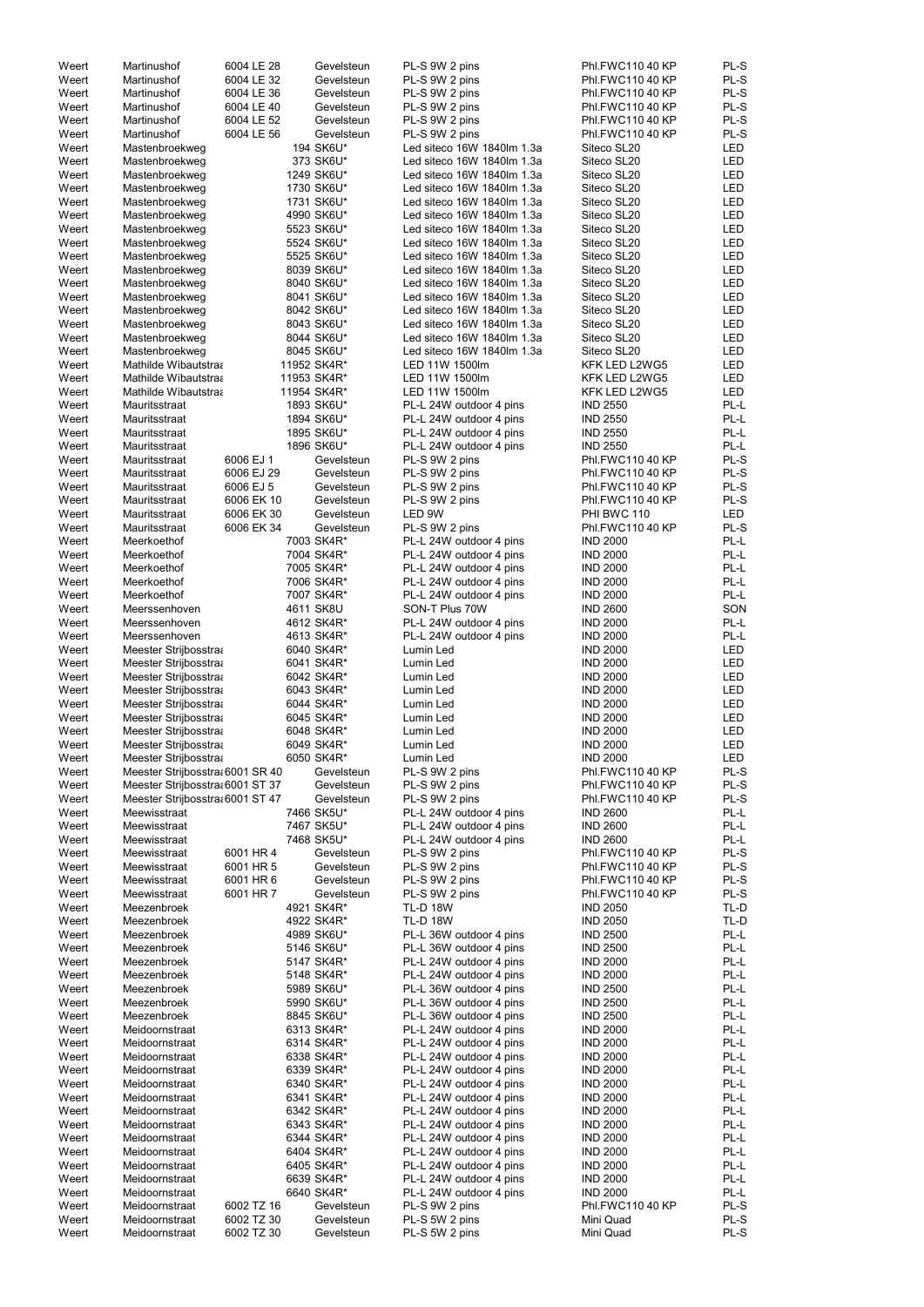| | | | | | | |
|---|---|---|---|---|---|---|
| Weert | Martinushof | 6004 LE 28 | Gevelsteun | PL-S 9W 2 pins | Phl.FWC110 40 KP | PL-S |
| Weert | Martinushof | 6004 LE 32 | Gevelsteun | PL-S 9W 2 pins | Phl.FWC110 40 KP | PL-S |
| Weert | Martinushof | 6004 LE 36 | Gevelsteun | PL-S 9W 2 pins | Phl.FWC110 40 KP | PL-S |
| Weert | Martinushof | 6004 LE 40 | Gevelsteun | PL-S 9W 2 pins | Phl.FWC110 40 KP | PL-S |
| Weert | Martinushof | 6004 LE 52 | Gevelsteun | PL-S 9W 2 pins | Phl.FWC110 40 KP | PL-S |
| Weert | Martinushof | 6004 LE 56 | Gevelsteun | PL-S 9W 2 pins | Phl.FWC110 40 KP | PL-S |
| Weert | Mastenbroekweg | | 194 SK6U* | Led siteco 16W 1840lm 1.3a | Siteco SL20 | LED |
| Weert | Mastenbroekweg | | 373 SK6U* | Led siteco 16W 1840lm 1.3a | Siteco SL20 | LED |
| Weert | Mastenbroekweg | | 1249 SK6U* | Led siteco 16W 1840lm 1.3a | Siteco SL20 | LED |
| Weert | Mastenbroekweg | | 1730 SK6U* | Led siteco 16W 1840lm 1.3a | Siteco SL20 | LED |
| Weert | Mastenbroekweg | | 1731 SK6U* | Led siteco 16W 1840lm 1.3a | Siteco SL20 | LED |
| Weert | Mastenbroekweg | | 4990 SK6U* | Led siteco 16W 1840lm 1.3a | Siteco SL20 | LED |
| Weert | Mastenbroekweg | | 5523 SK6U* | Led siteco 16W 1840lm 1.3a | Siteco SL20 | LED |
| Weert | Mastenbroekweg | | 5524 SK6U* | Led siteco 16W 1840lm 1.3a | Siteco SL20 | LED |
| Weert | Mastenbroekweg | | 5525 SK6U* | Led siteco 16W 1840lm 1.3a | Siteco SL20 | LED |
| Weert | Mastenbroekweg | | 8039 SK6U* | Led siteco 16W 1840lm 1.3a | Siteco SL20 | LED |
| Weert | Mastenbroekweg | | 8040 SK6U* | Led siteco 16W 1840lm 1.3a | Siteco SL20 | LED |
| Weert | Mastenbroekweg | | 8041 SK6U* | Led siteco 16W 1840lm 1.3a | Siteco SL20 | LED |
| Weert | Mastenbroekweg | | 8042 SK6U* | Led siteco 16W 1840lm 1.3a | Siteco SL20 | LED |
| Weert | Mastenbroekweg | | 8043 SK6U* | Led siteco 16W 1840lm 1.3a | Siteco SL20 | LED |
| Weert | Mastenbroekweg | | 8044 SK6U* | Led siteco 16W 1840lm 1.3a | Siteco SL20 | LED |
| Weert | Mastenbroekweg | | 8045 SK6U* | Led siteco 16W 1840lm 1.3a | Siteco SL20 | LED |
| Weert | Mathilde Wibautstraa | | 11952 SK4R* | LED 11W 1500lm | KFK LED L2WG5 | LED |
| Weert | Mathilde Wibautstraa | | 11953 SK4R* | LED 11W 1500lm | KFK LED L2WG5 | LED |
| Weert | Mathilde Wibautstraa | | 11954 SK4R* | LED 11W 1500lm | KFK LED L2WG5 | LED |
| Weert | Mauritsstraat | | 1893 SK6U* | PL-L 24W outdoor 4 pins | IND 2550 | PL-L |
| Weert | Mauritsstraat | | 1894 SK6U* | PL-L 24W outdoor 4 pins | IND 2550 | PL-L |
| Weert | Mauritsstraat | | 1895 SK6U* | PL-L 24W outdoor 4 pins | IND 2550 | PL-L |
| Weert | Mauritsstraat | | 1896 SK6U* | PL-L 24W outdoor 4 pins | IND 2550 | PL-L |
| Weert | Mauritsstraat | 6006 EJ 1 | Gevelsteun | PL-S 9W 2 pins | Phl.FWC110 40 KP | PL-S |
| Weert | Mauritsstraat | 6006 EJ 29 | Gevelsteun | PL-S 9W 2 pins | Phl.FWC110 40 KP | PL-S |
| Weert | Mauritsstraat | 6006 EJ 5 | Gevelsteun | PL-S 9W 2 pins | Phl.FWC110 40 KP | PL-S |
| Weert | Mauritsstraat | 6006 EK 10 | Gevelsteun | PL-S 9W 2 pins | Phl.FWC110 40 KP | PL-S |
| Weert | Mauritsstraat | 6006 EK 30 | Gevelsteun | LED 9W | PHI BWC 110 | LED |
| Weert | Mauritsstraat | 6006 EK 34 | Gevelsteun | PL-S 9W 2 pins | Phl.FWC110 40 KP | PL-S |
| Weert | Meerkoethof | | 7003 SK4R* | PL-L 24W outdoor 4 pins | IND 2000 | PL-L |
| Weert | Meerkoethof | | 7004 SK4R* | PL-L 24W outdoor 4 pins | IND 2000 | PL-L |
| Weert | Meerkoethof | | 7005 SK4R* | PL-L 24W outdoor 4 pins | IND 2000 | PL-L |
| Weert | Meerkoethof | | 7006 SK4R* | PL-L 24W outdoor 4 pins | IND 2000 | PL-L |
| Weert | Meerkoethof | | 7007 SK4R* | PL-L 24W outdoor 4 pins | IND 2000 | PL-L |
| Weert | Meerssenhoven | | 4611 SK8U | SON-T Plus 70W | IND 2600 | SON |
| Weert | Meerssenhoven | | 4612 SK4R* | PL-L 24W outdoor 4 pins | IND 2000 | PL-L |
| Weert | Meerssenhoven | | 4613 SK4R* | PL-L 24W outdoor 4 pins | IND 2000 | PL-L |
| Weert | Meester Strijbosstraa | | 6040 SK4R* | Lumin Led | IND 2000 | LED |
| Weert | Meester Strijbosstraa | | 6041 SK4R* | Lumin Led | IND 2000 | LED |
| Weert | Meester Strijbosstraa | | 6042 SK4R* | Lumin Led | IND 2000 | LED |
| Weert | Meester Strijbosstraa | | 6043 SK4R* | Lumin Led | IND 2000 | LED |
| Weert | Meester Strijbosstraa | | 6044 SK4R* | Lumin Led | IND 2000 | LED |
| Weert | Meester Strijbosstraa | | 6045 SK4R* | Lumin Led | IND 2000 | LED |
| Weert | Meester Strijbosstraa | | 6048 SK4R* | Lumin Led | IND 2000 | LED |
| Weert | Meester Strijbosstraa | | 6049 SK4R* | Lumin Led | IND 2000 | LED |
| Weert | Meester Strijbosstraa | | 6050 SK4R* | Lumin Led | IND 2000 | LED |
| Weert | Meester Strijbosstraa | 6001 SR 40 | Gevelsteun | PL-S 9W 2 pins | Phl.FWC110 40 KP | PL-S |
| Weert | Meester Strijbosstraa | 6001 ST 37 | Gevelsteun | PL-S 9W 2 pins | Phl.FWC110 40 KP | PL-S |
| Weert | Meester Strijbosstraa | 6001 ST 47 | Gevelsteun | PL-S 9W 2 pins | Phl.FWC110 40 KP | PL-S |
| Weert | Meewisstraat | | 7466 SK5U* | PL-L 24W outdoor 4 pins | IND 2600 | PL-L |
| Weert | Meewisstraat | | 7467 SK5U* | PL-L 24W outdoor 4 pins | IND 2600 | PL-L |
| Weert | Meewisstraat | | 7468 SK5U* | PL-L 24W outdoor 4 pins | IND 2600 | PL-L |
| Weert | Meewisstraat | 6001 HR 4 | Gevelsteun | PL-S 9W 2 pins | Phl.FWC110 40 KP | PL-S |
| Weert | Meewisstraat | 6001 HR 5 | Gevelsteun | PL-S 9W 2 pins | Phl.FWC110 40 KP | PL-S |
| Weert | Meewisstraat | 6001 HR 6 | Gevelsteun | PL-S 9W 2 pins | Phl.FWC110 40 KP | PL-S |
| Weert | Meewisstraat | 6001 HR 7 | Gevelsteun | PL-S 9W 2 pins | Phl.FWC110 40 KP | PL-S |
| Weert | Meezenbroek | | 4921 SK4R* | TL-D 18W | IND 2050 | TL-D |
| Weert | Meezenbroek | | 4922 SK4R* | TL-D 18W | IND 2050 | TL-D |
| Weert | Meezenbroek | | 4989 SK6U* | PL-L 36W outdoor 4 pins | IND 2500 | PL-L |
| Weert | Meezenbroek | | 5146 SK6U* | PL-L 36W outdoor 4 pins | IND 2500 | PL-L |
| Weert | Meezenbroek | | 5147 SK4R* | PL-L 24W outdoor 4 pins | IND 2000 | PL-L |
| Weert | Meezenbroek | | 5148 SK4R* | PL-L 24W outdoor 4 pins | IND 2000 | PL-L |
| Weert | Meezenbroek | | 5989 SK6U* | PL-L 36W outdoor 4 pins | IND 2500 | PL-L |
| Weert | Meezenbroek | | 5990 SK6U* | PL-L 36W outdoor 4 pins | IND 2500 | PL-L |
| Weert | Meezenbroek | | 8845 SK6U* | PL-L 36W outdoor 4 pins | IND 2500 | PL-L |
| Weert | Meidoornstraat | | 6313 SK4R* | PL-L 24W outdoor 4 pins | IND 2000 | PL-L |
| Weert | Meidoornstraat | | 6314 SK4R* | PL-L 24W outdoor 4 pins | IND 2000 | PL-L |
| Weert | Meidoornstraat | | 6338 SK4R* | PL-L 24W outdoor 4 pins | IND 2000 | PL-L |
| Weert | Meidoornstraat | | 6339 SK4R* | PL-L 24W outdoor 4 pins | IND 2000 | PL-L |
| Weert | Meidoornstraat | | 6340 SK4R* | PL-L 24W outdoor 4 pins | IND 2000 | PL-L |
| Weert | Meidoornstraat | | 6341 SK4R* | PL-L 24W outdoor 4 pins | IND 2000 | PL-L |
| Weert | Meidoornstraat | | 6342 SK4R* | PL-L 24W outdoor 4 pins | IND 2000 | PL-L |
| Weert | Meidoornstraat | | 6343 SK4R* | PL-L 24W outdoor 4 pins | IND 2000 | PL-L |
| Weert | Meidoornstraat | | 6344 SK4R* | PL-L 24W outdoor 4 pins | IND 2000 | PL-L |
| Weert | Meidoornstraat | | 6404 SK4R* | PL-L 24W outdoor 4 pins | IND 2000 | PL-L |
| Weert | Meidoornstraat | | 6405 SK4R* | PL-L 24W outdoor 4 pins | IND 2000 | PL-L |
| Weert | Meidoornstraat | | 6639 SK4R* | PL-L 24W outdoor 4 pins | IND 2000 | PL-L |
| Weert | Meidoornstraat | | 6640 SK4R* | PL-L 24W outdoor 4 pins | IND 2000 | PL-L |
| Weert | Meidoornstraat | 6002 TZ 16 | Gevelsteun | PL-S 9W 2 pins | Phl.FWC110 40 KP | PL-S |
| Weert | Meidoornstraat | 6002 TZ 30 | Gevelsteun | PL-S 5W 2 pins | Mini Quad | PL-S |
| Weert | Meidoornstraat | 6002 TZ 30 | Gevelsteun | PL-S 5W 2 pins | Mini Quad | PL-S |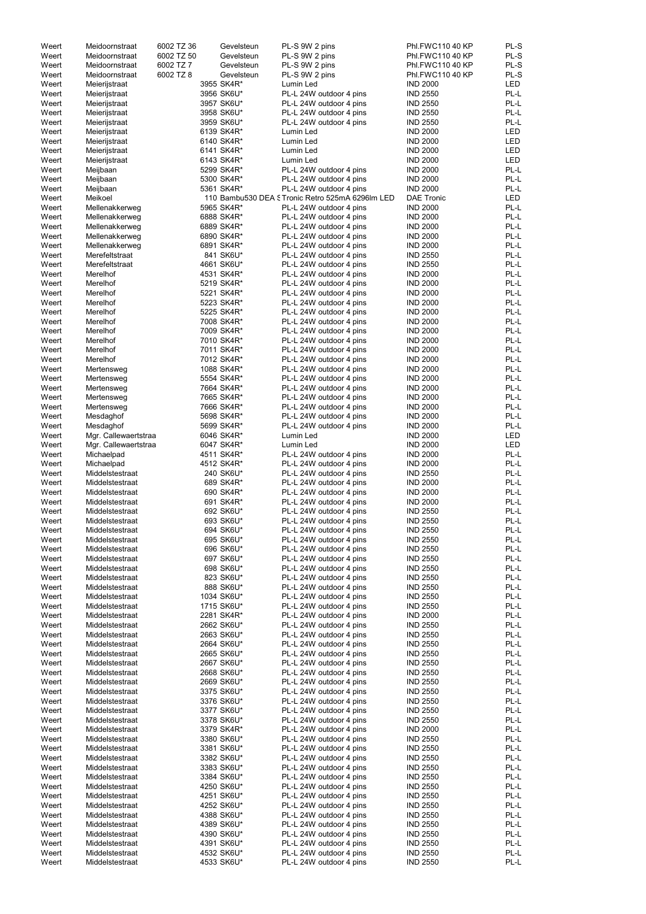| | | | | | | |
|---|---|---|---|---|---|---|
| Weert | Meidoornstraat | 6002 TZ 36 | Gevelsteun | PL-S 9W 2 pins | Phl.FWC110 40 KP | PL-S |
| Weert | Meidoornstraat | 6002 TZ 50 | Gevelsteun | PL-S 9W 2 pins | Phl.FWC110 40 KP | PL-S |
| Weert | Meidoornstraat | 6002 TZ 7 | Gevelsteun | PL-S 9W 2 pins | Phl.FWC110 40 KP | PL-S |
| Weert | Meidoornstraat | 6002 TZ 8 | Gevelsteun | PL-S 9W 2 pins | Phl.FWC110 40 KP | PL-S |
| Weert | Meierijstraat | | 3955 SK4R* | Lumin Led | IND 2000 | LED |
| Weert | Meierijstraat | | 3956 SK6U* | PL-L 24W outdoor 4 pins | IND 2550 | PL-L |
| Weert | Meierijstraat | | 3957 SK6U* | PL-L 24W outdoor 4 pins | IND 2550 | PL-L |
| Weert | Meierijstraat | | 3958 SK6U* | PL-L 24W outdoor 4 pins | IND 2550 | PL-L |
| Weert | Meierijstraat | | 3959 SK6U* | PL-L 24W outdoor 4 pins | IND 2550 | PL-L |
| Weert | Meierijstraat | | 6139 SK4R* | Lumin Led | IND 2000 | LED |
| Weert | Meierijstraat | | 6140 SK4R* | Lumin Led | IND 2000 | LED |
| Weert | Meierijstraat | | 6141 SK4R* | Lumin Led | IND 2000 | LED |
| Weert | Meierijstraat | | 6143 SK4R* | Lumin Led | IND 2000 | LED |
| Weert | Meijbaan | | 5299 SK4R* | PL-L 24W outdoor 4 pins | IND 2000 | PL-L |
| Weert | Meijbaan | | 5300 SK4R* | PL-L 24W outdoor 4 pins | IND 2000 | PL-L |
| Weert | Meijbaan | | 5361 SK4R* | PL-L 24W outdoor 4 pins | IND 2000 | PL-L |
| Weert | Meikoel | | 110 Bambu530 DEA S | Tronic Retro 525mA 6296lm LED | DAE Tronic | LED |
| Weert | Mellenakkerweg | | 5965 SK4R* | PL-L 24W outdoor 4 pins | IND 2000 | PL-L |
| Weert | Mellenakkerweg | | 6888 SK4R* | PL-L 24W outdoor 4 pins | IND 2000 | PL-L |
| Weert | Mellenakkerweg | | 6889 SK4R* | PL-L 24W outdoor 4 pins | IND 2000 | PL-L |
| Weert | Mellenakkerweg | | 6890 SK4R* | PL-L 24W outdoor 4 pins | IND 2000 | PL-L |
| Weert | Mellenakkerweg | | 6891 SK4R* | PL-L 24W outdoor 4 pins | IND 2000 | PL-L |
| Weert | Merefeltstraat | | 841 SK6U* | PL-L 24W outdoor 4 pins | IND 2550 | PL-L |
| Weert | Merefeltstraat | | 4661 SK6U* | PL-L 24W outdoor 4 pins | IND 2550 | PL-L |
| Weert | Merelhof | | 4531 SK4R* | PL-L 24W outdoor 4 pins | IND 2000 | PL-L |
| Weert | Merelhof | | 5219 SK4R* | PL-L 24W outdoor 4 pins | IND 2000 | PL-L |
| Weert | Merelhof | | 5221 SK4R* | PL-L 24W outdoor 4 pins | IND 2000 | PL-L |
| Weert | Merelhof | | 5223 SK4R* | PL-L 24W outdoor 4 pins | IND 2000 | PL-L |
| Weert | Merelhof | | 5225 SK4R* | PL-L 24W outdoor 4 pins | IND 2000 | PL-L |
| Weert | Merelhof | | 7008 SK4R* | PL-L 24W outdoor 4 pins | IND 2000 | PL-L |
| Weert | Merelhof | | 7009 SK4R* | PL-L 24W outdoor 4 pins | IND 2000 | PL-L |
| Weert | Merelhof | | 7010 SK4R* | PL-L 24W outdoor 4 pins | IND 2000 | PL-L |
| Weert | Merelhof | | 7011 SK4R* | PL-L 24W outdoor 4 pins | IND 2000 | PL-L |
| Weert | Merelhof | | 7012 SK4R* | PL-L 24W outdoor 4 pins | IND 2000 | PL-L |
| Weert | Mertensweg | | 1088 SK4R* | PL-L 24W outdoor 4 pins | IND 2000 | PL-L |
| Weert | Mertensweg | | 5554 SK4R* | PL-L 24W outdoor 4 pins | IND 2000 | PL-L |
| Weert | Mertensweg | | 7664 SK4R* | PL-L 24W outdoor 4 pins | IND 2000 | PL-L |
| Weert | Mertensweg | | 7665 SK4R* | PL-L 24W outdoor 4 pins | IND 2000 | PL-L |
| Weert | Mertensweg | | 7666 SK4R* | PL-L 24W outdoor 4 pins | IND 2000 | PL-L |
| Weert | Mesdaghof | | 5698 SK4R* | PL-L 24W outdoor 4 pins | IND 2000 | PL-L |
| Weert | Mesdaghof | | 5699 SK4R* | PL-L 24W outdoor 4 pins | IND 2000 | PL-L |
| Weert | Mgr. Callewaertstraa | | 6046 SK4R* | Lumin Led | IND 2000 | LED |
| Weert | Mgr. Callewaertstraa | | 6047 SK4R* | Lumin Led | IND 2000 | LED |
| Weert | Michaelpad | | 4511 SK4R* | PL-L 24W outdoor 4 pins | IND 2000 | PL-L |
| Weert | Michaelpad | | 4512 SK4R* | PL-L 24W outdoor 4 pins | IND 2000 | PL-L |
| Weert | Middelstestraat | | 240 SK6U* | PL-L 24W outdoor 4 pins | IND 2550 | PL-L |
| Weert | Middelstestraat | | 689 SK4R* | PL-L 24W outdoor 4 pins | IND 2000 | PL-L |
| Weert | Middelstestraat | | 690 SK4R* | PL-L 24W outdoor 4 pins | IND 2000 | PL-L |
| Weert | Middelstestraat | | 691 SK4R* | PL-L 24W outdoor 4 pins | IND 2000 | PL-L |
| Weert | Middelstestraat | | 692 SK6U* | PL-L 24W outdoor 4 pins | IND 2550 | PL-L |
| Weert | Middelstestraat | | 693 SK6U* | PL-L 24W outdoor 4 pins | IND 2550 | PL-L |
| Weert | Middelstestraat | | 694 SK6U* | PL-L 24W outdoor 4 pins | IND 2550 | PL-L |
| Weert | Middelstestraat | | 695 SK6U* | PL-L 24W outdoor 4 pins | IND 2550 | PL-L |
| Weert | Middelstestraat | | 696 SK6U* | PL-L 24W outdoor 4 pins | IND 2550 | PL-L |
| Weert | Middelstestraat | | 697 SK6U* | PL-L 24W outdoor 4 pins | IND 2550 | PL-L |
| Weert | Middelstestraat | | 698 SK6U* | PL-L 24W outdoor 4 pins | IND 2550 | PL-L |
| Weert | Middelstestraat | | 823 SK6U* | PL-L 24W outdoor 4 pins | IND 2550 | PL-L |
| Weert | Middelstestraat | | 888 SK6U* | PL-L 24W outdoor 4 pins | IND 2550 | PL-L |
| Weert | Middelstestraat | | 1034 SK6U* | PL-L 24W outdoor 4 pins | IND 2550 | PL-L |
| Weert | Middelstestraat | | 1715 SK6U* | PL-L 24W outdoor 4 pins | IND 2550 | PL-L |
| Weert | Middelstestraat | | 2281 SK4R* | PL-L 24W outdoor 4 pins | IND 2000 | PL-L |
| Weert | Middelstestraat | | 2662 SK6U* | PL-L 24W outdoor 4 pins | IND 2550 | PL-L |
| Weert | Middelstestraat | | 2663 SK6U* | PL-L 24W outdoor 4 pins | IND 2550 | PL-L |
| Weert | Middelstestraat | | 2664 SK6U* | PL-L 24W outdoor 4 pins | IND 2550 | PL-L |
| Weert | Middelstestraat | | 2665 SK6U* | PL-L 24W outdoor 4 pins | IND 2550 | PL-L |
| Weert | Middelstestraat | | 2667 SK6U* | PL-L 24W outdoor 4 pins | IND 2550 | PL-L |
| Weert | Middelstestraat | | 2668 SK6U* | PL-L 24W outdoor 4 pins | IND 2550 | PL-L |
| Weert | Middelstestraat | | 2669 SK6U* | PL-L 24W outdoor 4 pins | IND 2550 | PL-L |
| Weert | Middelstestraat | | 3375 SK6U* | PL-L 24W outdoor 4 pins | IND 2550 | PL-L |
| Weert | Middelstestraat | | 3376 SK6U* | PL-L 24W outdoor 4 pins | IND 2550 | PL-L |
| Weert | Middelstestraat | | 3377 SK6U* | PL-L 24W outdoor 4 pins | IND 2550 | PL-L |
| Weert | Middelstestraat | | 3378 SK6U* | PL-L 24W outdoor 4 pins | IND 2550 | PL-L |
| Weert | Middelstestraat | | 3379 SK4R* | PL-L 24W outdoor 4 pins | IND 2000 | PL-L |
| Weert | Middelstestraat | | 3380 SK6U* | PL-L 24W outdoor 4 pins | IND 2550 | PL-L |
| Weert | Middelstestraat | | 3381 SK6U* | PL-L 24W outdoor 4 pins | IND 2550 | PL-L |
| Weert | Middelstestraat | | 3382 SK6U* | PL-L 24W outdoor 4 pins | IND 2550 | PL-L |
| Weert | Middelstestraat | | 3383 SK6U* | PL-L 24W outdoor 4 pins | IND 2550 | PL-L |
| Weert | Middelstestraat | | 3384 SK6U* | PL-L 24W outdoor 4 pins | IND 2550 | PL-L |
| Weert | Middelstestraat | | 4250 SK6U* | PL-L 24W outdoor 4 pins | IND 2550 | PL-L |
| Weert | Middelstestraat | | 4251 SK6U* | PL-L 24W outdoor 4 pins | IND 2550 | PL-L |
| Weert | Middelstestraat | | 4252 SK6U* | PL-L 24W outdoor 4 pins | IND 2550 | PL-L |
| Weert | Middelstestraat | | 4388 SK6U* | PL-L 24W outdoor 4 pins | IND 2550 | PL-L |
| Weert | Middelstestraat | | 4389 SK6U* | PL-L 24W outdoor 4 pins | IND 2550 | PL-L |
| Weert | Middelstestraat | | 4390 SK6U* | PL-L 24W outdoor 4 pins | IND 2550 | PL-L |
| Weert | Middelstestraat | | 4391 SK6U* | PL-L 24W outdoor 4 pins | IND 2550 | PL-L |
| Weert | Middelstestraat | | 4532 SK6U* | PL-L 24W outdoor 4 pins | IND 2550 | PL-L |
| Weert | Middelstestraat | | 4533 SK6U* | PL-L 24W outdoor 4 pins | IND 2550 | PL-L |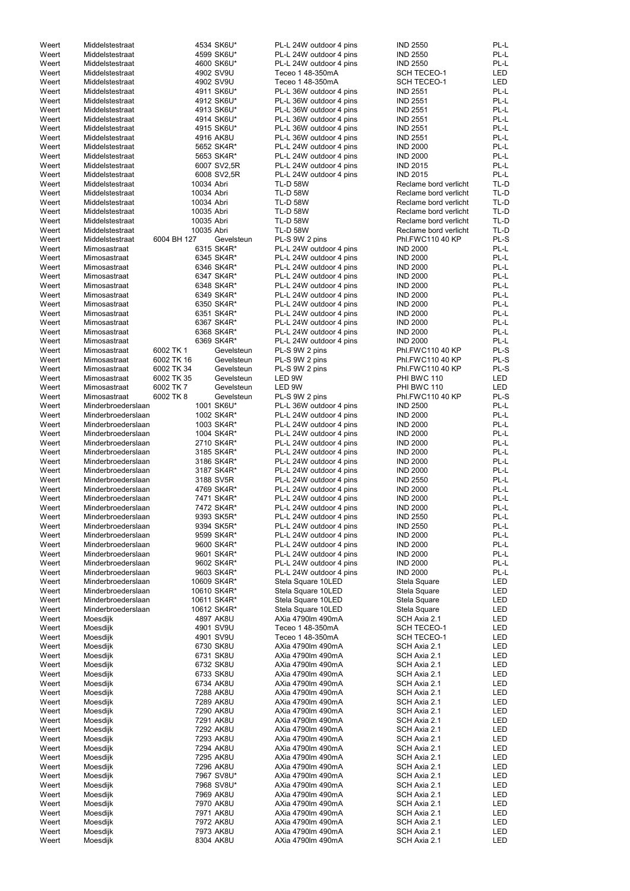| | | | | | | |
|---|---|---|---|---|---|---|
| Weert | Middelstestraat | | 4534 SK6U* | PL-L 24W outdoor 4 pins | IND 2550 | PL-L |
| Weert | Middelstestraat | | 4599 SK6U* | PL-L 24W outdoor 4 pins | IND 2550 | PL-L |
| Weert | Middelstestraat | | 4600 SK6U* | PL-L 24W outdoor 4 pins | IND 2550 | PL-L |
| Weert | Middelstestraat | | 4902 SV9U | Teceo 1 48-350mA | SCH TECEO-1 | LED |
| Weert | Middelstestraat | | 4902 SV9U | Teceo 1 48-350mA | SCH TECEO-1 | LED |
| Weert | Middelstestraat | | 4911 SK6U* | PL-L 36W outdoor 4 pins | IND 2551 | PL-L |
| Weert | Middelstestraat | | 4912 SK6U* | PL-L 36W outdoor 4 pins | IND 2551 | PL-L |
| Weert | Middelstestraat | | 4913 SK6U* | PL-L 36W outdoor 4 pins | IND 2551 | PL-L |
| Weert | Middelstestraat | | 4914 SK6U* | PL-L 36W outdoor 4 pins | IND 2551 | PL-L |
| Weert | Middelstestraat | | 4915 SK6U* | PL-L 36W outdoor 4 pins | IND 2551 | PL-L |
| Weert | Middelstestraat | | 4916 AK8U | PL-L 36W outdoor 4 pins | IND 2551 | PL-L |
| Weert | Middelstestraat | | 5652 SK4R* | PL-L 24W outdoor 4 pins | IND 2000 | PL-L |
| Weert | Middelstestraat | | 5653 SK4R* | PL-L 24W outdoor 4 pins | IND 2000 | PL-L |
| Weert | Middelstestraat | | 6007 SV2,5R | PL-L 24W outdoor 4 pins | IND 2015 | PL-L |
| Weert | Middelstestraat | | 6008 SV2,5R | PL-L 24W outdoor 4 pins | IND 2015 | PL-L |
| Weert | Middelstestraat | | 10034 Abri | TL-D 58W | Reclame bord verlicht | TL-D |
| Weert | Middelstestraat | | 10034 Abri | TL-D 58W | Reclame bord verlicht | TL-D |
| Weert | Middelstestraat | | 10034 Abri | TL-D 58W | Reclame bord verlicht | TL-D |
| Weert | Middelstestraat | | 10035 Abri | TL-D 58W | Reclame bord verlicht | TL-D |
| Weert | Middelstestraat | | 10035 Abri | TL-D 58W | Reclame bord verlicht | TL-D |
| Weert | Middelstestraat | | 10035 Abri | TL-D 58W | Reclame bord verlicht | TL-D |
| Weert | Middelstestraat | 6004 BH 127 | Gevelsteun | PL-S 9W 2 pins | Phl.FWC110 40 KP | PL-S |
| Weert | Mimosastraat | | 6315 SK4R* | PL-L 24W outdoor 4 pins | IND 2000 | PL-L |
| Weert | Mimosastraat | | 6345 SK4R* | PL-L 24W outdoor 4 pins | IND 2000 | PL-L |
| Weert | Mimosastraat | | 6346 SK4R* | PL-L 24W outdoor 4 pins | IND 2000 | PL-L |
| Weert | Mimosastraat | | 6347 SK4R* | PL-L 24W outdoor 4 pins | IND 2000 | PL-L |
| Weert | Mimosastraat | | 6348 SK4R* | PL-L 24W outdoor 4 pins | IND 2000 | PL-L |
| Weert | Mimosastraat | | 6349 SK4R* | PL-L 24W outdoor 4 pins | IND 2000 | PL-L |
| Weert | Mimosastraat | | 6350 SK4R* | PL-L 24W outdoor 4 pins | IND 2000 | PL-L |
| Weert | Mimosastraat | | 6351 SK4R* | PL-L 24W outdoor 4 pins | IND 2000 | PL-L |
| Weert | Mimosastraat | | 6367 SK4R* | PL-L 24W outdoor 4 pins | IND 2000 | PL-L |
| Weert | Mimosastraat | | 6368 SK4R* | PL-L 24W outdoor 4 pins | IND 2000 | PL-L |
| Weert | Mimosastraat | | 6369 SK4R* | PL-L 24W outdoor 4 pins | IND 2000 | PL-L |
| Weert | Mimosastraat | 6002 TK 1 | Gevelsteun | PL-S 9W 2 pins | Phl.FWC110 40 KP | PL-S |
| Weert | Mimosastraat | 6002 TK 16 | Gevelsteun | PL-S 9W 2 pins | Phl.FWC110 40 KP | PL-S |
| Weert | Mimosastraat | 6002 TK 34 | Gevelsteun | PL-S 9W 2 pins | Phl.FWC110 40 KP | PL-S |
| Weert | Mimosastraat | 6002 TK 35 | Gevelsteun | LED 9W | PHI BWC 110 | LED |
| Weert | Mimosastraat | 6002 TK 7 | Gevelsteun | LED 9W | PHI BWC 110 | LED |
| Weert | Mimosastraat | 6002 TK 8 | Gevelsteun | PL-S 9W 2 pins | Phl.FWC110 40 KP | PL-S |
| Weert | Minderbroederslaan | | 1001 SK6U* | PL-L 36W outdoor 4 pins | IND 2500 | PL-L |
| Weert | Minderbroederslaan | | 1002 SK4R* | PL-L 24W outdoor 4 pins | IND 2000 | PL-L |
| Weert | Minderbroederslaan | | 1003 SK4R* | PL-L 24W outdoor 4 pins | IND 2000 | PL-L |
| Weert | Minderbroederslaan | | 1004 SK4R* | PL-L 24W outdoor 4 pins | IND 2000 | PL-L |
| Weert | Minderbroederslaan | | 2710 SK4R* | PL-L 24W outdoor 4 pins | IND 2000 | PL-L |
| Weert | Minderbroederslaan | | 3185 SK4R* | PL-L 24W outdoor 4 pins | IND 2000 | PL-L |
| Weert | Minderbroederslaan | | 3186 SK4R* | PL-L 24W outdoor 4 pins | IND 2000 | PL-L |
| Weert | Minderbroederslaan | | 3187 SK4R* | PL-L 24W outdoor 4 pins | IND 2000 | PL-L |
| Weert | Minderbroederslaan | | 3188 SV5R | PL-L 24W outdoor 4 pins | IND 2550 | PL-L |
| Weert | Minderbroederslaan | | 4769 SK4R* | PL-L 24W outdoor 4 pins | IND 2000 | PL-L |
| Weert | Minderbroederslaan | | 7471 SK4R* | PL-L 24W outdoor 4 pins | IND 2000 | PL-L |
| Weert | Minderbroederslaan | | 7472 SK4R* | PL-L 24W outdoor 4 pins | IND 2000 | PL-L |
| Weert | Minderbroederslaan | | 9393 SK5R* | PL-L 24W outdoor 4 pins | IND 2550 | PL-L |
| Weert | Minderbroederslaan | | 9394 SK5R* | PL-L 24W outdoor 4 pins | IND 2550 | PL-L |
| Weert | Minderbroederslaan | | 9599 SK4R* | PL-L 24W outdoor 4 pins | IND 2000 | PL-L |
| Weert | Minderbroederslaan | | 9600 SK4R* | PL-L 24W outdoor 4 pins | IND 2000 | PL-L |
| Weert | Minderbroederslaan | | 9601 SK4R* | PL-L 24W outdoor 4 pins | IND 2000 | PL-L |
| Weert | Minderbroederslaan | | 9602 SK4R* | PL-L 24W outdoor 4 pins | IND 2000 | PL-L |
| Weert | Minderbroederslaan | | 9603 SK4R* | PL-L 24W outdoor 4 pins | IND 2000 | PL-L |
| Weert | Minderbroederslaan | | 10609 SK4R* | Stela Square 10LED | Stela Square | LED |
| Weert | Minderbroederslaan | | 10610 SK4R* | Stela Square 10LED | Stela Square | LED |
| Weert | Minderbroederslaan | | 10611 SK4R* | Stela Square 10LED | Stela Square | LED |
| Weert | Minderbroederslaan | | 10612 SK4R* | Stela Square 10LED | Stela Square | LED |
| Weert | Moesdijk | | 4897 AK8U | AXia 4790lm 490mA | SCH Axia 2.1 | LED |
| Weert | Moesdijk | | 4901 SV9U | Teceo 1 48-350mA | SCH TECEO-1 | LED |
| Weert | Moesdijk | | 4901 SV9U | Teceo 1 48-350mA | SCH TECEO-1 | LED |
| Weert | Moesdijk | | 6730 SK8U | AXia 4790lm 490mA | SCH Axia 2.1 | LED |
| Weert | Moesdijk | | 6731 SK8U | AXia 4790lm 490mA | SCH Axia 2.1 | LED |
| Weert | Moesdijk | | 6732 SK8U | AXia 4790lm 490mA | SCH Axia 2.1 | LED |
| Weert | Moesdijk | | 6733 SK8U | AXia 4790lm 490mA | SCH Axia 2.1 | LED |
| Weert | Moesdijk | | 6734 AK8U | AXia 4790lm 490mA | SCH Axia 2.1 | LED |
| Weert | Moesdijk | | 7288 AK8U | AXia 4790lm 490mA | SCH Axia 2.1 | LED |
| Weert | Moesdijk | | 7289 AK8U | AXia 4790lm 490mA | SCH Axia 2.1 | LED |
| Weert | Moesdijk | | 7290 AK8U | AXia 4790lm 490mA | SCH Axia 2.1 | LED |
| Weert | Moesdijk | | 7291 AK8U | AXia 4790lm 490mA | SCH Axia 2.1 | LED |
| Weert | Moesdijk | | 7292 AK8U | AXia 4790lm 490mA | SCH Axia 2.1 | LED |
| Weert | Moesdijk | | 7293 AK8U | AXia 4790lm 490mA | SCH Axia 2.1 | LED |
| Weert | Moesdijk | | 7294 AK8U | AXia 4790lm 490mA | SCH Axia 2.1 | LED |
| Weert | Moesdijk | | 7295 AK8U | AXia 4790lm 490mA | SCH Axia 2.1 | LED |
| Weert | Moesdijk | | 7296 AK8U | AXia 4790lm 490mA | SCH Axia 2.1 | LED |
| Weert | Moesdijk | | 7967 SV8U* | AXia 4790lm 490mA | SCH Axia 2.1 | LED |
| Weert | Moesdijk | | 7968 SV8U* | AXia 4790lm 490mA | SCH Axia 2.1 | LED |
| Weert | Moesdijk | | 7969 AK8U | AXia 4790lm 490mA | SCH Axia 2.1 | LED |
| Weert | Moesdijk | | 7970 AK8U | AXia 4790lm 490mA | SCH Axia 2.1 | LED |
| Weert | Moesdijk | | 7971 AK8U | AXia 4790lm 490mA | SCH Axia 2.1 | LED |
| Weert | Moesdijk | | 7972 AK8U | AXia 4790lm 490mA | SCH Axia 2.1 | LED |
| Weert | Moesdijk | | 7973 AK8U | AXia 4790lm 490mA | SCH Axia 2.1 | LED |
| Weert | Moesdijk | | 8304 AK8U | AXia 4790lm 490mA | SCH Axia 2.1 | LED |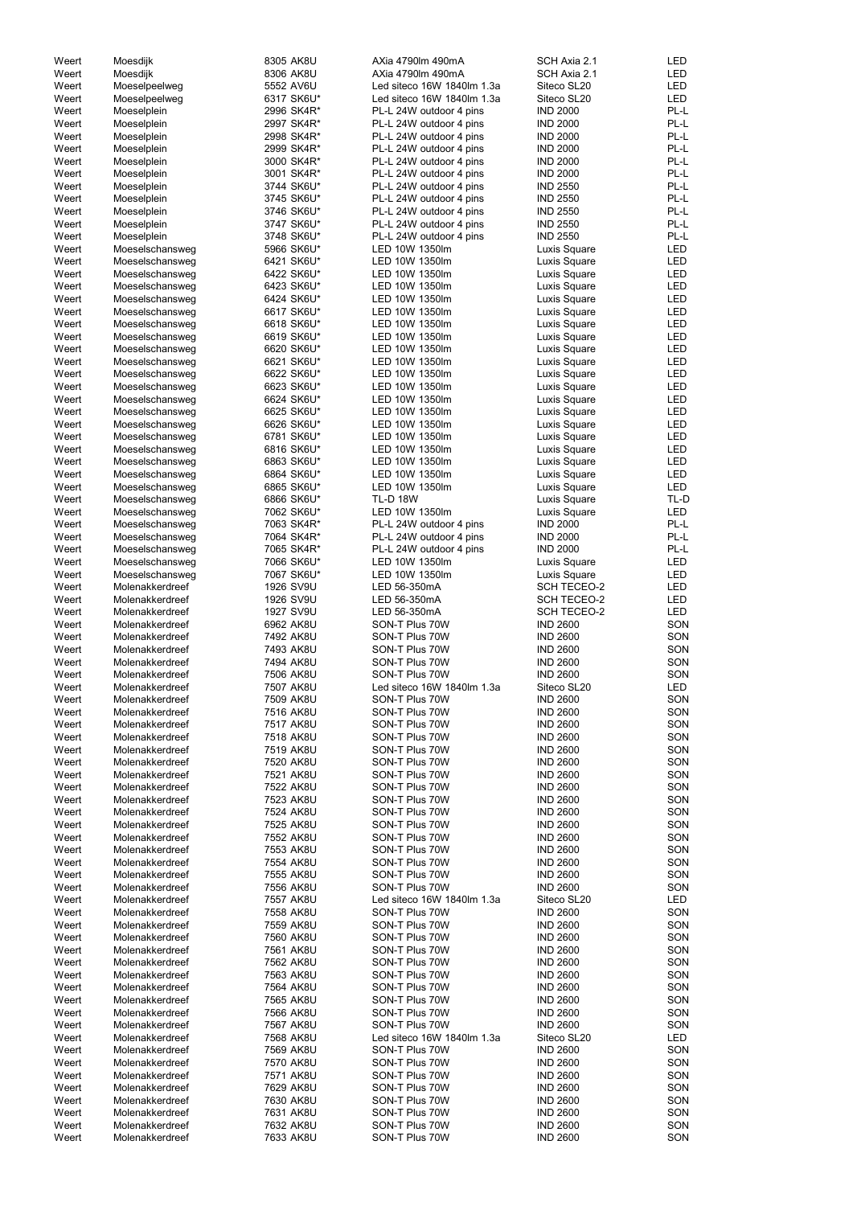| | | | | | |
|---|---|---|---|---|---|
| Weert | Moesdijk | 8305 AK8U | AXia 4790lm 490mA | SCH Axia 2.1 | LED |
| Weert | Moesdijk | 8306 AK8U | AXia 4790lm 490mA | SCH Axia 2.1 | LED |
| Weert | Moeselpeelweg | 5552 AV6U | Led siteco 16W 1840lm 1.3a | Siteco SL20 | LED |
| Weert | Moeselpeelweg | 6317 SK6U* | Led siteco 16W 1840lm 1.3a | Siteco SL20 | LED |
| Weert | Moeselplein | 2996 SK4R* | PL-L 24W outdoor 4 pins | IND 2000 | PL-L |
| Weert | Moeselplein | 2997 SK4R* | PL-L 24W outdoor 4 pins | IND 2000 | PL-L |
| Weert | Moeselplein | 2998 SK4R* | PL-L 24W outdoor 4 pins | IND 2000 | PL-L |
| Weert | Moeselplein | 2999 SK4R* | PL-L 24W outdoor 4 pins | IND 2000 | PL-L |
| Weert | Moeselplein | 3000 SK4R* | PL-L 24W outdoor 4 pins | IND 2000 | PL-L |
| Weert | Moeselplein | 3001 SK4R* | PL-L 24W outdoor 4 pins | IND 2000 | PL-L |
| Weert | Moeselplein | 3744 SK6U* | PL-L 24W outdoor 4 pins | IND 2550 | PL-L |
| Weert | Moeselplein | 3745 SK6U* | PL-L 24W outdoor 4 pins | IND 2550 | PL-L |
| Weert | Moeselplein | 3746 SK6U* | PL-L 24W outdoor 4 pins | IND 2550 | PL-L |
| Weert | Moeselplein | 3747 SK6U* | PL-L 24W outdoor 4 pins | IND 2550 | PL-L |
| Weert | Moeselplein | 3748 SK6U* | PL-L 24W outdoor 4 pins | IND 2550 | PL-L |
| Weert | Moeselschansweg | 5966 SK6U* | LED 10W 1350lm | Luxis Square | LED |
| Weert | Moeselschansweg | 6421 SK6U* | LED 10W 1350lm | Luxis Square | LED |
| Weert | Moeselschansweg | 6422 SK6U* | LED 10W 1350lm | Luxis Square | LED |
| Weert | Moeselschansweg | 6423 SK6U* | LED 10W 1350lm | Luxis Square | LED |
| Weert | Moeselschansweg | 6424 SK6U* | LED 10W 1350lm | Luxis Square | LED |
| Weert | Moeselschansweg | 6617 SK6U* | LED 10W 1350lm | Luxis Square | LED |
| Weert | Moeselschansweg | 6618 SK6U* | LED 10W 1350lm | Luxis Square | LED |
| Weert | Moeselschansweg | 6619 SK6U* | LED 10W 1350lm | Luxis Square | LED |
| Weert | Moeselschansweg | 6620 SK6U* | LED 10W 1350lm | Luxis Square | LED |
| Weert | Moeselschansweg | 6621 SK6U* | LED 10W 1350lm | Luxis Square | LED |
| Weert | Moeselschansweg | 6622 SK6U* | LED 10W 1350lm | Luxis Square | LED |
| Weert | Moeselschansweg | 6623 SK6U* | LED 10W 1350lm | Luxis Square | LED |
| Weert | Moeselschansweg | 6624 SK6U* | LED 10W 1350lm | Luxis Square | LED |
| Weert | Moeselschansweg | 6625 SK6U* | LED 10W 1350lm | Luxis Square | LED |
| Weert | Moeselschansweg | 6626 SK6U* | LED 10W 1350lm | Luxis Square | LED |
| Weert | Moeselschansweg | 6781 SK6U* | LED 10W 1350lm | Luxis Square | LED |
| Weert | Moeselschansweg | 6816 SK6U* | LED 10W 1350lm | Luxis Square | LED |
| Weert | Moeselschansweg | 6863 SK6U* | LED 10W 1350lm | Luxis Square | LED |
| Weert | Moeselschansweg | 6864 SK6U* | LED 10W 1350lm | Luxis Square | LED |
| Weert | Moeselschansweg | 6865 SK6U* | LED 10W 1350lm | Luxis Square | LED |
| Weert | Moeselschansweg | 6866 SK6U* | TL-D 18W | Luxis Square | TL-D |
| Weert | Moeselschansweg | 7062 SK6U* | LED 10W 1350lm | Luxis Square | LED |
| Weert | Moeselschansweg | 7063 SK4R* | PL-L 24W outdoor 4 pins | IND 2000 | PL-L |
| Weert | Moeselschansweg | 7064 SK4R* | PL-L 24W outdoor 4 pins | IND 2000 | PL-L |
| Weert | Moeselschansweg | 7065 SK4R* | PL-L 24W outdoor 4 pins | IND 2000 | PL-L |
| Weert | Moeselschansweg | 7066 SK6U* | LED 10W 1350lm | Luxis Square | LED |
| Weert | Moeselschansweg | 7067 SK6U* | LED 10W 1350lm | Luxis Square | LED |
| Weert | Molenakkerdreef | 1926 SV9U | LED 56-350mA | SCH TECEO-2 | LED |
| Weert | Molenakkerdreef | 1926 SV9U | LED 56-350mA | SCH TECEO-2 | LED |
| Weert | Molenakkerdreef | 1927 SV9U | LED 56-350mA | SCH TECEO-2 | LED |
| Weert | Molenakkerdreef | 6962 AK8U | SON-T Plus 70W | IND 2600 | SON |
| Weert | Molenakkerdreef | 7492 AK8U | SON-T Plus 70W | IND 2600 | SON |
| Weert | Molenakkerdreef | 7493 AK8U | SON-T Plus 70W | IND 2600 | SON |
| Weert | Molenakkerdreef | 7494 AK8U | SON-T Plus 70W | IND 2600 | SON |
| Weert | Molenakkerdreef | 7506 AK8U | SON-T Plus 70W | IND 2600 | SON |
| Weert | Molenakkerdreef | 7507 AK8U | Led siteco 16W 1840lm 1.3a | Siteco SL20 | LED |
| Weert | Molenakkerdreef | 7509 AK8U | SON-T Plus 70W | IND 2600 | SON |
| Weert | Molenakkerdreef | 7516 AK8U | SON-T Plus 70W | IND 2600 | SON |
| Weert | Molenakkerdreef | 7517 AK8U | SON-T Plus 70W | IND 2600 | SON |
| Weert | Molenakkerdreef | 7518 AK8U | SON-T Plus 70W | IND 2600 | SON |
| Weert | Molenakkerdreef | 7519 AK8U | SON-T Plus 70W | IND 2600 | SON |
| Weert | Molenakkerdreef | 7520 AK8U | SON-T Plus 70W | IND 2600 | SON |
| Weert | Molenakkerdreef | 7521 AK8U | SON-T Plus 70W | IND 2600 | SON |
| Weert | Molenakkerdreef | 7522 AK8U | SON-T Plus 70W | IND 2600 | SON |
| Weert | Molenakkerdreef | 7523 AK8U | SON-T Plus 70W | IND 2600 | SON |
| Weert | Molenakkerdreef | 7524 AK8U | SON-T Plus 70W | IND 2600 | SON |
| Weert | Molenakkerdreef | 7525 AK8U | SON-T Plus 70W | IND 2600 | SON |
| Weert | Molenakkerdreef | 7552 AK8U | SON-T Plus 70W | IND 2600 | SON |
| Weert | Molenakkerdreef | 7553 AK8U | SON-T Plus 70W | IND 2600 | SON |
| Weert | Molenakkerdreef | 7554 AK8U | SON-T Plus 70W | IND 2600 | SON |
| Weert | Molenakkerdreef | 7555 AK8U | SON-T Plus 70W | IND 2600 | SON |
| Weert | Molenakkerdreef | 7556 AK8U | SON-T Plus 70W | IND 2600 | SON |
| Weert | Molenakkerdreef | 7557 AK8U | Led siteco 16W 1840lm 1.3a | Siteco SL20 | LED |
| Weert | Molenakkerdreef | 7558 AK8U | SON-T Plus 70W | IND 2600 | SON |
| Weert | Molenakkerdreef | 7559 AK8U | SON-T Plus 70W | IND 2600 | SON |
| Weert | Molenakkerdreef | 7560 AK8U | SON-T Plus 70W | IND 2600 | SON |
| Weert | Molenakkerdreef | 7561 AK8U | SON-T Plus 70W | IND 2600 | SON |
| Weert | Molenakkerdreef | 7562 AK8U | SON-T Plus 70W | IND 2600 | SON |
| Weert | Molenakkerdreef | 7563 AK8U | SON-T Plus 70W | IND 2600 | SON |
| Weert | Molenakkerdreef | 7564 AK8U | SON-T Plus 70W | IND 2600 | SON |
| Weert | Molenakkerdreef | 7565 AK8U | SON-T Plus 70W | IND 2600 | SON |
| Weert | Molenakkerdreef | 7566 AK8U | SON-T Plus 70W | IND 2600 | SON |
| Weert | Molenakkerdreef | 7567 AK8U | SON-T Plus 70W | IND 2600 | SON |
| Weert | Molenakkerdreef | 7568 AK8U | Led siteco 16W 1840lm 1.3a | Siteco SL20 | LED |
| Weert | Molenakkerdreef | 7569 AK8U | SON-T Plus 70W | IND 2600 | SON |
| Weert | Molenakkerdreef | 7570 AK8U | SON-T Plus 70W | IND 2600 | SON |
| Weert | Molenakkerdreef | 7571 AK8U | SON-T Plus 70W | IND 2600 | SON |
| Weert | Molenakkerdreef | 7629 AK8U | SON-T Plus 70W | IND 2600 | SON |
| Weert | Molenakkerdreef | 7630 AK8U | SON-T Plus 70W | IND 2600 | SON |
| Weert | Molenakkerdreef | 7631 AK8U | SON-T Plus 70W | IND 2600 | SON |
| Weert | Molenakkerdreef | 7632 AK8U | SON-T Plus 70W | IND 2600 | SON |
| Weert | Molenakkerdreef | 7633 AK8U | SON-T Plus 70W | IND 2600 | SON |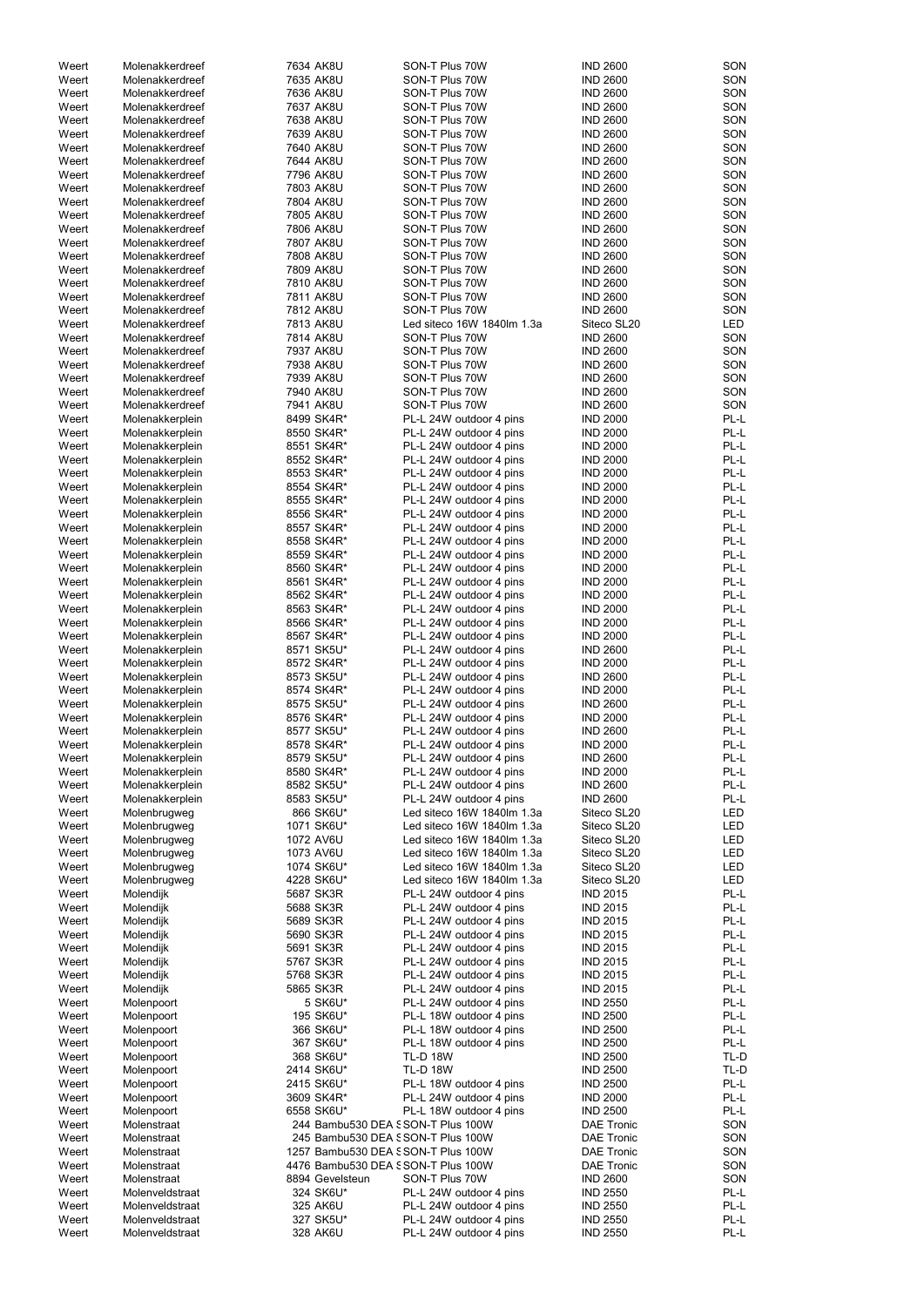| | | | | | |
|---|---|---|---|---|---|
| Weert | Molenakkerdreef | 7634 AK8U | SON-T Plus 70W | IND 2600 | SON |
| Weert | Molenakkerdreef | 7635 AK8U | SON-T Plus 70W | IND 2600 | SON |
| Weert | Molenakkerdreef | 7636 AK8U | SON-T Plus 70W | IND 2600 | SON |
| Weert | Molenakkerdreef | 7637 AK8U | SON-T Plus 70W | IND 2600 | SON |
| Weert | Molenakkerdreef | 7638 AK8U | SON-T Plus 70W | IND 2600 | SON |
| Weert | Molenakkerdreef | 7639 AK8U | SON-T Plus 70W | IND 2600 | SON |
| Weert | Molenakkerdreef | 7640 AK8U | SON-T Plus 70W | IND 2600 | SON |
| Weert | Molenakkerdreef | 7644 AK8U | SON-T Plus 70W | IND 2600 | SON |
| Weert | Molenakkerdreef | 7796 AK8U | SON-T Plus 70W | IND 2600 | SON |
| Weert | Molenakkerdreef | 7803 AK8U | SON-T Plus 70W | IND 2600 | SON |
| Weert | Molenakkerdreef | 7804 AK8U | SON-T Plus 70W | IND 2600 | SON |
| Weert | Molenakkerdreef | 7805 AK8U | SON-T Plus 70W | IND 2600 | SON |
| Weert | Molenakkerdreef | 7806 AK8U | SON-T Plus 70W | IND 2600 | SON |
| Weert | Molenakkerdreef | 7807 AK8U | SON-T Plus 70W | IND 2600 | SON |
| Weert | Molenakkerdreef | 7808 AK8U | SON-T Plus 70W | IND 2600 | SON |
| Weert | Molenakkerdreef | 7809 AK8U | SON-T Plus 70W | IND 2600 | SON |
| Weert | Molenakkerdreef | 7810 AK8U | SON-T Plus 70W | IND 2600 | SON |
| Weert | Molenakkerdreef | 7811 AK8U | SON-T Plus 70W | IND 2600 | SON |
| Weert | Molenakkerdreef | 7812 AK8U | SON-T Plus 70W | IND 2600 | SON |
| Weert | Molenakkerdreef | 7813 AK8U | Led siteco 16W 1840lm 1.3a | Siteco SL20 | LED |
| Weert | Molenakkerdreef | 7814 AK8U | SON-T Plus 70W | IND 2600 | SON |
| Weert | Molenakkerdreef | 7937 AK8U | SON-T Plus 70W | IND 2600 | SON |
| Weert | Molenakkerdreef | 7938 AK8U | SON-T Plus 70W | IND 2600 | SON |
| Weert | Molenakkerdreef | 7939 AK8U | SON-T Plus 70W | IND 2600 | SON |
| Weert | Molenakkerdreef | 7940 AK8U | SON-T Plus 70W | IND 2600 | SON |
| Weert | Molenakkerdreef | 7941 AK8U | SON-T Plus 70W | IND 2600 | SON |
| Weert | Molenakkerplein | 8499 SK4R* | PL-L 24W outdoor 4 pins | IND 2000 | PL-L |
| Weert | Molenakkerplein | 8550 SK4R* | PL-L 24W outdoor 4 pins | IND 2000 | PL-L |
| Weert | Molenakkerplein | 8551 SK4R* | PL-L 24W outdoor 4 pins | IND 2000 | PL-L |
| Weert | Molenakkerplein | 8552 SK4R* | PL-L 24W outdoor 4 pins | IND 2000 | PL-L |
| Weert | Molenakkerplein | 8553 SK4R* | PL-L 24W outdoor 4 pins | IND 2000 | PL-L |
| Weert | Molenakkerplein | 8554 SK4R* | PL-L 24W outdoor 4 pins | IND 2000 | PL-L |
| Weert | Molenakkerplein | 8555 SK4R* | PL-L 24W outdoor 4 pins | IND 2000 | PL-L |
| Weert | Molenakkerplein | 8556 SK4R* | PL-L 24W outdoor 4 pins | IND 2000 | PL-L |
| Weert | Molenakkerplein | 8557 SK4R* | PL-L 24W outdoor 4 pins | IND 2000 | PL-L |
| Weert | Molenakkerplein | 8558 SK4R* | PL-L 24W outdoor 4 pins | IND 2000 | PL-L |
| Weert | Molenakkerplein | 8559 SK4R* | PL-L 24W outdoor 4 pins | IND 2000 | PL-L |
| Weert | Molenakkerplein | 8560 SK4R* | PL-L 24W outdoor 4 pins | IND 2000 | PL-L |
| Weert | Molenakkerplein | 8561 SK4R* | PL-L 24W outdoor 4 pins | IND 2000 | PL-L |
| Weert | Molenakkerplein | 8562 SK4R* | PL-L 24W outdoor 4 pins | IND 2000 | PL-L |
| Weert | Molenakkerplein | 8563 SK4R* | PL-L 24W outdoor 4 pins | IND 2000 | PL-L |
| Weert | Molenakkerplein | 8566 SK4R* | PL-L 24W outdoor 4 pins | IND 2000 | PL-L |
| Weert | Molenakkerplein | 8567 SK4R* | PL-L 24W outdoor 4 pins | IND 2000 | PL-L |
| Weert | Molenakkerplein | 8571 SK5U* | PL-L 24W outdoor 4 pins | IND 2600 | PL-L |
| Weert | Molenakkerplein | 8572 SK4R* | PL-L 24W outdoor 4 pins | IND 2000 | PL-L |
| Weert | Molenakkerplein | 8573 SK5U* | PL-L 24W outdoor 4 pins | IND 2600 | PL-L |
| Weert | Molenakkerplein | 8574 SK4R* | PL-L 24W outdoor 4 pins | IND 2000 | PL-L |
| Weert | Molenakkerplein | 8575 SK5U* | PL-L 24W outdoor 4 pins | IND 2600 | PL-L |
| Weert | Molenakkerplein | 8576 SK4R* | PL-L 24W outdoor 4 pins | IND 2000 | PL-L |
| Weert | Molenakkerplein | 8577 SK5U* | PL-L 24W outdoor 4 pins | IND 2600 | PL-L |
| Weert | Molenakkerplein | 8578 SK4R* | PL-L 24W outdoor 4 pins | IND 2000 | PL-L |
| Weert | Molenakkerplein | 8579 SK5U* | PL-L 24W outdoor 4 pins | IND 2600 | PL-L |
| Weert | Molenakkerplein | 8580 SK4R* | PL-L 24W outdoor 4 pins | IND 2000 | PL-L |
| Weert | Molenakkerplein | 8582 SK5U* | PL-L 24W outdoor 4 pins | IND 2600 | PL-L |
| Weert | Molenakkerplein | 8583 SK5U* | PL-L 24W outdoor 4 pins | IND 2600 | PL-L |
| Weert | Molenbrugweg | 866 SK6U* | Led siteco 16W 1840lm 1.3a | Siteco SL20 | LED |
| Weert | Molenbrugweg | 1071 SK6U* | Led siteco 16W 1840lm 1.3a | Siteco SL20 | LED |
| Weert | Molenbrugweg | 1072 AV6U | Led siteco 16W 1840lm 1.3a | Siteco SL20 | LED |
| Weert | Molenbrugweg | 1073 AV6U | Led siteco 16W 1840lm 1.3a | Siteco SL20 | LED |
| Weert | Molenbrugweg | 1074 SK6U* | Led siteco 16W 1840lm 1.3a | Siteco SL20 | LED |
| Weert | Molenbrugweg | 4228 SK6U* | Led siteco 16W 1840lm 1.3a | Siteco SL20 | LED |
| Weert | Molendijk | 5687 SK3R | PL-L 24W outdoor 4 pins | IND 2015 | PL-L |
| Weert | Molendijk | 5688 SK3R | PL-L 24W outdoor 4 pins | IND 2015 | PL-L |
| Weert | Molendijk | 5689 SK3R | PL-L 24W outdoor 4 pins | IND 2015 | PL-L |
| Weert | Molendijk | 5690 SK3R | PL-L 24W outdoor 4 pins | IND 2015 | PL-L |
| Weert | Molendijk | 5691 SK3R | PL-L 24W outdoor 4 pins | IND 2015 | PL-L |
| Weert | Molendijk | 5767 SK3R | PL-L 24W outdoor 4 pins | IND 2015 | PL-L |
| Weert | Molendijk | 5768 SK3R | PL-L 24W outdoor 4 pins | IND 2015 | PL-L |
| Weert | Molendijk | 5865 SK3R | PL-L 24W outdoor 4 pins | IND 2015 | PL-L |
| Weert | Molenpoort | 5 SK6U* | PL-L 24W outdoor 4 pins | IND 2550 | PL-L |
| Weert | Molenpoort | 195 SK6U* | PL-L 18W outdoor 4 pins | IND 2500 | PL-L |
| Weert | Molenpoort | 366 SK6U* | PL-L 18W outdoor 4 pins | IND 2500 | PL-L |
| Weert | Molenpoort | 367 SK6U* | PL-L 18W outdoor 4 pins | IND 2500 | PL-L |
| Weert | Molenpoort | 368 SK6U* | TL-D 18W | IND 2500 | TL-D |
| Weert | Molenpoort | 2414 SK6U* | TL-D 18W | IND 2500 | TL-D |
| Weert | Molenpoort | 2415 SK6U* | PL-L 18W outdoor 4 pins | IND 2500 | PL-L |
| Weert | Molenpoort | 3609 SK4R* | PL-L 24W outdoor 4 pins | IND 2000 | PL-L |
| Weert | Molenpoort | 6558 SK6U* | PL-L 18W outdoor 4 pins | IND 2500 | PL-L |
| Weert | Molenstraat | 244 Bambu530 DEA S | SON-T Plus 100W | DAE Tronic | SON |
| Weert | Molenstraat | 245 Bambu530 DEA S | SON-T Plus 100W | DAE Tronic | SON |
| Weert | Molenstraat | 1257 Bambu530 DEA S | SON-T Plus 100W | DAE Tronic | SON |
| Weert | Molenstraat | 4476 Bambu530 DEA S | SON-T Plus 100W | DAE Tronic | SON |
| Weert | Molenstraat | 8894 Gevelsteun | SON-T Plus 70W | IND 2600 | SON |
| Weert | Molenveldstraat | 324 SK6U* | PL-L 24W outdoor 4 pins | IND 2550 | PL-L |
| Weert | Molenveldstraat | 325 AK6U | PL-L 24W outdoor 4 pins | IND 2550 | PL-L |
| Weert | Molenveldstraat | 327 SK5U* | PL-L 24W outdoor 4 pins | IND 2550 | PL-L |
| Weert | Molenveldstraat | 328 AK6U | PL-L 24W outdoor 4 pins | IND 2550 | PL-L |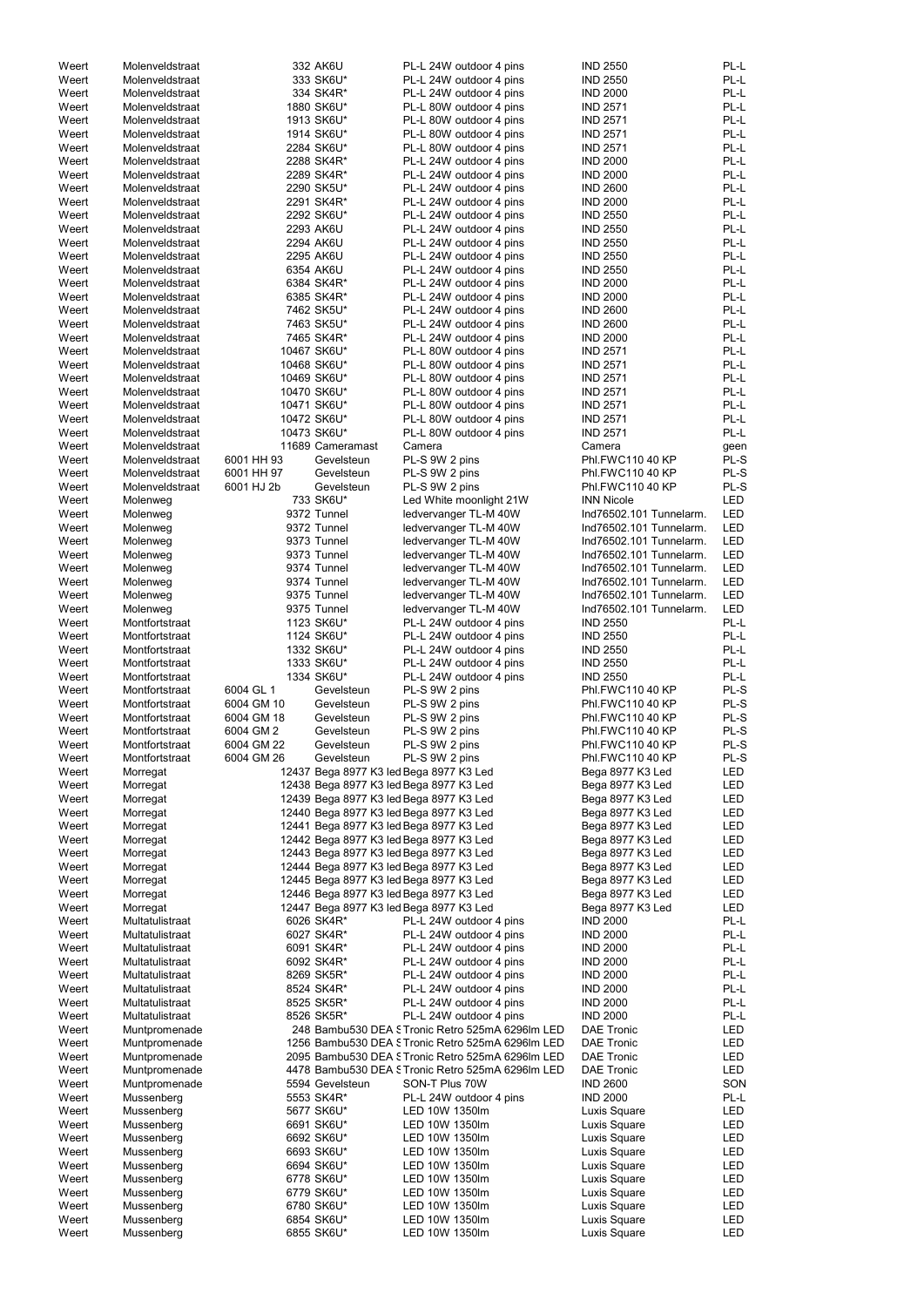| | | | | | | |
|---|---|---|---|---|---|---|
| Weert | Molenveldstraat | | 332 AK6U | PL-L 24W outdoor 4 pins | IND 2550 | PL-L |
| Weert | Molenveldstraat | | 333 SK6U* | PL-L 24W outdoor 4 pins | IND 2550 | PL-L |
| Weert | Molenveldstraat | | 334 SK4R* | PL-L 24W outdoor 4 pins | IND 2000 | PL-L |
| Weert | Molenveldstraat | | 1880 SK6U* | PL-L 80W outdoor 4 pins | IND 2571 | PL-L |
| Weert | Molenveldstraat | | 1913 SK6U* | PL-L 80W outdoor 4 pins | IND 2571 | PL-L |
| Weert | Molenveldstraat | | 1914 SK6U* | PL-L 80W outdoor 4 pins | IND 2571 | PL-L |
| Weert | Molenveldstraat | | 2284 SK6U* | PL-L 80W outdoor 4 pins | IND 2571 | PL-L |
| Weert | Molenveldstraat | | 2288 SK4R* | PL-L 24W outdoor 4 pins | IND 2000 | PL-L |
| Weert | Molenveldstraat | | 2289 SK4R* | PL-L 24W outdoor 4 pins | IND 2000 | PL-L |
| Weert | Molenveldstraat | | 2290 SK5U* | PL-L 24W outdoor 4 pins | IND 2600 | PL-L |
| Weert | Molenveldstraat | | 2291 SK4R* | PL-L 24W outdoor 4 pins | IND 2000 | PL-L |
| Weert | Molenveldstraat | | 2292 SK6U* | PL-L 24W outdoor 4 pins | IND 2550 | PL-L |
| Weert | Molenveldstraat | | 2293 AK6U | PL-L 24W outdoor 4 pins | IND 2550 | PL-L |
| Weert | Molenveldstraat | | 2294 AK6U | PL-L 24W outdoor 4 pins | IND 2550 | PL-L |
| Weert | Molenveldstraat | | 2295 AK6U | PL-L 24W outdoor 4 pins | IND 2550 | PL-L |
| Weert | Molenveldstraat | | 6354 AK6U | PL-L 24W outdoor 4 pins | IND 2550 | PL-L |
| Weert | Molenveldstraat | | 6384 SK4R* | PL-L 24W outdoor 4 pins | IND 2000 | PL-L |
| Weert | Molenveldstraat | | 6385 SK4R* | PL-L 24W outdoor 4 pins | IND 2000 | PL-L |
| Weert | Molenveldstraat | | 7462 SK5U* | PL-L 24W outdoor 4 pins | IND 2600 | PL-L |
| Weert | Molenveldstraat | | 7463 SK5U* | PL-L 24W outdoor 4 pins | IND 2600 | PL-L |
| Weert | Molenveldstraat | | 7465 SK4R* | PL-L 24W outdoor 4 pins | IND 2000 | PL-L |
| Weert | Molenveldstraat | | 10467 SK6U* | PL-L 80W outdoor 4 pins | IND 2571 | PL-L |
| Weert | Molenveldstraat | | 10468 SK6U* | PL-L 80W outdoor 4 pins | IND 2571 | PL-L |
| Weert | Molenveldstraat | | 10469 SK6U* | PL-L 80W outdoor 4 pins | IND 2571 | PL-L |
| Weert | Molenveldstraat | | 10470 SK6U* | PL-L 80W outdoor 4 pins | IND 2571 | PL-L |
| Weert | Molenveldstraat | | 10471 SK6U* | PL-L 80W outdoor 4 pins | IND 2571 | PL-L |
| Weert | Molenveldstraat | | 10472 SK6U* | PL-L 80W outdoor 4 pins | IND 2571 | PL-L |
| Weert | Molenveldstraat | | 10473 SK6U* | PL-L 80W outdoor 4 pins | IND 2571 | PL-L |
| Weert | Molenveldstraat | | 11689 Cameramast | Camera | Camera | geen |
| Weert | Molenveldstraat | 6001 HH 93 | Gevelsteun | PL-S 9W 2 pins | Phl.FWC110 40 KP | PL-S |
| Weert | Molenveldstraat | 6001 HH 97 | Gevelsteun | PL-S 9W 2 pins | Phl.FWC110 40 KP | PL-S |
| Weert | Molenveldstraat | 6001 HJ 2b | Gevelsteun | PL-S 9W 2 pins | Phl.FWC110 40 KP | PL-S |
| Weert | Molenweg | | 733 SK6U* | Led White moonlight 21W | INN Nicole | LED |
| Weert | Molenweg | | 9372 Tunnel | ledvervanger TL-M 40W | Ind76502.101 Tunnelarm. | LED |
| Weert | Molenweg | | 9372 Tunnel | ledvervanger TL-M 40W | Ind76502.101 Tunnelarm. | LED |
| Weert | Molenweg | | 9373 Tunnel | ledvervanger TL-M 40W | Ind76502.101 Tunnelarm. | LED |
| Weert | Molenweg | | 9373 Tunnel | ledvervanger TL-M 40W | Ind76502.101 Tunnelarm. | LED |
| Weert | Molenweg | | 9374 Tunnel | ledvervanger TL-M 40W | Ind76502.101 Tunnelarm. | LED |
| Weert | Molenweg | | 9374 Tunnel | ledvervanger TL-M 40W | Ind76502.101 Tunnelarm. | LED |
| Weert | Molenweg | | 9375 Tunnel | ledvervanger TL-M 40W | Ind76502.101 Tunnelarm. | LED |
| Weert | Molenweg | | 9375 Tunnel | ledvervanger TL-M 40W | Ind76502.101 Tunnelarm. | LED |
| Weert | Montfortstraat | | 1123 SK6U* | PL-L 24W outdoor 4 pins | IND 2550 | PL-L |
| Weert | Montfortstraat | | 1124 SK6U* | PL-L 24W outdoor 4 pins | IND 2550 | PL-L |
| Weert | Montfortstraat | | 1332 SK6U* | PL-L 24W outdoor 4 pins | IND 2550 | PL-L |
| Weert | Montfortstraat | | 1333 SK6U* | PL-L 24W outdoor 4 pins | IND 2550 | PL-L |
| Weert | Montfortstraat | | 1334 SK6U* | PL-L 24W outdoor 4 pins | IND 2550 | PL-L |
| Weert | Montfortstraat | 6004 GL 1 | Gevelsteun | PL-S 9W 2 pins | Phl.FWC110 40 KP | PL-S |
| Weert | Montfortstraat | 6004 GM 10 | Gevelsteun | PL-S 9W 2 pins | Phl.FWC110 40 KP | PL-S |
| Weert | Montfortstraat | 6004 GM 18 | Gevelsteun | PL-S 9W 2 pins | Phl.FWC110 40 KP | PL-S |
| Weert | Montfortstraat | 6004 GM 2 | Gevelsteun | PL-S 9W 2 pins | Phl.FWC110 40 KP | PL-S |
| Weert | Montfortstraat | 6004 GM 22 | Gevelsteun | PL-S 9W 2 pins | Phl.FWC110 40 KP | PL-S |
| Weert | Montfortstraat | 6004 GM 26 | Gevelsteun | PL-S 9W 2 pins | Phl.FWC110 40 KP | PL-S |
| Weert | Morregat | | 12437 Bega 8977 K3 led | Bega 8977 K3 Led | Bega 8977 K3 Led | LED |
| Weert | Morregat | | 12438 Bega 8977 K3 led | Bega 8977 K3 Led | Bega 8977 K3 Led | LED |
| Weert | Morregat | | 12439 Bega 8977 K3 led | Bega 8977 K3 Led | Bega 8977 K3 Led | LED |
| Weert | Morregat | | 12440 Bega 8977 K3 led | Bega 8977 K3 Led | Bega 8977 K3 Led | LED |
| Weert | Morregat | | 12441 Bega 8977 K3 led | Bega 8977 K3 Led | Bega 8977 K3 Led | LED |
| Weert | Morregat | | 12442 Bega 8977 K3 led | Bega 8977 K3 Led | Bega 8977 K3 Led | LED |
| Weert | Morregat | | 12443 Bega 8977 K3 led | Bega 8977 K3 Led | Bega 8977 K3 Led | LED |
| Weert | Morregat | | 12444 Bega 8977 K3 led | Bega 8977 K3 Led | Bega 8977 K3 Led | LED |
| Weert | Morregat | | 12445 Bega 8977 K3 led | Bega 8977 K3 Led | Bega 8977 K3 Led | LED |
| Weert | Morregat | | 12446 Bega 8977 K3 led | Bega 8977 K3 Led | Bega 8977 K3 Led | LED |
| Weert | Morregat | | 12447 Bega 8977 K3 led | Bega 8977 K3 Led | Bega 8977 K3 Led | LED |
| Weert | Multatulistraat | | 6026 SK4R* | PL-L 24W outdoor 4 pins | IND 2000 | PL-L |
| Weert | Multatulistraat | | 6027 SK4R* | PL-L 24W outdoor 4 pins | IND 2000 | PL-L |
| Weert | Multatulistraat | | 6091 SK4R* | PL-L 24W outdoor 4 pins | IND 2000 | PL-L |
| Weert | Multatulistraat | | 6092 SK4R* | PL-L 24W outdoor 4 pins | IND 2000 | PL-L |
| Weert | Multatulistraat | | 8269 SK5R* | PL-L 24W outdoor 4 pins | IND 2000 | PL-L |
| Weert | Multatulistraat | | 8524 SK4R* | PL-L 24W outdoor 4 pins | IND 2000 | PL-L |
| Weert | Multatulistraat | | 8525 SK5R* | PL-L 24W outdoor 4 pins | IND 2000 | PL-L |
| Weert | Multatulistraat | | 8526 SK5R* | PL-L 24W outdoor 4 pins | IND 2000 | PL-L |
| Weert | Muntpromenade | | 248 Bambu530 DEA S | Tronic Retro 525mA 6296lm LED | DAE Tronic | LED |
| Weert | Muntpromenade | | 1256 Bambu530 DEA S | Tronic Retro 525mA 6296lm LED | DAE Tronic | LED |
| Weert | Muntpromenade | | 2095 Bambu530 DEA S | Tronic Retro 525mA 6296lm LED | DAE Tronic | LED |
| Weert | Muntpromenade | | 4478 Bambu530 DEA S | Tronic Retro 525mA 6296lm LED | DAE Tronic | LED |
| Weert | Muntpromenade | | 5594 Gevelsteun | SON-T Plus 70W | IND 2600 | SON |
| Weert | Mussenberg | | 5553 SK4R* | PL-L 24W outdoor 4 pins | IND 2000 | PL-L |
| Weert | Mussenberg | | 5677 SK6U* | LED 10W 1350lm | Luxis Square | LED |
| Weert | Mussenberg | | 6691 SK6U* | LED 10W 1350lm | Luxis Square | LED |
| Weert | Mussenberg | | 6692 SK6U* | LED 10W 1350lm | Luxis Square | LED |
| Weert | Mussenberg | | 6693 SK6U* | LED 10W 1350lm | Luxis Square | LED |
| Weert | Mussenberg | | 6694 SK6U* | LED 10W 1350lm | Luxis Square | LED |
| Weert | Mussenberg | | 6778 SK6U* | LED 10W 1350lm | Luxis Square | LED |
| Weert | Mussenberg | | 6779 SK6U* | LED 10W 1350lm | Luxis Square | LED |
| Weert | Mussenberg | | 6780 SK6U* | LED 10W 1350lm | Luxis Square | LED |
| Weert | Mussenberg | | 6854 SK6U* | LED 10W 1350lm | Luxis Square | LED |
| Weert | Mussenberg | | 6855 SK6U* | LED 10W 1350lm | Luxis Square | LED |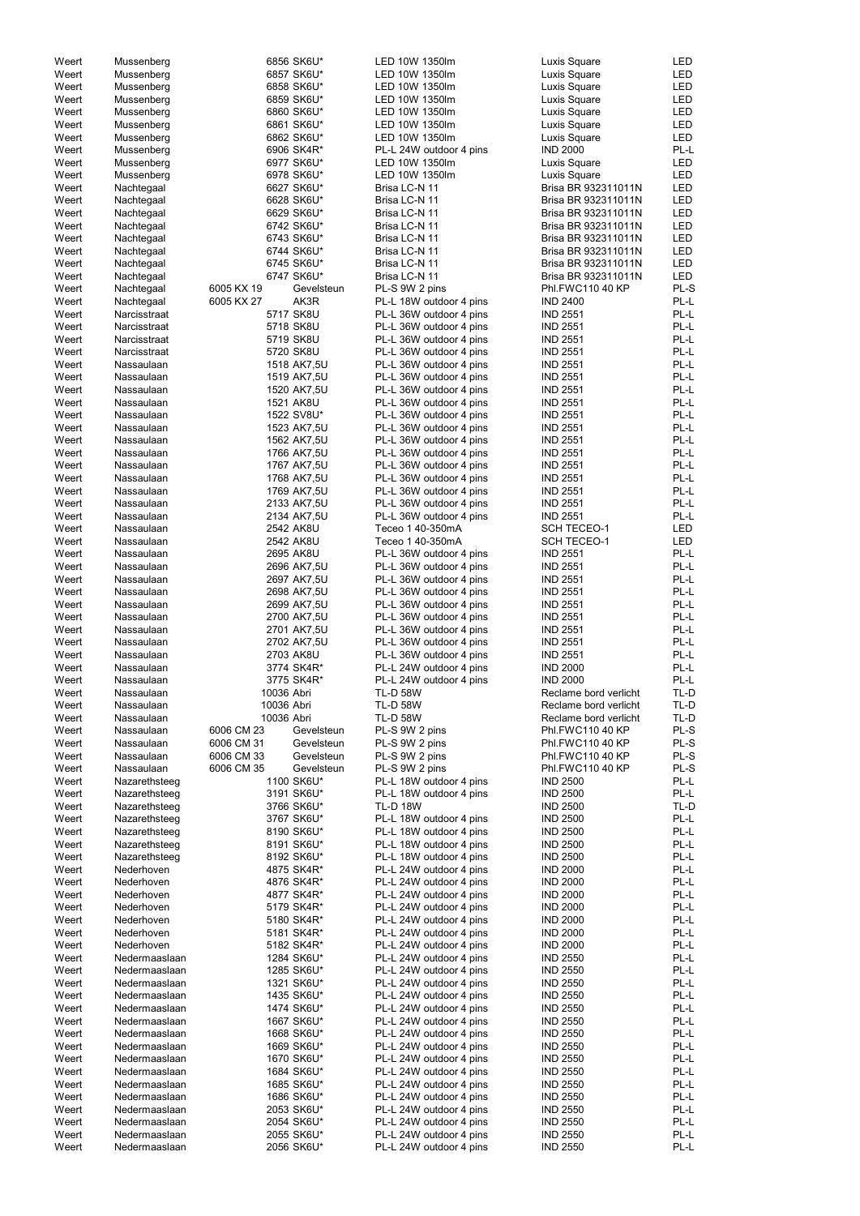| | | | | | | |
|---|---|---|---|---|---|---|
| Weert | Mussenberg | | 6856 SK6U* | LED 10W 1350lm | Luxis Square | LED |
| Weert | Mussenberg | | 6857 SK6U* | LED 10W 1350lm | Luxis Square | LED |
| Weert | Mussenberg | | 6858 SK6U* | LED 10W 1350lm | Luxis Square | LED |
| Weert | Mussenberg | | 6859 SK6U* | LED 10W 1350lm | Luxis Square | LED |
| Weert | Mussenberg | | 6860 SK6U* | LED 10W 1350lm | Luxis Square | LED |
| Weert | Mussenberg | | 6861 SK6U* | LED 10W 1350lm | Luxis Square | LED |
| Weert | Mussenberg | | 6862 SK6U* | LED 10W 1350lm | Luxis Square | LED |
| Weert | Mussenberg | | 6906 SK4R* | PL-L 24W outdoor 4 pins | IND 2000 | PL-L |
| Weert | Mussenberg | | 6977 SK6U* | LED 10W 1350lm | Luxis Square | LED |
| Weert | Mussenberg | | 6978 SK6U* | LED 10W 1350lm | Luxis Square | LED |
| Weert | Nachtegaal | | 6627 SK6U* | Brisa LC-N 11 | Brisa BR 932311011N | LED |
| Weert | Nachtegaal | | 6628 SK6U* | Brisa LC-N 11 | Brisa BR 932311011N | LED |
| Weert | Nachtegaal | | 6629 SK6U* | Brisa LC-N 11 | Brisa BR 932311011N | LED |
| Weert | Nachtegaal | | 6742 SK6U* | Brisa LC-N 11 | Brisa BR 932311011N | LED |
| Weert | Nachtegaal | | 6743 SK6U* | Brisa LC-N 11 | Brisa BR 932311011N | LED |
| Weert | Nachtegaal | | 6744 SK6U* | Brisa LC-N 11 | Brisa BR 932311011N | LED |
| Weert | Nachtegaal | | 6745 SK6U* | Brisa LC-N 11 | Brisa BR 932311011N | LED |
| Weert | Nachtegaal | | 6747 SK6U* | Brisa LC-N 11 | Brisa BR 932311011N | LED |
| Weert | Nachtegaal | 6005 KX 19 | Gevelsteun | PL-S 9W 2 pins | Phl.FWC110 40 KP | PL-S |
| Weert | Nachtegaal | 6005 KX 27 | AK3R | PL-L 18W outdoor 4 pins | IND 2400 | PL-L |
| Weert | Narcisstraat | | 5717 SK8U | PL-L 36W outdoor 4 pins | IND 2551 | PL-L |
| Weert | Narcisstraat | | 5718 SK8U | PL-L 36W outdoor 4 pins | IND 2551 | PL-L |
| Weert | Narcisstraat | | 5719 SK8U | PL-L 36W outdoor 4 pins | IND 2551 | PL-L |
| Weert | Narcisstraat | | 5720 SK8U | PL-L 36W outdoor 4 pins | IND 2551 | PL-L |
| Weert | Nassaulaan | | 1518 AK7,5U | PL-L 36W outdoor 4 pins | IND 2551 | PL-L |
| Weert | Nassaulaan | | 1519 AK7,5U | PL-L 36W outdoor 4 pins | IND 2551 | PL-L |
| Weert | Nassaulaan | | 1520 AK7,5U | PL-L 36W outdoor 4 pins | IND 2551 | PL-L |
| Weert | Nassaulaan | | 1521 AK8U | PL-L 36W outdoor 4 pins | IND 2551 | PL-L |
| Weert | Nassaulaan | | 1522 SV8U* | PL-L 36W outdoor 4 pins | IND 2551 | PL-L |
| Weert | Nassaulaan | | 1523 AK7,5U | PL-L 36W outdoor 4 pins | IND 2551 | PL-L |
| Weert | Nassaulaan | | 1562 AK7,5U | PL-L 36W outdoor 4 pins | IND 2551 | PL-L |
| Weert | Nassaulaan | | 1766 AK7,5U | PL-L 36W outdoor 4 pins | IND 2551 | PL-L |
| Weert | Nassaulaan | | 1767 AK7,5U | PL-L 36W outdoor 4 pins | IND 2551 | PL-L |
| Weert | Nassaulaan | | 1768 AK7,5U | PL-L 36W outdoor 4 pins | IND 2551 | PL-L |
| Weert | Nassaulaan | | 1769 AK7,5U | PL-L 36W outdoor 4 pins | IND 2551 | PL-L |
| Weert | Nassaulaan | | 2133 AK7,5U | PL-L 36W outdoor 4 pins | IND 2551 | PL-L |
| Weert | Nassaulaan | | 2134 AK7,5U | PL-L 36W outdoor 4 pins | IND 2551 | PL-L |
| Weert | Nassaulaan | | 2542 AK8U | Teceo 1 40-350mA | SCH TECEO-1 | LED |
| Weert | Nassaulaan | | 2542 AK8U | Teceo 1 40-350mA | SCH TECEO-1 | LED |
| Weert | Nassaulaan | | 2695 AK8U | PL-L 36W outdoor 4 pins | IND 2551 | PL-L |
| Weert | Nassaulaan | | 2696 AK7,5U | PL-L 36W outdoor 4 pins | IND 2551 | PL-L |
| Weert | Nassaulaan | | 2697 AK7,5U | PL-L 36W outdoor 4 pins | IND 2551 | PL-L |
| Weert | Nassaulaan | | 2698 AK7,5U | PL-L 36W outdoor 4 pins | IND 2551 | PL-L |
| Weert | Nassaulaan | | 2699 AK7,5U | PL-L 36W outdoor 4 pins | IND 2551 | PL-L |
| Weert | Nassaulaan | | 2700 AK7,5U | PL-L 36W outdoor 4 pins | IND 2551 | PL-L |
| Weert | Nassaulaan | | 2701 AK7,5U | PL-L 36W outdoor 4 pins | IND 2551 | PL-L |
| Weert | Nassaulaan | | 2702 AK7,5U | PL-L 36W outdoor 4 pins | IND 2551 | PL-L |
| Weert | Nassaulaan | | 2703 AK8U | PL-L 36W outdoor 4 pins | IND 2551 | PL-L |
| Weert | Nassaulaan | | 3774 SK4R* | PL-L 24W outdoor 4 pins | IND 2000 | PL-L |
| Weert | Nassaulaan | | 3775 SK4R* | PL-L 24W outdoor 4 pins | IND 2000 | PL-L |
| Weert | Nassaulaan | | 10036 Abri | TL-D 58W | Reclame bord verlicht | TL-D |
| Weert | Nassaulaan | | 10036 Abri | TL-D 58W | Reclame bord verlicht | TL-D |
| Weert | Nassaulaan | | 10036 Abri | TL-D 58W | Reclame bord verlicht | TL-D |
| Weert | Nassaulaan | 6006 CM 23 | Gevelsteun | PL-S 9W 2 pins | Phl.FWC110 40 KP | PL-S |
| Weert | Nassaulaan | 6006 CM 31 | Gevelsteun | PL-S 9W 2 pins | Phl.FWC110 40 KP | PL-S |
| Weert | Nassaulaan | 6006 CM 33 | Gevelsteun | PL-S 9W 2 pins | Phl.FWC110 40 KP | PL-S |
| Weert | Nassaulaan | 6006 CM 35 | Gevelsteun | PL-S 9W 2 pins | Phl.FWC110 40 KP | PL-S |
| Weert | Nazarethsteeg | | 1100 SK6U* | PL-L 18W outdoor 4 pins | IND 2500 | PL-L |
| Weert | Nazarethsteeg | | 3191 SK6U* | PL-L 18W outdoor 4 pins | IND 2500 | PL-L |
| Weert | Nazarethsteeg | | 3766 SK6U* | TL-D 18W | IND 2500 | TL-D |
| Weert | Nazarethsteeg | | 3767 SK6U* | PL-L 18W outdoor 4 pins | IND 2500 | PL-L |
| Weert | Nazarethsteeg | | 8190 SK6U* | PL-L 18W outdoor 4 pins | IND 2500 | PL-L |
| Weert | Nazarethsteeg | | 8191 SK6U* | PL-L 18W outdoor 4 pins | IND 2500 | PL-L |
| Weert | Nazarethsteeg | | 8192 SK6U* | PL-L 18W outdoor 4 pins | IND 2500 | PL-L |
| Weert | Nederhoven | | 4875 SK4R* | PL-L 24W outdoor 4 pins | IND 2000 | PL-L |
| Weert | Nederhoven | | 4876 SK4R* | PL-L 24W outdoor 4 pins | IND 2000 | PL-L |
| Weert | Nederhoven | | 4877 SK4R* | PL-L 24W outdoor 4 pins | IND 2000 | PL-L |
| Weert | Nederhoven | | 5179 SK4R* | PL-L 24W outdoor 4 pins | IND 2000 | PL-L |
| Weert | Nederhoven | | 5180 SK4R* | PL-L 24W outdoor 4 pins | IND 2000 | PL-L |
| Weert | Nederhoven | | 5181 SK4R* | PL-L 24W outdoor 4 pins | IND 2000 | PL-L |
| Weert | Nederhoven | | 5182 SK4R* | PL-L 24W outdoor 4 pins | IND 2000 | PL-L |
| Weert | Nedermaaslaan | | 1284 SK6U* | PL-L 24W outdoor 4 pins | IND 2550 | PL-L |
| Weert | Nedermaaslaan | | 1285 SK6U* | PL-L 24W outdoor 4 pins | IND 2550 | PL-L |
| Weert | Nedermaaslaan | | 1321 SK6U* | PL-L 24W outdoor 4 pins | IND 2550 | PL-L |
| Weert | Nedermaaslaan | | 1435 SK6U* | PL-L 24W outdoor 4 pins | IND 2550 | PL-L |
| Weert | Nedermaaslaan | | 1474 SK6U* | PL-L 24W outdoor 4 pins | IND 2550 | PL-L |
| Weert | Nedermaaslaan | | 1667 SK6U* | PL-L 24W outdoor 4 pins | IND 2550 | PL-L |
| Weert | Nedermaaslaan | | 1668 SK6U* | PL-L 24W outdoor 4 pins | IND 2550 | PL-L |
| Weert | Nedermaaslaan | | 1669 SK6U* | PL-L 24W outdoor 4 pins | IND 2550 | PL-L |
| Weert | Nedermaaslaan | | 1670 SK6U* | PL-L 24W outdoor 4 pins | IND 2550 | PL-L |
| Weert | Nedermaaslaan | | 1684 SK6U* | PL-L 24W outdoor 4 pins | IND 2550 | PL-L |
| Weert | Nedermaaslaan | | 1685 SK6U* | PL-L 24W outdoor 4 pins | IND 2550 | PL-L |
| Weert | Nedermaaslaan | | 1686 SK6U* | PL-L 24W outdoor 4 pins | IND 2550 | PL-L |
| Weert | Nedermaaslaan | | 2053 SK6U* | PL-L 24W outdoor 4 pins | IND 2550 | PL-L |
| Weert | Nedermaaslaan | | 2054 SK6U* | PL-L 24W outdoor 4 pins | IND 2550 | PL-L |
| Weert | Nedermaaslaan | | 2055 SK6U* | PL-L 24W outdoor 4 pins | IND 2550 | PL-L |
| Weert | Nedermaaslaan | | 2056 SK6U* | PL-L 24W outdoor 4 pins | IND 2550 | PL-L |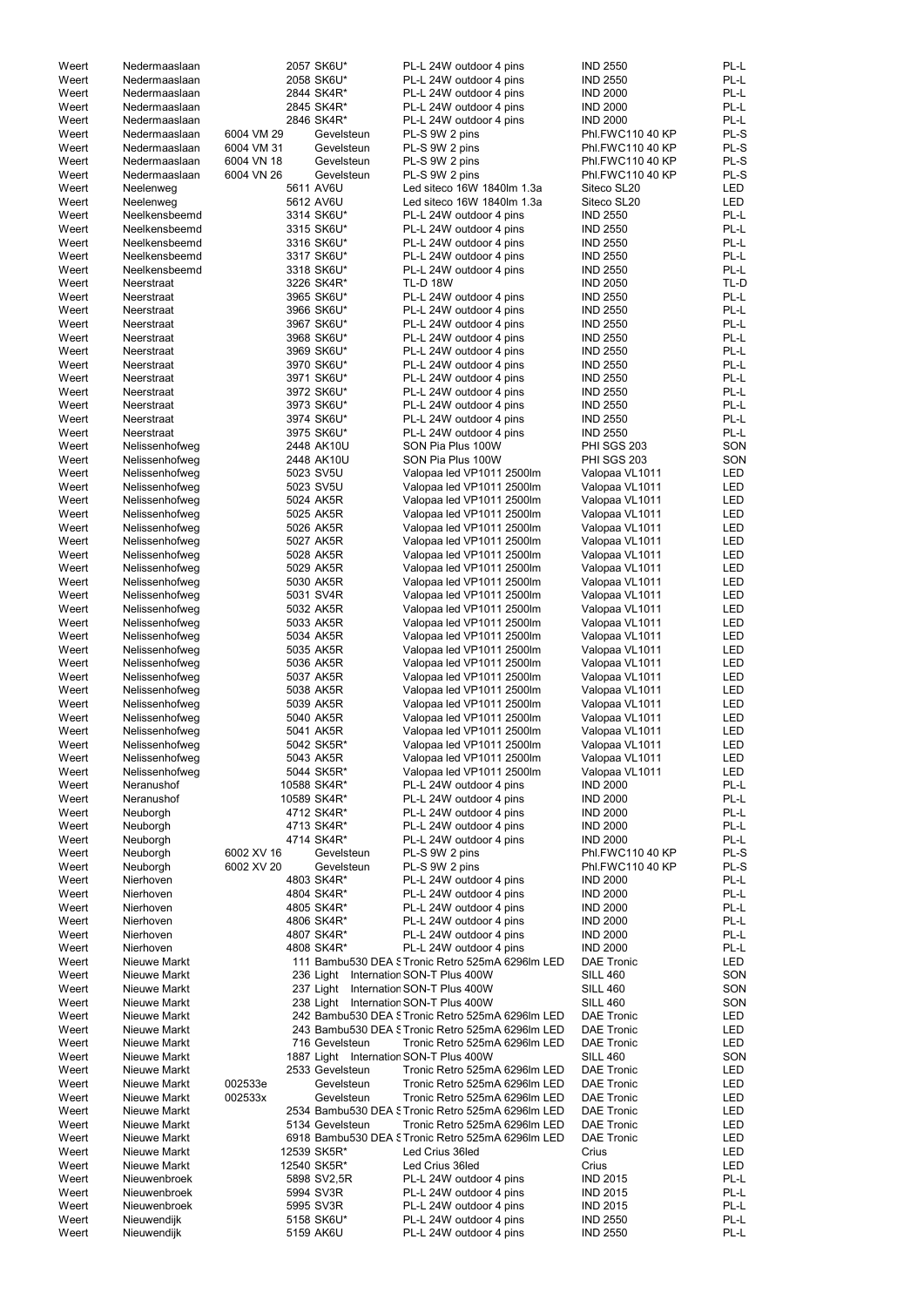| | | | | | | | |
|---|---|---|---|---|---|---|---|
| Weert | Nedermaaslaan | | 2057 | SK6U* | PL-L 24W outdoor 4 pins | IND 2550 | PL-L |
| Weert | Nedermaaslaan | | 2058 | SK6U* | PL-L 24W outdoor 4 pins | IND 2550 | PL-L |
| Weert | Nedermaaslaan | | 2844 | SK4R* | PL-L 24W outdoor 4 pins | IND 2000 | PL-L |
| Weert | Nedermaaslaan | | 2845 | SK4R* | PL-L 24W outdoor 4 pins | IND 2000 | PL-L |
| Weert | Nedermaaslaan | | 2846 | SK4R* | PL-L 24W outdoor 4 pins | IND 2000 | PL-L |
| Weert | Nedermaaslaan | 6004 VM 29 | | Gevelsteun | PL-S 9W 2 pins | Phl.FWC110 40 KP | PL-S |
| Weert | Nedermaaslaan | 6004 VM 31 | | Gevelsteun | PL-S 9W 2 pins | Phl.FWC110 40 KP | PL-S |
| Weert | Nedermaaslaan | 6004 VN 18 | | Gevelsteun | PL-S 9W 2 pins | Phl.FWC110 40 KP | PL-S |
| Weert | Nedermaaslaan | 6004 VN 26 | | Gevelsteun | PL-S 9W 2 pins | Phl.FWC110 40 KP | PL-S |
| Weert | Neelenweg | | 5611 | AV6U | Led siteco 16W 1840lm 1.3a | Siteco SL20 | LED |
| Weert | Neelenweg | | 5612 | AV6U | Led siteco 16W 1840lm 1.3a | Siteco SL20 | LED |
| Weert | Neelkensbeemd | | 3314 | SK6U* | PL-L 24W outdoor 4 pins | IND 2550 | PL-L |
| Weert | Neelkensbeemd | | 3315 | SK6U* | PL-L 24W outdoor 4 pins | IND 2550 | PL-L |
| Weert | Neelkensbeemd | | 3316 | SK6U* | PL-L 24W outdoor 4 pins | IND 2550 | PL-L |
| Weert | Neelkensbeemd | | 3317 | SK6U* | PL-L 24W outdoor 4 pins | IND 2550 | PL-L |
| Weert | Neelkensbeemd | | 3318 | SK6U* | PL-L 24W outdoor 4 pins | IND 2550 | PL-L |
| Weert | Neerstraat | | 3226 | SK4R* | TL-D 18W | IND 2050 | TL-D |
| Weert | Neerstraat | | 3965 | SK6U* | PL-L 24W outdoor 4 pins | IND 2550 | PL-L |
| Weert | Neerstraat | | 3966 | SK6U* | PL-L 24W outdoor 4 pins | IND 2550 | PL-L |
| Weert | Neerstraat | | 3967 | SK6U* | PL-L 24W outdoor 4 pins | IND 2550 | PL-L |
| Weert | Neerstraat | | 3968 | SK6U* | PL-L 24W outdoor 4 pins | IND 2550 | PL-L |
| Weert | Neerstraat | | 3969 | SK6U* | PL-L 24W outdoor 4 pins | IND 2550 | PL-L |
| Weert | Neerstraat | | 3970 | SK6U* | PL-L 24W outdoor 4 pins | IND 2550 | PL-L |
| Weert | Neerstraat | | 3971 | SK6U* | PL-L 24W outdoor 4 pins | IND 2550 | PL-L |
| Weert | Neerstraat | | 3972 | SK6U* | PL-L 24W outdoor 4 pins | IND 2550 | PL-L |
| Weert | Neerstraat | | 3973 | SK6U* | PL-L 24W outdoor 4 pins | IND 2550 | PL-L |
| Weert | Neerstraat | | 3974 | SK6U* | PL-L 24W outdoor 4 pins | IND 2550 | PL-L |
| Weert | Neerstraat | | 3975 | SK6U* | PL-L 24W outdoor 4 pins | IND 2550 | PL-L |
| Weert | Nelissenhofweg | | 2448 | AK10U | SON Pia Plus 100W | PHI SGS 203 | SON |
| Weert | Nelissenhofweg | | 2448 | AK10U | SON Pia Plus 100W | PHI SGS 203 | SON |
| Weert | Nelissenhofweg | | 5023 | SV5U | Valopaa led VP1011 2500lm | Valopaa VL1011 | LED |
| Weert | Nelissenhofweg | | 5023 | SV5U | Valopaa led VP1011 2500lm | Valopaa VL1011 | LED |
| Weert | Nelissenhofweg | | 5024 | AK5R | Valopaa led VP1011 2500lm | Valopaa VL1011 | LED |
| Weert | Nelissenhofweg | | 5025 | AK5R | Valopaa led VP1011 2500lm | Valopaa VL1011 | LED |
| Weert | Nelissenhofweg | | 5026 | AK5R | Valopaa led VP1011 2500lm | Valopaa VL1011 | LED |
| Weert | Nelissenhofweg | | 5027 | AK5R | Valopaa led VP1011 2500lm | Valopaa VL1011 | LED |
| Weert | Nelissenhofweg | | 5028 | AK5R | Valopaa led VP1011 2500lm | Valopaa VL1011 | LED |
| Weert | Nelissenhofweg | | 5029 | AK5R | Valopaa led VP1011 2500lm | Valopaa VL1011 | LED |
| Weert | Nelissenhofweg | | 5030 | AK5R | Valopaa led VP1011 2500lm | Valopaa VL1011 | LED |
| Weert | Nelissenhofweg | | 5031 | SV4R | Valopaa led VP1011 2500lm | Valopaa VL1011 | LED |
| Weert | Nelissenhofweg | | 5032 | AK5R | Valopaa led VP1011 2500lm | Valopaa VL1011 | LED |
| Weert | Nelissenhofweg | | 5033 | AK5R | Valopaa led VP1011 2500lm | Valopaa VL1011 | LED |
| Weert | Nelissenhofweg | | 5034 | AK5R | Valopaa led VP1011 2500lm | Valopaa VL1011 | LED |
| Weert | Nelissenhofweg | | 5035 | AK5R | Valopaa led VP1011 2500lm | Valopaa VL1011 | LED |
| Weert | Nelissenhofweg | | 5036 | AK5R | Valopaa led VP1011 2500lm | Valopaa VL1011 | LED |
| Weert | Nelissenhofweg | | 5037 | AK5R | Valopaa led VP1011 2500lm | Valopaa VL1011 | LED |
| Weert | Nelissenhofweg | | 5038 | AK5R | Valopaa led VP1011 2500lm | Valopaa VL1011 | LED |
| Weert | Nelissenhofweg | | 5039 | AK5R | Valopaa led VP1011 2500lm | Valopaa VL1011 | LED |
| Weert | Nelissenhofweg | | 5040 | AK5R | Valopaa led VP1011 2500lm | Valopaa VL1011 | LED |
| Weert | Nelissenhofweg | | 5041 | AK5R | Valopaa led VP1011 2500lm | Valopaa VL1011 | LED |
| Weert | Nelissenhofweg | | 5042 | SK5R* | Valopaa led VP1011 2500lm | Valopaa VL1011 | LED |
| Weert | Nelissenhofweg | | 5043 | AK5R | Valopaa led VP1011 2500lm | Valopaa VL1011 | LED |
| Weert | Nelissenhofweg | | 5044 | SK5R* | Valopaa led VP1011 2500lm | Valopaa VL1011 | LED |
| Weert | Neranushof | | 10588 | SK4R* | PL-L 24W outdoor 4 pins | IND 2000 | PL-L |
| Weert | Neranushof | | 10589 | SK4R* | PL-L 24W outdoor 4 pins | IND 2000 | PL-L |
| Weert | Neuborgh | | 4712 | SK4R* | PL-L 24W outdoor 4 pins | IND 2000 | PL-L |
| Weert | Neuborgh | | 4713 | SK4R* | PL-L 24W outdoor 4 pins | IND 2000 | PL-L |
| Weert | Neuborgh | | 4714 | SK4R* | PL-L 24W outdoor 4 pins | IND 2000 | PL-L |
| Weert | Neuborgh | 6002 XV 16 | | Gevelsteun | PL-S 9W 2 pins | Phl.FWC110 40 KP | PL-S |
| Weert | Neuborgh | 6002 XV 20 | | Gevelsteun | PL-S 9W 2 pins | Phl.FWC110 40 KP | PL-S |
| Weert | Nierhoven | | 4803 | SK4R* | PL-L 24W outdoor 4 pins | IND 2000 | PL-L |
| Weert | Nierhoven | | 4804 | SK4R* | PL-L 24W outdoor 4 pins | IND 2000 | PL-L |
| Weert | Nierhoven | | 4805 | SK4R* | PL-L 24W outdoor 4 pins | IND 2000 | PL-L |
| Weert | Nierhoven | | 4806 | SK4R* | PL-L 24W outdoor 4 pins | IND 2000 | PL-L |
| Weert | Nierhoven | | 4807 | SK4R* | PL-L 24W outdoor 4 pins | IND 2000 | PL-L |
| Weert | Nierhoven | | 4808 | SK4R* | PL-L 24W outdoor 4 pins | IND 2000 | PL-L |
| Weert | Nieuwe Markt | | 111 | Bambu530 DEA S | Tronic Retro 525mA 6296lm LED | DAE Tronic | LED |
| Weert | Nieuwe Markt | | 236 | Light Internation | SON-T Plus 400W | SILL 460 | SON |
| Weert | Nieuwe Markt | | 237 | Light Internation | SON-T Plus 400W | SILL 460 | SON |
| Weert | Nieuwe Markt | | 238 | Light Internation | SON-T Plus 400W | SILL 460 | SON |
| Weert | Nieuwe Markt | | 242 | Bambu530 DEA S | Tronic Retro 525mA 6296lm LED | DAE Tronic | LED |
| Weert | Nieuwe Markt | | 243 | Bambu530 DEA S | Tronic Retro 525mA 6296lm LED | DAE Tronic | LED |
| Weert | Nieuwe Markt | | 716 | Gevelsteun | Tronic Retro 525mA 6296lm LED | DAE Tronic | LED |
| Weert | Nieuwe Markt | | 1887 | Light Internation | SON-T Plus 400W | SILL 460 | SON |
| Weert | Nieuwe Markt | | 2533 | Gevelsteun | Tronic Retro 525mA 6296lm LED | DAE Tronic | LED |
| Weert | Nieuwe Markt | 002533e | | Gevelsteun | Tronic Retro 525mA 6296lm LED | DAE Tronic | LED |
| Weert | Nieuwe Markt | 002533x | | Gevelsteun | Tronic Retro 525mA 6296lm LED | DAE Tronic | LED |
| Weert | Nieuwe Markt | | 2534 | Bambu530 DEA S | Tronic Retro 525mA 6296lm LED | DAE Tronic | LED |
| Weert | Nieuwe Markt | | 5134 | Gevelsteun | Tronic Retro 525mA 6296lm LED | DAE Tronic | LED |
| Weert | Nieuwe Markt | | 6918 | Bambu530 DEA S | Tronic Retro 525mA 6296lm LED | DAE Tronic | LED |
| Weert | Nieuwe Markt | | 12539 | SK5R* | Led Crius 36led | Crius | LED |
| Weert | Nieuwe Markt | | 12540 | SK5R* | Led Crius 36led | Crius | LED |
| Weert | Nieuwenbroek | | 5898 | SV2,5R | PL-L 24W outdoor 4 pins | IND 2015 | PL-L |
| Weert | Nieuwenbroek | | 5994 | SV3R | PL-L 24W outdoor 4 pins | IND 2015 | PL-L |
| Weert | Nieuwenbroek | | 5995 | SV3R | PL-L 24W outdoor 4 pins | IND 2015 | PL-L |
| Weert | Nieuwendijk | | 5158 | SK6U* | PL-L 24W outdoor 4 pins | IND 2550 | PL-L |
| Weert | Nieuwendijk | | 5159 | AK6U | PL-L 24W outdoor 4 pins | IND 2550 | PL-L |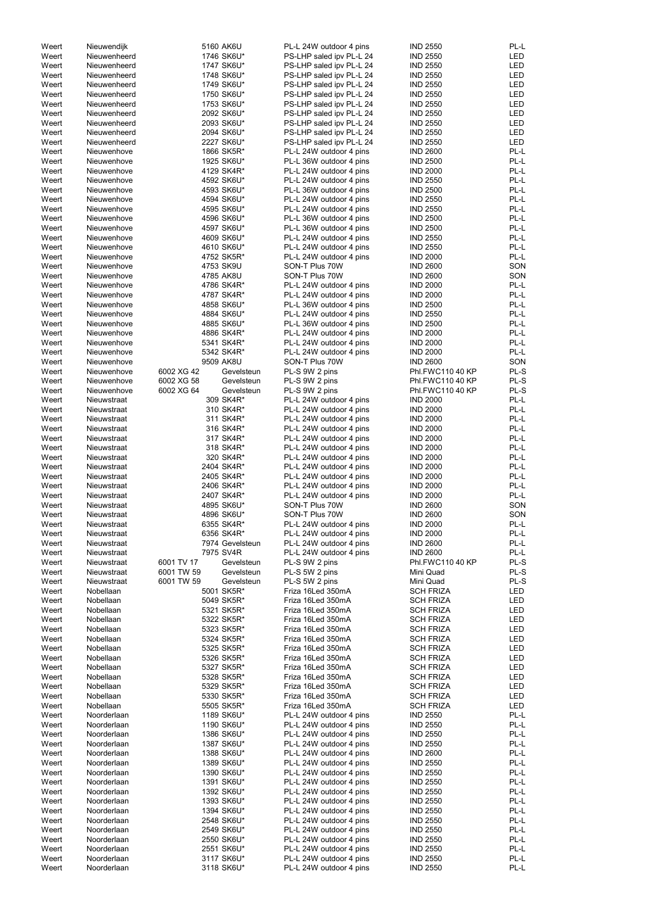| | | | | | | |
|---|---|---|---|---|---|---|
| Weert | Nieuwendijk | | 5160 AK6U | PL-L 24W outdoor 4 pins | IND 2550 | PL-L |
| Weert | Nieuwenheerd | | 1746 SK6U* | PS-LHP saled ipv PL-L 24 | IND 2550 | LED |
| Weert | Nieuwenheerd | | 1747 SK6U* | PS-LHP saled ipv PL-L 24 | IND 2550 | LED |
| Weert | Nieuwenheerd | | 1748 SK6U* | PS-LHP saled ipv PL-L 24 | IND 2550 | LED |
| Weert | Nieuwenheerd | | 1749 SK6U* | PS-LHP saled ipv PL-L 24 | IND 2550 | LED |
| Weert | Nieuwenheerd | | 1750 SK6U* | PS-LHP saled ipv PL-L 24 | IND 2550 | LED |
| Weert | Nieuwenheerd | | 1753 SK6U* | PS-LHP saled ipv PL-L 24 | IND 2550 | LED |
| Weert | Nieuwenheerd | | 2092 SK6U* | PS-LHP saled ipv PL-L 24 | IND 2550 | LED |
| Weert | Nieuwenheerd | | 2093 SK6U* | PS-LHP saled ipv PL-L 24 | IND 2550 | LED |
| Weert | Nieuwenheerd | | 2094 SK6U* | PS-LHP saled ipv PL-L 24 | IND 2550 | LED |
| Weert | Nieuwenheerd | | 2227 SK6U* | PS-LHP saled ipv PL-L 24 | IND 2550 | LED |
| Weert | Nieuwenhove | | 1866 SK5R* | PL-L 24W outdoor 4 pins | IND 2600 | PL-L |
| Weert | Nieuwenhove | | 1925 SK6U* | PL-L 36W outdoor 4 pins | IND 2500 | PL-L |
| Weert | Nieuwenhove | | 4129 SK4R* | PL-L 24W outdoor 4 pins | IND 2000 | PL-L |
| Weert | Nieuwenhove | | 4592 SK6U* | PL-L 24W outdoor 4 pins | IND 2550 | PL-L |
| Weert | Nieuwenhove | | 4593 SK6U* | PL-L 36W outdoor 4 pins | IND 2500 | PL-L |
| Weert | Nieuwenhove | | 4594 SK6U* | PL-L 24W outdoor 4 pins | IND 2550 | PL-L |
| Weert | Nieuwenhove | | 4595 SK6U* | PL-L 24W outdoor 4 pins | IND 2550 | PL-L |
| Weert | Nieuwenhove | | 4596 SK6U* | PL-L 36W outdoor 4 pins | IND 2500 | PL-L |
| Weert | Nieuwenhove | | 4597 SK6U* | PL-L 36W outdoor 4 pins | IND 2500 | PL-L |
| Weert | Nieuwenhove | | 4609 SK6U* | PL-L 24W outdoor 4 pins | IND 2550 | PL-L |
| Weert | Nieuwenhove | | 4610 SK6U* | PL-L 24W outdoor 4 pins | IND 2550 | PL-L |
| Weert | Nieuwenhove | | 4752 SK5R* | PL-L 24W outdoor 4 pins | IND 2000 | PL-L |
| Weert | Nieuwenhove | | 4753 SK9U | SON-T Plus 70W | IND 2600 | SON |
| Weert | Nieuwenhove | | 4785 AK8U | SON-T Plus 70W | IND 2600 | SON |
| Weert | Nieuwenhove | | 4786 SK4R* | PL-L 24W outdoor 4 pins | IND 2000 | PL-L |
| Weert | Nieuwenhove | | 4787 SK4R* | PL-L 24W outdoor 4 pins | IND 2000 | PL-L |
| Weert | Nieuwenhove | | 4858 SK6U* | PL-L 36W outdoor 4 pins | IND 2500 | PL-L |
| Weert | Nieuwenhove | | 4884 SK6U* | PL-L 24W outdoor 4 pins | IND 2550 | PL-L |
| Weert | Nieuwenhove | | 4885 SK6U* | PL-L 36W outdoor 4 pins | IND 2500 | PL-L |
| Weert | Nieuwenhove | | 4886 SK4R* | PL-L 24W outdoor 4 pins | IND 2000 | PL-L |
| Weert | Nieuwenhove | | 5341 SK4R* | PL-L 24W outdoor 4 pins | IND 2000 | PL-L |
| Weert | Nieuwenhove | | 5342 SK4R* | PL-L 24W outdoor 4 pins | IND 2000 | PL-L |
| Weert | Nieuwenhove | | 9509 AK8U | SON-T Plus 70W | IND 2600 | SON |
| Weert | Nieuwenhove | 6002 XG 42 | Gevelsteun | PL-S 9W 2 pins | Phl.FWC110 40 KP | PL-S |
| Weert | Nieuwenhove | 6002 XG 58 | Gevelsteun | PL-S 9W 2 pins | Phl.FWC110 40 KP | PL-S |
| Weert | Nieuwenhove | 6002 XG 64 | Gevelsteun | PL-S 9W 2 pins | Phl.FWC110 40 KP | PL-S |
| Weert | Nieuwstraat | | 309 SK4R* | PL-L 24W outdoor 4 pins | IND 2000 | PL-L |
| Weert | Nieuwstraat | | 310 SK4R* | PL-L 24W outdoor 4 pins | IND 2000 | PL-L |
| Weert | Nieuwstraat | | 311 SK4R* | PL-L 24W outdoor 4 pins | IND 2000 | PL-L |
| Weert | Nieuwstraat | | 316 SK4R* | PL-L 24W outdoor 4 pins | IND 2000 | PL-L |
| Weert | Nieuwstraat | | 317 SK4R* | PL-L 24W outdoor 4 pins | IND 2000 | PL-L |
| Weert | Nieuwstraat | | 318 SK4R* | PL-L 24W outdoor 4 pins | IND 2000 | PL-L |
| Weert | Nieuwstraat | | 320 SK4R* | PL-L 24W outdoor 4 pins | IND 2000 | PL-L |
| Weert | Nieuwstraat | | 2404 SK4R* | PL-L 24W outdoor 4 pins | IND 2000 | PL-L |
| Weert | Nieuwstraat | | 2405 SK4R* | PL-L 24W outdoor 4 pins | IND 2000 | PL-L |
| Weert | Nieuwstraat | | 2406 SK4R* | PL-L 24W outdoor 4 pins | IND 2000 | PL-L |
| Weert | Nieuwstraat | | 2407 SK4R* | PL-L 24W outdoor 4 pins | IND 2000 | PL-L |
| Weert | Nieuwstraat | | 4895 SK6U* | SON-T Plus 70W | IND 2600 | SON |
| Weert | Nieuwstraat | | 4896 SK6U* | SON-T Plus 70W | IND 2600 | SON |
| Weert | Nieuwstraat | | 6355 SK4R* | PL-L 24W outdoor 4 pins | IND 2000 | PL-L |
| Weert | Nieuwstraat | | 6356 SK4R* | PL-L 24W outdoor 4 pins | IND 2000 | PL-L |
| Weert | Nieuwstraat | | 7974 Gevelsteun | PL-L 24W outdoor 4 pins | IND 2600 | PL-L |
| Weert | Nieuwstraat | | 7975 SV4R | PL-L 24W outdoor 4 pins | IND 2600 | PL-L |
| Weert | Nieuwstraat | 6001 TV 17 | Gevelsteun | PL-S 9W 2 pins | Phl.FWC110 40 KP | PL-S |
| Weert | Nieuwstraat | 6001 TW 59 | Gevelsteun | PL-S 5W 2 pins | Mini Quad | PL-S |
| Weert | Nieuwstraat | 6001 TW 59 | Gevelsteun | PL-S 5W 2 pins | Mini Quad | PL-S |
| Weert | Nobellaan | | 5001 SK5R* | Friza 16Led 350mA | SCH FRIZA | LED |
| Weert | Nobellaan | | 5049 SK5R* | Friza 16Led 350mA | SCH FRIZA | LED |
| Weert | Nobellaan | | 5321 SK5R* | Friza 16Led 350mA | SCH FRIZA | LED |
| Weert | Nobellaan | | 5322 SK5R* | Friza 16Led 350mA | SCH FRIZA | LED |
| Weert | Nobellaan | | 5323 SK5R* | Friza 16Led 350mA | SCH FRIZA | LED |
| Weert | Nobellaan | | 5324 SK5R* | Friza 16Led 350mA | SCH FRIZA | LED |
| Weert | Nobellaan | | 5325 SK5R* | Friza 16Led 350mA | SCH FRIZA | LED |
| Weert | Nobellaan | | 5326 SK5R* | Friza 16Led 350mA | SCH FRIZA | LED |
| Weert | Nobellaan | | 5327 SK5R* | Friza 16Led 350mA | SCH FRIZA | LED |
| Weert | Nobellaan | | 5328 SK5R* | Friza 16Led 350mA | SCH FRIZA | LED |
| Weert | Nobellaan | | 5329 SK5R* | Friza 16Led 350mA | SCH FRIZA | LED |
| Weert | Nobellaan | | 5330 SK5R* | Friza 16Led 350mA | SCH FRIZA | LED |
| Weert | Nobellaan | | 5505 SK5R* | Friza 16Led 350mA | SCH FRIZA | LED |
| Weert | Noorderlaan | | 1189 SK6U* | PL-L 24W outdoor 4 pins | IND 2550 | PL-L |
| Weert | Noorderlaan | | 1190 SK6U* | PL-L 24W outdoor 4 pins | IND 2550 | PL-L |
| Weert | Noorderlaan | | 1386 SK6U* | PL-L 24W outdoor 4 pins | IND 2550 | PL-L |
| Weert | Noorderlaan | | 1387 SK6U* | PL-L 24W outdoor 4 pins | IND 2550 | PL-L |
| Weert | Noorderlaan | | 1388 SK6U* | PL-L 24W outdoor 4 pins | IND 2600 | PL-L |
| Weert | Noorderlaan | | 1389 SK6U* | PL-L 24W outdoor 4 pins | IND 2550 | PL-L |
| Weert | Noorderlaan | | 1390 SK6U* | PL-L 24W outdoor 4 pins | IND 2550 | PL-L |
| Weert | Noorderlaan | | 1391 SK6U* | PL-L 24W outdoor 4 pins | IND 2550 | PL-L |
| Weert | Noorderlaan | | 1392 SK6U* | PL-L 24W outdoor 4 pins | IND 2550 | PL-L |
| Weert | Noorderlaan | | 1393 SK6U* | PL-L 24W outdoor 4 pins | IND 2550 | PL-L |
| Weert | Noorderlaan | | 1394 SK6U* | PL-L 24W outdoor 4 pins | IND 2550 | PL-L |
| Weert | Noorderlaan | | 2548 SK6U* | PL-L 24W outdoor 4 pins | IND 2550 | PL-L |
| Weert | Noorderlaan | | 2549 SK6U* | PL-L 24W outdoor 4 pins | IND 2550 | PL-L |
| Weert | Noorderlaan | | 2550 SK6U* | PL-L 24W outdoor 4 pins | IND 2550 | PL-L |
| Weert | Noorderlaan | | 2551 SK6U* | PL-L 24W outdoor 4 pins | IND 2550 | PL-L |
| Weert | Noorderlaan | | 3117 SK6U* | PL-L 24W outdoor 4 pins | IND 2550 | PL-L |
| Weert | Noorderlaan | | 3118 SK6U* | PL-L 24W outdoor 4 pins | IND 2550 | PL-L |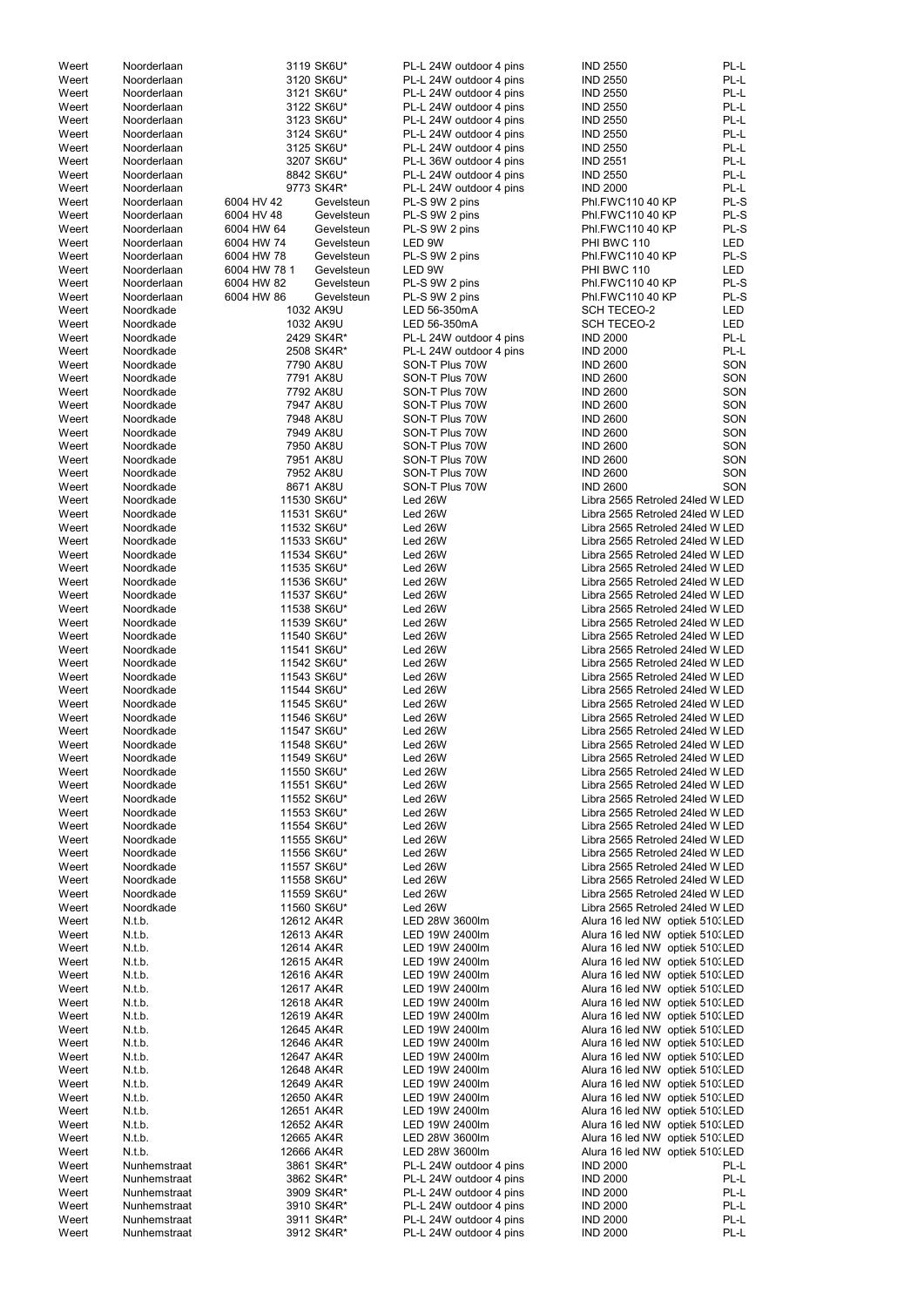| | | | | | | |
|---|---|---|---|---|---|---|
| Weert | Noorderlaan | 3119 | SK6U* | PL-L 24W outdoor 4 pins | IND 2550 | PL-L |
| Weert | Noorderlaan | 3120 | SK6U* | PL-L 24W outdoor 4 pins | IND 2550 | PL-L |
| Weert | Noorderlaan | 3121 | SK6U* | PL-L 24W outdoor 4 pins | IND 2550 | PL-L |
| Weert | Noorderlaan | 3122 | SK6U* | PL-L 24W outdoor 4 pins | IND 2550 | PL-L |
| Weert | Noorderlaan | 3123 | SK6U* | PL-L 24W outdoor 4 pins | IND 2550 | PL-L |
| Weert | Noorderlaan | 3124 | SK6U* | PL-L 24W outdoor 4 pins | IND 2550 | PL-L |
| Weert | Noorderlaan | 3125 | SK6U* | PL-L 24W outdoor 4 pins | IND 2550 | PL-L |
| Weert | Noorderlaan | 3207 | SK6U* | PL-L 36W outdoor 4 pins | IND 2551 | PL-L |
| Weert | Noorderlaan | 8842 | SK6U* | PL-L 24W outdoor 4 pins | IND 2550 | PL-L |
| Weert | Noorderlaan | 9773 | SK4R* | PL-L 24W outdoor 4 pins | IND 2000 | PL-L |
| Weert | Noorderlaan | 6004 HV 42 | Gevelsteun | PL-S 9W 2 pins | Phl.FWC110 40 KP | PL-S |
| Weert | Noorderlaan | 6004 HV 48 | Gevelsteun | PL-S 9W 2 pins | Phl.FWC110 40 KP | PL-S |
| Weert | Noorderlaan | 6004 HW 64 | Gevelsteun | PL-S 9W 2 pins | Phl.FWC110 40 KP | PL-S |
| Weert | Noorderlaan | 6004 HW 74 | Gevelsteun | LED 9W | PHI BWC 110 | LED |
| Weert | Noorderlaan | 6004 HW 78 | Gevelsteun | PL-S 9W 2 pins | Phl.FWC110 40 KP | PL-S |
| Weert | Noorderlaan | 6004 HW 78 1 | Gevelsteun | LED 9W | PHI BWC 110 | LED |
| Weert | Noorderlaan | 6004 HW 82 | Gevelsteun | PL-S 9W 2 pins | Phl.FWC110 40 KP | PL-S |
| Weert | Noorderlaan | 6004 HW 86 | Gevelsteun | PL-S 9W 2 pins | Phl.FWC110 40 KP | PL-S |
| Weert | Noordkade | 1032 | AK9U | LED 56-350mA | SCH TECEO-2 | LED |
| Weert | Noordkade | 1032 | AK9U | LED 56-350mA | SCH TECEO-2 | LED |
| Weert | Noordkade | 2429 | SK4R* | PL-L 24W outdoor 4 pins | IND 2000 | PL-L |
| Weert | Noordkade | 2508 | SK4R* | PL-L 24W outdoor 4 pins | IND 2000 | PL-L |
| Weert | Noordkade | 7790 | AK8U | SON-T Plus 70W | IND 2600 | SON |
| Weert | Noordkade | 7791 | AK8U | SON-T Plus 70W | IND 2600 | SON |
| Weert | Noordkade | 7792 | AK8U | SON-T Plus 70W | IND 2600 | SON |
| Weert | Noordkade | 7947 | AK8U | SON-T Plus 70W | IND 2600 | SON |
| Weert | Noordkade | 7948 | AK8U | SON-T Plus 70W | IND 2600 | SON |
| Weert | Noordkade | 7949 | AK8U | SON-T Plus 70W | IND 2600 | SON |
| Weert | Noordkade | 7950 | AK8U | SON-T Plus 70W | IND 2600 | SON |
| Weert | Noordkade | 7951 | AK8U | SON-T Plus 70W | IND 2600 | SON |
| Weert | Noordkade | 7952 | AK8U | SON-T Plus 70W | IND 2600 | SON |
| Weert | Noordkade | 8671 | AK8U | SON-T Plus 70W | IND 2600 | SON |
| Weert | Noordkade | 11530 | SK6U* | Led 26W | Libra 2565 Retroled 24led W | LED |
| Weert | Noordkade | 11531 | SK6U* | Led 26W | Libra 2565 Retroled 24led W | LED |
| Weert | Noordkade | 11532 | SK6U* | Led 26W | Libra 2565 Retroled 24led W | LED |
| Weert | Noordkade | 11533 | SK6U* | Led 26W | Libra 2565 Retroled 24led W | LED |
| Weert | Noordkade | 11534 | SK6U* | Led 26W | Libra 2565 Retroled 24led W | LED |
| Weert | Noordkade | 11535 | SK6U* | Led 26W | Libra 2565 Retroled 24led W | LED |
| Weert | Noordkade | 11536 | SK6U* | Led 26W | Libra 2565 Retroled 24led W | LED |
| Weert | Noordkade | 11537 | SK6U* | Led 26W | Libra 2565 Retroled 24led W | LED |
| Weert | Noordkade | 11538 | SK6U* | Led 26W | Libra 2565 Retroled 24led W | LED |
| Weert | Noordkade | 11539 | SK6U* | Led 26W | Libra 2565 Retroled 24led W | LED |
| Weert | Noordkade | 11540 | SK6U* | Led 26W | Libra 2565 Retroled 24led W | LED |
| Weert | Noordkade | 11541 | SK6U* | Led 26W | Libra 2565 Retroled 24led W | LED |
| Weert | Noordkade | 11542 | SK6U* | Led 26W | Libra 2565 Retroled 24led W | LED |
| Weert | Noordkade | 11543 | SK6U* | Led 26W | Libra 2565 Retroled 24led W | LED |
| Weert | Noordkade | 11544 | SK6U* | Led 26W | Libra 2565 Retroled 24led W | LED |
| Weert | Noordkade | 11545 | SK6U* | Led 26W | Libra 2565 Retroled 24led W | LED |
| Weert | Noordkade | 11546 | SK6U* | Led 26W | Libra 2565 Retroled 24led W | LED |
| Weert | Noordkade | 11547 | SK6U* | Led 26W | Libra 2565 Retroled 24led W | LED |
| Weert | Noordkade | 11548 | SK6U* | Led 26W | Libra 2565 Retroled 24led W | LED |
| Weert | Noordkade | 11549 | SK6U* | Led 26W | Libra 2565 Retroled 24led W | LED |
| Weert | Noordkade | 11550 | SK6U* | Led 26W | Libra 2565 Retroled 24led W | LED |
| Weert | Noordkade | 11551 | SK6U* | Led 26W | Libra 2565 Retroled 24led W | LED |
| Weert | Noordkade | 11552 | SK6U* | Led 26W | Libra 2565 Retroled 24led W | LED |
| Weert | Noordkade | 11553 | SK6U* | Led 26W | Libra 2565 Retroled 24led W | LED |
| Weert | Noordkade | 11554 | SK6U* | Led 26W | Libra 2565 Retroled 24led W | LED |
| Weert | Noordkade | 11555 | SK6U* | Led 26W | Libra 2565 Retroled 24led W | LED |
| Weert | Noordkade | 11556 | SK6U* | Led 26W | Libra 2565 Retroled 24led W | LED |
| Weert | Noordkade | 11557 | SK6U* | Led 26W | Libra 2565 Retroled 24led W | LED |
| Weert | Noordkade | 11558 | SK6U* | Led 26W | Libra 2565 Retroled 24led W | LED |
| Weert | Noordkade | 11559 | SK6U* | Led 26W | Libra 2565 Retroled 24led W | LED |
| Weert | Noordkade | 11560 | SK6U* | Led 26W | Libra 2565 Retroled 24led W | LED |
| Weert | N.t.b. | 12612 | AK4R | LED 28W 3600lm | Alura 16 led NW optiek 510 | LED |
| Weert | N.t.b. | 12613 | AK4R | LED 19W 2400lm | Alura 16 led NW optiek 510 | LED |
| Weert | N.t.b. | 12614 | AK4R | LED 19W 2400lm | Alura 16 led NW optiek 510 | LED |
| Weert | N.t.b. | 12615 | AK4R | LED 19W 2400lm | Alura 16 led NW optiek 510 | LED |
| Weert | N.t.b. | 12616 | AK4R | LED 19W 2400lm | Alura 16 led NW optiek 510 | LED |
| Weert | N.t.b. | 12617 | AK4R | LED 19W 2400lm | Alura 16 led NW optiek 510 | LED |
| Weert | N.t.b. | 12618 | AK4R | LED 19W 2400lm | Alura 16 led NW optiek 510 | LED |
| Weert | N.t.b. | 12619 | AK4R | LED 19W 2400lm | Alura 16 led NW optiek 510 | LED |
| Weert | N.t.b. | 12645 | AK4R | LED 19W 2400lm | Alura 16 led NW optiek 510 | LED |
| Weert | N.t.b. | 12646 | AK4R | LED 19W 2400lm | Alura 16 led NW optiek 510 | LED |
| Weert | N.t.b. | 12647 | AK4R | LED 19W 2400lm | Alura 16 led NW optiek 510 | LED |
| Weert | N.t.b. | 12648 | AK4R | LED 19W 2400lm | Alura 16 led NW optiek 510 | LED |
| Weert | N.t.b. | 12649 | AK4R | LED 19W 2400lm | Alura 16 led NW optiek 510 | LED |
| Weert | N.t.b. | 12650 | AK4R | LED 19W 2400lm | Alura 16 led NW optiek 510 | LED |
| Weert | N.t.b. | 12651 | AK4R | LED 19W 2400lm | Alura 16 led NW optiek 510 | LED |
| Weert | N.t.b. | 12652 | AK4R | LED 19W 2400lm | Alura 16 led NW optiek 510 | LED |
| Weert | N.t.b. | 12665 | AK4R | LED 28W 3600lm | Alura 16 led NW optiek 510 | LED |
| Weert | N.t.b. | 12666 | AK4R | LED 28W 3600lm | Alura 16 led NW optiek 510 | LED |
| Weert | Nunhemstraat | 3861 | SK4R* | PL-L 24W outdoor 4 pins | IND 2000 | PL-L |
| Weert | Nunhemstraat | 3862 | SK4R* | PL-L 24W outdoor 4 pins | IND 2000 | PL-L |
| Weert | Nunhemstraat | 3909 | SK4R* | PL-L 24W outdoor 4 pins | IND 2000 | PL-L |
| Weert | Nunhemstraat | 3910 | SK4R* | PL-L 24W outdoor 4 pins | IND 2000 | PL-L |
| Weert | Nunhemstraat | 3911 | SK4R* | PL-L 24W outdoor 4 pins | IND 2000 | PL-L |
| Weert | Nunhemstraat | 3912 | SK4R* | PL-L 24W outdoor 4 pins | IND 2000 | PL-L |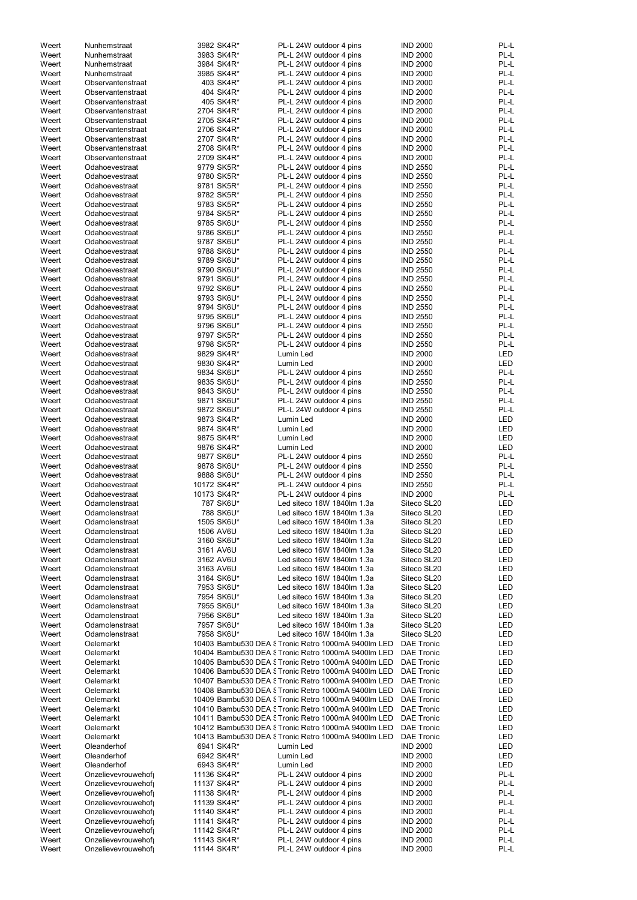| | | | | | |
|---|---|---|---|---|---|
| Weert | Nunhemstraat | 3982 SK4R* | PL-L 24W outdoor 4 pins | IND 2000 | PL-L |
| Weert | Nunhemstraat | 3983 SK4R* | PL-L 24W outdoor 4 pins | IND 2000 | PL-L |
| Weert | Nunhemstraat | 3984 SK4R* | PL-L 24W outdoor 4 pins | IND 2000 | PL-L |
| Weert | Nunhemstraat | 3985 SK4R* | PL-L 24W outdoor 4 pins | IND 2000 | PL-L |
| Weert | Observantenstraat | 403 SK4R* | PL-L 24W outdoor 4 pins | IND 2000 | PL-L |
| Weert | Observantenstraat | 404 SK4R* | PL-L 24W outdoor 4 pins | IND 2000 | PL-L |
| Weert | Observantenstraat | 405 SK4R* | PL-L 24W outdoor 4 pins | IND 2000 | PL-L |
| Weert | Observantenstraat | 2704 SK4R* | PL-L 24W outdoor 4 pins | IND 2000 | PL-L |
| Weert | Observantenstraat | 2705 SK4R* | PL-L 24W outdoor 4 pins | IND 2000 | PL-L |
| Weert | Observantenstraat | 2706 SK4R* | PL-L 24W outdoor 4 pins | IND 2000 | PL-L |
| Weert | Observantenstraat | 2707 SK4R* | PL-L 24W outdoor 4 pins | IND 2000 | PL-L |
| Weert | Observantenstraat | 2708 SK4R* | PL-L 24W outdoor 4 pins | IND 2000 | PL-L |
| Weert | Observantenstraat | 2709 SK4R* | PL-L 24W outdoor 4 pins | IND 2000 | PL-L |
| Weert | Odahoevestraat | 9779 SK5R* | PL-L 24W outdoor 4 pins | IND 2550 | PL-L |
| Weert | Odahoevestraat | 9780 SK5R* | PL-L 24W outdoor 4 pins | IND 2550 | PL-L |
| Weert | Odahoevestraat | 9781 SK5R* | PL-L 24W outdoor 4 pins | IND 2550 | PL-L |
| Weert | Odahoevestraat | 9782 SK5R* | PL-L 24W outdoor 4 pins | IND 2550 | PL-L |
| Weert | Odahoevestraat | 9783 SK5R* | PL-L 24W outdoor 4 pins | IND 2550 | PL-L |
| Weert | Odahoevestraat | 9784 SK5R* | PL-L 24W outdoor 4 pins | IND 2550 | PL-L |
| Weert | Odahoevestraat | 9785 SK6U* | PL-L 24W outdoor 4 pins | IND 2550 | PL-L |
| Weert | Odahoevestraat | 9786 SK6U* | PL-L 24W outdoor 4 pins | IND 2550 | PL-L |
| Weert | Odahoevestraat | 9787 SK6U* | PL-L 24W outdoor 4 pins | IND 2550 | PL-L |
| Weert | Odahoevestraat | 9788 SK6U* | PL-L 24W outdoor 4 pins | IND 2550 | PL-L |
| Weert | Odahoevestraat | 9789 SK6U* | PL-L 24W outdoor 4 pins | IND 2550 | PL-L |
| Weert | Odahoevestraat | 9790 SK6U* | PL-L 24W outdoor 4 pins | IND 2550 | PL-L |
| Weert | Odahoevestraat | 9791 SK6U* | PL-L 24W outdoor 4 pins | IND 2550 | PL-L |
| Weert | Odahoevestraat | 9792 SK6U* | PL-L 24W outdoor 4 pins | IND 2550 | PL-L |
| Weert | Odahoevestraat | 9793 SK6U* | PL-L 24W outdoor 4 pins | IND 2550 | PL-L |
| Weert | Odahoevestraat | 9794 SK6U* | PL-L 24W outdoor 4 pins | IND 2550 | PL-L |
| Weert | Odahoevestraat | 9795 SK6U* | PL-L 24W outdoor 4 pins | IND 2550 | PL-L |
| Weert | Odahoevestraat | 9796 SK6U* | PL-L 24W outdoor 4 pins | IND 2550 | PL-L |
| Weert | Odahoevestraat | 9797 SK5R* | PL-L 24W outdoor 4 pins | IND 2550 | PL-L |
| Weert | Odahoevestraat | 9798 SK5R* | PL-L 24W outdoor 4 pins | IND 2550 | PL-L |
| Weert | Odahoevestraat | 9829 SK4R* | Lumin Led | IND 2000 | LED |
| Weert | Odahoevestraat | 9830 SK4R* | Lumin Led | IND 2000 | LED |
| Weert | Odahoevestraat | 9834 SK6U* | PL-L 24W outdoor 4 pins | IND 2550 | PL-L |
| Weert | Odahoevestraat | 9835 SK6U* | PL-L 24W outdoor 4 pins | IND 2550 | PL-L |
| Weert | Odahoevestraat | 9843 SK6U* | PL-L 24W outdoor 4 pins | IND 2550 | PL-L |
| Weert | Odahoevestraat | 9871 SK6U* | PL-L 24W outdoor 4 pins | IND 2550 | PL-L |
| Weert | Odahoevestraat | 9872 SK6U* | PL-L 24W outdoor 4 pins | IND 2550 | PL-L |
| Weert | Odahoevestraat | 9873 SK4R* | Lumin Led | IND 2000 | LED |
| Weert | Odahoevestraat | 9874 SK4R* | Lumin Led | IND 2000 | LED |
| Weert | Odahoevestraat | 9875 SK4R* | Lumin Led | IND 2000 | LED |
| Weert | Odahoevestraat | 9876 SK4R* | Lumin Led | IND 2000 | LED |
| Weert | Odahoevestraat | 9877 SK6U* | PL-L 24W outdoor 4 pins | IND 2550 | PL-L |
| Weert | Odahoevestraat | 9878 SK6U* | PL-L 24W outdoor 4 pins | IND 2550 | PL-L |
| Weert | Odahoevestraat | 9888 SK6U* | PL-L 24W outdoor 4 pins | IND 2550 | PL-L |
| Weert | Odahoevestraat | 10172 SK4R* | PL-L 24W outdoor 4 pins | IND 2550 | PL-L |
| Weert | Odahoevestraat | 10173 SK4R* | PL-L 24W outdoor 4 pins | IND 2000 | PL-L |
| Weert | Odamolenstraat | 787 SK6U* | Led siteco 16W 1840lm 1.3a | Siteco SL20 | LED |
| Weert | Odamolenstraat | 788 SK6U* | Led siteco 16W 1840lm 1.3a | Siteco SL20 | LED |
| Weert | Odamolenstraat | 1505 SK6U* | Led siteco 16W 1840lm 1.3a | Siteco SL20 | LED |
| Weert | Odamolenstraat | 1506 AV6U | Led siteco 16W 1840lm 1.3a | Siteco SL20 | LED |
| Weert | Odamolenstraat | 3160 SK6U* | Led siteco 16W 1840lm 1.3a | Siteco SL20 | LED |
| Weert | Odamolenstraat | 3161 AV6U | Led siteco 16W 1840lm 1.3a | Siteco SL20 | LED |
| Weert | Odamolenstraat | 3162 AV6U | Led siteco 16W 1840lm 1.3a | Siteco SL20 | LED |
| Weert | Odamolenstraat | 3163 AV6U | Led siteco 16W 1840lm 1.3a | Siteco SL20 | LED |
| Weert | Odamolenstraat | 3164 SK6U* | Led siteco 16W 1840lm 1.3a | Siteco SL20 | LED |
| Weert | Odamolenstraat | 7953 SK6U* | Led siteco 16W 1840lm 1.3a | Siteco SL20 | LED |
| Weert | Odamolenstraat | 7954 SK6U* | Led siteco 16W 1840lm 1.3a | Siteco SL20 | LED |
| Weert | Odamolenstraat | 7955 SK6U* | Led siteco 16W 1840lm 1.3a | Siteco SL20 | LED |
| Weert | Odamolenstraat | 7956 SK6U* | Led siteco 16W 1840lm 1.3a | Siteco SL20 | LED |
| Weert | Odamolenstraat | 7957 SK6U* | Led siteco 16W 1840lm 1.3a | Siteco SL20 | LED |
| Weert | Odamolenstraat | 7958 SK6U* | Led siteco 16W 1840lm 1.3a | Siteco SL20 | LED |
| Weert | Oelemarkt | 10403 Bambu530 DEA S | Tronic Retro 1000mA 9400lm LED | DAE Tronic | LED |
| Weert | Oelemarkt | 10404 Bambu530 DEA S | Tronic Retro 1000mA 9400lm LED | DAE Tronic | LED |
| Weert | Oelemarkt | 10405 Bambu530 DEA S | Tronic Retro 1000mA 9400lm LED | DAE Tronic | LED |
| Weert | Oelemarkt | 10406 Bambu530 DEA S | Tronic Retro 1000mA 9400lm LED | DAE Tronic | LED |
| Weert | Oelemarkt | 10407 Bambu530 DEA S | Tronic Retro 1000mA 9400lm LED | DAE Tronic | LED |
| Weert | Oelemarkt | 10408 Bambu530 DEA S | Tronic Retro 1000mA 9400lm LED | DAE Tronic | LED |
| Weert | Oelemarkt | 10409 Bambu530 DEA S | Tronic Retro 1000mA 9400lm LED | DAE Tronic | LED |
| Weert | Oelemarkt | 10410 Bambu530 DEA S | Tronic Retro 1000mA 9400lm LED | DAE Tronic | LED |
| Weert | Oelemarkt | 10411 Bambu530 DEA S | Tronic Retro 1000mA 9400lm LED | DAE Tronic | LED |
| Weert | Oelemarkt | 10412 Bambu530 DEA S | Tronic Retro 1000mA 9400lm LED | DAE Tronic | LED |
| Weert | Oelemarkt | 10413 Bambu530 DEA S | Tronic Retro 1000mA 9400lm LED | DAE Tronic | LED |
| Weert | Oleanderhof | 6941 SK4R* | Lumin Led | IND 2000 | LED |
| Weert | Oleanderhof | 6942 SK4R* | Lumin Led | IND 2000 | LED |
| Weert | Oleanderhof | 6943 SK4R* | Lumin Led | IND 2000 | LED |
| Weert | Onzelievevrouwehof | 11136 SK4R* | PL-L 24W outdoor 4 pins | IND 2000 | PL-L |
| Weert | Onzelievevrouwehof | 11137 SK4R* | PL-L 24W outdoor 4 pins | IND 2000 | PL-L |
| Weert | Onzelievevrouwehof | 11138 SK4R* | PL-L 24W outdoor 4 pins | IND 2000 | PL-L |
| Weert | Onzelievevrouwehof | 11139 SK4R* | PL-L 24W outdoor 4 pins | IND 2000 | PL-L |
| Weert | Onzelievevrouwehof | 11140 SK4R* | PL-L 24W outdoor 4 pins | IND 2000 | PL-L |
| Weert | Onzelievevrouwehof | 11141 SK4R* | PL-L 24W outdoor 4 pins | IND 2000 | PL-L |
| Weert | Onzelievevrouwehof | 11142 SK4R* | PL-L 24W outdoor 4 pins | IND 2000 | PL-L |
| Weert | Onzelievevrouwehof | 11143 SK4R* | PL-L 24W outdoor 4 pins | IND 2000 | PL-L |
| Weert | Onzelievevrouwehof | 11144 SK4R* | PL-L 24W outdoor 4 pins | IND 2000 | PL-L |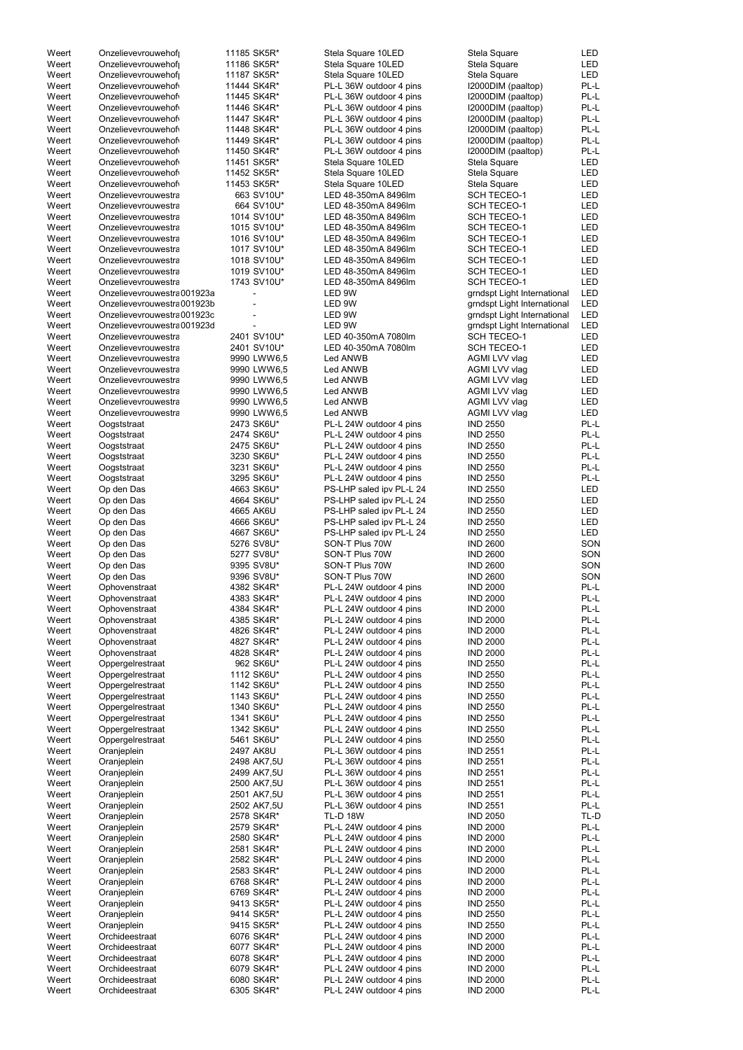| | | | | | |
|---|---|---|---|---|---|
| Weert | Onzelievevrouwehof | 11185 SK5R* | Stela Square 10LED | Stela Square | LED |
| Weert | Onzelievevrouwehof | 11186 SK5R* | Stela Square 10LED | Stela Square | LED |
| Weert | Onzelievevrouwehof | 11187 SK5R* | Stela Square 10LED | Stela Square | LED |
| Weert | Onzelievevrouwehof | 11444 SK4R* | PL-L 36W outdoor 4 pins | I2000DIM (paaltop) | PL-L |
| Weert | Onzelievevrouwehof | 11445 SK4R* | PL-L 36W outdoor 4 pins | I2000DIM (paaltop) | PL-L |
| Weert | Onzelievevrouwehof | 11446 SK4R* | PL-L 36W outdoor 4 pins | I2000DIM (paaltop) | PL-L |
| Weert | Onzelievevrouwehof | 11447 SK4R* | PL-L 36W outdoor 4 pins | I2000DIM (paaltop) | PL-L |
| Weert | Onzelievevrouwehof | 11448 SK4R* | PL-L 36W outdoor 4 pins | I2000DIM (paaltop) | PL-L |
| Weert | Onzelievevrouwehof | 11449 SK4R* | PL-L 36W outdoor 4 pins | I2000DIM (paaltop) | PL-L |
| Weert | Onzelievevrouwehof | 11450 SK4R* | PL-L 36W outdoor 4 pins | I2000DIM (paaltop) | PL-L |
| Weert | Onzelievevrouwehof | 11451 SK5R* | Stela Square 10LED | Stela Square | LED |
| Weert | Onzelievevrouwehof | 11452 SK5R* | Stela Square 10LED | Stela Square | LED |
| Weert | Onzelievevrouwehof | 11453 SK5R* | Stela Square 10LED | Stela Square | LED |
| Weert | Onzelievevrouwestra | 663 SV10U* | LED 48-350mA 8496lm | SCH TECEO-1 | LED |
| Weert | Onzelievevrouwestra | 664 SV10U* | LED 48-350mA 8496lm | SCH TECEO-1 | LED |
| Weert | Onzelievevrouwestra | 1014 SV10U* | LED 48-350mA 8496lm | SCH TECEO-1 | LED |
| Weert | Onzelievevrouwestra | 1015 SV10U* | LED 48-350mA 8496lm | SCH TECEO-1 | LED |
| Weert | Onzelievevrouwestra | 1016 SV10U* | LED 48-350mA 8496lm | SCH TECEO-1 | LED |
| Weert | Onzelievevrouwestra | 1017 SV10U* | LED 48-350mA 8496lm | SCH TECEO-1 | LED |
| Weert | Onzelievevrouwestra | 1018 SV10U* | LED 48-350mA 8496lm | SCH TECEO-1 | LED |
| Weert | Onzelievevrouwestra | 1019 SV10U* | LED 48-350mA 8496lm | SCH TECEO-1 | LED |
| Weert | Onzelievevrouwestra | 1743 SV10U* | LED 48-350mA 8496lm | SCH TECEO-1 | LED |
| Weert | Onzelievevrouwestra 001923a | - | LED 9W | grndspt Light International | LED |
| Weert | Onzelievevrouwestra 001923b | - | LED 9W | grndspt Light International | LED |
| Weert | Onzelievevrouwestra 001923c | - | LED 9W | grndspt Light International | LED |
| Weert | Onzelievevrouwestra 001923d | - | LED 9W | grndspt Light International | LED |
| Weert | Onzelievevrouwestra | 2401 SV10U* | LED 40-350mA 7080lm | SCH TECEO-1 | LED |
| Weert | Onzelievevrouwestra | 2401 SV10U* | LED 40-350mA 7080lm | SCH TECEO-1 | LED |
| Weert | Onzelievevrouwestra | 9990 LWW6,5 | Led ANWB | AGMI LVV vlag | LED |
| Weert | Onzelievevrouwestra | 9990 LWW6,5 | Led ANWB | AGMI LVV vlag | LED |
| Weert | Onzelievevrouwestra | 9990 LWW6,5 | Led ANWB | AGMI LVV vlag | LED |
| Weert | Onzelievevrouwestra | 9990 LWW6,5 | Led ANWB | AGMI LVV vlag | LED |
| Weert | Onzelievevrouwestra | 9990 LWW6,5 | Led ANWB | AGMI LVV vlag | LED |
| Weert | Onzelievevrouwestra | 9990 LWW6,5 | Led ANWB | AGMI LVV vlag | LED |
| Weert | Oogststraat | 2473 SK6U* | PL-L 24W outdoor 4 pins | IND 2550 | PL-L |
| Weert | Oogststraat | 2474 SK6U* | PL-L 24W outdoor 4 pins | IND 2550 | PL-L |
| Weert | Oogststraat | 2475 SK6U* | PL-L 24W outdoor 4 pins | IND 2550 | PL-L |
| Weert | Oogststraat | 3230 SK6U* | PL-L 24W outdoor 4 pins | IND 2550 | PL-L |
| Weert | Oogststraat | 3231 SK6U* | PL-L 24W outdoor 4 pins | IND 2550 | PL-L |
| Weert | Oogststraat | 3295 SK6U* | PL-L 24W outdoor 4 pins | IND 2550 | PL-L |
| Weert | Op den Das | 4663 SK6U* | PS-LHP saled ipv PL-L 24 | IND 2550 | LED |
| Weert | Op den Das | 4664 SK6U* | PS-LHP saled ipv PL-L 24 | IND 2550 | LED |
| Weert | Op den Das | 4665 AK6U | PS-LHP saled ipv PL-L 24 | IND 2550 | LED |
| Weert | Op den Das | 4666 SK6U* | PS-LHP saled ipv PL-L 24 | IND 2550 | LED |
| Weert | Op den Das | 4667 SK6U* | PS-LHP saled ipv PL-L 24 | IND 2550 | LED |
| Weert | Op den Das | 5276 SV8U* | SON-T Plus 70W | IND 2600 | SON |
| Weert | Op den Das | 5277 SV8U* | SON-T Plus 70W | IND 2600 | SON |
| Weert | Op den Das | 9395 SV8U* | SON-T Plus 70W | IND 2600 | SON |
| Weert | Op den Das | 9396 SV8U* | SON-T Plus 70W | IND 2600 | SON |
| Weert | Ophovenstraat | 4382 SK4R* | PL-L 24W outdoor 4 pins | IND 2000 | PL-L |
| Weert | Ophovenstraat | 4383 SK4R* | PL-L 24W outdoor 4 pins | IND 2000 | PL-L |
| Weert | Ophovenstraat | 4384 SK4R* | PL-L 24W outdoor 4 pins | IND 2000 | PL-L |
| Weert | Ophovenstraat | 4385 SK4R* | PL-L 24W outdoor 4 pins | IND 2000 | PL-L |
| Weert | Ophovenstraat | 4826 SK4R* | PL-L 24W outdoor 4 pins | IND 2000 | PL-L |
| Weert | Ophovenstraat | 4827 SK4R* | PL-L 24W outdoor 4 pins | IND 2000 | PL-L |
| Weert | Ophovenstraat | 4828 SK4R* | PL-L 24W outdoor 4 pins | IND 2000 | PL-L |
| Weert | Oppergelrestraat | 962 SK6U* | PL-L 24W outdoor 4 pins | IND 2550 | PL-L |
| Weert | Oppergelrestraat | 1112 SK6U* | PL-L 24W outdoor 4 pins | IND 2550 | PL-L |
| Weert | Oppergelrestraat | 1142 SK6U* | PL-L 24W outdoor 4 pins | IND 2550 | PL-L |
| Weert | Oppergelrestraat | 1143 SK6U* | PL-L 24W outdoor 4 pins | IND 2550 | PL-L |
| Weert | Oppergelrestraat | 1340 SK6U* | PL-L 24W outdoor 4 pins | IND 2550 | PL-L |
| Weert | Oppergelrestraat | 1341 SK6U* | PL-L 24W outdoor 4 pins | IND 2550 | PL-L |
| Weert | Oppergelrestraat | 1342 SK6U* | PL-L 24W outdoor 4 pins | IND 2550 | PL-L |
| Weert | Oppergelrestraat | 5461 SK6U* | PL-L 24W outdoor 4 pins | IND 2550 | PL-L |
| Weert | Oranjeplein | 2497 AK8U | PL-L 36W outdoor 4 pins | IND 2551 | PL-L |
| Weert | Oranjeplein | 2498 AK7,5U | PL-L 36W outdoor 4 pins | IND 2551 | PL-L |
| Weert | Oranjeplein | 2499 AK7,5U | PL-L 36W outdoor 4 pins | IND 2551 | PL-L |
| Weert | Oranjeplein | 2500 AK7,5U | PL-L 36W outdoor 4 pins | IND 2551 | PL-L |
| Weert | Oranjeplein | 2501 AK7,5U | PL-L 36W outdoor 4 pins | IND 2551 | PL-L |
| Weert | Oranjeplein | 2502 AK7,5U | PL-L 36W outdoor 4 pins | IND 2551 | PL-L |
| Weert | Oranjeplein | 2578 SK4R* | TL-D 18W | IND 2050 | TL-D |
| Weert | Oranjeplein | 2579 SK4R* | PL-L 24W outdoor 4 pins | IND 2000 | PL-L |
| Weert | Oranjeplein | 2580 SK4R* | PL-L 24W outdoor 4 pins | IND 2000 | PL-L |
| Weert | Oranjeplein | 2581 SK4R* | PL-L 24W outdoor 4 pins | IND 2000 | PL-L |
| Weert | Oranjeplein | 2582 SK4R* | PL-L 24W outdoor 4 pins | IND 2000 | PL-L |
| Weert | Oranjeplein | 2583 SK4R* | PL-L 24W outdoor 4 pins | IND 2000 | PL-L |
| Weert | Oranjeplein | 6768 SK4R* | PL-L 24W outdoor 4 pins | IND 2000 | PL-L |
| Weert | Oranjeplein | 6769 SK4R* | PL-L 24W outdoor 4 pins | IND 2000 | PL-L |
| Weert | Oranjeplein | 9413 SK5R* | PL-L 24W outdoor 4 pins | IND 2550 | PL-L |
| Weert | Oranjeplein | 9414 SK5R* | PL-L 24W outdoor 4 pins | IND 2550 | PL-L |
| Weert | Oranjeplein | 9415 SK5R* | PL-L 24W outdoor 4 pins | IND 2550 | PL-L |
| Weert | Orchideestraat | 6076 SK4R* | PL-L 24W outdoor 4 pins | IND 2000 | PL-L |
| Weert | Orchideestraat | 6077 SK4R* | PL-L 24W outdoor 4 pins | IND 2000 | PL-L |
| Weert | Orchideestraat | 6078 SK4R* | PL-L 24W outdoor 4 pins | IND 2000 | PL-L |
| Weert | Orchideestraat | 6079 SK4R* | PL-L 24W outdoor 4 pins | IND 2000 | PL-L |
| Weert | Orchideestraat | 6080 SK4R* | PL-L 24W outdoor 4 pins | IND 2000 | PL-L |
| Weert | Orchideestraat | 6305 SK4R* | PL-L 24W outdoor 4 pins | IND 2000 | PL-L |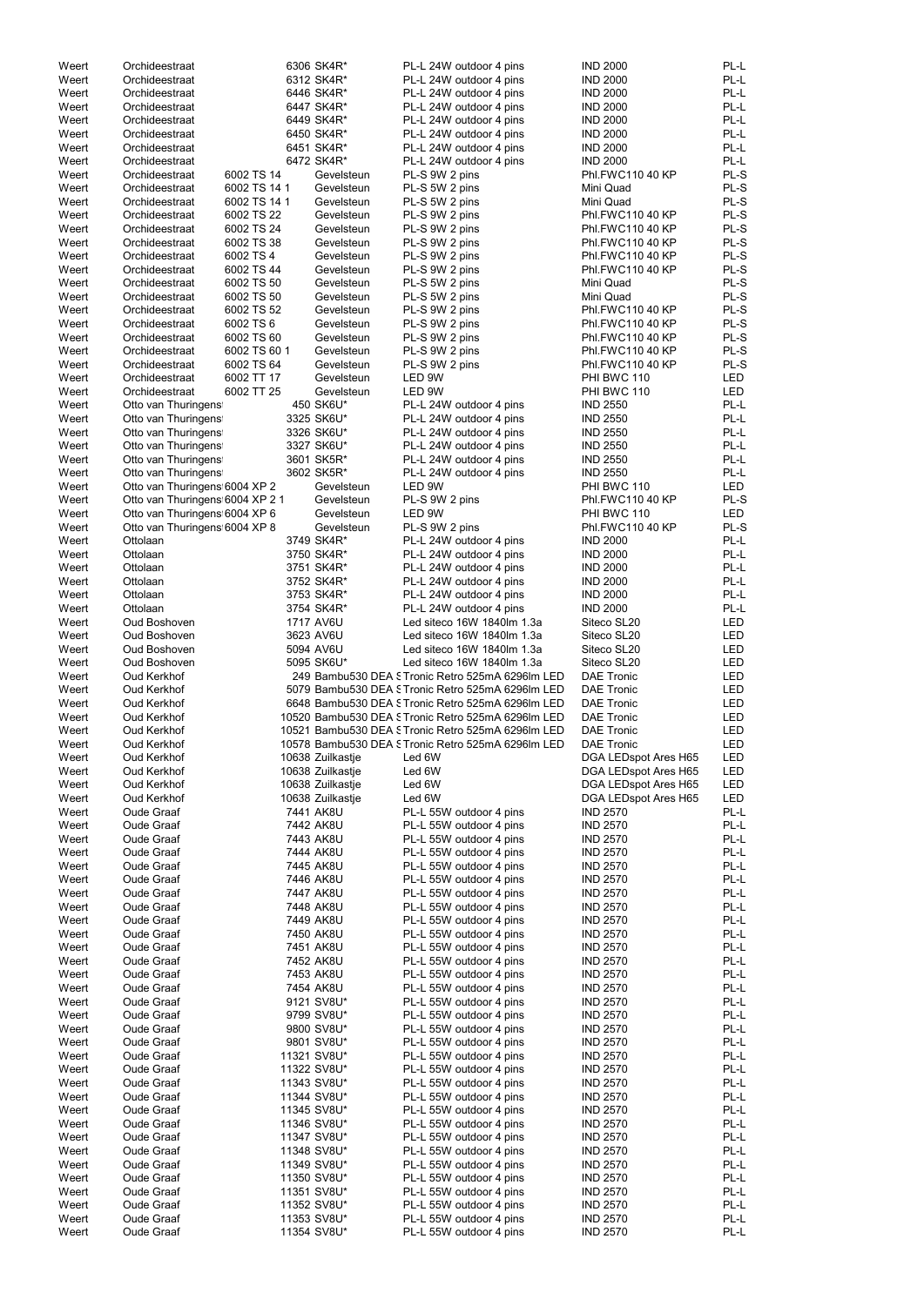| | | | | | | | |
|---|---|---|---|---|---|---|---|
| Weert | Orchideestraat | | 6306 | SK4R* | PL-L 24W outdoor 4 pins | IND 2000 | PL-L |
| Weert | Orchideestraat | | 6312 | SK4R* | PL-L 24W outdoor 4 pins | IND 2000 | PL-L |
| Weert | Orchideestraat | | 6446 | SK4R* | PL-L 24W outdoor 4 pins | IND 2000 | PL-L |
| Weert | Orchideestraat | | 6447 | SK4R* | PL-L 24W outdoor 4 pins | IND 2000 | PL-L |
| Weert | Orchideestraat | | 6449 | SK4R* | PL-L 24W outdoor 4 pins | IND 2000 | PL-L |
| Weert | Orchideestraat | | 6450 | SK4R* | PL-L 24W outdoor 4 pins | IND 2000 | PL-L |
| Weert | Orchideestraat | | 6451 | SK4R* | PL-L 24W outdoor 4 pins | IND 2000 | PL-L |
| Weert | Orchideestraat | | 6472 | SK4R* | PL-L 24W outdoor 4 pins | IND 2000 | PL-L |
| Weert | Orchideestraat | 6002 TS 14 | | Gevelsteun | PL-S 9W 2 pins | Phl.FWC110 40 KP | PL-S |
| Weert | Orchideestraat | 6002 TS 14 1 | | Gevelsteun | PL-S 5W 2 pins | Mini Quad | PL-S |
| Weert | Orchideestraat | 6002 TS 14 1 | | Gevelsteun | PL-S 5W 2 pins | Mini Quad | PL-S |
| Weert | Orchideestraat | 6002 TS 22 | | Gevelsteun | PL-S 9W 2 pins | Phl.FWC110 40 KP | PL-S |
| Weert | Orchideestraat | 6002 TS 24 | | Gevelsteun | PL-S 9W 2 pins | Phl.FWC110 40 KP | PL-S |
| Weert | Orchideestraat | 6002 TS 38 | | Gevelsteun | PL-S 9W 2 pins | Phl.FWC110 40 KP | PL-S |
| Weert | Orchideestraat | 6002 TS 4 | | Gevelsteun | PL-S 9W 2 pins | Phl.FWC110 40 KP | PL-S |
| Weert | Orchideestraat | 6002 TS 44 | | Gevelsteun | PL-S 9W 2 pins | Phl.FWC110 40 KP | PL-S |
| Weert | Orchideestraat | 6002 TS 50 | | Gevelsteun | PL-S 5W 2 pins | Mini Quad | PL-S |
| Weert | Orchideestraat | 6002 TS 50 | | Gevelsteun | PL-S 5W 2 pins | Mini Quad | PL-S |
| Weert | Orchideestraat | 6002 TS 52 | | Gevelsteun | PL-S 9W 2 pins | Phl.FWC110 40 KP | PL-S |
| Weert | Orchideestraat | 6002 TS 6 | | Gevelsteun | PL-S 9W 2 pins | Phl.FWC110 40 KP | PL-S |
| Weert | Orchideestraat | 6002 TS 60 | | Gevelsteun | PL-S 9W 2 pins | Phl.FWC110 40 KP | PL-S |
| Weert | Orchideestraat | 6002 TS 60 1 | | Gevelsteun | PL-S 9W 2 pins | Phl.FWC110 40 KP | PL-S |
| Weert | Orchideestraat | 6002 TS 64 | | Gevelsteun | PL-S 9W 2 pins | Phl.FWC110 40 KP | PL-S |
| Weert | Orchideestraat | 6002 TT 17 | | Gevelsteun | LED 9W | PHI BWC 110 | LED |
| Weert | Orchideestraat | 6002 TT 25 | | Gevelsteun | LED 9W | PHI BWC 110 | LED |
| Weert | Otto van Thuringens | | 450 | SK6U* | PL-L 24W outdoor 4 pins | IND 2550 | PL-L |
| Weert | Otto van Thuringens | | 3325 | SK6U* | PL-L 24W outdoor 4 pins | IND 2550 | PL-L |
| Weert | Otto van Thuringens | | 3326 | SK6U* | PL-L 24W outdoor 4 pins | IND 2550 | PL-L |
| Weert | Otto van Thuringens | | 3327 | SK6U* | PL-L 24W outdoor 4 pins | IND 2550 | PL-L |
| Weert | Otto van Thuringens | | 3601 | SK5R* | PL-L 24W outdoor 4 pins | IND 2550 | PL-L |
| Weert | Otto van Thuringens | | 3602 | SK5R* | PL-L 24W outdoor 4 pins | IND 2550 | PL-L |
| Weert | Otto van Thuringens | 6004 XP 2 | | Gevelsteun | LED 9W | PHI BWC 110 | LED |
| Weert | Otto van Thuringens | 6004 XP 2 1 | | Gevelsteun | PL-S 9W 2 pins | Phl.FWC110 40 KP | PL-S |
| Weert | Otto van Thuringens | 6004 XP 6 | | Gevelsteun | LED 9W | PHI BWC 110 | LED |
| Weert | Otto van Thuringens | 6004 XP 8 | | Gevelsteun | PL-S 9W 2 pins | Phl.FWC110 40 KP | PL-S |
| Weert | Ottolaan | | 3749 | SK4R* | PL-L 24W outdoor 4 pins | IND 2000 | PL-L |
| Weert | Ottolaan | | 3750 | SK4R* | PL-L 24W outdoor 4 pins | IND 2000 | PL-L |
| Weert | Ottolaan | | 3751 | SK4R* | PL-L 24W outdoor 4 pins | IND 2000 | PL-L |
| Weert | Ottolaan | | 3752 | SK4R* | PL-L 24W outdoor 4 pins | IND 2000 | PL-L |
| Weert | Ottolaan | | 3753 | SK4R* | PL-L 24W outdoor 4 pins | IND 2000 | PL-L |
| Weert | Ottolaan | | 3754 | SK4R* | PL-L 24W outdoor 4 pins | IND 2000 | PL-L |
| Weert | Oud Boshoven | | 1717 | AV6U | Led siteco 16W 1840lm 1.3a | Siteco SL20 | LED |
| Weert | Oud Boshoven | | 3623 | AV6U | Led siteco 16W 1840lm 1.3a | Siteco SL20 | LED |
| Weert | Oud Boshoven | | 5094 | AV6U | Led siteco 16W 1840lm 1.3a | Siteco SL20 | LED |
| Weert | Oud Boshoven | | 5095 | SK6U* | Led siteco 16W 1840lm 1.3a | Siteco SL20 | LED |
| Weert | Oud Kerkhof | | 249 | Bambu530 DEA S | Tronic Retro 525mA 6296lm LED | DAE Tronic | LED |
| Weert | Oud Kerkhof | | 5079 | Bambu530 DEA S | Tronic Retro 525mA 6296lm LED | DAE Tronic | LED |
| Weert | Oud Kerkhof | | 6648 | Bambu530 DEA S | Tronic Retro 525mA 6296lm LED | DAE Tronic | LED |
| Weert | Oud Kerkhof | | 10520 | Bambu530 DEA S | Tronic Retro 525mA 6296lm LED | DAE Tronic | LED |
| Weert | Oud Kerkhof | | 10521 | Bambu530 DEA S | Tronic Retro 525mA 6296lm LED | DAE Tronic | LED |
| Weert | Oud Kerkhof | | 10578 | Bambu530 DEA S | Tronic Retro 525mA 6296lm LED | DAE Tronic | LED |
| Weert | Oud Kerkhof | | 10638 | Zuilkastje | Led 6W | DGA LEDspot Ares H65 | LED |
| Weert | Oud Kerkhof | | 10638 | Zuilkastje | Led 6W | DGA LEDspot Ares H65 | LED |
| Weert | Oud Kerkhof | | 10638 | Zuilkastje | Led 6W | DGA LEDspot Ares H65 | LED |
| Weert | Oud Kerkhof | | 10638 | Zuilkastje | Led 6W | DGA LEDspot Ares H65 | LED |
| Weert | Oude Graaf | | 7441 | AK8U | PL-L 55W outdoor 4 pins | IND 2570 | PL-L |
| Weert | Oude Graaf | | 7442 | AK8U | PL-L 55W outdoor 4 pins | IND 2570 | PL-L |
| Weert | Oude Graaf | | 7443 | AK8U | PL-L 55W outdoor 4 pins | IND 2570 | PL-L |
| Weert | Oude Graaf | | 7444 | AK8U | PL-L 55W outdoor 4 pins | IND 2570 | PL-L |
| Weert | Oude Graaf | | 7445 | AK8U | PL-L 55W outdoor 4 pins | IND 2570 | PL-L |
| Weert | Oude Graaf | | 7446 | AK8U | PL-L 55W outdoor 4 pins | IND 2570 | PL-L |
| Weert | Oude Graaf | | 7447 | AK8U | PL-L 55W outdoor 4 pins | IND 2570 | PL-L |
| Weert | Oude Graaf | | 7448 | AK8U | PL-L 55W outdoor 4 pins | IND 2570 | PL-L |
| Weert | Oude Graaf | | 7449 | AK8U | PL-L 55W outdoor 4 pins | IND 2570 | PL-L |
| Weert | Oude Graaf | | 7450 | AK8U | PL-L 55W outdoor 4 pins | IND 2570 | PL-L |
| Weert | Oude Graaf | | 7451 | AK8U | PL-L 55W outdoor 4 pins | IND 2570 | PL-L |
| Weert | Oude Graaf | | 7452 | AK8U | PL-L 55W outdoor 4 pins | IND 2570 | PL-L |
| Weert | Oude Graaf | | 7453 | AK8U | PL-L 55W outdoor 4 pins | IND 2570 | PL-L |
| Weert | Oude Graaf | | 7454 | AK8U | PL-L 55W outdoor 4 pins | IND 2570 | PL-L |
| Weert | Oude Graaf | | 9121 | SV8U* | PL-L 55W outdoor 4 pins | IND 2570 | PL-L |
| Weert | Oude Graaf | | 9799 | SV8U* | PL-L 55W outdoor 4 pins | IND 2570 | PL-L |
| Weert | Oude Graaf | | 9800 | SV8U* | PL-L 55W outdoor 4 pins | IND 2570 | PL-L |
| Weert | Oude Graaf | | 9801 | SV8U* | PL-L 55W outdoor 4 pins | IND 2570 | PL-L |
| Weert | Oude Graaf | | 11321 | SV8U* | PL-L 55W outdoor 4 pins | IND 2570 | PL-L |
| Weert | Oude Graaf | | 11322 | SV8U* | PL-L 55W outdoor 4 pins | IND 2570 | PL-L |
| Weert | Oude Graaf | | 11343 | SV8U* | PL-L 55W outdoor 4 pins | IND 2570 | PL-L |
| Weert | Oude Graaf | | 11344 | SV8U* | PL-L 55W outdoor 4 pins | IND 2570 | PL-L |
| Weert | Oude Graaf | | 11345 | SV8U* | PL-L 55W outdoor 4 pins | IND 2570 | PL-L |
| Weert | Oude Graaf | | 11346 | SV8U* | PL-L 55W outdoor 4 pins | IND 2570 | PL-L |
| Weert | Oude Graaf | | 11347 | SV8U* | PL-L 55W outdoor 4 pins | IND 2570 | PL-L |
| Weert | Oude Graaf | | 11348 | SV8U* | PL-L 55W outdoor 4 pins | IND 2570 | PL-L |
| Weert | Oude Graaf | | 11349 | SV8U* | PL-L 55W outdoor 4 pins | IND 2570 | PL-L |
| Weert | Oude Graaf | | 11350 | SV8U* | PL-L 55W outdoor 4 pins | IND 2570 | PL-L |
| Weert | Oude Graaf | | 11351 | SV8U* | PL-L 55W outdoor 4 pins | IND 2570 | PL-L |
| Weert | Oude Graaf | | 11352 | SV8U* | PL-L 55W outdoor 4 pins | IND 2570 | PL-L |
| Weert | Oude Graaf | | 11353 | SV8U* | PL-L 55W outdoor 4 pins | IND 2570 | PL-L |
| Weert | Oude Graaf | | 11354 | SV8U* | PL-L 55W outdoor 4 pins | IND 2570 | PL-L |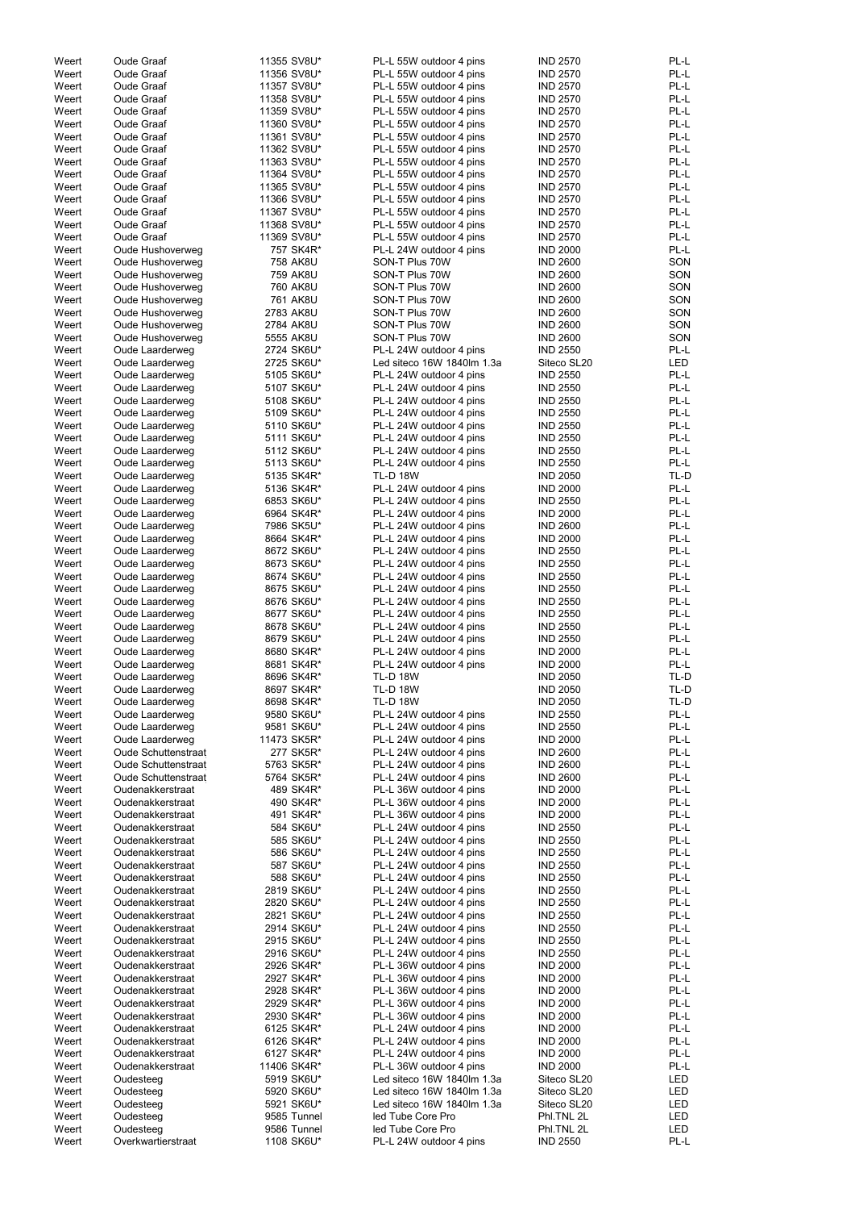| | | | | | |
|---|---|---|---|---|---|
| Weert | Oude Graaf | 11355 SV8U* | PL-L 55W outdoor 4 pins | IND 2570 | PL-L |
| Weert | Oude Graaf | 11356 SV8U* | PL-L 55W outdoor 4 pins | IND 2570 | PL-L |
| Weert | Oude Graaf | 11357 SV8U* | PL-L 55W outdoor 4 pins | IND 2570 | PL-L |
| Weert | Oude Graaf | 11358 SV8U* | PL-L 55W outdoor 4 pins | IND 2570 | PL-L |
| Weert | Oude Graaf | 11359 SV8U* | PL-L 55W outdoor 4 pins | IND 2570 | PL-L |
| Weert | Oude Graaf | 11360 SV8U* | PL-L 55W outdoor 4 pins | IND 2570 | PL-L |
| Weert | Oude Graaf | 11361 SV8U* | PL-L 55W outdoor 4 pins | IND 2570 | PL-L |
| Weert | Oude Graaf | 11362 SV8U* | PL-L 55W outdoor 4 pins | IND 2570 | PL-L |
| Weert | Oude Graaf | 11363 SV8U* | PL-L 55W outdoor 4 pins | IND 2570 | PL-L |
| Weert | Oude Graaf | 11364 SV8U* | PL-L 55W outdoor 4 pins | IND 2570 | PL-L |
| Weert | Oude Graaf | 11365 SV8U* | PL-L 55W outdoor 4 pins | IND 2570 | PL-L |
| Weert | Oude Graaf | 11366 SV8U* | PL-L 55W outdoor 4 pins | IND 2570 | PL-L |
| Weert | Oude Graaf | 11367 SV8U* | PL-L 55W outdoor 4 pins | IND 2570 | PL-L |
| Weert | Oude Graaf | 11368 SV8U* | PL-L 55W outdoor 4 pins | IND 2570 | PL-L |
| Weert | Oude Graaf | 11369 SV8U* | PL-L 55W outdoor 4 pins | IND 2570 | PL-L |
| Weert | Oude Hushoverweg | 757 SK4R* | PL-L 24W outdoor 4 pins | IND 2000 | PL-L |
| Weert | Oude Hushoverweg | 758 AK8U | SON-T Plus 70W | IND 2600 | SON |
| Weert | Oude Hushoverweg | 759 AK8U | SON-T Plus 70W | IND 2600 | SON |
| Weert | Oude Hushoverweg | 760 AK8U | SON-T Plus 70W | IND 2600 | SON |
| Weert | Oude Hushoverweg | 761 AK8U | SON-T Plus 70W | IND 2600 | SON |
| Weert | Oude Hushoverweg | 2783 AK8U | SON-T Plus 70W | IND 2600 | SON |
| Weert | Oude Hushoverweg | 2784 AK8U | SON-T Plus 70W | IND 2600 | SON |
| Weert | Oude Hushoverweg | 5555 AK8U | SON-T Plus 70W | IND 2600 | SON |
| Weert | Oude Laarderweg | 2724 SK6U* | PL-L 24W outdoor 4 pins | IND 2550 | PL-L |
| Weert | Oude Laarderweg | 2725 SK6U* | Led siteco 16W 1840lm 1.3a | Siteco SL20 | LED |
| Weert | Oude Laarderweg | 5105 SK6U* | PL-L 24W outdoor 4 pins | IND 2550 | PL-L |
| Weert | Oude Laarderweg | 5107 SK6U* | PL-L 24W outdoor 4 pins | IND 2550 | PL-L |
| Weert | Oude Laarderweg | 5108 SK6U* | PL-L 24W outdoor 4 pins | IND 2550 | PL-L |
| Weert | Oude Laarderweg | 5109 SK6U* | PL-L 24W outdoor 4 pins | IND 2550 | PL-L |
| Weert | Oude Laarderweg | 5110 SK6U* | PL-L 24W outdoor 4 pins | IND 2550 | PL-L |
| Weert | Oude Laarderweg | 5111 SK6U* | PL-L 24W outdoor 4 pins | IND 2550 | PL-L |
| Weert | Oude Laarderweg | 5112 SK6U* | PL-L 24W outdoor 4 pins | IND 2550 | PL-L |
| Weert | Oude Laarderweg | 5113 SK6U* | PL-L 24W outdoor 4 pins | IND 2550 | PL-L |
| Weert | Oude Laarderweg | 5135 SK4R* | TL-D 18W | IND 2050 | TL-D |
| Weert | Oude Laarderweg | 5136 SK4R* | PL-L 24W outdoor 4 pins | IND 2000 | PL-L |
| Weert | Oude Laarderweg | 6853 SK6U* | PL-L 24W outdoor 4 pins | IND 2550 | PL-L |
| Weert | Oude Laarderweg | 6964 SK4R* | PL-L 24W outdoor 4 pins | IND 2000 | PL-L |
| Weert | Oude Laarderweg | 7986 SK5U* | PL-L 24W outdoor 4 pins | IND 2600 | PL-L |
| Weert | Oude Laarderweg | 8664 SK4R* | PL-L 24W outdoor 4 pins | IND 2000 | PL-L |
| Weert | Oude Laarderweg | 8672 SK6U* | PL-L 24W outdoor 4 pins | IND 2550 | PL-L |
| Weert | Oude Laarderweg | 8673 SK6U* | PL-L 24W outdoor 4 pins | IND 2550 | PL-L |
| Weert | Oude Laarderweg | 8674 SK6U* | PL-L 24W outdoor 4 pins | IND 2550 | PL-L |
| Weert | Oude Laarderweg | 8675 SK6U* | PL-L 24W outdoor 4 pins | IND 2550 | PL-L |
| Weert | Oude Laarderweg | 8676 SK6U* | PL-L 24W outdoor 4 pins | IND 2550 | PL-L |
| Weert | Oude Laarderweg | 8677 SK6U* | PL-L 24W outdoor 4 pins | IND 2550 | PL-L |
| Weert | Oude Laarderweg | 8678 SK6U* | PL-L 24W outdoor 4 pins | IND 2550 | PL-L |
| Weert | Oude Laarderweg | 8679 SK6U* | PL-L 24W outdoor 4 pins | IND 2550 | PL-L |
| Weert | Oude Laarderweg | 8680 SK4R* | PL-L 24W outdoor 4 pins | IND 2000 | PL-L |
| Weert | Oude Laarderweg | 8681 SK4R* | PL-L 24W outdoor 4 pins | IND 2000 | PL-L |
| Weert | Oude Laarderweg | 8696 SK4R* | TL-D 18W | IND 2050 | TL-D |
| Weert | Oude Laarderweg | 8697 SK4R* | TL-D 18W | IND 2050 | TL-D |
| Weert | Oude Laarderweg | 8698 SK4R* | TL-D 18W | IND 2050 | TL-D |
| Weert | Oude Laarderweg | 9580 SK6U* | PL-L 24W outdoor 4 pins | IND 2550 | PL-L |
| Weert | Oude Laarderweg | 9581 SK6U* | PL-L 24W outdoor 4 pins | IND 2550 | PL-L |
| Weert | Oude Laarderweg | 11473 SK5R* | PL-L 24W outdoor 4 pins | IND 2000 | PL-L |
| Weert | Oude Schuttenstraat | 277 SK5R* | PL-L 24W outdoor 4 pins | IND 2600 | PL-L |
| Weert | Oude Schuttenstraat | 5763 SK5R* | PL-L 24W outdoor 4 pins | IND 2600 | PL-L |
| Weert | Oude Schuttenstraat | 5764 SK5R* | PL-L 24W outdoor 4 pins | IND 2600 | PL-L |
| Weert | Oudenakkerstraat | 489 SK4R* | PL-L 36W outdoor 4 pins | IND 2000 | PL-L |
| Weert | Oudenakkerstraat | 490 SK4R* | PL-L 36W outdoor 4 pins | IND 2000 | PL-L |
| Weert | Oudenakkerstraat | 491 SK4R* | PL-L 36W outdoor 4 pins | IND 2000 | PL-L |
| Weert | Oudenakkerstraat | 584 SK6U* | PL-L 24W outdoor 4 pins | IND 2550 | PL-L |
| Weert | Oudenakkerstraat | 585 SK6U* | PL-L 24W outdoor 4 pins | IND 2550 | PL-L |
| Weert | Oudenakkerstraat | 586 SK6U* | PL-L 24W outdoor 4 pins | IND 2550 | PL-L |
| Weert | Oudenakkerstraat | 587 SK6U* | PL-L 24W outdoor 4 pins | IND 2550 | PL-L |
| Weert | Oudenakkerstraat | 588 SK6U* | PL-L 24W outdoor 4 pins | IND 2550 | PL-L |
| Weert | Oudenakkerstraat | 2819 SK6U* | PL-L 24W outdoor 4 pins | IND 2550 | PL-L |
| Weert | Oudenakkerstraat | 2820 SK6U* | PL-L 24W outdoor 4 pins | IND 2550 | PL-L |
| Weert | Oudenakkerstraat | 2821 SK6U* | PL-L 24W outdoor 4 pins | IND 2550 | PL-L |
| Weert | Oudenakkerstraat | 2914 SK6U* | PL-L 24W outdoor 4 pins | IND 2550 | PL-L |
| Weert | Oudenakkerstraat | 2915 SK6U* | PL-L 24W outdoor 4 pins | IND 2550 | PL-L |
| Weert | Oudenakkerstraat | 2916 SK6U* | PL-L 24W outdoor 4 pins | IND 2550 | PL-L |
| Weert | Oudenakkerstraat | 2926 SK4R* | PL-L 36W outdoor 4 pins | IND 2000 | PL-L |
| Weert | Oudenakkerstraat | 2927 SK4R* | PL-L 36W outdoor 4 pins | IND 2000 | PL-L |
| Weert | Oudenakkerstraat | 2928 SK4R* | PL-L 36W outdoor 4 pins | IND 2000 | PL-L |
| Weert | Oudenakkerstraat | 2929 SK4R* | PL-L 36W outdoor 4 pins | IND 2000 | PL-L |
| Weert | Oudenakkerstraat | 2930 SK4R* | PL-L 36W outdoor 4 pins | IND 2000 | PL-L |
| Weert | Oudenakkerstraat | 6125 SK4R* | PL-L 24W outdoor 4 pins | IND 2000 | PL-L |
| Weert | Oudenakkerstraat | 6126 SK4R* | PL-L 24W outdoor 4 pins | IND 2000 | PL-L |
| Weert | Oudenakkerstraat | 6127 SK4R* | PL-L 24W outdoor 4 pins | IND 2000 | PL-L |
| Weert | Oudenakkerstraat | 11406 SK4R* | PL-L 36W outdoor 4 pins | IND 2000 | PL-L |
| Weert | Oudesteeg | 5919 SK6U* | Led siteco 16W 1840lm 1.3a | Siteco SL20 | LED |
| Weert | Oudesteeg | 5920 SK6U* | Led siteco 16W 1840lm 1.3a | Siteco SL20 | LED |
| Weert | Oudesteeg | 5921 SK6U* | Led siteco 16W 1840lm 1.3a | Siteco SL20 | LED |
| Weert | Oudesteeg | 9585 Tunnel | led Tube Core Pro | Phl.TNL 2L | LED |
| Weert | Oudesteeg | 9586 Tunnel | led Tube Core Pro | Phl.TNL 2L | LED |
| Weert | Overkwartierstraat | 1108 SK6U* | PL-L 24W outdoor 4 pins | IND 2550 | PL-L |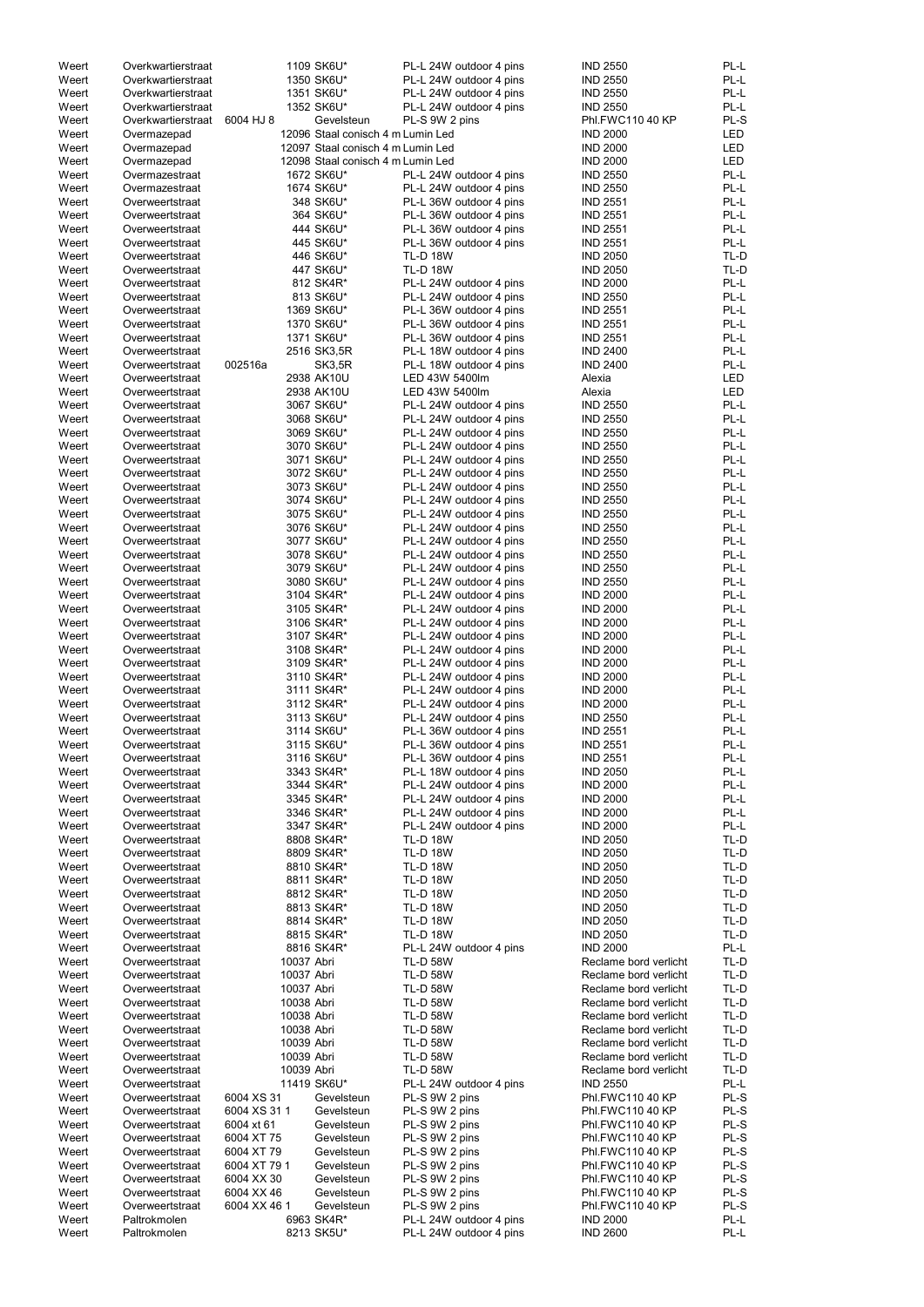| | | | | | | |
|---|---|---|---|---|---|---|
| Weert | Overkwartierstraat | | 1109 SK6U* | PL-L 24W outdoor 4 pins | IND 2550 | PL-L |
| Weert | Overkwartierstraat | | 1350 SK6U* | PL-L 24W outdoor 4 pins | IND 2550 | PL-L |
| Weert | Overkwartierstraat | | 1351 SK6U* | PL-L 24W outdoor 4 pins | IND 2550 | PL-L |
| Weert | Overkwartierstraat | | 1352 SK6U* | PL-L 24W outdoor 4 pins | IND 2550 | PL-L |
| Weert | Overkwartierstraat | 6004 HJ 8 | Gevelsteun | PL-S 9W 2 pins | Phl.FWC110 40 KP | PL-S |
| Weert | Overmazepad | | 12096 Staal conisch 4 m | Lumin Led | IND 2000 | LED |
| Weert | Overmazepad | | 12097 Staal conisch 4 m | Lumin Led | IND 2000 | LED |
| Weert | Overmazepad | | 12098 Staal conisch 4 m | Lumin Led | IND 2000 | LED |
| Weert | Overmazestraat | | 1672 SK6U* | PL-L 24W outdoor 4 pins | IND 2550 | PL-L |
| Weert | Overmazestraat | | 1674 SK6U* | PL-L 24W outdoor 4 pins | IND 2550 | PL-L |
| Weert | Overweertstraat | | 348 SK6U* | PL-L 36W outdoor 4 pins | IND 2551 | PL-L |
| Weert | Overweertstraat | | 364 SK6U* | PL-L 36W outdoor 4 pins | IND 2551 | PL-L |
| Weert | Overweertstraat | | 444 SK6U* | PL-L 36W outdoor 4 pins | IND 2551 | PL-L |
| Weert | Overweertstraat | | 445 SK6U* | PL-L 36W outdoor 4 pins | IND 2551 | PL-L |
| Weert | Overweertstraat | | 446 SK6U* | TL-D 18W | IND 2050 | TL-D |
| Weert | Overweertstraat | | 447 SK6U* | TL-D 18W | IND 2050 | TL-D |
| Weert | Overweertstraat | | 812 SK4R* | PL-L 24W outdoor 4 pins | IND 2000 | PL-L |
| Weert | Overweertstraat | | 813 SK6U* | PL-L 24W outdoor 4 pins | IND 2550 | PL-L |
| Weert | Overweertstraat | | 1369 SK6U* | PL-L 36W outdoor 4 pins | IND 2551 | PL-L |
| Weert | Overweertstraat | | 1370 SK6U* | PL-L 36W outdoor 4 pins | IND 2551 | PL-L |
| Weert | Overweertstraat | | 1371 SK6U* | PL-L 36W outdoor 4 pins | IND 2551 | PL-L |
| Weert | Overweertstraat | | 2516 SK3,5R | PL-L 18W outdoor 4 pins | IND 2400 | PL-L |
| Weert | Overweertstraat | 002516a | SK3,5R | PL-L 18W outdoor 4 pins | IND 2400 | PL-L |
| Weert | Overweertstraat | | 2938 AK10U | LED 43W 5400lm | Alexia | LED |
| Weert | Overweertstraat | | 2938 AK10U | LED 43W 5400lm | Alexia | LED |
| Weert | Overweertstraat | | 3067 SK6U* | PL-L 24W outdoor 4 pins | IND 2550 | PL-L |
| Weert | Overweertstraat | | 3068 SK6U* | PL-L 24W outdoor 4 pins | IND 2550 | PL-L |
| Weert | Overweertstraat | | 3069 SK6U* | PL-L 24W outdoor 4 pins | IND 2550 | PL-L |
| Weert | Overweertstraat | | 3070 SK6U* | PL-L 24W outdoor 4 pins | IND 2550 | PL-L |
| Weert | Overweertstraat | | 3071 SK6U* | PL-L 24W outdoor 4 pins | IND 2550 | PL-L |
| Weert | Overweertstraat | | 3072 SK6U* | PL-L 24W outdoor 4 pins | IND 2550 | PL-L |
| Weert | Overweertstraat | | 3073 SK6U* | PL-L 24W outdoor 4 pins | IND 2550 | PL-L |
| Weert | Overweertstraat | | 3074 SK6U* | PL-L 24W outdoor 4 pins | IND 2550 | PL-L |
| Weert | Overweertstraat | | 3075 SK6U* | PL-L 24W outdoor 4 pins | IND 2550 | PL-L |
| Weert | Overweertstraat | | 3076 SK6U* | PL-L 24W outdoor 4 pins | IND 2550 | PL-L |
| Weert | Overweertstraat | | 3077 SK6U* | PL-L 24W outdoor 4 pins | IND 2550 | PL-L |
| Weert | Overweertstraat | | 3078 SK6U* | PL-L 24W outdoor 4 pins | IND 2550 | PL-L |
| Weert | Overweertstraat | | 3079 SK6U* | PL-L 24W outdoor 4 pins | IND 2550 | PL-L |
| Weert | Overweertstraat | | 3080 SK6U* | PL-L 24W outdoor 4 pins | IND 2550 | PL-L |
| Weert | Overweertstraat | | 3104 SK4R* | PL-L 24W outdoor 4 pins | IND 2000 | PL-L |
| Weert | Overweertstraat | | 3105 SK4R* | PL-L 24W outdoor 4 pins | IND 2000 | PL-L |
| Weert | Overweertstraat | | 3106 SK4R* | PL-L 24W outdoor 4 pins | IND 2000 | PL-L |
| Weert | Overweertstraat | | 3107 SK4R* | PL-L 24W outdoor 4 pins | IND 2000 | PL-L |
| Weert | Overweertstraat | | 3108 SK4R* | PL-L 24W outdoor 4 pins | IND 2000 | PL-L |
| Weert | Overweertstraat | | 3109 SK4R* | PL-L 24W outdoor 4 pins | IND 2000 | PL-L |
| Weert | Overweertstraat | | 3110 SK4R* | PL-L 24W outdoor 4 pins | IND 2000 | PL-L |
| Weert | Overweertstraat | | 3111 SK4R* | PL-L 24W outdoor 4 pins | IND 2000 | PL-L |
| Weert | Overweertstraat | | 3112 SK4R* | PL-L 24W outdoor 4 pins | IND 2000 | PL-L |
| Weert | Overweertstraat | | 3113 SK6U* | PL-L 24W outdoor 4 pins | IND 2550 | PL-L |
| Weert | Overweertstraat | | 3114 SK6U* | PL-L 36W outdoor 4 pins | IND 2551 | PL-L |
| Weert | Overweertstraat | | 3115 SK6U* | PL-L 36W outdoor 4 pins | IND 2551 | PL-L |
| Weert | Overweertstraat | | 3116 SK6U* | PL-L 36W outdoor 4 pins | IND 2551 | PL-L |
| Weert | Overweertstraat | | 3343 SK4R* | PL-L 18W outdoor 4 pins | IND 2050 | PL-L |
| Weert | Overweertstraat | | 3344 SK4R* | PL-L 24W outdoor 4 pins | IND 2000 | PL-L |
| Weert | Overweertstraat | | 3345 SK4R* | PL-L 24W outdoor 4 pins | IND 2000 | PL-L |
| Weert | Overweertstraat | | 3346 SK4R* | PL-L 24W outdoor 4 pins | IND 2000 | PL-L |
| Weert | Overweertstraat | | 3347 SK4R* | PL-L 24W outdoor 4 pins | IND 2000 | PL-L |
| Weert | Overweertstraat | | 8808 SK4R* | TL-D 18W | IND 2050 | TL-D |
| Weert | Overweertstraat | | 8809 SK4R* | TL-D 18W | IND 2050 | TL-D |
| Weert | Overweertstraat | | 8810 SK4R* | TL-D 18W | IND 2050 | TL-D |
| Weert | Overweertstraat | | 8811 SK4R* | TL-D 18W | IND 2050 | TL-D |
| Weert | Overweertstraat | | 8812 SK4R* | TL-D 18W | IND 2050 | TL-D |
| Weert | Overweertstraat | | 8813 SK4R* | TL-D 18W | IND 2050 | TL-D |
| Weert | Overweertstraat | | 8814 SK4R* | TL-D 18W | IND 2050 | TL-D |
| Weert | Overweertstraat | | 8815 SK4R* | TL-D 18W | IND 2050 | TL-D |
| Weert | Overweertstraat | | 8816 SK4R* | PL-L 24W outdoor 4 pins | IND 2000 | PL-L |
| Weert | Overweertstraat | | 10037 Abri | TL-D 58W | Reclame bord verlicht | TL-D |
| Weert | Overweertstraat | | 10037 Abri | TL-D 58W | Reclame bord verlicht | TL-D |
| Weert | Overweertstraat | | 10037 Abri | TL-D 58W | Reclame bord verlicht | TL-D |
| Weert | Overweertstraat | | 10038 Abri | TL-D 58W | Reclame bord verlicht | TL-D |
| Weert | Overweertstraat | | 10038 Abri | TL-D 58W | Reclame bord verlicht | TL-D |
| Weert | Overweertstraat | | 10038 Abri | TL-D 58W | Reclame bord verlicht | TL-D |
| Weert | Overweertstraat | | 10039 Abri | TL-D 58W | Reclame bord verlicht | TL-D |
| Weert | Overweertstraat | | 10039 Abri | TL-D 58W | Reclame bord verlicht | TL-D |
| Weert | Overweertstraat | | 10039 Abri | TL-D 58W | Reclame bord verlicht | TL-D |
| Weert | Overweertstraat | | 11419 SK6U* | PL-L 24W outdoor 4 pins | IND 2550 | PL-L |
| Weert | Overweertstraat | 6004 XS 31 | Gevelsteun | PL-S 9W 2 pins | Phl.FWC110 40 KP | PL-S |
| Weert | Overweertstraat | 6004 XS 31 1 | Gevelsteun | PL-S 9W 2 pins | Phl.FWC110 40 KP | PL-S |
| Weert | Overweertstraat | 6004 xt 61 | Gevelsteun | PL-S 9W 2 pins | Phl.FWC110 40 KP | PL-S |
| Weert | Overweertstraat | 6004 XT 75 | Gevelsteun | PL-S 9W 2 pins | Phl.FWC110 40 KP | PL-S |
| Weert | Overweertstraat | 6004 XT 79 | Gevelsteun | PL-S 9W 2 pins | Phl.FWC110 40 KP | PL-S |
| Weert | Overweertstraat | 6004 XT 79 1 | Gevelsteun | PL-S 9W 2 pins | Phl.FWC110 40 KP | PL-S |
| Weert | Overweertstraat | 6004 XX 30 | Gevelsteun | PL-S 9W 2 pins | Phl.FWC110 40 KP | PL-S |
| Weert | Overweertstraat | 6004 XX 46 | Gevelsteun | PL-S 9W 2 pins | Phl.FWC110 40 KP | PL-S |
| Weert | Overweertstraat | 6004 XX 46 1 | Gevelsteun | PL-S 9W 2 pins | Phl.FWC110 40 KP | PL-S |
| Weert | Paltrokmolen | | 6963 SK4R* | PL-L 24W outdoor 4 pins | IND 2000 | PL-L |
| Weert | Paltrokmolen | | 8213 SK5U* | PL-L 24W outdoor 4 pins | IND 2600 | PL-L |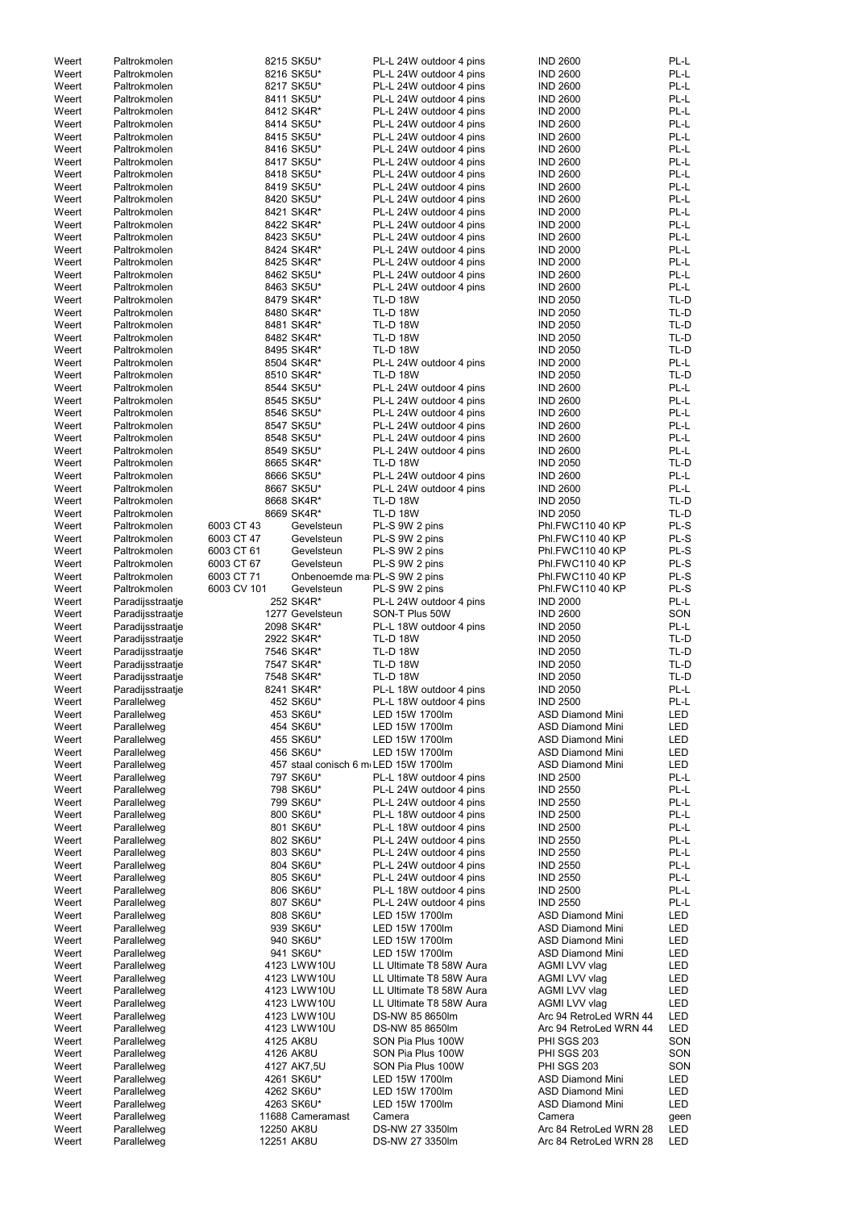| | | | | | | |
|---|---|---|---|---|---|---|
| Weert | Paltrokmolen | | 8215 SK5U* | PL-L 24W outdoor 4 pins | IND 2600 | PL-L |
| Weert | Paltrokmolen | | 8216 SK5U* | PL-L 24W outdoor 4 pins | IND 2600 | PL-L |
| Weert | Paltrokmolen | | 8217 SK5U* | PL-L 24W outdoor 4 pins | IND 2600 | PL-L |
| Weert | Paltrokmolen | | 8411 SK5U* | PL-L 24W outdoor 4 pins | IND 2600 | PL-L |
| Weert | Paltrokmolen | | 8412 SK4R* | PL-L 24W outdoor 4 pins | IND 2000 | PL-L |
| Weert | Paltrokmolen | | 8414 SK5U* | PL-L 24W outdoor 4 pins | IND 2600 | PL-L |
| Weert | Paltrokmolen | | 8415 SK5U* | PL-L 24W outdoor 4 pins | IND 2600 | PL-L |
| Weert | Paltrokmolen | | 8416 SK5U* | PL-L 24W outdoor 4 pins | IND 2600 | PL-L |
| Weert | Paltrokmolen | | 8417 SK5U* | PL-L 24W outdoor 4 pins | IND 2600 | PL-L |
| Weert | Paltrokmolen | | 8418 SK5U* | PL-L 24W outdoor 4 pins | IND 2600 | PL-L |
| Weert | Paltrokmolen | | 8419 SK5U* | PL-L 24W outdoor 4 pins | IND 2600 | PL-L |
| Weert | Paltrokmolen | | 8420 SK5U* | PL-L 24W outdoor 4 pins | IND 2600 | PL-L |
| Weert | Paltrokmolen | | 8421 SK4R* | PL-L 24W outdoor 4 pins | IND 2000 | PL-L |
| Weert | Paltrokmolen | | 8422 SK4R* | PL-L 24W outdoor 4 pins | IND 2000 | PL-L |
| Weert | Paltrokmolen | | 8423 SK5U* | PL-L 24W outdoor 4 pins | IND 2600 | PL-L |
| Weert | Paltrokmolen | | 8424 SK4R* | PL-L 24W outdoor 4 pins | IND 2000 | PL-L |
| Weert | Paltrokmolen | | 8425 SK4R* | PL-L 24W outdoor 4 pins | IND 2000 | PL-L |
| Weert | Paltrokmolen | | 8462 SK5U* | PL-L 24W outdoor 4 pins | IND 2600 | PL-L |
| Weert | Paltrokmolen | | 8463 SK5U* | PL-L 24W outdoor 4 pins | IND 2600 | PL-L |
| Weert | Paltrokmolen | | 8479 SK4R* | TL-D 18W | IND 2050 | TL-D |
| Weert | Paltrokmolen | | 8480 SK4R* | TL-D 18W | IND 2050 | TL-D |
| Weert | Paltrokmolen | | 8481 SK4R* | TL-D 18W | IND 2050 | TL-D |
| Weert | Paltrokmolen | | 8482 SK4R* | TL-D 18W | IND 2050 | TL-D |
| Weert | Paltrokmolen | | 8495 SK4R* | TL-D 18W | IND 2050 | TL-D |
| Weert | Paltrokmolen | | 8504 SK4R* | PL-L 24W outdoor 4 pins | IND 2000 | PL-L |
| Weert | Paltrokmolen | | 8510 SK4R* | TL-D 18W | IND 2050 | TL-D |
| Weert | Paltrokmolen | | 8544 SK5U* | PL-L 24W outdoor 4 pins | IND 2600 | PL-L |
| Weert | Paltrokmolen | | 8545 SK5U* | PL-L 24W outdoor 4 pins | IND 2600 | PL-L |
| Weert | Paltrokmolen | | 8546 SK5U* | PL-L 24W outdoor 4 pins | IND 2600 | PL-L |
| Weert | Paltrokmolen | | 8547 SK5U* | PL-L 24W outdoor 4 pins | IND 2600 | PL-L |
| Weert | Paltrokmolen | | 8548 SK5U* | PL-L 24W outdoor 4 pins | IND 2600 | PL-L |
| Weert | Paltrokmolen | | 8549 SK5U* | PL-L 24W outdoor 4 pins | IND 2600 | PL-L |
| Weert | Paltrokmolen | | 8665 SK4R* | TL-D 18W | IND 2050 | TL-D |
| Weert | Paltrokmolen | | 8666 SK5U* | PL-L 24W outdoor 4 pins | IND 2600 | PL-L |
| Weert | Paltrokmolen | | 8667 SK5U* | PL-L 24W outdoor 4 pins | IND 2600 | PL-L |
| Weert | Paltrokmolen | | 8668 SK4R* | TL-D 18W | IND 2050 | TL-D |
| Weert | Paltrokmolen | | 8669 SK4R* | TL-D 18W | IND 2050 | TL-D |
| Weert | Paltrokmolen | 6003 CT 43 | Gevelsteun | PL-S 9W 2 pins | Phl.FWC110 40 KP | PL-S |
| Weert | Paltrokmolen | 6003 CT 47 | Gevelsteun | PL-S 9W 2 pins | Phl.FWC110 40 KP | PL-S |
| Weert | Paltrokmolen | 6003 CT 61 | Gevelsteun | PL-S 9W 2 pins | Phl.FWC110 40 KP | PL-S |
| Weert | Paltrokmolen | 6003 CT 67 | Gevelsteun | PL-S 9W 2 pins | Phl.FWC110 40 KP | PL-S |
| Weert | Paltrokmolen | 6003 CT 71 | Onbenoemde ma | PL-S 9W 2 pins | Phl.FWC110 40 KP | PL-S |
| Weert | Paltrokmolen | 6003 CV 101 | Gevelsteun | PL-S 9W 2 pins | Phl.FWC110 40 KP | PL-S |
| Weert | Paradijsstraatje | | 252 SK4R* | PL-L 24W outdoor 4 pins | IND 2000 | PL-L |
| Weert | Paradijsstraatje | | 1277 Gevelsteun | SON-T Plus 50W | IND 2600 | SON |
| Weert | Paradijsstraatje | | 2098 SK4R* | PL-L 18W outdoor 4 pins | IND 2050 | PL-L |
| Weert | Paradijsstraatje | | 2922 SK4R* | TL-D 18W | IND 2050 | TL-D |
| Weert | Paradijsstraatje | | 7546 SK4R* | TL-D 18W | IND 2050 | TL-D |
| Weert | Paradijsstraatje | | 7547 SK4R* | TL-D 18W | IND 2050 | TL-D |
| Weert | Paradijsstraatje | | 7548 SK4R* | TL-D 18W | IND 2050 | TL-D |
| Weert | Paradijsstraatje | | 8241 SK4R* | PL-L 18W outdoor 4 pins | IND 2050 | PL-L |
| Weert | Parallelweg | | 452 SK6U* | PL-L 18W outdoor 4 pins | IND 2500 | PL-L |
| Weert | Parallelweg | | 453 SK6U* | LED 15W 1700lm | ASD Diamond Mini | LED |
| Weert | Parallelweg | | 454 SK6U* | LED 15W 1700lm | ASD Diamond Mini | LED |
| Weert | Parallelweg | | 455 SK6U* | LED 15W 1700lm | ASD Diamond Mini | LED |
| Weert | Parallelweg | | 456 SK6U* | LED 15W 1700lm | ASD Diamond Mini | LED |
| Weert | Parallelweg | | 457 staal conisch 6 m | LED 15W 1700lm | ASD Diamond Mini | LED |
| Weert | Parallelweg | | 797 SK6U* | PL-L 18W outdoor 4 pins | IND 2500 | PL-L |
| Weert | Parallelweg | | 798 SK6U* | PL-L 24W outdoor 4 pins | IND 2550 | PL-L |
| Weert | Parallelweg | | 799 SK6U* | PL-L 24W outdoor 4 pins | IND 2550 | PL-L |
| Weert | Parallelweg | | 800 SK6U* | PL-L 18W outdoor 4 pins | IND 2500 | PL-L |
| Weert | Parallelweg | | 801 SK6U* | PL-L 18W outdoor 4 pins | IND 2500 | PL-L |
| Weert | Parallelweg | | 802 SK6U* | PL-L 24W outdoor 4 pins | IND 2550 | PL-L |
| Weert | Parallelweg | | 803 SK6U* | PL-L 24W outdoor 4 pins | IND 2550 | PL-L |
| Weert | Parallelweg | | 804 SK6U* | PL-L 24W outdoor 4 pins | IND 2550 | PL-L |
| Weert | Parallelweg | | 805 SK6U* | PL-L 24W outdoor 4 pins | IND 2550 | PL-L |
| Weert | Parallelweg | | 806 SK6U* | PL-L 18W outdoor 4 pins | IND 2500 | PL-L |
| Weert | Parallelweg | | 807 SK6U* | PL-L 24W outdoor 4 pins | IND 2550 | PL-L |
| Weert | Parallelweg | | 808 SK6U* | LED 15W 1700lm | ASD Diamond Mini | LED |
| Weert | Parallelweg | | 939 SK6U* | LED 15W 1700lm | ASD Diamond Mini | LED |
| Weert | Parallelweg | | 940 SK6U* | LED 15W 1700lm | ASD Diamond Mini | LED |
| Weert | Parallelweg | | 941 SK6U* | LED 15W 1700lm | ASD Diamond Mini | LED |
| Weert | Parallelweg | | 4123 LWW10U | LL Ultimate T8 58W Aura | AGMI LVV vlag | LED |
| Weert | Parallelweg | | 4123 LWW10U | LL Ultimate T8 58W Aura | AGMI LVV vlag | LED |
| Weert | Parallelweg | | 4123 LWW10U | LL Ultimate T8 58W Aura | AGMI LVV vlag | LED |
| Weert | Parallelweg | | 4123 LWW10U | LL Ultimate T8 58W Aura | AGMI LVV vlag | LED |
| Weert | Parallelweg | | 4123 LWW10U | DS-NW 85 8650lm | Arc 94 RetroLed WRN 44 | LED |
| Weert | Parallelweg | | 4123 LWW10U | DS-NW 85 8650lm | Arc 94 RetroLed WRN 44 | LED |
| Weert | Parallelweg | | 4125 AK8U | SON Pia Plus 100W | PHI SGS 203 | SON |
| Weert | Parallelweg | | 4126 AK8U | SON Pia Plus 100W | PHI SGS 203 | SON |
| Weert | Parallelweg | | 4127 AK7,5U | SON Pia Plus 100W | PHI SGS 203 | SON |
| Weert | Parallelweg | | 4261 SK6U* | LED 15W 1700lm | ASD Diamond Mini | LED |
| Weert | Parallelweg | | 4262 SK6U* | LED 15W 1700lm | ASD Diamond Mini | LED |
| Weert | Parallelweg | | 4263 SK6U* | LED 15W 1700lm | ASD Diamond Mini | LED |
| Weert | Parallelweg | | 11688 Cameramast | Camera | Camera | geen |
| Weert | Parallelweg | | 12250 AK8U | DS-NW 27 3350lm | Arc 84 RetroLed WRN 28 | LED |
| Weert | Parallelweg | | 12251 AK8U | DS-NW 27 3350lm | Arc 84 RetroLed WRN 28 | LED |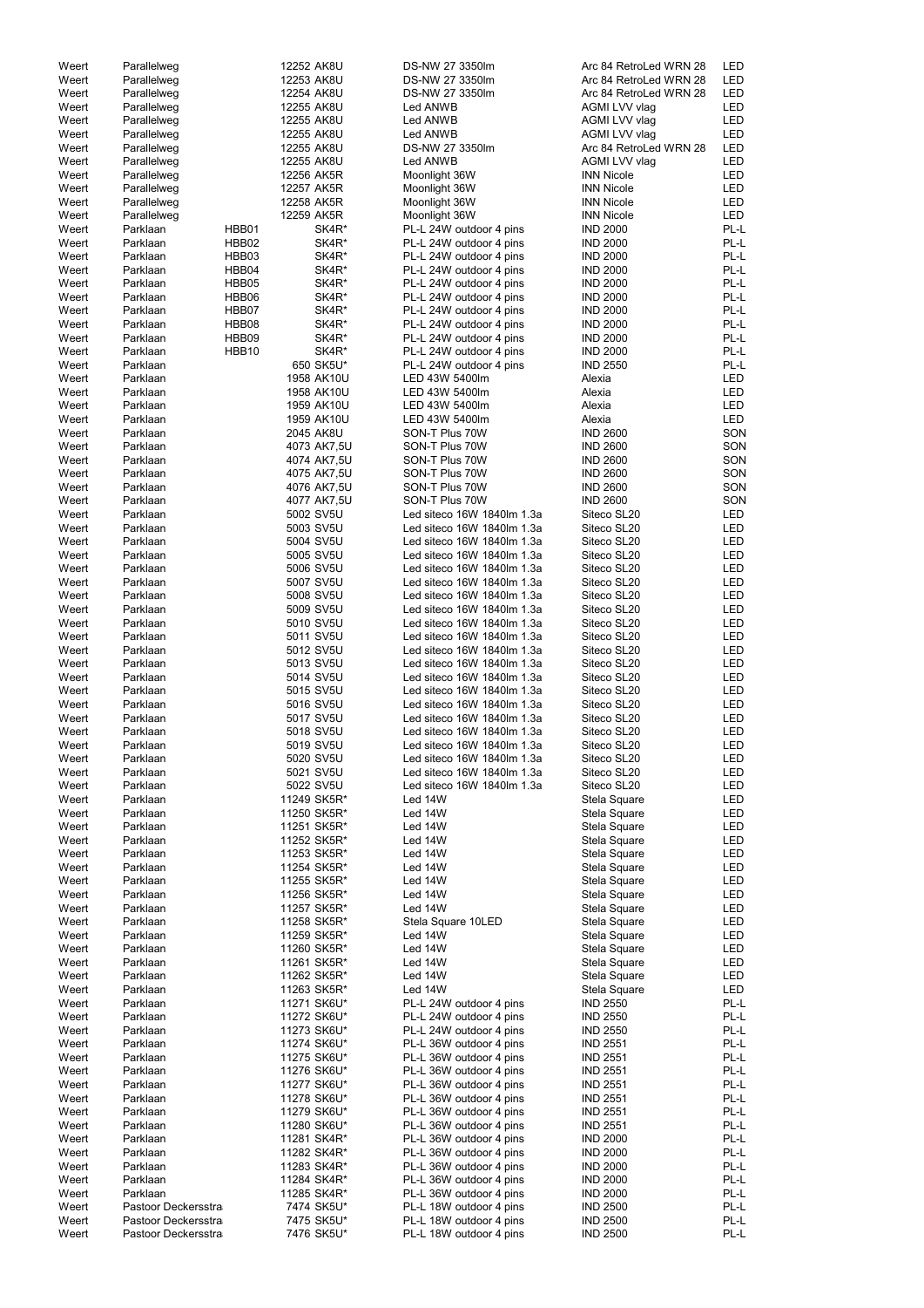| | | | | | | |
|---|---|---|---|---|---|---|
| Weert | Parallelweg | | 12252 AK8U | DS-NW 27 3350lm | Arc 84 RetroLed WRN 28 | LED |
| Weert | Parallelweg | | 12253 AK8U | DS-NW 27 3350lm | Arc 84 RetroLed WRN 28 | LED |
| Weert | Parallelweg | | 12254 AK8U | DS-NW 27 3350lm | Arc 84 RetroLed WRN 28 | LED |
| Weert | Parallelweg | | 12255 AK8U | Led ANWB | AGMI LVV vlag | LED |
| Weert | Parallelweg | | 12255 AK8U | Led ANWB | AGMI LVV vlag | LED |
| Weert | Parallelweg | | 12255 AK8U | Led ANWB | AGMI LVV vlag | LED |
| Weert | Parallelweg | | 12255 AK8U | DS-NW 27 3350lm | Arc 84 RetroLed WRN 28 | LED |
| Weert | Parallelweg | | 12255 AK8U | Led ANWB | AGMI LVV vlag | LED |
| Weert | Parallelweg | | 12256 AK5R | Moonlight 36W | INN Nicole | LED |
| Weert | Parallelweg | | 12257 AK5R | Moonlight 36W | INN Nicole | LED |
| Weert | Parallelweg | | 12258 AK5R | Moonlight 36W | INN Nicole | LED |
| Weert | Parallelweg | | 12259 AK5R | Moonlight 36W | INN Nicole | LED |
| Weert | Parklaan | HBB01 | SK4R* | PL-L 24W outdoor 4 pins | IND 2000 | PL-L |
| Weert | Parklaan | HBB02 | SK4R* | PL-L 24W outdoor 4 pins | IND 2000 | PL-L |
| Weert | Parklaan | HBB03 | SK4R* | PL-L 24W outdoor 4 pins | IND 2000 | PL-L |
| Weert | Parklaan | HBB04 | SK4R* | PL-L 24W outdoor 4 pins | IND 2000 | PL-L |
| Weert | Parklaan | HBB05 | SK4R* | PL-L 24W outdoor 4 pins | IND 2000 | PL-L |
| Weert | Parklaan | HBB06 | SK4R* | PL-L 24W outdoor 4 pins | IND 2000 | PL-L |
| Weert | Parklaan | HBB07 | SK4R* | PL-L 24W outdoor 4 pins | IND 2000 | PL-L |
| Weert | Parklaan | HBB08 | SK4R* | PL-L 24W outdoor 4 pins | IND 2000 | PL-L |
| Weert | Parklaan | HBB09 | SK4R* | PL-L 24W outdoor 4 pins | IND 2000 | PL-L |
| Weert | Parklaan | HBB10 | SK4R* | PL-L 24W outdoor 4 pins | IND 2000 | PL-L |
| Weert | Parklaan | | 650 SK5U* | PL-L 24W outdoor 4 pins | IND 2550 | PL-L |
| Weert | Parklaan | | 1958 AK10U | LED 43W 5400lm | Alexia | LED |
| Weert | Parklaan | | 1958 AK10U | LED 43W 5400lm | Alexia | LED |
| Weert | Parklaan | | 1959 AK10U | LED 43W 5400lm | Alexia | LED |
| Weert | Parklaan | | 1959 AK10U | LED 43W 5400lm | Alexia | LED |
| Weert | Parklaan | | 2045 AK8U | SON-T Plus 70W | IND 2600 | SON |
| Weert | Parklaan | | 4073 AK7,5U | SON-T Plus 70W | IND 2600 | SON |
| Weert | Parklaan | | 4074 AK7,5U | SON-T Plus 70W | IND 2600 | SON |
| Weert | Parklaan | | 4075 AK7,5U | SON-T Plus 70W | IND 2600 | SON |
| Weert | Parklaan | | 4076 AK7,5U | SON-T Plus 70W | IND 2600 | SON |
| Weert | Parklaan | | 4077 AK7,5U | SON-T Plus 70W | IND 2600 | SON |
| Weert | Parklaan | | 5002 SV5U | Led siteco 16W 1840lm 1.3a | Siteco SL20 | LED |
| Weert | Parklaan | | 5003 SV5U | Led siteco 16W 1840lm 1.3a | Siteco SL20 | LED |
| Weert | Parklaan | | 5004 SV5U | Led siteco 16W 1840lm 1.3a | Siteco SL20 | LED |
| Weert | Parklaan | | 5005 SV5U | Led siteco 16W 1840lm 1.3a | Siteco SL20 | LED |
| Weert | Parklaan | | 5006 SV5U | Led siteco 16W 1840lm 1.3a | Siteco SL20 | LED |
| Weert | Parklaan | | 5007 SV5U | Led siteco 16W 1840lm 1.3a | Siteco SL20 | LED |
| Weert | Parklaan | | 5008 SV5U | Led siteco 16W 1840lm 1.3a | Siteco SL20 | LED |
| Weert | Parklaan | | 5009 SV5U | Led siteco 16W 1840lm 1.3a | Siteco SL20 | LED |
| Weert | Parklaan | | 5010 SV5U | Led siteco 16W 1840lm 1.3a | Siteco SL20 | LED |
| Weert | Parklaan | | 5011 SV5U | Led siteco 16W 1840lm 1.3a | Siteco SL20 | LED |
| Weert | Parklaan | | 5012 SV5U | Led siteco 16W 1840lm 1.3a | Siteco SL20 | LED |
| Weert | Parklaan | | 5013 SV5U | Led siteco 16W 1840lm 1.3a | Siteco SL20 | LED |
| Weert | Parklaan | | 5014 SV5U | Led siteco 16W 1840lm 1.3a | Siteco SL20 | LED |
| Weert | Parklaan | | 5015 SV5U | Led siteco 16W 1840lm 1.3a | Siteco SL20 | LED |
| Weert | Parklaan | | 5016 SV5U | Led siteco 16W 1840lm 1.3a | Siteco SL20 | LED |
| Weert | Parklaan | | 5017 SV5U | Led siteco 16W 1840lm 1.3a | Siteco SL20 | LED |
| Weert | Parklaan | | 5018 SV5U | Led siteco 16W 1840lm 1.3a | Siteco SL20 | LED |
| Weert | Parklaan | | 5019 SV5U | Led siteco 16W 1840lm 1.3a | Siteco SL20 | LED |
| Weert | Parklaan | | 5020 SV5U | Led siteco 16W 1840lm 1.3a | Siteco SL20 | LED |
| Weert | Parklaan | | 5021 SV5U | Led siteco 16W 1840lm 1.3a | Siteco SL20 | LED |
| Weert | Parklaan | | 5022 SV5U | Led siteco 16W 1840lm 1.3a | Siteco SL20 | LED |
| Weert | Parklaan | | 11249 SK5R* | Led 14W | Stela Square | LED |
| Weert | Parklaan | | 11250 SK5R* | Led 14W | Stela Square | LED |
| Weert | Parklaan | | 11251 SK5R* | Led 14W | Stela Square | LED |
| Weert | Parklaan | | 11252 SK5R* | Led 14W | Stela Square | LED |
| Weert | Parklaan | | 11253 SK5R* | Led 14W | Stela Square | LED |
| Weert | Parklaan | | 11254 SK5R* | Led 14W | Stela Square | LED |
| Weert | Parklaan | | 11255 SK5R* | Led 14W | Stela Square | LED |
| Weert | Parklaan | | 11256 SK5R* | Led 14W | Stela Square | LED |
| Weert | Parklaan | | 11257 SK5R* | Led 14W | Stela Square | LED |
| Weert | Parklaan | | 11258 SK5R* | Stela Square 10LED | Stela Square | LED |
| Weert | Parklaan | | 11259 SK5R* | Led 14W | Stela Square | LED |
| Weert | Parklaan | | 11260 SK5R* | Led 14W | Stela Square | LED |
| Weert | Parklaan | | 11261 SK5R* | Led 14W | Stela Square | LED |
| Weert | Parklaan | | 11262 SK5R* | Led 14W | Stela Square | LED |
| Weert | Parklaan | | 11263 SK5R* | Led 14W | Stela Square | LED |
| Weert | Parklaan | | 11271 SK6U* | PL-L 24W outdoor 4 pins | IND 2550 | PL-L |
| Weert | Parklaan | | 11272 SK6U* | PL-L 24W outdoor 4 pins | IND 2550 | PL-L |
| Weert | Parklaan | | 11273 SK6U* | PL-L 24W outdoor 4 pins | IND 2550 | PL-L |
| Weert | Parklaan | | 11274 SK6U* | PL-L 36W outdoor 4 pins | IND 2551 | PL-L |
| Weert | Parklaan | | 11275 SK6U* | PL-L 36W outdoor 4 pins | IND 2551 | PL-L |
| Weert | Parklaan | | 11276 SK6U* | PL-L 36W outdoor 4 pins | IND 2551 | PL-L |
| Weert | Parklaan | | 11277 SK6U* | PL-L 36W outdoor 4 pins | IND 2551 | PL-L |
| Weert | Parklaan | | 11278 SK6U* | PL-L 36W outdoor 4 pins | IND 2551 | PL-L |
| Weert | Parklaan | | 11279 SK6U* | PL-L 36W outdoor 4 pins | IND 2551 | PL-L |
| Weert | Parklaan | | 11280 SK6U* | PL-L 36W outdoor 4 pins | IND 2551 | PL-L |
| Weert | Parklaan | | 11281 SK4R* | PL-L 36W outdoor 4 pins | IND 2000 | PL-L |
| Weert | Parklaan | | 11282 SK4R* | PL-L 36W outdoor 4 pins | IND 2000 | PL-L |
| Weert | Parklaan | | 11283 SK4R* | PL-L 36W outdoor 4 pins | IND 2000 | PL-L |
| Weert | Parklaan | | 11284 SK4R* | PL-L 36W outdoor 4 pins | IND 2000 | PL-L |
| Weert | Parklaan | | 11285 SK4R* | PL-L 36W outdoor 4 pins | IND 2000 | PL-L |
| Weert | Pastoor Deckersstra | | 7474 SK5U* | PL-L 18W outdoor 4 pins | IND 2500 | PL-L |
| Weert | Pastoor Deckersstra | | 7475 SK5U* | PL-L 18W outdoor 4 pins | IND 2500 | PL-L |
| Weert | Pastoor Deckersstra | | 7476 SK5U* | PL-L 18W outdoor 4 pins | IND 2500 | PL-L |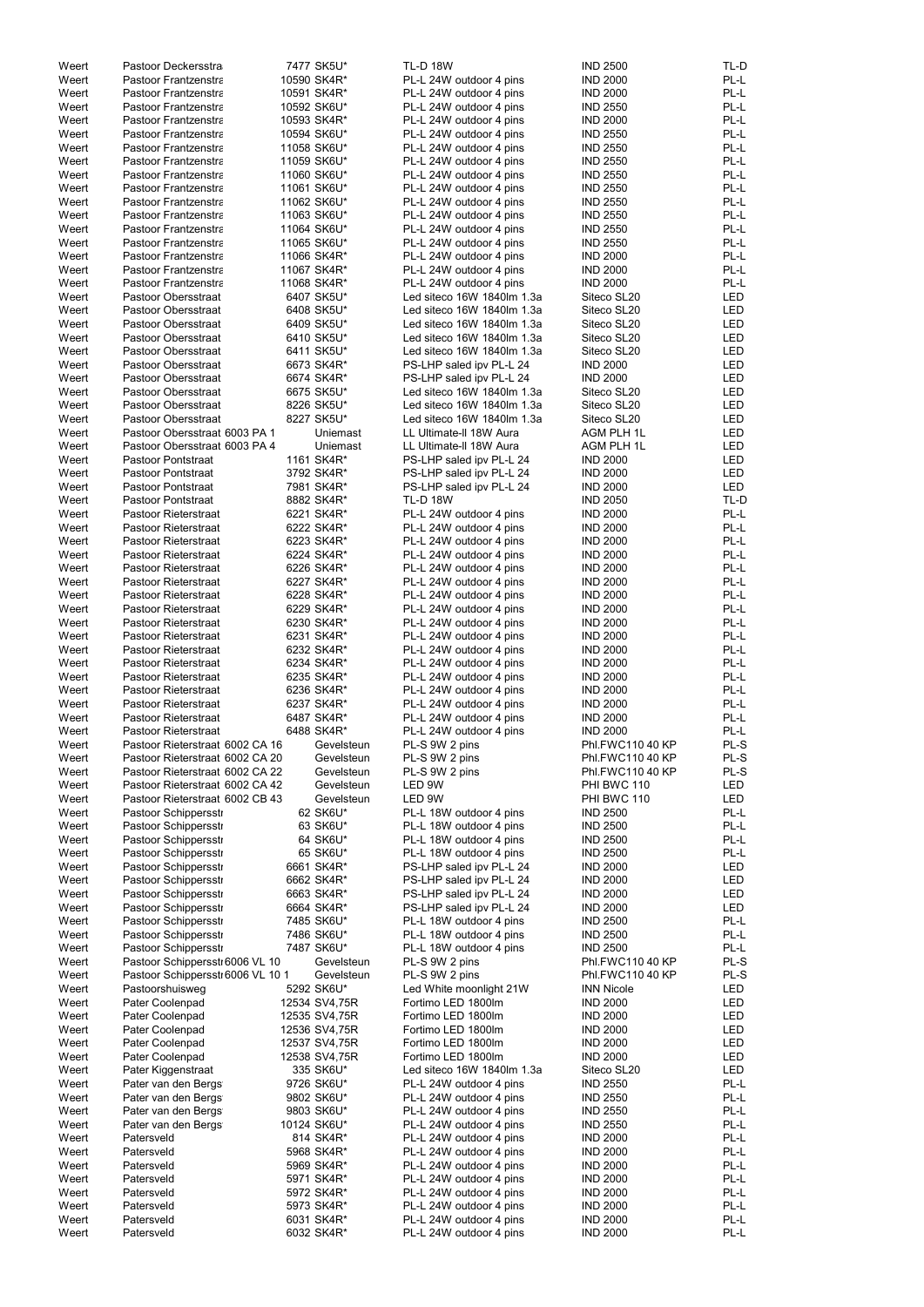| | | | | | |
|---|---|---|---|---|---|
| Weert | Pastoor Deckersstra | 7477 SK5U* | TL-D 18W | IND 2500 | TL-D |
| Weert | Pastoor Frantzenstra | 10590 SK4R* | PL-L 24W outdoor 4 pins | IND 2000 | PL-L |
| Weert | Pastoor Frantzenstra | 10591 SK4R* | PL-L 24W outdoor 4 pins | IND 2000 | PL-L |
| Weert | Pastoor Frantzenstra | 10592 SK6U* | PL-L 24W outdoor 4 pins | IND 2550 | PL-L |
| Weert | Pastoor Frantzenstra | 10593 SK4R* | PL-L 24W outdoor 4 pins | IND 2000 | PL-L |
| Weert | Pastoor Frantzenstra | 10594 SK6U* | PL-L 24W outdoor 4 pins | IND 2550 | PL-L |
| Weert | Pastoor Frantzenstra | 11058 SK6U* | PL-L 24W outdoor 4 pins | IND 2550 | PL-L |
| Weert | Pastoor Frantzenstra | 11059 SK6U* | PL-L 24W outdoor 4 pins | IND 2550 | PL-L |
| Weert | Pastoor Frantzenstra | 11060 SK6U* | PL-L 24W outdoor 4 pins | IND 2550 | PL-L |
| Weert | Pastoor Frantzenstra | 11061 SK6U* | PL-L 24W outdoor 4 pins | IND 2550 | PL-L |
| Weert | Pastoor Frantzenstra | 11062 SK6U* | PL-L 24W outdoor 4 pins | IND 2550 | PL-L |
| Weert | Pastoor Frantzenstra | 11063 SK6U* | PL-L 24W outdoor 4 pins | IND 2550 | PL-L |
| Weert | Pastoor Frantzenstra | 11064 SK6U* | PL-L 24W outdoor 4 pins | IND 2550 | PL-L |
| Weert | Pastoor Frantzenstra | 11065 SK6U* | PL-L 24W outdoor 4 pins | IND 2550 | PL-L |
| Weert | Pastoor Frantzenstra | 11066 SK4R* | PL-L 24W outdoor 4 pins | IND 2000 | PL-L |
| Weert | Pastoor Frantzenstra | 11067 SK4R* | PL-L 24W outdoor 4 pins | IND 2000 | PL-L |
| Weert | Pastoor Frantzenstra | 11068 SK4R* | PL-L 24W outdoor 4 pins | IND 2000 | PL-L |
| Weert | Pastoor Obersstraat | 6407 SK5U* | Led siteco 16W 1840lm 1.3a | Siteco SL20 | LED |
| Weert | Pastoor Obersstraat | 6408 SK5U* | Led siteco 16W 1840lm 1.3a | Siteco SL20 | LED |
| Weert | Pastoor Obersstraat | 6409 SK5U* | Led siteco 16W 1840lm 1.3a | Siteco SL20 | LED |
| Weert | Pastoor Obersstraat | 6410 SK5U* | Led siteco 16W 1840lm 1.3a | Siteco SL20 | LED |
| Weert | Pastoor Obersstraat | 6411 SK5U* | Led siteco 16W 1840lm 1.3a | Siteco SL20 | LED |
| Weert | Pastoor Obersstraat | 6673 SK4R* | PS-LHP saled ipv PL-L 24 | IND 2000 | LED |
| Weert | Pastoor Obersstraat | 6674 SK4R* | PS-LHP saled ipv PL-L 24 | IND 2000 | LED |
| Weert | Pastoor Obersstraat | 6675 SK5U* | Led siteco 16W 1840lm 1.3a | Siteco SL20 | LED |
| Weert | Pastoor Obersstraat | 8226 SK5U* | Led siteco 16W 1840lm 1.3a | Siteco SL20 | LED |
| Weert | Pastoor Obersstraat | 8227 SK5U* | Led siteco 16W 1840lm 1.3a | Siteco SL20 | LED |
| Weert | Pastoor Obersstraat 6003 PA 1 | Uniemast | LL Ultimate-II 18W Aura | AGM PLH 1L | LED |
| Weert | Pastoor Obersstraat 6003 PA 4 | Uniemast | LL Ultimate-II 18W Aura | AGM PLH 1L | LED |
| Weert | Pastoor Pontstraat | 1161 SK4R* | PS-LHP saled ipv PL-L 24 | IND 2000 | LED |
| Weert | Pastoor Pontstraat | 3792 SK4R* | PS-LHP saled ipv PL-L 24 | IND 2000 | LED |
| Weert | Pastoor Pontstraat | 7981 SK4R* | PS-LHP saled ipv PL-L 24 | IND 2000 | LED |
| Weert | Pastoor Pontstraat | 8882 SK4R* | TL-D 18W | IND 2050 | TL-D |
| Weert | Pastoor Rieterstraat | 6221 SK4R* | PL-L 24W outdoor 4 pins | IND 2000 | PL-L |
| Weert | Pastoor Rieterstraat | 6222 SK4R* | PL-L 24W outdoor 4 pins | IND 2000 | PL-L |
| Weert | Pastoor Rieterstraat | 6223 SK4R* | PL-L 24W outdoor 4 pins | IND 2000 | PL-L |
| Weert | Pastoor Rieterstraat | 6224 SK4R* | PL-L 24W outdoor 4 pins | IND 2000 | PL-L |
| Weert | Pastoor Rieterstraat | 6226 SK4R* | PL-L 24W outdoor 4 pins | IND 2000 | PL-L |
| Weert | Pastoor Rieterstraat | 6227 SK4R* | PL-L 24W outdoor 4 pins | IND 2000 | PL-L |
| Weert | Pastoor Rieterstraat | 6228 SK4R* | PL-L 24W outdoor 4 pins | IND 2000 | PL-L |
| Weert | Pastoor Rieterstraat | 6229 SK4R* | PL-L 24W outdoor 4 pins | IND 2000 | PL-L |
| Weert | Pastoor Rieterstraat | 6230 SK4R* | PL-L 24W outdoor 4 pins | IND 2000 | PL-L |
| Weert | Pastoor Rieterstraat | 6231 SK4R* | PL-L 24W outdoor 4 pins | IND 2000 | PL-L |
| Weert | Pastoor Rieterstraat | 6232 SK4R* | PL-L 24W outdoor 4 pins | IND 2000 | PL-L |
| Weert | Pastoor Rieterstraat | 6234 SK4R* | PL-L 24W outdoor 4 pins | IND 2000 | PL-L |
| Weert | Pastoor Rieterstraat | 6235 SK4R* | PL-L 24W outdoor 4 pins | IND 2000 | PL-L |
| Weert | Pastoor Rieterstraat | 6236 SK4R* | PL-L 24W outdoor 4 pins | IND 2000 | PL-L |
| Weert | Pastoor Rieterstraat | 6237 SK4R* | PL-L 24W outdoor 4 pins | IND 2000 | PL-L |
| Weert | Pastoor Rieterstraat | 6487 SK4R* | PL-L 24W outdoor 4 pins | IND 2000 | PL-L |
| Weert | Pastoor Rieterstraat | 6488 SK4R* | PL-L 24W outdoor 4 pins | IND 2000 | PL-L |
| Weert | Pastoor Rieterstraat 6002 CA 16 | Gevelsteun | PL-S 9W 2 pins | Phl.FWC110 40 KP | PL-S |
| Weert | Pastoor Rieterstraat 6002 CA 20 | Gevelsteun | PL-S 9W 2 pins | Phl.FWC110 40 KP | PL-S |
| Weert | Pastoor Rieterstraat 6002 CA 22 | Gevelsteun | PL-S 9W 2 pins | Phl.FWC110 40 KP | PL-S |
| Weert | Pastoor Rieterstraat 6002 CA 42 | Gevelsteun | LED 9W | PHI BWC 110 | LED |
| Weert | Pastoor Rieterstraat 6002 CB 43 | Gevelsteun | LED 9W | PHI BWC 110 | LED |
| Weert | Pastoor Schippersstr | 62 SK6U* | PL-L 18W outdoor 4 pins | IND 2500 | PL-L |
| Weert | Pastoor Schippersstr | 63 SK6U* | PL-L 18W outdoor 4 pins | IND 2500 | PL-L |
| Weert | Pastoor Schippersstr | 64 SK6U* | PL-L 18W outdoor 4 pins | IND 2500 | PL-L |
| Weert | Pastoor Schippersstr | 65 SK6U* | PL-L 18W outdoor 4 pins | IND 2500 | PL-L |
| Weert | Pastoor Schippersstr | 6661 SK4R* | PS-LHP saled ipv PL-L 24 | IND 2000 | LED |
| Weert | Pastoor Schippersstr | 6662 SK4R* | PS-LHP saled ipv PL-L 24 | IND 2000 | LED |
| Weert | Pastoor Schippersstr | 6663 SK4R* | PS-LHP saled ipv PL-L 24 | IND 2000 | LED |
| Weert | Pastoor Schippersstr | 6664 SK4R* | PS-LHP saled ipv PL-L 24 | IND 2000 | LED |
| Weert | Pastoor Schippersstr | 7485 SK6U* | PL-L 18W outdoor 4 pins | IND 2500 | PL-L |
| Weert | Pastoor Schippersstr | 7486 SK6U* | PL-L 18W outdoor 4 pins | IND 2500 | PL-L |
| Weert | Pastoor Schippersstr | 7487 SK6U* | PL-L 18W outdoor 4 pins | IND 2500 | PL-L |
| Weert | Pastoor Schippersstr 6006 VL 10 | Gevelsteun | PL-S 9W 2 pins | Phl.FWC110 40 KP | PL-S |
| Weert | Pastoor Schippersstr 6006 VL 10 1 | Gevelsteun | PL-S 9W 2 pins | Phl.FWC110 40 KP | PL-S |
| Weert | Pastoorshuisweg | 5292 SK6U* | Led White moonlight 21W | INN Nicole | LED |
| Weert | Pater Coolenpad | 12534 SV4,75R | Fortimo LED 1800lm | IND 2000 | LED |
| Weert | Pater Coolenpad | 12535 SV4,75R | Fortimo LED 1800lm | IND 2000 | LED |
| Weert | Pater Coolenpad | 12536 SV4,75R | Fortimo LED 1800lm | IND 2000 | LED |
| Weert | Pater Coolenpad | 12537 SV4,75R | Fortimo LED 1800lm | IND 2000 | LED |
| Weert | Pater Coolenpad | 12538 SV4,75R | Fortimo LED 1800lm | IND 2000 | LED |
| Weert | Pater Kiggenstraat | 335 SK6U* | Led siteco 16W 1840lm 1.3a | Siteco SL20 | LED |
| Weert | Pater van den Bergs | 9726 SK6U* | PL-L 24W outdoor 4 pins | IND 2550 | PL-L |
| Weert | Pater van den Bergs | 9802 SK6U* | PL-L 24W outdoor 4 pins | IND 2550 | PL-L |
| Weert | Pater van den Bergs | 9803 SK6U* | PL-L 24W outdoor 4 pins | IND 2550 | PL-L |
| Weert | Pater van den Bergs | 10124 SK6U* | PL-L 24W outdoor 4 pins | IND 2550 | PL-L |
| Weert | Patersveld | 814 SK4R* | PL-L 24W outdoor 4 pins | IND 2000 | PL-L |
| Weert | Patersveld | 5968 SK4R* | PL-L 24W outdoor 4 pins | IND 2000 | PL-L |
| Weert | Patersveld | 5969 SK4R* | PL-L 24W outdoor 4 pins | IND 2000 | PL-L |
| Weert | Patersveld | 5971 SK4R* | PL-L 24W outdoor 4 pins | IND 2000 | PL-L |
| Weert | Patersveld | 5972 SK4R* | PL-L 24W outdoor 4 pins | IND 2000 | PL-L |
| Weert | Patersveld | 5973 SK4R* | PL-L 24W outdoor 4 pins | IND 2000 | PL-L |
| Weert | Patersveld | 6031 SK4R* | PL-L 24W outdoor 4 pins | IND 2000 | PL-L |
| Weert | Patersveld | 6032 SK4R* | PL-L 24W outdoor 4 pins | IND 2000 | PL-L |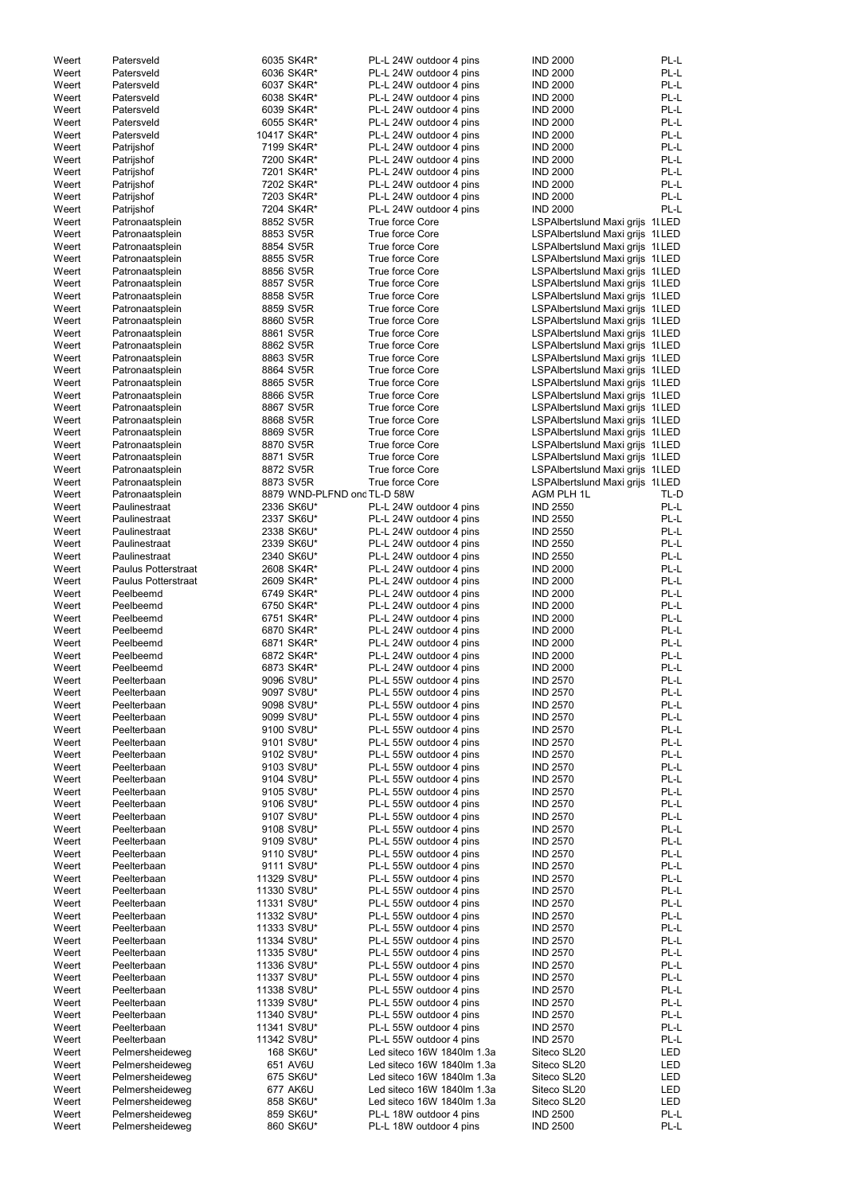| | | | | | |
|---|---|---|---|---|---|
| Weert | Patersveld | 6035 SK4R* | PL-L 24W outdoor 4 pins | IND 2000 | PL-L |
| Weert | Patersveld | 6036 SK4R* | PL-L 24W outdoor 4 pins | IND 2000 | PL-L |
| Weert | Patersveld | 6037 SK4R* | PL-L 24W outdoor 4 pins | IND 2000 | PL-L |
| Weert | Patersveld | 6038 SK4R* | PL-L 24W outdoor 4 pins | IND 2000 | PL-L |
| Weert | Patersveld | 6039 SK4R* | PL-L 24W outdoor 4 pins | IND 2000 | PL-L |
| Weert | Patersveld | 6055 SK4R* | PL-L 24W outdoor 4 pins | IND 2000 | PL-L |
| Weert | Patersveld | 10417 SK4R* | PL-L 24W outdoor 4 pins | IND 2000 | PL-L |
| Weert | Patrijshof | 7199 SK4R* | PL-L 24W outdoor 4 pins | IND 2000 | PL-L |
| Weert | Patrijshof | 7200 SK4R* | PL-L 24W outdoor 4 pins | IND 2000 | PL-L |
| Weert | Patrijshof | 7201 SK4R* | PL-L 24W outdoor 4 pins | IND 2000 | PL-L |
| Weert | Patrijshof | 7202 SK4R* | PL-L 24W outdoor 4 pins | IND 2000 | PL-L |
| Weert | Patrijshof | 7203 SK4R* | PL-L 24W outdoor 4 pins | IND 2000 | PL-L |
| Weert | Patrijshof | 7204 SK4R* | PL-L 24W outdoor 4 pins | IND 2000 | PL-L |
| Weert | Patronaatsplein | 8852 SV5R | True force Core | LSPAlbertslund Maxi grijs 1 | LED |
| Weert | Patronaatsplein | 8853 SV5R | True force Core | LSPAlbertslund Maxi grijs 1 | LED |
| Weert | Patronaatsplein | 8854 SV5R | True force Core | LSPAlbertslund Maxi grijs 1 | LED |
| Weert | Patronaatsplein | 8855 SV5R | True force Core | LSPAlbertslund Maxi grijs 1 | LED |
| Weert | Patronaatsplein | 8856 SV5R | True force Core | LSPAlbertslund Maxi grijs 1 | LED |
| Weert | Patronaatsplein | 8857 SV5R | True force Core | LSPAlbertslund Maxi grijs 1 | LED |
| Weert | Patronaatsplein | 8858 SV5R | True force Core | LSPAlbertslund Maxi grijs 1 | LED |
| Weert | Patronaatsplein | 8859 SV5R | True force Core | LSPAlbertslund Maxi grijs 1 | LED |
| Weert | Patronaatsplein | 8860 SV5R | True force Core | LSPAlbertslund Maxi grijs 1 | LED |
| Weert | Patronaatsplein | 8861 SV5R | True force Core | LSPAlbertslund Maxi grijs 1 | LED |
| Weert | Patronaatsplein | 8862 SV5R | True force Core | LSPAlbertslund Maxi grijs 1 | LED |
| Weert | Patronaatsplein | 8863 SV5R | True force Core | LSPAlbertslund Maxi grijs 1 | LED |
| Weert | Patronaatsplein | 8864 SV5R | True force Core | LSPAlbertslund Maxi grijs 1 | LED |
| Weert | Patronaatsplein | 8865 SV5R | True force Core | LSPAlbertslund Maxi grijs 1 | LED |
| Weert | Patronaatsplein | 8866 SV5R | True force Core | LSPAlbertslund Maxi grijs 1 | LED |
| Weert | Patronaatsplein | 8867 SV5R | True force Core | LSPAlbertslund Maxi grijs 1 | LED |
| Weert | Patronaatsplein | 8868 SV5R | True force Core | LSPAlbertslund Maxi grijs 1 | LED |
| Weert | Patronaatsplein | 8869 SV5R | True force Core | LSPAlbertslund Maxi grijs 1 | LED |
| Weert | Patronaatsplein | 8870 SV5R | True force Core | LSPAlbertslund Maxi grijs 1 | LED |
| Weert | Patronaatsplein | 8871 SV5R | True force Core | LSPAlbertslund Maxi grijs 1 | LED |
| Weert | Patronaatsplein | 8872 SV5R | True force Core | LSPAlbertslund Maxi grijs 1 | LED |
| Weert | Patronaatsplein | 8873 SV5R | True force Core | LSPAlbertslund Maxi grijs 1 | LED |
| Weert | Patronaatsplein | 8879 WND-PLFND ond | TL-D 58W | AGM PLH 1L | TL-D |
| Weert | Paulinestraat | 2336 SK6U* | PL-L 24W outdoor 4 pins | IND 2550 | PL-L |
| Weert | Paulinestraat | 2337 SK6U* | PL-L 24W outdoor 4 pins | IND 2550 | PL-L |
| Weert | Paulinestraat | 2338 SK6U* | PL-L 24W outdoor 4 pins | IND 2550 | PL-L |
| Weert | Paulinestraat | 2339 SK6U* | PL-L 24W outdoor 4 pins | IND 2550 | PL-L |
| Weert | Paulinestraat | 2340 SK6U* | PL-L 24W outdoor 4 pins | IND 2550 | PL-L |
| Weert | Paulus Potterstraat | 2608 SK4R* | PL-L 24W outdoor 4 pins | IND 2000 | PL-L |
| Weert | Paulus Potterstraat | 2609 SK4R* | PL-L 24W outdoor 4 pins | IND 2000 | PL-L |
| Weert | Peelbeemd | 6749 SK4R* | PL-L 24W outdoor 4 pins | IND 2000 | PL-L |
| Weert | Peelbeemd | 6750 SK4R* | PL-L 24W outdoor 4 pins | IND 2000 | PL-L |
| Weert | Peelbeemd | 6751 SK4R* | PL-L 24W outdoor 4 pins | IND 2000 | PL-L |
| Weert | Peelbeemd | 6870 SK4R* | PL-L 24W outdoor 4 pins | IND 2000 | PL-L |
| Weert | Peelbeemd | 6871 SK4R* | PL-L 24W outdoor 4 pins | IND 2000 | PL-L |
| Weert | Peelbeemd | 6872 SK4R* | PL-L 24W outdoor 4 pins | IND 2000 | PL-L |
| Weert | Peelbeemd | 6873 SK4R* | PL-L 24W outdoor 4 pins | IND 2000 | PL-L |
| Weert | Peelterbaan | 9096 SV8U* | PL-L 55W outdoor 4 pins | IND 2570 | PL-L |
| Weert | Peelterbaan | 9097 SV8U* | PL-L 55W outdoor 4 pins | IND 2570 | PL-L |
| Weert | Peelterbaan | 9098 SV8U* | PL-L 55W outdoor 4 pins | IND 2570 | PL-L |
| Weert | Peelterbaan | 9099 SV8U* | PL-L 55W outdoor 4 pins | IND 2570 | PL-L |
| Weert | Peelterbaan | 9100 SV8U* | PL-L 55W outdoor 4 pins | IND 2570 | PL-L |
| Weert | Peelterbaan | 9101 SV8U* | PL-L 55W outdoor 4 pins | IND 2570 | PL-L |
| Weert | Peelterbaan | 9102 SV8U* | PL-L 55W outdoor 4 pins | IND 2570 | PL-L |
| Weert | Peelterbaan | 9103 SV8U* | PL-L 55W outdoor 4 pins | IND 2570 | PL-L |
| Weert | Peelterbaan | 9104 SV8U* | PL-L 55W outdoor 4 pins | IND 2570 | PL-L |
| Weert | Peelterbaan | 9105 SV8U* | PL-L 55W outdoor 4 pins | IND 2570 | PL-L |
| Weert | Peelterbaan | 9106 SV8U* | PL-L 55W outdoor 4 pins | IND 2570 | PL-L |
| Weert | Peelterbaan | 9107 SV8U* | PL-L 55W outdoor 4 pins | IND 2570 | PL-L |
| Weert | Peelterbaan | 9108 SV8U* | PL-L 55W outdoor 4 pins | IND 2570 | PL-L |
| Weert | Peelterbaan | 9109 SV8U* | PL-L 55W outdoor 4 pins | IND 2570 | PL-L |
| Weert | Peelterbaan | 9110 SV8U* | PL-L 55W outdoor 4 pins | IND 2570 | PL-L |
| Weert | Peelterbaan | 9111 SV8U* | PL-L 55W outdoor 4 pins | IND 2570 | PL-L |
| Weert | Peelterbaan | 11329 SV8U* | PL-L 55W outdoor 4 pins | IND 2570 | PL-L |
| Weert | Peelterbaan | 11330 SV8U* | PL-L 55W outdoor 4 pins | IND 2570 | PL-L |
| Weert | Peelterbaan | 11331 SV8U* | PL-L 55W outdoor 4 pins | IND 2570 | PL-L |
| Weert | Peelterbaan | 11332 SV8U* | PL-L 55W outdoor 4 pins | IND 2570 | PL-L |
| Weert | Peelterbaan | 11333 SV8U* | PL-L 55W outdoor 4 pins | IND 2570 | PL-L |
| Weert | Peelterbaan | 11334 SV8U* | PL-L 55W outdoor 4 pins | IND 2570 | PL-L |
| Weert | Peelterbaan | 11335 SV8U* | PL-L 55W outdoor 4 pins | IND 2570 | PL-L |
| Weert | Peelterbaan | 11336 SV8U* | PL-L 55W outdoor 4 pins | IND 2570 | PL-L |
| Weert | Peelterbaan | 11337 SV8U* | PL-L 55W outdoor 4 pins | IND 2570 | PL-L |
| Weert | Peelterbaan | 11338 SV8U* | PL-L 55W outdoor 4 pins | IND 2570 | PL-L |
| Weert | Peelterbaan | 11339 SV8U* | PL-L 55W outdoor 4 pins | IND 2570 | PL-L |
| Weert | Peelterbaan | 11340 SV8U* | PL-L 55W outdoor 4 pins | IND 2570 | PL-L |
| Weert | Peelterbaan | 11341 SV8U* | PL-L 55W outdoor 4 pins | IND 2570 | PL-L |
| Weert | Peelterbaan | 11342 SV8U* | PL-L 55W outdoor 4 pins | IND 2570 | PL-L |
| Weert | Pelmersheideweg | 168 SK6U* | Led siteco 16W 1840lm 1.3a | Siteco SL20 | LED |
| Weert | Pelmersheideweg | 651 AV6U | Led siteco 16W 1840lm 1.3a | Siteco SL20 | LED |
| Weert | Pelmersheideweg | 675 SK6U* | Led siteco 16W 1840lm 1.3a | Siteco SL20 | LED |
| Weert | Pelmersheideweg | 677 AK6U | Led siteco 16W 1840lm 1.3a | Siteco SL20 | LED |
| Weert | Pelmersheideweg | 858 SK6U* | Led siteco 16W 1840lm 1.3a | Siteco SL20 | LED |
| Weert | Pelmersheideweg | 859 SK6U* | PL-L 18W outdoor 4 pins | IND 2500 | PL-L |
| Weert | Pelmersheideweg | 860 SK6U* | PL-L 18W outdoor 4 pins | IND 2500 | PL-L |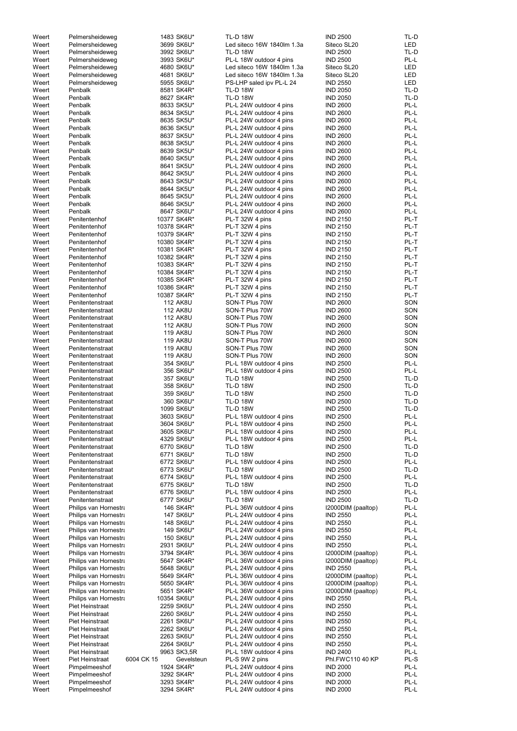| | | | | | | |
|---|---|---|---|---|---|---|
| Weert | Pelmersheideweg | | 1483 SK6U* | TL-D 18W | IND 2500 | TL-D |
| Weert | Pelmersheideweg | | 3699 SK6U* | Led siteco 16W 1840lm 1.3a | Siteco SL20 | LED |
| Weert | Pelmersheideweg | | 3992 SK6U* | TL-D 18W | IND 2500 | TL-D |
| Weert | Pelmersheideweg | | 3993 SK6U* | PL-L 18W outdoor 4 pins | IND 2500 | PL-L |
| Weert | Pelmersheideweg | | 4680 SK6U* | Led siteco 16W 1840lm 1.3a | Siteco SL20 | LED |
| Weert | Pelmersheideweg | | 4681 SK6U* | Led siteco 16W 1840lm 1.3a | Siteco SL20 | LED |
| Weert | Pelmersheideweg | | 5955 SK6U* | PS-LHP saled ipv PL-L 24 | IND 2550 | LED |
| Weert | Penbalk | | 8581 SK4R* | TL-D 18W | IND 2050 | TL-D |
| Weert | Penbalk | | 8627 SK4R* | TL-D 18W | IND 2050 | TL-D |
| Weert | Penbalk | | 8633 SK5U* | PL-L 24W outdoor 4 pins | IND 2600 | PL-L |
| Weert | Penbalk | | 8634 SK5U* | PL-L 24W outdoor 4 pins | IND 2600 | PL-L |
| Weert | Penbalk | | 8635 SK5U* | PL-L 24W outdoor 4 pins | IND 2600 | PL-L |
| Weert | Penbalk | | 8636 SK5U* | PL-L 24W outdoor 4 pins | IND 2600 | PL-L |
| Weert | Penbalk | | 8637 SK5U* | PL-L 24W outdoor 4 pins | IND 2600 | PL-L |
| Weert | Penbalk | | 8638 SK5U* | PL-L 24W outdoor 4 pins | IND 2600 | PL-L |
| Weert | Penbalk | | 8639 SK5U* | PL-L 24W outdoor 4 pins | IND 2600 | PL-L |
| Weert | Penbalk | | 8640 SK5U* | PL-L 24W outdoor 4 pins | IND 2600 | PL-L |
| Weert | Penbalk | | 8641 SK5U* | PL-L 24W outdoor 4 pins | IND 2600 | PL-L |
| Weert | Penbalk | | 8642 SK5U* | PL-L 24W outdoor 4 pins | IND 2600 | PL-L |
| Weert | Penbalk | | 8643 SK5U* | PL-L 24W outdoor 4 pins | IND 2600 | PL-L |
| Weert | Penbalk | | 8644 SK5U* | PL-L 24W outdoor 4 pins | IND 2600 | PL-L |
| Weert | Penbalk | | 8645 SK5U* | PL-L 24W outdoor 4 pins | IND 2600 | PL-L |
| Weert | Penbalk | | 8646 SK5U* | PL-L 24W outdoor 4 pins | IND 2600 | PL-L |
| Weert | Penbalk | | 8647 SK6U* | PL-L 24W outdoor 4 pins | IND 2600 | PL-L |
| Weert | Penitentenhof | | 10377 SK4R* | PL-T 32W 4 pins | IND 2150 | PL-T |
| Weert | Penitentenhof | | 10378 SK4R* | PL-T 32W 4 pins | IND 2150 | PL-T |
| Weert | Penitentenhof | | 10379 SK4R* | PL-T 32W 4 pins | IND 2150 | PL-T |
| Weert | Penitentenhof | | 10380 SK4R* | PL-T 32W 4 pins | IND 2150 | PL-T |
| Weert | Penitentenhof | | 10381 SK4R* | PL-T 32W 4 pins | IND 2150 | PL-T |
| Weert | Penitentenhof | | 10382 SK4R* | PL-T 32W 4 pins | IND 2150 | PL-T |
| Weert | Penitentenhof | | 10383 SK4R* | PL-T 32W 4 pins | IND 2150 | PL-T |
| Weert | Penitentenhof | | 10384 SK4R* | PL-T 32W 4 pins | IND 2150 | PL-T |
| Weert | Penitentenhof | | 10385 SK4R* | PL-T 32W 4 pins | IND 2150 | PL-T |
| Weert | Penitentenhof | | 10386 SK4R* | PL-T 32W 4 pins | IND 2150 | PL-T |
| Weert | Penitentenhof | | 10387 SK4R* | PL-T 32W 4 pins | IND 2150 | PL-T |
| Weert | Penitentenstraat | | 112 AK8U | SON-T Plus 70W | IND 2600 | SON |
| Weert | Penitentenstraat | | 112 AK8U | SON-T Plus 70W | IND 2600 | SON |
| Weert | Penitentenstraat | | 112 AK8U | SON-T Plus 70W | IND 2600 | SON |
| Weert | Penitentenstraat | | 112 AK8U | SON-T Plus 70W | IND 2600 | SON |
| Weert | Penitentenstraat | | 119 AK8U | SON-T Plus 70W | IND 2600 | SON |
| Weert | Penitentenstraat | | 119 AK8U | SON-T Plus 70W | IND 2600 | SON |
| Weert | Penitentenstraat | | 119 AK8U | SON-T Plus 70W | IND 2600 | SON |
| Weert | Penitentenstraat | | 119 AK8U | SON-T Plus 70W | IND 2600 | SON |
| Weert | Penitentenstraat | | 354 SK6U* | PL-L 18W outdoor 4 pins | IND 2500 | PL-L |
| Weert | Penitentenstraat | | 356 SK6U* | PL-L 18W outdoor 4 pins | IND 2500 | PL-L |
| Weert | Penitentenstraat | | 357 SK6U* | TL-D 18W | IND 2500 | TL-D |
| Weert | Penitentenstraat | | 358 SK6U* | TL-D 18W | IND 2500 | TL-D |
| Weert | Penitentenstraat | | 359 SK6U* | TL-D 18W | IND 2500 | TL-D |
| Weert | Penitentenstraat | | 360 SK6U* | TL-D 18W | IND 2500 | TL-D |
| Weert | Penitentenstraat | | 1099 SK6U* | TL-D 18W | IND 2500 | TL-D |
| Weert | Penitentenstraat | | 3603 SK6U* | PL-L 18W outdoor 4 pins | IND 2500 | PL-L |
| Weert | Penitentenstraat | | 3604 SK6U* | PL-L 18W outdoor 4 pins | IND 2500 | PL-L |
| Weert | Penitentenstraat | | 3605 SK6U* | PL-L 18W outdoor 4 pins | IND 2500 | PL-L |
| Weert | Penitentenstraat | | 4329 SK6U* | PL-L 18W outdoor 4 pins | IND 2500 | PL-L |
| Weert | Penitentenstraat | | 6770 SK6U* | TL-D 18W | IND 2500 | TL-D |
| Weert | Penitentenstraat | | 6771 SK6U* | TL-D 18W | IND 2500 | TL-D |
| Weert | Penitentenstraat | | 6772 SK6U* | PL-L 18W outdoor 4 pins | IND 2500 | PL-L |
| Weert | Penitentenstraat | | 6773 SK6U* | TL-D 18W | IND 2500 | TL-D |
| Weert | Penitentenstraat | | 6774 SK6U* | PL-L 18W outdoor 4 pins | IND 2500 | PL-L |
| Weert | Penitentenstraat | | 6775 SK6U* | TL-D 18W | IND 2500 | TL-D |
| Weert | Penitentenstraat | | 6776 SK6U* | PL-L 18W outdoor 4 pins | IND 2500 | PL-L |
| Weert | Penitentenstraat | | 6777 SK6U* | TL-D 18W | IND 2500 | TL-D |
| Weert | Philips van Hornestra | | 146 SK4R* | PL-L 36W outdoor 4 pins | I2000DIM (paaltop) | PL-L |
| Weert | Philips van Hornestra | | 147 SK6U* | PL-L 24W outdoor 4 pins | IND 2550 | PL-L |
| Weert | Philips van Hornestra | | 148 SK6U* | PL-L 24W outdoor 4 pins | IND 2550 | PL-L |
| Weert | Philips van Hornestra | | 149 SK6U* | PL-L 24W outdoor 4 pins | IND 2550 | PL-L |
| Weert | Philips van Hornestra | | 150 SK6U* | PL-L 24W outdoor 4 pins | IND 2550 | PL-L |
| Weert | Philips van Hornestra | | 2931 SK6U* | PL-L 24W outdoor 4 pins | IND 2550 | PL-L |
| Weert | Philips van Hornestra | | 3794 SK4R* | PL-L 36W outdoor 4 pins | I2000DIM (paaltop) | PL-L |
| Weert | Philips van Hornestra | | 5647 SK4R* | PL-L 36W outdoor 4 pins | I2000DIM (paaltop) | PL-L |
| Weert | Philips van Hornestra | | 5648 SK6U* | PL-L 24W outdoor 4 pins | IND 2550 | PL-L |
| Weert | Philips van Hornestra | | 5649 SK4R* | PL-L 36W outdoor 4 pins | I2000DIM (paaltop) | PL-L |
| Weert | Philips van Hornestra | | 5650 SK4R* | PL-L 36W outdoor 4 pins | I2000DIM (paaltop) | PL-L |
| Weert | Philips van Hornestra | | 5651 SK4R* | PL-L 36W outdoor 4 pins | I2000DIM (paaltop) | PL-L |
| Weert | Philips van Hornestra | | 10354 SK6U* | PL-L 24W outdoor 4 pins | IND 2550 | PL-L |
| Weert | Piet Heinstraat | | 2259 SK6U* | PL-L 24W outdoor 4 pins | IND 2550 | PL-L |
| Weert | Piet Heinstraat | | 2260 SK6U* | PL-L 24W outdoor 4 pins | IND 2550 | PL-L |
| Weert | Piet Heinstraat | | 2261 SK6U* | PL-L 24W outdoor 4 pins | IND 2550 | PL-L |
| Weert | Piet Heinstraat | | 2262 SK6U* | PL-L 24W outdoor 4 pins | IND 2550 | PL-L |
| Weert | Piet Heinstraat | | 2263 SK6U* | PL-L 24W outdoor 4 pins | IND 2550 | PL-L |
| Weert | Piet Heinstraat | | 2264 SK6U* | PL-L 24W outdoor 4 pins | IND 2550 | PL-L |
| Weert | Piet Heinstraat | | 9963 SK3,5R | PL-L 18W outdoor 4 pins | IND 2400 | PL-L |
| Weert | Piet Heinstraat | 6004 CK 15 | Gevelsteun | PL-S 9W 2 pins | Phl.FWC110 40 KP | PL-S |
| Weert | Pimpelmeeshof | | 1924 SK4R* | PL-L 24W outdoor 4 pins | IND 2000 | PL-L |
| Weert | Pimpelmeeshof | | 3292 SK4R* | PL-L 24W outdoor 4 pins | IND 2000 | PL-L |
| Weert | Pimpelmeeshof | | 3293 SK4R* | PL-L 24W outdoor 4 pins | IND 2000 | PL-L |
| Weert | Pimpelmeeshof | | 3294 SK4R* | PL-L 24W outdoor 4 pins | IND 2000 | PL-L |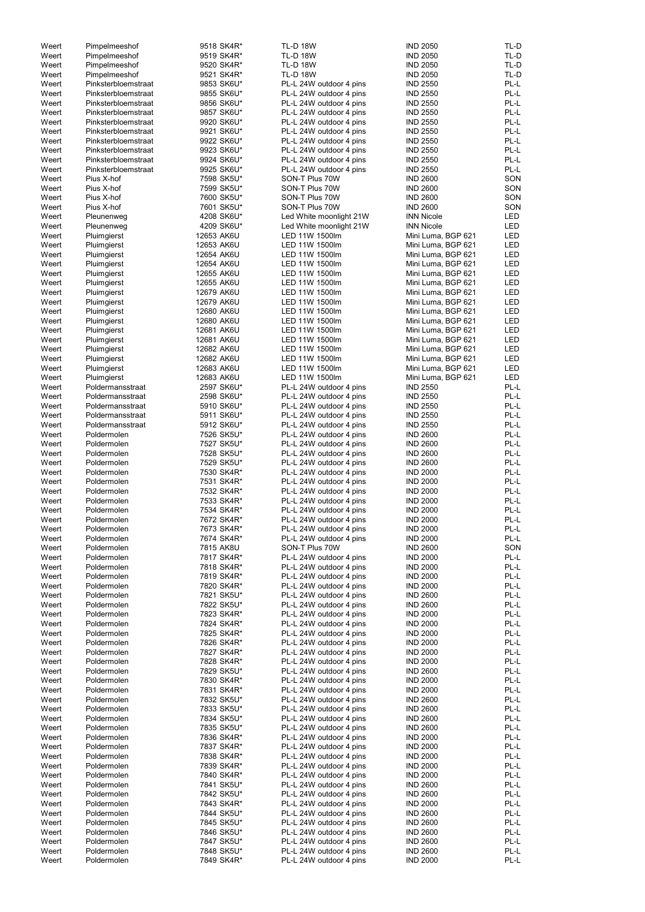| | | | | | |
|---|---|---|---|---|---|
| Weert | Pimpelmeeshof | 9518 SK4R* | TL-D 18W | IND 2050 | TL-D |
| Weert | Pimpelmeeshof | 9519 SK4R* | TL-D 18W | IND 2050 | TL-D |
| Weert | Pimpelmeeshof | 9520 SK4R* | TL-D 18W | IND 2050 | TL-D |
| Weert | Pimpelmeeshof | 9521 SK4R* | TL-D 18W | IND 2050 | TL-D |
| Weert | Pinksterbloemstraat | 9853 SK6U* | PL-L 24W outdoor 4 pins | IND 2550 | PL-L |
| Weert | Pinksterbloemstraat | 9855 SK6U* | PL-L 24W outdoor 4 pins | IND 2550 | PL-L |
| Weert | Pinksterbloemstraat | 9856 SK6U* | PL-L 24W outdoor 4 pins | IND 2550 | PL-L |
| Weert | Pinksterbloemstraat | 9857 SK6U* | PL-L 24W outdoor 4 pins | IND 2550 | PL-L |
| Weert | Pinksterbloemstraat | 9920 SK6U* | PL-L 24W outdoor 4 pins | IND 2550 | PL-L |
| Weert | Pinksterbloemstraat | 9921 SK6U* | PL-L 24W outdoor 4 pins | IND 2550 | PL-L |
| Weert | Pinksterbloemstraat | 9922 SK6U* | PL-L 24W outdoor 4 pins | IND 2550 | PL-L |
| Weert | Pinksterbloemstraat | 9923 SK6U* | PL-L 24W outdoor 4 pins | IND 2550 | PL-L |
| Weert | Pinksterbloemstraat | 9924 SK6U* | PL-L 24W outdoor 4 pins | IND 2550 | PL-L |
| Weert | Pinksterbloemstraat | 9925 SK6U* | PL-L 24W outdoor 4 pins | IND 2550 | PL-L |
| Weert | Pius X-hof | 7598 SK5U* | SON-T Plus 70W | IND 2600 | SON |
| Weert | Pius X-hof | 7599 SK5U* | SON-T Plus 70W | IND 2600 | SON |
| Weert | Pius X-hof | 7600 SK5U* | SON-T Plus 70W | IND 2600 | SON |
| Weert | Pius X-hof | 7601 SK5U* | SON-T Plus 70W | IND 2600 | SON |
| Weert | Pleunenweg | 4208 SK6U* | Led White moonlight 21W | INN Nicole | LED |
| Weert | Pleunenweg | 4209 SK6U* | Led White moonlight 21W | INN Nicole | LED |
| Weert | Pluimgierst | 12653 AK6U | LED 11W 1500lm | Mini Luma, BGP 621 | LED |
| Weert | Pluimgierst | 12653 AK6U | LED 11W 1500lm | Mini Luma, BGP 621 | LED |
| Weert | Pluimgierst | 12654 AK6U | LED 11W 1500lm | Mini Luma, BGP 621 | LED |
| Weert | Pluimgierst | 12654 AK6U | LED 11W 1500lm | Mini Luma, BGP 621 | LED |
| Weert | Pluimgierst | 12655 AK6U | LED 11W 1500lm | Mini Luma, BGP 621 | LED |
| Weert | Pluimgierst | 12655 AK6U | LED 11W 1500lm | Mini Luma, BGP 621 | LED |
| Weert | Pluimgierst | 12679 AK6U | LED 11W 1500lm | Mini Luma, BGP 621 | LED |
| Weert | Pluimgierst | 12679 AK6U | LED 11W 1500lm | Mini Luma, BGP 621 | LED |
| Weert | Pluimgierst | 12680 AK6U | LED 11W 1500lm | Mini Luma, BGP 621 | LED |
| Weert | Pluimgierst | 12680 AK6U | LED 11W 1500lm | Mini Luma, BGP 621 | LED |
| Weert | Pluimgierst | 12681 AK6U | LED 11W 1500lm | Mini Luma, BGP 621 | LED |
| Weert | Pluimgierst | 12681 AK6U | LED 11W 1500lm | Mini Luma, BGP 621 | LED |
| Weert | Pluimgierst | 12682 AK6U | LED 11W 1500lm | Mini Luma, BGP 621 | LED |
| Weert | Pluimgierst | 12682 AK6U | LED 11W 1500lm | Mini Luma, BGP 621 | LED |
| Weert | Pluimgierst | 12683 AK6U | LED 11W 1500lm | Mini Luma, BGP 621 | LED |
| Weert | Pluimgierst | 12683 AK6U | LED 11W 1500lm | Mini Luma, BGP 621 | LED |
| Weert | Poldermansstraat | 2597 SK6U* | PL-L 24W outdoor 4 pins | IND 2550 | PL-L |
| Weert | Poldermansstraat | 2598 SK6U* | PL-L 24W outdoor 4 pins | IND 2550 | PL-L |
| Weert | Poldermansstraat | 5910 SK6U* | PL-L 24W outdoor 4 pins | IND 2550 | PL-L |
| Weert | Poldermansstraat | 5911 SK6U* | PL-L 24W outdoor 4 pins | IND 2550 | PL-L |
| Weert | Poldermansstraat | 5912 SK6U* | PL-L 24W outdoor 4 pins | IND 2550 | PL-L |
| Weert | Poldermolen | 7526 SK5U* | PL-L 24W outdoor 4 pins | IND 2600 | PL-L |
| Weert | Poldermolen | 7527 SK5U* | PL-L 24W outdoor 4 pins | IND 2600 | PL-L |
| Weert | Poldermolen | 7528 SK5U* | PL-L 24W outdoor 4 pins | IND 2600 | PL-L |
| Weert | Poldermolen | 7529 SK5U* | PL-L 24W outdoor 4 pins | IND 2600 | PL-L |
| Weert | Poldermolen | 7530 SK4R* | PL-L 24W outdoor 4 pins | IND 2000 | PL-L |
| Weert | Poldermolen | 7531 SK4R* | PL-L 24W outdoor 4 pins | IND 2000 | PL-L |
| Weert | Poldermolen | 7532 SK4R* | PL-L 24W outdoor 4 pins | IND 2000 | PL-L |
| Weert | Poldermolen | 7533 SK4R* | PL-L 24W outdoor 4 pins | IND 2000 | PL-L |
| Weert | Poldermolen | 7534 SK4R* | PL-L 24W outdoor 4 pins | IND 2000 | PL-L |
| Weert | Poldermolen | 7672 SK4R* | PL-L 24W outdoor 4 pins | IND 2000 | PL-L |
| Weert | Poldermolen | 7673 SK4R* | PL-L 24W outdoor 4 pins | IND 2000 | PL-L |
| Weert | Poldermolen | 7674 SK4R* | PL-L 24W outdoor 4 pins | IND 2000 | PL-L |
| Weert | Poldermolen | 7815 AK8U | SON-T Plus 70W | IND 2600 | SON |
| Weert | Poldermolen | 7817 SK4R* | PL-L 24W outdoor 4 pins | IND 2000 | PL-L |
| Weert | Poldermolen | 7818 SK4R* | PL-L 24W outdoor 4 pins | IND 2000 | PL-L |
| Weert | Poldermolen | 7819 SK4R* | PL-L 24W outdoor 4 pins | IND 2000 | PL-L |
| Weert | Poldermolen | 7820 SK4R* | PL-L 24W outdoor 4 pins | IND 2000 | PL-L |
| Weert | Poldermolen | 7821 SK5U* | PL-L 24W outdoor 4 pins | IND 2600 | PL-L |
| Weert | Poldermolen | 7822 SK5U* | PL-L 24W outdoor 4 pins | IND 2600 | PL-L |
| Weert | Poldermolen | 7823 SK4R* | PL-L 24W outdoor 4 pins | IND 2000 | PL-L |
| Weert | Poldermolen | 7824 SK4R* | PL-L 24W outdoor 4 pins | IND 2000 | PL-L |
| Weert | Poldermolen | 7825 SK4R* | PL-L 24W outdoor 4 pins | IND 2000 | PL-L |
| Weert | Poldermolen | 7826 SK4R* | PL-L 24W outdoor 4 pins | IND 2000 | PL-L |
| Weert | Poldermolen | 7827 SK4R* | PL-L 24W outdoor 4 pins | IND 2000 | PL-L |
| Weert | Poldermolen | 7828 SK4R* | PL-L 24W outdoor 4 pins | IND 2000 | PL-L |
| Weert | Poldermolen | 7829 SK5U* | PL-L 24W outdoor 4 pins | IND 2600 | PL-L |
| Weert | Poldermolen | 7830 SK4R* | PL-L 24W outdoor 4 pins | IND 2000 | PL-L |
| Weert | Poldermolen | 7831 SK4R* | PL-L 24W outdoor 4 pins | IND 2000 | PL-L |
| Weert | Poldermolen | 7832 SK5U* | PL-L 24W outdoor 4 pins | IND 2600 | PL-L |
| Weert | Poldermolen | 7833 SK5U* | PL-L 24W outdoor 4 pins | IND 2600 | PL-L |
| Weert | Poldermolen | 7834 SK5U* | PL-L 24W outdoor 4 pins | IND 2600 | PL-L |
| Weert | Poldermolen | 7835 SK5U* | PL-L 24W outdoor 4 pins | IND 2600 | PL-L |
| Weert | Poldermolen | 7836 SK4R* | PL-L 24W outdoor 4 pins | IND 2000 | PL-L |
| Weert | Poldermolen | 7837 SK4R* | PL-L 24W outdoor 4 pins | IND 2000 | PL-L |
| Weert | Poldermolen | 7838 SK4R* | PL-L 24W outdoor 4 pins | IND 2000 | PL-L |
| Weert | Poldermolen | 7839 SK4R* | PL-L 24W outdoor 4 pins | IND 2000 | PL-L |
| Weert | Poldermolen | 7840 SK4R* | PL-L 24W outdoor 4 pins | IND 2000 | PL-L |
| Weert | Poldermolen | 7841 SK5U* | PL-L 24W outdoor 4 pins | IND 2600 | PL-L |
| Weert | Poldermolen | 7842 SK5U* | PL-L 24W outdoor 4 pins | IND 2600 | PL-L |
| Weert | Poldermolen | 7843 SK4R* | PL-L 24W outdoor 4 pins | IND 2000 | PL-L |
| Weert | Poldermolen | 7844 SK5U* | PL-L 24W outdoor 4 pins | IND 2600 | PL-L |
| Weert | Poldermolen | 7845 SK5U* | PL-L 24W outdoor 4 pins | IND 2600 | PL-L |
| Weert | Poldermolen | 7846 SK5U* | PL-L 24W outdoor 4 pins | IND 2600 | PL-L |
| Weert | Poldermolen | 7847 SK5U* | PL-L 24W outdoor 4 pins | IND 2600 | PL-L |
| Weert | Poldermolen | 7848 SK5U* | PL-L 24W outdoor 4 pins | IND 2600 | PL-L |
| Weert | Poldermolen | 7849 SK4R* | PL-L 24W outdoor 4 pins | IND 2000 | PL-L |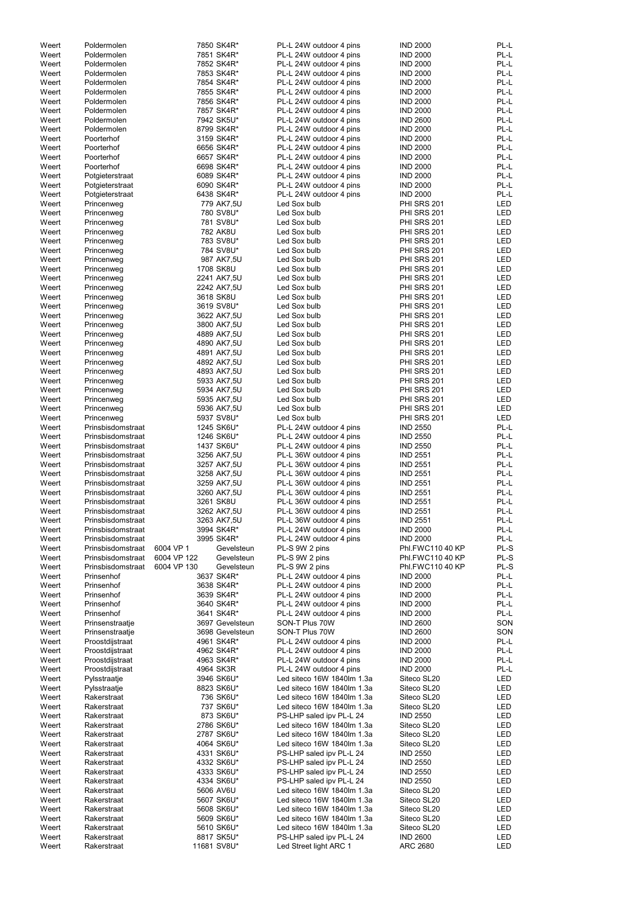| | | | | | | |
|---|---|---|---|---|---|---|
| Weert | Poldermolen | | 7850 SK4R* | PL-L 24W outdoor 4 pins | IND 2000 | PL-L |
| Weert | Poldermolen | | 7851 SK4R* | PL-L 24W outdoor 4 pins | IND 2000 | PL-L |
| Weert | Poldermolen | | 7852 SK4R* | PL-L 24W outdoor 4 pins | IND 2000 | PL-L |
| Weert | Poldermolen | | 7853 SK4R* | PL-L 24W outdoor 4 pins | IND 2000 | PL-L |
| Weert | Poldermolen | | 7854 SK4R* | PL-L 24W outdoor 4 pins | IND 2000 | PL-L |
| Weert | Poldermolen | | 7855 SK4R* | PL-L 24W outdoor 4 pins | IND 2000 | PL-L |
| Weert | Poldermolen | | 7856 SK4R* | PL-L 24W outdoor 4 pins | IND 2000 | PL-L |
| Weert | Poldermolen | | 7857 SK4R* | PL-L 24W outdoor 4 pins | IND 2000 | PL-L |
| Weert | Poldermolen | | 7942 SK5U* | PL-L 24W outdoor 4 pins | IND 2600 | PL-L |
| Weert | Poldermolen | | 8799 SK4R* | PL-L 24W outdoor 4 pins | IND 2000 | PL-L |
| Weert | Poorterhof | | 3159 SK4R* | PL-L 24W outdoor 4 pins | IND 2000 | PL-L |
| Weert | Poorterhof | | 6656 SK4R* | PL-L 24W outdoor 4 pins | IND 2000 | PL-L |
| Weert | Poorterhof | | 6657 SK4R* | PL-L 24W outdoor 4 pins | IND 2000 | PL-L |
| Weert | Poorterhof | | 6698 SK4R* | PL-L 24W outdoor 4 pins | IND 2000 | PL-L |
| Weert | Potgieterstraat | | 6089 SK4R* | PL-L 24W outdoor 4 pins | IND 2000 | PL-L |
| Weert | Potgieterstraat | | 6090 SK4R* | PL-L 24W outdoor 4 pins | IND 2000 | PL-L |
| Weert | Potgieterstraat | | 6438 SK4R* | PL-L 24W outdoor 4 pins | IND 2000 | PL-L |
| Weert | Princenweg | | 779 AK7,5U | Led Sox bulb | PHI SRS 201 | LED |
| Weert | Princenweg | | 780 SV8U* | Led Sox bulb | PHI SRS 201 | LED |
| Weert | Princenweg | | 781 SV8U* | Led Sox bulb | PHI SRS 201 | LED |
| Weert | Princenweg | | 782 AK8U | Led Sox bulb | PHI SRS 201 | LED |
| Weert | Princenweg | | 783 SV8U* | Led Sox bulb | PHI SRS 201 | LED |
| Weert | Princenweg | | 784 SV8U* | Led Sox bulb | PHI SRS 201 | LED |
| Weert | Princenweg | | 987 AK7,5U | Led Sox bulb | PHI SRS 201 | LED |
| Weert | Princenweg | | 1708 SK8U | Led Sox bulb | PHI SRS 201 | LED |
| Weert | Princenweg | | 2241 AK7,5U | Led Sox bulb | PHI SRS 201 | LED |
| Weert | Princenweg | | 2242 AK7,5U | Led Sox bulb | PHI SRS 201 | LED |
| Weert | Princenweg | | 3618 SK8U | Led Sox bulb | PHI SRS 201 | LED |
| Weert | Princenweg | | 3619 SV8U* | Led Sox bulb | PHI SRS 201 | LED |
| Weert | Princenweg | | 3622 AK7,5U | Led Sox bulb | PHI SRS 201 | LED |
| Weert | Princenweg | | 3800 AK7,5U | Led Sox bulb | PHI SRS 201 | LED |
| Weert | Princenweg | | 4889 AK7,5U | Led Sox bulb | PHI SRS 201 | LED |
| Weert | Princenweg | | 4890 AK7,5U | Led Sox bulb | PHI SRS 201 | LED |
| Weert | Princenweg | | 4891 AK7,5U | Led Sox bulb | PHI SRS 201 | LED |
| Weert | Princenweg | | 4892 AK7,5U | Led Sox bulb | PHI SRS 201 | LED |
| Weert | Princenweg | | 4893 AK7,5U | Led Sox bulb | PHI SRS 201 | LED |
| Weert | Princenweg | | 5933 AK7,5U | Led Sox bulb | PHI SRS 201 | LED |
| Weert | Princenweg | | 5934 AK7,5U | Led Sox bulb | PHI SRS 201 | LED |
| Weert | Princenweg | | 5935 AK7,5U | Led Sox bulb | PHI SRS 201 | LED |
| Weert | Princenweg | | 5936 AK7,5U | Led Sox bulb | PHI SRS 201 | LED |
| Weert | Princenweg | | 5937 SV8U* | Led Sox bulb | PHI SRS 201 | LED |
| Weert | Prinsbisdomstraat | | 1245 SK6U* | PL-L 24W outdoor 4 pins | IND 2550 | PL-L |
| Weert | Prinsbisdomstraat | | 1246 SK6U* | PL-L 24W outdoor 4 pins | IND 2550 | PL-L |
| Weert | Prinsbisdomstraat | | 1437 SK6U* | PL-L 24W outdoor 4 pins | IND 2550 | PL-L |
| Weert | Prinsbisdomstraat | | 3256 AK7,5U | PL-L 36W outdoor 4 pins | IND 2551 | PL-L |
| Weert | Prinsbisdomstraat | | 3257 AK7,5U | PL-L 36W outdoor 4 pins | IND 2551 | PL-L |
| Weert | Prinsbisdomstraat | | 3258 AK7,5U | PL-L 36W outdoor 4 pins | IND 2551 | PL-L |
| Weert | Prinsbisdomstraat | | 3259 AK7,5U | PL-L 36W outdoor 4 pins | IND 2551 | PL-L |
| Weert | Prinsbisdomstraat | | 3260 AK7,5U | PL-L 36W outdoor 4 pins | IND 2551 | PL-L |
| Weert | Prinsbisdomstraat | | 3261 SK8U | PL-L 36W outdoor 4 pins | IND 2551 | PL-L |
| Weert | Prinsbisdomstraat | | 3262 AK7,5U | PL-L 36W outdoor 4 pins | IND 2551 | PL-L |
| Weert | Prinsbisdomstraat | | 3263 AK7,5U | PL-L 36W outdoor 4 pins | IND 2551 | PL-L |
| Weert | Prinsbisdomstraat | | 3994 SK4R* | PL-L 24W outdoor 4 pins | IND 2000 | PL-L |
| Weert | Prinsbisdomstraat | | 3995 SK4R* | PL-L 24W outdoor 4 pins | IND 2000 | PL-L |
| Weert | Prinsbisdomstraat | 6004 VP 1 | Gevelsteun | PL-S 9W 2 pins | Phl.FWC110 40 KP | PL-S |
| Weert | Prinsbisdomstraat | 6004 VP 122 | Gevelsteun | PL-S 9W 2 pins | Phl.FWC110 40 KP | PL-S |
| Weert | Prinsbisdomstraat | 6004 VP 130 | Gevelsteun | PL-S 9W 2 pins | Phl.FWC110 40 KP | PL-S |
| Weert | Prinsenhof | | 3637 SK4R* | PL-L 24W outdoor 4 pins | IND 2000 | PL-L |
| Weert | Prinsenhof | | 3638 SK4R* | PL-L 24W outdoor 4 pins | IND 2000 | PL-L |
| Weert | Prinsenhof | | 3639 SK4R* | PL-L 24W outdoor 4 pins | IND 2000 | PL-L |
| Weert | Prinsenhof | | 3640 SK4R* | PL-L 24W outdoor 4 pins | IND 2000 | PL-L |
| Weert | Prinsenhof | | 3641 SK4R* | PL-L 24W outdoor 4 pins | IND 2000 | PL-L |
| Weert | Prinsenstraatje | | 3697 Gevelsteun | SON-T Plus 70W | IND 2600 | SON |
| Weert | Prinsenstraatje | | 3698 Gevelsteun | SON-T Plus 70W | IND 2600 | SON |
| Weert | Proostdijstraat | | 4961 SK4R* | PL-L 24W outdoor 4 pins | IND 2000 | PL-L |
| Weert | Proostdijstraat | | 4962 SK4R* | PL-L 24W outdoor 4 pins | IND 2000 | PL-L |
| Weert | Proostdijstraat | | 4963 SK4R* | PL-L 24W outdoor 4 pins | IND 2000 | PL-L |
| Weert | Proostdijstraat | | 4964 SK3R | PL-L 24W outdoor 4 pins | IND 2000 | PL-L |
| Weert | Pylsstraatje | | 3946 SK6U* | Led siteco 16W 1840lm 1.3a | Siteco SL20 | LED |
| Weert | Pylsstraatje | | 8823 SK6U* | Led siteco 16W 1840lm 1.3a | Siteco SL20 | LED |
| Weert | Rakerstraat | | 736 SK6U* | Led siteco 16W 1840lm 1.3a | Siteco SL20 | LED |
| Weert | Rakerstraat | | 737 SK6U* | Led siteco 16W 1840lm 1.3a | Siteco SL20 | LED |
| Weert | Rakerstraat | | 873 SK6U* | PS-LHP saled ipv PL-L 24 | IND 2550 | LED |
| Weert | Rakerstraat | | 2786 SK6U* | Led siteco 16W 1840lm 1.3a | Siteco SL20 | LED |
| Weert | Rakerstraat | | 2787 SK6U* | Led siteco 16W 1840lm 1.3a | Siteco SL20 | LED |
| Weert | Rakerstraat | | 4064 SK6U* | Led siteco 16W 1840lm 1.3a | Siteco SL20 | LED |
| Weert | Rakerstraat | | 4331 SK6U* | PS-LHP saled ipv PL-L 24 | IND 2550 | LED |
| Weert | Rakerstraat | | 4332 SK6U* | PS-LHP saled ipv PL-L 24 | IND 2550 | LED |
| Weert | Rakerstraat | | 4333 SK6U* | PS-LHP saled ipv PL-L 24 | IND 2550 | LED |
| Weert | Rakerstraat | | 4334 SK6U* | PS-LHP saled ipv PL-L 24 | IND 2550 | LED |
| Weert | Rakerstraat | | 5606 AV6U | Led siteco 16W 1840lm 1.3a | Siteco SL20 | LED |
| Weert | Rakerstraat | | 5607 SK6U* | Led siteco 16W 1840lm 1.3a | Siteco SL20 | LED |
| Weert | Rakerstraat | | 5608 SK6U* | Led siteco 16W 1840lm 1.3a | Siteco SL20 | LED |
| Weert | Rakerstraat | | 5609 SK6U* | Led siteco 16W 1840lm 1.3a | Siteco SL20 | LED |
| Weert | Rakerstraat | | 5610 SK6U* | Led siteco 16W 1840lm 1.3a | Siteco SL20 | LED |
| Weert | Rakerstraat | | 8817 SK5U* | PS-LHP saled ipv PL-L 24 | IND 2600 | LED |
| Weert | Rakerstraat | | 11681 SV8U* | Led Street light ARC 1 | ARC 2680 | LED |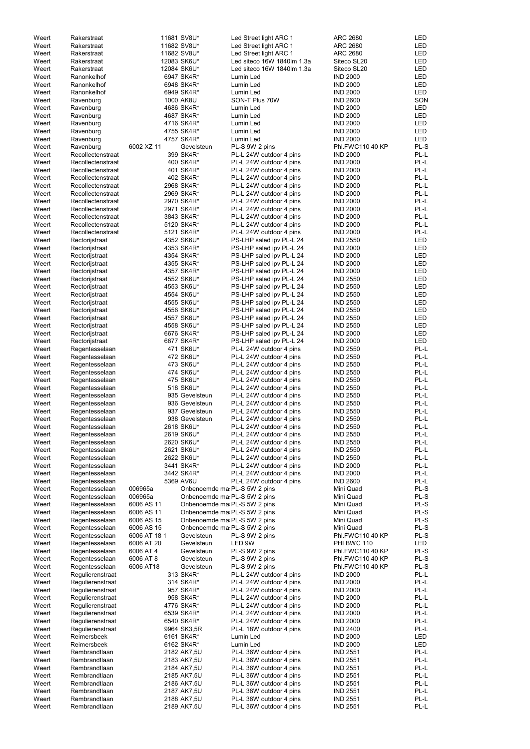| | | | | | | |
|---|---|---|---|---|---|---|
| Weert | Rakerstraat | | 11681 SV8U* | Led Street light ARC 1 | ARC 2680 | LED |
| Weert | Rakerstraat | | 11682 SV8U* | Led Street light ARC 1 | ARC 2680 | LED |
| Weert | Rakerstraat | | 11682 SV8U* | Led Street light ARC 1 | ARC 2680 | LED |
| Weert | Rakerstraat | | 12083 SK6U* | Led siteco 16W 1840lm 1.3a | Siteco SL20 | LED |
| Weert | Rakerstraat | | 12084 SK6U* | Led siteco 16W 1840lm 1.3a | Siteco SL20 | LED |
| Weert | Ranonkelhof | | 6947 SK4R* | Lumin Led | IND 2000 | LED |
| Weert | Ranonkelhof | | 6948 SK4R* | Lumin Led | IND 2000 | LED |
| Weert | Ranonkelhof | | 6949 SK4R* | Lumin Led | IND 2000 | LED |
| Weert | Ravenburg | | 1000 AK8U | SON-T Plus 70W | IND 2600 | SON |
| Weert | Ravenburg | | 4686 SK4R* | Lumin Led | IND 2000 | LED |
| Weert | Ravenburg | | 4687 SK4R* | Lumin Led | IND 2000 | LED |
| Weert | Ravenburg | | 4716 SK4R* | Lumin Led | IND 2000 | LED |
| Weert | Ravenburg | | 4755 SK4R* | Lumin Led | IND 2000 | LED |
| Weert | Ravenburg | | 4757 SK4R* | Lumin Led | IND 2000 | LED |
| Weert | Ravenburg | 6002 XZ 11 | Gevelsteun | PL-S 9W 2 pins | Phl.FWC110 40 KP | PL-S |
| Weert | Recollectenstraat | | 399 SK4R* | PL-L 24W outdoor 4 pins | IND 2000 | PL-L |
| Weert | Recollectenstraat | | 400 SK4R* | PL-L 24W outdoor 4 pins | IND 2000 | PL-L |
| Weert | Recollectenstraat | | 401 SK4R* | PL-L 24W outdoor 4 pins | IND 2000 | PL-L |
| Weert | Recollectenstraat | | 402 SK4R* | PL-L 24W outdoor 4 pins | IND 2000 | PL-L |
| Weert | Recollectenstraat | | 2968 SK4R* | PL-L 24W outdoor 4 pins | IND 2000 | PL-L |
| Weert | Recollectenstraat | | 2969 SK4R* | PL-L 24W outdoor 4 pins | IND 2000 | PL-L |
| Weert | Recollectenstraat | | 2970 SK4R* | PL-L 24W outdoor 4 pins | IND 2000 | PL-L |
| Weert | Recollectenstraat | | 2971 SK4R* | PL-L 24W outdoor 4 pins | IND 2000 | PL-L |
| Weert | Recollectenstraat | | 3843 SK4R* | PL-L 24W outdoor 4 pins | IND 2000 | PL-L |
| Weert | Recollectenstraat | | 5120 SK4R* | PL-L 24W outdoor 4 pins | IND 2000 | PL-L |
| Weert | Recollectenstraat | | 5121 SK4R* | PL-L 24W outdoor 4 pins | IND 2000 | PL-L |
| Weert | Rectorijstraat | | 4352 SK6U* | PS-LHP saled ipv PL-L 24 | IND 2550 | LED |
| Weert | Rectorijstraat | | 4353 SK4R* | PS-LHP saled ipv PL-L 24 | IND 2000 | LED |
| Weert | Rectorijstraat | | 4354 SK4R* | PS-LHP saled ipv PL-L 24 | IND 2000 | LED |
| Weert | Rectorijstraat | | 4355 SK4R* | PS-LHP saled ipv PL-L 24 | IND 2000 | LED |
| Weert | Rectorijstraat | | 4357 SK4R* | PS-LHP saled ipv PL-L 24 | IND 2000 | LED |
| Weert | Rectorijstraat | | 4552 SK6U* | PS-LHP saled ipv PL-L 24 | IND 2550 | LED |
| Weert | Rectorijstraat | | 4553 SK6U* | PS-LHP saled ipv PL-L 24 | IND 2550 | LED |
| Weert | Rectorijstraat | | 4554 SK6U* | PS-LHP saled ipv PL-L 24 | IND 2550 | LED |
| Weert | Rectorijstraat | | 4555 SK6U* | PS-LHP saled ipv PL-L 24 | IND 2550 | LED |
| Weert | Rectorijstraat | | 4556 SK6U* | PS-LHP saled ipv PL-L 24 | IND 2550 | LED |
| Weert | Rectorijstraat | | 4557 SK6U* | PS-LHP saled ipv PL-L 24 | IND 2550 | LED |
| Weert | Rectorijstraat | | 4558 SK6U* | PS-LHP saled ipv PL-L 24 | IND 2550 | LED |
| Weert | Rectorijstraat | | 6676 SK4R* | PS-LHP saled ipv PL-L 24 | IND 2000 | LED |
| Weert | Rectorijstraat | | 6677 SK4R* | PS-LHP saled ipv PL-L 24 | IND 2000 | LED |
| Weert | Regentesselaan | | 471 SK6U* | PL-L 24W outdoor 4 pins | IND 2550 | PL-L |
| Weert | Regentesselaan | | 472 SK6U* | PL-L 24W outdoor 4 pins | IND 2550 | PL-L |
| Weert | Regentesselaan | | 473 SK6U* | PL-L 24W outdoor 4 pins | IND 2550 | PL-L |
| Weert | Regentesselaan | | 474 SK6U* | PL-L 24W outdoor 4 pins | IND 2550 | PL-L |
| Weert | Regentesselaan | | 475 SK6U* | PL-L 24W outdoor 4 pins | IND 2550 | PL-L |
| Weert | Regentesselaan | | 518 SK6U* | PL-L 24W outdoor 4 pins | IND 2550 | PL-L |
| Weert | Regentesselaan | | 935 Gevelsteun | PL-L 24W outdoor 4 pins | IND 2550 | PL-L |
| Weert | Regentesselaan | | 936 Gevelsteun | PL-L 24W outdoor 4 pins | IND 2550 | PL-L |
| Weert | Regentesselaan | | 937 Gevelsteun | PL-L 24W outdoor 4 pins | IND 2550 | PL-L |
| Weert | Regentesselaan | | 938 Gevelsteun | PL-L 24W outdoor 4 pins | IND 2550 | PL-L |
| Weert | Regentesselaan | | 2618 SK6U* | PL-L 24W outdoor 4 pins | IND 2550 | PL-L |
| Weert | Regentesselaan | | 2619 SK6U* | PL-L 24W outdoor 4 pins | IND 2550 | PL-L |
| Weert | Regentesselaan | | 2620 SK6U* | PL-L 24W outdoor 4 pins | IND 2550 | PL-L |
| Weert | Regentesselaan | | 2621 SK6U* | PL-L 24W outdoor 4 pins | IND 2550 | PL-L |
| Weert | Regentesselaan | | 2622 SK6U* | PL-L 24W outdoor 4 pins | IND 2550 | PL-L |
| Weert | Regentesselaan | | 3441 SK4R* | PL-L 24W outdoor 4 pins | IND 2000 | PL-L |
| Weert | Regentesselaan | | 3442 SK4R* | PL-L 24W outdoor 4 pins | IND 2000 | PL-L |
| Weert | Regentesselaan | | 5369 AV6U | PL-L 24W outdoor 4 pins | IND 2600 | PL-L |
| Weert | Regentesselaan | 006965a | Onbenoemde ma | PL-S 5W 2 pins | Mini Quad | PL-S |
| Weert | Regentesselaan | 006965a | Onbenoemde ma | PL-S 5W 2 pins | Mini Quad | PL-S |
| Weert | Regentesselaan | 6006 AS 11 | Onbenoemde ma | PL-S 5W 2 pins | Mini Quad | PL-S |
| Weert | Regentesselaan | 6006 AS 11 | Onbenoemde ma | PL-S 5W 2 pins | Mini Quad | PL-S |
| Weert | Regentesselaan | 6006 AS 15 | Onbenoemde ma | PL-S 5W 2 pins | Mini Quad | PL-S |
| Weert | Regentesselaan | 6006 AS 15 | Onbenoemde ma | PL-S 5W 2 pins | Mini Quad | PL-S |
| Weert | Regentesselaan | 6006 AT 18 1 | Gevelsteun | PL-S 9W 2 pins | Phl.FWC110 40 KP | PL-S |
| Weert | Regentesselaan | 6006 AT 20 | Gevelsteun | LED 9W | PHI BWC 110 | LED |
| Weert | Regentesselaan | 6006 AT 4 | Gevelsteun | PL-S 9W 2 pins | Phl.FWC110 40 KP | PL-S |
| Weert | Regentesselaan | 6006 AT 8 | Gevelsteun | PL-S 9W 2 pins | Phl.FWC110 40 KP | PL-S |
| Weert | Regentesselaan | 6006 AT18 | Gevelsteun | PL-S 9W 2 pins | Phl.FWC110 40 KP | PL-S |
| Weert | Regulierenstraat | | 313 SK4R* | PL-L 24W outdoor 4 pins | IND 2000 | PL-L |
| Weert | Regulierenstraat | | 314 SK4R* | PL-L 24W outdoor 4 pins | IND 2000 | PL-L |
| Weert | Regulierenstraat | | 957 SK4R* | PL-L 24W outdoor 4 pins | IND 2000 | PL-L |
| Weert | Regulierenstraat | | 958 SK4R* | PL-L 24W outdoor 4 pins | IND 2000 | PL-L |
| Weert | Regulierenstraat | | 4776 SK4R* | PL-L 24W outdoor 4 pins | IND 2000 | PL-L |
| Weert | Regulierenstraat | | 6539 SK4R* | PL-L 24W outdoor 4 pins | IND 2000 | PL-L |
| Weert | Regulierenstraat | | 6540 SK4R* | PL-L 24W outdoor 4 pins | IND 2000 | PL-L |
| Weert | Regulierenstraat | | 9964 SK3,5R | PL-L 18W outdoor 4 pins | IND 2400 | PL-L |
| Weert | Reimersbeek | | 6161 SK4R* | Lumin Led | IND 2000 | LED |
| Weert | Reimersbeek | | 6162 SK4R* | Lumin Led | IND 2000 | LED |
| Weert | Rembrandtlaan | | 2182 AK7,5U | PL-L 36W outdoor 4 pins | IND 2551 | PL-L |
| Weert | Rembrandtlaan | | 2183 AK7,5U | PL-L 36W outdoor 4 pins | IND 2551 | PL-L |
| Weert | Rembrandtlaan | | 2184 AK7,5U | PL-L 36W outdoor 4 pins | IND 2551 | PL-L |
| Weert | Rembrandtlaan | | 2185 AK7,5U | PL-L 36W outdoor 4 pins | IND 2551 | PL-L |
| Weert | Rembrandtlaan | | 2186 AK7,5U | PL-L 36W outdoor 4 pins | IND 2551 | PL-L |
| Weert | Rembrandtlaan | | 2187 AK7,5U | PL-L 36W outdoor 4 pins | IND 2551 | PL-L |
| Weert | Rembrandtlaan | | 2188 AK7,5U | PL-L 36W outdoor 4 pins | IND 2551 | PL-L |
| Weert | Rembrandtlaan | | 2189 AK7,5U | PL-L 36W outdoor 4 pins | IND 2551 | PL-L |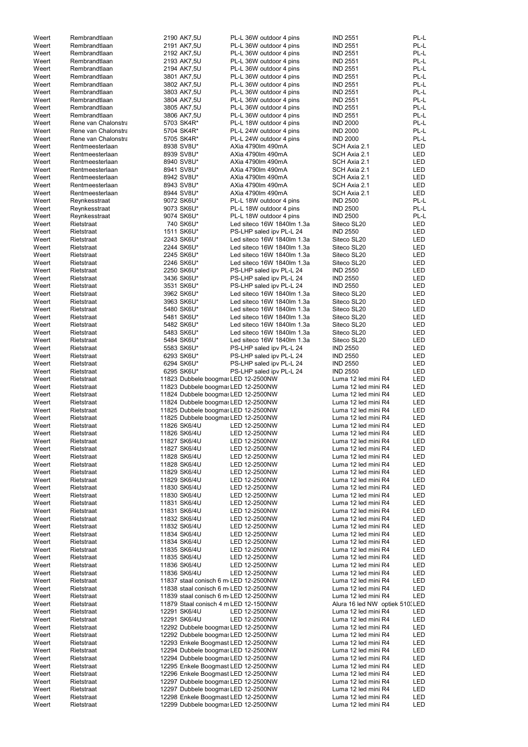| | | | | | |
|---|---|---|---|---|---|
| Weert | Rembrandtlaan | 2190 AK7,5U | PL-L 36W outdoor 4 pins | IND 2551 | PL-L |
| Weert | Rembrandtlaan | 2191 AK7,5U | PL-L 36W outdoor 4 pins | IND 2551 | PL-L |
| Weert | Rembrandtlaan | 2192 AK7,5U | PL-L 36W outdoor 4 pins | IND 2551 | PL-L |
| Weert | Rembrandtlaan | 2193 AK7,5U | PL-L 36W outdoor 4 pins | IND 2551 | PL-L |
| Weert | Rembrandtlaan | 2194 AK7,5U | PL-L 36W outdoor 4 pins | IND 2551 | PL-L |
| Weert | Rembrandtlaan | 3801 AK7,5U | PL-L 36W outdoor 4 pins | IND 2551 | PL-L |
| Weert | Rembrandtlaan | 3802 AK7,5U | PL-L 36W outdoor 4 pins | IND 2551 | PL-L |
| Weert | Rembrandtlaan | 3803 AK7,5U | PL-L 36W outdoor 4 pins | IND 2551 | PL-L |
| Weert | Rembrandtlaan | 3804 AK7,5U | PL-L 36W outdoor 4 pins | IND 2551 | PL-L |
| Weert | Rembrandtlaan | 3805 AK7,5U | PL-L 36W outdoor 4 pins | IND 2551 | PL-L |
| Weert | Rembrandtlaan | 3806 AK7,5U | PL-L 36W outdoor 4 pins | IND 2551 | PL-L |
| Weert | Rene van Chalonstra | 5703 SK4R* | PL-L 18W outdoor 4 pins | IND 2000 | PL-L |
| Weert | Rene van Chalonstra | 5704 SK4R* | PL-L 24W outdoor 4 pins | IND 2000 | PL-L |
| Weert | Rene van Chalonstra | 5705 SK4R* | PL-L 24W outdoor 4 pins | IND 2000 | PL-L |
| Weert | Rentmeesterlaan | 8938 SV8U* | AXia 4790lm 490mA | SCH Axia 2.1 | LED |
| Weert | Rentmeesterlaan | 8939 SV8U* | AXia 4790lm 490mA | SCH Axia 2.1 | LED |
| Weert | Rentmeesterlaan | 8940 SV8U* | AXia 4790lm 490mA | SCH Axia 2.1 | LED |
| Weert | Rentmeesterlaan | 8941 SV8U* | AXia 4790lm 490mA | SCH Axia 2.1 | LED |
| Weert | Rentmeesterlaan | 8942 SV8U* | AXia 4790lm 490mA | SCH Axia 2.1 | LED |
| Weert | Rentmeesterlaan | 8943 SV8U* | AXia 4790lm 490mA | SCH Axia 2.1 | LED |
| Weert | Rentmeesterlaan | 8944 SV8U* | AXia 4790lm 490mA | SCH Axia 2.1 | LED |
| Weert | Reynkesstraat | 9072 SK6U* | PL-L 18W outdoor 4 pins | IND 2500 | PL-L |
| Weert | Reynkesstraat | 9073 SK6U* | PL-L 18W outdoor 4 pins | IND 2500 | PL-L |
| Weert | Reynkesstraat | 9074 SK6U* | PL-L 18W outdoor 4 pins | IND 2500 | PL-L |
| Weert | Rietstraat | 740 SK6U* | Led siteco 16W 1840lm 1.3a | Siteco SL20 | LED |
| Weert | Rietstraat | 1511 SK6U* | PS-LHP saled ipv PL-L 24 | IND 2550 | LED |
| Weert | Rietstraat | 2243 SK6U* | Led siteco 16W 1840lm 1.3a | Siteco SL20 | LED |
| Weert | Rietstraat | 2244 SK6U* | Led siteco 16W 1840lm 1.3a | Siteco SL20 | LED |
| Weert | Rietstraat | 2245 SK6U* | Led siteco 16W 1840lm 1.3a | Siteco SL20 | LED |
| Weert | Rietstraat | 2246 SK6U* | Led siteco 16W 1840lm 1.3a | Siteco SL20 | LED |
| Weert | Rietstraat | 2250 SK6U* | PS-LHP saled ipv PL-L 24 | IND 2550 | LED |
| Weert | Rietstraat | 3436 SK6U* | PS-LHP saled ipv PL-L 24 | IND 2550 | LED |
| Weert | Rietstraat | 3531 SK6U* | PS-LHP saled ipv PL-L 24 | IND 2550 | LED |
| Weert | Rietstraat | 3962 SK6U* | Led siteco 16W 1840lm 1.3a | Siteco SL20 | LED |
| Weert | Rietstraat | 3963 SK6U* | Led siteco 16W 1840lm 1.3a | Siteco SL20 | LED |
| Weert | Rietstraat | 5480 SK6U* | Led siteco 16W 1840lm 1.3a | Siteco SL20 | LED |
| Weert | Rietstraat | 5481 SK6U* | Led siteco 16W 1840lm 1.3a | Siteco SL20 | LED |
| Weert | Rietstraat | 5482 SK6U* | Led siteco 16W 1840lm 1.3a | Siteco SL20 | LED |
| Weert | Rietstraat | 5483 SK6U* | Led siteco 16W 1840lm 1.3a | Siteco SL20 | LED |
| Weert | Rietstraat | 5484 SK6U* | Led siteco 16W 1840lm 1.3a | Siteco SL20 | LED |
| Weert | Rietstraat | 5583 SK6U* | PS-LHP saled ipv PL-L 24 | IND 2550 | LED |
| Weert | Rietstraat | 6293 SK6U* | PS-LHP saled ipv PL-L 24 | IND 2550 | LED |
| Weert | Rietstraat | 6294 SK6U* | PS-LHP saled ipv PL-L 24 | IND 2550 | LED |
| Weert | Rietstraat | 6295 SK6U* | PS-LHP saled ipv PL-L 24 | IND 2550 | LED |
| Weert | Rietstraat | 11823 Dubbele boogmas | LED 12-2500NW | Luma 12 led mini R4 | LED |
| Weert | Rietstraat | 11823 Dubbele boogmas | LED 12-2500NW | Luma 12 led mini R4 | LED |
| Weert | Rietstraat | 11824 Dubbele boogmas | LED 12-2500NW | Luma 12 led mini R4 | LED |
| Weert | Rietstraat | 11824 Dubbele boogmas | LED 12-2500NW | Luma 12 led mini R4 | LED |
| Weert | Rietstraat | 11825 Dubbele boogmas | LED 12-2500NW | Luma 12 led mini R4 | LED |
| Weert | Rietstraat | 11825 Dubbele boogmas | LED 12-2500NW | Luma 12 led mini R4 | LED |
| Weert | Rietstraat | 11826 SK6/4U | LED 12-2500NW | Luma 12 led mini R4 | LED |
| Weert | Rietstraat | 11826 SK6/4U | LED 12-2500NW | Luma 12 led mini R4 | LED |
| Weert | Rietstraat | 11827 SK6/4U | LED 12-2500NW | Luma 12 led mini R4 | LED |
| Weert | Rietstraat | 11827 SK6/4U | LED 12-2500NW | Luma 12 led mini R4 | LED |
| Weert | Rietstraat | 11828 SK6/4U | LED 12-2500NW | Luma 12 led mini R4 | LED |
| Weert | Rietstraat | 11828 SK6/4U | LED 12-2500NW | Luma 12 led mini R4 | LED |
| Weert | Rietstraat | 11829 SK6/4U | LED 12-2500NW | Luma 12 led mini R4 | LED |
| Weert | Rietstraat | 11829 SK6/4U | LED 12-2500NW | Luma 12 led mini R4 | LED |
| Weert | Rietstraat | 11830 SK6/4U | LED 12-2500NW | Luma 12 led mini R4 | LED |
| Weert | Rietstraat | 11830 SK6/4U | LED 12-2500NW | Luma 12 led mini R4 | LED |
| Weert | Rietstraat | 11831 SK6/4U | LED 12-2500NW | Luma 12 led mini R4 | LED |
| Weert | Rietstraat | 11831 SK6/4U | LED 12-2500NW | Luma 12 led mini R4 | LED |
| Weert | Rietstraat | 11832 SK6/4U | LED 12-2500NW | Luma 12 led mini R4 | LED |
| Weert | Rietstraat | 11832 SK6/4U | LED 12-2500NW | Luma 12 led mini R4 | LED |
| Weert | Rietstraat | 11834 SK6/4U | LED 12-2500NW | Luma 12 led mini R4 | LED |
| Weert | Rietstraat | 11834 SK6/4U | LED 12-2500NW | Luma 12 led mini R4 | LED |
| Weert | Rietstraat | 11835 SK6/4U | LED 12-2500NW | Luma 12 led mini R4 | LED |
| Weert | Rietstraat | 11835 SK6/4U | LED 12-2500NW | Luma 12 led mini R4 | LED |
| Weert | Rietstraat | 11836 SK6/4U | LED 12-2500NW | Luma 12 led mini R4 | LED |
| Weert | Rietstraat | 11836 SK6/4U | LED 12-2500NW | Luma 12 led mini R4 | LED |
| Weert | Rietstraat | 11837 staal conisch 6 m | LED 12-2500NW | Luma 12 led mini R4 | LED |
| Weert | Rietstraat | 11838 staal conisch 6 m | LED 12-2500NW | Luma 12 led mini R4 | LED |
| Weert | Rietstraat | 11839 staal conisch 6 m | LED 12-2500NW | Luma 12 led mini R4 | LED |
| Weert | Rietstraat | 11879 Staal conisch 4 m | LED 12-1500NW | Alura 16 led NW optiek 510 | LED |
| Weert | Rietstraat | 12291 SK6/4U | LED 12-2500NW | Luma 12 led mini R4 | LED |
| Weert | Rietstraat | 12291 SK6/4U | LED 12-2500NW | Luma 12 led mini R4 | LED |
| Weert | Rietstraat | 12292 Dubbele boogmas | LED 12-2500NW | Luma 12 led mini R4 | LED |
| Weert | Rietstraat | 12292 Dubbele boogmas | LED 12-2500NW | Luma 12 led mini R4 | LED |
| Weert | Rietstraat | 12293 Enkele Boogmast | LED 12-2500NW | Luma 12 led mini R4 | LED |
| Weert | Rietstraat | 12294 Dubbele boogmas | LED 12-2500NW | Luma 12 led mini R4 | LED |
| Weert | Rietstraat | 12294 Dubbele boogmas | LED 12-2500NW | Luma 12 led mini R4 | LED |
| Weert | Rietstraat | 12295 Enkele Boogmast | LED 12-2500NW | Luma 12 led mini R4 | LED |
| Weert | Rietstraat | 12296 Enkele Boogmast | LED 12-2500NW | Luma 12 led mini R4 | LED |
| Weert | Rietstraat | 12297 Dubbele boogmas | LED 12-2500NW | Luma 12 led mini R4 | LED |
| Weert | Rietstraat | 12297 Dubbele boogmas | LED 12-2500NW | Luma 12 led mini R4 | LED |
| Weert | Rietstraat | 12298 Enkele Boogmast | LED 12-2500NW | Luma 12 led mini R4 | LED |
| Weert | Rietstraat | 12299 Dubbele boogmas | LED 12-2500NW | Luma 12 led mini R4 | LED |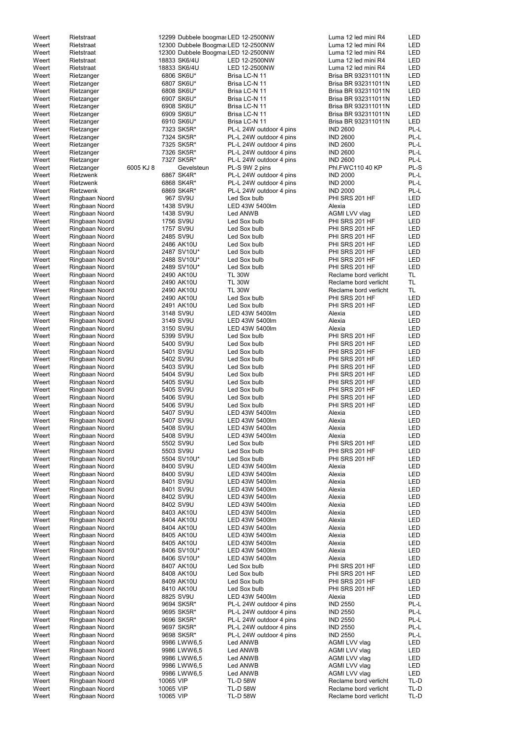| | | | | | | |
|---|---|---|---|---|---|---|
| Weert | Rietstraat | | 12299 Dubbele boogmas | LED 12-2500NW | Luma 12 led mini R4 | LED |
| Weert | Rietstraat | | 12300 Dubbele Boogmas | LED 12-2500NW | Luma 12 led mini R4 | LED |
| Weert | Rietstraat | | 12300 Dubbele Boogmas | LED 12-2500NW | Luma 12 led mini R4 | LED |
| Weert | Rietstraat | | 18833 SK6/4U | LED 12-2500NW | Luma 12 led mini R4 | LED |
| Weert | Rietstraat | | 18833 SK6/4U | LED 12-2500NW | Luma 12 led mini R4 | LED |
| Weert | Rietzanger | | 6806 SK6U* | Brisa LC-N 11 | Brisa BR 932311011N | LED |
| Weert | Rietzanger | | 6807 SK6U* | Brisa LC-N 11 | Brisa BR 932311011N | LED |
| Weert | Rietzanger | | 6808 SK6U* | Brisa LC-N 11 | Brisa BR 932311011N | LED |
| Weert | Rietzanger | | 6907 SK6U* | Brisa LC-N 11 | Brisa BR 932311011N | LED |
| Weert | Rietzanger | | 6908 SK6U* | Brisa LC-N 11 | Brisa BR 932311011N | LED |
| Weert | Rietzanger | | 6909 SK6U* | Brisa LC-N 11 | Brisa BR 932311011N | LED |
| Weert | Rietzanger | | 6910 SK6U* | Brisa LC-N 11 | Brisa BR 932311011N | LED |
| Weert | Rietzanger | | 7323 SK5R* | PL-L 24W outdoor 4 pins | IND 2600 | PL-L |
| Weert | Rietzanger | | 7324 SK5R* | PL-L 24W outdoor 4 pins | IND 2600 | PL-L |
| Weert | Rietzanger | | 7325 SK5R* | PL-L 24W outdoor 4 pins | IND 2600 | PL-L |
| Weert | Rietzanger | | 7326 SK5R* | PL-L 24W outdoor 4 pins | IND 2600 | PL-L |
| Weert | Rietzanger | | 7327 SK5R* | PL-L 24W outdoor 4 pins | IND 2600 | PL-L |
| Weert | Rietzanger | 6005 KJ 8 | Gevelsteun | PL-S 9W 2 pins | Phl.FWC110 40 KP | PL-S |
| Weert | Rietzwenk | | 6867 SK4R* | PL-L 24W outdoor 4 pins | IND 2000 | PL-L |
| Weert | Rietzwenk | | 6868 SK4R* | PL-L 24W outdoor 4 pins | IND 2000 | PL-L |
| Weert | Rietzwenk | | 6869 SK4R* | PL-L 24W outdoor 4 pins | IND 2000 | PL-L |
| Weert | Ringbaan Noord | | 967 SV9U | Led Sox bulb | PHI SRS 201 HF | LED |
| Weert | Ringbaan Noord | | 1438 SV9U | LED 43W 5400lm | Alexia | LED |
| Weert | Ringbaan Noord | | 1438 SV9U | Led ANWB | AGMI LVV vlag | LED |
| Weert | Ringbaan Noord | | 1756 SV9U | Led Sox bulb | PHI SRS 201 HF | LED |
| Weert | Ringbaan Noord | | 1757 SV9U | Led Sox bulb | PHI SRS 201 HF | LED |
| Weert | Ringbaan Noord | | 2485 SV9U | Led Sox bulb | PHI SRS 201 HF | LED |
| Weert | Ringbaan Noord | | 2486 AK10U | Led Sox bulb | PHI SRS 201 HF | LED |
| Weert | Ringbaan Noord | | 2487 SV10U* | Led Sox bulb | PHI SRS 201 HF | LED |
| Weert | Ringbaan Noord | | 2488 SV10U* | Led Sox bulb | PHI SRS 201 HF | LED |
| Weert | Ringbaan Noord | | 2489 SV10U* | Led Sox bulb | PHI SRS 201 HF | LED |
| Weert | Ringbaan Noord | | 2490 AK10U | TL 30W | Reclame bord verlicht | TL |
| Weert | Ringbaan Noord | | 2490 AK10U | TL 30W | Reclame bord verlicht | TL |
| Weert | Ringbaan Noord | | 2490 AK10U | TL 30W | Reclame bord verlicht | TL |
| Weert | Ringbaan Noord | | 2490 AK10U | Led Sox bulb | PHI SRS 201 HF | LED |
| Weert | Ringbaan Noord | | 2491 AK10U | Led Sox bulb | PHI SRS 201 HF | LED |
| Weert | Ringbaan Noord | | 3148 SV9U | LED 43W 5400lm | Alexia | LED |
| Weert | Ringbaan Noord | | 3149 SV9U | LED 43W 5400lm | Alexia | LED |
| Weert | Ringbaan Noord | | 3150 SV9U | LED 43W 5400lm | Alexia | LED |
| Weert | Ringbaan Noord | | 5399 SV9U | Led Sox bulb | PHI SRS 201 HF | LED |
| Weert | Ringbaan Noord | | 5400 SV9U | Led Sox bulb | PHI SRS 201 HF | LED |
| Weert | Ringbaan Noord | | 5401 SV9U | Led Sox bulb | PHI SRS 201 HF | LED |
| Weert | Ringbaan Noord | | 5402 SV9U | Led Sox bulb | PHI SRS 201 HF | LED |
| Weert | Ringbaan Noord | | 5403 SV9U | Led Sox bulb | PHI SRS 201 HF | LED |
| Weert | Ringbaan Noord | | 5404 SV9U | Led Sox bulb | PHI SRS 201 HF | LED |
| Weert | Ringbaan Noord | | 5405 SV9U | Led Sox bulb | PHI SRS 201 HF | LED |
| Weert | Ringbaan Noord | | 5405 SV9U | Led Sox bulb | PHI SRS 201 HF | LED |
| Weert | Ringbaan Noord | | 5406 SV9U | Led Sox bulb | PHI SRS 201 HF | LED |
| Weert | Ringbaan Noord | | 5406 SV9U | Led Sox bulb | PHI SRS 201 HF | LED |
| Weert | Ringbaan Noord | | 5407 SV9U | LED 43W 5400lm | Alexia | LED |
| Weert | Ringbaan Noord | | 5407 SV9U | LED 43W 5400lm | Alexia | LED |
| Weert | Ringbaan Noord | | 5408 SV9U | LED 43W 5400lm | Alexia | LED |
| Weert | Ringbaan Noord | | 5408 SV9U | LED 43W 5400lm | Alexia | LED |
| Weert | Ringbaan Noord | | 5502 SV9U | Led Sox bulb | PHI SRS 201 HF | LED |
| Weert | Ringbaan Noord | | 5503 SV9U | Led Sox bulb | PHI SRS 201 HF | LED |
| Weert | Ringbaan Noord | | 5504 SV10U* | Led Sox bulb | PHI SRS 201 HF | LED |
| Weert | Ringbaan Noord | | 8400 SV9U | LED 43W 5400lm | Alexia | LED |
| Weert | Ringbaan Noord | | 8400 SV9U | LED 43W 5400lm | Alexia | LED |
| Weert | Ringbaan Noord | | 8401 SV9U | LED 43W 5400lm | Alexia | LED |
| Weert | Ringbaan Noord | | 8401 SV9U | LED 43W 5400lm | Alexia | LED |
| Weert | Ringbaan Noord | | 8402 SV9U | LED 43W 5400lm | Alexia | LED |
| Weert | Ringbaan Noord | | 8402 SV9U | LED 43W 5400lm | Alexia | LED |
| Weert | Ringbaan Noord | | 8403 AK10U | LED 43W 5400lm | Alexia | LED |
| Weert | Ringbaan Noord | | 8404 AK10U | LED 43W 5400lm | Alexia | LED |
| Weert | Ringbaan Noord | | 8404 AK10U | LED 43W 5400lm | Alexia | LED |
| Weert | Ringbaan Noord | | 8405 AK10U | LED 43W 5400lm | Alexia | LED |
| Weert | Ringbaan Noord | | 8405 AK10U | LED 43W 5400lm | Alexia | LED |
| Weert | Ringbaan Noord | | 8406 SV10U* | LED 43W 5400lm | Alexia | LED |
| Weert | Ringbaan Noord | | 8406 SV10U* | LED 43W 5400lm | Alexia | LED |
| Weert | Ringbaan Noord | | 8407 AK10U | Led Sox bulb | PHI SRS 201 HF | LED |
| Weert | Ringbaan Noord | | 8408 AK10U | Led Sox bulb | PHI SRS 201 HF | LED |
| Weert | Ringbaan Noord | | 8409 AK10U | Led Sox bulb | PHI SRS 201 HF | LED |
| Weert | Ringbaan Noord | | 8410 AK10U | Led Sox bulb | PHI SRS 201 HF | LED |
| Weert | Ringbaan Noord | | 8825 SV9U | LED 43W 5400lm | Alexia | LED |
| Weert | Ringbaan Noord | | 9694 SK5R* | PL-L 24W outdoor 4 pins | IND 2550 | PL-L |
| Weert | Ringbaan Noord | | 9695 SK5R* | PL-L 24W outdoor 4 pins | IND 2550 | PL-L |
| Weert | Ringbaan Noord | | 9696 SK5R* | PL-L 24W outdoor 4 pins | IND 2550 | PL-L |
| Weert | Ringbaan Noord | | 9697 SK5R* | PL-L 24W outdoor 4 pins | IND 2550 | PL-L |
| Weert | Ringbaan Noord | | 9698 SK5R* | PL-L 24W outdoor 4 pins | IND 2550 | PL-L |
| Weert | Ringbaan Noord | | 9986 LWW6,5 | Led ANWB | AGMI LVV vlag | LED |
| Weert | Ringbaan Noord | | 9986 LWW6,5 | Led ANWB | AGMI LVV vlag | LED |
| Weert | Ringbaan Noord | | 9986 LWW6,5 | Led ANWB | AGMI LVV vlag | LED |
| Weert | Ringbaan Noord | | 9986 LWW6,5 | Led ANWB | AGMI LVV vlag | LED |
| Weert | Ringbaan Noord | | 9986 LWW6,5 | Led ANWB | AGMI LVV vlag | LED |
| Weert | Ringbaan Noord | | 10065 VIP | TL-D 58W | Reclame bord verlicht | TL-D |
| Weert | Ringbaan Noord | | 10065 VIP | TL-D 58W | Reclame bord verlicht | TL-D |
| Weert | Ringbaan Noord | | 10065 VIP | TL-D 58W | Reclame bord verlicht | TL-D |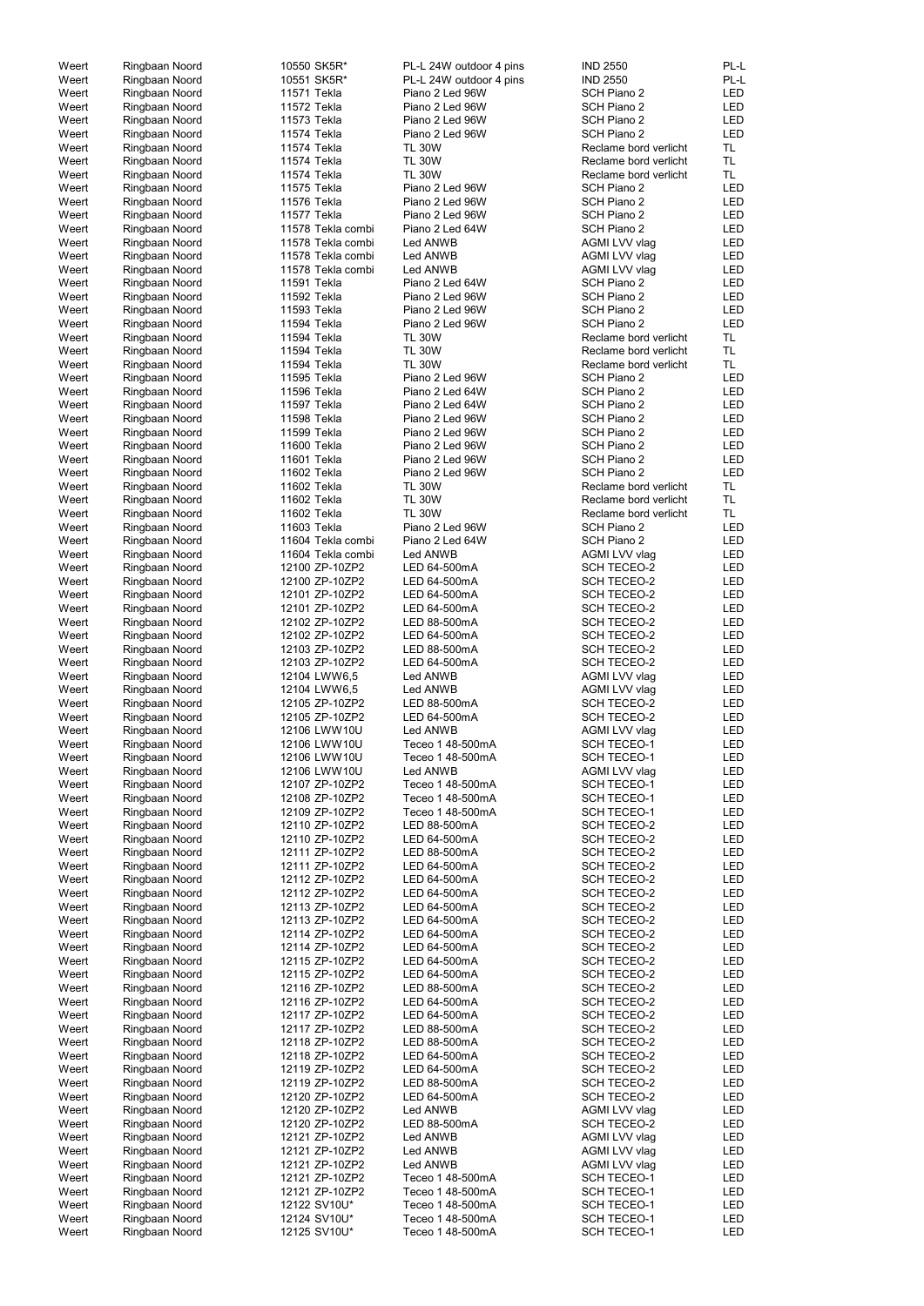| | | | | | |
|---|---|---|---|---|---|
| Weert | Ringbaan Noord | 10550 SK5R* | PL-L 24W outdoor 4 pins | IND 2550 | PL-L |
| Weert | Ringbaan Noord | 10551 SK5R* | PL-L 24W outdoor 4 pins | IND 2550 | PL-L |
| Weert | Ringbaan Noord | 11571 Tekla | Piano 2 Led 96W | SCH Piano 2 | LED |
| Weert | Ringbaan Noord | 11572 Tekla | Piano 2 Led 96W | SCH Piano 2 | LED |
| Weert | Ringbaan Noord | 11573 Tekla | Piano 2 Led 96W | SCH Piano 2 | LED |
| Weert | Ringbaan Noord | 11574 Tekla | Piano 2 Led 96W | SCH Piano 2 | LED |
| Weert | Ringbaan Noord | 11574 Tekla | TL 30W | Reclame bord verlicht | TL |
| Weert | Ringbaan Noord | 11574 Tekla | TL 30W | Reclame bord verlicht | TL |
| Weert | Ringbaan Noord | 11574 Tekla | TL 30W | Reclame bord verlicht | TL |
| Weert | Ringbaan Noord | 11575 Tekla | Piano 2 Led 96W | SCH Piano 2 | LED |
| Weert | Ringbaan Noord | 11576 Tekla | Piano 2 Led 96W | SCH Piano 2 | LED |
| Weert | Ringbaan Noord | 11577 Tekla | Piano 2 Led 96W | SCH Piano 2 | LED |
| Weert | Ringbaan Noord | 11578 Tekla combi | Piano 2 Led 64W | SCH Piano 2 | LED |
| Weert | Ringbaan Noord | 11578 Tekla combi | Led ANWB | AGMI LVV vlag | LED |
| Weert | Ringbaan Noord | 11578 Tekla combi | Led ANWB | AGMI LVV vlag | LED |
| Weert | Ringbaan Noord | 11578 Tekla combi | Led ANWB | AGMI LVV vlag | LED |
| Weert | Ringbaan Noord | 11591 Tekla | Piano 2 Led 64W | SCH Piano 2 | LED |
| Weert | Ringbaan Noord | 11592 Tekla | Piano 2 Led 96W | SCH Piano 2 | LED |
| Weert | Ringbaan Noord | 11593 Tekla | Piano 2 Led 96W | SCH Piano 2 | LED |
| Weert | Ringbaan Noord | 11594 Tekla | Piano 2 Led 96W | SCH Piano 2 | LED |
| Weert | Ringbaan Noord | 11594 Tekla | TL 30W | Reclame bord verlicht | TL |
| Weert | Ringbaan Noord | 11594 Tekla | TL 30W | Reclame bord verlicht | TL |
| Weert | Ringbaan Noord | 11594 Tekla | TL 30W | Reclame bord verlicht | TL |
| Weert | Ringbaan Noord | 11595 Tekla | Piano 2 Led 96W | SCH Piano 2 | LED |
| Weert | Ringbaan Noord | 11596 Tekla | Piano 2 Led 64W | SCH Piano 2 | LED |
| Weert | Ringbaan Noord | 11597 Tekla | Piano 2 Led 64W | SCH Piano 2 | LED |
| Weert | Ringbaan Noord | 11598 Tekla | Piano 2 Led 96W | SCH Piano 2 | LED |
| Weert | Ringbaan Noord | 11599 Tekla | Piano 2 Led 96W | SCH Piano 2 | LED |
| Weert | Ringbaan Noord | 11600 Tekla | Piano 2 Led 96W | SCH Piano 2 | LED |
| Weert | Ringbaan Noord | 11601 Tekla | Piano 2 Led 96W | SCH Piano 2 | LED |
| Weert | Ringbaan Noord | 11602 Tekla | Piano 2 Led 96W | SCH Piano 2 | LED |
| Weert | Ringbaan Noord | 11602 Tekla | TL 30W | Reclame bord verlicht | TL |
| Weert | Ringbaan Noord | 11602 Tekla | TL 30W | Reclame bord verlicht | TL |
| Weert | Ringbaan Noord | 11602 Tekla | TL 30W | Reclame bord verlicht | TL |
| Weert | Ringbaan Noord | 11603 Tekla | Piano 2 Led 96W | SCH Piano 2 | LED |
| Weert | Ringbaan Noord | 11604 Tekla combi | Piano 2 Led 64W | SCH Piano 2 | LED |
| Weert | Ringbaan Noord | 11604 Tekla combi | Led ANWB | AGMI LVV vlag | LED |
| Weert | Ringbaan Noord | 12100 ZP-10ZP2 | LED 64-500mA | SCH TECEO-2 | LED |
| Weert | Ringbaan Noord | 12100 ZP-10ZP2 | LED 64-500mA | SCH TECEO-2 | LED |
| Weert | Ringbaan Noord | 12101 ZP-10ZP2 | LED 64-500mA | SCH TECEO-2 | LED |
| Weert | Ringbaan Noord | 12101 ZP-10ZP2 | LED 64-500mA | SCH TECEO-2 | LED |
| Weert | Ringbaan Noord | 12102 ZP-10ZP2 | LED 88-500mA | SCH TECEO-2 | LED |
| Weert | Ringbaan Noord | 12102 ZP-10ZP2 | LED 64-500mA | SCH TECEO-2 | LED |
| Weert | Ringbaan Noord | 12103 ZP-10ZP2 | LED 88-500mA | SCH TECEO-2 | LED |
| Weert | Ringbaan Noord | 12103 ZP-10ZP2 | LED 64-500mA | SCH TECEO-2 | LED |
| Weert | Ringbaan Noord | 12104 LWW6,5 | Led ANWB | AGMI LVV vlag | LED |
| Weert | Ringbaan Noord | 12104 LWW6,5 | Led ANWB | AGMI LVV vlag | LED |
| Weert | Ringbaan Noord | 12105 ZP-10ZP2 | LED 88-500mA | SCH TECEO-2 | LED |
| Weert | Ringbaan Noord | 12105 ZP-10ZP2 | LED 64-500mA | SCH TECEO-2 | LED |
| Weert | Ringbaan Noord | 12106 LWW10U | Led ANWB | AGMI LVV vlag | LED |
| Weert | Ringbaan Noord | 12106 LWW10U | Teceo 1 48-500mA | SCH TECEO-1 | LED |
| Weert | Ringbaan Noord | 12106 LWW10U | Teceo 1 48-500mA | SCH TECEO-1 | LED |
| Weert | Ringbaan Noord | 12106 LWW10U | Led ANWB | AGMI LVV vlag | LED |
| Weert | Ringbaan Noord | 12107 ZP-10ZP2 | Teceo 1 48-500mA | SCH TECEO-1 | LED |
| Weert | Ringbaan Noord | 12108 ZP-10ZP2 | Teceo 1 48-500mA | SCH TECEO-1 | LED |
| Weert | Ringbaan Noord | 12109 ZP-10ZP2 | Teceo 1 48-500mA | SCH TECEO-1 | LED |
| Weert | Ringbaan Noord | 12110 ZP-10ZP2 | LED 88-500mA | SCH TECEO-2 | LED |
| Weert | Ringbaan Noord | 12110 ZP-10ZP2 | LED 64-500mA | SCH TECEO-2 | LED |
| Weert | Ringbaan Noord | 12111 ZP-10ZP2 | LED 88-500mA | SCH TECEO-2 | LED |
| Weert | Ringbaan Noord | 12111 ZP-10ZP2 | LED 64-500mA | SCH TECEO-2 | LED |
| Weert | Ringbaan Noord | 12112 ZP-10ZP2 | LED 64-500mA | SCH TECEO-2 | LED |
| Weert | Ringbaan Noord | 12112 ZP-10ZP2 | LED 64-500mA | SCH TECEO-2 | LED |
| Weert | Ringbaan Noord | 12113 ZP-10ZP2 | LED 64-500mA | SCH TECEO-2 | LED |
| Weert | Ringbaan Noord | 12113 ZP-10ZP2 | LED 64-500mA | SCH TECEO-2 | LED |
| Weert | Ringbaan Noord | 12114 ZP-10ZP2 | LED 64-500mA | SCH TECEO-2 | LED |
| Weert | Ringbaan Noord | 12114 ZP-10ZP2 | LED 64-500mA | SCH TECEO-2 | LED |
| Weert | Ringbaan Noord | 12115 ZP-10ZP2 | LED 64-500mA | SCH TECEO-2 | LED |
| Weert | Ringbaan Noord | 12115 ZP-10ZP2 | LED 64-500mA | SCH TECEO-2 | LED |
| Weert | Ringbaan Noord | 12116 ZP-10ZP2 | LED 88-500mA | SCH TECEO-2 | LED |
| Weert | Ringbaan Noord | 12116 ZP-10ZP2 | LED 64-500mA | SCH TECEO-2 | LED |
| Weert | Ringbaan Noord | 12117 ZP-10ZP2 | LED 64-500mA | SCH TECEO-2 | LED |
| Weert | Ringbaan Noord | 12117 ZP-10ZP2 | LED 88-500mA | SCH TECEO-2 | LED |
| Weert | Ringbaan Noord | 12118 ZP-10ZP2 | LED 88-500mA | SCH TECEO-2 | LED |
| Weert | Ringbaan Noord | 12118 ZP-10ZP2 | LED 64-500mA | SCH TECEO-2 | LED |
| Weert | Ringbaan Noord | 12119 ZP-10ZP2 | LED 64-500mA | SCH TECEO-2 | LED |
| Weert | Ringbaan Noord | 12119 ZP-10ZP2 | LED 88-500mA | SCH TECEO-2 | LED |
| Weert | Ringbaan Noord | 12120 ZP-10ZP2 | LED 64-500mA | SCH TECEO-2 | LED |
| Weert | Ringbaan Noord | 12120 ZP-10ZP2 | Led ANWB | AGMI LVV vlag | LED |
| Weert | Ringbaan Noord | 12120 ZP-10ZP2 | LED 88-500mA | SCH TECEO-2 | LED |
| Weert | Ringbaan Noord | 12121 ZP-10ZP2 | Led ANWB | AGMI LVV vlag | LED |
| Weert | Ringbaan Noord | 12121 ZP-10ZP2 | Led ANWB | AGMI LVV vlag | LED |
| Weert | Ringbaan Noord | 12121 ZP-10ZP2 | Led ANWB | AGMI LVV vlag | LED |
| Weert | Ringbaan Noord | 12121 ZP-10ZP2 | Teceo 1 48-500mA | SCH TECEO-1 | LED |
| Weert | Ringbaan Noord | 12121 ZP-10ZP2 | Teceo 1 48-500mA | SCH TECEO-1 | LED |
| Weert | Ringbaan Noord | 12122 SV10U* | Teceo 1 48-500mA | SCH TECEO-1 | LED |
| Weert | Ringbaan Noord | 12124 SV10U* | Teceo 1 48-500mA | SCH TECEO-1 | LED |
| Weert | Ringbaan Noord | 12125 SV10U* | Teceo 1 48-500mA | SCH TECEO-1 | LED |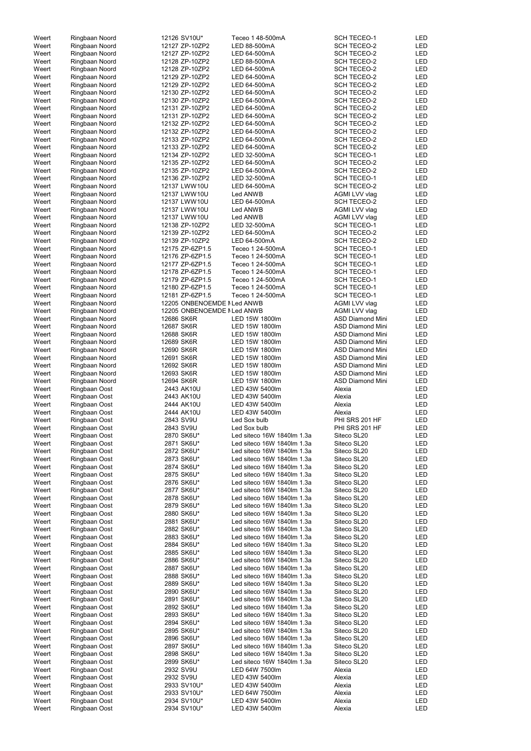| | | | | | |
|---|---|---|---|---|---|
| Weert | Ringbaan Noord | 12126 SV10U* | Teceo 1 48-500mA | SCH TECEO-1 | LED |
| Weert | Ringbaan Noord | 12127 ZP-10ZP2 | LED 88-500mA | SCH TECEO-2 | LED |
| Weert | Ringbaan Noord | 12127 ZP-10ZP2 | LED 64-500mA | SCH TECEO-2 | LED |
| Weert | Ringbaan Noord | 12128 ZP-10ZP2 | LED 88-500mA | SCH TECEO-2 | LED |
| Weert | Ringbaan Noord | 12128 ZP-10ZP2 | LED 64-500mA | SCH TECEO-2 | LED |
| Weert | Ringbaan Noord | 12129 ZP-10ZP2 | LED 64-500mA | SCH TECEO-2 | LED |
| Weert | Ringbaan Noord | 12129 ZP-10ZP2 | LED 64-500mA | SCH TECEO-2 | LED |
| Weert | Ringbaan Noord | 12130 ZP-10ZP2 | LED 64-500mA | SCH TECEO-2 | LED |
| Weert | Ringbaan Noord | 12130 ZP-10ZP2 | LED 64-500mA | SCH TECEO-2 | LED |
| Weert | Ringbaan Noord | 12131 ZP-10ZP2 | LED 64-500mA | SCH TECEO-2 | LED |
| Weert | Ringbaan Noord | 12131 ZP-10ZP2 | LED 64-500mA | SCH TECEO-2 | LED |
| Weert | Ringbaan Noord | 12132 ZP-10ZP2 | LED 64-500mA | SCH TECEO-2 | LED |
| Weert | Ringbaan Noord | 12132 ZP-10ZP2 | LED 64-500mA | SCH TECEO-2 | LED |
| Weert | Ringbaan Noord | 12133 ZP-10ZP2 | LED 64-500mA | SCH TECEO-2 | LED |
| Weert | Ringbaan Noord | 12133 ZP-10ZP2 | LED 64-500mA | SCH TECEO-2 | LED |
| Weert | Ringbaan Noord | 12134 ZP-10ZP2 | LED 32-500mA | SCH TECEO-1 | LED |
| Weert | Ringbaan Noord | 12135 ZP-10ZP2 | LED 64-500mA | SCH TECEO-2 | LED |
| Weert | Ringbaan Noord | 12135 ZP-10ZP2 | LED 64-500mA | SCH TECEO-2 | LED |
| Weert | Ringbaan Noord | 12136 ZP-10ZP2 | LED 32-500mA | SCH TECEO-1 | LED |
| Weert | Ringbaan Noord | 12137 LWW10U | LED 64-500mA | SCH TECEO-2 | LED |
| Weert | Ringbaan Noord | 12137 LWW10U | Led ANWB | AGMI LVV vlag | LED |
| Weert | Ringbaan Noord | 12137 LWW10U | LED 64-500mA | SCH TECEO-2 | LED |
| Weert | Ringbaan Noord | 12137 LWW10U | Led ANWB | AGMI LVV vlag | LED |
| Weert | Ringbaan Noord | 12137 LWW10U | Led ANWB | AGMI LVV vlag | LED |
| Weert | Ringbaan Noord | 12138 ZP-10ZP2 | LED 32-500mA | SCH TECEO-1 | LED |
| Weert | Ringbaan Noord | 12139 ZP-10ZP2 | LED 64-500mA | SCH TECEO-2 | LED |
| Weert | Ringbaan Noord | 12139 ZP-10ZP2 | LED 64-500mA | SCH TECEO-2 | LED |
| Weert | Ringbaan Noord | 12175 ZP-6ZP1.5 | Teceo 1 24-500mA | SCH TECEO-1 | LED |
| Weert | Ringbaan Noord | 12176 ZP-6ZP1.5 | Teceo 1 24-500mA | SCH TECEO-1 | LED |
| Weert | Ringbaan Noord | 12177 ZP-6ZP1.5 | Teceo 1 24-500mA | SCH TECEO-1 | LED |
| Weert | Ringbaan Noord | 12178 ZP-6ZP1.5 | Teceo 1 24-500mA | SCH TECEO-1 | LED |
| Weert | Ringbaan Noord | 12179 ZP-6ZP1.5 | Teceo 1 24-500mA | SCH TECEO-1 | LED |
| Weert | Ringbaan Noord | 12180 ZP-6ZP1.5 | Teceo 1 24-500mA | SCH TECEO-1 | LED |
| Weert | Ringbaan Noord | 12181 ZP-6ZP1.5 | Teceo 1 24-500mA | SCH TECEO-1 | LED |
| Weert | Ringbaan Noord | 12205 ONBENOEMDE I | Led ANWB | AGMI LVV vlag | LED |
| Weert | Ringbaan Noord | 12205 ONBENOEMDE I | Led ANWB | AGMI LVV vlag | LED |
| Weert | Ringbaan Noord | 12686 SK6R | LED 15W 1800lm | ASD Diamond Mini | LED |
| Weert | Ringbaan Noord | 12687 SK6R | LED 15W 1800lm | ASD Diamond Mini | LED |
| Weert | Ringbaan Noord | 12688 SK6R | LED 15W 1800lm | ASD Diamond Mini | LED |
| Weert | Ringbaan Noord | 12689 SK6R | LED 15W 1800lm | ASD Diamond Mini | LED |
| Weert | Ringbaan Noord | 12690 SK6R | LED 15W 1800lm | ASD Diamond Mini | LED |
| Weert | Ringbaan Noord | 12691 SK6R | LED 15W 1800lm | ASD Diamond Mini | LED |
| Weert | Ringbaan Noord | 12692 SK6R | LED 15W 1800lm | ASD Diamond Mini | LED |
| Weert | Ringbaan Noord | 12693 SK6R | LED 15W 1800lm | ASD Diamond Mini | LED |
| Weert | Ringbaan Noord | 12694 SK6R | LED 15W 1800lm | ASD Diamond Mini | LED |
| Weert | Ringbaan Oost | 2443 AK10U | LED 43W 5400lm | Alexia | LED |
| Weert | Ringbaan Oost | 2443 AK10U | LED 43W 5400lm | Alexia | LED |
| Weert | Ringbaan Oost | 2444 AK10U | LED 43W 5400lm | Alexia | LED |
| Weert | Ringbaan Oost | 2444 AK10U | LED 43W 5400lm | Alexia | LED |
| Weert | Ringbaan Oost | 2843 SV9U | Led Sox bulb | PHI SRS 201 HF | LED |
| Weert | Ringbaan Oost | 2843 SV9U | Led Sox bulb | PHI SRS 201 HF | LED |
| Weert | Ringbaan Oost | 2870 SK6U* | Led siteco 16W 1840lm 1.3a | Siteco SL20 | LED |
| Weert | Ringbaan Oost | 2871 SK6U* | Led siteco 16W 1840lm 1.3a | Siteco SL20 | LED |
| Weert | Ringbaan Oost | 2872 SK6U* | Led siteco 16W 1840lm 1.3a | Siteco SL20 | LED |
| Weert | Ringbaan Oost | 2873 SK6U* | Led siteco 16W 1840lm 1.3a | Siteco SL20 | LED |
| Weert | Ringbaan Oost | 2874 SK6U* | Led siteco 16W 1840lm 1.3a | Siteco SL20 | LED |
| Weert | Ringbaan Oost | 2875 SK6U* | Led siteco 16W 1840lm 1.3a | Siteco SL20 | LED |
| Weert | Ringbaan Oost | 2876 SK6U* | Led siteco 16W 1840lm 1.3a | Siteco SL20 | LED |
| Weert | Ringbaan Oost | 2877 SK6U* | Led siteco 16W 1840lm 1.3a | Siteco SL20 | LED |
| Weert | Ringbaan Oost | 2878 SK6U* | Led siteco 16W 1840lm 1.3a | Siteco SL20 | LED |
| Weert | Ringbaan Oost | 2879 SK6U* | Led siteco 16W 1840lm 1.3a | Siteco SL20 | LED |
| Weert | Ringbaan Oost | 2880 SK6U* | Led siteco 16W 1840lm 1.3a | Siteco SL20 | LED |
| Weert | Ringbaan Oost | 2881 SK6U* | Led siteco 16W 1840lm 1.3a | Siteco SL20 | LED |
| Weert | Ringbaan Oost | 2882 SK6U* | Led siteco 16W 1840lm 1.3a | Siteco SL20 | LED |
| Weert | Ringbaan Oost | 2883 SK6U* | Led siteco 16W 1840lm 1.3a | Siteco SL20 | LED |
| Weert | Ringbaan Oost | 2884 SK6U* | Led siteco 16W 1840lm 1.3a | Siteco SL20 | LED |
| Weert | Ringbaan Oost | 2885 SK6U* | Led siteco 16W 1840lm 1.3a | Siteco SL20 | LED |
| Weert | Ringbaan Oost | 2886 SK6U* | Led siteco 16W 1840lm 1.3a | Siteco SL20 | LED |
| Weert | Ringbaan Oost | 2887 SK6U* | Led siteco 16W 1840lm 1.3a | Siteco SL20 | LED |
| Weert | Ringbaan Oost | 2888 SK6U* | Led siteco 16W 1840lm 1.3a | Siteco SL20 | LED |
| Weert | Ringbaan Oost | 2889 SK6U* | Led siteco 16W 1840lm 1.3a | Siteco SL20 | LED |
| Weert | Ringbaan Oost | 2890 SK6U* | Led siteco 16W 1840lm 1.3a | Siteco SL20 | LED |
| Weert | Ringbaan Oost | 2891 SK6U* | Led siteco 16W 1840lm 1.3a | Siteco SL20 | LED |
| Weert | Ringbaan Oost | 2892 SK6U* | Led siteco 16W 1840lm 1.3a | Siteco SL20 | LED |
| Weert | Ringbaan Oost | 2893 SK6U* | Led siteco 16W 1840lm 1.3a | Siteco SL20 | LED |
| Weert | Ringbaan Oost | 2894 SK6U* | Led siteco 16W 1840lm 1.3a | Siteco SL20 | LED |
| Weert | Ringbaan Oost | 2895 SK6U* | Led siteco 16W 1840lm 1.3a | Siteco SL20 | LED |
| Weert | Ringbaan Oost | 2896 SK6U* | Led siteco 16W 1840lm 1.3a | Siteco SL20 | LED |
| Weert | Ringbaan Oost | 2897 SK6U* | Led siteco 16W 1840lm 1.3a | Siteco SL20 | LED |
| Weert | Ringbaan Oost | 2898 SK6U* | Led siteco 16W 1840lm 1.3a | Siteco SL20 | LED |
| Weert | Ringbaan Oost | 2899 SK6U* | Led siteco 16W 1840lm 1.3a | Siteco SL20 | LED |
| Weert | Ringbaan Oost | 2932 SV9U | LED 64W 7500lm | Alexia | LED |
| Weert | Ringbaan Oost | 2932 SV9U | LED 43W 5400lm | Alexia | LED |
| Weert | Ringbaan Oost | 2933 SV10U* | LED 43W 5400lm | Alexia | LED |
| Weert | Ringbaan Oost | 2933 SV10U* | LED 64W 7500lm | Alexia | LED |
| Weert | Ringbaan Oost | 2934 SV10U* | LED 43W 5400lm | Alexia | LED |
| Weert | Ringbaan Oost | 2934 SV10U* | LED 43W 5400lm | Alexia | LED |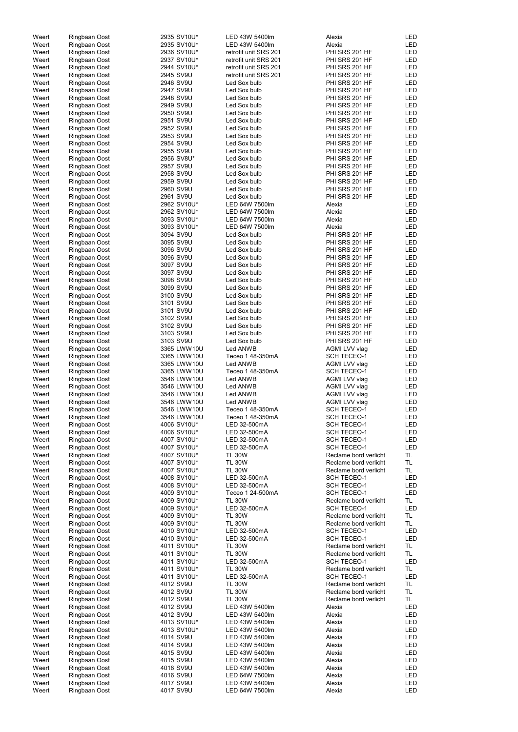| | | | | | |
|---|---|---|---|---|---|
| Weert | Ringbaan Oost | 2935 SV10U* | LED 43W 5400lm | Alexia | LED |
| Weert | Ringbaan Oost | 2935 SV10U* | LED 43W 5400lm | Alexia | LED |
| Weert | Ringbaan Oost | 2936 SV10U* | retrofit unit SRS 201 | PHI SRS 201 HF | LED |
| Weert | Ringbaan Oost | 2937 SV10U* | retrofit unit SRS 201 | PHI SRS 201 HF | LED |
| Weert | Ringbaan Oost | 2944 SV10U* | retrofit unit SRS 201 | PHI SRS 201 HF | LED |
| Weert | Ringbaan Oost | 2945 SV9U | retrofit unit SRS 201 | PHI SRS 201 HF | LED |
| Weert | Ringbaan Oost | 2946 SV9U | Led Sox bulb | PHI SRS 201 HF | LED |
| Weert | Ringbaan Oost | 2947 SV9U | Led Sox bulb | PHI SRS 201 HF | LED |
| Weert | Ringbaan Oost | 2948 SV9U | Led Sox bulb | PHI SRS 201 HF | LED |
| Weert | Ringbaan Oost | 2949 SV9U | Led Sox bulb | PHI SRS 201 HF | LED |
| Weert | Ringbaan Oost | 2950 SV9U | Led Sox bulb | PHI SRS 201 HF | LED |
| Weert | Ringbaan Oost | 2951 SV9U | Led Sox bulb | PHI SRS 201 HF | LED |
| Weert | Ringbaan Oost | 2952 SV9U | Led Sox bulb | PHI SRS 201 HF | LED |
| Weert | Ringbaan Oost | 2953 SV9U | Led Sox bulb | PHI SRS 201 HF | LED |
| Weert | Ringbaan Oost | 2954 SV9U | Led Sox bulb | PHI SRS 201 HF | LED |
| Weert | Ringbaan Oost | 2955 SV9U | Led Sox bulb | PHI SRS 201 HF | LED |
| Weert | Ringbaan Oost | 2956 SV8U* | Led Sox bulb | PHI SRS 201 HF | LED |
| Weert | Ringbaan Oost | 2957 SV9U | Led Sox bulb | PHI SRS 201 HF | LED |
| Weert | Ringbaan Oost | 2958 SV9U | Led Sox bulb | PHI SRS 201 HF | LED |
| Weert | Ringbaan Oost | 2959 SV9U | Led Sox bulb | PHI SRS 201 HF | LED |
| Weert | Ringbaan Oost | 2960 SV9U | Led Sox bulb | PHI SRS 201 HF | LED |
| Weert | Ringbaan Oost | 2961 SV9U | Led Sox bulb | PHI SRS 201 HF | LED |
| Weert | Ringbaan Oost | 2962 SV10U* | LED 64W 7500lm | Alexia | LED |
| Weert | Ringbaan Oost | 2962 SV10U* | LED 64W 7500lm | Alexia | LED |
| Weert | Ringbaan Oost | 3093 SV10U* | LED 64W 7500lm | Alexia | LED |
| Weert | Ringbaan Oost | 3093 SV10U* | LED 64W 7500lm | Alexia | LED |
| Weert | Ringbaan Oost | 3094 SV9U | Led Sox bulb | PHI SRS 201 HF | LED |
| Weert | Ringbaan Oost | 3095 SV9U | Led Sox bulb | PHI SRS 201 HF | LED |
| Weert | Ringbaan Oost | 3096 SV9U | Led Sox bulb | PHI SRS 201 HF | LED |
| Weert | Ringbaan Oost | 3096 SV9U | Led Sox bulb | PHI SRS 201 HF | LED |
| Weert | Ringbaan Oost | 3097 SV9U | Led Sox bulb | PHI SRS 201 HF | LED |
| Weert | Ringbaan Oost | 3097 SV9U | Led Sox bulb | PHI SRS 201 HF | LED |
| Weert | Ringbaan Oost | 3098 SV9U | Led Sox bulb | PHI SRS 201 HF | LED |
| Weert | Ringbaan Oost | 3099 SV9U | Led Sox bulb | PHI SRS 201 HF | LED |
| Weert | Ringbaan Oost | 3100 SV9U | Led Sox bulb | PHI SRS 201 HF | LED |
| Weert | Ringbaan Oost | 3101 SV9U | Led Sox bulb | PHI SRS 201 HF | LED |
| Weert | Ringbaan Oost | 3101 SV9U | Led Sox bulb | PHI SRS 201 HF | LED |
| Weert | Ringbaan Oost | 3102 SV9U | Led Sox bulb | PHI SRS 201 HF | LED |
| Weert | Ringbaan Oost | 3102 SV9U | Led Sox bulb | PHI SRS 201 HF | LED |
| Weert | Ringbaan Oost | 3103 SV9U | Led Sox bulb | PHI SRS 201 HF | LED |
| Weert | Ringbaan Oost | 3103 SV9U | Led Sox bulb | PHI SRS 201 HF | LED |
| Weert | Ringbaan Oost | 3365 LWW10U | Led ANWB | AGMI LVV vlag | LED |
| Weert | Ringbaan Oost | 3365 LWW10U | Teceo 1 48-350mA | SCH TECEO-1 | LED |
| Weert | Ringbaan Oost | 3365 LWW10U | Led ANWB | AGMI LVV vlag | LED |
| Weert | Ringbaan Oost | 3365 LWW10U | Teceo 1 48-350mA | SCH TECEO-1 | LED |
| Weert | Ringbaan Oost | 3546 LWW10U | Led ANWB | AGMI LVV vlag | LED |
| Weert | Ringbaan Oost | 3546 LWW10U | Led ANWB | AGMI LVV vlag | LED |
| Weert | Ringbaan Oost | 3546 LWW10U | Led ANWB | AGMI LVV vlag | LED |
| Weert | Ringbaan Oost | 3546 LWW10U | Led ANWB | AGMI LVV vlag | LED |
| Weert | Ringbaan Oost | 3546 LWW10U | Teceo 1 48-350mA | SCH TECEO-1 | LED |
| Weert | Ringbaan Oost | 3546 LWW10U | Teceo 1 48-350mA | SCH TECEO-1 | LED |
| Weert | Ringbaan Oost | 4006 SV10U* | LED 32-500mA | SCH TECEO-1 | LED |
| Weert | Ringbaan Oost | 4006 SV10U* | LED 32-500mA | SCH TECEO-1 | LED |
| Weert | Ringbaan Oost | 4007 SV10U* | LED 32-500mA | SCH TECEO-1 | LED |
| Weert | Ringbaan Oost | 4007 SV10U* | LED 32-500mA | SCH TECEO-1 | LED |
| Weert | Ringbaan Oost | 4007 SV10U* | TL 30W | Reclame bord verlicht | TL |
| Weert | Ringbaan Oost | 4007 SV10U* | TL 30W | Reclame bord verlicht | TL |
| Weert | Ringbaan Oost | 4007 SV10U* | TL 30W | Reclame bord verlicht | TL |
| Weert | Ringbaan Oost | 4008 SV10U* | LED 32-500mA | SCH TECEO-1 | LED |
| Weert | Ringbaan Oost | 4008 SV10U* | LED 32-500mA | SCH TECEO-1 | LED |
| Weert | Ringbaan Oost | 4009 SV10U* | Teceo 1 24-500mA | SCH TECEO-1 | LED |
| Weert | Ringbaan Oost | 4009 SV10U* | TL 30W | Reclame bord verlicht | TL |
| Weert | Ringbaan Oost | 4009 SV10U* | LED 32-500mA | SCH TECEO-1 | LED |
| Weert | Ringbaan Oost | 4009 SV10U* | TL 30W | Reclame bord verlicht | TL |
| Weert | Ringbaan Oost | 4009 SV10U* | TL 30W | Reclame bord verlicht | TL |
| Weert | Ringbaan Oost | 4010 SV10U* | LED 32-500mA | SCH TECEO-1 | LED |
| Weert | Ringbaan Oost | 4010 SV10U* | LED 32-500mA | SCH TECEO-1 | LED |
| Weert | Ringbaan Oost | 4011 SV10U* | TL 30W | Reclame bord verlicht | TL |
| Weert | Ringbaan Oost | 4011 SV10U* | TL 30W | Reclame bord verlicht | TL |
| Weert | Ringbaan Oost | 4011 SV10U* | LED 32-500mA | SCH TECEO-1 | LED |
| Weert | Ringbaan Oost | 4011 SV10U* | TL 30W | Reclame bord verlicht | TL |
| Weert | Ringbaan Oost | 4011 SV10U* | LED 32-500mA | SCH TECEO-1 | LED |
| Weert | Ringbaan Oost | 4012 SV9U | TL 30W | Reclame bord verlicht | TL |
| Weert | Ringbaan Oost | 4012 SV9U | TL 30W | Reclame bord verlicht | TL |
| Weert | Ringbaan Oost | 4012 SV9U | TL 30W | Reclame bord verlicht | TL |
| Weert | Ringbaan Oost | 4012 SV9U | LED 43W 5400lm | Alexia | LED |
| Weert | Ringbaan Oost | 4012 SV9U | LED 43W 5400lm | Alexia | LED |
| Weert | Ringbaan Oost | 4013 SV10U* | LED 43W 5400lm | Alexia | LED |
| Weert | Ringbaan Oost | 4013 SV10U* | LED 43W 5400lm | Alexia | LED |
| Weert | Ringbaan Oost | 4014 SV9U | LED 43W 5400lm | Alexia | LED |
| Weert | Ringbaan Oost | 4014 SV9U | LED 43W 5400lm | Alexia | LED |
| Weert | Ringbaan Oost | 4015 SV9U | LED 43W 5400lm | Alexia | LED |
| Weert | Ringbaan Oost | 4015 SV9U | LED 43W 5400lm | Alexia | LED |
| Weert | Ringbaan Oost | 4016 SV9U | LED 43W 5400lm | Alexia | LED |
| Weert | Ringbaan Oost | 4016 SV9U | LED 64W 7500lm | Alexia | LED |
| Weert | Ringbaan Oost | 4017 SV9U | LED 43W 5400lm | Alexia | LED |
| Weert | Ringbaan Oost | 4017 SV9U | LED 64W 7500lm | Alexia | LED |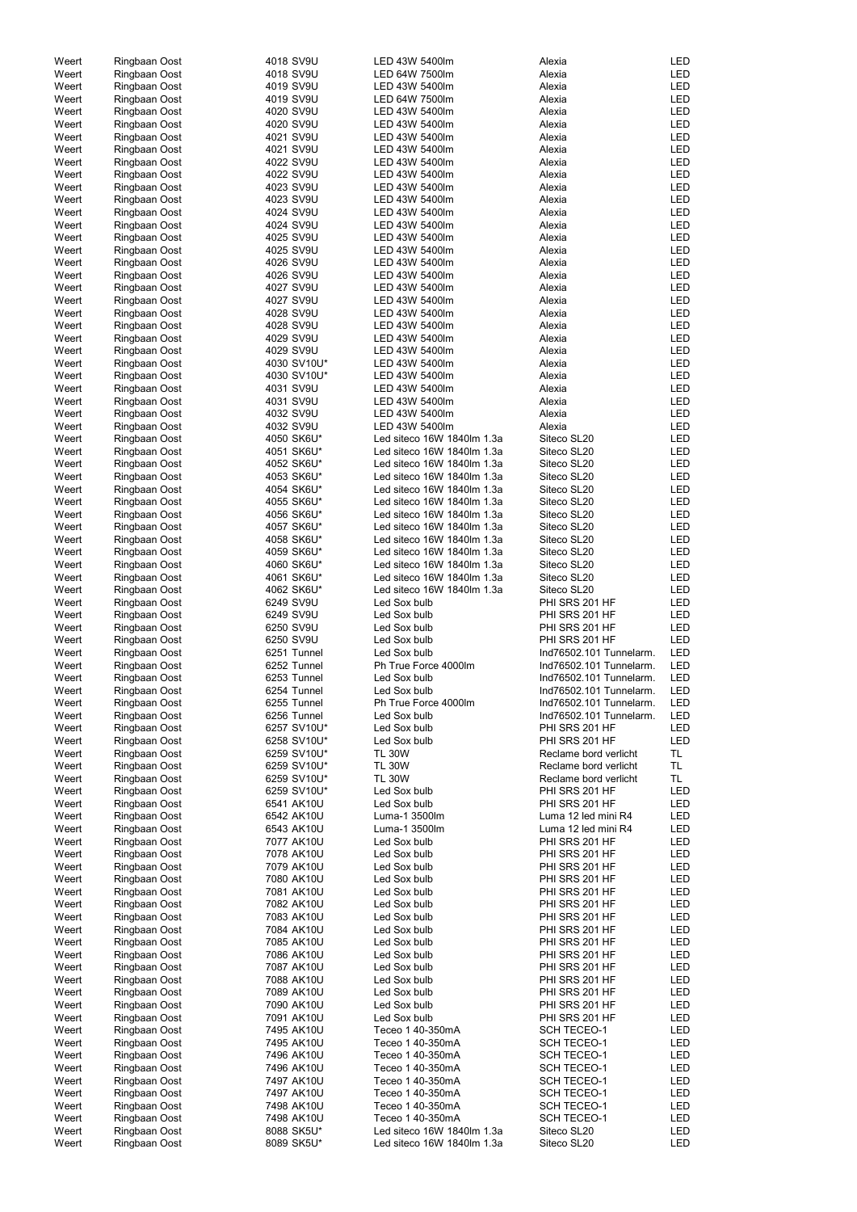| | | | | | |
|---|---|---|---|---|---|
| Weert | Ringbaan Oost | 4018 SV9U | LED 43W 5400lm | Alexia | LED |
| Weert | Ringbaan Oost | 4018 SV9U | LED 64W 7500lm | Alexia | LED |
| Weert | Ringbaan Oost | 4019 SV9U | LED 43W 5400lm | Alexia | LED |
| Weert | Ringbaan Oost | 4019 SV9U | LED 64W 7500lm | Alexia | LED |
| Weert | Ringbaan Oost | 4020 SV9U | LED 43W 5400lm | Alexia | LED |
| Weert | Ringbaan Oost | 4020 SV9U | LED 43W 5400lm | Alexia | LED |
| Weert | Ringbaan Oost | 4021 SV9U | LED 43W 5400lm | Alexia | LED |
| Weert | Ringbaan Oost | 4021 SV9U | LED 43W 5400lm | Alexia | LED |
| Weert | Ringbaan Oost | 4022 SV9U | LED 43W 5400lm | Alexia | LED |
| Weert | Ringbaan Oost | 4022 SV9U | LED 43W 5400lm | Alexia | LED |
| Weert | Ringbaan Oost | 4023 SV9U | LED 43W 5400lm | Alexia | LED |
| Weert | Ringbaan Oost | 4023 SV9U | LED 43W 5400lm | Alexia | LED |
| Weert | Ringbaan Oost | 4024 SV9U | LED 43W 5400lm | Alexia | LED |
| Weert | Ringbaan Oost | 4024 SV9U | LED 43W 5400lm | Alexia | LED |
| Weert | Ringbaan Oost | 4025 SV9U | LED 43W 5400lm | Alexia | LED |
| Weert | Ringbaan Oost | 4025 SV9U | LED 43W 5400lm | Alexia | LED |
| Weert | Ringbaan Oost | 4026 SV9U | LED 43W 5400lm | Alexia | LED |
| Weert | Ringbaan Oost | 4026 SV9U | LED 43W 5400lm | Alexia | LED |
| Weert | Ringbaan Oost | 4027 SV9U | LED 43W 5400lm | Alexia | LED |
| Weert | Ringbaan Oost | 4027 SV9U | LED 43W 5400lm | Alexia | LED |
| Weert | Ringbaan Oost | 4028 SV9U | LED 43W 5400lm | Alexia | LED |
| Weert | Ringbaan Oost | 4028 SV9U | LED 43W 5400lm | Alexia | LED |
| Weert | Ringbaan Oost | 4029 SV9U | LED 43W 5400lm | Alexia | LED |
| Weert | Ringbaan Oost | 4029 SV9U | LED 43W 5400lm | Alexia | LED |
| Weert | Ringbaan Oost | 4030 SV10U* | LED 43W 5400lm | Alexia | LED |
| Weert | Ringbaan Oost | 4030 SV10U* | LED 43W 5400lm | Alexia | LED |
| Weert | Ringbaan Oost | 4031 SV9U | LED 43W 5400lm | Alexia | LED |
| Weert | Ringbaan Oost | 4031 SV9U | LED 43W 5400lm | Alexia | LED |
| Weert | Ringbaan Oost | 4032 SV9U | LED 43W 5400lm | Alexia | LED |
| Weert | Ringbaan Oost | 4032 SV9U | LED 43W 5400lm | Alexia | LED |
| Weert | Ringbaan Oost | 4050 SK6U* | Led siteco 16W 1840lm 1.3a | Siteco SL20 | LED |
| Weert | Ringbaan Oost | 4051 SK6U* | Led siteco 16W 1840lm 1.3a | Siteco SL20 | LED |
| Weert | Ringbaan Oost | 4052 SK6U* | Led siteco 16W 1840lm 1.3a | Siteco SL20 | LED |
| Weert | Ringbaan Oost | 4053 SK6U* | Led siteco 16W 1840lm 1.3a | Siteco SL20 | LED |
| Weert | Ringbaan Oost | 4054 SK6U* | Led siteco 16W 1840lm 1.3a | Siteco SL20 | LED |
| Weert | Ringbaan Oost | 4055 SK6U* | Led siteco 16W 1840lm 1.3a | Siteco SL20 | LED |
| Weert | Ringbaan Oost | 4056 SK6U* | Led siteco 16W 1840lm 1.3a | Siteco SL20 | LED |
| Weert | Ringbaan Oost | 4057 SK6U* | Led siteco 16W 1840lm 1.3a | Siteco SL20 | LED |
| Weert | Ringbaan Oost | 4058 SK6U* | Led siteco 16W 1840lm 1.3a | Siteco SL20 | LED |
| Weert | Ringbaan Oost | 4059 SK6U* | Led siteco 16W 1840lm 1.3a | Siteco SL20 | LED |
| Weert | Ringbaan Oost | 4060 SK6U* | Led siteco 16W 1840lm 1.3a | Siteco SL20 | LED |
| Weert | Ringbaan Oost | 4061 SK6U* | Led siteco 16W 1840lm 1.3a | Siteco SL20 | LED |
| Weert | Ringbaan Oost | 4062 SK6U* | Led siteco 16W 1840lm 1.3a | Siteco SL20 | LED |
| Weert | Ringbaan Oost | 6249 SV9U | Led Sox bulb | PHI SRS 201 HF | LED |
| Weert | Ringbaan Oost | 6249 SV9U | Led Sox bulb | PHI SRS 201 HF | LED |
| Weert | Ringbaan Oost | 6250 SV9U | Led Sox bulb | PHI SRS 201 HF | LED |
| Weert | Ringbaan Oost | 6250 SV9U | Led Sox bulb | PHI SRS 201 HF | LED |
| Weert | Ringbaan Oost | 6251 Tunnel | Led Sox bulb | Ind76502.101 Tunnelarm. | LED |
| Weert | Ringbaan Oost | 6252 Tunnel | Ph True Force 4000lm | Ind76502.101 Tunnelarm. | LED |
| Weert | Ringbaan Oost | 6253 Tunnel | Led Sox bulb | Ind76502.101 Tunnelarm. | LED |
| Weert | Ringbaan Oost | 6254 Tunnel | Led Sox bulb | Ind76502.101 Tunnelarm. | LED |
| Weert | Ringbaan Oost | 6255 Tunnel | Ph True Force 4000lm | Ind76502.101 Tunnelarm. | LED |
| Weert | Ringbaan Oost | 6256 Tunnel | Led Sox bulb | Ind76502.101 Tunnelarm. | LED |
| Weert | Ringbaan Oost | 6257 SV10U* | Led Sox bulb | PHI SRS 201 HF | LED |
| Weert | Ringbaan Oost | 6258 SV10U* | Led Sox bulb | PHI SRS 201 HF | LED |
| Weert | Ringbaan Oost | 6259 SV10U* | TL 30W | Reclame bord verlicht | TL |
| Weert | Ringbaan Oost | 6259 SV10U* | TL 30W | Reclame bord verlicht | TL |
| Weert | Ringbaan Oost | 6259 SV10U* | TL 30W | Reclame bord verlicht | TL |
| Weert | Ringbaan Oost | 6259 SV10U* | Led Sox bulb | PHI SRS 201 HF | LED |
| Weert | Ringbaan Oost | 6541 AK10U | Led Sox bulb | PHI SRS 201 HF | LED |
| Weert | Ringbaan Oost | 6542 AK10U | Luma-1 3500lm | Luma 12 led mini R4 | LED |
| Weert | Ringbaan Oost | 6543 AK10U | Luma-1 3500lm | Luma 12 led mini R4 | LED |
| Weert | Ringbaan Oost | 7077 AK10U | Led Sox bulb | PHI SRS 201 HF | LED |
| Weert | Ringbaan Oost | 7078 AK10U | Led Sox bulb | PHI SRS 201 HF | LED |
| Weert | Ringbaan Oost | 7079 AK10U | Led Sox bulb | PHI SRS 201 HF | LED |
| Weert | Ringbaan Oost | 7080 AK10U | Led Sox bulb | PHI SRS 201 HF | LED |
| Weert | Ringbaan Oost | 7081 AK10U | Led Sox bulb | PHI SRS 201 HF | LED |
| Weert | Ringbaan Oost | 7082 AK10U | Led Sox bulb | PHI SRS 201 HF | LED |
| Weert | Ringbaan Oost | 7083 AK10U | Led Sox bulb | PHI SRS 201 HF | LED |
| Weert | Ringbaan Oost | 7084 AK10U | Led Sox bulb | PHI SRS 201 HF | LED |
| Weert | Ringbaan Oost | 7085 AK10U | Led Sox bulb | PHI SRS 201 HF | LED |
| Weert | Ringbaan Oost | 7086 AK10U | Led Sox bulb | PHI SRS 201 HF | LED |
| Weert | Ringbaan Oost | 7087 AK10U | Led Sox bulb | PHI SRS 201 HF | LED |
| Weert | Ringbaan Oost | 7088 AK10U | Led Sox bulb | PHI SRS 201 HF | LED |
| Weert | Ringbaan Oost | 7089 AK10U | Led Sox bulb | PHI SRS 201 HF | LED |
| Weert | Ringbaan Oost | 7090 AK10U | Led Sox bulb | PHI SRS 201 HF | LED |
| Weert | Ringbaan Oost | 7091 AK10U | Led Sox bulb | PHI SRS 201 HF | LED |
| Weert | Ringbaan Oost | 7495 AK10U | Teceo 1 40-350mA | SCH TECEO-1 | LED |
| Weert | Ringbaan Oost | 7495 AK10U | Teceo 1 40-350mA | SCH TECEO-1 | LED |
| Weert | Ringbaan Oost | 7496 AK10U | Teceo 1 40-350mA | SCH TECEO-1 | LED |
| Weert | Ringbaan Oost | 7496 AK10U | Teceo 1 40-350mA | SCH TECEO-1 | LED |
| Weert | Ringbaan Oost | 7497 AK10U | Teceo 1 40-350mA | SCH TECEO-1 | LED |
| Weert | Ringbaan Oost | 7497 AK10U | Teceo 1 40-350mA | SCH TECEO-1 | LED |
| Weert | Ringbaan Oost | 7498 AK10U | Teceo 1 40-350mA | SCH TECEO-1 | LED |
| Weert | Ringbaan Oost | 7498 AK10U | Teceo 1 40-350mA | SCH TECEO-1 | LED |
| Weert | Ringbaan Oost | 8088 SK5U* | Led siteco 16W 1840lm 1.3a | Siteco SL20 | LED |
| Weert | Ringbaan Oost | 8089 SK5U* | Led siteco 16W 1840lm 1.3a | Siteco SL20 | LED |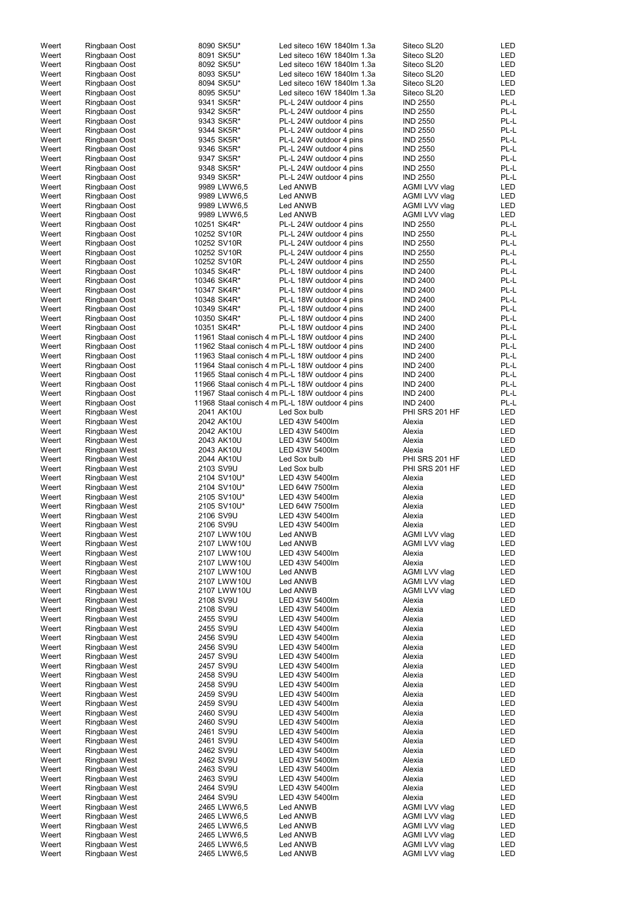| | | | | | |
|---|---|---|---|---|---|
| Weert | Ringbaan Oost | 8090 SK5U* | Led siteco 16W 1840lm 1.3a | Siteco SL20 | LED |
| Weert | Ringbaan Oost | 8091 SK5U* | Led siteco 16W 1840lm 1.3a | Siteco SL20 | LED |
| Weert | Ringbaan Oost | 8092 SK5U* | Led siteco 16W 1840lm 1.3a | Siteco SL20 | LED |
| Weert | Ringbaan Oost | 8093 SK5U* | Led siteco 16W 1840lm 1.3a | Siteco SL20 | LED |
| Weert | Ringbaan Oost | 8094 SK5U* | Led siteco 16W 1840lm 1.3a | Siteco SL20 | LED |
| Weert | Ringbaan Oost | 8095 SK5U* | Led siteco 16W 1840lm 1.3a | Siteco SL20 | LED |
| Weert | Ringbaan Oost | 9341 SK5R* | PL-L 24W outdoor 4 pins | IND 2550 | PL-L |
| Weert | Ringbaan Oost | 9342 SK5R* | PL-L 24W outdoor 4 pins | IND 2550 | PL-L |
| Weert | Ringbaan Oost | 9343 SK5R* | PL-L 24W outdoor 4 pins | IND 2550 | PL-L |
| Weert | Ringbaan Oost | 9344 SK5R* | PL-L 24W outdoor 4 pins | IND 2550 | PL-L |
| Weert | Ringbaan Oost | 9345 SK5R* | PL-L 24W outdoor 4 pins | IND 2550 | PL-L |
| Weert | Ringbaan Oost | 9346 SK5R* | PL-L 24W outdoor 4 pins | IND 2550 | PL-L |
| Weert | Ringbaan Oost | 9347 SK5R* | PL-L 24W outdoor 4 pins | IND 2550 | PL-L |
| Weert | Ringbaan Oost | 9348 SK5R* | PL-L 24W outdoor 4 pins | IND 2550 | PL-L |
| Weert | Ringbaan Oost | 9349 SK5R* | PL-L 24W outdoor 4 pins | IND 2550 | PL-L |
| Weert | Ringbaan Oost | 9989 LWW6,5 | Led ANWB | AGMI LVV vlag | LED |
| Weert | Ringbaan Oost | 9989 LWW6,5 | Led ANWB | AGMI LVV vlag | LED |
| Weert | Ringbaan Oost | 9989 LWW6,5 | Led ANWB | AGMI LVV vlag | LED |
| Weert | Ringbaan Oost | 9989 LWW6,5 | Led ANWB | AGMI LVV vlag | LED |
| Weert | Ringbaan Oost | 10251 SK4R* | PL-L 24W outdoor 4 pins | IND 2550 | PL-L |
| Weert | Ringbaan Oost | 10252 SV10R | PL-L 24W outdoor 4 pins | IND 2550 | PL-L |
| Weert | Ringbaan Oost | 10252 SV10R | PL-L 24W outdoor 4 pins | IND 2550 | PL-L |
| Weert | Ringbaan Oost | 10252 SV10R | PL-L 24W outdoor 4 pins | IND 2550 | PL-L |
| Weert | Ringbaan Oost | 10252 SV10R | PL-L 24W outdoor 4 pins | IND 2550 | PL-L |
| Weert | Ringbaan Oost | 10345 SK4R* | PL-L 18W outdoor 4 pins | IND 2400 | PL-L |
| Weert | Ringbaan Oost | 10346 SK4R* | PL-L 18W outdoor 4 pins | IND 2400 | PL-L |
| Weert | Ringbaan Oost | 10347 SK4R* | PL-L 18W outdoor 4 pins | IND 2400 | PL-L |
| Weert | Ringbaan Oost | 10348 SK4R* | PL-L 18W outdoor 4 pins | IND 2400 | PL-L |
| Weert | Ringbaan Oost | 10349 SK4R* | PL-L 18W outdoor 4 pins | IND 2400 | PL-L |
| Weert | Ringbaan Oost | 10350 SK4R* | PL-L 18W outdoor 4 pins | IND 2400 | PL-L |
| Weert | Ringbaan Oost | 10351 SK4R* | PL-L 18W outdoor 4 pins | IND 2400 | PL-L |
| Weert | Ringbaan Oost | 11961 Staal conisch 4 m | PL-L 18W outdoor 4 pins | IND 2400 | PL-L |
| Weert | Ringbaan Oost | 11962 Staal conisch 4 m | PL-L 18W outdoor 4 pins | IND 2400 | PL-L |
| Weert | Ringbaan Oost | 11963 Staal conisch 4 m | PL-L 18W outdoor 4 pins | IND 2400 | PL-L |
| Weert | Ringbaan Oost | 11964 Staal conisch 4 m | PL-L 18W outdoor 4 pins | IND 2400 | PL-L |
| Weert | Ringbaan Oost | 11965 Staal conisch 4 m | PL-L 18W outdoor 4 pins | IND 2400 | PL-L |
| Weert | Ringbaan Oost | 11966 Staal conisch 4 m | PL-L 18W outdoor 4 pins | IND 2400 | PL-L |
| Weert | Ringbaan Oost | 11967 Staal conisch 4 m | PL-L 18W outdoor 4 pins | IND 2400 | PL-L |
| Weert | Ringbaan Oost | 11968 Staal conisch 4 m | PL-L 18W outdoor 4 pins | IND 2400 | PL-L |
| Weert | Ringbaan West | 2041 AK10U | Led Sox bulb | PHI SRS 201 HF | LED |
| Weert | Ringbaan West | 2042 AK10U | LED 43W 5400lm | Alexia | LED |
| Weert | Ringbaan West | 2042 AK10U | LED 43W 5400lm | Alexia | LED |
| Weert | Ringbaan West | 2043 AK10U | LED 43W 5400lm | Alexia | LED |
| Weert | Ringbaan West | 2043 AK10U | LED 43W 5400lm | Alexia | LED |
| Weert | Ringbaan West | 2044 AK10U | Led Sox bulb | PHI SRS 201 HF | LED |
| Weert | Ringbaan West | 2103 SV9U | Led Sox bulb | PHI SRS 201 HF | LED |
| Weert | Ringbaan West | 2104 SV10U* | LED 43W 5400lm | Alexia | LED |
| Weert | Ringbaan West | 2104 SV10U* | LED 64W 7500lm | Alexia | LED |
| Weert | Ringbaan West | 2105 SV10U* | LED 43W 5400lm | Alexia | LED |
| Weert | Ringbaan West | 2105 SV10U* | LED 64W 7500lm | Alexia | LED |
| Weert | Ringbaan West | 2106 SV9U | LED 43W 5400lm | Alexia | LED |
| Weert | Ringbaan West | 2106 SV9U | LED 43W 5400lm | Alexia | LED |
| Weert | Ringbaan West | 2107 LWW10U | Led ANWB | AGMI LVV vlag | LED |
| Weert | Ringbaan West | 2107 LWW10U | Led ANWB | AGMI LVV vlag | LED |
| Weert | Ringbaan West | 2107 LWW10U | LED 43W 5400lm | Alexia | LED |
| Weert | Ringbaan West | 2107 LWW10U | LED 43W 5400lm | Alexia | LED |
| Weert | Ringbaan West | 2107 LWW10U | Led ANWB | AGMI LVV vlag | LED |
| Weert | Ringbaan West | 2107 LWW10U | Led ANWB | AGMI LVV vlag | LED |
| Weert | Ringbaan West | 2107 LWW10U | Led ANWB | AGMI LVV vlag | LED |
| Weert | Ringbaan West | 2108 SV9U | LED 43W 5400lm | Alexia | LED |
| Weert | Ringbaan West | 2108 SV9U | LED 43W 5400lm | Alexia | LED |
| Weert | Ringbaan West | 2455 SV9U | LED 43W 5400lm | Alexia | LED |
| Weert | Ringbaan West | 2455 SV9U | LED 43W 5400lm | Alexia | LED |
| Weert | Ringbaan West | 2456 SV9U | LED 43W 5400lm | Alexia | LED |
| Weert | Ringbaan West | 2456 SV9U | LED 43W 5400lm | Alexia | LED |
| Weert | Ringbaan West | 2457 SV9U | LED 43W 5400lm | Alexia | LED |
| Weert | Ringbaan West | 2457 SV9U | LED 43W 5400lm | Alexia | LED |
| Weert | Ringbaan West | 2458 SV9U | LED 43W 5400lm | Alexia | LED |
| Weert | Ringbaan West | 2458 SV9U | LED 43W 5400lm | Alexia | LED |
| Weert | Ringbaan West | 2459 SV9U | LED 43W 5400lm | Alexia | LED |
| Weert | Ringbaan West | 2459 SV9U | LED 43W 5400lm | Alexia | LED |
| Weert | Ringbaan West | 2460 SV9U | LED 43W 5400lm | Alexia | LED |
| Weert | Ringbaan West | 2460 SV9U | LED 43W 5400lm | Alexia | LED |
| Weert | Ringbaan West | 2461 SV9U | LED 43W 5400lm | Alexia | LED |
| Weert | Ringbaan West | 2461 SV9U | LED 43W 5400lm | Alexia | LED |
| Weert | Ringbaan West | 2462 SV9U | LED 43W 5400lm | Alexia | LED |
| Weert | Ringbaan West | 2462 SV9U | LED 43W 5400lm | Alexia | LED |
| Weert | Ringbaan West | 2463 SV9U | LED 43W 5400lm | Alexia | LED |
| Weert | Ringbaan West | 2463 SV9U | LED 43W 5400lm | Alexia | LED |
| Weert | Ringbaan West | 2464 SV9U | LED 43W 5400lm | Alexia | LED |
| Weert | Ringbaan West | 2464 SV9U | LED 43W 5400lm | Alexia | LED |
| Weert | Ringbaan West | 2465 LWW6,5 | Led ANWB | AGMI LVV vlag | LED |
| Weert | Ringbaan West | 2465 LWW6,5 | Led ANWB | AGMI LVV vlag | LED |
| Weert | Ringbaan West | 2465 LWW6,5 | Led ANWB | AGMI LVV vlag | LED |
| Weert | Ringbaan West | 2465 LWW6,5 | Led ANWB | AGMI LVV vlag | LED |
| Weert | Ringbaan West | 2465 LWW6,5 | Led ANWB | AGMI LVV vlag | LED |
| Weert | Ringbaan West | 2465 LWW6,5 | Led ANWB | AGMI LVV vlag | LED |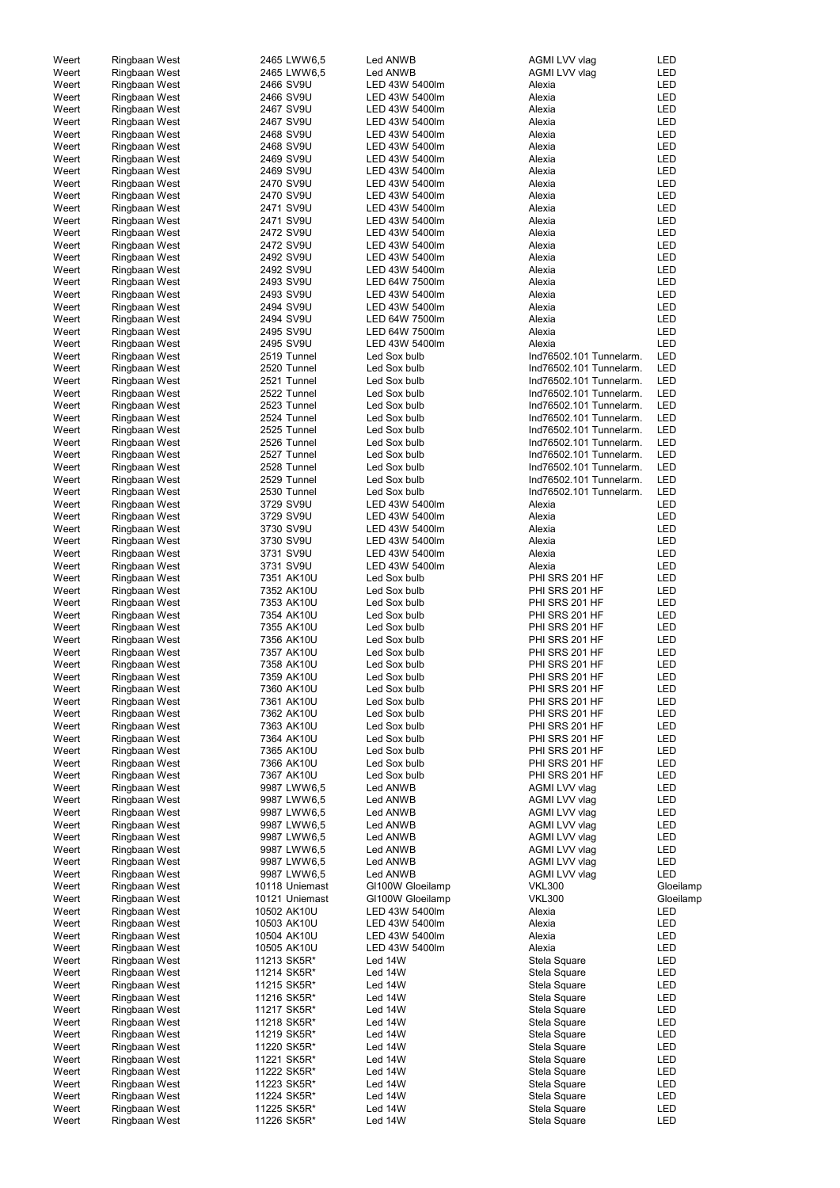| Weert | Ringbaan West | 2465 LWW6,5 | Led ANWB | AGMI LVV vlag | LED |
|---|---|---|---|---|---|
| Weert | Ringbaan West | 2465 LWW6,5 | Led ANWB | AGMI LVV vlag | LED |
| Weert | Ringbaan West | 2466 SV9U | LED 43W 5400lm | Alexia | LED |
| Weert | Ringbaan West | 2466 SV9U | LED 43W 5400lm | Alexia | LED |
| Weert | Ringbaan West | 2467 SV9U | LED 43W 5400lm | Alexia | LED |
| Weert | Ringbaan West | 2467 SV9U | LED 43W 5400lm | Alexia | LED |
| Weert | Ringbaan West | 2468 SV9U | LED 43W 5400lm | Alexia | LED |
| Weert | Ringbaan West | 2468 SV9U | LED 43W 5400lm | Alexia | LED |
| Weert | Ringbaan West | 2469 SV9U | LED 43W 5400lm | Alexia | LED |
| Weert | Ringbaan West | 2469 SV9U | LED 43W 5400lm | Alexia | LED |
| Weert | Ringbaan West | 2470 SV9U | LED 43W 5400lm | Alexia | LED |
| Weert | Ringbaan West | 2470 SV9U | LED 43W 5400lm | Alexia | LED |
| Weert | Ringbaan West | 2471 SV9U | LED 43W 5400lm | Alexia | LED |
| Weert | Ringbaan West | 2471 SV9U | LED 43W 5400lm | Alexia | LED |
| Weert | Ringbaan West | 2472 SV9U | LED 43W 5400lm | Alexia | LED |
| Weert | Ringbaan West | 2472 SV9U | LED 43W 5400lm | Alexia | LED |
| Weert | Ringbaan West | 2492 SV9U | LED 43W 5400lm | Alexia | LED |
| Weert | Ringbaan West | 2492 SV9U | LED 43W 5400lm | Alexia | LED |
| Weert | Ringbaan West | 2493 SV9U | LED 64W 7500lm | Alexia | LED |
| Weert | Ringbaan West | 2493 SV9U | LED 43W 5400lm | Alexia | LED |
| Weert | Ringbaan West | 2494 SV9U | LED 43W 5400lm | Alexia | LED |
| Weert | Ringbaan West | 2494 SV9U | LED 64W 7500lm | Alexia | LED |
| Weert | Ringbaan West | 2495 SV9U | LED 64W 7500lm | Alexia | LED |
| Weert | Ringbaan West | 2495 SV9U | LED 43W 5400lm | Alexia | LED |
| Weert | Ringbaan West | 2519 Tunnel | Led Sox bulb | Ind76502.101 Tunnelarm. | LED |
| Weert | Ringbaan West | 2520 Tunnel | Led Sox bulb | Ind76502.101 Tunnelarm. | LED |
| Weert | Ringbaan West | 2521 Tunnel | Led Sox bulb | Ind76502.101 Tunnelarm. | LED |
| Weert | Ringbaan West | 2522 Tunnel | Led Sox bulb | Ind76502.101 Tunnelarm. | LED |
| Weert | Ringbaan West | 2523 Tunnel | Led Sox bulb | Ind76502.101 Tunnelarm. | LED |
| Weert | Ringbaan West | 2524 Tunnel | Led Sox bulb | Ind76502.101 Tunnelarm. | LED |
| Weert | Ringbaan West | 2525 Tunnel | Led Sox bulb | Ind76502.101 Tunnelarm. | LED |
| Weert | Ringbaan West | 2526 Tunnel | Led Sox bulb | Ind76502.101 Tunnelarm. | LED |
| Weert | Ringbaan West | 2527 Tunnel | Led Sox bulb | Ind76502.101 Tunnelarm. | LED |
| Weert | Ringbaan West | 2528 Tunnel | Led Sox bulb | Ind76502.101 Tunnelarm. | LED |
| Weert | Ringbaan West | 2529 Tunnel | Led Sox bulb | Ind76502.101 Tunnelarm. | LED |
| Weert | Ringbaan West | 2530 Tunnel | Led Sox bulb | Ind76502.101 Tunnelarm. | LED |
| Weert | Ringbaan West | 3729 SV9U | LED 43W 5400lm | Alexia | LED |
| Weert | Ringbaan West | 3729 SV9U | LED 43W 5400lm | Alexia | LED |
| Weert | Ringbaan West | 3730 SV9U | LED 43W 5400lm | Alexia | LED |
| Weert | Ringbaan West | 3730 SV9U | LED 43W 5400lm | Alexia | LED |
| Weert | Ringbaan West | 3731 SV9U | LED 43W 5400lm | Alexia | LED |
| Weert | Ringbaan West | 3731 SV9U | LED 43W 5400lm | Alexia | LED |
| Weert | Ringbaan West | 7351 AK10U | Led Sox bulb | PHI SRS 201 HF | LED |
| Weert | Ringbaan West | 7352 AK10U | Led Sox bulb | PHI SRS 201 HF | LED |
| Weert | Ringbaan West | 7353 AK10U | Led Sox bulb | PHI SRS 201 HF | LED |
| Weert | Ringbaan West | 7354 AK10U | Led Sox bulb | PHI SRS 201 HF | LED |
| Weert | Ringbaan West | 7355 AK10U | Led Sox bulb | PHI SRS 201 HF | LED |
| Weert | Ringbaan West | 7356 AK10U | Led Sox bulb | PHI SRS 201 HF | LED |
| Weert | Ringbaan West | 7357 AK10U | Led Sox bulb | PHI SRS 201 HF | LED |
| Weert | Ringbaan West | 7358 AK10U | Led Sox bulb | PHI SRS 201 HF | LED |
| Weert | Ringbaan West | 7359 AK10U | Led Sox bulb | PHI SRS 201 HF | LED |
| Weert | Ringbaan West | 7360 AK10U | Led Sox bulb | PHI SRS 201 HF | LED |
| Weert | Ringbaan West | 7361 AK10U | Led Sox bulb | PHI SRS 201 HF | LED |
| Weert | Ringbaan West | 7362 AK10U | Led Sox bulb | PHI SRS 201 HF | LED |
| Weert | Ringbaan West | 7363 AK10U | Led Sox bulb | PHI SRS 201 HF | LED |
| Weert | Ringbaan West | 7364 AK10U | Led Sox bulb | PHI SRS 201 HF | LED |
| Weert | Ringbaan West | 7365 AK10U | Led Sox bulb | PHI SRS 201 HF | LED |
| Weert | Ringbaan West | 7366 AK10U | Led Sox bulb | PHI SRS 201 HF | LED |
| Weert | Ringbaan West | 7367 AK10U | Led Sox bulb | PHI SRS 201 HF | LED |
| Weert | Ringbaan West | 9987 LWW6,5 | Led ANWB | AGMI LVV vlag | LED |
| Weert | Ringbaan West | 9987 LWW6,5 | Led ANWB | AGMI LVV vlag | LED |
| Weert | Ringbaan West | 9987 LWW6,5 | Led ANWB | AGMI LVV vlag | LED |
| Weert | Ringbaan West | 9987 LWW6,5 | Led ANWB | AGMI LVV vlag | LED |
| Weert | Ringbaan West | 9987 LWW6,5 | Led ANWB | AGMI LVV vlag | LED |
| Weert | Ringbaan West | 9987 LWW6,5 | Led ANWB | AGMI LVV vlag | LED |
| Weert | Ringbaan West | 9987 LWW6,5 | Led ANWB | AGMI LVV vlag | LED |
| Weert | Ringbaan West | 9987 LWW6,5 | Led ANWB | AGMI LVV vlag | LED |
| Weert | Ringbaan West | 10118 Uniemast | Gl100W Gloeilamp | VKL300 | Gloeilamp |
| Weert | Ringbaan West | 10121 Uniemast | Gl100W Gloeilamp | VKL300 | Gloeilamp |
| Weert | Ringbaan West | 10502 AK10U | LED 43W 5400lm | Alexia | LED |
| Weert | Ringbaan West | 10503 AK10U | LED 43W 5400lm | Alexia | LED |
| Weert | Ringbaan West | 10504 AK10U | LED 43W 5400lm | Alexia | LED |
| Weert | Ringbaan West | 10505 AK10U | LED 43W 5400lm | Alexia | LED |
| Weert | Ringbaan West | 11213 SK5R* | Led 14W | Stela Square | LED |
| Weert | Ringbaan West | 11214 SK5R* | Led 14W | Stela Square | LED |
| Weert | Ringbaan West | 11215 SK5R* | Led 14W | Stela Square | LED |
| Weert | Ringbaan West | 11216 SK5R* | Led 14W | Stela Square | LED |
| Weert | Ringbaan West | 11217 SK5R* | Led 14W | Stela Square | LED |
| Weert | Ringbaan West | 11218 SK5R* | Led 14W | Stela Square | LED |
| Weert | Ringbaan West | 11219 SK5R* | Led 14W | Stela Square | LED |
| Weert | Ringbaan West | 11220 SK5R* | Led 14W | Stela Square | LED |
| Weert | Ringbaan West | 11221 SK5R* | Led 14W | Stela Square | LED |
| Weert | Ringbaan West | 11222 SK5R* | Led 14W | Stela Square | LED |
| Weert | Ringbaan West | 11223 SK5R* | Led 14W | Stela Square | LED |
| Weert | Ringbaan West | 11224 SK5R* | Led 14W | Stela Square | LED |
| Weert | Ringbaan West | 11225 SK5R* | Led 14W | Stela Square | LED |
| Weert | Ringbaan West | 11226 SK5R* | Led 14W | Stela Square | LED |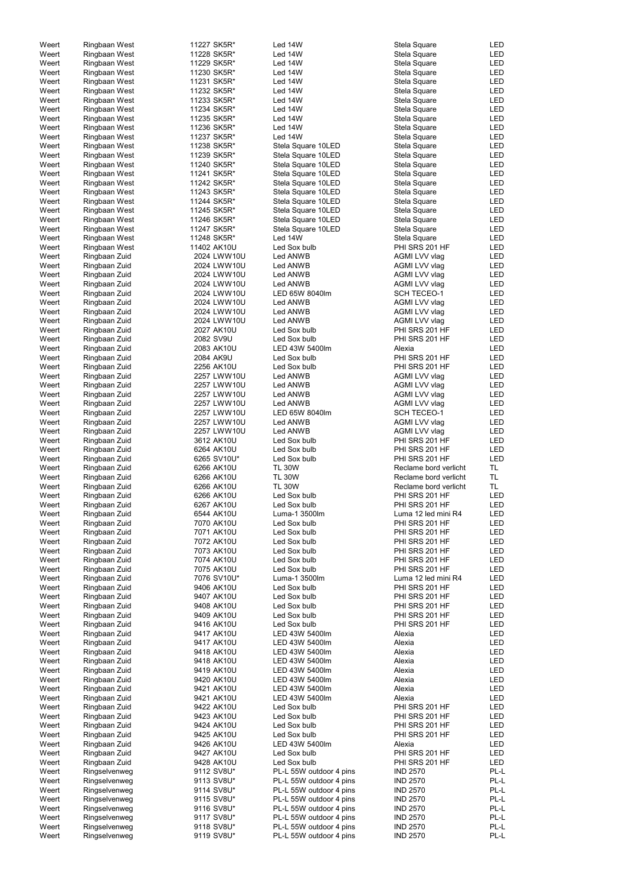| | | | | | |
|---|---|---|---|---|---|
| Weert | Ringbaan West | 11227 SK5R* | Led 14W | Stela Square | LED |
| Weert | Ringbaan West | 11228 SK5R* | Led 14W | Stela Square | LED |
| Weert | Ringbaan West | 11229 SK5R* | Led 14W | Stela Square | LED |
| Weert | Ringbaan West | 11230 SK5R* | Led 14W | Stela Square | LED |
| Weert | Ringbaan West | 11231 SK5R* | Led 14W | Stela Square | LED |
| Weert | Ringbaan West | 11232 SK5R* | Led 14W | Stela Square | LED |
| Weert | Ringbaan West | 11233 SK5R* | Led 14W | Stela Square | LED |
| Weert | Ringbaan West | 11234 SK5R* | Led 14W | Stela Square | LED |
| Weert | Ringbaan West | 11235 SK5R* | Led 14W | Stela Square | LED |
| Weert | Ringbaan West | 11236 SK5R* | Led 14W | Stela Square | LED |
| Weert | Ringbaan West | 11237 SK5R* | Led 14W | Stela Square | LED |
| Weert | Ringbaan West | 11238 SK5R* | Stela Square 10LED | Stela Square | LED |
| Weert | Ringbaan West | 11239 SK5R* | Stela Square 10LED | Stela Square | LED |
| Weert | Ringbaan West | 11240 SK5R* | Stela Square 10LED | Stela Square | LED |
| Weert | Ringbaan West | 11241 SK5R* | Stela Square 10LED | Stela Square | LED |
| Weert | Ringbaan West | 11242 SK5R* | Stela Square 10LED | Stela Square | LED |
| Weert | Ringbaan West | 11243 SK5R* | Stela Square 10LED | Stela Square | LED |
| Weert | Ringbaan West | 11244 SK5R* | Stela Square 10LED | Stela Square | LED |
| Weert | Ringbaan West | 11245 SK5R* | Stela Square 10LED | Stela Square | LED |
| Weert | Ringbaan West | 11246 SK5R* | Stela Square 10LED | Stela Square | LED |
| Weert | Ringbaan West | 11247 SK5R* | Stela Square 10LED | Stela Square | LED |
| Weert | Ringbaan West | 11248 SK5R* | Led 14W | Stela Square | LED |
| Weert | Ringbaan West | 11402 AK10U | Led Sox bulb | PHI SRS 201 HF | LED |
| Weert | Ringbaan Zuid | 2024 LWW10U | Led ANWB | AGMI LVV vlag | LED |
| Weert | Ringbaan Zuid | 2024 LWW10U | Led ANWB | AGMI LVV vlag | LED |
| Weert | Ringbaan Zuid | 2024 LWW10U | Led ANWB | AGMI LVV vlag | LED |
| Weert | Ringbaan Zuid | 2024 LWW10U | Led ANWB | AGMI LVV vlag | LED |
| Weert | Ringbaan Zuid | 2024 LWW10U | LED 65W 8040lm | SCH TECEO-1 | LED |
| Weert | Ringbaan Zuid | 2024 LWW10U | Led ANWB | AGMI LVV vlag | LED |
| Weert | Ringbaan Zuid | 2024 LWW10U | Led ANWB | AGMI LVV vlag | LED |
| Weert | Ringbaan Zuid | 2024 LWW10U | Led ANWB | AGMI LVV vlag | LED |
| Weert | Ringbaan Zuid | 2027 AK10U | Led Sox bulb | PHI SRS 201 HF | LED |
| Weert | Ringbaan Zuid | 2082 SV9U | Led Sox bulb | PHI SRS 201 HF | LED |
| Weert | Ringbaan Zuid | 2083 AK10U | LED 43W 5400lm | Alexia | LED |
| Weert | Ringbaan Zuid | 2084 AK9U | Led Sox bulb | PHI SRS 201 HF | LED |
| Weert | Ringbaan Zuid | 2256 AK10U | Led Sox bulb | PHI SRS 201 HF | LED |
| Weert | Ringbaan Zuid | 2257 LWW10U | Led ANWB | AGMI LVV vlag | LED |
| Weert | Ringbaan Zuid | 2257 LWW10U | Led ANWB | AGMI LVV vlag | LED |
| Weert | Ringbaan Zuid | 2257 LWW10U | Led ANWB | AGMI LVV vlag | LED |
| Weert | Ringbaan Zuid | 2257 LWW10U | Led ANWB | AGMI LVV vlag | LED |
| Weert | Ringbaan Zuid | 2257 LWW10U | LED 65W 8040lm | SCH TECEO-1 | LED |
| Weert | Ringbaan Zuid | 2257 LWW10U | Led ANWB | AGMI LVV vlag | LED |
| Weert | Ringbaan Zuid | 2257 LWW10U | Led ANWB | AGMI LVV vlag | LED |
| Weert | Ringbaan Zuid | 3612 AK10U | Led Sox bulb | PHI SRS 201 HF | LED |
| Weert | Ringbaan Zuid | 6264 AK10U | Led Sox bulb | PHI SRS 201 HF | LED |
| Weert | Ringbaan Zuid | 6265 SV10U* | Led Sox bulb | PHI SRS 201 HF | LED |
| Weert | Ringbaan Zuid | 6266 AK10U | TL 30W | Reclame bord verlicht | TL |
| Weert | Ringbaan Zuid | 6266 AK10U | TL 30W | Reclame bord verlicht | TL |
| Weert | Ringbaan Zuid | 6266 AK10U | TL 30W | Reclame bord verlicht | TL |
| Weert | Ringbaan Zuid | 6266 AK10U | Led Sox bulb | PHI SRS 201 HF | LED |
| Weert | Ringbaan Zuid | 6267 AK10U | Led Sox bulb | PHI SRS 201 HF | LED |
| Weert | Ringbaan Zuid | 6544 AK10U | Luma-1 3500lm | Luma 12 led mini R4 | LED |
| Weert | Ringbaan Zuid | 7070 AK10U | Led Sox bulb | PHI SRS 201 HF | LED |
| Weert | Ringbaan Zuid | 7071 AK10U | Led Sox bulb | PHI SRS 201 HF | LED |
| Weert | Ringbaan Zuid | 7072 AK10U | Led Sox bulb | PHI SRS 201 HF | LED |
| Weert | Ringbaan Zuid | 7073 AK10U | Led Sox bulb | PHI SRS 201 HF | LED |
| Weert | Ringbaan Zuid | 7074 AK10U | Led Sox bulb | PHI SRS 201 HF | LED |
| Weert | Ringbaan Zuid | 7075 AK10U | Led Sox bulb | PHI SRS 201 HF | LED |
| Weert | Ringbaan Zuid | 7076 SV10U* | Luma-1 3500lm | Luma 12 led mini R4 | LED |
| Weert | Ringbaan Zuid | 9406 AK10U | Led Sox bulb | PHI SRS 201 HF | LED |
| Weert | Ringbaan Zuid | 9407 AK10U | Led Sox bulb | PHI SRS 201 HF | LED |
| Weert | Ringbaan Zuid | 9408 AK10U | Led Sox bulb | PHI SRS 201 HF | LED |
| Weert | Ringbaan Zuid | 9409 AK10U | Led Sox bulb | PHI SRS 201 HF | LED |
| Weert | Ringbaan Zuid | 9416 AK10U | Led Sox bulb | PHI SRS 201 HF | LED |
| Weert | Ringbaan Zuid | 9417 AK10U | LED 43W 5400lm | Alexia | LED |
| Weert | Ringbaan Zuid | 9417 AK10U | LED 43W 5400lm | Alexia | LED |
| Weert | Ringbaan Zuid | 9418 AK10U | LED 43W 5400lm | Alexia | LED |
| Weert | Ringbaan Zuid | 9418 AK10U | LED 43W 5400lm | Alexia | LED |
| Weert | Ringbaan Zuid | 9419 AK10U | LED 43W 5400lm | Alexia | LED |
| Weert | Ringbaan Zuid | 9420 AK10U | LED 43W 5400lm | Alexia | LED |
| Weert | Ringbaan Zuid | 9421 AK10U | LED 43W 5400lm | Alexia | LED |
| Weert | Ringbaan Zuid | 9421 AK10U | LED 43W 5400lm | Alexia | LED |
| Weert | Ringbaan Zuid | 9422 AK10U | Led Sox bulb | PHI SRS 201 HF | LED |
| Weert | Ringbaan Zuid | 9423 AK10U | Led Sox bulb | PHI SRS 201 HF | LED |
| Weert | Ringbaan Zuid | 9424 AK10U | Led Sox bulb | PHI SRS 201 HF | LED |
| Weert | Ringbaan Zuid | 9425 AK10U | Led Sox bulb | PHI SRS 201 HF | LED |
| Weert | Ringbaan Zuid | 9426 AK10U | LED 43W 5400lm | Alexia | LED |
| Weert | Ringbaan Zuid | 9427 AK10U | Led Sox bulb | PHI SRS 201 HF | LED |
| Weert | Ringbaan Zuid | 9428 AK10U | Led Sox bulb | PHI SRS 201 HF | LED |
| Weert | Ringselvenweg | 9112 SV8U* | PL-L 55W outdoor 4 pins | IND 2570 | PL-L |
| Weert | Ringselvenweg | 9113 SV8U* | PL-L 55W outdoor 4 pins | IND 2570 | PL-L |
| Weert | Ringselvenweg | 9114 SV8U* | PL-L 55W outdoor 4 pins | IND 2570 | PL-L |
| Weert | Ringselvenweg | 9115 SV8U* | PL-L 55W outdoor 4 pins | IND 2570 | PL-L |
| Weert | Ringselvenweg | 9116 SV8U* | PL-L 55W outdoor 4 pins | IND 2570 | PL-L |
| Weert | Ringselvenweg | 9117 SV8U* | PL-L 55W outdoor 4 pins | IND 2570 | PL-L |
| Weert | Ringselvenweg | 9118 SV8U* | PL-L 55W outdoor 4 pins | IND 2570 | PL-L |
| Weert | Ringselvenweg | 9119 SV8U* | PL-L 55W outdoor 4 pins | IND 2570 | PL-L |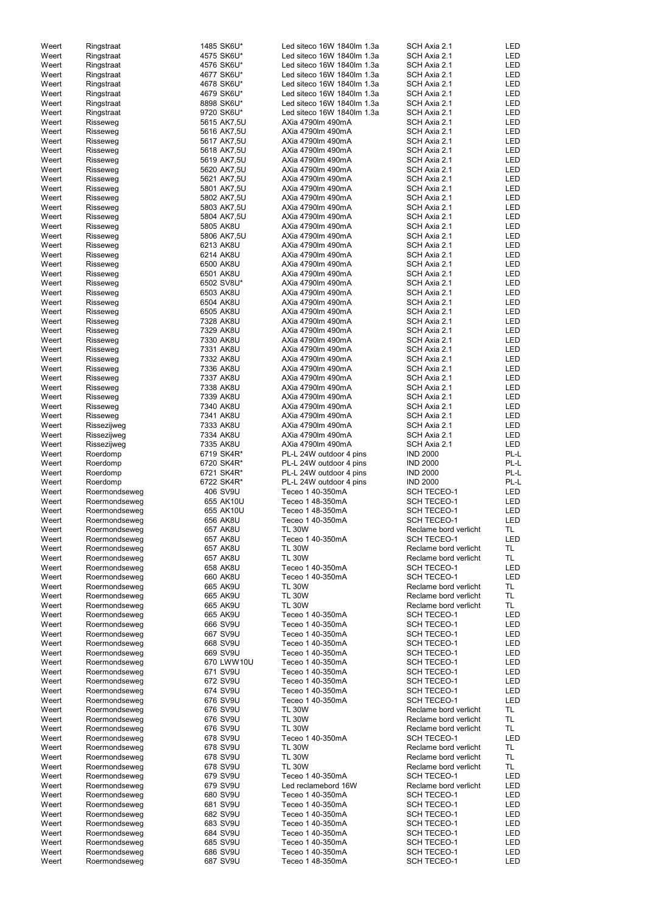| | | | | | |
|---|---|---|---|---|---|
| Weert | Ringstraat | 1485 SK6U* | Led siteco 16W 1840lm 1.3a | SCH Axia 2.1 | LED |
| Weert | Ringstraat | 4575 SK6U* | Led siteco 16W 1840lm 1.3a | SCH Axia 2.1 | LED |
| Weert | Ringstraat | 4576 SK6U* | Led siteco 16W 1840lm 1.3a | SCH Axia 2.1 | LED |
| Weert | Ringstraat | 4677 SK6U* | Led siteco 16W 1840lm 1.3a | SCH Axia 2.1 | LED |
| Weert | Ringstraat | 4678 SK6U* | Led siteco 16W 1840lm 1.3a | SCH Axia 2.1 | LED |
| Weert | Ringstraat | 4679 SK6U* | Led siteco 16W 1840lm 1.3a | SCH Axia 2.1 | LED |
| Weert | Ringstraat | 8898 SK6U* | Led siteco 16W 1840lm 1.3a | SCH Axia 2.1 | LED |
| Weert | Ringstraat | 9720 SK6U* | Led siteco 16W 1840lm 1.3a | SCH Axia 2.1 | LED |
| Weert | Risseweg | 5615 AK7,5U | AXia 4790lm 490mA | SCH Axia 2.1 | LED |
| Weert | Risseweg | 5616 AK7,5U | AXia 4790lm 490mA | SCH Axia 2.1 | LED |
| Weert | Risseweg | 5617 AK7,5U | AXia 4790lm 490mA | SCH Axia 2.1 | LED |
| Weert | Risseweg | 5618 AK7,5U | AXia 4790lm 490mA | SCH Axia 2.1 | LED |
| Weert | Risseweg | 5619 AK7,5U | AXia 4790lm 490mA | SCH Axia 2.1 | LED |
| Weert | Risseweg | 5620 AK7,5U | AXia 4790lm 490mA | SCH Axia 2.1 | LED |
| Weert | Risseweg | 5621 AK7,5U | AXia 4790lm 490mA | SCH Axia 2.1 | LED |
| Weert | Risseweg | 5801 AK7,5U | AXia 4790lm 490mA | SCH Axia 2.1 | LED |
| Weert | Risseweg | 5802 AK7,5U | AXia 4790lm 490mA | SCH Axia 2.1 | LED |
| Weert | Risseweg | 5803 AK7,5U | AXia 4790lm 490mA | SCH Axia 2.1 | LED |
| Weert | Risseweg | 5804 AK7,5U | AXia 4790lm 490mA | SCH Axia 2.1 | LED |
| Weert | Risseweg | 5805 AK8U | AXia 4790lm 490mA | SCH Axia 2.1 | LED |
| Weert | Risseweg | 5806 AK7,5U | AXia 4790lm 490mA | SCH Axia 2.1 | LED |
| Weert | Risseweg | 6213 AK8U | AXia 4790lm 490mA | SCH Axia 2.1 | LED |
| Weert | Risseweg | 6214 AK8U | AXia 4790lm 490mA | SCH Axia 2.1 | LED |
| Weert | Risseweg | 6500 AK8U | AXia 4790lm 490mA | SCH Axia 2.1 | LED |
| Weert | Risseweg | 6501 AK8U | AXia 4790lm 490mA | SCH Axia 2.1 | LED |
| Weert | Risseweg | 6502 SV8U* | AXia 4790lm 490mA | SCH Axia 2.1 | LED |
| Weert | Risseweg | 6503 AK8U | AXia 4790lm 490mA | SCH Axia 2.1 | LED |
| Weert | Risseweg | 6504 AK8U | AXia 4790lm 490mA | SCH Axia 2.1 | LED |
| Weert | Risseweg | 6505 AK8U | AXia 4790lm 490mA | SCH Axia 2.1 | LED |
| Weert | Risseweg | 7328 AK8U | AXia 4790lm 490mA | SCH Axia 2.1 | LED |
| Weert | Risseweg | 7329 AK8U | AXia 4790lm 490mA | SCH Axia 2.1 | LED |
| Weert | Risseweg | 7330 AK8U | AXia 4790lm 490mA | SCH Axia 2.1 | LED |
| Weert | Risseweg | 7331 AK8U | AXia 4790lm 490mA | SCH Axia 2.1 | LED |
| Weert | Risseweg | 7332 AK8U | AXia 4790lm 490mA | SCH Axia 2.1 | LED |
| Weert | Risseweg | 7336 AK8U | AXia 4790lm 490mA | SCH Axia 2.1 | LED |
| Weert | Risseweg | 7337 AK8U | AXia 4790lm 490mA | SCH Axia 2.1 | LED |
| Weert | Risseweg | 7338 AK8U | AXia 4790lm 490mA | SCH Axia 2.1 | LED |
| Weert | Risseweg | 7339 AK8U | AXia 4790lm 490mA | SCH Axia 2.1 | LED |
| Weert | Risseweg | 7340 AK8U | AXia 4790lm 490mA | SCH Axia 2.1 | LED |
| Weert | Risseweg | 7341 AK8U | AXia 4790lm 490mA | SCH Axia 2.1 | LED |
| Weert | Rissezijweg | 7333 AK8U | AXia 4790lm 490mA | SCH Axia 2.1 | LED |
| Weert | Rissezijweg | 7334 AK8U | AXia 4790lm 490mA | SCH Axia 2.1 | LED |
| Weert | Rissezijweg | 7335 AK8U | AXia 4790lm 490mA | SCH Axia 2.1 | LED |
| Weert | Roerdomp | 6719 SK4R* | PL-L 24W outdoor 4 pins | IND 2000 | PL-L |
| Weert | Roerdomp | 6720 SK4R* | PL-L 24W outdoor 4 pins | IND 2000 | PL-L |
| Weert | Roerdomp | 6721 SK4R* | PL-L 24W outdoor 4 pins | IND 2000 | PL-L |
| Weert | Roerdomp | 6722 SK4R* | PL-L 24W outdoor 4 pins | IND 2000 | PL-L |
| Weert | Roermondseweg | 406 SV9U | Teceo 1 40-350mA | SCH TECEO-1 | LED |
| Weert | Roermondseweg | 655 AK10U | Teceo 1 48-350mA | SCH TECEO-1 | LED |
| Weert | Roermondseweg | 655 AK10U | Teceo 1 48-350mA | SCH TECEO-1 | LED |
| Weert | Roermondseweg | 656 AK8U | Teceo 1 40-350mA | SCH TECEO-1 | LED |
| Weert | Roermondseweg | 657 AK8U | TL 30W | Reclame bord verlicht | TL |
| Weert | Roermondseweg | 657 AK8U | Teceo 1 40-350mA | SCH TECEO-1 | LED |
| Weert | Roermondseweg | 657 AK8U | TL 30W | Reclame bord verlicht | TL |
| Weert | Roermondseweg | 657 AK8U | TL 30W | Reclame bord verlicht | TL |
| Weert | Roermondseweg | 658 AK8U | Teceo 1 40-350mA | SCH TECEO-1 | LED |
| Weert | Roermondseweg | 660 AK8U | Teceo 1 40-350mA | SCH TECEO-1 | LED |
| Weert | Roermondseweg | 665 AK9U | TL 30W | Reclame bord verlicht | TL |
| Weert | Roermondseweg | 665 AK9U | TL 30W | Reclame bord verlicht | TL |
| Weert | Roermondseweg | 665 AK9U | TL 30W | Reclame bord verlicht | TL |
| Weert | Roermondseweg | 665 AK9U | Teceo 1 40-350mA | SCH TECEO-1 | LED |
| Weert | Roermondseweg | 666 SV9U | Teceo 1 40-350mA | SCH TECEO-1 | LED |
| Weert | Roermondseweg | 667 SV9U | Teceo 1 40-350mA | SCH TECEO-1 | LED |
| Weert | Roermondseweg | 668 SV9U | Teceo 1 40-350mA | SCH TECEO-1 | LED |
| Weert | Roermondseweg | 669 SV9U | Teceo 1 40-350mA | SCH TECEO-1 | LED |
| Weert | Roermondseweg | 670 LWW10U | Teceo 1 40-350mA | SCH TECEO-1 | LED |
| Weert | Roermondseweg | 671 SV9U | Teceo 1 40-350mA | SCH TECEO-1 | LED |
| Weert | Roermondseweg | 672 SV9U | Teceo 1 40-350mA | SCH TECEO-1 | LED |
| Weert | Roermondseweg | 674 SV9U | Teceo 1 40-350mA | SCH TECEO-1 | LED |
| Weert | Roermondseweg | 676 SV9U | Teceo 1 40-350mA | SCH TECEO-1 | LED |
| Weert | Roermondseweg | 676 SV9U | TL 30W | Reclame bord verlicht | TL |
| Weert | Roermondseweg | 676 SV9U | TL 30W | Reclame bord verlicht | TL |
| Weert | Roermondseweg | 676 SV9U | TL 30W | Reclame bord verlicht | TL |
| Weert | Roermondseweg | 678 SV9U | Teceo 1 40-350mA | SCH TECEO-1 | LED |
| Weert | Roermondseweg | 678 SV9U | TL 30W | Reclame bord verlicht | TL |
| Weert | Roermondseweg | 678 SV9U | TL 30W | Reclame bord verlicht | TL |
| Weert | Roermondseweg | 678 SV9U | TL 30W | Reclame bord verlicht | TL |
| Weert | Roermondseweg | 679 SV9U | Teceo 1 40-350mA | SCH TECEO-1 | LED |
| Weert | Roermondseweg | 679 SV9U | Led reclamebord 16W | Reclame bord verlicht | LED |
| Weert | Roermondseweg | 680 SV9U | Teceo 1 40-350mA | SCH TECEO-1 | LED |
| Weert | Roermondseweg | 681 SV9U | Teceo 1 40-350mA | SCH TECEO-1 | LED |
| Weert | Roermondseweg | 682 SV9U | Teceo 1 40-350mA | SCH TECEO-1 | LED |
| Weert | Roermondseweg | 683 SV9U | Teceo 1 40-350mA | SCH TECEO-1 | LED |
| Weert | Roermondseweg | 684 SV9U | Teceo 1 40-350mA | SCH TECEO-1 | LED |
| Weert | Roermondseweg | 685 SV9U | Teceo 1 40-350mA | SCH TECEO-1 | LED |
| Weert | Roermondseweg | 686 SV9U | Teceo 1 40-350mA | SCH TECEO-1 | LED |
| Weert | Roermondseweg | 687 SV9U | Teceo 1 48-350mA | SCH TECEO-1 | LED |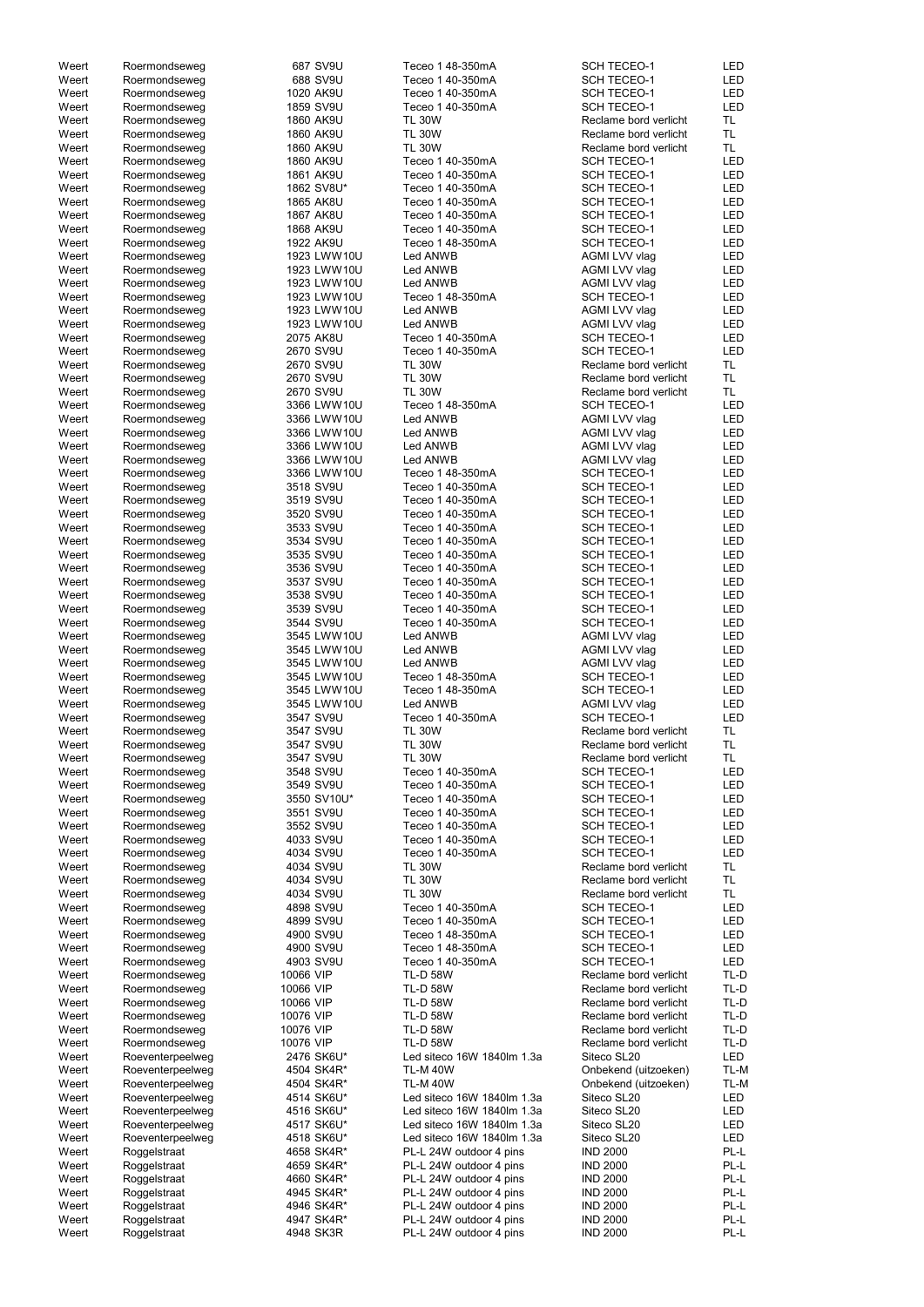| | | | | | |
|---|---|---|---|---|---|
| Weert | Roermondseweg | 687 SV9U | Teceo 1 48-350mA | SCH TECEO-1 | LED |
| Weert | Roermondseweg | 688 SV9U | Teceo 1 40-350mA | SCH TECEO-1 | LED |
| Weert | Roermondseweg | 1020 AK9U | Teceo 1 40-350mA | SCH TECEO-1 | LED |
| Weert | Roermondseweg | 1859 SV9U | Teceo 1 40-350mA | SCH TECEO-1 | LED |
| Weert | Roermondseweg | 1860 AK9U | TL 30W | Reclame bord verlicht | TL |
| Weert | Roermondseweg | 1860 AK9U | TL 30W | Reclame bord verlicht | TL |
| Weert | Roermondseweg | 1860 AK9U | TL 30W | Reclame bord verlicht | TL |
| Weert | Roermondseweg | 1860 AK9U | Teceo 1 40-350mA | SCH TECEO-1 | LED |
| Weert | Roermondseweg | 1861 AK9U | Teceo 1 40-350mA | SCH TECEO-1 | LED |
| Weert | Roermondseweg | 1862 SV8U* | Teceo 1 40-350mA | SCH TECEO-1 | LED |
| Weert | Roermondseweg | 1865 AK8U | Teceo 1 40-350mA | SCH TECEO-1 | LED |
| Weert | Roermondseweg | 1867 AK8U | Teceo 1 40-350mA | SCH TECEO-1 | LED |
| Weert | Roermondseweg | 1868 AK9U | Teceo 1 40-350mA | SCH TECEO-1 | LED |
| Weert | Roermondseweg | 1922 AK9U | Teceo 1 48-350mA | SCH TECEO-1 | LED |
| Weert | Roermondseweg | 1923 LWW10U | Led ANWB | AGMI LVV vlag | LED |
| Weert | Roermondseweg | 1923 LWW10U | Led ANWB | AGMI LVV vlag | LED |
| Weert | Roermondseweg | 1923 LWW10U | Led ANWB | AGMI LVV vlag | LED |
| Weert | Roermondseweg | 1923 LWW10U | Teceo 1 48-350mA | SCH TECEO-1 | LED |
| Weert | Roermondseweg | 1923 LWW10U | Led ANWB | AGMI LVV vlag | LED |
| Weert | Roermondseweg | 1923 LWW10U | Led ANWB | AGMI LVV vlag | LED |
| Weert | Roermondseweg | 2075 AK8U | Teceo 1 40-350mA | SCH TECEO-1 | LED |
| Weert | Roermondseweg | 2670 SV9U | Teceo 1 40-350mA | SCH TECEO-1 | LED |
| Weert | Roermondseweg | 2670 SV9U | TL 30W | Reclame bord verlicht | TL |
| Weert | Roermondseweg | 2670 SV9U | TL 30W | Reclame bord verlicht | TL |
| Weert | Roermondseweg | 2670 SV9U | TL 30W | Reclame bord verlicht | TL |
| Weert | Roermondseweg | 3366 LWW10U | Teceo 1 48-350mA | SCH TECEO-1 | LED |
| Weert | Roermondseweg | 3366 LWW10U | Led ANWB | AGMI LVV vlag | LED |
| Weert | Roermondseweg | 3366 LWW10U | Led ANWB | AGMI LVV vlag | LED |
| Weert | Roermondseweg | 3366 LWW10U | Led ANWB | AGMI LVV vlag | LED |
| Weert | Roermondseweg | 3366 LWW10U | Led ANWB | AGMI LVV vlag | LED |
| Weert | Roermondseweg | 3366 LWW10U | Teceo 1 48-350mA | SCH TECEO-1 | LED |
| Weert | Roermondseweg | 3518 SV9U | Teceo 1 40-350mA | SCH TECEO-1 | LED |
| Weert | Roermondseweg | 3519 SV9U | Teceo 1 40-350mA | SCH TECEO-1 | LED |
| Weert | Roermondseweg | 3520 SV9U | Teceo 1 40-350mA | SCH TECEO-1 | LED |
| Weert | Roermondseweg | 3533 SV9U | Teceo 1 40-350mA | SCH TECEO-1 | LED |
| Weert | Roermondseweg | 3534 SV9U | Teceo 1 40-350mA | SCH TECEO-1 | LED |
| Weert | Roermondseweg | 3535 SV9U | Teceo 1 40-350mA | SCH TECEO-1 | LED |
| Weert | Roermondseweg | 3536 SV9U | Teceo 1 40-350mA | SCH TECEO-1 | LED |
| Weert | Roermondseweg | 3537 SV9U | Teceo 1 40-350mA | SCH TECEO-1 | LED |
| Weert | Roermondseweg | 3538 SV9U | Teceo 1 40-350mA | SCH TECEO-1 | LED |
| Weert | Roermondseweg | 3539 SV9U | Teceo 1 40-350mA | SCH TECEO-1 | LED |
| Weert | Roermondseweg | 3544 SV9U | Teceo 1 40-350mA | SCH TECEO-1 | LED |
| Weert | Roermondseweg | 3545 LWW10U | Led ANWB | AGMI LVV vlag | LED |
| Weert | Roermondseweg | 3545 LWW10U | Led ANWB | AGMI LVV vlag | LED |
| Weert | Roermondseweg | 3545 LWW10U | Led ANWB | AGMI LVV vlag | LED |
| Weert | Roermondseweg | 3545 LWW10U | Teceo 1 48-350mA | SCH TECEO-1 | LED |
| Weert | Roermondseweg | 3545 LWW10U | Teceo 1 48-350mA | SCH TECEO-1 | LED |
| Weert | Roermondseweg | 3545 LWW10U | Led ANWB | AGMI LVV vlag | LED |
| Weert | Roermondseweg | 3547 SV9U | Teceo 1 40-350mA | SCH TECEO-1 | LED |
| Weert | Roermondseweg | 3547 SV9U | TL 30W | Reclame bord verlicht | TL |
| Weert | Roermondseweg | 3547 SV9U | TL 30W | Reclame bord verlicht | TL |
| Weert | Roermondseweg | 3547 SV9U | TL 30W | Reclame bord verlicht | TL |
| Weert | Roermondseweg | 3548 SV9U | Teceo 1 40-350mA | SCH TECEO-1 | LED |
| Weert | Roermondseweg | 3549 SV9U | Teceo 1 40-350mA | SCH TECEO-1 | LED |
| Weert | Roermondseweg | 3550 SV10U* | Teceo 1 40-350mA | SCH TECEO-1 | LED |
| Weert | Roermondseweg | 3551 SV9U | Teceo 1 40-350mA | SCH TECEO-1 | LED |
| Weert | Roermondseweg | 3552 SV9U | Teceo 1 40-350mA | SCH TECEO-1 | LED |
| Weert | Roermondseweg | 4033 SV9U | Teceo 1 40-350mA | SCH TECEO-1 | LED |
| Weert | Roermondseweg | 4034 SV9U | Teceo 1 40-350mA | SCH TECEO-1 | LED |
| Weert | Roermondseweg | 4034 SV9U | TL 30W | Reclame bord verlicht | TL |
| Weert | Roermondseweg | 4034 SV9U | TL 30W | Reclame bord verlicht | TL |
| Weert | Roermondseweg | 4034 SV9U | TL 30W | Reclame bord verlicht | TL |
| Weert | Roermondseweg | 4898 SV9U | Teceo 1 40-350mA | SCH TECEO-1 | LED |
| Weert | Roermondseweg | 4899 SV9U | Teceo 1 40-350mA | SCH TECEO-1 | LED |
| Weert | Roermondseweg | 4900 SV9U | Teceo 1 48-350mA | SCH TECEO-1 | LED |
| Weert | Roermondseweg | 4900 SV9U | Teceo 1 48-350mA | SCH TECEO-1 | LED |
| Weert | Roermondseweg | 4903 SV9U | Teceo 1 40-350mA | SCH TECEO-1 | LED |
| Weert | Roermondseweg | 10066 VIP | TL-D 58W | Reclame bord verlicht | TL-D |
| Weert | Roermondseweg | 10066 VIP | TL-D 58W | Reclame bord verlicht | TL-D |
| Weert | Roermondseweg | 10066 VIP | TL-D 58W | Reclame bord verlicht | TL-D |
| Weert | Roermondseweg | 10076 VIP | TL-D 58W | Reclame bord verlicht | TL-D |
| Weert | Roermondseweg | 10076 VIP | TL-D 58W | Reclame bord verlicht | TL-D |
| Weert | Roermondseweg | 10076 VIP | TL-D 58W | Reclame bord verlicht | TL-D |
| Weert | Roeventerpeelweg | 2476 SK6U* | Led siteco 16W 1840lm 1.3a | Siteco SL20 | LED |
| Weert | Roeventerpeelweg | 4504 SK4R* | TL-M 40W | Onbekend (uitzoeken) | TL-M |
| Weert | Roeventerpeelweg | 4504 SK4R* | TL-M 40W | Onbekend (uitzoeken) | TL-M |
| Weert | Roeventerpeelweg | 4514 SK6U* | Led siteco 16W 1840lm 1.3a | Siteco SL20 | LED |
| Weert | Roeventerpeelweg | 4516 SK6U* | Led siteco 16W 1840lm 1.3a | Siteco SL20 | LED |
| Weert | Roeventerpeelweg | 4517 SK6U* | Led siteco 16W 1840lm 1.3a | Siteco SL20 | LED |
| Weert | Roeventerpeelweg | 4518 SK6U* | Led siteco 16W 1840lm 1.3a | Siteco SL20 | LED |
| Weert | Roggelstraat | 4658 SK4R* | PL-L 24W outdoor 4 pins | IND 2000 | PL-L |
| Weert | Roggelstraat | 4659 SK4R* | PL-L 24W outdoor 4 pins | IND 2000 | PL-L |
| Weert | Roggelstraat | 4660 SK4R* | PL-L 24W outdoor 4 pins | IND 2000 | PL-L |
| Weert | Roggelstraat | 4945 SK4R* | PL-L 24W outdoor 4 pins | IND 2000 | PL-L |
| Weert | Roggelstraat | 4946 SK4R* | PL-L 24W outdoor 4 pins | IND 2000 | PL-L |
| Weert | Roggelstraat | 4947 SK4R* | PL-L 24W outdoor 4 pins | IND 2000 | PL-L |
| Weert | Roggelstraat | 4948 SK3R | PL-L 24W outdoor 4 pins | IND 2000 | PL-L |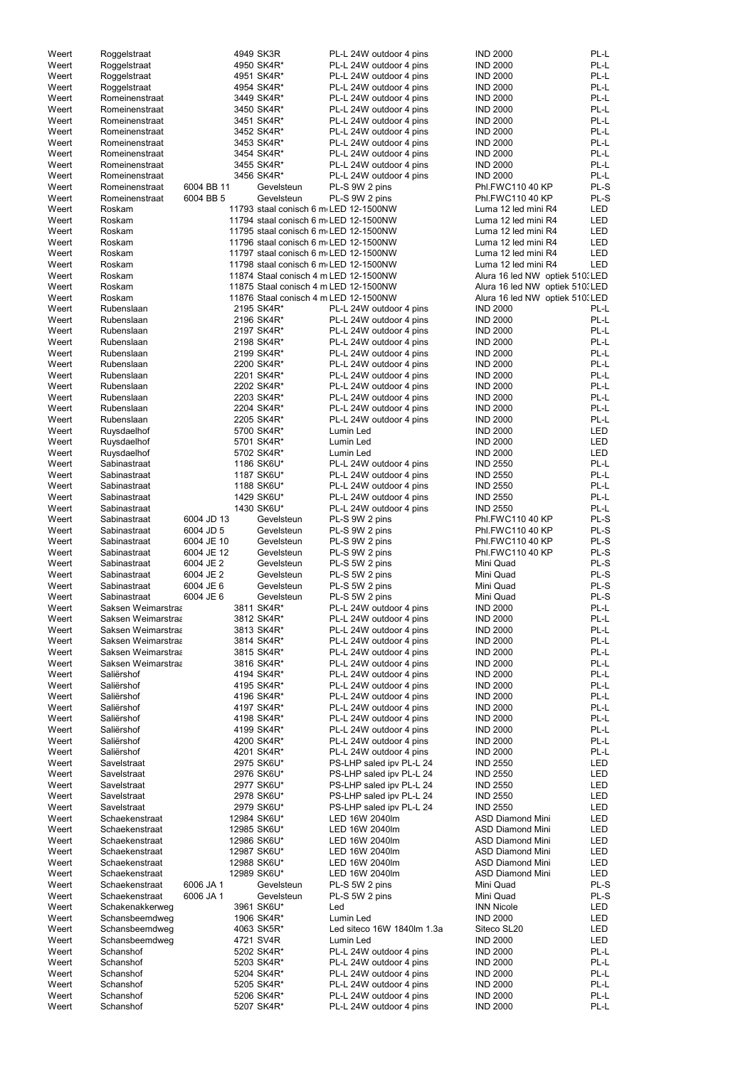| | | | | | | |
|---|---|---|---|---|---|---|
| Weert | Roggelstraat | | 4949 SK3R | PL-L 24W outdoor 4 pins | IND 2000 | PL-L |
| Weert | Roggelstraat | | 4950 SK4R* | PL-L 24W outdoor 4 pins | IND 2000 | PL-L |
| Weert | Roggelstraat | | 4951 SK4R* | PL-L 24W outdoor 4 pins | IND 2000 | PL-L |
| Weert | Roggelstraat | | 4954 SK4R* | PL-L 24W outdoor 4 pins | IND 2000 | PL-L |
| Weert | Romeinenstraat | | 3449 SK4R* | PL-L 24W outdoor 4 pins | IND 2000 | PL-L |
| Weert | Romeinenstraat | | 3450 SK4R* | PL-L 24W outdoor 4 pins | IND 2000 | PL-L |
| Weert | Romeinenstraat | | 3451 SK4R* | PL-L 24W outdoor 4 pins | IND 2000 | PL-L |
| Weert | Romeinenstraat | | 3452 SK4R* | PL-L 24W outdoor 4 pins | IND 2000 | PL-L |
| Weert | Romeinenstraat | | 3453 SK4R* | PL-L 24W outdoor 4 pins | IND 2000 | PL-L |
| Weert | Romeinenstraat | | 3454 SK4R* | PL-L 24W outdoor 4 pins | IND 2000 | PL-L |
| Weert | Romeinenstraat | | 3455 SK4R* | PL-L 24W outdoor 4 pins | IND 2000 | PL-L |
| Weert | Romeinenstraat | | 3456 SK4R* | PL-L 24W outdoor 4 pins | IND 2000 | PL-L |
| Weert | Romeinenstraat | 6004 BB 11 | Gevelsteun | PL-S 9W 2 pins | Phl.FWC110 40 KP | PL-S |
| Weert | Romeinenstraat | 6004 BB 5 | Gevelsteun | PL-S 9W 2 pins | Phl.FWC110 40 KP | PL-S |
| Weert | Roskam | | 11793 staal conisch 6 m | LED 12-1500NW | Luma 12 led mini R4 | LED |
| Weert | Roskam | | 11794 staal conisch 6 m | LED 12-1500NW | Luma 12 led mini R4 | LED |
| Weert | Roskam | | 11795 staal conisch 6 m | LED 12-1500NW | Luma 12 led mini R4 | LED |
| Weert | Roskam | | 11796 staal conisch 6 m | LED 12-1500NW | Luma 12 led mini R4 | LED |
| Weert | Roskam | | 11797 staal conisch 6 m | LED 12-1500NW | Luma 12 led mini R4 | LED |
| Weert | Roskam | | 11798 staal conisch 6 m | LED 12-1500NW | Luma 12 led mini R4 | LED |
| Weert | Roskam | | 11874 Staal conisch 4 m | LED 12-1500NW | Alura 16 led NW optiek 510 | LED |
| Weert | Roskam | | 11875 Staal conisch 4 m | LED 12-1500NW | Alura 16 led NW optiek 510 | LED |
| Weert | Roskam | | 11876 Staal conisch 4 m | LED 12-1500NW | Alura 16 led NW optiek 510 | LED |
| Weert | Rubenslaan | | 2195 SK4R* | PL-L 24W outdoor 4 pins | IND 2000 | PL-L |
| Weert | Rubenslaan | | 2196 SK4R* | PL-L 24W outdoor 4 pins | IND 2000 | PL-L |
| Weert | Rubenslaan | | 2197 SK4R* | PL-L 24W outdoor 4 pins | IND 2000 | PL-L |
| Weert | Rubenslaan | | 2198 SK4R* | PL-L 24W outdoor 4 pins | IND 2000 | PL-L |
| Weert | Rubenslaan | | 2199 SK4R* | PL-L 24W outdoor 4 pins | IND 2000 | PL-L |
| Weert | Rubenslaan | | 2200 SK4R* | PL-L 24W outdoor 4 pins | IND 2000 | PL-L |
| Weert | Rubenslaan | | 2201 SK4R* | PL-L 24W outdoor 4 pins | IND 2000 | PL-L |
| Weert | Rubenslaan | | 2202 SK4R* | PL-L 24W outdoor 4 pins | IND 2000 | PL-L |
| Weert | Rubenslaan | | 2203 SK4R* | PL-L 24W outdoor 4 pins | IND 2000 | PL-L |
| Weert | Rubenslaan | | 2204 SK4R* | PL-L 24W outdoor 4 pins | IND 2000 | PL-L |
| Weert | Rubenslaan | | 2205 SK4R* | PL-L 24W outdoor 4 pins | IND 2000 | PL-L |
| Weert | Ruysdaelhof | | 5700 SK4R* | Lumin Led | IND 2000 | LED |
| Weert | Ruysdaelhof | | 5701 SK4R* | Lumin Led | IND 2000 | LED |
| Weert | Ruysdaelhof | | 5702 SK4R* | Lumin Led | IND 2000 | LED |
| Weert | Sabinastraat | | 1186 SK6U* | PL-L 24W outdoor 4 pins | IND 2550 | PL-L |
| Weert | Sabinastraat | | 1187 SK6U* | PL-L 24W outdoor 4 pins | IND 2550 | PL-L |
| Weert | Sabinastraat | | 1188 SK6U* | PL-L 24W outdoor 4 pins | IND 2550 | PL-L |
| Weert | Sabinastraat | | 1429 SK6U* | PL-L 24W outdoor 4 pins | IND 2550 | PL-L |
| Weert | Sabinastraat | | 1430 SK6U* | PL-L 24W outdoor 4 pins | IND 2550 | PL-L |
| Weert | Sabinastraat | 6004 JD 13 | Gevelsteun | PL-S 9W 2 pins | Phl.FWC110 40 KP | PL-S |
| Weert | Sabinastraat | 6004 JD 5 | Gevelsteun | PL-S 9W 2 pins | Phl.FWC110 40 KP | PL-S |
| Weert | Sabinastraat | 6004 JE 10 | Gevelsteun | PL-S 9W 2 pins | Phl.FWC110 40 KP | PL-S |
| Weert | Sabinastraat | 6004 JE 12 | Gevelsteun | PL-S 9W 2 pins | Phl.FWC110 40 KP | PL-S |
| Weert | Sabinastraat | 6004 JE 2 | Gevelsteun | PL-S 5W 2 pins | Mini Quad | PL-S |
| Weert | Sabinastraat | 6004 JE 2 | Gevelsteun | PL-S 5W 2 pins | Mini Quad | PL-S |
| Weert | Sabinastraat | 6004 JE 6 | Gevelsteun | PL-S 5W 2 pins | Mini Quad | PL-S |
| Weert | Sabinastraat | 6004 JE 6 | Gevelsteun | PL-S 5W 2 pins | Mini Quad | PL-S |
| Weert | Saksen Weimarstraa | | 3811 SK4R* | PL-L 24W outdoor 4 pins | IND 2000 | PL-L |
| Weert | Saksen Weimarstraa | | 3812 SK4R* | PL-L 24W outdoor 4 pins | IND 2000 | PL-L |
| Weert | Saksen Weimarstraa | | 3813 SK4R* | PL-L 24W outdoor 4 pins | IND 2000 | PL-L |
| Weert | Saksen Weimarstraa | | 3814 SK4R* | PL-L 24W outdoor 4 pins | IND 2000 | PL-L |
| Weert | Saksen Weimarstraa | | 3815 SK4R* | PL-L 24W outdoor 4 pins | IND 2000 | PL-L |
| Weert | Saksen Weimarstraa | | 3816 SK4R* | PL-L 24W outdoor 4 pins | IND 2000 | PL-L |
| Weert | Saliërshof | | 4194 SK4R* | PL-L 24W outdoor 4 pins | IND 2000 | PL-L |
| Weert | Saliërshof | | 4195 SK4R* | PL-L 24W outdoor 4 pins | IND 2000 | PL-L |
| Weert | Saliërshof | | 4196 SK4R* | PL-L 24W outdoor 4 pins | IND 2000 | PL-L |
| Weert | Saliërshof | | 4197 SK4R* | PL-L 24W outdoor 4 pins | IND 2000 | PL-L |
| Weert | Saliërshof | | 4198 SK4R* | PL-L 24W outdoor 4 pins | IND 2000 | PL-L |
| Weert | Saliërshof | | 4199 SK4R* | PL-L 24W outdoor 4 pins | IND 2000 | PL-L |
| Weert | Saliërshof | | 4200 SK4R* | PL-L 24W outdoor 4 pins | IND 2000 | PL-L |
| Weert | Saliërshof | | 4201 SK4R* | PL-L 24W outdoor 4 pins | IND 2000 | PL-L |
| Weert | Savelstraat | | 2975 SK6U* | PS-LHP saled ipv PL-L 24 | IND 2550 | LED |
| Weert | Savelstraat | | 2976 SK6U* | PS-LHP saled ipv PL-L 24 | IND 2550 | LED |
| Weert | Savelstraat | | 2977 SK6U* | PS-LHP saled ipv PL-L 24 | IND 2550 | LED |
| Weert | Savelstraat | | 2978 SK6U* | PS-LHP saled ipv PL-L 24 | IND 2550 | LED |
| Weert | Savelstraat | | 2979 SK6U* | PS-LHP saled ipv PL-L 24 | IND 2550 | LED |
| Weert | Schaekenstraat | | 12984 SK6U* | LED 16W 2040lm | ASD Diamond Mini | LED |
| Weert | Schaekenstraat | | 12985 SK6U* | LED 16W 2040lm | ASD Diamond Mini | LED |
| Weert | Schaekenstraat | | 12986 SK6U* | LED 16W 2040lm | ASD Diamond Mini | LED |
| Weert | Schaekenstraat | | 12987 SK6U* | LED 16W 2040lm | ASD Diamond Mini | LED |
| Weert | Schaekenstraat | | 12988 SK6U* | LED 16W 2040lm | ASD Diamond Mini | LED |
| Weert | Schaekenstraat | | 12989 SK6U* | LED 16W 2040lm | ASD Diamond Mini | LED |
| Weert | Schaekenstraat | 6006 JA 1 | Gevelsteun | PL-S 5W 2 pins | Mini Quad | PL-S |
| Weert | Schaekenstraat | 6006 JA 1 | Gevelsteun | PL-S 5W 2 pins | Mini Quad | PL-S |
| Weert | Schakenakkerweg | | 3961 SK6U* | Led | INN Nicole | LED |
| Weert | Schansbeemdweg | | 1906 SK4R* | Lumin Led | IND 2000 | LED |
| Weert | Schansbeemdweg | | 4063 SK5R* | Led siteco 16W 1840lm 1.3a | Siteco SL20 | LED |
| Weert | Schansbeemdweg | | 4721 SV4R | Lumin Led | IND 2000 | LED |
| Weert | Schanshof | | 5202 SK4R* | PL-L 24W outdoor 4 pins | IND 2000 | PL-L |
| Weert | Schanshof | | 5203 SK4R* | PL-L 24W outdoor 4 pins | IND 2000 | PL-L |
| Weert | Schanshof | | 5204 SK4R* | PL-L 24W outdoor 4 pins | IND 2000 | PL-L |
| Weert | Schanshof | | 5205 SK4R* | PL-L 24W outdoor 4 pins | IND 2000 | PL-L |
| Weert | Schanshof | | 5206 SK4R* | PL-L 24W outdoor 4 pins | IND 2000 | PL-L |
| Weert | Schanshof | | 5207 SK4R* | PL-L 24W outdoor 4 pins | IND 2000 | PL-L |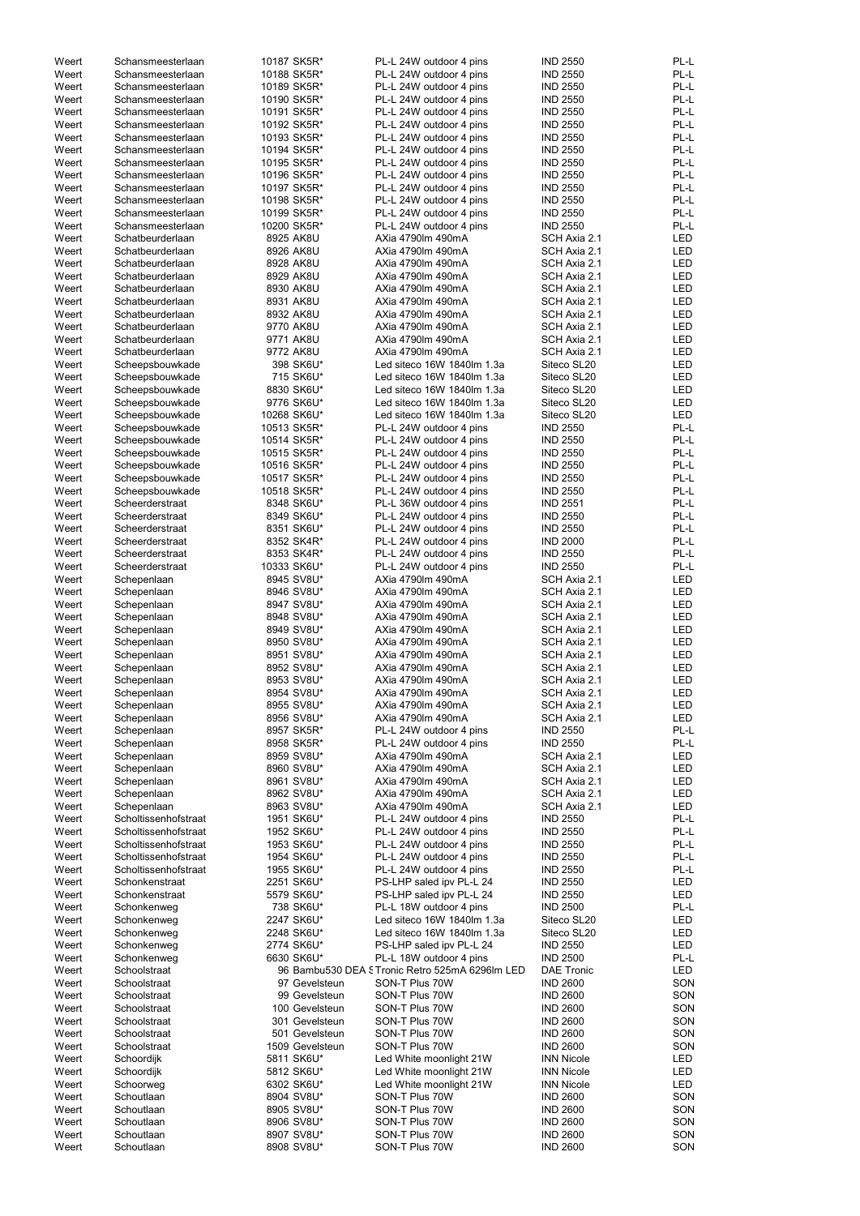| | | | | | |
|---|---|---|---|---|---|
| Weert | Schansmeesterlaan | 10187 SK5R* | PL-L 24W outdoor 4 pins | IND 2550 | PL-L |
| Weert | Schansmeesterlaan | 10188 SK5R* | PL-L 24W outdoor 4 pins | IND 2550 | PL-L |
| Weert | Schansmeesterlaan | 10189 SK5R* | PL-L 24W outdoor 4 pins | IND 2550 | PL-L |
| Weert | Schansmeesterlaan | 10190 SK5R* | PL-L 24W outdoor 4 pins | IND 2550 | PL-L |
| Weert | Schansmeesterlaan | 10191 SK5R* | PL-L 24W outdoor 4 pins | IND 2550 | PL-L |
| Weert | Schansmeesterlaan | 10192 SK5R* | PL-L 24W outdoor 4 pins | IND 2550 | PL-L |
| Weert | Schansmeesterlaan | 10193 SK5R* | PL-L 24W outdoor 4 pins | IND 2550 | PL-L |
| Weert | Schansmeesterlaan | 10194 SK5R* | PL-L 24W outdoor 4 pins | IND 2550 | PL-L |
| Weert | Schansmeesterlaan | 10195 SK5R* | PL-L 24W outdoor 4 pins | IND 2550 | PL-L |
| Weert | Schansmeesterlaan | 10196 SK5R* | PL-L 24W outdoor 4 pins | IND 2550 | PL-L |
| Weert | Schansmeesterlaan | 10197 SK5R* | PL-L 24W outdoor 4 pins | IND 2550 | PL-L |
| Weert | Schansmeesterlaan | 10198 SK5R* | PL-L 24W outdoor 4 pins | IND 2550 | PL-L |
| Weert | Schansmeesterlaan | 10199 SK5R* | PL-L 24W outdoor 4 pins | IND 2550 | PL-L |
| Weert | Schansmeesterlaan | 10200 SK5R* | PL-L 24W outdoor 4 pins | IND 2550 | PL-L |
| Weert | Schatbeurderlaan | 8925 AK8U | AXia 4790lm 490mA | SCH Axia 2.1 | LED |
| Weert | Schatbeurderlaan | 8926 AK8U | AXia 4790lm 490mA | SCH Axia 2.1 | LED |
| Weert | Schatbeurderlaan | 8928 AK8U | AXia 4790lm 490mA | SCH Axia 2.1 | LED |
| Weert | Schatbeurderlaan | 8929 AK8U | AXia 4790lm 490mA | SCH Axia 2.1 | LED |
| Weert | Schatbeurderlaan | 8930 AK8U | AXia 4790lm 490mA | SCH Axia 2.1 | LED |
| Weert | Schatbeurderlaan | 8931 AK8U | AXia 4790lm 490mA | SCH Axia 2.1 | LED |
| Weert | Schatbeurderlaan | 8932 AK8U | AXia 4790lm 490mA | SCH Axia 2.1 | LED |
| Weert | Schatbeurderlaan | 9770 AK8U | AXia 4790lm 490mA | SCH Axia 2.1 | LED |
| Weert | Schatbeurderlaan | 9771 AK8U | AXia 4790lm 490mA | SCH Axia 2.1 | LED |
| Weert | Schatbeurderlaan | 9772 AK8U | AXia 4790lm 490mA | SCH Axia 2.1 | LED |
| Weert | Scheepsbouwkade | 398 SK6U* | Led siteco 16W 1840lm 1.3a | Siteco SL20 | LED |
| Weert | Scheepsbouwkade | 715 SK6U* | Led siteco 16W 1840lm 1.3a | Siteco SL20 | LED |
| Weert | Scheepsbouwkade | 8830 SK6U* | Led siteco 16W 1840lm 1.3a | Siteco SL20 | LED |
| Weert | Scheepsbouwkade | 9776 SK6U* | Led siteco 16W 1840lm 1.3a | Siteco SL20 | LED |
| Weert | Scheepsbouwkade | 10268 SK6U* | Led siteco 16W 1840lm 1.3a | Siteco SL20 | LED |
| Weert | Scheepsbouwkade | 10513 SK5R* | PL-L 24W outdoor 4 pins | IND 2550 | PL-L |
| Weert | Scheepsbouwkade | 10514 SK5R* | PL-L 24W outdoor 4 pins | IND 2550 | PL-L |
| Weert | Scheepsbouwkade | 10515 SK5R* | PL-L 24W outdoor 4 pins | IND 2550 | PL-L |
| Weert | Scheepsbouwkade | 10516 SK5R* | PL-L 24W outdoor 4 pins | IND 2550 | PL-L |
| Weert | Scheepsbouwkade | 10517 SK5R* | PL-L 24W outdoor 4 pins | IND 2550 | PL-L |
| Weert | Scheepsbouwkade | 10518 SK5R* | PL-L 24W outdoor 4 pins | IND 2550 | PL-L |
| Weert | Scheerderstraat | 8348 SK6U* | PL-L 36W outdoor 4 pins | IND 2551 | PL-L |
| Weert | Scheerderstraat | 8349 SK6U* | PL-L 24W outdoor 4 pins | IND 2550 | PL-L |
| Weert | Scheerderstraat | 8351 SK6U* | PL-L 24W outdoor 4 pins | IND 2550 | PL-L |
| Weert | Scheerderstraat | 8352 SK4R* | PL-L 24W outdoor 4 pins | IND 2000 | PL-L |
| Weert | Scheerderstraat | 8353 SK4R* | PL-L 24W outdoor 4 pins | IND 2550 | PL-L |
| Weert | Scheerderstraat | 10333 SK6U* | PL-L 24W outdoor 4 pins | IND 2550 | PL-L |
| Weert | Schepenlaan | 8945 SV8U* | AXia 4790lm 490mA | SCH Axia 2.1 | LED |
| Weert | Schepenlaan | 8946 SV8U* | AXia 4790lm 490mA | SCH Axia 2.1 | LED |
| Weert | Schepenlaan | 8947 SV8U* | AXia 4790lm 490mA | SCH Axia 2.1 | LED |
| Weert | Schepenlaan | 8948 SV8U* | AXia 4790lm 490mA | SCH Axia 2.1 | LED |
| Weert | Schepenlaan | 8949 SV8U* | AXia 4790lm 490mA | SCH Axia 2.1 | LED |
| Weert | Schepenlaan | 8950 SV8U* | AXia 4790lm 490mA | SCH Axia 2.1 | LED |
| Weert | Schepenlaan | 8951 SV8U* | AXia 4790lm 490mA | SCH Axia 2.1 | LED |
| Weert | Schepenlaan | 8952 SV8U* | AXia 4790lm 490mA | SCH Axia 2.1 | LED |
| Weert | Schepenlaan | 8953 SV8U* | AXia 4790lm 490mA | SCH Axia 2.1 | LED |
| Weert | Schepenlaan | 8954 SV8U* | AXia 4790lm 490mA | SCH Axia 2.1 | LED |
| Weert | Schepenlaan | 8955 SV8U* | AXia 4790lm 490mA | SCH Axia 2.1 | LED |
| Weert | Schepenlaan | 8956 SV8U* | AXia 4790lm 490mA | SCH Axia 2.1 | LED |
| Weert | Schepenlaan | 8957 SK5R* | PL-L 24W outdoor 4 pins | IND 2550 | PL-L |
| Weert | Schepenlaan | 8958 SK5R* | PL-L 24W outdoor 4 pins | IND 2550 | PL-L |
| Weert | Schepenlaan | 8959 SV8U* | AXia 4790lm 490mA | SCH Axia 2.1 | LED |
| Weert | Schepenlaan | 8960 SV8U* | AXia 4790lm 490mA | SCH Axia 2.1 | LED |
| Weert | Schepenlaan | 8961 SV8U* | AXia 4790lm 490mA | SCH Axia 2.1 | LED |
| Weert | Schepenlaan | 8962 SV8U* | AXia 4790lm 490mA | SCH Axia 2.1 | LED |
| Weert | Schepenlaan | 8963 SV8U* | AXia 4790lm 490mA | SCH Axia 2.1 | LED |
| Weert | Scholtissenhofstraat | 1951 SK6U* | PL-L 24W outdoor 4 pins | IND 2550 | PL-L |
| Weert | Scholtissenhofstraat | 1952 SK6U* | PL-L 24W outdoor 4 pins | IND 2550 | PL-L |
| Weert | Scholtissenhofstraat | 1953 SK6U* | PL-L 24W outdoor 4 pins | IND 2550 | PL-L |
| Weert | Scholtissenhofstraat | 1954 SK6U* | PL-L 24W outdoor 4 pins | IND 2550 | PL-L |
| Weert | Scholtissenhofstraat | 1955 SK6U* | PL-L 24W outdoor 4 pins | IND 2550 | PL-L |
| Weert | Schonkenstraat | 2251 SK6U* | PS-LHP saled ipv PL-L 24 | IND 2550 | LED |
| Weert | Schonkenstraat | 5579 SK6U* | PS-LHP saled ipv PL-L 24 | IND 2550 | LED |
| Weert | Schonkenweg | 738 SK6U* | PL-L 18W outdoor 4 pins | IND 2500 | PL-L |
| Weert | Schonkenweg | 2247 SK6U* | Led siteco 16W 1840lm 1.3a | Siteco SL20 | LED |
| Weert | Schonkenweg | 2248 SK6U* | Led siteco 16W 1840lm 1.3a | Siteco SL20 | LED |
| Weert | Schonkenweg | 2774 SK6U* | PS-LHP saled ipv PL-L 24 | IND 2550 | LED |
| Weert | Schonkenweg | 6630 SK6U* | PL-L 18W outdoor 4 pins | IND 2500 | PL-L |
| Weert | Schoolstraat | 96 Bambu530 DEA S | Tronic Retro 525mA 6296lm LED | DAE Tronic | LED |
| Weert | Schoolstraat | 97 Gevelsteun | SON-T Plus 70W | IND 2600 | SON |
| Weert | Schoolstraat | 99 Gevelsteun | SON-T Plus 70W | IND 2600 | SON |
| Weert | Schoolstraat | 100 Gevelsteun | SON-T Plus 70W | IND 2600 | SON |
| Weert | Schoolstraat | 301 Gevelsteun | SON-T Plus 70W | IND 2600 | SON |
| Weert | Schoolstraat | 501 Gevelsteun | SON-T Plus 70W | IND 2600 | SON |
| Weert | Schoolstraat | 1509 Gevelsteun | SON-T Plus 70W | IND 2600 | SON |
| Weert | Schoordijk | 5811 SK6U* | Led White moonlight 21W | INN Nicole | LED |
| Weert | Schoordijk | 5812 SK6U* | Led White moonlight 21W | INN Nicole | LED |
| Weert | Schoorweg | 6302 SK6U* | Led White moonlight 21W | INN Nicole | LED |
| Weert | Schoutlaan | 8904 SV8U* | SON-T Plus 70W | IND 2600 | SON |
| Weert | Schoutlaan | 8905 SV8U* | SON-T Plus 70W | IND 2600 | SON |
| Weert | Schoutlaan | 8906 SV8U* | SON-T Plus 70W | IND 2600 | SON |
| Weert | Schoutlaan | 8907 SV8U* | SON-T Plus 70W | IND 2600 | SON |
| Weert | Schoutlaan | 8908 SV8U* | SON-T Plus 70W | IND 2600 | SON |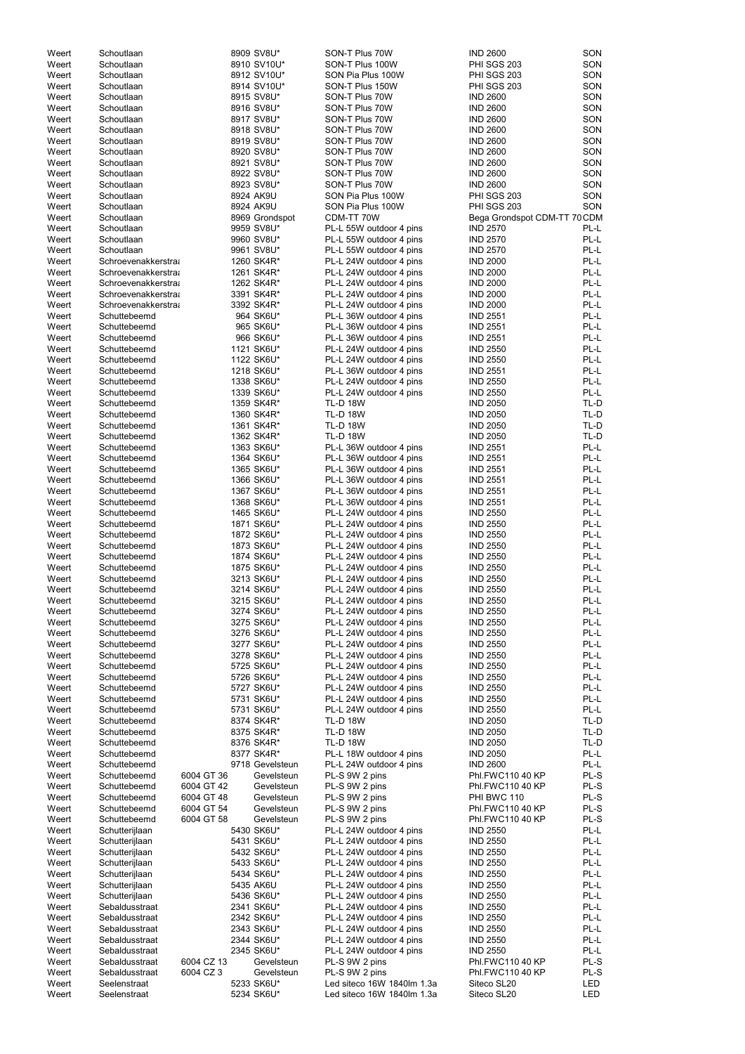| | | | | | | |
|---|---|---|---|---|---|---|
| Weert | Schoutlaan | | 8909 SV8U* | SON-T Plus 70W | IND 2600 | SON |
| Weert | Schoutlaan | | 8910 SV10U* | SON-T Plus 100W | PHI SGS 203 | SON |
| Weert | Schoutlaan | | 8912 SV10U* | SON Pia Plus 100W | PHI SGS 203 | SON |
| Weert | Schoutlaan | | 8914 SV10U* | SON-T Plus 150W | PHI SGS 203 | SON |
| Weert | Schoutlaan | | 8915 SV8U* | SON-T Plus 70W | IND 2600 | SON |
| Weert | Schoutlaan | | 8916 SV8U* | SON-T Plus 70W | IND 2600 | SON |
| Weert | Schoutlaan | | 8917 SV8U* | SON-T Plus 70W | IND 2600 | SON |
| Weert | Schoutlaan | | 8918 SV8U* | SON-T Plus 70W | IND 2600 | SON |
| Weert | Schoutlaan | | 8919 SV8U* | SON-T Plus 70W | IND 2600 | SON |
| Weert | Schoutlaan | | 8920 SV8U* | SON-T Plus 70W | IND 2600 | SON |
| Weert | Schoutlaan | | 8921 SV8U* | SON-T Plus 70W | IND 2600 | SON |
| Weert | Schoutlaan | | 8922 SV8U* | SON-T Plus 70W | IND 2600 | SON |
| Weert | Schoutlaan | | 8923 SV8U* | SON-T Plus 70W | IND 2600 | SON |
| Weert | Schoutlaan | | 8924 AK9U | SON Pia Plus 100W | PHI SGS 203 | SON |
| Weert | Schoutlaan | | 8924 AK9U | SON Pia Plus 100W | PHI SGS 203 | SON |
| Weert | Schoutlaan | | 8969 Grondspot | CDM-TT 70W | Bega Grondspot CDM-TT 70 | CDM |
| Weert | Schoutlaan | | 9959 SV8U* | PL-L 55W outdoor 4 pins | IND 2570 | PL-L |
| Weert | Schoutlaan | | 9960 SV8U* | PL-L 55W outdoor 4 pins | IND 2570 | PL-L |
| Weert | Schoutlaan | | 9961 SV8U* | PL-L 55W outdoor 4 pins | IND 2570 | PL-L |
| Weert | Schroevenakkerstra | | 1260 SK4R* | PL-L 24W outdoor 4 pins | IND 2000 | PL-L |
| Weert | Schroevenakkerstra | | 1261 SK4R* | PL-L 24W outdoor 4 pins | IND 2000 | PL-L |
| Weert | Schroevenakkerstra | | 1262 SK4R* | PL-L 24W outdoor 4 pins | IND 2000 | PL-L |
| Weert | Schroevenakkerstra | | 3391 SK4R* | PL-L 24W outdoor 4 pins | IND 2000 | PL-L |
| Weert | Schroevenakkerstra | | 3392 SK4R* | PL-L 24W outdoor 4 pins | IND 2000 | PL-L |
| Weert | Schuttebeemd | | 964 SK6U* | PL-L 36W outdoor 4 pins | IND 2551 | PL-L |
| Weert | Schuttebeemd | | 965 SK6U* | PL-L 36W outdoor 4 pins | IND 2551 | PL-L |
| Weert | Schuttebeemd | | 966 SK6U* | PL-L 36W outdoor 4 pins | IND 2551 | PL-L |
| Weert | Schuttebeemd | | 1121 SK6U* | PL-L 24W outdoor 4 pins | IND 2550 | PL-L |
| Weert | Schuttebeemd | | 1122 SK6U* | PL-L 24W outdoor 4 pins | IND 2550 | PL-L |
| Weert | Schuttebeemd | | 1218 SK6U* | PL-L 36W outdoor 4 pins | IND 2551 | PL-L |
| Weert | Schuttebeemd | | 1338 SK6U* | PL-L 24W outdoor 4 pins | IND 2550 | PL-L |
| Weert | Schuttebeemd | | 1339 SK6U* | PL-L 24W outdoor 4 pins | IND 2550 | PL-L |
| Weert | Schuttebeemd | | 1359 SK4R* | TL-D 18W | IND 2050 | TL-D |
| Weert | Schuttebeemd | | 1360 SK4R* | TL-D 18W | IND 2050 | TL-D |
| Weert | Schuttebeemd | | 1361 SK4R* | TL-D 18W | IND 2050 | TL-D |
| Weert | Schuttebeemd | | 1362 SK4R* | TL-D 18W | IND 2050 | TL-D |
| Weert | Schuttebeemd | | 1363 SK6U* | PL-L 36W outdoor 4 pins | IND 2551 | PL-L |
| Weert | Schuttebeemd | | 1364 SK6U* | PL-L 36W outdoor 4 pins | IND 2551 | PL-L |
| Weert | Schuttebeemd | | 1365 SK6U* | PL-L 36W outdoor 4 pins | IND 2551 | PL-L |
| Weert | Schuttebeemd | | 1366 SK6U* | PL-L 36W outdoor 4 pins | IND 2551 | PL-L |
| Weert | Schuttebeemd | | 1367 SK6U* | PL-L 36W outdoor 4 pins | IND 2551 | PL-L |
| Weert | Schuttebeemd | | 1368 SK6U* | PL-L 36W outdoor 4 pins | IND 2551 | PL-L |
| Weert | Schuttebeemd | | 1465 SK6U* | PL-L 24W outdoor 4 pins | IND 2550 | PL-L |
| Weert | Schuttebeemd | | 1871 SK6U* | PL-L 24W outdoor 4 pins | IND 2550 | PL-L |
| Weert | Schuttebeemd | | 1872 SK6U* | PL-L 24W outdoor 4 pins | IND 2550 | PL-L |
| Weert | Schuttebeemd | | 1873 SK6U* | PL-L 24W outdoor 4 pins | IND 2550 | PL-L |
| Weert | Schuttebeemd | | 1874 SK6U* | PL-L 24W outdoor 4 pins | IND 2550 | PL-L |
| Weert | Schuttebeemd | | 1875 SK6U* | PL-L 24W outdoor 4 pins | IND 2550 | PL-L |
| Weert | Schuttebeemd | | 3213 SK6U* | PL-L 24W outdoor 4 pins | IND 2550 | PL-L |
| Weert | Schuttebeemd | | 3214 SK6U* | PL-L 24W outdoor 4 pins | IND 2550 | PL-L |
| Weert | Schuttebeemd | | 3215 SK6U* | PL-L 24W outdoor 4 pins | IND 2550 | PL-L |
| Weert | Schuttebeemd | | 3274 SK6U* | PL-L 24W outdoor 4 pins | IND 2550 | PL-L |
| Weert | Schuttebeemd | | 3275 SK6U* | PL-L 24W outdoor 4 pins | IND 2550 | PL-L |
| Weert | Schuttebeemd | | 3276 SK6U* | PL-L 24W outdoor 4 pins | IND 2550 | PL-L |
| Weert | Schuttebeemd | | 3277 SK6U* | PL-L 24W outdoor 4 pins | IND 2550 | PL-L |
| Weert | Schuttebeemd | | 3278 SK6U* | PL-L 24W outdoor 4 pins | IND 2550 | PL-L |
| Weert | Schuttebeemd | | 5725 SK6U* | PL-L 24W outdoor 4 pins | IND 2550 | PL-L |
| Weert | Schuttebeemd | | 5726 SK6U* | PL-L 24W outdoor 4 pins | IND 2550 | PL-L |
| Weert | Schuttebeemd | | 5727 SK6U* | PL-L 24W outdoor 4 pins | IND 2550 | PL-L |
| Weert | Schuttebeemd | | 5731 SK6U* | PL-L 24W outdoor 4 pins | IND 2550 | PL-L |
| Weert | Schuttebeemd | | 5731 SK6U* | PL-L 24W outdoor 4 pins | IND 2550 | PL-L |
| Weert | Schuttebeemd | | 8374 SK4R* | TL-D 18W | IND 2050 | TL-D |
| Weert | Schuttebeemd | | 8375 SK4R* | TL-D 18W | IND 2050 | TL-D |
| Weert | Schuttebeemd | | 8376 SK4R* | TL-D 18W | IND 2050 | TL-D |
| Weert | Schuttebeemd | | 8377 SK4R* | PL-L 18W outdoor 4 pins | IND 2050 | PL-L |
| Weert | Schuttebeemd | | 9718 Gevelsteun | PL-L 24W outdoor 4 pins | IND 2600 | PL-L |
| Weert | Schuttebeemd | 6004 GT 36 | Gevelsteun | PL-S 9W 2 pins | Phl.FWC110 40 KP | PL-S |
| Weert | Schuttebeemd | 6004 GT 42 | Gevelsteun | PL-S 9W 2 pins | Phl.FWC110 40 KP | PL-S |
| Weert | Schuttebeemd | 6004 GT 48 | Gevelsteun | PL-S 9W 2 pins | PHI BWC 110 | PL-S |
| Weert | Schuttebeemd | 6004 GT 54 | Gevelsteun | PL-S 9W 2 pins | Phl.FWC110 40 KP | PL-S |
| Weert | Schuttebeemd | 6004 GT 58 | Gevelsteun | PL-S 9W 2 pins | Phl.FWC110 40 KP | PL-S |
| Weert | Schutterijlaan | | 5430 SK6U* | PL-L 24W outdoor 4 pins | IND 2550 | PL-L |
| Weert | Schutterijlaan | | 5431 SK6U* | PL-L 24W outdoor 4 pins | IND 2550 | PL-L |
| Weert | Schutterijlaan | | 5432 SK6U* | PL-L 24W outdoor 4 pins | IND 2550 | PL-L |
| Weert | Schutterijlaan | | 5433 SK6U* | PL-L 24W outdoor 4 pins | IND 2550 | PL-L |
| Weert | Schutterijlaan | | 5434 SK6U* | PL-L 24W outdoor 4 pins | IND 2550 | PL-L |
| Weert | Schutterijlaan | | 5435 AK6U | PL-L 24W outdoor 4 pins | IND 2550 | PL-L |
| Weert | Schutterijlaan | | 5436 SK6U* | PL-L 24W outdoor 4 pins | IND 2550 | PL-L |
| Weert | Sebaldusstraat | | 2341 SK6U* | PL-L 24W outdoor 4 pins | IND 2550 | PL-L |
| Weert | Sebaldusstraat | | 2342 SK6U* | PL-L 24W outdoor 4 pins | IND 2550 | PL-L |
| Weert | Sebaldusstraat | | 2343 SK6U* | PL-L 24W outdoor 4 pins | IND 2550 | PL-L |
| Weert | Sebaldusstraat | | 2344 SK6U* | PL-L 24W outdoor 4 pins | IND 2550 | PL-L |
| Weert | Sebaldusstraat | | 2345 SK6U* | PL-L 24W outdoor 4 pins | IND 2550 | PL-L |
| Weert | Sebaldusstraat | 6004 CZ 13 | Gevelsteun | PL-S 9W 2 pins | Phl.FWC110 40 KP | PL-S |
| Weert | Sebaldusstraat | 6004 CZ 3 | Gevelsteun | PL-S 9W 2 pins | Phl.FWC110 40 KP | PL-S |
| Weert | Seelenstraat | | 5233 SK6U* | Led siteco 16W 1840lm 1.3a | Siteco SL20 | LED |
| Weert | Seelenstraat | | 5234 SK6U* | Led siteco 16W 1840lm 1.3a | Siteco SL20 | LED |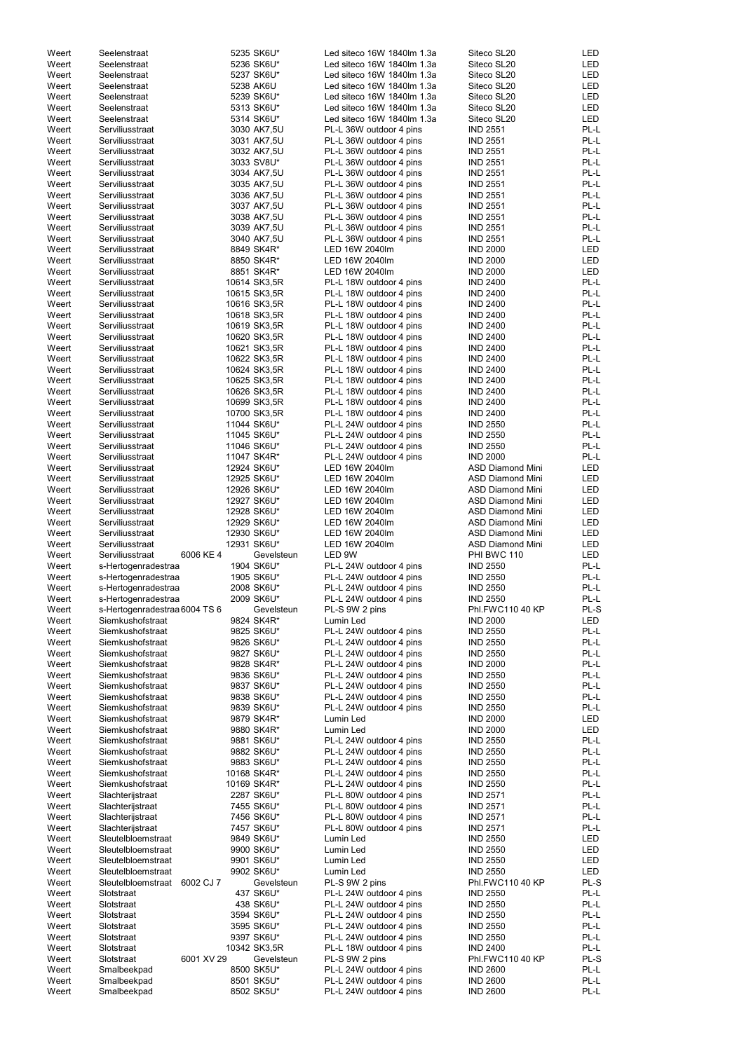| | | | | | | |
|---|---|---|---|---|---|---|
| Weert | Seelenstraat | 5235 | SK6U* | Led siteco 16W 1840lm 1.3a | Siteco SL20 | LED |
| Weert | Seelenstraat | 5236 | SK6U* | Led siteco 16W 1840lm 1.3a | Siteco SL20 | LED |
| Weert | Seelenstraat | 5237 | SK6U* | Led siteco 16W 1840lm 1.3a | Siteco SL20 | LED |
| Weert | Seelenstraat | 5238 | AK6U | Led siteco 16W 1840lm 1.3a | Siteco SL20 | LED |
| Weert | Seelenstraat | 5239 | SK6U* | Led siteco 16W 1840lm 1.3a | Siteco SL20 | LED |
| Weert | Seelenstraat | 5313 | SK6U* | Led siteco 16W 1840lm 1.3a | Siteco SL20 | LED |
| Weert | Seelenstraat | 5314 | SK6U* | Led siteco 16W 1840lm 1.3a | Siteco SL20 | LED |
| Weert | Serviliusstraat | 3030 | AK7,5U | PL-L 36W outdoor 4 pins | IND 2551 | PL-L |
| Weert | Serviliusstraat | 3031 | AK7,5U | PL-L 36W outdoor 4 pins | IND 2551 | PL-L |
| Weert | Serviliusstraat | 3032 | AK7,5U | PL-L 36W outdoor 4 pins | IND 2551 | PL-L |
| Weert | Serviliusstraat | 3033 | SV8U* | PL-L 36W outdoor 4 pins | IND 2551 | PL-L |
| Weert | Serviliusstraat | 3034 | AK7,5U | PL-L 36W outdoor 4 pins | IND 2551 | PL-L |
| Weert | Serviliusstraat | 3035 | AK7,5U | PL-L 36W outdoor 4 pins | IND 2551 | PL-L |
| Weert | Serviliusstraat | 3036 | AK7,5U | PL-L 36W outdoor 4 pins | IND 2551 | PL-L |
| Weert | Serviliusstraat | 3037 | AK7,5U | PL-L 36W outdoor 4 pins | IND 2551 | PL-L |
| Weert | Serviliusstraat | 3038 | AK7,5U | PL-L 36W outdoor 4 pins | IND 2551 | PL-L |
| Weert | Serviliusstraat | 3039 | AK7,5U | PL-L 36W outdoor 4 pins | IND 2551 | PL-L |
| Weert | Serviliusstraat | 3040 | AK7,5U | PL-L 36W outdoor 4 pins | IND 2551 | PL-L |
| Weert | Serviliusstraat | 8849 | SK4R* | LED 16W 2040lm | IND 2000 | LED |
| Weert | Serviliusstraat | 8850 | SK4R* | LED 16W 2040lm | IND 2000 | LED |
| Weert | Serviliusstraat | 8851 | SK4R* | LED 16W 2040lm | IND 2000 | LED |
| Weert | Serviliusstraat | 10614 | SK3,5R | PL-L 18W outdoor 4 pins | IND 2400 | PL-L |
| Weert | Serviliusstraat | 10615 | SK3,5R | PL-L 18W outdoor 4 pins | IND 2400 | PL-L |
| Weert | Serviliusstraat | 10616 | SK3,5R | PL-L 18W outdoor 4 pins | IND 2400 | PL-L |
| Weert | Serviliusstraat | 10618 | SK3,5R | PL-L 18W outdoor 4 pins | IND 2400 | PL-L |
| Weert | Serviliusstraat | 10619 | SK3,5R | PL-L 18W outdoor 4 pins | IND 2400 | PL-L |
| Weert | Serviliusstraat | 10620 | SK3,5R | PL-L 18W outdoor 4 pins | IND 2400 | PL-L |
| Weert | Serviliusstraat | 10621 | SK3,5R | PL-L 18W outdoor 4 pins | IND 2400 | PL-L |
| Weert | Serviliusstraat | 10622 | SK3,5R | PL-L 18W outdoor 4 pins | IND 2400 | PL-L |
| Weert | Serviliusstraat | 10624 | SK3,5R | PL-L 18W outdoor 4 pins | IND 2400 | PL-L |
| Weert | Serviliusstraat | 10625 | SK3,5R | PL-L 18W outdoor 4 pins | IND 2400 | PL-L |
| Weert | Serviliusstraat | 10626 | SK3,5R | PL-L 18W outdoor 4 pins | IND 2400 | PL-L |
| Weert | Serviliusstraat | 10699 | SK3,5R | PL-L 18W outdoor 4 pins | IND 2400 | PL-L |
| Weert | Serviliusstraat | 10700 | SK3,5R | PL-L 18W outdoor 4 pins | IND 2400 | PL-L |
| Weert | Serviliusstraat | 11044 | SK6U* | PL-L 24W outdoor 4 pins | IND 2550 | PL-L |
| Weert | Serviliusstraat | 11045 | SK6U* | PL-L 24W outdoor 4 pins | IND 2550 | PL-L |
| Weert | Serviliusstraat | 11046 | SK6U* | PL-L 24W outdoor 4 pins | IND 2550 | PL-L |
| Weert | Serviliusstraat | 11047 | SK4R* | PL-L 24W outdoor 4 pins | IND 2000 | PL-L |
| Weert | Serviliusstraat | 12924 | SK6U* | LED 16W 2040lm | ASD Diamond Mini | LED |
| Weert | Serviliusstraat | 12925 | SK6U* | LED 16W 2040lm | ASD Diamond Mini | LED |
| Weert | Serviliusstraat | 12926 | SK6U* | LED 16W 2040lm | ASD Diamond Mini | LED |
| Weert | Serviliusstraat | 12927 | SK6U* | LED 16W 2040lm | ASD Diamond Mini | LED |
| Weert | Serviliusstraat | 12928 | SK6U* | LED 16W 2040lm | ASD Diamond Mini | LED |
| Weert | Serviliusstraat | 12929 | SK6U* | LED 16W 2040lm | ASD Diamond Mini | LED |
| Weert | Serviliusstraat | 12930 | SK6U* | LED 16W 2040lm | ASD Diamond Mini | LED |
| Weert | Serviliusstraat | 12931 | SK6U* | LED 16W 2040lm | ASD Diamond Mini | LED |
| Weert | Serviliusstraat 6006 KE 4 | | Gevelsteun | LED 9W | PHI BWC 110 | LED |
| Weert | s-Hertogenradestraa | 1904 | SK6U* | PL-L 24W outdoor 4 pins | IND 2550 | PL-L |
| Weert | s-Hertogenradestraa | 1905 | SK6U* | PL-L 24W outdoor 4 pins | IND 2550 | PL-L |
| Weert | s-Hertogenradestraa | 2008 | SK6U* | PL-L 24W outdoor 4 pins | IND 2550 | PL-L |
| Weert | s-Hertogenradestraa | 2009 | SK6U* | PL-L 24W outdoor 4 pins | IND 2550 | PL-L |
| Weert | s-Hertogenradestraa 6004 TS 6 | | Gevelsteun | PL-S 9W 2 pins | Phl.FWC110 40 KP | PL-S |
| Weert | Siemkushofstraat | 9824 | SK4R* | Lumin Led | IND 2000 | LED |
| Weert | Siemkushofstraat | 9825 | SK6U* | PL-L 24W outdoor 4 pins | IND 2550 | PL-L |
| Weert | Siemkushofstraat | 9826 | SK6U* | PL-L 24W outdoor 4 pins | IND 2550 | PL-L |
| Weert | Siemkushofstraat | 9827 | SK6U* | PL-L 24W outdoor 4 pins | IND 2550 | PL-L |
| Weert | Siemkushofstraat | 9828 | SK4R* | PL-L 24W outdoor 4 pins | IND 2000 | PL-L |
| Weert | Siemkushofstraat | 9836 | SK6U* | PL-L 24W outdoor 4 pins | IND 2550 | PL-L |
| Weert | Siemkushofstraat | 9837 | SK6U* | PL-L 24W outdoor 4 pins | IND 2550 | PL-L |
| Weert | Siemkushofstraat | 9838 | SK6U* | PL-L 24W outdoor 4 pins | IND 2550 | PL-L |
| Weert | Siemkushofstraat | 9839 | SK6U* | PL-L 24W outdoor 4 pins | IND 2550 | PL-L |
| Weert | Siemkushofstraat | 9879 | SK4R* | Lumin Led | IND 2000 | LED |
| Weert | Siemkushofstraat | 9880 | SK4R* | Lumin Led | IND 2000 | LED |
| Weert | Siemkushofstraat | 9881 | SK6U* | PL-L 24W outdoor 4 pins | IND 2550 | PL-L |
| Weert | Siemkushofstraat | 9882 | SK6U* | PL-L 24W outdoor 4 pins | IND 2550 | PL-L |
| Weert | Siemkushofstraat | 9883 | SK6U* | PL-L 24W outdoor 4 pins | IND 2550 | PL-L |
| Weert | Siemkushofstraat | 10168 | SK4R* | PL-L 24W outdoor 4 pins | IND 2550 | PL-L |
| Weert | Siemkushofstraat | 10169 | SK4R* | PL-L 24W outdoor 4 pins | IND 2550 | PL-L |
| Weert | Slachterijstraat | 2287 | SK6U* | PL-L 80W outdoor 4 pins | IND 2571 | PL-L |
| Weert | Slachterijstraat | 7455 | SK6U* | PL-L 80W outdoor 4 pins | IND 2571 | PL-L |
| Weert | Slachterijstraat | 7456 | SK6U* | PL-L 80W outdoor 4 pins | IND 2571 | PL-L |
| Weert | Slachterijstraat | 7457 | SK6U* | PL-L 80W outdoor 4 pins | IND 2571 | PL-L |
| Weert | Sleutelbloemstraat | 9849 | SK6U* | Lumin Led | IND 2550 | LED |
| Weert | Sleutelbloemstraat | 9900 | SK6U* | Lumin Led | IND 2550 | LED |
| Weert | Sleutelbloemstraat | 9901 | SK6U* | Lumin Led | IND 2550 | LED |
| Weert | Sleutelbloemstraat | 9902 | SK6U* | Lumin Led | IND 2550 | LED |
| Weert | Sleutelbloemstraat 6002 CJ 7 | | Gevelsteun | PL-S 9W 2 pins | Phl.FWC110 40 KP | PL-S |
| Weert | Slotstraat | 437 | SK6U* | PL-L 24W outdoor 4 pins | IND 2550 | PL-L |
| Weert | Slotstraat | 438 | SK6U* | PL-L 24W outdoor 4 pins | IND 2550 | PL-L |
| Weert | Slotstraat | 3594 | SK6U* | PL-L 24W outdoor 4 pins | IND 2550 | PL-L |
| Weert | Slotstraat | 3595 | SK6U* | PL-L 24W outdoor 4 pins | IND 2550 | PL-L |
| Weert | Slotstraat | 9397 | SK6U* | PL-L 24W outdoor 4 pins | IND 2550 | PL-L |
| Weert | Slotstraat | 10342 | SK3,5R | PL-L 18W outdoor 4 pins | IND 2400 | PL-L |
| Weert | Slotstraat 6001 XV 29 | | Gevelsteun | PL-S 9W 2 pins | Phl.FWC110 40 KP | PL-S |
| Weert | Smalbeekpad | 8500 | SK5U* | PL-L 24W outdoor 4 pins | IND 2600 | PL-L |
| Weert | Smalbeekpad | 8501 | SK5U* | PL-L 24W outdoor 4 pins | IND 2600 | PL-L |
| Weert | Smalbeekpad | 8502 | SK5U* | PL-L 24W outdoor 4 pins | IND 2600 | PL-L |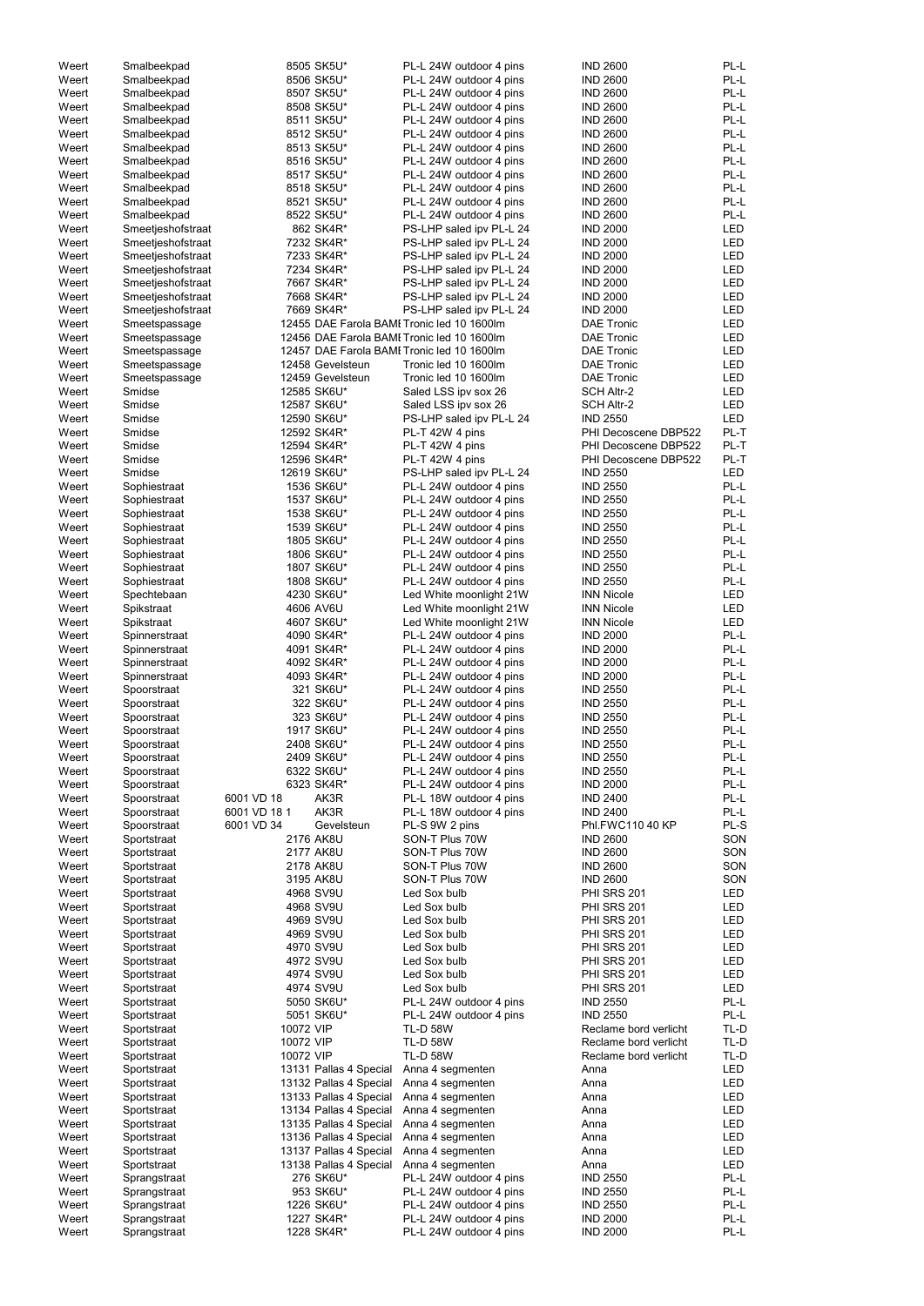| | | | | | | |
|---|---|---|---|---|---|---|
| Weert | Smalbeekpad | | 8505 SK5U* | PL-L 24W outdoor 4 pins | IND 2600 | PL-L |
| Weert | Smalbeekpad | | 8506 SK5U* | PL-L 24W outdoor 4 pins | IND 2600 | PL-L |
| Weert | Smalbeekpad | | 8507 SK5U* | PL-L 24W outdoor 4 pins | IND 2600 | PL-L |
| Weert | Smalbeekpad | | 8508 SK5U* | PL-L 24W outdoor 4 pins | IND 2600 | PL-L |
| Weert | Smalbeekpad | | 8511 SK5U* | PL-L 24W outdoor 4 pins | IND 2600 | PL-L |
| Weert | Smalbeekpad | | 8512 SK5U* | PL-L 24W outdoor 4 pins | IND 2600 | PL-L |
| Weert | Smalbeekpad | | 8513 SK5U* | PL-L 24W outdoor 4 pins | IND 2600 | PL-L |
| Weert | Smalbeekpad | | 8516 SK5U* | PL-L 24W outdoor 4 pins | IND 2600 | PL-L |
| Weert | Smalbeekpad | | 8517 SK5U* | PL-L 24W outdoor 4 pins | IND 2600 | PL-L |
| Weert | Smalbeekpad | | 8518 SK5U* | PL-L 24W outdoor 4 pins | IND 2600 | PL-L |
| Weert | Smalbeekpad | | 8521 SK5U* | PL-L 24W outdoor 4 pins | IND 2600 | PL-L |
| Weert | Smalbeekpad | | 8522 SK5U* | PL-L 24W outdoor 4 pins | IND 2600 | PL-L |
| Weert | Smeetjeshofstraat | | 862 SK4R* | PS-LHP saled ipv PL-L 24 | IND 2000 | LED |
| Weert | Smeetjeshofstraat | | 7232 SK4R* | PS-LHP saled ipv PL-L 24 | IND 2000 | LED |
| Weert | Smeetjeshofstraat | | 7233 SK4R* | PS-LHP saled ipv PL-L 24 | IND 2000 | LED |
| Weert | Smeetjeshofstraat | | 7234 SK4R* | PS-LHP saled ipv PL-L 24 | IND 2000 | LED |
| Weert | Smeetjeshofstraat | | 7667 SK4R* | PS-LHP saled ipv PL-L 24 | IND 2000 | LED |
| Weert | Smeetjeshofstraat | | 7668 SK4R* | PS-LHP saled ipv PL-L 24 | IND 2000 | LED |
| Weert | Smeetjeshofstraat | | 7669 SK4R* | PS-LHP saled ipv PL-L 24 | IND 2000 | LED |
| Weert | Smeetspassage | | 12455 DAE Farola BAMI | Tronic led 10 1600lm | DAE Tronic | LED |
| Weert | Smeetspassage | | 12456 DAE Farola BAMI | Tronic led 10 1600lm | DAE Tronic | LED |
| Weert | Smeetspassage | | 12457 DAE Farola BAMI | Tronic led 10 1600lm | DAE Tronic | LED |
| Weert | Smeetspassage | | 12458 Gevelsteun | Tronic led 10 1600lm | DAE Tronic | LED |
| Weert | Smeetspassage | | 12459 Gevelsteun | Tronic led 10 1600lm | DAE Tronic | LED |
| Weert | Smidse | | 12585 SK6U* | Saled LSS ipv sox 26 | SCH Altr-2 | LED |
| Weert | Smidse | | 12587 SK6U* | Saled LSS ipv sox 26 | SCH Altr-2 | LED |
| Weert | Smidse | | 12590 SK6U* | PS-LHP saled ipv PL-L 24 | IND 2550 | LED |
| Weert | Smidse | | 12592 SK4R* | PL-T 42W 4 pins | PHI Decoscene DBP522 | PL-T |
| Weert | Smidse | | 12594 SK4R* | PL-T 42W 4 pins | PHI Decoscene DBP522 | PL-T |
| Weert | Smidse | | 12596 SK4R* | PL-T 42W 4 pins | PHI Decoscene DBP522 | PL-T |
| Weert | Smidse | | 12619 SK6U* | PS-LHP saled ipv PL-L 24 | IND 2550 | LED |
| Weert | Sophiestraat | | 1536 SK6U* | PL-L 24W outdoor 4 pins | IND 2550 | PL-L |
| Weert | Sophiestraat | | 1537 SK6U* | PL-L 24W outdoor 4 pins | IND 2550 | PL-L |
| Weert | Sophiestraat | | 1538 SK6U* | PL-L 24W outdoor 4 pins | IND 2550 | PL-L |
| Weert | Sophiestraat | | 1539 SK6U* | PL-L 24W outdoor 4 pins | IND 2550 | PL-L |
| Weert | Sophiestraat | | 1805 SK6U* | PL-L 24W outdoor 4 pins | IND 2550 | PL-L |
| Weert | Sophiestraat | | 1806 SK6U* | PL-L 24W outdoor 4 pins | IND 2550 | PL-L |
| Weert | Sophiestraat | | 1807 SK6U* | PL-L 24W outdoor 4 pins | IND 2550 | PL-L |
| Weert | Sophiestraat | | 1808 SK6U* | PL-L 24W outdoor 4 pins | IND 2550 | PL-L |
| Weert | Spechtebaan | | 4230 SK6U* | Led White moonlight 21W | INN Nicole | LED |
| Weert | Spikstraat | | 4606 AV6U | Led White moonlight 21W | INN Nicole | LED |
| Weert | Spikstraat | | 4607 SK6U* | Led White moonlight 21W | INN Nicole | LED |
| Weert | Spinnerstraat | | 4090 SK4R* | PL-L 24W outdoor 4 pins | IND 2000 | PL-L |
| Weert | Spinnerstraat | | 4091 SK4R* | PL-L 24W outdoor 4 pins | IND 2000 | PL-L |
| Weert | Spinnerstraat | | 4092 SK4R* | PL-L 24W outdoor 4 pins | IND 2000 | PL-L |
| Weert | Spinnerstraat | | 4093 SK4R* | PL-L 24W outdoor 4 pins | IND 2000 | PL-L |
| Weert | Spoorstraat | | 321 SK6U* | PL-L 24W outdoor 4 pins | IND 2550 | PL-L |
| Weert | Spoorstraat | | 322 SK6U* | PL-L 24W outdoor 4 pins | IND 2550 | PL-L |
| Weert | Spoorstraat | | 323 SK6U* | PL-L 24W outdoor 4 pins | IND 2550 | PL-L |
| Weert | Spoorstraat | | 1917 SK6U* | PL-L 24W outdoor 4 pins | IND 2550 | PL-L |
| Weert | Spoorstraat | | 2408 SK6U* | PL-L 24W outdoor 4 pins | IND 2550 | PL-L |
| Weert | Spoorstraat | | 2409 SK6U* | PL-L 24W outdoor 4 pins | IND 2550 | PL-L |
| Weert | Spoorstraat | | 6322 SK6U* | PL-L 24W outdoor 4 pins | IND 2550 | PL-L |
| Weert | Spoorstraat | | 6323 SK4R* | PL-L 24W outdoor 4 pins | IND 2000 | PL-L |
| Weert | Spoorstraat | 6001 VD 18 | AK3R | PL-L 18W outdoor 4 pins | IND 2400 | PL-L |
| Weert | Spoorstraat | 6001 VD 18 1 | AK3R | PL-L 18W outdoor 4 pins | IND 2400 | PL-L |
| Weert | Spoorstraat | 6001 VD 34 | Gevelsteun | PL-S 9W 2 pins | Phl.FWC110 40 KP | PL-S |
| Weert | Sportstraat | | 2176 AK8U | SON-T Plus 70W | IND 2600 | SON |
| Weert | Sportstraat | | 2177 AK8U | SON-T Plus 70W | IND 2600 | SON |
| Weert | Sportstraat | | 2178 AK8U | SON-T Plus 70W | IND 2600 | SON |
| Weert | Sportstraat | | 3195 AK8U | SON-T Plus 70W | IND 2600 | SON |
| Weert | Sportstraat | | 4968 SV9U | Led Sox bulb | PHI SRS 201 | LED |
| Weert | Sportstraat | | 4968 SV9U | Led Sox bulb | PHI SRS 201 | LED |
| Weert | Sportstraat | | 4969 SV9U | Led Sox bulb | PHI SRS 201 | LED |
| Weert | Sportstraat | | 4969 SV9U | Led Sox bulb | PHI SRS 201 | LED |
| Weert | Sportstraat | | 4970 SV9U | Led Sox bulb | PHI SRS 201 | LED |
| Weert | Sportstraat | | 4972 SV9U | Led Sox bulb | PHI SRS 201 | LED |
| Weert | Sportstraat | | 4974 SV9U | Led Sox bulb | PHI SRS 201 | LED |
| Weert | Sportstraat | | 4974 SV9U | Led Sox bulb | PHI SRS 201 | LED |
| Weert | Sportstraat | | 5050 SK6U* | PL-L 24W outdoor 4 pins | IND 2550 | PL-L |
| Weert | Sportstraat | | 5051 SK6U* | PL-L 24W outdoor 4 pins | IND 2550 | PL-L |
| Weert | Sportstraat | | 10072 VIP | TL-D 58W | Reclame bord verlicht | TL-D |
| Weert | Sportstraat | | 10072 VIP | TL-D 58W | Reclame bord verlicht | TL-D |
| Weert | Sportstraat | | 10072 VIP | TL-D 58W | Reclame bord verlicht | TL-D |
| Weert | Sportstraat | | 13131 Pallas 4 Special | Anna 4 segmenten | Anna | LED |
| Weert | Sportstraat | | 13132 Pallas 4 Special | Anna 4 segmenten | Anna | LED |
| Weert | Sportstraat | | 13133 Pallas 4 Special | Anna 4 segmenten | Anna | LED |
| Weert | Sportstraat | | 13134 Pallas 4 Special | Anna 4 segmenten | Anna | LED |
| Weert | Sportstraat | | 13135 Pallas 4 Special | Anna 4 segmenten | Anna | LED |
| Weert | Sportstraat | | 13136 Pallas 4 Special | Anna 4 segmenten | Anna | LED |
| Weert | Sportstraat | | 13137 Pallas 4 Special | Anna 4 segmenten | Anna | LED |
| Weert | Sportstraat | | 13138 Pallas 4 Special | Anna 4 segmenten | Anna | LED |
| Weert | Sprangstraat | | 276 SK6U* | PL-L 24W outdoor 4 pins | IND 2550 | PL-L |
| Weert | Sprangstraat | | 953 SK6U* | PL-L 24W outdoor 4 pins | IND 2550 | PL-L |
| Weert | Sprangstraat | | 1226 SK6U* | PL-L 24W outdoor 4 pins | IND 2550 | PL-L |
| Weert | Sprangstraat | | 1227 SK4R* | PL-L 24W outdoor 4 pins | IND 2000 | PL-L |
| Weert | Sprangstraat | | 1228 SK4R* | PL-L 24W outdoor 4 pins | IND 2000 | PL-L |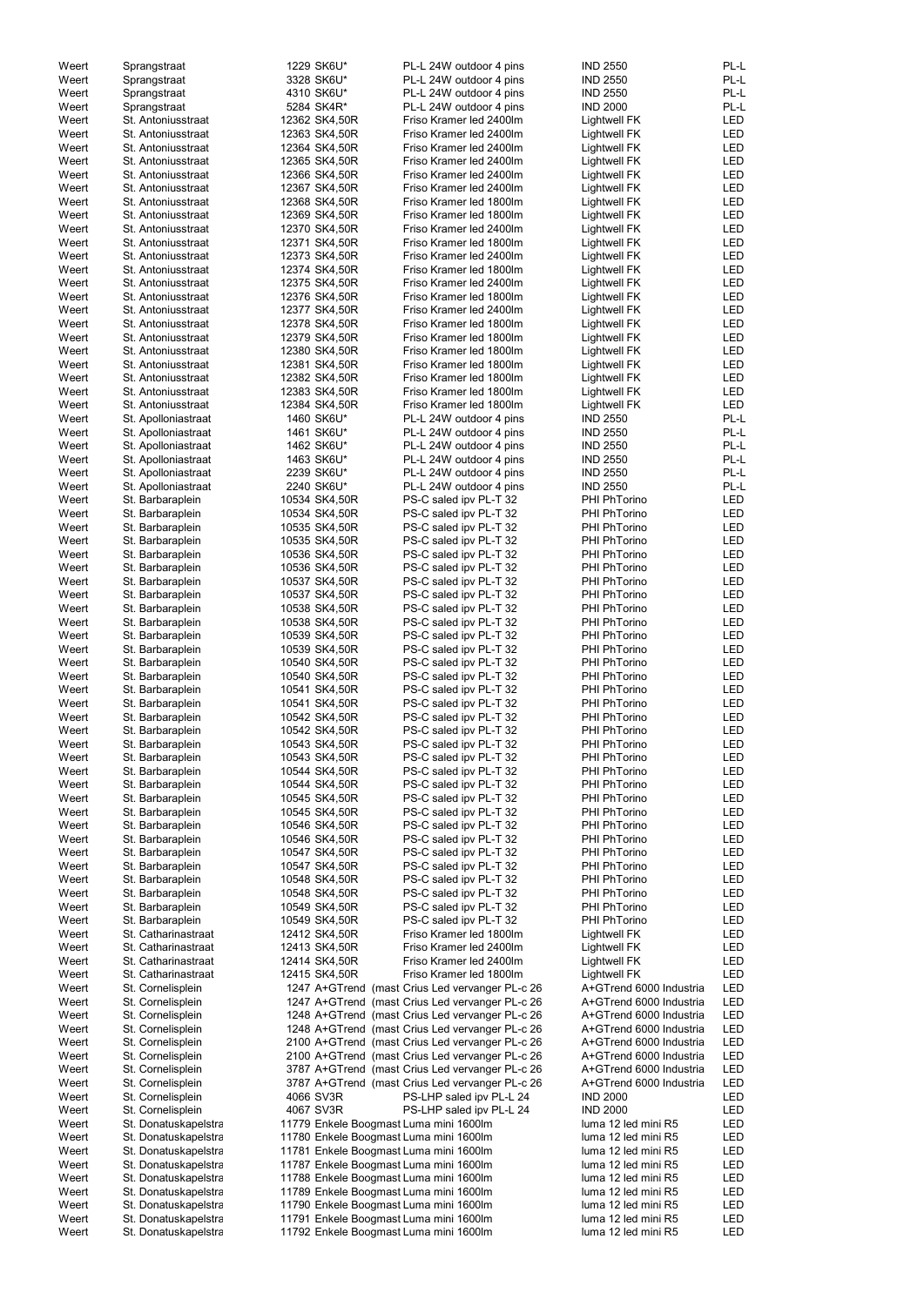| | | | | | |
|---|---|---|---|---|---|
| Weert | Sprangstraat | 1229 SK6U* | PL-L 24W outdoor 4 pins | IND 2550 | PL-L |
| Weert | Sprangstraat | 3328 SK6U* | PL-L 24W outdoor 4 pins | IND 2550 | PL-L |
| Weert | Sprangstraat | 4310 SK6U* | PL-L 24W outdoor 4 pins | IND 2550 | PL-L |
| Weert | Sprangstraat | 5284 SK4R* | PL-L 24W outdoor 4 pins | IND 2000 | PL-L |
| Weert | St. Antoniusstraat | 12362 SK4,50R | Friso Kramer led 2400lm | Lightwell FK | LED |
| Weert | St. Antoniusstraat | 12363 SK4,50R | Friso Kramer led 2400lm | Lightwell FK | LED |
| Weert | St. Antoniusstraat | 12364 SK4,50R | Friso Kramer led 2400lm | Lightwell FK | LED |
| Weert | St. Antoniusstraat | 12365 SK4,50R | Friso Kramer led 2400lm | Lightwell FK | LED |
| Weert | St. Antoniusstraat | 12366 SK4,50R | Friso Kramer led 2400lm | Lightwell FK | LED |
| Weert | St. Antoniusstraat | 12367 SK4,50R | Friso Kramer led 2400lm | Lightwell FK | LED |
| Weert | St. Antoniusstraat | 12368 SK4,50R | Friso Kramer led 1800lm | Lightwell FK | LED |
| Weert | St. Antoniusstraat | 12369 SK4,50R | Friso Kramer led 1800lm | Lightwell FK | LED |
| Weert | St. Antoniusstraat | 12370 SK4,50R | Friso Kramer led 2400lm | Lightwell FK | LED |
| Weert | St. Antoniusstraat | 12371 SK4,50R | Friso Kramer led 1800lm | Lightwell FK | LED |
| Weert | St. Antoniusstraat | 12373 SK4,50R | Friso Kramer led 2400lm | Lightwell FK | LED |
| Weert | St. Antoniusstraat | 12374 SK4,50R | Friso Kramer led 1800lm | Lightwell FK | LED |
| Weert | St. Antoniusstraat | 12375 SK4,50R | Friso Kramer led 2400lm | Lightwell FK | LED |
| Weert | St. Antoniusstraat | 12376 SK4,50R | Friso Kramer led 1800lm | Lightwell FK | LED |
| Weert | St. Antoniusstraat | 12377 SK4,50R | Friso Kramer led 2400lm | Lightwell FK | LED |
| Weert | St. Antoniusstraat | 12378 SK4,50R | Friso Kramer led 1800lm | Lightwell FK | LED |
| Weert | St. Antoniusstraat | 12379 SK4,50R | Friso Kramer led 1800lm | Lightwell FK | LED |
| Weert | St. Antoniusstraat | 12380 SK4,50R | Friso Kramer led 1800lm | Lightwell FK | LED |
| Weert | St. Antoniusstraat | 12381 SK4,50R | Friso Kramer led 1800lm | Lightwell FK | LED |
| Weert | St. Antoniusstraat | 12382 SK4,50R | Friso Kramer led 1800lm | Lightwell FK | LED |
| Weert | St. Antoniusstraat | 12383 SK4,50R | Friso Kramer led 1800lm | Lightwell FK | LED |
| Weert | St. Antoniusstraat | 12384 SK4,50R | Friso Kramer led 1800lm | Lightwell FK | LED |
| Weert | St. Apolloniastraat | 1460 SK6U* | PL-L 24W outdoor 4 pins | IND 2550 | PL-L |
| Weert | St. Apolloniastraat | 1461 SK6U* | PL-L 24W outdoor 4 pins | IND 2550 | PL-L |
| Weert | St. Apolloniastraat | 1462 SK6U* | PL-L 24W outdoor 4 pins | IND 2550 | PL-L |
| Weert | St. Apolloniastraat | 1463 SK6U* | PL-L 24W outdoor 4 pins | IND 2550 | PL-L |
| Weert | St. Apolloniastraat | 2239 SK6U* | PL-L 24W outdoor 4 pins | IND 2550 | PL-L |
| Weert | St. Apolloniastraat | 2240 SK6U* | PL-L 24W outdoor 4 pins | IND 2550 | PL-L |
| Weert | St. Barbaraplein | 10534 SK4,50R | PS-C saled ipv PL-T 32 | PHI PhTorino | LED |
| Weert | St. Barbaraplein | 10534 SK4,50R | PS-C saled ipv PL-T 32 | PHI PhTorino | LED |
| Weert | St. Barbaraplein | 10535 SK4,50R | PS-C saled ipv PL-T 32 | PHI PhTorino | LED |
| Weert | St. Barbaraplein | 10535 SK4,50R | PS-C saled ipv PL-T 32 | PHI PhTorino | LED |
| Weert | St. Barbaraplein | 10536 SK4,50R | PS-C saled ipv PL-T 32 | PHI PhTorino | LED |
| Weert | St. Barbaraplein | 10536 SK4,50R | PS-C saled ipv PL-T 32 | PHI PhTorino | LED |
| Weert | St. Barbaraplein | 10537 SK4,50R | PS-C saled ipv PL-T 32 | PHI PhTorino | LED |
| Weert | St. Barbaraplein | 10537 SK4,50R | PS-C saled ipv PL-T 32 | PHI PhTorino | LED |
| Weert | St. Barbaraplein | 10538 SK4,50R | PS-C saled ipv PL-T 32 | PHI PhTorino | LED |
| Weert | St. Barbaraplein | 10538 SK4,50R | PS-C saled ipv PL-T 32 | PHI PhTorino | LED |
| Weert | St. Barbaraplein | 10539 SK4,50R | PS-C saled ipv PL-T 32 | PHI PhTorino | LED |
| Weert | St. Barbaraplein | 10539 SK4,50R | PS-C saled ipv PL-T 32 | PHI PhTorino | LED |
| Weert | St. Barbaraplein | 10540 SK4,50R | PS-C saled ipv PL-T 32 | PHI PhTorino | LED |
| Weert | St. Barbaraplein | 10540 SK4,50R | PS-C saled ipv PL-T 32 | PHI PhTorino | LED |
| Weert | St. Barbaraplein | 10541 SK4,50R | PS-C saled ipv PL-T 32 | PHI PhTorino | LED |
| Weert | St. Barbaraplein | 10541 SK4,50R | PS-C saled ipv PL-T 32 | PHI PhTorino | LED |
| Weert | St. Barbaraplein | 10542 SK4,50R | PS-C saled ipv PL-T 32 | PHI PhTorino | LED |
| Weert | St. Barbaraplein | 10542 SK4,50R | PS-C saled ipv PL-T 32 | PHI PhTorino | LED |
| Weert | St. Barbaraplein | 10543 SK4,50R | PS-C saled ipv PL-T 32 | PHI PhTorino | LED |
| Weert | St. Barbaraplein | 10543 SK4,50R | PS-C saled ipv PL-T 32 | PHI PhTorino | LED |
| Weert | St. Barbaraplein | 10544 SK4,50R | PS-C saled ipv PL-T 32 | PHI PhTorino | LED |
| Weert | St. Barbaraplein | 10544 SK4,50R | PS-C saled ipv PL-T 32 | PHI PhTorino | LED |
| Weert | St. Barbaraplein | 10545 SK4,50R | PS-C saled ipv PL-T 32 | PHI PhTorino | LED |
| Weert | St. Barbaraplein | 10545 SK4,50R | PS-C saled ipv PL-T 32 | PHI PhTorino | LED |
| Weert | St. Barbaraplein | 10546 SK4,50R | PS-C saled ipv PL-T 32 | PHI PhTorino | LED |
| Weert | St. Barbaraplein | 10546 SK4,50R | PS-C saled ipv PL-T 32 | PHI PhTorino | LED |
| Weert | St. Barbaraplein | 10547 SK4,50R | PS-C saled ipv PL-T 32 | PHI PhTorino | LED |
| Weert | St. Barbaraplein | 10547 SK4,50R | PS-C saled ipv PL-T 32 | PHI PhTorino | LED |
| Weert | St. Barbaraplein | 10548 SK4,50R | PS-C saled ipv PL-T 32 | PHI PhTorino | LED |
| Weert | St. Barbaraplein | 10548 SK4,50R | PS-C saled ipv PL-T 32 | PHI PhTorino | LED |
| Weert | St. Barbaraplein | 10549 SK4,50R | PS-C saled ipv PL-T 32 | PHI PhTorino | LED |
| Weert | St. Barbaraplein | 10549 SK4,50R | PS-C saled ipv PL-T 32 | PHI PhTorino | LED |
| Weert | St. Catharinastraat | 12412 SK4,50R | Friso Kramer led 1800lm | Lightwell FK | LED |
| Weert | St. Catharinastraat | 12413 SK4,50R | Friso Kramer led 2400lm | Lightwell FK | LED |
| Weert | St. Catharinastraat | 12414 SK4,50R | Friso Kramer led 2400lm | Lightwell FK | LED |
| Weert | St. Catharinastraat | 12415 SK4,50R | Friso Kramer led 1800lm | Lightwell FK | LED |
| Weert | St. Cornelisplein | 1247 A+GTrend (mast | Crius Led vervanger PL-c 26 | A+GTrend 6000 Industria | LED |
| Weert | St. Cornelisplein | 1247 A+GTrend (mast | Crius Led vervanger PL-c 26 | A+GTrend 6000 Industria | LED |
| Weert | St. Cornelisplein | 1248 A+GTrend (mast | Crius Led vervanger PL-c 26 | A+GTrend 6000 Industria | LED |
| Weert | St. Cornelisplein | 1248 A+GTrend (mast | Crius Led vervanger PL-c 26 | A+GTrend 6000 Industria | LED |
| Weert | St. Cornelisplein | 2100 A+GTrend (mast | Crius Led vervanger PL-c 26 | A+GTrend 6000 Industria | LED |
| Weert | St. Cornelisplein | 2100 A+GTrend (mast | Crius Led vervanger PL-c 26 | A+GTrend 6000 Industria | LED |
| Weert | St. Cornelisplein | 3787 A+GTrend (mast | Crius Led vervanger PL-c 26 | A+GTrend 6000 Industria | LED |
| Weert | St. Cornelisplein | 3787 A+GTrend (mast | Crius Led vervanger PL-c 26 | A+GTrend 6000 Industria | LED |
| Weert | St. Cornelisplein | 4066 SV3R | PS-LHP saled ipv PL-L 24 | IND 2000 | LED |
| Weert | St. Cornelisplein | 4067 SV3R | PS-LHP saled ipv PL-L 24 | IND 2000 | LED |
| Weert | St. Donatuskapelstra | 11779 Enkele Boogmast | Luma mini 1600lm | luma 12 led mini R5 | LED |
| Weert | St. Donatuskapelstra | 11780 Enkele Boogmast | Luma mini 1600lm | luma 12 led mini R5 | LED |
| Weert | St. Donatuskapelstra | 11781 Enkele Boogmast | Luma mini 1600lm | luma 12 led mini R5 | LED |
| Weert | St. Donatuskapelstra | 11787 Enkele Boogmast | Luma mini 1600lm | luma 12 led mini R5 | LED |
| Weert | St. Donatuskapelstra | 11788 Enkele Boogmast | Luma mini 1600lm | luma 12 led mini R5 | LED |
| Weert | St. Donatuskapelstra | 11789 Enkele Boogmast | Luma mini 1600lm | luma 12 led mini R5 | LED |
| Weert | St. Donatuskapelstra | 11790 Enkele Boogmast | Luma mini 1600lm | luma 12 led mini R5 | LED |
| Weert | St. Donatuskapelstra | 11791 Enkele Boogmast | Luma mini 1600lm | luma 12 led mini R5 | LED |
| Weert | St. Donatuskapelstra | 11792 Enkele Boogmast | Luma mini 1600lm | luma 12 led mini R5 | LED |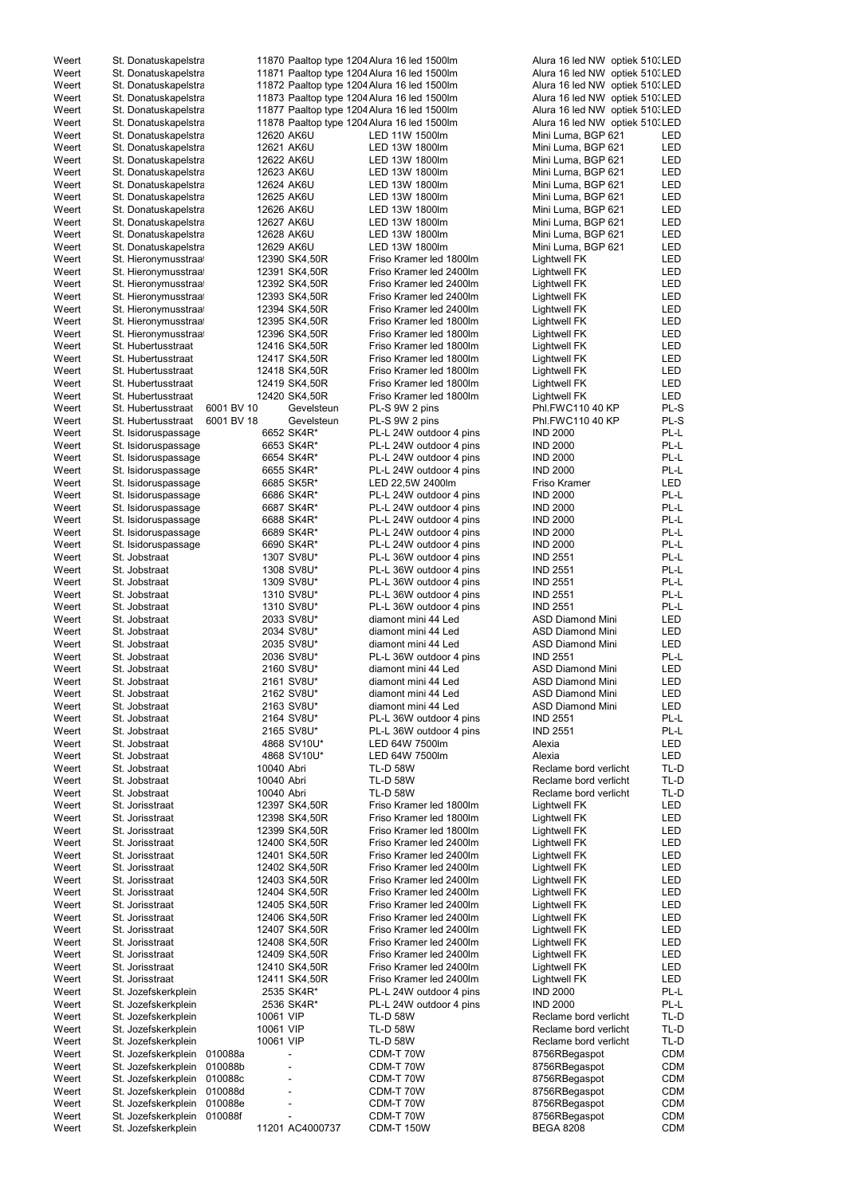| | | | | | | |
|---|---|---|---|---|---|---|
| Weert | St. Donatuskapelstra | | 11870 Paaltop type 1204 | Alura 16 led 1500lm | Alura 16 led NW optiek 510: | LED |
| Weert | St. Donatuskapelstra | | 11871 Paaltop type 1204 | Alura 16 led 1500lm | Alura 16 led NW optiek 510: | LED |
| Weert | St. Donatuskapelstra | | 11872 Paaltop type 1204 | Alura 16 led 1500lm | Alura 16 led NW optiek 510: | LED |
| Weert | St. Donatuskapelstra | | 11873 Paaltop type 1204 | Alura 16 led 1500lm | Alura 16 led NW optiek 510: | LED |
| Weert | St. Donatuskapelstra | | 11877 Paaltop type 1204 | Alura 16 led 1500lm | Alura 16 led NW optiek 510: | LED |
| Weert | St. Donatuskapelstra | | 11878 Paaltop type 1204 | Alura 16 led 1500lm | Alura 16 led NW optiek 510: | LED |
| Weert | St. Donatuskapelstra | | 12620 AK6U | LED 11W 1500lm | Mini Luma, BGP 621 | LED |
| Weert | St. Donatuskapelstra | | 12621 AK6U | LED 13W 1800lm | Mini Luma, BGP 621 | LED |
| Weert | St. Donatuskapelstra | | 12622 AK6U | LED 13W 1800lm | Mini Luma, BGP 621 | LED |
| Weert | St. Donatuskapelstra | | 12623 AK6U | LED 13W 1800lm | Mini Luma, BGP 621 | LED |
| Weert | St. Donatuskapelstra | | 12624 AK6U | LED 13W 1800lm | Mini Luma, BGP 621 | LED |
| Weert | St. Donatuskapelstra | | 12625 AK6U | LED 13W 1800lm | Mini Luma, BGP 621 | LED |
| Weert | St. Donatuskapelstra | | 12626 AK6U | LED 13W 1800lm | Mini Luma, BGP 621 | LED |
| Weert | St. Donatuskapelstra | | 12627 AK6U | LED 13W 1800lm | Mini Luma, BGP 621 | LED |
| Weert | St. Donatuskapelstra | | 12628 AK6U | LED 13W 1800lm | Mini Luma, BGP 621 | LED |
| Weert | St. Donatuskapelstra | | 12629 AK6U | LED 13W 1800lm | Mini Luma, BGP 621 | LED |
| Weert | St. Hieronymusstraat | | 12390 SK4,50R | Friso Kramer led 1800lm | Lightwell FK | LED |
| Weert | St. Hieronymusstraat | | 12391 SK4,50R | Friso Kramer led 2400lm | Lightwell FK | LED |
| Weert | St. Hieronymusstraat | | 12392 SK4,50R | Friso Kramer led 2400lm | Lightwell FK | LED |
| Weert | St. Hieronymusstraat | | 12393 SK4,50R | Friso Kramer led 2400lm | Lightwell FK | LED |
| Weert | St. Hieronymusstraat | | 12394 SK4,50R | Friso Kramer led 2400lm | Lightwell FK | LED |
| Weert | St. Hieronymusstraat | | 12395 SK4,50R | Friso Kramer led 1800lm | Lightwell FK | LED |
| Weert | St. Hieronymusstraat | | 12396 SK4,50R | Friso Kramer led 1800lm | Lightwell FK | LED |
| Weert | St. Hubertusstraat | | 12416 SK4,50R | Friso Kramer led 1800lm | Lightwell FK | LED |
| Weert | St. Hubertusstraat | | 12417 SK4,50R | Friso Kramer led 1800lm | Lightwell FK | LED |
| Weert | St. Hubertusstraat | | 12418 SK4,50R | Friso Kramer led 1800lm | Lightwell FK | LED |
| Weert | St. Hubertusstraat | | 12419 SK4,50R | Friso Kramer led 1800lm | Lightwell FK | LED |
| Weert | St. Hubertusstraat | | 12420 SK4,50R | Friso Kramer led 1800lm | Lightwell FK | LED |
| Weert | St. Hubertusstraat | 6001 BV 10 | Gevelsteun | PL-S 9W 2 pins | Phl.FWC110 40 KP | PL-S |
| Weert | St. Hubertusstraat | 6001 BV 18 | Gevelsteun | PL-S 9W 2 pins | Phl.FWC110 40 KP | PL-S |
| Weert | St. Isidoruspassage | | 6652 SK4R* | PL-L 24W outdoor 4 pins | IND 2000 | PL-L |
| Weert | St. Isidoruspassage | | 6653 SK4R* | PL-L 24W outdoor 4 pins | IND 2000 | PL-L |
| Weert | St. Isidoruspassage | | 6654 SK4R* | PL-L 24W outdoor 4 pins | IND 2000 | PL-L |
| Weert | St. Isidoruspassage | | 6655 SK4R* | PL-L 24W outdoor 4 pins | IND 2000 | PL-L |
| Weert | St. Isidoruspassage | | 6685 SK5R* | LED 22,5W 2400lm | Friso Kramer | LED |
| Weert | St. Isidoruspassage | | 6686 SK4R* | PL-L 24W outdoor 4 pins | IND 2000 | PL-L |
| Weert | St. Isidoruspassage | | 6687 SK4R* | PL-L 24W outdoor 4 pins | IND 2000 | PL-L |
| Weert | St. Isidoruspassage | | 6688 SK4R* | PL-L 24W outdoor 4 pins | IND 2000 | PL-L |
| Weert | St. Isidoruspassage | | 6689 SK4R* | PL-L 24W outdoor 4 pins | IND 2000 | PL-L |
| Weert | St. Isidoruspassage | | 6690 SK4R* | PL-L 24W outdoor 4 pins | IND 2000 | PL-L |
| Weert | St. Jobstraat | | 1307 SV8U* | PL-L 36W outdoor 4 pins | IND 2551 | PL-L |
| Weert | St. Jobstraat | | 1308 SV8U* | PL-L 36W outdoor 4 pins | IND 2551 | PL-L |
| Weert | St. Jobstraat | | 1309 SV8U* | PL-L 36W outdoor 4 pins | IND 2551 | PL-L |
| Weert | St. Jobstraat | | 1310 SV8U* | PL-L 36W outdoor 4 pins | IND 2551 | PL-L |
| Weert | St. Jobstraat | | 1310 SV8U* | PL-L 36W outdoor 4 pins | IND 2551 | PL-L |
| Weert | St. Jobstraat | | 2033 SV8U* | diamont mini 44 Led | ASD Diamond Mini | LED |
| Weert | St. Jobstraat | | 2034 SV8U* | diamont mini 44 Led | ASD Diamond Mini | LED |
| Weert | St. Jobstraat | | 2035 SV8U* | diamont mini 44 Led | ASD Diamond Mini | LED |
| Weert | St. Jobstraat | | 2036 SV8U* | PL-L 36W outdoor 4 pins | IND 2551 | PL-L |
| Weert | St. Jobstraat | | 2160 SV8U* | diamont mini 44 Led | ASD Diamond Mini | LED |
| Weert | St. Jobstraat | | 2161 SV8U* | diamont mini 44 Led | ASD Diamond Mini | LED |
| Weert | St. Jobstraat | | 2162 SV8U* | diamont mini 44 Led | ASD Diamond Mini | LED |
| Weert | St. Jobstraat | | 2163 SV8U* | diamont mini 44 Led | ASD Diamond Mini | LED |
| Weert | St. Jobstraat | | 2164 SV8U* | PL-L 36W outdoor 4 pins | IND 2551 | PL-L |
| Weert | St. Jobstraat | | 2165 SV8U* | PL-L 36W outdoor 4 pins | IND 2551 | PL-L |
| Weert | St. Jobstraat | | 4868 SV10U* | LED 64W 7500lm | Alexia | LED |
| Weert | St. Jobstraat | | 4868 SV10U* | LED 64W 7500lm | Alexia | LED |
| Weert | St. Jobstraat | | 10040 Abri | TL-D 58W | Reclame bord verlicht | TL-D |
| Weert | St. Jobstraat | | 10040 Abri | TL-D 58W | Reclame bord verlicht | TL-D |
| Weert | St. Jobstraat | | 10040 Abri | TL-D 58W | Reclame bord verlicht | TL-D |
| Weert | St. Jorisstraat | | 12397 SK4,50R | Friso Kramer led 1800lm | Lightwell FK | LED |
| Weert | St. Jorisstraat | | 12398 SK4,50R | Friso Kramer led 1800lm | Lightwell FK | LED |
| Weert | St. Jorisstraat | | 12399 SK4,50R | Friso Kramer led 1800lm | Lightwell FK | LED |
| Weert | St. Jorisstraat | | 12400 SK4,50R | Friso Kramer led 2400lm | Lightwell FK | LED |
| Weert | St. Jorisstraat | | 12401 SK4,50R | Friso Kramer led 2400lm | Lightwell FK | LED |
| Weert | St. Jorisstraat | | 12402 SK4,50R | Friso Kramer led 2400lm | Lightwell FK | LED |
| Weert | St. Jorisstraat | | 12403 SK4,50R | Friso Kramer led 2400lm | Lightwell FK | LED |
| Weert | St. Jorisstraat | | 12404 SK4,50R | Friso Kramer led 2400lm | Lightwell FK | LED |
| Weert | St. Jorisstraat | | 12405 SK4,50R | Friso Kramer led 2400lm | Lightwell FK | LED |
| Weert | St. Jorisstraat | | 12406 SK4,50R | Friso Kramer led 2400lm | Lightwell FK | LED |
| Weert | St. Jorisstraat | | 12407 SK4,50R | Friso Kramer led 2400lm | Lightwell FK | LED |
| Weert | St. Jorisstraat | | 12408 SK4,50R | Friso Kramer led 2400lm | Lightwell FK | LED |
| Weert | St. Jorisstraat | | 12409 SK4,50R | Friso Kramer led 2400lm | Lightwell FK | LED |
| Weert | St. Jorisstraat | | 12410 SK4,50R | Friso Kramer led 2400lm | Lightwell FK | LED |
| Weert | St. Jorisstraat | | 12411 SK4,50R | Friso Kramer led 2400lm | Lightwell FK | LED |
| Weert | St. Jozefskerkplein | | 2535 SK4R* | PL-L 24W outdoor 4 pins | IND 2000 | PL-L |
| Weert | St. Jozefskerkplein | | 2536 SK4R* | PL-L 24W outdoor 4 pins | IND 2000 | PL-L |
| Weert | St. Jozefskerkplein | | 10061 VIP | TL-D 58W | Reclame bord verlicht | TL-D |
| Weert | St. Jozefskerkplein | | 10061 VIP | TL-D 58W | Reclame bord verlicht | TL-D |
| Weert | St. Jozefskerkplein | | 10061 VIP | TL-D 58W | Reclame bord verlicht | TL-D |
| Weert | St. Jozefskerkplein | 010088a | - | CDM-T 70W | 8756RBegaspot | CDM |
| Weert | St. Jozefskerkplein | 010088b | - | CDM-T 70W | 8756RBegaspot | CDM |
| Weert | St. Jozefskerkplein | 010088c | - | CDM-T 70W | 8756RBegaspot | CDM |
| Weert | St. Jozefskerkplein | 010088d | - | CDM-T 70W | 8756RBegaspot | CDM |
| Weert | St. Jozefskerkplein | 010088e | - | CDM-T 70W | 8756RBegaspot | CDM |
| Weert | St. Jozefskerkplein | 010088f | - | CDM-T 70W | 8756RBegaspot | CDM |
| Weert | St. Jozefskerkplein | | 11201 AC4000737 | CDM-T 150W | BEGA 8208 | CDM |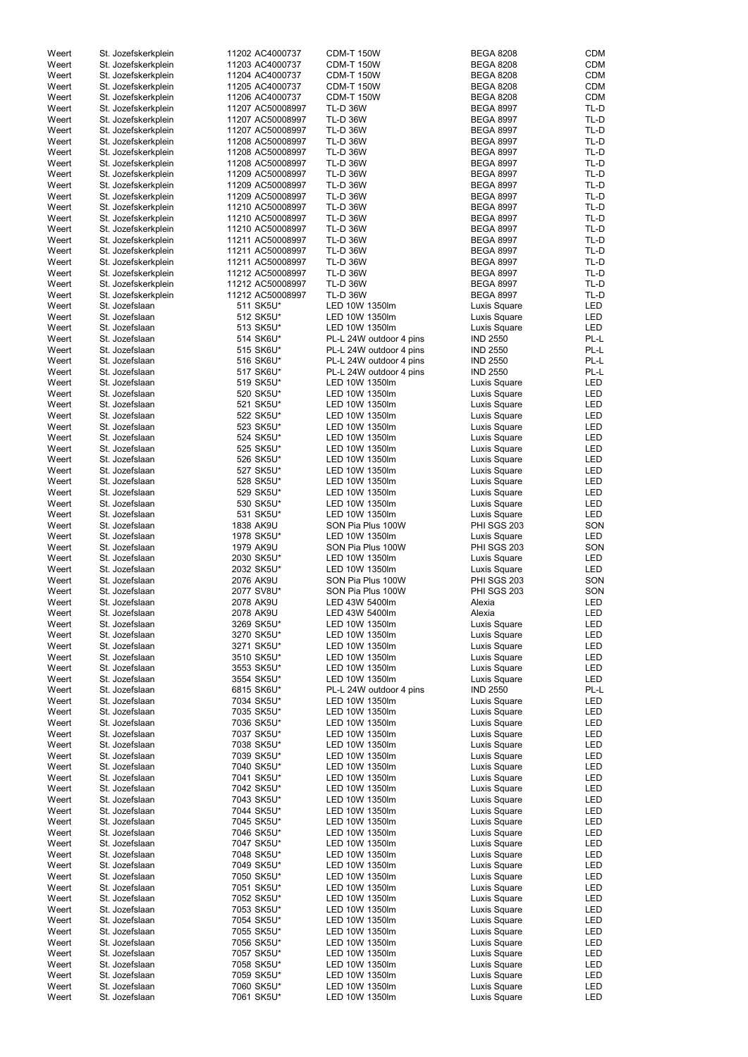| | | | | | |
|---|---|---|---|---|---|
| Weert | St. Jozefskerkplein | 11202 AC4000737 | CDM-T 150W | BEGA 8208 | CDM |
| Weert | St. Jozefskerkplein | 11203 AC4000737 | CDM-T 150W | BEGA 8208 | CDM |
| Weert | St. Jozefskerkplein | 11204 AC4000737 | CDM-T 150W | BEGA 8208 | CDM |
| Weert | St. Jozefskerkplein | 11205 AC4000737 | CDM-T 150W | BEGA 8208 | CDM |
| Weert | St. Jozefskerkplein | 11206 AC4000737 | CDM-T 150W | BEGA 8208 | CDM |
| Weert | St. Jozefskerkplein | 11207 AC50008997 | TL-D 36W | BEGA 8997 | TL-D |
| Weert | St. Jozefskerkplein | 11207 AC50008997 | TL-D 36W | BEGA 8997 | TL-D |
| Weert | St. Jozefskerkplein | 11207 AC50008997 | TL-D 36W | BEGA 8997 | TL-D |
| Weert | St. Jozefskerkplein | 11208 AC50008997 | TL-D 36W | BEGA 8997 | TL-D |
| Weert | St. Jozefskerkplein | 11208 AC50008997 | TL-D 36W | BEGA 8997 | TL-D |
| Weert | St. Jozefskerkplein | 11208 AC50008997 | TL-D 36W | BEGA 8997 | TL-D |
| Weert | St. Jozefskerkplein | 11209 AC50008997 | TL-D 36W | BEGA 8997 | TL-D |
| Weert | St. Jozefskerkplein | 11209 AC50008997 | TL-D 36W | BEGA 8997 | TL-D |
| Weert | St. Jozefskerkplein | 11209 AC50008997 | TL-D 36W | BEGA 8997 | TL-D |
| Weert | St. Jozefskerkplein | 11210 AC50008997 | TL-D 36W | BEGA 8997 | TL-D |
| Weert | St. Jozefskerkplein | 11210 AC50008997 | TL-D 36W | BEGA 8997 | TL-D |
| Weert | St. Jozefskerkplein | 11210 AC50008997 | TL-D 36W | BEGA 8997 | TL-D |
| Weert | St. Jozefskerkplein | 11211 AC50008997 | TL-D 36W | BEGA 8997 | TL-D |
| Weert | St. Jozefskerkplein | 11211 AC50008997 | TL-D 36W | BEGA 8997 | TL-D |
| Weert | St. Jozefskerkplein | 11211 AC50008997 | TL-D 36W | BEGA 8997 | TL-D |
| Weert | St. Jozefskerkplein | 11212 AC50008997 | TL-D 36W | BEGA 8997 | TL-D |
| Weert | St. Jozefskerkplein | 11212 AC50008997 | TL-D 36W | BEGA 8997 | TL-D |
| Weert | St. Jozefskerkplein | 11212 AC50008997 | TL-D 36W | BEGA 8997 | TL-D |
| Weert | St. Jozefslaan | 511 SK5U* | LED 10W 1350lm | Luxis Square | LED |
| Weert | St. Jozefslaan | 512 SK5U* | LED 10W 1350lm | Luxis Square | LED |
| Weert | St. Jozefslaan | 513 SK5U* | LED 10W 1350lm | Luxis Square | LED |
| Weert | St. Jozefslaan | 514 SK6U* | PL-L 24W outdoor 4 pins | IND 2550 | PL-L |
| Weert | St. Jozefslaan | 515 SK6U* | PL-L 24W outdoor 4 pins | IND 2550 | PL-L |
| Weert | St. Jozefslaan | 516 SK6U* | PL-L 24W outdoor 4 pins | IND 2550 | PL-L |
| Weert | St. Jozefslaan | 517 SK6U* | PL-L 24W outdoor 4 pins | IND 2550 | PL-L |
| Weert | St. Jozefslaan | 519 SK5U* | LED 10W 1350lm | Luxis Square | LED |
| Weert | St. Jozefslaan | 520 SK5U* | LED 10W 1350lm | Luxis Square | LED |
| Weert | St. Jozefslaan | 521 SK5U* | LED 10W 1350lm | Luxis Square | LED |
| Weert | St. Jozefslaan | 522 SK5U* | LED 10W 1350lm | Luxis Square | LED |
| Weert | St. Jozefslaan | 523 SK5U* | LED 10W 1350lm | Luxis Square | LED |
| Weert | St. Jozefslaan | 524 SK5U* | LED 10W 1350lm | Luxis Square | LED |
| Weert | St. Jozefslaan | 525 SK5U* | LED 10W 1350lm | Luxis Square | LED |
| Weert | St. Jozefslaan | 526 SK5U* | LED 10W 1350lm | Luxis Square | LED |
| Weert | St. Jozefslaan | 527 SK5U* | LED 10W 1350lm | Luxis Square | LED |
| Weert | St. Jozefslaan | 528 SK5U* | LED 10W 1350lm | Luxis Square | LED |
| Weert | St. Jozefslaan | 529 SK5U* | LED 10W 1350lm | Luxis Square | LED |
| Weert | St. Jozefslaan | 530 SK5U* | LED 10W 1350lm | Luxis Square | LED |
| Weert | St. Jozefslaan | 531 SK5U* | LED 10W 1350lm | Luxis Square | LED |
| Weert | St. Jozefslaan | 1838 AK9U | SON Pia Plus 100W | PHI SGS 203 | SON |
| Weert | St. Jozefslaan | 1978 SK5U* | LED 10W 1350lm | Luxis Square | LED |
| Weert | St. Jozefslaan | 1979 AK9U | SON Pia Plus 100W | PHI SGS 203 | SON |
| Weert | St. Jozefslaan | 2030 SK5U* | LED 10W 1350lm | Luxis Square | LED |
| Weert | St. Jozefslaan | 2032 SK5U* | LED 10W 1350lm | Luxis Square | LED |
| Weert | St. Jozefslaan | 2076 AK9U | SON Pia Plus 100W | PHI SGS 203 | SON |
| Weert | St. Jozefslaan | 2077 SV8U* | SON Pia Plus 100W | PHI SGS 203 | SON |
| Weert | St. Jozefslaan | 2078 AK9U | LED 43W 5400lm | Alexia | LED |
| Weert | St. Jozefslaan | 2078 AK9U | LED 43W 5400lm | Alexia | LED |
| Weert | St. Jozefslaan | 3269 SK5U* | LED 10W 1350lm | Luxis Square | LED |
| Weert | St. Jozefslaan | 3270 SK5U* | LED 10W 1350lm | Luxis Square | LED |
| Weert | St. Jozefslaan | 3271 SK5U* | LED 10W 1350lm | Luxis Square | LED |
| Weert | St. Jozefslaan | 3510 SK5U* | LED 10W 1350lm | Luxis Square | LED |
| Weert | St. Jozefslaan | 3553 SK5U* | LED 10W 1350lm | Luxis Square | LED |
| Weert | St. Jozefslaan | 3554 SK5U* | LED 10W 1350lm | Luxis Square | LED |
| Weert | St. Jozefslaan | 6815 SK6U* | PL-L 24W outdoor 4 pins | IND 2550 | PL-L |
| Weert | St. Jozefslaan | 7034 SK5U* | LED 10W 1350lm | Luxis Square | LED |
| Weert | St. Jozefslaan | 7035 SK5U* | LED 10W 1350lm | Luxis Square | LED |
| Weert | St. Jozefslaan | 7036 SK5U* | LED 10W 1350lm | Luxis Square | LED |
| Weert | St. Jozefslaan | 7037 SK5U* | LED 10W 1350lm | Luxis Square | LED |
| Weert | St. Jozefslaan | 7038 SK5U* | LED 10W 1350lm | Luxis Square | LED |
| Weert | St. Jozefslaan | 7039 SK5U* | LED 10W 1350lm | Luxis Square | LED |
| Weert | St. Jozefslaan | 7040 SK5U* | LED 10W 1350lm | Luxis Square | LED |
| Weert | St. Jozefslaan | 7041 SK5U* | LED 10W 1350lm | Luxis Square | LED |
| Weert | St. Jozefslaan | 7042 SK5U* | LED 10W 1350lm | Luxis Square | LED |
| Weert | St. Jozefslaan | 7043 SK5U* | LED 10W 1350lm | Luxis Square | LED |
| Weert | St. Jozefslaan | 7044 SK5U* | LED 10W 1350lm | Luxis Square | LED |
| Weert | St. Jozefslaan | 7045 SK5U* | LED 10W 1350lm | Luxis Square | LED |
| Weert | St. Jozefslaan | 7046 SK5U* | LED 10W 1350lm | Luxis Square | LED |
| Weert | St. Jozefslaan | 7047 SK5U* | LED 10W 1350lm | Luxis Square | LED |
| Weert | St. Jozefslaan | 7048 SK5U* | LED 10W 1350lm | Luxis Square | LED |
| Weert | St. Jozefslaan | 7049 SK5U* | LED 10W 1350lm | Luxis Square | LED |
| Weert | St. Jozefslaan | 7050 SK5U* | LED 10W 1350lm | Luxis Square | LED |
| Weert | St. Jozefslaan | 7051 SK5U* | LED 10W 1350lm | Luxis Square | LED |
| Weert | St. Jozefslaan | 7052 SK5U* | LED 10W 1350lm | Luxis Square | LED |
| Weert | St. Jozefslaan | 7053 SK5U* | LED 10W 1350lm | Luxis Square | LED |
| Weert | St. Jozefslaan | 7054 SK5U* | LED 10W 1350lm | Luxis Square | LED |
| Weert | St. Jozefslaan | 7055 SK5U* | LED 10W 1350lm | Luxis Square | LED |
| Weert | St. Jozefslaan | 7056 SK5U* | LED 10W 1350lm | Luxis Square | LED |
| Weert | St. Jozefslaan | 7057 SK5U* | LED 10W 1350lm | Luxis Square | LED |
| Weert | St. Jozefslaan | 7058 SK5U* | LED 10W 1350lm | Luxis Square | LED |
| Weert | St. Jozefslaan | 7059 SK5U* | LED 10W 1350lm | Luxis Square | LED |
| Weert | St. Jozefslaan | 7060 SK5U* | LED 10W 1350lm | Luxis Square | LED |
| Weert | St. Jozefslaan | 7061 SK5U* | LED 10W 1350lm | Luxis Square | LED |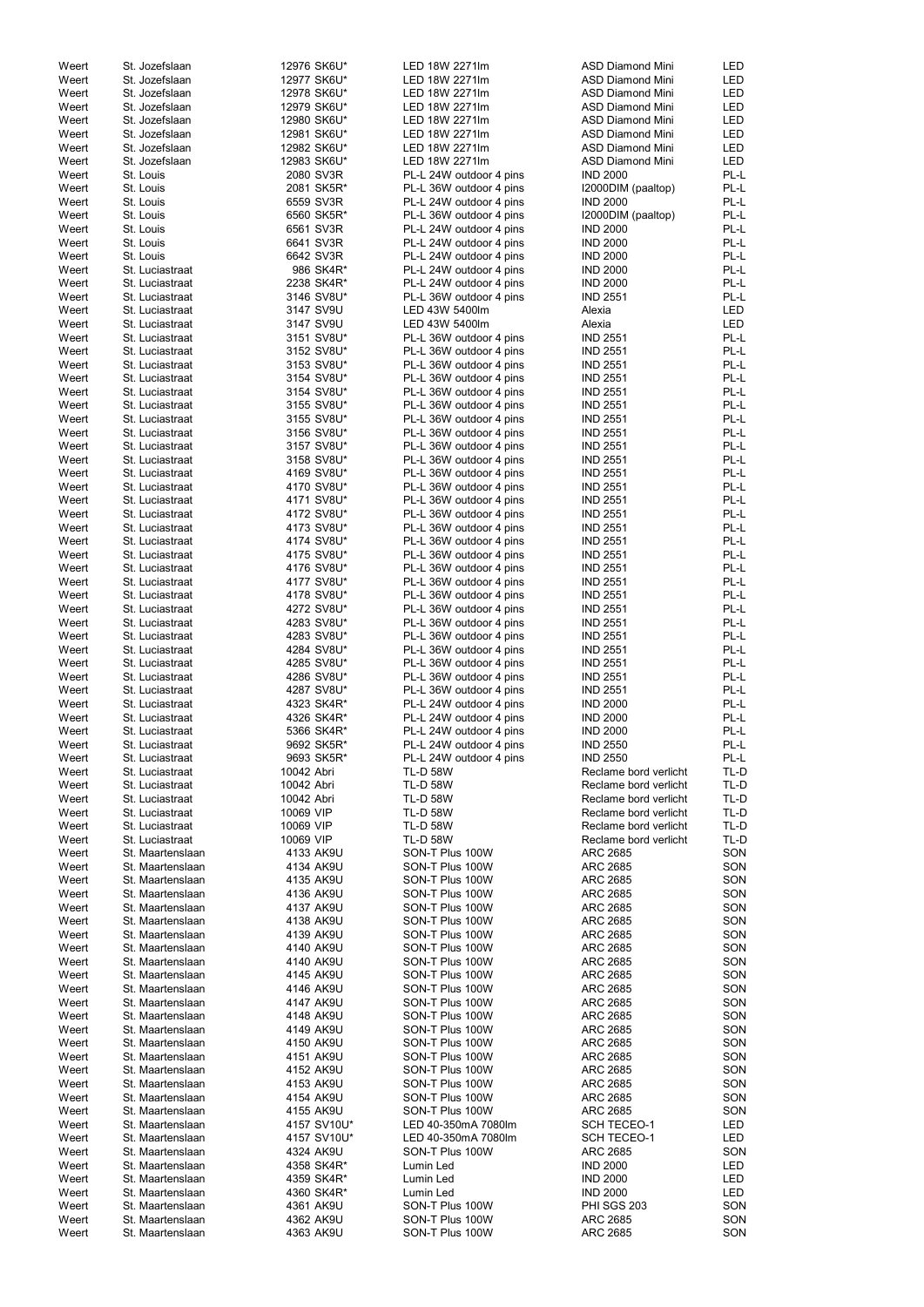| | | | | | |
|---|---|---|---|---|---|
| Weert | St. Jozefslaan | 12976 SK6U* | LED 18W 2271lm | ASD Diamond Mini | LED |
| Weert | St. Jozefslaan | 12977 SK6U* | LED 18W 2271lm | ASD Diamond Mini | LED |
| Weert | St. Jozefslaan | 12978 SK6U* | LED 18W 2271lm | ASD Diamond Mini | LED |
| Weert | St. Jozefslaan | 12979 SK6U* | LED 18W 2271lm | ASD Diamond Mini | LED |
| Weert | St. Jozefslaan | 12980 SK6U* | LED 18W 2271lm | ASD Diamond Mini | LED |
| Weert | St. Jozefslaan | 12981 SK6U* | LED 18W 2271lm | ASD Diamond Mini | LED |
| Weert | St. Jozefslaan | 12982 SK6U* | LED 18W 2271lm | ASD Diamond Mini | LED |
| Weert | St. Jozefslaan | 12983 SK6U* | LED 18W 2271lm | ASD Diamond Mini | LED |
| Weert | St. Louis | 2080 SV3R | PL-L 24W outdoor 4 pins | IND 2000 | PL-L |
| Weert | St. Louis | 2081 SK5R* | PL-L 36W outdoor 4 pins | I2000DIM (paaltop) | PL-L |
| Weert | St. Louis | 6559 SV3R | PL-L 24W outdoor 4 pins | IND 2000 | PL-L |
| Weert | St. Louis | 6560 SK5R* | PL-L 36W outdoor 4 pins | I2000DIM (paaltop) | PL-L |
| Weert | St. Louis | 6561 SV3R | PL-L 24W outdoor 4 pins | IND 2000 | PL-L |
| Weert | St. Louis | 6641 SV3R | PL-L 24W outdoor 4 pins | IND 2000 | PL-L |
| Weert | St. Louis | 6642 SV3R | PL-L 24W outdoor 4 pins | IND 2000 | PL-L |
| Weert | St. Luciastraat | 986 SK4R* | PL-L 24W outdoor 4 pins | IND 2000 | PL-L |
| Weert | St. Luciastraat | 2238 SK4R* | PL-L 24W outdoor 4 pins | IND 2000 | PL-L |
| Weert | St. Luciastraat | 3146 SV8U* | PL-L 36W outdoor 4 pins | IND 2551 | PL-L |
| Weert | St. Luciastraat | 3147 SV9U | LED 43W 5400lm | Alexia | LED |
| Weert | St. Luciastraat | 3147 SV9U | LED 43W 5400lm | Alexia | LED |
| Weert | St. Luciastraat | 3151 SV8U* | PL-L 36W outdoor 4 pins | IND 2551 | PL-L |
| Weert | St. Luciastraat | 3152 SV8U* | PL-L 36W outdoor 4 pins | IND 2551 | PL-L |
| Weert | St. Luciastraat | 3153 SV8U* | PL-L 36W outdoor 4 pins | IND 2551 | PL-L |
| Weert | St. Luciastraat | 3154 SV8U* | PL-L 36W outdoor 4 pins | IND 2551 | PL-L |
| Weert | St. Luciastraat | 3154 SV8U* | PL-L 36W outdoor 4 pins | IND 2551 | PL-L |
| Weert | St. Luciastraat | 3155 SV8U* | PL-L 36W outdoor 4 pins | IND 2551 | PL-L |
| Weert | St. Luciastraat | 3155 SV8U* | PL-L 36W outdoor 4 pins | IND 2551 | PL-L |
| Weert | St. Luciastraat | 3156 SV8U* | PL-L 36W outdoor 4 pins | IND 2551 | PL-L |
| Weert | St. Luciastraat | 3157 SV8U* | PL-L 36W outdoor 4 pins | IND 2551 | PL-L |
| Weert | St. Luciastraat | 3158 SV8U* | PL-L 36W outdoor 4 pins | IND 2551 | PL-L |
| Weert | St. Luciastraat | 4169 SV8U* | PL-L 36W outdoor 4 pins | IND 2551 | PL-L |
| Weert | St. Luciastraat | 4170 SV8U* | PL-L 36W outdoor 4 pins | IND 2551 | PL-L |
| Weert | St. Luciastraat | 4171 SV8U* | PL-L 36W outdoor 4 pins | IND 2551 | PL-L |
| Weert | St. Luciastraat | 4172 SV8U* | PL-L 36W outdoor 4 pins | IND 2551 | PL-L |
| Weert | St. Luciastraat | 4173 SV8U* | PL-L 36W outdoor 4 pins | IND 2551 | PL-L |
| Weert | St. Luciastraat | 4174 SV8U* | PL-L 36W outdoor 4 pins | IND 2551 | PL-L |
| Weert | St. Luciastraat | 4175 SV8U* | PL-L 36W outdoor 4 pins | IND 2551 | PL-L |
| Weert | St. Luciastraat | 4176 SV8U* | PL-L 36W outdoor 4 pins | IND 2551 | PL-L |
| Weert | St. Luciastraat | 4177 SV8U* | PL-L 36W outdoor 4 pins | IND 2551 | PL-L |
| Weert | St. Luciastraat | 4178 SV8U* | PL-L 36W outdoor 4 pins | IND 2551 | PL-L |
| Weert | St. Luciastraat | 4272 SV8U* | PL-L 36W outdoor 4 pins | IND 2551 | PL-L |
| Weert | St. Luciastraat | 4283 SV8U* | PL-L 36W outdoor 4 pins | IND 2551 | PL-L |
| Weert | St. Luciastraat | 4283 SV8U* | PL-L 36W outdoor 4 pins | IND 2551 | PL-L |
| Weert | St. Luciastraat | 4284 SV8U* | PL-L 36W outdoor 4 pins | IND 2551 | PL-L |
| Weert | St. Luciastraat | 4285 SV8U* | PL-L 36W outdoor 4 pins | IND 2551 | PL-L |
| Weert | St. Luciastraat | 4286 SV8U* | PL-L 36W outdoor 4 pins | IND 2551 | PL-L |
| Weert | St. Luciastraat | 4287 SV8U* | PL-L 36W outdoor 4 pins | IND 2551 | PL-L |
| Weert | St. Luciastraat | 4323 SK4R* | PL-L 24W outdoor 4 pins | IND 2000 | PL-L |
| Weert | St. Luciastraat | 4326 SK4R* | PL-L 24W outdoor 4 pins | IND 2000 | PL-L |
| Weert | St. Luciastraat | 5366 SK4R* | PL-L 24W outdoor 4 pins | IND 2000 | PL-L |
| Weert | St. Luciastraat | 9692 SK5R* | PL-L 24W outdoor 4 pins | IND 2550 | PL-L |
| Weert | St. Luciastraat | 9693 SK5R* | PL-L 24W outdoor 4 pins | IND 2550 | PL-L |
| Weert | St. Luciastraat | 10042 Abri | TL-D 58W | Reclame bord verlicht | TL-D |
| Weert | St. Luciastraat | 10042 Abri | TL-D 58W | Reclame bord verlicht | TL-D |
| Weert | St. Luciastraat | 10042 Abri | TL-D 58W | Reclame bord verlicht | TL-D |
| Weert | St. Luciastraat | 10069 VIP | TL-D 58W | Reclame bord verlicht | TL-D |
| Weert | St. Luciastraat | 10069 VIP | TL-D 58W | Reclame bord verlicht | TL-D |
| Weert | St. Luciastraat | 10069 VIP | TL-D 58W | Reclame bord verlicht | TL-D |
| Weert | St. Maartenslaan | 4133 AK9U | SON-T Plus 100W | ARC 2685 | SON |
| Weert | St. Maartenslaan | 4134 AK9U | SON-T Plus 100W | ARC 2685 | SON |
| Weert | St. Maartenslaan | 4135 AK9U | SON-T Plus 100W | ARC 2685 | SON |
| Weert | St. Maartenslaan | 4136 AK9U | SON-T Plus 100W | ARC 2685 | SON |
| Weert | St. Maartenslaan | 4137 AK9U | SON-T Plus 100W | ARC 2685 | SON |
| Weert | St. Maartenslaan | 4138 AK9U | SON-T Plus 100W | ARC 2685 | SON |
| Weert | St. Maartenslaan | 4139 AK9U | SON-T Plus 100W | ARC 2685 | SON |
| Weert | St. Maartenslaan | 4140 AK9U | SON-T Plus 100W | ARC 2685 | SON |
| Weert | St. Maartenslaan | 4140 AK9U | SON-T Plus 100W | ARC 2685 | SON |
| Weert | St. Maartenslaan | 4145 AK9U | SON-T Plus 100W | ARC 2685 | SON |
| Weert | St. Maartenslaan | 4146 AK9U | SON-T Plus 100W | ARC 2685 | SON |
| Weert | St. Maartenslaan | 4147 AK9U | SON-T Plus 100W | ARC 2685 | SON |
| Weert | St. Maartenslaan | 4148 AK9U | SON-T Plus 100W | ARC 2685 | SON |
| Weert | St. Maartenslaan | 4149 AK9U | SON-T Plus 100W | ARC 2685 | SON |
| Weert | St. Maartenslaan | 4150 AK9U | SON-T Plus 100W | ARC 2685 | SON |
| Weert | St. Maartenslaan | 4151 AK9U | SON-T Plus 100W | ARC 2685 | SON |
| Weert | St. Maartenslaan | 4152 AK9U | SON-T Plus 100W | ARC 2685 | SON |
| Weert | St. Maartenslaan | 4153 AK9U | SON-T Plus 100W | ARC 2685 | SON |
| Weert | St. Maartenslaan | 4154 AK9U | SON-T Plus 100W | ARC 2685 | SON |
| Weert | St. Maartenslaan | 4155 AK9U | SON-T Plus 100W | ARC 2685 | SON |
| Weert | St. Maartenslaan | 4157 SV10U* | LED 40-350mA 7080lm | SCH TECEO-1 | LED |
| Weert | St. Maartenslaan | 4157 SV10U* | LED 40-350mA 7080lm | SCH TECEO-1 | LED |
| Weert | St. Maartenslaan | 4324 AK9U | SON-T Plus 100W | ARC 2685 | SON |
| Weert | St. Maartenslaan | 4358 SK4R* | Lumin Led | IND 2000 | LED |
| Weert | St. Maartenslaan | 4359 SK4R* | Lumin Led | IND 2000 | LED |
| Weert | St. Maartenslaan | 4360 SK4R* | Lumin Led | IND 2000 | LED |
| Weert | St. Maartenslaan | 4361 AK9U | SON-T Plus 100W | PHI SGS 203 | SON |
| Weert | St. Maartenslaan | 4362 AK9U | SON-T Plus 100W | ARC 2685 | SON |
| Weert | St. Maartenslaan | 4363 AK9U | SON-T Plus 100W | ARC 2685 | SON |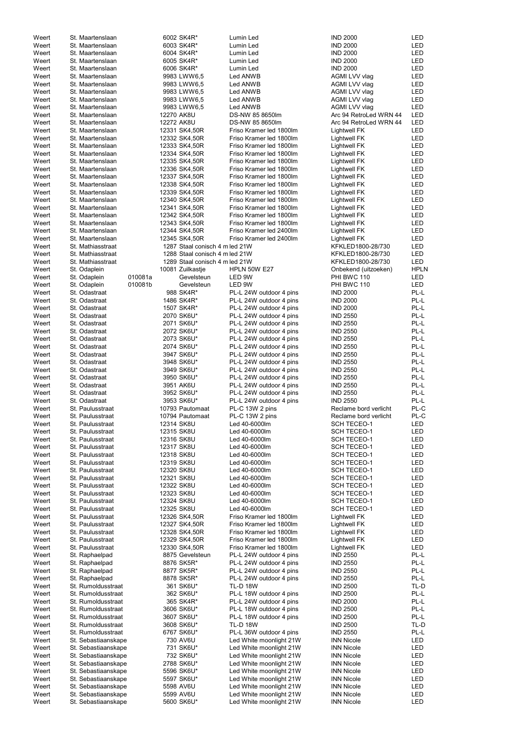| | | | | | | |
|---|---|---|---|---|---|---|
| Weert | St. Maartenslaan | | 6002 SK4R* | Lumin Led | IND 2000 | LED |
| Weert | St. Maartenslaan | | 6003 SK4R* | Lumin Led | IND 2000 | LED |
| Weert | St. Maartenslaan | | 6004 SK4R* | Lumin Led | IND 2000 | LED |
| Weert | St. Maartenslaan | | 6005 SK4R* | Lumin Led | IND 2000 | LED |
| Weert | St. Maartenslaan | | 6006 SK4R* | Lumin Led | IND 2000 | LED |
| Weert | St. Maartenslaan | | 9983 LWW6,5 | Led ANWB | AGMI LVV vlag | LED |
| Weert | St. Maartenslaan | | 9983 LWW6,5 | Led ANWB | AGMI LVV vlag | LED |
| Weert | St. Maartenslaan | | 9983 LWW6,5 | Led ANWB | AGMI LVV vlag | LED |
| Weert | St. Maartenslaan | | 9983 LWW6,5 | Led ANWB | AGMI LVV vlag | LED |
| Weert | St. Maartenslaan | | 9983 LWW6,5 | Led ANWB | AGMI LVV vlag | LED |
| Weert | St. Maartenslaan | | 12270 AK8U | DS-NW 85 8650lm | Arc 94 RetroLed WRN 44 | LED |
| Weert | St. Maartenslaan | | 12272 AK8U | DS-NW 85 8650lm | Arc 94 RetroLed WRN 44 | LED |
| Weert | St. Maartenslaan | | 12331 SK4,50R | Friso Kramer led 1800lm | Lightwell FK | LED |
| Weert | St. Maartenslaan | | 12332 SK4,50R | Friso Kramer led 1800lm | Lightwell FK | LED |
| Weert | St. Maartenslaan | | 12333 SK4,50R | Friso Kramer led 1800lm | Lightwell FK | LED |
| Weert | St. Maartenslaan | | 12334 SK4,50R | Friso Kramer led 1800lm | Lightwell FK | LED |
| Weert | St. Maartenslaan | | 12335 SK4,50R | Friso Kramer led 1800lm | Lightwell FK | LED |
| Weert | St. Maartenslaan | | 12336 SK4,50R | Friso Kramer led 1800lm | Lightwell FK | LED |
| Weert | St. Maartenslaan | | 12337 SK4,50R | Friso Kramer led 1800lm | Lightwell FK | LED |
| Weert | St. Maartenslaan | | 12338 SK4,50R | Friso Kramer led 1800lm | Lightwell FK | LED |
| Weert | St. Maartenslaan | | 12339 SK4,50R | Friso Kramer led 1800lm | Lightwell FK | LED |
| Weert | St. Maartenslaan | | 12340 SK4,50R | Friso Kramer led 1800lm | Lightwell FK | LED |
| Weert | St. Maartenslaan | | 12341 SK4,50R | Friso Kramer led 1800lm | Lightwell FK | LED |
| Weert | St. Maartenslaan | | 12342 SK4,50R | Friso Kramer led 1800lm | Lightwell FK | LED |
| Weert | St. Maartenslaan | | 12343 SK4,50R | Friso Kramer led 1800lm | Lightwell FK | LED |
| Weert | St. Maartenslaan | | 12344 SK4,50R | Friso Kramer led 2400lm | Lightwell FK | LED |
| Weert | St. Maartenslaan | | 12345 SK4,50R | Friso Kramer led 2400lm | Lightwell FK | LED |
| Weert | St. Mathiasstraat | | 1287 Staal conisch 4 m | led 21W | KFKLED1800-28/730 | LED |
| Weert | St. Mathiasstraat | | 1288 Staal conisch 4 m | led 21W | KFKLED1800-28/730 | LED |
| Weert | St. Mathiasstraat | | 1289 Staal conisch 4 m | led 21W | KFKLED1800-28/730 | LED |
| Weert | St. Odaplein | | 10081 Zuilkastje | HPLN 50W E27 | Onbekend (uitzoeken) | HPLN |
| Weert | St. Odaplein | 010081a | Gevelsteun | LED 9W | PHI BWC 110 | LED |
| Weert | St. Odaplein | 010081b | Gevelsteun | LED 9W | PHI BWC 110 | LED |
| Weert | St. Odastraat | | 988 SK4R* | PL-L 24W outdoor 4 pins | IND 2000 | PL-L |
| Weert | St. Odastraat | | 1486 SK4R* | PL-L 24W outdoor 4 pins | IND 2000 | PL-L |
| Weert | St. Odastraat | | 1507 SK4R* | PL-L 24W outdoor 4 pins | IND 2000 | PL-L |
| Weert | St. Odastraat | | 2070 SK6U* | PL-L 24W outdoor 4 pins | IND 2550 | PL-L |
| Weert | St. Odastraat | | 2071 SK6U* | PL-L 24W outdoor 4 pins | IND 2550 | PL-L |
| Weert | St. Odastraat | | 2072 SK6U* | PL-L 24W outdoor 4 pins | IND 2550 | PL-L |
| Weert | St. Odastraat | | 2073 SK6U* | PL-L 24W outdoor 4 pins | IND 2550 | PL-L |
| Weert | St. Odastraat | | 2074 SK6U* | PL-L 24W outdoor 4 pins | IND 2550 | PL-L |
| Weert | St. Odastraat | | 3947 SK6U* | PL-L 24W outdoor 4 pins | IND 2550 | PL-L |
| Weert | St. Odastraat | | 3948 SK6U* | PL-L 24W outdoor 4 pins | IND 2550 | PL-L |
| Weert | St. Odastraat | | 3949 SK6U* | PL-L 24W outdoor 4 pins | IND 2550 | PL-L |
| Weert | St. Odastraat | | 3950 SK6U* | PL-L 24W outdoor 4 pins | IND 2550 | PL-L |
| Weert | St. Odastraat | | 3951 AK6U | PL-L 24W outdoor 4 pins | IND 2550 | PL-L |
| Weert | St. Odastraat | | 3952 SK6U* | PL-L 24W outdoor 4 pins | IND 2550 | PL-L |
| Weert | St. Odastraat | | 3953 SK6U* | PL-L 24W outdoor 4 pins | IND 2550 | PL-L |
| Weert | St. Paulusstraat | | 10793 Pautomaat | PL-C 13W 2 pins | Reclame bord verlicht | PL-C |
| Weert | St. Paulusstraat | | 10794 Pautomaat | PL-C 13W 2 pins | Reclame bord verlicht | PL-C |
| Weert | St. Paulusstraat | | 12314 SK8U | Led 40-6000lm | SCH TECEO-1 | LED |
| Weert | St. Paulusstraat | | 12315 SK8U | Led 40-6000lm | SCH TECEO-1 | LED |
| Weert | St. Paulusstraat | | 12316 SK8U | Led 40-6000lm | SCH TECEO-1 | LED |
| Weert | St. Paulusstraat | | 12317 SK8U | Led 40-6000lm | SCH TECEO-1 | LED |
| Weert | St. Paulusstraat | | 12318 SK8U | Led 40-6000lm | SCH TECEO-1 | LED |
| Weert | St. Paulusstraat | | 12319 SK8U | Led 40-6000lm | SCH TECEO-1 | LED |
| Weert | St. Paulusstraat | | 12320 SK8U | Led 40-6000lm | SCH TECEO-1 | LED |
| Weert | St. Paulusstraat | | 12321 SK8U | Led 40-6000lm | SCH TECEO-1 | LED |
| Weert | St. Paulusstraat | | 12322 SK8U | Led 40-6000lm | SCH TECEO-1 | LED |
| Weert | St. Paulusstraat | | 12323 SK8U | Led 40-6000lm | SCH TECEO-1 | LED |
| Weert | St. Paulusstraat | | 12324 SK8U | Led 40-6000lm | SCH TECEO-1 | LED |
| Weert | St. Paulusstraat | | 12325 SK8U | Led 40-6000lm | SCH TECEO-1 | LED |
| Weert | St. Paulusstraat | | 12326 SK4,50R | Friso Kramer led 1800lm | Lightwell FK | LED |
| Weert | St. Paulusstraat | | 12327 SK4,50R | Friso Kramer led 1800lm | Lightwell FK | LED |
| Weert | St. Paulusstraat | | 12328 SK4,50R | Friso Kramer led 1800lm | Lightwell FK | LED |
| Weert | St. Paulusstraat | | 12329 SK4,50R | Friso Kramer led 1800lm | Lightwell FK | LED |
| Weert | St. Paulusstraat | | 12330 SK4,50R | Friso Kramer led 1800lm | Lightwell FK | LED |
| Weert | St. Raphaelpad | | 8875 Gevelsteun | PL-L 24W outdoor 4 pins | IND 2550 | PL-L |
| Weert | St. Raphaelpad | | 8876 SK5R* | PL-L 24W outdoor 4 pins | IND 2550 | PL-L |
| Weert | St. Raphaelpad | | 8877 SK5R* | PL-L 24W outdoor 4 pins | IND 2550 | PL-L |
| Weert | St. Raphaelpad | | 8878 SK5R* | PL-L 24W outdoor 4 pins | IND 2550 | PL-L |
| Weert | St. Rumoldusstraat | | 361 SK6U* | TL-D 18W | IND 2500 | TL-D |
| Weert | St. Rumoldusstraat | | 362 SK6U* | PL-L 18W outdoor 4 pins | IND 2500 | PL-L |
| Weert | St. Rumoldusstraat | | 365 SK4R* | PL-L 24W outdoor 4 pins | IND 2000 | PL-L |
| Weert | St. Rumoldusstraat | | 3606 SK6U* | PL-L 18W outdoor 4 pins | IND 2500 | PL-L |
| Weert | St. Rumoldusstraat | | 3607 SK6U* | PL-L 18W outdoor 4 pins | IND 2500 | PL-L |
| Weert | St. Rumoldusstraat | | 3608 SK6U* | TL-D 18W | IND 2500 | TL-D |
| Weert | St. Rumoldusstraat | | 6767 SK6U* | PL-L 36W outdoor 4 pins | IND 2550 | PL-L |
| Weert | St. Sebastiaanskape | | 730 AV6U | Led White moonlight 21W | INN Nicole | LED |
| Weert | St. Sebastiaanskape | | 731 SK6U* | Led White moonlight 21W | INN Nicole | LED |
| Weert | St. Sebastiaanskape | | 732 SK6U* | Led White moonlight 21W | INN Nicole | LED |
| Weert | St. Sebastiaanskape | | 2788 SK6U* | Led White moonlight 21W | INN Nicole | LED |
| Weert | St. Sebastiaanskape | | 5596 SK6U* | Led White moonlight 21W | INN Nicole | LED |
| Weert | St. Sebastiaanskape | | 5597 SK6U* | Led White moonlight 21W | INN Nicole | LED |
| Weert | St. Sebastiaanskape | | 5598 AV6U | Led White moonlight 21W | INN Nicole | LED |
| Weert | St. Sebastiaanskape | | 5599 AV6U | Led White moonlight 21W | INN Nicole | LED |
| Weert | St. Sebastiaanskape | | 5600 SK6U* | Led White moonlight 21W | INN Nicole | LED |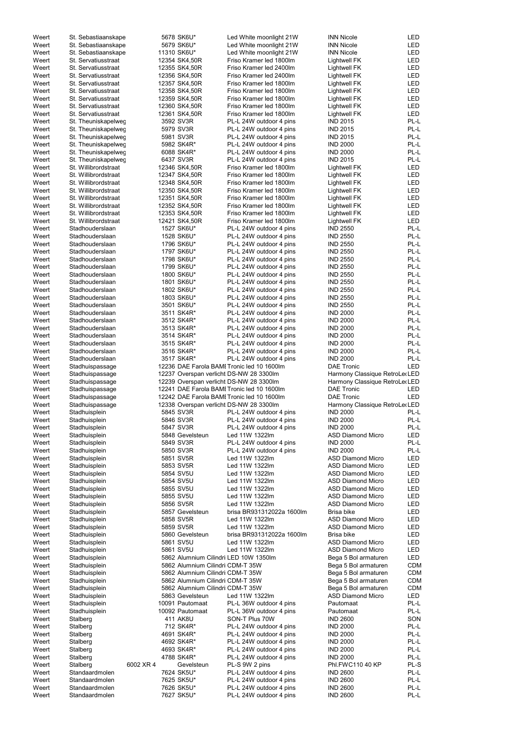| | | | | | | |
|---|---|---|---|---|---|---|
| Weert | St. Sebastiaanskape | | 5678 SK6U* | Led White moonlight 21W | INN Nicole | LED |
| Weert | St. Sebastiaanskape | | 5679 SK6U* | Led White moonlight 21W | INN Nicole | LED |
| Weert | St. Sebastiaanskape | | 11310 SK6U* | Led White moonlight 21W | INN Nicole | LED |
| Weert | St. Servatiusstraat | | 12354 SK4,50R | Friso Kramer led 1800lm | Lightwell FK | LED |
| Weert | St. Servatiusstraat | | 12355 SK4,50R | Friso Kramer led 2400lm | Lightwell FK | LED |
| Weert | St. Servatiusstraat | | 12356 SK4,50R | Friso Kramer led 2400lm | Lightwell FK | LED |
| Weert | St. Servatiusstraat | | 12357 SK4,50R | Friso Kramer led 1800lm | Lightwell FK | LED |
| Weert | St. Servatiusstraat | | 12358 SK4,50R | Friso Kramer led 1800lm | Lightwell FK | LED |
| Weert | St. Servatiusstraat | | 12359 SK4,50R | Friso Kramer led 1800lm | Lightwell FK | LED |
| Weert | St. Servatiusstraat | | 12360 SK4,50R | Friso Kramer led 1800lm | Lightwell FK | LED |
| Weert | St. Servatiusstraat | | 12361 SK4,50R | Friso Kramer led 1800lm | Lightwell FK | LED |
| Weert | St. Theuniskapelweg | | 3592 SV3R | PL-L 24W outdoor 4 pins | IND 2015 | PL-L |
| Weert | St. Theuniskapelweg | | 5979 SV3R | PL-L 24W outdoor 4 pins | IND 2015 | PL-L |
| Weert | St. Theuniskapelweg | | 5981 SV3R | PL-L 24W outdoor 4 pins | IND 2015 | PL-L |
| Weert | St. Theuniskapelweg | | 5982 SK4R* | PL-L 24W outdoor 4 pins | IND 2000 | PL-L |
| Weert | St. Theuniskapelweg | | 6088 SK4R* | PL-L 24W outdoor 4 pins | IND 2000 | PL-L |
| Weert | St. Theuniskapelweg | | 6437 SV3R | PL-L 24W outdoor 4 pins | IND 2015 | PL-L |
| Weert | St. Willibrordstraat | | 12346 SK4,50R | Friso Kramer led 1800lm | Lightwell FK | LED |
| Weert | St. Willibrordstraat | | 12347 SK4,50R | Friso Kramer led 1800lm | Lightwell FK | LED |
| Weert | St. Willibrordstraat | | 12348 SK4,50R | Friso Kramer led 1800lm | Lightwell FK | LED |
| Weert | St. Willibrordstraat | | 12350 SK4,50R | Friso Kramer led 1800lm | Lightwell FK | LED |
| Weert | St. Willibrordstraat | | 12351 SK4,50R | Friso Kramer led 1800lm | Lightwell FK | LED |
| Weert | St. Willibrordstraat | | 12352 SK4,50R | Friso Kramer led 1800lm | Lightwell FK | LED |
| Weert | St. Willibrordstraat | | 12353 SK4,50R | Friso Kramer led 1800lm | Lightwell FK | LED |
| Weert | St. Willibrordstraat | | 12421 SK4,50R | Friso Kramer led 1800lm | Lightwell FK | LED |
| Weert | Stadhouderslaan | | 1527 SK6U* | PL-L 24W outdoor 4 pins | IND 2550 | PL-L |
| Weert | Stadhouderslaan | | 1528 SK6U* | PL-L 24W outdoor 4 pins | IND 2550 | PL-L |
| Weert | Stadhouderslaan | | 1796 SK6U* | PL-L 24W outdoor 4 pins | IND 2550 | PL-L |
| Weert | Stadhouderslaan | | 1797 SK6U* | PL-L 24W outdoor 4 pins | IND 2550 | PL-L |
| Weert | Stadhouderslaan | | 1798 SK6U* | PL-L 24W outdoor 4 pins | IND 2550 | PL-L |
| Weert | Stadhouderslaan | | 1799 SK6U* | PL-L 24W outdoor 4 pins | IND 2550 | PL-L |
| Weert | Stadhouderslaan | | 1800 SK6U* | PL-L 24W outdoor 4 pins | IND 2550 | PL-L |
| Weert | Stadhouderslaan | | 1801 SK6U* | PL-L 24W outdoor 4 pins | IND 2550 | PL-L |
| Weert | Stadhouderslaan | | 1802 SK6U* | PL-L 24W outdoor 4 pins | IND 2550 | PL-L |
| Weert | Stadhouderslaan | | 1803 SK6U* | PL-L 24W outdoor 4 pins | IND 2550 | PL-L |
| Weert | Stadhouderslaan | | 3501 SK6U* | PL-L 24W outdoor 4 pins | IND 2550 | PL-L |
| Weert | Stadhouderslaan | | 3511 SK4R* | PL-L 24W outdoor 4 pins | IND 2000 | PL-L |
| Weert | Stadhouderslaan | | 3512 SK4R* | PL-L 24W outdoor 4 pins | IND 2000 | PL-L |
| Weert | Stadhouderslaan | | 3513 SK4R* | PL-L 24W outdoor 4 pins | IND 2000 | PL-L |
| Weert | Stadhouderslaan | | 3514 SK4R* | PL-L 24W outdoor 4 pins | IND 2000 | PL-L |
| Weert | Stadhouderslaan | | 3515 SK4R* | PL-L 24W outdoor 4 pins | IND 2000 | PL-L |
| Weert | Stadhouderslaan | | 3516 SK4R* | PL-L 24W outdoor 4 pins | IND 2000 | PL-L |
| Weert | Stadhouderslaan | | 3517 SK4R* | PL-L 24W outdoor 4 pins | IND 2000 | PL-L |
| Weert | Stadhuispassage | | 12236 DAE Farola BAMI | Tronic led 10 1600lm | DAE Tronic | LED |
| Weert | Stadhuispassage | | 12237 Overspan verlicht | DS-NW 28 3300lm | Harmony Classique RetroLe | LED |
| Weert | Stadhuispassage | | 12239 Overspan verlicht | DS-NW 28 3300lm | Harmony Classique RetroLe | LED |
| Weert | Stadhuispassage | | 12241 DAE Farola BAMI | Tronic led 10 1600lm | DAE Tronic | LED |
| Weert | Stadhuispassage | | 12242 DAE Farola BAMI | Tronic led 10 1600lm | DAE Tronic | LED |
| Weert | Stadhuispassage | | 12338 Overspan verlicht | DS-NW 28 3300lm | Harmony Classique RetroLe | LED |
| Weert | Stadhuisplein | | 5845 SV3R | PL-L 24W outdoor 4 pins | IND 2000 | PL-L |
| Weert | Stadhuisplein | | 5846 SV3R | PL-L 24W outdoor 4 pins | IND 2000 | PL-L |
| Weert | Stadhuisplein | | 5847 SV3R | PL-L 24W outdoor 4 pins | IND 2000 | PL-L |
| Weert | Stadhuisplein | | 5848 Gevelsteun | Led 11W 1322lm | ASD Diamond Micro | LED |
| Weert | Stadhuisplein | | 5849 SV3R | PL-L 24W outdoor 4 pins | IND 2000 | PL-L |
| Weert | Stadhuisplein | | 5850 SV3R | PL-L 24W outdoor 4 pins | IND 2000 | PL-L |
| Weert | Stadhuisplein | | 5851 SV5R | Led 11W 1322lm | ASD Diamond Micro | LED |
| Weert | Stadhuisplein | | 5853 SV5R | Led 11W 1322lm | ASD Diamond Micro | LED |
| Weert | Stadhuisplein | | 5854 SV5U | Led 11W 1322lm | ASD Diamond Micro | LED |
| Weert | Stadhuisplein | | 5854 SV5U | Led 11W 1322lm | ASD Diamond Micro | LED |
| Weert | Stadhuisplein | | 5855 SV5U | Led 11W 1322lm | ASD Diamond Micro | LED |
| Weert | Stadhuisplein | | 5855 SV5U | Led 11W 1322lm | ASD Diamond Micro | LED |
| Weert | Stadhuisplein | | 5856 SV5R | Led 11W 1322lm | ASD Diamond Micro | LED |
| Weert | Stadhuisplein | | 5857 Gevelsteun | brisa BR931312022a 1600lm | Brisa bike | LED |
| Weert | Stadhuisplein | | 5858 SV5R | Led 11W 1322lm | ASD Diamond Micro | LED |
| Weert | Stadhuisplein | | 5859 SV5R | Led 11W 1322lm | ASD Diamond Micro | LED |
| Weert | Stadhuisplein | | 5860 Gevelsteun | brisa BR931312022a 1600lm | Brisa bike | LED |
| Weert | Stadhuisplein | | 5861 SV5U | Led 11W 1322lm | ASD Diamond Micro | LED |
| Weert | Stadhuisplein | | 5861 SV5U | Led 11W 1322lm | ASD Diamond Micro | LED |
| Weert | Stadhuisplein | | 5862 Alumnium Cilindri | LED 10W 1350lm | Bega 5 Bol armaturen | LED |
| Weert | Stadhuisplein | | 5862 Alumnium Cilindri | CDM-T 35W | Bega 5 Bol armaturen | CDM |
| Weert | Stadhuisplein | | 5862 Alumnium Cilindri | CDM-T 35W | Bega 5 Bol armaturen | CDM |
| Weert | Stadhuisplein | | 5862 Alumnium Cilindri | CDM-T 35W | Bega 5 Bol armaturen | CDM |
| Weert | Stadhuisplein | | 5862 Alumnium Cilindri | CDM-T 35W | Bega 5 Bol armaturen | CDM |
| Weert | Stadhuisplein | | 5863 Gevelsteun | Led 11W 1322lm | ASD Diamond Micro | LED |
| Weert | Stadhuisplein | | 10091 Pautomaat | PL-L 36W outdoor 4 pins | Pautomaat | PL-L |
| Weert | Stadhuisplein | | 10092 Pautomaat | PL-L 36W outdoor 4 pins | Pautomaat | PL-L |
| Weert | Stalberg | | 411 AK8U | SON-T Plus 70W | IND 2600 | SON |
| Weert | Stalberg | | 712 SK4R* | PL-L 24W outdoor 4 pins | IND 2000 | PL-L |
| Weert | Stalberg | | 4691 SK4R* | PL-L 24W outdoor 4 pins | IND 2000 | PL-L |
| Weert | Stalberg | | 4692 SK4R* | PL-L 24W outdoor 4 pins | IND 2000 | PL-L |
| Weert | Stalberg | | 4693 SK4R* | PL-L 24W outdoor 4 pins | IND 2000 | PL-L |
| Weert | Stalberg | | 4788 SK4R* | PL-L 24W outdoor 4 pins | IND 2000 | PL-L |
| Weert | Stalberg | 6002 XR 4 | Gevelsteun | PL-S 9W 2 pins | Phl.FWC110 40 KP | PL-S |
| Weert | Standaardmolen | | 7624 SK5U* | PL-L 24W outdoor 4 pins | IND 2600 | PL-L |
| Weert | Standaardmolen | | 7625 SK5U* | PL-L 24W outdoor 4 pins | IND 2600 | PL-L |
| Weert | Standaardmolen | | 7626 SK5U* | PL-L 24W outdoor 4 pins | IND 2600 | PL-L |
| Weert | Standaardmolen | | 7627 SK5U* | PL-L 24W outdoor 4 pins | IND 2600 | PL-L |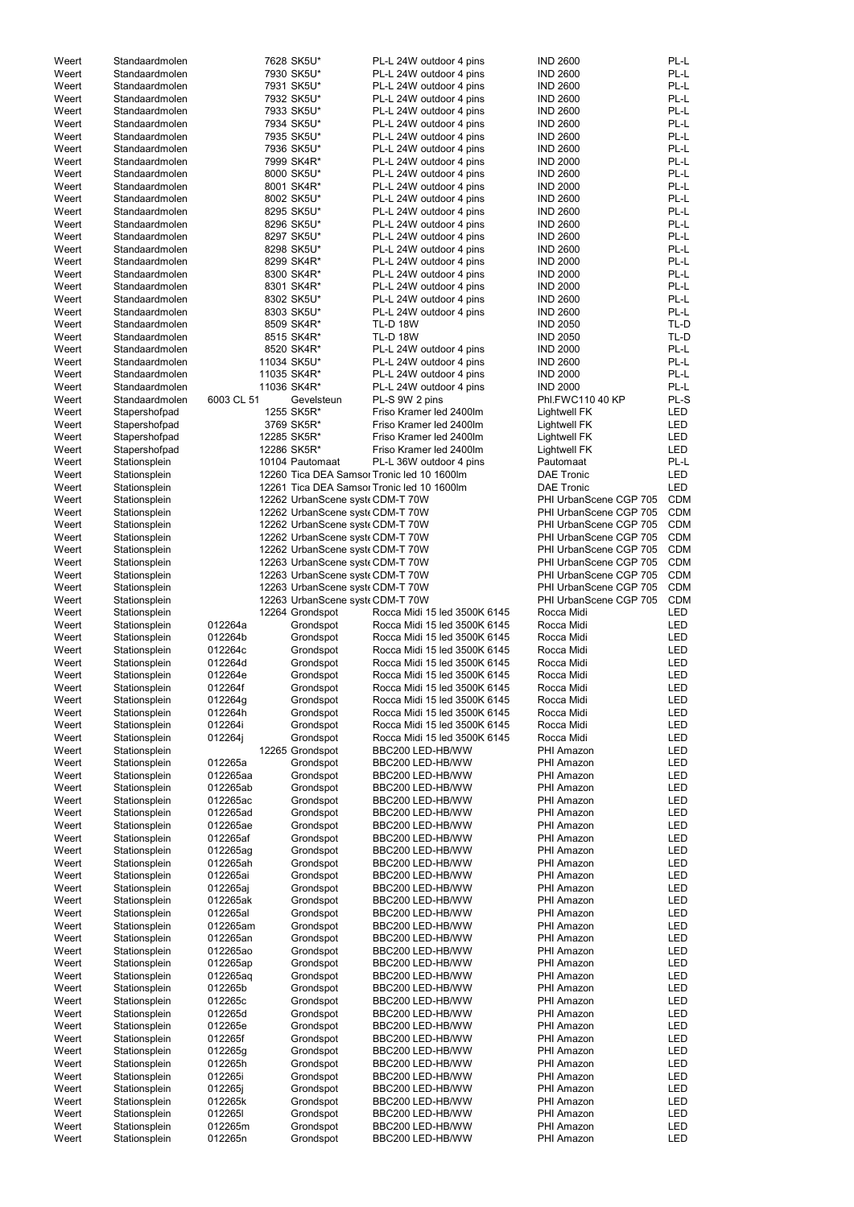| | | | | | | |
|---|---|---|---|---|---|---|
| Weert | Standaardmolen | | 7628 SK5U* | PL-L 24W outdoor 4 pins | IND 2600 | PL-L |
| Weert | Standaardmolen | | 7930 SK5U* | PL-L 24W outdoor 4 pins | IND 2600 | PL-L |
| Weert | Standaardmolen | | 7931 SK5U* | PL-L 24W outdoor 4 pins | IND 2600 | PL-L |
| Weert | Standaardmolen | | 7932 SK5U* | PL-L 24W outdoor 4 pins | IND 2600 | PL-L |
| Weert | Standaardmolen | | 7933 SK5U* | PL-L 24W outdoor 4 pins | IND 2600 | PL-L |
| Weert | Standaardmolen | | 7934 SK5U* | PL-L 24W outdoor 4 pins | IND 2600 | PL-L |
| Weert | Standaardmolen | | 7935 SK5U* | PL-L 24W outdoor 4 pins | IND 2600 | PL-L |
| Weert | Standaardmolen | | 7936 SK5U* | PL-L 24W outdoor 4 pins | IND 2600 | PL-L |
| Weert | Standaardmolen | | 7999 SK4R* | PL-L 24W outdoor 4 pins | IND 2000 | PL-L |
| Weert | Standaardmolen | | 8000 SK5U* | PL-L 24W outdoor 4 pins | IND 2600 | PL-L |
| Weert | Standaardmolen | | 8001 SK4R* | PL-L 24W outdoor 4 pins | IND 2000 | PL-L |
| Weert | Standaardmolen | | 8002 SK5U* | PL-L 24W outdoor 4 pins | IND 2600 | PL-L |
| Weert | Standaardmolen | | 8295 SK5U* | PL-L 24W outdoor 4 pins | IND 2600 | PL-L |
| Weert | Standaardmolen | | 8296 SK5U* | PL-L 24W outdoor 4 pins | IND 2600 | PL-L |
| Weert | Standaardmolen | | 8297 SK5U* | PL-L 24W outdoor 4 pins | IND 2600 | PL-L |
| Weert | Standaardmolen | | 8298 SK5U* | PL-L 24W outdoor 4 pins | IND 2600 | PL-L |
| Weert | Standaardmolen | | 8299 SK4R* | PL-L 24W outdoor 4 pins | IND 2000 | PL-L |
| Weert | Standaardmolen | | 8300 SK4R* | PL-L 24W outdoor 4 pins | IND 2000 | PL-L |
| Weert | Standaardmolen | | 8301 SK4R* | PL-L 24W outdoor 4 pins | IND 2000 | PL-L |
| Weert | Standaardmolen | | 8302 SK5U* | PL-L 24W outdoor 4 pins | IND 2600 | PL-L |
| Weert | Standaardmolen | | 8303 SK5U* | PL-L 24W outdoor 4 pins | IND 2600 | PL-L |
| Weert | Standaardmolen | | 8509 SK4R* | TL-D 18W | IND 2050 | TL-D |
| Weert | Standaardmolen | | 8515 SK4R* | TL-D 18W | IND 2050 | TL-D |
| Weert | Standaardmolen | | 8520 SK4R* | PL-L 24W outdoor 4 pins | IND 2000 | PL-L |
| Weert | Standaardmolen | | 11034 SK5U* | PL-L 24W outdoor 4 pins | IND 2600 | PL-L |
| Weert | Standaardmolen | | 11035 SK4R* | PL-L 24W outdoor 4 pins | IND 2000 | PL-L |
| Weert | Standaardmolen | | 11036 SK4R* | PL-L 24W outdoor 4 pins | IND 2000 | PL-L |
| Weert | Standaardmolen | 6003 CL 51 | Gevelsteun | PL-S 9W 2 pins | Phl.FWC110 40 KP | PL-S |
| Weert | Stapershofpad | | 1255 SK5R* | Friso Kramer led 2400lm | Lightwell FK | LED |
| Weert | Stapershofpad | | 3769 SK5R* | Friso Kramer led 2400lm | Lightwell FK | LED |
| Weert | Stapershofpad | | 12285 SK5R* | Friso Kramer led 2400lm | Lightwell FK | LED |
| Weert | Stapershofpad | | 12286 SK5R* | Friso Kramer led 2400lm | Lightwell FK | LED |
| Weert | Stationsplein | | 10104 Pautomaat | PL-L 36W outdoor 4 pins | Pautomaat | PL-L |
| Weert | Stationsplein | | 12260 Tica DEA Samsor | Tronic led 10 1600lm | DAE Tronic | LED |
| Weert | Stationsplein | | 12261 Tica DEA Samsor | Tronic led 10 1600lm | DAE Tronic | LED |
| Weert | Stationsplein | | 12262 UrbanScene syste | CDM-T 70W | PHI UrbanScene CGP 705 | CDM |
| Weert | Stationsplein | | 12262 UrbanScene syste | CDM-T 70W | PHI UrbanScene CGP 705 | CDM |
| Weert | Stationsplein | | 12262 UrbanScene syste | CDM-T 70W | PHI UrbanScene CGP 705 | CDM |
| Weert | Stationsplein | | 12262 UrbanScene syste | CDM-T 70W | PHI UrbanScene CGP 705 | CDM |
| Weert | Stationsplein | | 12263 UrbanScene syste | CDM-T 70W | PHI UrbanScene CGP 705 | CDM |
| Weert | Stationsplein | | 12263 UrbanScene syste | CDM-T 70W | PHI UrbanScene CGP 705 | CDM |
| Weert | Stationsplein | | 12263 UrbanScene syste | CDM-T 70W | PHI UrbanScene CGP 705 | CDM |
| Weert | Stationsplein | | 12263 UrbanScene syste | CDM-T 70W | PHI UrbanScene CGP 705 | CDM |
| Weert | Stationsplein | | 12264 Grondspot | Rocca Midi 15 led 3500K 6145 | Rocca Midi | LED |
| Weert | Stationsplein | 012264a | Grondspot | Rocca Midi 15 led 3500K 6145 | Rocca Midi | LED |
| Weert | Stationsplein | 012264b | Grondspot | Rocca Midi 15 led 3500K 6145 | Rocca Midi | LED |
| Weert | Stationsplein | 012264c | Grondspot | Rocca Midi 15 led 3500K 6145 | Rocca Midi | LED |
| Weert | Stationsplein | 012264d | Grondspot | Rocca Midi 15 led 3500K 6145 | Rocca Midi | LED |
| Weert | Stationsplein | 012264e | Grondspot | Rocca Midi 15 led 3500K 6145 | Rocca Midi | LED |
| Weert | Stationsplein | 012264f | Grondspot | Rocca Midi 15 led 3500K 6145 | Rocca Midi | LED |
| Weert | Stationsplein | 012264g | Grondspot | Rocca Midi 15 led 3500K 6145 | Rocca Midi | LED |
| Weert | Stationsplein | 012264h | Grondspot | Rocca Midi 15 led 3500K 6145 | Rocca Midi | LED |
| Weert | Stationsplein | 012264i | Grondspot | Rocca Midi 15 led 3500K 6145 | Rocca Midi | LED |
| Weert | Stationsplein | 012264j | Grondspot | Rocca Midi 15 led 3500K 6145 | Rocca Midi | LED |
| Weert | Stationsplein | | 12265 Grondspot | BBC200 LED-HB/WW | PHI Amazon | LED |
| Weert | Stationsplein | 012265a | Grondspot | BBC200 LED-HB/WW | PHI Amazon | LED |
| Weert | Stationsplein | 012265aa | Grondspot | BBC200 LED-HB/WW | PHI Amazon | LED |
| Weert | Stationsplein | 012265ab | Grondspot | BBC200 LED-HB/WW | PHI Amazon | LED |
| Weert | Stationsplein | 012265ac | Grondspot | BBC200 LED-HB/WW | PHI Amazon | LED |
| Weert | Stationsplein | 012265ad | Grondspot | BBC200 LED-HB/WW | PHI Amazon | LED |
| Weert | Stationsplein | 012265ae | Grondspot | BBC200 LED-HB/WW | PHI Amazon | LED |
| Weert | Stationsplein | 012265af | Grondspot | BBC200 LED-HB/WW | PHI Amazon | LED |
| Weert | Stationsplein | 012265ag | Grondspot | BBC200 LED-HB/WW | PHI Amazon | LED |
| Weert | Stationsplein | 012265ah | Grondspot | BBC200 LED-HB/WW | PHI Amazon | LED |
| Weert | Stationsplein | 012265ai | Grondspot | BBC200 LED-HB/WW | PHI Amazon | LED |
| Weert | Stationsplein | 012265aj | Grondspot | BBC200 LED-HB/WW | PHI Amazon | LED |
| Weert | Stationsplein | 012265ak | Grondspot | BBC200 LED-HB/WW | PHI Amazon | LED |
| Weert | Stationsplein | 012265al | Grondspot | BBC200 LED-HB/WW | PHI Amazon | LED |
| Weert | Stationsplein | 012265am | Grondspot | BBC200 LED-HB/WW | PHI Amazon | LED |
| Weert | Stationsplein | 012265an | Grondspot | BBC200 LED-HB/WW | PHI Amazon | LED |
| Weert | Stationsplein | 012265ao | Grondspot | BBC200 LED-HB/WW | PHI Amazon | LED |
| Weert | Stationsplein | 012265ap | Grondspot | BBC200 LED-HB/WW | PHI Amazon | LED |
| Weert | Stationsplein | 012265aq | Grondspot | BBC200 LED-HB/WW | PHI Amazon | LED |
| Weert | Stationsplein | 012265b | Grondspot | BBC200 LED-HB/WW | PHI Amazon | LED |
| Weert | Stationsplein | 012265c | Grondspot | BBC200 LED-HB/WW | PHI Amazon | LED |
| Weert | Stationsplein | 012265d | Grondspot | BBC200 LED-HB/WW | PHI Amazon | LED |
| Weert | Stationsplein | 012265e | Grondspot | BBC200 LED-HB/WW | PHI Amazon | LED |
| Weert | Stationsplein | 012265f | Grondspot | BBC200 LED-HB/WW | PHI Amazon | LED |
| Weert | Stationsplein | 012265g | Grondspot | BBC200 LED-HB/WW | PHI Amazon | LED |
| Weert | Stationsplein | 012265h | Grondspot | BBC200 LED-HB/WW | PHI Amazon | LED |
| Weert | Stationsplein | 012265i | Grondspot | BBC200 LED-HB/WW | PHI Amazon | LED |
| Weert | Stationsplein | 012265j | Grondspot | BBC200 LED-HB/WW | PHI Amazon | LED |
| Weert | Stationsplein | 012265k | Grondspot | BBC200 LED-HB/WW | PHI Amazon | LED |
| Weert | Stationsplein | 012265l | Grondspot | BBC200 LED-HB/WW | PHI Amazon | LED |
| Weert | Stationsplein | 012265m | Grondspot | BBC200 LED-HB/WW | PHI Amazon | LED |
| Weert | Stationsplein | 012265n | Grondspot | BBC200 LED-HB/WW | PHI Amazon | LED |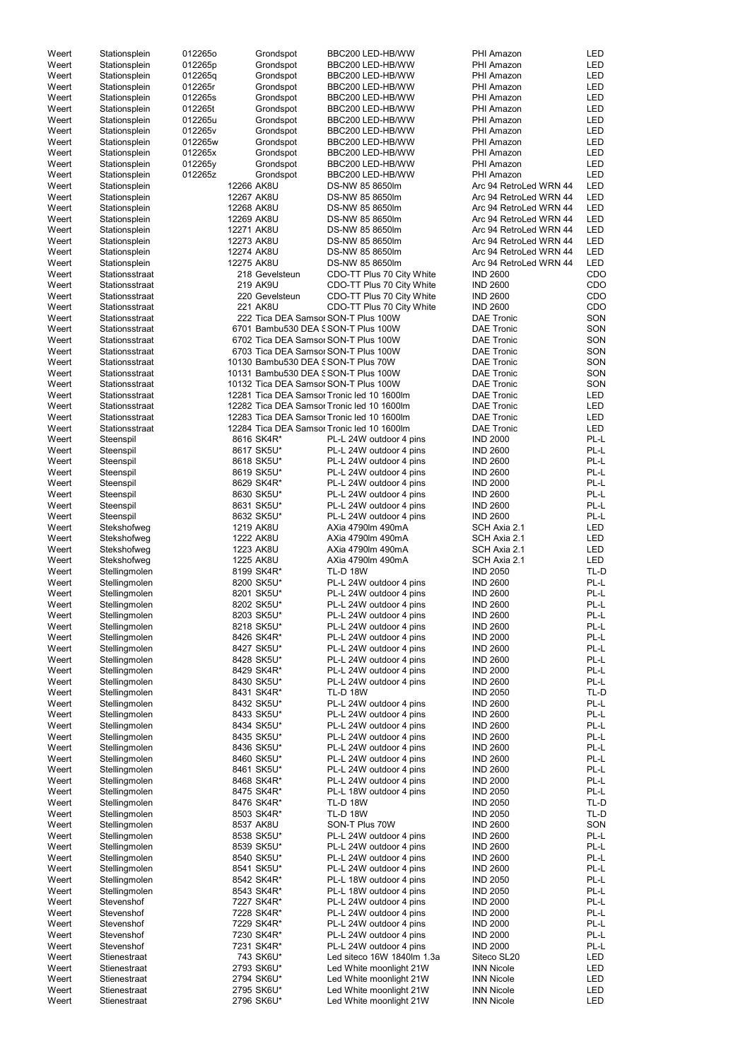| | | | | | | |
|---|---|---|---|---|---|---|
| Weert | Stationsplein | 012265o | Grondspot | BBC200 LED-HB/WW | PHI Amazon | LED |
| Weert | Stationsplein | 012265p | Grondspot | BBC200 LED-HB/WW | PHI Amazon | LED |
| Weert | Stationsplein | 012265q | Grondspot | BBC200 LED-HB/WW | PHI Amazon | LED |
| Weert | Stationsplein | 012265r | Grondspot | BBC200 LED-HB/WW | PHI Amazon | LED |
| Weert | Stationsplein | 012265s | Grondspot | BBC200 LED-HB/WW | PHI Amazon | LED |
| Weert | Stationsplein | 012265t | Grondspot | BBC200 LED-HB/WW | PHI Amazon | LED |
| Weert | Stationsplein | 012265u | Grondspot | BBC200 LED-HB/WW | PHI Amazon | LED |
| Weert | Stationsplein | 012265v | Grondspot | BBC200 LED-HB/WW | PHI Amazon | LED |
| Weert | Stationsplein | 012265w | Grondspot | BBC200 LED-HB/WW | PHI Amazon | LED |
| Weert | Stationsplein | 012265x | Grondspot | BBC200 LED-HB/WW | PHI Amazon | LED |
| Weert | Stationsplein | 012265y | Grondspot | BBC200 LED-HB/WW | PHI Amazon | LED |
| Weert | Stationsplein | 012265z | Grondspot | BBC200 LED-HB/WW | PHI Amazon | LED |
| Weert | Stationsplein | 12266 | AK8U | DS-NW 85 8650lm | Arc 94 RetroLed WRN 44 | LED |
| Weert | Stationsplein | 12267 | AK8U | DS-NW 85 8650lm | Arc 94 RetroLed WRN 44 | LED |
| Weert | Stationsplein | 12268 | AK8U | DS-NW 85 8650lm | Arc 94 RetroLed WRN 44 | LED |
| Weert | Stationsplein | 12269 | AK8U | DS-NW 85 8650lm | Arc 94 RetroLed WRN 44 | LED |
| Weert | Stationsplein | 12271 | AK8U | DS-NW 85 8650lm | Arc 94 RetroLed WRN 44 | LED |
| Weert | Stationsplein | 12273 | AK8U | DS-NW 85 8650lm | Arc 94 RetroLed WRN 44 | LED |
| Weert | Stationsplein | 12274 | AK8U | DS-NW 85 8650lm | Arc 94 RetroLed WRN 44 | LED |
| Weert | Stationsplein | 12275 | AK8U | DS-NW 85 8650lm | Arc 94 RetroLed WRN 44 | LED |
| Weert | Stationsstraat | 218 | Gevelsteun | CDO-TT Plus 70 City White | IND 2600 | CDO |
| Weert | Stationsstraat | 219 | AK9U | CDO-TT Plus 70 City White | IND 2600 | CDO |
| Weert | Stationsstraat | 220 | Gevelsteun | CDO-TT Plus 70 City White | IND 2600 | CDO |
| Weert | Stationsstraat | 221 | AK8U | CDO-TT Plus 70 City White | IND 2600 | CDO |
| Weert | Stationsstraat | 222 | Tica DEA Samsor | SON-T Plus 100W | DAE Tronic | SON |
| Weert | Stationsstraat | 6701 | Bambu530 DEA S | SON-T Plus 100W | DAE Tronic | SON |
| Weert | Stationsstraat | 6702 | Tica DEA Samsor | SON-T Plus 100W | DAE Tronic | SON |
| Weert | Stationsstraat | 6703 | Tica DEA Samsor | SON-T Plus 100W | DAE Tronic | SON |
| Weert | Stationsstraat | 10130 | Bambu530 DEA S | SON-T Plus 70W | DAE Tronic | SON |
| Weert | Stationsstraat | 10131 | Bambu530 DEA S | SON-T Plus 100W | DAE Tronic | SON |
| Weert | Stationsstraat | 10132 | Tica DEA Samsor | SON-T Plus 100W | DAE Tronic | SON |
| Weert | Stationsstraat | 12281 | Tica DEA Samsor | Tronic led 10 1600lm | DAE Tronic | LED |
| Weert | Stationsstraat | 12282 | Tica DEA Samsor | Tronic led 10 1600lm | DAE Tronic | LED |
| Weert | Stationsstraat | 12283 | Tica DEA Samsor | Tronic led 10 1600lm | DAE Tronic | LED |
| Weert | Stationsstraat | 12284 | Tica DEA Samsor | Tronic led 10 1600lm | DAE Tronic | LED |
| Weert | Steenspil | 8616 | SK4R* | PL-L 24W outdoor 4 pins | IND 2000 | PL-L |
| Weert | Steenspil | 8617 | SK5U* | PL-L 24W outdoor 4 pins | IND 2600 | PL-L |
| Weert | Steenspil | 8618 | SK5U* | PL-L 24W outdoor 4 pins | IND 2600 | PL-L |
| Weert | Steenspil | 8619 | SK5U* | PL-L 24W outdoor 4 pins | IND 2600 | PL-L |
| Weert | Steenspil | 8629 | SK4R* | PL-L 24W outdoor 4 pins | IND 2000 | PL-L |
| Weert | Steenspil | 8630 | SK5U* | PL-L 24W outdoor 4 pins | IND 2600 | PL-L |
| Weert | Steenspil | 8631 | SK5U* | PL-L 24W outdoor 4 pins | IND 2600 | PL-L |
| Weert | Steenspil | 8632 | SK5U* | PL-L 24W outdoor 4 pins | IND 2600 | PL-L |
| Weert | Stekshofweg | 1219 | AK8U | AXia 4790lm 490mA | SCH Axia 2.1 | LED |
| Weert | Stekshofweg | 1222 | AK8U | AXia 4790lm 490mA | SCH Axia 2.1 | LED |
| Weert | Stekshofweg | 1223 | AK8U | AXia 4790lm 490mA | SCH Axia 2.1 | LED |
| Weert | Stekshofweg | 1225 | AK8U | AXia 4790lm 490mA | SCH Axia 2.1 | LED |
| Weert | Stellingmolen | 8199 | SK4R* | TL-D 18W | IND 2050 | TL-D |
| Weert | Stellingmolen | 8200 | SK5U* | PL-L 24W outdoor 4 pins | IND 2600 | PL-L |
| Weert | Stellingmolen | 8201 | SK5U* | PL-L 24W outdoor 4 pins | IND 2600 | PL-L |
| Weert | Stellingmolen | 8202 | SK5U* | PL-L 24W outdoor 4 pins | IND 2600 | PL-L |
| Weert | Stellingmolen | 8203 | SK5U* | PL-L 24W outdoor 4 pins | IND 2600 | PL-L |
| Weert | Stellingmolen | 8218 | SK5U* | PL-L 24W outdoor 4 pins | IND 2600 | PL-L |
| Weert | Stellingmolen | 8426 | SK4R* | PL-L 24W outdoor 4 pins | IND 2000 | PL-L |
| Weert | Stellingmolen | 8427 | SK5U* | PL-L 24W outdoor 4 pins | IND 2600 | PL-L |
| Weert | Stellingmolen | 8428 | SK5U* | PL-L 24W outdoor 4 pins | IND 2600 | PL-L |
| Weert | Stellingmolen | 8429 | SK4R* | PL-L 24W outdoor 4 pins | IND 2000 | PL-L |
| Weert | Stellingmolen | 8430 | SK5U* | PL-L 24W outdoor 4 pins | IND 2600 | PL-L |
| Weert | Stellingmolen | 8431 | SK4R* | TL-D 18W | IND 2050 | TL-D |
| Weert | Stellingmolen | 8432 | SK5U* | PL-L 24W outdoor 4 pins | IND 2600 | PL-L |
| Weert | Stellingmolen | 8433 | SK5U* | PL-L 24W outdoor 4 pins | IND 2600 | PL-L |
| Weert | Stellingmolen | 8434 | SK5U* | PL-L 24W outdoor 4 pins | IND 2600 | PL-L |
| Weert | Stellingmolen | 8435 | SK5U* | PL-L 24W outdoor 4 pins | IND 2600 | PL-L |
| Weert | Stellingmolen | 8436 | SK5U* | PL-L 24W outdoor 4 pins | IND 2600 | PL-L |
| Weert | Stellingmolen | 8460 | SK5U* | PL-L 24W outdoor 4 pins | IND 2600 | PL-L |
| Weert | Stellingmolen | 8461 | SK5U* | PL-L 24W outdoor 4 pins | IND 2600 | PL-L |
| Weert | Stellingmolen | 8468 | SK4R* | PL-L 24W outdoor 4 pins | IND 2000 | PL-L |
| Weert | Stellingmolen | 8475 | SK4R* | PL-L 18W outdoor 4 pins | IND 2050 | PL-L |
| Weert | Stellingmolen | 8476 | SK4R* | TL-D 18W | IND 2050 | TL-D |
| Weert | Stellingmolen | 8503 | SK4R* | TL-D 18W | IND 2050 | TL-D |
| Weert | Stellingmolen | 8537 | AK8U | SON-T Plus 70W | IND 2600 | SON |
| Weert | Stellingmolen | 8538 | SK5U* | PL-L 24W outdoor 4 pins | IND 2600 | PL-L |
| Weert | Stellingmolen | 8539 | SK5U* | PL-L 24W outdoor 4 pins | IND 2600 | PL-L |
| Weert | Stellingmolen | 8540 | SK5U* | PL-L 24W outdoor 4 pins | IND 2600 | PL-L |
| Weert | Stellingmolen | 8541 | SK5U* | PL-L 24W outdoor 4 pins | IND 2600 | PL-L |
| Weert | Stellingmolen | 8542 | SK4R* | PL-L 18W outdoor 4 pins | IND 2050 | PL-L |
| Weert | Stellingmolen | 8543 | SK4R* | PL-L 18W outdoor 4 pins | IND 2050 | PL-L |
| Weert | Stevenshof | 7227 | SK4R* | PL-L 24W outdoor 4 pins | IND 2000 | PL-L |
| Weert | Stevenshof | 7228 | SK4R* | PL-L 24W outdoor 4 pins | IND 2000 | PL-L |
| Weert | Stevenshof | 7229 | SK4R* | PL-L 24W outdoor 4 pins | IND 2000 | PL-L |
| Weert | Stevenshof | 7230 | SK4R* | PL-L 24W outdoor 4 pins | IND 2000 | PL-L |
| Weert | Stevenshof | 7231 | SK4R* | PL-L 24W outdoor 4 pins | IND 2000 | PL-L |
| Weert | Stienestraat | 743 | SK6U* | Led siteco 16W 1840lm 1.3a | Siteco SL20 | LED |
| Weert | Stienestraat | 2793 | SK6U* | Led White moonlight 21W | INN Nicole | LED |
| Weert | Stienestraat | 2794 | SK6U* | Led White moonlight 21W | INN Nicole | LED |
| Weert | Stienestraat | 2795 | SK6U* | Led White moonlight 21W | INN Nicole | LED |
| Weert | Stienestraat | 2796 | SK6U* | Led White moonlight 21W | INN Nicole | LED |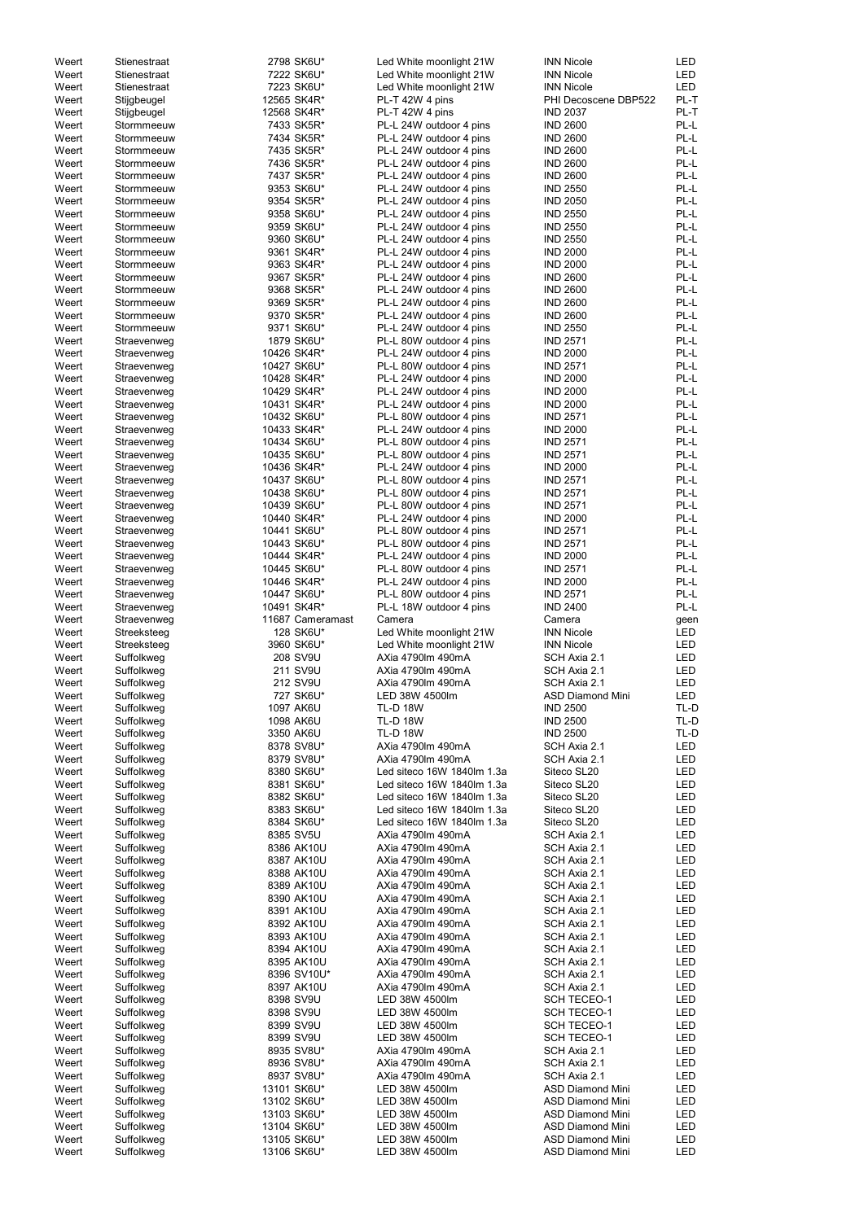| | | | | | |
|---|---|---|---|---|---|
| Weert | Stienestraat | 2798 SK6U* | Led White moonlight 21W | INN Nicole | LED |
| Weert | Stienestraat | 7222 SK6U* | Led White moonlight 21W | INN Nicole | LED |
| Weert | Stienestraat | 7223 SK6U* | Led White moonlight 21W | INN Nicole | LED |
| Weert | Stijgbeugel | 12565 SK4R* | PL-T 42W 4 pins | PHI Decoscene DBP522 | PL-T |
| Weert | Stijgbeugel | 12568 SK4R* | PL-T 42W 4 pins | IND 2037 | PL-T |
| Weert | Stormmeeuw | 7433 SK5R* | PL-L 24W outdoor 4 pins | IND 2600 | PL-L |
| Weert | Stormmeeuw | 7434 SK5R* | PL-L 24W outdoor 4 pins | IND 2600 | PL-L |
| Weert | Stormmeeuw | 7435 SK5R* | PL-L 24W outdoor 4 pins | IND 2600 | PL-L |
| Weert | Stormmeeuw | 7436 SK5R* | PL-L 24W outdoor 4 pins | IND 2600 | PL-L |
| Weert | Stormmeeuw | 7437 SK5R* | PL-L 24W outdoor 4 pins | IND 2600 | PL-L |
| Weert | Stormmeeuw | 9353 SK6U* | PL-L 24W outdoor 4 pins | IND 2550 | PL-L |
| Weert | Stormmeeuw | 9354 SK5R* | PL-L 24W outdoor 4 pins | IND 2050 | PL-L |
| Weert | Stormmeeuw | 9358 SK6U* | PL-L 24W outdoor 4 pins | IND 2550 | PL-L |
| Weert | Stormmeeuw | 9359 SK6U* | PL-L 24W outdoor 4 pins | IND 2550 | PL-L |
| Weert | Stormmeeuw | 9360 SK6U* | PL-L 24W outdoor 4 pins | IND 2550 | PL-L |
| Weert | Stormmeeuw | 9361 SK4R* | PL-L 24W outdoor 4 pins | IND 2000 | PL-L |
| Weert | Stormmeeuw | 9363 SK4R* | PL-L 24W outdoor 4 pins | IND 2000 | PL-L |
| Weert | Stormmeeuw | 9367 SK5R* | PL-L 24W outdoor 4 pins | IND 2600 | PL-L |
| Weert | Stormmeeuw | 9368 SK5R* | PL-L 24W outdoor 4 pins | IND 2600 | PL-L |
| Weert | Stormmeeuw | 9369 SK5R* | PL-L 24W outdoor 4 pins | IND 2600 | PL-L |
| Weert | Stormmeeuw | 9370 SK5R* | PL-L 24W outdoor 4 pins | IND 2600 | PL-L |
| Weert | Stormmeeuw | 9371 SK6U* | PL-L 24W outdoor 4 pins | IND 2550 | PL-L |
| Weert | Straevenweg | 1879 SK6U* | PL-L 80W outdoor 4 pins | IND 2571 | PL-L |
| Weert | Straevenweg | 10426 SK4R* | PL-L 24W outdoor 4 pins | IND 2000 | PL-L |
| Weert | Straevenweg | 10427 SK6U* | PL-L 80W outdoor 4 pins | IND 2571 | PL-L |
| Weert | Straevenweg | 10428 SK4R* | PL-L 24W outdoor 4 pins | IND 2000 | PL-L |
| Weert | Straevenweg | 10429 SK4R* | PL-L 24W outdoor 4 pins | IND 2000 | PL-L |
| Weert | Straevenweg | 10431 SK4R* | PL-L 24W outdoor 4 pins | IND 2000 | PL-L |
| Weert | Straevenweg | 10432 SK6U* | PL-L 80W outdoor 4 pins | IND 2571 | PL-L |
| Weert | Straevenweg | 10433 SK4R* | PL-L 24W outdoor 4 pins | IND 2000 | PL-L |
| Weert | Straevenweg | 10434 SK6U* | PL-L 80W outdoor 4 pins | IND 2571 | PL-L |
| Weert | Straevenweg | 10435 SK6U* | PL-L 80W outdoor 4 pins | IND 2571 | PL-L |
| Weert | Straevenweg | 10436 SK4R* | PL-L 24W outdoor 4 pins | IND 2000 | PL-L |
| Weert | Straevenweg | 10437 SK6U* | PL-L 80W outdoor 4 pins | IND 2571 | PL-L |
| Weert | Straevenweg | 10438 SK6U* | PL-L 80W outdoor 4 pins | IND 2571 | PL-L |
| Weert | Straevenweg | 10439 SK6U* | PL-L 80W outdoor 4 pins | IND 2571 | PL-L |
| Weert | Straevenweg | 10440 SK4R* | PL-L 24W outdoor 4 pins | IND 2000 | PL-L |
| Weert | Straevenweg | 10441 SK6U* | PL-L 80W outdoor 4 pins | IND 2571 | PL-L |
| Weert | Straevenweg | 10443 SK6U* | PL-L 80W outdoor 4 pins | IND 2571 | PL-L |
| Weert | Straevenweg | 10444 SK4R* | PL-L 24W outdoor 4 pins | IND 2000 | PL-L |
| Weert | Straevenweg | 10445 SK6U* | PL-L 80W outdoor 4 pins | IND 2571 | PL-L |
| Weert | Straevenweg | 10446 SK4R* | PL-L 24W outdoor 4 pins | IND 2000 | PL-L |
| Weert | Straevenweg | 10447 SK6U* | PL-L 80W outdoor 4 pins | IND 2571 | PL-L |
| Weert | Straevenweg | 10491 SK4R* | PL-L 18W outdoor 4 pins | IND 2400 | PL-L |
| Weert | Straevenweg | 11687 Cameramast | Camera | Camera | geen |
| Weert | Streeksteeg | 128 SK6U* | Led White moonlight 21W | INN Nicole | LED |
| Weert | Streeksteeg | 3960 SK6U* | Led White moonlight 21W | INN Nicole | LED |
| Weert | Suffolkweg | 208 SV9U | AXia 4790lm 490mA | SCH Axia 2.1 | LED |
| Weert | Suffolkweg | 211 SV9U | AXia 4790lm 490mA | SCH Axia 2.1 | LED |
| Weert | Suffolkweg | 212 SV9U | AXia 4790lm 490mA | SCH Axia 2.1 | LED |
| Weert | Suffolkweg | 727 SK6U* | LED 38W 4500lm | ASD Diamond Mini | LED |
| Weert | Suffolkweg | 1097 AK6U | TL-D 18W | IND 2500 | TL-D |
| Weert | Suffolkweg | 1098 AK6U | TL-D 18W | IND 2500 | TL-D |
| Weert | Suffolkweg | 3350 AK6U | TL-D 18W | IND 2500 | TL-D |
| Weert | Suffolkweg | 8378 SV8U* | AXia 4790lm 490mA | SCH Axia 2.1 | LED |
| Weert | Suffolkweg | 8379 SV8U* | AXia 4790lm 490mA | SCH Axia 2.1 | LED |
| Weert | Suffolkweg | 8380 SK6U* | Led siteco 16W 1840lm 1.3a | Siteco SL20 | LED |
| Weert | Suffolkweg | 8381 SK6U* | Led siteco 16W 1840lm 1.3a | Siteco SL20 | LED |
| Weert | Suffolkweg | 8382 SK6U* | Led siteco 16W 1840lm 1.3a | Siteco SL20 | LED |
| Weert | Suffolkweg | 8383 SK6U* | Led siteco 16W 1840lm 1.3a | Siteco SL20 | LED |
| Weert | Suffolkweg | 8384 SK6U* | Led siteco 16W 1840lm 1.3a | Siteco SL20 | LED |
| Weert | Suffolkweg | 8385 SV5U | AXia 4790lm 490mA | SCH Axia 2.1 | LED |
| Weert | Suffolkweg | 8386 AK10U | AXia 4790lm 490mA | SCH Axia 2.1 | LED |
| Weert | Suffolkweg | 8387 AK10U | AXia 4790lm 490mA | SCH Axia 2.1 | LED |
| Weert | Suffolkweg | 8388 AK10U | AXia 4790lm 490mA | SCH Axia 2.1 | LED |
| Weert | Suffolkweg | 8389 AK10U | AXia 4790lm 490mA | SCH Axia 2.1 | LED |
| Weert | Suffolkweg | 8390 AK10U | AXia 4790lm 490mA | SCH Axia 2.1 | LED |
| Weert | Suffolkweg | 8391 AK10U | AXia 4790lm 490mA | SCH Axia 2.1 | LED |
| Weert | Suffolkweg | 8392 AK10U | AXia 4790lm 490mA | SCH Axia 2.1 | LED |
| Weert | Suffolkweg | 8393 AK10U | AXia 4790lm 490mA | SCH Axia 2.1 | LED |
| Weert | Suffolkweg | 8394 AK10U | AXia 4790lm 490mA | SCH Axia 2.1 | LED |
| Weert | Suffolkweg | 8395 AK10U | AXia 4790lm 490mA | SCH Axia 2.1 | LED |
| Weert | Suffolkweg | 8396 SV10U* | AXia 4790lm 490mA | SCH Axia 2.1 | LED |
| Weert | Suffolkweg | 8397 AK10U | AXia 4790lm 490mA | SCH Axia 2.1 | LED |
| Weert | Suffolkweg | 8398 SV9U | LED 38W 4500lm | SCH TECEO-1 | LED |
| Weert | Suffolkweg | 8398 SV9U | LED 38W 4500lm | SCH TECEO-1 | LED |
| Weert | Suffolkweg | 8399 SV9U | LED 38W 4500lm | SCH TECEO-1 | LED |
| Weert | Suffolkweg | 8399 SV9U | LED 38W 4500lm | SCH TECEO-1 | LED |
| Weert | Suffolkweg | 8935 SV8U* | AXia 4790lm 490mA | SCH Axia 2.1 | LED |
| Weert | Suffolkweg | 8936 SV8U* | AXia 4790lm 490mA | SCH Axia 2.1 | LED |
| Weert | Suffolkweg | 8937 SV8U* | AXia 4790lm 490mA | SCH Axia 2.1 | LED |
| Weert | Suffolkweg | 13101 SK6U* | LED 38W 4500lm | ASD Diamond Mini | LED |
| Weert | Suffolkweg | 13102 SK6U* | LED 38W 4500lm | ASD Diamond Mini | LED |
| Weert | Suffolkweg | 13103 SK6U* | LED 38W 4500lm | ASD Diamond Mini | LED |
| Weert | Suffolkweg | 13104 SK6U* | LED 38W 4500lm | ASD Diamond Mini | LED |
| Weert | Suffolkweg | 13105 SK6U* | LED 38W 4500lm | ASD Diamond Mini | LED |
| Weert | Suffolkweg | 13106 SK6U* | LED 38W 4500lm | ASD Diamond Mini | LED |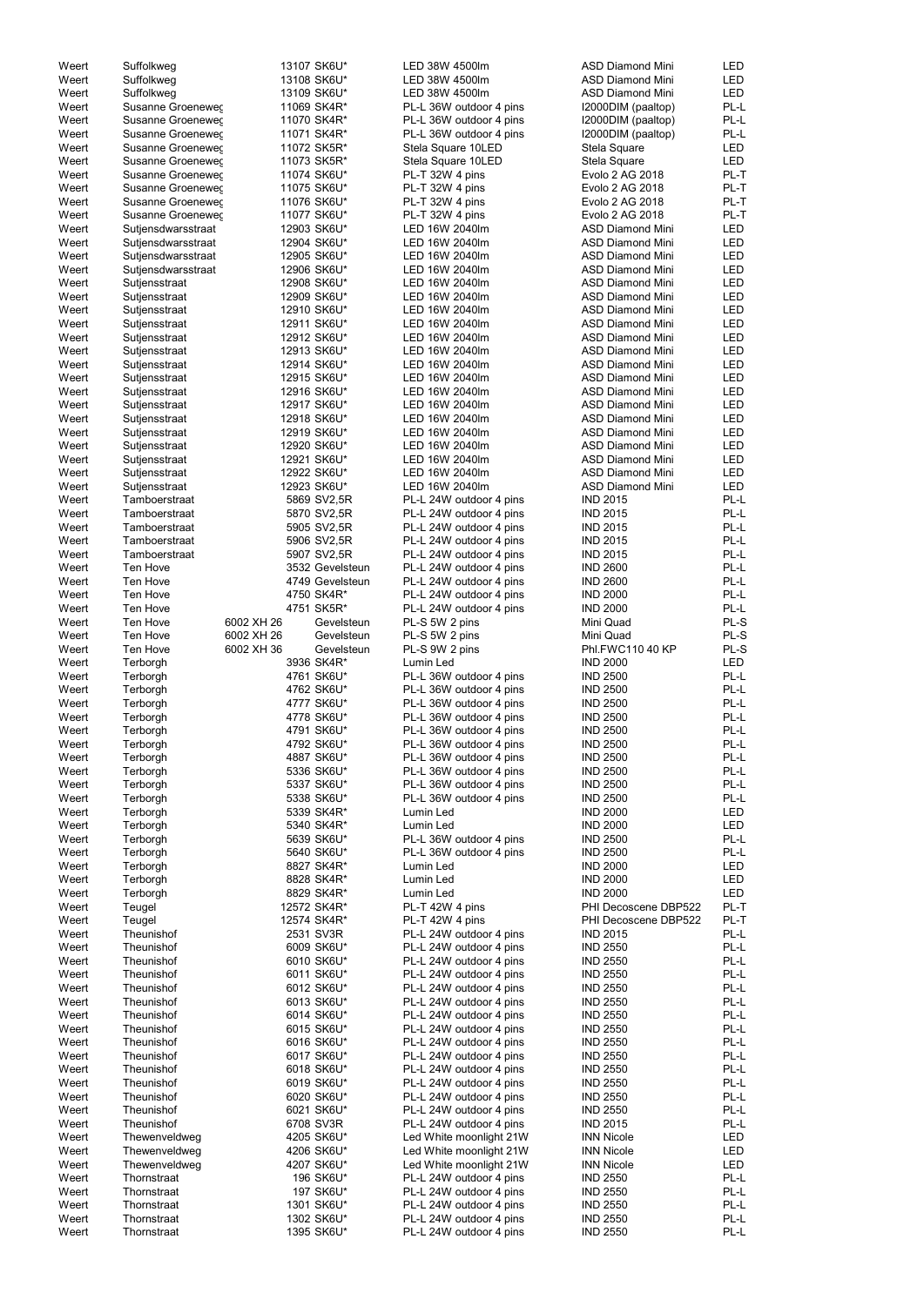| | | | | | | |
|---|---|---|---|---|---|---|
| Weert | Suffolkweg | | 13107 SK6U* | LED 38W 4500lm | ASD Diamond Mini | LED |
| Weert | Suffolkweg | | 13108 SK6U* | LED 38W 4500lm | ASD Diamond Mini | LED |
| Weert | Suffolkweg | | 13109 SK6U* | LED 38W 4500lm | ASD Diamond Mini | LED |
| Weert | Susanne Groeneweg | | 11069 SK4R* | PL-L 36W outdoor 4 pins | I2000DIM (paaltop) | PL-L |
| Weert | Susanne Groeneweg | | 11070 SK4R* | PL-L 36W outdoor 4 pins | I2000DIM (paaltop) | PL-L |
| Weert | Susanne Groeneweg | | 11071 SK4R* | PL-L 36W outdoor 4 pins | I2000DIM (paaltop) | PL-L |
| Weert | Susanne Groeneweg | | 11072 SK5R* | Stela Square 10LED | Stela Square | LED |
| Weert | Susanne Groeneweg | | 11073 SK5R* | Stela Square 10LED | Stela Square | LED |
| Weert | Susanne Groeneweg | | 11074 SK6U* | PL-T 32W 4 pins | Evolo 2 AG 2018 | PL-T |
| Weert | Susanne Groeneweg | | 11075 SK6U* | PL-T 32W 4 pins | Evolo 2 AG 2018 | PL-T |
| Weert | Susanne Groeneweg | | 11076 SK6U* | PL-T 32W 4 pins | Evolo 2 AG 2018 | PL-T |
| Weert | Susanne Groeneweg | | 11077 SK6U* | PL-T 32W 4 pins | Evolo 2 AG 2018 | PL-T |
| Weert | Sutjensdwarsstraat | | 12903 SK6U* | LED 16W 2040lm | ASD Diamond Mini | LED |
| Weert | Sutjensdwarsstraat | | 12904 SK6U* | LED 16W 2040lm | ASD Diamond Mini | LED |
| Weert | Sutjensdwarsstraat | | 12905 SK6U* | LED 16W 2040lm | ASD Diamond Mini | LED |
| Weert | Sutjensdwarsstraat | | 12906 SK6U* | LED 16W 2040lm | ASD Diamond Mini | LED |
| Weert | Sutjensstraat | | 12908 SK6U* | LED 16W 2040lm | ASD Diamond Mini | LED |
| Weert | Sutjensstraat | | 12909 SK6U* | LED 16W 2040lm | ASD Diamond Mini | LED |
| Weert | Sutjensstraat | | 12910 SK6U* | LED 16W 2040lm | ASD Diamond Mini | LED |
| Weert | Sutjensstraat | | 12911 SK6U* | LED 16W 2040lm | ASD Diamond Mini | LED |
| Weert | Sutjensstraat | | 12912 SK6U* | LED 16W 2040lm | ASD Diamond Mini | LED |
| Weert | Sutjensstraat | | 12913 SK6U* | LED 16W 2040lm | ASD Diamond Mini | LED |
| Weert | Sutjensstraat | | 12914 SK6U* | LED 16W 2040lm | ASD Diamond Mini | LED |
| Weert | Sutjensstraat | | 12915 SK6U* | LED 16W 2040lm | ASD Diamond Mini | LED |
| Weert | Sutjensstraat | | 12916 SK6U* | LED 16W 2040lm | ASD Diamond Mini | LED |
| Weert | Sutjensstraat | | 12917 SK6U* | LED 16W 2040lm | ASD Diamond Mini | LED |
| Weert | Sutjensstraat | | 12918 SK6U* | LED 16W 2040lm | ASD Diamond Mini | LED |
| Weert | Sutjensstraat | | 12919 SK6U* | LED 16W 2040lm | ASD Diamond Mini | LED |
| Weert | Sutjensstraat | | 12920 SK6U* | LED 16W 2040lm | ASD Diamond Mini | LED |
| Weert | Sutjensstraat | | 12921 SK6U* | LED 16W 2040lm | ASD Diamond Mini | LED |
| Weert | Sutjensstraat | | 12922 SK6U* | LED 16W 2040lm | ASD Diamond Mini | LED |
| Weert | Sutjensstraat | | 12923 SK6U* | LED 16W 2040lm | ASD Diamond Mini | LED |
| Weert | Tamboerstraat | | 5869 SV2,5R | PL-L 24W outdoor 4 pins | IND 2015 | PL-L |
| Weert | Tamboerstraat | | 5870 SV2,5R | PL-L 24W outdoor 4 pins | IND 2015 | PL-L |
| Weert | Tamboerstraat | | 5905 SV2,5R | PL-L 24W outdoor 4 pins | IND 2015 | PL-L |
| Weert | Tamboerstraat | | 5906 SV2,5R | PL-L 24W outdoor 4 pins | IND 2015 | PL-L |
| Weert | Tamboerstraat | | 5907 SV2,5R | PL-L 24W outdoor 4 pins | IND 2015 | PL-L |
| Weert | Ten Hove | | 3532 Gevelsteun | PL-L 24W outdoor 4 pins | IND 2600 | PL-L |
| Weert | Ten Hove | | 4749 Gevelsteun | PL-L 24W outdoor 4 pins | IND 2600 | PL-L |
| Weert | Ten Hove | | 4750 SK4R* | PL-L 24W outdoor 4 pins | IND 2000 | PL-L |
| Weert | Ten Hove | | 4751 SK5R* | PL-L 24W outdoor 4 pins | IND 2000 | PL-L |
| Weert | Ten Hove | 6002 XH 26 | Gevelsteun | PL-S 5W 2 pins | Mini Quad | PL-S |
| Weert | Ten Hove | 6002 XH 26 | Gevelsteun | PL-S 5W 2 pins | Mini Quad | PL-S |
| Weert | Ten Hove | 6002 XH 36 | Gevelsteun | PL-S 9W 2 pins | Phl.FWC110 40 KP | PL-S |
| Weert | Terborgh | | 3936 SK4R* | Lumin Led | IND 2000 | LED |
| Weert | Terborgh | | 4761 SK6U* | PL-L 36W outdoor 4 pins | IND 2500 | PL-L |
| Weert | Terborgh | | 4762 SK6U* | PL-L 36W outdoor 4 pins | IND 2500 | PL-L |
| Weert | Terborgh | | 4777 SK6U* | PL-L 36W outdoor 4 pins | IND 2500 | PL-L |
| Weert | Terborgh | | 4778 SK6U* | PL-L 36W outdoor 4 pins | IND 2500 | PL-L |
| Weert | Terborgh | | 4791 SK6U* | PL-L 36W outdoor 4 pins | IND 2500 | PL-L |
| Weert | Terborgh | | 4792 SK6U* | PL-L 36W outdoor 4 pins | IND 2500 | PL-L |
| Weert | Terborgh | | 4887 SK6U* | PL-L 36W outdoor 4 pins | IND 2500 | PL-L |
| Weert | Terborgh | | 5336 SK6U* | PL-L 36W outdoor 4 pins | IND 2500 | PL-L |
| Weert | Terborgh | | 5337 SK6U* | PL-L 36W outdoor 4 pins | IND 2500 | PL-L |
| Weert | Terborgh | | 5338 SK6U* | PL-L 36W outdoor 4 pins | IND 2500 | PL-L |
| Weert | Terborgh | | 5339 SK4R* | Lumin Led | IND 2000 | LED |
| Weert | Terborgh | | 5340 SK4R* | Lumin Led | IND 2000 | LED |
| Weert | Terborgh | | 5639 SK6U* | PL-L 36W outdoor 4 pins | IND 2500 | PL-L |
| Weert | Terborgh | | 5640 SK6U* | PL-L 36W outdoor 4 pins | IND 2500 | PL-L |
| Weert | Terborgh | | 8827 SK4R* | Lumin Led | IND 2000 | LED |
| Weert | Terborgh | | 8828 SK4R* | Lumin Led | IND 2000 | LED |
| Weert | Terborgh | | 8829 SK4R* | Lumin Led | IND 2000 | LED |
| Weert | Teugel | | 12572 SK4R* | PL-T 42W 4 pins | PHI Decoscene DBP522 | PL-T |
| Weert | Teugel | | 12574 SK4R* | PL-T 42W 4 pins | PHI Decoscene DBP522 | PL-T |
| Weert | Theunishof | | 2531 SV3R | PL-L 24W outdoor 4 pins | IND 2015 | PL-L |
| Weert | Theunishof | | 6009 SK6U* | PL-L 24W outdoor 4 pins | IND 2550 | PL-L |
| Weert | Theunishof | | 6010 SK6U* | PL-L 24W outdoor 4 pins | IND 2550 | PL-L |
| Weert | Theunishof | | 6011 SK6U* | PL-L 24W outdoor 4 pins | IND 2550 | PL-L |
| Weert | Theunishof | | 6012 SK6U* | PL-L 24W outdoor 4 pins | IND 2550 | PL-L |
| Weert | Theunishof | | 6013 SK6U* | PL-L 24W outdoor 4 pins | IND 2550 | PL-L |
| Weert | Theunishof | | 6014 SK6U* | PL-L 24W outdoor 4 pins | IND 2550 | PL-L |
| Weert | Theunishof | | 6015 SK6U* | PL-L 24W outdoor 4 pins | IND 2550 | PL-L |
| Weert | Theunishof | | 6016 SK6U* | PL-L 24W outdoor 4 pins | IND 2550 | PL-L |
| Weert | Theunishof | | 6017 SK6U* | PL-L 24W outdoor 4 pins | IND 2550 | PL-L |
| Weert | Theunishof | | 6018 SK6U* | PL-L 24W outdoor 4 pins | IND 2550 | PL-L |
| Weert | Theunishof | | 6019 SK6U* | PL-L 24W outdoor 4 pins | IND 2550 | PL-L |
| Weert | Theunishof | | 6020 SK6U* | PL-L 24W outdoor 4 pins | IND 2550 | PL-L |
| Weert | Theunishof | | 6021 SK6U* | PL-L 24W outdoor 4 pins | IND 2550 | PL-L |
| Weert | Theunishof | | 6708 SV3R | PL-L 24W outdoor 4 pins | IND 2015 | PL-L |
| Weert | Thewenveldweg | | 4205 SK6U* | Led White moonlight 21W | INN Nicole | LED |
| Weert | Thewenveldweg | | 4206 SK6U* | Led White moonlight 21W | INN Nicole | LED |
| Weert | Thewenveldweg | | 4207 SK6U* | Led White moonlight 21W | INN Nicole | LED |
| Weert | Thornstraat | | 196 SK6U* | PL-L 24W outdoor 4 pins | IND 2550 | PL-L |
| Weert | Thornstraat | | 197 SK6U* | PL-L 24W outdoor 4 pins | IND 2550 | PL-L |
| Weert | Thornstraat | | 1301 SK6U* | PL-L 24W outdoor 4 pins | IND 2550 | PL-L |
| Weert | Thornstraat | | 1302 SK6U* | PL-L 24W outdoor 4 pins | IND 2550 | PL-L |
| Weert | Thornstraat | | 1395 SK6U* | PL-L 24W outdoor 4 pins | IND 2550 | PL-L |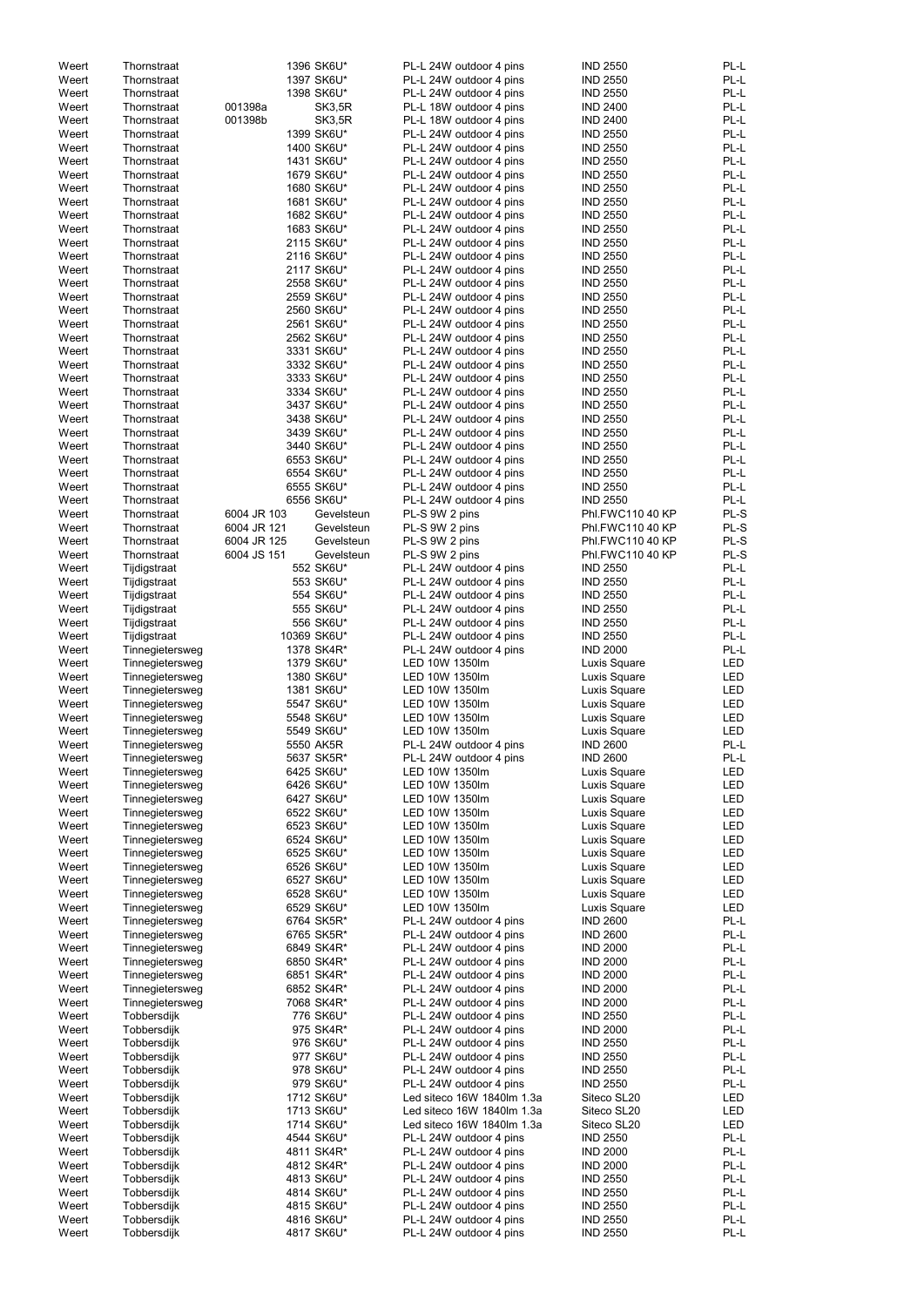| | | | | | | |
|---|---|---|---|---|---|---|
| Weert | Thornstraat | 1396 | SK6U* | PL-L 24W outdoor 4 pins | IND 2550 | PL-L |
| Weert | Thornstraat | 1397 | SK6U* | PL-L 24W outdoor 4 pins | IND 2550 | PL-L |
| Weert | Thornstraat | 1398 | SK6U* | PL-L 24W outdoor 4 pins | IND 2550 | PL-L |
| Weert | Thornstraat | 001398a | SK3,5R | PL-L 18W outdoor 4 pins | IND 2400 | PL-L |
| Weert | Thornstraat | 001398b | SK3,5R | PL-L 18W outdoor 4 pins | IND 2400 | PL-L |
| Weert | Thornstraat | 1399 | SK6U* | PL-L 24W outdoor 4 pins | IND 2550 | PL-L |
| Weert | Thornstraat | 1400 | SK6U* | PL-L 24W outdoor 4 pins | IND 2550 | PL-L |
| Weert | Thornstraat | 1431 | SK6U* | PL-L 24W outdoor 4 pins | IND 2550 | PL-L |
| Weert | Thornstraat | 1679 | SK6U* | PL-L 24W outdoor 4 pins | IND 2550 | PL-L |
| Weert | Thornstraat | 1680 | SK6U* | PL-L 24W outdoor 4 pins | IND 2550 | PL-L |
| Weert | Thornstraat | 1681 | SK6U* | PL-L 24W outdoor 4 pins | IND 2550 | PL-L |
| Weert | Thornstraat | 1682 | SK6U* | PL-L 24W outdoor 4 pins | IND 2550 | PL-L |
| Weert | Thornstraat | 1683 | SK6U* | PL-L 24W outdoor 4 pins | IND 2550 | PL-L |
| Weert | Thornstraat | 2115 | SK6U* | PL-L 24W outdoor 4 pins | IND 2550 | PL-L |
| Weert | Thornstraat | 2116 | SK6U* | PL-L 24W outdoor 4 pins | IND 2550 | PL-L |
| Weert | Thornstraat | 2117 | SK6U* | PL-L 24W outdoor 4 pins | IND 2550 | PL-L |
| Weert | Thornstraat | 2558 | SK6U* | PL-L 24W outdoor 4 pins | IND 2550 | PL-L |
| Weert | Thornstraat | 2559 | SK6U* | PL-L 24W outdoor 4 pins | IND 2550 | PL-L |
| Weert | Thornstraat | 2560 | SK6U* | PL-L 24W outdoor 4 pins | IND 2550 | PL-L |
| Weert | Thornstraat | 2561 | SK6U* | PL-L 24W outdoor 4 pins | IND 2550 | PL-L |
| Weert | Thornstraat | 2562 | SK6U* | PL-L 24W outdoor 4 pins | IND 2550 | PL-L |
| Weert | Thornstraat | 3331 | SK6U* | PL-L 24W outdoor 4 pins | IND 2550 | PL-L |
| Weert | Thornstraat | 3332 | SK6U* | PL-L 24W outdoor 4 pins | IND 2550 | PL-L |
| Weert | Thornstraat | 3333 | SK6U* | PL-L 24W outdoor 4 pins | IND 2550 | PL-L |
| Weert | Thornstraat | 3334 | SK6U* | PL-L 24W outdoor 4 pins | IND 2550 | PL-L |
| Weert | Thornstraat | 3437 | SK6U* | PL-L 24W outdoor 4 pins | IND 2550 | PL-L |
| Weert | Thornstraat | 3438 | SK6U* | PL-L 24W outdoor 4 pins | IND 2550 | PL-L |
| Weert | Thornstraat | 3439 | SK6U* | PL-L 24W outdoor 4 pins | IND 2550 | PL-L |
| Weert | Thornstraat | 3440 | SK6U* | PL-L 24W outdoor 4 pins | IND 2550 | PL-L |
| Weert | Thornstraat | 6553 | SK6U* | PL-L 24W outdoor 4 pins | IND 2550 | PL-L |
| Weert | Thornstraat | 6554 | SK6U* | PL-L 24W outdoor 4 pins | IND 2550 | PL-L |
| Weert | Thornstraat | 6555 | SK6U* | PL-L 24W outdoor 4 pins | IND 2550 | PL-L |
| Weert | Thornstraat | 6556 | SK6U* | PL-L 24W outdoor 4 pins | IND 2550 | PL-L |
| Weert | Thornstraat | 6004 JR 103 | Gevelsteun | PL-S 9W 2 pins | Phl.FWC110 40 KP | PL-S |
| Weert | Thornstraat | 6004 JR 121 | Gevelsteun | PL-S 9W 2 pins | Phl.FWC110 40 KP | PL-S |
| Weert | Thornstraat | 6004 JR 125 | Gevelsteun | PL-S 9W 2 pins | Phl.FWC110 40 KP | PL-S |
| Weert | Thornstraat | 6004 JS 151 | Gevelsteun | PL-S 9W 2 pins | Phl.FWC110 40 KP | PL-S |
| Weert | Tijdigstraat | 552 | SK6U* | PL-L 24W outdoor 4 pins | IND 2550 | PL-L |
| Weert | Tijdigstraat | 553 | SK6U* | PL-L 24W outdoor 4 pins | IND 2550 | PL-L |
| Weert | Tijdigstraat | 554 | SK6U* | PL-L 24W outdoor 4 pins | IND 2550 | PL-L |
| Weert | Tijdigstraat | 555 | SK6U* | PL-L 24W outdoor 4 pins | IND 2550 | PL-L |
| Weert | Tijdigstraat | 556 | SK6U* | PL-L 24W outdoor 4 pins | IND 2550 | PL-L |
| Weert | Tijdigstraat | 10369 | SK6U* | PL-L 24W outdoor 4 pins | IND 2550 | PL-L |
| Weert | Tinnegietersweg | 1378 | SK4R* | PL-L 24W outdoor 4 pins | IND 2000 | PL-L |
| Weert | Tinnegietersweg | 1379 | SK6U* | LED 10W 1350lm | Luxis Square | LED |
| Weert | Tinnegietersweg | 1380 | SK6U* | LED 10W 1350lm | Luxis Square | LED |
| Weert | Tinnegietersweg | 1381 | SK6U* | LED 10W 1350lm | Luxis Square | LED |
| Weert | Tinnegietersweg | 5547 | SK6U* | LED 10W 1350lm | Luxis Square | LED |
| Weert | Tinnegietersweg | 5548 | SK6U* | LED 10W 1350lm | Luxis Square | LED |
| Weert | Tinnegietersweg | 5549 | SK6U* | LED 10W 1350lm | Luxis Square | LED |
| Weert | Tinnegietersweg | 5550 | AK5R | PL-L 24W outdoor 4 pins | IND 2600 | PL-L |
| Weert | Tinnegietersweg | 5637 | SK5R* | PL-L 24W outdoor 4 pins | IND 2600 | PL-L |
| Weert | Tinnegietersweg | 6425 | SK6U* | LED 10W 1350lm | Luxis Square | LED |
| Weert | Tinnegietersweg | 6426 | SK6U* | LED 10W 1350lm | Luxis Square | LED |
| Weert | Tinnegietersweg | 6427 | SK6U* | LED 10W 1350lm | Luxis Square | LED |
| Weert | Tinnegietersweg | 6522 | SK6U* | LED 10W 1350lm | Luxis Square | LED |
| Weert | Tinnegietersweg | 6523 | SK6U* | LED 10W 1350lm | Luxis Square | LED |
| Weert | Tinnegietersweg | 6524 | SK6U* | LED 10W 1350lm | Luxis Square | LED |
| Weert | Tinnegietersweg | 6525 | SK6U* | LED 10W 1350lm | Luxis Square | LED |
| Weert | Tinnegietersweg | 6526 | SK6U* | LED 10W 1350lm | Luxis Square | LED |
| Weert | Tinnegietersweg | 6527 | SK6U* | LED 10W 1350lm | Luxis Square | LED |
| Weert | Tinnegietersweg | 6528 | SK6U* | LED 10W 1350lm | Luxis Square | LED |
| Weert | Tinnegietersweg | 6529 | SK6U* | LED 10W 1350lm | Luxis Square | LED |
| Weert | Tinnegietersweg | 6764 | SK5R* | PL-L 24W outdoor 4 pins | IND 2600 | PL-L |
| Weert | Tinnegietersweg | 6765 | SK5R* | PL-L 24W outdoor 4 pins | IND 2600 | PL-L |
| Weert | Tinnegietersweg | 6849 | SK4R* | PL-L 24W outdoor 4 pins | IND 2000 | PL-L |
| Weert | Tinnegietersweg | 6850 | SK4R* | PL-L 24W outdoor 4 pins | IND 2000 | PL-L |
| Weert | Tinnegietersweg | 6851 | SK4R* | PL-L 24W outdoor 4 pins | IND 2000 | PL-L |
| Weert | Tinnegietersweg | 6852 | SK4R* | PL-L 24W outdoor 4 pins | IND 2000 | PL-L |
| Weert | Tinnegietersweg | 7068 | SK4R* | PL-L 24W outdoor 4 pins | IND 2000 | PL-L |
| Weert | Tobbersdijk | 776 | SK6U* | PL-L 24W outdoor 4 pins | IND 2550 | PL-L |
| Weert | Tobbersdijk | 975 | SK4R* | PL-L 24W outdoor 4 pins | IND 2000 | PL-L |
| Weert | Tobbersdijk | 976 | SK6U* | PL-L 24W outdoor 4 pins | IND 2550 | PL-L |
| Weert | Tobbersdijk | 977 | SK6U* | PL-L 24W outdoor 4 pins | IND 2550 | PL-L |
| Weert | Tobbersdijk | 978 | SK6U* | PL-L 24W outdoor 4 pins | IND 2550 | PL-L |
| Weert | Tobbersdijk | 979 | SK6U* | PL-L 24W outdoor 4 pins | IND 2550 | PL-L |
| Weert | Tobbersdijk | 1712 | SK6U* | Led siteco 16W 1840lm 1.3a | Siteco SL20 | LED |
| Weert | Tobbersdijk | 1713 | SK6U* | Led siteco 16W 1840lm 1.3a | Siteco SL20 | LED |
| Weert | Tobbersdijk | 1714 | SK6U* | Led siteco 16W 1840lm 1.3a | Siteco SL20 | LED |
| Weert | Tobbersdijk | 4544 | SK6U* | PL-L 24W outdoor 4 pins | IND 2550 | PL-L |
| Weert | Tobbersdijk | 4811 | SK4R* | PL-L 24W outdoor 4 pins | IND 2000 | PL-L |
| Weert | Tobbersdijk | 4812 | SK4R* | PL-L 24W outdoor 4 pins | IND 2000 | PL-L |
| Weert | Tobbersdijk | 4813 | SK6U* | PL-L 24W outdoor 4 pins | IND 2550 | PL-L |
| Weert | Tobbersdijk | 4814 | SK6U* | PL-L 24W outdoor 4 pins | IND 2550 | PL-L |
| Weert | Tobbersdijk | 4815 | SK6U* | PL-L 24W outdoor 4 pins | IND 2550 | PL-L |
| Weert | Tobbersdijk | 4816 | SK6U* | PL-L 24W outdoor 4 pins | IND 2550 | PL-L |
| Weert | Tobbersdijk | 4817 | SK6U* | PL-L 24W outdoor 4 pins | IND 2550 | PL-L |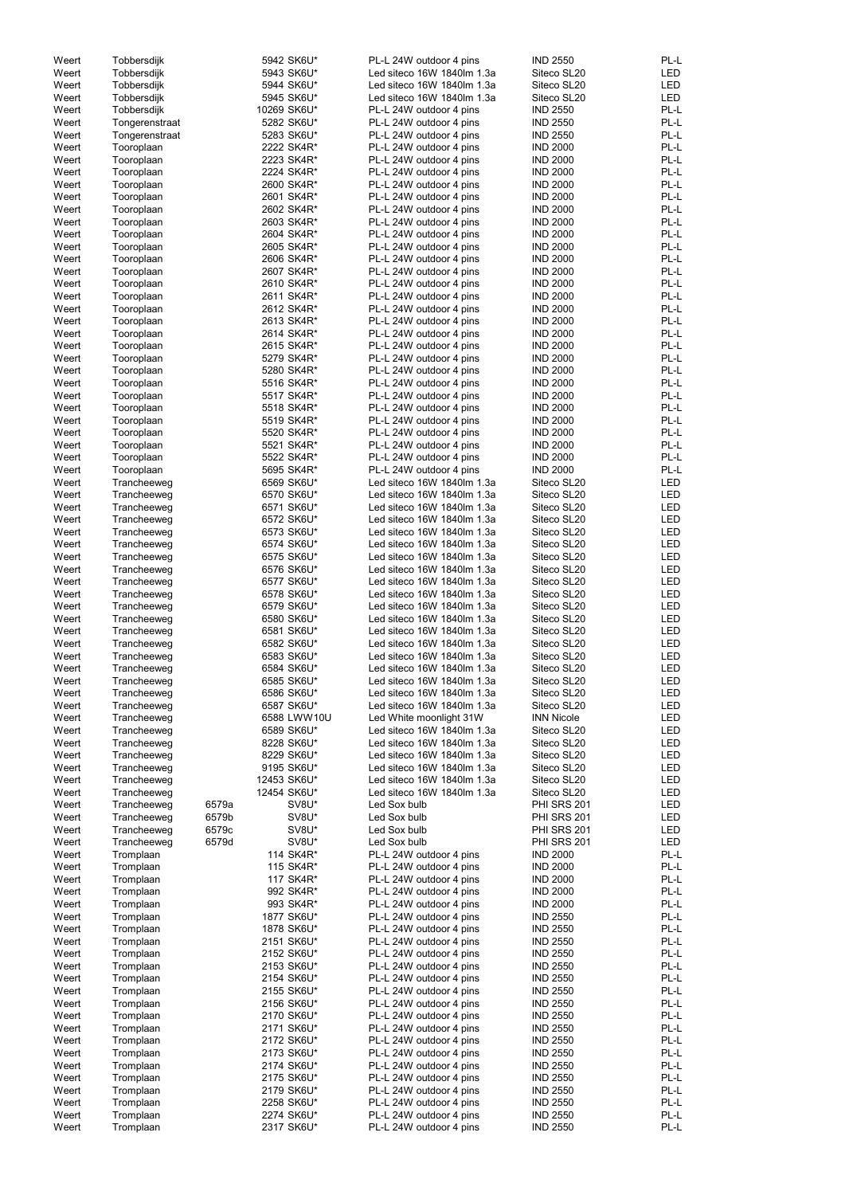| | | | | | | |
|---|---|---|---|---|---|---|
| Weert | Tobbersdijk | | 5942 SK6U* | PL-L 24W outdoor 4 pins | IND 2550 | PL-L |
| Weert | Tobbersdijk | | 5943 SK6U* | Led siteco 16W 1840lm 1.3a | Siteco SL20 | LED |
| Weert | Tobbersdijk | | 5944 SK6U* | Led siteco 16W 1840lm 1.3a | Siteco SL20 | LED |
| Weert | Tobbersdijk | | 5945 SK6U* | Led siteco 16W 1840lm 1.3a | Siteco SL20 | LED |
| Weert | Tobbersdijk | | 10269 SK6U* | PL-L 24W outdoor 4 pins | IND 2550 | PL-L |
| Weert | Tongerenstraat | | 5282 SK6U* | PL-L 24W outdoor 4 pins | IND 2550 | PL-L |
| Weert | Tongerenstraat | | 5283 SK6U* | PL-L 24W outdoor 4 pins | IND 2550 | PL-L |
| Weert | Tooroplaan | | 2222 SK4R* | PL-L 24W outdoor 4 pins | IND 2000 | PL-L |
| Weert | Tooroplaan | | 2223 SK4R* | PL-L 24W outdoor 4 pins | IND 2000 | PL-L |
| Weert | Tooroplaan | | 2224 SK4R* | PL-L 24W outdoor 4 pins | IND 2000 | PL-L |
| Weert | Tooroplaan | | 2600 SK4R* | PL-L 24W outdoor 4 pins | IND 2000 | PL-L |
| Weert | Tooroplaan | | 2601 SK4R* | PL-L 24W outdoor 4 pins | IND 2000 | PL-L |
| Weert | Tooroplaan | | 2602 SK4R* | PL-L 24W outdoor 4 pins | IND 2000 | PL-L |
| Weert | Tooroplaan | | 2603 SK4R* | PL-L 24W outdoor 4 pins | IND 2000 | PL-L |
| Weert | Tooroplaan | | 2604 SK4R* | PL-L 24W outdoor 4 pins | IND 2000 | PL-L |
| Weert | Tooroplaan | | 2605 SK4R* | PL-L 24W outdoor 4 pins | IND 2000 | PL-L |
| Weert | Tooroplaan | | 2606 SK4R* | PL-L 24W outdoor 4 pins | IND 2000 | PL-L |
| Weert | Tooroplaan | | 2607 SK4R* | PL-L 24W outdoor 4 pins | IND 2000 | PL-L |
| Weert | Tooroplaan | | 2610 SK4R* | PL-L 24W outdoor 4 pins | IND 2000 | PL-L |
| Weert | Tooroplaan | | 2611 SK4R* | PL-L 24W outdoor 4 pins | IND 2000 | PL-L |
| Weert | Tooroplaan | | 2612 SK4R* | PL-L 24W outdoor 4 pins | IND 2000 | PL-L |
| Weert | Tooroplaan | | 2613 SK4R* | PL-L 24W outdoor 4 pins | IND 2000 | PL-L |
| Weert | Tooroplaan | | 2614 SK4R* | PL-L 24W outdoor 4 pins | IND 2000 | PL-L |
| Weert | Tooroplaan | | 2615 SK4R* | PL-L 24W outdoor 4 pins | IND 2000 | PL-L |
| Weert | Tooroplaan | | 5279 SK4R* | PL-L 24W outdoor 4 pins | IND 2000 | PL-L |
| Weert | Tooroplaan | | 5280 SK4R* | PL-L 24W outdoor 4 pins | IND 2000 | PL-L |
| Weert | Tooroplaan | | 5516 SK4R* | PL-L 24W outdoor 4 pins | IND 2000 | PL-L |
| Weert | Tooroplaan | | 5517 SK4R* | PL-L 24W outdoor 4 pins | IND 2000 | PL-L |
| Weert | Tooroplaan | | 5518 SK4R* | PL-L 24W outdoor 4 pins | IND 2000 | PL-L |
| Weert | Tooroplaan | | 5519 SK4R* | PL-L 24W outdoor 4 pins | IND 2000 | PL-L |
| Weert | Tooroplaan | | 5520 SK4R* | PL-L 24W outdoor 4 pins | IND 2000 | PL-L |
| Weert | Tooroplaan | | 5521 SK4R* | PL-L 24W outdoor 4 pins | IND 2000 | PL-L |
| Weert | Tooroplaan | | 5522 SK4R* | PL-L 24W outdoor 4 pins | IND 2000 | PL-L |
| Weert | Tooroplaan | | 5695 SK4R* | PL-L 24W outdoor 4 pins | IND 2000 | PL-L |
| Weert | Trancheeweg | | 6569 SK6U* | Led siteco 16W 1840lm 1.3a | Siteco SL20 | LED |
| Weert | Trancheeweg | | 6570 SK6U* | Led siteco 16W 1840lm 1.3a | Siteco SL20 | LED |
| Weert | Trancheeweg | | 6571 SK6U* | Led siteco 16W 1840lm 1.3a | Siteco SL20 | LED |
| Weert | Trancheeweg | | 6572 SK6U* | Led siteco 16W 1840lm 1.3a | Siteco SL20 | LED |
| Weert | Trancheeweg | | 6573 SK6U* | Led siteco 16W 1840lm 1.3a | Siteco SL20 | LED |
| Weert | Trancheeweg | | 6574 SK6U* | Led siteco 16W 1840lm 1.3a | Siteco SL20 | LED |
| Weert | Trancheeweg | | 6575 SK6U* | Led siteco 16W 1840lm 1.3a | Siteco SL20 | LED |
| Weert | Trancheeweg | | 6576 SK6U* | Led siteco 16W 1840lm 1.3a | Siteco SL20 | LED |
| Weert | Trancheeweg | | 6577 SK6U* | Led siteco 16W 1840lm 1.3a | Siteco SL20 | LED |
| Weert | Trancheeweg | | 6578 SK6U* | Led siteco 16W 1840lm 1.3a | Siteco SL20 | LED |
| Weert | Trancheeweg | | 6579 SK6U* | Led siteco 16W 1840lm 1.3a | Siteco SL20 | LED |
| Weert | Trancheeweg | | 6580 SK6U* | Led siteco 16W 1840lm 1.3a | Siteco SL20 | LED |
| Weert | Trancheeweg | | 6581 SK6U* | Led siteco 16W 1840lm 1.3a | Siteco SL20 | LED |
| Weert | Trancheeweg | | 6582 SK6U* | Led siteco 16W 1840lm 1.3a | Siteco SL20 | LED |
| Weert | Trancheeweg | | 6583 SK6U* | Led siteco 16W 1840lm 1.3a | Siteco SL20 | LED |
| Weert | Trancheeweg | | 6584 SK6U* | Led siteco 16W 1840lm 1.3a | Siteco SL20 | LED |
| Weert | Trancheeweg | | 6585 SK6U* | Led siteco 16W 1840lm 1.3a | Siteco SL20 | LED |
| Weert | Trancheeweg | | 6586 SK6U* | Led siteco 16W 1840lm 1.3a | Siteco SL20 | LED |
| Weert | Trancheeweg | | 6587 SK6U* | Led siteco 16W 1840lm 1.3a | Siteco SL20 | LED |
| Weert | Trancheeweg | | 6588 LWW10U | Led White moonlight 31W | INN Nicole | LED |
| Weert | Trancheeweg | | 6589 SK6U* | Led siteco 16W 1840lm 1.3a | Siteco SL20 | LED |
| Weert | Trancheeweg | | 8228 SK6U* | Led siteco 16W 1840lm 1.3a | Siteco SL20 | LED |
| Weert | Trancheeweg | | 8229 SK6U* | Led siteco 16W 1840lm 1.3a | Siteco SL20 | LED |
| Weert | Trancheeweg | | 9195 SK6U* | Led siteco 16W 1840lm 1.3a | Siteco SL20 | LED |
| Weert | Trancheeweg | | 12453 SK6U* | Led siteco 16W 1840lm 1.3a | Siteco SL20 | LED |
| Weert | Trancheeweg | | 12454 SK6U* | Led siteco 16W 1840lm 1.3a | Siteco SL20 | LED |
| Weert | Trancheeweg | 6579a | SV8U* | Led Sox bulb | PHI SRS 201 | LED |
| Weert | Trancheeweg | 6579b | SV8U* | Led Sox bulb | PHI SRS 201 | LED |
| Weert | Trancheeweg | 6579c | SV8U* | Led Sox bulb | PHI SRS 201 | LED |
| Weert | Trancheeweg | 6579d | SV8U* | Led Sox bulb | PHI SRS 201 | LED |
| Weert | Tromplaan | | 114 SK4R* | PL-L 24W outdoor 4 pins | IND 2000 | PL-L |
| Weert | Tromplaan | | 115 SK4R* | PL-L 24W outdoor 4 pins | IND 2000 | PL-L |
| Weert | Tromplaan | | 117 SK4R* | PL-L 24W outdoor 4 pins | IND 2000 | PL-L |
| Weert | Tromplaan | | 992 SK4R* | PL-L 24W outdoor 4 pins | IND 2000 | PL-L |
| Weert | Tromplaan | | 993 SK4R* | PL-L 24W outdoor 4 pins | IND 2000 | PL-L |
| Weert | Tromplaan | | 1877 SK6U* | PL-L 24W outdoor 4 pins | IND 2550 | PL-L |
| Weert | Tromplaan | | 1878 SK6U* | PL-L 24W outdoor 4 pins | IND 2550 | PL-L |
| Weert | Tromplaan | | 2151 SK6U* | PL-L 24W outdoor 4 pins | IND 2550 | PL-L |
| Weert | Tromplaan | | 2152 SK6U* | PL-L 24W outdoor 4 pins | IND 2550 | PL-L |
| Weert | Tromplaan | | 2153 SK6U* | PL-L 24W outdoor 4 pins | IND 2550 | PL-L |
| Weert | Tromplaan | | 2154 SK6U* | PL-L 24W outdoor 4 pins | IND 2550 | PL-L |
| Weert | Tromplaan | | 2155 SK6U* | PL-L 24W outdoor 4 pins | IND 2550 | PL-L |
| Weert | Tromplaan | | 2156 SK6U* | PL-L 24W outdoor 4 pins | IND 2550 | PL-L |
| Weert | Tromplaan | | 2170 SK6U* | PL-L 24W outdoor 4 pins | IND 2550 | PL-L |
| Weert | Tromplaan | | 2171 SK6U* | PL-L 24W outdoor 4 pins | IND 2550 | PL-L |
| Weert | Tromplaan | | 2172 SK6U* | PL-L 24W outdoor 4 pins | IND 2550 | PL-L |
| Weert | Tromplaan | | 2173 SK6U* | PL-L 24W outdoor 4 pins | IND 2550 | PL-L |
| Weert | Tromplaan | | 2174 SK6U* | PL-L 24W outdoor 4 pins | IND 2550 | PL-L |
| Weert | Tromplaan | | 2175 SK6U* | PL-L 24W outdoor 4 pins | IND 2550 | PL-L |
| Weert | Tromplaan | | 2179 SK6U* | PL-L 24W outdoor 4 pins | IND 2550 | PL-L |
| Weert | Tromplaan | | 2258 SK6U* | PL-L 24W outdoor 4 pins | IND 2550 | PL-L |
| Weert | Tromplaan | | 2274 SK6U* | PL-L 24W outdoor 4 pins | IND 2550 | PL-L |
| Weert | Tromplaan | | 2317 SK6U* | PL-L 24W outdoor 4 pins | IND 2550 | PL-L |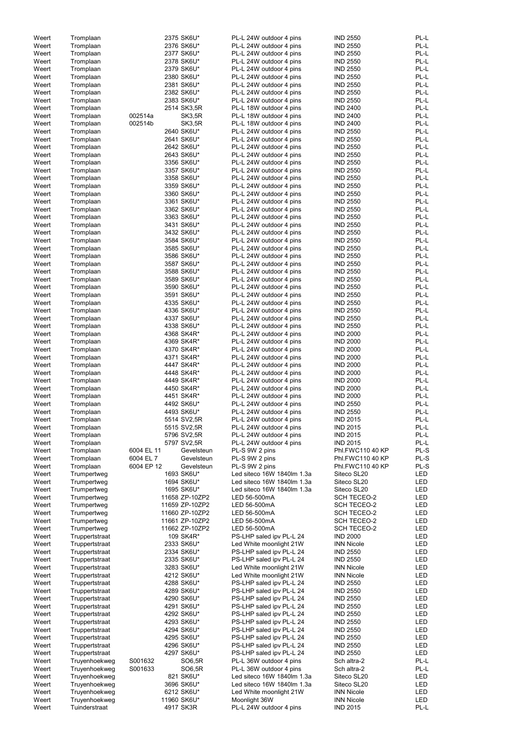| | | | | | | |
|---|---|---|---|---|---|---|
| Weert | Tromplaan | | 2375 SK6U* | PL-L 24W outdoor 4 pins | IND 2550 | PL-L |
| Weert | Tromplaan | | 2376 SK6U* | PL-L 24W outdoor 4 pins | IND 2550 | PL-L |
| Weert | Tromplaan | | 2377 SK6U* | PL-L 24W outdoor 4 pins | IND 2550 | PL-L |
| Weert | Tromplaan | | 2378 SK6U* | PL-L 24W outdoor 4 pins | IND 2550 | PL-L |
| Weert | Tromplaan | | 2379 SK6U* | PL-L 24W outdoor 4 pins | IND 2550 | PL-L |
| Weert | Tromplaan | | 2380 SK6U* | PL-L 24W outdoor 4 pins | IND 2550 | PL-L |
| Weert | Tromplaan | | 2381 SK6U* | PL-L 24W outdoor 4 pins | IND 2550 | PL-L |
| Weert | Tromplaan | | 2382 SK6U* | PL-L 24W outdoor 4 pins | IND 2550 | PL-L |
| Weert | Tromplaan | | 2383 SK6U* | PL-L 24W outdoor 4 pins | IND 2550 | PL-L |
| Weert | Tromplaan | | 2514 SK3,5R | PL-L 18W outdoor 4 pins | IND 2400 | PL-L |
| Weert | Tromplaan | 002514a | SK3,5R | PL-L 18W outdoor 4 pins | IND 2400 | PL-L |
| Weert | Tromplaan | 002514b | SK3,5R | PL-L 18W outdoor 4 pins | IND 2400 | PL-L |
| Weert | Tromplaan | | 2640 SK6U* | PL-L 24W outdoor 4 pins | IND 2550 | PL-L |
| Weert | Tromplaan | | 2641 SK6U* | PL-L 24W outdoor 4 pins | IND 2550 | PL-L |
| Weert | Tromplaan | | 2642 SK6U* | PL-L 24W outdoor 4 pins | IND 2550 | PL-L |
| Weert | Tromplaan | | 2643 SK6U* | PL-L 24W outdoor 4 pins | IND 2550 | PL-L |
| Weert | Tromplaan | | 3356 SK6U* | PL-L 24W outdoor 4 pins | IND 2550 | PL-L |
| Weert | Tromplaan | | 3357 SK6U* | PL-L 24W outdoor 4 pins | IND 2550 | PL-L |
| Weert | Tromplaan | | 3358 SK6U* | PL-L 24W outdoor 4 pins | IND 2550 | PL-L |
| Weert | Tromplaan | | 3359 SK6U* | PL-L 24W outdoor 4 pins | IND 2550 | PL-L |
| Weert | Tromplaan | | 3360 SK6U* | PL-L 24W outdoor 4 pins | IND 2550 | PL-L |
| Weert | Tromplaan | | 3361 SK6U* | PL-L 24W outdoor 4 pins | IND 2550 | PL-L |
| Weert | Tromplaan | | 3362 SK6U* | PL-L 24W outdoor 4 pins | IND 2550 | PL-L |
| Weert | Tromplaan | | 3363 SK6U* | PL-L 24W outdoor 4 pins | IND 2550 | PL-L |
| Weert | Tromplaan | | 3431 SK6U* | PL-L 24W outdoor 4 pins | IND 2550 | PL-L |
| Weert | Tromplaan | | 3432 SK6U* | PL-L 24W outdoor 4 pins | IND 2550 | PL-L |
| Weert | Tromplaan | | 3584 SK6U* | PL-L 24W outdoor 4 pins | IND 2550 | PL-L |
| Weert | Tromplaan | | 3585 SK6U* | PL-L 24W outdoor 4 pins | IND 2550 | PL-L |
| Weert | Tromplaan | | 3586 SK6U* | PL-L 24W outdoor 4 pins | IND 2550 | PL-L |
| Weert | Tromplaan | | 3587 SK6U* | PL-L 24W outdoor 4 pins | IND 2550 | PL-L |
| Weert | Tromplaan | | 3588 SK6U* | PL-L 24W outdoor 4 pins | IND 2550 | PL-L |
| Weert | Tromplaan | | 3589 SK6U* | PL-L 24W outdoor 4 pins | IND 2550 | PL-L |
| Weert | Tromplaan | | 3590 SK6U* | PL-L 24W outdoor 4 pins | IND 2550 | PL-L |
| Weert | Tromplaan | | 3591 SK6U* | PL-L 24W outdoor 4 pins | IND 2550 | PL-L |
| Weert | Tromplaan | | 4335 SK6U* | PL-L 24W outdoor 4 pins | IND 2550 | PL-L |
| Weert | Tromplaan | | 4336 SK6U* | PL-L 24W outdoor 4 pins | IND 2550 | PL-L |
| Weert | Tromplaan | | 4337 SK6U* | PL-L 24W outdoor 4 pins | IND 2550 | PL-L |
| Weert | Tromplaan | | 4338 SK6U* | PL-L 24W outdoor 4 pins | IND 2550 | PL-L |
| Weert | Tromplaan | | 4368 SK4R* | PL-L 24W outdoor 4 pins | IND 2000 | PL-L |
| Weert | Tromplaan | | 4369 SK4R* | PL-L 24W outdoor 4 pins | IND 2000 | PL-L |
| Weert | Tromplaan | | 4370 SK4R* | PL-L 24W outdoor 4 pins | IND 2000 | PL-L |
| Weert | Tromplaan | | 4371 SK4R* | PL-L 24W outdoor 4 pins | IND 2000 | PL-L |
| Weert | Tromplaan | | 4447 SK4R* | PL-L 24W outdoor 4 pins | IND 2000 | PL-L |
| Weert | Tromplaan | | 4448 SK4R* | PL-L 24W outdoor 4 pins | IND 2000 | PL-L |
| Weert | Tromplaan | | 4449 SK4R* | PL-L 24W outdoor 4 pins | IND 2000 | PL-L |
| Weert | Tromplaan | | 4450 SK4R* | PL-L 24W outdoor 4 pins | IND 2000 | PL-L |
| Weert | Tromplaan | | 4451 SK4R* | PL-L 24W outdoor 4 pins | IND 2000 | PL-L |
| Weert | Tromplaan | | 4492 SK6U* | PL-L 24W outdoor 4 pins | IND 2550 | PL-L |
| Weert | Tromplaan | | 4493 SK6U* | PL-L 24W outdoor 4 pins | IND 2550 | PL-L |
| Weert | Tromplaan | | 5514 SV2,5R | PL-L 24W outdoor 4 pins | IND 2015 | PL-L |
| Weert | Tromplaan | | 5515 SV2,5R | PL-L 24W outdoor 4 pins | IND 2015 | PL-L |
| Weert | Tromplaan | | 5796 SV2,5R | PL-L 24W outdoor 4 pins | IND 2015 | PL-L |
| Weert | Tromplaan | | 5797 SV2,5R | PL-L 24W outdoor 4 pins | IND 2015 | PL-L |
| Weert | Tromplaan | 6004 EL 11 | Gevelsteun | PL-S 9W 2 pins | Phl.FWC110 40 KP | PL-S |
| Weert | Tromplaan | 6004 EL 7 | Gevelsteun | PL-S 9W 2 pins | Phl.FWC110 40 KP | PL-S |
| Weert | Tromplaan | 6004 EP 12 | Gevelsteun | PL-S 9W 2 pins | Phl.FWC110 40 KP | PL-S |
| Weert | Trumpertweg | | 1693 SK6U* | Led siteco 16W 1840lm 1.3a | Siteco SL20 | LED |
| Weert | Trumpertweg | | 1694 SK6U* | Led siteco 16W 1840lm 1.3a | Siteco SL20 | LED |
| Weert | Trumpertweg | | 1695 SK6U* | Led siteco 16W 1840lm 1.3a | Siteco SL20 | LED |
| Weert | Trumpertweg | | 11658 ZP-10ZP2 | LED 56-500mA | SCH TECEO-2 | LED |
| Weert | Trumpertweg | | 11659 ZP-10ZP2 | LED 56-500mA | SCH TECEO-2 | LED |
| Weert | Trumpertweg | | 11660 ZP-10ZP2 | LED 56-500mA | SCH TECEO-2 | LED |
| Weert | Trumpertweg | | 11661 ZP-10ZP2 | LED 56-500mA | SCH TECEO-2 | LED |
| Weert | Trumpertweg | | 11662 ZP-10ZP2 | LED 56-500mA | SCH TECEO-2 | LED |
| Weert | Truppertstraat | | 109 SK4R* | PS-LHP saled ipv PL-L 24 | IND 2000 | LED |
| Weert | Truppertstraat | | 2333 SK6U* | Led White moonlight 21W | INN Nicole | LED |
| Weert | Truppertstraat | | 2334 SK6U* | PS-LHP saled ipv PL-L 24 | IND 2550 | LED |
| Weert | Truppertstraat | | 2335 SK6U* | PS-LHP saled ipv PL-L 24 | IND 2550 | LED |
| Weert | Truppertstraat | | 3283 SK6U* | Led White moonlight 21W | INN Nicole | LED |
| Weert | Truppertstraat | | 4212 SK6U* | Led White moonlight 21W | INN Nicole | LED |
| Weert | Truppertstraat | | 4288 SK6U* | PS-LHP saled ipv PL-L 24 | IND 2550 | LED |
| Weert | Truppertstraat | | 4289 SK6U* | PS-LHP saled ipv PL-L 24 | IND 2550 | LED |
| Weert | Truppertstraat | | 4290 SK6U* | PS-LHP saled ipv PL-L 24 | IND 2550 | LED |
| Weert | Truppertstraat | | 4291 SK6U* | PS-LHP saled ipv PL-L 24 | IND 2550 | LED |
| Weert | Truppertstraat | | 4292 SK6U* | PS-LHP saled ipv PL-L 24 | IND 2550 | LED |
| Weert | Truppertstraat | | 4293 SK6U* | PS-LHP saled ipv PL-L 24 | IND 2550 | LED |
| Weert | Truppertstraat | | 4294 SK6U* | PS-LHP saled ipv PL-L 24 | IND 2550 | LED |
| Weert | Truppertstraat | | 4295 SK6U* | PS-LHP saled ipv PL-L 24 | IND 2550 | LED |
| Weert | Truppertstraat | | 4296 SK6U* | PS-LHP saled ipv PL-L 24 | IND 2550 | LED |
| Weert | Truppertstraat | | 4297 SK6U* | PS-LHP saled ipv PL-L 24 | IND 2550 | LED |
| Weert | Truyenhoekweg | S001632 | SO6,5R | PL-L 36W outdoor 4 pins | Sch altra-2 | PL-L |
| Weert | Truyenhoekweg | S001633 | SO6,5R | PL-L 36W outdoor 4 pins | Sch altra-2 | PL-L |
| Weert | Truyenhoekweg | | 821 SK6U* | Led siteco 16W 1840lm 1.3a | Siteco SL20 | LED |
| Weert | Truyenhoekweg | | 3696 SK6U* | Led siteco 16W 1840lm 1.3a | Siteco SL20 | LED |
| Weert | Truyenhoekweg | | 6212 SK6U* | Led White moonlight 21W | INN Nicole | LED |
| Weert | Truyenhoekweg | | 11960 SK6U* | Moonlight 36W | INN Nicole | LED |
| Weert | Tuinderstraat | | 4917 SK3R | PL-L 24W outdoor 4 pins | IND 2015 | PL-L |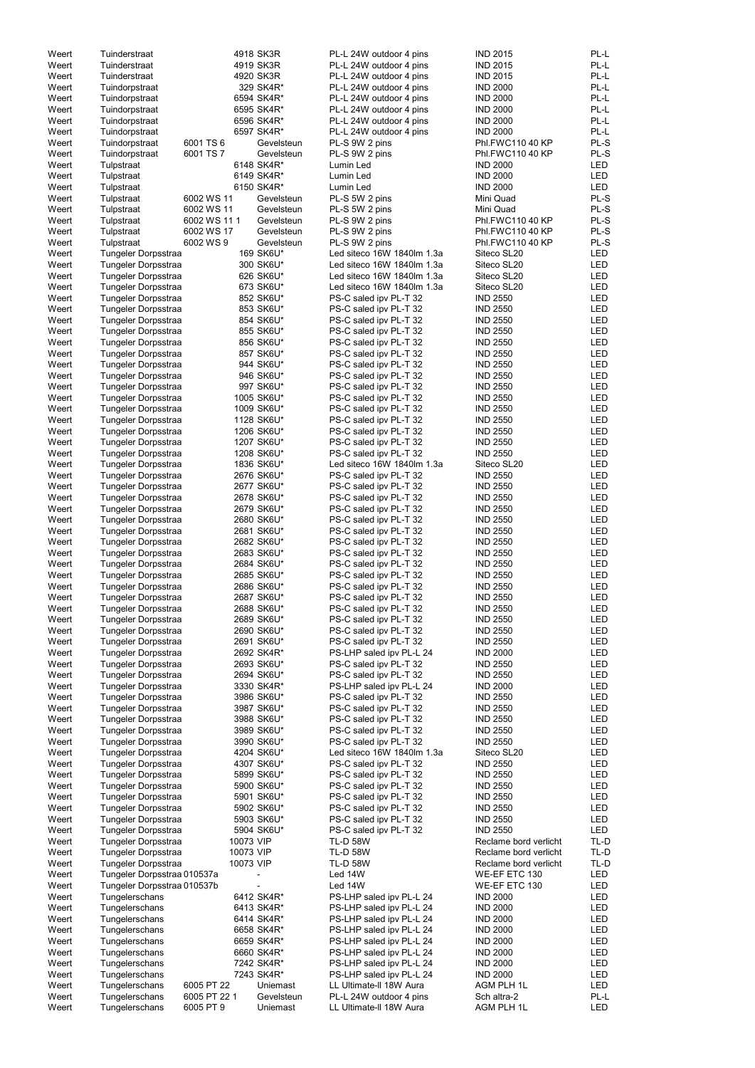| | | | | | | |
|---|---|---|---|---|---|---|
| Weert | Tuinderstraat | | 4918 SK3R | PL-L 24W outdoor 4 pins | IND 2015 | PL-L |
| Weert | Tuinderstraat | | 4919 SK3R | PL-L 24W outdoor 4 pins | IND 2015 | PL-L |
| Weert | Tuinderstraat | | 4920 SK3R | PL-L 24W outdoor 4 pins | IND 2015 | PL-L |
| Weert | Tuindorpstraat | | 329 SK4R* | PL-L 24W outdoor 4 pins | IND 2000 | PL-L |
| Weert | Tuindorpstraat | | 6594 SK4R* | PL-L 24W outdoor 4 pins | IND 2000 | PL-L |
| Weert | Tuindorpstraat | | 6595 SK4R* | PL-L 24W outdoor 4 pins | IND 2000 | PL-L |
| Weert | Tuindorpstraat | | 6596 SK4R* | PL-L 24W outdoor 4 pins | IND 2000 | PL-L |
| Weert | Tuindorpstraat | | 6597 SK4R* | PL-L 24W outdoor 4 pins | IND 2000 | PL-L |
| Weert | Tuindorpstraat | 6001 TS 6 | Gevelsteun | PL-S 9W 2 pins | Phl.FWC110 40 KP | PL-S |
| Weert | Tuindorpstraat | 6001 TS 7 | Gevelsteun | PL-S 9W 2 pins | Phl.FWC110 40 KP | PL-S |
| Weert | Tulpstraat | | 6148 SK4R* | Lumin Led | IND 2000 | LED |
| Weert | Tulpstraat | | 6149 SK4R* | Lumin Led | IND 2000 | LED |
| Weert | Tulpstraat | | 6150 SK4R* | Lumin Led | IND 2000 | LED |
| Weert | Tulpstraat | 6002 WS 11 | Gevelsteun | PL-S 5W 2 pins | Mini Quad | PL-S |
| Weert | Tulpstraat | 6002 WS 11 | Gevelsteun | PL-S 5W 2 pins | Mini Quad | PL-S |
| Weert | Tulpstraat | 6002 WS 11 1 | Gevelsteun | PL-S 9W 2 pins | Phl.FWC110 40 KP | PL-S |
| Weert | Tulpstraat | 6002 WS 17 | Gevelsteun | PL-S 9W 2 pins | Phl.FWC110 40 KP | PL-S |
| Weert | Tulpstraat | 6002 WS 9 | Gevelsteun | PL-S 9W 2 pins | Phl.FWC110 40 KP | PL-S |
| Weert | Tungeler Dorpsstraa | | 169 SK6U* | Led siteco 16W 1840lm 1.3a | Siteco SL20 | LED |
| Weert | Tungeler Dorpsstraa | | 300 SK6U* | Led siteco 16W 1840lm 1.3a | Siteco SL20 | LED |
| Weert | Tungeler Dorpsstraa | | 626 SK6U* | Led siteco 16W 1840lm 1.3a | Siteco SL20 | LED |
| Weert | Tungeler Dorpsstraa | | 673 SK6U* | Led siteco 16W 1840lm 1.3a | Siteco SL20 | LED |
| Weert | Tungeler Dorpsstraa | | 852 SK6U* | PS-C saled ipv PL-T 32 | IND 2550 | LED |
| Weert | Tungeler Dorpsstraa | | 853 SK6U* | PS-C saled ipv PL-T 32 | IND 2550 | LED |
| Weert | Tungeler Dorpsstraa | | 854 SK6U* | PS-C saled ipv PL-T 32 | IND 2550 | LED |
| Weert | Tungeler Dorpsstraa | | 855 SK6U* | PS-C saled ipv PL-T 32 | IND 2550 | LED |
| Weert | Tungeler Dorpsstraa | | 856 SK6U* | PS-C saled ipv PL-T 32 | IND 2550 | LED |
| Weert | Tungeler Dorpsstraa | | 857 SK6U* | PS-C saled ipv PL-T 32 | IND 2550 | LED |
| Weert | Tungeler Dorpsstraa | | 944 SK6U* | PS-C saled ipv PL-T 32 | IND 2550 | LED |
| Weert | Tungeler Dorpsstraa | | 946 SK6U* | PS-C saled ipv PL-T 32 | IND 2550 | LED |
| Weert | Tungeler Dorpsstraa | | 997 SK6U* | PS-C saled ipv PL-T 32 | IND 2550 | LED |
| Weert | Tungeler Dorpsstraa | | 1005 SK6U* | PS-C saled ipv PL-T 32 | IND 2550 | LED |
| Weert | Tungeler Dorpsstraa | | 1009 SK6U* | PS-C saled ipv PL-T 32 | IND 2550 | LED |
| Weert | Tungeler Dorpsstraa | | 1128 SK6U* | PS-C saled ipv PL-T 32 | IND 2550 | LED |
| Weert | Tungeler Dorpsstraa | | 1206 SK6U* | PS-C saled ipv PL-T 32 | IND 2550 | LED |
| Weert | Tungeler Dorpsstraa | | 1207 SK6U* | PS-C saled ipv PL-T 32 | IND 2550 | LED |
| Weert | Tungeler Dorpsstraa | | 1208 SK6U* | PS-C saled ipv PL-T 32 | IND 2550 | LED |
| Weert | Tungeler Dorpsstraa | | 1836 SK6U* | Led siteco 16W 1840lm 1.3a | Siteco SL20 | LED |
| Weert | Tungeler Dorpsstraa | | 2676 SK6U* | PS-C saled ipv PL-T 32 | IND 2550 | LED |
| Weert | Tungeler Dorpsstraa | | 2677 SK6U* | PS-C saled ipv PL-T 32 | IND 2550 | LED |
| Weert | Tungeler Dorpsstraa | | 2678 SK6U* | PS-C saled ipv PL-T 32 | IND 2550 | LED |
| Weert | Tungeler Dorpsstraa | | 2679 SK6U* | PS-C saled ipv PL-T 32 | IND 2550 | LED |
| Weert | Tungeler Dorpsstraa | | 2680 SK6U* | PS-C saled ipv PL-T 32 | IND 2550 | LED |
| Weert | Tungeler Dorpsstraa | | 2681 SK6U* | PS-C saled ipv PL-T 32 | IND 2550 | LED |
| Weert | Tungeler Dorpsstraa | | 2682 SK6U* | PS-C saled ipv PL-T 32 | IND 2550 | LED |
| Weert | Tungeler Dorpsstraa | | 2683 SK6U* | PS-C saled ipv PL-T 32 | IND 2550 | LED |
| Weert | Tungeler Dorpsstraa | | 2684 SK6U* | PS-C saled ipv PL-T 32 | IND 2550 | LED |
| Weert | Tungeler Dorpsstraa | | 2685 SK6U* | PS-C saled ipv PL-T 32 | IND 2550 | LED |
| Weert | Tungeler Dorpsstraa | | 2686 SK6U* | PS-C saled ipv PL-T 32 | IND 2550 | LED |
| Weert | Tungeler Dorpsstraa | | 2687 SK6U* | PS-C saled ipv PL-T 32 | IND 2550 | LED |
| Weert | Tungeler Dorpsstraa | | 2688 SK6U* | PS-C saled ipv PL-T 32 | IND 2550 | LED |
| Weert | Tungeler Dorpsstraa | | 2689 SK6U* | PS-C saled ipv PL-T 32 | IND 2550 | LED |
| Weert | Tungeler Dorpsstraa | | 2690 SK6U* | PS-C saled ipv PL-T 32 | IND 2550 | LED |
| Weert | Tungeler Dorpsstraa | | 2691 SK6U* | PS-C saled ipv PL-T 32 | IND 2550 | LED |
| Weert | Tungeler Dorpsstraa | | 2692 SK4R* | PS-LHP saled ipv PL-L 24 | IND 2000 | LED |
| Weert | Tungeler Dorpsstraa | | 2693 SK6U* | PS-C saled ipv PL-T 32 | IND 2550 | LED |
| Weert | Tungeler Dorpsstraa | | 2694 SK6U* | PS-C saled ipv PL-T 32 | IND 2550 | LED |
| Weert | Tungeler Dorpsstraa | | 3330 SK4R* | PS-LHP saled ipv PL-L 24 | IND 2000 | LED |
| Weert | Tungeler Dorpsstraa | | 3986 SK6U* | PS-C saled ipv PL-T 32 | IND 2550 | LED |
| Weert | Tungeler Dorpsstraa | | 3987 SK6U* | PS-C saled ipv PL-T 32 | IND 2550 | LED |
| Weert | Tungeler Dorpsstraa | | 3988 SK6U* | PS-C saled ipv PL-T 32 | IND 2550 | LED |
| Weert | Tungeler Dorpsstraa | | 3989 SK6U* | PS-C saled ipv PL-T 32 | IND 2550 | LED |
| Weert | Tungeler Dorpsstraa | | 3990 SK6U* | PS-C saled ipv PL-T 32 | IND 2550 | LED |
| Weert | Tungeler Dorpsstraa | | 4204 SK6U* | Led siteco 16W 1840lm 1.3a | Siteco SL20 | LED |
| Weert | Tungeler Dorpsstraa | | 4307 SK6U* | PS-C saled ipv PL-T 32 | IND 2550 | LED |
| Weert | Tungeler Dorpsstraa | | 5899 SK6U* | PS-C saled ipv PL-T 32 | IND 2550 | LED |
| Weert | Tungeler Dorpsstraa | | 5900 SK6U* | PS-C saled ipv PL-T 32 | IND 2550 | LED |
| Weert | Tungeler Dorpsstraa | | 5901 SK6U* | PS-C saled ipv PL-T 32 | IND 2550 | LED |
| Weert | Tungeler Dorpsstraa | | 5902 SK6U* | PS-C saled ipv PL-T 32 | IND 2550 | LED |
| Weert | Tungeler Dorpsstraa | | 5903 SK6U* | PS-C saled ipv PL-T 32 | IND 2550 | LED |
| Weert | Tungeler Dorpsstraa | | 5904 SK6U* | PS-C saled ipv PL-T 32 | IND 2550 | LED |
| Weert | Tungeler Dorpsstraa | | 10073 VIP | TL-D 58W | Reclame bord verlicht | TL-D |
| Weert | Tungeler Dorpsstraa | | 10073 VIP | TL-D 58W | Reclame bord verlicht | TL-D |
| Weert | Tungeler Dorpsstraa | | 10073 VIP | TL-D 58W | Reclame bord verlicht | TL-D |
| Weert | Tungeler Dorpsstraa 010537a | | - | Led 14W | WE-EF ETC 130 | LED |
| Weert | Tungeler Dorpsstraa 010537b | | - | Led 14W | WE-EF ETC 130 | LED |
| Weert | Tungelerschans | | 6412 SK4R* | PS-LHP saled ipv PL-L 24 | IND 2000 | LED |
| Weert | Tungelerschans | | 6413 SK4R* | PS-LHP saled ipv PL-L 24 | IND 2000 | LED |
| Weert | Tungelerschans | | 6414 SK4R* | PS-LHP saled ipv PL-L 24 | IND 2000 | LED |
| Weert | Tungelerschans | | 6658 SK4R* | PS-LHP saled ipv PL-L 24 | IND 2000 | LED |
| Weert | Tungelerschans | | 6659 SK4R* | PS-LHP saled ipv PL-L 24 | IND 2000 | LED |
| Weert | Tungelerschans | | 6660 SK4R* | PS-LHP saled ipv PL-L 24 | IND 2000 | LED |
| Weert | Tungelerschans | | 7242 SK4R* | PS-LHP saled ipv PL-L 24 | IND 2000 | LED |
| Weert | Tungelerschans | | 7243 SK4R* | PS-LHP saled ipv PL-L 24 | IND 2000 | LED |
| Weert | Tungelerschans | 6005 PT 22 | Uniemast | LL Ultimate-II 18W Aura | AGM PLH 1L | LED |
| Weert | Tungelerschans | 6005 PT 22 1 | Gevelsteun | PL-L 24W outdoor 4 pins | Sch altra-2 | PL-L |
| Weert | Tungelerschans | 6005 PT 9 | Uniemast | LL Ultimate-II 18W Aura | AGM PLH 1L | LED |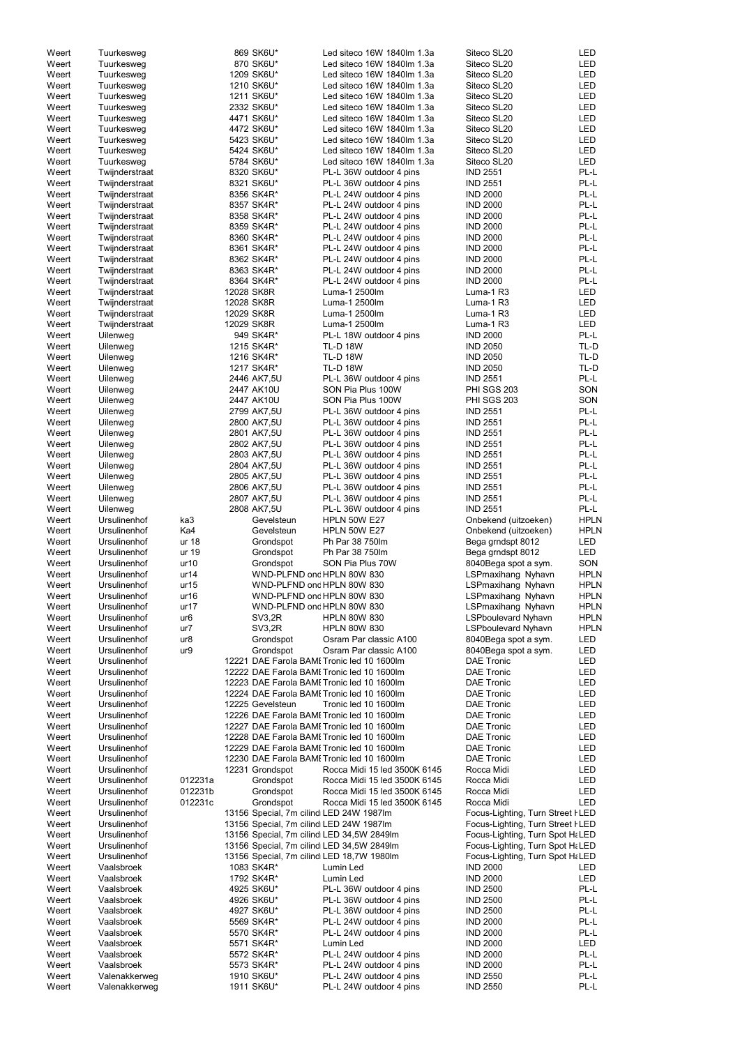| | | | | | | | |
|---|---|---|---|---|---|---|---|
| Weert | Tuurkesweg | | 869 | SK6U* | Led siteco 16W 1840lm 1.3a | Siteco SL20 | LED |
| Weert | Tuurkesweg | | 870 | SK6U* | Led siteco 16W 1840lm 1.3a | Siteco SL20 | LED |
| Weert | Tuurkesweg | | 1209 | SK6U* | Led siteco 16W 1840lm 1.3a | Siteco SL20 | LED |
| Weert | Tuurkesweg | | 1210 | SK6U* | Led siteco 16W 1840lm 1.3a | Siteco SL20 | LED |
| Weert | Tuurkesweg | | 1211 | SK6U* | Led siteco 16W 1840lm 1.3a | Siteco SL20 | LED |
| Weert | Tuurkesweg | | 2332 | SK6U* | Led siteco 16W 1840lm 1.3a | Siteco SL20 | LED |
| Weert | Tuurkesweg | | 4471 | SK6U* | Led siteco 16W 1840lm 1.3a | Siteco SL20 | LED |
| Weert | Tuurkesweg | | 4472 | SK6U* | Led siteco 16W 1840lm 1.3a | Siteco SL20 | LED |
| Weert | Tuurkesweg | | 5423 | SK6U* | Led siteco 16W 1840lm 1.3a | Siteco SL20 | LED |
| Weert | Tuurkesweg | | 5424 | SK6U* | Led siteco 16W 1840lm 1.3a | Siteco SL20 | LED |
| Weert | Tuurkesweg | | 5784 | SK6U* | Led siteco 16W 1840lm 1.3a | Siteco SL20 | LED |
| Weert | Twijnderstraat | | 8320 | SK6U* | PL-L 36W outdoor 4 pins | IND 2551 | PL-L |
| Weert | Twijnderstraat | | 8321 | SK6U* | PL-L 36W outdoor 4 pins | IND 2551 | PL-L |
| Weert | Twijnderstraat | | 8356 | SK4R* | PL-L 24W outdoor 4 pins | IND 2000 | PL-L |
| Weert | Twijnderstraat | | 8357 | SK4R* | PL-L 24W outdoor 4 pins | IND 2000 | PL-L |
| Weert | Twijnderstraat | | 8358 | SK4R* | PL-L 24W outdoor 4 pins | IND 2000 | PL-L |
| Weert | Twijnderstraat | | 8359 | SK4R* | PL-L 24W outdoor 4 pins | IND 2000 | PL-L |
| Weert | Twijnderstraat | | 8360 | SK4R* | PL-L 24W outdoor 4 pins | IND 2000 | PL-L |
| Weert | Twijnderstraat | | 8361 | SK4R* | PL-L 24W outdoor 4 pins | IND 2000 | PL-L |
| Weert | Twijnderstraat | | 8362 | SK4R* | PL-L 24W outdoor 4 pins | IND 2000 | PL-L |
| Weert | Twijnderstraat | | 8363 | SK4R* | PL-L 24W outdoor 4 pins | IND 2000 | PL-L |
| Weert | Twijnderstraat | | 8364 | SK4R* | PL-L 24W outdoor 4 pins | IND 2000 | PL-L |
| Weert | Twijnderstraat | | 12028 | SK8R | Luma-1 2500lm | Luma-1 R3 | LED |
| Weert | Twijnderstraat | | 12028 | SK8R | Luma-1 2500lm | Luma-1 R3 | LED |
| Weert | Twijnderstraat | | 12029 | SK8R | Luma-1 2500lm | Luma-1 R3 | LED |
| Weert | Twijnderstraat | | 12029 | SK8R | Luma-1 2500lm | Luma-1 R3 | LED |
| Weert | Uilenweg | | 949 | SK4R* | PL-L 18W outdoor 4 pins | IND 2000 | PL-L |
| Weert | Uilenweg | | 1215 | SK4R* | TL-D 18W | IND 2050 | TL-D |
| Weert | Uilenweg | | 1216 | SK4R* | TL-D 18W | IND 2050 | TL-D |
| Weert | Uilenweg | | 1217 | SK4R* | TL-D 18W | IND 2050 | TL-D |
| Weert | Uilenweg | | 2446 | AK7,5U | PL-L 36W outdoor 4 pins | IND 2551 | PL-L |
| Weert | Uilenweg | | 2447 | AK10U | SON Pia Plus 100W | PHI SGS 203 | SON |
| Weert | Uilenweg | | 2447 | AK10U | SON Pia Plus 100W | PHI SGS 203 | SON |
| Weert | Uilenweg | | 2799 | AK7,5U | PL-L 36W outdoor 4 pins | IND 2551 | PL-L |
| Weert | Uilenweg | | 2800 | AK7,5U | PL-L 36W outdoor 4 pins | IND 2551 | PL-L |
| Weert | Uilenweg | | 2801 | AK7,5U | PL-L 36W outdoor 4 pins | IND 2551 | PL-L |
| Weert | Uilenweg | | 2802 | AK7,5U | PL-L 36W outdoor 4 pins | IND 2551 | PL-L |
| Weert | Uilenweg | | 2803 | AK7,5U | PL-L 36W outdoor 4 pins | IND 2551 | PL-L |
| Weert | Uilenweg | | 2804 | AK7,5U | PL-L 36W outdoor 4 pins | IND 2551 | PL-L |
| Weert | Uilenweg | | 2805 | AK7,5U | PL-L 36W outdoor 4 pins | IND 2551 | PL-L |
| Weert | Uilenweg | | 2806 | AK7,5U | PL-L 36W outdoor 4 pins | IND 2551 | PL-L |
| Weert | Uilenweg | | 2807 | AK7,5U | PL-L 36W outdoor 4 pins | IND 2551 | PL-L |
| Weert | Uilenweg | | 2808 | AK7,5U | PL-L 36W outdoor 4 pins | IND 2551 | PL-L |
| Weert | Ursulinenhof | ka3 | | Gevelsteun | HPLN 50W E27 | Onbekend (uitzoeken) | HPLN |
| Weert | Ursulinenhof | Ka4 | | Gevelsteun | HPLN 50W E27 | Onbekend (uitzoeken) | HPLN |
| Weert | Ursulinenhof | ur 18 | | Grondspot | Ph Par 38 750lm | Bega grndspt 8012 | LED |
| Weert | Ursulinenhof | ur 19 | | Grondspot | Ph Par 38 750lm | Bega grndspt 8012 | LED |
| Weert | Ursulinenhof | ur10 | | Grondspot | SON Pia Plus 70W | 8040Bega spot a sym. | SON |
| Weert | Ursulinenhof | ur14 | | WND-PLFND ond | HPLN 80W 830 | LSPmaxihang Nyhavn | HPLN |
| Weert | Ursulinenhof | ur15 | | WND-PLFND ond | HPLN 80W 830 | LSPmaxihang Nyhavn | HPLN |
| Weert | Ursulinenhof | ur16 | | WND-PLFND ond | HPLN 80W 830 | LSPmaxihang Nyhavn | HPLN |
| Weert | Ursulinenhof | ur17 | | WND-PLFND ond | HPLN 80W 830 | LSPmaxihang Nyhavn | HPLN |
| Weert | Ursulinenhof | ur6 | | SV3,2R | HPLN 80W 830 | LSPboulevard Nyhavn | HPLN |
| Weert | Ursulinenhof | ur7 | | SV3,2R | HPLN 80W 830 | LSPboulevard Nyhavn | HPLN |
| Weert | Ursulinenhof | ur8 | | Grondspot | Osram Par classic A100 | 8040Bega spot a sym. | LED |
| Weert | Ursulinenhof | ur9 | | Grondspot | Osram Par classic A100 | 8040Bega spot a sym. | LED |
| Weert | Ursulinenhof | | 12221 | DAE Farola BAMI | Tronic led 10 1600lm | DAE Tronic | LED |
| Weert | Ursulinenhof | | 12222 | DAE Farola BAMI | Tronic led 10 1600lm | DAE Tronic | LED |
| Weert | Ursulinenhof | | 12223 | DAE Farola BAMI | Tronic led 10 1600lm | DAE Tronic | LED |
| Weert | Ursulinenhof | | 12224 | DAE Farola BAMI | Tronic led 10 1600lm | DAE Tronic | LED |
| Weert | Ursulinenhof | | 12225 | Gevelsteun | Tronic led 10 1600lm | DAE Tronic | LED |
| Weert | Ursulinenhof | | 12226 | DAE Farola BAMI | Tronic led 10 1600lm | DAE Tronic | LED |
| Weert | Ursulinenhof | | 12227 | DAE Farola BAMI | Tronic led 10 1600lm | DAE Tronic | LED |
| Weert | Ursulinenhof | | 12228 | DAE Farola BAMI | Tronic led 10 1600lm | DAE Tronic | LED |
| Weert | Ursulinenhof | | 12229 | DAE Farola BAMI | Tronic led 10 1600lm | DAE Tronic | LED |
| Weert | Ursulinenhof | | 12230 | DAE Farola BAMI | Tronic led 10 1600lm | DAE Tronic | LED |
| Weert | Ursulinenhof | | 12231 | Grondspot | Rocca Midi 15 led 3500K 6145 | Rocca Midi | LED |
| Weert | Ursulinenhof | 012231a | | Grondspot | Rocca Midi 15 led 3500K 6145 | Rocca Midi | LED |
| Weert | Ursulinenhof | 012231b | | Grondspot | Rocca Midi 15 led 3500K 6145 | Rocca Midi | LED |
| Weert | Ursulinenhof | 012231c | | Grondspot | Rocca Midi 15 led 3500K 6145 | Rocca Midi | LED |
| Weert | Ursulinenhof | | 13156 | Special, 7m cilind | LED 24W 1987lm | Focus-Lighting, Turn Street H | LED |
| Weert | Ursulinenhof | | 13156 | Special, 7m cilind | LED 24W 1987lm | Focus-Lighting, Turn Street H | LED |
| Weert | Ursulinenhof | | 13156 | Special, 7m cilind | LED 34,5W 2849lm | Focus-Lighting, Turn Spot Ha | LED |
| Weert | Ursulinenhof | | 13156 | Special, 7m cilind | LED 34,5W 2849lm | Focus-Lighting, Turn Spot Ha | LED |
| Weert | Ursulinenhof | | 13156 | Special, 7m cilind | LED 18,7W 1980lm | Focus-Lighting, Turn Spot Ha | LED |
| Weert | Vaalsbroek | | 1083 | SK4R* | Lumin Led | IND 2000 | LED |
| Weert | Vaalsbroek | | 1792 | SK4R* | Lumin Led | IND 2000 | LED |
| Weert | Vaalsbroek | | 4925 | SK6U* | PL-L 36W outdoor 4 pins | IND 2500 | PL-L |
| Weert | Vaalsbroek | | 4926 | SK6U* | PL-L 36W outdoor 4 pins | IND 2500 | PL-L |
| Weert | Vaalsbroek | | 4927 | SK6U* | PL-L 36W outdoor 4 pins | IND 2500 | PL-L |
| Weert | Vaalsbroek | | 5569 | SK4R* | PL-L 24W outdoor 4 pins | IND 2000 | PL-L |
| Weert | Vaalsbroek | | 5570 | SK4R* | PL-L 24W outdoor 4 pins | IND 2000 | PL-L |
| Weert | Vaalsbroek | | 5571 | SK4R* | Lumin Led | IND 2000 | LED |
| Weert | Vaalsbroek | | 5572 | SK4R* | PL-L 24W outdoor 4 pins | IND 2000 | PL-L |
| Weert | Vaalsbroek | | 5573 | SK4R* | PL-L 24W outdoor 4 pins | IND 2000 | PL-L |
| Weert | Valenakkerweg | | 1910 | SK6U* | PL-L 24W outdoor 4 pins | IND 2550 | PL-L |
| Weert | Valenakkerweg | | 1911 | SK6U* | PL-L 24W outdoor 4 pins | IND 2550 | PL-L |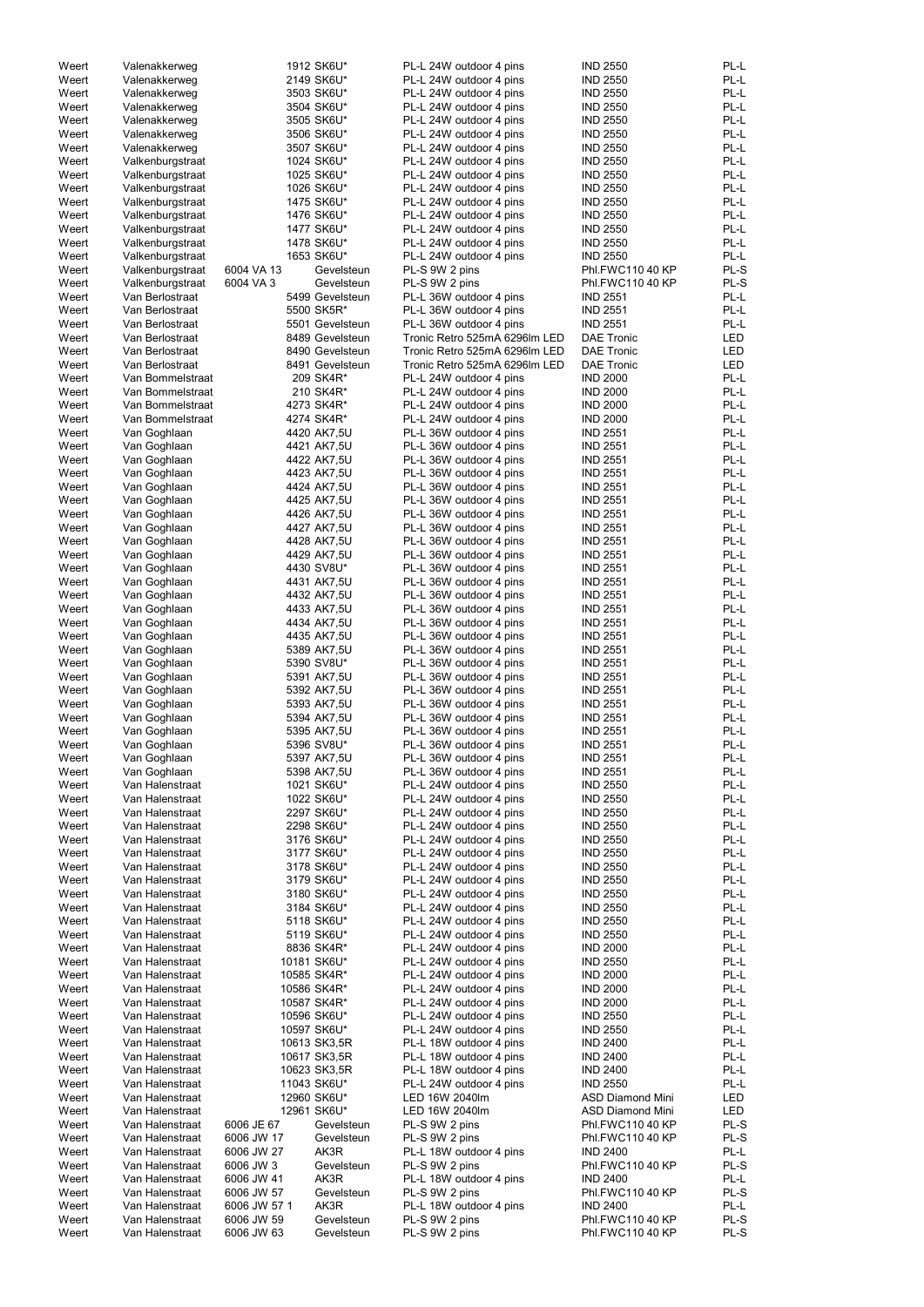| | | | | | | |
|---|---|---|---|---|---|---|
| Weert | Valenakkerweg | | 1912 SK6U* | PL-L 24W outdoor 4 pins | IND 2550 | PL-L |
| Weert | Valenakkerweg | | 2149 SK6U* | PL-L 24W outdoor 4 pins | IND 2550 | PL-L |
| Weert | Valenakkerweg | | 3503 SK6U* | PL-L 24W outdoor 4 pins | IND 2550 | PL-L |
| Weert | Valenakkerweg | | 3504 SK6U* | PL-L 24W outdoor 4 pins | IND 2550 | PL-L |
| Weert | Valenakkerweg | | 3505 SK6U* | PL-L 24W outdoor 4 pins | IND 2550 | PL-L |
| Weert | Valenakkerweg | | 3506 SK6U* | PL-L 24W outdoor 4 pins | IND 2550 | PL-L |
| Weert | Valenakkerweg | | 3507 SK6U* | PL-L 24W outdoor 4 pins | IND 2550 | PL-L |
| Weert | Valkenburgstraat | | 1024 SK6U* | PL-L 24W outdoor 4 pins | IND 2550 | PL-L |
| Weert | Valkenburgstraat | | 1025 SK6U* | PL-L 24W outdoor 4 pins | IND 2550 | PL-L |
| Weert | Valkenburgstraat | | 1026 SK6U* | PL-L 24W outdoor 4 pins | IND 2550 | PL-L |
| Weert | Valkenburgstraat | | 1475 SK6U* | PL-L 24W outdoor 4 pins | IND 2550 | PL-L |
| Weert | Valkenburgstraat | | 1476 SK6U* | PL-L 24W outdoor 4 pins | IND 2550 | PL-L |
| Weert | Valkenburgstraat | | 1477 SK6U* | PL-L 24W outdoor 4 pins | IND 2550 | PL-L |
| Weert | Valkenburgstraat | | 1478 SK6U* | PL-L 24W outdoor 4 pins | IND 2550 | PL-L |
| Weert | Valkenburgstraat | | 1653 SK6U* | PL-L 24W outdoor 4 pins | IND 2550 | PL-L |
| Weert | Valkenburgstraat | 6004 VA 13 | Gevelsteun | PL-S 9W 2 pins | Phl.FWC110 40 KP | PL-S |
| Weert | Valkenburgstraat | 6004 VA 3 | Gevelsteun | PL-S 9W 2 pins | Phl.FWC110 40 KP | PL-S |
| Weert | Van Berlostraat | | 5499 Gevelsteun | PL-L 36W outdoor 4 pins | IND 2551 | PL-L |
| Weert | Van Berlostraat | | 5500 SK5R* | PL-L 36W outdoor 4 pins | IND 2551 | PL-L |
| Weert | Van Berlostraat | | 5501 Gevelsteun | PL-L 36W outdoor 4 pins | IND 2551 | PL-L |
| Weert | Van Berlostraat | | 8489 Gevelsteun | Tronic Retro 525mA 6296lm LED | DAE Tronic | LED |
| Weert | Van Berlostraat | | 8490 Gevelsteun | Tronic Retro 525mA 6296lm LED | DAE Tronic | LED |
| Weert | Van Berlostraat | | 8491 Gevelsteun | Tronic Retro 525mA 6296lm LED | DAE Tronic | LED |
| Weert | Van Bommelstraat | | 209 SK4R* | PL-L 24W outdoor 4 pins | IND 2000 | PL-L |
| Weert | Van Bommelstraat | | 210 SK4R* | PL-L 24W outdoor 4 pins | IND 2000 | PL-L |
| Weert | Van Bommelstraat | | 4273 SK4R* | PL-L 24W outdoor 4 pins | IND 2000 | PL-L |
| Weert | Van Bommelstraat | | 4274 SK4R* | PL-L 24W outdoor 4 pins | IND 2000 | PL-L |
| Weert | Van Goghlaan | | 4420 AK7,5U | PL-L 36W outdoor 4 pins | IND 2551 | PL-L |
| Weert | Van Goghlaan | | 4421 AK7,5U | PL-L 36W outdoor 4 pins | IND 2551 | PL-L |
| Weert | Van Goghlaan | | 4422 AK7,5U | PL-L 36W outdoor 4 pins | IND 2551 | PL-L |
| Weert | Van Goghlaan | | 4423 AK7,5U | PL-L 36W outdoor 4 pins | IND 2551 | PL-L |
| Weert | Van Goghlaan | | 4424 AK7,5U | PL-L 36W outdoor 4 pins | IND 2551 | PL-L |
| Weert | Van Goghlaan | | 4425 AK7,5U | PL-L 36W outdoor 4 pins | IND 2551 | PL-L |
| Weert | Van Goghlaan | | 4426 AK7,5U | PL-L 36W outdoor 4 pins | IND 2551 | PL-L |
| Weert | Van Goghlaan | | 4427 AK7,5U | PL-L 36W outdoor 4 pins | IND 2551 | PL-L |
| Weert | Van Goghlaan | | 4428 AK7,5U | PL-L 36W outdoor 4 pins | IND 2551 | PL-L |
| Weert | Van Goghlaan | | 4429 AK7,5U | PL-L 36W outdoor 4 pins | IND 2551 | PL-L |
| Weert | Van Goghlaan | | 4430 SV8U* | PL-L 36W outdoor 4 pins | IND 2551 | PL-L |
| Weert | Van Goghlaan | | 4431 AK7,5U | PL-L 36W outdoor 4 pins | IND 2551 | PL-L |
| Weert | Van Goghlaan | | 4432 AK7,5U | PL-L 36W outdoor 4 pins | IND 2551 | PL-L |
| Weert | Van Goghlaan | | 4433 AK7,5U | PL-L 36W outdoor 4 pins | IND 2551 | PL-L |
| Weert | Van Goghlaan | | 4434 AK7,5U | PL-L 36W outdoor 4 pins | IND 2551 | PL-L |
| Weert | Van Goghlaan | | 4435 AK7,5U | PL-L 36W outdoor 4 pins | IND 2551 | PL-L |
| Weert | Van Goghlaan | | 5389 AK7,5U | PL-L 36W outdoor 4 pins | IND 2551 | PL-L |
| Weert | Van Goghlaan | | 5390 SV8U* | PL-L 36W outdoor 4 pins | IND 2551 | PL-L |
| Weert | Van Goghlaan | | 5391 AK7,5U | PL-L 36W outdoor 4 pins | IND 2551 | PL-L |
| Weert | Van Goghlaan | | 5392 AK7,5U | PL-L 36W outdoor 4 pins | IND 2551 | PL-L |
| Weert | Van Goghlaan | | 5393 AK7,5U | PL-L 36W outdoor 4 pins | IND 2551 | PL-L |
| Weert | Van Goghlaan | | 5394 AK7,5U | PL-L 36W outdoor 4 pins | IND 2551 | PL-L |
| Weert | Van Goghlaan | | 5395 AK7,5U | PL-L 36W outdoor 4 pins | IND 2551 | PL-L |
| Weert | Van Goghlaan | | 5396 SV8U* | PL-L 36W outdoor 4 pins | IND 2551 | PL-L |
| Weert | Van Goghlaan | | 5397 AK7,5U | PL-L 36W outdoor 4 pins | IND 2551 | PL-L |
| Weert | Van Goghlaan | | 5398 AK7,5U | PL-L 36W outdoor 4 pins | IND 2551 | PL-L |
| Weert | Van Halenstraat | | 1021 SK6U* | PL-L 24W outdoor 4 pins | IND 2550 | PL-L |
| Weert | Van Halenstraat | | 1022 SK6U* | PL-L 24W outdoor 4 pins | IND 2550 | PL-L |
| Weert | Van Halenstraat | | 2297 SK6U* | PL-L 24W outdoor 4 pins | IND 2550 | PL-L |
| Weert | Van Halenstraat | | 2298 SK6U* | PL-L 24W outdoor 4 pins | IND 2550 | PL-L |
| Weert | Van Halenstraat | | 3176 SK6U* | PL-L 24W outdoor 4 pins | IND 2550 | PL-L |
| Weert | Van Halenstraat | | 3177 SK6U* | PL-L 24W outdoor 4 pins | IND 2550 | PL-L |
| Weert | Van Halenstraat | | 3178 SK6U* | PL-L 24W outdoor 4 pins | IND 2550 | PL-L |
| Weert | Van Halenstraat | | 3179 SK6U* | PL-L 24W outdoor 4 pins | IND 2550 | PL-L |
| Weert | Van Halenstraat | | 3180 SK6U* | PL-L 24W outdoor 4 pins | IND 2550 | PL-L |
| Weert | Van Halenstraat | | 3184 SK6U* | PL-L 24W outdoor 4 pins | IND 2550 | PL-L |
| Weert | Van Halenstraat | | 5118 SK6U* | PL-L 24W outdoor 4 pins | IND 2550 | PL-L |
| Weert | Van Halenstraat | | 5119 SK6U* | PL-L 24W outdoor 4 pins | IND 2550 | PL-L |
| Weert | Van Halenstraat | | 8836 SK4R* | PL-L 24W outdoor 4 pins | IND 2000 | PL-L |
| Weert | Van Halenstraat | | 10181 SK6U* | PL-L 24W outdoor 4 pins | IND 2550 | PL-L |
| Weert | Van Halenstraat | | 10585 SK4R* | PL-L 24W outdoor 4 pins | IND 2000 | PL-L |
| Weert | Van Halenstraat | | 10586 SK4R* | PL-L 24W outdoor 4 pins | IND 2000 | PL-L |
| Weert | Van Halenstraat | | 10587 SK4R* | PL-L 24W outdoor 4 pins | IND 2000 | PL-L |
| Weert | Van Halenstraat | | 10596 SK6U* | PL-L 24W outdoor 4 pins | IND 2550 | PL-L |
| Weert | Van Halenstraat | | 10597 SK6U* | PL-L 24W outdoor 4 pins | IND 2550 | PL-L |
| Weert | Van Halenstraat | | 10613 SK3,5R | PL-L 18W outdoor 4 pins | IND 2400 | PL-L |
| Weert | Van Halenstraat | | 10617 SK3,5R | PL-L 18W outdoor 4 pins | IND 2400 | PL-L |
| Weert | Van Halenstraat | | 10623 SK3,5R | PL-L 18W outdoor 4 pins | IND 2400 | PL-L |
| Weert | Van Halenstraat | | 11043 SK6U* | PL-L 24W outdoor 4 pins | IND 2550 | PL-L |
| Weert | Van Halenstraat | | 12960 SK6U* | LED 16W 2040lm | ASD Diamond Mini | LED |
| Weert | Van Halenstraat | | 12961 SK6U* | LED 16W 2040lm | ASD Diamond Mini | LED |
| Weert | Van Halenstraat | 6006 JE 67 | Gevelsteun | PL-S 9W 2 pins | Phl.FWC110 40 KP | PL-S |
| Weert | Van Halenstraat | 6006 JW 17 | Gevelsteun | PL-S 9W 2 pins | Phl.FWC110 40 KP | PL-S |
| Weert | Van Halenstraat | 6006 JW 27 | AK3R | PL-L 18W outdoor 4 pins | IND 2400 | PL-L |
| Weert | Van Halenstraat | 6006 JW 3 | Gevelsteun | PL-S 9W 2 pins | Phl.FWC110 40 KP | PL-S |
| Weert | Van Halenstraat | 6006 JW 41 | AK3R | PL-L 18W outdoor 4 pins | IND 2400 | PL-L |
| Weert | Van Halenstraat | 6006 JW 57 | Gevelsteun | PL-S 9W 2 pins | Phl.FWC110 40 KP | PL-S |
| Weert | Van Halenstraat | 6006 JW 57 1 | AK3R | PL-L 18W outdoor 4 pins | IND 2400 | PL-L |
| Weert | Van Halenstraat | 6006 JW 59 | Gevelsteun | PL-S 9W 2 pins | Phl.FWC110 40 KP | PL-S |
| Weert | Van Halenstraat | 6006 JW 63 | Gevelsteun | PL-S 9W 2 pins | Phl.FWC110 40 KP | PL-S |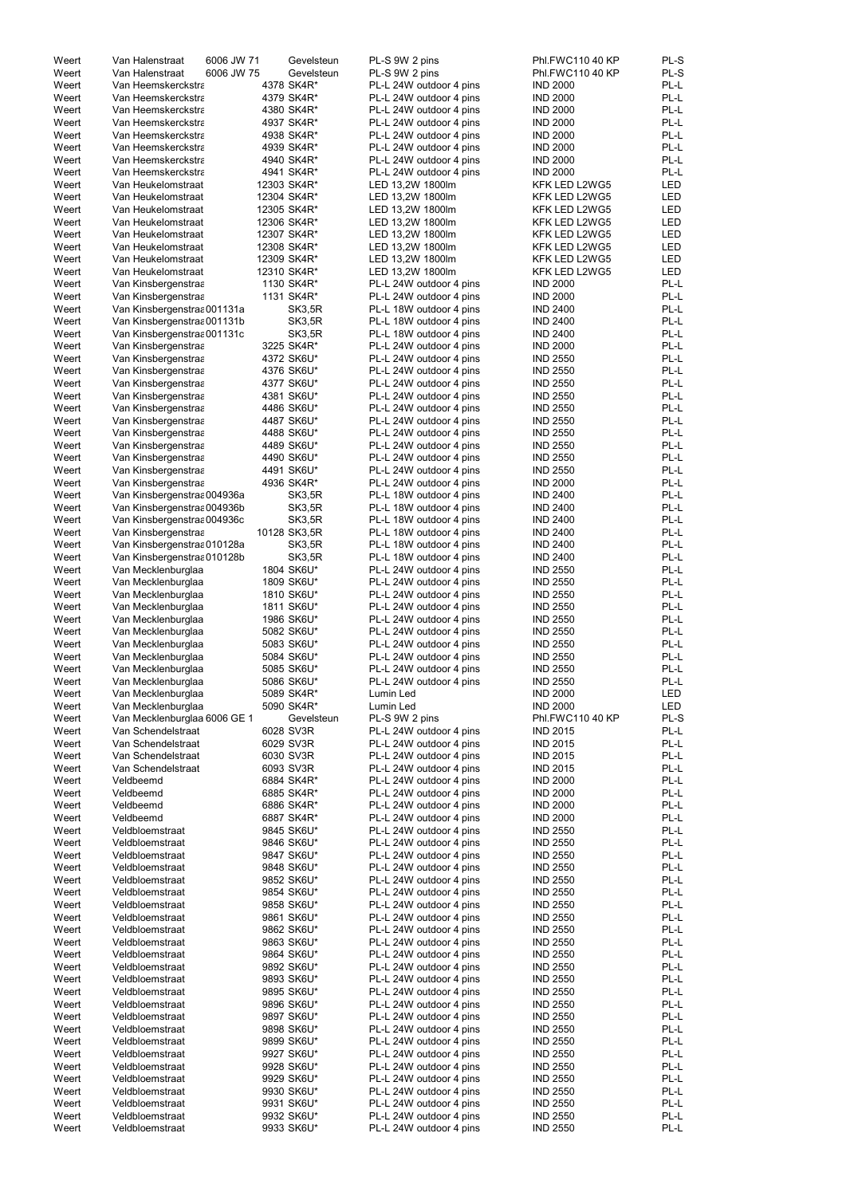| | | | | | | |
|---|---|---|---|---|---|---|
| Weert | Van Halenstraat | 6006 JW 71 | Gevelsteun | PL-S 9W 2 pins | Phl.FWC110 40 KP | PL-S |
| Weert | Van Halenstraat | 6006 JW 75 | Gevelsteun | PL-S 9W 2 pins | Phl.FWC110 40 KP | PL-S |
| Weert | Van Heemskerckstra | | 4378 SK4R* | PL-L 24W outdoor 4 pins | IND 2000 | PL-L |
| Weert | Van Heemskerckstra | | 4379 SK4R* | PL-L 24W outdoor 4 pins | IND 2000 | PL-L |
| Weert | Van Heemskerckstra | | 4380 SK4R* | PL-L 24W outdoor 4 pins | IND 2000 | PL-L |
| Weert | Van Heemskerckstra | | 4937 SK4R* | PL-L 24W outdoor 4 pins | IND 2000 | PL-L |
| Weert | Van Heemskerckstra | | 4938 SK4R* | PL-L 24W outdoor 4 pins | IND 2000 | PL-L |
| Weert | Van Heemskerckstra | | 4939 SK4R* | PL-L 24W outdoor 4 pins | IND 2000 | PL-L |
| Weert | Van Heemskerckstra | | 4940 SK4R* | PL-L 24W outdoor 4 pins | IND 2000 | PL-L |
| Weert | Van Heemskerckstra | | 4941 SK4R* | PL-L 24W outdoor 4 pins | IND 2000 | PL-L |
| Weert | Van Heukelomstraat | | 12303 SK4R* | LED 13,2W 1800lm | KFK LED L2WG5 | LED |
| Weert | Van Heukelomstraat | | 12304 SK4R* | LED 13,2W 1800lm | KFK LED L2WG5 | LED |
| Weert | Van Heukelomstraat | | 12305 SK4R* | LED 13,2W 1800lm | KFK LED L2WG5 | LED |
| Weert | Van Heukelomstraat | | 12306 SK4R* | LED 13,2W 1800lm | KFK LED L2WG5 | LED |
| Weert | Van Heukelomstraat | | 12307 SK4R* | LED 13,2W 1800lm | KFK LED L2WG5 | LED |
| Weert | Van Heukelomstraat | | 12308 SK4R* | LED 13,2W 1800lm | KFK LED L2WG5 | LED |
| Weert | Van Heukelomstraat | | 12309 SK4R* | LED 13,2W 1800lm | KFK LED L2WG5 | LED |
| Weert | Van Heukelomstraat | | 12310 SK4R* | LED 13,2W 1800lm | KFK LED L2WG5 | LED |
| Weert | Van Kinsbergenstraa | | 1130 SK4R* | PL-L 24W outdoor 4 pins | IND 2000 | PL-L |
| Weert | Van Kinsbergenstraa | | 1131 SK4R* | PL-L 24W outdoor 4 pins | IND 2000 | PL-L |
| Weert | Van Kinsbergenstraa 001131a | | SK3,5R | PL-L 18W outdoor 4 pins | IND 2400 | PL-L |
| Weert | Van Kinsbergenstraa 001131b | | SK3,5R | PL-L 18W outdoor 4 pins | IND 2400 | PL-L |
| Weert | Van Kinsbergenstraa 001131c | | SK3,5R | PL-L 18W outdoor 4 pins | IND 2400 | PL-L |
| Weert | Van Kinsbergenstraa | | 3225 SK4R* | PL-L 24W outdoor 4 pins | IND 2000 | PL-L |
| Weert | Van Kinsbergenstraa | | 4372 SK6U* | PL-L 24W outdoor 4 pins | IND 2550 | PL-L |
| Weert | Van Kinsbergenstraa | | 4376 SK6U* | PL-L 24W outdoor 4 pins | IND 2550 | PL-L |
| Weert | Van Kinsbergenstraa | | 4377 SK6U* | PL-L 24W outdoor 4 pins | IND 2550 | PL-L |
| Weert | Van Kinsbergenstraa | | 4381 SK6U* | PL-L 24W outdoor 4 pins | IND 2550 | PL-L |
| Weert | Van Kinsbergenstraa | | 4486 SK6U* | PL-L 24W outdoor 4 pins | IND 2550 | PL-L |
| Weert | Van Kinsbergenstraa | | 4487 SK6U* | PL-L 24W outdoor 4 pins | IND 2550 | PL-L |
| Weert | Van Kinsbergenstraa | | 4488 SK6U* | PL-L 24W outdoor 4 pins | IND 2550 | PL-L |
| Weert | Van Kinsbergenstraa | | 4489 SK6U* | PL-L 24W outdoor 4 pins | IND 2550 | PL-L |
| Weert | Van Kinsbergenstraa | | 4490 SK6U* | PL-L 24W outdoor 4 pins | IND 2550 | PL-L |
| Weert | Van Kinsbergenstraa | | 4491 SK6U* | PL-L 24W outdoor 4 pins | IND 2550 | PL-L |
| Weert | Van Kinsbergenstraa | | 4936 SK4R* | PL-L 24W outdoor 4 pins | IND 2000 | PL-L |
| Weert | Van Kinsbergenstraa 004936a | | SK3,5R | PL-L 18W outdoor 4 pins | IND 2400 | PL-L |
| Weert | Van Kinsbergenstraa 004936b | | SK3,5R | PL-L 18W outdoor 4 pins | IND 2400 | PL-L |
| Weert | Van Kinsbergenstraa 004936c | | SK3,5R | PL-L 18W outdoor 4 pins | IND 2400 | PL-L |
| Weert | Van Kinsbergenstraa | | 10128 SK3,5R | PL-L 18W outdoor 4 pins | IND 2400 | PL-L |
| Weert | Van Kinsbergenstraa 010128a | | SK3,5R | PL-L 18W outdoor 4 pins | IND 2400 | PL-L |
| Weert | Van Kinsbergenstraa 010128b | | SK3,5R | PL-L 18W outdoor 4 pins | IND 2400 | PL-L |
| Weert | Van Mecklenburglaa | | 1804 SK6U* | PL-L 24W outdoor 4 pins | IND 2550 | PL-L |
| Weert | Van Mecklenburglaa | | 1809 SK6U* | PL-L 24W outdoor 4 pins | IND 2550 | PL-L |
| Weert | Van Mecklenburglaa | | 1810 SK6U* | PL-L 24W outdoor 4 pins | IND 2550 | PL-L |
| Weert | Van Mecklenburglaa | | 1811 SK6U* | PL-L 24W outdoor 4 pins | IND 2550 | PL-L |
| Weert | Van Mecklenburglaa | | 1986 SK6U* | PL-L 24W outdoor 4 pins | IND 2550 | PL-L |
| Weert | Van Mecklenburglaa | | 5082 SK6U* | PL-L 24W outdoor 4 pins | IND 2550 | PL-L |
| Weert | Van Mecklenburglaa | | 5083 SK6U* | PL-L 24W outdoor 4 pins | IND 2550 | PL-L |
| Weert | Van Mecklenburglaa | | 5084 SK6U* | PL-L 24W outdoor 4 pins | IND 2550 | PL-L |
| Weert | Van Mecklenburglaa | | 5085 SK6U* | PL-L 24W outdoor 4 pins | IND 2550 | PL-L |
| Weert | Van Mecklenburglaa | | 5086 SK6U* | PL-L 24W outdoor 4 pins | IND 2550 | PL-L |
| Weert | Van Mecklenburglaa | | 5089 SK4R* | Lumin Led | IND 2000 | LED |
| Weert | Van Mecklenburglaa | | 5090 SK4R* | Lumin Led | IND 2000 | LED |
| Weert | Van Mecklenburglaa 6006 GE 1 | | Gevelsteun | PL-S 9W 2 pins | Phl.FWC110 40 KP | PL-S |
| Weert | Van Schendelstraat | | 6028 SV3R | PL-L 24W outdoor 4 pins | IND 2015 | PL-L |
| Weert | Van Schendelstraat | | 6029 SV3R | PL-L 24W outdoor 4 pins | IND 2015 | PL-L |
| Weert | Van Schendelstraat | | 6030 SV3R | PL-L 24W outdoor 4 pins | IND 2015 | PL-L |
| Weert | Van Schendelstraat | | 6093 SV3R | PL-L 24W outdoor 4 pins | IND 2015 | PL-L |
| Weert | Veldbeemd | | 6884 SK4R* | PL-L 24W outdoor 4 pins | IND 2000 | PL-L |
| Weert | Veldbeemd | | 6885 SK4R* | PL-L 24W outdoor 4 pins | IND 2000 | PL-L |
| Weert | Veldbeemd | | 6886 SK4R* | PL-L 24W outdoor 4 pins | IND 2000 | PL-L |
| Weert | Veldbeemd | | 6887 SK4R* | PL-L 24W outdoor 4 pins | IND 2000 | PL-L |
| Weert | Veldbloemstraat | | 9845 SK6U* | PL-L 24W outdoor 4 pins | IND 2550 | PL-L |
| Weert | Veldbloemstraat | | 9846 SK6U* | PL-L 24W outdoor 4 pins | IND 2550 | PL-L |
| Weert | Veldbloemstraat | | 9847 SK6U* | PL-L 24W outdoor 4 pins | IND 2550 | PL-L |
| Weert | Veldbloemstraat | | 9848 SK6U* | PL-L 24W outdoor 4 pins | IND 2550 | PL-L |
| Weert | Veldbloemstraat | | 9852 SK6U* | PL-L 24W outdoor 4 pins | IND 2550 | PL-L |
| Weert | Veldbloemstraat | | 9854 SK6U* | PL-L 24W outdoor 4 pins | IND 2550 | PL-L |
| Weert | Veldbloemstraat | | 9858 SK6U* | PL-L 24W outdoor 4 pins | IND 2550 | PL-L |
| Weert | Veldbloemstraat | | 9861 SK6U* | PL-L 24W outdoor 4 pins | IND 2550 | PL-L |
| Weert | Veldbloemstraat | | 9862 SK6U* | PL-L 24W outdoor 4 pins | IND 2550 | PL-L |
| Weert | Veldbloemstraat | | 9863 SK6U* | PL-L 24W outdoor 4 pins | IND 2550 | PL-L |
| Weert | Veldbloemstraat | | 9864 SK6U* | PL-L 24W outdoor 4 pins | IND 2550 | PL-L |
| Weert | Veldbloemstraat | | 9892 SK6U* | PL-L 24W outdoor 4 pins | IND 2550 | PL-L |
| Weert | Veldbloemstraat | | 9893 SK6U* | PL-L 24W outdoor 4 pins | IND 2550 | PL-L |
| Weert | Veldbloemstraat | | 9895 SK6U* | PL-L 24W outdoor 4 pins | IND 2550 | PL-L |
| Weert | Veldbloemstraat | | 9896 SK6U* | PL-L 24W outdoor 4 pins | IND 2550 | PL-L |
| Weert | Veldbloemstraat | | 9897 SK6U* | PL-L 24W outdoor 4 pins | IND 2550 | PL-L |
| Weert | Veldbloemstraat | | 9898 SK6U* | PL-L 24W outdoor 4 pins | IND 2550 | PL-L |
| Weert | Veldbloemstraat | | 9899 SK6U* | PL-L 24W outdoor 4 pins | IND 2550 | PL-L |
| Weert | Veldbloemstraat | | 9927 SK6U* | PL-L 24W outdoor 4 pins | IND 2550 | PL-L |
| Weert | Veldbloemstraat | | 9928 SK6U* | PL-L 24W outdoor 4 pins | IND 2550 | PL-L |
| Weert | Veldbloemstraat | | 9929 SK6U* | PL-L 24W outdoor 4 pins | IND 2550 | PL-L |
| Weert | Veldbloemstraat | | 9930 SK6U* | PL-L 24W outdoor 4 pins | IND 2550 | PL-L |
| Weert | Veldbloemstraat | | 9931 SK6U* | PL-L 24W outdoor 4 pins | IND 2550 | PL-L |
| Weert | Veldbloemstraat | | 9932 SK6U* | PL-L 24W outdoor 4 pins | IND 2550 | PL-L |
| Weert | Veldbloemstraat | | 9933 SK6U* | PL-L 24W outdoor 4 pins | IND 2550 | PL-L |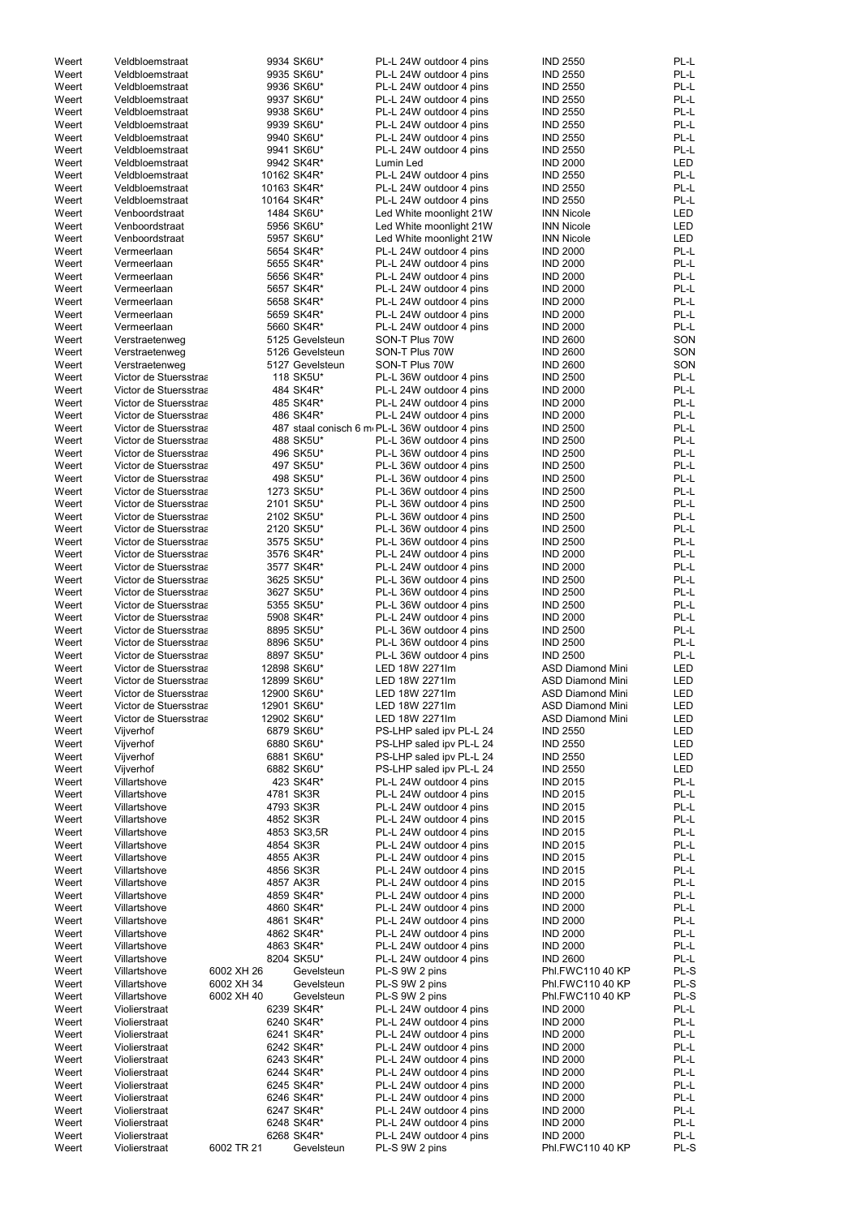| | | | | | | |
|---|---|---|---|---|---|---|
| Weert | Veldbloemstraat | | 9934 SK6U* | PL-L 24W outdoor 4 pins | IND 2550 | PL-L |
| Weert | Veldbloemstraat | | 9935 SK6U* | PL-L 24W outdoor 4 pins | IND 2550 | PL-L |
| Weert | Veldbloemstraat | | 9936 SK6U* | PL-L 24W outdoor 4 pins | IND 2550 | PL-L |
| Weert | Veldbloemstraat | | 9937 SK6U* | PL-L 24W outdoor 4 pins | IND 2550 | PL-L |
| Weert | Veldbloemstraat | | 9938 SK6U* | PL-L 24W outdoor 4 pins | IND 2550 | PL-L |
| Weert | Veldbloemstraat | | 9939 SK6U* | PL-L 24W outdoor 4 pins | IND 2550 | PL-L |
| Weert | Veldbloemstraat | | 9940 SK6U* | PL-L 24W outdoor 4 pins | IND 2550 | PL-L |
| Weert | Veldbloemstraat | | 9941 SK6U* | PL-L 24W outdoor 4 pins | IND 2550 | PL-L |
| Weert | Veldbloemstraat | | 9942 SK4R* | Lumin Led | IND 2000 | LED |
| Weert | Veldbloemstraat | | 10162 SK4R* | PL-L 24W outdoor 4 pins | IND 2550 | PL-L |
| Weert | Veldbloemstraat | | 10163 SK4R* | PL-L 24W outdoor 4 pins | IND 2550 | PL-L |
| Weert | Veldbloemstraat | | 10164 SK4R* | PL-L 24W outdoor 4 pins | IND 2550 | PL-L |
| Weert | Venboordstraat | | 1484 SK6U* | Led White moonlight 21W | INN Nicole | LED |
| Weert | Venboordstraat | | 5956 SK6U* | Led White moonlight 21W | INN Nicole | LED |
| Weert | Venboordstraat | | 5957 SK6U* | Led White moonlight 21W | INN Nicole | LED |
| Weert | Vermeerlaan | | 5654 SK4R* | PL-L 24W outdoor 4 pins | IND 2000 | PL-L |
| Weert | Vermeerlaan | | 5655 SK4R* | PL-L 24W outdoor 4 pins | IND 2000 | PL-L |
| Weert | Vermeerlaan | | 5656 SK4R* | PL-L 24W outdoor 4 pins | IND 2000 | PL-L |
| Weert | Vermeerlaan | | 5657 SK4R* | PL-L 24W outdoor 4 pins | IND 2000 | PL-L |
| Weert | Vermeerlaan | | 5658 SK4R* | PL-L 24W outdoor 4 pins | IND 2000 | PL-L |
| Weert | Vermeerlaan | | 5659 SK4R* | PL-L 24W outdoor 4 pins | IND 2000 | PL-L |
| Weert | Vermeerlaan | | 5660 SK4R* | PL-L 24W outdoor 4 pins | IND 2000 | PL-L |
| Weert | Verstraetenweg | | 5125 Gevelsteun | SON-T Plus 70W | IND 2600 | SON |
| Weert | Verstraetenweg | | 5126 Gevelsteun | SON-T Plus 70W | IND 2600 | SON |
| Weert | Verstraetenweg | | 5127 Gevelsteun | SON-T Plus 70W | IND 2600 | SON |
| Weert | Victor de Stuersstraa | | 118 SK5U* | PL-L 36W outdoor 4 pins | IND 2500 | PL-L |
| Weert | Victor de Stuersstraa | | 484 SK4R* | PL-L 24W outdoor 4 pins | IND 2000 | PL-L |
| Weert | Victor de Stuersstraa | | 485 SK4R* | PL-L 24W outdoor 4 pins | IND 2000 | PL-L |
| Weert | Victor de Stuersstraa | | 486 SK4R* | PL-L 24W outdoor 4 pins | IND 2000 | PL-L |
| Weert | Victor de Stuersstraa | | 487 staal conisch 6 m | PL-L 36W outdoor 4 pins | IND 2500 | PL-L |
| Weert | Victor de Stuersstraa | | 488 SK5U* | PL-L 36W outdoor 4 pins | IND 2500 | PL-L |
| Weert | Victor de Stuersstraa | | 496 SK5U* | PL-L 36W outdoor 4 pins | IND 2500 | PL-L |
| Weert | Victor de Stuersstraa | | 497 SK5U* | PL-L 36W outdoor 4 pins | IND 2500 | PL-L |
| Weert | Victor de Stuersstraa | | 498 SK5U* | PL-L 36W outdoor 4 pins | IND 2500 | PL-L |
| Weert | Victor de Stuersstraa | | 1273 SK5U* | PL-L 36W outdoor 4 pins | IND 2500 | PL-L |
| Weert | Victor de Stuersstraa | | 2101 SK5U* | PL-L 36W outdoor 4 pins | IND 2500 | PL-L |
| Weert | Victor de Stuersstraa | | 2102 SK5U* | PL-L 36W outdoor 4 pins | IND 2500 | PL-L |
| Weert | Victor de Stuersstraa | | 2120 SK5U* | PL-L 36W outdoor 4 pins | IND 2500 | PL-L |
| Weert | Victor de Stuersstraa | | 3575 SK5U* | PL-L 36W outdoor 4 pins | IND 2500 | PL-L |
| Weert | Victor de Stuersstraa | | 3576 SK4R* | PL-L 24W outdoor 4 pins | IND 2000 | PL-L |
| Weert | Victor de Stuersstraa | | 3577 SK4R* | PL-L 24W outdoor 4 pins | IND 2000 | PL-L |
| Weert | Victor de Stuersstraa | | 3625 SK5U* | PL-L 36W outdoor 4 pins | IND 2500 | PL-L |
| Weert | Victor de Stuersstraa | | 3627 SK5U* | PL-L 36W outdoor 4 pins | IND 2500 | PL-L |
| Weert | Victor de Stuersstraa | | 5355 SK5U* | PL-L 36W outdoor 4 pins | IND 2500 | PL-L |
| Weert | Victor de Stuersstraa | | 5908 SK4R* | PL-L 24W outdoor 4 pins | IND 2000 | PL-L |
| Weert | Victor de Stuersstraa | | 8895 SK5U* | PL-L 36W outdoor 4 pins | IND 2500 | PL-L |
| Weert | Victor de Stuersstraa | | 8896 SK5U* | PL-L 36W outdoor 4 pins | IND 2500 | PL-L |
| Weert | Victor de Stuersstraa | | 8897 SK5U* | PL-L 36W outdoor 4 pins | IND 2500 | PL-L |
| Weert | Victor de Stuersstraa | | 12898 SK6U* | LED 18W 2271lm | ASD Diamond Mini | LED |
| Weert | Victor de Stuersstraa | | 12899 SK6U* | LED 18W 2271lm | ASD Diamond Mini | LED |
| Weert | Victor de Stuersstraa | | 12900 SK6U* | LED 18W 2271lm | ASD Diamond Mini | LED |
| Weert | Victor de Stuersstraa | | 12901 SK6U* | LED 18W 2271lm | ASD Diamond Mini | LED |
| Weert | Victor de Stuersstraa | | 12902 SK6U* | LED 18W 2271lm | ASD Diamond Mini | LED |
| Weert | Vijverhof | | 6879 SK6U* | PS-LHP saled ipv PL-L 24 | IND 2550 | LED |
| Weert | Vijverhof | | 6880 SK6U* | PS-LHP saled ipv PL-L 24 | IND 2550 | LED |
| Weert | Vijverhof | | 6881 SK6U* | PS-LHP saled ipv PL-L 24 | IND 2550 | LED |
| Weert | Vijverhof | | 6882 SK6U* | PS-LHP saled ipv PL-L 24 | IND 2550 | LED |
| Weert | Villartshove | | 423 SK4R* | PL-L 24W outdoor 4 pins | IND 2015 | PL-L |
| Weert | Villartshove | | 4781 SK3R | PL-L 24W outdoor 4 pins | IND 2015 | PL-L |
| Weert | Villartshove | | 4793 SK3R | PL-L 24W outdoor 4 pins | IND 2015 | PL-L |
| Weert | Villartshove | | 4852 SK3R | PL-L 24W outdoor 4 pins | IND 2015 | PL-L |
| Weert | Villartshove | | 4853 SK3,5R | PL-L 24W outdoor 4 pins | IND 2015 | PL-L |
| Weert | Villartshove | | 4854 SK3R | PL-L 24W outdoor 4 pins | IND 2015 | PL-L |
| Weert | Villartshove | | 4855 AK3R | PL-L 24W outdoor 4 pins | IND 2015 | PL-L |
| Weert | Villartshove | | 4856 SK3R | PL-L 24W outdoor 4 pins | IND 2015 | PL-L |
| Weert | Villartshove | | 4857 AK3R | PL-L 24W outdoor 4 pins | IND 2015 | PL-L |
| Weert | Villartshove | | 4859 SK4R* | PL-L 24W outdoor 4 pins | IND 2000 | PL-L |
| Weert | Villartshove | | 4860 SK4R* | PL-L 24W outdoor 4 pins | IND 2000 | PL-L |
| Weert | Villartshove | | 4861 SK4R* | PL-L 24W outdoor 4 pins | IND 2000 | PL-L |
| Weert | Villartshove | | 4862 SK4R* | PL-L 24W outdoor 4 pins | IND 2000 | PL-L |
| Weert | Villartshove | | 4863 SK4R* | PL-L 24W outdoor 4 pins | IND 2000 | PL-L |
| Weert | Villartshove | | 8204 SK5U* | PL-L 24W outdoor 4 pins | IND 2600 | PL-L |
| Weert | Villartshove | 6002 XH 26 | Gevelsteun | PL-S 9W 2 pins | Phl.FWC110 40 KP | PL-S |
| Weert | Villartshove | 6002 XH 34 | Gevelsteun | PL-S 9W 2 pins | Phl.FWC110 40 KP | PL-S |
| Weert | Villartshove | 6002 XH 40 | Gevelsteun | PL-S 9W 2 pins | Phl.FWC110 40 KP | PL-S |
| Weert | Violierstraat | | 6239 SK4R* | PL-L 24W outdoor 4 pins | IND 2000 | PL-L |
| Weert | Violierstraat | | 6240 SK4R* | PL-L 24W outdoor 4 pins | IND 2000 | PL-L |
| Weert | Violierstraat | | 6241 SK4R* | PL-L 24W outdoor 4 pins | IND 2000 | PL-L |
| Weert | Violierstraat | | 6242 SK4R* | PL-L 24W outdoor 4 pins | IND 2000 | PL-L |
| Weert | Violierstraat | | 6243 SK4R* | PL-L 24W outdoor 4 pins | IND 2000 | PL-L |
| Weert | Violierstraat | | 6244 SK4R* | PL-L 24W outdoor 4 pins | IND 2000 | PL-L |
| Weert | Violierstraat | | 6245 SK4R* | PL-L 24W outdoor 4 pins | IND 2000 | PL-L |
| Weert | Violierstraat | | 6246 SK4R* | PL-L 24W outdoor 4 pins | IND 2000 | PL-L |
| Weert | Violierstraat | | 6247 SK4R* | PL-L 24W outdoor 4 pins | IND 2000 | PL-L |
| Weert | Violierstraat | | 6248 SK4R* | PL-L 24W outdoor 4 pins | IND 2000 | PL-L |
| Weert | Violierstraat | | 6268 SK4R* | PL-L 24W outdoor 4 pins | IND 2000 | PL-L |
| Weert | Violierstraat | 6002 TR 21 | Gevelsteun | PL-S 9W 2 pins | Phl.FWC110 40 KP | PL-S |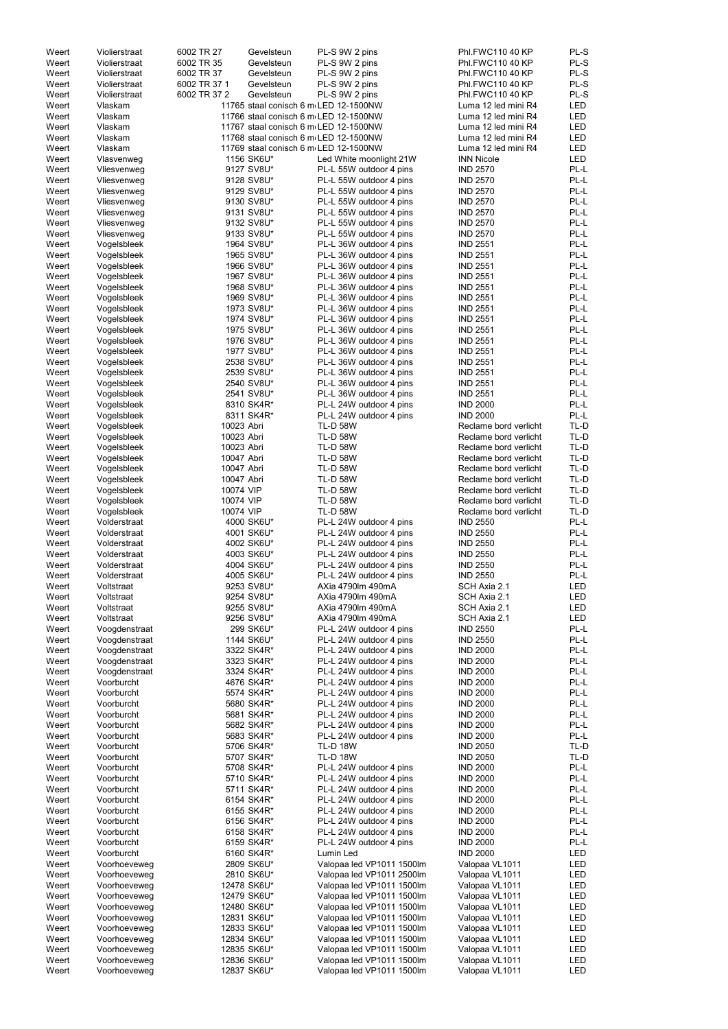| | | | | | | |
|---|---|---|---|---|---|---|
| Weert | Violierstraat | 6002 TR 27 | Gevelsteun | PL-S 9W 2 pins | Phl.FWC110 40 KP | PL-S |
| Weert | Violierstraat | 6002 TR 35 | Gevelsteun | PL-S 9W 2 pins | Phl.FWC110 40 KP | PL-S |
| Weert | Violierstraat | 6002 TR 37 | Gevelsteun | PL-S 9W 2 pins | Phl.FWC110 40 KP | PL-S |
| Weert | Violierstraat | 6002 TR 37 1 | Gevelsteun | PL-S 9W 2 pins | Phl.FWC110 40 KP | PL-S |
| Weert | Violierstraat | 6002 TR 37 2 | Gevelsteun | PL-S 9W 2 pins | Phl.FWC110 40 KP | PL-S |
| Weert | Vlaskam | 11765 | staal conisch 6 m | LED 12-1500NW | Luma 12 led mini R4 | LED |
| Weert | Vlaskam | 11766 | staal conisch 6 m | LED 12-1500NW | Luma 12 led mini R4 | LED |
| Weert | Vlaskam | 11767 | staal conisch 6 m | LED 12-1500NW | Luma 12 led mini R4 | LED |
| Weert | Vlaskam | 11768 | staal conisch 6 m | LED 12-1500NW | Luma 12 led mini R4 | LED |
| Weert | Vlaskam | 11769 | staal conisch 6 m | LED 12-1500NW | Luma 12 led mini R4 | LED |
| Weert | Vlasvenweg | 1156 | SK6U* | Led White moonlight 21W | INN Nicole | LED |
| Weert | Vliesvenweg | 9127 | SV8U* | PL-L 55W outdoor 4 pins | IND 2570 | PL-L |
| Weert | Vliesvenweg | 9128 | SV8U* | PL-L 55W outdoor 4 pins | IND 2570 | PL-L |
| Weert | Vliesvenweg | 9129 | SV8U* | PL-L 55W outdoor 4 pins | IND 2570 | PL-L |
| Weert | Vliesvenweg | 9130 | SV8U* | PL-L 55W outdoor 4 pins | IND 2570 | PL-L |
| Weert | Vliesvenweg | 9131 | SV8U* | PL-L 55W outdoor 4 pins | IND 2570 | PL-L |
| Weert | Vliesvenweg | 9132 | SV8U* | PL-L 55W outdoor 4 pins | IND 2570 | PL-L |
| Weert | Vliesvenweg | 9133 | SV8U* | PL-L 55W outdoor 4 pins | IND 2570 | PL-L |
| Weert | Vogelsbleek | 1964 | SV8U* | PL-L 36W outdoor 4 pins | IND 2551 | PL-L |
| Weert | Vogelsbleek | 1965 | SV8U* | PL-L 36W outdoor 4 pins | IND 2551 | PL-L |
| Weert | Vogelsbleek | 1966 | SV8U* | PL-L 36W outdoor 4 pins | IND 2551 | PL-L |
| Weert | Vogelsbleek | 1967 | SV8U* | PL-L 36W outdoor 4 pins | IND 2551 | PL-L |
| Weert | Vogelsbleek | 1968 | SV8U* | PL-L 36W outdoor 4 pins | IND 2551 | PL-L |
| Weert | Vogelsbleek | 1969 | SV8U* | PL-L 36W outdoor 4 pins | IND 2551 | PL-L |
| Weert | Vogelsbleek | 1973 | SV8U* | PL-L 36W outdoor 4 pins | IND 2551 | PL-L |
| Weert | Vogelsbleek | 1974 | SV8U* | PL-L 36W outdoor 4 pins | IND 2551 | PL-L |
| Weert | Vogelsbleek | 1975 | SV8U* | PL-L 36W outdoor 4 pins | IND 2551 | PL-L |
| Weert | Vogelsbleek | 1976 | SV8U* | PL-L 36W outdoor 4 pins | IND 2551 | PL-L |
| Weert | Vogelsbleek | 1977 | SV8U* | PL-L 36W outdoor 4 pins | IND 2551 | PL-L |
| Weert | Vogelsbleek | 2538 | SV8U* | PL-L 36W outdoor 4 pins | IND 2551 | PL-L |
| Weert | Vogelsbleek | 2539 | SV8U* | PL-L 36W outdoor 4 pins | IND 2551 | PL-L |
| Weert | Vogelsbleek | 2540 | SV8U* | PL-L 36W outdoor 4 pins | IND 2551 | PL-L |
| Weert | Vogelsbleek | 2541 | SV8U* | PL-L 36W outdoor 4 pins | IND 2551 | PL-L |
| Weert | Vogelsbleek | 8310 | SK4R* | PL-L 24W outdoor 4 pins | IND 2000 | PL-L |
| Weert | Vogelsbleek | 8311 | SK4R* | PL-L 24W outdoor 4 pins | IND 2000 | PL-L |
| Weert | Vogelsbleek | 10023 | Abri | TL-D 58W | Reclame bord verlicht | TL-D |
| Weert | Vogelsbleek | 10023 | Abri | TL-D 58W | Reclame bord verlicht | TL-D |
| Weert | Vogelsbleek | 10023 | Abri | TL-D 58W | Reclame bord verlicht | TL-D |
| Weert | Vogelsbleek | 10047 | Abri | TL-D 58W | Reclame bord verlicht | TL-D |
| Weert | Vogelsbleek | 10047 | Abri | TL-D 58W | Reclame bord verlicht | TL-D |
| Weert | Vogelsbleek | 10047 | Abri | TL-D 58W | Reclame bord verlicht | TL-D |
| Weert | Vogelsbleek | 10074 | VIP | TL-D 58W | Reclame bord verlicht | TL-D |
| Weert | Vogelsbleek | 10074 | VIP | TL-D 58W | Reclame bord verlicht | TL-D |
| Weert | Vogelsbleek | 10074 | VIP | TL-D 58W | Reclame bord verlicht | TL-D |
| Weert | Volderstraat | 4000 | SK6U* | PL-L 24W outdoor 4 pins | IND 2550 | PL-L |
| Weert | Volderstraat | 4001 | SK6U* | PL-L 24W outdoor 4 pins | IND 2550 | PL-L |
| Weert | Volderstraat | 4002 | SK6U* | PL-L 24W outdoor 4 pins | IND 2550 | PL-L |
| Weert | Volderstraat | 4003 | SK6U* | PL-L 24W outdoor 4 pins | IND 2550 | PL-L |
| Weert | Volderstraat | 4004 | SK6U* | PL-L 24W outdoor 4 pins | IND 2550 | PL-L |
| Weert | Volderstraat | 4005 | SK6U* | PL-L 24W outdoor 4 pins | IND 2550 | PL-L |
| Weert | Voltstraat | 9253 | SV8U* | AXia 4790lm 490mA | SCH Axia 2.1 | LED |
| Weert | Voltstraat | 9254 | SV8U* | AXia 4790lm 490mA | SCH Axia 2.1 | LED |
| Weert | Voltstraat | 9255 | SV8U* | AXia 4790lm 490mA | SCH Axia 2.1 | LED |
| Weert | Voltstraat | 9256 | SV8U* | AXia 4790lm 490mA | SCH Axia 2.1 | LED |
| Weert | Voogdenstraat | 299 | SK6U* | PL-L 24W outdoor 4 pins | IND 2550 | PL-L |
| Weert | Voogdenstraat | 1144 | SK6U* | PL-L 24W outdoor 4 pins | IND 2550 | PL-L |
| Weert | Voogdenstraat | 3322 | SK4R* | PL-L 24W outdoor 4 pins | IND 2000 | PL-L |
| Weert | Voogdenstraat | 3323 | SK4R* | PL-L 24W outdoor 4 pins | IND 2000 | PL-L |
| Weert | Voogdenstraat | 3324 | SK4R* | PL-L 24W outdoor 4 pins | IND 2000 | PL-L |
| Weert | Voorburcht | 4676 | SK4R* | PL-L 24W outdoor 4 pins | IND 2000 | PL-L |
| Weert | Voorburcht | 5574 | SK4R* | PL-L 24W outdoor 4 pins | IND 2000 | PL-L |
| Weert | Voorburcht | 5680 | SK4R* | PL-L 24W outdoor 4 pins | IND 2000 | PL-L |
| Weert | Voorburcht | 5681 | SK4R* | PL-L 24W outdoor 4 pins | IND 2000 | PL-L |
| Weert | Voorburcht | 5682 | SK4R* | PL-L 24W outdoor 4 pins | IND 2000 | PL-L |
| Weert | Voorburcht | 5683 | SK4R* | PL-L 24W outdoor 4 pins | IND 2000 | PL-L |
| Weert | Voorburcht | 5706 | SK4R* | TL-D 18W | IND 2050 | TL-D |
| Weert | Voorburcht | 5707 | SK4R* | TL-D 18W | IND 2050 | TL-D |
| Weert | Voorburcht | 5708 | SK4R* | PL-L 24W outdoor 4 pins | IND 2000 | PL-L |
| Weert | Voorburcht | 5710 | SK4R* | PL-L 24W outdoor 4 pins | IND 2000 | PL-L |
| Weert | Voorburcht | 5711 | SK4R* | PL-L 24W outdoor 4 pins | IND 2000 | PL-L |
| Weert | Voorburcht | 6154 | SK4R* | PL-L 24W outdoor 4 pins | IND 2000 | PL-L |
| Weert | Voorburcht | 6155 | SK4R* | PL-L 24W outdoor 4 pins | IND 2000 | PL-L |
| Weert | Voorburcht | 6156 | SK4R* | PL-L 24W outdoor 4 pins | IND 2000 | PL-L |
| Weert | Voorburcht | 6158 | SK4R* | PL-L 24W outdoor 4 pins | IND 2000 | PL-L |
| Weert | Voorburcht | 6159 | SK4R* | PL-L 24W outdoor 4 pins | IND 2000 | PL-L |
| Weert | Voorburcht | 6160 | SK4R* | Lumin Led | IND 2000 | LED |
| Weert | Voorhoeveweg | 2809 | SK6U* | Valopaa led VP1011 1500lm | Valopaa VL1011 | LED |
| Weert | Voorhoeveweg | 2810 | SK6U* | Valopaa led VP1011 2500lm | Valopaa VL1011 | LED |
| Weert | Voorhoeveweg | 12478 | SK6U* | Valopaa led VP1011 1500lm | Valopaa VL1011 | LED |
| Weert | Voorhoeveweg | 12479 | SK6U* | Valopaa led VP1011 1500lm | Valopaa VL1011 | LED |
| Weert | Voorhoeveweg | 12480 | SK6U* | Valopaa led VP1011 1500lm | Valopaa VL1011 | LED |
| Weert | Voorhoeveweg | 12831 | SK6U* | Valopaa led VP1011 1500lm | Valopaa VL1011 | LED |
| Weert | Voorhoeveweg | 12833 | SK6U* | Valopaa led VP1011 1500lm | Valopaa VL1011 | LED |
| Weert | Voorhoeveweg | 12834 | SK6U* | Valopaa led VP1011 1500lm | Valopaa VL1011 | LED |
| Weert | Voorhoeveweg | 12835 | SK6U* | Valopaa led VP1011 1500lm | Valopaa VL1011 | LED |
| Weert | Voorhoeveweg | 12836 | SK6U* | Valopaa led VP1011 1500lm | Valopaa VL1011 | LED |
| Weert | Voorhoeveweg | 12837 | SK6U* | Valopaa led VP1011 1500lm | Valopaa VL1011 | LED |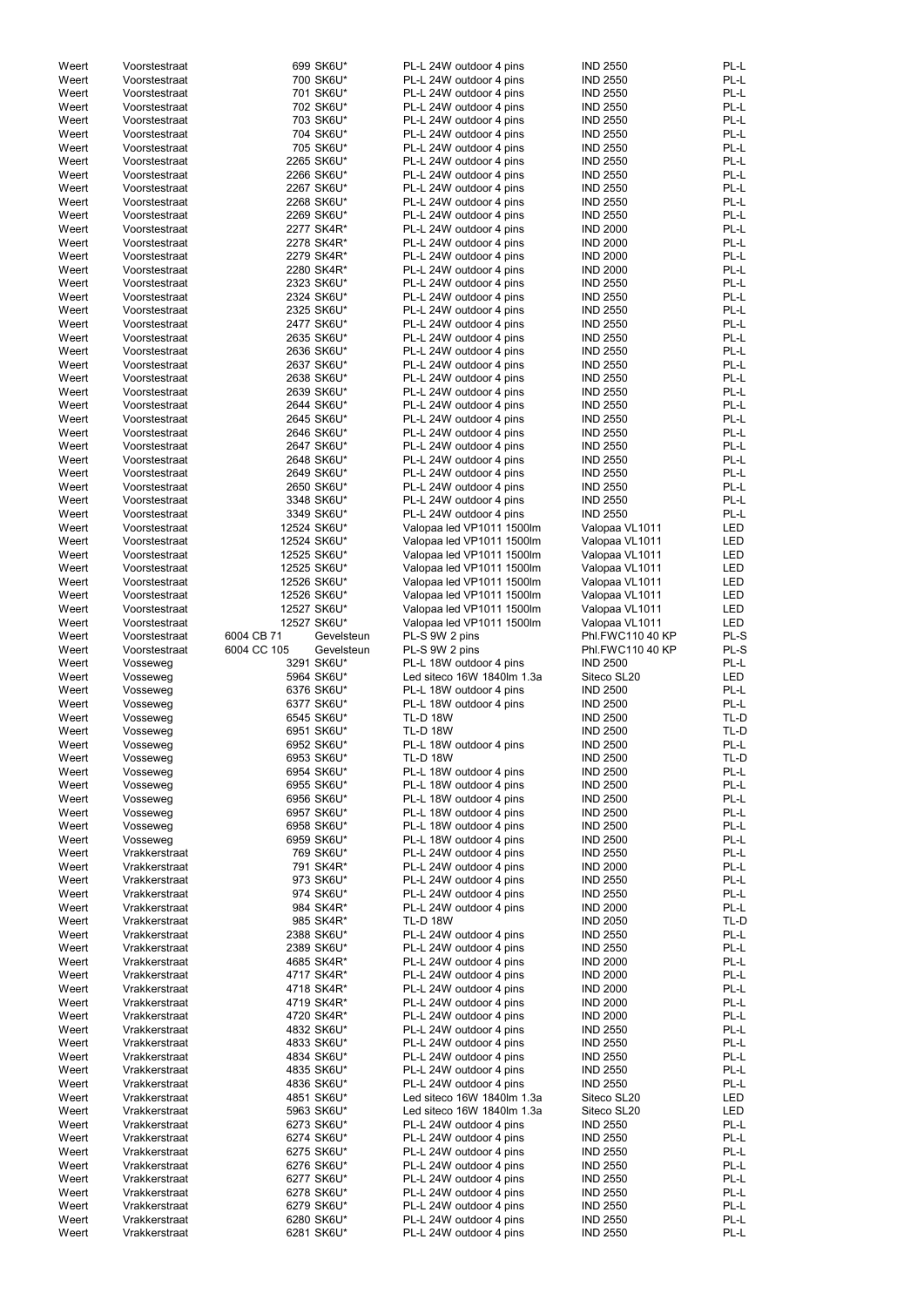| | | | | | | |
|---|---|---|---|---|---|---|
| Weert | Voorstestraat | 699 | SK6U* | PL-L 24W outdoor 4 pins | IND 2550 | PL-L |
| Weert | Voorstestraat | 700 | SK6U* | PL-L 24W outdoor 4 pins | IND 2550 | PL-L |
| Weert | Voorstestraat | 701 | SK6U* | PL-L 24W outdoor 4 pins | IND 2550 | PL-L |
| Weert | Voorstestraat | 702 | SK6U* | PL-L 24W outdoor 4 pins | IND 2550 | PL-L |
| Weert | Voorstestraat | 703 | SK6U* | PL-L 24W outdoor 4 pins | IND 2550 | PL-L |
| Weert | Voorstestraat | 704 | SK6U* | PL-L 24W outdoor 4 pins | IND 2550 | PL-L |
| Weert | Voorstestraat | 705 | SK6U* | PL-L 24W outdoor 4 pins | IND 2550 | PL-L |
| Weert | Voorstestraat | 2265 | SK6U* | PL-L 24W outdoor 4 pins | IND 2550 | PL-L |
| Weert | Voorstestraat | 2266 | SK6U* | PL-L 24W outdoor 4 pins | IND 2550 | PL-L |
| Weert | Voorstestraat | 2267 | SK6U* | PL-L 24W outdoor 4 pins | IND 2550 | PL-L |
| Weert | Voorstestraat | 2268 | SK6U* | PL-L 24W outdoor 4 pins | IND 2550 | PL-L |
| Weert | Voorstestraat | 2269 | SK6U* | PL-L 24W outdoor 4 pins | IND 2550 | PL-L |
| Weert | Voorstestraat | 2277 | SK4R* | PL-L 24W outdoor 4 pins | IND 2000 | PL-L |
| Weert | Voorstestraat | 2278 | SK4R* | PL-L 24W outdoor 4 pins | IND 2000 | PL-L |
| Weert | Voorstestraat | 2279 | SK4R* | PL-L 24W outdoor 4 pins | IND 2000 | PL-L |
| Weert | Voorstestraat | 2280 | SK4R* | PL-L 24W outdoor 4 pins | IND 2000 | PL-L |
| Weert | Voorstestraat | 2323 | SK6U* | PL-L 24W outdoor 4 pins | IND 2550 | PL-L |
| Weert | Voorstestraat | 2324 | SK6U* | PL-L 24W outdoor 4 pins | IND 2550 | PL-L |
| Weert | Voorstestraat | 2325 | SK6U* | PL-L 24W outdoor 4 pins | IND 2550 | PL-L |
| Weert | Voorstestraat | 2477 | SK6U* | PL-L 24W outdoor 4 pins | IND 2550 | PL-L |
| Weert | Voorstestraat | 2635 | SK6U* | PL-L 24W outdoor 4 pins | IND 2550 | PL-L |
| Weert | Voorstestraat | 2636 | SK6U* | PL-L 24W outdoor 4 pins | IND 2550 | PL-L |
| Weert | Voorstestraat | 2637 | SK6U* | PL-L 24W outdoor 4 pins | IND 2550 | PL-L |
| Weert | Voorstestraat | 2638 | SK6U* | PL-L 24W outdoor 4 pins | IND 2550 | PL-L |
| Weert | Voorstestraat | 2639 | SK6U* | PL-L 24W outdoor 4 pins | IND 2550 | PL-L |
| Weert | Voorstestraat | 2644 | SK6U* | PL-L 24W outdoor 4 pins | IND 2550 | PL-L |
| Weert | Voorstestraat | 2645 | SK6U* | PL-L 24W outdoor 4 pins | IND 2550 | PL-L |
| Weert | Voorstestraat | 2646 | SK6U* | PL-L 24W outdoor 4 pins | IND 2550 | PL-L |
| Weert | Voorstestraat | 2647 | SK6U* | PL-L 24W outdoor 4 pins | IND 2550 | PL-L |
| Weert | Voorstestraat | 2648 | SK6U* | PL-L 24W outdoor 4 pins | IND 2550 | PL-L |
| Weert | Voorstestraat | 2649 | SK6U* | PL-L 24W outdoor 4 pins | IND 2550 | PL-L |
| Weert | Voorstestraat | 2650 | SK6U* | PL-L 24W outdoor 4 pins | IND 2550 | PL-L |
| Weert | Voorstestraat | 3348 | SK6U* | PL-L 24W outdoor 4 pins | IND 2550 | PL-L |
| Weert | Voorstestraat | 3349 | SK6U* | PL-L 24W outdoor 4 pins | IND 2550 | PL-L |
| Weert | Voorstestraat | 12524 | SK6U* | Valopaa led VP1011 1500lm | Valopaa VL1011 | LED |
| Weert | Voorstestraat | 12524 | SK6U* | Valopaa led VP1011 1500lm | Valopaa VL1011 | LED |
| Weert | Voorstestraat | 12525 | SK6U* | Valopaa led VP1011 1500lm | Valopaa VL1011 | LED |
| Weert | Voorstestraat | 12525 | SK6U* | Valopaa led VP1011 1500lm | Valopaa VL1011 | LED |
| Weert | Voorstestraat | 12526 | SK6U* | Valopaa led VP1011 1500lm | Valopaa VL1011 | LED |
| Weert | Voorstestraat | 12526 | SK6U* | Valopaa led VP1011 1500lm | Valopaa VL1011 | LED |
| Weert | Voorstestraat | 12527 | SK6U* | Valopaa led VP1011 1500lm | Valopaa VL1011 | LED |
| Weert | Voorstestraat | 12527 | SK6U* | Valopaa led VP1011 1500lm | Valopaa VL1011 | LED |
| Weert | Voorstestraat | 6004 CB 71 | Gevelsteun | PL-S 9W 2 pins | Phl.FWC110 40 KP | PL-S |
| Weert | Voorstestraat | 6004 CC 105 | Gevelsteun | PL-S 9W 2 pins | Phl.FWC110 40 KP | PL-S |
| Weert | Vosseweg | 3291 | SK6U* | PL-L 18W outdoor 4 pins | IND 2500 | PL-L |
| Weert | Vosseweg | 5964 | SK6U* | Led siteco 16W 1840lm 1.3a | Siteco SL20 | LED |
| Weert | Vosseweg | 6376 | SK6U* | PL-L 18W outdoor 4 pins | IND 2500 | PL-L |
| Weert | Vosseweg | 6377 | SK6U* | PL-L 18W outdoor 4 pins | IND 2500 | PL-L |
| Weert | Vosseweg | 6545 | SK6U* | TL-D 18W | IND 2500 | TL-D |
| Weert | Vosseweg | 6951 | SK6U* | TL-D 18W | IND 2500 | TL-D |
| Weert | Vosseweg | 6952 | SK6U* | PL-L 18W outdoor 4 pins | IND 2500 | PL-L |
| Weert | Vosseweg | 6953 | SK6U* | TL-D 18W | IND 2500 | TL-D |
| Weert | Vosseweg | 6954 | SK6U* | PL-L 18W outdoor 4 pins | IND 2500 | PL-L |
| Weert | Vosseweg | 6955 | SK6U* | PL-L 18W outdoor 4 pins | IND 2500 | PL-L |
| Weert | Vosseweg | 6956 | SK6U* | PL-L 18W outdoor 4 pins | IND 2500 | PL-L |
| Weert | Vosseweg | 6957 | SK6U* | PL-L 18W outdoor 4 pins | IND 2500 | PL-L |
| Weert | Vosseweg | 6958 | SK6U* | PL-L 18W outdoor 4 pins | IND 2500 | PL-L |
| Weert | Vosseweg | 6959 | SK6U* | PL-L 18W outdoor 4 pins | IND 2500 | PL-L |
| Weert | Vrakkerstraat | 769 | SK6U* | PL-L 24W outdoor 4 pins | IND 2550 | PL-L |
| Weert | Vrakkerstraat | 791 | SK4R* | PL-L 24W outdoor 4 pins | IND 2000 | PL-L |
| Weert | Vrakkerstraat | 973 | SK6U* | PL-L 24W outdoor 4 pins | IND 2550 | PL-L |
| Weert | Vrakkerstraat | 974 | SK6U* | PL-L 24W outdoor 4 pins | IND 2550 | PL-L |
| Weert | Vrakkerstraat | 984 | SK4R* | PL-L 24W outdoor 4 pins | IND 2000 | PL-L |
| Weert | Vrakkerstraat | 985 | SK4R* | TL-D 18W | IND 2050 | TL-D |
| Weert | Vrakkerstraat | 2388 | SK6U* | PL-L 24W outdoor 4 pins | IND 2550 | PL-L |
| Weert | Vrakkerstraat | 2389 | SK6U* | PL-L 24W outdoor 4 pins | IND 2550 | PL-L |
| Weert | Vrakkerstraat | 4685 | SK4R* | PL-L 24W outdoor 4 pins | IND 2000 | PL-L |
| Weert | Vrakkerstraat | 4717 | SK4R* | PL-L 24W outdoor 4 pins | IND 2000 | PL-L |
| Weert | Vrakkerstraat | 4718 | SK4R* | PL-L 24W outdoor 4 pins | IND 2000 | PL-L |
| Weert | Vrakkerstraat | 4719 | SK4R* | PL-L 24W outdoor 4 pins | IND 2000 | PL-L |
| Weert | Vrakkerstraat | 4720 | SK4R* | PL-L 24W outdoor 4 pins | IND 2000 | PL-L |
| Weert | Vrakkerstraat | 4832 | SK6U* | PL-L 24W outdoor 4 pins | IND 2550 | PL-L |
| Weert | Vrakkerstraat | 4833 | SK6U* | PL-L 24W outdoor 4 pins | IND 2550 | PL-L |
| Weert | Vrakkerstraat | 4834 | SK6U* | PL-L 24W outdoor 4 pins | IND 2550 | PL-L |
| Weert | Vrakkerstraat | 4835 | SK6U* | PL-L 24W outdoor 4 pins | IND 2550 | PL-L |
| Weert | Vrakkerstraat | 4836 | SK6U* | PL-L 24W outdoor 4 pins | IND 2550 | PL-L |
| Weert | Vrakkerstraat | 4851 | SK6U* | Led siteco 16W 1840lm 1.3a | Siteco SL20 | LED |
| Weert | Vrakkerstraat | 5963 | SK6U* | Led siteco 16W 1840lm 1.3a | Siteco SL20 | LED |
| Weert | Vrakkerstraat | 6273 | SK6U* | PL-L 24W outdoor 4 pins | IND 2550 | PL-L |
| Weert | Vrakkerstraat | 6274 | SK6U* | PL-L 24W outdoor 4 pins | IND 2550 | PL-L |
| Weert | Vrakkerstraat | 6275 | SK6U* | PL-L 24W outdoor 4 pins | IND 2550 | PL-L |
| Weert | Vrakkerstraat | 6276 | SK6U* | PL-L 24W outdoor 4 pins | IND 2550 | PL-L |
| Weert | Vrakkerstraat | 6277 | SK6U* | PL-L 24W outdoor 4 pins | IND 2550 | PL-L |
| Weert | Vrakkerstraat | 6278 | SK6U* | PL-L 24W outdoor 4 pins | IND 2550 | PL-L |
| Weert | Vrakkerstraat | 6279 | SK6U* | PL-L 24W outdoor 4 pins | IND 2550 | PL-L |
| Weert | Vrakkerstraat | 6280 | SK6U* | PL-L 24W outdoor 4 pins | IND 2550 | PL-L |
| Weert | Vrakkerstraat | 6281 | SK6U* | PL-L 24W outdoor 4 pins | IND 2550 | PL-L |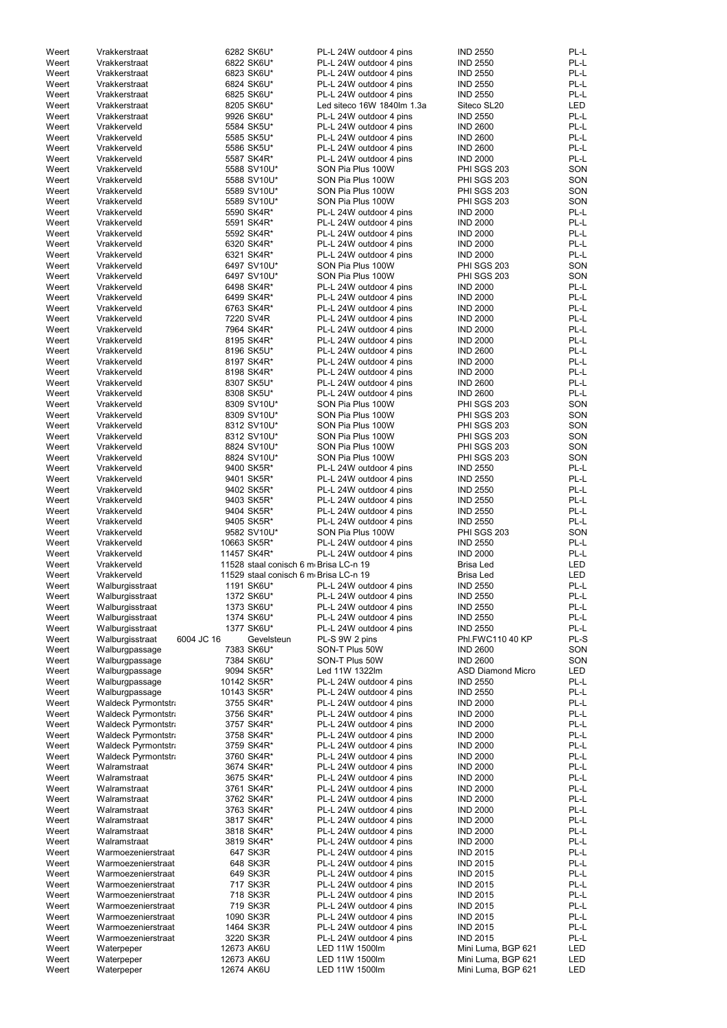| | | | | | | |
|---|---|---|---|---|---|---|
| Weert | Vrakkerstraat | | 6282 SK6U* | PL-L 24W outdoor 4 pins | IND 2550 | PL-L |
| Weert | Vrakkerstraat | | 6822 SK6U* | PL-L 24W outdoor 4 pins | IND 2550 | PL-L |
| Weert | Vrakkerstraat | | 6823 SK6U* | PL-L 24W outdoor 4 pins | IND 2550 | PL-L |
| Weert | Vrakkerstraat | | 6824 SK6U* | PL-L 24W outdoor 4 pins | IND 2550 | PL-L |
| Weert | Vrakkerstraat | | 6825 SK6U* | PL-L 24W outdoor 4 pins | IND 2550 | PL-L |
| Weert | Vrakkerstraat | | 8205 SK6U* | Led siteco 16W 1840lm 1.3a | Siteco SL20 | LED |
| Weert | Vrakkerstraat | | 9926 SK6U* | PL-L 24W outdoor 4 pins | IND 2550 | PL-L |
| Weert | Vrakkerveld | | 5584 SK5U* | PL-L 24W outdoor 4 pins | IND 2600 | PL-L |
| Weert | Vrakkerveld | | 5585 SK5U* | PL-L 24W outdoor 4 pins | IND 2600 | PL-L |
| Weert | Vrakkerveld | | 5586 SK5U* | PL-L 24W outdoor 4 pins | IND 2600 | PL-L |
| Weert | Vrakkerveld | | 5587 SK4R* | PL-L 24W outdoor 4 pins | IND 2000 | PL-L |
| Weert | Vrakkerveld | | 5588 SV10U* | SON Pia Plus 100W | PHI SGS 203 | SON |
| Weert | Vrakkerveld | | 5588 SV10U* | SON Pia Plus 100W | PHI SGS 203 | SON |
| Weert | Vrakkerveld | | 5589 SV10U* | SON Pia Plus 100W | PHI SGS 203 | SON |
| Weert | Vrakkerveld | | 5589 SV10U* | SON Pia Plus 100W | PHI SGS 203 | SON |
| Weert | Vrakkerveld | | 5590 SK4R* | PL-L 24W outdoor 4 pins | IND 2000 | PL-L |
| Weert | Vrakkerveld | | 5591 SK4R* | PL-L 24W outdoor 4 pins | IND 2000 | PL-L |
| Weert | Vrakkerveld | | 5592 SK4R* | PL-L 24W outdoor 4 pins | IND 2000 | PL-L |
| Weert | Vrakkerveld | | 6320 SK4R* | PL-L 24W outdoor 4 pins | IND 2000 | PL-L |
| Weert | Vrakkerveld | | 6321 SK4R* | PL-L 24W outdoor 4 pins | IND 2000 | PL-L |
| Weert | Vrakkerveld | | 6497 SV10U* | SON Pia Plus 100W | PHI SGS 203 | SON |
| Weert | Vrakkerveld | | 6497 SV10U* | SON Pia Plus 100W | PHI SGS 203 | SON |
| Weert | Vrakkerveld | | 6498 SK4R* | PL-L 24W outdoor 4 pins | IND 2000 | PL-L |
| Weert | Vrakkerveld | | 6499 SK4R* | PL-L 24W outdoor 4 pins | IND 2000 | PL-L |
| Weert | Vrakkerveld | | 6763 SK4R* | PL-L 24W outdoor 4 pins | IND 2000 | PL-L |
| Weert | Vrakkerveld | | 7220 SV4R | PL-L 24W outdoor 4 pins | IND 2000 | PL-L |
| Weert | Vrakkerveld | | 7964 SK4R* | PL-L 24W outdoor 4 pins | IND 2000 | PL-L |
| Weert | Vrakkerveld | | 8195 SK4R* | PL-L 24W outdoor 4 pins | IND 2000 | PL-L |
| Weert | Vrakkerveld | | 8196 SK5U* | PL-L 24W outdoor 4 pins | IND 2600 | PL-L |
| Weert | Vrakkerveld | | 8197 SK4R* | PL-L 24W outdoor 4 pins | IND 2000 | PL-L |
| Weert | Vrakkerveld | | 8198 SK4R* | PL-L 24W outdoor 4 pins | IND 2000 | PL-L |
| Weert | Vrakkerveld | | 8307 SK5U* | PL-L 24W outdoor 4 pins | IND 2600 | PL-L |
| Weert | Vrakkerveld | | 8308 SK5U* | PL-L 24W outdoor 4 pins | IND 2600 | PL-L |
| Weert | Vrakkerveld | | 8309 SV10U* | SON Pia Plus 100W | PHI SGS 203 | SON |
| Weert | Vrakkerveld | | 8309 SV10U* | SON Pia Plus 100W | PHI SGS 203 | SON |
| Weert | Vrakkerveld | | 8312 SV10U* | SON Pia Plus 100W | PHI SGS 203 | SON |
| Weert | Vrakkerveld | | 8312 SV10U* | SON Pia Plus 100W | PHI SGS 203 | SON |
| Weert | Vrakkerveld | | 8824 SV10U* | SON Pia Plus 100W | PHI SGS 203 | SON |
| Weert | Vrakkerveld | | 8824 SV10U* | SON Pia Plus 100W | PHI SGS 203 | SON |
| Weert | Vrakkerveld | | 9400 SK5R* | PL-L 24W outdoor 4 pins | IND 2550 | PL-L |
| Weert | Vrakkerveld | | 9401 SK5R* | PL-L 24W outdoor 4 pins | IND 2550 | PL-L |
| Weert | Vrakkerveld | | 9402 SK5R* | PL-L 24W outdoor 4 pins | IND 2550 | PL-L |
| Weert | Vrakkerveld | | 9403 SK5R* | PL-L 24W outdoor 4 pins | IND 2550 | PL-L |
| Weert | Vrakkerveld | | 9404 SK5R* | PL-L 24W outdoor 4 pins | IND 2550 | PL-L |
| Weert | Vrakkerveld | | 9405 SK5R* | PL-L 24W outdoor 4 pins | IND 2550 | PL-L |
| Weert | Vrakkerveld | | 9582 SV10U* | SON Pia Plus 100W | PHI SGS 203 | SON |
| Weert | Vrakkerveld | | 10663 SK5R* | PL-L 24W outdoor 4 pins | IND 2550 | PL-L |
| Weert | Vrakkerveld | | 11457 SK4R* | PL-L 24W outdoor 4 pins | IND 2000 | PL-L |
| Weert | Vrakkerveld | | 11528 staal conisch 6 m | Brisa LC-n 19 | Brisa Led | LED |
| Weert | Vrakkerveld | | 11529 staal conisch 6 m | Brisa LC-n 19 | Brisa Led | LED |
| Weert | Walburgisstraat | | 1191 SK6U* | PL-L 24W outdoor 4 pins | IND 2550 | PL-L |
| Weert | Walburgisstraat | | 1372 SK6U* | PL-L 24W outdoor 4 pins | IND 2550 | PL-L |
| Weert | Walburgisstraat | | 1373 SK6U* | PL-L 24W outdoor 4 pins | IND 2550 | PL-L |
| Weert | Walburgisstraat | | 1374 SK6U* | PL-L 24W outdoor 4 pins | IND 2550 | PL-L |
| Weert | Walburgisstraat | | 1377 SK6U* | PL-L 24W outdoor 4 pins | IND 2550 | PL-L |
| Weert | Walburgisstraat | 6004 JC 16 | Gevelsteun | PL-S 9W 2 pins | Phl.FWC110 40 KP | PL-S |
| Weert | Walburgpassage | | 7383 SK6U* | SON-T Plus 50W | IND 2600 | SON |
| Weert | Walburgpassage | | 7384 SK6U* | SON-T Plus 50W | IND 2600 | SON |
| Weert | Walburgpassage | | 9094 SK5R* | Led 11W 1322lm | ASD Diamond Micro | LED |
| Weert | Walburgpassage | | 10142 SK5R* | PL-L 24W outdoor 4 pins | IND 2550 | PL-L |
| Weert | Walburgpassage | | 10143 SK5R* | PL-L 24W outdoor 4 pins | IND 2550 | PL-L |
| Weert | Waldeck Pyrmontstr | | 3755 SK4R* | PL-L 24W outdoor 4 pins | IND 2000 | PL-L |
| Weert | Waldeck Pyrmontstr | | 3756 SK4R* | PL-L 24W outdoor 4 pins | IND 2000 | PL-L |
| Weert | Waldeck Pyrmontstr | | 3757 SK4R* | PL-L 24W outdoor 4 pins | IND 2000 | PL-L |
| Weert | Waldeck Pyrmontstr | | 3758 SK4R* | PL-L 24W outdoor 4 pins | IND 2000 | PL-L |
| Weert | Waldeck Pyrmontstr | | 3759 SK4R* | PL-L 24W outdoor 4 pins | IND 2000 | PL-L |
| Weert | Waldeck Pyrmontstr | | 3760 SK4R* | PL-L 24W outdoor 4 pins | IND 2000 | PL-L |
| Weert | Walramstraat | | 3674 SK4R* | PL-L 24W outdoor 4 pins | IND 2000 | PL-L |
| Weert | Walramstraat | | 3675 SK4R* | PL-L 24W outdoor 4 pins | IND 2000 | PL-L |
| Weert | Walramstraat | | 3761 SK4R* | PL-L 24W outdoor 4 pins | IND 2000 | PL-L |
| Weert | Walramstraat | | 3762 SK4R* | PL-L 24W outdoor 4 pins | IND 2000 | PL-L |
| Weert | Walramstraat | | 3763 SK4R* | PL-L 24W outdoor 4 pins | IND 2000 | PL-L |
| Weert | Walramstraat | | 3817 SK4R* | PL-L 24W outdoor 4 pins | IND 2000 | PL-L |
| Weert | Walramstraat | | 3818 SK4R* | PL-L 24W outdoor 4 pins | IND 2000 | PL-L |
| Weert | Walramstraat | | 3819 SK4R* | PL-L 24W outdoor 4 pins | IND 2000 | PL-L |
| Weert | Warmoezenierstraat | | 647 SK3R | PL-L 24W outdoor 4 pins | IND 2015 | PL-L |
| Weert | Warmoezenierstraat | | 648 SK3R | PL-L 24W outdoor 4 pins | IND 2015 | PL-L |
| Weert | Warmoezenierstraat | | 649 SK3R | PL-L 24W outdoor 4 pins | IND 2015 | PL-L |
| Weert | Warmoezenierstraat | | 717 SK3R | PL-L 24W outdoor 4 pins | IND 2015 | PL-L |
| Weert | Warmoezenierstraat | | 718 SK3R | PL-L 24W outdoor 4 pins | IND 2015 | PL-L |
| Weert | Warmoezenierstraat | | 719 SK3R | PL-L 24W outdoor 4 pins | IND 2015 | PL-L |
| Weert | Warmoezenierstraat | | 1090 SK3R | PL-L 24W outdoor 4 pins | IND 2015 | PL-L |
| Weert | Warmoezenierstraat | | 1464 SK3R | PL-L 24W outdoor 4 pins | IND 2015 | PL-L |
| Weert | Warmoezenierstraat | | 3220 SK3R | PL-L 24W outdoor 4 pins | IND 2015 | PL-L |
| Weert | Waterpeper | | 12673 AK6U | LED 11W 1500lm | Mini Luma, BGP 621 | LED |
| Weert | Waterpeper | | 12673 AK6U | LED 11W 1500lm | Mini Luma, BGP 621 | LED |
| Weert | Waterpeper | | 12674 AK6U | LED 11W 1500lm | Mini Luma, BGP 621 | LED |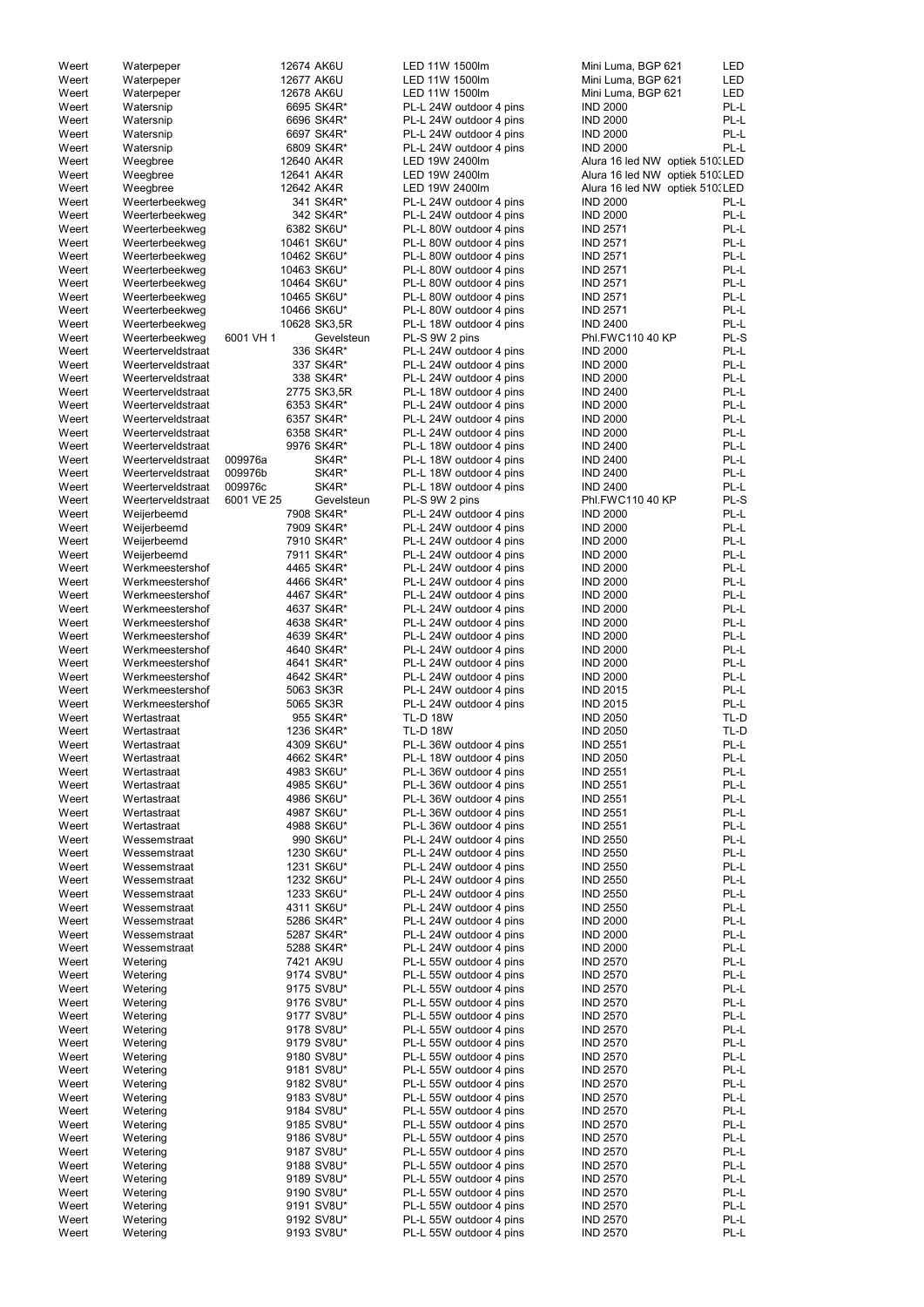| | | | | | | |
|---|---|---|---|---|---|---|
| Weert | Waterpeper | | 12674 AK6U | LED 11W 1500lm | Mini Luma, BGP 621 | LED |
| Weert | Waterpeper | | 12677 AK6U | LED 11W 1500lm | Mini Luma, BGP 621 | LED |
| Weert | Waterpeper | | 12678 AK6U | LED 11W 1500lm | Mini Luma, BGP 621 | LED |
| Weert | Watersnip | | 6695 SK4R* | PL-L 24W outdoor 4 pins | IND 2000 | PL-L |
| Weert | Watersnip | | 6696 SK4R* | PL-L 24W outdoor 4 pins | IND 2000 | PL-L |
| Weert | Watersnip | | 6697 SK4R* | PL-L 24W outdoor 4 pins | IND 2000 | PL-L |
| Weert | Watersnip | | 6809 SK4R* | PL-L 24W outdoor 4 pins | IND 2000 | PL-L |
| Weert | Weegbree | | 12640 AK4R | LED 19W 2400lm | Alura 16 led NW optiek 510:LED | |
| Weert | Weegbree | | 12641 AK4R | LED 19W 2400lm | Alura 16 led NW optiek 510:LED | |
| Weert | Weegbree | | 12642 AK4R | LED 19W 2400lm | Alura 16 led NW optiek 510:LED | |
| Weert | Weerterbeekweg | | 341 SK4R* | PL-L 24W outdoor 4 pins | IND 2000 | PL-L |
| Weert | Weerterbeekweg | | 342 SK4R* | PL-L 24W outdoor 4 pins | IND 2000 | PL-L |
| Weert | Weerterbeekweg | | 6382 SK6U* | PL-L 80W outdoor 4 pins | IND 2571 | PL-L |
| Weert | Weerterbeekweg | | 10461 SK6U* | PL-L 80W outdoor 4 pins | IND 2571 | PL-L |
| Weert | Weerterbeekweg | | 10462 SK6U* | PL-L 80W outdoor 4 pins | IND 2571 | PL-L |
| Weert | Weerterbeekweg | | 10463 SK6U* | PL-L 80W outdoor 4 pins | IND 2571 | PL-L |
| Weert | Weerterbeekweg | | 10464 SK6U* | PL-L 80W outdoor 4 pins | IND 2571 | PL-L |
| Weert | Weerterbeekweg | | 10465 SK6U* | PL-L 80W outdoor 4 pins | IND 2571 | PL-L |
| Weert | Weerterbeekweg | | 10466 SK6U* | PL-L 80W outdoor 4 pins | IND 2571 | PL-L |
| Weert | Weerterbeekweg | | 10628 SK3,5R | PL-L 18W outdoor 4 pins | IND 2400 | PL-L |
| Weert | Weerterbeekweg | 6001 VH 1 | Gevelsteun | PL-S 9W 2 pins | Phl.FWC110 40 KP | PL-S |
| Weert | Weerterveldstraat | | 336 SK4R* | PL-L 24W outdoor 4 pins | IND 2000 | PL-L |
| Weert | Weerterveldstraat | | 337 SK4R* | PL-L 24W outdoor 4 pins | IND 2000 | PL-L |
| Weert | Weerterveldstraat | | 338 SK4R* | PL-L 24W outdoor 4 pins | IND 2000 | PL-L |
| Weert | Weerterveldstraat | | 2775 SK3,5R | PL-L 18W outdoor 4 pins | IND 2400 | PL-L |
| Weert | Weerterveldstraat | | 6353 SK4R* | PL-L 24W outdoor 4 pins | IND 2000 | PL-L |
| Weert | Weerterveldstraat | | 6357 SK4R* | PL-L 24W outdoor 4 pins | IND 2000 | PL-L |
| Weert | Weerterveldstraat | | 6358 SK4R* | PL-L 24W outdoor 4 pins | IND 2000 | PL-L |
| Weert | Weerterveldstraat | | 9976 SK4R* | PL-L 18W outdoor 4 pins | IND 2400 | PL-L |
| Weert | Weerterveldstraat | 009976a | SK4R* | PL-L 18W outdoor 4 pins | IND 2400 | PL-L |
| Weert | Weerterveldstraat | 009976b | SK4R* | PL-L 18W outdoor 4 pins | IND 2400 | PL-L |
| Weert | Weerterveldstraat | 009976c | SK4R* | PL-L 18W outdoor 4 pins | IND 2400 | PL-L |
| Weert | Weerterveldstraat | 6001 VE 25 | Gevelsteun | PL-S 9W 2 pins | Phl.FWC110 40 KP | PL-S |
| Weert | Weijerbeemd | | 7908 SK4R* | PL-L 24W outdoor 4 pins | IND 2000 | PL-L |
| Weert | Weijerbeemd | | 7909 SK4R* | PL-L 24W outdoor 4 pins | IND 2000 | PL-L |
| Weert | Weijerbeemd | | 7910 SK4R* | PL-L 24W outdoor 4 pins | IND 2000 | PL-L |
| Weert | Weijerbeemd | | 7911 SK4R* | PL-L 24W outdoor 4 pins | IND 2000 | PL-L |
| Weert | Werkmeestershof | | 4465 SK4R* | PL-L 24W outdoor 4 pins | IND 2000 | PL-L |
| Weert | Werkmeestershof | | 4466 SK4R* | PL-L 24W outdoor 4 pins | IND 2000 | PL-L |
| Weert | Werkmeestershof | | 4467 SK4R* | PL-L 24W outdoor 4 pins | IND 2000 | PL-L |
| Weert | Werkmeestershof | | 4637 SK4R* | PL-L 24W outdoor 4 pins | IND 2000 | PL-L |
| Weert | Werkmeestershof | | 4638 SK4R* | PL-L 24W outdoor 4 pins | IND 2000 | PL-L |
| Weert | Werkmeestershof | | 4639 SK4R* | PL-L 24W outdoor 4 pins | IND 2000 | PL-L |
| Weert | Werkmeestershof | | 4640 SK4R* | PL-L 24W outdoor 4 pins | IND 2000 | PL-L |
| Weert | Werkmeestershof | | 4641 SK4R* | PL-L 24W outdoor 4 pins | IND 2000 | PL-L |
| Weert | Werkmeestershof | | 4642 SK4R* | PL-L 24W outdoor 4 pins | IND 2000 | PL-L |
| Weert | Werkmeestershof | | 5063 SK3R | PL-L 24W outdoor 4 pins | IND 2015 | PL-L |
| Weert | Werkmeestershof | | 5065 SK3R | PL-L 24W outdoor 4 pins | IND 2015 | PL-L |
| Weert | Wertastraat | | 955 SK4R* | TL-D 18W | IND 2050 | TL-D |
| Weert | Wertastraat | | 1236 SK4R* | TL-D 18W | IND 2050 | TL-D |
| Weert | Wertastraat | | 4309 SK6U* | PL-L 36W outdoor 4 pins | IND 2551 | PL-L |
| Weert | Wertastraat | | 4662 SK4R* | PL-L 18W outdoor 4 pins | IND 2050 | PL-L |
| Weert | Wertastraat | | 4983 SK6U* | PL-L 36W outdoor 4 pins | IND 2551 | PL-L |
| Weert | Wertastraat | | 4985 SK6U* | PL-L 36W outdoor 4 pins | IND 2551 | PL-L |
| Weert | Wertastraat | | 4986 SK6U* | PL-L 36W outdoor 4 pins | IND 2551 | PL-L |
| Weert | Wertastraat | | 4987 SK6U* | PL-L 36W outdoor 4 pins | IND 2551 | PL-L |
| Weert | Wertastraat | | 4988 SK6U* | PL-L 36W outdoor 4 pins | IND 2551 | PL-L |
| Weert | Wessemstraat | | 990 SK6U* | PL-L 24W outdoor 4 pins | IND 2550 | PL-L |
| Weert | Wessemstraat | | 1230 SK6U* | PL-L 24W outdoor 4 pins | IND 2550 | PL-L |
| Weert | Wessemstraat | | 1231 SK6U* | PL-L 24W outdoor 4 pins | IND 2550 | PL-L |
| Weert | Wessemstraat | | 1232 SK6U* | PL-L 24W outdoor 4 pins | IND 2550 | PL-L |
| Weert | Wessemstraat | | 1233 SK6U* | PL-L 24W outdoor 4 pins | IND 2550 | PL-L |
| Weert | Wessemstraat | | 4311 SK6U* | PL-L 24W outdoor 4 pins | IND 2550 | PL-L |
| Weert | Wessemstraat | | 5286 SK4R* | PL-L 24W outdoor 4 pins | IND 2000 | PL-L |
| Weert | Wessemstraat | | 5287 SK4R* | PL-L 24W outdoor 4 pins | IND 2000 | PL-L |
| Weert | Wessemstraat | | 5288 SK4R* | PL-L 24W outdoor 4 pins | IND 2000 | PL-L |
| Weert | Wetering | | 7421 AK9U | PL-L 55W outdoor 4 pins | IND 2570 | PL-L |
| Weert | Wetering | | 9174 SV8U* | PL-L 55W outdoor 4 pins | IND 2570 | PL-L |
| Weert | Wetering | | 9175 SV8U* | PL-L 55W outdoor 4 pins | IND 2570 | PL-L |
| Weert | Wetering | | 9176 SV8U* | PL-L 55W outdoor 4 pins | IND 2570 | PL-L |
| Weert | Wetering | | 9177 SV8U* | PL-L 55W outdoor 4 pins | IND 2570 | PL-L |
| Weert | Wetering | | 9178 SV8U* | PL-L 55W outdoor 4 pins | IND 2570 | PL-L |
| Weert | Wetering | | 9179 SV8U* | PL-L 55W outdoor 4 pins | IND 2570 | PL-L |
| Weert | Wetering | | 9180 SV8U* | PL-L 55W outdoor 4 pins | IND 2570 | PL-L |
| Weert | Wetering | | 9181 SV8U* | PL-L 55W outdoor 4 pins | IND 2570 | PL-L |
| Weert | Wetering | | 9182 SV8U* | PL-L 55W outdoor 4 pins | IND 2570 | PL-L |
| Weert | Wetering | | 9183 SV8U* | PL-L 55W outdoor 4 pins | IND 2570 | PL-L |
| Weert | Wetering | | 9184 SV8U* | PL-L 55W outdoor 4 pins | IND 2570 | PL-L |
| Weert | Wetering | | 9185 SV8U* | PL-L 55W outdoor 4 pins | IND 2570 | PL-L |
| Weert | Wetering | | 9186 SV8U* | PL-L 55W outdoor 4 pins | IND 2570 | PL-L |
| Weert | Wetering | | 9187 SV8U* | PL-L 55W outdoor 4 pins | IND 2570 | PL-L |
| Weert | Wetering | | 9188 SV8U* | PL-L 55W outdoor 4 pins | IND 2570 | PL-L |
| Weert | Wetering | | 9189 SV8U* | PL-L 55W outdoor 4 pins | IND 2570 | PL-L |
| Weert | Wetering | | 9190 SV8U* | PL-L 55W outdoor 4 pins | IND 2570 | PL-L |
| Weert | Wetering | | 9191 SV8U* | PL-L 55W outdoor 4 pins | IND 2570 | PL-L |
| Weert | Wetering | | 9192 SV8U* | PL-L 55W outdoor 4 pins | IND 2570 | PL-L |
| Weert | Wetering | | 9193 SV8U* | PL-L 55W outdoor 4 pins | IND 2570 | PL-L |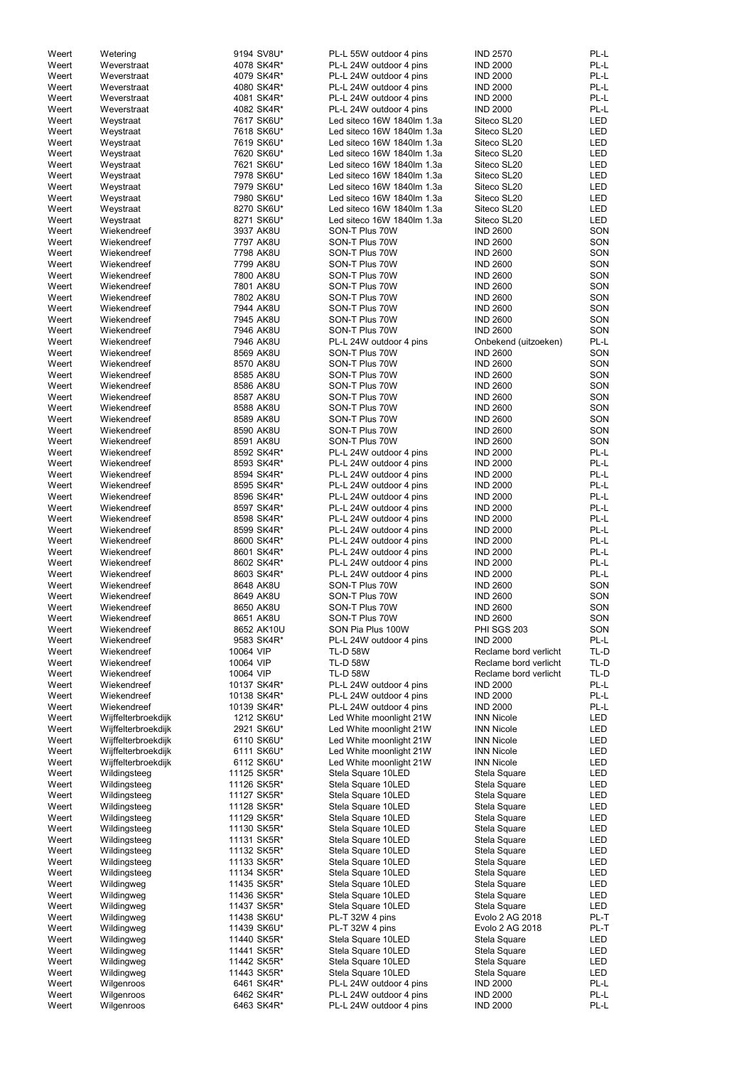| | | | | | |
|---|---|---|---|---|---|
| Weert | Wetering | 9194 SV8U* | PL-L 55W outdoor 4 pins | IND 2570 | PL-L |
| Weert | Weverstraat | 4078 SK4R* | PL-L 24W outdoor 4 pins | IND 2000 | PL-L |
| Weert | Weverstraat | 4079 SK4R* | PL-L 24W outdoor 4 pins | IND 2000 | PL-L |
| Weert | Weverstraat | 4080 SK4R* | PL-L 24W outdoor 4 pins | IND 2000 | PL-L |
| Weert | Weverstraat | 4081 SK4R* | PL-L 24W outdoor 4 pins | IND 2000 | PL-L |
| Weert | Weverstraat | 4082 SK4R* | PL-L 24W outdoor 4 pins | IND 2000 | PL-L |
| Weert | Weystraat | 7617 SK6U* | Led siteco 16W 1840lm 1.3a | Siteco SL20 | LED |
| Weert | Weystraat | 7618 SK6U* | Led siteco 16W 1840lm 1.3a | Siteco SL20 | LED |
| Weert | Weystraat | 7619 SK6U* | Led siteco 16W 1840lm 1.3a | Siteco SL20 | LED |
| Weert | Weystraat | 7620 SK6U* | Led siteco 16W 1840lm 1.3a | Siteco SL20 | LED |
| Weert | Weystraat | 7621 SK6U* | Led siteco 16W 1840lm 1.3a | Siteco SL20 | LED |
| Weert | Weystraat | 7978 SK6U* | Led siteco 16W 1840lm 1.3a | Siteco SL20 | LED |
| Weert | Weystraat | 7979 SK6U* | Led siteco 16W 1840lm 1.3a | Siteco SL20 | LED |
| Weert | Weystraat | 7980 SK6U* | Led siteco 16W 1840lm 1.3a | Siteco SL20 | LED |
| Weert | Weystraat | 8270 SK6U* | Led siteco 16W 1840lm 1.3a | Siteco SL20 | LED |
| Weert | Weystraat | 8271 SK6U* | Led siteco 16W 1840lm 1.3a | Siteco SL20 | LED |
| Weert | Wiekendreef | 3937 AK8U | SON-T Plus 70W | IND 2600 | SON |
| Weert | Wiekendreef | 7797 AK8U | SON-T Plus 70W | IND 2600 | SON |
| Weert | Wiekendreef | 7798 AK8U | SON-T Plus 70W | IND 2600 | SON |
| Weert | Wiekendreef | 7799 AK8U | SON-T Plus 70W | IND 2600 | SON |
| Weert | Wiekendreef | 7800 AK8U | SON-T Plus 70W | IND 2600 | SON |
| Weert | Wiekendreef | 7801 AK8U | SON-T Plus 70W | IND 2600 | SON |
| Weert | Wiekendreef | 7802 AK8U | SON-T Plus 70W | IND 2600 | SON |
| Weert | Wiekendreef | 7944 AK8U | SON-T Plus 70W | IND 2600 | SON |
| Weert | Wiekendreef | 7945 AK8U | SON-T Plus 70W | IND 2600 | SON |
| Weert | Wiekendreef | 7946 AK8U | SON-T Plus 70W | IND 2600 | SON |
| Weert | Wiekendreef | 7946 AK8U | PL-L 24W outdoor 4 pins | Onbekend (uitzoeken) | PL-L |
| Weert | Wiekendreef | 8569 AK8U | SON-T Plus 70W | IND 2600 | SON |
| Weert | Wiekendreef | 8570 AK8U | SON-T Plus 70W | IND 2600 | SON |
| Weert | Wiekendreef | 8585 AK8U | SON-T Plus 70W | IND 2600 | SON |
| Weert | Wiekendreef | 8586 AK8U | SON-T Plus 70W | IND 2600 | SON |
| Weert | Wiekendreef | 8587 AK8U | SON-T Plus 70W | IND 2600 | SON |
| Weert | Wiekendreef | 8588 AK8U | SON-T Plus 70W | IND 2600 | SON |
| Weert | Wiekendreef | 8589 AK8U | SON-T Plus 70W | IND 2600 | SON |
| Weert | Wiekendreef | 8590 AK8U | SON-T Plus 70W | IND 2600 | SON |
| Weert | Wiekendreef | 8591 AK8U | SON-T Plus 70W | IND 2600 | SON |
| Weert | Wiekendreef | 8592 SK4R* | PL-L 24W outdoor 4 pins | IND 2000 | PL-L |
| Weert | Wiekendreef | 8593 SK4R* | PL-L 24W outdoor 4 pins | IND 2000 | PL-L |
| Weert | Wiekendreef | 8594 SK4R* | PL-L 24W outdoor 4 pins | IND 2000 | PL-L |
| Weert | Wiekendreef | 8595 SK4R* | PL-L 24W outdoor 4 pins | IND 2000 | PL-L |
| Weert | Wiekendreef | 8596 SK4R* | PL-L 24W outdoor 4 pins | IND 2000 | PL-L |
| Weert | Wiekendreef | 8597 SK4R* | PL-L 24W outdoor 4 pins | IND 2000 | PL-L |
| Weert | Wiekendreef | 8598 SK4R* | PL-L 24W outdoor 4 pins | IND 2000 | PL-L |
| Weert | Wiekendreef | 8599 SK4R* | PL-L 24W outdoor 4 pins | IND 2000 | PL-L |
| Weert | Wiekendreef | 8600 SK4R* | PL-L 24W outdoor 4 pins | IND 2000 | PL-L |
| Weert | Wiekendreef | 8601 SK4R* | PL-L 24W outdoor 4 pins | IND 2000 | PL-L |
| Weert | Wiekendreef | 8602 SK4R* | PL-L 24W outdoor 4 pins | IND 2000 | PL-L |
| Weert | Wiekendreef | 8603 SK4R* | PL-L 24W outdoor 4 pins | IND 2000 | PL-L |
| Weert | Wiekendreef | 8648 AK8U | SON-T Plus 70W | IND 2600 | SON |
| Weert | Wiekendreef | 8649 AK8U | SON-T Plus 70W | IND 2600 | SON |
| Weert | Wiekendreef | 8650 AK8U | SON-T Plus 70W | IND 2600 | SON |
| Weert | Wiekendreef | 8651 AK8U | SON-T Plus 70W | IND 2600 | SON |
| Weert | Wiekendreef | 8652 AK10U | SON Pia Plus 100W | PHI SGS 203 | SON |
| Weert | Wiekendreef | 9583 SK4R* | PL-L 24W outdoor 4 pins | IND 2000 | PL-L |
| Weert | Wiekendreef | 10064 VIP | TL-D 58W | Reclame bord verlicht | TL-D |
| Weert | Wiekendreef | 10064 VIP | TL-D 58W | Reclame bord verlicht | TL-D |
| Weert | Wiekendreef | 10064 VIP | TL-D 58W | Reclame bord verlicht | TL-D |
| Weert | Wiekendreef | 10137 SK4R* | PL-L 24W outdoor 4 pins | IND 2000 | PL-L |
| Weert | Wiekendreef | 10138 SK4R* | PL-L 24W outdoor 4 pins | IND 2000 | PL-L |
| Weert | Wiekendreef | 10139 SK4R* | PL-L 24W outdoor 4 pins | IND 2000 | PL-L |
| Weert | Wijffelterbroekdijk | 1212 SK6U* | Led White moonlight 21W | INN Nicole | LED |
| Weert | Wijffelterbroekdijk | 2921 SK6U* | Led White moonlight 21W | INN Nicole | LED |
| Weert | Wijffelterbroekdijk | 6110 SK6U* | Led White moonlight 21W | INN Nicole | LED |
| Weert | Wijffelterbroekdijk | 6111 SK6U* | Led White moonlight 21W | INN Nicole | LED |
| Weert | Wijffelterbroekdijk | 6112 SK6U* | Led White moonlight 21W | INN Nicole | LED |
| Weert | Wildingsteeg | 11125 SK5R* | Stela Square 10LED | Stela Square | LED |
| Weert | Wildingsteeg | 11126 SK5R* | Stela Square 10LED | Stela Square | LED |
| Weert | Wildingsteeg | 11127 SK5R* | Stela Square 10LED | Stela Square | LED |
| Weert | Wildingsteeg | 11128 SK5R* | Stela Square 10LED | Stela Square | LED |
| Weert | Wildingsteeg | 11129 SK5R* | Stela Square 10LED | Stela Square | LED |
| Weert | Wildingsteeg | 11130 SK5R* | Stela Square 10LED | Stela Square | LED |
| Weert | Wildingsteeg | 11131 SK5R* | Stela Square 10LED | Stela Square | LED |
| Weert | Wildingsteeg | 11132 SK5R* | Stela Square 10LED | Stela Square | LED |
| Weert | Wildingsteeg | 11133 SK5R* | Stela Square 10LED | Stela Square | LED |
| Weert | Wildingsteeg | 11134 SK5R* | Stela Square 10LED | Stela Square | LED |
| Weert | Wildingweg | 11435 SK5R* | Stela Square 10LED | Stela Square | LED |
| Weert | Wildingweg | 11436 SK5R* | Stela Square 10LED | Stela Square | LED |
| Weert | Wildingweg | 11437 SK5R* | Stela Square 10LED | Stela Square | LED |
| Weert | Wildingweg | 11438 SK6U* | PL-T 32W 4 pins | Evolo 2 AG 2018 | PL-T |
| Weert | Wildingweg | 11439 SK6U* | PL-T 32W 4 pins | Evolo 2 AG 2018 | PL-T |
| Weert | Wildingweg | 11440 SK5R* | Stela Square 10LED | Stela Square | LED |
| Weert | Wildingweg | 11441 SK5R* | Stela Square 10LED | Stela Square | LED |
| Weert | Wildingweg | 11442 SK5R* | Stela Square 10LED | Stela Square | LED |
| Weert | Wildingweg | 11443 SK5R* | Stela Square 10LED | Stela Square | LED |
| Weert | Wilgenroos | 6461 SK4R* | PL-L 24W outdoor 4 pins | IND 2000 | PL-L |
| Weert | Wilgenroos | 6462 SK4R* | PL-L 24W outdoor 4 pins | IND 2000 | PL-L |
| Weert | Wilgenroos | 6463 SK4R* | PL-L 24W outdoor 4 pins | IND 2000 | PL-L |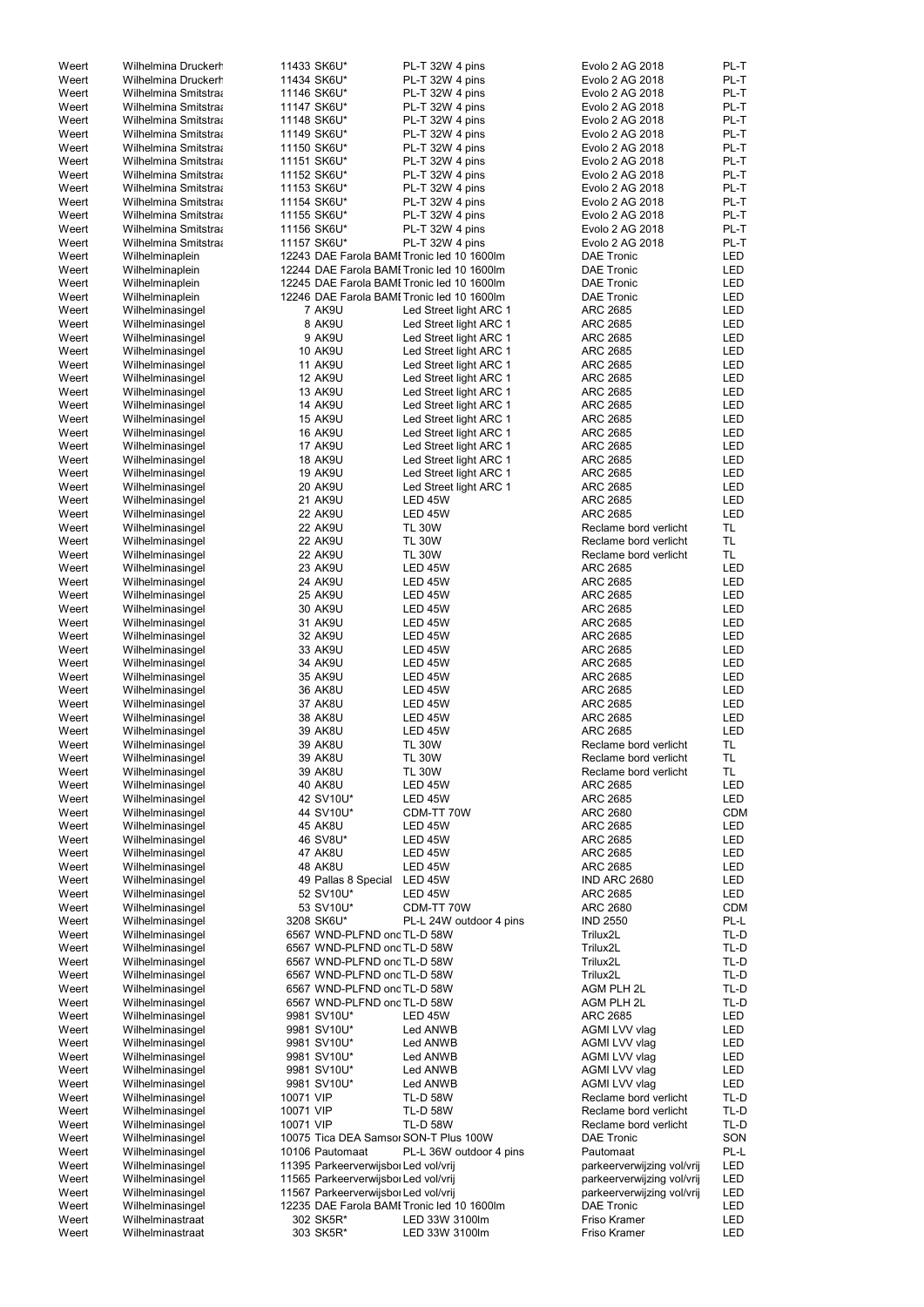| | | | | | |
|---|---|---|---|---|---|
| Weert | Wilhelmina Druckerh | 11433 SK6U* | PL-T 32W 4 pins | Evolo 2 AG 2018 | PL-T |
| Weert | Wilhelmina Druckerh | 11434 SK6U* | PL-T 32W 4 pins | Evolo 2 AG 2018 | PL-T |
| Weert | Wilhelmina Smitstraa | 11146 SK6U* | PL-T 32W 4 pins | Evolo 2 AG 2018 | PL-T |
| Weert | Wilhelmina Smitstraa | 11147 SK6U* | PL-T 32W 4 pins | Evolo 2 AG 2018 | PL-T |
| Weert | Wilhelmina Smitstraa | 11148 SK6U* | PL-T 32W 4 pins | Evolo 2 AG 2018 | PL-T |
| Weert | Wilhelmina Smitstraa | 11149 SK6U* | PL-T 32W 4 pins | Evolo 2 AG 2018 | PL-T |
| Weert | Wilhelmina Smitstraa | 11150 SK6U* | PL-T 32W 4 pins | Evolo 2 AG 2018 | PL-T |
| Weert | Wilhelmina Smitstraa | 11151 SK6U* | PL-T 32W 4 pins | Evolo 2 AG 2018 | PL-T |
| Weert | Wilhelmina Smitstraa | 11152 SK6U* | PL-T 32W 4 pins | Evolo 2 AG 2018 | PL-T |
| Weert | Wilhelmina Smitstraa | 11153 SK6U* | PL-T 32W 4 pins | Evolo 2 AG 2018 | PL-T |
| Weert | Wilhelmina Smitstraa | 11154 SK6U* | PL-T 32W 4 pins | Evolo 2 AG 2018 | PL-T |
| Weert | Wilhelmina Smitstraa | 11155 SK6U* | PL-T 32W 4 pins | Evolo 2 AG 2018 | PL-T |
| Weert | Wilhelmina Smitstraa | 11156 SK6U* | PL-T 32W 4 pins | Evolo 2 AG 2018 | PL-T |
| Weert | Wilhelmina Smitstraa | 11157 SK6U* | PL-T 32W 4 pins | Evolo 2 AG 2018 | PL-T |
| Weert | Wilhelminaplein | 12243 DAE Farola BAMI | Tronic led 10 1600lm | DAE Tronic | LED |
| Weert | Wilhelminaplein | 12244 DAE Farola BAMI | Tronic led 10 1600lm | DAE Tronic | LED |
| Weert | Wilhelminaplein | 12245 DAE Farola BAMI | Tronic led 10 1600lm | DAE Tronic | LED |
| Weert | Wilhelminaplein | 12246 DAE Farola BAMI | Tronic led 10 1600lm | DAE Tronic | LED |
| Weert | Wilhelminasingel | 7 AK9U | Led Street light ARC 1 | ARC 2685 | LED |
| Weert | Wilhelminasingel | 8 AK9U | Led Street light ARC 1 | ARC 2685 | LED |
| Weert | Wilhelminasingel | 9 AK9U | Led Street light ARC 1 | ARC 2685 | LED |
| Weert | Wilhelminasingel | 10 AK9U | Led Street light ARC 1 | ARC 2685 | LED |
| Weert | Wilhelminasingel | 11 AK9U | Led Street light ARC 1 | ARC 2685 | LED |
| Weert | Wilhelminasingel | 12 AK9U | Led Street light ARC 1 | ARC 2685 | LED |
| Weert | Wilhelminasingel | 13 AK9U | Led Street light ARC 1 | ARC 2685 | LED |
| Weert | Wilhelminasingel | 14 AK9U | Led Street light ARC 1 | ARC 2685 | LED |
| Weert | Wilhelminasingel | 15 AK9U | Led Street light ARC 1 | ARC 2685 | LED |
| Weert | Wilhelminasingel | 16 AK9U | Led Street light ARC 1 | ARC 2685 | LED |
| Weert | Wilhelminasingel | 17 AK9U | Led Street light ARC 1 | ARC 2685 | LED |
| Weert | Wilhelminasingel | 18 AK9U | Led Street light ARC 1 | ARC 2685 | LED |
| Weert | Wilhelminasingel | 19 AK9U | Led Street light ARC 1 | ARC 2685 | LED |
| Weert | Wilhelminasingel | 20 AK9U | Led Street light ARC 1 | ARC 2685 | LED |
| Weert | Wilhelminasingel | 21 AK9U | LED 45W | ARC 2685 | LED |
| Weert | Wilhelminasingel | 22 AK9U | LED 45W | ARC 2685 | LED |
| Weert | Wilhelminasingel | 22 AK9U | TL 30W | Reclame bord verlicht | TL |
| Weert | Wilhelminasingel | 22 AK9U | TL 30W | Reclame bord verlicht | TL |
| Weert | Wilhelminasingel | 22 AK9U | TL 30W | Reclame bord verlicht | TL |
| Weert | Wilhelminasingel | 23 AK9U | LED 45W | ARC 2685 | LED |
| Weert | Wilhelminasingel | 24 AK9U | LED 45W | ARC 2685 | LED |
| Weert | Wilhelminasingel | 25 AK9U | LED 45W | ARC 2685 | LED |
| Weert | Wilhelminasingel | 30 AK9U | LED 45W | ARC 2685 | LED |
| Weert | Wilhelminasingel | 31 AK9U | LED 45W | ARC 2685 | LED |
| Weert | Wilhelminasingel | 32 AK9U | LED 45W | ARC 2685 | LED |
| Weert | Wilhelminasingel | 33 AK9U | LED 45W | ARC 2685 | LED |
| Weert | Wilhelminasingel | 34 AK9U | LED 45W | ARC 2685 | LED |
| Weert | Wilhelminasingel | 35 AK9U | LED 45W | ARC 2685 | LED |
| Weert | Wilhelminasingel | 36 AK8U | LED 45W | ARC 2685 | LED |
| Weert | Wilhelminasingel | 37 AK8U | LED 45W | ARC 2685 | LED |
| Weert | Wilhelminasingel | 38 AK8U | LED 45W | ARC 2685 | LED |
| Weert | Wilhelminasingel | 39 AK8U | LED 45W | ARC 2685 | LED |
| Weert | Wilhelminasingel | 39 AK8U | TL 30W | Reclame bord verlicht | TL |
| Weert | Wilhelminasingel | 39 AK8U | TL 30W | Reclame bord verlicht | TL |
| Weert | Wilhelminasingel | 39 AK8U | TL 30W | Reclame bord verlicht | TL |
| Weert | Wilhelminasingel | 40 AK8U | LED 45W | ARC 2685 | LED |
| Weert | Wilhelminasingel | 42 SV10U* | LED 45W | ARC 2685 | LED |
| Weert | Wilhelminasingel | 44 SV10U* | CDM-TT 70W | ARC 2680 | CDM |
| Weert | Wilhelminasingel | 45 AK8U | LED 45W | ARC 2685 | LED |
| Weert | Wilhelminasingel | 46 SV8U* | LED 45W | ARC 2685 | LED |
| Weert | Wilhelminasingel | 47 AK8U | LED 45W | ARC 2685 | LED |
| Weert | Wilhelminasingel | 48 AK8U | LED 45W | ARC 2685 | LED |
| Weert | Wilhelminasingel | 49 Pallas 8 Special | LED 45W | IND ARC 2680 | LED |
| Weert | Wilhelminasingel | 52 SV10U* | LED 45W | ARC 2685 | LED |
| Weert | Wilhelminasingel | 53 SV10U* | CDM-TT 70W | ARC 2680 | CDM |
| Weert | Wilhelminasingel | 3208 SK6U* | PL-L 24W outdoor 4 pins | IND 2550 | PL-L |
| Weert | Wilhelminasingel | 6567 WND-PLFND ond | TL-D 58W | Trilux2L | TL-D |
| Weert | Wilhelminasingel | 6567 WND-PLFND ond | TL-D 58W | Trilux2L | TL-D |
| Weert | Wilhelminasingel | 6567 WND-PLFND ond | TL-D 58W | Trilux2L | TL-D |
| Weert | Wilhelminasingel | 6567 WND-PLFND ond | TL-D 58W | Trilux2L | TL-D |
| Weert | Wilhelminasingel | 6567 WND-PLFND ond | TL-D 58W | AGM PLH 2L | TL-D |
| Weert | Wilhelminasingel | 6567 WND-PLFND ond | TL-D 58W | AGM PLH 2L | TL-D |
| Weert | Wilhelminasingel | 9981 SV10U* | LED 45W | ARC 2685 | LED |
| Weert | Wilhelminasingel | 9981 SV10U* | Led ANWB | AGMI LVV vlag | LED |
| Weert | Wilhelminasingel | 9981 SV10U* | Led ANWB | AGMI LVV vlag | LED |
| Weert | Wilhelminasingel | 9981 SV10U* | Led ANWB | AGMI LVV vlag | LED |
| Weert | Wilhelminasingel | 9981 SV10U* | Led ANWB | AGMI LVV vlag | LED |
| Weert | Wilhelminasingel | 9981 SV10U* | Led ANWB | AGMI LVV vlag | LED |
| Weert | Wilhelminasingel | 10071 VIP | TL-D 58W | Reclame bord verlicht | TL-D |
| Weert | Wilhelminasingel | 10071 VIP | TL-D 58W | Reclame bord verlicht | TL-D |
| Weert | Wilhelminasingel | 10071 VIP | TL-D 58W | Reclame bord verlicht | TL-D |
| Weert | Wilhelminasingel | 10075 Tica DEA Samsor | SON-T Plus 100W | DAE Tronic | SON |
| Weert | Wilhelminasingel | 10106 Pautomaat | PL-L 36W outdoor 4 pins | Pautomaat | PL-L |
| Weert | Wilhelminasingel | 11395 Parkeerverwijsbor | Led vol/vrij | parkeerverwijzing vol/vrij | LED |
| Weert | Wilhelminasingel | 11565 Parkeerverwijsbor | Led vol/vrij | parkeerverwijzing vol/vrij | LED |
| Weert | Wilhelminasingel | 11567 Parkeerverwijsbor | Led vol/vrij | parkeerverwijzing vol/vrij | LED |
| Weert | Wilhelminasingel | 12235 DAE Farola BAMI | Tronic led 10 1600lm | DAE Tronic | LED |
| Weert | Wilhelminastraat | 302 SK5R* | LED 33W 3100lm | Friso Kramer | LED |
| Weert | Wilhelminastraat | 303 SK5R* | LED 33W 3100lm | Friso Kramer | LED |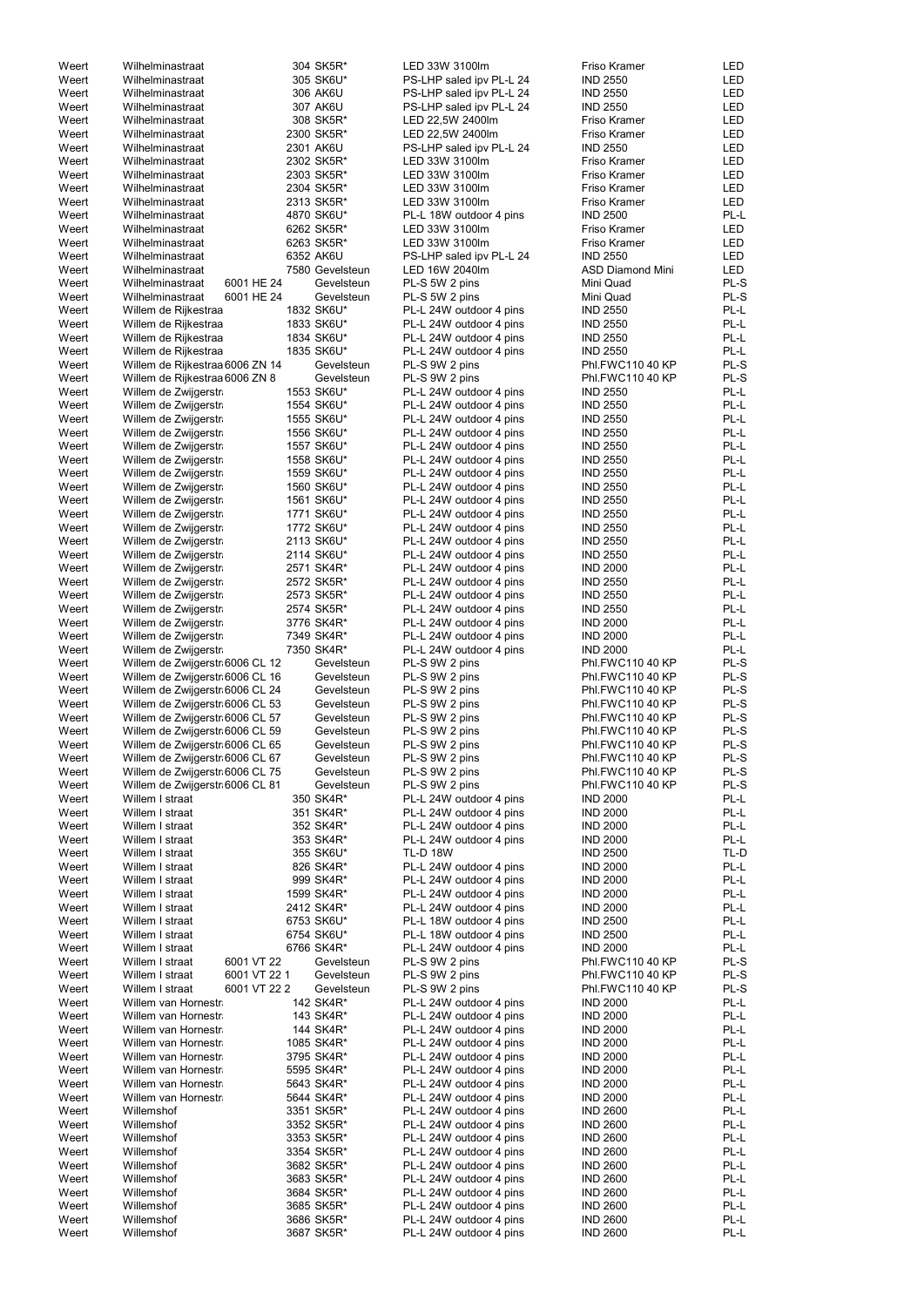| | | | | | | |
|---|---|---|---|---|---|---|
| Weert | Wilhelminastraat | | 304 SK5R* | LED 33W 3100lm | Friso Kramer | LED |
| Weert | Wilhelminastraat | | 305 SK6U* | PS-LHP saled ipv PL-L 24 | IND 2550 | LED |
| Weert | Wilhelminastraat | | 306 AK6U | PS-LHP saled ipv PL-L 24 | IND 2550 | LED |
| Weert | Wilhelminastraat | | 307 AK6U | PS-LHP saled ipv PL-L 24 | IND 2550 | LED |
| Weert | Wilhelminastraat | | 308 SK5R* | LED 22,5W 2400lm | Friso Kramer | LED |
| Weert | Wilhelminastraat | | 2300 SK5R* | LED 22,5W 2400lm | Friso Kramer | LED |
| Weert | Wilhelminastraat | | 2301 AK6U | PS-LHP saled ipv PL-L 24 | IND 2550 | LED |
| Weert | Wilhelminastraat | | 2302 SK5R* | LED 33W 3100lm | Friso Kramer | LED |
| Weert | Wilhelminastraat | | 2303 SK5R* | LED 33W 3100lm | Friso Kramer | LED |
| Weert | Wilhelminastraat | | 2304 SK5R* | LED 33W 3100lm | Friso Kramer | LED |
| Weert | Wilhelminastraat | | 2313 SK5R* | LED 33W 3100lm | Friso Kramer | LED |
| Weert | Wilhelminastraat | | 4870 SK6U* | PL-L 18W outdoor 4 pins | IND 2500 | PL-L |
| Weert | Wilhelminastraat | | 6262 SK5R* | LED 33W 3100lm | Friso Kramer | LED |
| Weert | Wilhelminastraat | | 6263 SK5R* | LED 33W 3100lm | Friso Kramer | LED |
| Weert | Wilhelminastraat | | 6352 AK6U | PS-LHP saled ipv PL-L 24 | IND 2550 | LED |
| Weert | Wilhelminastraat | | 7580 Gevelsteun | LED 16W 2040lm | ASD Diamond Mini | LED |
| Weert | Wilhelminastraat | 6001 HE 24 | Gevelsteun | PL-S 5W 2 pins | Mini Quad | PL-S |
| Weert | Wilhelminastraat | 6001 HE 24 | Gevelsteun | PL-S 5W 2 pins | Mini Quad | PL-S |
| Weert | Willem de Rijkestraa | | 1832 SK6U* | PL-L 24W outdoor 4 pins | IND 2550 | PL-L |
| Weert | Willem de Rijkestraa | | 1833 SK6U* | PL-L 24W outdoor 4 pins | IND 2550 | PL-L |
| Weert | Willem de Rijkestraa | | 1834 SK6U* | PL-L 24W outdoor 4 pins | IND 2550 | PL-L |
| Weert | Willem de Rijkestraa | | 1835 SK6U* | PL-L 24W outdoor 4 pins | IND 2550 | PL-L |
| Weert | Willem de Rijkestraa | 6006 ZN 14 | Gevelsteun | PL-S 9W 2 pins | Phl.FWC110 40 KP | PL-S |
| Weert | Willem de Rijkestraa | 6006 ZN 8 | Gevelsteun | PL-S 9W 2 pins | Phl.FWC110 40 KP | PL-S |
| Weert | Willem de Zwijgerstr | | 1553 SK6U* | PL-L 24W outdoor 4 pins | IND 2550 | PL-L |
| Weert | Willem de Zwijgerstr | | 1554 SK6U* | PL-L 24W outdoor 4 pins | IND 2550 | PL-L |
| Weert | Willem de Zwijgerstr | | 1555 SK6U* | PL-L 24W outdoor 4 pins | IND 2550 | PL-L |
| Weert | Willem de Zwijgerstr | | 1556 SK6U* | PL-L 24W outdoor 4 pins | IND 2550 | PL-L |
| Weert | Willem de Zwijgerstr | | 1557 SK6U* | PL-L 24W outdoor 4 pins | IND 2550 | PL-L |
| Weert | Willem de Zwijgerstr | | 1558 SK6U* | PL-L 24W outdoor 4 pins | IND 2550 | PL-L |
| Weert | Willem de Zwijgerstr | | 1559 SK6U* | PL-L 24W outdoor 4 pins | IND 2550 | PL-L |
| Weert | Willem de Zwijgerstr | | 1560 SK6U* | PL-L 24W outdoor 4 pins | IND 2550 | PL-L |
| Weert | Willem de Zwijgerstr | | 1561 SK6U* | PL-L 24W outdoor 4 pins | IND 2550 | PL-L |
| Weert | Willem de Zwijgerstr | | 1771 SK6U* | PL-L 24W outdoor 4 pins | IND 2550 | PL-L |
| Weert | Willem de Zwijgerstr | | 1772 SK6U* | PL-L 24W outdoor 4 pins | IND 2550 | PL-L |
| Weert | Willem de Zwijgerstr | | 2113 SK6U* | PL-L 24W outdoor 4 pins | IND 2550 | PL-L |
| Weert | Willem de Zwijgerstr | | 2114 SK6U* | PL-L 24W outdoor 4 pins | IND 2550 | PL-L |
| Weert | Willem de Zwijgerstr | | 2571 SK4R* | PL-L 24W outdoor 4 pins | IND 2000 | PL-L |
| Weert | Willem de Zwijgerstr | | 2572 SK5R* | PL-L 24W outdoor 4 pins | IND 2550 | PL-L |
| Weert | Willem de Zwijgerstr | | 2573 SK5R* | PL-L 24W outdoor 4 pins | IND 2550 | PL-L |
| Weert | Willem de Zwijgerstr | | 2574 SK5R* | PL-L 24W outdoor 4 pins | IND 2550 | PL-L |
| Weert | Willem de Zwijgerstr | | 3776 SK4R* | PL-L 24W outdoor 4 pins | IND 2000 | PL-L |
| Weert | Willem de Zwijgerstr | | 7349 SK4R* | PL-L 24W outdoor 4 pins | IND 2000 | PL-L |
| Weert | Willem de Zwijgerstr | | 7350 SK4R* | PL-L 24W outdoor 4 pins | IND 2000 | PL-L |
| Weert | Willem de Zwijgerstr | 6006 CL 12 | Gevelsteun | PL-S 9W 2 pins | Phl.FWC110 40 KP | PL-S |
| Weert | Willem de Zwijgerstr | 6006 CL 16 | Gevelsteun | PL-S 9W 2 pins | Phl.FWC110 40 KP | PL-S |
| Weert | Willem de Zwijgerstr | 6006 CL 24 | Gevelsteun | PL-S 9W 2 pins | Phl.FWC110 40 KP | PL-S |
| Weert | Willem de Zwijgerstr | 6006 CL 53 | Gevelsteun | PL-S 9W 2 pins | Phl.FWC110 40 KP | PL-S |
| Weert | Willem de Zwijgerstr | 6006 CL 57 | Gevelsteun | PL-S 9W 2 pins | Phl.FWC110 40 KP | PL-S |
| Weert | Willem de Zwijgerstr | 6006 CL 59 | Gevelsteun | PL-S 9W 2 pins | Phl.FWC110 40 KP | PL-S |
| Weert | Willem de Zwijgerstr | 6006 CL 65 | Gevelsteun | PL-S 9W 2 pins | Phl.FWC110 40 KP | PL-S |
| Weert | Willem de Zwijgerstr | 6006 CL 67 | Gevelsteun | PL-S 9W 2 pins | Phl.FWC110 40 KP | PL-S |
| Weert | Willem de Zwijgerstr | 6006 CL 75 | Gevelsteun | PL-S 9W 2 pins | Phl.FWC110 40 KP | PL-S |
| Weert | Willem de Zwijgerstr | 6006 CL 81 | Gevelsteun | PL-S 9W 2 pins | Phl.FWC110 40 KP | PL-S |
| Weert | Willem I straat | | 350 SK4R* | PL-L 24W outdoor 4 pins | IND 2000 | PL-L |
| Weert | Willem I straat | | 351 SK4R* | PL-L 24W outdoor 4 pins | IND 2000 | PL-L |
| Weert | Willem I straat | | 352 SK4R* | PL-L 24W outdoor 4 pins | IND 2000 | PL-L |
| Weert | Willem I straat | | 353 SK4R* | PL-L 24W outdoor 4 pins | IND 2000 | PL-L |
| Weert | Willem I straat | | 355 SK6U* | TL-D 18W | IND 2500 | TL-D |
| Weert | Willem I straat | | 826 SK4R* | PL-L 24W outdoor 4 pins | IND 2000 | PL-L |
| Weert | Willem I straat | | 999 SK4R* | PL-L 24W outdoor 4 pins | IND 2000 | PL-L |
| Weert | Willem I straat | | 1599 SK4R* | PL-L 24W outdoor 4 pins | IND 2000 | PL-L |
| Weert | Willem I straat | | 2412 SK4R* | PL-L 24W outdoor 4 pins | IND 2000 | PL-L |
| Weert | Willem I straat | | 6753 SK6U* | PL-L 18W outdoor 4 pins | IND 2500 | PL-L |
| Weert | Willem I straat | | 6754 SK6U* | PL-L 18W outdoor 4 pins | IND 2500 | PL-L |
| Weert | Willem I straat | | 6766 SK4R* | PL-L 24W outdoor 4 pins | IND 2000 | PL-L |
| Weert | Willem I straat | 6001 VT 22 | Gevelsteun | PL-S 9W 2 pins | Phl.FWC110 40 KP | PL-S |
| Weert | Willem I straat | 6001 VT 22 1 | Gevelsteun | PL-S 9W 2 pins | Phl.FWC110 40 KP | PL-S |
| Weert | Willem I straat | 6001 VT 22 2 | Gevelsteun | PL-S 9W 2 pins | Phl.FWC110 40 KP | PL-S |
| Weert | Willem van Hornestr | | 142 SK4R* | PL-L 24W outdoor 4 pins | IND 2000 | PL-L |
| Weert | Willem van Hornestr | | 143 SK4R* | PL-L 24W outdoor 4 pins | IND 2000 | PL-L |
| Weert | Willem van Hornestr | | 144 SK4R* | PL-L 24W outdoor 4 pins | IND 2000 | PL-L |
| Weert | Willem van Hornestr | | 1085 SK4R* | PL-L 24W outdoor 4 pins | IND 2000 | PL-L |
| Weert | Willem van Hornestr | | 3795 SK4R* | PL-L 24W outdoor 4 pins | IND 2000 | PL-L |
| Weert | Willem van Hornestr | | 5595 SK4R* | PL-L 24W outdoor 4 pins | IND 2000 | PL-L |
| Weert | Willem van Hornestr | | 5643 SK4R* | PL-L 24W outdoor 4 pins | IND 2000 | PL-L |
| Weert | Willem van Hornestr | | 5644 SK4R* | PL-L 24W outdoor 4 pins | IND 2000 | PL-L |
| Weert | Willemshof | | 3351 SK5R* | PL-L 24W outdoor 4 pins | IND 2600 | PL-L |
| Weert | Willemshof | | 3352 SK5R* | PL-L 24W outdoor 4 pins | IND 2600 | PL-L |
| Weert | Willemshof | | 3353 SK5R* | PL-L 24W outdoor 4 pins | IND 2600 | PL-L |
| Weert | Willemshof | | 3354 SK5R* | PL-L 24W outdoor 4 pins | IND 2600 | PL-L |
| Weert | Willemshof | | 3682 SK5R* | PL-L 24W outdoor 4 pins | IND 2600 | PL-L |
| Weert | Willemshof | | 3683 SK5R* | PL-L 24W outdoor 4 pins | IND 2600 | PL-L |
| Weert | Willemshof | | 3684 SK5R* | PL-L 24W outdoor 4 pins | IND 2600 | PL-L |
| Weert | Willemshof | | 3685 SK5R* | PL-L 24W outdoor 4 pins | IND 2600 | PL-L |
| Weert | Willemshof | | 3686 SK5R* | PL-L 24W outdoor 4 pins | IND 2600 | PL-L |
| Weert | Willemshof | | 3687 SK5R* | PL-L 24W outdoor 4 pins | IND 2600 | PL-L |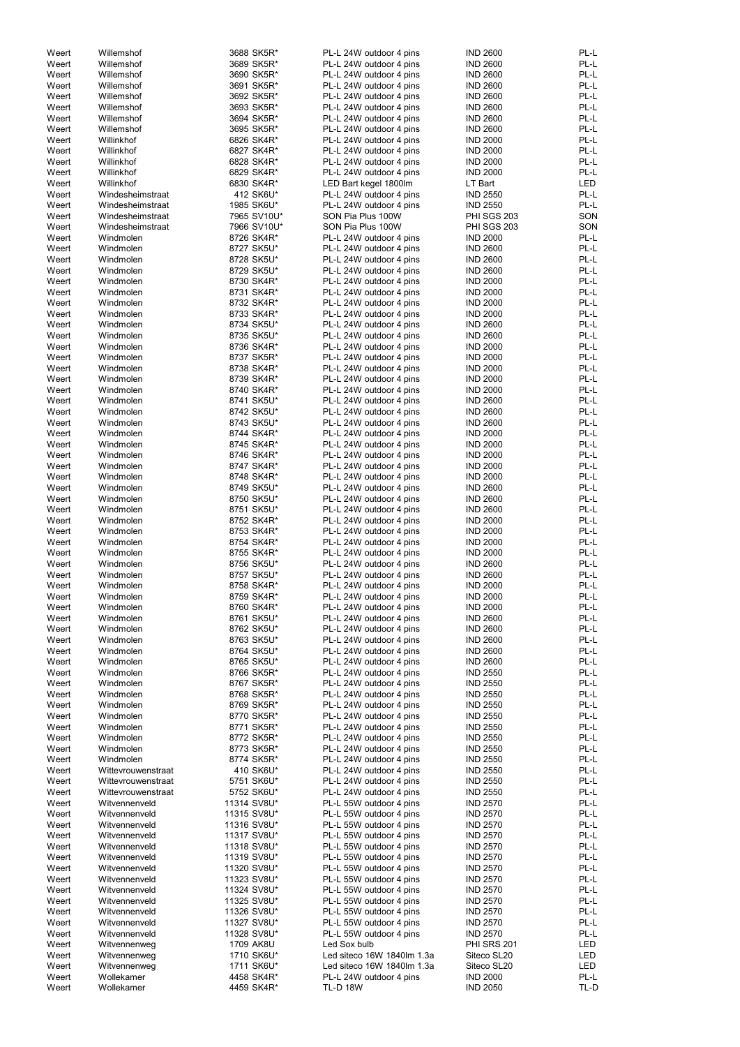| Weert | Willemshof | 3688 SK5R* | PL-L 24W outdoor 4 pins | IND 2600 | PL-L |
|---|---|---|---|---|---|
| Weert | Willemshof | 3689 SK5R* | PL-L 24W outdoor 4 pins | IND 2600 | PL-L |
| Weert | Willemshof | 3690 SK5R* | PL-L 24W outdoor 4 pins | IND 2600 | PL-L |
| Weert | Willemshof | 3691 SK5R* | PL-L 24W outdoor 4 pins | IND 2600 | PL-L |
| Weert | Willemshof | 3692 SK5R* | PL-L 24W outdoor 4 pins | IND 2600 | PL-L |
| Weert | Willemshof | 3693 SK5R* | PL-L 24W outdoor 4 pins | IND 2600 | PL-L |
| Weert | Willemshof | 3694 SK5R* | PL-L 24W outdoor 4 pins | IND 2600 | PL-L |
| Weert | Willemshof | 3695 SK5R* | PL-L 24W outdoor 4 pins | IND 2600 | PL-L |
| Weert | Willinkhof | 6826 SK4R* | PL-L 24W outdoor 4 pins | IND 2000 | PL-L |
| Weert | Willinkhof | 6827 SK4R* | PL-L 24W outdoor 4 pins | IND 2000 | PL-L |
| Weert | Willinkhof | 6828 SK4R* | PL-L 24W outdoor 4 pins | IND 2000 | PL-L |
| Weert | Willinkhof | 6829 SK4R* | PL-L 24W outdoor 4 pins | IND 2000 | PL-L |
| Weert | Willinkhof | 6830 SK4R* | LED Bart kegel 1800lm | LT Bart | LED |
| Weert | Windesheimstraat | 412 SK6U* | PL-L 24W outdoor 4 pins | IND 2550 | PL-L |
| Weert | Windesheimstraat | 1985 SK6U* | PL-L 24W outdoor 4 pins | IND 2550 | PL-L |
| Weert | Windesheimstraat | 7965 SV10U* | SON Pia Plus 100W | PHI SGS 203 | SON |
| Weert | Windesheimstraat | 7966 SV10U* | SON Pia Plus 100W | PHI SGS 203 | SON |
| Weert | Windmolen | 8726 SK4R* | PL-L 24W outdoor 4 pins | IND 2000 | PL-L |
| Weert | Windmolen | 8727 SK5U* | PL-L 24W outdoor 4 pins | IND 2600 | PL-L |
| Weert | Windmolen | 8728 SK5U* | PL-L 24W outdoor 4 pins | IND 2600 | PL-L |
| Weert | Windmolen | 8729 SK5U* | PL-L 24W outdoor 4 pins | IND 2600 | PL-L |
| Weert | Windmolen | 8730 SK4R* | PL-L 24W outdoor 4 pins | IND 2000 | PL-L |
| Weert | Windmolen | 8731 SK4R* | PL-L 24W outdoor 4 pins | IND 2000 | PL-L |
| Weert | Windmolen | 8732 SK4R* | PL-L 24W outdoor 4 pins | IND 2000 | PL-L |
| Weert | Windmolen | 8733 SK4R* | PL-L 24W outdoor 4 pins | IND 2000 | PL-L |
| Weert | Windmolen | 8734 SK5U* | PL-L 24W outdoor 4 pins | IND 2600 | PL-L |
| Weert | Windmolen | 8735 SK5U* | PL-L 24W outdoor 4 pins | IND 2600 | PL-L |
| Weert | Windmolen | 8736 SK4R* | PL-L 24W outdoor 4 pins | IND 2000 | PL-L |
| Weert | Windmolen | 8737 SK5R* | PL-L 24W outdoor 4 pins | IND 2000 | PL-L |
| Weert | Windmolen | 8738 SK4R* | PL-L 24W outdoor 4 pins | IND 2000 | PL-L |
| Weert | Windmolen | 8739 SK4R* | PL-L 24W outdoor 4 pins | IND 2000 | PL-L |
| Weert | Windmolen | 8740 SK4R* | PL-L 24W outdoor 4 pins | IND 2000 | PL-L |
| Weert | Windmolen | 8741 SK5U* | PL-L 24W outdoor 4 pins | IND 2600 | PL-L |
| Weert | Windmolen | 8742 SK5U* | PL-L 24W outdoor 4 pins | IND 2600 | PL-L |
| Weert | Windmolen | 8743 SK5U* | PL-L 24W outdoor 4 pins | IND 2600 | PL-L |
| Weert | Windmolen | 8744 SK4R* | PL-L 24W outdoor 4 pins | IND 2000 | PL-L |
| Weert | Windmolen | 8745 SK4R* | PL-L 24W outdoor 4 pins | IND 2000 | PL-L |
| Weert | Windmolen | 8746 SK4R* | PL-L 24W outdoor 4 pins | IND 2000 | PL-L |
| Weert | Windmolen | 8747 SK4R* | PL-L 24W outdoor 4 pins | IND 2000 | PL-L |
| Weert | Windmolen | 8748 SK4R* | PL-L 24W outdoor 4 pins | IND 2000 | PL-L |
| Weert | Windmolen | 8749 SK5U* | PL-L 24W outdoor 4 pins | IND 2600 | PL-L |
| Weert | Windmolen | 8750 SK5U* | PL-L 24W outdoor 4 pins | IND 2600 | PL-L |
| Weert | Windmolen | 8751 SK5U* | PL-L 24W outdoor 4 pins | IND 2600 | PL-L |
| Weert | Windmolen | 8752 SK4R* | PL-L 24W outdoor 4 pins | IND 2000 | PL-L |
| Weert | Windmolen | 8753 SK4R* | PL-L 24W outdoor 4 pins | IND 2000 | PL-L |
| Weert | Windmolen | 8754 SK4R* | PL-L 24W outdoor 4 pins | IND 2000 | PL-L |
| Weert | Windmolen | 8755 SK4R* | PL-L 24W outdoor 4 pins | IND 2000 | PL-L |
| Weert | Windmolen | 8756 SK5U* | PL-L 24W outdoor 4 pins | IND 2600 | PL-L |
| Weert | Windmolen | 8757 SK5U* | PL-L 24W outdoor 4 pins | IND 2600 | PL-L |
| Weert | Windmolen | 8758 SK4R* | PL-L 24W outdoor 4 pins | IND 2000 | PL-L |
| Weert | Windmolen | 8759 SK4R* | PL-L 24W outdoor 4 pins | IND 2000 | PL-L |
| Weert | Windmolen | 8760 SK4R* | PL-L 24W outdoor 4 pins | IND 2000 | PL-L |
| Weert | Windmolen | 8761 SK5U* | PL-L 24W outdoor 4 pins | IND 2600 | PL-L |
| Weert | Windmolen | 8762 SK5U* | PL-L 24W outdoor 4 pins | IND 2600 | PL-L |
| Weert | Windmolen | 8763 SK5U* | PL-L 24W outdoor 4 pins | IND 2600 | PL-L |
| Weert | Windmolen | 8764 SK5U* | PL-L 24W outdoor 4 pins | IND 2600 | PL-L |
| Weert | Windmolen | 8765 SK5U* | PL-L 24W outdoor 4 pins | IND 2600 | PL-L |
| Weert | Windmolen | 8766 SK5R* | PL-L 24W outdoor 4 pins | IND 2550 | PL-L |
| Weert | Windmolen | 8767 SK5R* | PL-L 24W outdoor 4 pins | IND 2550 | PL-L |
| Weert | Windmolen | 8768 SK5R* | PL-L 24W outdoor 4 pins | IND 2550 | PL-L |
| Weert | Windmolen | 8769 SK5R* | PL-L 24W outdoor 4 pins | IND 2550 | PL-L |
| Weert | Windmolen | 8770 SK5R* | PL-L 24W outdoor 4 pins | IND 2550 | PL-L |
| Weert | Windmolen | 8771 SK5R* | PL-L 24W outdoor 4 pins | IND 2550 | PL-L |
| Weert | Windmolen | 8772 SK5R* | PL-L 24W outdoor 4 pins | IND 2550 | PL-L |
| Weert | Windmolen | 8773 SK5R* | PL-L 24W outdoor 4 pins | IND 2550 | PL-L |
| Weert | Windmolen | 8774 SK5R* | PL-L 24W outdoor 4 pins | IND 2550 | PL-L |
| Weert | Wittevrouwenstraat | 410 SK6U* | PL-L 24W outdoor 4 pins | IND 2550 | PL-L |
| Weert | Wittevrouwenstraat | 5751 SK6U* | PL-L 24W outdoor 4 pins | IND 2550 | PL-L |
| Weert | Wittevrouwenstraat | 5752 SK6U* | PL-L 24W outdoor 4 pins | IND 2550 | PL-L |
| Weert | Witvennenveld | 11314 SV8U* | PL-L 55W outdoor 4 pins | IND 2570 | PL-L |
| Weert | Witvennenveld | 11315 SV8U* | PL-L 55W outdoor 4 pins | IND 2570 | PL-L |
| Weert | Witvennenveld | 11316 SV8U* | PL-L 55W outdoor 4 pins | IND 2570 | PL-L |
| Weert | Witvennenveld | 11317 SV8U* | PL-L 55W outdoor 4 pins | IND 2570 | PL-L |
| Weert | Witvennenveld | 11318 SV8U* | PL-L 55W outdoor 4 pins | IND 2570 | PL-L |
| Weert | Witvennenveld | 11319 SV8U* | PL-L 55W outdoor 4 pins | IND 2570 | PL-L |
| Weert | Witvennenveld | 11320 SV8U* | PL-L 55W outdoor 4 pins | IND 2570 | PL-L |
| Weert | Witvennenveld | 11323 SV8U* | PL-L 55W outdoor 4 pins | IND 2570 | PL-L |
| Weert | Witvennenveld | 11324 SV8U* | PL-L 55W outdoor 4 pins | IND 2570 | PL-L |
| Weert | Witvennenveld | 11325 SV8U* | PL-L 55W outdoor 4 pins | IND 2570 | PL-L |
| Weert | Witvennenveld | 11326 SV8U* | PL-L 55W outdoor 4 pins | IND 2570 | PL-L |
| Weert | Witvennenveld | 11327 SV8U* | PL-L 55W outdoor 4 pins | IND 2570 | PL-L |
| Weert | Witvennenveld | 11328 SV8U* | PL-L 55W outdoor 4 pins | IND 2570 | PL-L |
| Weert | Witvennenweg | 1709 AK8U | Led Sox bulb | PHI SRS 201 | LED |
| Weert | Witvennenweg | 1710 SK6U* | Led siteco 16W 1840lm 1.3a | Siteco SL20 | LED |
| Weert | Witvennenweg | 1711 SK6U* | Led siteco 16W 1840lm 1.3a | Siteco SL20 | LED |
| Weert | Wollekamer | 4458 SK4R* | PL-L 24W outdoor 4 pins | IND 2000 | PL-L |
| Weert | Wollekamer | 4459 SK4R* | TL-D 18W | IND 2050 | TL-D |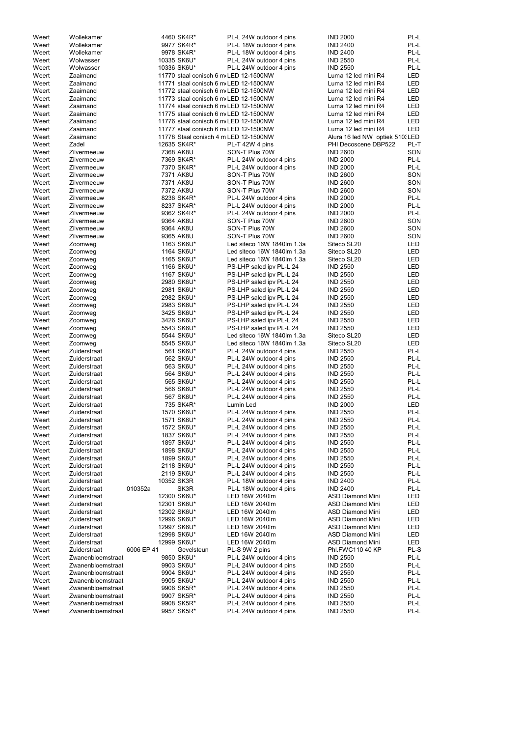| | | | | | | |
|---|---|---|---|---|---|---|
| Weert | Wollekamer | | 4460 SK4R* | PL-L 24W outdoor 4 pins | IND 2000 | PL-L |
| Weert | Wollekamer | | 9977 SK4R* | PL-L 18W outdoor 4 pins | IND 2400 | PL-L |
| Weert | Wollekamer | | 9978 SK4R* | PL-L 18W outdoor 4 pins | IND 2400 | PL-L |
| Weert | Wolwasser | | 10335 SK6U* | PL-L 24W outdoor 4 pins | IND 2550 | PL-L |
| Weert | Wolwasser | | 10336 SK6U* | PL-L 24W outdoor 4 pins | IND 2550 | PL-L |
| Weert | Zaaimand | | 11770 staal conisch 6 m | LED 12-1500NW | Luma 12 led mini R4 | LED |
| Weert | Zaaimand | | 11771 staal conisch 6 m | LED 12-1500NW | Luma 12 led mini R4 | LED |
| Weert | Zaaimand | | 11772 staal conisch 6 m | LED 12-1500NW | Luma 12 led mini R4 | LED |
| Weert | Zaaimand | | 11773 staal conisch 6 m | LED 12-1500NW | Luma 12 led mini R4 | LED |
| Weert | Zaaimand | | 11774 staal conisch 6 m | LED 12-1500NW | Luma 12 led mini R4 | LED |
| Weert | Zaaimand | | 11775 staal conisch 6 m | LED 12-1500NW | Luma 12 led mini R4 | LED |
| Weert | Zaaimand | | 11776 staal conisch 6 m | LED 12-1500NW | Luma 12 led mini R4 | LED |
| Weert | Zaaimand | | 11777 staal conisch 6 m | LED 12-1500NW | Luma 12 led mini R4 | LED |
| Weert | Zaaimand | | 11778 Staal conisch 4 m | LED 12-1500NW | Alura 16 led NW optiek 510 | LED |
| Weert | Zadel | | 12635 SK4R* | PL-T 42W 4 pins | PHI Decoscene DBP522 | PL-T |
| Weert | Zilvermeeuw | | 7368 AK8U | SON-T Plus 70W | IND 2600 | SON |
| Weert | Zilvermeeuw | | 7369 SK4R* | PL-L 24W outdoor 4 pins | IND 2000 | PL-L |
| Weert | Zilvermeeuw | | 7370 SK4R* | PL-L 24W outdoor 4 pins | IND 2000 | PL-L |
| Weert | Zilvermeeuw | | 7371 AK8U | SON-T Plus 70W | IND 2600 | SON |
| Weert | Zilvermeeuw | | 7371 AK8U | SON-T Plus 70W | IND 2600 | SON |
| Weert | Zilvermeeuw | | 7372 AK8U | SON-T Plus 70W | IND 2600 | SON |
| Weert | Zilvermeeuw | | 8236 SK4R* | PL-L 24W outdoor 4 pins | IND 2000 | PL-L |
| Weert | Zilvermeeuw | | 8237 SK4R* | PL-L 24W outdoor 4 pins | IND 2000 | PL-L |
| Weert | Zilvermeeuw | | 9362 SK4R* | PL-L 24W outdoor 4 pins | IND 2000 | PL-L |
| Weert | Zilvermeeuw | | 9364 AK8U | SON-T Plus 70W | IND 2600 | SON |
| Weert | Zilvermeeuw | | 9364 AK8U | SON-T Plus 70W | IND 2600 | SON |
| Weert | Zilvermeeuw | | 9365 AK8U | SON-T Plus 70W | IND 2600 | SON |
| Weert | Zoomweg | | 1163 SK6U* | Led siteco 16W 1840lm 1.3a | Siteco SL20 | LED |
| Weert | Zoomweg | | 1164 SK6U* | Led siteco 16W 1840lm 1.3a | Siteco SL20 | LED |
| Weert | Zoomweg | | 1165 SK6U* | Led siteco 16W 1840lm 1.3a | Siteco SL20 | LED |
| Weert | Zoomweg | | 1166 SK6U* | PS-LHP saled ipv PL-L 24 | IND 2550 | LED |
| Weert | Zoomweg | | 1167 SK6U* | PS-LHP saled ipv PL-L 24 | IND 2550 | LED |
| Weert | Zoomweg | | 2980 SK6U* | PS-LHP saled ipv PL-L 24 | IND 2550 | LED |
| Weert | Zoomweg | | 2981 SK6U* | PS-LHP saled ipv PL-L 24 | IND 2550 | LED |
| Weert | Zoomweg | | 2982 SK6U* | PS-LHP saled ipv PL-L 24 | IND 2550 | LED |
| Weert | Zoomweg | | 2983 SK6U* | PS-LHP saled ipv PL-L 24 | IND 2550 | LED |
| Weert | Zoomweg | | 3425 SK6U* | PS-LHP saled ipv PL-L 24 | IND 2550 | LED |
| Weert | Zoomweg | | 3426 SK6U* | PS-LHP saled ipv PL-L 24 | IND 2550 | LED |
| Weert | Zoomweg | | 5543 SK6U* | PS-LHP saled ipv PL-L 24 | IND 2550 | LED |
| Weert | Zoomweg | | 5544 SK6U* | Led siteco 16W 1840lm 1.3a | Siteco SL20 | LED |
| Weert | Zoomweg | | 5545 SK6U* | Led siteco 16W 1840lm 1.3a | Siteco SL20 | LED |
| Weert | Zuiderstraat | | 561 SK6U* | PL-L 24W outdoor 4 pins | IND 2550 | PL-L |
| Weert | Zuiderstraat | | 562 SK6U* | PL-L 24W outdoor 4 pins | IND 2550 | PL-L |
| Weert | Zuiderstraat | | 563 SK6U* | PL-L 24W outdoor 4 pins | IND 2550 | PL-L |
| Weert | Zuiderstraat | | 564 SK6U* | PL-L 24W outdoor 4 pins | IND 2550 | PL-L |
| Weert | Zuiderstraat | | 565 SK6U* | PL-L 24W outdoor 4 pins | IND 2550 | PL-L |
| Weert | Zuiderstraat | | 566 SK6U* | PL-L 24W outdoor 4 pins | IND 2550 | PL-L |
| Weert | Zuiderstraat | | 567 SK6U* | PL-L 24W outdoor 4 pins | IND 2550 | PL-L |
| Weert | Zuiderstraat | | 735 SK4R* | Lumin Led | IND 2000 | LED |
| Weert | Zuiderstraat | | 1570 SK6U* | PL-L 24W outdoor 4 pins | IND 2550 | PL-L |
| Weert | Zuiderstraat | | 1571 SK6U* | PL-L 24W outdoor 4 pins | IND 2550 | PL-L |
| Weert | Zuiderstraat | | 1572 SK6U* | PL-L 24W outdoor 4 pins | IND 2550 | PL-L |
| Weert | Zuiderstraat | | 1837 SK6U* | PL-L 24W outdoor 4 pins | IND 2550 | PL-L |
| Weert | Zuiderstraat | | 1897 SK6U* | PL-L 24W outdoor 4 pins | IND 2550 | PL-L |
| Weert | Zuiderstraat | | 1898 SK6U* | PL-L 24W outdoor 4 pins | IND 2550 | PL-L |
| Weert | Zuiderstraat | | 1899 SK6U* | PL-L 24W outdoor 4 pins | IND 2550 | PL-L |
| Weert | Zuiderstraat | | 2118 SK6U* | PL-L 24W outdoor 4 pins | IND 2550 | PL-L |
| Weert | Zuiderstraat | | 2119 SK6U* | PL-L 24W outdoor 4 pins | IND 2550 | PL-L |
| Weert | Zuiderstraat | | 10352 SK3R | PL-L 18W outdoor 4 pins | IND 2400 | PL-L |
| Weert | Zuiderstraat | 010352a | SK3R | PL-L 18W outdoor 4 pins | IND 2400 | PL-L |
| Weert | Zuiderstraat | | 12300 SK6U* | LED 16W 2040lm | ASD Diamond Mini | LED |
| Weert | Zuiderstraat | | 12301 SK6U* | LED 16W 2040lm | ASD Diamond Mini | LED |
| Weert | Zuiderstraat | | 12302 SK6U* | LED 16W 2040lm | ASD Diamond Mini | LED |
| Weert | Zuiderstraat | | 12996 SK6U* | LED 16W 2040lm | ASD Diamond Mini | LED |
| Weert | Zuiderstraat | | 12997 SK6U* | LED 16W 2040lm | ASD Diamond Mini | LED |
| Weert | Zuiderstraat | | 12998 SK6U* | LED 16W 2040lm | ASD Diamond Mini | LED |
| Weert | Zuiderstraat | | 12999 SK6U* | LED 16W 2040lm | ASD Diamond Mini | LED |
| Weert | Zuiderstraat | 6006 EP 41 | Gevelsteun | PL-S 9W 2 pins | Phl.FWC110 40 KP | PL-S |
| Weert | Zwanenbloemstraat | | 9850 SK6U* | PL-L 24W outdoor 4 pins | IND 2550 | PL-L |
| Weert | Zwanenbloemstraat | | 9903 SK6U* | PL-L 24W outdoor 4 pins | IND 2550 | PL-L |
| Weert | Zwanenbloemstraat | | 9904 SK6U* | PL-L 24W outdoor 4 pins | IND 2550 | PL-L |
| Weert | Zwanenbloemstraat | | 9905 SK6U* | PL-L 24W outdoor 4 pins | IND 2550 | PL-L |
| Weert | Zwanenbloemstraat | | 9906 SK5R* | PL-L 24W outdoor 4 pins | IND 2550 | PL-L |
| Weert | Zwanenbloemstraat | | 9907 SK5R* | PL-L 24W outdoor 4 pins | IND 2550 | PL-L |
| Weert | Zwanenbloemstraat | | 9908 SK5R* | PL-L 24W outdoor 4 pins | IND 2550 | PL-L |
| Weert | Zwanenbloemstraat | | 9957 SK5R* | PL-L 24W outdoor 4 pins | IND 2550 | PL-L |